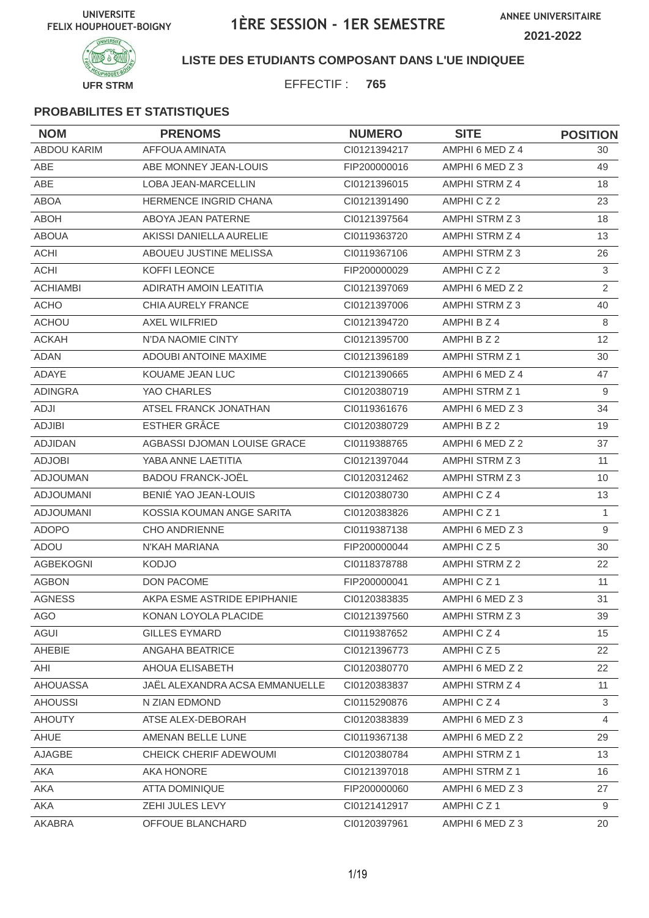UNIVERSITE FELIX HOUPHOUET-BOIGNY

# 1ÈRE SESSION - 1ER SEMESTRE

ANNEE UNIVERSITAIRE 2021-2022

UFR STRM

**LISTE DES ETUDIANTS COMPOSANT DANS L'UE INDIQUEE**

EFFECTIF : **765**

### PROBABILITES ET STATISTIQUES

| NOM | PRENOMS | NUMERO | SITE | POSITION |
|---|---|---|---|---|
| ABDOU KARIM | AFFOUA AMINATA | CI0121394217 | AMPHI 6 MED Z 4 | 30 |
| ABE | ABE MONNEY JEAN-LOUIS | FIP200000016 | AMPHI 6 MED Z 3 | 49 |
| ABE | LOBA JEAN-MARCELLIN | CI0121396015 | AMPHI STRM Z 4 | 18 |
| ABOA | HERMENCE INGRID CHANA | CI0121391490 | AMPHI C Z 2 | 23 |
| ABOH | ABOYA JEAN PATERNE | CI0121397564 | AMPHI STRM Z 3 | 18 |
| ABOUA | AKISSI DANIELLA AURELIE | CI0119363720 | AMPHI STRM Z 4 | 13 |
| ACHI | ABOUEU JUSTINE MELISSA | CI0119367106 | AMPHI STRM Z 3 | 26 |
| ACHI | KOFFI LEONCE | FIP200000029 | AMPHI C Z 2 | 3 |
| ACHIAMBI | ADIRATH AMOIN LEATITIA | CI0121397069 | AMPHI 6 MED Z 2 | 2 |
| ACHO | CHIA AURELY FRANCE | CI0121397006 | AMPHI STRM Z 3 | 40 |
| ACHOU | AXEL WILFRIED | CI0121394720 | AMPHI B Z 4 | 8 |
| ACKAH | N'DA NAOMIE CINTY | CI0121395700 | AMPHI B Z 2 | 12 |
| ADAN | ADOUBI ANTOINE MAXIME | CI0121396189 | AMPHI STRM Z 1 | 30 |
| ADAYE | KOUAME JEAN LUC | CI0121390665 | AMPHI 6 MED Z 4 | 47 |
| ADINGRA | YAO CHARLES | CI0120380719 | AMPHI STRM Z 1 | 9 |
| ADJI | ATSEL FRANCK JONATHAN | CI0119361676 | AMPHI 6 MED Z 3 | 34 |
| ADJIBI | ESTHER GRÂCE | CI0120380729 | AMPHI B Z 2 | 19 |
| ADJIDAN | AGBASSI DJOMAN LOUISE GRACE | CI0119388765 | AMPHI 6 MED Z 2 | 37 |
| ADJOBI | YABA ANNE LAETITIA | CI0121397044 | AMPHI STRM Z 3 | 11 |
| ADJOUMAN | BADOU FRANCK-JOËL | CI0120312462 | AMPHI STRM Z 3 | 10 |
| ADJOUMANI | BENIÉ YAO JEAN-LOUIS | CI0120380730 | AMPHI C Z 4 | 13 |
| ADJOUMANI | KOSSIA KOUMAN ANGE SARITA | CI0120383826 | AMPHI C Z 1 | 1 |
| ADOPO | CHO ANDRIENNE | CI0119387138 | AMPHI 6 MED Z 3 | 9 |
| ADOU | N'KAH MARIANA | FIP200000044 | AMPHI C Z 5 | 30 |
| AGBEKOGNI | KODJO | CI0118378788 | AMPHI STRM Z 2 | 22 |
| AGBON | DON PACOME | FIP200000041 | AMPHI C Z 1 | 11 |
| AGNESS | AKPA ESME ASTRIDE EPIPHANIE | CI0120383835 | AMPHI 6 MED Z 3 | 31 |
| AGO | KONAN LOYOLA PLACIDE | CI0121397560 | AMPHI STRM Z 3 | 39 |
| AGUI | GILLES EYMARD | CI0119387652 | AMPHI C Z 4 | 15 |
| AHEBIE | ANGAHA BEATRICE | CI0121396773 | AMPHI C Z 5 | 22 |
| AHI | AHOUA ELISABETH | CI0120380770 | AMPHI 6 MED Z 2 | 22 |
| AHOUASSA | JAËL ALEXANDRA ACSA EMMANUELLE | CI0120383837 | AMPHI STRM Z 4 | 11 |
| AHOUSSI | N ZIAN EDMOND | CI0115290876 | AMPHI C Z 4 | 3 |
| AHOUTY | ATSE ALEX-DEBORAH | CI0120383839 | AMPHI 6 MED Z 3 | 4 |
| AHUE | AMENAN BELLE LUNE | CI0119367138 | AMPHI 6 MED Z 2 | 29 |
| AJAGBE | CHEICK CHERIF ADEWOUMI | CI0120380784 | AMPHI STRM Z 1 | 13 |
| AKA | AKA HONORE | CI0121397018 | AMPHI STRM Z 1 | 16 |
| AKA | ATTA DOMINIQUE | FIP200000060 | AMPHI 6 MED Z 3 | 27 |
| AKA | ZEHI JULES LEVY | CI0121412917 | AMPHI C Z 1 | 9 |
| AKABRA | OFFOUE BLANCHARD | CI0120397961 | AMPHI 6 MED Z 3 | 20 |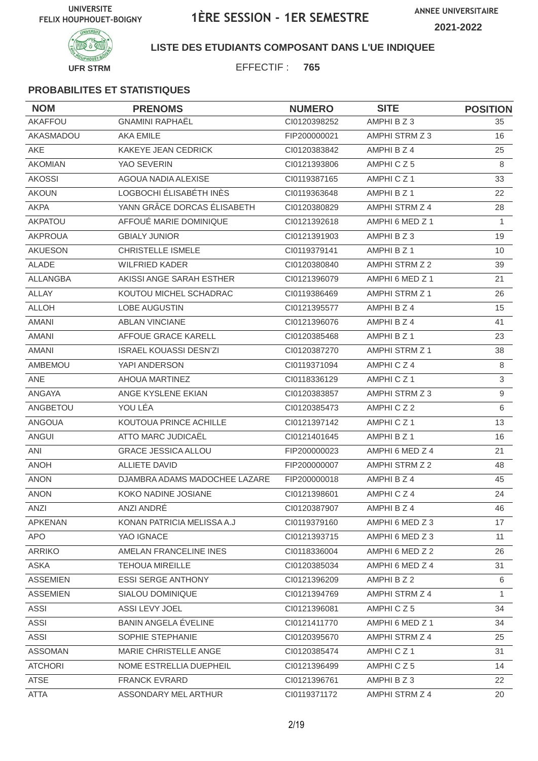UNIVERSITE FELIX HOUPHOUET-BOIGNY

# 1ÈRE SESSION - 1ER SEMESTRE

ANNEE UNIVERSITAIRE 2021-2022

UFR STRM

**LISTE DES ETUDIANTS COMPOSANT DANS L'UE INDIQUEE**

EFFECTIF : **765**

### PROBABILITES ET STATISTIQUES

| NOM | PRENOMS | NUMERO | SITE | POSITION |
|---|---|---|---|---|
| AKAFFOU | GNAMINI RAPHAËL | CI0120398252 | AMPHI B Z 3 | 35 |
| AKASMADOU | AKA EMILE | FIP200000021 | AMPHI STRM Z 3 | 16 |
| AKE | KAKEYE JEAN CEDRICK | CI0120383842 | AMPHI B Z 4 | 25 |
| AKOMIAN | YAO SEVERIN | CI0121393806 | AMPHI C Z 5 | 8 |
| AKOSSI | AGOUA NADIA ALEXISE | CI0119387165 | AMPHI C Z 1 | 33 |
| AKOUN | LOGBOCHI ÉLISABÉTH INÈS | CI0119363648 | AMPHI B Z 1 | 22 |
| AKPA | YANN GRÂCE DORCAS ÉLISABETH | CI0120380829 | AMPHI STRM Z 4 | 28 |
| AKPATOU | AFFOUÉ MARIE DOMINIQUE | CI0121392618 | AMPHI 6 MED Z 1 | 1 |
| AKPROUA | GBIALY JUNIOR | CI0121391903 | AMPHI B Z 3 | 19 |
| AKUESON | CHRISTELLE ISMELE | CI0119379141 | AMPHI B Z 1 | 10 |
| ALADE | WILFRIED KADER | CI0120380840 | AMPHI STRM Z 2 | 39 |
| ALLANGBA | AKISSI ANGE SARAH ESTHER | CI0121396079 | AMPHI 6 MED Z 1 | 21 |
| ALLAY | KOUTOU MICHEL SCHADRAC | CI0119386469 | AMPHI STRM Z 1 | 26 |
| ALLOH | LOBE AUGUSTIN | CI0121395577 | AMPHI B Z 4 | 15 |
| AMANI | ABLAN VINCIANE | CI0121396076 | AMPHI B Z 4 | 41 |
| AMANI | AFFOUE GRACE KARELL | CI0120385468 | AMPHI B Z 1 | 23 |
| AMANI | ISRAEL KOUASSI DESN'ZI | CI0120387270 | AMPHI STRM Z 1 | 38 |
| AMBEMOU | YAPI ANDERSON | CI0119371094 | AMPHI C Z 4 | 8 |
| ANE | AHOUA MARTINEZ | CI0118336129 | AMPHI C Z 1 | 3 |
| ANGAYA | ANGE KYSLENE EKIAN | CI0120383857 | AMPHI STRM Z 3 | 9 |
| ANGBETOU | YOU LÉA | CI0120385473 | AMPHI C Z 2 | 6 |
| ANGOUA | KOUTOUA PRINCE ACHILLE | CI0121397142 | AMPHI C Z 1 | 13 |
| ANGUI | ATTO MARC JUDICAËL | CI0121401645 | AMPHI B Z 1 | 16 |
| ANI | GRACE JESSICA ALLOU | FIP200000023 | AMPHI 6 MED Z 4 | 21 |
| ANOH | ALLIETE DAVID | FIP200000007 | AMPHI STRM Z 2 | 48 |
| ANON | DJAMBRA ADAMS MADOCHEE LAZARE | FIP200000018 | AMPHI B Z 4 | 45 |
| ANON | KOKO NADINE JOSIANE | CI0121398601 | AMPHI C Z 4 | 24 |
| ANZI | ANZI ANDRÉ | CI0120387907 | AMPHI B Z 4 | 46 |
| APKENAN | KONAN PATRICIA MELISSA A.J | CI0119379160 | AMPHI 6 MED Z 3 | 17 |
| APO | YAO IGNACE | CI0121393715 | AMPHI 6 MED Z 3 | 11 |
| ARRIKO | AMELAN FRANCELINE INES | CI0118336004 | AMPHI 6 MED Z 2 | 26 |
| ASKA | TEHOUA MIREILLE | CI0120385034 | AMPHI 6 MED Z 4 | 31 |
| ASSEMIEN | ESSI SERGE ANTHONY | CI0121396209 | AMPHI B Z 2 | 6 |
| ASSEMIEN | SIALOU DOMINIQUE | CI0121394769 | AMPHI STRM Z 4 | 1 |
| ASSI | ASSI LEVY JOEL | CI0121396081 | AMPHI C Z 5 | 34 |
| ASSI | BANIN ANGELA ÉVELINE | CI0121411770 | AMPHI 6 MED Z 1 | 34 |
| ASSI | SOPHIE STEPHANIE | CI0120395670 | AMPHI STRM Z 4 | 25 |
| ASSOMAN | MARIE CHRISTELLE ANGE | CI0120385474 | AMPHI C Z 1 | 31 |
| ATCHORI | NOME ESTRELLIA DUEPHEIL | CI0121396499 | AMPHI C Z 5 | 14 |
| ATSE | FRANCK EVRARD | CI0121396761 | AMPHI B Z 3 | 22 |
| ATTA | ASSONDARY MEL ARTHUR | CI0119371172 | AMPHI STRM Z 4 | 20 |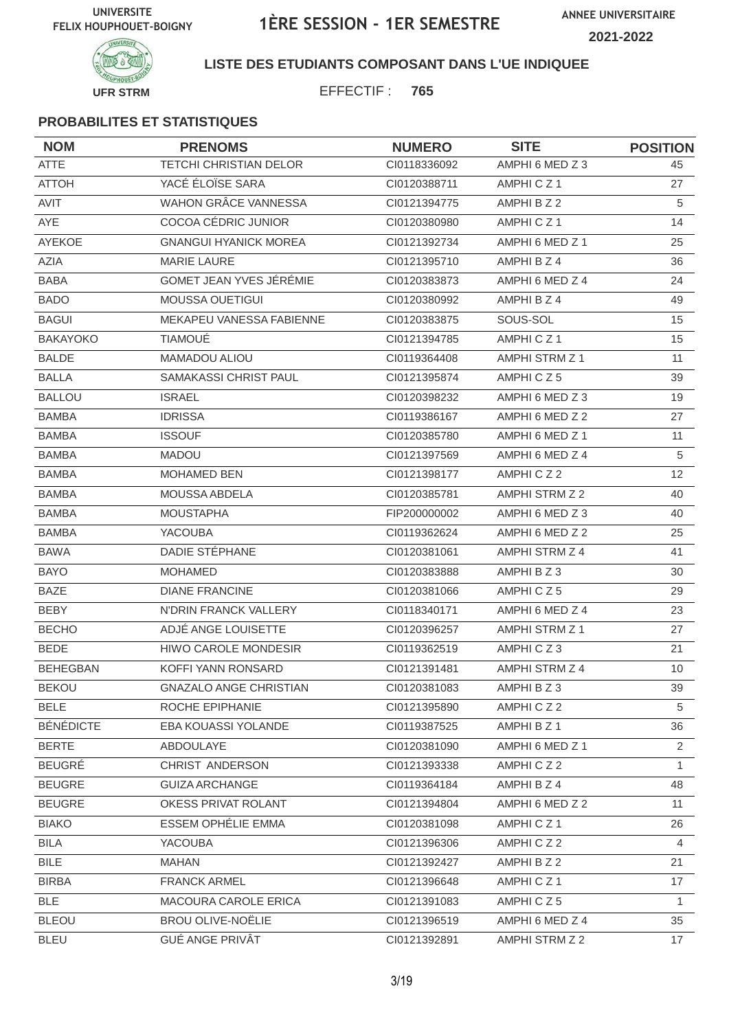UNIVERSITE FELIX HOUPHOUET-BOIGNY

# 1ÈRE SESSION - 1ER SEMESTRE

ANNEE UNIVERSITAIRE 2021-2022

UFR STRM

**LISTE DES ETUDIANTS COMPOSANT DANS L'UE INDIQUEE**

EFFECTIF : **765**

### PROBABILITES ET STATISTIQUES

| NOM | PRENOMS | NUMERO | SITE | POSITION |
|---|---|---|---|---|
| ATTE | TETCHI CHRISTIAN DELOR | CI0118336092 | AMPHI 6 MED Z 3 | 45 |
| ATTOH | YACÉ ÉLOÏSE SARA | CI0120388711 | AMPHI C Z 1 | 27 |
| AVIT | WAHON GRÂCE VANNESSA | CI0121394775 | AMPHI B Z 2 | 5 |
| AYE | COCOA CÉDRIC JUNIOR | CI0120380980 | AMPHI C Z 1 | 14 |
| AYEKOE | GNANGUI HYANICK MOREA | CI0121392734 | AMPHI 6 MED Z 1 | 25 |
| AZIA | MARIE LAURE | CI0121395710 | AMPHI B Z 4 | 36 |
| BABA | GOMET JEAN YVES JÉRÉMIE | CI0120383873 | AMPHI 6 MED Z 4 | 24 |
| BADO | MOUSSA OUETIGUI | CI0120380992 | AMPHI B Z 4 | 49 |
| BAGUI | MEKAPEU VANESSA FABIENNE | CI0120383875 | SOUS-SOL | 15 |
| BAKAYOKO | TIAMOUÉ | CI0121394785 | AMPHI C Z 1 | 15 |
| BALDE | MAMADOU ALIOU | CI0119364408 | AMPHI STRM Z 1 | 11 |
| BALLA | SAMAKASSI CHRIST PAUL | CI0121395874 | AMPHI C Z 5 | 39 |
| BALLOU | ISRAEL | CI0120398232 | AMPHI 6 MED Z 3 | 19 |
| BAMBA | IDRISSA | CI0119386167 | AMPHI 6 MED Z 2 | 27 |
| BAMBA | ISSOUF | CI0120385780 | AMPHI 6 MED Z 1 | 11 |
| BAMBA | MADOU | CI0121397569 | AMPHI 6 MED Z 4 | 5 |
| BAMBA | MOHAMED BEN | CI0121398177 | AMPHI C Z 2 | 12 |
| BAMBA | MOUSSA ABDELA | CI0120385781 | AMPHI STRM Z 2 | 40 |
| BAMBA | MOUSTAPHA | FIP200000002 | AMPHI 6 MED Z 3 | 40 |
| BAMBA | YACOUBA | CI0119362624 | AMPHI 6 MED Z 2 | 25 |
| BAWA | DADIE STÉPHANE | CI0120381061 | AMPHI STRM Z 4 | 41 |
| BAYO | MOHAMED | CI0120383888 | AMPHI B Z 3 | 30 |
| BAZE | DIANE FRANCINE | CI0120381066 | AMPHI C Z 5 | 29 |
| BEBY | N'DRIN FRANCK VALLERY | CI0118340171 | AMPHI 6 MED Z 4 | 23 |
| BECHO | ADJÉ ANGE LOUISETTE | CI0120396257 | AMPHI STRM Z 1 | 27 |
| BEDE | HIWO CAROLE MONDESIR | CI0119362519 | AMPHI C Z 3 | 21 |
| BEHEGBAN | KOFFI YANN RONSARD | CI0121391481 | AMPHI STRM Z 4 | 10 |
| BEKOU | GNAZALO ANGE CHRISTIAN | CI0120381083 | AMPHI B Z 3 | 39 |
| BELE | ROCHE EPIPHANIE | CI0121395890 | AMPHI C Z 2 | 5 |
| BÉNÉDICTE | EBA KOUASSI YOLANDE | CI0119387525 | AMPHI B Z 1 | 36 |
| BERTE | ABDOULAYE | CI0120381090 | AMPHI 6 MED Z 1 | 2 |
| BEUGRÉ | CHRIST ANDERSON | CI0121393338 | AMPHI C Z 2 | 1 |
| BEUGRE | GUIZA ARCHANGE | CI0119364184 | AMPHI B Z 4 | 48 |
| BEUGRE | OKESS PRIVAT ROLANT | CI0121394804 | AMPHI 6 MED Z 2 | 11 |
| BIAKO | ESSEM OPHÉLIE EMMA | CI0120381098 | AMPHI C Z 1 | 26 |
| BILA | YACOUBA | CI0121396306 | AMPHI C Z 2 | 4 |
| BILE | MAHAN | CI0121392427 | AMPHI B Z 2 | 21 |
| BIRBA | FRANCK ARMEL | CI0121396648 | AMPHI C Z 1 | 17 |
| BLE | MACOURA CAROLE ERICA | CI0121391083 | AMPHI C Z 5 | 1 |
| BLEOU | BROU OLIVE-NOËLIE | CI0121396519 | AMPHI 6 MED Z 4 | 35 |
| BLEU | GUÉ ANGE PRIVÂT | CI0121392891 | AMPHI STRM Z 2 | 17 |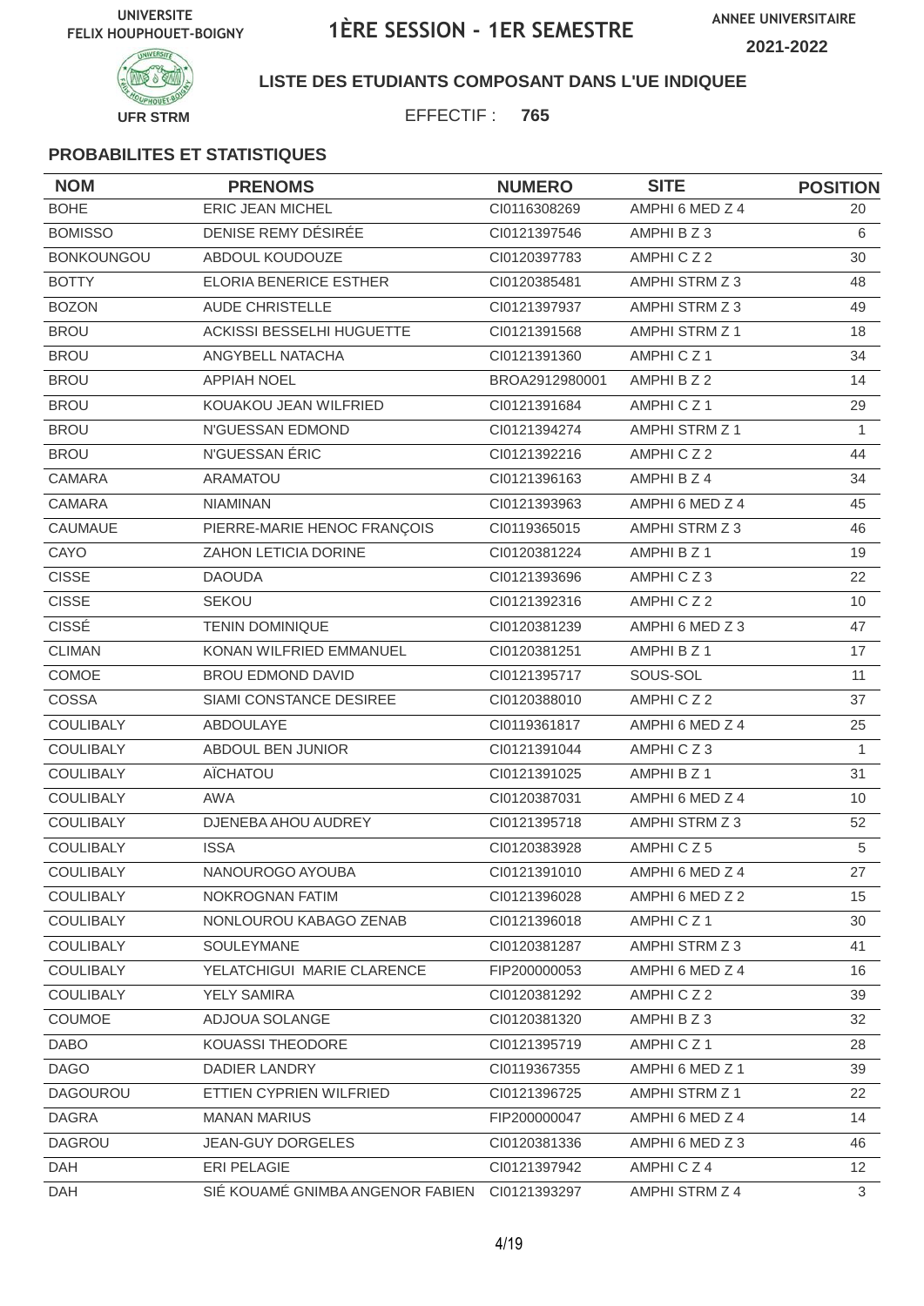UNIVERSITE FELIX HOUPHOUET-BOIGNY

# 1ÈRE SESSION - 1ER SEMESTRE

ANNEE UNIVERSITAIRE 2021-2022

UFR STRM

**LISTE DES ETUDIANTS COMPOSANT DANS L'UE INDIQUEE**

EFFECTIF : **765**

### PROBABILITES ET STATISTIQUES

| NOM | PRENOMS | NUMERO | SITE | POSITION |
|---|---|---|---|---|
| BOHE | ERIC JEAN MICHEL | CI0116308269 | AMPHI 6 MED Z 4 | 20 |
| BOMISSO | DENISE REMY DÉSIRÉE | CI0121397546 | AMPHI B Z 3 | 6 |
| BONKOUNGOU | ABDOUL KOUDOUZE | CI0120397783 | AMPHI C Z 2 | 30 |
| BOTTY | ELORIA BENERICE ESTHER | CI0120385481 | AMPHI STRM Z 3 | 48 |
| BOZON | AUDE CHRISTELLE | CI0121397937 | AMPHI STRM Z 3 | 49 |
| BROU | ACKISSI BESSELHI HUGUETTE | CI0121391568 | AMPHI STRM Z 1 | 18 |
| BROU | ANGYBELL NATACHA | CI0121391360 | AMPHI C Z 1 | 34 |
| BROU | APPIAH NOEL | BROA2912980001 | AMPHI B Z 2 | 14 |
| BROU | KOUAKOU JEAN WILFRIED | CI0121391684 | AMPHI C Z 1 | 29 |
| BROU | N'GUESSAN EDMOND | CI0121394274 | AMPHI STRM Z 1 | 1 |
| BROU | N'GUESSAN ÉRIC | CI0121392216 | AMPHI C Z 2 | 44 |
| CAMARA | ARAMATOU | CI0121396163 | AMPHI B Z 4 | 34 |
| CAMARA | NIAMINAN | CI0121393963 | AMPHI 6 MED Z 4 | 45 |
| CAUMAUE | PIERRE-MARIE HENOC FRANÇOIS | CI0119365015 | AMPHI STRM Z 3 | 46 |
| CAYO | ZAHON LETICIA DORINE | CI0120381224 | AMPHI B Z 1 | 19 |
| CISSE | DAOUDA | CI0121393696 | AMPHI C Z 3 | 22 |
| CISSE | SEKOU | CI0121392316 | AMPHI C Z 2 | 10 |
| CISSÉ | TENIN DOMINIQUE | CI0120381239 | AMPHI 6 MED Z 3 | 47 |
| CLIMAN | KONAN WILFRIED EMMANUEL | CI0120381251 | AMPHI B Z 1 | 17 |
| COMOE | BROU EDMOND DAVID | CI0121395717 | SOUS-SOL | 11 |
| COSSA | SIAMI CONSTANCE DESIREE | CI0120388010 | AMPHI C Z 2 | 37 |
| COULIBALY | ABDOULAYE | CI0119361817 | AMPHI 6 MED Z 4 | 25 |
| COULIBALY | ABDOUL BEN JUNIOR | CI0121391044 | AMPHI C Z 3 | 1 |
| COULIBALY | AÏCHATOU | CI0121391025 | AMPHI B Z 1 | 31 |
| COULIBALY | AWA | CI0120387031 | AMPHI 6 MED Z 4 | 10 |
| COULIBALY | DJENEBA AHOU AUDREY | CI0121395718 | AMPHI STRM Z 3 | 52 |
| COULIBALY | ISSA | CI0120383928 | AMPHI C Z 5 | 5 |
| COULIBALY | NANOUROGO AYOUBA | CI0121391010 | AMPHI 6 MED Z 4 | 27 |
| COULIBALY | NOKROGNAN FATIM | CI0121396028 | AMPHI 6 MED Z 2 | 15 |
| COULIBALY | NONLOUROU KABAGO ZENAB | CI0121396018 | AMPHI C Z 1 | 30 |
| COULIBALY | SOULEYMANE | CI0120381287 | AMPHI STRM Z 3 | 41 |
| COULIBALY | YELATCHIGUI MARIE CLARENCE | FIP200000053 | AMPHI 6 MED Z 4 | 16 |
| COULIBALY | YELY SAMIRA | CI0120381292 | AMPHI C Z 2 | 39 |
| COUMOE | ADJOUA SOLANGE | CI0120381320 | AMPHI B Z 3 | 32 |
| DABO | KOUASSI THEODORE | CI0121395719 | AMPHI C Z 1 | 28 |
| DAGO | DADIER LANDRY | CI0119367355 | AMPHI 6 MED Z 1 | 39 |
| DAGOUROU | ETTIEN CYPRIEN WILFRIED | CI0121396725 | AMPHI STRM Z 1 | 22 |
| DAGRA | MANAN MARIUS | FIP200000047 | AMPHI 6 MED Z 4 | 14 |
| DAGROU | JEAN-GUY DORGELES | CI0120381336 | AMPHI 6 MED Z 3 | 46 |
| DAH | ERI PELAGIE | CI0121397942 | AMPHI C Z 4 | 12 |
| DAH | SIÉ KOUAMÉ GNIMBA ANGENOR FABIEN | CI0121393297 | AMPHI STRM Z 4 | 3 |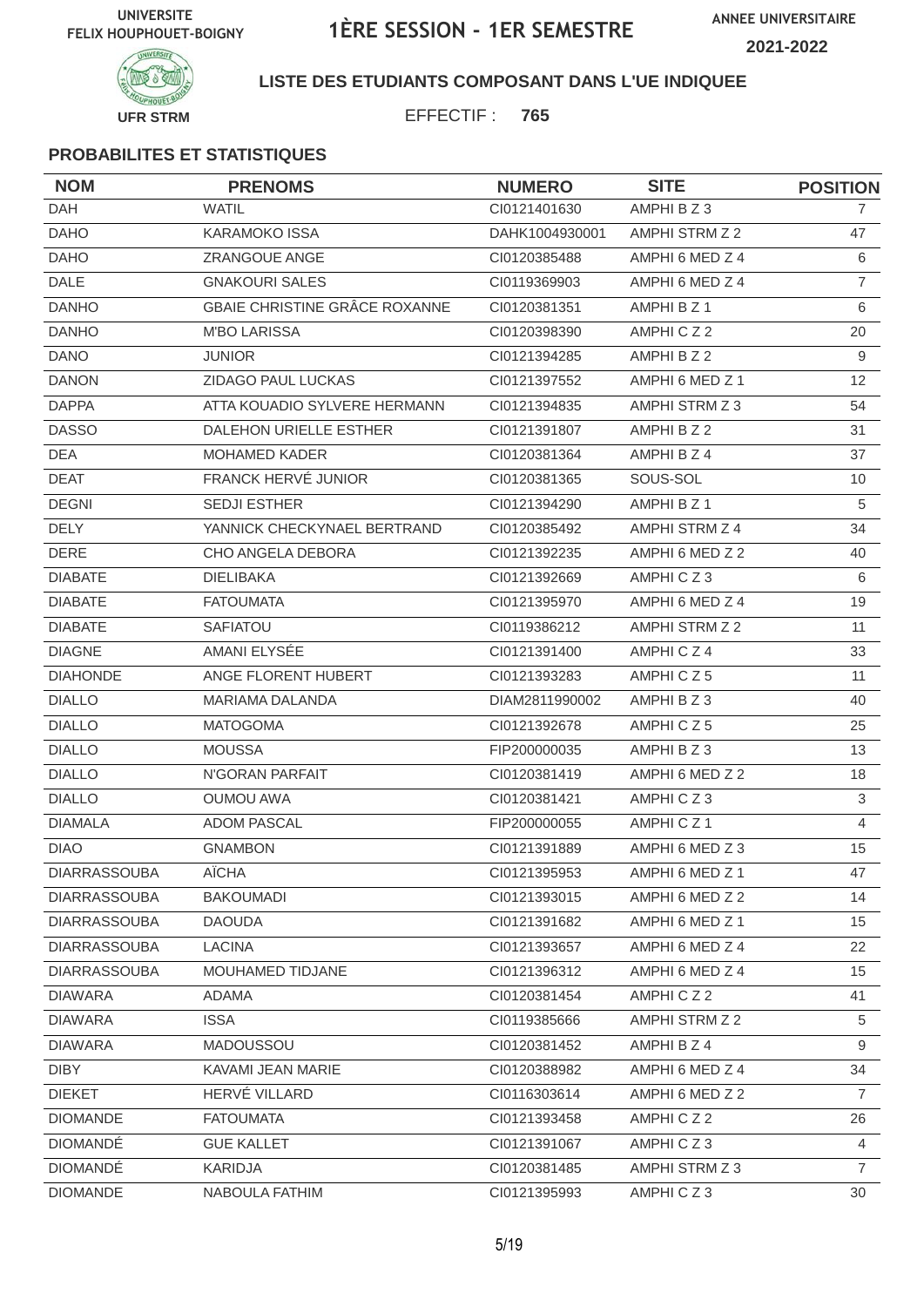UNIVERSITE FELIX HOUPHOUET-BOIGNY

# 1ÈRE SESSION - 1ER SEMESTRE

ANNEE UNIVERSITAIRE 2021-2022

UFR STRM

**LISTE DES ETUDIANTS COMPOSANT DANS L'UE INDIQUEE**

EFFECTIF : **765**

### PROBABILITES ET STATISTIQUES

| NOM | PRENOMS | NUMERO | SITE | POSITION |
|---|---|---|---|---|
| DAH | WATIL | CI0121401630 | AMPHI B Z 3 | 7 |
| DAHO | KARAMOKO ISSA | DAHK1004930001 | AMPHI STRM Z 2 | 47 |
| DAHO | ZRANGOUE ANGE | CI0120385488 | AMPHI 6 MED Z 4 | 6 |
| DALE | GNAKOURI SALES | CI0119369903 | AMPHI 6 MED Z 4 | 7 |
| DANHO | GBAIE CHRISTINE GRÂCE ROXANNE | CI0120381351 | AMPHI B Z 1 | 6 |
| DANHO | M'BO LARISSA | CI0120398390 | AMPHI C Z 2 | 20 |
| DANO | JUNIOR | CI0121394285 | AMPHI B Z 2 | 9 |
| DANON | ZIDAGO PAUL LUCKAS | CI0121397552 | AMPHI 6 MED Z 1 | 12 |
| DAPPA | ATTA KOUADIO SYLVERE HERMANN | CI0121394835 | AMPHI STRM Z 3 | 54 |
| DASSO | DALEHON URIELLE ESTHER | CI0121391807 | AMPHI B Z 2 | 31 |
| DEA | MOHAMED KADER | CI0120381364 | AMPHI B Z 4 | 37 |
| DEAT | FRANCK HERVÉ JUNIOR | CI0120381365 | SOUS-SOL | 10 |
| DEGNI | SEDJI ESTHER | CI0121394290 | AMPHI B Z 1 | 5 |
| DELY | YANNICK CHECKYNAEL BERTRAND | CI0120385492 | AMPHI STRM Z 4 | 34 |
| DERE | CHO ANGELA DEBORA | CI0121392235 | AMPHI 6 MED Z 2 | 40 |
| DIABATE | DIELIBAKA | CI0121392669 | AMPHI C Z 3 | 6 |
| DIABATE | FATOUMATA | CI0121395970 | AMPHI 6 MED Z 4 | 19 |
| DIABATE | SAFIATOU | CI0119386212 | AMPHI STRM Z 2 | 11 |
| DIAGNE | AMANI ELYSÉE | CI0121391400 | AMPHI C Z 4 | 33 |
| DIAHONDE | ANGE FLORENT HUBERT | CI0121393283 | AMPHI C Z 5 | 11 |
| DIALLO | MARIAMA DALANDA | DIAM2811990002 | AMPHI B Z 3 | 40 |
| DIALLO | MATOGOMA | CI0121392678 | AMPHI C Z 5 | 25 |
| DIALLO | MOUSSA | FIP200000035 | AMPHI B Z 3 | 13 |
| DIALLO | N'GORAN PARFAIT | CI0120381419 | AMPHI 6 MED Z 2 | 18 |
| DIALLO | OUMOU AWA | CI0120381421 | AMPHI C Z 3 | 3 |
| DIAMALA | ADOM PASCAL | FIP200000055 | AMPHI C Z 1 | 4 |
| DIAO | GNAMBON | CI0121391889 | AMPHI 6 MED Z 3 | 15 |
| DIARRASSOUBA | AÏCHA | CI0121395953 | AMPHI 6 MED Z 1 | 47 |
| DIARRASSOUBA | BAKOUMADI | CI0121393015 | AMPHI 6 MED Z 2 | 14 |
| DIARRASSOUBA | DAOUDA | CI0121391682 | AMPHI 6 MED Z 1 | 15 |
| DIARRASSOUBA | LACINA | CI0121393657 | AMPHI 6 MED Z 4 | 22 |
| DIARRASSOUBA | MOUHAMED TIDJANE | CI0121396312 | AMPHI 6 MED Z 4 | 15 |
| DIAWARA | ADAMA | CI0120381454 | AMPHI C Z 2 | 41 |
| DIAWARA | ISSA | CI0119385666 | AMPHI STRM Z 2 | 5 |
| DIAWARA | MADOUSSOU | CI0120381452 | AMPHI B Z 4 | 9 |
| DIBY | KAVAMI JEAN MARIE | CI0120388982 | AMPHI 6 MED Z 4 | 34 |
| DIEKET | HERVÉ VILLARD | CI0116303614 | AMPHI 6 MED Z 2 | 7 |
| DIOMANDE | FATOUMATA | CI0121393458 | AMPHI C Z 2 | 26 |
| DIOMANDÉ | GUE KALLET | CI0121391067 | AMPHI C Z 3 | 4 |
| DIOMANDÉ | KARIDJA | CI0120381485 | AMPHI STRM Z 3 | 7 |
| DIOMANDE | NABOULA FATHIM | CI0121395993 | AMPHI C Z 3 | 30 |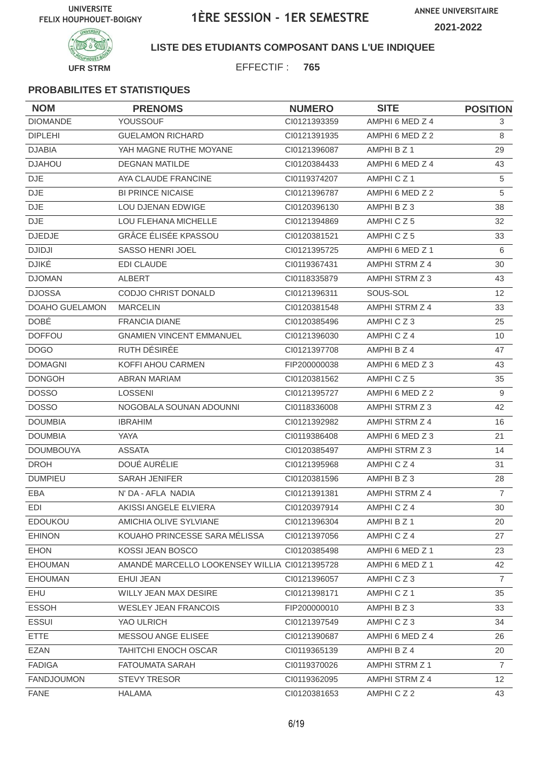UNIVERSITE FELIX HOUPHOUET-BOIGNY

# 1ÈRE SESSION - 1ER SEMESTRE

ANNEE UNIVERSITAIRE 2021-2022

UFR STRM

**LISTE DES ETUDIANTS COMPOSANT DANS L'UE INDIQUEE**

EFFECTIF : **765**

### PROBABILITES ET STATISTIQUES

| NOM | PRENOMS | NUMERO | SITE | POSITION |
|---|---|---|---|---|
| DIOMANDE | YOUSSOUF | CI0121393359 | AMPHI 6 MED Z 4 | 3 |
| DIPLEHI | GUELAMON RICHARD | CI0121391935 | AMPHI 6 MED Z 2 | 8 |
| DJABIA | YAH MAGNE RUTHE MOYANE | CI0121396087 | AMPHI B Z 1 | 29 |
| DJAHOU | DEGNAN MATILDE | CI0120384433 | AMPHI 6 MED Z 4 | 43 |
| DJE | AYA CLAUDE FRANCINE | CI0119374207 | AMPHI C Z 1 | 5 |
| DJE | BI PRINCE NICAISE | CI0121396787 | AMPHI 6 MED Z 2 | 5 |
| DJE | LOU DJENAN EDWIGE | CI0120396130 | AMPHI B Z 3 | 38 |
| DJE | LOU FLEHANA MICHELLE | CI0121394869 | AMPHI C Z 5 | 32 |
| DJEDJE | GRÂCE ÉLISÉE KPASSOU | CI0120381521 | AMPHI C Z 5 | 33 |
| DJIDJI | SASSO HENRI JOEL | CI0121395725 | AMPHI 6 MED Z 1 | 6 |
| DJIKÉ | EDI CLAUDE | CI0119367431 | AMPHI STRM Z 4 | 30 |
| DJOMAN | ALBERT | CI0118335879 | AMPHI STRM Z 3 | 43 |
| DJOSSA | CODJO CHRIST DONALD | CI0121396311 | SOUS-SOL | 12 |
| DOAHO GUELAMON | MARCELIN | CI0120381548 | AMPHI STRM Z 4 | 33 |
| DOBÉ | FRANCIA DIANE | CI0120385496 | AMPHI C Z 3 | 25 |
| DOFFOU | GNAMIEN VINCENT EMMANUEL | CI0121396030 | AMPHI C Z 4 | 10 |
| DOGO | RUTH DÉSIRÉE | CI0121397708 | AMPHI B Z 4 | 47 |
| DOMAGNI | KOFFI AHOU CARMEN | FIP200000038 | AMPHI 6 MED Z 3 | 43 |
| DONGOH | ABRAN MARIAM | CI0120381562 | AMPHI C Z 5 | 35 |
| DOSSO | LOSSENI | CI0121395727 | AMPHI 6 MED Z 2 | 9 |
| DOSSO | NOGOBALA SOUNAN ADOUNNI | CI0118336008 | AMPHI STRM Z 3 | 42 |
| DOUMBIA | IBRAHIM | CI0121392982 | AMPHI STRM Z 4 | 16 |
| DOUMBIA | YAYA | CI0119386408 | AMPHI 6 MED Z 3 | 21 |
| DOUMBOUYA | ASSATA | CI0120385497 | AMPHI STRM Z 3 | 14 |
| DROH | DOUÉ AURÉLIE | CI0121395968 | AMPHI C Z 4 | 31 |
| DUMPIEU | SARAH JENIFER | CI0120381596 | AMPHI B Z 3 | 28 |
| EBA | N' DA - AFLA NADIA | CI0121391381 | AMPHI STRM Z 4 | 7 |
| EDI | AKISSI ANGELE ELVIERA | CI0120397914 | AMPHI C Z 4 | 30 |
| EDOUKOU | AMICHIA OLIVE SYLVIANE | CI0121396304 | AMPHI B Z 1 | 20 |
| EHINON | KOUAHO PRINCESSE SARA MÉLISSA | CI0121397056 | AMPHI C Z 4 | 27 |
| EHON | KOSSI JEAN BOSCO | CI0120385498 | AMPHI 6 MED Z 1 | 23 |
| EHOUMAN | AMANDÉ MARCELLO LOOKENSEY WILLIA | CI0121395728 | AMPHI 6 MED Z 1 | 42 |
| EHOUMAN | EHUI JEAN | CI0121396057 | AMPHI C Z 3 | 7 |
| EHU | WILLY JEAN MAX DESIRE | CI0121398171 | AMPHI C Z 1 | 35 |
| ESSOH | WESLEY JEAN FRANCOIS | FIP200000010 | AMPHI B Z 3 | 33 |
| ESSUI | YAO ULRICH | CI0121397549 | AMPHI C Z 3 | 34 |
| ETTE | MESSOU ANGE ELISEE | CI0121390687 | AMPHI 6 MED Z 4 | 26 |
| EZAN | TAHITCHI ENOCH OSCAR | CI0119365139 | AMPHI B Z 4 | 20 |
| FADIGA | FATOUMATA SARAH | CI0119370026 | AMPHI STRM Z 1 | 7 |
| FANDJOUMON | STEVY TRESOR | CI0119362095 | AMPHI STRM Z 4 | 12 |
| FANE | HALAMA | CI0120381653 | AMPHI C Z 2 | 43 |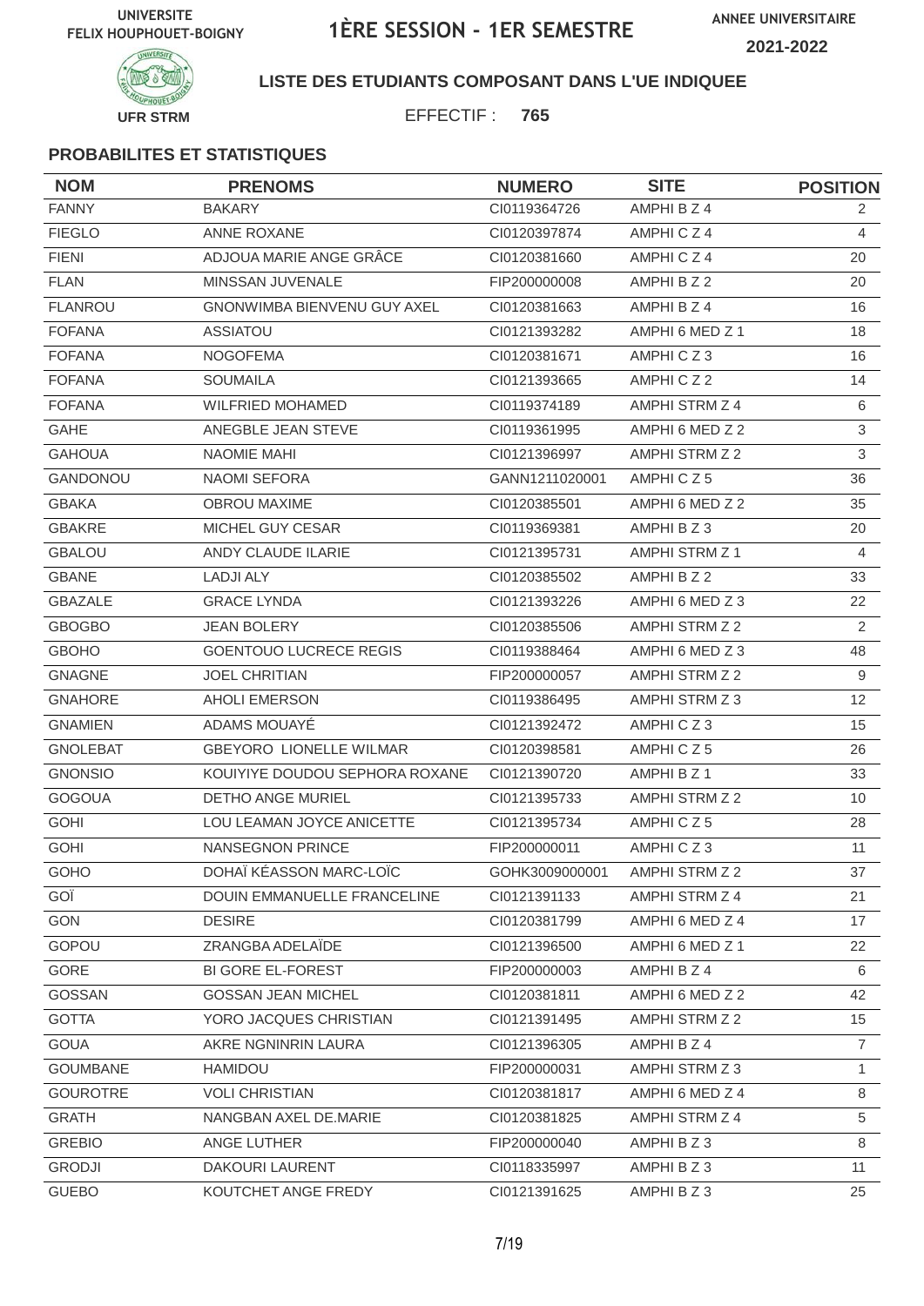UNIVERSITE FELIX HOUPHOUET-BOIGNY

# 1ÈRE SESSION - 1ER SEMESTRE

ANNEE UNIVERSITAIRE 2021-2022

UFR STRM

**LISTE DES ETUDIANTS COMPOSANT DANS L'UE INDIQUEE**

EFFECTIF : **765**

**PROBABILITES ET STATISTIQUES**

| NOM | PRENOMS | NUMERO | SITE | POSITION |
|---|---|---|---|---|
| FANNY | BAKARY | CI0119364726 | AMPHI B Z 4 | 2 |
| FIEGLO | ANNE ROXANE | CI0120397874 | AMPHI C Z 4 | 4 |
| FIENI | ADJOUA MARIE ANGE GRÂCE | CI0120381660 | AMPHI C Z 4 | 20 |
| FLAN | MINSSAN JUVENALE | FIP200000008 | AMPHI B Z 2 | 20 |
| FLANROU | GNONWIMBA BIENVENU GUY AXEL | CI0120381663 | AMPHI B Z 4 | 16 |
| FOFANA | ASSIATOU | CI0121393282 | AMPHI 6 MED Z 1 | 18 |
| FOFANA | NOGOFEMA | CI0120381671 | AMPHI C Z 3 | 16 |
| FOFANA | SOUMAILA | CI0121393665 | AMPHI C Z 2 | 14 |
| FOFANA | WILFRIED MOHAMED | CI0119374189 | AMPHI STRM Z 4 | 6 |
| GAHE | ANEGBLE JEAN STEVE | CI0119361995 | AMPHI 6 MED Z 2 | 3 |
| GAHOUA | NAOMIE MAHI | CI0121396997 | AMPHI STRM Z 2 | 3 |
| GANDONOU | NAOMI SEFORA | GANN1211020001 | AMPHI C Z 5 | 36 |
| GBAKA | OBROU MAXIME | CI0120385501 | AMPHI 6 MED Z 2 | 35 |
| GBAKRE | MICHEL GUY CESAR | CI0119369381 | AMPHI B Z 3 | 20 |
| GBALOU | ANDY CLAUDE ILARIE | CI0121395731 | AMPHI STRM Z 1 | 4 |
| GBANE | LADJI ALY | CI0120385502 | AMPHI B Z 2 | 33 |
| GBAZALE | GRACE LYNDA | CI0121393226 | AMPHI 6 MED Z 3 | 22 |
| GBOGBO | JEAN BOLERY | CI0120385506 | AMPHI STRM Z 2 | 2 |
| GBOHO | GOENTOUO LUCRECE REGIS | CI0119388464 | AMPHI 6 MED Z 3 | 48 |
| GNAGNE | JOEL CHRITIAN | FIP200000057 | AMPHI STRM Z 2 | 9 |
| GNAHORE | AHOLI EMERSON | CI0119386495 | AMPHI STRM Z 3 | 12 |
| GNAMIEN | ADAMS MOUAYÉ | CI0121392472 | AMPHI C Z 3 | 15 |
| GNOLEBAT | GBEYORO LIONELLE WILMAR | CI0120398581 | AMPHI C Z 5 | 26 |
| GNONSIO | KOUIYIYE DOUDOU SEPHORA ROXANE | CI0121390720 | AMPHI B Z 1 | 33 |
| GOGOUA | DETHO ANGE MURIEL | CI0121395733 | AMPHI STRM Z 2 | 10 |
| GOHI | LOU LEAMAN JOYCE ANICETTE | CI0121395734 | AMPHI C Z 5 | 28 |
| GOHI | NANSEGNON PRINCE | FIP200000011 | AMPHI C Z 3 | 11 |
| GOHO | DOHAÏ KÉASSON MARC-LOÏC | GOHK3009000001 | AMPHI STRM Z 2 | 37 |
| GOÏ | DOUIN EMMANUELLE FRANCELINE | CI0121391133 | AMPHI STRM Z 4 | 21 |
| GON | DESIRE | CI0120381799 | AMPHI 6 MED Z 4 | 17 |
| GOPOU | ZRANGBA ADELAÏDE | CI0121396500 | AMPHI 6 MED Z 1 | 22 |
| GORE | BI GORE EL-FOREST | FIP200000003 | AMPHI B Z 4 | 6 |
| GOSSAN | GOSSAN JEAN MICHEL | CI0120381811 | AMPHI 6 MED Z 2 | 42 |
| GOTTA | YORO JACQUES CHRISTIAN | CI0121391495 | AMPHI STRM Z 2 | 15 |
| GOUA | AKRE NGNINRIN LAURA | CI0121396305 | AMPHI B Z 4 | 7 |
| GOUMBANE | HAMIDOU | FIP200000031 | AMPHI STRM Z 3 | 1 |
| GOUROTRE | VOLI CHRISTIAN | CI0120381817 | AMPHI 6 MED Z 4 | 8 |
| GRATH | NANGBAN AXEL DE.MARIE | CI0120381825 | AMPHI STRM Z 4 | 5 |
| GREBIO | ANGE LUTHER | FIP200000040 | AMPHI B Z 3 | 8 |
| GRODJI | DAKOURI LAURENT | CI0118335997 | AMPHI B Z 3 | 11 |
| GUEBO | KOUTCHET ANGE FREDY | CI0121391625 | AMPHI B Z 3 | 25 |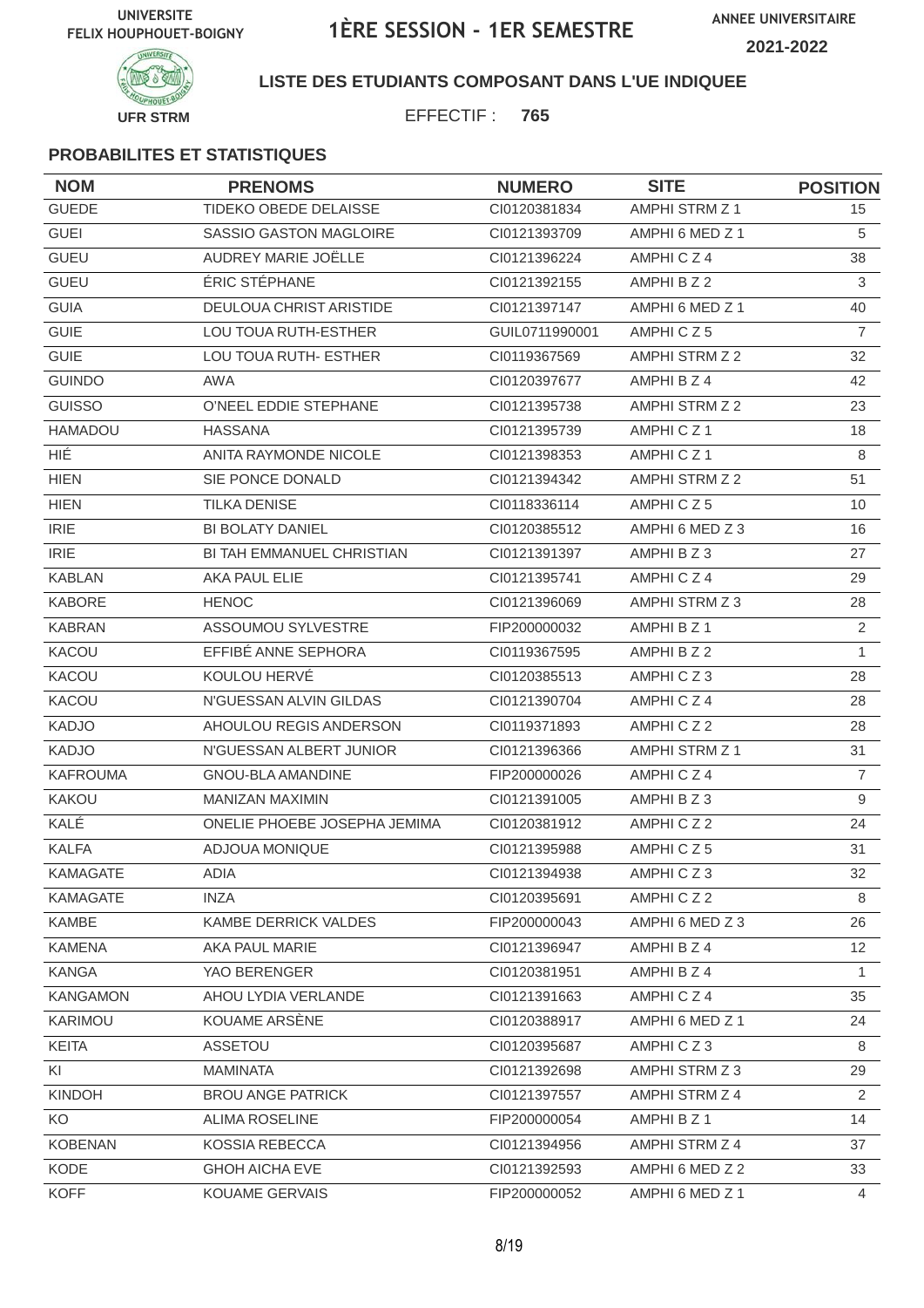UNIVERSITE FELIX HOUPHOUET-BOIGNY

# 1ÈRE SESSION - 1ER SEMESTRE

ANNEE UNIVERSITAIRE 2021-2022

UFR STRM

**LISTE DES ETUDIANTS COMPOSANT DANS L'UE INDIQUEE**

EFFECTIF : **765**

### PROBABILITES ET STATISTIQUES

| NOM | PRENOMS | NUMERO | SITE | POSITION |
|---|---|---|---|---|
| GUEDE | TIDEKO OBEDE DELAISSE | CI0120381834 | AMPHI STRM Z 1 | 15 |
| GUEI | SASSIO GASTON MAGLOIRE | CI0121393709 | AMPHI 6 MED Z 1 | 5 |
| GUEU | AUDREY MARIE JOËLLE | CI0121396224 | AMPHI C Z 4 | 38 |
| GUEU | ÉRIC STÉPHANE | CI0121392155 | AMPHI B Z 2 | 3 |
| GUIA | DEULOUA CHRIST ARISTIDE | CI0121397147 | AMPHI 6 MED Z 1 | 40 |
| GUIE | LOU TOUA RUTH-ESTHER | GUIL0711990001 | AMPHI C Z 5 | 7 |
| GUIE | LOU TOUA RUTH- ESTHER | CI0119367569 | AMPHI STRM Z 2 | 32 |
| GUINDO | AWA | CI0120397677 | AMPHI B Z 4 | 42 |
| GUISSO | O'NEEL EDDIE STEPHANE | CI0121395738 | AMPHI STRM Z 2 | 23 |
| HAMADOU | HASSANA | CI0121395739 | AMPHI C Z 1 | 18 |
| HIÉ | ANITA RAYMONDE NICOLE | CI0121398353 | AMPHI C Z 1 | 8 |
| HIEN | SIE PONCE DONALD | CI0121394342 | AMPHI STRM Z 2 | 51 |
| HIEN | TILKA DENISE | CI0118336114 | AMPHI C Z 5 | 10 |
| IRIE | BI BOLATY DANIEL | CI0120385512 | AMPHI 6 MED Z 3 | 16 |
| IRIE | BI TAH EMMANUEL CHRISTIAN | CI0121391397 | AMPHI B Z 3 | 27 |
| KABLAN | AKA PAUL ELIE | CI0121395741 | AMPHI C Z 4 | 29 |
| KABORE | HENOC | CI0121396069 | AMPHI STRM Z 3 | 28 |
| KABRAN | ASSOUMOU SYLVESTRE | FIP200000032 | AMPHI B Z 1 | 2 |
| KACOU | EFFIBÉ ANNE SEPHORA | CI0119367595 | AMPHI B Z 2 | 1 |
| KACOU | KOULOU HERVÉ | CI0120385513 | AMPHI C Z 3 | 28 |
| KACOU | N'GUESSAN ALVIN GILDAS | CI0121390704 | AMPHI C Z 4 | 28 |
| KADJO | AHOULOU REGIS ANDERSON | CI0119371893 | AMPHI C Z 2 | 28 |
| KADJO | N'GUESSAN ALBERT JUNIOR | CI0121396366 | AMPHI STRM Z 1 | 31 |
| KAFROUMA | GNOU-BLA AMANDINE | FIP200000026 | AMPHI C Z 4 | 7 |
| KAKOU | MANIZAN MAXIMIN | CI0121391005 | AMPHI B Z 3 | 9 |
| KALÉ | ONELIE PHOEBE JOSEPHA JEMIMA | CI0120381912 | AMPHI C Z 2 | 24 |
| KALFA | ADJOUA MONIQUE | CI0121395988 | AMPHI C Z 5 | 31 |
| KAMAGATE | ADIA | CI0121394938 | AMPHI C Z 3 | 32 |
| KAMAGATE | INZA | CI0120395691 | AMPHI C Z 2 | 8 |
| KAMBE | KAMBE DERRICK VALDES | FIP200000043 | AMPHI 6 MED Z 3 | 26 |
| KAMENA | AKA PAUL MARIE | CI0121396947 | AMPHI B Z 4 | 12 |
| KANGA | YAO BERENGER | CI0120381951 | AMPHI B Z 4 | 1 |
| KANGAMON | AHOU LYDIA VERLANDE | CI0121391663 | AMPHI C Z 4 | 35 |
| KARIMOU | KOUAME ARSÈNE | CI0120388917 | AMPHI 6 MED Z 1 | 24 |
| KEITA | ASSETOU | CI0120395687 | AMPHI C Z 3 | 8 |
| KI | MAMINATA | CI0121392698 | AMPHI STRM Z 3 | 29 |
| KINDOH | BROU ANGE PATRICK | CI0121397557 | AMPHI STRM Z 4 | 2 |
| KO | ALIMA ROSELINE | FIP200000054 | AMPHI B Z 1 | 14 |
| KOBENAN | KOSSIA REBECCA | CI0121394956 | AMPHI STRM Z 4 | 37 |
| KODE | GHOH AICHA EVE | CI0121392593 | AMPHI 6 MED Z 2 | 33 |
| KOFF | KOUAME GERVAIS | FIP200000052 | AMPHI 6 MED Z 1 | 4 |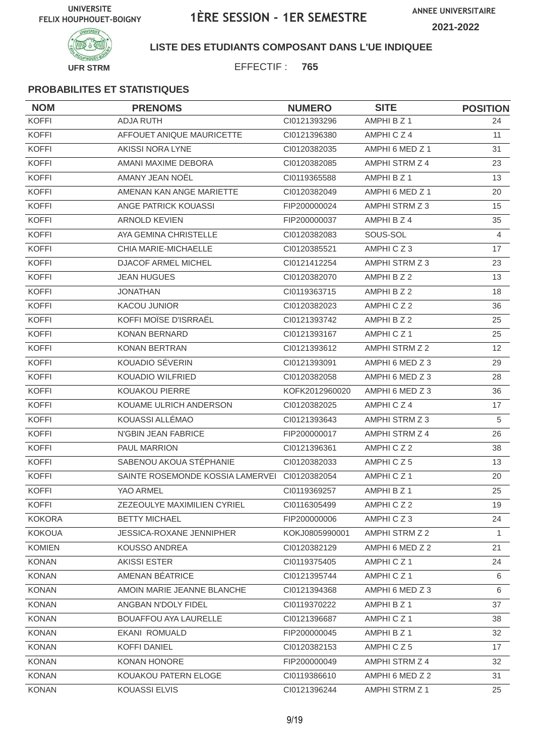UNIVERSITE FELIX HOUPHOUET-BOIGNY

# 1ÈRE SESSION - 1ER SEMESTRE

ANNEE UNIVERSITAIRE 2021-2022

UFR STRM

**LISTE DES ETUDIANTS COMPOSANT DANS L'UE INDIQUEE**

EFFECTIF : **765**

### PROBABILITES ET STATISTIQUES

| NOM | PRENOMS | NUMERO | SITE | POSITION |
|---|---|---|---|---|
| KOFFI | ADJA RUTH | CI0121393296 | AMPHI B Z 1 | 24 |
| KOFFI | AFFOUET ANIQUE MAURICETTE | CI0121396380 | AMPHI C Z 4 | 11 |
| KOFFI | AKISSI NORA LYNE | CI0120382035 | AMPHI 6 MED Z 1 | 31 |
| KOFFI | AMANI MAXIME DEBORA | CI0120382085 | AMPHI STRM Z 4 | 23 |
| KOFFI | AMANY JEAN NOËL | CI0119365588 | AMPHI B Z 1 | 13 |
| KOFFI | AMENAN KAN ANGE MARIETTE | CI0120382049 | AMPHI 6 MED Z 1 | 20 |
| KOFFI | ANGE PATRICK KOUASSI | FIP200000024 | AMPHI STRM Z 3 | 15 |
| KOFFI | ARNOLD KEVIEN | FIP200000037 | AMPHI B Z 4 | 35 |
| KOFFI | AYA GEMINA CHRISTELLE | CI0120382083 | SOUS-SOL | 4 |
| KOFFI | CHIA MARIE-MICHAELLE | CI0120385521 | AMPHI C Z 3 | 17 |
| KOFFI | DJACOF ARMEL MICHEL | CI0121412254 | AMPHI STRM Z 3 | 23 |
| KOFFI | JEAN HUGUES | CI0120382070 | AMPHI B Z 2 | 13 |
| KOFFI | JONATHAN | CI0119363715 | AMPHI B Z 2 | 18 |
| KOFFI | KACOU JUNIOR | CI0120382023 | AMPHI C Z 2 | 36 |
| KOFFI | KOFFI MOÏSE D'ISRRAËL | CI0121393742 | AMPHI B Z 2 | 25 |
| KOFFI | KONAN BERNARD | CI0121393167 | AMPHI C Z 1 | 25 |
| KOFFI | KONAN BERTRAN | CI0121393612 | AMPHI STRM Z 2 | 12 |
| KOFFI | KOUADIO SÉVERIN | CI0121393091 | AMPHI 6 MED Z 3 | 29 |
| KOFFI | KOUADIO WILFRIED | CI0120382058 | AMPHI 6 MED Z 3 | 28 |
| KOFFI | KOUAKOU PIERRE | KOFK2012960020 | AMPHI 6 MED Z 3 | 36 |
| KOFFI | KOUAME ULRICH ANDERSON | CI0120382025 | AMPHI C Z 4 | 17 |
| KOFFI | KOUASSI ALLÉMAO | CI0121393643 | AMPHI STRM Z 3 | 5 |
| KOFFI | N'GBIN JEAN FABRICE | FIP200000017 | AMPHI STRM Z 4 | 26 |
| KOFFI | PAUL MARRION | CI0121396361 | AMPHI C Z 2 | 38 |
| KOFFI | SABENOU AKOUA STÉPHANIE | CI0120382033 | AMPHI C Z 5 | 13 |
| KOFFI | SAINTE ROSEMONDE KOSSIA LAMERVEI | CI0120382054 | AMPHI C Z 1 | 20 |
| KOFFI | YAO ARMEL | CI0119369257 | AMPHI B Z 1 | 25 |
| KOFFI | ZEZEOULYE MAXIMILIEN CYRIEL | CI0116305499 | AMPHI C Z 2 | 19 |
| KOKORA | BETTY MICHAEL | FIP200000006 | AMPHI C Z 3 | 24 |
| KOKOUA | JESSICA-ROXANE JENNIPHER | KOKJ0805990001 | AMPHI STRM Z 2 | 1 |
| KOMIEN | KOUSSO ANDREA | CI0120382129 | AMPHI 6 MED Z 2 | 21 |
| KONAN | AKISSI ESTER | CI0119375405 | AMPHI C Z 1 | 24 |
| KONAN | AMENAN BÉATRICE | CI0121395744 | AMPHI C Z 1 | 6 |
| KONAN | AMOIN MARIE JEANNE BLANCHE | CI0121394368 | AMPHI 6 MED Z 3 | 6 |
| KONAN | ANGBAN N'DOLY FIDEL | CI0119370222 | AMPHI B Z 1 | 37 |
| KONAN | BOUAFFOU AYA LAURELLE | CI0121396687 | AMPHI C Z 1 | 38 |
| KONAN | EKANI ROMUALD | FIP200000045 | AMPHI B Z 1 | 32 |
| KONAN | KOFFI DANIEL | CI0120382153 | AMPHI C Z 5 | 17 |
| KONAN | KONAN HONORE | FIP200000049 | AMPHI STRM Z 4 | 32 |
| KONAN | KOUAKOU PATERN ELOGE | CI0119386610 | AMPHI 6 MED Z 2 | 31 |
| KONAN | KOUASSI ELVIS | CI0121396244 | AMPHI STRM Z 1 | 25 |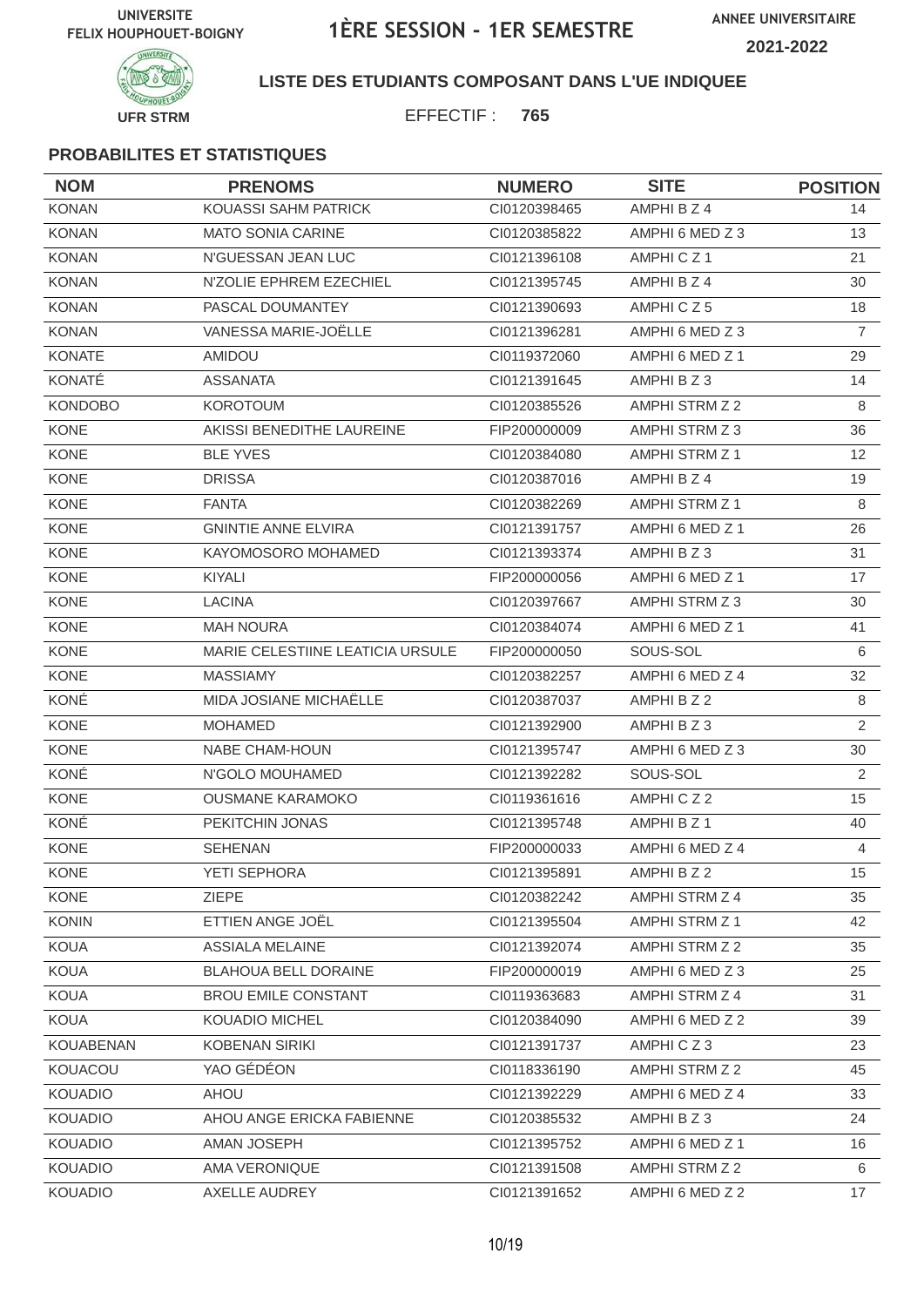UNIVERSITE FELIX HOUPHOUET-BOIGNY

# 1ÈRE SESSION - 1ER SEMESTRE

ANNEE UNIVERSITAIRE 2021-2022

UFR STRM

**LISTE DES ETUDIANTS COMPOSANT DANS L'UE INDIQUEE**

EFFECTIF : **765**

## PROBABILITES ET STATISTIQUES

| NOM | PRENOMS | NUMERO | SITE | POSITION |
|---|---|---|---|---|
| KONAN | KOUASSI SAHM PATRICK | CI0120398465 | AMPHI B Z 4 | 14 |
| KONAN | MATO SONIA CARINE | CI0120385822 | AMPHI 6 MED Z 3 | 13 |
| KONAN | N'GUESSAN JEAN LUC | CI0121396108 | AMPHI C Z 1 | 21 |
| KONAN | N'ZOLIE EPHREM EZECHIEL | CI0121395745 | AMPHI B Z 4 | 30 |
| KONAN | PASCAL DOUMANTEY | CI0121390693 | AMPHI C Z 5 | 18 |
| KONAN | VANESSA MARIE-JOËLLE | CI0121396281 | AMPHI 6 MED Z 3 | 7 |
| KONATE | AMIDOU | CI0119372060 | AMPHI 6 MED Z 1 | 29 |
| KONATÉ | ASSANATA | CI0121391645 | AMPHI B Z 3 | 14 |
| KONDOBO | KOROTOUM | CI0120385526 | AMPHI STRM Z 2 | 8 |
| KONE | AKISSI BENEDITHE LAUREINE | FIP200000009 | AMPHI STRM Z 3 | 36 |
| KONE | BLE YVES | CI0120384080 | AMPHI STRM Z 1 | 12 |
| KONE | DRISSA | CI0120387016 | AMPHI B Z 4 | 19 |
| KONE | FANTA | CI0120382269 | AMPHI STRM Z 1 | 8 |
| KONE | GNINTIE ANNE ELVIRA | CI0121391757 | AMPHI 6 MED Z 1 | 26 |
| KONE | KAYOMOSORO MOHAMED | CI0121393374 | AMPHI B Z 3 | 31 |
| KONE | KIYALI | FIP200000056 | AMPHI 6 MED Z 1 | 17 |
| KONE | LACINA | CI0120397667 | AMPHI STRM Z 3 | 30 |
| KONE | MAH NOURA | CI0120384074 | AMPHI 6 MED Z 1 | 41 |
| KONE | MARIE CELESTIINE LEATICIA URSULE | FIP200000050 | SOUS-SOL | 6 |
| KONE | MASSIAMY | CI0120382257 | AMPHI 6 MED Z 4 | 32 |
| KONÉ | MIDA JOSIANE MICHAËLLE | CI0120387037 | AMPHI B Z 2 | 8 |
| KONE | MOHAMED | CI0121392900 | AMPHI B Z 3 | 2 |
| KONE | NABE CHAM-HOUN | CI0121395747 | AMPHI 6 MED Z 3 | 30 |
| KONÉ | N'GOLO MOUHAMED | CI0121392282 | SOUS-SOL | 2 |
| KONE | OUSMANE KARAMOKO | CI0119361616 | AMPHI C Z 2 | 15 |
| KONÉ | PEKITCHIN JONAS | CI0121395748 | AMPHI B Z 1 | 40 |
| KONE | SEHENAN | FIP200000033 | AMPHI 6 MED Z 4 | 4 |
| KONE | YETI SEPHORA | CI0121395891 | AMPHI B Z 2 | 15 |
| KONE | ZIEPE | CI0120382242 | AMPHI STRM Z 4 | 35 |
| KONIN | ETTIEN ANGE JOËL | CI0121395504 | AMPHI STRM Z 1 | 42 |
| KOUA | ASSIALA MELAINE | CI0121392074 | AMPHI STRM Z 2 | 35 |
| KOUA | BLAHOUA BELL DORAINE | FIP200000019 | AMPHI 6 MED Z 3 | 25 |
| KOUA | BROU EMILE CONSTANT | CI0119363683 | AMPHI STRM Z 4 | 31 |
| KOUA | KOUADIO MICHEL | CI0120384090 | AMPHI 6 MED Z 2 | 39 |
| KOUABENAN | KOBENAN SIRIKI | CI0121391737 | AMPHI C Z 3 | 23 |
| KOUACOU | YAO GÉDÉON | CI0118336190 | AMPHI STRM Z 2 | 45 |
| KOUADIO | AHOU | CI0121392229 | AMPHI 6 MED Z 4 | 33 |
| KOUADIO | AHOU ANGE ERICKA FABIENNE | CI0120385532 | AMPHI B Z 3 | 24 |
| KOUADIO | AMAN JOSEPH | CI0121395752 | AMPHI 6 MED Z 1 | 16 |
| KOUADIO | AMA VERONIQUE | CI0121391508 | AMPHI STRM Z 2 | 6 |
| KOUADIO | AXELLE AUDREY | CI0121391652 | AMPHI 6 MED Z 2 | 17 |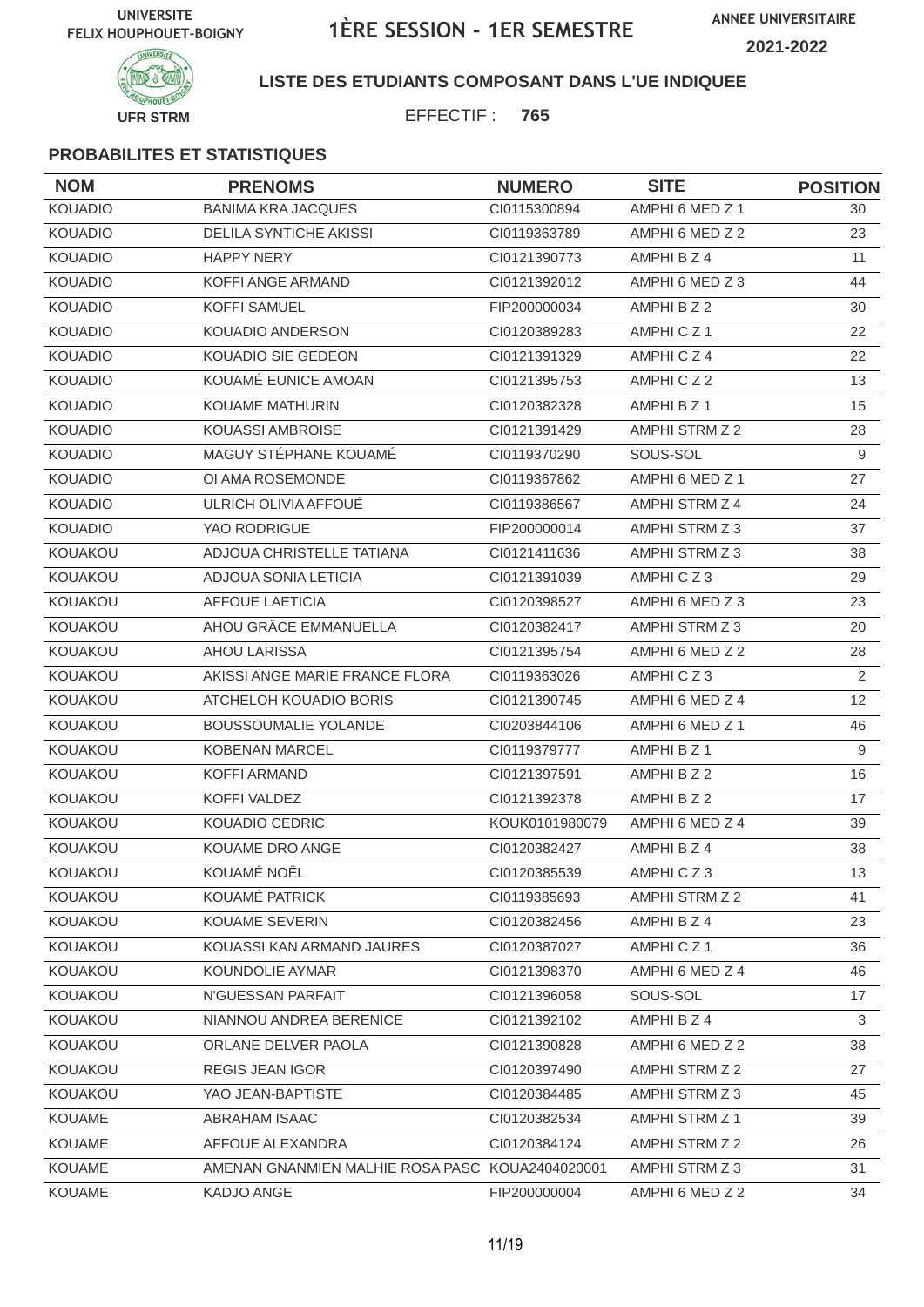UNIVERSITE FELIX HOUPHOUET-BOIGNY

# 1ÈRE SESSION - 1ER SEMESTRE

ANNEE UNIVERSITAIRE 2021-2022

UFR STRM

**LISTE DES ETUDIANTS COMPOSANT DANS L'UE INDIQUEE**

EFFECTIF : **765**

### PROBABILITES ET STATISTIQUES

| NOM | PRENOMS | NUMERO | SITE | POSITION |
|---|---|---|---|---|
| KOUADIO | BANIMA KRA JACQUES | CI0115300894 | AMPHI 6 MED Z 1 | 30 |
| KOUADIO | DELILA SYNTICHE AKISSI | CI0119363789 | AMPHI 6 MED Z 2 | 23 |
| KOUADIO | HAPPY NERY | CI0121390773 | AMPHI B Z 4 | 11 |
| KOUADIO | KOFFI ANGE ARMAND | CI0121392012 | AMPHI 6 MED Z 3 | 44 |
| KOUADIO | KOFFI SAMUEL | FIP200000034 | AMPHI B Z 2 | 30 |
| KOUADIO | KOUADIO ANDERSON | CI0120389283 | AMPHI C Z 1 | 22 |
| KOUADIO | KOUADIO SIE GEDEON | CI0121391329 | AMPHI C Z 4 | 22 |
| KOUADIO | KOUAMÉ EUNICE AMOAN | CI0121395753 | AMPHI C Z 2 | 13 |
| KOUADIO | KOUAME MATHURIN | CI0120382328 | AMPHI B Z 1 | 15 |
| KOUADIO | KOUASSI AMBROISE | CI0121391429 | AMPHI STRM Z 2 | 28 |
| KOUADIO | MAGUY STÉPHANE KOUAMÉ | CI0119370290 | SOUS-SOL | 9 |
| KOUADIO | OI AMA ROSEMONDE | CI0119367862 | AMPHI 6 MED Z 1 | 27 |
| KOUADIO | ULRICH OLIVIA AFFOUÉ | CI0119386567 | AMPHI STRM Z 4 | 24 |
| KOUADIO | YAO RODRIGUE | FIP200000014 | AMPHI STRM Z 3 | 37 |
| KOUAKOU | ADJOUA CHRISTELLE TATIANA | CI0121411636 | AMPHI STRM Z 3 | 38 |
| KOUAKOU | ADJOUA SONIA LETICIA | CI0121391039 | AMPHI C Z 3 | 29 |
| KOUAKOU | AFFOUE LAETICIA | CI0120398527 | AMPHI 6 MED Z 3 | 23 |
| KOUAKOU | AHOU GRÂCE EMMANUELLA | CI0120382417 | AMPHI STRM Z 3 | 20 |
| KOUAKOU | AHOU LARISSA | CI0121395754 | AMPHI 6 MED Z 2 | 28 |
| KOUAKOU | AKISSI ANGE MARIE FRANCE FLORA | CI0119363026 | AMPHI C Z 3 | 2 |
| KOUAKOU | ATCHELOH KOUADIO BORIS | CI0121390745 | AMPHI 6 MED Z 4 | 12 |
| KOUAKOU | BOUSSOUMALIE YOLANDE | CI0203844106 | AMPHI 6 MED Z 1 | 46 |
| KOUAKOU | KOBENAN MARCEL | CI0119379777 | AMPHI B Z 1 | 9 |
| KOUAKOU | KOFFI ARMAND | CI0121397591 | AMPHI B Z 2 | 16 |
| KOUAKOU | KOFFI VALDEZ | CI0121392378 | AMPHI B Z 2 | 17 |
| KOUAKOU | KOUADIO CEDRIC | KOUK0101980079 | AMPHI 6 MED Z 4 | 39 |
| KOUAKOU | KOUAME DRO ANGE | CI0120382427 | AMPHI B Z 4 | 38 |
| KOUAKOU | KOUAMÉ NOËL | CI0120385539 | AMPHI C Z 3 | 13 |
| KOUAKOU | KOUAMÉ PATRICK | CI0119385693 | AMPHI STRM Z 2 | 41 |
| KOUAKOU | KOUAME SEVERIN | CI0120382456 | AMPHI B Z 4 | 23 |
| KOUAKOU | KOUASSI KAN ARMAND JAURES | CI0120387027 | AMPHI C Z 1 | 36 |
| KOUAKOU | KOUNDOLIE AYMAR | CI0121398370 | AMPHI 6 MED Z 4 | 46 |
| KOUAKOU | N'GUESSAN PARFAIT | CI0121396058 | SOUS-SOL | 17 |
| KOUAKOU | NIANNOU ANDREA BERENICE | CI0121392102 | AMPHI B Z 4 | 3 |
| KOUAKOU | ORLANE DELVER PAOLA | CI0121390828 | AMPHI 6 MED Z 2 | 38 |
| KOUAKOU | REGIS JEAN IGOR | CI0120397490 | AMPHI STRM Z 2 | 27 |
| KOUAKOU | YAO JEAN-BAPTISTE | CI0120384485 | AMPHI STRM Z 3 | 45 |
| KOUAME | ABRAHAM ISAAC | CI0120382534 | AMPHI STRM Z 1 | 39 |
| KOUAME | AFFOUE ALEXANDRA | CI0120384124 | AMPHI STRM Z 2 | 26 |
| KOUAME | AMENAN GNANMIEN MALHIE ROSA PASC | KOUA2404020001 | AMPHI STRM Z 3 | 31 |
| KOUAME | KADJO ANGE | FIP200000004 | AMPHI 6 MED Z 2 | 34 |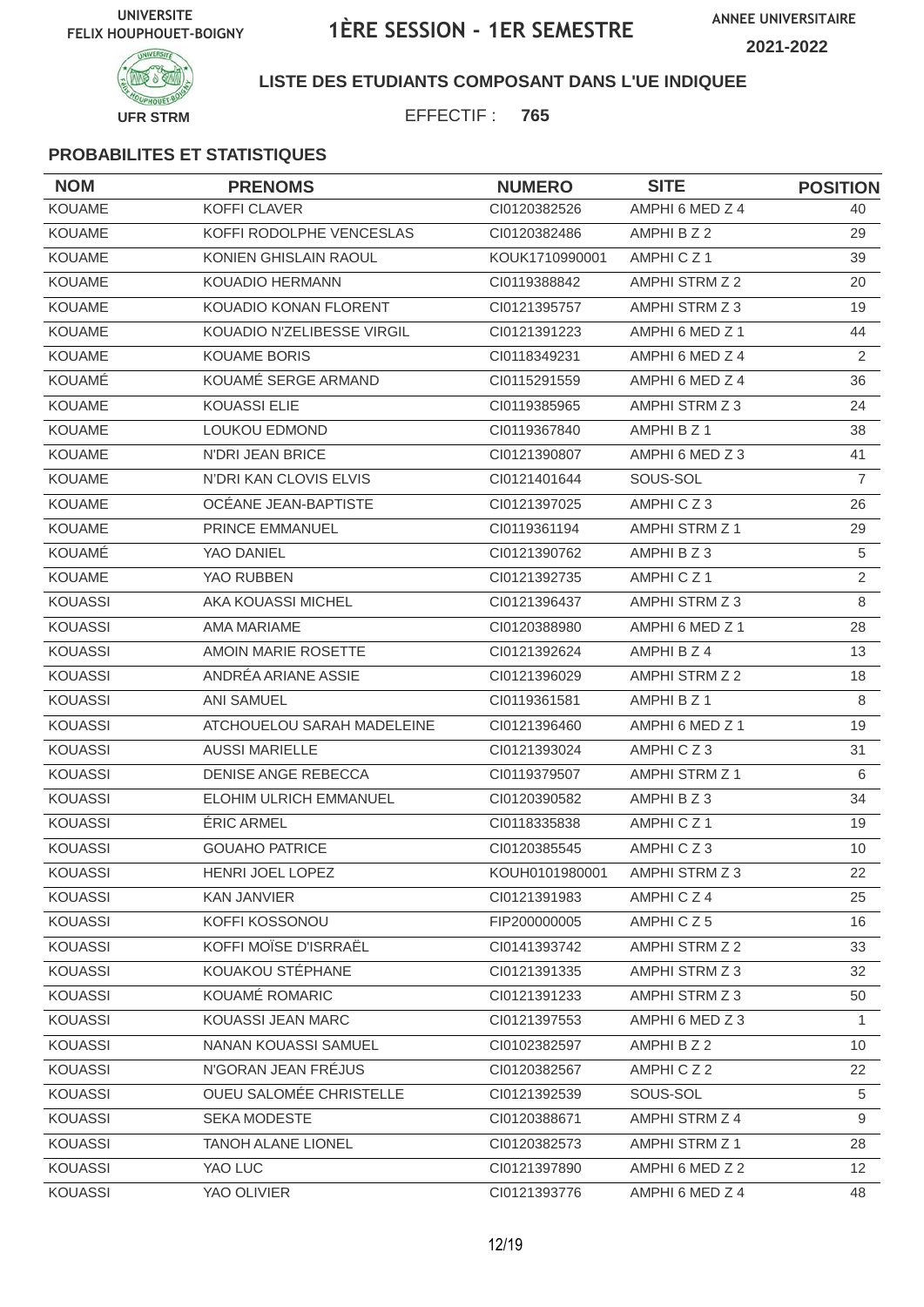UNIVERSITE FELIX HOUPHOUET-BOIGNY

# 1ÈRE SESSION - 1ER SEMESTRE

ANNEE UNIVERSITAIRE 2021-2022

UFR STRM

**LISTE DES ETUDIANTS COMPOSANT DANS L'UE INDIQUEE**

EFFECTIF : **765**

### PROBABILITES ET STATISTIQUES

| NOM | PRENOMS | NUMERO | SITE | POSITION |
|---|---|---|---|---|
| KOUAME | KOFFI CLAVER | CI0120382526 | AMPHI 6 MED Z 4 | 40 |
| KOUAME | KOFFI RODOLPHE VENCESLAS | CI0120382486 | AMPHI B Z 2 | 29 |
| KOUAME | KONIEN GHISLAIN RAOUL | KOUK1710990001 | AMPHI C Z 1 | 39 |
| KOUAME | KOUADIO HERMANN | CI0119388842 | AMPHI STRM Z 2 | 20 |
| KOUAME | KOUADIO KONAN FLORENT | CI0121395757 | AMPHI STRM Z 3 | 19 |
| KOUAME | KOUADIO N'ZELIBESSE VIRGIL | CI0121391223 | AMPHI 6 MED Z 1 | 44 |
| KOUAME | KOUAME BORIS | CI0118349231 | AMPHI 6 MED Z 4 | 2 |
| KOUAMÉ | KOUAMÉ SERGE ARMAND | CI0115291559 | AMPHI 6 MED Z 4 | 36 |
| KOUAME | KOUASSI ELIE | CI0119385965 | AMPHI STRM Z 3 | 24 |
| KOUAME | LOUKOU EDMOND | CI0119367840 | AMPHI B Z 1 | 38 |
| KOUAME | N'DRI JEAN BRICE | CI0121390807 | AMPHI 6 MED Z 3 | 41 |
| KOUAME | N'DRI KAN CLOVIS ELVIS | CI0121401644 | SOUS-SOL | 7 |
| KOUAME | OCÉANE JEAN-BAPTISTE | CI0121397025 | AMPHI C Z 3 | 26 |
| KOUAME | PRINCE EMMANUEL | CI0119361194 | AMPHI STRM Z 1 | 29 |
| KOUAMÉ | YAO DANIEL | CI0121390762 | AMPHI B Z 3 | 5 |
| KOUAME | YAO RUBBEN | CI0121392735 | AMPHI C Z 1 | 2 |
| KOUASSI | AKA KOUASSI MICHEL | CI0121396437 | AMPHI STRM Z 3 | 8 |
| KOUASSI | AMA MARIAME | CI0120388980 | AMPHI 6 MED Z 1 | 28 |
| KOUASSI | AMOIN MARIE ROSETTE | CI0121392624 | AMPHI B Z 4 | 13 |
| KOUASSI | ANDRÉA ARIANE ASSIE | CI0121396029 | AMPHI STRM Z 2 | 18 |
| KOUASSI | ANI SAMUEL | CI0119361581 | AMPHI B Z 1 | 8 |
| KOUASSI | ATCHOUELOU SARAH MADELEINE | CI0121396460 | AMPHI 6 MED Z 1 | 19 |
| KOUASSI | AUSSI MARIELLE | CI0121393024 | AMPHI C Z 3 | 31 |
| KOUASSI | DENISE ANGE REBECCA | CI0119379507 | AMPHI STRM Z 1 | 6 |
| KOUASSI | ELOHIM ULRICH EMMANUEL | CI0120390582 | AMPHI B Z 3 | 34 |
| KOUASSI | ÉRIC ARMEL | CI0118335838 | AMPHI C Z 1 | 19 |
| KOUASSI | GOUAHO PATRICE | CI0120385545 | AMPHI C Z 3 | 10 |
| KOUASSI | HENRI JOEL LOPEZ | KOUH0101980001 | AMPHI STRM Z 3 | 22 |
| KOUASSI | KAN JANVIER | CI0121391983 | AMPHI C Z 4 | 25 |
| KOUASSI | KOFFI KOSSONOU | FIP200000005 | AMPHI C Z 5 | 16 |
| KOUASSI | KOFFI MOÏSE D'ISRRAËL | CI0141393742 | AMPHI STRM Z 2 | 33 |
| KOUASSI | KOUAKOU STÉPHANE | CI0121391335 | AMPHI STRM Z 3 | 32 |
| KOUASSI | KOUAMÉ ROMARIC | CI0121391233 | AMPHI STRM Z 3 | 50 |
| KOUASSI | KOUASSI JEAN MARC | CI0121397553 | AMPHI 6 MED Z 3 | 1 |
| KOUASSI | NANAN KOUASSI SAMUEL | CI0102382597 | AMPHI B Z 2 | 10 |
| KOUASSI | N'GORAN JEAN FRÉJUS | CI0120382567 | AMPHI C Z 2 | 22 |
| KOUASSI | OUEU SALOMÉE CHRISTELLE | CI0121392539 | SOUS-SOL | 5 |
| KOUASSI | SEKA MODESTE | CI0120388671 | AMPHI STRM Z 4 | 9 |
| KOUASSI | TANOH ALANE LIONEL | CI0120382573 | AMPHI STRM Z 1 | 28 |
| KOUASSI | YAO LUC | CI0121397890 | AMPHI 6 MED Z 2 | 12 |
| KOUASSI | YAO OLIVIER | CI0121393776 | AMPHI 6 MED Z 4 | 48 |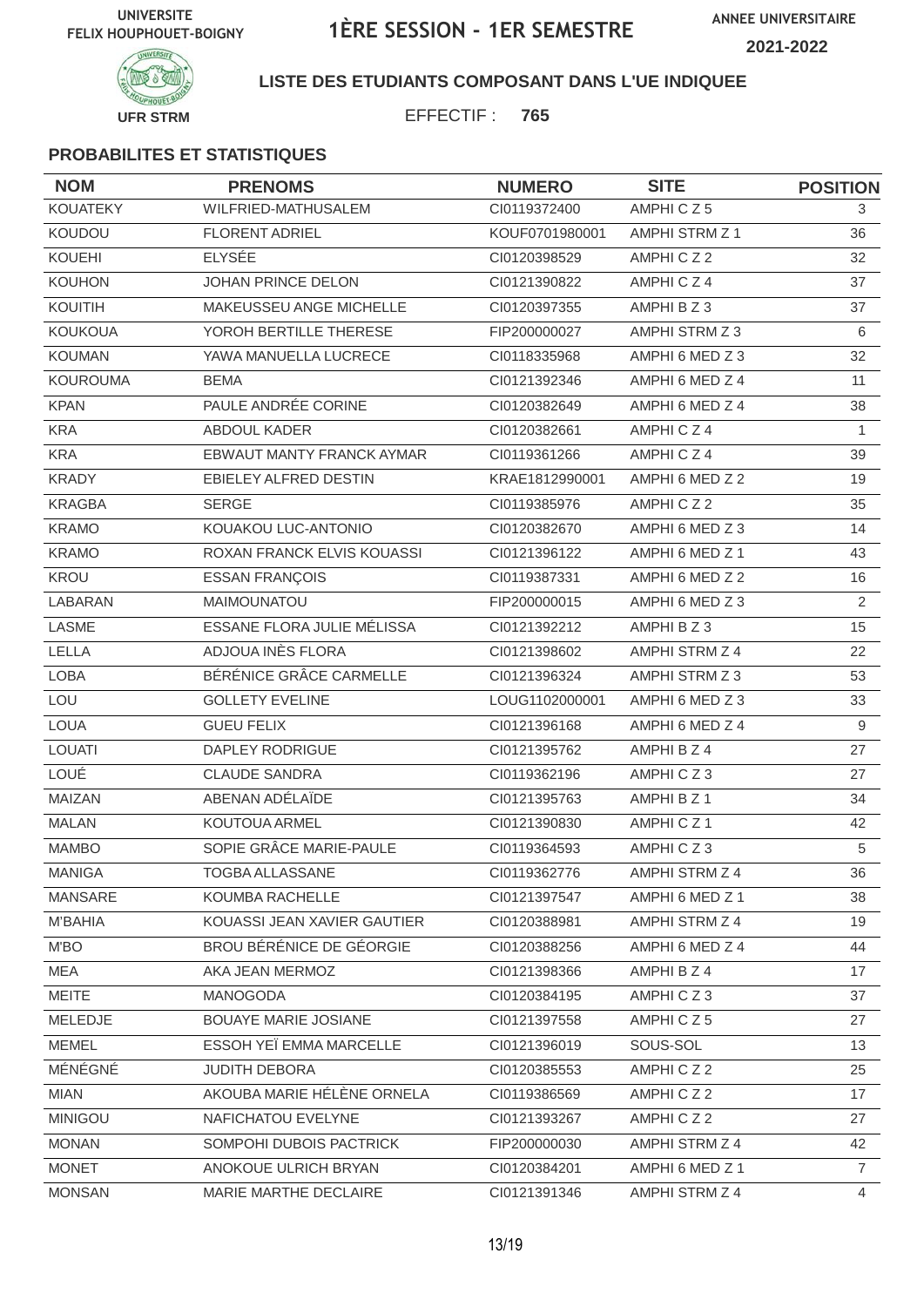UNIVERSITE FELIX HOUPHOUET-BOIGNY

# 1ÈRE SESSION - 1ER SEMESTRE

ANNEE UNIVERSITAIRE 2021-2022

UFR STRM

**LISTE DES ETUDIANTS COMPOSANT DANS L'UE INDIQUEE**

EFFECTIF : **765**

### PROBABILITES ET STATISTIQUES

| NOM | PRENOMS | NUMERO | SITE | POSITION |
|---|---|---|---|---|
| KOUATEKY | WILFRIED-MATHUSALEM | CI0119372400 | AMPHI C Z 5 | 3 |
| KOUDOU | FLORENT ADRIEL | KOUF0701980001 | AMPHI STRM Z 1 | 36 |
| KOUEHI | ELYSÉE | CI0120398529 | AMPHI C Z 2 | 32 |
| KOUHON | JOHAN PRINCE DELON | CI0121390822 | AMPHI C Z 4 | 37 |
| KOUITIH | MAKEUSSEU ANGE MICHELLE | CI0120397355 | AMPHI B Z 3 | 37 |
| KOUKOUA | YOROH BERTILLE THERESE | FIP200000027 | AMPHI STRM Z 3 | 6 |
| KOUMAN | YAWA MANUELLA LUCRECE | CI0118335968 | AMPHI 6 MED Z 3 | 32 |
| KOUROUMA | BEMA | CI0121392346 | AMPHI 6 MED Z 4 | 11 |
| KPAN | PAULE ANDRÉE CORINE | CI0120382649 | AMPHI 6 MED Z 4 | 38 |
| KRA | ABDOUL KADER | CI0120382661 | AMPHI C Z 4 | 1 |
| KRA | EBWAUT MANTY FRANCK AYMAR | CI0119361266 | AMPHI C Z 4 | 39 |
| KRADY | EBIELEY ALFRED DESTIN | KRAE1812990001 | AMPHI 6 MED Z 2 | 19 |
| KRAGBA | SERGE | CI0119385976 | AMPHI C Z 2 | 35 |
| KRAMO | KOUAKOU LUC-ANTONIO | CI0120382670 | AMPHI 6 MED Z 3 | 14 |
| KRAMO | ROXAN FRANCK ELVIS KOUASSI | CI0121396122 | AMPHI 6 MED Z 1 | 43 |
| KROU | ESSAN FRANÇOIS | CI0119387331 | AMPHI 6 MED Z 2 | 16 |
| LABARAN | MAIMOUNATOU | FIP200000015 | AMPHI 6 MED Z 3 | 2 |
| LASME | ESSANE FLORA JULIE MÉLISSA | CI0121392212 | AMPHI B Z 3 | 15 |
| LELLA | ADJOUA INÈS FLORA | CI0121398602 | AMPHI STRM Z 4 | 22 |
| LOBA | BÉRÉNICE GRÂCE CARMELLE | CI0121396324 | AMPHI STRM Z 3 | 53 |
| LOU | GOLLETY EVELINE | LOUG1102000001 | AMPHI 6 MED Z 3 | 33 |
| LOUA | GUEU FELIX | CI0121396168 | AMPHI 6 MED Z 4 | 9 |
| LOUATI | DAPLEY RODRIGUE | CI0121395762 | AMPHI B Z 4 | 27 |
| LOUÉ | CLAUDE SANDRA | CI0119362196 | AMPHI C Z 3 | 27 |
| MAIZAN | ABENAN ADÉLAÏDE | CI0121395763 | AMPHI B Z 1 | 34 |
| MALAN | KOUTOUA ARMEL | CI0121390830 | AMPHI C Z 1 | 42 |
| MAMBO | SOPIE GRÂCE MARIE-PAULE | CI0119364593 | AMPHI C Z 3 | 5 |
| MANIGA | TOGBA ALLASSANE | CI0119362776 | AMPHI STRM Z 4 | 36 |
| MANSARE | KOUMBA RACHELLE | CI0121397547 | AMPHI 6 MED Z 1 | 38 |
| M'BAHIA | KOUASSI JEAN XAVIER GAUTIER | CI0120388981 | AMPHI STRM Z 4 | 19 |
| M'BO | BROU BÉRÉNICE DE GÉORGIE | CI0120388256 | AMPHI 6 MED Z 4 | 44 |
| MEA | AKA JEAN MERMOZ | CI0121398366 | AMPHI B Z 4 | 17 |
| MEITE | MANOGODA | CI0120384195 | AMPHI C Z 3 | 37 |
| MELEDJE | BOUAYE MARIE JOSIANE | CI0121397558 | AMPHI C Z 5 | 27 |
| MEMEL | ESSOH YEÏ EMMA MARCELLE | CI0121396019 | SOUS-SOL | 13 |
| MÉNÉGNÉ | JUDITH DEBORA | CI0120385553 | AMPHI C Z 2 | 25 |
| MIAN | AKOUBA MARIE HÉLÈNE ORNELA | CI0119386569 | AMPHI C Z 2 | 17 |
| MINIGOU | NAFICHATOU EVELYNE | CI0121393267 | AMPHI C Z 2 | 27 |
| MONAN | SOMPOHI DUBOIS PACTRICK | FIP200000030 | AMPHI STRM Z 4 | 42 |
| MONET | ANOKOUE ULRICH BRYAN | CI0120384201 | AMPHI 6 MED Z 1 | 7 |
| MONSAN | MARIE MARTHE DECLAIRE | CI0121391346 | AMPHI STRM Z 4 | 4 |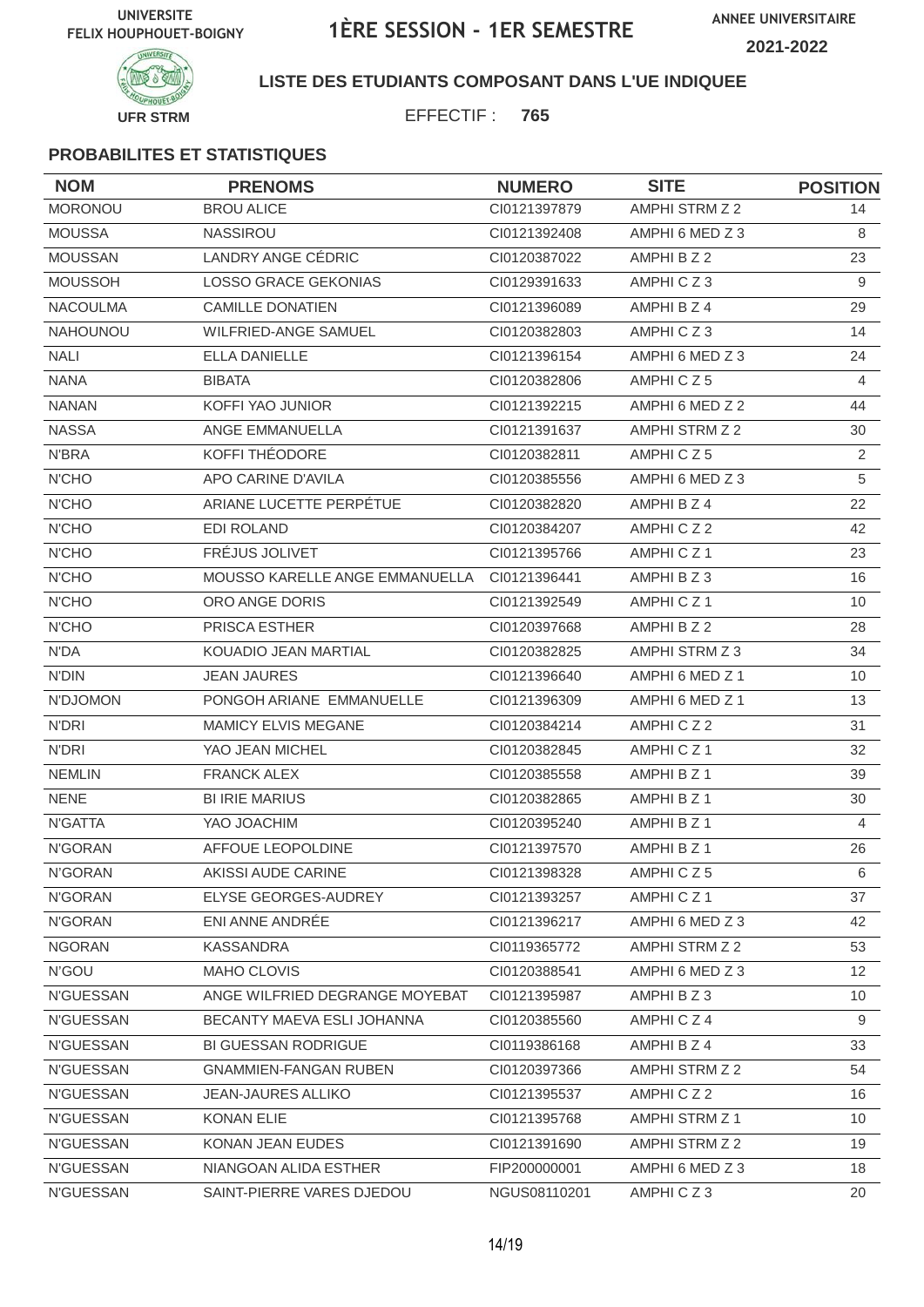UNIVERSITE FELIX HOUPHOUET-BOIGNY

# 1ÈRE SESSION - 1ER SEMESTRE

ANNEE UNIVERSITAIRE 2021-2022

UFR STRM

**LISTE DES ETUDIANTS COMPOSANT DANS L'UE INDIQUEE**

EFFECTIF : **765**

### PROBABILITES ET STATISTIQUES

| NOM | PRENOMS | NUMERO | SITE | POSITION |
|---|---|---|---|---|
| MORONOU | BROU ALICE | CI0121397879 | AMPHI STRM Z 2 | 14 |
| MOUSSA | NASSIROU | CI0121392408 | AMPHI 6 MED Z 3 | 8 |
| MOUSSAN | LANDRY ANGE CÉDRIC | CI0120387022 | AMPHI B Z 2 | 23 |
| MOUSSOH | LOSSO GRACE GEKONIAS | CI0129391633 | AMPHI C Z 3 | 9 |
| NACOULMA | CAMILLE DONATIEN | CI0121396089 | AMPHI B Z 4 | 29 |
| NAHOUNOU | WILFRIED-ANGE SAMUEL | CI0120382803 | AMPHI C Z 3 | 14 |
| NALI | ELLA DANIELLE | CI0121396154 | AMPHI 6 MED Z 3 | 24 |
| NANA | BIBATA | CI0120382806 | AMPHI C Z 5 | 4 |
| NANAN | KOFFI YAO JUNIOR | CI0121392215 | AMPHI 6 MED Z 2 | 44 |
| NASSA | ANGE EMMANUELLA | CI0121391637 | AMPHI STRM Z 2 | 30 |
| N'BRA | KOFFI THÉODORE | CI0120382811 | AMPHI C Z 5 | 2 |
| N'CHO | APO CARINE D'AVILA | CI0120385556 | AMPHI 6 MED Z 3 | 5 |
| N'CHO | ARIANE LUCETTE PERPÉTUE | CI0120382820 | AMPHI B Z 4 | 22 |
| N'CHO | EDI ROLAND | CI0120384207 | AMPHI C Z 2 | 42 |
| N'CHO | FRÉJUS JOLIVET | CI0121395766 | AMPHI C Z 1 | 23 |
| N'CHO | MOUSSO KARELLE ANGE EMMANUELLA | CI0121396441 | AMPHI B Z 3 | 16 |
| N'CHO | ORO ANGE DORIS | CI0121392549 | AMPHI C Z 1 | 10 |
| N'CHO | PRISCA ESTHER | CI0120397668 | AMPHI B Z 2 | 28 |
| N'DA | KOUADIO JEAN MARTIAL | CI0120382825 | AMPHI STRM Z 3 | 34 |
| N'DIN | JEAN JAURES | CI0121396640 | AMPHI 6 MED Z 1 | 10 |
| N'DJOMON | PONGOH ARIANE EMMANUELLE | CI0121396309 | AMPHI 6 MED Z 1 | 13 |
| N'DRI | MAMICY ELVIS MEGANE | CI0120384214 | AMPHI C Z 2 | 31 |
| N'DRI | YAO JEAN MICHEL | CI0120382845 | AMPHI C Z 1 | 32 |
| NEMLIN | FRANCK ALEX | CI0120385558 | AMPHI B Z 1 | 39 |
| NENE | BI IRIE MARIUS | CI0120382865 | AMPHI B Z 1 | 30 |
| N'GATTA | YAO JOACHIM | CI0120395240 | AMPHI B Z 1 | 4 |
| N'GORAN | AFFOUE LEOPOLDINE | CI0121397570 | AMPHI B Z 1 | 26 |
| N'GORAN | AKISSI AUDE CARINE | CI0121398328 | AMPHI C Z 5 | 6 |
| N'GORAN | ELYSE GEORGES-AUDREY | CI0121393257 | AMPHI C Z 1 | 37 |
| N'GORAN | ENI ANNE ANDRÉE | CI0121396217 | AMPHI 6 MED Z 3 | 42 |
| NGORAN | KASSANDRA | CI0119365772 | AMPHI STRM Z 2 | 53 |
| N'GOU | MAHO CLOVIS | CI0120388541 | AMPHI 6 MED Z 3 | 12 |
| N'GUESSAN | ANGE WILFRIED DEGRANGE MOYEBAT | CI0121395987 | AMPHI B Z 3 | 10 |
| N'GUESSAN | BECANTY MAEVA ESLI JOHANNA | CI0120385560 | AMPHI C Z 4 | 9 |
| N'GUESSAN | BI GUESSAN RODRIGUE | CI0119386168 | AMPHI B Z 4 | 33 |
| N'GUESSAN | GNAMMIEN-FANGAN RUBEN | CI0120397366 | AMPHI STRM Z 2 | 54 |
| N'GUESSAN | JEAN-JAURES ALLIKO | CI0121395537 | AMPHI C Z 2 | 16 |
| N'GUESSAN | KONAN ELIE | CI0121395768 | AMPHI STRM Z 1 | 10 |
| N'GUESSAN | KONAN JEAN EUDES | CI0121391690 | AMPHI STRM Z 2 | 19 |
| N'GUESSAN | NIANGOAN ALIDA ESTHER | FIP200000001 | AMPHI 6 MED Z 3 | 18 |
| N'GUESSAN | SAINT-PIERRE VARES DJEDOU | NGUS08110201 | AMPHI C Z 3 | 20 |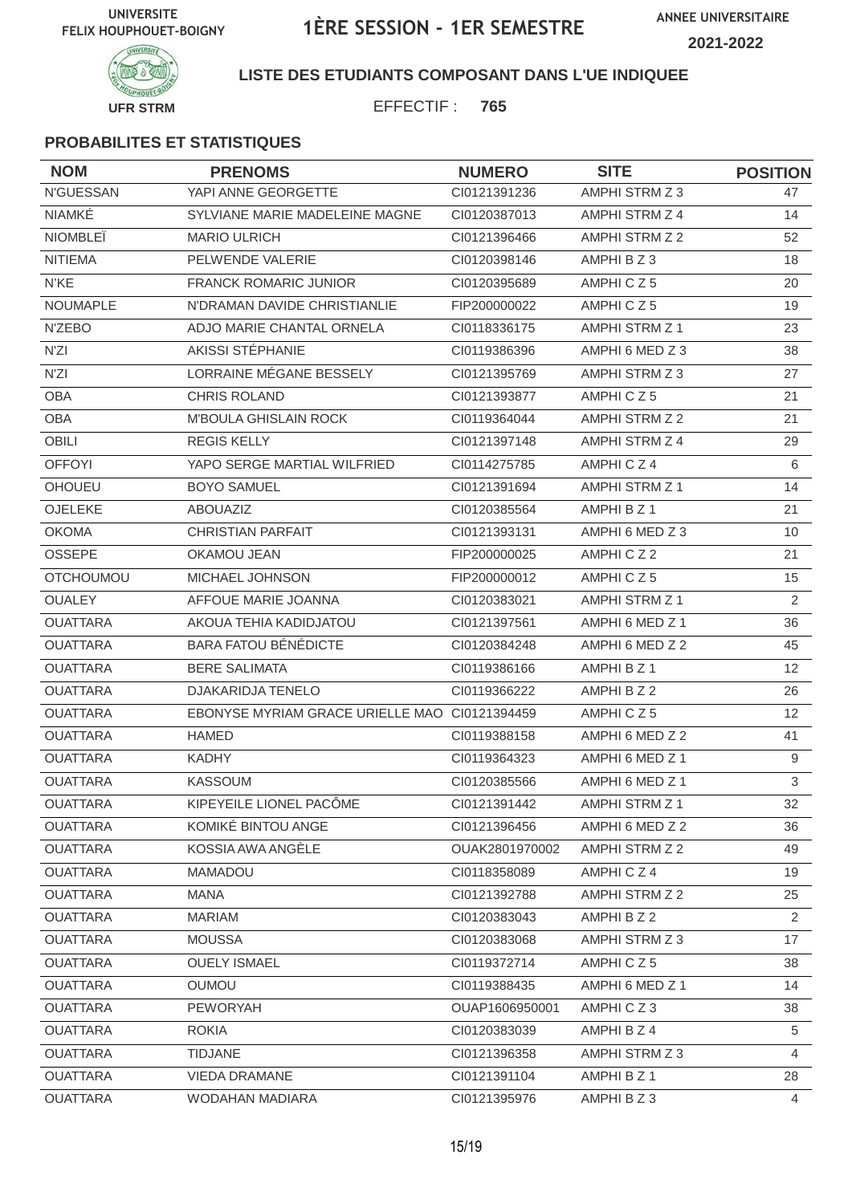UNIVERSITE FELIX HOUPHOUET-BOIGNY

# 1ÈRE SESSION - 1ER SEMESTRE

ANNEE UNIVERSITAIRE 2021-2022

UFR STRM

**LISTE DES ETUDIANTS COMPOSANT DANS L'UE INDIQUEE**

EFFECTIF : **765**

### PROBABILITES ET STATISTIQUES

| NOM | PRENOMS | NUMERO | SITE | POSITION |
|---|---|---|---|---|
| N'GUESSAN | YAPI ANNE GEORGETTE | CI0121391236 | AMPHI STRM Z 3 | 47 |
| NIAMKÉ | SYLVIANE MARIE MADELEINE MAGNE | CI0120387013 | AMPHI STRM Z 4 | 14 |
| NIOMBLEÏ | MARIO ULRICH | CI0121396466 | AMPHI STRM Z 2 | 52 |
| NITIEMA | PELWENDE VALERIE | CI0120398146 | AMPHI B Z 3 | 18 |
| N'KE | FRANCK ROMARIC JUNIOR | CI0120395689 | AMPHI C Z 5 | 20 |
| NOUMAPLE | N'DRAMAN DAVIDE CHRISTIANLIE | FIP200000022 | AMPHI C Z 5 | 19 |
| N'ZEBO | ADJO MARIE CHANTAL ORNELA | CI0118336175 | AMPHI STRM Z 1 | 23 |
| N'ZI | AKISSI STÉPHANIE | CI0119386396 | AMPHI 6 MED Z 3 | 38 |
| N'ZI | LORRAINE MÉGANE BESSELY | CI0121395769 | AMPHI STRM Z 3 | 27 |
| OBA | CHRIS ROLAND | CI0121393877 | AMPHI C Z 5 | 21 |
| OBA | M'BOULA GHISLAIN ROCK | CI0119364044 | AMPHI STRM Z 2 | 21 |
| OBILI | REGIS KELLY | CI0121397148 | AMPHI STRM Z 4 | 29 |
| OFFOYI | YAPO SERGE MARTIAL WILFRIED | CI0114275785 | AMPHI C Z 4 | 6 |
| OHOUEU | BOYO SAMUEL | CI0121391694 | AMPHI STRM Z 1 | 14 |
| OJELEKE | ABOUAZIZ | CI0120385564 | AMPHI B Z 1 | 21 |
| OKOMA | CHRISTIAN PARFAIT | CI0121393131 | AMPHI 6 MED Z 3 | 10 |
| OSSEPE | OKAMOU JEAN | FIP200000025 | AMPHI C Z 2 | 21 |
| OTCHOUMOU | MICHAEL JOHNSON | FIP200000012 | AMPHI C Z 5 | 15 |
| OUALEY | AFFOUE MARIE JOANNA | CI0120383021 | AMPHI STRM Z 1 | 2 |
| OUATTARA | AKOUA TEHIA KADIDJATOU | CI0121397561 | AMPHI 6 MED Z 1 | 36 |
| OUATTARA | BARA FATOU BÉNÉDICTE | CI0120384248 | AMPHI 6 MED Z 2 | 45 |
| OUATTARA | BERE SALIMATA | CI0119386166 | AMPHI B Z 1 | 12 |
| OUATTARA | DJAKARIDJA TENELO | CI0119366222 | AMPHI B Z 2 | 26 |
| OUATTARA | EBONYSE MYRIAM GRACE URIELLE MAO | CI0121394459 | AMPHI C Z 5 | 12 |
| OUATTARA | HAMED | CI0119388158 | AMPHI 6 MED Z 2 | 41 |
| OUATTARA | KADHY | CI0119364323 | AMPHI 6 MED Z 1 | 9 |
| OUATTARA | KASSOUM | CI0120385566 | AMPHI 6 MED Z 1 | 3 |
| OUATTARA | KIPEYEILE LIONEL PACÔME | CI0121391442 | AMPHI STRM Z 1 | 32 |
| OUATTARA | KOMIKÉ BINTOU ANGE | CI0121396456 | AMPHI 6 MED Z 2 | 36 |
| OUATTARA | KOSSIA AWA ANGÈLE | OUAK2801970002 | AMPHI STRM Z 2 | 49 |
| OUATTARA | MAMADOU | CI0118358089 | AMPHI C Z 4 | 19 |
| OUATTARA | MANA | CI0121392788 | AMPHI STRM Z 2 | 25 |
| OUATTARA | MARIAM | CI0120383043 | AMPHI B Z 2 | 2 |
| OUATTARA | MOUSSA | CI0120383068 | AMPHI STRM Z 3 | 17 |
| OUATTARA | OUELY ISMAEL | CI0119372714 | AMPHI C Z 5 | 38 |
| OUATTARA | OUMOU | CI0119388435 | AMPHI 6 MED Z 1 | 14 |
| OUATTARA | PEWORYAH | OUAP1606950001 | AMPHI C Z 3 | 38 |
| OUATTARA | ROKIA | CI0120383039 | AMPHI B Z 4 | 5 |
| OUATTARA | TIDJANE | CI0121396358 | AMPHI STRM Z 3 | 4 |
| OUATTARA | VIEDA DRAMANE | CI0121391104 | AMPHI B Z 1 | 28 |
| OUATTARA | WODAHAN MADIARA | CI0121395976 | AMPHI B Z 3 | 4 |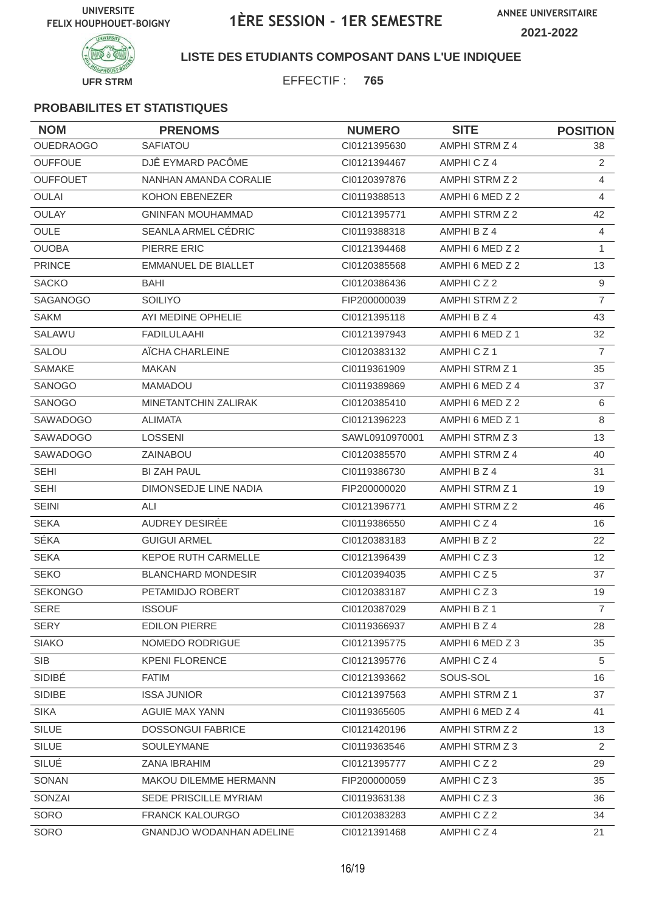UNIVERSITE FELIX HOUPHOUET-BOIGNY

# 1ÈRE SESSION - 1ER SEMESTRE

ANNEE UNIVERSITAIRE 2021-2022

UFR STRM

**LISTE DES ETUDIANTS COMPOSANT DANS L'UE INDIQUEE**

EFFECTIF : **765**

### PROBABILITES ET STATISTIQUES

| NOM | PRENOMS | NUMERO | SITE | POSITION |
|---|---|---|---|---|
| OUEDRAOGO | SAFIATOU | CI0121395630 | AMPHI STRM Z 4 | 38 |
| OUFFOUE | DJÊ EYMARD PACÔME | CI0121394467 | AMPHI C Z 4 | 2 |
| OUFFOUET | NANHAN AMANDA CORALIE | CI0120397876 | AMPHI STRM Z 2 | 4 |
| OULAI | KOHON EBENEZER | CI0119388513 | AMPHI 6 MED Z 2 | 4 |
| OULAY | GNINFAN MOUHAMMAD | CI0121395771 | AMPHI STRM Z 2 | 42 |
| OULE | SEANLA ARMEL CÉDRIC | CI0119388318 | AMPHI B Z 4 | 4 |
| OUOBA | PIERRE ERIC | CI0121394468 | AMPHI 6 MED Z 2 | 1 |
| PRINCE | EMMANUEL DE BIALLET | CI0120385568 | AMPHI 6 MED Z 2 | 13 |
| SACKO | BAHI | CI0120386436 | AMPHI C Z 2 | 9 |
| SAGANOGO | SOILIYO | FIP200000039 | AMPHI STRM Z 2 | 7 |
| SAKM | AYI MEDINE OPHELIE | CI0121395118 | AMPHI B Z 4 | 43 |
| SALAWU | FADILULAAHI | CI0121397943 | AMPHI 6 MED Z 1 | 32 |
| SALOU | AÏCHA CHARLEINE | CI0120383132 | AMPHI C Z 1 | 7 |
| SAMAKE | MAKAN | CI0119361909 | AMPHI STRM Z 1 | 35 |
| SANOGO | MAMADOU | CI0119389869 | AMPHI 6 MED Z 4 | 37 |
| SANOGO | MINETANTCHIN ZALIRAK | CI0120385410 | AMPHI 6 MED Z 2 | 6 |
| SAWADOGO | ALIMATA | CI0121396223 | AMPHI 6 MED Z 1 | 8 |
| SAWADOGO | LOSSENI | SAWL0910970001 | AMPHI STRM Z 3 | 13 |
| SAWADOGO | ZAINABOU | CI0120385570 | AMPHI STRM Z 4 | 40 |
| SEHI | BI ZAH PAUL | CI0119386730 | AMPHI B Z 4 | 31 |
| SEHI | DIMONSEDJE LINE NADIA | FIP200000020 | AMPHI STRM Z 1 | 19 |
| SEINI | ALI | CI0121396771 | AMPHI STRM Z 2 | 46 |
| SEKA | AUDREY DESIRÉE | CI0119386550 | AMPHI C Z 4 | 16 |
| SÉKA | GUIGUI ARMEL | CI0120383183 | AMPHI B Z 2 | 22 |
| SEKA | KEPOE RUTH CARMELLE | CI0121396439 | AMPHI C Z 3 | 12 |
| SEKO | BLANCHARD MONDESIR | CI0120394035 | AMPHI C Z 5 | 37 |
| SEKONGO | PETAMIDJO ROBERT | CI0120383187 | AMPHI C Z 3 | 19 |
| SERE | ISSOUF | CI0120387029 | AMPHI B Z 1 | 7 |
| SERY | EDILON PIERRE | CI0119366937 | AMPHI B Z 4 | 28 |
| SIAKO | NOMEDO RODRIGUE | CI0121395775 | AMPHI 6 MED Z 3 | 35 |
| SIB | KPENI FLORENCE | CI0121395776 | AMPHI C Z 4 | 5 |
| SIDIBÉ | FATIM | CI0121393662 | SOUS-SOL | 16 |
| SIDIBE | ISSA JUNIOR | CI0121397563 | AMPHI STRM Z 1 | 37 |
| SIKA | AGUIE MAX YANN | CI0119365605 | AMPHI 6 MED Z 4 | 41 |
| SILUE | DOSSONGUI FABRICE | CI0121420196 | AMPHI STRM Z 2 | 13 |
| SILUE | SOULEYMANE | CI0119363546 | AMPHI STRM Z 3 | 2 |
| SILUÉ | ZANA IBRAHIM | CI0121395777 | AMPHI C Z 2 | 29 |
| SONAN | MAKOU DILEMME HERMANN | FIP200000059 | AMPHI C Z 3 | 35 |
| SONZAI | SEDE PRISCILLE MYRIAM | CI0119363138 | AMPHI C Z 3 | 36 |
| SORO | FRANCK KALOURGO | CI0120383283 | AMPHI C Z 2 | 34 |
| SORO | GNANDJO WODANHAN ADELINE | CI0121391468 | AMPHI C Z 4 | 21 |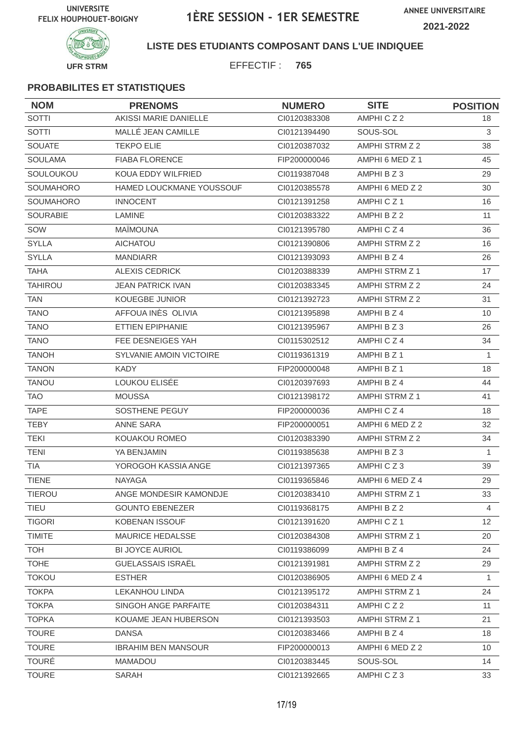UNIVERSITE FELIX HOUPHOUET-BOIGNY

# 1ÈRE SESSION - 1ER SEMESTRE

ANNEE UNIVERSITAIRE 2021-2022

UFR STRM

**LISTE DES ETUDIANTS COMPOSANT DANS L'UE INDIQUEE**

EFFECTIF : **765**

### PROBABILITES ET STATISTIQUES

| NOM | PRENOMS | NUMERO | SITE | POSITION |
|---|---|---|---|---|
| SOTTI | AKISSI MARIE DANIELLE | CI0120383308 | AMPHI C Z 2 | 18 |
| SOTTI | MALLÉ JEAN CAMILLE | CI0121394490 | SOUS-SOL | 3 |
| SOUATE | TEKPO ELIE | CI0120387032 | AMPHI STRM Z 2 | 38 |
| SOULAMA | FIABA FLORENCE | FIP200000046 | AMPHI 6 MED Z 1 | 45 |
| SOULOUKOU | KOUA EDDY WILFRIED | CI0119387048 | AMPHI B Z 3 | 29 |
| SOUMAHORO | HAMED LOUCKMANE YOUSSOUF | CI0120385578 | AMPHI 6 MED Z 2 | 30 |
| SOUMAHORO | INNOCENT | CI0121391258 | AMPHI C Z 1 | 16 |
| SOURABIE | LAMINE | CI0120383322 | AMPHI B Z 2 | 11 |
| SOW | MAÏMOUNA | CI0121395780 | AMPHI C Z 4 | 36 |
| SYLLA | AICHATOU | CI0121390806 | AMPHI STRM Z 2 | 16 |
| SYLLA | MANDIARR | CI0121393093 | AMPHI B Z 4 | 26 |
| TAHA | ALEXIS CEDRICK | CI0120388339 | AMPHI STRM Z 1 | 17 |
| TAHIROU | JEAN PATRICK IVAN | CI0120383345 | AMPHI STRM Z 2 | 24 |
| TAN | KOUEGBE JUNIOR | CI0121392723 | AMPHI STRM Z 2 | 31 |
| TANO | AFFOUA INÈS OLIVIA | CI0121395898 | AMPHI B Z 4 | 10 |
| TANO | ETTIEN EPIPHANIE | CI0121395967 | AMPHI B Z 3 | 26 |
| TANO | FEE DESNEIGES YAH | CI0115302512 | AMPHI C Z 4 | 34 |
| TANOH | SYLVANIE AMOIN VICTOIRE | CI0119361319 | AMPHI B Z 1 | 1 |
| TANON | KADY | FIP200000048 | AMPHI B Z 1 | 18 |
| TANOU | LOUKOU ELISÉE | CI0120397693 | AMPHI B Z 4 | 44 |
| TAO | MOUSSA | CI0121398172 | AMPHI STRM Z 1 | 41 |
| TAPE | SOSTHENE PEGUY | FIP200000036 | AMPHI C Z 4 | 18 |
| TEBY | ANNE SARA | FIP200000051 | AMPHI 6 MED Z 2 | 32 |
| TEKI | KOUAKOU ROMEO | CI0120383390 | AMPHI STRM Z 2 | 34 |
| TENI | YA BENJAMIN | CI0119385638 | AMPHI B Z 3 | 1 |
| TIA | YOROGOH KASSIA ANGE | CI0121397365 | AMPHI C Z 3 | 39 |
| TIENE | NAYAGA | CI0119365846 | AMPHI 6 MED Z 4 | 29 |
| TIEROU | ANGE MONDESIR KAMONDJE | CI0120383410 | AMPHI STRM Z 1 | 33 |
| TIEU | GOUNTO EBENEZER | CI0119368175 | AMPHI B Z 2 | 4 |
| TIGORI | KOBENAN ISSOUF | CI0121391620 | AMPHI C Z 1 | 12 |
| TIMITE | MAURICE HEDALSSE | CI0120384308 | AMPHI STRM Z 1 | 20 |
| TOH | BI JOYCE AURIOL | CI0119386099 | AMPHI B Z 4 | 24 |
| TOHE | GUELASSAIS ISRAËL | CI0121391981 | AMPHI STRM Z 2 | 29 |
| TOKOU | ESTHER | CI0120386905 | AMPHI 6 MED Z 4 | 1 |
| TOKPA | LEKANHOU LINDA | CI0121395172 | AMPHI STRM Z 1 | 24 |
| TOKPA | SINGOH ANGE PARFAITE | CI0120384311 | AMPHI C Z 2 | 11 |
| TOPKA | KOUAME JEAN HUBERSON | CI0121393503 | AMPHI STRM Z 1 | 21 |
| TOURE | DANSA | CI0120383466 | AMPHI B Z 4 | 18 |
| TOURE | IBRAHIM BEN MANSOUR | FIP200000013 | AMPHI 6 MED Z 2 | 10 |
| TOURÉ | MAMADOU | CI0120383445 | SOUS-SOL | 14 |
| TOURE | SARAH | CI0121392665 | AMPHI C Z 3 | 33 |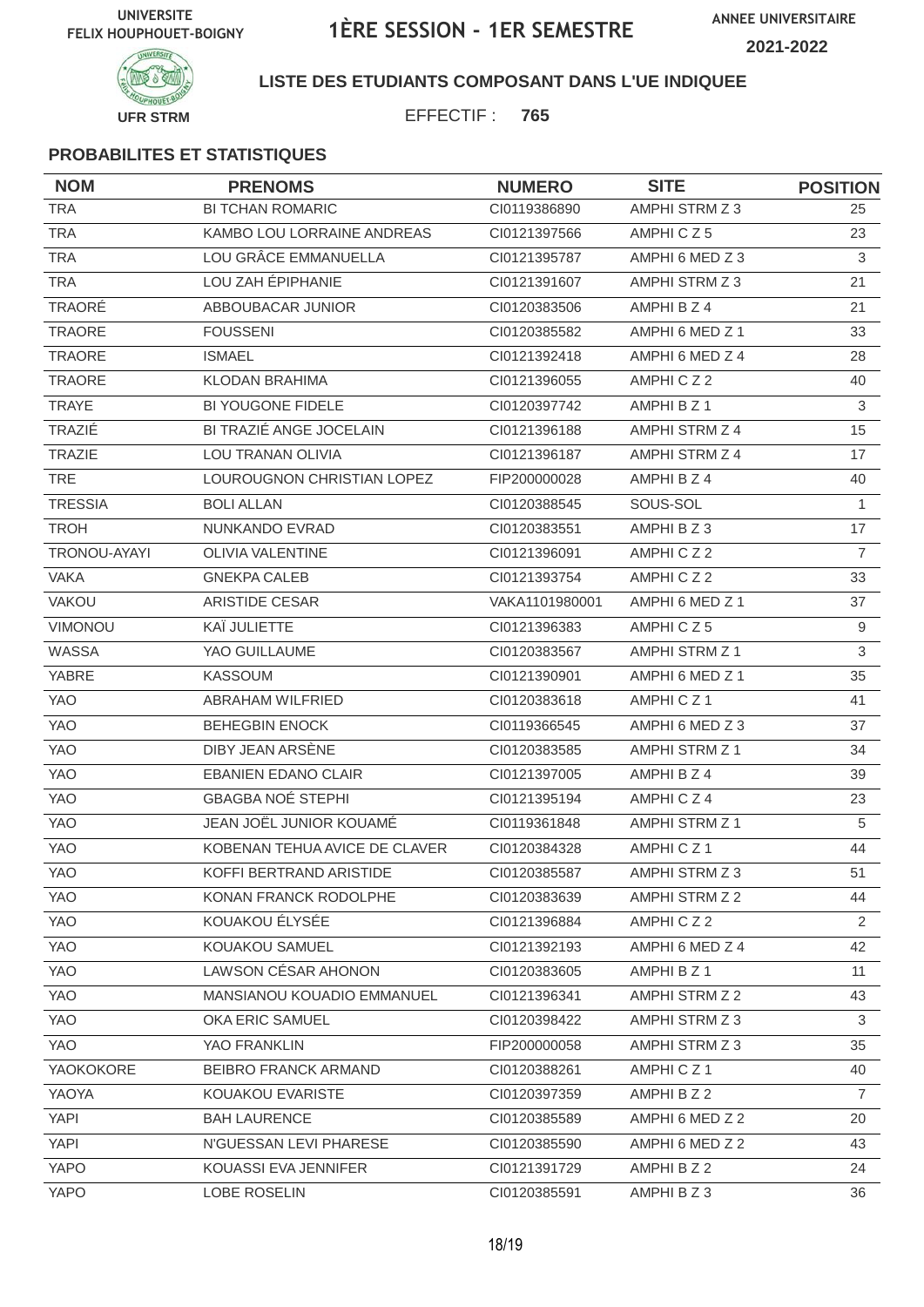UNIVERSITE FELIX HOUPHOUET-BOIGNY

# 1ÈRE SESSION - 1ER SEMESTRE

ANNEE UNIVERSITAIRE 2021-2022

UFR STRM

**LISTE DES ETUDIANTS COMPOSANT DANS L'UE INDIQUEE**

EFFECTIF : **765**

### PROBABILITES ET STATISTIQUES

| NOM | PRENOMS | NUMERO | SITE | POSITION |
|---|---|---|---|---|
| TRA | BI TCHAN ROMARIC | CI0119386890 | AMPHI STRM Z 3 | 25 |
| TRA | KAMBO LOU LORRAINE ANDREAS | CI0121397566 | AMPHI C Z 5 | 23 |
| TRA | LOU GRÂCE EMMANUELLA | CI0121395787 | AMPHI 6 MED Z 3 | 3 |
| TRA | LOU ZAH ÉPIPHANIE | CI0121391607 | AMPHI STRM Z 3 | 21 |
| TRAORÉ | ABBOUBACAR JUNIOR | CI0120383506 | AMPHI B Z 4 | 21 |
| TRAORE | FOUSSENI | CI0120385582 | AMPHI 6 MED Z 1 | 33 |
| TRAORE | ISMAEL | CI0121392418 | AMPHI 6 MED Z 4 | 28 |
| TRAORE | KLODAN BRAHIMA | CI0121396055 | AMPHI C Z 2 | 40 |
| TRAYE | BI YOUGONE FIDELE | CI0120397742 | AMPHI B Z 1 | 3 |
| TRAZIÉ | BI TRAZIÉ ANGE JOCELAIN | CI0121396188 | AMPHI STRM Z 4 | 15 |
| TRAZIE | LOU TRANAN OLIVIA | CI0121396187 | AMPHI STRM Z 4 | 17 |
| TRE | LOUROUGNON CHRISTIAN LOPEZ | FIP200000028 | AMPHI B Z 4 | 40 |
| TRESSIA | BOLI ALLAN | CI0120388545 | SOUS-SOL | 1 |
| TROH | NUNKANDO EVRAD | CI0120383551 | AMPHI B Z 3 | 17 |
| TRONOU-AYAYI | OLIVIA VALENTINE | CI0121396091 | AMPHI C Z 2 | 7 |
| VAKA | GNEKPA CALEB | CI0121393754 | AMPHI C Z 2 | 33 |
| VAKOU | ARISTIDE CESAR | VAKA1101980001 | AMPHI 6 MED Z 1 | 37 |
| VIMONOU | KAÏ JULIETTE | CI0121396383 | AMPHI C Z 5 | 9 |
| WASSA | YAO GUILLAUME | CI0120383567 | AMPHI STRM Z 1 | 3 |
| YABRE | KASSOUM | CI0121390901 | AMPHI 6 MED Z 1 | 35 |
| YAO | ABRAHAM WILFRIED | CI0120383618 | AMPHI C Z 1 | 41 |
| YAO | BEHEGBIN ENOCK | CI0119366545 | AMPHI 6 MED Z 3 | 37 |
| YAO | DIBY JEAN ARSÈNE | CI0120383585 | AMPHI STRM Z 1 | 34 |
| YAO | EBANIEN EDANO CLAIR | CI0121397005 | AMPHI B Z 4 | 39 |
| YAO | GBAGBA NOÉ STEPHI | CI0121395194 | AMPHI C Z 4 | 23 |
| YAO | JEAN JOËL JUNIOR KOUAMÉ | CI0119361848 | AMPHI STRM Z 1 | 5 |
| YAO | KOBENAN TEHUA AVICE DE CLAVER | CI0120384328 | AMPHI C Z 1 | 44 |
| YAO | KOFFI BERTRAND ARISTIDE | CI0120385587 | AMPHI STRM Z 3 | 51 |
| YAO | KONAN FRANCK RODOLPHE | CI0120383639 | AMPHI STRM Z 2 | 44 |
| YAO | KOUAKOU ÉLYSÉE | CI0121396884 | AMPHI C Z 2 | 2 |
| YAO | KOUAKOU SAMUEL | CI0121392193 | AMPHI 6 MED Z 4 | 42 |
| YAO | LAWSON CÉSAR AHONON | CI0120383605 | AMPHI B Z 1 | 11 |
| YAO | MANSIANOU KOUADIO EMMANUEL | CI0121396341 | AMPHI STRM Z 2 | 43 |
| YAO | OKA ERIC SAMUEL | CI0120398422 | AMPHI STRM Z 3 | 3 |
| YAO | YAO FRANKLIN | FIP200000058 | AMPHI STRM Z 3 | 35 |
| YAOKOKORE | BEIBRO FRANCK ARMAND | CI0120388261 | AMPHI C Z 1 | 40 |
| YAOYA | KOUAKOU EVARISTE | CI0120397359 | AMPHI B Z 2 | 7 |
| YAPI | BAH LAURENCE | CI0120385589 | AMPHI 6 MED Z 2 | 20 |
| YAPI | N'GUESSAN LEVI PHARESE | CI0120385590 | AMPHI 6 MED Z 2 | 43 |
| YAPO | KOUASSI EVA JENNIFER | CI0121391729 | AMPHI B Z 2 | 24 |
| YAPO | LOBE ROSELIN | CI0120385591 | AMPHI B Z 3 | 36 |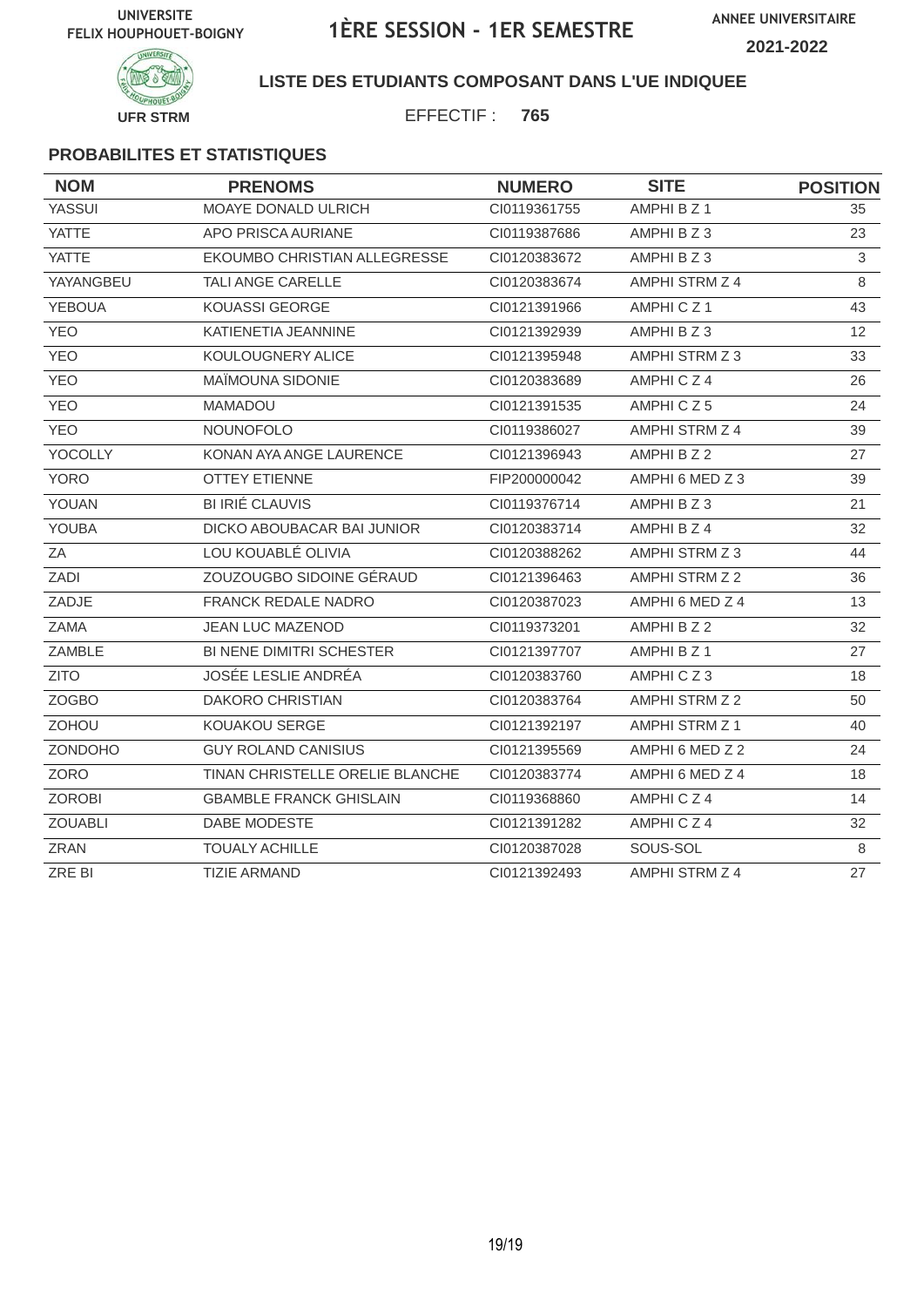UNIVERSITE FELIX HOUPHOUET-BOIGNY

# 1ÈRE SESSION - 1ER SEMESTRE

ANNEE UNIVERSITAIRE 2021-2022

UFR STRM

**LISTE DES ETUDIANTS COMPOSANT DANS L'UE INDIQUEE**

EFFECTIF : **765**

**PROBABILITES ET STATISTIQUES**

| NOM | PRENOMS | NUMERO | SITE | POSITION |
|---|---|---|---|---|
| YASSUI | MOAYE DONALD ULRICH | CI0119361755 | AMPHI B Z 1 | 35 |
| YATTE | APO PRISCA AURIANE | CI0119387686 | AMPHI B Z 3 | 23 |
| YATTE | EKOUMBO CHRISTIAN ALLEGRESSE | CI0120383672 | AMPHI B Z 3 | 3 |
| YAYANGBEU | TALI ANGE CARELLE | CI0120383674 | AMPHI STRM Z 4 | 8 |
| YEBOUA | KOUASSI GEORGE | CI0121391966 | AMPHI C Z 1 | 43 |
| YEO | KATIENETIA JEANNINE | CI0121392939 | AMPHI B Z 3 | 12 |
| YEO | KOULOUGNERY ALICE | CI0121395948 | AMPHI STRM Z 3 | 33 |
| YEO | MAÏMOUNA SIDONIE | CI0120383689 | AMPHI C Z 4 | 26 |
| YEO | MAMADOU | CI0121391535 | AMPHI C Z 5 | 24 |
| YEO | NOUNOFOLO | CI0119386027 | AMPHI STRM Z 4 | 39 |
| YOCOLLY | KONAN AYA ANGE LAURENCE | CI0121396943 | AMPHI B Z 2 | 27 |
| YORO | OTTEY ETIENNE | FIP200000042 | AMPHI 6 MED Z 3 | 39 |
| YOUAN | BI IRIÉ CLAUVIS | CI0119376714 | AMPHI B Z 3 | 21 |
| YOUBA | DICKO ABOUBACAR BAI JUNIOR | CI0120383714 | AMPHI B Z 4 | 32 |
| ZA | LOU KOUABLÉ OLIVIA | CI0120388262 | AMPHI STRM Z 3 | 44 |
| ZADI | ZOUZOUGBO SIDOINE GÉRAUD | CI0121396463 | AMPHI STRM Z 2 | 36 |
| ZADJE | FRANCK REDALE NADRO | CI0120387023 | AMPHI 6 MED Z 4 | 13 |
| ZAMA | JEAN LUC MAZENOD | CI0119373201 | AMPHI B Z 2 | 32 |
| ZAMBLE | BI NENE DIMITRI SCHESTER | CI0121397707 | AMPHI B Z 1 | 27 |
| ZITO | JOSÉE LESLIE ANDRÉA | CI0120383760 | AMPHI C Z 3 | 18 |
| ZOGBO | DAKORO CHRISTIAN | CI0120383764 | AMPHI STRM Z 2 | 50 |
| ZOHOU | KOUAKOU SERGE | CI0121392197 | AMPHI STRM Z 1 | 40 |
| ZONDOHO | GUY ROLAND CANISIUS | CI0121395569 | AMPHI 6 MED Z 2 | 24 |
| ZORO | TINAN CHRISTELLE ORELIE BLANCHE | CI0120383774 | AMPHI 6 MED Z 4 | 18 |
| ZOROBI | GBAMBLE FRANCK GHISLAIN | CI0119368860 | AMPHI C Z 4 | 14 |
| ZOUABLI | DABE MODESTE | CI0121391282 | AMPHI C Z 4 | 32 |
| ZRAN | TOUALY ACHILLE | CI0120387028 | SOUS-SOL | 8 |
| ZRE BI | TIZIE ARMAND | CI0121392493 | AMPHI STRM Z 4 | 27 |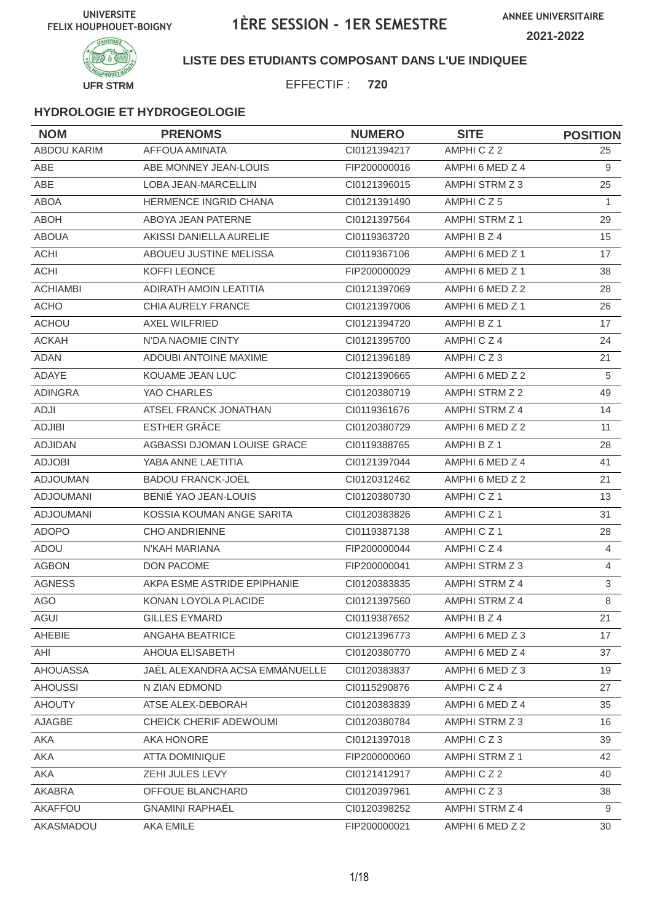UNIVERSITE FELIX HOUPHOUET-BOIGNY

# 1ÈRE SESSION - 1ER SEMESTRE

ANNEE UNIVERSITAIRE 2021-2022

UFR STRM

**LISTE DES ETUDIANTS COMPOSANT DANS L'UE INDIQUEE**

EFFECTIF : **720**

### HYDROLOGIE ET HYDROGEOLOGIE

| NOM | PRENOMS | NUMERO | SITE | POSITION |
|---|---|---|---|---|
| ABDOU KARIM | AFFOUA AMINATA | CI0121394217 | AMPHI C Z 2 | 25 |
| ABE | ABE MONNEY JEAN-LOUIS | FIP200000016 | AMPHI 6 MED Z 4 | 9 |
| ABE | LOBA JEAN-MARCELLIN | CI0121396015 | AMPHI STRM Z 3 | 25 |
| ABOA | HERMENCE INGRID CHANA | CI0121391490 | AMPHI C Z 5 | 1 |
| ABOH | ABOYA JEAN PATERNE | CI0121397564 | AMPHI STRM Z 1 | 29 |
| ABOUA | AKISSI DANIELLA AURELIE | CI0119363720 | AMPHI B Z 4 | 15 |
| ACHI | ABOUEU JUSTINE MELISSA | CI0119367106 | AMPHI 6 MED Z 1 | 17 |
| ACHI | KOFFI LEONCE | FIP200000029 | AMPHI 6 MED Z 1 | 38 |
| ACHIAMBI | ADIRATH AMOIN LEATITIA | CI0121397069 | AMPHI 6 MED Z 2 | 28 |
| ACHO | CHIA AURELY FRANCE | CI0121397006 | AMPHI 6 MED Z 1 | 26 |
| ACHOU | AXEL WILFRIED | CI0121394720 | AMPHI B Z 1 | 17 |
| ACKAH | N'DA NAOMIE CINTY | CI0121395700 | AMPHI C Z 4 | 24 |
| ADAN | ADOUBI ANTOINE MAXIME | CI0121396189 | AMPHI C Z 3 | 21 |
| ADAYE | KOUAME JEAN LUC | CI0121390665 | AMPHI 6 MED Z 2 | 5 |
| ADINGRA | YAO CHARLES | CI0120380719 | AMPHI STRM Z 2 | 49 |
| ADJI | ATSEL FRANCK JONATHAN | CI0119361676 | AMPHI STRM Z 4 | 14 |
| ADJIBI | ESTHER GRÂCE | CI0120380729 | AMPHI 6 MED Z 2 | 11 |
| ADJIDAN | AGBASSI DJOMAN LOUISE GRACE | CI0119388765 | AMPHI B Z 1 | 28 |
| ADJOBI | YABA ANNE LAETITIA | CI0121397044 | AMPHI 6 MED Z 4 | 41 |
| ADJOUMAN | BADOU FRANCK-JOËL | CI0120312462 | AMPHI 6 MED Z 2 | 21 |
| ADJOUMANI | BENIÉ YAO JEAN-LOUIS | CI0120380730 | AMPHI C Z 1 | 13 |
| ADJOUMANI | KOSSIA KOUMAN ANGE SARITA | CI0120383826 | AMPHI C Z 1 | 31 |
| ADOPO | CHO ANDRIENNE | CI0119387138 | AMPHI C Z 1 | 28 |
| ADOU | N'KAH MARIANA | FIP200000044 | AMPHI C Z 4 | 4 |
| AGBON | DON PACOME | FIP200000041 | AMPHI STRM Z 3 | 4 |
| AGNESS | AKPA ESME ASTRIDE EPIPHANIE | CI0120383835 | AMPHI STRM Z 4 | 3 |
| AGO | KONAN LOYOLA PLACIDE | CI0121397560 | AMPHI STRM Z 4 | 8 |
| AGUI | GILLES EYMARD | CI0119387652 | AMPHI B Z 4 | 21 |
| AHEBIE | ANGAHA BEATRICE | CI0121396773 | AMPHI 6 MED Z 3 | 17 |
| AHI | AHOUA ELISABETH | CI0120380770 | AMPHI 6 MED Z 4 | 37 |
| AHOUASSA | JAËL ALEXANDRA ACSA EMMANUELLE | CI0120383837 | AMPHI 6 MED Z 3 | 19 |
| AHOUSSI | N ZIAN EDMOND | CI0115290876 | AMPHI C Z 4 | 27 |
| AHOUTY | ATSE ALEX-DEBORAH | CI0120383839 | AMPHI 6 MED Z 4 | 35 |
| AJAGBE | CHEICK CHERIF ADEWOUMI | CI0120380784 | AMPHI STRM Z 3 | 16 |
| AKA | AKA HONORE | CI0121397018 | AMPHI C Z 3 | 39 |
| AKA | ATTA DOMINIQUE | FIP200000060 | AMPHI STRM Z 1 | 42 |
| AKA | ZEHI JULES LEVY | CI0121412917 | AMPHI C Z 2 | 40 |
| AKABRA | OFFOUE BLANCHARD | CI0120397961 | AMPHI C Z 3 | 38 |
| AKAFFOU | GNAMINI RAPHAËL | CI0120398252 | AMPHI STRM Z 4 | 9 |
| AKASMADOU | AKA EMILE | FIP200000021 | AMPHI 6 MED Z 2 | 30 |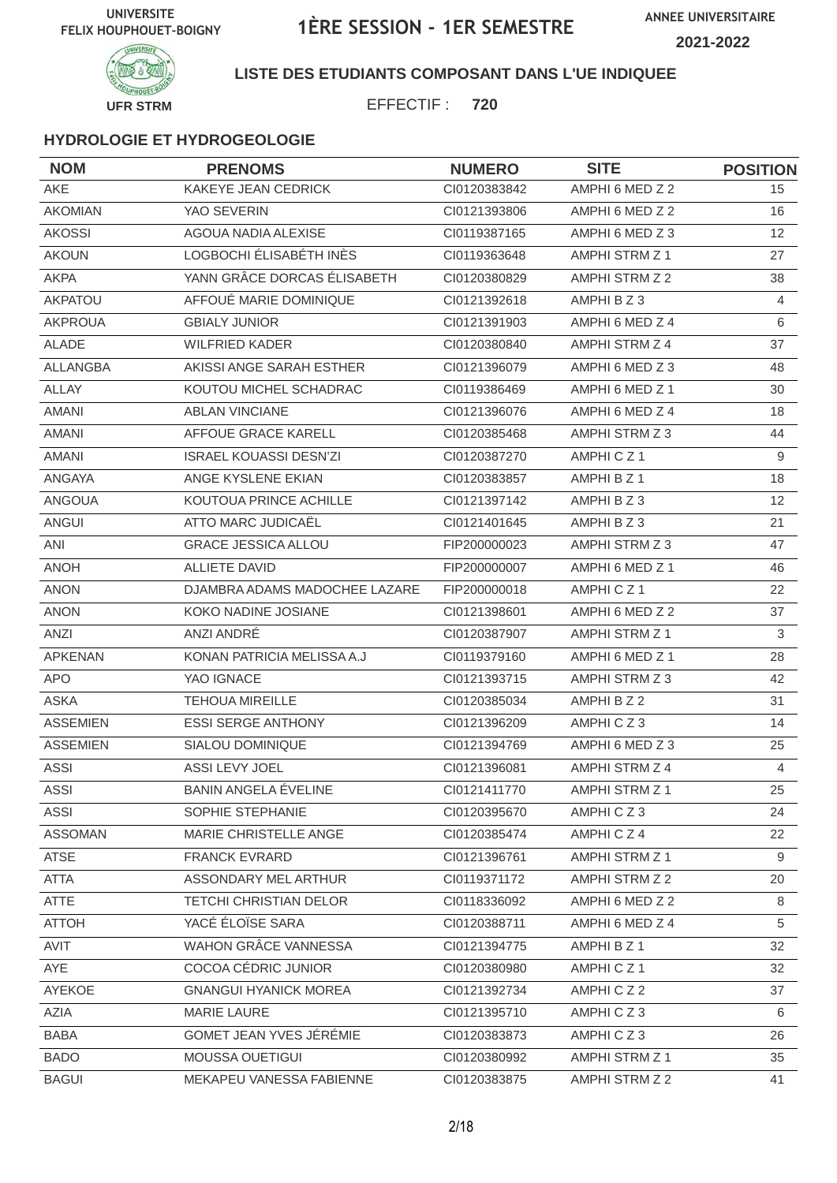UNIVERSITE FELIX HOUPHOUET-BOIGNY

# 1ÈRE SESSION - 1ER SEMESTRE

ANNEE UNIVERSITAIRE 2021-2022

UFR STRM

**LISTE DES ETUDIANTS COMPOSANT DANS L'UE INDIQUEE**

EFFECTIF : **720**

### HYDROLOGIE ET HYDROGEOLOGIE

| NOM | PRENOMS | NUMERO | SITE | POSITION |
|---|---|---|---|---|
| AKE | KAKEYE JEAN CEDRICK | CI0120383842 | AMPHI 6 MED Z 2 | 15 |
| AKOMIAN | YAO SEVERIN | CI0121393806 | AMPHI 6 MED Z 2 | 16 |
| AKOSSI | AGOUA NADIA ALEXISE | CI0119387165 | AMPHI 6 MED Z 3 | 12 |
| AKOUN | LOGBOCHI ÉLISABÉTH INÈS | CI0119363648 | AMPHI STRM Z 1 | 27 |
| AKPA | YANN GRÂCE DORCAS ÉLISABETH | CI0120380829 | AMPHI STRM Z 2 | 38 |
| AKPATOU | AFFOUÉ MARIE DOMINIQUE | CI0121392618 | AMPHI B Z 3 | 4 |
| AKPROUA | GBIALY JUNIOR | CI0121391903 | AMPHI 6 MED Z 4 | 6 |
| ALADE | WILFRIED KADER | CI0120380840 | AMPHI STRM Z 4 | 37 |
| ALLANGBA | AKISSI ANGE SARAH ESTHER | CI0121396079 | AMPHI 6 MED Z 3 | 48 |
| ALLAY | KOUTOU MICHEL SCHADRAC | CI0119386469 | AMPHI 6 MED Z 1 | 30 |
| AMANI | ABLAN VINCIANE | CI0121396076 | AMPHI 6 MED Z 4 | 18 |
| AMANI | AFFOUE GRACE KARELL | CI0120385468 | AMPHI STRM Z 3 | 44 |
| AMANI | ISRAEL KOUASSI DESN'ZI | CI0120387270 | AMPHI C Z 1 | 9 |
| ANGAYA | ANGE KYSLENE EKIAN | CI0120383857 | AMPHI B Z 1 | 18 |
| ANGOUA | KOUTOUA PRINCE ACHILLE | CI0121397142 | AMPHI B Z 3 | 12 |
| ANGUI | ATTO MARC JUDICAËL | CI0121401645 | AMPHI B Z 3 | 21 |
| ANI | GRACE JESSICA ALLOU | FIP200000023 | AMPHI STRM Z 3 | 47 |
| ANOH | ALLIETE DAVID | FIP200000007 | AMPHI 6 MED Z 1 | 46 |
| ANON | DJAMBRA ADAMS MADOCHEE LAZARE | FIP200000018 | AMPHI C Z 1 | 22 |
| ANON | KOKO NADINE JOSIANE | CI0121398601 | AMPHI 6 MED Z 2 | 37 |
| ANZI | ANZI ANDRÉ | CI0120387907 | AMPHI STRM Z 1 | 3 |
| APKENAN | KONAN PATRICIA MELISSA A.J | CI0119379160 | AMPHI 6 MED Z 1 | 28 |
| APO | YAO IGNACE | CI0121393715 | AMPHI STRM Z 3 | 42 |
| ASKA | TEHOUA MIREILLE | CI0120385034 | AMPHI B Z 2 | 31 |
| ASSEMIEN | ESSI SERGE ANTHONY | CI0121396209 | AMPHI C Z 3 | 14 |
| ASSEMIEN | SIALOU DOMINIQUE | CI0121394769 | AMPHI 6 MED Z 3 | 25 |
| ASSI | ASSI LEVY JOEL | CI0121396081 | AMPHI STRM Z 4 | 4 |
| ASSI | BANIN ANGELA ÉVELINE | CI0121411770 | AMPHI STRM Z 1 | 25 |
| ASSI | SOPHIE STEPHANIE | CI0120395670 | AMPHI C Z 3 | 24 |
| ASSOMAN | MARIE CHRISTELLE ANGE | CI0120385474 | AMPHI C Z 4 | 22 |
| ATSE | FRANCK EVRARD | CI0121396761 | AMPHI STRM Z 1 | 9 |
| ATTA | ASSONDARY MEL ARTHUR | CI0119371172 | AMPHI STRM Z 2 | 20 |
| ATTE | TETCHI CHRISTIAN DELOR | CI0118336092 | AMPHI 6 MED Z 2 | 8 |
| ATTOH | YACÉ ÉLOÏSE SARA | CI0120388711 | AMPHI 6 MED Z 4 | 5 |
| AVIT | WAHON GRÂCE VANNESSA | CI0121394775 | AMPHI B Z 1 | 32 |
| AYE | COCOA CÉDRIC JUNIOR | CI0120380980 | AMPHI C Z 1 | 32 |
| AYEKOE | GNANGUI HYANICK MOREA | CI0121392734 | AMPHI C Z 2 | 37 |
| AZIA | MARIE LAURE | CI0121395710 | AMPHI C Z 3 | 6 |
| BABA | GOMET JEAN YVES JÉRÉMIE | CI0120383873 | AMPHI C Z 3 | 26 |
| BADO | MOUSSA OUETIGUI | CI0120380992 | AMPHI STRM Z 1 | 35 |
| BAGUI | MEKAPEU VANESSA FABIENNE | CI0120383875 | AMPHI STRM Z 2 | 41 |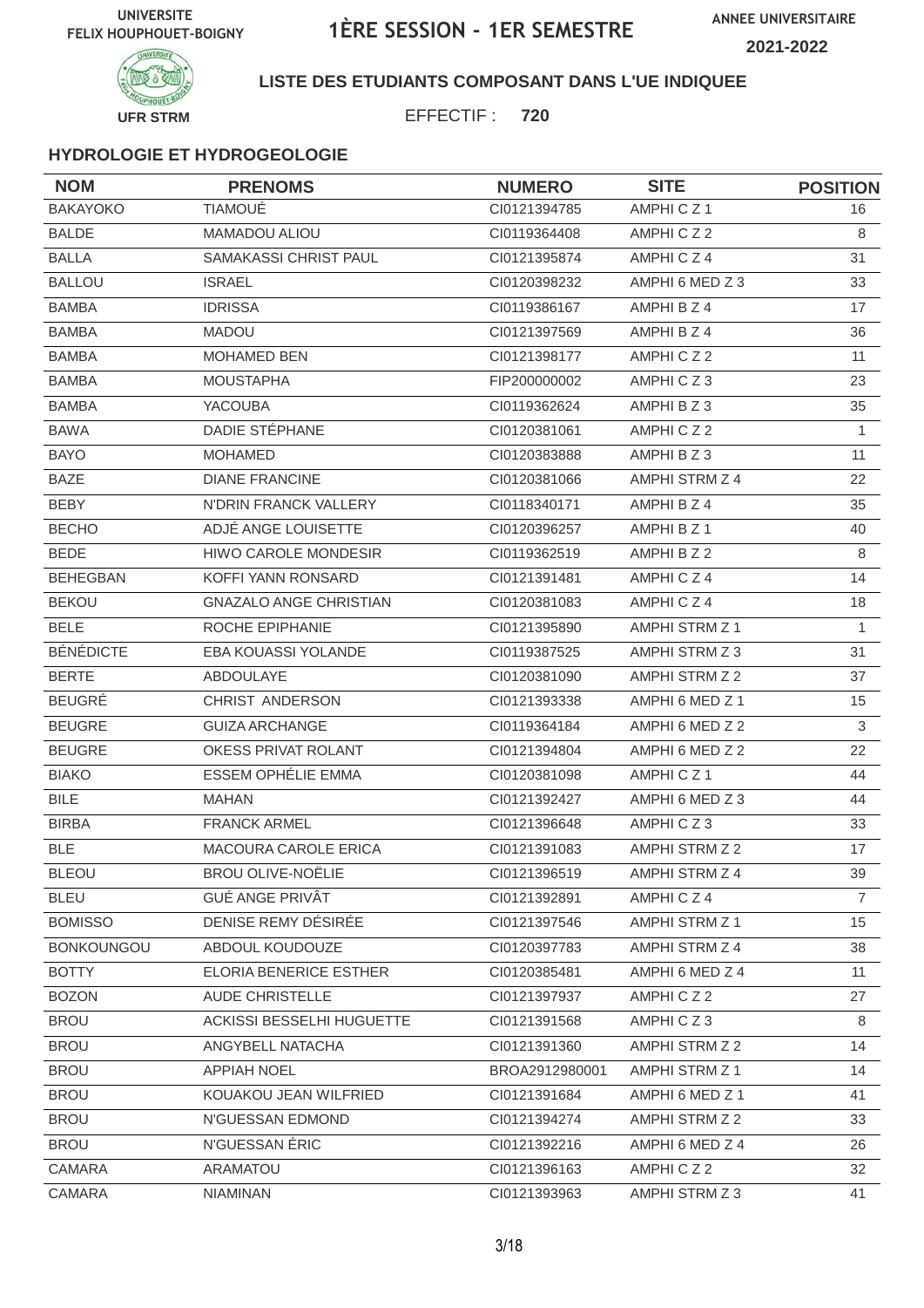UNIVERSITE FELIX HOUPHOUET-BOIGNY

# 1ÈRE SESSION - 1ER SEMESTRE

ANNEE UNIVERSITAIRE 2021-2022

UFR STRM

**LISTE DES ETUDIANTS COMPOSANT DANS L'UE INDIQUEE**

EFFECTIF : **720**

### HYDROLOGIE ET HYDROGEOLOGIE

| NOM | PRENOMS | NUMERO | SITE | POSITION |
|---|---|---|---|---|
| BAKAYOKO | TIAMOUÉ | CI0121394785 | AMPHI C Z 1 | 16 |
| BALDE | MAMADOU ALIOU | CI0119364408 | AMPHI C Z 2 | 8 |
| BALLA | SAMAKASSI CHRIST PAUL | CI0121395874 | AMPHI C Z 4 | 31 |
| BALLOU | ISRAEL | CI0120398232 | AMPHI 6 MED Z 3 | 33 |
| BAMBA | IDRISSA | CI0119386167 | AMPHI B Z 4 | 17 |
| BAMBA | MADOU | CI0121397569 | AMPHI B Z 4 | 36 |
| BAMBA | MOHAMED BEN | CI0121398177 | AMPHI C Z 2 | 11 |
| BAMBA | MOUSTAPHA | FIP200000002 | AMPHI C Z 3 | 23 |
| BAMBA | YACOUBA | CI0119362624 | AMPHI B Z 3 | 35 |
| BAWA | DADIE STÉPHANE | CI0120381061 | AMPHI C Z 2 | 1 |
| BAYO | MOHAMED | CI0120383888 | AMPHI B Z 3 | 11 |
| BAZE | DIANE FRANCINE | CI0120381066 | AMPHI STRM Z 4 | 22 |
| BEBY | N'DRIN FRANCK VALLERY | CI0118340171 | AMPHI B Z 4 | 35 |
| BECHO | ADJÉ ANGE LOUISETTE | CI0120396257 | AMPHI B Z 1 | 40 |
| BEDE | HIWO CAROLE MONDESIR | CI0119362519 | AMPHI B Z 2 | 8 |
| BEHEGBAN | KOFFI YANN RONSARD | CI0121391481 | AMPHI C Z 4 | 14 |
| BEKOU | GNAZALO ANGE CHRISTIAN | CI0120381083 | AMPHI C Z 4 | 18 |
| BELE | ROCHE EPIPHANIE | CI0121395890 | AMPHI STRM Z 1 | 1 |
| BÉNÉDICTE | EBA KOUASSI YOLANDE | CI0119387525 | AMPHI STRM Z 3 | 31 |
| BERTE | ABDOULAYE | CI0120381090 | AMPHI STRM Z 2 | 37 |
| BEUGRÉ | CHRIST ANDERSON | CI0121393338 | AMPHI 6 MED Z 1 | 15 |
| BEUGRE | GUIZA ARCHANGE | CI0119364184 | AMPHI 6 MED Z 2 | 3 |
| BEUGRE | OKESS PRIVAT ROLANT | CI0121394804 | AMPHI 6 MED Z 2 | 22 |
| BIAKO | ESSEM OPHÉLIE EMMA | CI0120381098 | AMPHI C Z 1 | 44 |
| BILE | MAHAN | CI0121392427 | AMPHI 6 MED Z 3 | 44 |
| BIRBA | FRANCK ARMEL | CI0121396648 | AMPHI C Z 3 | 33 |
| BLE | MACOURA CAROLE ERICA | CI0121391083 | AMPHI STRM Z 2 | 17 |
| BLEOU | BROU OLIVE-NOËLIE | CI0121396519 | AMPHI STRM Z 4 | 39 |
| BLEU | GUÉ ANGE PRIVÂT | CI0121392891 | AMPHI C Z 4 | 7 |
| BOMISSO | DENISE REMY DÉSIRÉE | CI0121397546 | AMPHI STRM Z 1 | 15 |
| BONKOUNGOU | ABDOUL KOUDOUZE | CI0120397783 | AMPHI STRM Z 4 | 38 |
| BOTTY | ELORIA BENERICE ESTHER | CI0120385481 | AMPHI 6 MED Z 4 | 11 |
| BOZON | AUDE CHRISTELLE | CI0121397937 | AMPHI C Z 2 | 27 |
| BROU | ACKISSI BESSELHI HUGUETTE | CI0121391568 | AMPHI C Z 3 | 8 |
| BROU | ANGYBELL NATACHA | CI0121391360 | AMPHI STRM Z 2 | 14 |
| BROU | APPIAH NOEL | BROA2912980001 | AMPHI STRM Z 1 | 14 |
| BROU | KOUAKOU JEAN WILFRIED | CI0121391684 | AMPHI 6 MED Z 1 | 41 |
| BROU | N'GUESSAN EDMOND | CI0121394274 | AMPHI STRM Z 2 | 33 |
| BROU | N'GUESSAN ÉRIC | CI0121392216 | AMPHI 6 MED Z 4 | 26 |
| CAMARA | ARAMATOU | CI0121396163 | AMPHI C Z 2 | 32 |
| CAMARA | NIAMINAN | CI0121393963 | AMPHI STRM Z 3 | 41 |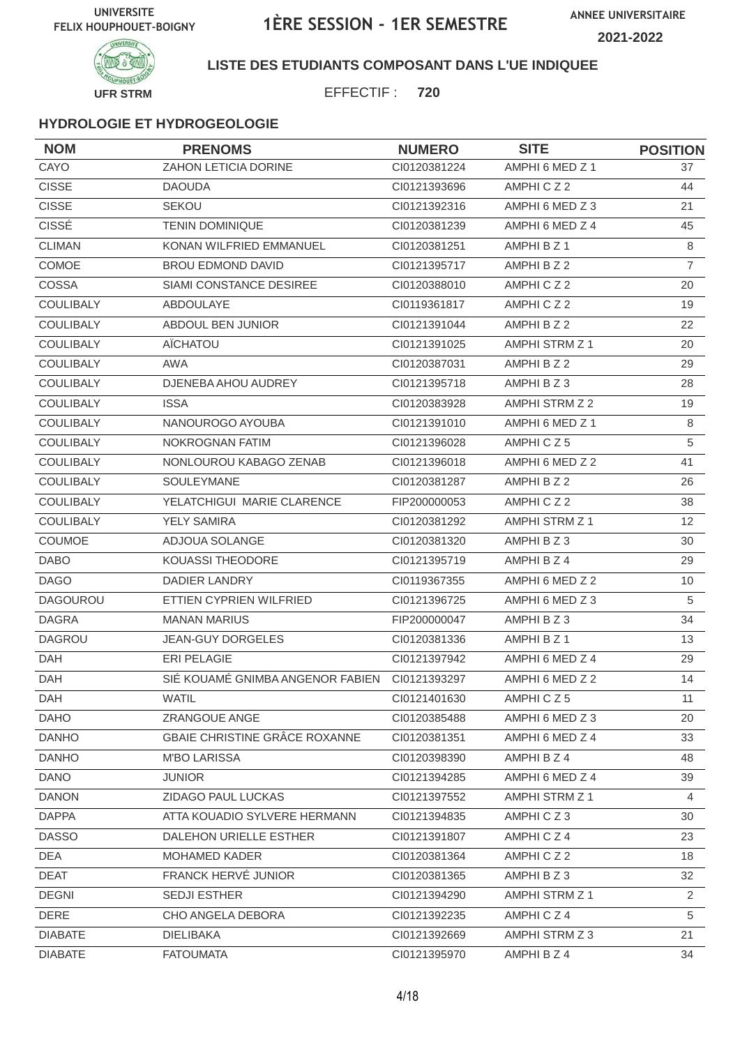UNIVERSITE FELIX HOUPHOUET-BOIGNY

# 1ÈRE SESSION - 1ER SEMESTRE

ANNEE UNIVERSITAIRE 2021-2022

UFR STRM

**LISTE DES ETUDIANTS COMPOSANT DANS L'UE INDIQUEE**

EFFECTIF : **720**

### HYDROLOGIE ET HYDROGEOLOGIE

| NOM | PRENOMS | NUMERO | SITE | POSITION |
|---|---|---|---|---|
| CAYO | ZAHON LETICIA DORINE | CI0120381224 | AMPHI 6 MED Z 1 | 37 |
| CISSE | DAOUDA | CI0121393696 | AMPHI C Z 2 | 44 |
| CISSE | SEKOU | CI0121392316 | AMPHI 6 MED Z 3 | 21 |
| CISSÉ | TENIN DOMINIQUE | CI0120381239 | AMPHI 6 MED Z 4 | 45 |
| CLIMAN | KONAN WILFRIED EMMANUEL | CI0120381251 | AMPHI B Z 1 | 8 |
| COMOE | BROU EDMOND DAVID | CI0121395717 | AMPHI B Z 2 | 7 |
| COSSA | SIAMI CONSTANCE DESIREE | CI0120388010 | AMPHI C Z 2 | 20 |
| COULIBALY | ABDOULAYE | CI0119361817 | AMPHI C Z 2 | 19 |
| COULIBALY | ABDOUL BEN JUNIOR | CI0121391044 | AMPHI B Z 2 | 22 |
| COULIBALY | AÏCHATOU | CI0121391025 | AMPHI STRM Z 1 | 20 |
| COULIBALY | AWA | CI0120387031 | AMPHI B Z 2 | 29 |
| COULIBALY | DJENEBA AHOU AUDREY | CI0121395718 | AMPHI B Z 3 | 28 |
| COULIBALY | ISSA | CI0120383928 | AMPHI STRM Z 2 | 19 |
| COULIBALY | NANOUROGO AYOUBA | CI0121391010 | AMPHI 6 MED Z 1 | 8 |
| COULIBALY | NOKROGNAN FATIM | CI0121396028 | AMPHI C Z 5 | 5 |
| COULIBALY | NONLOUROU KABAGO ZENAB | CI0121396018 | AMPHI 6 MED Z 2 | 41 |
| COULIBALY | SOULEYMANE | CI0120381287 | AMPHI B Z 2 | 26 |
| COULIBALY | YELATCHIGUI MARIE CLARENCE | FIP200000053 | AMPHI C Z 2 | 38 |
| COULIBALY | YELY SAMIRA | CI0120381292 | AMPHI STRM Z 1 | 12 |
| COUMOE | ADJOUA SOLANGE | CI0120381320 | AMPHI B Z 3 | 30 |
| DABO | KOUASSI THEODORE | CI0121395719 | AMPHI B Z 4 | 29 |
| DAGO | DADIER LANDRY | CI0119367355 | AMPHI 6 MED Z 2 | 10 |
| DAGOUROU | ETTIEN CYPRIEN WILFRIED | CI0121396725 | AMPHI 6 MED Z 3 | 5 |
| DAGRA | MANAN MARIUS | FIP200000047 | AMPHI B Z 3 | 34 |
| DAGROU | JEAN-GUY DORGELES | CI0120381336 | AMPHI B Z 1 | 13 |
| DAH | ERI PELAGIE | CI0121397942 | AMPHI 6 MED Z 4 | 29 |
| DAH | SIÉ KOUAMÉ GNIMBA ANGENOR FABIEN | CI0121393297 | AMPHI 6 MED Z 2 | 14 |
| DAH | WATIL | CI0121401630 | AMPHI C Z 5 | 11 |
| DAHO | ZRANGOUE ANGE | CI0120385488 | AMPHI 6 MED Z 3 | 20 |
| DANHO | GBAIE CHRISTINE GRÂCE ROXANNE | CI0120381351 | AMPHI 6 MED Z 4 | 33 |
| DANHO | M'BO LARISSA | CI0120398390 | AMPHI B Z 4 | 48 |
| DANO | JUNIOR | CI0121394285 | AMPHI 6 MED Z 4 | 39 |
| DANON | ZIDAGO PAUL LUCKAS | CI0121397552 | AMPHI STRM Z 1 | 4 |
| DAPPA | ATTA KOUADIO SYLVERE HERMANN | CI0121394835 | AMPHI C Z 3 | 30 |
| DASSO | DALEHON URIELLE ESTHER | CI0121391807 | AMPHI C Z 4 | 23 |
| DEA | MOHAMED KADER | CI0120381364 | AMPHI C Z 2 | 18 |
| DEAT | FRANCK HERVÉ JUNIOR | CI0120381365 | AMPHI B Z 3 | 32 |
| DEGNI | SEDJI ESTHER | CI0121394290 | AMPHI STRM Z 1 | 2 |
| DERE | CHO ANGELA DEBORA | CI0121392235 | AMPHI C Z 4 | 5 |
| DIABATE | DIELIBAKA | CI0121392669 | AMPHI STRM Z 3 | 21 |
| DIABATE | FATOUMATA | CI0121395970 | AMPHI B Z 4 | 34 |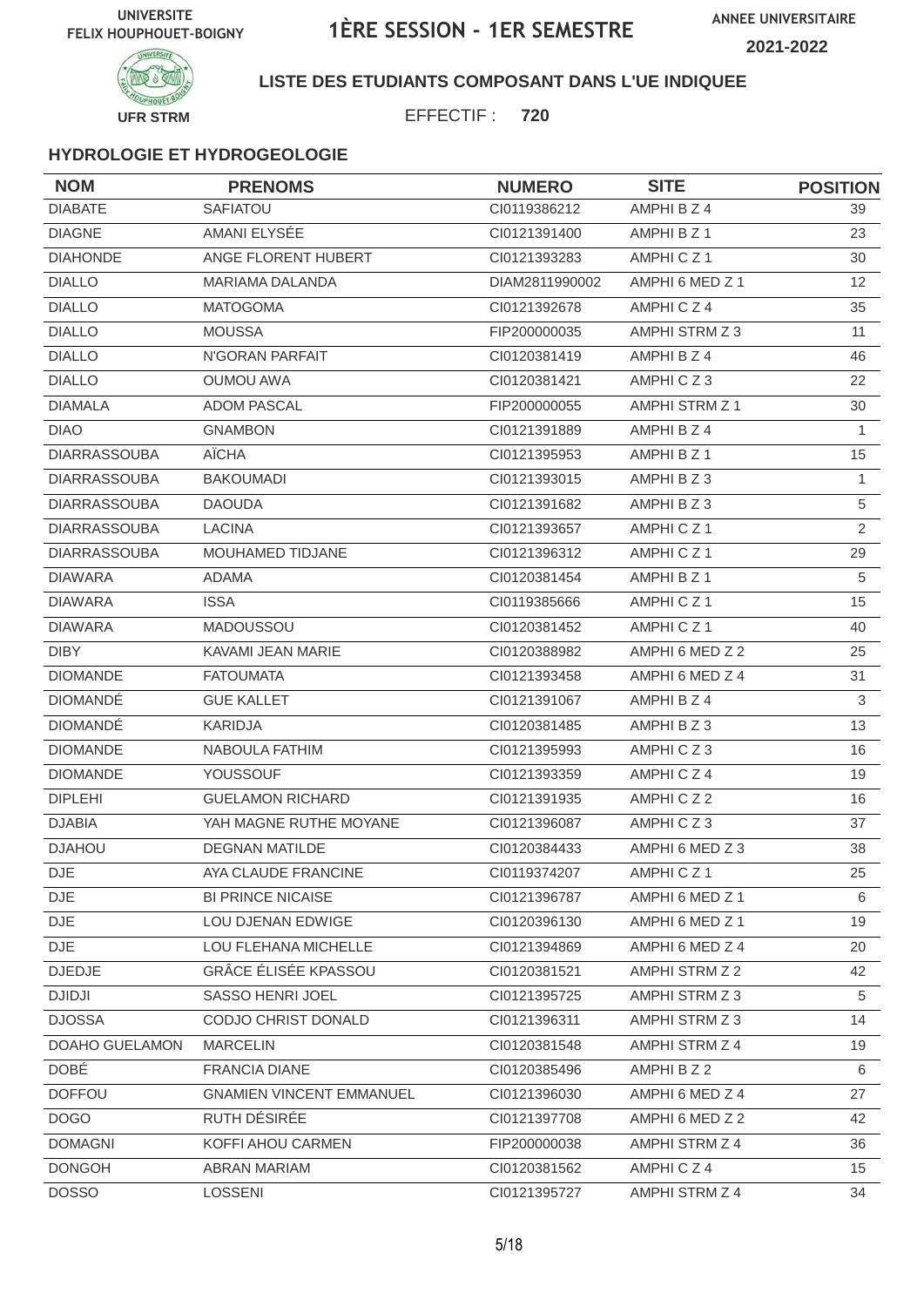UNIVERSITE FELIX HOUPHOUET-BOIGNY

# 1ÈRE SESSION - 1ER SEMESTRE

ANNEE UNIVERSITAIRE 2021-2022

UFR STRM

## LISTE DES ETUDIANTS COMPOSANT DANS L'UE INDIQUEE

EFFECTIF : **720**

### HYDROLOGIE ET HYDROGEOLOGIE

| NOM | PRENOMS | NUMERO | SITE | POSITION |
|---|---|---|---|---|
| DIABATE | SAFIATOU | CI0119386212 | AMPHI B Z 4 | 39 |
| DIAGNE | AMANI ELYSÉE | CI0121391400 | AMPHI B Z 1 | 23 |
| DIAHONDE | ANGE FLORENT HUBERT | CI0121393283 | AMPHI C Z 1 | 30 |
| DIALLO | MARIAMA DALANDA | DIAM2811990002 | AMPHI 6 MED Z 1 | 12 |
| DIALLO | MATOGOMA | CI0121392678 | AMPHI C Z 4 | 35 |
| DIALLO | MOUSSA | FIP200000035 | AMPHI STRM Z 3 | 11 |
| DIALLO | N'GORAN PARFAIT | CI0120381419 | AMPHI B Z 4 | 46 |
| DIALLO | OUMOU AWA | CI0120381421 | AMPHI C Z 3 | 22 |
| DIAMALA | ADOM PASCAL | FIP200000055 | AMPHI STRM Z 1 | 30 |
| DIAO | GNAMBON | CI0121391889 | AMPHI B Z 4 | 1 |
| DIARRASSOUBA | AÏCHA | CI0121395953 | AMPHI B Z 1 | 15 |
| DIARRASSOUBA | BAKOUMADI | CI0121393015 | AMPHI B Z 3 | 1 |
| DIARRASSOUBA | DAOUDA | CI0121391682 | AMPHI B Z 3 | 5 |
| DIARRASSOUBA | LACINA | CI0121393657 | AMPHI C Z 1 | 2 |
| DIARRASSOUBA | MOUHAMED TIDJANE | CI0121396312 | AMPHI C Z 1 | 29 |
| DIAWARA | ADAMA | CI0120381454 | AMPHI B Z 1 | 5 |
| DIAWARA | ISSA | CI0119385666 | AMPHI C Z 1 | 15 |
| DIAWARA | MADOUSSOU | CI0120381452 | AMPHI C Z 1 | 40 |
| DIBY | KAVAMI JEAN MARIE | CI0120388982 | AMPHI 6 MED Z 2 | 25 |
| DIOMANDE | FATOUMATA | CI0121393458 | AMPHI 6 MED Z 4 | 31 |
| DIOMANDÉ | GUE KALLET | CI0121391067 | AMPHI B Z 4 | 3 |
| DIOMANDÉ | KARIDJA | CI0120381485 | AMPHI B Z 3 | 13 |
| DIOMANDE | NABOULA FATHIM | CI0121395993 | AMPHI C Z 3 | 16 |
| DIOMANDE | YOUSSOUF | CI0121393359 | AMPHI C Z 4 | 19 |
| DIPLEHI | GUELAMON RICHARD | CI0121391935 | AMPHI C Z 2 | 16 |
| DJABIA | YAH MAGNE RUTHE MOYANE | CI0121396087 | AMPHI C Z 3 | 37 |
| DJAHOU | DEGNAN MATILDE | CI0120384433 | AMPHI 6 MED Z 3 | 38 |
| DJE | AYA CLAUDE FRANCINE | CI0119374207 | AMPHI C Z 1 | 25 |
| DJE | BI PRINCE NICAISE | CI0121396787 | AMPHI 6 MED Z 1 | 6 |
| DJE | LOU DJENAN EDWIGE | CI0120396130 | AMPHI 6 MED Z 1 | 19 |
| DJE | LOU FLEHANA MICHELLE | CI0121394869 | AMPHI 6 MED Z 4 | 20 |
| DJEDJE | GRÂCE ÉLISÉE KPASSOU | CI0120381521 | AMPHI STRM Z 2 | 42 |
| DJIDJI | SASSO HENRI JOEL | CI0121395725 | AMPHI STRM Z 3 | 5 |
| DJOSSA | CODJO CHRIST DONALD | CI0121396311 | AMPHI STRM Z 3 | 14 |
| DOAHO GUELAMON | MARCELIN | CI0120381548 | AMPHI STRM Z 4 | 19 |
| DOBÉ | FRANCIA DIANE | CI0120385496 | AMPHI B Z 2 | 6 |
| DOFFOU | GNAMIEN VINCENT EMMANUEL | CI0121396030 | AMPHI 6 MED Z 4 | 27 |
| DOGO | RUTH DÉSIRÉE | CI0121397708 | AMPHI 6 MED Z 2 | 42 |
| DOMAGNI | KOFFI AHOU CARMEN | FIP200000038 | AMPHI STRM Z 4 | 36 |
| DONGOH | ABRAN MARIAM | CI0120381562 | AMPHI C Z 4 | 15 |
| DOSSO | LOSSENI | CI0121395727 | AMPHI STRM Z 4 | 34 |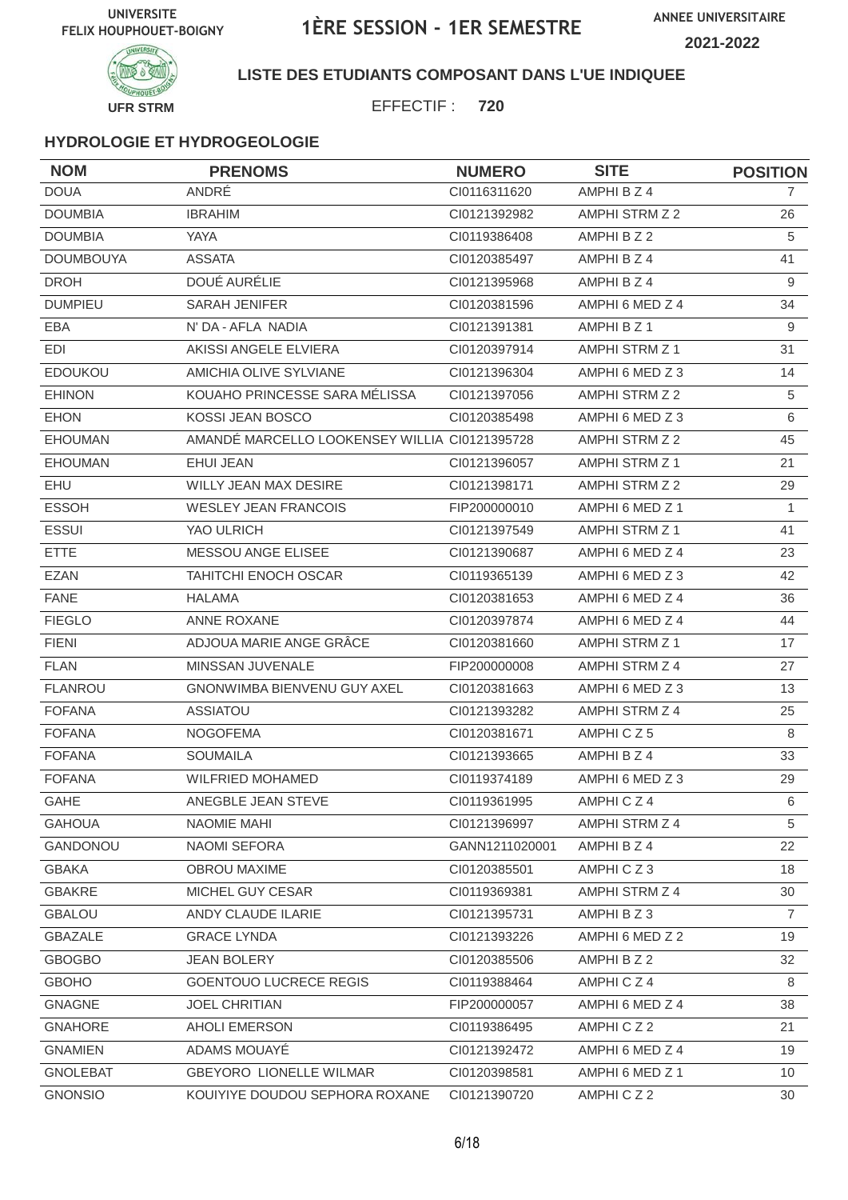UNIVERSITE FELIX HOUPHOUET-BOIGNY

# 1ÈRE SESSION - 1ER SEMESTRE

ANNEE UNIVERSITAIRE 2021-2022

UFR STRM

**LISTE DES ETUDIANTS COMPOSANT DANS L'UE INDIQUEE**

EFFECTIF : **720**

### HYDROLOGIE ET HYDROGEOLOGIE

| NOM | PRENOMS | NUMERO | SITE | POSITION |
|---|---|---|---|---|
| DOUA | ANDRÉ | CI0116311620 | AMPHI B Z 4 | 7 |
| DOUMBIA | IBRAHIM | CI0121392982 | AMPHI STRM Z 2 | 26 |
| DOUMBIA | YAYA | CI0119386408 | AMPHI B Z 2 | 5 |
| DOUMBOUYA | ASSATA | CI0120385497 | AMPHI B Z 4 | 41 |
| DROH | DOUÉ AURÉLIE | CI0121395968 | AMPHI B Z 4 | 9 |
| DUMPIEU | SARAH JENIFER | CI0120381596 | AMPHI 6 MED Z 4 | 34 |
| EBA | N' DA - AFLA NADIA | CI0121391381 | AMPHI B Z 1 | 9 |
| EDI | AKISSI ANGELE ELVIERA | CI0120397914 | AMPHI STRM Z 1 | 31 |
| EDOUKOU | AMICHIA OLIVE SYLVIANE | CI0121396304 | AMPHI 6 MED Z 3 | 14 |
| EHINON | KOUAHO PRINCESSE SARA MÉLISSA | CI0121397056 | AMPHI STRM Z 2 | 5 |
| EHON | KOSSI JEAN BOSCO | CI0120385498 | AMPHI 6 MED Z 3 | 6 |
| EHOUMAN | AMANDÉ MARCELLO LOOKENSEY WILLIA | CI0121395728 | AMPHI STRM Z 2 | 45 |
| EHOUMAN | EHUI JEAN | CI0121396057 | AMPHI STRM Z 1 | 21 |
| EHU | WILLY JEAN MAX DESIRE | CI0121398171 | AMPHI STRM Z 2 | 29 |
| ESSOH | WESLEY JEAN FRANCOIS | FIP200000010 | AMPHI 6 MED Z 1 | 1 |
| ESSUI | YAO ULRICH | CI0121397549 | AMPHI STRM Z 1 | 41 |
| ETTE | MESSOU ANGE ELISEE | CI0121390687 | AMPHI 6 MED Z 4 | 23 |
| EZAN | TAHITCHI ENOCH OSCAR | CI0119365139 | AMPHI 6 MED Z 3 | 42 |
| FANE | HALAMA | CI0120381653 | AMPHI 6 MED Z 4 | 36 |
| FIEGLO | ANNE ROXANE | CI0120397874 | AMPHI 6 MED Z 4 | 44 |
| FIENI | ADJOUA MARIE ANGE GRÂCE | CI0120381660 | AMPHI STRM Z 1 | 17 |
| FLAN | MINSSAN JUVENALE | FIP200000008 | AMPHI STRM Z 4 | 27 |
| FLANROU | GNONWIMBA BIENVENU GUY AXEL | CI0120381663 | AMPHI 6 MED Z 3 | 13 |
| FOFANA | ASSIATOU | CI0121393282 | AMPHI STRM Z 4 | 25 |
| FOFANA | NOGOFEMA | CI0120381671 | AMPHI C Z 5 | 8 |
| FOFANA | SOUMAILA | CI0121393665 | AMPHI B Z 4 | 33 |
| FOFANA | WILFRIED MOHAMED | CI0119374189 | AMPHI 6 MED Z 3 | 29 |
| GAHE | ANEGBLE JEAN STEVE | CI0119361995 | AMPHI C Z 4 | 6 |
| GAHOUA | NAOMIE MAHI | CI0121396997 | AMPHI STRM Z 4 | 5 |
| GANDONOU | NAOMI SEFORA | GANN1211020001 | AMPHI B Z 4 | 22 |
| GBAKA | OBROU MAXIME | CI0120385501 | AMPHI C Z 3 | 18 |
| GBAKRE | MICHEL GUY CESAR | CI0119369381 | AMPHI STRM Z 4 | 30 |
| GBALOU | ANDY CLAUDE ILARIE | CI0121395731 | AMPHI B Z 3 | 7 |
| GBAZALE | GRACE LYNDA | CI0121393226 | AMPHI 6 MED Z 2 | 19 |
| GBOGBO | JEAN BOLERY | CI0120385506 | AMPHI B Z 2 | 32 |
| GBOHO | GOENTOUO LUCRECE REGIS | CI0119388464 | AMPHI C Z 4 | 8 |
| GNAGNE | JOEL CHRITIAN | FIP200000057 | AMPHI 6 MED Z 4 | 38 |
| GNAHORE | AHOLI EMERSON | CI0119386495 | AMPHI C Z 2 | 21 |
| GNAMIEN | ADAMS MOUAYÉ | CI0121392472 | AMPHI 6 MED Z 4 | 19 |
| GNOLEBAT | GBEYORO LIONELLE WILMAR | CI0120398581 | AMPHI 6 MED Z 1 | 10 |
| GNONSIO | KOUIYIYE DOUDOU SEPHORA ROXANE | CI0121390720 | AMPHI C Z 2 | 30 |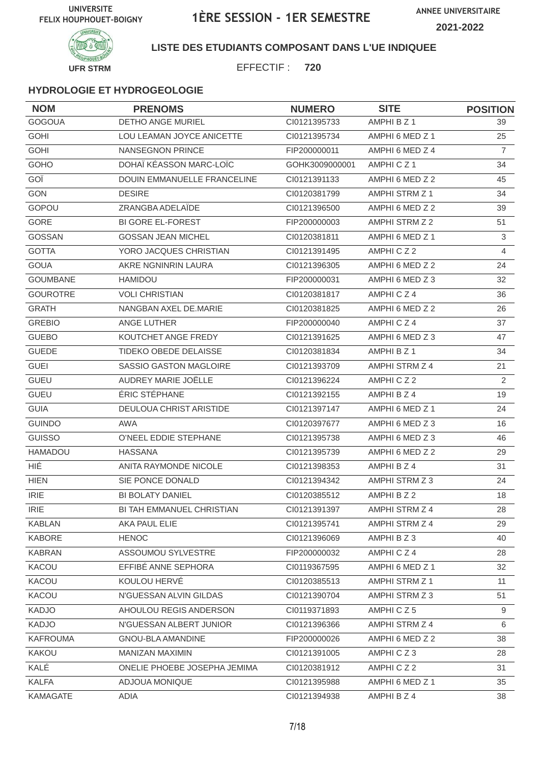UNIVERSITE FELIX HOUPHOUET-BOIGNY

# 1ÈRE SESSION - 1ER SEMESTRE

ANNEE UNIVERSITAIRE 2021-2022

UFR STRM

**LISTE DES ETUDIANTS COMPOSANT DANS L'UE INDIQUEE**

EFFECTIF : **720**

### HYDROLOGIE ET HYDROGEOLOGIE

| NOM | PRENOMS | NUMERO | SITE | POSITION |
|---|---|---|---|---|
| GOGOUA | DETHO ANGE MURIEL | CI0121395733 | AMPHI B Z 1 | 39 |
| GOHI | LOU LEAMAN JOYCE ANICETTE | CI0121395734 | AMPHI 6 MED Z 1 | 25 |
| GOHI | NANSEGNON PRINCE | FIP200000011 | AMPHI 6 MED Z 4 | 7 |
| GOHO | DOHAÏ KÉASSON MARC-LOÏC | GOHK3009000001 | AMPHI C Z 1 | 34 |
| GOÏ | DOUIN EMMANUELLE FRANCELINE | CI0121391133 | AMPHI 6 MED Z 2 | 45 |
| GON | DESIRE | CI0120381799 | AMPHI STRM Z 1 | 34 |
| GOPOU | ZRANGBA ADELAÏDE | CI0121396500 | AMPHI 6 MED Z 2 | 39 |
| GORE | BI GORE EL-FOREST | FIP200000003 | AMPHI STRM Z 2 | 51 |
| GOSSAN | GOSSAN JEAN MICHEL | CI0120381811 | AMPHI 6 MED Z 1 | 3 |
| GOTTA | YORO JACQUES CHRISTIAN | CI0121391495 | AMPHI C Z 2 | 4 |
| GOUA | AKRE NGNINRIN LAURA | CI0121396305 | AMPHI 6 MED Z 2 | 24 |
| GOUMBANE | HAMIDOU | FIP200000031 | AMPHI 6 MED Z 3 | 32 |
| GOUROTRE | VOLI CHRISTIAN | CI0120381817 | AMPHI C Z 4 | 36 |
| GRATH | NANGBAN AXEL DE.MARIE | CI0120381825 | AMPHI 6 MED Z 2 | 26 |
| GREBIO | ANGE LUTHER | FIP200000040 | AMPHI C Z 4 | 37 |
| GUEBO | KOUTCHET ANGE FREDY | CI0121391625 | AMPHI 6 MED Z 3 | 47 |
| GUEDE | TIDEKO OBEDE DELAISSE | CI0120381834 | AMPHI B Z 1 | 34 |
| GUEI | SASSIO GASTON MAGLOIRE | CI0121393709 | AMPHI STRM Z 4 | 21 |
| GUEU | AUDREY MARIE JOËLLE | CI0121396224 | AMPHI C Z 2 | 2 |
| GUEU | ÉRIC STÉPHANE | CI0121392155 | AMPHI B Z 4 | 19 |
| GUIA | DEULOUA CHRIST ARISTIDE | CI0121397147 | AMPHI 6 MED Z 1 | 24 |
| GUINDO | AWA | CI0120397677 | AMPHI 6 MED Z 3 | 16 |
| GUISSO | O'NEEL EDDIE STEPHANE | CI0121395738 | AMPHI 6 MED Z 3 | 46 |
| HAMADOU | HASSANA | CI0121395739 | AMPHI 6 MED Z 2 | 29 |
| HIÉ | ANITA RAYMONDE NICOLE | CI0121398353 | AMPHI B Z 4 | 31 |
| HIEN | SIE PONCE DONALD | CI0121394342 | AMPHI STRM Z 3 | 24 |
| IRIE | BI BOLATY DANIEL | CI0120385512 | AMPHI B Z 2 | 18 |
| IRIE | BI TAH EMMANUEL CHRISTIAN | CI0121391397 | AMPHI STRM Z 4 | 28 |
| KABLAN | AKA PAUL ELIE | CI0121395741 | AMPHI STRM Z 4 | 29 |
| KABORE | HENOC | CI0121396069 | AMPHI B Z 3 | 40 |
| KABRAN | ASSOUMOU SYLVESTRE | FIP200000032 | AMPHI C Z 4 | 28 |
| KACOU | EFFIBÉ ANNE SEPHORA | CI0119367595 | AMPHI 6 MED Z 1 | 32 |
| KACOU | KOULOU HERVÉ | CI0120385513 | AMPHI STRM Z 1 | 11 |
| KACOU | N'GUESSAN ALVIN GILDAS | CI0121390704 | AMPHI STRM Z 3 | 51 |
| KADJO | AHOULOU REGIS ANDERSON | CI0119371893 | AMPHI C Z 5 | 9 |
| KADJO | N'GUESSAN ALBERT JUNIOR | CI0121396366 | AMPHI STRM Z 4 | 6 |
| KAFROUMA | GNOU-BLA AMANDINE | FIP200000026 | AMPHI 6 MED Z 2 | 38 |
| KAKOU | MANIZAN MAXIMIN | CI0121391005 | AMPHI C Z 3 | 28 |
| KALÉ | ONELIE PHOEBE JOSEPHA JEMIMA | CI0120381912 | AMPHI C Z 2 | 31 |
| KALFA | ADJOUA MONIQUE | CI0121395988 | AMPHI 6 MED Z 1 | 35 |
| KAMAGATE | ADIA | CI0121394938 | AMPHI B Z 4 | 38 |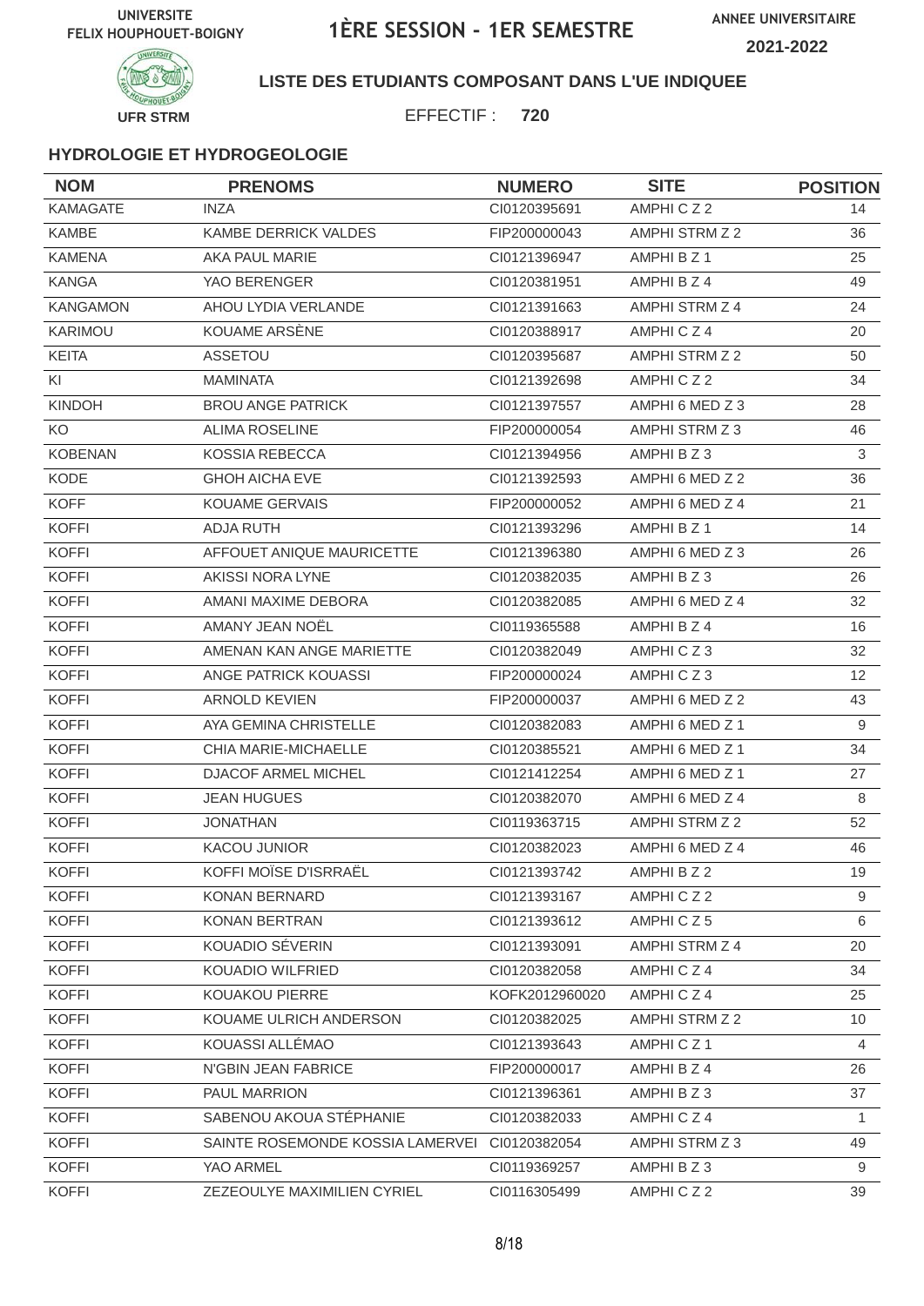UNIVERSITE FELIX HOUPHOUET-BOIGNY

# 1ÈRE SESSION - 1ER SEMESTRE

ANNEE UNIVERSITAIRE 2021-2022

UFR STRM

**LISTE DES ETUDIANTS COMPOSANT DANS L'UE INDIQUEE**

EFFECTIF : **720**

### HYDROLOGIE ET HYDROGEOLOGIE

| NOM | PRENOMS | NUMERO | SITE | POSITION |
|---|---|---|---|---|
| KAMAGATE | INZA | CI0120395691 | AMPHI C Z 2 | 14 |
| KAMBE | KAMBE DERRICK VALDES | FIP200000043 | AMPHI STRM Z 2 | 36 |
| KAMENA | AKA PAUL MARIE | CI0121396947 | AMPHI B Z 1 | 25 |
| KANGA | YAO BERENGER | CI0120381951 | AMPHI B Z 4 | 49 |
| KANGAMON | AHOU LYDIA VERLANDE | CI0121391663 | AMPHI STRM Z 4 | 24 |
| KARIMOU | KOUAME ARSÈNE | CI0120388917 | AMPHI C Z 4 | 20 |
| KEITA | ASSETOU | CI0120395687 | AMPHI STRM Z 2 | 50 |
| KI | MAMINATA | CI0121392698 | AMPHI C Z 2 | 34 |
| KINDOH | BROU ANGE PATRICK | CI0121397557 | AMPHI 6 MED Z 3 | 28 |
| KO | ALIMA ROSELINE | FIP200000054 | AMPHI STRM Z 3 | 46 |
| KOBENAN | KOSSIA REBECCA | CI0121394956 | AMPHI B Z 3 | 3 |
| KODE | GHOH AICHA EVE | CI0121392593 | AMPHI 6 MED Z 2 | 36 |
| KOFF | KOUAME GERVAIS | FIP200000052 | AMPHI 6 MED Z 4 | 21 |
| KOFFI | ADJA RUTH | CI0121393296 | AMPHI B Z 1 | 14 |
| KOFFI | AFFOUET ANIQUE MAURICETTE | CI0121396380 | AMPHI 6 MED Z 3 | 26 |
| KOFFI | AKISSI NORA LYNE | CI0120382035 | AMPHI B Z 3 | 26 |
| KOFFI | AMANI MAXIME DEBORA | CI0120382085 | AMPHI 6 MED Z 4 | 32 |
| KOFFI | AMANY JEAN NOËL | CI0119365588 | AMPHI B Z 4 | 16 |
| KOFFI | AMENAN KAN ANGE MARIETTE | CI0120382049 | AMPHI C Z 3 | 32 |
| KOFFI | ANGE PATRICK KOUASSI | FIP200000024 | AMPHI C Z 3 | 12 |
| KOFFI | ARNOLD KEVIEN | FIP200000037 | AMPHI 6 MED Z 2 | 43 |
| KOFFI | AYA GEMINA CHRISTELLE | CI0120382083 | AMPHI 6 MED Z 1 | 9 |
| KOFFI | CHIA MARIE-MICHAELLE | CI0120385521 | AMPHI 6 MED Z 1 | 34 |
| KOFFI | DJACOF ARMEL MICHEL | CI0121412254 | AMPHI 6 MED Z 1 | 27 |
| KOFFI | JEAN HUGUES | CI0120382070 | AMPHI 6 MED Z 4 | 8 |
| KOFFI | JONATHAN | CI0119363715 | AMPHI STRM Z 2 | 52 |
| KOFFI | KACOU JUNIOR | CI0120382023 | AMPHI 6 MED Z 4 | 46 |
| KOFFI | KOFFI MOÏSE D'ISRRAËL | CI0121393742 | AMPHI B Z 2 | 19 |
| KOFFI | KONAN BERNARD | CI0121393167 | AMPHI C Z 2 | 9 |
| KOFFI | KONAN BERTRAN | CI0121393612 | AMPHI C Z 5 | 6 |
| KOFFI | KOUADIO SÉVERIN | CI0121393091 | AMPHI STRM Z 4 | 20 |
| KOFFI | KOUADIO WILFRIED | CI0120382058 | AMPHI C Z 4 | 34 |
| KOFFI | KOUAKOU PIERRE | KOFK2012960020 | AMPHI C Z 4 | 25 |
| KOFFI | KOUAME ULRICH ANDERSON | CI0120382025 | AMPHI STRM Z 2 | 10 |
| KOFFI | KOUASSI ALLÉMAO | CI0121393643 | AMPHI C Z 1 | 4 |
| KOFFI | N'GBIN JEAN FABRICE | FIP200000017 | AMPHI B Z 4 | 26 |
| KOFFI | PAUL MARRION | CI0121396361 | AMPHI B Z 3 | 37 |
| KOFFI | SABENOU AKOUA STÉPHANIE | CI0120382033 | AMPHI C Z 4 | 1 |
| KOFFI | SAINTE ROSEMONDE KOSSIA LAMERVEI | CI0120382054 | AMPHI STRM Z 3 | 49 |
| KOFFI | YAO ARMEL | CI0119369257 | AMPHI B Z 3 | 9 |
| KOFFI | ZEZEOULYE MAXIMILIEN CYRIEL | CI0116305499 | AMPHI C Z 2 | 39 |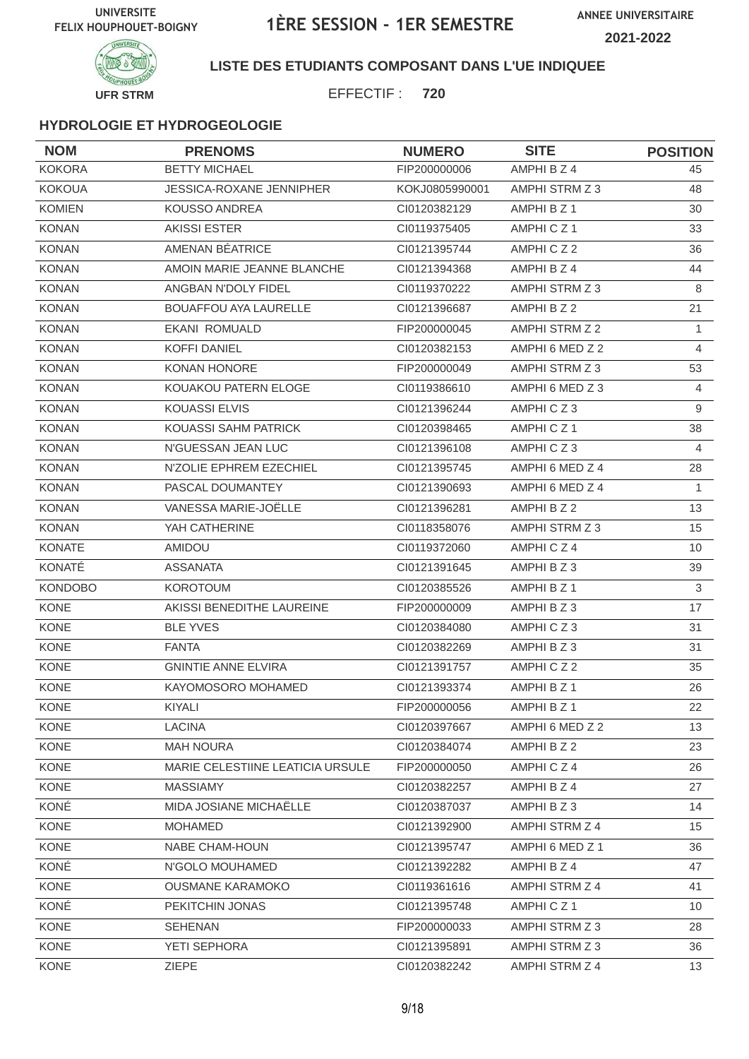UNIVERSITE FELIX HOUPHOUET-BOIGNY

# 1ÈRE SESSION - 1ER SEMESTRE

ANNEE UNIVERSITAIRE 2021-2022

UFR STRM

**LISTE DES ETUDIANTS COMPOSANT DANS L'UE INDIQUEE**

EFFECTIF : **720**

### HYDROLOGIE ET HYDROGEOLOGIE

| NOM | PRENOMS | NUMERO | SITE | POSITION |
|---|---|---|---|---|
| KOKORA | BETTY MICHAEL | FIP200000006 | AMPHI B Z 4 | 45 |
| KOKOUA | JESSICA-ROXANE JENNIPHER | KOKJ0805990001 | AMPHI STRM Z 3 | 48 |
| KOMIEN | KOUSSO ANDREA | CI0120382129 | AMPHI B Z 1 | 30 |
| KONAN | AKISSI ESTER | CI0119375405 | AMPHI C Z 1 | 33 |
| KONAN | AMENAN BÉATRICE | CI0121395744 | AMPHI C Z 2 | 36 |
| KONAN | AMOIN MARIE JEANNE BLANCHE | CI0121394368 | AMPHI B Z 4 | 44 |
| KONAN | ANGBAN N'DOLY FIDEL | CI0119370222 | AMPHI STRM Z 3 | 8 |
| KONAN | BOUAFFOU AYA LAURELLE | CI0121396687 | AMPHI B Z 2 | 21 |
| KONAN | EKANI ROMUALD | FIP200000045 | AMPHI STRM Z 2 | 1 |
| KONAN | KOFFI DANIEL | CI0120382153 | AMPHI 6 MED Z 2 | 4 |
| KONAN | KONAN HONORE | FIP200000049 | AMPHI STRM Z 3 | 53 |
| KONAN | KOUAKOU PATERN ELOGE | CI0119386610 | AMPHI 6 MED Z 3 | 4 |
| KONAN | KOUASSI ELVIS | CI0121396244 | AMPHI C Z 3 | 9 |
| KONAN | KOUASSI SAHM PATRICK | CI0120398465 | AMPHI C Z 1 | 38 |
| KONAN | N'GUESSAN JEAN LUC | CI0121396108 | AMPHI C Z 3 | 4 |
| KONAN | N'ZOLIE EPHREM EZECHIEL | CI0121395745 | AMPHI 6 MED Z 4 | 28 |
| KONAN | PASCAL DOUMANTEY | CI0121390693 | AMPHI 6 MED Z 4 | 1 |
| KONAN | VANESSA MARIE-JOËLLE | CI0121396281 | AMPHI B Z 2 | 13 |
| KONAN | YAH CATHERINE | CI0118358076 | AMPHI STRM Z 3 | 15 |
| KONATE | AMIDOU | CI0119372060 | AMPHI C Z 4 | 10 |
| KONATÉ | ASSANATA | CI0121391645 | AMPHI B Z 3 | 39 |
| KONDOBO | KOROTOUM | CI0120385526 | AMPHI B Z 1 | 3 |
| KONE | AKISSI BENEDITHE LAUREINE | FIP200000009 | AMPHI B Z 3 | 17 |
| KONE | BLE YVES | CI0120384080 | AMPHI C Z 3 | 31 |
| KONE | FANTA | CI0120382269 | AMPHI B Z 3 | 31 |
| KONE | GNINTIE ANNE ELVIRA | CI0121391757 | AMPHI C Z 2 | 35 |
| KONE | KAYOMOSORO MOHAMED | CI0121393374 | AMPHI B Z 1 | 26 |
| KONE | KIYALI | FIP200000056 | AMPHI B Z 1 | 22 |
| KONE | LACINA | CI0120397667 | AMPHI 6 MED Z 2 | 13 |
| KONE | MAH NOURA | CI0120384074 | AMPHI B Z 2 | 23 |
| KONE | MARIE CELESTIINE LEATICIA URSULE | FIP200000050 | AMPHI C Z 4 | 26 |
| KONE | MASSIAMY | CI0120382257 | AMPHI B Z 4 | 27 |
| KONÉ | MIDA JOSIANE MICHAËLLE | CI0120387037 | AMPHI B Z 3 | 14 |
| KONE | MOHAMED | CI0121392900 | AMPHI STRM Z 4 | 15 |
| KONE | NABE CHAM-HOUN | CI0121395747 | AMPHI 6 MED Z 1 | 36 |
| KONÉ | N'GOLO MOUHAMED | CI0121392282 | AMPHI B Z 4 | 47 |
| KONE | OUSMANE KARAMOKO | CI0119361616 | AMPHI STRM Z 4 | 41 |
| KONÉ | PEKITCHIN JONAS | CI0121395748 | AMPHI C Z 1 | 10 |
| KONE | SEHENAN | FIP200000033 | AMPHI STRM Z 3 | 28 |
| KONE | YETI SEPHORA | CI0121395891 | AMPHI STRM Z 3 | 36 |
| KONE | ZIEPE | CI0120382242 | AMPHI STRM Z 4 | 13 |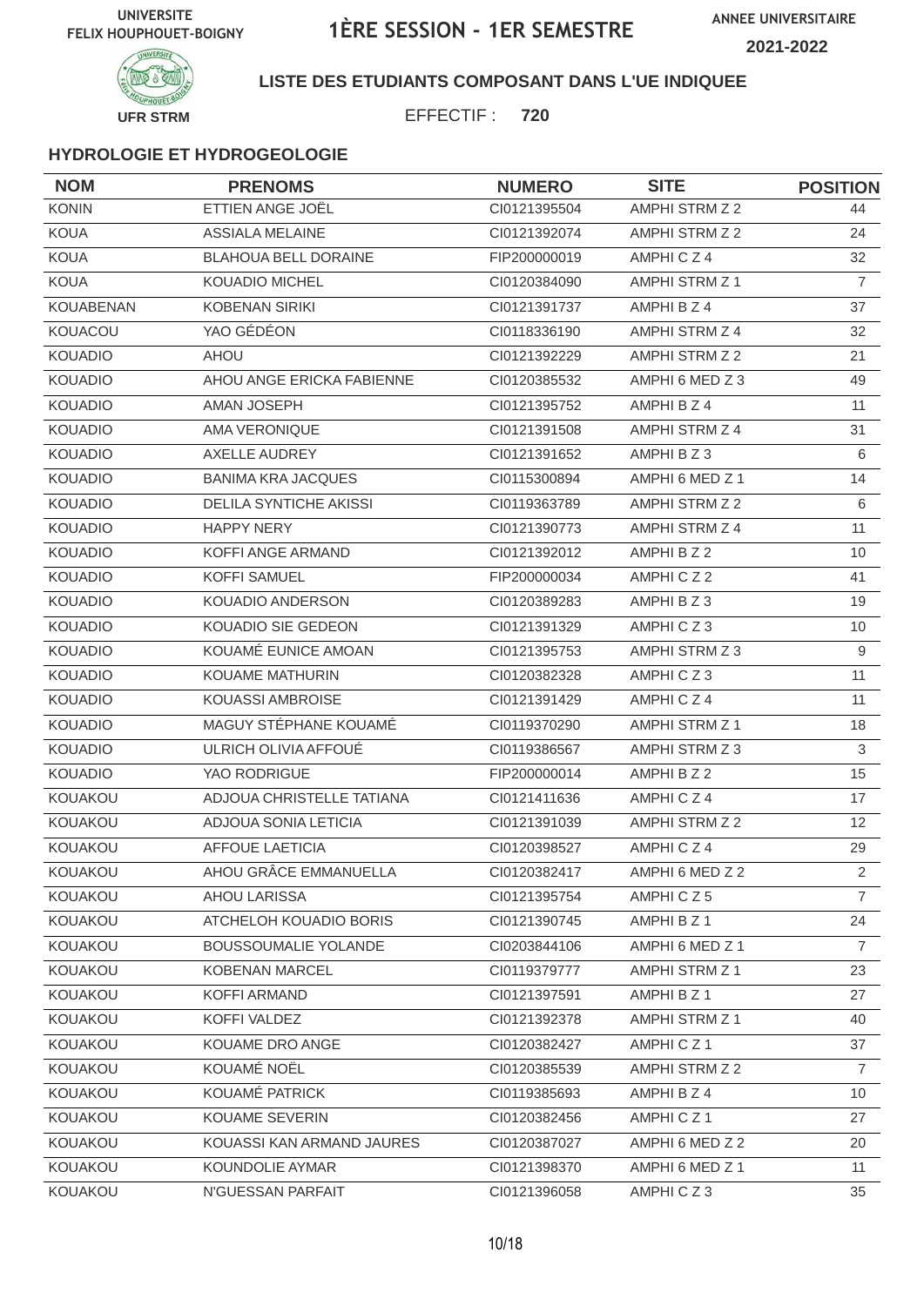UNIVERSITE FELIX HOUPHOUET-BOIGNY

# 1ÈRE SESSION - 1ER SEMESTRE

ANNEE UNIVERSITAIRE 2021-2022

UFR STRM

**LISTE DES ETUDIANTS COMPOSANT DANS L'UE INDIQUEE**

EFFECTIF : **720**

### HYDROLOGIE ET HYDROGEOLOGIE

| NOM | PRENOMS | NUMERO | SITE | POSITION |
|---|---|---|---|---|
| KONIN | ETTIEN ANGE JOËL | CI0121395504 | AMPHI STRM Z 2 | 44 |
| KOUA | ASSIALA MELAINE | CI0121392074 | AMPHI STRM Z 2 | 24 |
| KOUA | BLAHOUA BELL DORAINE | FIP200000019 | AMPHI C Z 4 | 32 |
| KOUA | KOUADIO MICHEL | CI0120384090 | AMPHI STRM Z 1 | 7 |
| KOUABENAN | KOBENAN SIRIKI | CI0121391737 | AMPHI B Z 4 | 37 |
| KOUACOU | YAO GÉDÉON | CI0118336190 | AMPHI STRM Z 4 | 32 |
| KOUADIO | AHOU | CI0121392229 | AMPHI STRM Z 2 | 21 |
| KOUADIO | AHOU ANGE ERICKA FABIENNE | CI0120385532 | AMPHI 6 MED Z 3 | 49 |
| KOUADIO | AMAN JOSEPH | CI0121395752 | AMPHI B Z 4 | 11 |
| KOUADIO | AMA VERONIQUE | CI0121391508 | AMPHI STRM Z 4 | 31 |
| KOUADIO | AXELLE AUDREY | CI0121391652 | AMPHI B Z 3 | 6 |
| KOUADIO | BANIMA KRA JACQUES | CI0115300894 | AMPHI 6 MED Z 1 | 14 |
| KOUADIO | DELILA SYNTICHE AKISSI | CI0119363789 | AMPHI STRM Z 2 | 6 |
| KOUADIO | HAPPY NERY | CI0121390773 | AMPHI STRM Z 4 | 11 |
| KOUADIO | KOFFI ANGE ARMAND | CI0121392012 | AMPHI B Z 2 | 10 |
| KOUADIO | KOFFI SAMUEL | FIP200000034 | AMPHI C Z 2 | 41 |
| KOUADIO | KOUADIO ANDERSON | CI0120389283 | AMPHI B Z 3 | 19 |
| KOUADIO | KOUADIO SIE GEDEON | CI0121391329 | AMPHI C Z 3 | 10 |
| KOUADIO | KOUAMÉ EUNICE AMOAN | CI0121395753 | AMPHI STRM Z 3 | 9 |
| KOUADIO | KOUAME MATHURIN | CI0120382328 | AMPHI C Z 3 | 11 |
| KOUADIO | KOUASSI AMBROISE | CI0121391429 | AMPHI C Z 4 | 11 |
| KOUADIO | MAGUY STÉPHANE KOUAMÉ | CI0119370290 | AMPHI STRM Z 1 | 18 |
| KOUADIO | ULRICH OLIVIA AFFOUÉ | CI0119386567 | AMPHI STRM Z 3 | 3 |
| KOUADIO | YAO RODRIGUE | FIP200000014 | AMPHI B Z 2 | 15 |
| KOUAKOU | ADJOUA CHRISTELLE TATIANA | CI0121411636 | AMPHI C Z 4 | 17 |
| KOUAKOU | ADJOUA SONIA LETICIA | CI0121391039 | AMPHI STRM Z 2 | 12 |
| KOUAKOU | AFFOUE LAETICIA | CI0120398527 | AMPHI C Z 4 | 29 |
| KOUAKOU | AHOU GRÂCE EMMANUELLA | CI0120382417 | AMPHI 6 MED Z 2 | 2 |
| KOUAKOU | AHOU LARISSA | CI0121395754 | AMPHI C Z 5 | 7 |
| KOUAKOU | ATCHELOH KOUADIO BORIS | CI0121390745 | AMPHI B Z 1 | 24 |
| KOUAKOU | BOUSSOUMALIE YOLANDE | CI0203844106 | AMPHI 6 MED Z 1 | 7 |
| KOUAKOU | KOBENAN MARCEL | CI0119379777 | AMPHI STRM Z 1 | 23 |
| KOUAKOU | KOFFI ARMAND | CI0121397591 | AMPHI B Z 1 | 27 |
| KOUAKOU | KOFFI VALDEZ | CI0121392378 | AMPHI STRM Z 1 | 40 |
| KOUAKOU | KOUAME DRO ANGE | CI0120382427 | AMPHI C Z 1 | 37 |
| KOUAKOU | KOUAMÉ NOËL | CI0120385539 | AMPHI STRM Z 2 | 7 |
| KOUAKOU | KOUAMÉ PATRICK | CI0119385693 | AMPHI B Z 4 | 10 |
| KOUAKOU | KOUAME SEVERIN | CI0120382456 | AMPHI C Z 1 | 27 |
| KOUAKOU | KOUASSI KAN ARMAND JAURES | CI0120387027 | AMPHI 6 MED Z 2 | 20 |
| KOUAKOU | KOUNDOLIE AYMAR | CI0121398370 | AMPHI 6 MED Z 1 | 11 |
| KOUAKOU | N'GUESSAN PARFAIT | CI0121396058 | AMPHI C Z 3 | 35 |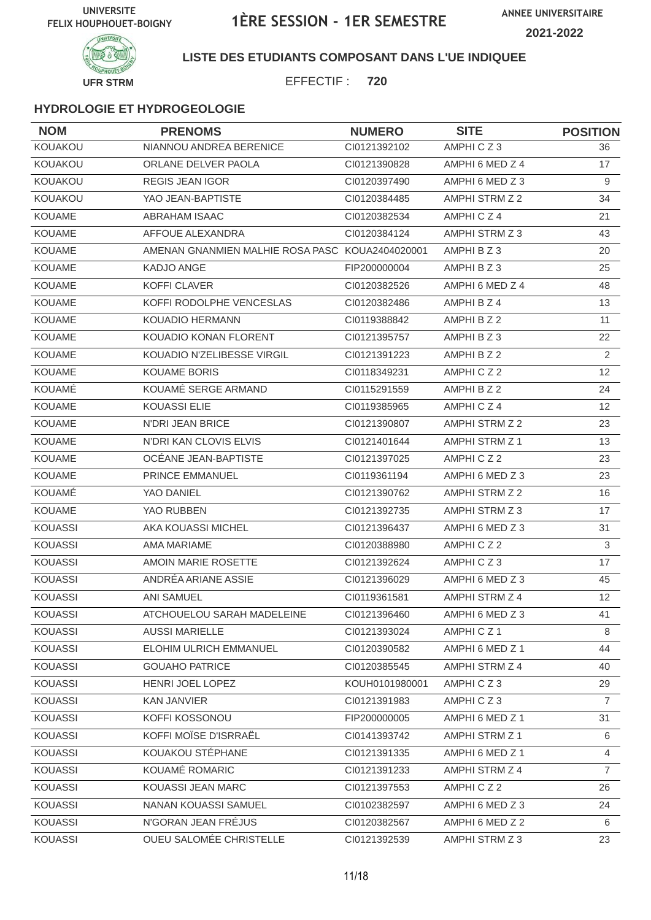UNIVERSITE FELIX HOUPHOUET-BOIGNY

# 1ÈRE SESSION - 1ER SEMESTRE

ANNEE UNIVERSITAIRE 2021-2022

UFR STRM

**LISTE DES ETUDIANTS COMPOSANT DANS L'UE INDIQUEE**

EFFECTIF : **720**

### HYDROLOGIE ET HYDROGEOLOGIE

| NOM | PRENOMS | NUMERO | SITE | POSITION |
|---|---|---|---|---|
| KOUAKOU | NIANNOU ANDREA BERENICE | CI0121392102 | AMPHI C Z 3 | 36 |
| KOUAKOU | ORLANE DELVER PAOLA | CI0121390828 | AMPHI 6 MED Z 4 | 17 |
| KOUAKOU | REGIS JEAN IGOR | CI0120397490 | AMPHI 6 MED Z 3 | 9 |
| KOUAKOU | YAO JEAN-BAPTISTE | CI0120384485 | AMPHI STRM Z 2 | 34 |
| KOUAME | ABRAHAM ISAAC | CI0120382534 | AMPHI C Z 4 | 21 |
| KOUAME | AFFOUE ALEXANDRA | CI0120384124 | AMPHI STRM Z 3 | 43 |
| KOUAME | AMENAN GNANMIEN MALHIE ROSA PASC | KOUA2404020001 | AMPHI B Z 3 | 20 |
| KOUAME | KADJO ANGE | FIP200000004 | AMPHI B Z 3 | 25 |
| KOUAME | KOFFI CLAVER | CI0120382526 | AMPHI 6 MED Z 4 | 48 |
| KOUAME | KOFFI RODOLPHE VENCESLAS | CI0120382486 | AMPHI B Z 4 | 13 |
| KOUAME | KOUADIO HERMANN | CI0119388842 | AMPHI B Z 2 | 11 |
| KOUAME | KOUADIO KONAN FLORENT | CI0121395757 | AMPHI B Z 3 | 22 |
| KOUAME | KOUADIO N'ZELIBESSE VIRGIL | CI0121391223 | AMPHI B Z 2 | 2 |
| KOUAME | KOUAME BORIS | CI0118349231 | AMPHI C Z 2 | 12 |
| KOUAMÉ | KOUAMÉ SERGE ARMAND | CI0115291559 | AMPHI B Z 2 | 24 |
| KOUAME | KOUASSI ELIE | CI0119385965 | AMPHI C Z 4 | 12 |
| KOUAME | N'DRI JEAN BRICE | CI0121390807 | AMPHI STRM Z 2 | 23 |
| KOUAME | N'DRI KAN CLOVIS ELVIS | CI0121401644 | AMPHI STRM Z 1 | 13 |
| KOUAME | OCÉANE JEAN-BAPTISTE | CI0121397025 | AMPHI C Z 2 | 23 |
| KOUAME | PRINCE EMMANUEL | CI0119361194 | AMPHI 6 MED Z 3 | 23 |
| KOUAMÉ | YAO DANIEL | CI0121390762 | AMPHI STRM Z 2 | 16 |
| KOUAME | YAO RUBBEN | CI0121392735 | AMPHI STRM Z 3 | 17 |
| KOUASSI | AKA KOUASSI MICHEL | CI0121396437 | AMPHI 6 MED Z 3 | 31 |
| KOUASSI | AMA MARIAME | CI0120388980 | AMPHI C Z 2 | 3 |
| KOUASSI | AMOIN MARIE ROSETTE | CI0121392624 | AMPHI C Z 3 | 17 |
| KOUASSI | ANDRÉA ARIANE ASSIE | CI0121396029 | AMPHI 6 MED Z 3 | 45 |
| KOUASSI | ANI SAMUEL | CI0119361581 | AMPHI STRM Z 4 | 12 |
| KOUASSI | ATCHOUELOU SARAH MADELEINE | CI0121396460 | AMPHI 6 MED Z 3 | 41 |
| KOUASSI | AUSSI MARIELLE | CI0121393024 | AMPHI C Z 1 | 8 |
| KOUASSI | ELOHIM ULRICH EMMANUEL | CI0120390582 | AMPHI 6 MED Z 1 | 44 |
| KOUASSI | GOUAHO PATRICE | CI0120385545 | AMPHI STRM Z 4 | 40 |
| KOUASSI | HENRI JOEL LOPEZ | KOUH0101980001 | AMPHI C Z 3 | 29 |
| KOUASSI | KAN JANVIER | CI0121391983 | AMPHI C Z 3 | 7 |
| KOUASSI | KOFFI KOSSONOU | FIP200000005 | AMPHI 6 MED Z 1 | 31 |
| KOUASSI | KOFFI MOÏSE D'ISRRAËL | CI0141393742 | AMPHI STRM Z 1 | 6 |
| KOUASSI | KOUAKOU STÉPHANE | CI0121391335 | AMPHI 6 MED Z 1 | 4 |
| KOUASSI | KOUAMÉ ROMARIC | CI0121391233 | AMPHI STRM Z 4 | 7 |
| KOUASSI | KOUASSI JEAN MARC | CI0121397553 | AMPHI C Z 2 | 26 |
| KOUASSI | NANAN KOUASSI SAMUEL | CI0102382597 | AMPHI 6 MED Z 3 | 24 |
| KOUASSI | N'GORAN JEAN FRÉJUS | CI0120382567 | AMPHI 6 MED Z 2 | 6 |
| KOUASSI | OUEU SALOMÉE CHRISTELLE | CI0121392539 | AMPHI STRM Z 3 | 23 |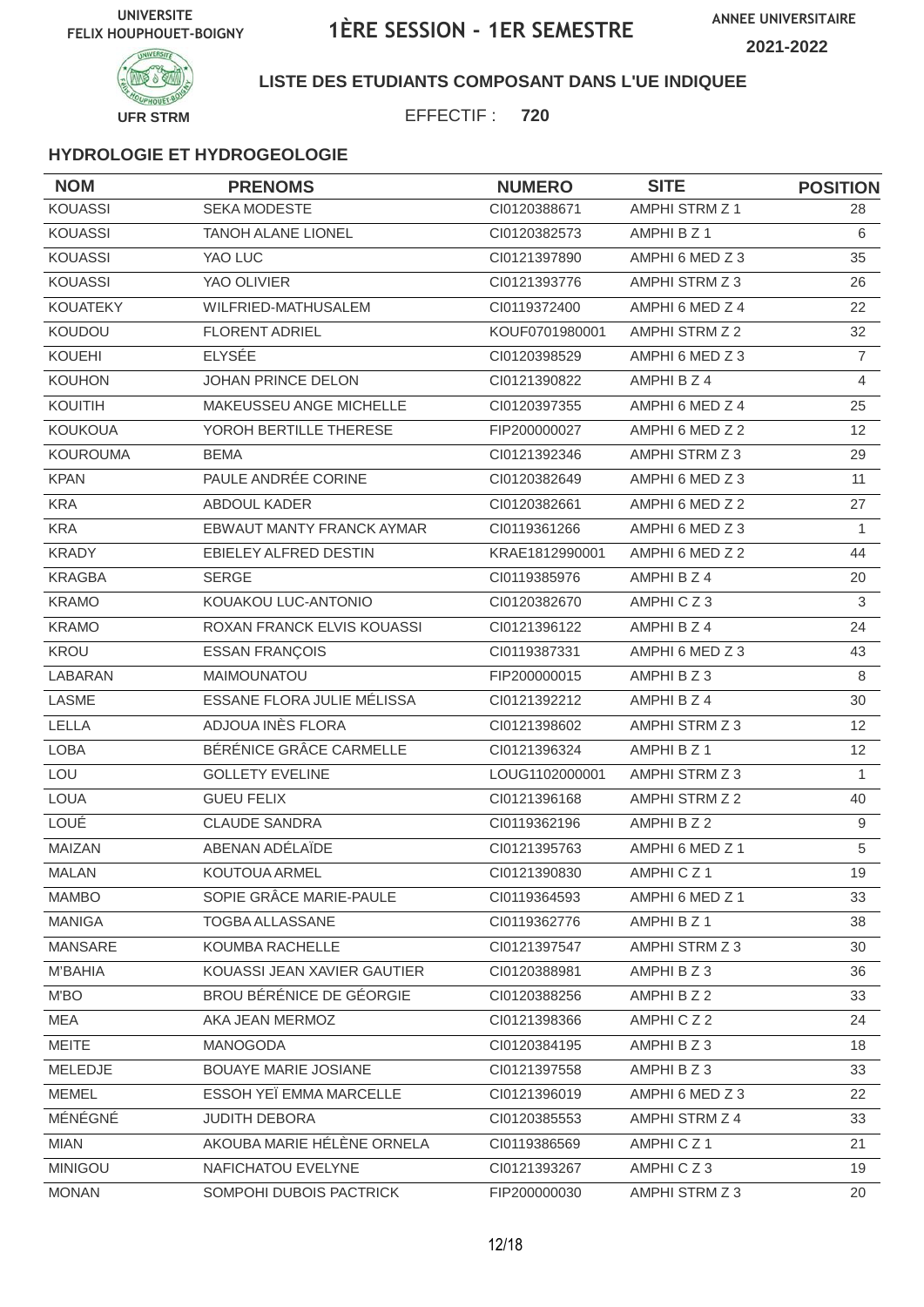UNIVERSITE FELIX HOUPHOUET-BOIGNY

# 1ÈRE SESSION - 1ER SEMESTRE

ANNEE UNIVERSITAIRE 2021-2022

UFR STRM

**LISTE DES ETUDIANTS COMPOSANT DANS L'UE INDIQUEE**

EFFECTIF : **720**

### HYDROLOGIE ET HYDROGEOLOGIE

| NOM | PRENOMS | NUMERO | SITE | POSITION |
|---|---|---|---|---|
| KOUASSI | SEKA MODESTE | CI0120388671 | AMPHI STRM Z 1 | 28 |
| KOUASSI | TANOH ALANE LIONEL | CI0120382573 | AMPHI B Z 1 | 6 |
| KOUASSI | YAO LUC | CI0121397890 | AMPHI 6 MED Z 3 | 35 |
| KOUASSI | YAO OLIVIER | CI0121393776 | AMPHI STRM Z 3 | 26 |
| KOUATEKY | WILFRIED-MATHUSALEM | CI0119372400 | AMPHI 6 MED Z 4 | 22 |
| KOUDOU | FLORENT ADRIEL | KOUF0701980001 | AMPHI STRM Z 2 | 32 |
| KOUEHI | ELYSÉE | CI0120398529 | AMPHI 6 MED Z 3 | 7 |
| KOUHON | JOHAN PRINCE DELON | CI0121390822 | AMPHI B Z 4 | 4 |
| KOUITIH | MAKEUSSEU ANGE MICHELLE | CI0120397355 | AMPHI 6 MED Z 4 | 25 |
| KOUKOUA | YOROH BERTILLE THERESE | FIP200000027 | AMPHI 6 MED Z 2 | 12 |
| KOUROUMA | BEMA | CI0121392346 | AMPHI STRM Z 3 | 29 |
| KPAN | PAULE ANDRÉE CORINE | CI0120382649 | AMPHI 6 MED Z 3 | 11 |
| KRA | ABDOUL KADER | CI0120382661 | AMPHI 6 MED Z 2 | 27 |
| KRA | EBWAUT MANTY FRANCK AYMAR | CI0119361266 | AMPHI 6 MED Z 3 | 1 |
| KRADY | EBIELEY ALFRED DESTIN | KRAE1812990001 | AMPHI 6 MED Z 2 | 44 |
| KRAGBA | SERGE | CI0119385976 | AMPHI B Z 4 | 20 |
| KRAMO | KOUAKOU LUC-ANTONIO | CI0120382670 | AMPHI C Z 3 | 3 |
| KRAMO | ROXAN FRANCK ELVIS KOUASSI | CI0121396122 | AMPHI B Z 4 | 24 |
| KROU | ESSAN FRANÇOIS | CI0119387331 | AMPHI 6 MED Z 3 | 43 |
| LABARAN | MAIMOUNATOU | FIP200000015 | AMPHI B Z 3 | 8 |
| LASME | ESSANE FLORA JULIE MÉLISSA | CI0121392212 | AMPHI B Z 4 | 30 |
| LELLA | ADJOUA INÈS FLORA | CI0121398602 | AMPHI STRM Z 3 | 12 |
| LOBA | BÉRÉNICE GRÂCE CARMELLE | CI0121396324 | AMPHI B Z 1 | 12 |
| LOU | GOLLETY EVELINE | LOUG1102000001 | AMPHI STRM Z 3 | 1 |
| LOUA | GUEU FELIX | CI0121396168 | AMPHI STRM Z 2 | 40 |
| LOUÉ | CLAUDE SANDRA | CI0119362196 | AMPHI B Z 2 | 9 |
| MAIZAN | ABENAN ADÉLAÏDE | CI0121395763 | AMPHI 6 MED Z 1 | 5 |
| MALAN | KOUTOUA ARMEL | CI0121390830 | AMPHI C Z 1 | 19 |
| MAMBO | SOPIE GRÂCE MARIE-PAULE | CI0119364593 | AMPHI 6 MED Z 1 | 33 |
| MANIGA | TOGBA ALLASSANE | CI0119362776 | AMPHI B Z 1 | 38 |
| MANSARE | KOUMBA RACHELLE | CI0121397547 | AMPHI STRM Z 3 | 30 |
| M'BAHIA | KOUASSI JEAN XAVIER GAUTIER | CI0120388981 | AMPHI B Z 3 | 36 |
| M'BO | BROU BÉRÉNICE DE GÉORGIE | CI0120388256 | AMPHI B Z 2 | 33 |
| MEA | AKA JEAN MERMOZ | CI0121398366 | AMPHI C Z 2 | 24 |
| MEITE | MANOGODA | CI0120384195 | AMPHI B Z 3 | 18 |
| MELEDJE | BOUAYE MARIE JOSIANE | CI0121397558 | AMPHI B Z 3 | 33 |
| MEMEL | ESSOH YEÏ EMMA MARCELLE | CI0121396019 | AMPHI 6 MED Z 3 | 22 |
| MÉNÉGNÉ | JUDITH DEBORA | CI0120385553 | AMPHI STRM Z 4 | 33 |
| MIAN | AKOUBA MARIE HÉLÈNE ORNELA | CI0119386569 | AMPHI C Z 1 | 21 |
| MINIGOU | NAFICHATOU EVELYNE | CI0121393267 | AMPHI C Z 3 | 19 |
| MONAN | SOMPOHI DUBOIS PACTRICK | FIP200000030 | AMPHI STRM Z 3 | 20 |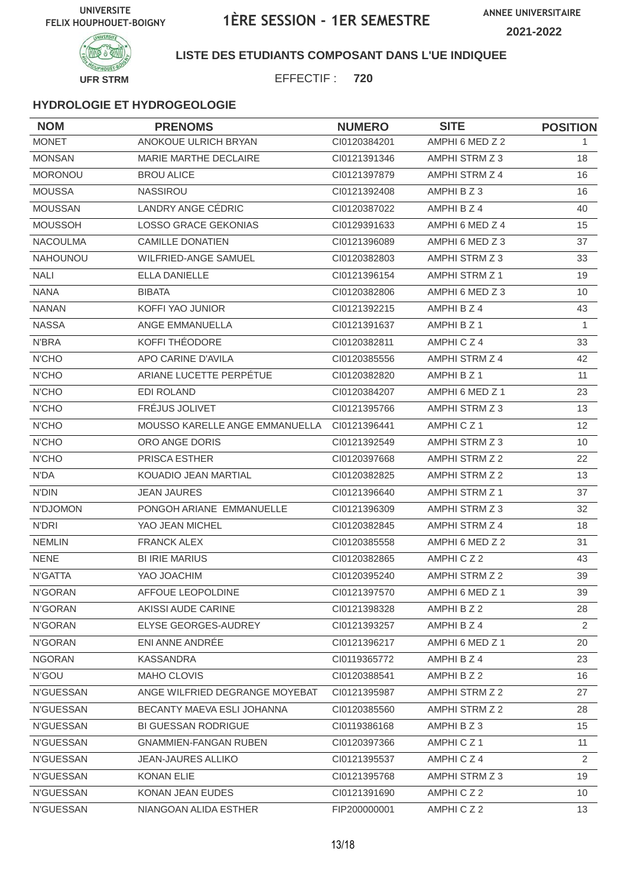UNIVERSITE FELIX HOUPHOUET-BOIGNY

# 1ÈRE SESSION - 1ER SEMESTRE

ANNEE UNIVERSITAIRE 2021-2022

UFR STRM

**LISTE DES ETUDIANTS COMPOSANT DANS L'UE INDIQUEE**

EFFECTIF : **720**

### HYDROLOGIE ET HYDROGEOLOGIE

| NOM | PRENOMS | NUMERO | SITE | POSITION |
|---|---|---|---|---|
| MONET | ANOKOUE ULRICH BRYAN | CI0120384201 | AMPHI 6 MED Z 2 | 1 |
| MONSAN | MARIE MARTHE DECLAIRE | CI0121391346 | AMPHI STRM Z 3 | 18 |
| MORONOU | BROU ALICE | CI0121397879 | AMPHI STRM Z 4 | 16 |
| MOUSSA | NASSIROU | CI0121392408 | AMPHI B Z 3 | 16 |
| MOUSSAN | LANDRY ANGE CÉDRIC | CI0120387022 | AMPHI B Z 4 | 40 |
| MOUSSOH | LOSSO GRACE GEKONIAS | CI0129391633 | AMPHI 6 MED Z 4 | 15 |
| NACOULMA | CAMILLE DONATIEN | CI0121396089 | AMPHI 6 MED Z 3 | 37 |
| NAHOUNOU | WILFRIED-ANGE SAMUEL | CI0120382803 | AMPHI STRM Z 3 | 33 |
| NALI | ELLA DANIELLE | CI0121396154 | AMPHI STRM Z 1 | 19 |
| NANA | BIBATA | CI0120382806 | AMPHI 6 MED Z 3 | 10 |
| NANAN | KOFFI YAO JUNIOR | CI0121392215 | AMPHI B Z 4 | 43 |
| NASSA | ANGE EMMANUELLA | CI0121391637 | AMPHI B Z 1 | 1 |
| N'BRA | KOFFI THÉODORE | CI0120382811 | AMPHI C Z 4 | 33 |
| N'CHO | APO CARINE D'AVILA | CI0120385556 | AMPHI STRM Z 4 | 42 |
| N'CHO | ARIANE LUCETTE PERPÉTUE | CI0120382820 | AMPHI B Z 1 | 11 |
| N'CHO | EDI ROLAND | CI0120384207 | AMPHI 6 MED Z 1 | 23 |
| N'CHO | FRÉJUS JOLIVET | CI0121395766 | AMPHI STRM Z 3 | 13 |
| N'CHO | MOUSSO KARELLE ANGE EMMANUELLA | CI0121396441 | AMPHI C Z 1 | 12 |
| N'CHO | ORO ANGE DORIS | CI0121392549 | AMPHI STRM Z 3 | 10 |
| N'CHO | PRISCA ESTHER | CI0120397668 | AMPHI STRM Z 2 | 22 |
| N'DA | KOUADIO JEAN MARTIAL | CI0120382825 | AMPHI STRM Z 2 | 13 |
| N'DIN | JEAN JAURES | CI0121396640 | AMPHI STRM Z 1 | 37 |
| N'DJOMON | PONGOH ARIANE EMMANUELLE | CI0121396309 | AMPHI STRM Z 3 | 32 |
| N'DRI | YAO JEAN MICHEL | CI0120382845 | AMPHI STRM Z 4 | 18 |
| NEMLIN | FRANCK ALEX | CI0120385558 | AMPHI 6 MED Z 2 | 31 |
| NENE | BI IRIE MARIUS | CI0120382865 | AMPHI C Z 2 | 43 |
| N'GATTA | YAO JOACHIM | CI0120395240 | AMPHI STRM Z 2 | 39 |
| N'GORAN | AFFOUE LEOPOLDINE | CI0121397570 | AMPHI 6 MED Z 1 | 39 |
| N'GORAN | AKISSI AUDE CARINE | CI0121398328 | AMPHI B Z 2 | 28 |
| N'GORAN | ELYSE GEORGES-AUDREY | CI0121393257 | AMPHI B Z 4 | 2 |
| N'GORAN | ENI ANNE ANDRÉE | CI0121396217 | AMPHI 6 MED Z 1 | 20 |
| NGORAN | KASSANDRA | CI0119365772 | AMPHI B Z 4 | 23 |
| N'GOU | MAHO CLOVIS | CI0120388541 | AMPHI B Z 2 | 16 |
| N'GUESSAN | ANGE WILFRIED DEGRANGE MOYEBAT | CI0121395987 | AMPHI STRM Z 2 | 27 |
| N'GUESSAN | BECANTY MAEVA ESLI JOHANNA | CI0120385560 | AMPHI STRM Z 2 | 28 |
| N'GUESSAN | BI GUESSAN RODRIGUE | CI0119386168 | AMPHI B Z 3 | 15 |
| N'GUESSAN | GNAMMIEN-FANGAN RUBEN | CI0120397366 | AMPHI C Z 1 | 11 |
| N'GUESSAN | JEAN-JAURES ALLIKO | CI0121395537 | AMPHI C Z 4 | 2 |
| N'GUESSAN | KONAN ELIE | CI0121395768 | AMPHI STRM Z 3 | 19 |
| N'GUESSAN | KONAN JEAN EUDES | CI0121391690 | AMPHI C Z 2 | 10 |
| N'GUESSAN | NIANGOAN ALIDA ESTHER | FIP200000001 | AMPHI C Z 2 | 13 |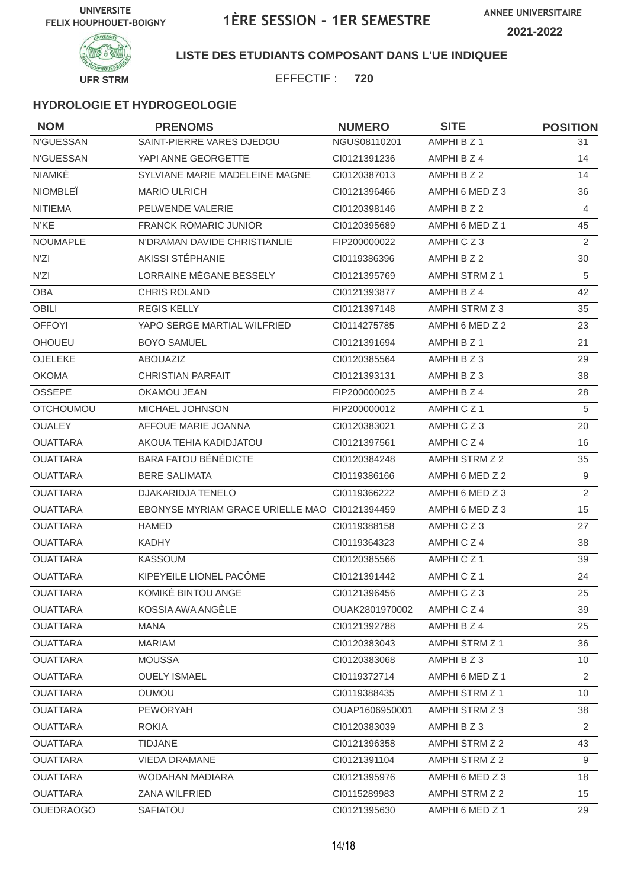UNIVERSITE FELIX HOUPHOUET-BOIGNY

# 1ÈRE SESSION - 1ER SEMESTRE

ANNEE UNIVERSITAIRE 2021-2022

UFR STRM

**LISTE DES ETUDIANTS COMPOSANT DANS L'UE INDIQUEE**

EFFECTIF : **720**

### HYDROLOGIE ET HYDROGEOLOGIE

| NOM | PRENOMS | NUMERO | SITE | POSITION |
|---|---|---|---|---|
| N'GUESSAN | SAINT-PIERRE VARES DJEDOU | NGUS08110201 | AMPHI B Z 1 | 31 |
| N'GUESSAN | YAPI ANNE GEORGETTE | CI0121391236 | AMPHI B Z 4 | 14 |
| NIAMKÉ | SYLVIANE MARIE MADELEINE MAGNE | CI0120387013 | AMPHI B Z 2 | 14 |
| NIOMBLEÏ | MARIO ULRICH | CI0121396466 | AMPHI 6 MED Z 3 | 36 |
| NITIEMA | PELWENDE VALERIE | CI0120398146 | AMPHI B Z 2 | 4 |
| N'KE | FRANCK ROMARIC JUNIOR | CI0120395689 | AMPHI 6 MED Z 1 | 45 |
| NOUMAPLE | N'DRAMAN DAVIDE CHRISTIANLIE | FIP200000022 | AMPHI C Z 3 | 2 |
| N'ZI | AKISSI STÉPHANIE | CI0119386396 | AMPHI B Z 2 | 30 |
| N'ZI | LORRAINE MÉGANE BESSELY | CI0121395769 | AMPHI STRM Z 1 | 5 |
| OBA | CHRIS ROLAND | CI0121393877 | AMPHI B Z 4 | 42 |
| OBILI | REGIS KELLY | CI0121397148 | AMPHI STRM Z 3 | 35 |
| OFFOYI | YAPO SERGE MARTIAL WILFRIED | CI0114275785 | AMPHI 6 MED Z 2 | 23 |
| OHOUEU | BOYO SAMUEL | CI0121391694 | AMPHI B Z 1 | 21 |
| OJELEKE | ABOUAZIZ | CI0120385564 | AMPHI B Z 3 | 29 |
| OKOMA | CHRISTIAN PARFAIT | CI0121393131 | AMPHI B Z 3 | 38 |
| OSSEPE | OKAMOU JEAN | FIP200000025 | AMPHI B Z 4 | 28 |
| OTCHOUMOU | MICHAEL JOHNSON | FIP200000012 | AMPHI C Z 1 | 5 |
| OUALEY | AFFOUE MARIE JOANNA | CI0120383021 | AMPHI C Z 3 | 20 |
| OUATTARA | AKOUA TEHIA KADIDJATOU | CI0121397561 | AMPHI C Z 4 | 16 |
| OUATTARA | BARA FATOU BÉNÉDICTE | CI0120384248 | AMPHI STRM Z 2 | 35 |
| OUATTARA | BERE SALIMATA | CI0119386166 | AMPHI 6 MED Z 2 | 9 |
| OUATTARA | DJAKARIDJA TENELO | CI0119366222 | AMPHI 6 MED Z 3 | 2 |
| OUATTARA | EBONYSE MYRIAM GRACE URIELLE MAO | CI0121394459 | AMPHI 6 MED Z 3 | 15 |
| OUATTARA | HAMED | CI0119388158 | AMPHI C Z 3 | 27 |
| OUATTARA | KADHY | CI0119364323 | AMPHI C Z 4 | 38 |
| OUATTARA | KASSOUM | CI0120385566 | AMPHI C Z 1 | 39 |
| OUATTARA | KIPEYEILE LIONEL PACÔME | CI0121391442 | AMPHI C Z 1 | 24 |
| OUATTARA | KOMIKÉ BINTOU ANGE | CI0121396456 | AMPHI C Z 3 | 25 |
| OUATTARA | KOSSIA AWA ANGÈLE | OUAK2801970002 | AMPHI C Z 4 | 39 |
| OUATTARA | MANA | CI0121392788 | AMPHI B Z 4 | 25 |
| OUATTARA | MARIAM | CI0120383043 | AMPHI STRM Z 1 | 36 |
| OUATTARA | MOUSSA | CI0120383068 | AMPHI B Z 3 | 10 |
| OUATTARA | OUELY ISMAEL | CI0119372714 | AMPHI 6 MED Z 1 | 2 |
| OUATTARA | OUMOU | CI0119388435 | AMPHI STRM Z 1 | 10 |
| OUATTARA | PEWORYAH | OUAP1606950001 | AMPHI STRM Z 3 | 38 |
| OUATTARA | ROKIA | CI0120383039 | AMPHI B Z 3 | 2 |
| OUATTARA | TIDJANE | CI0121396358 | AMPHI STRM Z 2 | 43 |
| OUATTARA | VIEDA DRAMANE | CI0121391104 | AMPHI STRM Z 2 | 9 |
| OUATTARA | WODAHAN MADIARA | CI0121395976 | AMPHI 6 MED Z 3 | 18 |
| OUATTARA | ZANA WILFRIED | CI0115289983 | AMPHI STRM Z 2 | 15 |
| OUEDRAOGO | SAFIATOU | CI0121395630 | AMPHI 6 MED Z 1 | 29 |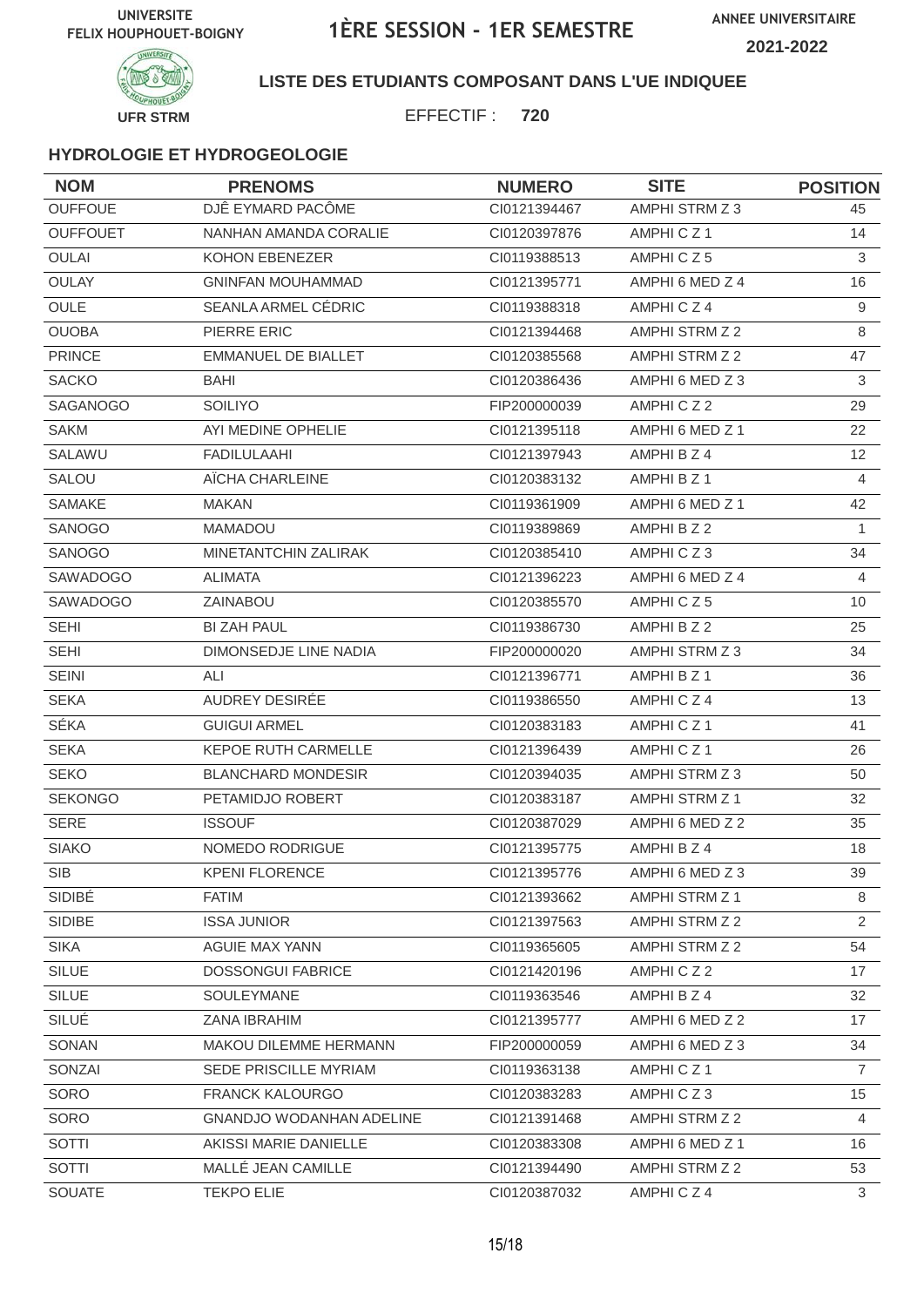UNIVERSITE FELIX HOUPHOUET-BOIGNY

# 1ÈRE SESSION - 1ER SEMESTRE

ANNEE UNIVERSITAIRE 2021-2022

UFR STRM

**LISTE DES ETUDIANTS COMPOSANT DANS L'UE INDIQUEE**

EFFECTIF : **720**

### HYDROLOGIE ET HYDROGEOLOGIE

| NOM | PRENOMS | NUMERO | SITE | POSITION |
|---|---|---|---|---|
| OUFFOUE | DJÊ EYMARD PACÔME | CI0121394467 | AMPHI STRM Z 3 | 45 |
| OUFFOUET | NANHAN AMANDA CORALIE | CI0120397876 | AMPHI C Z 1 | 14 |
| OULAI | KOHON EBENEZER | CI0119388513 | AMPHI C Z 5 | 3 |
| OULAY | GNINFAN MOUHAMMAD | CI0121395771 | AMPHI 6 MED Z 4 | 16 |
| OULE | SEANLA ARMEL CÉDRIC | CI0119388318 | AMPHI C Z 4 | 9 |
| OUOBA | PIERRE ERIC | CI0121394468 | AMPHI STRM Z 2 | 8 |
| PRINCE | EMMANUEL DE BIALLET | CI0120385568 | AMPHI STRM Z 2 | 47 |
| SACKO | BAHI | CI0120386436 | AMPHI 6 MED Z 3 | 3 |
| SAGANOGO | SOILIYO | FIP200000039 | AMPHI C Z 2 | 29 |
| SAKM | AYI MEDINE OPHELIE | CI0121395118 | AMPHI 6 MED Z 1 | 22 |
| SALAWU | FADILULAAHI | CI0121397943 | AMPHI B Z 4 | 12 |
| SALOU | AÏCHA CHARLEINE | CI0120383132 | AMPHI B Z 1 | 4 |
| SAMAKE | MAKAN | CI0119361909 | AMPHI 6 MED Z 1 | 42 |
| SANOGO | MAMADOU | CI0119389869 | AMPHI B Z 2 | 1 |
| SANOGO | MINETANTCHIN ZALIRAK | CI0120385410 | AMPHI C Z 3 | 34 |
| SAWADOGO | ALIMATA | CI0121396223 | AMPHI 6 MED Z 4 | 4 |
| SAWADOGO | ZAINABOU | CI0120385570 | AMPHI C Z 5 | 10 |
| SEHI | BI ZAH PAUL | CI0119386730 | AMPHI B Z 2 | 25 |
| SEHI | DIMONSEDJE LINE NADIA | FIP200000020 | AMPHI STRM Z 3 | 34 |
| SEINI | ALI | CI0121396771 | AMPHI B Z 1 | 36 |
| SEKA | AUDREY DESIRÉE | CI0119386550 | AMPHI C Z 4 | 13 |
| SÉKA | GUIGUI ARMEL | CI0120383183 | AMPHI C Z 1 | 41 |
| SEKA | KEPOE RUTH CARMELLE | CI0121396439 | AMPHI C Z 1 | 26 |
| SEKO | BLANCHARD MONDESIR | CI0120394035 | AMPHI STRM Z 3 | 50 |
| SEKONGO | PETAMIDJO ROBERT | CI0120383187 | AMPHI STRM Z 1 | 32 |
| SERE | ISSOUF | CI0120387029 | AMPHI 6 MED Z 2 | 35 |
| SIAKO | NOMEDO RODRIGUE | CI0121395775 | AMPHI B Z 4 | 18 |
| SIB | KPENI FLORENCE | CI0121395776 | AMPHI 6 MED Z 3 | 39 |
| SIDIBÉ | FATIM | CI0121393662 | AMPHI STRM Z 1 | 8 |
| SIDIBE | ISSA JUNIOR | CI0121397563 | AMPHI STRM Z 2 | 2 |
| SIKA | AGUIE MAX YANN | CI0119365605 | AMPHI STRM Z 2 | 54 |
| SILUE | DOSSONGUI FABRICE | CI0121420196 | AMPHI C Z 2 | 17 |
| SILUE | SOULEYMANE | CI0119363546 | AMPHI B Z 4 | 32 |
| SILUÉ | ZANA IBRAHIM | CI0121395777 | AMPHI 6 MED Z 2 | 17 |
| SONAN | MAKOU DILEMME HERMANN | FIP200000059 | AMPHI 6 MED Z 3 | 34 |
| SONZAI | SEDE PRISCILLE MYRIAM | CI0119363138 | AMPHI C Z 1 | 7 |
| SORO | FRANCK KALOURGO | CI0120383283 | AMPHI C Z 3 | 15 |
| SORO | GNANDJO WODANHAN ADELINE | CI0121391468 | AMPHI STRM Z 2 | 4 |
| SOTTI | AKISSI MARIE DANIELLE | CI0120383308 | AMPHI 6 MED Z 1 | 16 |
| SOTTI | MALLÉ JEAN CAMILLE | CI0121394490 | AMPHI STRM Z 2 | 53 |
| SOUATE | TEKPO ELIE | CI0120387032 | AMPHI C Z 4 | 3 |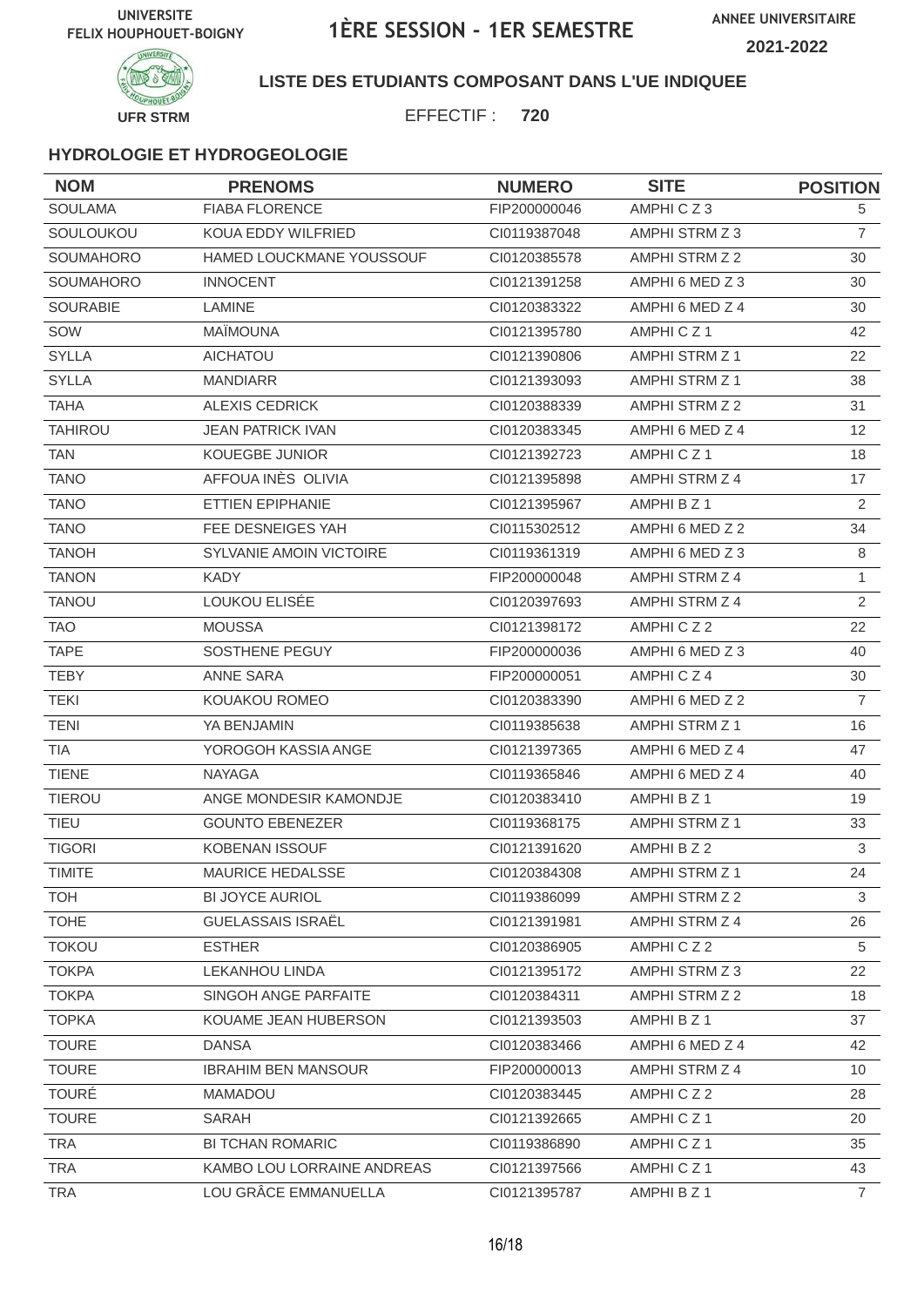UNIVERSITE FELIX HOUPHOUET-BOIGNY

# 1ÈRE SESSION - 1ER SEMESTRE

ANNEE UNIVERSITAIRE 2021-2022

UFR STRM

**LISTE DES ETUDIANTS COMPOSANT DANS L'UE INDIQUEE**

EFFECTIF : **720**

### HYDROLOGIE ET HYDROGEOLOGIE

| NOM | PRENOMS | NUMERO | SITE | POSITION |
|---|---|---|---|---|
| SOULAMA | FIABA FLORENCE | FIP200000046 | AMPHI C Z 3 | 5 |
| SOULOUKOU | KOUA EDDY WILFRIED | CI0119387048 | AMPHI STRM Z 3 | 7 |
| SOUMAHORO | HAMED LOUCKMANE YOUSSOUF | CI0120385578 | AMPHI STRM Z 2 | 30 |
| SOUMAHORO | INNOCENT | CI0121391258 | AMPHI 6 MED Z 3 | 30 |
| SOURABIE | LAMINE | CI0120383322 | AMPHI 6 MED Z 4 | 30 |
| SOW | MAÏMOUNA | CI0121395780 | AMPHI C Z 1 | 42 |
| SYLLA | AICHATOU | CI0121390806 | AMPHI STRM Z 1 | 22 |
| SYLLA | MANDIARR | CI0121393093 | AMPHI STRM Z 1 | 38 |
| TAHA | ALEXIS CEDRICK | CI0120388339 | AMPHI STRM Z 2 | 31 |
| TAHIROU | JEAN PATRICK IVAN | CI0120383345 | AMPHI 6 MED Z 4 | 12 |
| TAN | KOUEGBE JUNIOR | CI0121392723 | AMPHI C Z 1 | 18 |
| TANO | AFFOUA INÈS OLIVIA | CI0121395898 | AMPHI STRM Z 4 | 17 |
| TANO | ETTIEN EPIPHANIE | CI0121395967 | AMPHI B Z 1 | 2 |
| TANO | FEE DESNEIGES YAH | CI0115302512 | AMPHI 6 MED Z 2 | 34 |
| TANOH | SYLVANIE AMOIN VICTOIRE | CI0119361319 | AMPHI 6 MED Z 3 | 8 |
| TANON | KADY | FIP200000048 | AMPHI STRM Z 4 | 1 |
| TANOU | LOUKOU ELISÉE | CI0120397693 | AMPHI STRM Z 4 | 2 |
| TAO | MOUSSA | CI0121398172 | AMPHI C Z 2 | 22 |
| TAPE | SOSTHENE PEGUY | FIP200000036 | AMPHI 6 MED Z 3 | 40 |
| TEBY | ANNE SARA | FIP200000051 | AMPHI C Z 4 | 30 |
| TEKI | KOUAKOU ROMEO | CI0120383390 | AMPHI 6 MED Z 2 | 7 |
| TENI | YA BENJAMIN | CI0119385638 | AMPHI STRM Z 1 | 16 |
| TIA | YOROGOH KASSIA ANGE | CI0121397365 | AMPHI 6 MED Z 4 | 47 |
| TIENE | NAYAGA | CI0119365846 | AMPHI 6 MED Z 4 | 40 |
| TIEROU | ANGE MONDESIR KAMONDJE | CI0120383410 | AMPHI B Z 1 | 19 |
| TIEU | GOUNTO EBENEZER | CI0119368175 | AMPHI STRM Z 1 | 33 |
| TIGORI | KOBENAN ISSOUF | CI0121391620 | AMPHI B Z 2 | 3 |
| TIMITE | MAURICE HEDALSSE | CI0120384308 | AMPHI STRM Z 1 | 24 |
| TOH | BI JOYCE AURIOL | CI0119386099 | AMPHI STRM Z 2 | 3 |
| TOHE | GUELASSAIS ISRAËL | CI0121391981 | AMPHI STRM Z 4 | 26 |
| TOKOU | ESTHER | CI0120386905 | AMPHI C Z 2 | 5 |
| TOKPA | LEKANHOU LINDA | CI0121395172 | AMPHI STRM Z 3 | 22 |
| TOKPA | SINGOH ANGE PARFAITE | CI0120384311 | AMPHI STRM Z 2 | 18 |
| TOPKA | KOUAME JEAN HUBERSON | CI0121393503 | AMPHI B Z 1 | 37 |
| TOURE | DANSA | CI0120383466 | AMPHI 6 MED Z 4 | 42 |
| TOURE | IBRAHIM BEN MANSOUR | FIP200000013 | AMPHI STRM Z 4 | 10 |
| TOURÉ | MAMADOU | CI0120383445 | AMPHI C Z 2 | 28 |
| TOURE | SARAH | CI0121392665 | AMPHI C Z 1 | 20 |
| TRA | BI TCHAN ROMARIC | CI0119386890 | AMPHI C Z 1 | 35 |
| TRA | KAMBO LOU LORRAINE ANDREAS | CI0121397566 | AMPHI C Z 1 | 43 |
| TRA | LOU GRÂCE EMMANUELLA | CI0121395787 | AMPHI B Z 1 | 7 |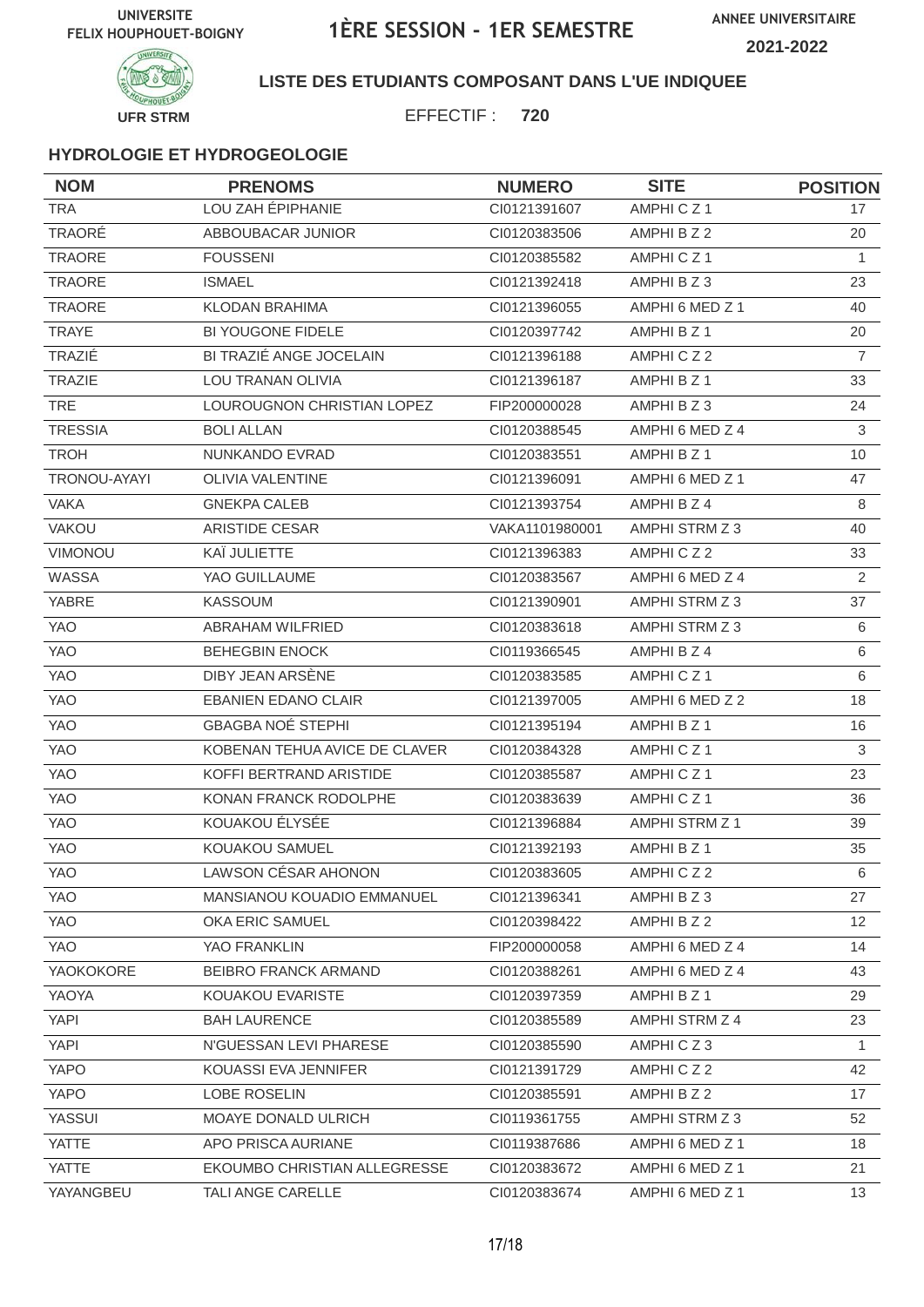UNIVERSITE FELIX HOUPHOUET-BOIGNY

# 1ÈRE SESSION - 1ER SEMESTRE

ANNEE UNIVERSITAIRE 2021-2022

UFR STRM

**LISTE DES ETUDIANTS COMPOSANT DANS L'UE INDIQUEE**

EFFECTIF : **720**

### HYDROLOGIE ET HYDROGEOLOGIE

| NOM | PRENOMS | NUMERO | SITE | POSITION |
|---|---|---|---|---|
| TRA | LOU ZAH ÉPIPHANIE | CI0121391607 | AMPHI C Z 1 | 17 |
| TRAORÉ | ABBOUBACAR JUNIOR | CI0120383506 | AMPHI B Z 2 | 20 |
| TRAORE | FOUSSENI | CI0120385582 | AMPHI C Z 1 | 1 |
| TRAORE | ISMAEL | CI0121392418 | AMPHI B Z 3 | 23 |
| TRAORE | KLODAN BRAHIMA | CI0121396055 | AMPHI 6 MED Z 1 | 40 |
| TRAYE | BI YOUGONE FIDELE | CI0120397742 | AMPHI B Z 1 | 20 |
| TRAZIÉ | BI TRAZIÉ ANGE JOCELAIN | CI0121396188 | AMPHI C Z 2 | 7 |
| TRAZIE | LOU TRANAN OLIVIA | CI0121396187 | AMPHI B Z 1 | 33 |
| TRE | LOUROUGNON CHRISTIAN LOPEZ | FIP200000028 | AMPHI B Z 3 | 24 |
| TRESSIA | BOLI ALLAN | CI0120388545 | AMPHI 6 MED Z 4 | 3 |
| TROH | NUNKANDO EVRAD | CI0120383551 | AMPHI B Z 1 | 10 |
| TRONOU-AYAYI | OLIVIA VALENTINE | CI0121396091 | AMPHI 6 MED Z 1 | 47 |
| VAKA | GNEKPA CALEB | CI0121393754 | AMPHI B Z 4 | 8 |
| VAKOU | ARISTIDE CESAR | VAKA1101980001 | AMPHI STRM Z 3 | 40 |
| VIMONOU | KAÏ JULIETTE | CI0121396383 | AMPHI C Z 2 | 33 |
| WASSA | YAO GUILLAUME | CI0120383567 | AMPHI 6 MED Z 4 | 2 |
| YABRE | KASSOUM | CI0121390901 | AMPHI STRM Z 3 | 37 |
| YAO | ABRAHAM WILFRIED | CI0120383618 | AMPHI STRM Z 3 | 6 |
| YAO | BEHEGBIN ENOCK | CI0119366545 | AMPHI B Z 4 | 6 |
| YAO | DIBY JEAN ARSÈNE | CI0120383585 | AMPHI C Z 1 | 6 |
| YAO | EBANIEN EDANO CLAIR | CI0121397005 | AMPHI 6 MED Z 2 | 18 |
| YAO | GBAGBA NOÉ STEPHI | CI0121395194 | AMPHI B Z 1 | 16 |
| YAO | KOBENAN TEHUA AVICE DE CLAVER | CI0120384328 | AMPHI C Z 1 | 3 |
| YAO | KOFFI BERTRAND ARISTIDE | CI0120385587 | AMPHI C Z 1 | 23 |
| YAO | KONAN FRANCK RODOLPHE | CI0120383639 | AMPHI C Z 1 | 36 |
| YAO | KOUAKOU ÉLYSÉE | CI0121396884 | AMPHI STRM Z 1 | 39 |
| YAO | KOUAKOU SAMUEL | CI0121392193 | AMPHI B Z 1 | 35 |
| YAO | LAWSON CÉSAR AHONON | CI0120383605 | AMPHI C Z 2 | 6 |
| YAO | MANSIANOU KOUADIO EMMANUEL | CI0121396341 | AMPHI B Z 3 | 27 |
| YAO | OKA ERIC SAMUEL | CI0120398422 | AMPHI B Z 2 | 12 |
| YAO | YAO FRANKLIN | FIP200000058 | AMPHI 6 MED Z 4 | 14 |
| YAOKOKORE | BEIBRO FRANCK ARMAND | CI0120388261 | AMPHI 6 MED Z 4 | 43 |
| YAOYA | KOUAKOU EVARISTE | CI0120397359 | AMPHI B Z 1 | 29 |
| YAPI | BAH LAURENCE | CI0120385589 | AMPHI STRM Z 4 | 23 |
| YAPI | N'GUESSAN LEVI PHARESE | CI0120385590 | AMPHI C Z 3 | 1 |
| YAPO | KOUASSI EVA JENNIFER | CI0121391729 | AMPHI C Z 2 | 42 |
| YAPO | LOBE ROSELIN | CI0120385591 | AMPHI B Z 2 | 17 |
| YASSUI | MOAYE DONALD ULRICH | CI0119361755 | AMPHI STRM Z 3 | 52 |
| YATTE | APO PRISCA AURIANE | CI0119387686 | AMPHI 6 MED Z 1 | 18 |
| YATTE | EKOUMBO CHRISTIAN ALLEGRESSE | CI0120383672 | AMPHI 6 MED Z 1 | 21 |
| YAYANGBEU | TALI ANGE CARELLE | CI0120383674 | AMPHI 6 MED Z 1 | 13 |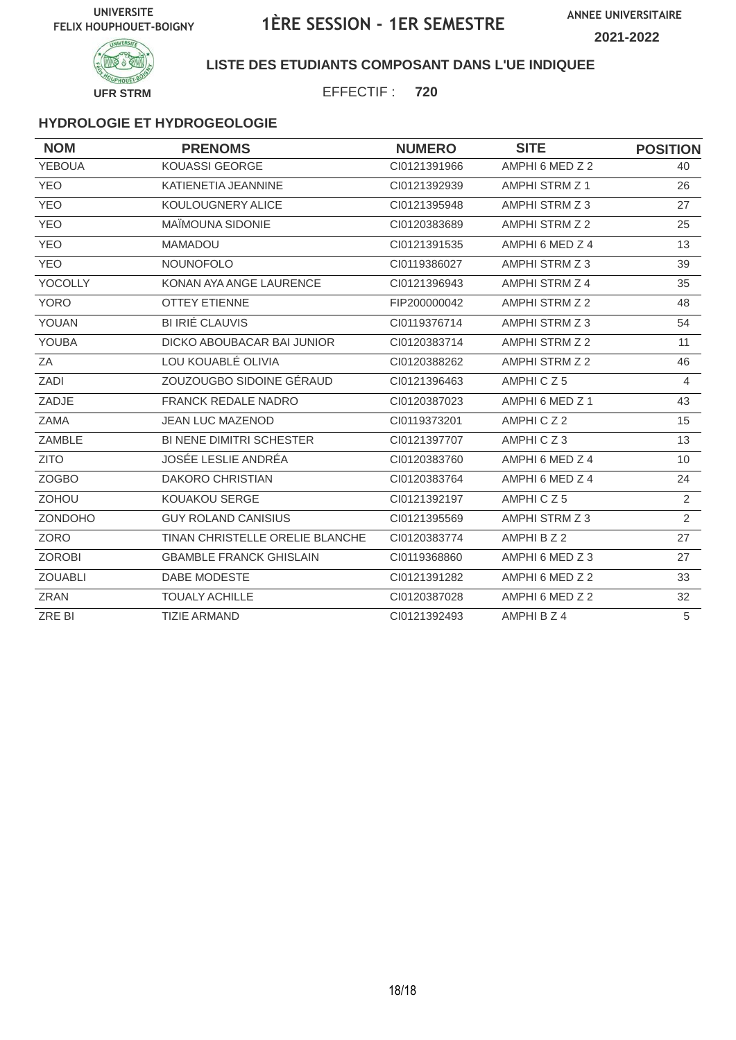UNIVERSITE FELIX HOUPHOUET-BOIGNY

# 1ÈRE SESSION - 1ER SEMESTRE

ANNEE UNIVERSITAIRE 2021-2022

UFR STRM

**LISTE DES ETUDIANTS COMPOSANT DANS L'UE INDIQUEE**

EFFECTIF : **720**

### HYDROLOGIE ET HYDROGEOLOGIE

| NOM | PRENOMS | NUMERO | SITE | POSITION |
|---|---|---|---|---|
| YEBOUA | KOUASSI GEORGE | CI0121391966 | AMPHI 6 MED Z 2 | 40 |
| YEO | KATIENETIA JEANNINE | CI0121392939 | AMPHI STRM Z 1 | 26 |
| YEO | KOULOUGNERY ALICE | CI0121395948 | AMPHI STRM Z 3 | 27 |
| YEO | MAÏMOUNA SIDONIE | CI0120383689 | AMPHI STRM Z 2 | 25 |
| YEO | MAMADOU | CI0121391535 | AMPHI 6 MED Z 4 | 13 |
| YEO | NOUNOFOLO | CI0119386027 | AMPHI STRM Z 3 | 39 |
| YOCOLLY | KONAN AYA ANGE LAURENCE | CI0121396943 | AMPHI STRM Z 4 | 35 |
| YORO | OTTEY ETIENNE | FIP200000042 | AMPHI STRM Z 2 | 48 |
| YOUAN | BI IRIÉ CLAUVIS | CI0119376714 | AMPHI STRM Z 3 | 54 |
| YOUBA | DICKO ABOUBACAR BAI JUNIOR | CI0120383714 | AMPHI STRM Z 2 | 11 |
| ZA | LOU KOUABLÉ OLIVIA | CI0120388262 | AMPHI STRM Z 2 | 46 |
| ZADI | ZOUZOUGBO SIDOINE GÉRAUD | CI0121396463 | AMPHI C Z 5 | 4 |
| ZADJE | FRANCK REDALE NADRO | CI0120387023 | AMPHI 6 MED Z 1 | 43 |
| ZAMA | JEAN LUC MAZENOD | CI0119373201 | AMPHI C Z 2 | 15 |
| ZAMBLE | BI NENE DIMITRI SCHESTER | CI0121397707 | AMPHI C Z 3 | 13 |
| ZITO | JOSÉE LESLIE ANDRÉA | CI0120383760 | AMPHI 6 MED Z 4 | 10 |
| ZOGBO | DAKORO CHRISTIAN | CI0120383764 | AMPHI 6 MED Z 4 | 24 |
| ZOHOU | KOUAKOU SERGE | CI0121392197 | AMPHI C Z 5 | 2 |
| ZONDOHO | GUY ROLAND CANISIUS | CI0121395569 | AMPHI STRM Z 3 | 2 |
| ZORO | TINAN CHRISTELLE ORELIE BLANCHE | CI0120383774 | AMPHI B Z 2 | 27 |
| ZOROBI | GBAMBLE FRANCK GHISLAIN | CI0119368860 | AMPHI 6 MED Z 3 | 27 |
| ZOUABLI | DABE MODESTE | CI0121391282 | AMPHI 6 MED Z 2 | 33 |
| ZRAN | TOUALY ACHILLE | CI0120387028 | AMPHI 6 MED Z 2 | 32 |
| ZRE BI | TIZIE ARMAND | CI0121392493 | AMPHI B Z 4 | 5 |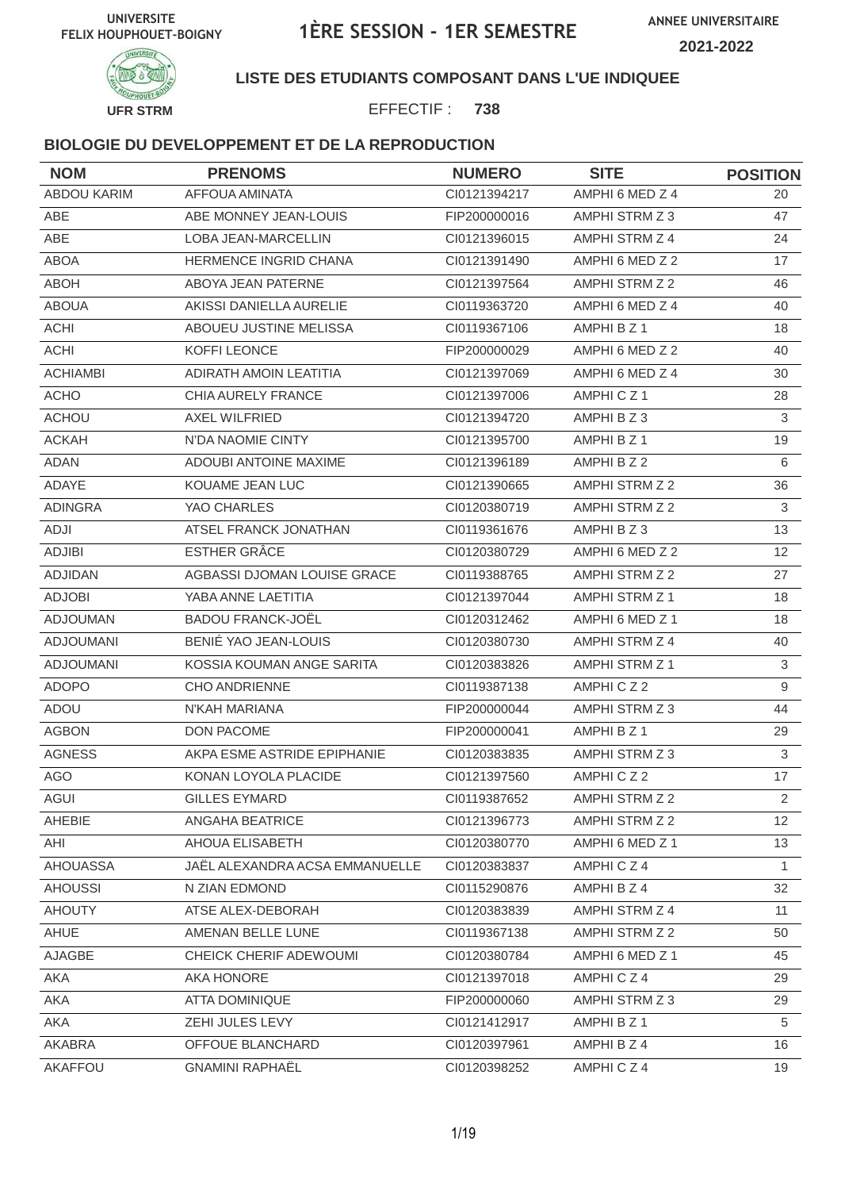UNIVERSITE FELIX HOUPHOUET-BOIGNY

# 1ÈRE SESSION - 1ER SEMESTRE

ANNEE UNIVERSITAIRE 2021-2022

UFR STRM

**LISTE DES ETUDIANTS COMPOSANT DANS L'UE INDIQUEE**

EFFECTIF : **738**

## BIOLOGIE DU DEVELOPPEMENT ET DE LA REPRODUCTION

| NOM | PRENOMS | NUMERO | SITE | POSITION |
|---|---|---|---|---|
| ABDOU KARIM | AFFOUA AMINATA | CI0121394217 | AMPHI 6 MED Z 4 | 20 |
| ABE | ABE MONNEY JEAN-LOUIS | FIP200000016 | AMPHI STRM Z 3 | 47 |
| ABE | LOBA JEAN-MARCELLIN | CI0121396015 | AMPHI STRM Z 4 | 24 |
| ABOA | HERMENCE INGRID CHANA | CI0121391490 | AMPHI 6 MED Z 2 | 17 |
| ABOH | ABOYA JEAN PATERNE | CI0121397564 | AMPHI STRM Z 2 | 46 |
| ABOUA | AKISSI DANIELLA AURELIE | CI0119363720 | AMPHI 6 MED Z 4 | 40 |
| ACHI | ABOUEU JUSTINE MELISSA | CI0119367106 | AMPHI B Z 1 | 18 |
| ACHI | KOFFI LEONCE | FIP200000029 | AMPHI 6 MED Z 2 | 40 |
| ACHIAMBI | ADIRATH AMOIN LEATITIA | CI0121397069 | AMPHI 6 MED Z 4 | 30 |
| ACHO | CHIA AURELY FRANCE | CI0121397006 | AMPHI C Z 1 | 28 |
| ACHOU | AXEL WILFRIED | CI0121394720 | AMPHI B Z 3 | 3 |
| ACKAH | N'DA NAOMIE CINTY | CI0121395700 | AMPHI B Z 1 | 19 |
| ADAN | ADOUBI ANTOINE MAXIME | CI0121396189 | AMPHI B Z 2 | 6 |
| ADAYE | KOUAME JEAN LUC | CI0121390665 | AMPHI STRM Z 2 | 36 |
| ADINGRA | YAO CHARLES | CI0120380719 | AMPHI STRM Z 2 | 3 |
| ADJI | ATSEL FRANCK JONATHAN | CI0119361676 | AMPHI B Z 3 | 13 |
| ADJIBI | ESTHER GRÂCE | CI0120380729 | AMPHI 6 MED Z 2 | 12 |
| ADJIDAN | AGBASSI DJOMAN LOUISE GRACE | CI0119388765 | AMPHI STRM Z 2 | 27 |
| ADJOBI | YABA ANNE LAETITIA | CI0121397044 | AMPHI STRM Z 1 | 18 |
| ADJOUMAN | BADOU FRANCK-JOËL | CI0120312462 | AMPHI 6 MED Z 1 | 18 |
| ADJOUMANI | BENIÉ YAO JEAN-LOUIS | CI0120380730 | AMPHI STRM Z 4 | 40 |
| ADJOUMANI | KOSSIA KOUMAN ANGE SARITA | CI0120383826 | AMPHI STRM Z 1 | 3 |
| ADOPO | CHO ANDRIENNE | CI0119387138 | AMPHI C Z 2 | 9 |
| ADOU | N'KAH MARIANA | FIP200000044 | AMPHI STRM Z 3 | 44 |
| AGBON | DON PACOME | FIP200000041 | AMPHI B Z 1 | 29 |
| AGNESS | AKPA ESME ASTRIDE EPIPHANIE | CI0120383835 | AMPHI STRM Z 3 | 3 |
| AGO | KONAN LOYOLA PLACIDE | CI0121397560 | AMPHI C Z 2 | 17 |
| AGUI | GILLES EYMARD | CI0119387652 | AMPHI STRM Z 2 | 2 |
| AHEBIE | ANGAHA BEATRICE | CI0121396773 | AMPHI STRM Z 2 | 12 |
| AHI | AHOUA ELISABETH | CI0120380770 | AMPHI 6 MED Z 1 | 13 |
| AHOUASSA | JAËL ALEXANDRA ACSA EMMANUELLE | CI0120383837 | AMPHI C Z 4 | 1 |
| AHOUSSI | N ZIAN EDMOND | CI0115290876 | AMPHI B Z 4 | 32 |
| AHOUTY | ATSE ALEX-DEBORAH | CI0120383839 | AMPHI STRM Z 4 | 11 |
| AHUE | AMENAN BELLE LUNE | CI0119367138 | AMPHI STRM Z 2 | 50 |
| AJAGBE | CHEICK CHERIF ADEWOUMI | CI0120380784 | AMPHI 6 MED Z 1 | 45 |
| AKA | AKA HONORE | CI0121397018 | AMPHI C Z 4 | 29 |
| AKA | ATTA DOMINIQUE | FIP200000060 | AMPHI STRM Z 3 | 29 |
| AKA | ZEHI JULES LEVY | CI0121412917 | AMPHI B Z 1 | 5 |
| AKABRA | OFFOUE BLANCHARD | CI0120397961 | AMPHI B Z 4 | 16 |
| AKAFFOU | GNAMINI RAPHAËL | CI0120398252 | AMPHI C Z 4 | 19 |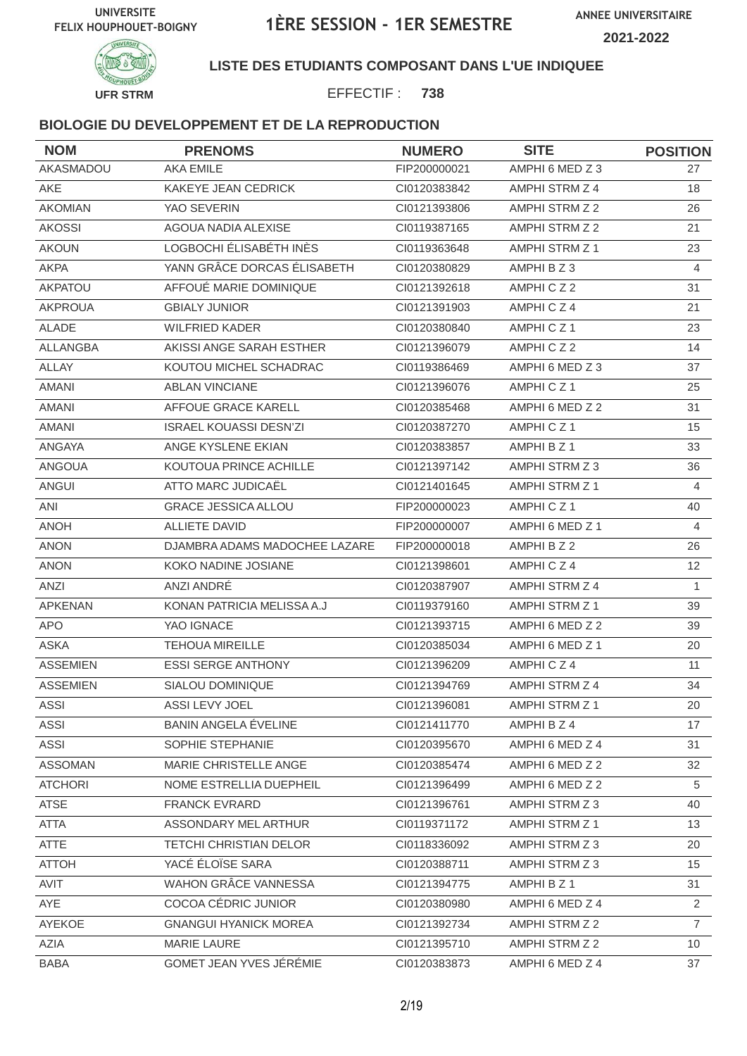UNIVERSITE FELIX HOUPHOUET-BOIGNY

# 1ÈRE SESSION - 1ER SEMESTRE

ANNEE UNIVERSITAIRE 2021-2022

UFR STRM

**LISTE DES ETUDIANTS COMPOSANT DANS L'UE INDIQUEE**

EFFECTIF : **738**

### BIOLOGIE DU DEVELOPPEMENT ET DE LA REPRODUCTION

| NOM | PRENOMS | NUMERO | SITE | POSITION |
|---|---|---|---|---|
| AKASMADOU | AKA EMILE | FIP200000021 | AMPHI 6 MED Z 3 | 27 |
| AKE | KAKEYE JEAN CEDRICK | CI0120383842 | AMPHI STRM Z 4 | 18 |
| AKOMIAN | YAO SEVERIN | CI0121393806 | AMPHI STRM Z 2 | 26 |
| AKOSSI | AGOUA NADIA ALEXISE | CI0119387165 | AMPHI STRM Z 2 | 21 |
| AKOUN | LOGBOCHI ÉLISABÉTH INÈS | CI0119363648 | AMPHI STRM Z 1 | 23 |
| AKPA | YANN GRÂCE DORCAS ÉLISABETH | CI0120380829 | AMPHI B Z 3 | 4 |
| AKPATOU | AFFOUÉ MARIE DOMINIQUE | CI0121392618 | AMPHI C Z 2 | 31 |
| AKPROUA | GBIALY JUNIOR | CI0121391903 | AMPHI C Z 4 | 21 |
| ALADE | WILFRIED KADER | CI0120380840 | AMPHI C Z 1 | 23 |
| ALLANGBA | AKISSI ANGE SARAH ESTHER | CI0121396079 | AMPHI C Z 2 | 14 |
| ALLAY | KOUTOU MICHEL SCHADRAC | CI0119386469 | AMPHI 6 MED Z 3 | 37 |
| AMANI | ABLAN VINCIANE | CI0121396076 | AMPHI C Z 1 | 25 |
| AMANI | AFFOUE GRACE KARELL | CI0120385468 | AMPHI 6 MED Z 2 | 31 |
| AMANI | ISRAEL KOUASSI DESN'ZI | CI0120387270 | AMPHI C Z 1 | 15 |
| ANGAYA | ANGE KYSLENE EKIAN | CI0120383857 | AMPHI B Z 1 | 33 |
| ANGOUA | KOUTOUA PRINCE ACHILLE | CI0121397142 | AMPHI STRM Z 3 | 36 |
| ANGUI | ATTO MARC JUDICAËL | CI0121401645 | AMPHI STRM Z 1 | 4 |
| ANI | GRACE JESSICA ALLOU | FIP200000023 | AMPHI C Z 1 | 40 |
| ANOH | ALLIETE DAVID | FIP200000007 | AMPHI 6 MED Z 1 | 4 |
| ANON | DJAMBRA ADAMS MADOCHEE LAZARE | FIP200000018 | AMPHI B Z 2 | 26 |
| ANON | KOKO NADINE JOSIANE | CI0121398601 | AMPHI C Z 4 | 12 |
| ANZI | ANZI ANDRÉ | CI0120387907 | AMPHI STRM Z 4 | 1 |
| APKENAN | KONAN PATRICIA MELISSA A.J | CI0119379160 | AMPHI STRM Z 1 | 39 |
| APO | YAO IGNACE | CI0121393715 | AMPHI 6 MED Z 2 | 39 |
| ASKA | TEHOUA MIREILLE | CI0120385034 | AMPHI 6 MED Z 1 | 20 |
| ASSEMIEN | ESSI SERGE ANTHONY | CI0121396209 | AMPHI C Z 4 | 11 |
| ASSEMIEN | SIALOU DOMINIQUE | CI0121394769 | AMPHI STRM Z 4 | 34 |
| ASSI | ASSI LEVY JOEL | CI0121396081 | AMPHI STRM Z 1 | 20 |
| ASSI | BANIN ANGELA ÉVELINE | CI0121411770 | AMPHI B Z 4 | 17 |
| ASSI | SOPHIE STEPHANIE | CI0120395670 | AMPHI 6 MED Z 4 | 31 |
| ASSOMAN | MARIE CHRISTELLE ANGE | CI0120385474 | AMPHI 6 MED Z 2 | 32 |
| ATCHORI | NOME ESTRELLIA DUEPHEIL | CI0121396499 | AMPHI 6 MED Z 2 | 5 |
| ATSE | FRANCK EVRARD | CI0121396761 | AMPHI STRM Z 3 | 40 |
| ATTA | ASSONDARY MEL ARTHUR | CI0119371172 | AMPHI STRM Z 1 | 13 |
| ATTE | TETCHI CHRISTIAN DELOR | CI0118336092 | AMPHI STRM Z 3 | 20 |
| ATTOH | YACÉ ÉLOÏSE SARA | CI0120388711 | AMPHI STRM Z 3 | 15 |
| AVIT | WAHON GRÂCE VANNESSA | CI0121394775 | AMPHI B Z 1 | 31 |
| AYE | COCOA CÉDRIC JUNIOR | CI0120380980 | AMPHI 6 MED Z 4 | 2 |
| AYEKOE | GNANGUI HYANICK MOREA | CI0121392734 | AMPHI STRM Z 2 | 7 |
| AZIA | MARIE LAURE | CI0121395710 | AMPHI STRM Z 2 | 10 |
| BABA | GOMET JEAN YVES JÉRÉMIE | CI0120383873 | AMPHI 6 MED Z 4 | 37 |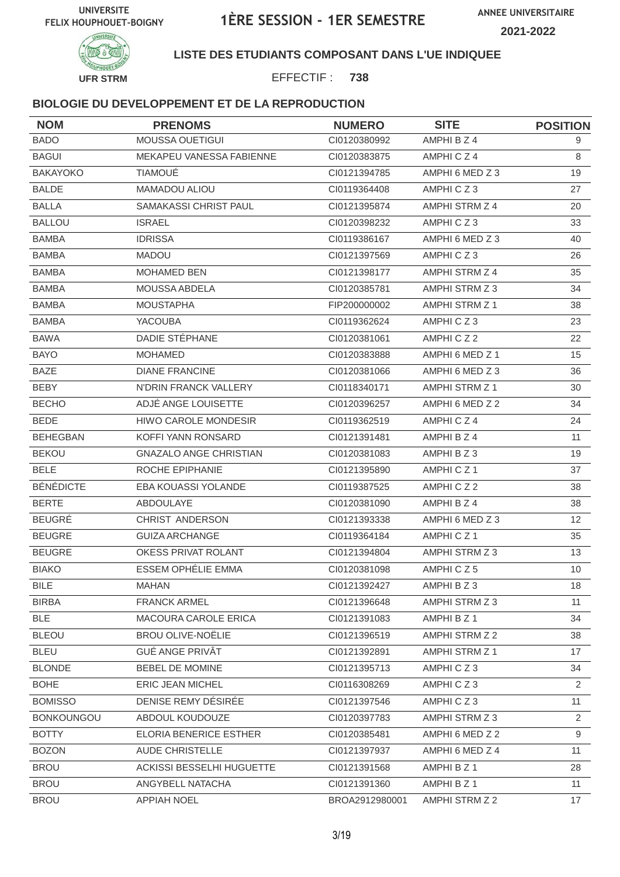UNIVERSITE FELIX HOUPHOUET-BOIGNY

# 1ÈRE SESSION - 1ER SEMESTRE

ANNEE UNIVERSITAIRE 2021-2022

UFR STRM

**LISTE DES ETUDIANTS COMPOSANT DANS L'UE INDIQUEE**

EFFECTIF : **738**

### BIOLOGIE DU DEVELOPPEMENT ET DE LA REPRODUCTION

| NOM | PRENOMS | NUMERO | SITE | POSITION |
|---|---|---|---|---|
| BADO | MOUSSA OUETIGUI | CI0120380992 | AMPHI B Z 4 | 9 |
| BAGUI | MEKAPEU VANESSA FABIENNE | CI0120383875 | AMPHI C Z 4 | 8 |
| BAKAYOKO | TIAMOUÉ | CI0121394785 | AMPHI 6 MED Z 3 | 19 |
| BALDE | MAMADOU ALIOU | CI0119364408 | AMPHI C Z 3 | 27 |
| BALLA | SAMAKASSI CHRIST PAUL | CI0121395874 | AMPHI STRM Z 4 | 20 |
| BALLOU | ISRAEL | CI0120398232 | AMPHI C Z 3 | 33 |
| BAMBA | IDRISSA | CI0119386167 | AMPHI 6 MED Z 3 | 40 |
| BAMBA | MADOU | CI0121397569 | AMPHI C Z 3 | 26 |
| BAMBA | MOHAMED BEN | CI0121398177 | AMPHI STRM Z 4 | 35 |
| BAMBA | MOUSSA ABDELA | CI0120385781 | AMPHI STRM Z 3 | 34 |
| BAMBA | MOUSTAPHA | FIP200000002 | AMPHI STRM Z 1 | 38 |
| BAMBA | YACOUBA | CI0119362624 | AMPHI C Z 3 | 23 |
| BAWA | DADIE STÉPHANE | CI0120381061 | AMPHI C Z 2 | 22 |
| BAYO | MOHAMED | CI0120383888 | AMPHI 6 MED Z 1 | 15 |
| BAZE | DIANE FRANCINE | CI0120381066 | AMPHI 6 MED Z 3 | 36 |
| BEBY | N'DRIN FRANCK VALLERY | CI0118340171 | AMPHI STRM Z 1 | 30 |
| BECHO | ADJÉ ANGE LOUISETTE | CI0120396257 | AMPHI 6 MED Z 2 | 34 |
| BEDE | HIWO CAROLE MONDESIR | CI0119362519 | AMPHI C Z 4 | 24 |
| BEHEGBAN | KOFFI YANN RONSARD | CI0121391481 | AMPHI B Z 4 | 11 |
| BEKOU | GNAZALO ANGE CHRISTIAN | CI0120381083 | AMPHI B Z 3 | 19 |
| BELE | ROCHE EPIPHANIE | CI0121395890 | AMPHI C Z 1 | 37 |
| BÉNÉDICTE | EBA KOUASSI YOLANDE | CI0119387525 | AMPHI C Z 2 | 38 |
| BERTE | ABDOULAYE | CI0120381090 | AMPHI B Z 4 | 38 |
| BEUGRÉ | CHRIST ANDERSON | CI0121393338 | AMPHI 6 MED Z 3 | 12 |
| BEUGRE | GUIZA ARCHANGE | CI0119364184 | AMPHI C Z 1 | 35 |
| BEUGRE | OKESS PRIVAT ROLANT | CI0121394804 | AMPHI STRM Z 3 | 13 |
| BIAKO | ESSEM OPHÉLIE EMMA | CI0120381098 | AMPHI C Z 5 | 10 |
| BILE | MAHAN | CI0121392427 | AMPHI B Z 3 | 18 |
| BIRBA | FRANCK ARMEL | CI0121396648 | AMPHI STRM Z 3 | 11 |
| BLE | MACOURA CAROLE ERICA | CI0121391083 | AMPHI B Z 1 | 34 |
| BLEOU | BROU OLIVE-NOËLIE | CI0121396519 | AMPHI STRM Z 2 | 38 |
| BLEU | GUÉ ANGE PRIVÂT | CI0121392891 | AMPHI STRM Z 1 | 17 |
| BLONDE | BEBEL DE MOMINE | CI0121395713 | AMPHI C Z 3 | 34 |
| BOHE | ERIC JEAN MICHEL | CI0116308269 | AMPHI C Z 3 | 2 |
| BOMISSO | DENISE REMY DÉSIRÉE | CI0121397546 | AMPHI C Z 3 | 11 |
| BONKOUNGOU | ABDOUL KOUDOUZE | CI0120397783 | AMPHI STRM Z 3 | 2 |
| BOTTY | ELORIA BENERICE ESTHER | CI0120385481 | AMPHI 6 MED Z 2 | 9 |
| BOZON | AUDE CHRISTELLE | CI0121397937 | AMPHI 6 MED Z 4 | 11 |
| BROU | ACKISSI BESSELHI HUGUETTE | CI0121391568 | AMPHI B Z 1 | 28 |
| BROU | ANGYBELL NATACHA | CI0121391360 | AMPHI B Z 1 | 11 |
| BROU | APPIAH NOEL | BROA2912980001 | AMPHI STRM Z 2 | 17 |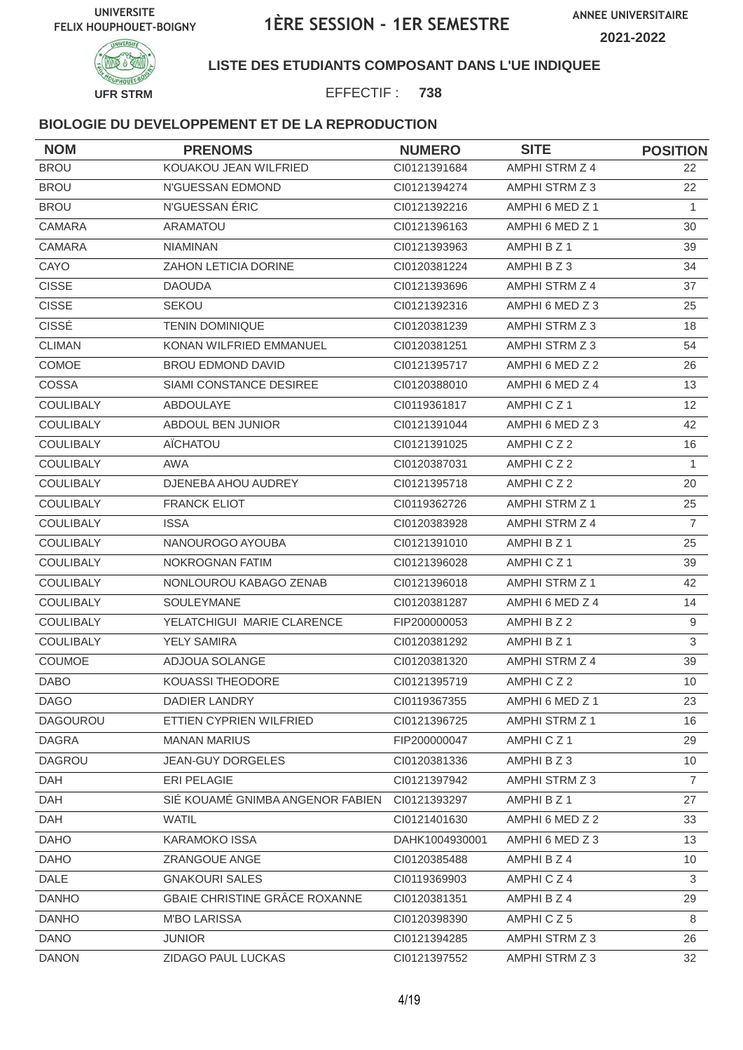UNIVERSITE FELIX HOUPHOUET-BOIGNY

# 1ÈRE SESSION - 1ER SEMESTRE

ANNEE UNIVERSITAIRE 2021-2022

UFR STRM

**LISTE DES ETUDIANTS COMPOSANT DANS L'UE INDIQUEE**

EFFECTIF : **738**

### BIOLOGIE DU DEVELOPPEMENT ET DE LA REPRODUCTION

| NOM | PRENOMS | NUMERO | SITE | POSITION |
|---|---|---|---|---|
| BROU | KOUAKOU JEAN WILFRIED | CI0121391684 | AMPHI STRM Z 4 | 22 |
| BROU | N'GUESSAN EDMOND | CI0121394274 | AMPHI STRM Z 3 | 22 |
| BROU | N'GUESSAN ÉRIC | CI0121392216 | AMPHI 6 MED Z 1 | 1 |
| CAMARA | ARAMATOU | CI0121396163 | AMPHI 6 MED Z 1 | 30 |
| CAMARA | NIAMINAN | CI0121393963 | AMPHI B Z 1 | 39 |
| CAYO | ZAHON LETICIA DORINE | CI0120381224 | AMPHI B Z 3 | 34 |
| CISSE | DAOUDA | CI0121393696 | AMPHI STRM Z 4 | 37 |
| CISSE | SEKOU | CI0121392316 | AMPHI 6 MED Z 3 | 25 |
| CISSÉ | TENIN DOMINIQUE | CI0120381239 | AMPHI STRM Z 3 | 18 |
| CLIMAN | KONAN WILFRIED EMMANUEL | CI0120381251 | AMPHI STRM Z 3 | 54 |
| COMOE | BROU EDMOND DAVID | CI0121395717 | AMPHI 6 MED Z 2 | 26 |
| COSSA | SIAMI CONSTANCE DESIREE | CI0120388010 | AMPHI 6 MED Z 4 | 13 |
| COULIBALY | ABDOULAYE | CI0119361817 | AMPHI C Z 1 | 12 |
| COULIBALY | ABDOUL BEN JUNIOR | CI0121391044 | AMPHI 6 MED Z 3 | 42 |
| COULIBALY | AÏCHATOU | CI0121391025 | AMPHI C Z 2 | 16 |
| COULIBALY | AWA | CI0120387031 | AMPHI C Z 2 | 1 |
| COULIBALY | DJENEBA AHOU AUDREY | CI0121395718 | AMPHI C Z 2 | 20 |
| COULIBALY | FRANCK ELIOT | CI0119362726 | AMPHI STRM Z 1 | 25 |
| COULIBALY | ISSA | CI0120383928 | AMPHI STRM Z 4 | 7 |
| COULIBALY | NANOUROGO AYOUBA | CI0121391010 | AMPHI B Z 1 | 25 |
| COULIBALY | NOKROGNAN FATIM | CI0121396028 | AMPHI C Z 1 | 39 |
| COULIBALY | NONLOUROU KABAGO ZENAB | CI0121396018 | AMPHI STRM Z 1 | 42 |
| COULIBALY | SOULEYMANE | CI0120381287 | AMPHI 6 MED Z 4 | 14 |
| COULIBALY | YELATCHIGUI MARIE CLARENCE | FIP200000053 | AMPHI B Z 2 | 9 |
| COULIBALY | YELY SAMIRA | CI0120381292 | AMPHI B Z 1 | 3 |
| COUMOE | ADJOUA SOLANGE | CI0120381320 | AMPHI STRM Z 4 | 39 |
| DABO | KOUASSI THEODORE | CI0121395719 | AMPHI C Z 2 | 10 |
| DAGO | DADIER LANDRY | CI0119367355 | AMPHI 6 MED Z 1 | 23 |
| DAGOUROU | ETTIEN CYPRIEN WILFRIED | CI0121396725 | AMPHI STRM Z 1 | 16 |
| DAGRA | MANAN MARIUS | FIP200000047 | AMPHI C Z 1 | 29 |
| DAGROU | JEAN-GUY DORGELES | CI0120381336 | AMPHI B Z 3 | 10 |
| DAH | ERI PELAGIE | CI0121397942 | AMPHI STRM Z 3 | 7 |
| DAH | SIÉ KOUAMÉ GNIMBA ANGENOR FABIEN | CI0121393297 | AMPHI B Z 1 | 27 |
| DAH | WATIL | CI0121401630 | AMPHI 6 MED Z 2 | 33 |
| DAHO | KARAMOKO ISSA | DAHK1004930001 | AMPHI 6 MED Z 3 | 13 |
| DAHO | ZRANGOUE ANGE | CI0120385488 | AMPHI B Z 4 | 10 |
| DALE | GNAKOURI SALES | CI0119369903 | AMPHI C Z 4 | 3 |
| DANHO | GBAIE CHRISTINE GRÂCE ROXANNE | CI0120381351 | AMPHI B Z 4 | 29 |
| DANHO | M'BO LARISSA | CI0120398390 | AMPHI C Z 5 | 8 |
| DANO | JUNIOR | CI0121394285 | AMPHI STRM Z 3 | 26 |
| DANON | ZIDAGO PAUL LUCKAS | CI0121397552 | AMPHI STRM Z 3 | 32 |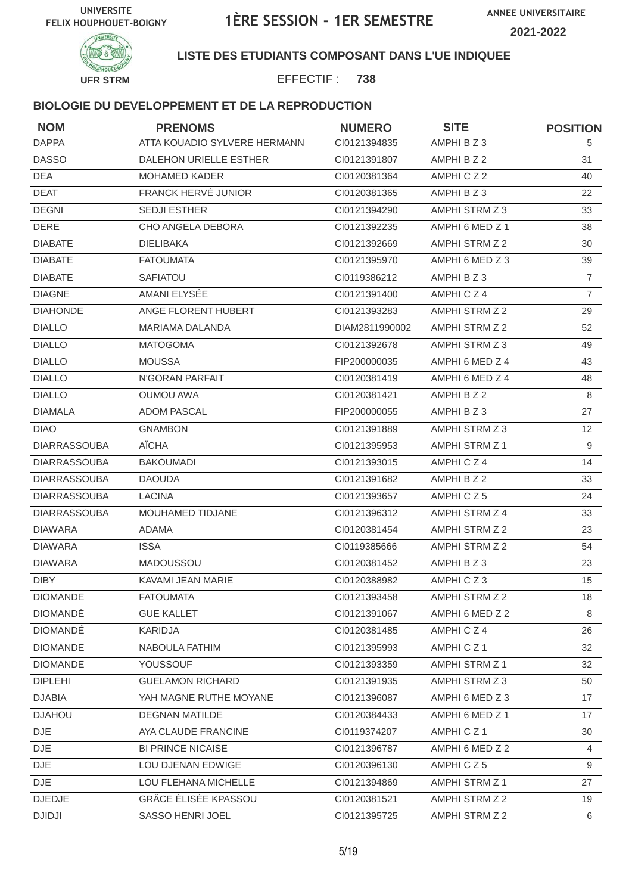UNIVERSITE FELIX HOUPHOUET-BOIGNY

# 1ÈRE SESSION - 1ER SEMESTRE

ANNEE UNIVERSITAIRE 2021-2022

UFR STRM

**LISTE DES ETUDIANTS COMPOSANT DANS L'UE INDIQUEE**

EFFECTIF : **738**

### BIOLOGIE DU DEVELOPPEMENT ET DE LA REPRODUCTION

| NOM | PRENOMS | NUMERO | SITE | POSITION |
|---|---|---|---|---|
| DAPPA | ATTA KOUADIO SYLVERE HERMANN | CI0121394835 | AMPHI B Z 3 | 5 |
| DASSO | DALEHON URIELLE ESTHER | CI0121391807 | AMPHI B Z 2 | 31 |
| DEA | MOHAMED KADER | CI0120381364 | AMPHI C Z 2 | 40 |
| DEAT | FRANCK HERVÉ JUNIOR | CI0120381365 | AMPHI B Z 3 | 22 |
| DEGNI | SEDJI ESTHER | CI0121394290 | AMPHI STRM Z 3 | 33 |
| DERE | CHO ANGELA DEBORA | CI0121392235 | AMPHI 6 MED Z 1 | 38 |
| DIABATE | DIELIBAKA | CI0121392669 | AMPHI STRM Z 2 | 30 |
| DIABATE | FATOUMATA | CI0121395970 | AMPHI 6 MED Z 3 | 39 |
| DIABATE | SAFIATOU | CI0119386212 | AMPHI B Z 3 | 7 |
| DIAGNE | AMANI ELYSÉE | CI0121391400 | AMPHI C Z 4 | 7 |
| DIAHONDE | ANGE FLORENT HUBERT | CI0121393283 | AMPHI STRM Z 2 | 29 |
| DIALLO | MARIAMA DALANDA | DIAM2811990002 | AMPHI STRM Z 2 | 52 |
| DIALLO | MATOGOMA | CI0121392678 | AMPHI STRM Z 3 | 49 |
| DIALLO | MOUSSA | FIP200000035 | AMPHI 6 MED Z 4 | 43 |
| DIALLO | N'GORAN PARFAIT | CI0120381419 | AMPHI 6 MED Z 4 | 48 |
| DIALLO | OUMOU AWA | CI0120381421 | AMPHI B Z 2 | 8 |
| DIAMALA | ADOM PASCAL | FIP200000055 | AMPHI B Z 3 | 27 |
| DIAO | GNAMBON | CI0121391889 | AMPHI STRM Z 3 | 12 |
| DIARRASSOUBA | AÏCHA | CI0121395953 | AMPHI STRM Z 1 | 9 |
| DIARRASSOUBA | BAKOUMADI | CI0121393015 | AMPHI C Z 4 | 14 |
| DIARRASSOUBA | DAOUDA | CI0121391682 | AMPHI B Z 2 | 33 |
| DIARRASSOUBA | LACINA | CI0121393657 | AMPHI C Z 5 | 24 |
| DIARRASSOUBA | MOUHAMED TIDJANE | CI0121396312 | AMPHI STRM Z 4 | 33 |
| DIAWARA | ADAMA | CI0120381454 | AMPHI STRM Z 2 | 23 |
| DIAWARA | ISSA | CI0119385666 | AMPHI STRM Z 2 | 54 |
| DIAWARA | MADOUSSOU | CI0120381452 | AMPHI B Z 3 | 23 |
| DIBY | KAVAMI JEAN MARIE | CI0120388982 | AMPHI C Z 3 | 15 |
| DIOMANDE | FATOUMATA | CI0121393458 | AMPHI STRM Z 2 | 18 |
| DIOMANDÉ | GUE KALLET | CI0121391067 | AMPHI 6 MED Z 2 | 8 |
| DIOMANDÉ | KARIDJA | CI0120381485 | AMPHI C Z 4 | 26 |
| DIOMANDE | NABOULA FATHIM | CI0121395993 | AMPHI C Z 1 | 32 |
| DIOMANDE | YOUSSOUF | CI0121393359 | AMPHI STRM Z 1 | 32 |
| DIPLEHI | GUELAMON RICHARD | CI0121391935 | AMPHI STRM Z 3 | 50 |
| DJABIA | YAH MAGNE RUTHE MOYANE | CI0121396087 | AMPHI 6 MED Z 3 | 17 |
| DJAHOU | DEGNAN MATILDE | CI0120384433 | AMPHI 6 MED Z 1 | 17 |
| DJE | AYA CLAUDE FRANCINE | CI0119374207 | AMPHI C Z 1 | 30 |
| DJE | BI PRINCE NICAISE | CI0121396787 | AMPHI 6 MED Z 2 | 4 |
| DJE | LOU DJENAN EDWIGE | CI0120396130 | AMPHI C Z 5 | 9 |
| DJE | LOU FLEHANA MICHELLE | CI0121394869 | AMPHI STRM Z 1 | 27 |
| DJEDJE | GRÂCE ÉLISÉE KPASSOU | CI0120381521 | AMPHI STRM Z 2 | 19 |
| DJIDJI | SASSO HENRI JOEL | CI0121395725 | AMPHI STRM Z 2 | 6 |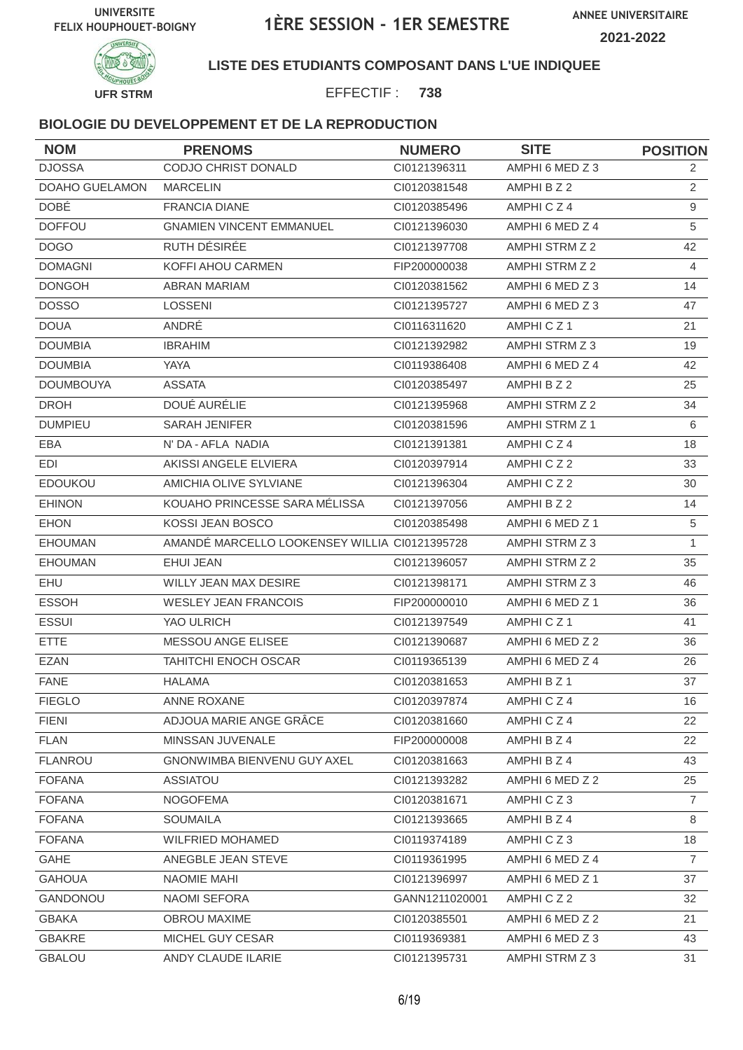UNIVERSITE FELIX HOUPHOUET-BOIGNY

# 1ÈRE SESSION - 1ER SEMESTRE

ANNEE UNIVERSITAIRE 2021-2022

UFR STRM

**LISTE DES ETUDIANTS COMPOSANT DANS L'UE INDIQUEE**

EFFECTIF : **738**

### BIOLOGIE DU DEVELOPPEMENT ET DE LA REPRODUCTION

| NOM | PRENOMS | NUMERO | SITE | POSITION |
|---|---|---|---|---|
| DJOSSA | CODJO CHRIST DONALD | CI0121396311 | AMPHI 6 MED Z 3 | 2 |
| DOAHO GUELAMON | MARCELIN | CI0120381548 | AMPHI B Z 2 | 2 |
| DOBÉ | FRANCIA DIANE | CI0120385496 | AMPHI C Z 4 | 9 |
| DOFFOU | GNAMIEN VINCENT EMMANUEL | CI0121396030 | AMPHI 6 MED Z 4 | 5 |
| DOGO | RUTH DÉSIRÉE | CI0121397708 | AMPHI STRM Z 2 | 42 |
| DOMAGNI | KOFFI AHOU CARMEN | FIP200000038 | AMPHI STRM Z 2 | 4 |
| DONGOH | ABRAN MARIAM | CI0120381562 | AMPHI 6 MED Z 3 | 14 |
| DOSSO | LOSSENI | CI0121395727 | AMPHI 6 MED Z 3 | 47 |
| DOUA | ANDRÉ | CI0116311620 | AMPHI C Z 1 | 21 |
| DOUMBIA | IBRAHIM | CI0121392982 | AMPHI STRM Z 3 | 19 |
| DOUMBIA | YAYA | CI0119386408 | AMPHI 6 MED Z 4 | 42 |
| DOUMBOUYA | ASSATA | CI0120385497 | AMPHI B Z 2 | 25 |
| DROH | DOUÉ AURÉLIE | CI0121395968 | AMPHI STRM Z 2 | 34 |
| DUMPIEU | SARAH JENIFER | CI0120381596 | AMPHI STRM Z 1 | 6 |
| EBA | N' DA - AFLA NADIA | CI0121391381 | AMPHI C Z 4 | 18 |
| EDI | AKISSI ANGELE ELVIERA | CI0120397914 | AMPHI C Z 2 | 33 |
| EDOUKOU | AMICHIA OLIVE SYLVIANE | CI0121396304 | AMPHI C Z 2 | 30 |
| EHINON | KOUAHO PRINCESSE SARA MÉLISSA | CI0121397056 | AMPHI B Z 2 | 14 |
| EHON | KOSSI JEAN BOSCO | CI0120385498 | AMPHI 6 MED Z 1 | 5 |
| EHOUMAN | AMANDÉ MARCELLO LOOKENSEY WILLIA | CI0121395728 | AMPHI STRM Z 3 | 1 |
| EHOUMAN | EHUI JEAN | CI0121396057 | AMPHI STRM Z 2 | 35 |
| EHU | WILLY JEAN MAX DESIRE | CI0121398171 | AMPHI STRM Z 3 | 46 |
| ESSOH | WESLEY JEAN FRANCOIS | FIP200000010 | AMPHI 6 MED Z 1 | 36 |
| ESSUI | YAO ULRICH | CI0121397549 | AMPHI C Z 1 | 41 |
| ETTE | MESSOU ANGE ELISEE | CI0121390687 | AMPHI 6 MED Z 2 | 36 |
| EZAN | TAHITCHI ENOCH OSCAR | CI0119365139 | AMPHI 6 MED Z 4 | 26 |
| FANE | HALAMA | CI0120381653 | AMPHI B Z 1 | 37 |
| FIEGLO | ANNE ROXANE | CI0120397874 | AMPHI C Z 4 | 16 |
| FIENI | ADJOUA MARIE ANGE GRÂCE | CI0120381660 | AMPHI C Z 4 | 22 |
| FLAN | MINSSAN JUVENALE | FIP200000008 | AMPHI B Z 4 | 22 |
| FLANROU | GNONWIMBA BIENVENU GUY AXEL | CI0120381663 | AMPHI B Z 4 | 43 |
| FOFANA | ASSIATOU | CI0121393282 | AMPHI 6 MED Z 2 | 25 |
| FOFANA | NOGOFEMA | CI0120381671 | AMPHI C Z 3 | 7 |
| FOFANA | SOUMAILA | CI0121393665 | AMPHI B Z 4 | 8 |
| FOFANA | WILFRIED MOHAMED | CI0119374189 | AMPHI C Z 3 | 18 |
| GAHE | ANEGBLE JEAN STEVE | CI0119361995 | AMPHI 6 MED Z 4 | 7 |
| GAHOUA | NAOMIE MAHI | CI0121396997 | AMPHI 6 MED Z 1 | 37 |
| GANDONOU | NAOMI SEFORA | GANN1211020001 | AMPHI C Z 2 | 32 |
| GBAKA | OBROU MAXIME | CI0120385501 | AMPHI 6 MED Z 2 | 21 |
| GBAKRE | MICHEL GUY CESAR | CI0119369381 | AMPHI 6 MED Z 3 | 43 |
| GBALOU | ANDY CLAUDE ILARIE | CI0121395731 | AMPHI STRM Z 3 | 31 |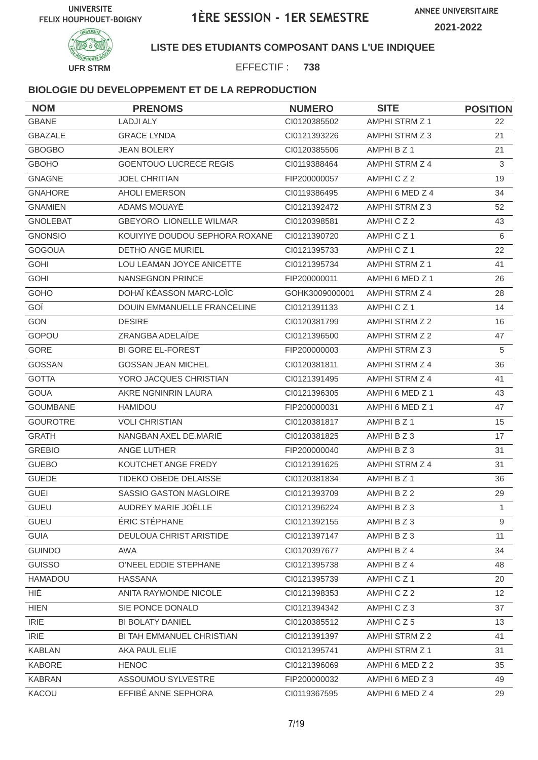UNIVERSITE FELIX HOUPHOUET-BOIGNY

# 1ÈRE SESSION - 1ER SEMESTRE

ANNEE UNIVERSITAIRE 2021-2022

UFR STRM

## LISTE DES ETUDIANTS COMPOSANT DANS L'UE INDIQUEE

EFFECTIF : **738**

### BIOLOGIE DU DEVELOPPEMENT ET DE LA REPRODUCTION

| NOM | PRENOMS | NUMERO | SITE | POSITION |
|---|---|---|---|---|
| GBANE | LADJI ALY | CI0120385502 | AMPHI STRM Z 1 | 22 |
| GBAZALE | GRACE LYNDA | CI0121393226 | AMPHI STRM Z 3 | 21 |
| GBOGBO | JEAN BOLERY | CI0120385506 | AMPHI B Z 1 | 21 |
| GBOHO | GOENTOUO LUCRECE REGIS | CI0119388464 | AMPHI STRM Z 4 | 3 |
| GNAGNE | JOEL CHRITIAN | FIP200000057 | AMPHI C Z 2 | 19 |
| GNAHORE | AHOLI EMERSON | CI0119386495 | AMPHI 6 MED Z 4 | 34 |
| GNAMIEN | ADAMS MOUAYÉ | CI0121392472 | AMPHI STRM Z 3 | 52 |
| GNOLEBAT | GBEYORO LIONELLE WILMAR | CI0120398581 | AMPHI C Z 2 | 43 |
| GNONSIO | KOUIYIYE DOUDOU SEPHORA ROXANE | CI0121390720 | AMPHI C Z 1 | 6 |
| GOGOUA | DETHO ANGE MURIEL | CI0121395733 | AMPHI C Z 1 | 22 |
| GOHI | LOU LEAMAN JOYCE ANICETTE | CI0121395734 | AMPHI STRM Z 1 | 41 |
| GOHI | NANSEGNON PRINCE | FIP200000011 | AMPHI 6 MED Z 1 | 26 |
| GOHO | DOHAÏ KÉASSON MARC-LOÏC | GOHK3009000001 | AMPHI STRM Z 4 | 28 |
| GOÏ | DOUIN EMMANUELLE FRANCELINE | CI0121391133 | AMPHI C Z 1 | 14 |
| GON | DESIRE | CI0120381799 | AMPHI STRM Z 2 | 16 |
| GOPOU | ZRANGBA ADELAÏDE | CI0121396500 | AMPHI STRM Z 2 | 47 |
| GORE | BI GORE EL-FOREST | FIP200000003 | AMPHI STRM Z 3 | 5 |
| GOSSAN | GOSSAN JEAN MICHEL | CI0120381811 | AMPHI STRM Z 4 | 36 |
| GOTTA | YORO JACQUES CHRISTIAN | CI0121391495 | AMPHI STRM Z 4 | 41 |
| GOUA | AKRE NGNINRIN LAURA | CI0121396305 | AMPHI 6 MED Z 1 | 43 |
| GOUMBANE | HAMIDOU | FIP200000031 | AMPHI 6 MED Z 1 | 47 |
| GOUROTRE | VOLI CHRISTIAN | CI0120381817 | AMPHI B Z 1 | 15 |
| GRATH | NANGBAN AXEL DE.MARIE | CI0120381825 | AMPHI B Z 3 | 17 |
| GREBIO | ANGE LUTHER | FIP200000040 | AMPHI B Z 3 | 31 |
| GUEBO | KOUTCHET ANGE FREDY | CI0121391625 | AMPHI STRM Z 4 | 31 |
| GUEDE | TIDEKO OBEDE DELAISSE | CI0120381834 | AMPHI B Z 1 | 36 |
| GUEI | SASSIO GASTON MAGLOIRE | CI0121393709 | AMPHI B Z 2 | 29 |
| GUEU | AUDREY MARIE JOËLLE | CI0121396224 | AMPHI B Z 3 | 1 |
| GUEU | ÉRIC STÉPHANE | CI0121392155 | AMPHI B Z 3 | 9 |
| GUIA | DEULOUA CHRIST ARISTIDE | CI0121397147 | AMPHI B Z 3 | 11 |
| GUINDO | AWA | CI0120397677 | AMPHI B Z 4 | 34 |
| GUISSO | O'NEEL EDDIE STEPHANE | CI0121395738 | AMPHI B Z 4 | 48 |
| HAMADOU | HASSANA | CI0121395739 | AMPHI C Z 1 | 20 |
| HIÉ | ANITA RAYMONDE NICOLE | CI0121398353 | AMPHI C Z 2 | 12 |
| HIEN | SIE PONCE DONALD | CI0121394342 | AMPHI C Z 3 | 37 |
| IRIE | BI BOLATY DANIEL | CI0120385512 | AMPHI C Z 5 | 13 |
| IRIE | BI TAH EMMANUEL CHRISTIAN | CI0121391397 | AMPHI STRM Z 2 | 41 |
| KABLAN | AKA PAUL ELIE | CI0121395741 | AMPHI STRM Z 1 | 31 |
| KABORE | HENOC | CI0121396069 | AMPHI 6 MED Z 2 | 35 |
| KABRAN | ASSOUMOU SYLVESTRE | FIP200000032 | AMPHI 6 MED Z 3 | 49 |
| KACOU | EFFIBÉ ANNE SEPHORA | CI0119367595 | AMPHI 6 MED Z 4 | 29 |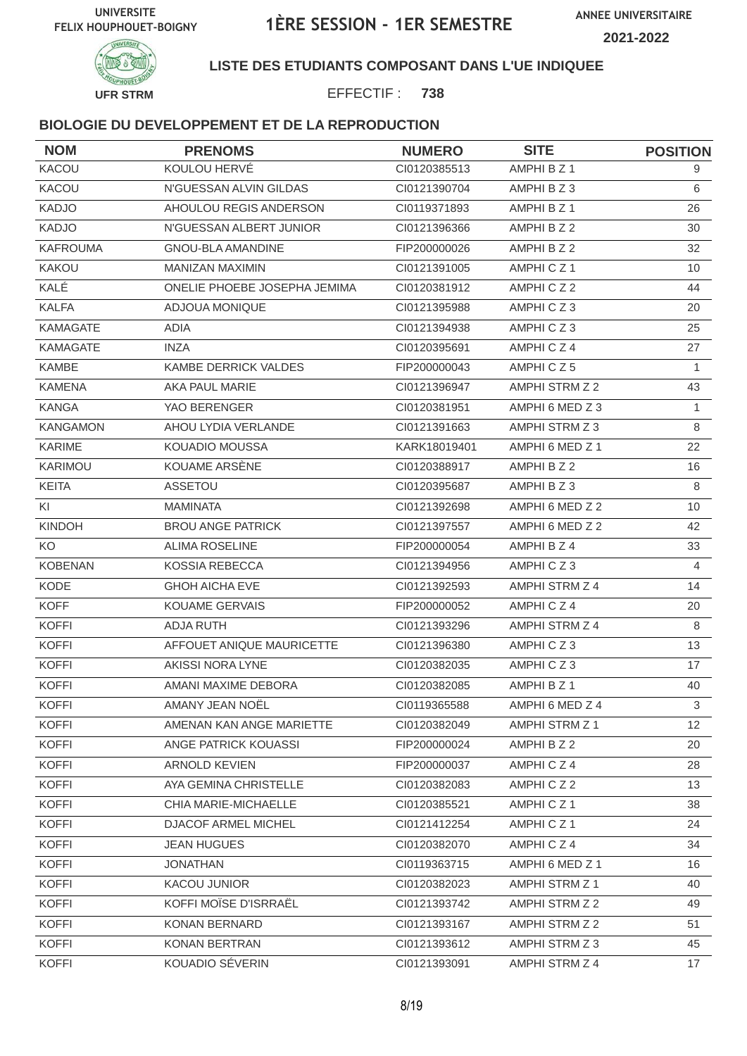UNIVERSITE FELIX HOUPHOUET-BOIGNY

# 1ÈRE SESSION - 1ER SEMESTRE

ANNEE UNIVERSITAIRE 2021-2022

UFR STRM

**LISTE DES ETUDIANTS COMPOSANT DANS L'UE INDIQUEE**

EFFECTIF : **738**

### BIOLOGIE DU DEVELOPPEMENT ET DE LA REPRODUCTION

| NOM | PRENOMS | NUMERO | SITE | POSITION |
|---|---|---|---|---|
| KACOU | KOULOU HERVÉ | CI0120385513 | AMPHI B Z 1 | 9 |
| KACOU | N'GUESSAN ALVIN GILDAS | CI0121390704 | AMPHI B Z 3 | 6 |
| KADJO | AHOULOU REGIS ANDERSON | CI0119371893 | AMPHI B Z 1 | 26 |
| KADJO | N'GUESSAN ALBERT JUNIOR | CI0121396366 | AMPHI B Z 2 | 30 |
| KAFROUMA | GNOU-BLA AMANDINE | FIP200000026 | AMPHI B Z 2 | 32 |
| KAKOU | MANIZAN MAXIMIN | CI0121391005 | AMPHI C Z 1 | 10 |
| KALÉ | ONELIE PHOEBE JOSEPHA JEMIMA | CI0120381912 | AMPHI C Z 2 | 44 |
| KALFA | ADJOUA MONIQUE | CI0121395988 | AMPHI C Z 3 | 20 |
| KAMAGATE | ADIA | CI0121394938 | AMPHI C Z 3 | 25 |
| KAMAGATE | INZA | CI0120395691 | AMPHI C Z 4 | 27 |
| KAMBE | KAMBE DERRICK VALDES | FIP200000043 | AMPHI C Z 5 | 1 |
| KAMENA | AKA PAUL MARIE | CI0121396947 | AMPHI STRM Z 2 | 43 |
| KANGA | YAO BERENGER | CI0120381951 | AMPHI 6 MED Z 3 | 1 |
| KANGAMON | AHOU LYDIA VERLANDE | CI0121391663 | AMPHI STRM Z 3 | 8 |
| KARIME | KOUADIO MOUSSA | KARK18019401 | AMPHI 6 MED Z 1 | 22 |
| KARIMOU | KOUAME ARSÈNE | CI0120388917 | AMPHI B Z 2 | 16 |
| KEITA | ASSETOU | CI0120395687 | AMPHI B Z 3 | 8 |
| KI | MAMINATA | CI0121392698 | AMPHI 6 MED Z 2 | 10 |
| KINDOH | BROU ANGE PATRICK | CI0121397557 | AMPHI 6 MED Z 2 | 42 |
| KO | ALIMA ROSELINE | FIP200000054 | AMPHI B Z 4 | 33 |
| KOBENAN | KOSSIA REBECCA | CI0121394956 | AMPHI C Z 3 | 4 |
| KODE | GHOH AICHA EVE | CI0121392593 | AMPHI STRM Z 4 | 14 |
| KOFF | KOUAME GERVAIS | FIP200000052 | AMPHI C Z 4 | 20 |
| KOFFI | ADJA RUTH | CI0121393296 | AMPHI STRM Z 4 | 8 |
| KOFFI | AFFOUET ANIQUE MAURICETTE | CI0121396380 | AMPHI C Z 3 | 13 |
| KOFFI | AKISSI NORA LYNE | CI0120382035 | AMPHI C Z 3 | 17 |
| KOFFI | AMANI MAXIME DEBORA | CI0120382085 | AMPHI B Z 1 | 40 |
| KOFFI | AMANY JEAN NOËL | CI0119365588 | AMPHI 6 MED Z 4 | 3 |
| KOFFI | AMENAN KAN ANGE MARIETTE | CI0120382049 | AMPHI STRM Z 1 | 12 |
| KOFFI | ANGE PATRICK KOUASSI | FIP200000024 | AMPHI B Z 2 | 20 |
| KOFFI | ARNOLD KEVIEN | FIP200000037 | AMPHI C Z 4 | 28 |
| KOFFI | AYA GEMINA CHRISTELLE | CI0120382083 | AMPHI C Z 2 | 13 |
| KOFFI | CHIA MARIE-MICHAELLE | CI0120385521 | AMPHI C Z 1 | 38 |
| KOFFI | DJACOF ARMEL MICHEL | CI0121412254 | AMPHI C Z 1 | 24 |
| KOFFI | JEAN HUGUES | CI0120382070 | AMPHI C Z 4 | 34 |
| KOFFI | JONATHAN | CI0119363715 | AMPHI 6 MED Z 1 | 16 |
| KOFFI | KACOU JUNIOR | CI0120382023 | AMPHI STRM Z 1 | 40 |
| KOFFI | KOFFI MOÏSE D'ISRRAËL | CI0121393742 | AMPHI STRM Z 2 | 49 |
| KOFFI | KONAN BERNARD | CI0121393167 | AMPHI STRM Z 2 | 51 |
| KOFFI | KONAN BERTRAN | CI0121393612 | AMPHI STRM Z 3 | 45 |
| KOFFI | KOUADIO SÉVERIN | CI0121393091 | AMPHI STRM Z 4 | 17 |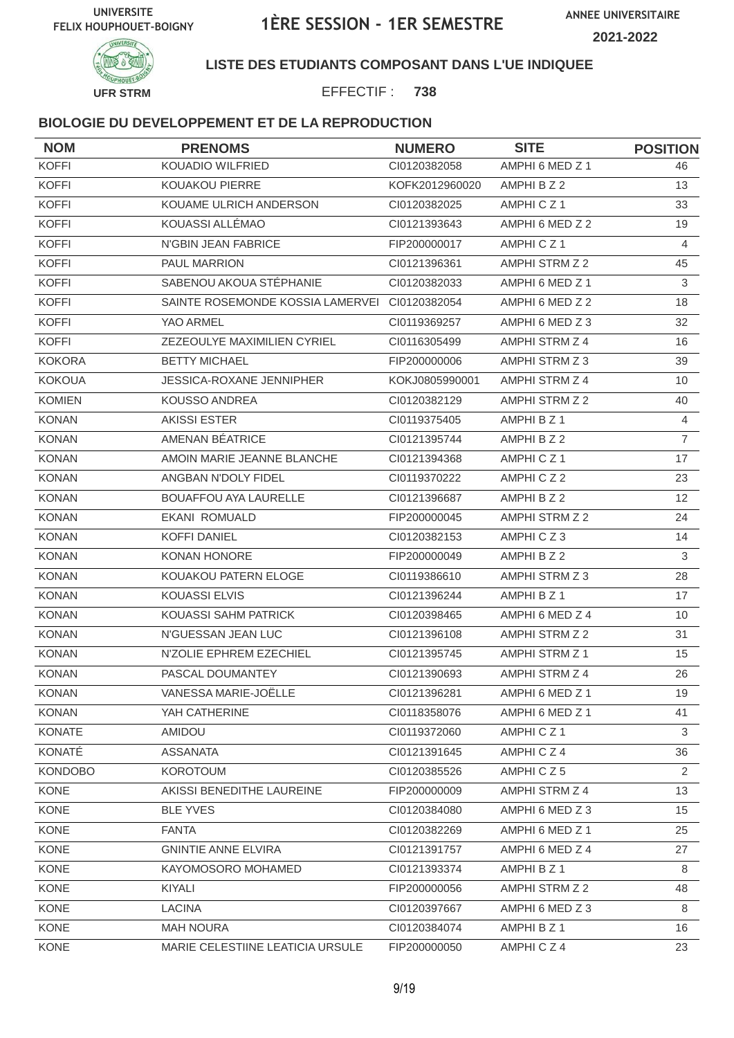UNIVERSITE FELIX HOUPHOUET-BOIGNY

# 1ÈRE SESSION - 1ER SEMESTRE

ANNEE UNIVERSITAIRE 2021-2022

UFR STRM

**LISTE DES ETUDIANTS COMPOSANT DANS L'UE INDIQUEE**

EFFECTIF : **738**

### BIOLOGIE DU DEVELOPPEMENT ET DE LA REPRODUCTION

| NOM | PRENOMS | NUMERO | SITE | POSITION |
|---|---|---|---|---|
| KOFFI | KOUADIO WILFRIED | CI0120382058 | AMPHI 6 MED Z 1 | 46 |
| KOFFI | KOUAKOU PIERRE | KOFK2012960020 | AMPHI B Z 2 | 13 |
| KOFFI | KOUAME ULRICH ANDERSON | CI0120382025 | AMPHI C Z 1 | 33 |
| KOFFI | KOUASSI ALLÉMAO | CI0121393643 | AMPHI 6 MED Z 2 | 19 |
| KOFFI | N'GBIN JEAN FABRICE | FIP200000017 | AMPHI C Z 1 | 4 |
| KOFFI | PAUL MARRION | CI0121396361 | AMPHI STRM Z 2 | 45 |
| KOFFI | SABENOU AKOUA STÉPHANIE | CI0120382033 | AMPHI 6 MED Z 1 | 3 |
| KOFFI | SAINTE ROSEMONDE KOSSIA LAMERVEI | CI0120382054 | AMPHI 6 MED Z 2 | 18 |
| KOFFI | YAO ARMEL | CI0119369257 | AMPHI 6 MED Z 3 | 32 |
| KOFFI | ZEZEOULYE MAXIMILIEN CYRIEL | CI0116305499 | AMPHI STRM Z 4 | 16 |
| KOKORA | BETTY MICHAEL | FIP200000006 | AMPHI STRM Z 3 | 39 |
| KOKOUA | JESSICA-ROXANE JENNIPHER | KOKJ0805990001 | AMPHI STRM Z 4 | 10 |
| KOMIEN | KOUSSO ANDREA | CI0120382129 | AMPHI STRM Z 2 | 40 |
| KONAN | AKISSI ESTER | CI0119375405 | AMPHI B Z 1 | 4 |
| KONAN | AMENAN BÉATRICE | CI0121395744 | AMPHI B Z 2 | 7 |
| KONAN | AMOIN MARIE JEANNE BLANCHE | CI0121394368 | AMPHI C Z 1 | 17 |
| KONAN | ANGBAN N'DOLY FIDEL | CI0119370222 | AMPHI C Z 2 | 23 |
| KONAN | BOUAFFOU AYA LAURELLE | CI0121396687 | AMPHI B Z 2 | 12 |
| KONAN | EKANI ROMUALD | FIP200000045 | AMPHI STRM Z 2 | 24 |
| KONAN | KOFFI DANIEL | CI0120382153 | AMPHI C Z 3 | 14 |
| KONAN | KONAN HONORE | FIP200000049 | AMPHI B Z 2 | 3 |
| KONAN | KOUAKOU PATERN ELOGE | CI0119386610 | AMPHI STRM Z 3 | 28 |
| KONAN | KOUASSI ELVIS | CI0121396244 | AMPHI B Z 1 | 17 |
| KONAN | KOUASSI SAHM PATRICK | CI0120398465 | AMPHI 6 MED Z 4 | 10 |
| KONAN | N'GUESSAN JEAN LUC | CI0121396108 | AMPHI STRM Z 2 | 31 |
| KONAN | N'ZOLIE EPHREM EZECHIEL | CI0121395745 | AMPHI STRM Z 1 | 15 |
| KONAN | PASCAL DOUMANTEY | CI0121390693 | AMPHI STRM Z 4 | 26 |
| KONAN | VANESSA MARIE-JOËLLE | CI0121396281 | AMPHI 6 MED Z 1 | 19 |
| KONAN | YAH CATHERINE | CI0118358076 | AMPHI 6 MED Z 1 | 41 |
| KONATE | AMIDOU | CI0119372060 | AMPHI C Z 1 | 3 |
| KONATÉ | ASSANATA | CI0121391645 | AMPHI C Z 4 | 36 |
| KONDOBO | KOROTOUM | CI0120385526 | AMPHI C Z 5 | 2 |
| KONE | AKISSI BENEDITHE LAUREINE | FIP200000009 | AMPHI STRM Z 4 | 13 |
| KONE | BLE YVES | CI0120384080 | AMPHI 6 MED Z 3 | 15 |
| KONE | FANTA | CI0120382269 | AMPHI 6 MED Z 1 | 25 |
| KONE | GNINTIE ANNE ELVIRA | CI0121391757 | AMPHI 6 MED Z 4 | 27 |
| KONE | KAYOMOSORO MOHAMED | CI0121393374 | AMPHI B Z 1 | 8 |
| KONE | KIYALI | FIP200000056 | AMPHI STRM Z 2 | 48 |
| KONE | LACINA | CI0120397667 | AMPHI 6 MED Z 3 | 8 |
| KONE | MAH NOURA | CI0120384074 | AMPHI B Z 1 | 16 |
| KONE | MARIE CELESTIINE LEATICIA URSULE | FIP200000050 | AMPHI C Z 4 | 23 |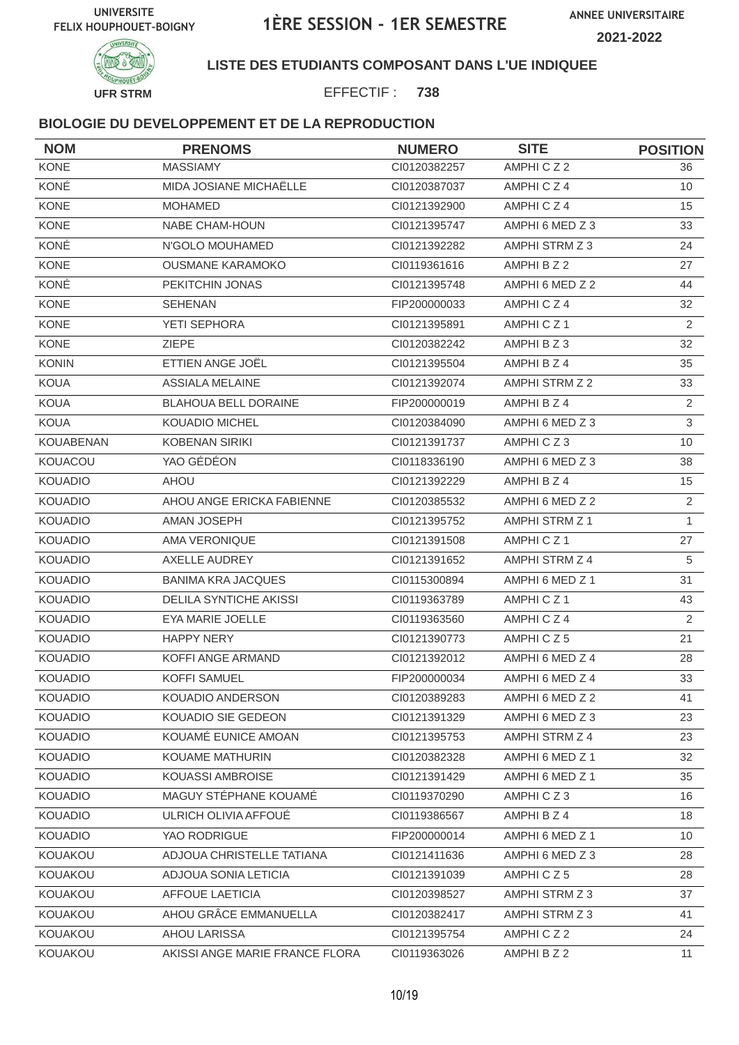UNIVERSITE FELIX HOUPHOUET-BOIGNY

# 1ÈRE SESSION - 1ER SEMESTRE

ANNEE UNIVERSITAIRE 2021-2022

UFR STRM

**LISTE DES ETUDIANTS COMPOSANT DANS L'UE INDIQUEE**

EFFECTIF : **738**

## BIOLOGIE DU DEVELOPPEMENT ET DE LA REPRODUCTION

| NOM | PRENOMS | NUMERO | SITE | POSITION |
|---|---|---|---|---|
| KONE | MASSIAMY | CI0120382257 | AMPHI C Z 2 | 36 |
| KONÉ | MIDA JOSIANE MICHAËLLE | CI0120387037 | AMPHI C Z 4 | 10 |
| KONE | MOHAMED | CI0121392900 | AMPHI C Z 4 | 15 |
| KONE | NABE CHAM-HOUN | CI0121395747 | AMPHI 6 MED Z 3 | 33 |
| KONÉ | N'GOLO MOUHAMED | CI0121392282 | AMPHI STRM Z 3 | 24 |
| KONE | OUSMANE KARAMOKO | CI0119361616 | AMPHI B Z 2 | 27 |
| KONÉ | PEKITCHIN JONAS | CI0121395748 | AMPHI 6 MED Z 2 | 44 |
| KONE | SEHENAN | FIP200000033 | AMPHI C Z 4 | 32 |
| KONE | YETI SEPHORA | CI0121395891 | AMPHI C Z 1 | 2 |
| KONE | ZIEPE | CI0120382242 | AMPHI B Z 3 | 32 |
| KONIN | ETTIEN ANGE JOËL | CI0121395504 | AMPHI B Z 4 | 35 |
| KOUA | ASSIALA MELAINE | CI0121392074 | AMPHI STRM Z 2 | 33 |
| KOUA | BLAHOUA BELL DORAINE | FIP200000019 | AMPHI B Z 4 | 2 |
| KOUA | KOUADIO MICHEL | CI0120384090 | AMPHI 6 MED Z 3 | 3 |
| KOUABENAN | KOBENAN SIRIKI | CI0121391737 | AMPHI C Z 3 | 10 |
| KOUACOU | YAO GÉDÉON | CI0118336190 | AMPHI 6 MED Z 3 | 38 |
| KOUADIO | AHOU | CI0121392229 | AMPHI B Z 4 | 15 |
| KOUADIO | AHOU ANGE ERICKA FABIENNE | CI0120385532 | AMPHI 6 MED Z 2 | 2 |
| KOUADIO | AMAN JOSEPH | CI0121395752 | AMPHI STRM Z 1 | 1 |
| KOUADIO | AMA VERONIQUE | CI0121391508 | AMPHI C Z 1 | 27 |
| KOUADIO | AXELLE AUDREY | CI0121391652 | AMPHI STRM Z 4 | 5 |
| KOUADIO | BANIMA KRA JACQUES | CI0115300894 | AMPHI 6 MED Z 1 | 31 |
| KOUADIO | DELILA SYNTICHE AKISSI | CI0119363789 | AMPHI C Z 1 | 43 |
| KOUADIO | EYA MARIE JOELLE | CI0119363560 | AMPHI C Z 4 | 2 |
| KOUADIO | HAPPY NERY | CI0121390773 | AMPHI C Z 5 | 21 |
| KOUADIO | KOFFI ANGE ARMAND | CI0121392012 | AMPHI 6 MED Z 4 | 28 |
| KOUADIO | KOFFI SAMUEL | FIP200000034 | AMPHI 6 MED Z 4 | 33 |
| KOUADIO | KOUADIO ANDERSON | CI0120389283 | AMPHI 6 MED Z 2 | 41 |
| KOUADIO | KOUADIO SIE GEDEON | CI0121391329 | AMPHI 6 MED Z 3 | 23 |
| KOUADIO | KOUAMÉ EUNICE AMOAN | CI0121395753 | AMPHI STRM Z 4 | 23 |
| KOUADIO | KOUAME MATHURIN | CI0120382328 | AMPHI 6 MED Z 1 | 32 |
| KOUADIO | KOUASSI AMBROISE | CI0121391429 | AMPHI 6 MED Z 1 | 35 |
| KOUADIO | MAGUY STÉPHANE KOUAMÉ | CI0119370290 | AMPHI C Z 3 | 16 |
| KOUADIO | ULRICH OLIVIA AFFOUÉ | CI0119386567 | AMPHI B Z 4 | 18 |
| KOUADIO | YAO RODRIGUE | FIP200000014 | AMPHI 6 MED Z 1 | 10 |
| KOUAKOU | ADJOUA CHRISTELLE TATIANA | CI0121411636 | AMPHI 6 MED Z 3 | 28 |
| KOUAKOU | ADJOUA SONIA LETICIA | CI0121391039 | AMPHI C Z 5 | 28 |
| KOUAKOU | AFFOUE LAETICIA | CI0120398527 | AMPHI STRM Z 3 | 37 |
| KOUAKOU | AHOU GRÂCE EMMANUELLA | CI0120382417 | AMPHI STRM Z 3 | 41 |
| KOUAKOU | AHOU LARISSA | CI0121395754 | AMPHI C Z 2 | 24 |
| KOUAKOU | AKISSI ANGE MARIE FRANCE FLORA | CI0119363026 | AMPHI B Z 2 | 11 |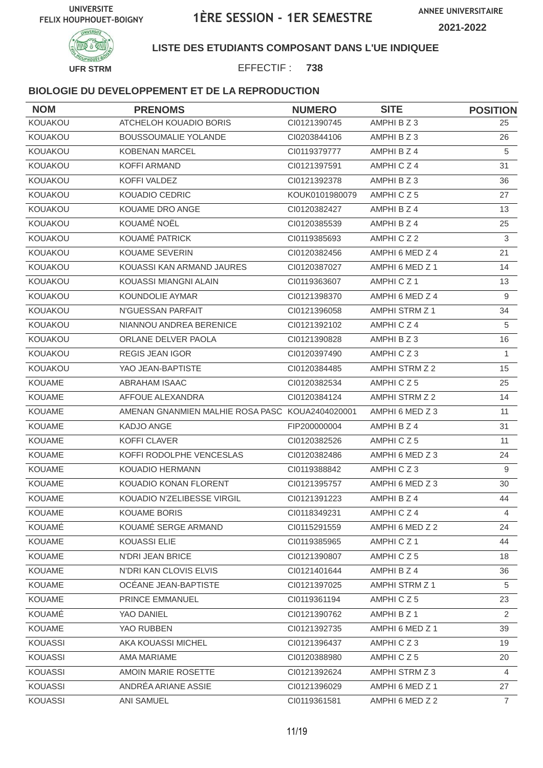UNIVERSITE FELIX HOUPHOUET-BOIGNY

# 1ÈRE SESSION - 1ER SEMESTRE

ANNEE UNIVERSITAIRE 2021-2022

UFR STRM

**LISTE DES ETUDIANTS COMPOSANT DANS L'UE INDIQUEE**

EFFECTIF : **738**

### BIOLOGIE DU DEVELOPPEMENT ET DE LA REPRODUCTION

| NOM | PRENOMS | NUMERO | SITE | POSITION |
|---|---|---|---|---|
| KOUAKOU | ATCHELOH KOUADIO BORIS | CI0121390745 | AMPHI B Z 3 | 25 |
| KOUAKOU | BOUSSOUMALIE YOLANDE | CI0203844106 | AMPHI B Z 3 | 26 |
| KOUAKOU | KOBENAN MARCEL | CI0119379777 | AMPHI B Z 4 | 5 |
| KOUAKOU | KOFFI ARMAND | CI0121397591 | AMPHI C Z 4 | 31 |
| KOUAKOU | KOFFI VALDEZ | CI0121392378 | AMPHI B Z 3 | 36 |
| KOUAKOU | KOUADIO CEDRIC | KOUK0101980079 | AMPHI C Z 5 | 27 |
| KOUAKOU | KOUAME DRO ANGE | CI0120382427 | AMPHI B Z 4 | 13 |
| KOUAKOU | KOUAMÉ NOËL | CI0120385539 | AMPHI B Z 4 | 25 |
| KOUAKOU | KOUAMÉ PATRICK | CI0119385693 | AMPHI C Z 2 | 3 |
| KOUAKOU | KOUAME SEVERIN | CI0120382456 | AMPHI 6 MED Z 4 | 21 |
| KOUAKOU | KOUASSI KAN ARMAND JAURES | CI0120387027 | AMPHI 6 MED Z 1 | 14 |
| KOUAKOU | KOUASSI MIANGNI ALAIN | CI0119363607 | AMPHI C Z 1 | 13 |
| KOUAKOU | KOUNDOLIE AYMAR | CI0121398370 | AMPHI 6 MED Z 4 | 9 |
| KOUAKOU | N'GUESSAN PARFAIT | CI0121396058 | AMPHI STRM Z 1 | 34 |
| KOUAKOU | NIANNOU ANDREA BERENICE | CI0121392102 | AMPHI C Z 4 | 5 |
| KOUAKOU | ORLANE DELVER PAOLA | CI0121390828 | AMPHI B Z 3 | 16 |
| KOUAKOU | REGIS JEAN IGOR | CI0120397490 | AMPHI C Z 3 | 1 |
| KOUAKOU | YAO JEAN-BAPTISTE | CI0120384485 | AMPHI STRM Z 2 | 15 |
| KOUAME | ABRAHAM ISAAC | CI0120382534 | AMPHI C Z 5 | 25 |
| KOUAME | AFFOUE ALEXANDRA | CI0120384124 | AMPHI STRM Z 2 | 14 |
| KOUAME | AMENAN GNANMIEN MALHIE ROSA PASC | KOUA2404020001 | AMPHI 6 MED Z 3 | 11 |
| KOUAME | KADJO ANGE | FIP200000004 | AMPHI B Z 4 | 31 |
| KOUAME | KOFFI CLAVER | CI0120382526 | AMPHI C Z 5 | 11 |
| KOUAME | KOFFI RODOLPHE VENCESLAS | CI0120382486 | AMPHI 6 MED Z 3 | 24 |
| KOUAME | KOUADIO HERMANN | CI0119388842 | AMPHI C Z 3 | 9 |
| KOUAME | KOUADIO KONAN FLORENT | CI0121395757 | AMPHI 6 MED Z 3 | 30 |
| KOUAME | KOUADIO N'ZELIBESSE VIRGIL | CI0121391223 | AMPHI B Z 4 | 44 |
| KOUAME | KOUAME BORIS | CI0118349231 | AMPHI C Z 4 | 4 |
| KOUAMÉ | KOUAMÉ SERGE ARMAND | CI0115291559 | AMPHI 6 MED Z 2 | 24 |
| KOUAME | KOUASSI ELIE | CI0119385965 | AMPHI C Z 1 | 44 |
| KOUAME | N'DRI JEAN BRICE | CI0121390807 | AMPHI C Z 5 | 18 |
| KOUAME | N'DRI KAN CLOVIS ELVIS | CI0121401644 | AMPHI B Z 4 | 36 |
| KOUAME | OCÉANE JEAN-BAPTISTE | CI0121397025 | AMPHI STRM Z 1 | 5 |
| KOUAME | PRINCE EMMANUEL | CI0119361194 | AMPHI C Z 5 | 23 |
| KOUAMÉ | YAO DANIEL | CI0121390762 | AMPHI B Z 1 | 2 |
| KOUAME | YAO RUBBEN | CI0121392735 | AMPHI 6 MED Z 1 | 39 |
| KOUASSI | AKA KOUASSI MICHEL | CI0121396437 | AMPHI C Z 3 | 19 |
| KOUASSI | AMA MARIAME | CI0120388980 | AMPHI C Z 5 | 20 |
| KOUASSI | AMOIN MARIE ROSETTE | CI0121392624 | AMPHI STRM Z 3 | 4 |
| KOUASSI | ANDRÉA ARIANE ASSIE | CI0121396029 | AMPHI 6 MED Z 1 | 27 |
| KOUASSI | ANI SAMUEL | CI0119361581 | AMPHI 6 MED Z 2 | 7 |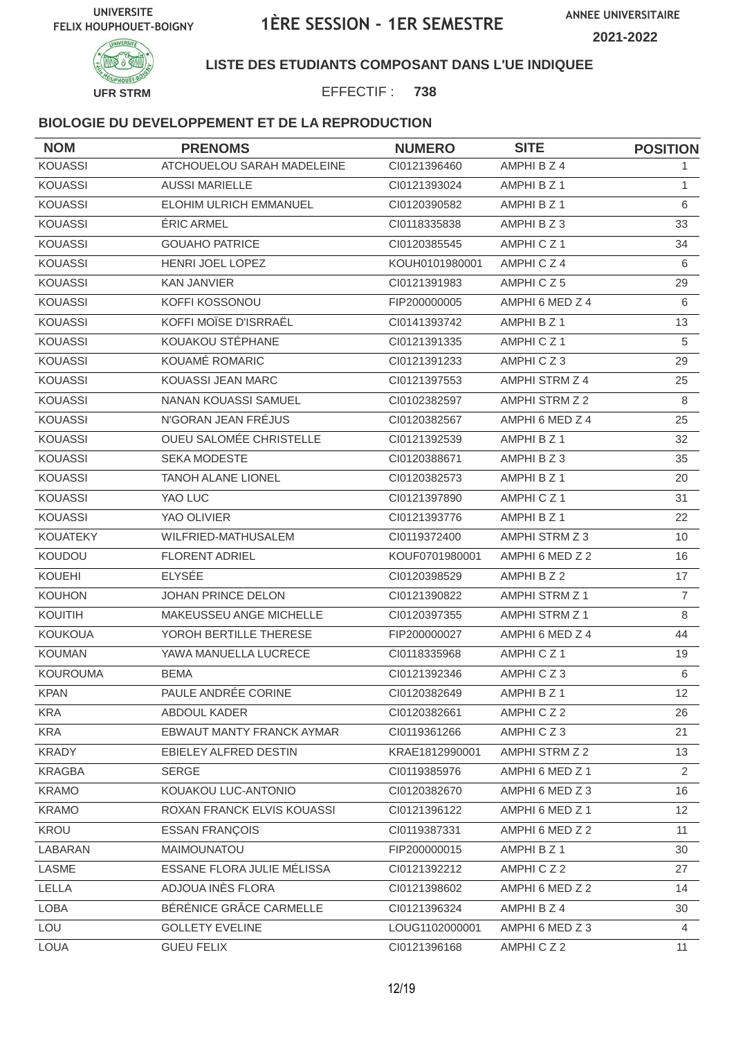UNIVERSITE FELIX HOUPHOUET-BOIGNY

# 1ÈRE SESSION - 1ER SEMESTRE

ANNEE UNIVERSITAIRE 2021-2022

UFR STRM

**LISTE DES ETUDIANTS COMPOSANT DANS L'UE INDIQUEE**

EFFECTIF : **738**

### BIOLOGIE DU DEVELOPPEMENT ET DE LA REPRODUCTION

| NOM | PRENOMS | NUMERO | SITE | POSITION |
|---|---|---|---|---|
| KOUASSI | ATCHOUELOU SARAH MADELEINE | CI0121396460 | AMPHI B Z 4 | 1 |
| KOUASSI | AUSSI MARIELLE | CI0121393024 | AMPHI B Z 1 | 1 |
| KOUASSI | ELOHIM ULRICH EMMANUEL | CI0120390582 | AMPHI B Z 1 | 6 |
| KOUASSI | ÉRIC ARMEL | CI0118335838 | AMPHI B Z 3 | 33 |
| KOUASSI | GOUAHO PATRICE | CI0120385545 | AMPHI C Z 1 | 34 |
| KOUASSI | HENRI JOEL LOPEZ | KOUH0101980001 | AMPHI C Z 4 | 6 |
| KOUASSI | KAN JANVIER | CI0121391983 | AMPHI C Z 5 | 29 |
| KOUASSI | KOFFI KOSSONOU | FIP200000005 | AMPHI 6 MED Z 4 | 6 |
| KOUASSI | KOFFI MOÏSE D'ISRRAËL | CI0141393742 | AMPHI B Z 1 | 13 |
| KOUASSI | KOUAKOU STÉPHANE | CI0121391335 | AMPHI C Z 1 | 5 |
| KOUASSI | KOUAMÉ ROMARIC | CI0121391233 | AMPHI C Z 3 | 29 |
| KOUASSI | KOUASSI JEAN MARC | CI0121397553 | AMPHI STRM Z 4 | 25 |
| KOUASSI | NANAN KOUASSI SAMUEL | CI0102382597 | AMPHI STRM Z 2 | 8 |
| KOUASSI | N'GORAN JEAN FRÉJUS | CI0120382567 | AMPHI 6 MED Z 4 | 25 |
| KOUASSI | OUEU SALOMÉE CHRISTELLE | CI0121392539 | AMPHI B Z 1 | 32 |
| KOUASSI | SEKA MODESTE | CI0120388671 | AMPHI B Z 3 | 35 |
| KOUASSI | TANOH ALANE LIONEL | CI0120382573 | AMPHI B Z 1 | 20 |
| KOUASSI | YAO LUC | CI0121397890 | AMPHI C Z 1 | 31 |
| KOUASSI | YAO OLIVIER | CI0121393776 | AMPHI B Z 1 | 22 |
| KOUATEKY | WILFRIED-MATHUSALEM | CI0119372400 | AMPHI STRM Z 3 | 10 |
| KOUDOU | FLORENT ADRIEL | KOUF0701980001 | AMPHI 6 MED Z 2 | 16 |
| KOUEHI | ELYSÉE | CI0120398529 | AMPHI B Z 2 | 17 |
| KOUHON | JOHAN PRINCE DELON | CI0121390822 | AMPHI STRM Z 1 | 7 |
| KOUITIH | MAKEUSSEU ANGE MICHELLE | CI0120397355 | AMPHI STRM Z 1 | 8 |
| KOUKOUA | YOROH BERTILLE THERESE | FIP200000027 | AMPHI 6 MED Z 4 | 44 |
| KOUMAN | YAWA MANUELLA LUCRECE | CI0118335968 | AMPHI C Z 1 | 19 |
| KOUROUMA | BEMA | CI0121392346 | AMPHI C Z 3 | 6 |
| KPAN | PAULE ANDRÉE CORINE | CI0120382649 | AMPHI B Z 1 | 12 |
| KRA | ABDOUL KADER | CI0120382661 | AMPHI C Z 2 | 26 |
| KRA | EBWAUT MANTY FRANCK AYMAR | CI0119361266 | AMPHI C Z 3 | 21 |
| KRADY | EBIELEY ALFRED DESTIN | KRAE1812990001 | AMPHI STRM Z 2 | 13 |
| KRAGBA | SERGE | CI0119385976 | AMPHI 6 MED Z 1 | 2 |
| KRAMO | KOUAKOU LUC-ANTONIO | CI0120382670 | AMPHI 6 MED Z 3 | 16 |
| KRAMO | ROXAN FRANCK ELVIS KOUASSI | CI0121396122 | AMPHI 6 MED Z 1 | 12 |
| KROU | ESSAN FRANÇOIS | CI0119387331 | AMPHI 6 MED Z 2 | 11 |
| LABARAN | MAIMOUNATOU | FIP200000015 | AMPHI B Z 1 | 30 |
| LASME | ESSANE FLORA JULIE MÉLISSA | CI0121392212 | AMPHI C Z 2 | 27 |
| LELLA | ADJOUA INÈS FLORA | CI0121398602 | AMPHI 6 MED Z 2 | 14 |
| LOBA | BÉRÉNICE GRÂCE CARMELLE | CI0121396324 | AMPHI B Z 4 | 30 |
| LOU | GOLLETY EVELINE | LOUG1102000001 | AMPHI 6 MED Z 3 | 4 |
| LOUA | GUEU FELIX | CI0121396168 | AMPHI C Z 2 | 11 |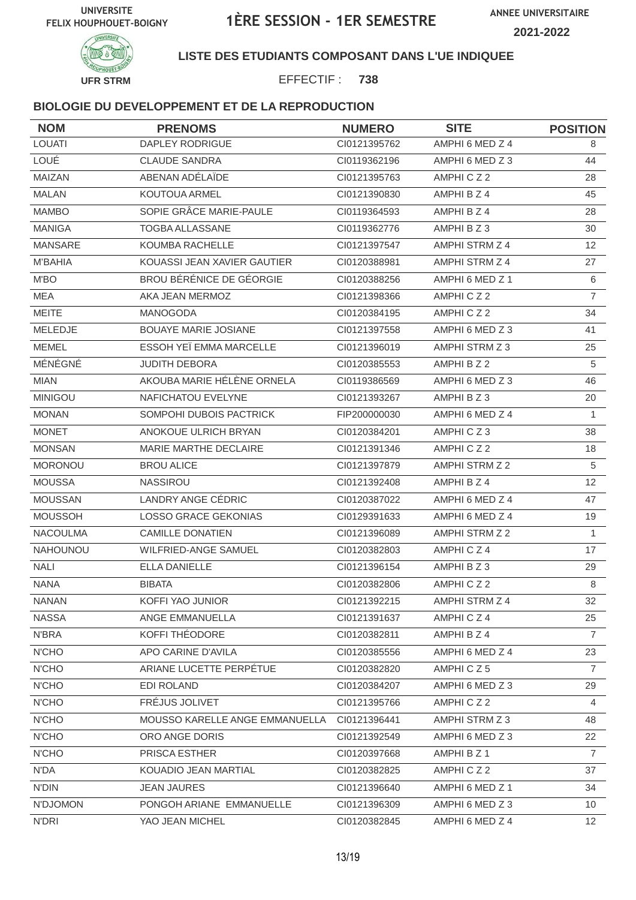UNIVERSITE FELIX HOUPHOUET-BOIGNY

# 1ÈRE SESSION - 1ER SEMESTRE

ANNEE UNIVERSITAIRE 2021-2022

UFR STRM

**LISTE DES ETUDIANTS COMPOSANT DANS L'UE INDIQUEE**

EFFECTIF : **738**

### BIOLOGIE DU DEVELOPPEMENT ET DE LA REPRODUCTION

| NOM | PRENOMS | NUMERO | SITE | POSITION |
|---|---|---|---|---|
| LOUATI | DAPLEY RODRIGUE | CI0121395762 | AMPHI 6 MED Z 4 | 8 |
| LOUÉ | CLAUDE SANDRA | CI0119362196 | AMPHI 6 MED Z 3 | 44 |
| MAIZAN | ABENAN ADÉLAÏDE | CI0121395763 | AMPHI C Z 2 | 28 |
| MALAN | KOUTOUA ARMEL | CI0121390830 | AMPHI B Z 4 | 45 |
| MAMBO | SOPIE GRÂCE MARIE-PAULE | CI0119364593 | AMPHI B Z 4 | 28 |
| MANIGA | TOGBA ALLASSANE | CI0119362776 | AMPHI B Z 3 | 30 |
| MANSARE | KOUMBA RACHELLE | CI0121397547 | AMPHI STRM Z 4 | 12 |
| M'BAHIA | KOUASSI JEAN XAVIER GAUTIER | CI0120388981 | AMPHI STRM Z 4 | 27 |
| M'BO | BROU BÉRÉNICE DE GÉORGIE | CI0120388256 | AMPHI 6 MED Z 1 | 6 |
| MEA | AKA JEAN MERMOZ | CI0121398366 | AMPHI C Z 2 | 7 |
| MEITE | MANOGODA | CI0120384195 | AMPHI C Z 2 | 34 |
| MELEDJE | BOUAYE MARIE JOSIANE | CI0121397558 | AMPHI 6 MED Z 3 | 41 |
| MEMEL | ESSOH YEÏ EMMA MARCELLE | CI0121396019 | AMPHI STRM Z 3 | 25 |
| MÉNÉGNÉ | JUDITH DEBORA | CI0120385553 | AMPHI B Z 2 | 5 |
| MIAN | AKOUBA MARIE HÉLÈNE ORNELA | CI0119386569 | AMPHI 6 MED Z 3 | 46 |
| MINIGOU | NAFICHATOU EVELYNE | CI0121393267 | AMPHI B Z 3 | 20 |
| MONAN | SOMPOHI DUBOIS PACTRICK | FIP200000030 | AMPHI 6 MED Z 4 | 1 |
| MONET | ANOKOUE ULRICH BRYAN | CI0120384201 | AMPHI C Z 3 | 38 |
| MONSAN | MARIE MARTHE DECLAIRE | CI0121391346 | AMPHI C Z 2 | 18 |
| MORONOU | BROU ALICE | CI0121397879 | AMPHI STRM Z 2 | 5 |
| MOUSSA | NASSIROU | CI0121392408 | AMPHI B Z 4 | 12 |
| MOUSSAN | LANDRY ANGE CÉDRIC | CI0120387022 | AMPHI 6 MED Z 4 | 47 |
| MOUSSOH | LOSSO GRACE GEKONIAS | CI0129391633 | AMPHI 6 MED Z 4 | 19 |
| NACOULMA | CAMILLE DONATIEN | CI0121396089 | AMPHI STRM Z 2 | 1 |
| NAHOUNOU | WILFRIED-ANGE SAMUEL | CI0120382803 | AMPHI C Z 4 | 17 |
| NALI | ELLA DANIELLE | CI0121396154 | AMPHI B Z 3 | 29 |
| NANA | BIBATA | CI0120382806 | AMPHI C Z 2 | 8 |
| NANAN | KOFFI YAO JUNIOR | CI0121392215 | AMPHI STRM Z 4 | 32 |
| NASSA | ANGE EMMANUELLA | CI0121391637 | AMPHI C Z 4 | 25 |
| N'BRA | KOFFI THÉODORE | CI0120382811 | AMPHI B Z 4 | 7 |
| N'CHO | APO CARINE D'AVILA | CI0120385556 | AMPHI 6 MED Z 4 | 23 |
| N'CHO | ARIANE LUCETTE PERPÉTUE | CI0120382820 | AMPHI C Z 5 | 7 |
| N'CHO | EDI ROLAND | CI0120384207 | AMPHI 6 MED Z 3 | 29 |
| N'CHO | FRÉJUS JOLIVET | CI0121395766 | AMPHI C Z 2 | 4 |
| N'CHO | MOUSSO KARELLE ANGE EMMANUELLA | CI0121396441 | AMPHI STRM Z 3 | 48 |
| N'CHO | ORO ANGE DORIS | CI0121392549 | AMPHI 6 MED Z 3 | 22 |
| N'CHO | PRISCA ESTHER | CI0120397668 | AMPHI B Z 1 | 7 |
| N'DA | KOUADIO JEAN MARTIAL | CI0120382825 | AMPHI C Z 2 | 37 |
| N'DIN | JEAN JAURES | CI0121396640 | AMPHI 6 MED Z 1 | 34 |
| N'DJOMON | PONGOH ARIANE EMMANUELLE | CI0121396309 | AMPHI 6 MED Z 3 | 10 |
| N'DRI | YAO JEAN MICHEL | CI0120382845 | AMPHI 6 MED Z 4 | 12 |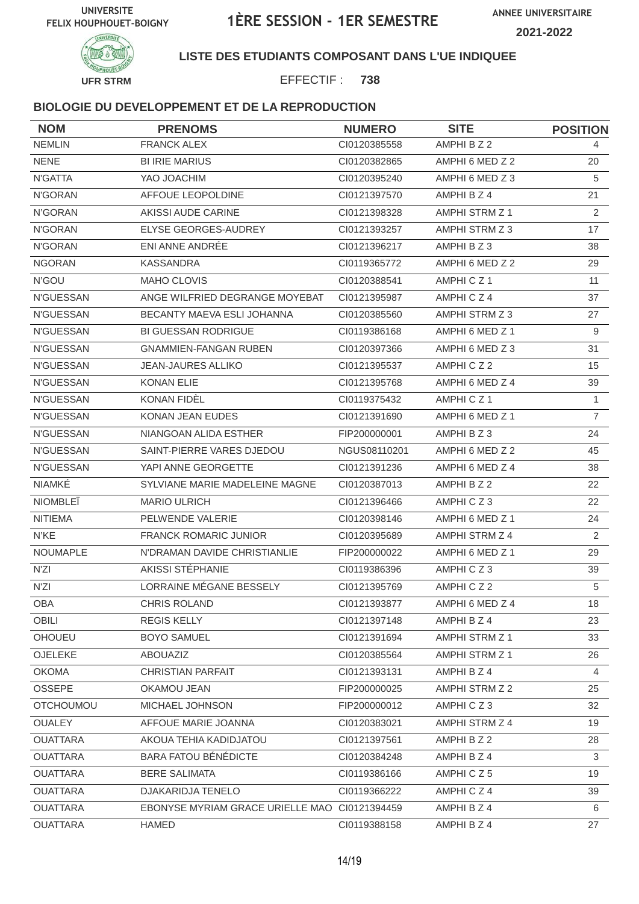UNIVERSITE FELIX HOUPHOUET-BOIGNY

# 1ÈRE SESSION - 1ER SEMESTRE

ANNEE UNIVERSITAIRE 2021-2022

UFR STRM

**LISTE DES ETUDIANTS COMPOSANT DANS L'UE INDIQUEE**

EFFECTIF : **738**

### BIOLOGIE DU DEVELOPPEMENT ET DE LA REPRODUCTION

| NOM | PRENOMS | NUMERO | SITE | POSITION |
|---|---|---|---|---|
| NEMLIN | FRANCK ALEX | CI0120385558 | AMPHI B Z 2 | 4 |
| NENE | BI IRIE MARIUS | CI0120382865 | AMPHI 6 MED Z 2 | 20 |
| N'GATTA | YAO JOACHIM | CI0120395240 | AMPHI 6 MED Z 3 | 5 |
| N'GORAN | AFFOUE LEOPOLDINE | CI0121397570 | AMPHI B Z 4 | 21 |
| N'GORAN | AKISSI AUDE CARINE | CI0121398328 | AMPHI STRM Z 1 | 2 |
| N'GORAN | ELYSE GEORGES-AUDREY | CI0121393257 | AMPHI STRM Z 3 | 17 |
| N'GORAN | ENI ANNE ANDRÉE | CI0121396217 | AMPHI B Z 3 | 38 |
| NGORAN | KASSANDRA | CI0119365772 | AMPHI 6 MED Z 2 | 29 |
| N'GOU | MAHO CLOVIS | CI0120388541 | AMPHI C Z 1 | 11 |
| N'GUESSAN | ANGE WILFRIED DEGRANGE MOYEBAT | CI0121395987 | AMPHI C Z 4 | 37 |
| N'GUESSAN | BECANTY MAEVA ESLI JOHANNA | CI0120385560 | AMPHI STRM Z 3 | 27 |
| N'GUESSAN | BI GUESSAN RODRIGUE | CI0119386168 | AMPHI 6 MED Z 1 | 9 |
| N'GUESSAN | GNAMMIEN-FANGAN RUBEN | CI0120397366 | AMPHI 6 MED Z 3 | 31 |
| N'GUESSAN | JEAN-JAURES ALLIKO | CI0121395537 | AMPHI C Z 2 | 15 |
| N'GUESSAN | KONAN ELIE | CI0121395768 | AMPHI 6 MED Z 4 | 39 |
| N'GUESSAN | KONAN FIDÈL | CI0119375432 | AMPHI C Z 1 | 1 |
| N'GUESSAN | KONAN JEAN EUDES | CI0121391690 | AMPHI 6 MED Z 1 | 7 |
| N'GUESSAN | NIANGOAN ALIDA ESTHER | FIP200000001 | AMPHI B Z 3 | 24 |
| N'GUESSAN | SAINT-PIERRE VARES DJEDOU | NGUS08110201 | AMPHI 6 MED Z 2 | 45 |
| N'GUESSAN | YAPI ANNE GEORGETTE | CI0121391236 | AMPHI 6 MED Z 4 | 38 |
| NIAMKÉ | SYLVIANE MARIE MADELEINE MAGNE | CI0120387013 | AMPHI B Z 2 | 22 |
| NIOMBLEÏ | MARIO ULRICH | CI0121396466 | AMPHI C Z 3 | 22 |
| NITIEMA | PELWENDE VALERIE | CI0120398146 | AMPHI 6 MED Z 1 | 24 |
| N'KE | FRANCK ROMARIC JUNIOR | CI0120395689 | AMPHI STRM Z 4 | 2 |
| NOUMAPLE | N'DRAMAN DAVIDE CHRISTIANLIE | FIP200000022 | AMPHI 6 MED Z 1 | 29 |
| N'ZI | AKISSI STÉPHANIE | CI0119386396 | AMPHI C Z 3 | 39 |
| N'ZI | LORRAINE MÉGANE BESSELY | CI0121395769 | AMPHI C Z 2 | 5 |
| OBA | CHRIS ROLAND | CI0121393877 | AMPHI 6 MED Z 4 | 18 |
| OBILI | REGIS KELLY | CI0121397148 | AMPHI B Z 4 | 23 |
| OHOUEU | BOYO SAMUEL | CI0121391694 | AMPHI STRM Z 1 | 33 |
| OJELEKE | ABOUAZIZ | CI0120385564 | AMPHI STRM Z 1 | 26 |
| OKOMA | CHRISTIAN PARFAIT | CI0121393131 | AMPHI B Z 4 | 4 |
| OSSEPE | OKAMOU JEAN | FIP200000025 | AMPHI STRM Z 2 | 25 |
| OTCHOUMOU | MICHAEL JOHNSON | FIP200000012 | AMPHI C Z 3 | 32 |
| OUALEY | AFFOUE MARIE JOANNA | CI0120383021 | AMPHI STRM Z 4 | 19 |
| OUATTARA | AKOUA TEHIA KADIDJATOU | CI0121397561 | AMPHI B Z 2 | 28 |
| OUATTARA | BARA FATOU BÉNÉDICTE | CI0120384248 | AMPHI B Z 4 | 3 |
| OUATTARA | BERE SALIMATA | CI0119386166 | AMPHI C Z 5 | 19 |
| OUATTARA | DJAKARIDJA TENELO | CI0119366222 | AMPHI C Z 4 | 39 |
| OUATTARA | EBONYSE MYRIAM GRACE URIELLE MAO | CI0121394459 | AMPHI B Z 4 | 6 |
| OUATTARA | HAMED | CI0119388158 | AMPHI B Z 4 | 27 |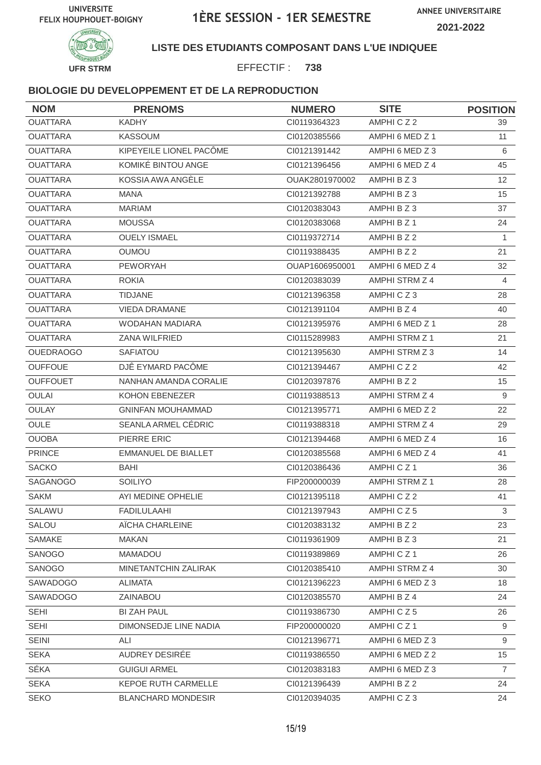UNIVERSITE FELIX HOUPHOUET-BOIGNY

# 1ÈRE SESSION - 1ER SEMESTRE

ANNEE UNIVERSITAIRE 2021-2022

UFR STRM

**LISTE DES ETUDIANTS COMPOSANT DANS L'UE INDIQUEE**

EFFECTIF : **738**

### BIOLOGIE DU DEVELOPPEMENT ET DE LA REPRODUCTION

| NOM | PRENOMS | NUMERO | SITE | POSITION |
|---|---|---|---|---|
| OUATTARA | KADHY | CI0119364323 | AMPHI C Z 2 | 39 |
| OUATTARA | KASSOUM | CI0120385566 | AMPHI 6 MED Z 1 | 11 |
| OUATTARA | KIPEYEILE LIONEL PACÔME | CI0121391442 | AMPHI 6 MED Z 3 | 6 |
| OUATTARA | KOMIKÉ BINTOU ANGE | CI0121396456 | AMPHI 6 MED Z 4 | 45 |
| OUATTARA | KOSSIA AWA ANGÈLE | OUAK2801970002 | AMPHI B Z 3 | 12 |
| OUATTARA | MANA | CI0121392788 | AMPHI B Z 3 | 15 |
| OUATTARA | MARIAM | CI0120383043 | AMPHI B Z 3 | 37 |
| OUATTARA | MOUSSA | CI0120383068 | AMPHI B Z 1 | 24 |
| OUATTARA | OUELY ISMAEL | CI0119372714 | AMPHI B Z 2 | 1 |
| OUATTARA | OUMOU | CI0119388435 | AMPHI B Z 2 | 21 |
| OUATTARA | PEWORYAH | OUAP1606950001 | AMPHI 6 MED Z 4 | 32 |
| OUATTARA | ROKIA | CI0120383039 | AMPHI STRM Z 4 | 4 |
| OUATTARA | TIDJANE | CI0121396358 | AMPHI C Z 3 | 28 |
| OUATTARA | VIEDA DRAMANE | CI0121391104 | AMPHI B Z 4 | 40 |
| OUATTARA | WODAHAN MADIARA | CI0121395976 | AMPHI 6 MED Z 1 | 28 |
| OUATTARA | ZANA WILFRIED | CI0115289983 | AMPHI STRM Z 1 | 21 |
| OUEDRAOGO | SAFIATOU | CI0121395630 | AMPHI STRM Z 3 | 14 |
| OUFFOUE | DJÊ EYMARD PACÔME | CI0121394467 | AMPHI C Z 2 | 42 |
| OUFFOUET | NANHAN AMANDA CORALIE | CI0120397876 | AMPHI B Z 2 | 15 |
| OULAI | KOHON EBENEZER | CI0119388513 | AMPHI STRM Z 4 | 9 |
| OULAY | GNINFAN MOUHAMMAD | CI0121395771 | AMPHI 6 MED Z 2 | 22 |
| OULE | SEANLA ARMEL CÉDRIC | CI0119388318 | AMPHI STRM Z 4 | 29 |
| OUOBA | PIERRE ERIC | CI0121394468 | AMPHI 6 MED Z 4 | 16 |
| PRINCE | EMMANUEL DE BIALLET | CI0120385568 | AMPHI 6 MED Z 4 | 41 |
| SACKO | BAHI | CI0120386436 | AMPHI C Z 1 | 36 |
| SAGANOGO | SOILIYO | FIP200000039 | AMPHI STRM Z 1 | 28 |
| SAKM | AYI MEDINE OPHELIE | CI0121395118 | AMPHI C Z 2 | 41 |
| SALAWU | FADILULAAHI | CI0121397943 | AMPHI C Z 5 | 3 |
| SALOU | AÏCHA CHARLEINE | CI0120383132 | AMPHI B Z 2 | 23 |
| SAMAKE | MAKAN | CI0119361909 | AMPHI B Z 3 | 21 |
| SANOGO | MAMADOU | CI0119389869 | AMPHI C Z 1 | 26 |
| SANOGO | MINETANTCHIN ZALIRAK | CI0120385410 | AMPHI STRM Z 4 | 30 |
| SAWADOGO | ALIMATA | CI0121396223 | AMPHI 6 MED Z 3 | 18 |
| SAWADOGO | ZAINABOU | CI0120385570 | AMPHI B Z 4 | 24 |
| SEHI | BI ZAH PAUL | CI0119386730 | AMPHI C Z 5 | 26 |
| SEHI | DIMONSEDJE LINE NADIA | FIP200000020 | AMPHI C Z 1 | 9 |
| SEINI | ALI | CI0121396771 | AMPHI 6 MED Z 3 | 9 |
| SEKA | AUDREY DESIRÉE | CI0119386550 | AMPHI 6 MED Z 2 | 15 |
| SÉKA | GUIGUI ARMEL | CI0120383183 | AMPHI 6 MED Z 3 | 7 |
| SEKA | KEPOE RUTH CARMELLE | CI0121396439 | AMPHI B Z 2 | 24 |
| SEKO | BLANCHARD MONDESIR | CI0120394035 | AMPHI C Z 3 | 24 |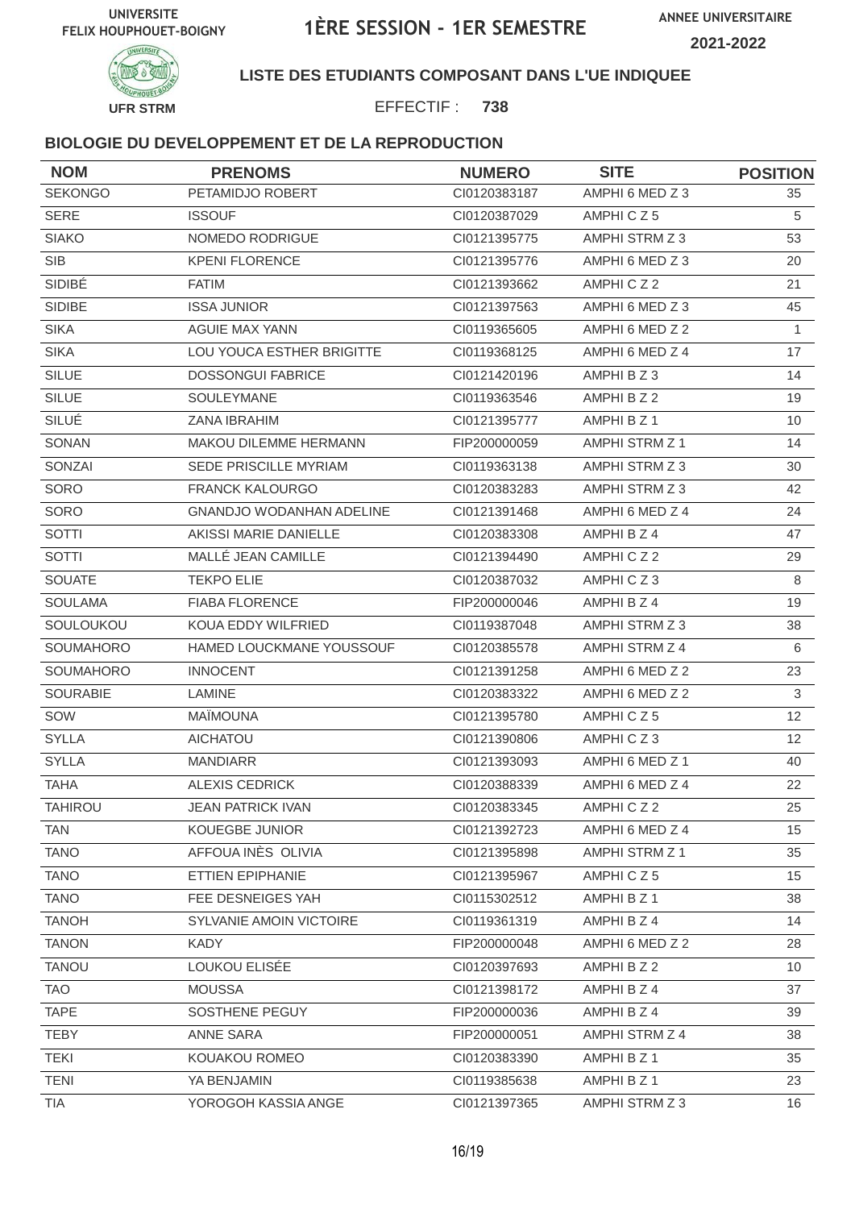UNIVERSITE FELIX HOUPHOUET-BOIGNY

# 1ÈRE SESSION - 1ER SEMESTRE

ANNEE UNIVERSITAIRE 2021-2022

UFR STRM

**LISTE DES ETUDIANTS COMPOSANT DANS L'UE INDIQUEE**

EFFECTIF : **738**

### BIOLOGIE DU DEVELOPPEMENT ET DE LA REPRODUCTION

| NOM | PRENOMS | NUMERO | SITE | POSITION |
|---|---|---|---|---|
| SEKONGO | PETAMIDJO ROBERT | CI0120383187 | AMPHI 6 MED Z 3 | 35 |
| SERE | ISSOUF | CI0120387029 | AMPHI C Z 5 | 5 |
| SIAKO | NOMEDO RODRIGUE | CI0121395775 | AMPHI STRM Z 3 | 53 |
| SIB | KPENI FLORENCE | CI0121395776 | AMPHI 6 MED Z 3 | 20 |
| SIDIBÉ | FATIM | CI0121393662 | AMPHI C Z 2 | 21 |
| SIDIBE | ISSA JUNIOR | CI0121397563 | AMPHI 6 MED Z 3 | 45 |
| SIKA | AGUIE MAX YANN | CI0119365605 | AMPHI 6 MED Z 2 | 1 |
| SIKA | LOU YOUCA ESTHER BRIGITTE | CI0119368125 | AMPHI 6 MED Z 4 | 17 |
| SILUE | DOSSONGUI FABRICE | CI0121420196 | AMPHI B Z 3 | 14 |
| SILUE | SOULEYMANE | CI0119363546 | AMPHI B Z 2 | 19 |
| SILUÉ | ZANA IBRAHIM | CI0121395777 | AMPHI B Z 1 | 10 |
| SONAN | MAKOU DILEMME HERMANN | FIP200000059 | AMPHI STRM Z 1 | 14 |
| SONZAI | SEDE PRISCILLE MYRIAM | CI0119363138 | AMPHI STRM Z 3 | 30 |
| SORO | FRANCK KALOURGO | CI0120383283 | AMPHI STRM Z 3 | 42 |
| SORO | GNANDJO WODANHAN ADELINE | CI0121391468 | AMPHI 6 MED Z 4 | 24 |
| SOTTI | AKISSI MARIE DANIELLE | CI0120383308 | AMPHI B Z 4 | 47 |
| SOTTI | MALLÉ JEAN CAMILLE | CI0121394490 | AMPHI C Z 2 | 29 |
| SOUATE | TEKPO ELIE | CI0120387032 | AMPHI C Z 3 | 8 |
| SOULAMA | FIABA FLORENCE | FIP200000046 | AMPHI B Z 4 | 19 |
| SOULOUKOU | KOUA EDDY WILFRIED | CI0119387048 | AMPHI STRM Z 3 | 38 |
| SOUMAHORO | HAMED LOUCKMANE YOUSSOUF | CI0120385578 | AMPHI STRM Z 4 | 6 |
| SOUMAHORO | INNOCENT | CI0121391258 | AMPHI 6 MED Z 2 | 23 |
| SOURABIE | LAMINE | CI0120383322 | AMPHI 6 MED Z 2 | 3 |
| SOW | MAÏMOUNA | CI0121395780 | AMPHI C Z 5 | 12 |
| SYLLA | AICHATOU | CI0121390806 | AMPHI C Z 3 | 12 |
| SYLLA | MANDIARR | CI0121393093 | AMPHI 6 MED Z 1 | 40 |
| TAHA | ALEXIS CEDRICK | CI0120388339 | AMPHI 6 MED Z 4 | 22 |
| TAHIROU | JEAN PATRICK IVAN | CI0120383345 | AMPHI C Z 2 | 25 |
| TAN | KOUEGBE JUNIOR | CI0121392723 | AMPHI 6 MED Z 4 | 15 |
| TANO | AFFOUA INÈS OLIVIA | CI0121395898 | AMPHI STRM Z 1 | 35 |
| TANO | ETTIEN EPIPHANIE | CI0121395967 | AMPHI C Z 5 | 15 |
| TANO | FEE DESNEIGES YAH | CI0115302512 | AMPHI B Z 1 | 38 |
| TANOH | SYLVANIE AMOIN VICTOIRE | CI0119361319 | AMPHI B Z 4 | 14 |
| TANON | KADY | FIP200000048 | AMPHI 6 MED Z 2 | 28 |
| TANOU | LOUKOU ELISÉE | CI0120397693 | AMPHI B Z 2 | 10 |
| TAO | MOUSSA | CI0121398172 | AMPHI B Z 4 | 37 |
| TAPE | SOSTHENE PEGUY | FIP200000036 | AMPHI B Z 4 | 39 |
| TEBY | ANNE SARA | FIP200000051 | AMPHI STRM Z 4 | 38 |
| TEKI | KOUAKOU ROMEO | CI0120383390 | AMPHI B Z 1 | 35 |
| TENI | YA BENJAMIN | CI0119385638 | AMPHI B Z 1 | 23 |
| TIA | YOROGOH KASSIA ANGE | CI0121397365 | AMPHI STRM Z 3 | 16 |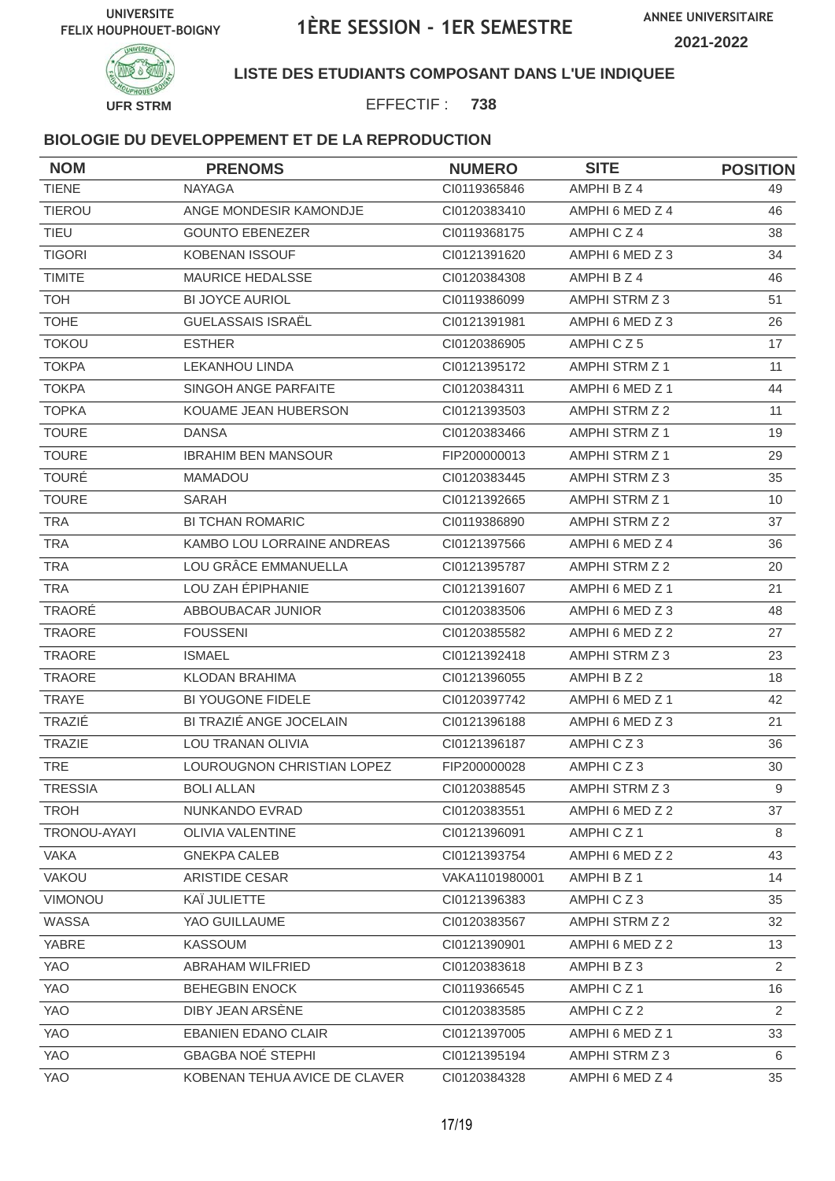UNIVERSITE FELIX HOUPHOUET-BOIGNY

# 1ÈRE SESSION - 1ER SEMESTRE

ANNEE UNIVERSITAIRE 2021-2022

UFR STRM

**LISTE DES ETUDIANTS COMPOSANT DANS L'UE INDIQUEE**

EFFECTIF : **738**

**BIOLOGIE DU DEVELOPPEMENT ET DE LA REPRODUCTION**

| NOM | PRENOMS | NUMERO | SITE | POSITION |
|---|---|---|---|---|
| TIENE | NAYAGA | CI0119365846 | AMPHI B Z 4 | 49 |
| TIEROU | ANGE MONDESIR KAMONDJE | CI0120383410 | AMPHI 6 MED Z 4 | 46 |
| TIEU | GOUNTO EBENEZER | CI0119368175 | AMPHI C Z 4 | 38 |
| TIGORI | KOBENAN ISSOUF | CI0121391620 | AMPHI 6 MED Z 3 | 34 |
| TIMITE | MAURICE HEDALSSE | CI0120384308 | AMPHI B Z 4 | 46 |
| TOH | BI JOYCE AURIOL | CI0119386099 | AMPHI STRM Z 3 | 51 |
| TOHE | GUELASSAIS ISRAËL | CI0121391981 | AMPHI 6 MED Z 3 | 26 |
| TOKOU | ESTHER | CI0120386905 | AMPHI C Z 5 | 17 |
| TOKPA | LEKANHOU LINDA | CI0121395172 | AMPHI STRM Z 1 | 11 |
| TOKPA | SINGOH ANGE PARFAITE | CI0120384311 | AMPHI 6 MED Z 1 | 44 |
| TOPKA | KOUAME JEAN HUBERSON | CI0121393503 | AMPHI STRM Z 2 | 11 |
| TOURE | DANSA | CI0120383466 | AMPHI STRM Z 1 | 19 |
| TOURE | IBRAHIM BEN MANSOUR | FIP200000013 | AMPHI STRM Z 1 | 29 |
| TOURÉ | MAMADOU | CI0120383445 | AMPHI STRM Z 3 | 35 |
| TOURE | SARAH | CI0121392665 | AMPHI STRM Z 1 | 10 |
| TRA | BI TCHAN ROMARIC | CI0119386890 | AMPHI STRM Z 2 | 37 |
| TRA | KAMBO LOU LORRAINE ANDREAS | CI0121397566 | AMPHI 6 MED Z 4 | 36 |
| TRA | LOU GRÂCE EMMANUELLA | CI0121395787 | AMPHI STRM Z 2 | 20 |
| TRA | LOU ZAH ÉPIPHANIE | CI0121391607 | AMPHI 6 MED Z 1 | 21 |
| TRAORÉ | ABBOUBACAR JUNIOR | CI0120383506 | AMPHI 6 MED Z 3 | 48 |
| TRAORE | FOUSSENI | CI0120385582 | AMPHI 6 MED Z 2 | 27 |
| TRAORE | ISMAEL | CI0121392418 | AMPHI STRM Z 3 | 23 |
| TRAORE | KLODAN BRAHIMA | CI0121396055 | AMPHI B Z 2 | 18 |
| TRAYE | BI YOUGONE FIDELE | CI0120397742 | AMPHI 6 MED Z 1 | 42 |
| TRAZIÉ | BI TRAZIÉ ANGE JOCELAIN | CI0121396188 | AMPHI 6 MED Z 3 | 21 |
| TRAZIE | LOU TRANAN OLIVIA | CI0121396187 | AMPHI C Z 3 | 36 |
| TRE | LOUROUGNON CHRISTIAN LOPEZ | FIP200000028 | AMPHI C Z 3 | 30 |
| TRESSIA | BOLI ALLAN | CI0120388545 | AMPHI STRM Z 3 | 9 |
| TROH | NUNKANDO EVRAD | CI0120383551 | AMPHI 6 MED Z 2 | 37 |
| TRONOU-AYAYI | OLIVIA VALENTINE | CI0121396091 | AMPHI C Z 1 | 8 |
| VAKA | GNEKPA CALEB | CI0121393754 | AMPHI 6 MED Z 2 | 43 |
| VAKOU | ARISTIDE CESAR | VAKA1101980001 | AMPHI B Z 1 | 14 |
| VIMONOU | KAÏ JULIETTE | CI0121396383 | AMPHI C Z 3 | 35 |
| WASSA | YAO GUILLAUME | CI0120383567 | AMPHI STRM Z 2 | 32 |
| YABRE | KASSOUM | CI0121390901 | AMPHI 6 MED Z 2 | 13 |
| YAO | ABRAHAM WILFRIED | CI0120383618 | AMPHI B Z 3 | 2 |
| YAO | BEHEGBIN ENOCK | CI0119366545 | AMPHI C Z 1 | 16 |
| YAO | DIBY JEAN ARSÈNE | CI0120383585 | AMPHI C Z 2 | 2 |
| YAO | EBANIEN EDANO CLAIR | CI0121397005 | AMPHI 6 MED Z 1 | 33 |
| YAO | GBAGBA NOÉ STEPHI | CI0121395194 | AMPHI STRM Z 3 | 6 |
| YAO | KOBENAN TEHUA AVICE DE CLAVER | CI0120384328 | AMPHI 6 MED Z 4 | 35 |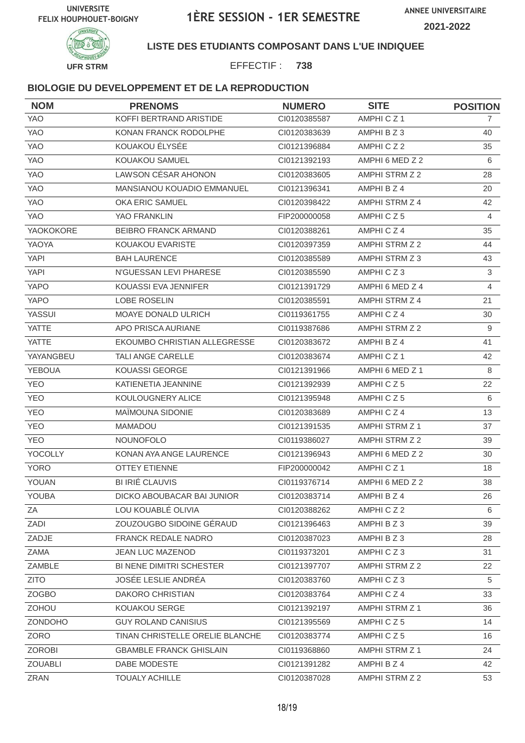UNIVERSITE FELIX HOUPHOUET-BOIGNY

# 1ÈRE SESSION - 1ER SEMESTRE

ANNEE UNIVERSITAIRE 2021-2022

UFR STRM

**LISTE DES ETUDIANTS COMPOSANT DANS L'UE INDIQUEE**

EFFECTIF : **738**

### BIOLOGIE DU DEVELOPPEMENT ET DE LA REPRODUCTION

| NOM | PRENOMS | NUMERO | SITE | POSITION |
|---|---|---|---|---|
| YAO | KOFFI BERTRAND ARISTIDE | CI0120385587 | AMPHI C Z 1 | 7 |
| YAO | KONAN FRANCK RODOLPHE | CI0120383639 | AMPHI B Z 3 | 40 |
| YAO | KOUAKOU ÉLYSÉE | CI0121396884 | AMPHI C Z 2 | 35 |
| YAO | KOUAKOU SAMUEL | CI0121392193 | AMPHI 6 MED Z 2 | 6 |
| YAO | LAWSON CÉSAR AHONON | CI0120383605 | AMPHI STRM Z 2 | 28 |
| YAO | MANSIANOU KOUADIO EMMANUEL | CI0121396341 | AMPHI B Z 4 | 20 |
| YAO | OKA ERIC SAMUEL | CI0120398422 | AMPHI STRM Z 4 | 42 |
| YAO | YAO FRANKLIN | FIP200000058 | AMPHI C Z 5 | 4 |
| YAOKOKORE | BEIBRO FRANCK ARMAND | CI0120388261 | AMPHI C Z 4 | 35 |
| YAOYA | KOUAKOU EVARISTE | CI0120397359 | AMPHI STRM Z 2 | 44 |
| YAPI | BAH LAURENCE | CI0120385589 | AMPHI STRM Z 3 | 43 |
| YAPI | N'GUESSAN LEVI PHARESE | CI0120385590 | AMPHI C Z 3 | 3 |
| YAPO | KOUASSI EVA JENNIFER | CI0121391729 | AMPHI 6 MED Z 4 | 4 |
| YAPO | LOBE ROSELIN | CI0120385591 | AMPHI STRM Z 4 | 21 |
| YASSUI | MOAYE DONALD ULRICH | CI0119361755 | AMPHI C Z 4 | 30 |
| YATTE | APO PRISCA AURIANE | CI0119387686 | AMPHI STRM Z 2 | 9 |
| YATTE | EKOUMBO CHRISTIAN ALLEGRESSE | CI0120383672 | AMPHI B Z 4 | 41 |
| YAYANGBEU | TALI ANGE CARELLE | CI0120383674 | AMPHI C Z 1 | 42 |
| YEBOUA | KOUASSI GEORGE | CI0121391966 | AMPHI 6 MED Z 1 | 8 |
| YEO | KATIENETIA JEANNINE | CI0121392939 | AMPHI C Z 5 | 22 |
| YEO | KOULOUGNERY ALICE | CI0121395948 | AMPHI C Z 5 | 6 |
| YEO | MAÏMOUNA SIDONIE | CI0120383689 | AMPHI C Z 4 | 13 |
| YEO | MAMADOU | CI0121391535 | AMPHI STRM Z 1 | 37 |
| YEO | NOUNOFOLO | CI0119386027 | AMPHI STRM Z 2 | 39 |
| YOCOLLY | KONAN AYA ANGE LAURENCE | CI0121396943 | AMPHI 6 MED Z 2 | 30 |
| YORO | OTTEY ETIENNE | FIP200000042 | AMPHI C Z 1 | 18 |
| YOUAN | BI IRIÉ CLAUVIS | CI0119376714 | AMPHI 6 MED Z 2 | 38 |
| YOUBA | DICKO ABOUBACAR BAI JUNIOR | CI0120383714 | AMPHI B Z 4 | 26 |
| ZA | LOU KOUABLÉ OLIVIA | CI0120388262 | AMPHI C Z 2 | 6 |
| ZADI | ZOUZOUGBO SIDOINE GÉRAUD | CI0121396463 | AMPHI B Z 3 | 39 |
| ZADJE | FRANCK REDALE NADRO | CI0120387023 | AMPHI B Z 3 | 28 |
| ZAMA | JEAN LUC MAZENOD | CI0119373201 | AMPHI C Z 3 | 31 |
| ZAMBLE | BI NENE DIMITRI SCHESTER | CI0121397707 | AMPHI STRM Z 2 | 22 |
| ZITO | JOSÉE LESLIE ANDRÉA | CI0120383760 | AMPHI C Z 3 | 5 |
| ZOGBO | DAKORO CHRISTIAN | CI0120383764 | AMPHI C Z 4 | 33 |
| ZOHOU | KOUAKOU SERGE | CI0121392197 | AMPHI STRM Z 1 | 36 |
| ZONDOHO | GUY ROLAND CANISIUS | CI0121395569 | AMPHI C Z 5 | 14 |
| ZORO | TINAN CHRISTELLE ORELIE BLANCHE | CI0120383774 | AMPHI C Z 5 | 16 |
| ZOROBI | GBAMBLE FRANCK GHISLAIN | CI0119368860 | AMPHI STRM Z 1 | 24 |
| ZOUABLI | DABE MODESTE | CI0121391282 | AMPHI B Z 4 | 42 |
| ZRAN | TOUALY ACHILLE | CI0120387028 | AMPHI STRM Z 2 | 53 |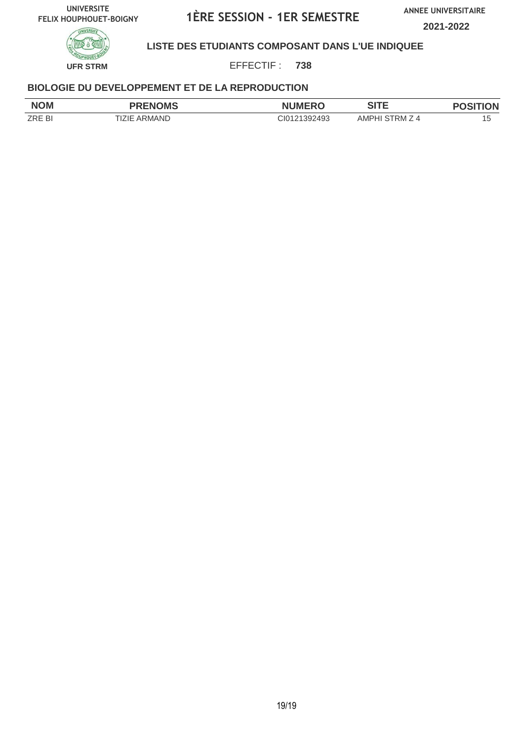UNIVERSITE FELIX HOUPHOUET-BOIGNY

# 1ÈRE SESSION - 1ER SEMESTRE

ANNEE UNIVERSITAIRE 2021-2022

UFR STRM

## LISTE DES ETUDIANTS COMPOSANT DANS L'UE INDIQUEE

EFFECTIF : **738**

### BIOLOGIE DU DEVELOPPEMENT ET DE LA REPRODUCTION

| NOM | PRENOMS | NUMERO | SITE | POSITION |
|---|---|---|---|---|
| ZRE BI | TIZIE ARMAND | CI0121392493 | AMPHI STRM Z 4 | 15 |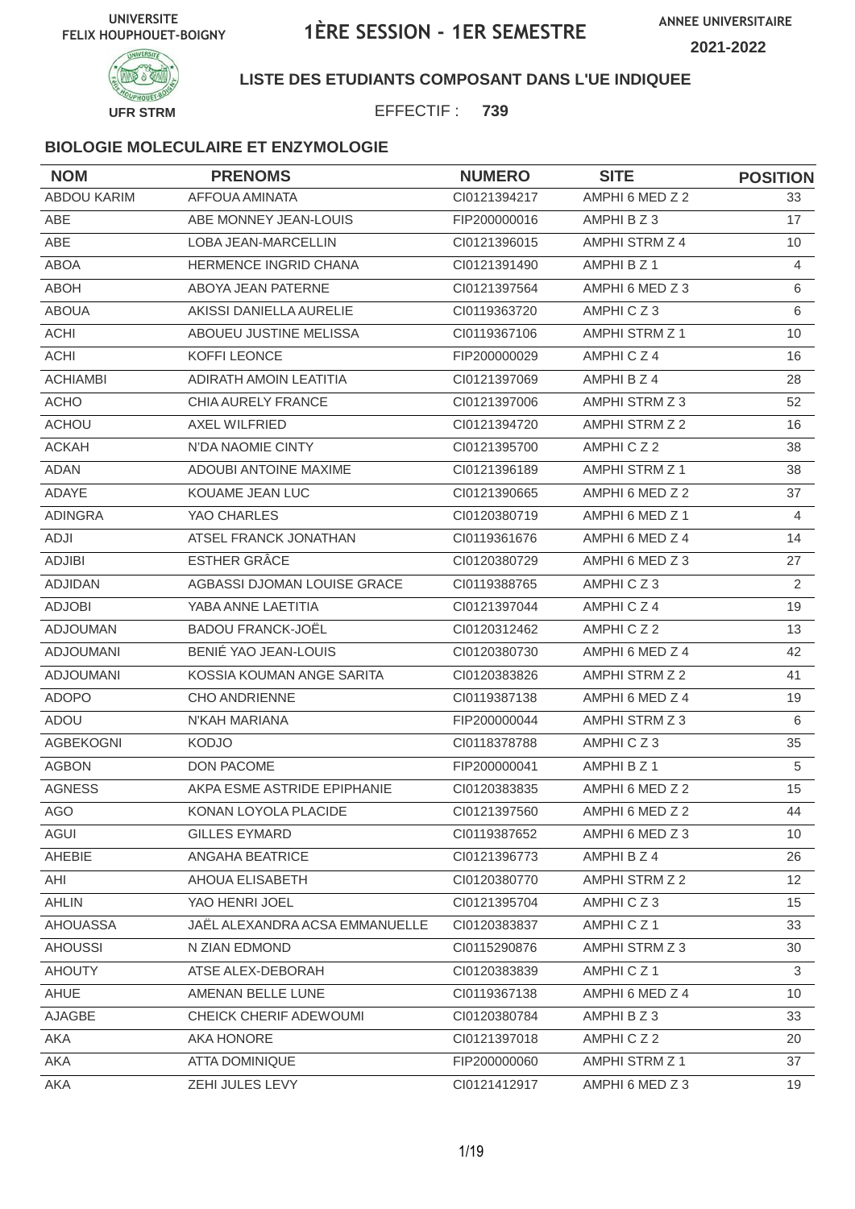UNIVERSITE FELIX HOUPHOUET-BOIGNY

# 1ÈRE SESSION - 1ER SEMESTRE

ANNEE UNIVERSITAIRE 2021-2022

UFR STRM

**LISTE DES ETUDIANTS COMPOSANT DANS L'UE INDIQUEE**

EFFECTIF : **739**

### BIOLOGIE MOLECULAIRE ET ENZYMOLOGIE

| NOM | PRENOMS | NUMERO | SITE | POSITION |
|---|---|---|---|---|
| ABDOU KARIM | AFFOUA AMINATA | CI0121394217 | AMPHI 6 MED Z 2 | 33 |
| ABE | ABE MONNEY JEAN-LOUIS | FIP200000016 | AMPHI B Z 3 | 17 |
| ABE | LOBA JEAN-MARCELLIN | CI0121396015 | AMPHI STRM Z 4 | 10 |
| ABOA | HERMENCE INGRID CHANA | CI0121391490 | AMPHI B Z 1 | 4 |
| ABOH | ABOYA JEAN PATERNE | CI0121397564 | AMPHI 6 MED Z 3 | 6 |
| ABOUA | AKISSI DANIELLA AURELIE | CI0119363720 | AMPHI C Z 3 | 6 |
| ACHI | ABOUEU JUSTINE MELISSA | CI0119367106 | AMPHI STRM Z 1 | 10 |
| ACHI | KOFFI LEONCE | FIP200000029 | AMPHI C Z 4 | 16 |
| ACHIAMBI | ADIRATH AMOIN LEATITIA | CI0121397069 | AMPHI B Z 4 | 28 |
| ACHO | CHIA AURELY FRANCE | CI0121397006 | AMPHI STRM Z 3 | 52 |
| ACHOU | AXEL WILFRIED | CI0121394720 | AMPHI STRM Z 2 | 16 |
| ACKAH | N'DA NAOMIE CINTY | CI0121395700 | AMPHI C Z 2 | 38 |
| ADAN | ADOUBI ANTOINE MAXIME | CI0121396189 | AMPHI STRM Z 1 | 38 |
| ADAYE | KOUAME JEAN LUC | CI0121390665 | AMPHI 6 MED Z 2 | 37 |
| ADINGRA | YAO CHARLES | CI0120380719 | AMPHI 6 MED Z 1 | 4 |
| ADJI | ATSEL FRANCK JONATHAN | CI0119361676 | AMPHI 6 MED Z 4 | 14 |
| ADJIBI | ESTHER GRÂCE | CI0120380729 | AMPHI 6 MED Z 3 | 27 |
| ADJIDAN | AGBASSI DJOMAN LOUISE GRACE | CI0119388765 | AMPHI C Z 3 | 2 |
| ADJOBI | YABA ANNE LAETITIA | CI0121397044 | AMPHI C Z 4 | 19 |
| ADJOUMAN | BADOU FRANCK-JOËL | CI0120312462 | AMPHI C Z 2 | 13 |
| ADJOUMANI | BENIÉ YAO JEAN-LOUIS | CI0120380730 | AMPHI 6 MED Z 4 | 42 |
| ADJOUMANI | KOSSIA KOUMAN ANGE SARITA | CI0120383826 | AMPHI STRM Z 2 | 41 |
| ADOPO | CHO ANDRIENNE | CI0119387138 | AMPHI 6 MED Z 4 | 19 |
| ADOU | N'KAH MARIANA | FIP200000044 | AMPHI STRM Z 3 | 6 |
| AGBEKOGNI | KODJO | CI0118378788 | AMPHI C Z 3 | 35 |
| AGBON | DON PACOME | FIP200000041 | AMPHI B Z 1 | 5 |
| AGNESS | AKPA ESME ASTRIDE EPIPHANIE | CI0120383835 | AMPHI 6 MED Z 2 | 15 |
| AGO | KONAN LOYOLA PLACIDE | CI0121397560 | AMPHI 6 MED Z 2 | 44 |
| AGUI | GILLES EYMARD | CI0119387652 | AMPHI 6 MED Z 3 | 10 |
| AHEBIE | ANGAHA BEATRICE | CI0121396773 | AMPHI B Z 4 | 26 |
| AHI | AHOUA ELISABETH | CI0120380770 | AMPHI STRM Z 2 | 12 |
| AHLIN | YAO HENRI JOEL | CI0121395704 | AMPHI C Z 3 | 15 |
| AHOUASSA | JAËL ALEXANDRA ACSA EMMANUELLE | CI0120383837 | AMPHI C Z 1 | 33 |
| AHOUSSI | N ZIAN EDMOND | CI0115290876 | AMPHI STRM Z 3 | 30 |
| AHOUTY | ATSE ALEX-DEBORAH | CI0120383839 | AMPHI C Z 1 | 3 |
| AHUE | AMENAN BELLE LUNE | CI0119367138 | AMPHI 6 MED Z 4 | 10 |
| AJAGBE | CHEICK CHERIF ADEWOUMI | CI0120380784 | AMPHI B Z 3 | 33 |
| AKA | AKA HONORE | CI0121397018 | AMPHI C Z 2 | 20 |
| AKA | ATTA DOMINIQUE | FIP200000060 | AMPHI STRM Z 1 | 37 |
| AKA | ZEHI JULES LEVY | CI0121412917 | AMPHI 6 MED Z 3 | 19 |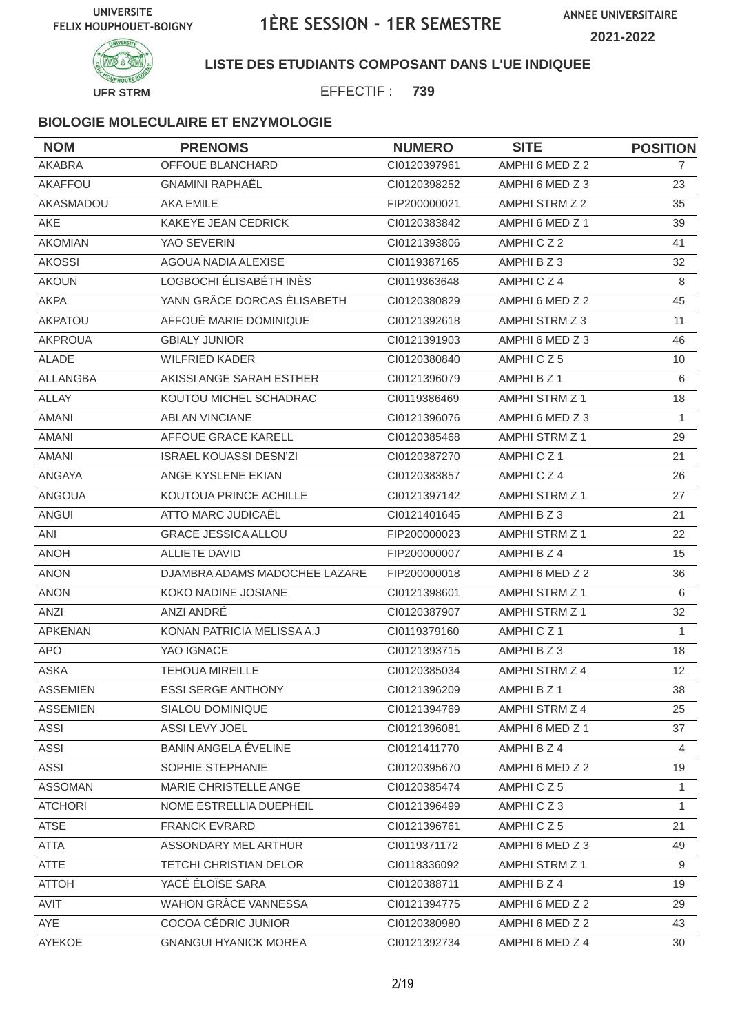UNIVERSITE FELIX HOUPHOUET-BOIGNY

# 1ÈRE SESSION - 1ER SEMESTRE

ANNEE UNIVERSITAIRE 2021-2022

UFR STRM

**LISTE DES ETUDIANTS COMPOSANT DANS L'UE INDIQUEE**

EFFECTIF : **739**

### BIOLOGIE MOLECULAIRE ET ENZYMOLOGIE

| NOM | PRENOMS | NUMERO | SITE | POSITION |
|---|---|---|---|---|
| AKABRA | OFFOUE BLANCHARD | CI0120397961 | AMPHI 6 MED Z 2 | 7 |
| AKAFFOU | GNAMINI RAPHAËL | CI0120398252 | AMPHI 6 MED Z 3 | 23 |
| AKASMADOU | AKA EMILE | FIP200000021 | AMPHI STRM Z 2 | 35 |
| AKE | KAKEYE JEAN CEDRICK | CI0120383842 | AMPHI 6 MED Z 1 | 39 |
| AKOMIAN | YAO SEVERIN | CI0121393806 | AMPHI C Z 2 | 41 |
| AKOSSI | AGOUA NADIA ALEXISE | CI0119387165 | AMPHI B Z 3 | 32 |
| AKOUN | LOGBOCHI ÉLISABÉTH INÈS | CI0119363648 | AMPHI C Z 4 | 8 |
| AKPA | YANN GRÂCE DORCAS ÉLISABETH | CI0120380829 | AMPHI 6 MED Z 2 | 45 |
| AKPATOU | AFFOUÉ MARIE DOMINIQUE | CI0121392618 | AMPHI STRM Z 3 | 11 |
| AKPROUA | GBIALY JUNIOR | CI0121391903 | AMPHI 6 MED Z 3 | 46 |
| ALADE | WILFRIED KADER | CI0120380840 | AMPHI C Z 5 | 10 |
| ALLANGBA | AKISSI ANGE SARAH ESTHER | CI0121396079 | AMPHI B Z 1 | 6 |
| ALLAY | KOUTOU MICHEL SCHADRAC | CI0119386469 | AMPHI STRM Z 1 | 18 |
| AMANI | ABLAN VINCIANE | CI0121396076 | AMPHI 6 MED Z 3 | 1 |
| AMANI | AFFOUE GRACE KARELL | CI0120385468 | AMPHI STRM Z 1 | 29 |
| AMANI | ISRAEL KOUASSI DESN'ZI | CI0120387270 | AMPHI C Z 1 | 21 |
| ANGAYA | ANGE KYSLENE EKIAN | CI0120383857 | AMPHI C Z 4 | 26 |
| ANGOUA | KOUTOUA PRINCE ACHILLE | CI0121397142 | AMPHI STRM Z 1 | 27 |
| ANGUI | ATTO MARC JUDICAËL | CI0121401645 | AMPHI B Z 3 | 21 |
| ANI | GRACE JESSICA ALLOU | FIP200000023 | AMPHI STRM Z 1 | 22 |
| ANOH | ALLIETE DAVID | FIP200000007 | AMPHI B Z 4 | 15 |
| ANON | DJAMBRA ADAMS MADOCHEE LAZARE | FIP200000018 | AMPHI 6 MED Z 2 | 36 |
| ANON | KOKO NADINE JOSIANE | CI0121398601 | AMPHI STRM Z 1 | 6 |
| ANZI | ANZI ANDRÉ | CI0120387907 | AMPHI STRM Z 1 | 32 |
| APKENAN | KONAN PATRICIA MELISSA A.J | CI0119379160 | AMPHI C Z 1 | 1 |
| APO | YAO IGNACE | CI0121393715 | AMPHI B Z 3 | 18 |
| ASKA | TEHOUA MIREILLE | CI0120385034 | AMPHI STRM Z 4 | 12 |
| ASSEMIEN | ESSI SERGE ANTHONY | CI0121396209 | AMPHI B Z 1 | 38 |
| ASSEMIEN | SIALOU DOMINIQUE | CI0121394769 | AMPHI STRM Z 4 | 25 |
| ASSI | ASSI LEVY JOEL | CI0121396081 | AMPHI 6 MED Z 1 | 37 |
| ASSI | BANIN ANGELA ÉVELINE | CI0121411770 | AMPHI B Z 4 | 4 |
| ASSI | SOPHIE STEPHANIE | CI0120395670 | AMPHI 6 MED Z 2 | 19 |
| ASSOMAN | MARIE CHRISTELLE ANGE | CI0120385474 | AMPHI C Z 5 | 1 |
| ATCHORI | NOME ESTRELLIA DUEPHEIL | CI0121396499 | AMPHI C Z 3 | 1 |
| ATSE | FRANCK EVRARD | CI0121396761 | AMPHI C Z 5 | 21 |
| ATTA | ASSONDARY MEL ARTHUR | CI0119371172 | AMPHI 6 MED Z 3 | 49 |
| ATTE | TETCHI CHRISTIAN DELOR | CI0118336092 | AMPHI STRM Z 1 | 9 |
| ATTOH | YACÉ ÉLOÏSE SARA | CI0120388711 | AMPHI B Z 4 | 19 |
| AVIT | WAHON GRÂCE VANNESSA | CI0121394775 | AMPHI 6 MED Z 2 | 29 |
| AYE | COCOA CÉDRIC JUNIOR | CI0120380980 | AMPHI 6 MED Z 2 | 43 |
| AYEKOE | GNANGUI HYANICK MOREA | CI0121392734 | AMPHI 6 MED Z 4 | 30 |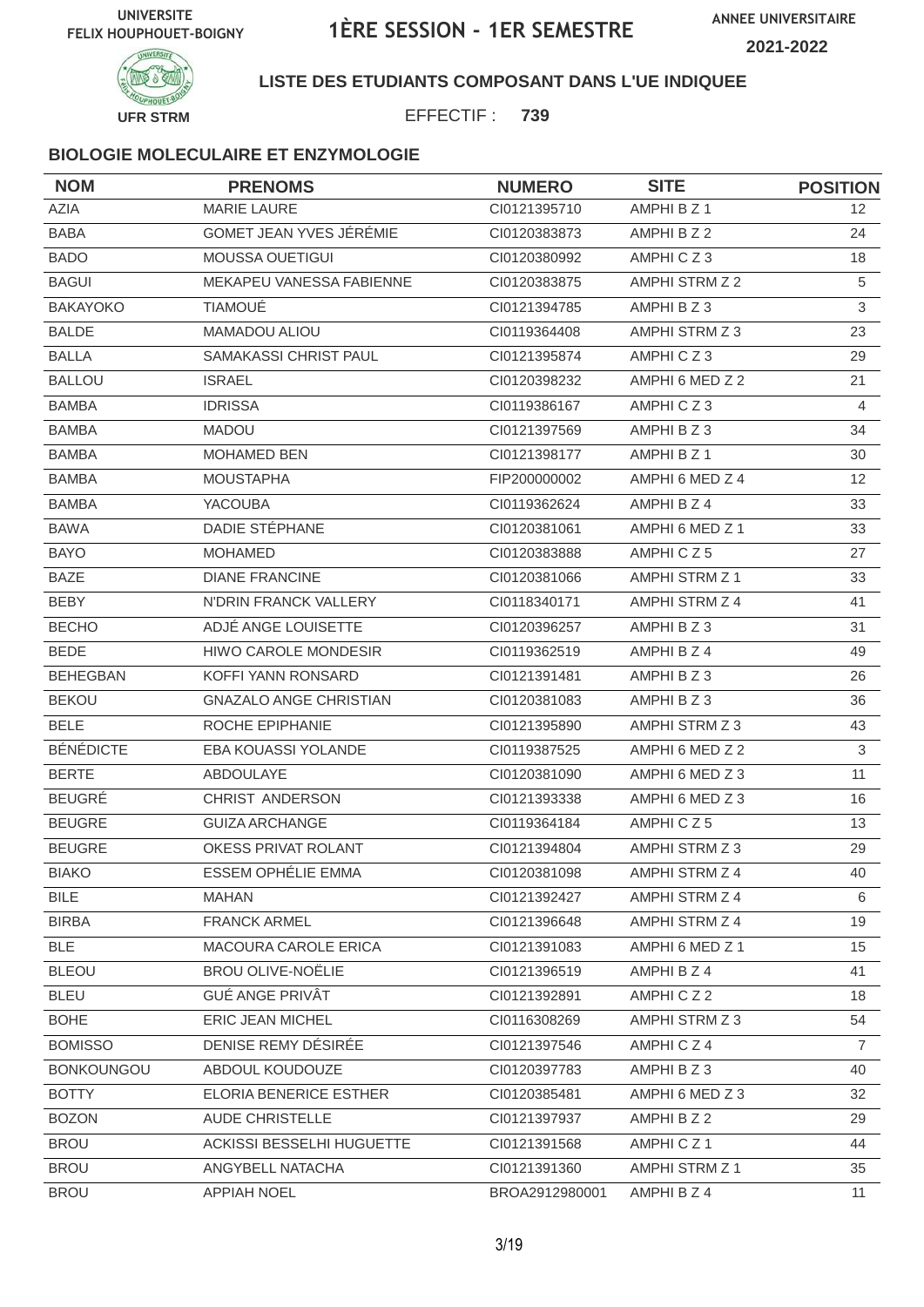UNIVERSITE FELIX HOUPHOUET-BOIGNY

# 1ÈRE SESSION - 1ER SEMESTRE

ANNEE UNIVERSITAIRE 2021-2022

UFR STRM

**LISTE DES ETUDIANTS COMPOSANT DANS L'UE INDIQUEE**

EFFECTIF : **739**

### BIOLOGIE MOLECULAIRE ET ENZYMOLOGIE

| NOM | PRENOMS | NUMERO | SITE | POSITION |
|---|---|---|---|---|
| AZIA | MARIE LAURE | CI0121395710 | AMPHI B Z 1 | 12 |
| BABA | GOMET JEAN YVES JÉRÉMIE | CI0120383873 | AMPHI B Z 2 | 24 |
| BADO | MOUSSA OUETIGUI | CI0120380992 | AMPHI C Z 3 | 18 |
| BAGUI | MEKAPEU VANESSA FABIENNE | CI0120383875 | AMPHI STRM Z 2 | 5 |
| BAKAYOKO | TIAMOUÉ | CI0121394785 | AMPHI B Z 3 | 3 |
| BALDE | MAMADOU ALIOU | CI0119364408 | AMPHI STRM Z 3 | 23 |
| BALLA | SAMAKASSI CHRIST PAUL | CI0121395874 | AMPHI C Z 3 | 29 |
| BALLOU | ISRAEL | CI0120398232 | AMPHI 6 MED Z 2 | 21 |
| BAMBA | IDRISSA | CI0119386167 | AMPHI C Z 3 | 4 |
| BAMBA | MADOU | CI0121397569 | AMPHI B Z 3 | 34 |
| BAMBA | MOHAMED BEN | CI0121398177 | AMPHI B Z 1 | 30 |
| BAMBA | MOUSTAPHA | FIP200000002 | AMPHI 6 MED Z 4 | 12 |
| BAMBA | YACOUBA | CI0119362624 | AMPHI B Z 4 | 33 |
| BAWA | DADIE STÉPHANE | CI0120381061 | AMPHI 6 MED Z 1 | 33 |
| BAYO | MOHAMED | CI0120383888 | AMPHI C Z 5 | 27 |
| BAZE | DIANE FRANCINE | CI0120381066 | AMPHI STRM Z 1 | 33 |
| BEBY | N'DRIN FRANCK VALLERY | CI0118340171 | AMPHI STRM Z 4 | 41 |
| BECHO | ADJÉ ANGE LOUISETTE | CI0120396257 | AMPHI B Z 3 | 31 |
| BEDE | HIWO CAROLE MONDESIR | CI0119362519 | AMPHI B Z 4 | 49 |
| BEHEGBAN | KOFFI YANN RONSARD | CI0121391481 | AMPHI B Z 3 | 26 |
| BEKOU | GNAZALO ANGE CHRISTIAN | CI0120381083 | AMPHI B Z 3 | 36 |
| BELE | ROCHE EPIPHANIE | CI0121395890 | AMPHI STRM Z 3 | 43 |
| BÉNÉDICTE | EBA KOUASSI YOLANDE | CI0119387525 | AMPHI 6 MED Z 2 | 3 |
| BERTE | ABDOULAYE | CI0120381090 | AMPHI 6 MED Z 3 | 11 |
| BEUGRÉ | CHRIST ANDERSON | CI0121393338 | AMPHI 6 MED Z 3 | 16 |
| BEUGRE | GUIZA ARCHANGE | CI0119364184 | AMPHI C Z 5 | 13 |
| BEUGRE | OKESS PRIVAT ROLANT | CI0121394804 | AMPHI STRM Z 3 | 29 |
| BIAKO | ESSEM OPHÉLIE EMMA | CI0120381098 | AMPHI STRM Z 4 | 40 |
| BILE | MAHAN | CI0121392427 | AMPHI STRM Z 4 | 6 |
| BIRBA | FRANCK ARMEL | CI0121396648 | AMPHI STRM Z 4 | 19 |
| BLE | MACOURA CAROLE ERICA | CI0121391083 | AMPHI 6 MED Z 1 | 15 |
| BLEOU | BROU OLIVE-NOËLIE | CI0121396519 | AMPHI B Z 4 | 41 |
| BLEU | GUÉ ANGE PRIVÂT | CI0121392891 | AMPHI C Z 2 | 18 |
| BOHE | ERIC JEAN MICHEL | CI0116308269 | AMPHI STRM Z 3 | 54 |
| BOMISSO | DENISE REMY DÉSIRÉE | CI0121397546 | AMPHI C Z 4 | 7 |
| BONKOUNGOU | ABDOUL KOUDOUZE | CI0120397783 | AMPHI B Z 3 | 40 |
| BOTTY | ELORIA BENERICE ESTHER | CI0120385481 | AMPHI 6 MED Z 3 | 32 |
| BOZON | AUDE CHRISTELLE | CI0121397937 | AMPHI B Z 2 | 29 |
| BROU | ACKISSI BESSELHI HUGUETTE | CI0121391568 | AMPHI C Z 1 | 44 |
| BROU | ANGYBELL NATACHA | CI0121391360 | AMPHI STRM Z 1 | 35 |
| BROU | APPIAH NOEL | BROA2912980001 | AMPHI B Z 4 | 11 |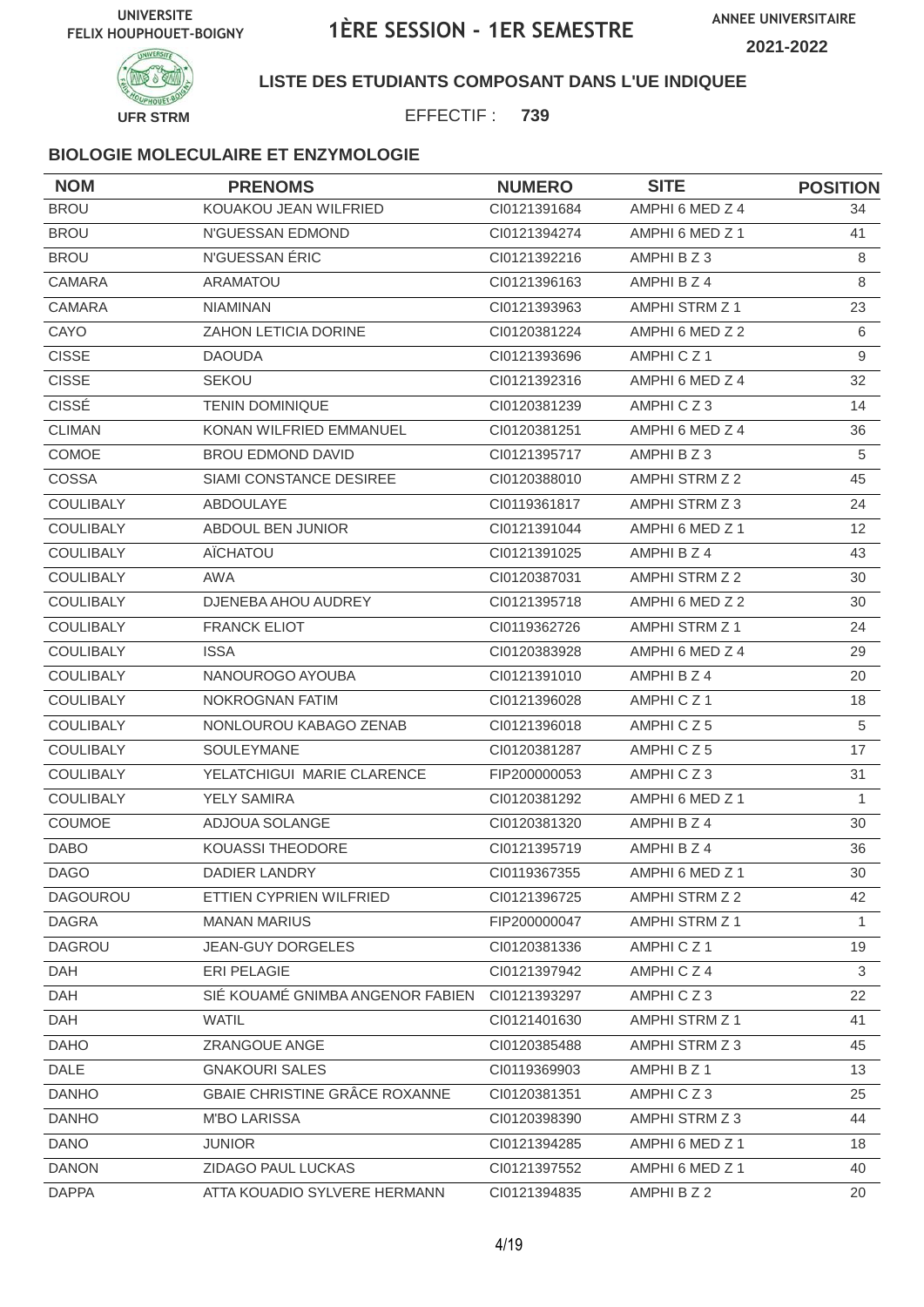UNIVERSITE FELIX HOUPHOUET-BOIGNY

# 1ÈRE SESSION - 1ER SEMESTRE

ANNEE UNIVERSITAIRE 2021-2022

UFR STRM

**LISTE DES ETUDIANTS COMPOSANT DANS L'UE INDIQUEE**

EFFECTIF : **739**

### BIOLOGIE MOLECULAIRE ET ENZYMOLOGIE

| NOM | PRENOMS | NUMERO | SITE | POSITION |
|---|---|---|---|---|
| BROU | KOUAKOU JEAN WILFRIED | CI0121391684 | AMPHI 6 MED Z 4 | 34 |
| BROU | N'GUESSAN EDMOND | CI0121394274 | AMPHI 6 MED Z 1 | 41 |
| BROU | N'GUESSAN ÉRIC | CI0121392216 | AMPHI B Z 3 | 8 |
| CAMARA | ARAMATOU | CI0121396163 | AMPHI B Z 4 | 8 |
| CAMARA | NIAMINAN | CI0121393963 | AMPHI STRM Z 1 | 23 |
| CAYO | ZAHON LETICIA DORINE | CI0120381224 | AMPHI 6 MED Z 2 | 6 |
| CISSE | DAOUDA | CI0121393696 | AMPHI C Z 1 | 9 |
| CISSE | SEKOU | CI0121392316 | AMPHI 6 MED Z 4 | 32 |
| CISSÉ | TENIN DOMINIQUE | CI0120381239 | AMPHI C Z 3 | 14 |
| CLIMAN | KONAN WILFRIED EMMANUEL | CI0120381251 | AMPHI 6 MED Z 4 | 36 |
| COMOE | BROU EDMOND DAVID | CI0121395717 | AMPHI B Z 3 | 5 |
| COSSA | SIAMI CONSTANCE DESIREE | CI0120388010 | AMPHI STRM Z 2 | 45 |
| COULIBALY | ABDOULAYE | CI0119361817 | AMPHI STRM Z 3 | 24 |
| COULIBALY | ABDOUL BEN JUNIOR | CI0121391044 | AMPHI 6 MED Z 1 | 12 |
| COULIBALY | AÏCHATOU | CI0121391025 | AMPHI B Z 4 | 43 |
| COULIBALY | AWA | CI0120387031 | AMPHI STRM Z 2 | 30 |
| COULIBALY | DJENEBA AHOU AUDREY | CI0121395718 | AMPHI 6 MED Z 2 | 30 |
| COULIBALY | FRANCK ELIOT | CI0119362726 | AMPHI STRM Z 1 | 24 |
| COULIBALY | ISSA | CI0120383928 | AMPHI 6 MED Z 4 | 29 |
| COULIBALY | NANOUROGO AYOUBA | CI0121391010 | AMPHI B Z 4 | 20 |
| COULIBALY | NOKROGNAN FATIM | CI0121396028 | AMPHI C Z 1 | 18 |
| COULIBALY | NONLOUROU KABAGO ZENAB | CI0121396018 | AMPHI C Z 5 | 5 |
| COULIBALY | SOULEYMANE | CI0120381287 | AMPHI C Z 5 | 17 |
| COULIBALY | YELATCHIGUI MARIE CLARENCE | FIP200000053 | AMPHI C Z 3 | 31 |
| COULIBALY | YELY SAMIRA | CI0120381292 | AMPHI 6 MED Z 1 | 1 |
| COUMOE | ADJOUA SOLANGE | CI0120381320 | AMPHI B Z 4 | 30 |
| DABO | KOUASSI THEODORE | CI0121395719 | AMPHI B Z 4 | 36 |
| DAGO | DADIER LANDRY | CI0119367355 | AMPHI 6 MED Z 1 | 30 |
| DAGOUROU | ETTIEN CYPRIEN WILFRIED | CI0121396725 | AMPHI STRM Z 2 | 42 |
| DAGRA | MANAN MARIUS | FIP200000047 | AMPHI STRM Z 1 | 1 |
| DAGROU | JEAN-GUY DORGELES | CI0120381336 | AMPHI C Z 1 | 19 |
| DAH | ERI PELAGIE | CI0121397942 | AMPHI C Z 4 | 3 |
| DAH | SIÉ KOUAMÉ GNIMBA ANGENOR FABIEN | CI0121393297 | AMPHI C Z 3 | 22 |
| DAH | WATIL | CI0121401630 | AMPHI STRM Z 1 | 41 |
| DAHO | ZRANGOUE ANGE | CI0120385488 | AMPHI STRM Z 3 | 45 |
| DALE | GNAKOURI SALES | CI0119369903 | AMPHI B Z 1 | 13 |
| DANHO | GBAIE CHRISTINE GRÂCE ROXANNE | CI0120381351 | AMPHI C Z 3 | 25 |
| DANHO | M'BO LARISSA | CI0120398390 | AMPHI STRM Z 3 | 44 |
| DANO | JUNIOR | CI0121394285 | AMPHI 6 MED Z 1 | 18 |
| DANON | ZIDAGO PAUL LUCKAS | CI0121397552 | AMPHI 6 MED Z 1 | 40 |
| DAPPA | ATTA KOUADIO SYLVERE HERMANN | CI0121394835 | AMPHI B Z 2 | 20 |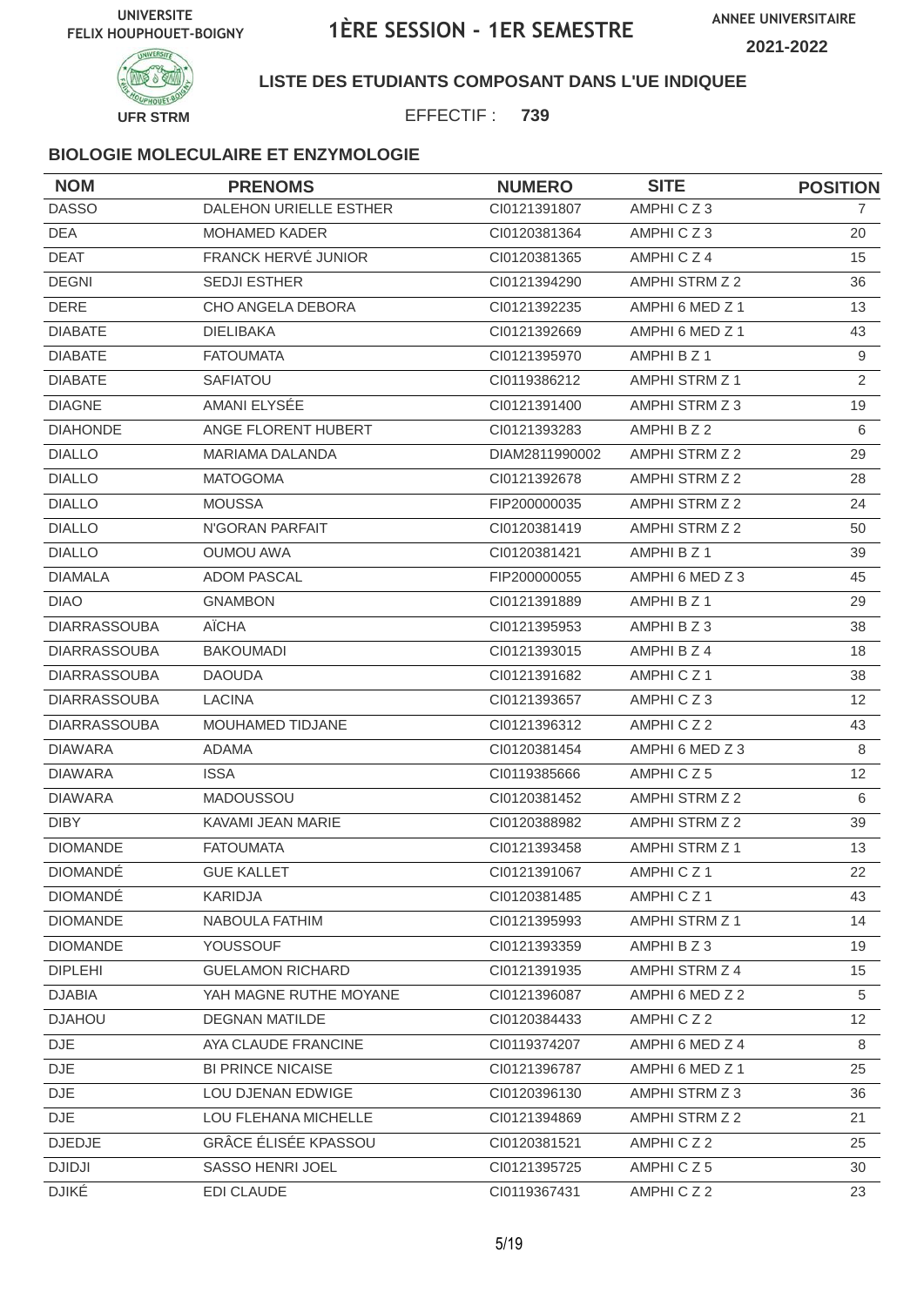UNIVERSITE FELIX HOUPHOUET-BOIGNY

# 1ÈRE SESSION - 1ER SEMESTRE

ANNEE UNIVERSITAIRE 2021-2022

UFR STRM

**LISTE DES ETUDIANTS COMPOSANT DANS L'UE INDIQUEE**

EFFECTIF : **739**

### BIOLOGIE MOLECULAIRE ET ENZYMOLOGIE

| NOM | PRENOMS | NUMERO | SITE | POSITION |
|---|---|---|---|---|
| DASSO | DALEHON URIELLE ESTHER | CI0121391807 | AMPHI C Z 3 | 7 |
| DEA | MOHAMED KADER | CI0120381364 | AMPHI C Z 3 | 20 |
| DEAT | FRANCK HERVÉ JUNIOR | CI0120381365 | AMPHI C Z 4 | 15 |
| DEGNI | SEDJI ESTHER | CI0121394290 | AMPHI STRM Z 2 | 36 |
| DERE | CHO ANGELA DEBORA | CI0121392235 | AMPHI 6 MED Z 1 | 13 |
| DIABATE | DIELIBAKA | CI0121392669 | AMPHI 6 MED Z 1 | 43 |
| DIABATE | FATOUMATA | CI0121395970 | AMPHI B Z 1 | 9 |
| DIABATE | SAFIATOU | CI0119386212 | AMPHI STRM Z 1 | 2 |
| DIAGNE | AMANI ELYSÉE | CI0121391400 | AMPHI STRM Z 3 | 19 |
| DIAHONDE | ANGE FLORENT HUBERT | CI0121393283 | AMPHI B Z 2 | 6 |
| DIALLO | MARIAMA DALANDA | DIAM2811990002 | AMPHI STRM Z 2 | 29 |
| DIALLO | MATOGOMA | CI0121392678 | AMPHI STRM Z 2 | 28 |
| DIALLO | MOUSSA | FIP200000035 | AMPHI STRM Z 2 | 24 |
| DIALLO | N'GORAN PARFAIT | CI0120381419 | AMPHI STRM Z 2 | 50 |
| DIALLO | OUMOU AWA | CI0120381421 | AMPHI B Z 1 | 39 |
| DIAMALA | ADOM PASCAL | FIP200000055 | AMPHI 6 MED Z 3 | 45 |
| DIAO | GNAMBON | CI0121391889 | AMPHI B Z 1 | 29 |
| DIARRASSOUBA | AÏCHA | CI0121395953 | AMPHI B Z 3 | 38 |
| DIARRASSOUBA | BAKOUMADI | CI0121393015 | AMPHI B Z 4 | 18 |
| DIARRASSOUBA | DAOUDA | CI0121391682 | AMPHI C Z 1 | 38 |
| DIARRASSOUBA | LACINA | CI0121393657 | AMPHI C Z 3 | 12 |
| DIARRASSOUBA | MOUHAMED TIDJANE | CI0121396312 | AMPHI C Z 2 | 43 |
| DIAWARA | ADAMA | CI0120381454 | AMPHI 6 MED Z 3 | 8 |
| DIAWARA | ISSA | CI0119385666 | AMPHI C Z 5 | 12 |
| DIAWARA | MADOUSSOU | CI0120381452 | AMPHI STRM Z 2 | 6 |
| DIBY | KAVAMI JEAN MARIE | CI0120388982 | AMPHI STRM Z 2 | 39 |
| DIOMANDE | FATOUMATA | CI0121393458 | AMPHI STRM Z 1 | 13 |
| DIOMANDÉ | GUE KALLET | CI0121391067 | AMPHI C Z 1 | 22 |
| DIOMANDÉ | KARIDJA | CI0120381485 | AMPHI C Z 1 | 43 |
| DIOMANDE | NABOULA FATHIM | CI0121395993 | AMPHI STRM Z 1 | 14 |
| DIOMANDE | YOUSSOUF | CI0121393359 | AMPHI B Z 3 | 19 |
| DIPLEHI | GUELAMON RICHARD | CI0121391935 | AMPHI STRM Z 4 | 15 |
| DJABIA | YAH MAGNE RUTHE MOYANE | CI0121396087 | AMPHI 6 MED Z 2 | 5 |
| DJAHOU | DEGNAN MATILDE | CI0120384433 | AMPHI C Z 2 | 12 |
| DJE | AYA CLAUDE FRANCINE | CI0119374207 | AMPHI 6 MED Z 4 | 8 |
| DJE | BI PRINCE NICAISE | CI0121396787 | AMPHI 6 MED Z 1 | 25 |
| DJE | LOU DJENAN EDWIGE | CI0120396130 | AMPHI STRM Z 3 | 36 |
| DJE | LOU FLEHANA MICHELLE | CI0121394869 | AMPHI STRM Z 2 | 21 |
| DJEDJE | GRÂCE ÉLISÉE KPASSOU | CI0120381521 | AMPHI C Z 2 | 25 |
| DJIDJI | SASSO HENRI JOEL | CI0121395725 | AMPHI C Z 5 | 30 |
| DJIKÉ | EDI CLAUDE | CI0119367431 | AMPHI C Z 2 | 23 |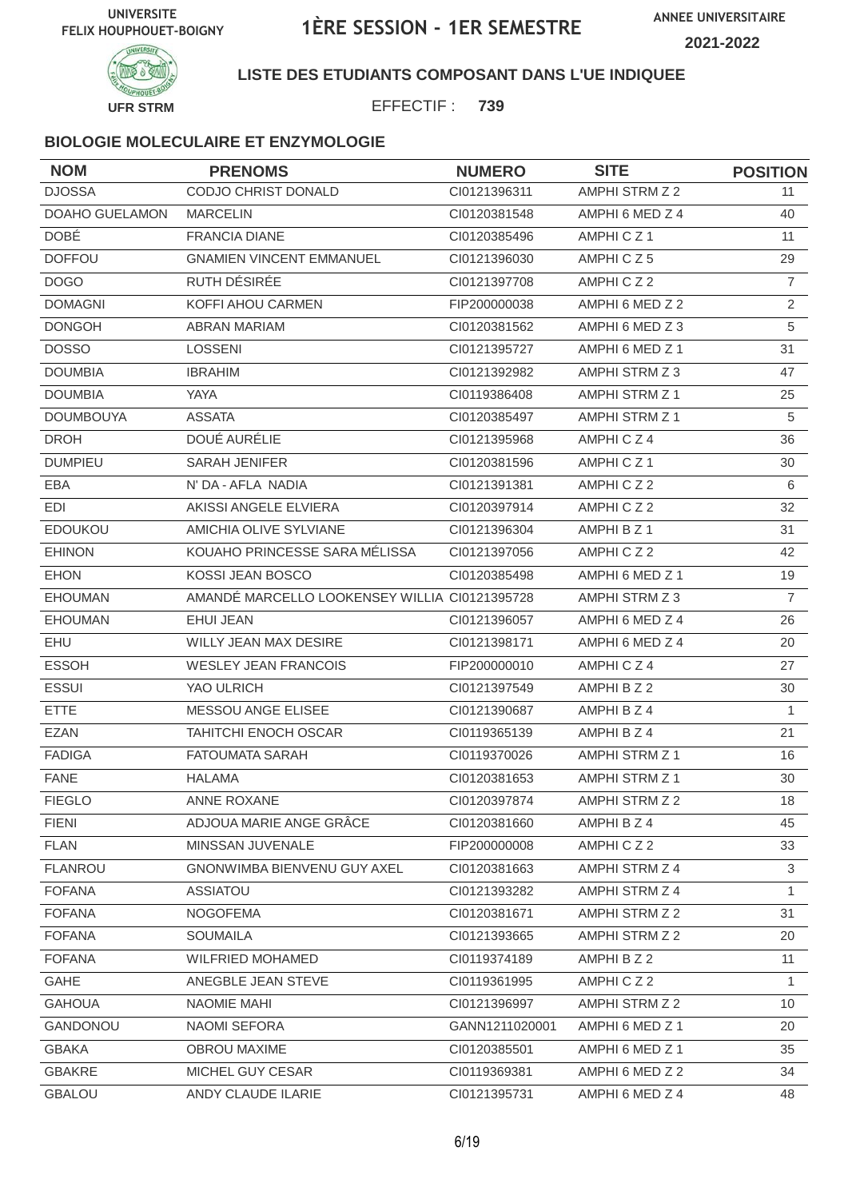UNIVERSITE FELIX HOUPHOUET-BOIGNY

# 1ÈRE SESSION - 1ER SEMESTRE

ANNEE UNIVERSITAIRE 2021-2022

UFR STRM

**LISTE DES ETUDIANTS COMPOSANT DANS L'UE INDIQUEE**

EFFECTIF : **739**

### BIOLOGIE MOLECULAIRE ET ENZYMOLOGIE

| NOM | PRENOMS | NUMERO | SITE | POSITION |
|---|---|---|---|---|
| DJOSSA | CODJO CHRIST DONALD | CI0121396311 | AMPHI STRM Z 2 | 11 |
| DOAHO GUELAMON | MARCELIN | CI0120381548 | AMPHI 6 MED Z 4 | 40 |
| DOBÉ | FRANCIA DIANE | CI0120385496 | AMPHI C Z 1 | 11 |
| DOFFOU | GNAMIEN VINCENT EMMANUEL | CI0121396030 | AMPHI C Z 5 | 29 |
| DOGO | RUTH DÉSIRÉE | CI0121397708 | AMPHI C Z 2 | 7 |
| DOMAGNI | KOFFI AHOU CARMEN | FIP200000038 | AMPHI 6 MED Z 2 | 2 |
| DONGOH | ABRAN MARIAM | CI0120381562 | AMPHI 6 MED Z 3 | 5 |
| DOSSO | LOSSENI | CI0121395727 | AMPHI 6 MED Z 1 | 31 |
| DOUMBIA | IBRAHIM | CI0121392982 | AMPHI STRM Z 3 | 47 |
| DOUMBIA | YAYA | CI0119386408 | AMPHI STRM Z 1 | 25 |
| DOUMBOUYA | ASSATA | CI0120385497 | AMPHI STRM Z 1 | 5 |
| DROH | DOUÉ AURÉLIE | CI0121395968 | AMPHI C Z 4 | 36 |
| DUMPIEU | SARAH JENIFER | CI0120381596 | AMPHI C Z 1 | 30 |
| EBA | N' DA - AFLA NADIA | CI0121391381 | AMPHI C Z 2 | 6 |
| EDI | AKISSI ANGELE ELVIERA | CI0120397914 | AMPHI C Z 2 | 32 |
| EDOUKOU | AMICHIA OLIVE SYLVIANE | CI0121396304 | AMPHI B Z 1 | 31 |
| EHINON | KOUAHO PRINCESSE SARA MÉLISSA | CI0121397056 | AMPHI C Z 2 | 42 |
| EHON | KOSSI JEAN BOSCO | CI0120385498 | AMPHI 6 MED Z 1 | 19 |
| EHOUMAN | AMANDÉ MARCELLO LOOKENSEY WILLIA | CI0121395728 | AMPHI STRM Z 3 | 7 |
| EHOUMAN | EHUI JEAN | CI0121396057 | AMPHI 6 MED Z 4 | 26 |
| EHU | WILLY JEAN MAX DESIRE | CI0121398171 | AMPHI 6 MED Z 4 | 20 |
| ESSOH | WESLEY JEAN FRANCOIS | FIP200000010 | AMPHI C Z 4 | 27 |
| ESSUI | YAO ULRICH | CI0121397549 | AMPHI B Z 2 | 30 |
| ETTE | MESSOU ANGE ELISEE | CI0121390687 | AMPHI B Z 4 | 1 |
| EZAN | TAHITCHI ENOCH OSCAR | CI0119365139 | AMPHI B Z 4 | 21 |
| FADIGA | FATOUMATA SARAH | CI0119370026 | AMPHI STRM Z 1 | 16 |
| FANE | HALAMA | CI0120381653 | AMPHI STRM Z 1 | 30 |
| FIEGLO | ANNE ROXANE | CI0120397874 | AMPHI STRM Z 2 | 18 |
| FIENI | ADJOUA MARIE ANGE GRÂCE | CI0120381660 | AMPHI B Z 4 | 45 |
| FLAN | MINSSAN JUVENALE | FIP200000008 | AMPHI C Z 2 | 33 |
| FLANROU | GNONWIMBA BIENVENU GUY AXEL | CI0120381663 | AMPHI STRM Z 4 | 3 |
| FOFANA | ASSIATOU | CI0121393282 | AMPHI STRM Z 4 | 1 |
| FOFANA | NOGOFEMA | CI0120381671 | AMPHI STRM Z 2 | 31 |
| FOFANA | SOUMAILA | CI0121393665 | AMPHI STRM Z 2 | 20 |
| FOFANA | WILFRIED MOHAMED | CI0119374189 | AMPHI B Z 2 | 11 |
| GAHE | ANEGBLE JEAN STEVE | CI0119361995 | AMPHI C Z 2 | 1 |
| GAHOUA | NAOMIE MAHI | CI0121396997 | AMPHI STRM Z 2 | 10 |
| GANDONOU | NAOMI SEFORA | GANN1211020001 | AMPHI 6 MED Z 1 | 20 |
| GBAKA | OBROU MAXIME | CI0120385501 | AMPHI 6 MED Z 1 | 35 |
| GBAKRE | MICHEL GUY CESAR | CI0119369381 | AMPHI 6 MED Z 2 | 34 |
| GBALOU | ANDY CLAUDE ILARIE | CI0121395731 | AMPHI 6 MED Z 4 | 48 |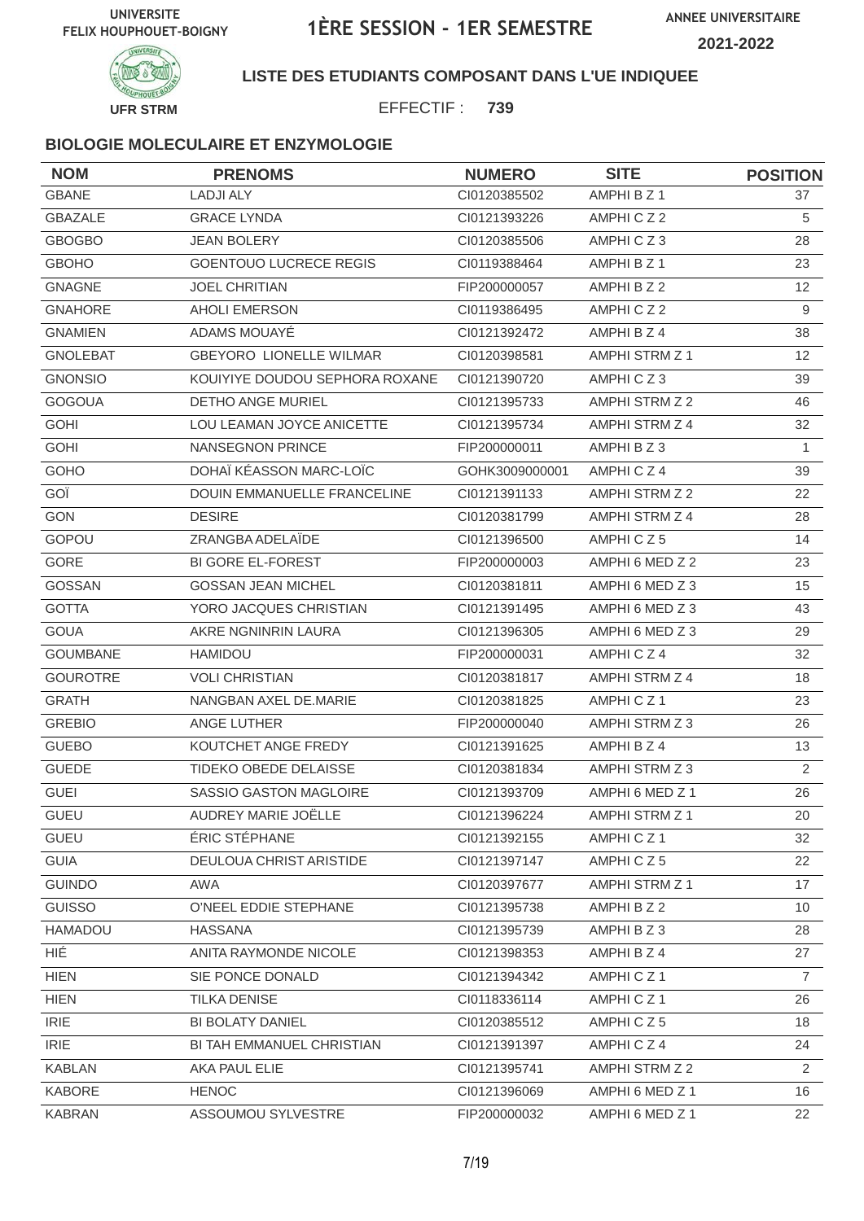UNIVERSITE FELIX HOUPHOUET-BOIGNY

# 1ÈRE SESSION - 1ER SEMESTRE

ANNEE UNIVERSITAIRE 2021-2022

UFR STRM

**LISTE DES ETUDIANTS COMPOSANT DANS L'UE INDIQUEE**

EFFECTIF : **739**

### BIOLOGIE MOLECULAIRE ET ENZYMOLOGIE

| NOM | PRENOMS | NUMERO | SITE | POSITION |
|---|---|---|---|---|
| GBANE | LADJI ALY | CI0120385502 | AMPHI B Z 1 | 37 |
| GBAZALE | GRACE LYNDA | CI0121393226 | AMPHI C Z 2 | 5 |
| GBOGBO | JEAN BOLERY | CI0120385506 | AMPHI C Z 3 | 28 |
| GBOHO | GOENTOUO LUCRECE REGIS | CI0119388464 | AMPHI B Z 1 | 23 |
| GNAGNE | JOEL CHRITIAN | FIP200000057 | AMPHI B Z 2 | 12 |
| GNAHORE | AHOLI EMERSON | CI0119386495 | AMPHI C Z 2 | 9 |
| GNAMIEN | ADAMS MOUAYÉ | CI0121392472 | AMPHI B Z 4 | 38 |
| GNOLEBAT | GBEYORO LIONELLE WILMAR | CI0120398581 | AMPHI STRM Z 1 | 12 |
| GNONSIO | KOUIYIYE DOUDOU SEPHORA ROXANE | CI0121390720 | AMPHI C Z 3 | 39 |
| GOGOUA | DETHO ANGE MURIEL | CI0121395733 | AMPHI STRM Z 2 | 46 |
| GOHI | LOU LEAMAN JOYCE ANICETTE | CI0121395734 | AMPHI STRM Z 4 | 32 |
| GOHI | NANSEGNON PRINCE | FIP200000011 | AMPHI B Z 3 | 1 |
| GOHO | DOHAÏ KÉASSON MARC-LOÏC | GOHK3009000001 | AMPHI C Z 4 | 39 |
| GOÏ | DOUIN EMMANUELLE FRANCELINE | CI0121391133 | AMPHI STRM Z 2 | 22 |
| GON | DESIRE | CI0120381799 | AMPHI STRM Z 4 | 28 |
| GOPOU | ZRANGBA ADELAÏDE | CI0121396500 | AMPHI C Z 5 | 14 |
| GORE | BI GORE EL-FOREST | FIP200000003 | AMPHI 6 MED Z 2 | 23 |
| GOSSAN | GOSSAN JEAN MICHEL | CI0120381811 | AMPHI 6 MED Z 3 | 15 |
| GOTTA | YORO JACQUES CHRISTIAN | CI0121391495 | AMPHI 6 MED Z 3 | 43 |
| GOUA | AKRE NGNINRIN LAURA | CI0121396305 | AMPHI 6 MED Z 3 | 29 |
| GOUMBANE | HAMIDOU | FIP200000031 | AMPHI C Z 4 | 32 |
| GOUROTRE | VOLI CHRISTIAN | CI0120381817 | AMPHI STRM Z 4 | 18 |
| GRATH | NANGBAN AXEL DE.MARIE | CI0120381825 | AMPHI C Z 1 | 23 |
| GREBIO | ANGE LUTHER | FIP200000040 | AMPHI STRM Z 3 | 26 |
| GUEBO | KOUTCHET ANGE FREDY | CI0121391625 | AMPHI B Z 4 | 13 |
| GUEDE | TIDEKO OBEDE DELAISSE | CI0120381834 | AMPHI STRM Z 3 | 2 |
| GUEI | SASSIO GASTON MAGLOIRE | CI0121393709 | AMPHI 6 MED Z 1 | 26 |
| GUEU | AUDREY MARIE JOËLLE | CI0121396224 | AMPHI STRM Z 1 | 20 |
| GUEU | ÉRIC STÉPHANE | CI0121392155 | AMPHI C Z 1 | 32 |
| GUIA | DEULOUA CHRIST ARISTIDE | CI0121397147 | AMPHI C Z 5 | 22 |
| GUINDO | AWA | CI0120397677 | AMPHI STRM Z 1 | 17 |
| GUISSO | O'NEEL EDDIE STEPHANE | CI0121395738 | AMPHI B Z 2 | 10 |
| HAMADOU | HASSANA | CI0121395739 | AMPHI B Z 3 | 28 |
| HIÉ | ANITA RAYMONDE NICOLE | CI0121398353 | AMPHI B Z 4 | 27 |
| HIEN | SIE PONCE DONALD | CI0121394342 | AMPHI C Z 1 | 7 |
| HIEN | TILKA DENISE | CI0118336114 | AMPHI C Z 1 | 26 |
| IRIE | BI BOLATY DANIEL | CI0120385512 | AMPHI C Z 5 | 18 |
| IRIE | BI TAH EMMANUEL CHRISTIAN | CI0121391397 | AMPHI C Z 4 | 24 |
| KABLAN | AKA PAUL ELIE | CI0121395741 | AMPHI STRM Z 2 | 2 |
| KABORE | HENOC | CI0121396069 | AMPHI 6 MED Z 1 | 16 |
| KABRAN | ASSOUMOU SYLVESTRE | FIP200000032 | AMPHI 6 MED Z 1 | 22 |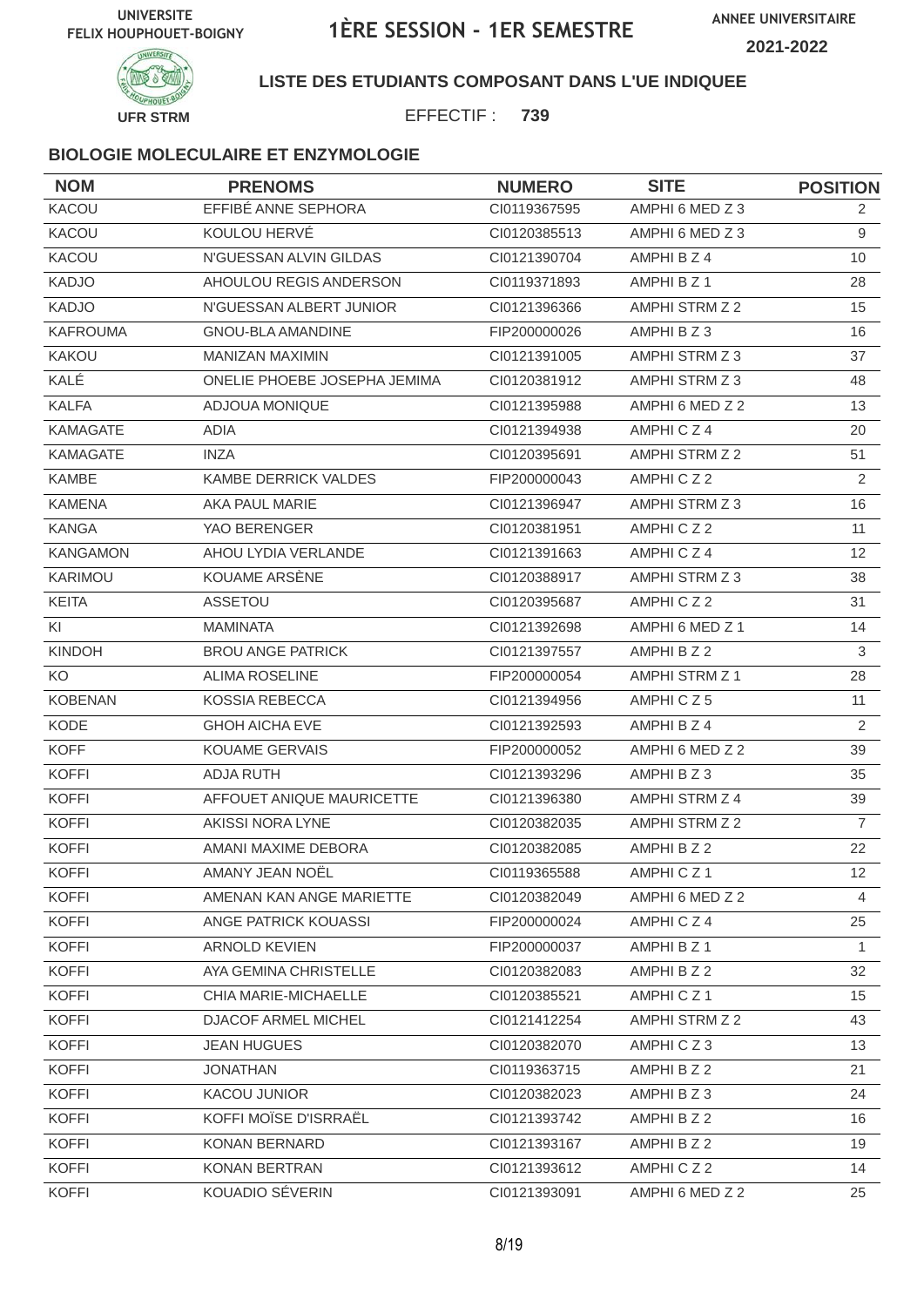UNIVERSITE FELIX HOUPHOUET-BOIGNY

# 1ÈRE SESSION - 1ER SEMESTRE

ANNEE UNIVERSITAIRE 2021-2022

UFR STRM

## LISTE DES ETUDIANTS COMPOSANT DANS L'UE INDIQUEE

EFFECTIF : **739**

### BIOLOGIE MOLECULAIRE ET ENZYMOLOGIE

| NOM | PRENOMS | NUMERO | SITE | POSITION |
|---|---|---|---|---|
| KACOU | EFFIBÉ ANNE SEPHORA | CI0119367595 | AMPHI 6 MED Z 3 | 2 |
| KACOU | KOULOU HERVÉ | CI0120385513 | AMPHI 6 MED Z 3 | 9 |
| KACOU | N'GUESSAN ALVIN GILDAS | CI0121390704 | AMPHI B Z 4 | 10 |
| KADJO | AHOULOU REGIS ANDERSON | CI0119371893 | AMPHI B Z 1 | 28 |
| KADJO | N'GUESSAN ALBERT JUNIOR | CI0121396366 | AMPHI STRM Z 2 | 15 |
| KAFROUMA | GNOU-BLA AMANDINE | FIP200000026 | AMPHI B Z 3 | 16 |
| KAKOU | MANIZAN MAXIMIN | CI0121391005 | AMPHI STRM Z 3 | 37 |
| KALÉ | ONELIE PHOEBE JOSEPHA JEMIMA | CI0120381912 | AMPHI STRM Z 3 | 48 |
| KALFA | ADJOUA MONIQUE | CI0121395988 | AMPHI 6 MED Z 2 | 13 |
| KAMAGATE | ADIA | CI0121394938 | AMPHI C Z 4 | 20 |
| KAMAGATE | INZA | CI0120395691 | AMPHI STRM Z 2 | 51 |
| KAMBE | KAMBE DERRICK VALDES | FIP200000043 | AMPHI C Z 2 | 2 |
| KAMENA | AKA PAUL MARIE | CI0121396947 | AMPHI STRM Z 3 | 16 |
| KANGA | YAO BERENGER | CI0120381951 | AMPHI C Z 2 | 11 |
| KANGAMON | AHOU LYDIA VERLANDE | CI0121391663 | AMPHI C Z 4 | 12 |
| KARIMOU | KOUAME ARSÈNE | CI0120388917 | AMPHI STRM Z 3 | 38 |
| KEITA | ASSETOU | CI0120395687 | AMPHI C Z 2 | 31 |
| KI | MAMINATA | CI0121392698 | AMPHI 6 MED Z 1 | 14 |
| KINDOH | BROU ANGE PATRICK | CI0121397557 | AMPHI B Z 2 | 3 |
| KO | ALIMA ROSELINE | FIP200000054 | AMPHI STRM Z 1 | 28 |
| KOBENAN | KOSSIA REBECCA | CI0121394956 | AMPHI C Z 5 | 11 |
| KODE | GHOH AICHA EVE | CI0121392593 | AMPHI B Z 4 | 2 |
| KOFF | KOUAME GERVAIS | FIP200000052 | AMPHI 6 MED Z 2 | 39 |
| KOFFI | ADJA RUTH | CI0121393296 | AMPHI B Z 3 | 35 |
| KOFFI | AFFOUET ANIQUE MAURICETTE | CI0121396380 | AMPHI STRM Z 4 | 39 |
| KOFFI | AKISSI NORA LYNE | CI0120382035 | AMPHI STRM Z 2 | 7 |
| KOFFI | AMANI MAXIME DEBORA | CI0120382085 | AMPHI B Z 2 | 22 |
| KOFFI | AMANY JEAN NOËL | CI0119365588 | AMPHI C Z 1 | 12 |
| KOFFI | AMENAN KAN ANGE MARIETTE | CI0120382049 | AMPHI 6 MED Z 2 | 4 |
| KOFFI | ANGE PATRICK KOUASSI | FIP200000024 | AMPHI C Z 4 | 25 |
| KOFFI | ARNOLD KEVIEN | FIP200000037 | AMPHI B Z 1 | 1 |
| KOFFI | AYA GEMINA CHRISTELLE | CI0120382083 | AMPHI B Z 2 | 32 |
| KOFFI | CHIA MARIE-MICHAELLE | CI0120385521 | AMPHI C Z 1 | 15 |
| KOFFI | DJACOF ARMEL MICHEL | CI0121412254 | AMPHI STRM Z 2 | 43 |
| KOFFI | JEAN HUGUES | CI0120382070 | AMPHI C Z 3 | 13 |
| KOFFI | JONATHAN | CI0119363715 | AMPHI B Z 2 | 21 |
| KOFFI | KACOU JUNIOR | CI0120382023 | AMPHI B Z 3 | 24 |
| KOFFI | KOFFI MOÏSE D'ISRRAËL | CI0121393742 | AMPHI B Z 2 | 16 |
| KOFFI | KONAN BERNARD | CI0121393167 | AMPHI B Z 2 | 19 |
| KOFFI | KONAN BERTRAN | CI0121393612 | AMPHI C Z 2 | 14 |
| KOFFI | KOUADIO SÉVERIN | CI0121393091 | AMPHI 6 MED Z 2 | 25 |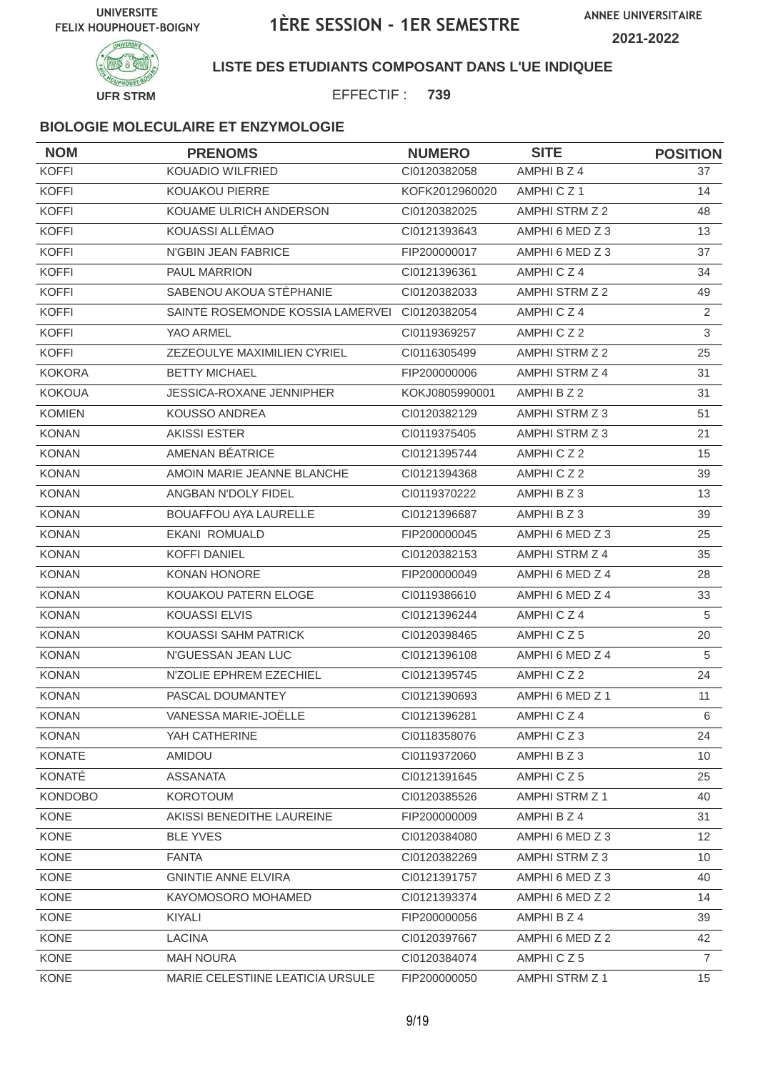UNIVERSITE FELIX HOUPHOUET-BOIGNY

# 1ÈRE SESSION - 1ER SEMESTRE

ANNEE UNIVERSITAIRE 2021-2022

UFR STRM

**LISTE DES ETUDIANTS COMPOSANT DANS L'UE INDIQUEE**

EFFECTIF : **739**

### BIOLOGIE MOLECULAIRE ET ENZYMOLOGIE

| NOM | PRENOMS | NUMERO | SITE | POSITION |
|---|---|---|---|---|
| KOFFI | KOUADIO WILFRIED | CI0120382058 | AMPHI B Z 4 | 37 |
| KOFFI | KOUAKOU PIERRE | KOFK2012960020 | AMPHI C Z 1 | 14 |
| KOFFI | KOUAME ULRICH ANDERSON | CI0120382025 | AMPHI STRM Z 2 | 48 |
| KOFFI | KOUASSI ALLÉMAO | CI0121393643 | AMPHI 6 MED Z 3 | 13 |
| KOFFI | N'GBIN JEAN FABRICE | FIP200000017 | AMPHI 6 MED Z 3 | 37 |
| KOFFI | PAUL MARRION | CI0121396361 | AMPHI C Z 4 | 34 |
| KOFFI | SABENOU AKOUA STÉPHANIE | CI0120382033 | AMPHI STRM Z 2 | 49 |
| KOFFI | SAINTE ROSEMONDE KOSSIA LAMERVEI | CI0120382054 | AMPHI C Z 4 | 2 |
| KOFFI | YAO ARMEL | CI0119369257 | AMPHI C Z 2 | 3 |
| KOFFI | ZEZEOULYE MAXIMILIEN CYRIEL | CI0116305499 | AMPHI STRM Z 2 | 25 |
| KOKORA | BETTY MICHAEL | FIP200000006 | AMPHI STRM Z 4 | 31 |
| KOKOUA | JESSICA-ROXANE JENNIPHER | KOKJ0805990001 | AMPHI B Z 2 | 31 |
| KOMIEN | KOUSSO ANDREA | CI0120382129 | AMPHI STRM Z 3 | 51 |
| KONAN | AKISSI ESTER | CI0119375405 | AMPHI STRM Z 3 | 21 |
| KONAN | AMENAN BÉATRICE | CI0121395744 | AMPHI C Z 2 | 15 |
| KONAN | AMOIN MARIE JEANNE BLANCHE | CI0121394368 | AMPHI C Z 2 | 39 |
| KONAN | ANGBAN N'DOLY FIDEL | CI0119370222 | AMPHI B Z 3 | 13 |
| KONAN | BOUAFFOU AYA LAURELLE | CI0121396687 | AMPHI B Z 3 | 39 |
| KONAN | EKANI ROMUALD | FIP200000045 | AMPHI 6 MED Z 3 | 25 |
| KONAN | KOFFI DANIEL | CI0120382153 | AMPHI STRM Z 4 | 35 |
| KONAN | KONAN HONORE | FIP200000049 | AMPHI 6 MED Z 4 | 28 |
| KONAN | KOUAKOU PATERN ELOGE | CI0119386610 | AMPHI 6 MED Z 4 | 33 |
| KONAN | KOUASSI ELVIS | CI0121396244 | AMPHI C Z 4 | 5 |
| KONAN | KOUASSI SAHM PATRICK | CI0120398465 | AMPHI C Z 5 | 20 |
| KONAN | N'GUESSAN JEAN LUC | CI0121396108 | AMPHI 6 MED Z 4 | 5 |
| KONAN | N'ZOLIE EPHREM EZECHIEL | CI0121395745 | AMPHI C Z 2 | 24 |
| KONAN | PASCAL DOUMANTEY | CI0121390693 | AMPHI 6 MED Z 1 | 11 |
| KONAN | VANESSA MARIE-JOËLLE | CI0121396281 | AMPHI C Z 4 | 6 |
| KONAN | YAH CATHERINE | CI0118358076 | AMPHI C Z 3 | 24 |
| KONATE | AMIDOU | CI0119372060 | AMPHI B Z 3 | 10 |
| KONATÉ | ASSANATA | CI0121391645 | AMPHI C Z 5 | 25 |
| KONDOBO | KOROTOUM | CI0120385526 | AMPHI STRM Z 1 | 40 |
| KONE | AKISSI BENEDITHE LAUREINE | FIP200000009 | AMPHI B Z 4 | 31 |
| KONE | BLE YVES | CI0120384080 | AMPHI 6 MED Z 3 | 12 |
| KONE | FANTA | CI0120382269 | AMPHI STRM Z 3 | 10 |
| KONE | GNINTIE ANNE ELVIRA | CI0121391757 | AMPHI 6 MED Z 3 | 40 |
| KONE | KAYOMOSORO MOHAMED | CI0121393374 | AMPHI 6 MED Z 2 | 14 |
| KONE | KIYALI | FIP200000056 | AMPHI B Z 4 | 39 |
| KONE | LACINA | CI0120397667 | AMPHI 6 MED Z 2 | 42 |
| KONE | MAH NOURA | CI0120384074 | AMPHI C Z 5 | 7 |
| KONE | MARIE CELESTIINE LEATICIA URSULE | FIP200000050 | AMPHI STRM Z 1 | 15 |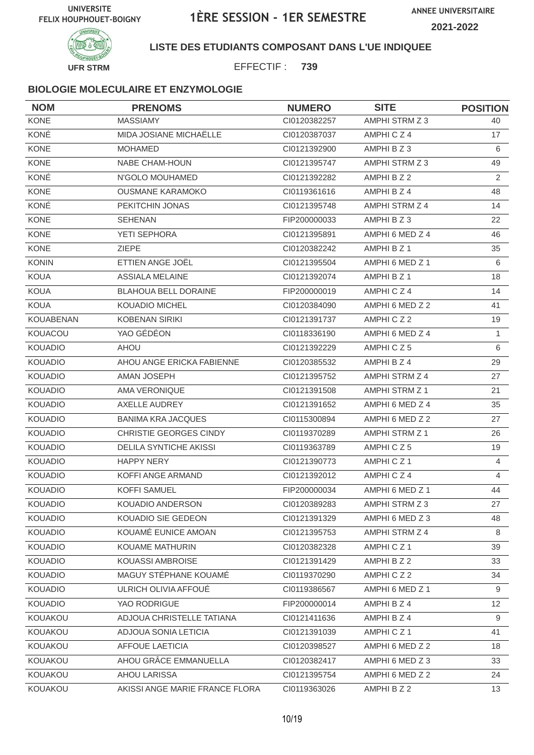UNIVERSITE FELIX HOUPHOUET-BOIGNY

# 1ÈRE SESSION - 1ER SEMESTRE

ANNEE UNIVERSITAIRE 2021-2022

UFR STRM

**LISTE DES ETUDIANTS COMPOSANT DANS L'UE INDIQUEE**

EFFECTIF : **739**

### BIOLOGIE MOLECULAIRE ET ENZYMOLOGIE

| NOM | PRENOMS | NUMERO | SITE | POSITION |
|---|---|---|---|---|
| KONE | MASSIAMY | CI0120382257 | AMPHI STRM Z 3 | 40 |
| KONÉ | MIDA JOSIANE MICHAËLLE | CI0120387037 | AMPHI C Z 4 | 17 |
| KONE | MOHAMED | CI0121392900 | AMPHI B Z 3 | 6 |
| KONE | NABE CHAM-HOUN | CI0121395747 | AMPHI STRM Z 3 | 49 |
| KONÉ | N'GOLO MOUHAMED | CI0121392282 | AMPHI B Z 2 | 2 |
| KONE | OUSMANE KARAMOKO | CI0119361616 | AMPHI B Z 4 | 48 |
| KONÉ | PEKITCHIN JONAS | CI0121395748 | AMPHI STRM Z 4 | 14 |
| KONE | SEHENAN | FIP200000033 | AMPHI B Z 3 | 22 |
| KONE | YETI SEPHORA | CI0121395891 | AMPHI 6 MED Z 4 | 46 |
| KONE | ZIEPE | CI0120382242 | AMPHI B Z 1 | 35 |
| KONIN | ETTIEN ANGE JOËL | CI0121395504 | AMPHI 6 MED Z 1 | 6 |
| KOUA | ASSIALA MELAINE | CI0121392074 | AMPHI B Z 1 | 18 |
| KOUA | BLAHOUA BELL DORAINE | FIP200000019 | AMPHI C Z 4 | 14 |
| KOUA | KOUADIO MICHEL | CI0120384090 | AMPHI 6 MED Z 2 | 41 |
| KOUABENAN | KOBENAN SIRIKI | CI0121391737 | AMPHI C Z 2 | 19 |
| KOUACOU | YAO GÉDÉON | CI0118336190 | AMPHI 6 MED Z 4 | 1 |
| KOUADIO | AHOU | CI0121392229 | AMPHI C Z 5 | 6 |
| KOUADIO | AHOU ANGE ERICKA FABIENNE | CI0120385532 | AMPHI B Z 4 | 29 |
| KOUADIO | AMAN JOSEPH | CI0121395752 | AMPHI STRM Z 4 | 27 |
| KOUADIO | AMA VERONIQUE | CI0121391508 | AMPHI STRM Z 1 | 21 |
| KOUADIO | AXELLE AUDREY | CI0121391652 | AMPHI 6 MED Z 4 | 35 |
| KOUADIO | BANIMA KRA JACQUES | CI0115300894 | AMPHI 6 MED Z 2 | 27 |
| KOUADIO | CHRISTIE GEORGES CINDY | CI0119370289 | AMPHI STRM Z 1 | 26 |
| KOUADIO | DELILA SYNTICHE AKISSI | CI0119363789 | AMPHI C Z 5 | 19 |
| KOUADIO | HAPPY NERY | CI0121390773 | AMPHI C Z 1 | 4 |
| KOUADIO | KOFFI ANGE ARMAND | CI0121392012 | AMPHI C Z 4 | 4 |
| KOUADIO | KOFFI SAMUEL | FIP200000034 | AMPHI 6 MED Z 1 | 44 |
| KOUADIO | KOUADIO ANDERSON | CI0120389283 | AMPHI STRM Z 3 | 27 |
| KOUADIO | KOUADIO SIE GEDEON | CI0121391329 | AMPHI 6 MED Z 3 | 48 |
| KOUADIO | KOUAMÉ EUNICE AMOAN | CI0121395753 | AMPHI STRM Z 4 | 8 |
| KOUADIO | KOUAME MATHURIN | CI0120382328 | AMPHI C Z 1 | 39 |
| KOUADIO | KOUASSI AMBROISE | CI0121391429 | AMPHI B Z 2 | 33 |
| KOUADIO | MAGUY STÉPHANE KOUAMÉ | CI0119370290 | AMPHI C Z 2 | 34 |
| KOUADIO | ULRICH OLIVIA AFFOUÉ | CI0119386567 | AMPHI 6 MED Z 1 | 9 |
| KOUADIO | YAO RODRIGUE | FIP200000014 | AMPHI B Z 4 | 12 |
| KOUAKOU | ADJOUA CHRISTELLE TATIANA | CI0121411636 | AMPHI B Z 4 | 9 |
| KOUAKOU | ADJOUA SONIA LETICIA | CI0121391039 | AMPHI C Z 1 | 41 |
| KOUAKOU | AFFOUE LAETICIA | CI0120398527 | AMPHI 6 MED Z 2 | 18 |
| KOUAKOU | AHOU GRÂCE EMMANUELLA | CI0120382417 | AMPHI 6 MED Z 3 | 33 |
| KOUAKOU | AHOU LARISSA | CI0121395754 | AMPHI 6 MED Z 2 | 24 |
| KOUAKOU | AKISSI ANGE MARIE FRANCE FLORA | CI0119363026 | AMPHI B Z 2 | 13 |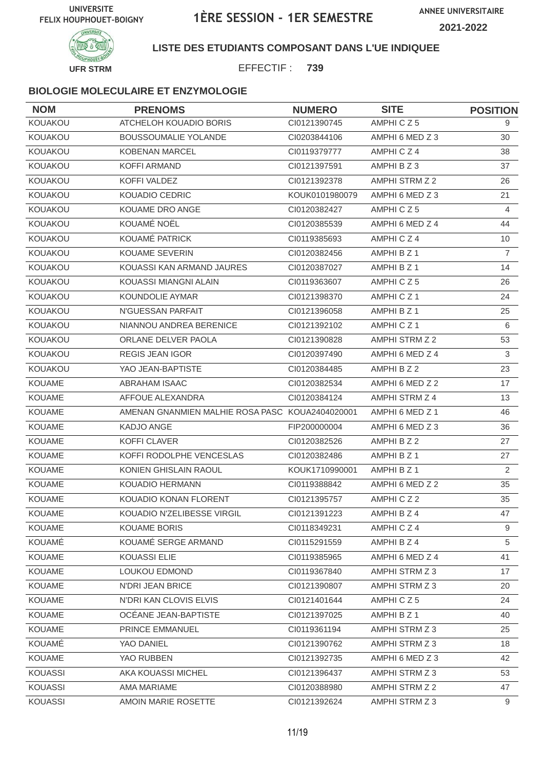UNIVERSITE FELIX HOUPHOUET-BOIGNY

# 1ÈRE SESSION - 1ER SEMESTRE

ANNEE UNIVERSITAIRE 2021-2022

UFR STRM

**LISTE DES ETUDIANTS COMPOSANT DANS L'UE INDIQUEE**

EFFECTIF : **739**

### BIOLOGIE MOLECULAIRE ET ENZYMOLOGIE

| NOM | PRENOMS | NUMERO | SITE | POSITION |
|---|---|---|---|---|
| KOUAKOU | ATCHELOH KOUADIO BORIS | CI0121390745 | AMPHI C Z 5 | 9 |
| KOUAKOU | BOUSSOUMALIE YOLANDE | CI0203844106 | AMPHI 6 MED Z 3 | 30 |
| KOUAKOU | KOBENAN MARCEL | CI0119379777 | AMPHI C Z 4 | 38 |
| KOUAKOU | KOFFI ARMAND | CI0121397591 | AMPHI B Z 3 | 37 |
| KOUAKOU | KOFFI VALDEZ | CI0121392378 | AMPHI STRM Z 2 | 26 |
| KOUAKOU | KOUADIO CEDRIC | KOUK0101980079 | AMPHI 6 MED Z 3 | 21 |
| KOUAKOU | KOUAME DRO ANGE | CI0120382427 | AMPHI C Z 5 | 4 |
| KOUAKOU | KOUAMÉ NOËL | CI0120385539 | AMPHI 6 MED Z 4 | 44 |
| KOUAKOU | KOUAMÉ PATRICK | CI0119385693 | AMPHI C Z 4 | 10 |
| KOUAKOU | KOUAME SEVERIN | CI0120382456 | AMPHI B Z 1 | 7 |
| KOUAKOU | KOUASSI KAN ARMAND JAURES | CI0120387027 | AMPHI B Z 1 | 14 |
| KOUAKOU | KOUASSI MIANGNI ALAIN | CI0119363607 | AMPHI C Z 5 | 26 |
| KOUAKOU | KOUNDOLIE AYMAR | CI0121398370 | AMPHI C Z 1 | 24 |
| KOUAKOU | N'GUESSAN PARFAIT | CI0121396058 | AMPHI B Z 1 | 25 |
| KOUAKOU | NIANNOU ANDREA BERENICE | CI0121392102 | AMPHI C Z 1 | 6 |
| KOUAKOU | ORLANE DELVER PAOLA | CI0121390828 | AMPHI STRM Z 2 | 53 |
| KOUAKOU | REGIS JEAN IGOR | CI0120397490 | AMPHI 6 MED Z 4 | 3 |
| KOUAKOU | YAO JEAN-BAPTISTE | CI0120384485 | AMPHI B Z 2 | 23 |
| KOUAME | ABRAHAM ISAAC | CI0120382534 | AMPHI 6 MED Z 2 | 17 |
| KOUAME | AFFOUE ALEXANDRA | CI0120384124 | AMPHI STRM Z 4 | 13 |
| KOUAME | AMENAN GNANMIEN MALHIE ROSA PASC | KOUA2404020001 | AMPHI 6 MED Z 1 | 46 |
| KOUAME | KADJO ANGE | FIP200000004 | AMPHI 6 MED Z 3 | 36 |
| KOUAME | KOFFI CLAVER | CI0120382526 | AMPHI B Z 2 | 27 |
| KOUAME | KOFFI RODOLPHE VENCESLAS | CI0120382486 | AMPHI B Z 1 | 27 |
| KOUAME | KONIEN GHISLAIN RAOUL | KOUK1710990001 | AMPHI B Z 1 | 2 |
| KOUAME | KOUADIO HERMANN | CI0119388842 | AMPHI 6 MED Z 2 | 35 |
| KOUAME | KOUADIO KONAN FLORENT | CI0121395757 | AMPHI C Z 2 | 35 |
| KOUAME | KOUADIO N'ZELIBESSE VIRGIL | CI0121391223 | AMPHI B Z 4 | 47 |
| KOUAME | KOUAME BORIS | CI0118349231 | AMPHI C Z 4 | 9 |
| KOUAMÉ | KOUAMÉ SERGE ARMAND | CI0115291559 | AMPHI B Z 4 | 5 |
| KOUAME | KOUASSI ELIE | CI0119385965 | AMPHI 6 MED Z 4 | 41 |
| KOUAME | LOUKOU EDMOND | CI0119367840 | AMPHI STRM Z 3 | 17 |
| KOUAME | N'DRI JEAN BRICE | CI0121390807 | AMPHI STRM Z 3 | 20 |
| KOUAME | N'DRI KAN CLOVIS ELVIS | CI0121401644 | AMPHI C Z 5 | 24 |
| KOUAME | OCÉANE JEAN-BAPTISTE | CI0121397025 | AMPHI B Z 1 | 40 |
| KOUAME | PRINCE EMMANUEL | CI0119361194 | AMPHI STRM Z 3 | 25 |
| KOUAMÉ | YAO DANIEL | CI0121390762 | AMPHI STRM Z 3 | 18 |
| KOUAME | YAO RUBBEN | CI0121392735 | AMPHI 6 MED Z 3 | 42 |
| KOUASSI | AKA KOUASSI MICHEL | CI0121396437 | AMPHI STRM Z 3 | 53 |
| KOUASSI | AMA MARIAME | CI0120388980 | AMPHI STRM Z 2 | 47 |
| KOUASSI | AMOIN MARIE ROSETTE | CI0121392624 | AMPHI STRM Z 3 | 9 |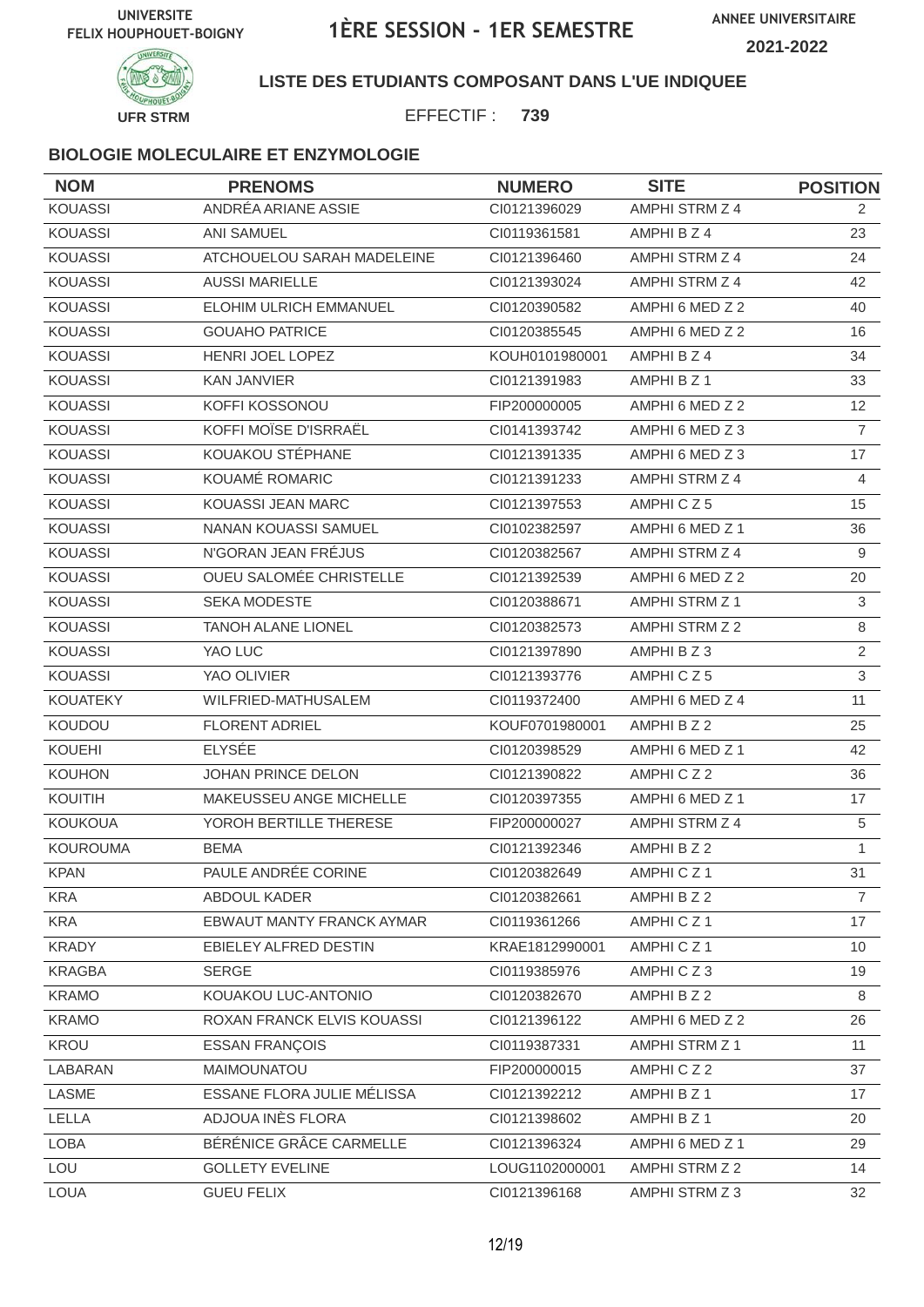UNIVERSITE FELIX HOUPHOUET-BOIGNY

# 1ÈRE SESSION - 1ER SEMESTRE

ANNEE UNIVERSITAIRE 2021-2022

UFR STRM

**LISTE DES ETUDIANTS COMPOSANT DANS L'UE INDIQUEE**

EFFECTIF : **739**

### BIOLOGIE MOLECULAIRE ET ENZYMOLOGIE

| NOM | PRENOMS | NUMERO | SITE | POSITION |
|---|---|---|---|---|
| KOUASSI | ANDRÉA ARIANE ASSIE | CI0121396029 | AMPHI STRM Z 4 | 2 |
| KOUASSI | ANI SAMUEL | CI0119361581 | AMPHI B Z 4 | 23 |
| KOUASSI | ATCHOUELOU SARAH MADELEINE | CI0121396460 | AMPHI STRM Z 4 | 24 |
| KOUASSI | AUSSI MARIELLE | CI0121393024 | AMPHI STRM Z 4 | 42 |
| KOUASSI | ELOHIM ULRICH EMMANUEL | CI0120390582 | AMPHI 6 MED Z 2 | 40 |
| KOUASSI | GOUAHO PATRICE | CI0120385545 | AMPHI 6 MED Z 2 | 16 |
| KOUASSI | HENRI JOEL LOPEZ | KOUH0101980001 | AMPHI B Z 4 | 34 |
| KOUASSI | KAN JANVIER | CI0121391983 | AMPHI B Z 1 | 33 |
| KOUASSI | KOFFI KOSSONOU | FIP200000005 | AMPHI 6 MED Z 2 | 12 |
| KOUASSI | KOFFI MOÏSE D'ISRRAËL | CI0141393742 | AMPHI 6 MED Z 3 | 7 |
| KOUASSI | KOUAKOU STÉPHANE | CI0121391335 | AMPHI 6 MED Z 3 | 17 |
| KOUASSI | KOUAMÉ ROMARIC | CI0121391233 | AMPHI STRM Z 4 | 4 |
| KOUASSI | KOUASSI JEAN MARC | CI0121397553 | AMPHI C Z 5 | 15 |
| KOUASSI | NANAN KOUASSI SAMUEL | CI0102382597 | AMPHI 6 MED Z 1 | 36 |
| KOUASSI | N'GORAN JEAN FRÉJUS | CI0120382567 | AMPHI STRM Z 4 | 9 |
| KOUASSI | OUEU SALOMÉE CHRISTELLE | CI0121392539 | AMPHI 6 MED Z 2 | 20 |
| KOUASSI | SEKA MODESTE | CI0120388671 | AMPHI STRM Z 1 | 3 |
| KOUASSI | TANOH ALANE LIONEL | CI0120382573 | AMPHI STRM Z 2 | 8 |
| KOUASSI | YAO LUC | CI0121397890 | AMPHI B Z 3 | 2 |
| KOUASSI | YAO OLIVIER | CI0121393776 | AMPHI C Z 5 | 3 |
| KOUATEKY | WILFRIED-MATHUSALEM | CI0119372400 | AMPHI 6 MED Z 4 | 11 |
| KOUDOU | FLORENT ADRIEL | KOUF0701980001 | AMPHI B Z 2 | 25 |
| KOUEHI | ELYSÉE | CI0120398529 | AMPHI 6 MED Z 1 | 42 |
| KOUHON | JOHAN PRINCE DELON | CI0121390822 | AMPHI C Z 2 | 36 |
| KOUITIH | MAKEUSSEU ANGE MICHELLE | CI0120397355 | AMPHI 6 MED Z 1 | 17 |
| KOUKOUA | YOROH BERTILLE THERESE | FIP200000027 | AMPHI STRM Z 4 | 5 |
| KOUROUMA | BEMA | CI0121392346 | AMPHI B Z 2 | 1 |
| KPAN | PAULE ANDRÉE CORINE | CI0120382649 | AMPHI C Z 1 | 31 |
| KRA | ABDOUL KADER | CI0120382661 | AMPHI B Z 2 | 7 |
| KRA | EBWAUT MANTY FRANCK AYMAR | CI0119361266 | AMPHI C Z 1 | 17 |
| KRADY | EBIELEY ALFRED DESTIN | KRAE1812990001 | AMPHI C Z 1 | 10 |
| KRAGBA | SERGE | CI0119385976 | AMPHI C Z 3 | 19 |
| KRAMO | KOUAKOU LUC-ANTONIO | CI0120382670 | AMPHI B Z 2 | 8 |
| KRAMO | ROXAN FRANCK ELVIS KOUASSI | CI0121396122 | AMPHI 6 MED Z 2 | 26 |
| KROU | ESSAN FRANÇOIS | CI0119387331 | AMPHI STRM Z 1 | 11 |
| LABARAN | MAIMOUNATOU | FIP200000015 | AMPHI C Z 2 | 37 |
| LASME | ESSANE FLORA JULIE MÉLISSA | CI0121392212 | AMPHI B Z 1 | 17 |
| LELLA | ADJOUA INÈS FLORA | CI0121398602 | AMPHI B Z 1 | 20 |
| LOBA | BÉRÉNICE GRÂCE CARMELLE | CI0121396324 | AMPHI 6 MED Z 1 | 29 |
| LOU | GOLLETY EVELINE | LOUG1102000001 | AMPHI STRM Z 2 | 14 |
| LOUA | GUEU FELIX | CI0121396168 | AMPHI STRM Z 3 | 32 |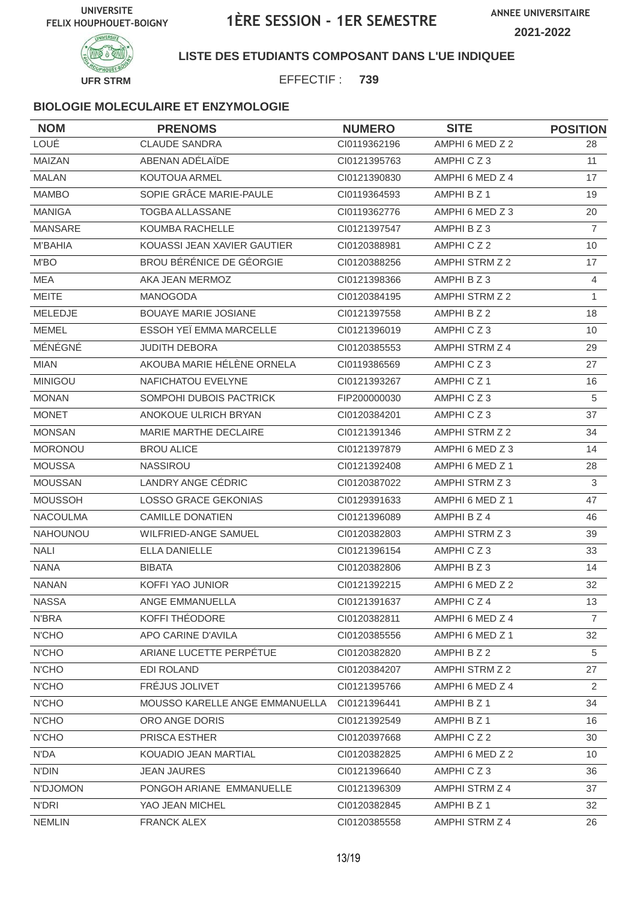UNIVERSITE FELIX HOUPHOUET-BOIGNY

# 1ÈRE SESSION - 1ER SEMESTRE

ANNEE UNIVERSITAIRE 2021-2022

UFR STRM

**LISTE DES ETUDIANTS COMPOSANT DANS L'UE INDIQUEE**

EFFECTIF : **739**

### BIOLOGIE MOLECULAIRE ET ENZYMOLOGIE

| NOM | PRENOMS | NUMERO | SITE | POSITION |
|---|---|---|---|---|
| LOUÉ | CLAUDE SANDRA | CI0119362196 | AMPHI 6 MED Z 2 | 28 |
| MAIZAN | ABENAN ADÉLAÏDE | CI0121395763 | AMPHI C Z 3 | 11 |
| MALAN | KOUTOUA ARMEL | CI0121390830 | AMPHI 6 MED Z 4 | 17 |
| MAMBO | SOPIE GRÂCE MARIE-PAULE | CI0119364593 | AMPHI B Z 1 | 19 |
| MANIGA | TOGBA ALLASSANE | CI0119362776 | AMPHI 6 MED Z 3 | 20 |
| MANSARE | KOUMBA RACHELLE | CI0121397547 | AMPHI B Z 3 | 7 |
| M'BAHIA | KOUASSI JEAN XAVIER GAUTIER | CI0120388981 | AMPHI C Z 2 | 10 |
| M'BO | BROU BÉRÉNICE DE GÉORGIE | CI0120388256 | AMPHI STRM Z 2 | 17 |
| MEA | AKA JEAN MERMOZ | CI0121398366 | AMPHI B Z 3 | 4 |
| MEITE | MANOGODA | CI0120384195 | AMPHI STRM Z 2 | 1 |
| MELEDJE | BOUAYE MARIE JOSIANE | CI0121397558 | AMPHI B Z 2 | 18 |
| MEMEL | ESSOH YEÏ EMMA MARCELLE | CI0121396019 | AMPHI C Z 3 | 10 |
| MÉNÉGNÉ | JUDITH DEBORA | CI0120385553 | AMPHI STRM Z 4 | 29 |
| MIAN | AKOUBA MARIE HÉLÈNE ORNELA | CI0119386569 | AMPHI C Z 3 | 27 |
| MINIGOU | NAFICHATOU EVELYNE | CI0121393267 | AMPHI C Z 1 | 16 |
| MONAN | SOMPOHI DUBOIS PACTRICK | FIP200000030 | AMPHI C Z 3 | 5 |
| MONET | ANOKOUE ULRICH BRYAN | CI0120384201 | AMPHI C Z 3 | 37 |
| MONSAN | MARIE MARTHE DECLAIRE | CI0121391346 | AMPHI STRM Z 2 | 34 |
| MORONOU | BROU ALICE | CI0121397879 | AMPHI 6 MED Z 3 | 14 |
| MOUSSA | NASSIROU | CI0121392408 | AMPHI 6 MED Z 1 | 28 |
| MOUSSAN | LANDRY ANGE CÉDRIC | CI0120387022 | AMPHI STRM Z 3 | 3 |
| MOUSSOH | LOSSO GRACE GEKONIAS | CI0129391633 | AMPHI 6 MED Z 1 | 47 |
| NACOULMA | CAMILLE DONATIEN | CI0121396089 | AMPHI B Z 4 | 46 |
| NAHOUNOU | WILFRIED-ANGE SAMUEL | CI0120382803 | AMPHI STRM Z 3 | 39 |
| NALI | ELLA DANIELLE | CI0121396154 | AMPHI C Z 3 | 33 |
| NANA | BIBATA | CI0120382806 | AMPHI B Z 3 | 14 |
| NANAN | KOFFI YAO JUNIOR | CI0121392215 | AMPHI 6 MED Z 2 | 32 |
| NASSA | ANGE EMMANUELLA | CI0121391637 | AMPHI C Z 4 | 13 |
| N'BRA | KOFFI THÉODORE | CI0120382811 | AMPHI 6 MED Z 4 | 7 |
| N'CHO | APO CARINE D'AVILA | CI0120385556 | AMPHI 6 MED Z 1 | 32 |
| N'CHO | ARIANE LUCETTE PERPÉTUE | CI0120382820 | AMPHI B Z 2 | 5 |
| N'CHO | EDI ROLAND | CI0120384207 | AMPHI STRM Z 2 | 27 |
| N'CHO | FRÉJUS JOLIVET | CI0121395766 | AMPHI 6 MED Z 4 | 2 |
| N'CHO | MOUSSO KARELLE ANGE EMMANUELLA | CI0121396441 | AMPHI B Z 1 | 34 |
| N'CHO | ORO ANGE DORIS | CI0121392549 | AMPHI B Z 1 | 16 |
| N'CHO | PRISCA ESTHER | CI0120397668 | AMPHI C Z 2 | 30 |
| N'DA | KOUADIO JEAN MARTIAL | CI0120382825 | AMPHI 6 MED Z 2 | 10 |
| N'DIN | JEAN JAURES | CI0121396640 | AMPHI C Z 3 | 36 |
| N'DJOMON | PONGOH ARIANE EMMANUELLE | CI0121396309 | AMPHI STRM Z 4 | 37 |
| N'DRI | YAO JEAN MICHEL | CI0120382845 | AMPHI B Z 1 | 32 |
| NEMLIN | FRANCK ALEX | CI0120385558 | AMPHI STRM Z 4 | 26 |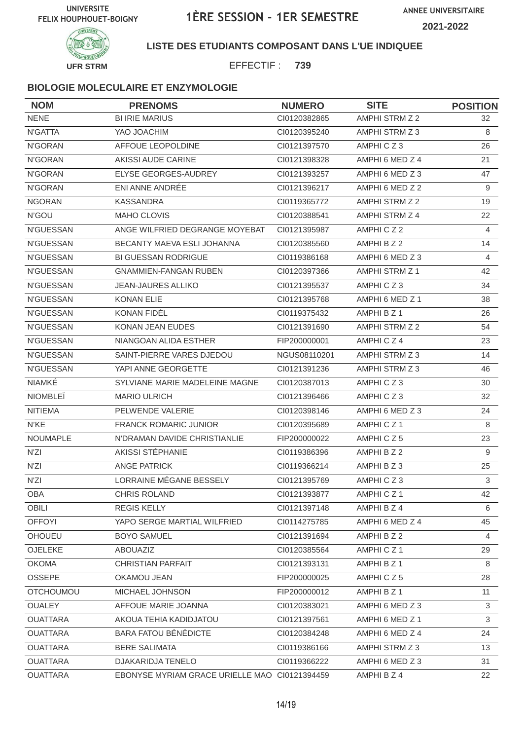UNIVERSITE FELIX HOUPHOUET-BOIGNY

# 1ÈRE SESSION - 1ER SEMESTRE

ANNEE UNIVERSITAIRE 2021-2022

UFR STRM

**LISTE DES ETUDIANTS COMPOSANT DANS L'UE INDIQUEE**

EFFECTIF : **739**

### BIOLOGIE MOLECULAIRE ET ENZYMOLOGIE

| NOM | PRENOMS | NUMERO | SITE | POSITION |
|---|---|---|---|---|
| NENE | BI IRIE MARIUS | CI0120382865 | AMPHI STRM Z 2 | 32 |
| N'GATTA | YAO JOACHIM | CI0120395240 | AMPHI STRM Z 3 | 8 |
| N'GORAN | AFFOUE LEOPOLDINE | CI0121397570 | AMPHI C Z 3 | 26 |
| N'GORAN | AKISSI AUDE CARINE | CI0121398328 | AMPHI 6 MED Z 4 | 21 |
| N'GORAN | ELYSE GEORGES-AUDREY | CI0121393257 | AMPHI 6 MED Z 3 | 47 |
| N'GORAN | ENI ANNE ANDRÉE | CI0121396217 | AMPHI 6 MED Z 2 | 9 |
| NGORAN | KASSANDRA | CI0119365772 | AMPHI STRM Z 2 | 19 |
| N'GOU | MAHO CLOVIS | CI0120388541 | AMPHI STRM Z 4 | 22 |
| N'GUESSAN | ANGE WILFRIED DEGRANGE MOYEBAT | CI0121395987 | AMPHI C Z 2 | 4 |
| N'GUESSAN | BECANTY MAEVA ESLI JOHANNA | CI0120385560 | AMPHI B Z 2 | 14 |
| N'GUESSAN | BI GUESSAN RODRIGUE | CI0119386168 | AMPHI 6 MED Z 3 | 4 |
| N'GUESSAN | GNAMMIEN-FANGAN RUBEN | CI0120397366 | AMPHI STRM Z 1 | 42 |
| N'GUESSAN | JEAN-JAURES ALLIKO | CI0121395537 | AMPHI C Z 3 | 34 |
| N'GUESSAN | KONAN ELIE | CI0121395768 | AMPHI 6 MED Z 1 | 38 |
| N'GUESSAN | KONAN FIDÈL | CI0119375432 | AMPHI B Z 1 | 26 |
| N'GUESSAN | KONAN JEAN EUDES | CI0121391690 | AMPHI STRM Z 2 | 54 |
| N'GUESSAN | NIANGOAN ALIDA ESTHER | FIP200000001 | AMPHI C Z 4 | 23 |
| N'GUESSAN | SAINT-PIERRE VARES DJEDOU | NGUS08110201 | AMPHI STRM Z 3 | 14 |
| N'GUESSAN | YAPI ANNE GEORGETTE | CI0121391236 | AMPHI STRM Z 3 | 46 |
| NIAMKÉ | SYLVIANE MARIE MADELEINE MAGNE | CI0120387013 | AMPHI C Z 3 | 30 |
| NIOMBLEÏ | MARIO ULRICH | CI0121396466 | AMPHI C Z 3 | 32 |
| NITIEMA | PELWENDE VALERIE | CI0120398146 | AMPHI 6 MED Z 3 | 24 |
| N'KE | FRANCK ROMARIC JUNIOR | CI0120395689 | AMPHI C Z 1 | 8 |
| NOUMAPLE | N'DRAMAN DAVIDE CHRISTIANLIE | FIP200000022 | AMPHI C Z 5 | 23 |
| N'ZI | AKISSI STÉPHANIE | CI0119386396 | AMPHI B Z 2 | 9 |
| N'ZI | ANGE PATRICK | CI0119366214 | AMPHI B Z 3 | 25 |
| N'ZI | LORRAINE MÉGANE BESSELY | CI0121395769 | AMPHI C Z 3 | 3 |
| OBA | CHRIS ROLAND | CI0121393877 | AMPHI C Z 1 | 42 |
| OBILI | REGIS KELLY | CI0121397148 | AMPHI B Z 4 | 6 |
| OFFOYI | YAPO SERGE MARTIAL WILFRIED | CI0114275785 | AMPHI 6 MED Z 4 | 45 |
| OHOUEU | BOYO SAMUEL | CI0121391694 | AMPHI B Z 2 | 4 |
| OJELEKE | ABOUAZIZ | CI0120385564 | AMPHI C Z 1 | 29 |
| OKOMA | CHRISTIAN PARFAIT | CI0121393131 | AMPHI B Z 1 | 8 |
| OSSEPE | OKAMOU JEAN | FIP200000025 | AMPHI C Z 5 | 28 |
| OTCHOUMOU | MICHAEL JOHNSON | FIP200000012 | AMPHI B Z 1 | 11 |
| OUALEY | AFFOUE MARIE JOANNA | CI0120383021 | AMPHI 6 MED Z 3 | 3 |
| OUATTARA | AKOUA TEHIA KADIDJATOU | CI0121397561 | AMPHI 6 MED Z 1 | 3 |
| OUATTARA | BARA FATOU BÉNÉDICTE | CI0120384248 | AMPHI 6 MED Z 4 | 24 |
| OUATTARA | BERE SALIMATA | CI0119386166 | AMPHI STRM Z 3 | 13 |
| OUATTARA | DJAKARIDJA TENELO | CI0119366222 | AMPHI 6 MED Z 3 | 31 |
| OUATTARA | EBONYSE MYRIAM GRACE URIELLE MAO | CI0121394459 | AMPHI B Z 4 | 22 |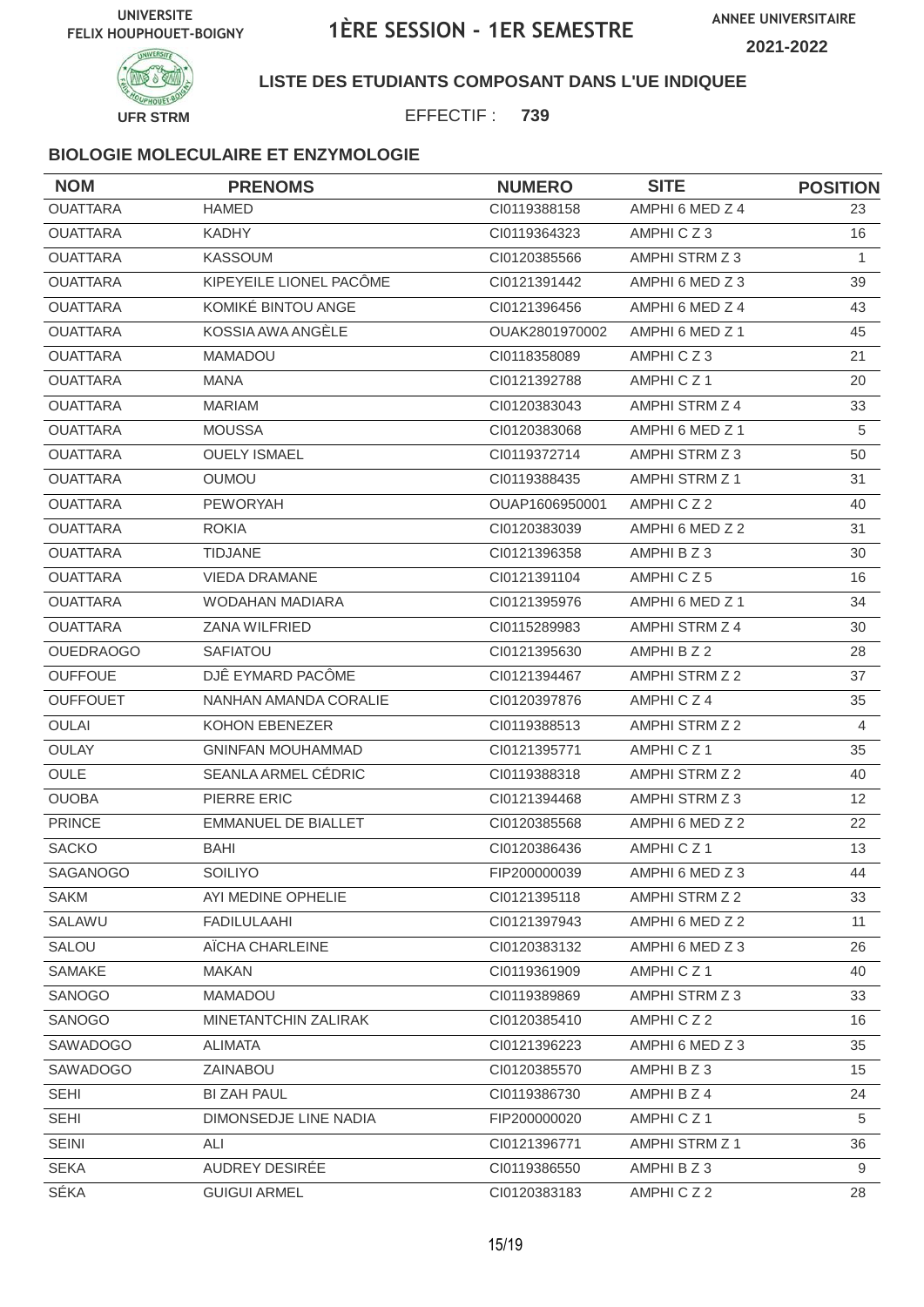UNIVERSITE FELIX HOUPHOUET-BOIGNY

# 1ÈRE SESSION - 1ER SEMESTRE

ANNEE UNIVERSITAIRE 2021-2022

UFR STRM

**LISTE DES ETUDIANTS COMPOSANT DANS L'UE INDIQUEE**

EFFECTIF : **739**

### BIOLOGIE MOLECULAIRE ET ENZYMOLOGIE

| NOM | PRENOMS | NUMERO | SITE | POSITION |
|---|---|---|---|---|
| OUATTARA | HAMED | CI0119388158 | AMPHI 6 MED Z 4 | 23 |
| OUATTARA | KADHY | CI0119364323 | AMPHI C Z 3 | 16 |
| OUATTARA | KASSOUM | CI0120385566 | AMPHI STRM Z 3 | 1 |
| OUATTARA | KIPEYEILE LIONEL PACÔME | CI0121391442 | AMPHI 6 MED Z 3 | 39 |
| OUATTARA | KOMIKÉ BINTOU ANGE | CI0121396456 | AMPHI 6 MED Z 4 | 43 |
| OUATTARA | KOSSIA AWA ANGÈLE | OUAK2801970002 | AMPHI 6 MED Z 1 | 45 |
| OUATTARA | MAMADOU | CI0118358089 | AMPHI C Z 3 | 21 |
| OUATTARA | MANA | CI0121392788 | AMPHI C Z 1 | 20 |
| OUATTARA | MARIAM | CI0120383043 | AMPHI STRM Z 4 | 33 |
| OUATTARA | MOUSSA | CI0120383068 | AMPHI 6 MED Z 1 | 5 |
| OUATTARA | OUELY ISMAEL | CI0119372714 | AMPHI STRM Z 3 | 50 |
| OUATTARA | OUMOU | CI0119388435 | AMPHI STRM Z 1 | 31 |
| OUATTARA | PEWORYAH | OUAP1606950001 | AMPHI C Z 2 | 40 |
| OUATTARA | ROKIA | CI0120383039 | AMPHI 6 MED Z 2 | 31 |
| OUATTARA | TIDJANE | CI0121396358 | AMPHI B Z 3 | 30 |
| OUATTARA | VIEDA DRAMANE | CI0121391104 | AMPHI C Z 5 | 16 |
| OUATTARA | WODAHAN MADIARA | CI0121395976 | AMPHI 6 MED Z 1 | 34 |
| OUATTARA | ZANA WILFRIED | CI0115289983 | AMPHI STRM Z 4 | 30 |
| OUEDRAOGO | SAFIATOU | CI0121395630 | AMPHI B Z 2 | 28 |
| OUFFOUE | DJÊ EYMARD PACÔME | CI0121394467 | AMPHI STRM Z 2 | 37 |
| OUFFOUET | NANHAN AMANDA CORALIE | CI0120397876 | AMPHI C Z 4 | 35 |
| OULAI | KOHON EBENEZER | CI0119388513 | AMPHI STRM Z 2 | 4 |
| OULAY | GNINFAN MOUHAMMAD | CI0121395771 | AMPHI C Z 1 | 35 |
| OULE | SEANLA ARMEL CÉDRIC | CI0119388318 | AMPHI STRM Z 2 | 40 |
| OUOBA | PIERRE ERIC | CI0121394468 | AMPHI STRM Z 3 | 12 |
| PRINCE | EMMANUEL DE BIALLET | CI0120385568 | AMPHI 6 MED Z 2 | 22 |
| SACKO | BAHI | CI0120386436 | AMPHI C Z 1 | 13 |
| SAGANOGO | SOILIYO | FIP200000039 | AMPHI 6 MED Z 3 | 44 |
| SAKM | AYI MEDINE OPHELIE | CI0121395118 | AMPHI STRM Z 2 | 33 |
| SALAWU | FADILULAAHI | CI0121397943 | AMPHI 6 MED Z 2 | 11 |
| SALOU | AÏCHA CHARLEINE | CI0120383132 | AMPHI 6 MED Z 3 | 26 |
| SAMAKE | MAKAN | CI0119361909 | AMPHI C Z 1 | 40 |
| SANOGO | MAMADOU | CI0119389869 | AMPHI STRM Z 3 | 33 |
| SANOGO | MINETANTCHIN ZALIRAK | CI0120385410 | AMPHI C Z 2 | 16 |
| SAWADOGO | ALIMATA | CI0121396223 | AMPHI 6 MED Z 3 | 35 |
| SAWADOGO | ZAINABOU | CI0120385570 | AMPHI B Z 3 | 15 |
| SEHI | BI ZAH PAUL | CI0119386730 | AMPHI B Z 4 | 24 |
| SEHI | DIMONSEDJE LINE NADIA | FIP200000020 | AMPHI C Z 1 | 5 |
| SEINI | ALI | CI0121396771 | AMPHI STRM Z 1 | 36 |
| SEKA | AUDREY DESIRÉE | CI0119386550 | AMPHI B Z 3 | 9 |
| SÉKA | GUIGUI ARMEL | CI0120383183 | AMPHI C Z 2 | 28 |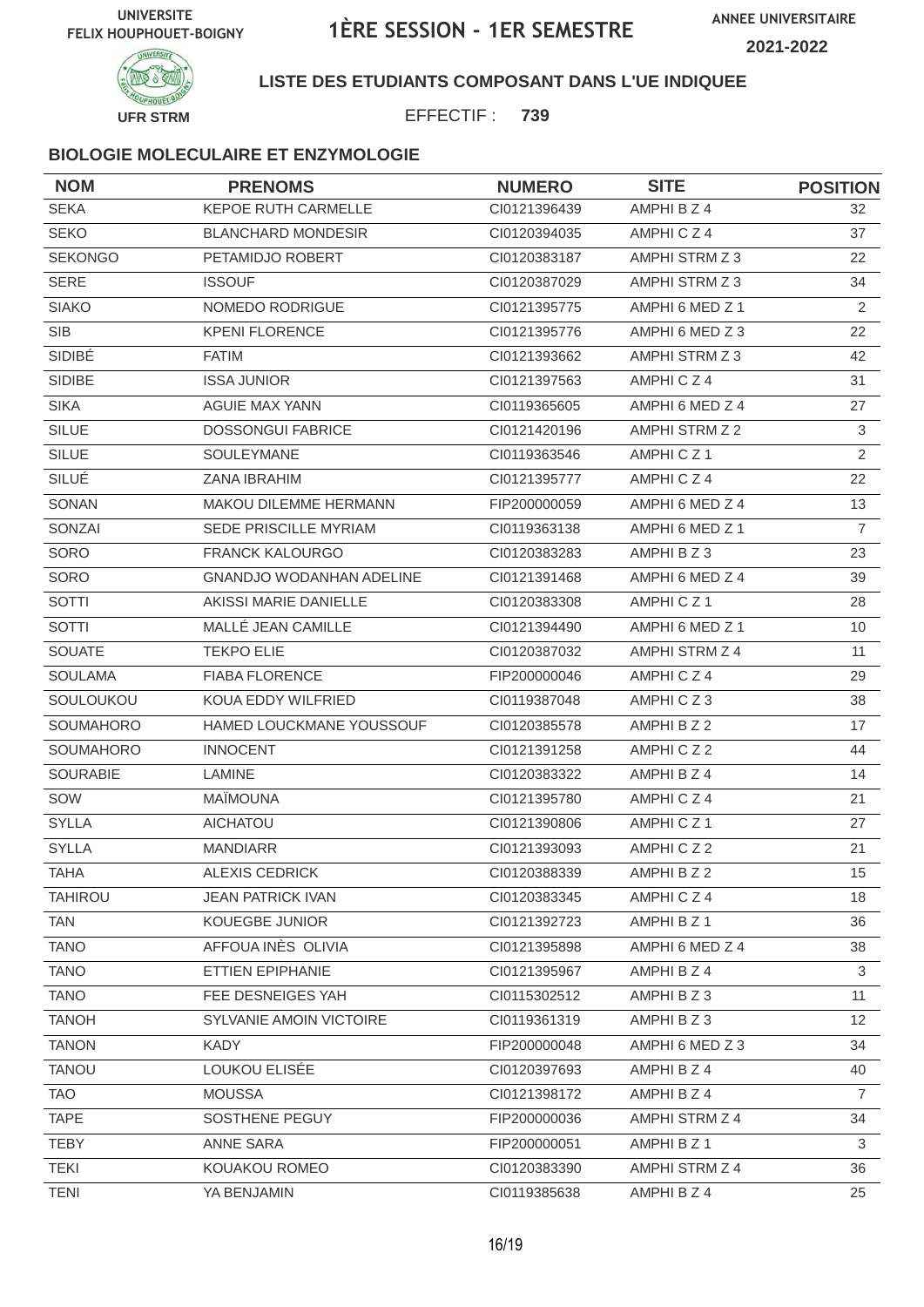UNIVERSITE FELIX HOUPHOUET-BOIGNY

# 1ÈRE SESSION - 1ER SEMESTRE

ANNEE UNIVERSITAIRE 2021-2022

UFR STRM

**LISTE DES ETUDIANTS COMPOSANT DANS L'UE INDIQUEE**

EFFECTIF : **739**

### BIOLOGIE MOLECULAIRE ET ENZYMOLOGIE

| NOM | PRENOMS | NUMERO | SITE | POSITION |
|---|---|---|---|---|
| SEKA | KEPOE RUTH CARMELLE | CI0121396439 | AMPHI B Z 4 | 32 |
| SEKO | BLANCHARD MONDESIR | CI0120394035 | AMPHI C Z 4 | 37 |
| SEKONGO | PETAMIDJO ROBERT | CI0120383187 | AMPHI STRM Z 3 | 22 |
| SERE | ISSOUF | CI0120387029 | AMPHI STRM Z 3 | 34 |
| SIAKO | NOMEDO RODRIGUE | CI0121395775 | AMPHI 6 MED Z 1 | 2 |
| SIB | KPENI FLORENCE | CI0121395776 | AMPHI 6 MED Z 3 | 22 |
| SIDIBÉ | FATIM | CI0121393662 | AMPHI STRM Z 3 | 42 |
| SIDIBE | ISSA JUNIOR | CI0121397563 | AMPHI C Z 4 | 31 |
| SIKA | AGUIE MAX YANN | CI0119365605 | AMPHI 6 MED Z 4 | 27 |
| SILUE | DOSSONGUI FABRICE | CI0121420196 | AMPHI STRM Z 2 | 3 |
| SILUE | SOULEYMANE | CI0119363546 | AMPHI C Z 1 | 2 |
| SILUÉ | ZANA IBRAHIM | CI0121395777 | AMPHI C Z 4 | 22 |
| SONAN | MAKOU DILEMME HERMANN | FIP200000059 | AMPHI 6 MED Z 4 | 13 |
| SONZAI | SEDE PRISCILLE MYRIAM | CI0119363138 | AMPHI 6 MED Z 1 | 7 |
| SORO | FRANCK KALOURGO | CI0120383283 | AMPHI B Z 3 | 23 |
| SORO | GNANDJO WODANHAN ADELINE | CI0121391468 | AMPHI 6 MED Z 4 | 39 |
| SOTTI | AKISSI MARIE DANIELLE | CI0120383308 | AMPHI C Z 1 | 28 |
| SOTTI | MALLÉ JEAN CAMILLE | CI0121394490 | AMPHI 6 MED Z 1 | 10 |
| SOUATE | TEKPO ELIE | CI0120387032 | AMPHI STRM Z 4 | 11 |
| SOULAMA | FIABA FLORENCE | FIP200000046 | AMPHI C Z 4 | 29 |
| SOULOUKOU | KOUA EDDY WILFRIED | CI0119387048 | AMPHI C Z 3 | 38 |
| SOUMAHORO | HAMED LOUCKMANE YOUSSOUF | CI0120385578 | AMPHI B Z 2 | 17 |
| SOUMAHORO | INNOCENT | CI0121391258 | AMPHI C Z 2 | 44 |
| SOURABIE | LAMINE | CI0120383322 | AMPHI B Z 4 | 14 |
| SOW | MAÏMOUNA | CI0121395780 | AMPHI C Z 4 | 21 |
| SYLLA | AICHATOU | CI0121390806 | AMPHI C Z 1 | 27 |
| SYLLA | MANDIARR | CI0121393093 | AMPHI C Z 2 | 21 |
| TAHA | ALEXIS CEDRICK | CI0120388339 | AMPHI B Z 2 | 15 |
| TAHIROU | JEAN PATRICK IVAN | CI0120383345 | AMPHI C Z 4 | 18 |
| TAN | KOUEGBE JUNIOR | CI0121392723 | AMPHI B Z 1 | 36 |
| TANO | AFFOUA INÈS OLIVIA | CI0121395898 | AMPHI 6 MED Z 4 | 38 |
| TANO | ETTIEN EPIPHANIE | CI0121395967 | AMPHI B Z 4 | 3 |
| TANO | FEE DESNEIGES YAH | CI0115302512 | AMPHI B Z 3 | 11 |
| TANOH | SYLVANIE AMOIN VICTOIRE | CI0119361319 | AMPHI B Z 3 | 12 |
| TANON | KADY | FIP200000048 | AMPHI 6 MED Z 3 | 34 |
| TANOU | LOUKOU ELISÉE | CI0120397693 | AMPHI B Z 4 | 40 |
| TAO | MOUSSA | CI0121398172 | AMPHI B Z 4 | 7 |
| TAPE | SOSTHENE PEGUY | FIP200000036 | AMPHI STRM Z 4 | 34 |
| TEBY | ANNE SARA | FIP200000051 | AMPHI B Z 1 | 3 |
| TEKI | KOUAKOU ROMEO | CI0120383390 | AMPHI STRM Z 4 | 36 |
| TENI | YA BENJAMIN | CI0119385638 | AMPHI B Z 4 | 25 |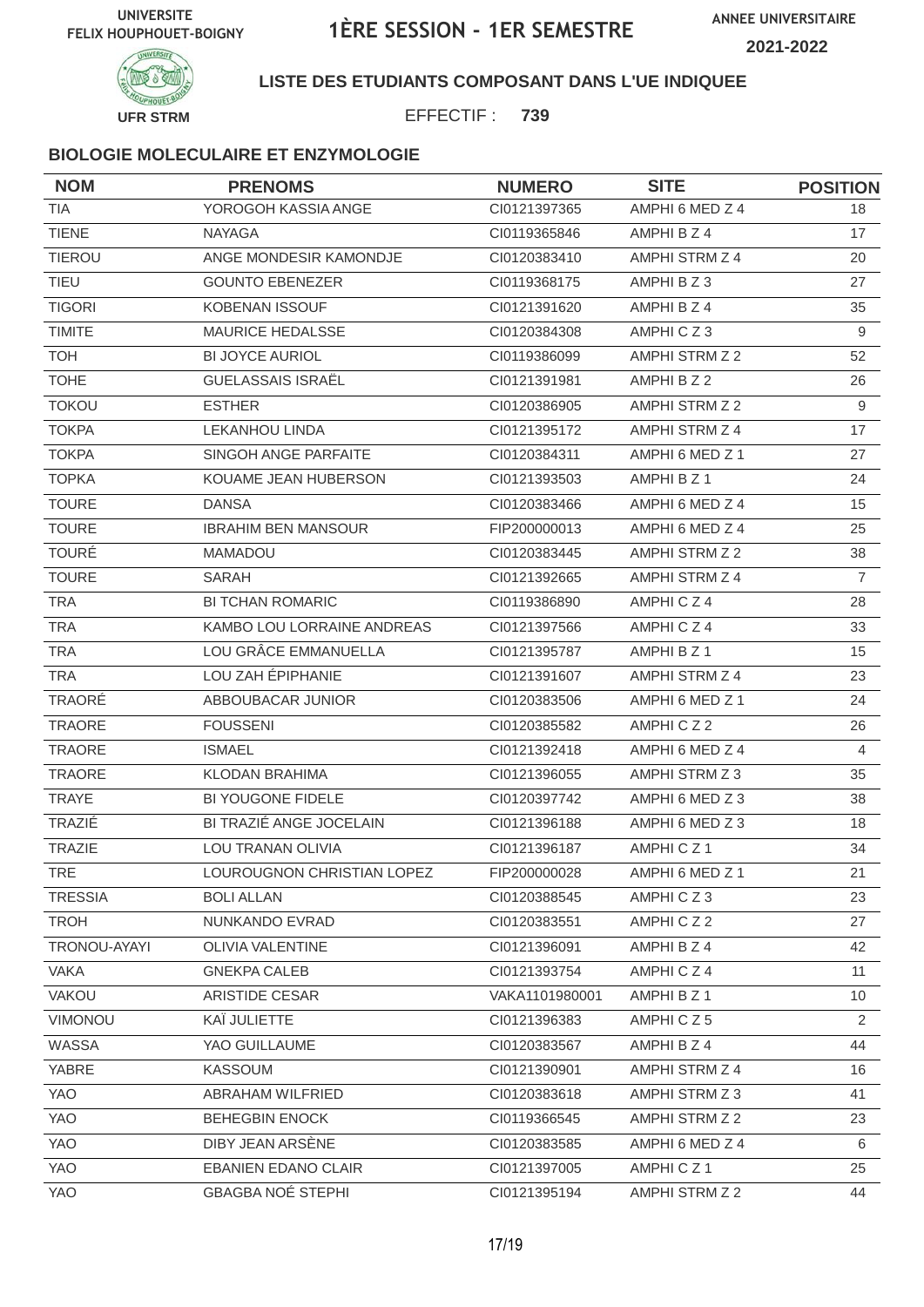UNIVERSITE FELIX HOUPHOUET-BOIGNY

# 1ÈRE SESSION - 1ER SEMESTRE

ANNEE UNIVERSITAIRE 2021-2022

UFR STRM

**LISTE DES ETUDIANTS COMPOSANT DANS L'UE INDIQUEE**

EFFECTIF : **739**

### BIOLOGIE MOLECULAIRE ET ENZYMOLOGIE

| NOM | PRENOMS | NUMERO | SITE | POSITION |
|---|---|---|---|---|
| TIA | YOROGOH KASSIA ANGE | CI0121397365 | AMPHI 6 MED Z 4 | 18 |
| TIENE | NAYAGA | CI0119365846 | AMPHI B Z 4 | 17 |
| TIEROU | ANGE MONDESIR KAMONDJE | CI0120383410 | AMPHI STRM Z 4 | 20 |
| TIEU | GOUNTO EBENEZER | CI0119368175 | AMPHI B Z 3 | 27 |
| TIGORI | KOBENAN ISSOUF | CI0121391620 | AMPHI B Z 4 | 35 |
| TIMITE | MAURICE HEDALSSE | CI0120384308 | AMPHI C Z 3 | 9 |
| TOH | BI JOYCE AURIOL | CI0119386099 | AMPHI STRM Z 2 | 52 |
| TOHE | GUELASSAIS ISRAËL | CI0121391981 | AMPHI B Z 2 | 26 |
| TOKOU | ESTHER | CI0120386905 | AMPHI STRM Z 2 | 9 |
| TOKPA | LEKANHOU LINDA | CI0121395172 | AMPHI STRM Z 4 | 17 |
| TOKPA | SINGOH ANGE PARFAITE | CI0120384311 | AMPHI 6 MED Z 1 | 27 |
| TOPKA | KOUAME JEAN HUBERSON | CI0121393503 | AMPHI B Z 1 | 24 |
| TOURE | DANSA | CI0120383466 | AMPHI 6 MED Z 4 | 15 |
| TOURE | IBRAHIM BEN MANSOUR | FIP200000013 | AMPHI 6 MED Z 4 | 25 |
| TOURÉ | MAMADOU | CI0120383445 | AMPHI STRM Z 2 | 38 |
| TOURE | SARAH | CI0121392665 | AMPHI STRM Z 4 | 7 |
| TRA | BI TCHAN ROMARIC | CI0119386890 | AMPHI C Z 4 | 28 |
| TRA | KAMBO LOU LORRAINE ANDREAS | CI0121397566 | AMPHI C Z 4 | 33 |
| TRA | LOU GRÂCE EMMANUELLA | CI0121395787 | AMPHI B Z 1 | 15 |
| TRA | LOU ZAH ÉPIPHANIE | CI0121391607 | AMPHI STRM Z 4 | 23 |
| TRAORÉ | ABBOUBACAR JUNIOR | CI0120383506 | AMPHI 6 MED Z 1 | 24 |
| TRAORE | FOUSSENI | CI0120385582 | AMPHI C Z 2 | 26 |
| TRAORE | ISMAEL | CI0121392418 | AMPHI 6 MED Z 4 | 4 |
| TRAORE | KLODAN BRAHIMA | CI0121396055 | AMPHI STRM Z 3 | 35 |
| TRAYE | BI YOUGONE FIDELE | CI0120397742 | AMPHI 6 MED Z 3 | 38 |
| TRAZIÉ | BI TRAZIÉ ANGE JOCELAIN | CI0121396188 | AMPHI 6 MED Z 3 | 18 |
| TRAZIE | LOU TRANAN OLIVIA | CI0121396187 | AMPHI C Z 1 | 34 |
| TRE | LOUROUGNON CHRISTIAN LOPEZ | FIP200000028 | AMPHI 6 MED Z 1 | 21 |
| TRESSIA | BOLI ALLAN | CI0120388545 | AMPHI C Z 3 | 23 |
| TROH | NUNKANDO EVRAD | CI0120383551 | AMPHI C Z 2 | 27 |
| TRONOU-AYAYI | OLIVIA VALENTINE | CI0121396091 | AMPHI B Z 4 | 42 |
| VAKA | GNEKPA CALEB | CI0121393754 | AMPHI C Z 4 | 11 |
| VAKOU | ARISTIDE CESAR | VAKA1101980001 | AMPHI B Z 1 | 10 |
| VIMONOU | KAÏ JULIETTE | CI0121396383 | AMPHI C Z 5 | 2 |
| WASSA | YAO GUILLAUME | CI0120383567 | AMPHI B Z 4 | 44 |
| YABRE | KASSOUM | CI0121390901 | AMPHI STRM Z 4 | 16 |
| YAO | ABRAHAM WILFRIED | CI0120383618 | AMPHI STRM Z 3 | 41 |
| YAO | BEHEGBIN ENOCK | CI0119366545 | AMPHI STRM Z 2 | 23 |
| YAO | DIBY JEAN ARSÈNE | CI0120383585 | AMPHI 6 MED Z 4 | 6 |
| YAO | EBANIEN EDANO CLAIR | CI0121397005 | AMPHI C Z 1 | 25 |
| YAO | GBAGBA NOÉ STEPHI | CI0121395194 | AMPHI STRM Z 2 | 44 |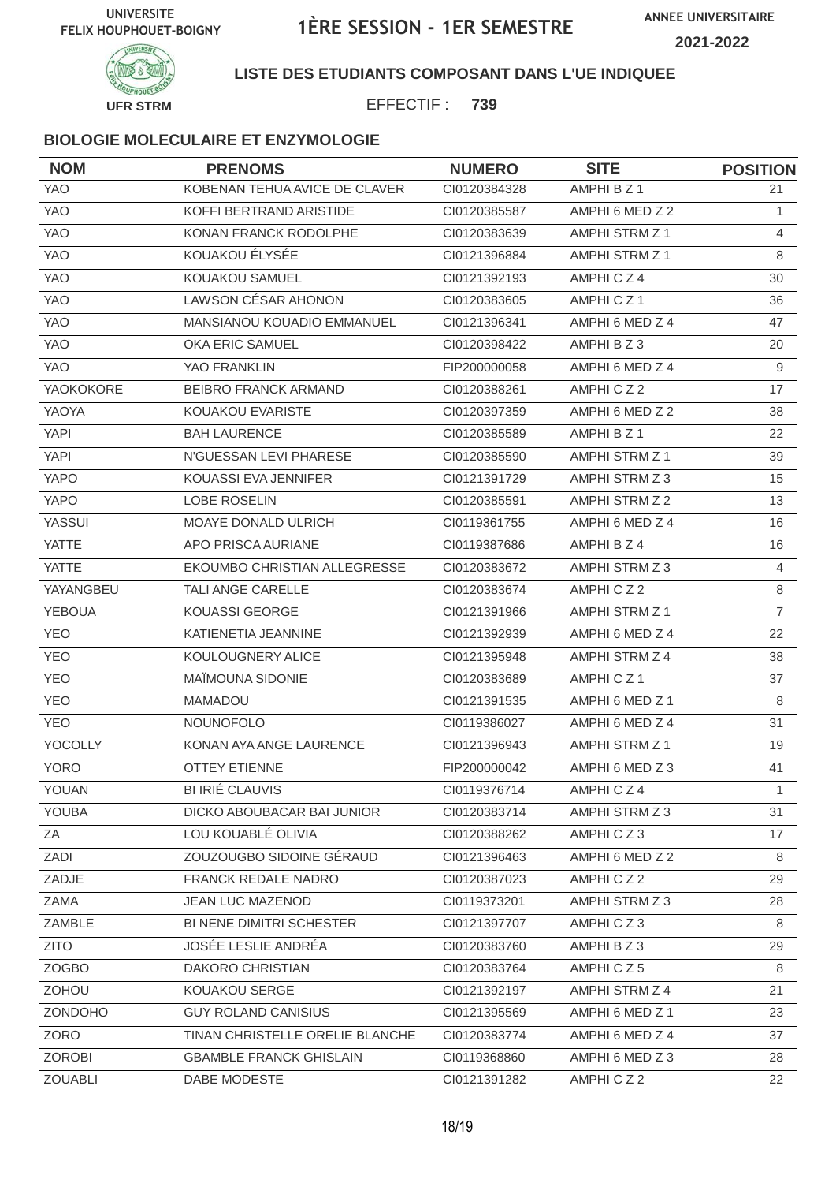UNIVERSITE FELIX HOUPHOUET-BOIGNY

# 1ÈRE SESSION - 1ER SEMESTRE

ANNEE UNIVERSITAIRE 2021-2022

UFR STRM

**LISTE DES ETUDIANTS COMPOSANT DANS L'UE INDIQUEE**

EFFECTIF : **739**

### BIOLOGIE MOLECULAIRE ET ENZYMOLOGIE

| NOM | PRENOMS | NUMERO | SITE | POSITION |
|---|---|---|---|---|
| YAO | KOBENAN TEHUA AVICE DE CLAVER | CI0120384328 | AMPHI B Z 1 | 21 |
| YAO | KOFFI BERTRAND ARISTIDE | CI0120385587 | AMPHI 6 MED Z 2 | 1 |
| YAO | KONAN FRANCK RODOLPHE | CI0120383639 | AMPHI STRM Z 1 | 4 |
| YAO | KOUAKOU ÉLYSÉE | CI0121396884 | AMPHI STRM Z 1 | 8 |
| YAO | KOUAKOU SAMUEL | CI0121392193 | AMPHI C Z 4 | 30 |
| YAO | LAWSON CÉSAR AHONON | CI0120383605 | AMPHI C Z 1 | 36 |
| YAO | MANSIANOU KOUADIO EMMANUEL | CI0121396341 | AMPHI 6 MED Z 4 | 47 |
| YAO | OKA ERIC SAMUEL | CI0120398422 | AMPHI B Z 3 | 20 |
| YAO | YAO FRANKLIN | FIP200000058 | AMPHI 6 MED Z 4 | 9 |
| YAOKOKORE | BEIBRO FRANCK ARMAND | CI0120388261 | AMPHI C Z 2 | 17 |
| YAOYA | KOUAKOU EVARISTE | CI0120397359 | AMPHI 6 MED Z 2 | 38 |
| YAPI | BAH LAURENCE | CI0120385589 | AMPHI B Z 1 | 22 |
| YAPI | N'GUESSAN LEVI PHARESE | CI0120385590 | AMPHI STRM Z 1 | 39 |
| YAPO | KOUASSI EVA JENNIFER | CI0121391729 | AMPHI STRM Z 3 | 15 |
| YAPO | LOBE ROSELIN | CI0120385591 | AMPHI STRM Z 2 | 13 |
| YASSUI | MOAYE DONALD ULRICH | CI0119361755 | AMPHI 6 MED Z 4 | 16 |
| YATTE | APO PRISCA AURIANE | CI0119387686 | AMPHI B Z 4 | 16 |
| YATTE | EKOUMBO CHRISTIAN ALLEGRESSE | CI0120383672 | AMPHI STRM Z 3 | 4 |
| YAYANGBEU | TALI ANGE CARELLE | CI0120383674 | AMPHI C Z 2 | 8 |
| YEBOUA | KOUASSI GEORGE | CI0121391966 | AMPHI STRM Z 1 | 7 |
| YEO | KATIENETIA JEANNINE | CI0121392939 | AMPHI 6 MED Z 4 | 22 |
| YEO | KOULOUGNERY ALICE | CI0121395948 | AMPHI STRM Z 4 | 38 |
| YEO | MAÏMOUNA SIDONIE | CI0120383689 | AMPHI C Z 1 | 37 |
| YEO | MAMADOU | CI0121391535 | AMPHI 6 MED Z 1 | 8 |
| YEO | NOUNOFOLO | CI0119386027 | AMPHI 6 MED Z 4 | 31 |
| YOCOLLY | KONAN AYA ANGE LAURENCE | CI0121396943 | AMPHI STRM Z 1 | 19 |
| YORO | OTTEY ETIENNE | FIP200000042 | AMPHI 6 MED Z 3 | 41 |
| YOUAN | BI IRIÉ CLAUVIS | CI0119376714 | AMPHI C Z 4 | 1 |
| YOUBA | DICKO ABOUBACAR BAI JUNIOR | CI0120383714 | AMPHI STRM Z 3 | 31 |
| ZA | LOU KOUABLÉ OLIVIA | CI0120388262 | AMPHI C Z 3 | 17 |
| ZADI | ZOUZOUGBO SIDOINE GÉRAUD | CI0121396463 | AMPHI 6 MED Z 2 | 8 |
| ZADJE | FRANCK REDALE NADRO | CI0120387023 | AMPHI C Z 2 | 29 |
| ZAMA | JEAN LUC MAZENOD | CI0119373201 | AMPHI STRM Z 3 | 28 |
| ZAMBLE | BI NENE DIMITRI SCHESTER | CI0121397707 | AMPHI C Z 3 | 8 |
| ZITO | JOSÉE LESLIE ANDRÉA | CI0120383760 | AMPHI B Z 3 | 29 |
| ZOGBO | DAKORO CHRISTIAN | CI0120383764 | AMPHI C Z 5 | 8 |
| ZOHOU | KOUAKOU SERGE | CI0121392197 | AMPHI STRM Z 4 | 21 |
| ZONDOHO | GUY ROLAND CANISIUS | CI0121395569 | AMPHI 6 MED Z 1 | 23 |
| ZORO | TINAN CHRISTELLE ORELIE BLANCHE | CI0120383774 | AMPHI 6 MED Z 4 | 37 |
| ZOROBI | GBAMBLE FRANCK GHISLAIN | CI0119368860 | AMPHI 6 MED Z 3 | 28 |
| ZOUABLI | DABE MODESTE | CI0121391282 | AMPHI C Z 2 | 22 |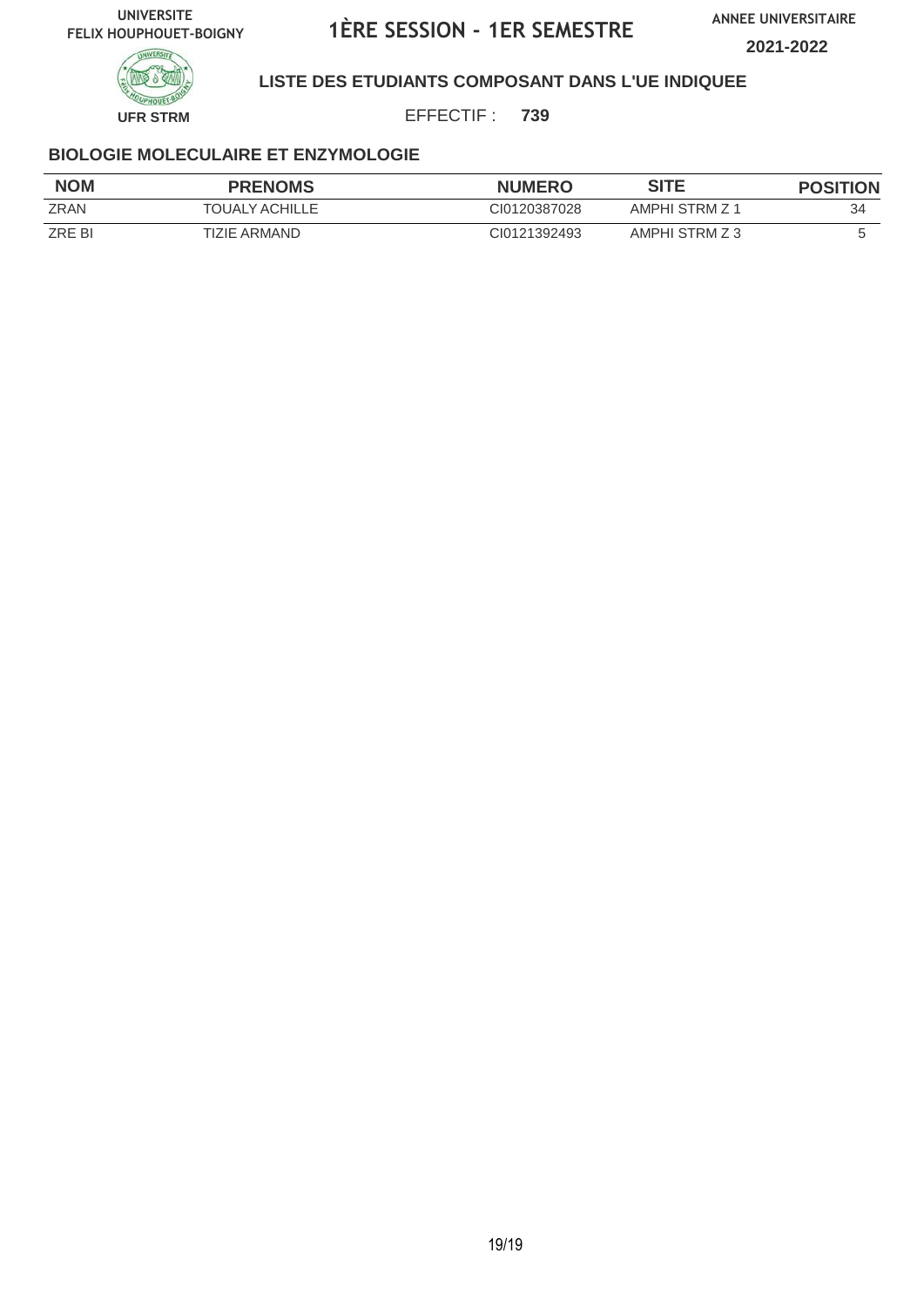UNIVERSITE FELIX HOUPHOUET-BOIGNY

# 1ÈRE SESSION - 1ER SEMESTRE

ANNEE UNIVERSITAIRE **2021-2022**

UFR STRM

**LISTE DES ETUDIANTS COMPOSANT DANS L'UE INDIQUEE**

EFFECTIF : **739**

### BIOLOGIE MOLECULAIRE ET ENZYMOLOGIE

| NOM | PRENOMS | NUMERO | SITE | POSITION |
|---|---|---|---|---|
| ZRAN | TOUALY ACHILLE | CI0120387028 | AMPHI STRM Z 1 | 34 |
| ZRE BI | TIZIE ARMAND | CI0121392493 | AMPHI STRM Z 3 | 5 |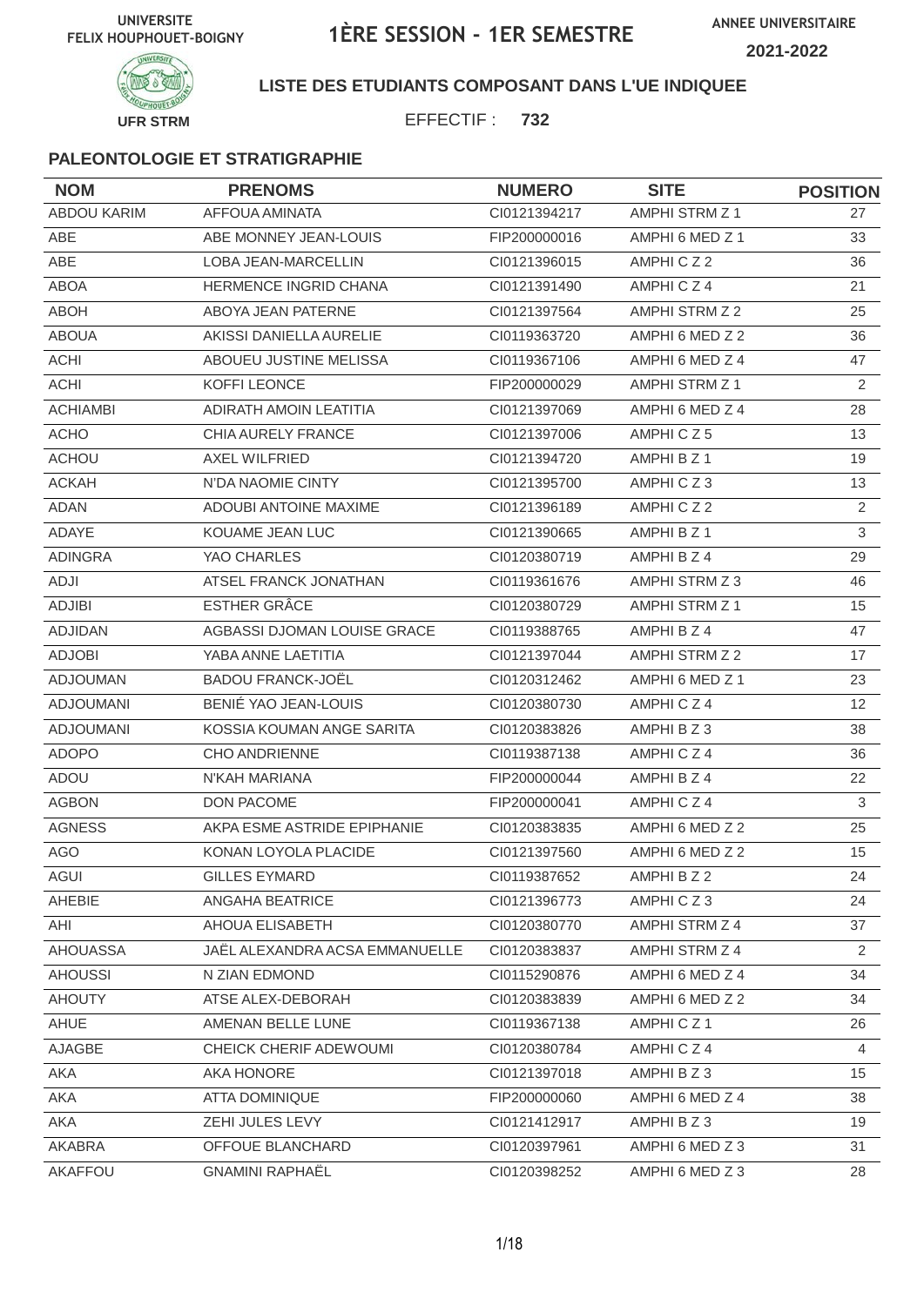UNIVERSITE FELIX HOUPHOUET-BOIGNY

# 1ÈRE SESSION - 1ER SEMESTRE

ANNEE UNIVERSITAIRE 2021-2022

UFR STRM

## LISTE DES ETUDIANTS COMPOSANT DANS L'UE INDIQUEE

EFFECTIF : **732**

### PALEONTOLOGIE ET STRATIGRAPHIE

| NOM | PRENOMS | NUMERO | SITE | POSITION |
|---|---|---|---|---|
| ABDOU KARIM | AFFOUA AMINATA | CI0121394217 | AMPHI STRM Z 1 | 27 |
| ABE | ABE MONNEY JEAN-LOUIS | FIP200000016 | AMPHI 6 MED Z 1 | 33 |
| ABE | LOBA JEAN-MARCELLIN | CI0121396015 | AMPHI C Z 2 | 36 |
| ABOA | HERMENCE INGRID CHANA | CI0121391490 | AMPHI C Z 4 | 21 |
| ABOH | ABOYA JEAN PATERNE | CI0121397564 | AMPHI STRM Z 2 | 25 |
| ABOUA | AKISSI DANIELLA AURELIE | CI0119363720 | AMPHI 6 MED Z 2 | 36 |
| ACHI | ABOUEU JUSTINE MELISSA | CI0119367106 | AMPHI 6 MED Z 4 | 47 |
| ACHI | KOFFI LEONCE | FIP200000029 | AMPHI STRM Z 1 | 2 |
| ACHIAMBI | ADIRATH AMOIN LEATITIA | CI0121397069 | AMPHI 6 MED Z 4 | 28 |
| ACHO | CHIA AURELY FRANCE | CI0121397006 | AMPHI C Z 5 | 13 |
| ACHOU | AXEL WILFRIED | CI0121394720 | AMPHI B Z 1 | 19 |
| ACKAH | N'DA NAOMIE CINTY | CI0121395700 | AMPHI C Z 3 | 13 |
| ADAN | ADOUBI ANTOINE MAXIME | CI0121396189 | AMPHI C Z 2 | 2 |
| ADAYE | KOUAME JEAN LUC | CI0121390665 | AMPHI B Z 1 | 3 |
| ADINGRA | YAO CHARLES | CI0120380719 | AMPHI B Z 4 | 29 |
| ADJI | ATSEL FRANCK JONATHAN | CI0119361676 | AMPHI STRM Z 3 | 46 |
| ADJIBI | ESTHER GRÂCE | CI0120380729 | AMPHI STRM Z 1 | 15 |
| ADJIDAN | AGBASSI DJOMAN LOUISE GRACE | CI0119388765 | AMPHI B Z 4 | 47 |
| ADJOBI | YABA ANNE LAETITIA | CI0121397044 | AMPHI STRM Z 2 | 17 |
| ADJOUMAN | BADOU FRANCK-JOËL | CI0120312462 | AMPHI 6 MED Z 1 | 23 |
| ADJOUMANI | BENIÉ YAO JEAN-LOUIS | CI0120380730 | AMPHI C Z 4 | 12 |
| ADJOUMANI | KOSSIA KOUMAN ANGE SARITA | CI0120383826 | AMPHI B Z 3 | 38 |
| ADOPO | CHO ANDRIENNE | CI0119387138 | AMPHI C Z 4 | 36 |
| ADOU | N'KAH MARIANA | FIP200000044 | AMPHI B Z 4 | 22 |
| AGBON | DON PACOME | FIP200000041 | AMPHI C Z 4 | 3 |
| AGNESS | AKPA ESME ASTRIDE EPIPHANIE | CI0120383835 | AMPHI 6 MED Z 2 | 25 |
| AGO | KONAN LOYOLA PLACIDE | CI0121397560 | AMPHI 6 MED Z 2 | 15 |
| AGUI | GILLES EYMARD | CI0119387652 | AMPHI B Z 2 | 24 |
| AHEBIE | ANGAHA BEATRICE | CI0121396773 | AMPHI C Z 3 | 24 |
| AHI | AHOUA ELISABETH | CI0120380770 | AMPHI STRM Z 4 | 37 |
| AHOUASSA | JAËL ALEXANDRA ACSA EMMANUELLE | CI0120383837 | AMPHI STRM Z 4 | 2 |
| AHOUSSI | N ZIAN EDMOND | CI0115290876 | AMPHI 6 MED Z 4 | 34 |
| AHOUTY | ATSE ALEX-DEBORAH | CI0120383839 | AMPHI 6 MED Z 2 | 34 |
| AHUE | AMENAN BELLE LUNE | CI0119367138 | AMPHI C Z 1 | 26 |
| AJAGBE | CHEICK CHERIF ADEWOUMI | CI0120380784 | AMPHI C Z 4 | 4 |
| AKA | AKA HONORE | CI0121397018 | AMPHI B Z 3 | 15 |
| AKA | ATTA DOMINIQUE | FIP200000060 | AMPHI 6 MED Z 4 | 38 |
| AKA | ZEHI JULES LEVY | CI0121412917 | AMPHI B Z 3 | 19 |
| AKABRA | OFFOUE BLANCHARD | CI0120397961 | AMPHI 6 MED Z 3 | 31 |
| AKAFFOU | GNAMINI RAPHAËL | CI0120398252 | AMPHI 6 MED Z 3 | 28 |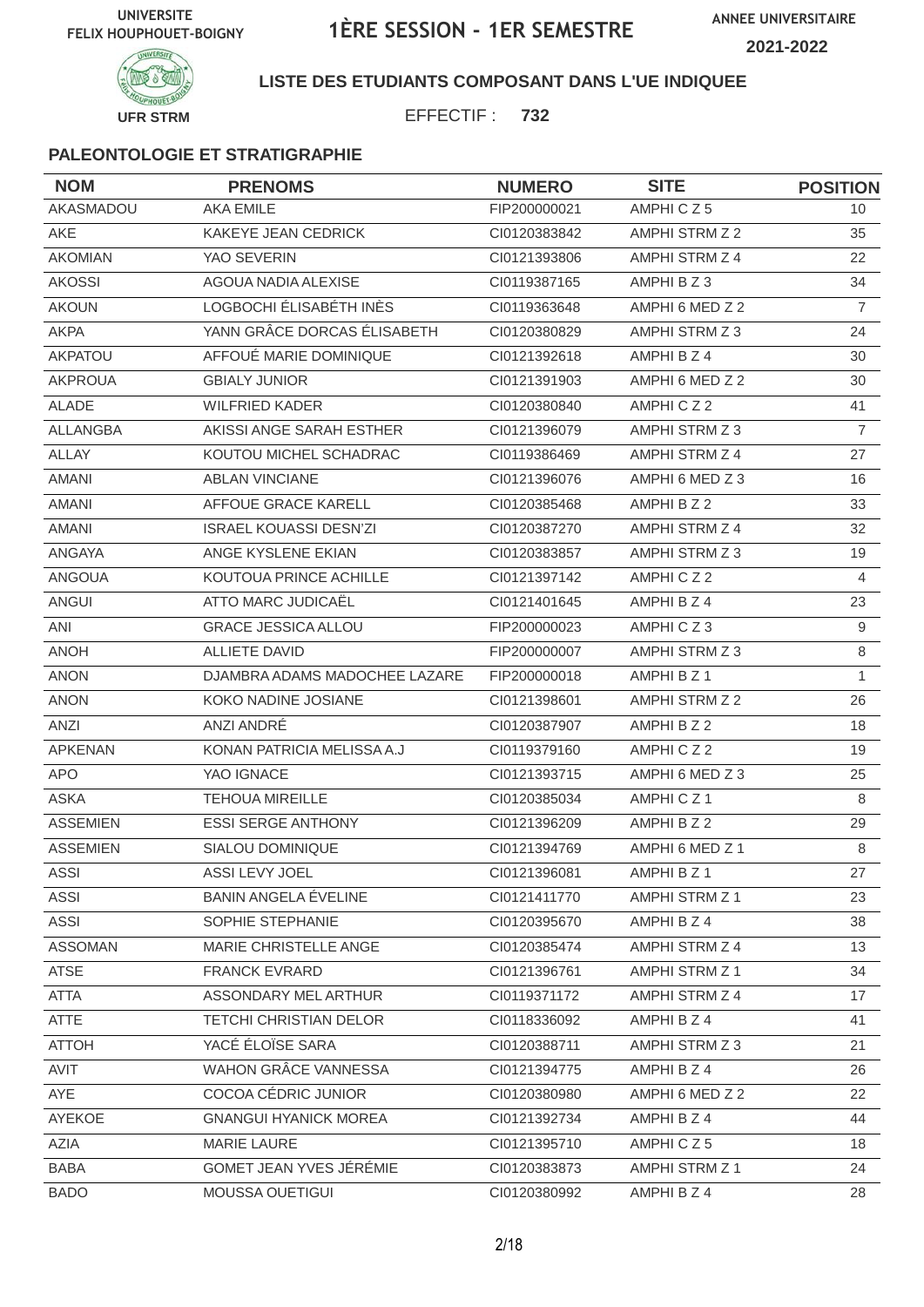UNIVERSITE FELIX HOUPHOUET-BOIGNY

# 1ÈRE SESSION - 1ER SEMESTRE

ANNEE UNIVERSITAIRE 2021-2022

UFR STRM

**LISTE DES ETUDIANTS COMPOSANT DANS L'UE INDIQUEE**

EFFECTIF : **732**

### PALEONTOLOGIE ET STRATIGRAPHIE

| NOM | PRENOMS | NUMERO | SITE | POSITION |
|---|---|---|---|---|
| AKASMADOU | AKA EMILE | FIP200000021 | AMPHI C Z 5 | 10 |
| AKE | KAKEYE JEAN CEDRICK | CI0120383842 | AMPHI STRM Z 2 | 35 |
| AKOMIAN | YAO SEVERIN | CI0121393806 | AMPHI STRM Z 4 | 22 |
| AKOSSI | AGOUA NADIA ALEXISE | CI0119387165 | AMPHI B Z 3 | 34 |
| AKOUN | LOGBOCHI ÉLISABÉTH INÈS | CI0119363648 | AMPHI 6 MED Z 2 | 7 |
| AKPA | YANN GRÂCE DORCAS ÉLISABETH | CI0120380829 | AMPHI STRM Z 3 | 24 |
| AKPATOU | AFFOUÉ MARIE DOMINIQUE | CI0121392618 | AMPHI B Z 4 | 30 |
| AKPROUA | GBIALY JUNIOR | CI0121391903 | AMPHI 6 MED Z 2 | 30 |
| ALADE | WILFRIED KADER | CI0120380840 | AMPHI C Z 2 | 41 |
| ALLANGBA | AKISSI ANGE SARAH ESTHER | CI0121396079 | AMPHI STRM Z 3 | 7 |
| ALLAY | KOUTOU MICHEL SCHADRAC | CI0119386469 | AMPHI STRM Z 4 | 27 |
| AMANI | ABLAN VINCIANE | CI0121396076 | AMPHI 6 MED Z 3 | 16 |
| AMANI | AFFOUE GRACE KARELL | CI0120385468 | AMPHI B Z 2 | 33 |
| AMANI | ISRAEL KOUASSI DESN'ZI | CI0120387270 | AMPHI STRM Z 4 | 32 |
| ANGAYA | ANGE KYSLENE EKIAN | CI0120383857 | AMPHI STRM Z 3 | 19 |
| ANGOUA | KOUTOUA PRINCE ACHILLE | CI0121397142 | AMPHI C Z 2 | 4 |
| ANGUI | ATTO MARC JUDICAËL | CI0121401645 | AMPHI B Z 4 | 23 |
| ANI | GRACE JESSICA ALLOU | FIP200000023 | AMPHI C Z 3 | 9 |
| ANOH | ALLIETE DAVID | FIP200000007 | AMPHI STRM Z 3 | 8 |
| ANON | DJAMBRA ADAMS MADOCHEE LAZARE | FIP200000018 | AMPHI B Z 1 | 1 |
| ANON | KOKO NADINE JOSIANE | CI0121398601 | AMPHI STRM Z 2 | 26 |
| ANZI | ANZI ANDRÉ | CI0120387907 | AMPHI B Z 2 | 18 |
| APKENAN | KONAN PATRICIA MELISSA A.J | CI0119379160 | AMPHI C Z 2 | 19 |
| APO | YAO IGNACE | CI0121393715 | AMPHI 6 MED Z 3 | 25 |
| ASKA | TEHOUA MIREILLE | CI0120385034 | AMPHI C Z 1 | 8 |
| ASSEMIEN | ESSI SERGE ANTHONY | CI0121396209 | AMPHI B Z 2 | 29 |
| ASSEMIEN | SIALOU DOMINIQUE | CI0121394769 | AMPHI 6 MED Z 1 | 8 |
| ASSI | ASSI LEVY JOEL | CI0121396081 | AMPHI B Z 1 | 27 |
| ASSI | BANIN ANGELA ÉVELINE | CI0121411770 | AMPHI STRM Z 1 | 23 |
| ASSI | SOPHIE STEPHANIE | CI0120395670 | AMPHI B Z 4 | 38 |
| ASSOMAN | MARIE CHRISTELLE ANGE | CI0120385474 | AMPHI STRM Z 4 | 13 |
| ATSE | FRANCK EVRARD | CI0121396761 | AMPHI STRM Z 1 | 34 |
| ATTA | ASSONDARY MEL ARTHUR | CI0119371172 | AMPHI STRM Z 4 | 17 |
| ATTE | TETCHI CHRISTIAN DELOR | CI0118336092 | AMPHI B Z 4 | 41 |
| ATTOH | YACÉ ÉLOÏSE SARA | CI0120388711 | AMPHI STRM Z 3 | 21 |
| AVIT | WAHON GRÂCE VANNESSA | CI0121394775 | AMPHI B Z 4 | 26 |
| AYE | COCOA CÉDRIC JUNIOR | CI0120380980 | AMPHI 6 MED Z 2 | 22 |
| AYEKOE | GNANGUI HYANICK MOREA | CI0121392734 | AMPHI B Z 4 | 44 |
| AZIA | MARIE LAURE | CI0121395710 | AMPHI C Z 5 | 18 |
| BABA | GOMET JEAN YVES JÉRÉMIE | CI0120383873 | AMPHI STRM Z 1 | 24 |
| BADO | MOUSSA OUETIGUI | CI0120380992 | AMPHI B Z 4 | 28 |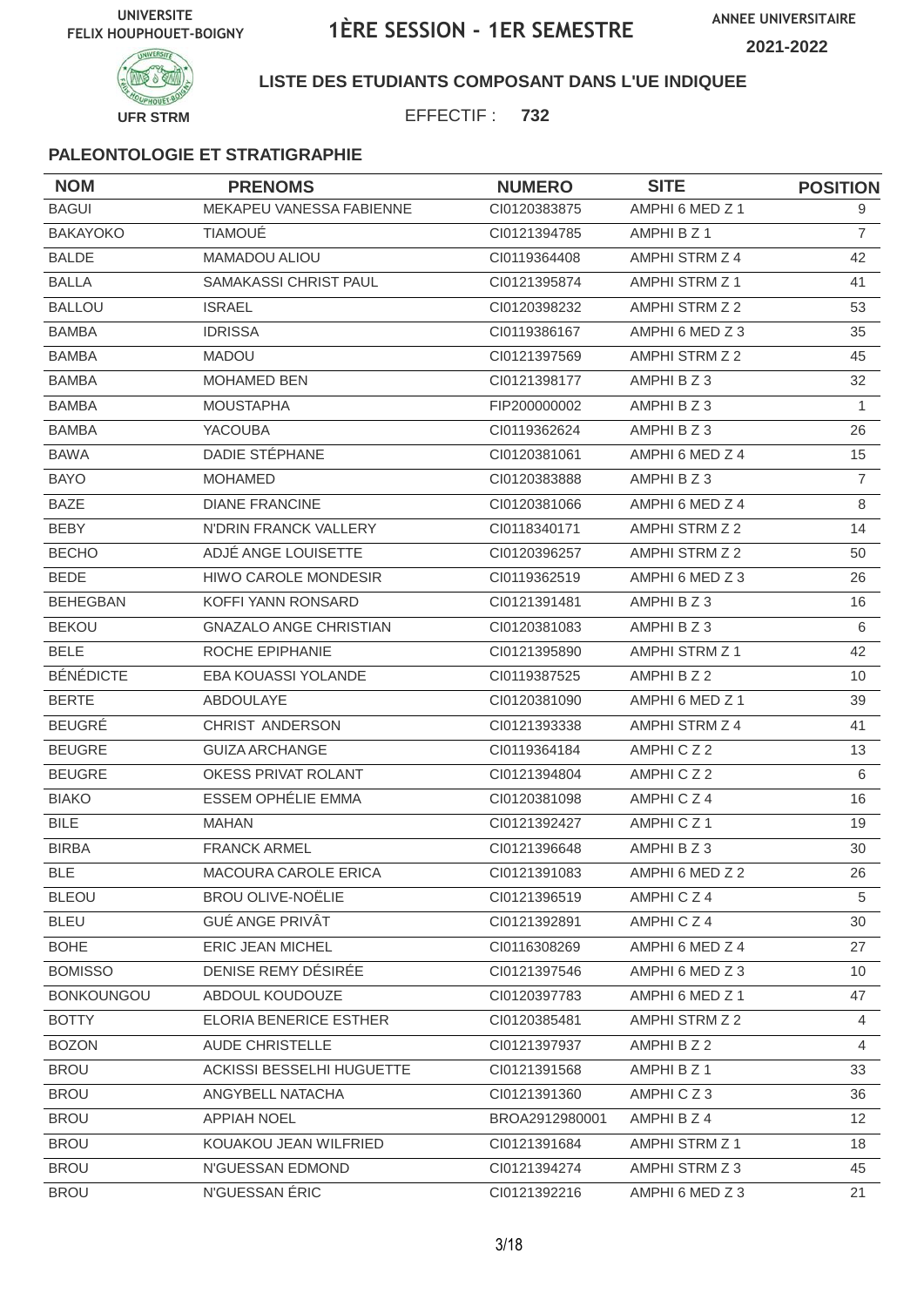UNIVERSITE FELIX HOUPHOUET-BOIGNY

# 1ÈRE SESSION - 1ER SEMESTRE

ANNEE UNIVERSITAIRE 2021-2022

UFR STRM

**LISTE DES ETUDIANTS COMPOSANT DANS L'UE INDIQUEE**

EFFECTIF : **732**

### PALEONTOLOGIE ET STRATIGRAPHIE

| NOM | PRENOMS | NUMERO | SITE | POSITION |
|---|---|---|---|---|
| BAGUI | MEKAPEU VANESSA FABIENNE | CI0120383875 | AMPHI 6 MED Z 1 | 9 |
| BAKAYOKO | TIAMOUÉ | CI0121394785 | AMPHI B Z 1 | 7 |
| BALDE | MAMADOU ALIOU | CI0119364408 | AMPHI STRM Z 4 | 42 |
| BALLA | SAMAKASSI CHRIST PAUL | CI0121395874 | AMPHI STRM Z 1 | 41 |
| BALLOU | ISRAEL | CI0120398232 | AMPHI STRM Z 2 | 53 |
| BAMBA | IDRISSA | CI0119386167 | AMPHI 6 MED Z 3 | 35 |
| BAMBA | MADOU | CI0121397569 | AMPHI STRM Z 2 | 45 |
| BAMBA | MOHAMED BEN | CI0121398177 | AMPHI B Z 3 | 32 |
| BAMBA | MOUSTAPHA | FIP200000002 | AMPHI B Z 3 | 1 |
| BAMBA | YACOUBA | CI0119362624 | AMPHI B Z 3 | 26 |
| BAWA | DADIE STÉPHANE | CI0120381061 | AMPHI 6 MED Z 4 | 15 |
| BAYO | MOHAMED | CI0120383888 | AMPHI B Z 3 | 7 |
| BAZE | DIANE FRANCINE | CI0120381066 | AMPHI 6 MED Z 4 | 8 |
| BEBY | N'DRIN FRANCK VALLERY | CI0118340171 | AMPHI STRM Z 2 | 14 |
| BECHO | ADJÉ ANGE LOUISETTE | CI0120396257 | AMPHI STRM Z 2 | 50 |
| BEDE | HIWO CAROLE MONDESIR | CI0119362519 | AMPHI 6 MED Z 3 | 26 |
| BEHEGBAN | KOFFI YANN RONSARD | CI0121391481 | AMPHI B Z 3 | 16 |
| BEKOU | GNAZALO ANGE CHRISTIAN | CI0120381083 | AMPHI B Z 3 | 6 |
| BELE | ROCHE EPIPHANIE | CI0121395890 | AMPHI STRM Z 1 | 42 |
| BÉNÉDICTE | EBA KOUASSI YOLANDE | CI0119387525 | AMPHI B Z 2 | 10 |
| BERTE | ABDOULAYE | CI0120381090 | AMPHI 6 MED Z 1 | 39 |
| BEUGRÉ | CHRIST ANDERSON | CI0121393338 | AMPHI STRM Z 4 | 41 |
| BEUGRE | GUIZA ARCHANGE | CI0119364184 | AMPHI C Z 2 | 13 |
| BEUGRE | OKESS PRIVAT ROLANT | CI0121394804 | AMPHI C Z 2 | 6 |
| BIAKO | ESSEM OPHÉLIE EMMA | CI0120381098 | AMPHI C Z 4 | 16 |
| BILE | MAHAN | CI0121392427 | AMPHI C Z 1 | 19 |
| BIRBA | FRANCK ARMEL | CI0121396648 | AMPHI B Z 3 | 30 |
| BLE | MACOURA CAROLE ERICA | CI0121391083 | AMPHI 6 MED Z 2 | 26 |
| BLEOU | BROU OLIVE-NOËLIE | CI0121396519 | AMPHI C Z 4 | 5 |
| BLEU | GUÉ ANGE PRIVÂT | CI0121392891 | AMPHI C Z 4 | 30 |
| BOHE | ERIC JEAN MICHEL | CI0116308269 | AMPHI 6 MED Z 4 | 27 |
| BOMISSO | DENISE REMY DÉSIRÉE | CI0121397546 | AMPHI 6 MED Z 3 | 10 |
| BONKOUNGOU | ABDOUL KOUDOUZE | CI0120397783 | AMPHI 6 MED Z 1 | 47 |
| BOTTY | ELORIA BENERICE ESTHER | CI0120385481 | AMPHI STRM Z 2 | 4 |
| BOZON | AUDE CHRISTELLE | CI0121397937 | AMPHI B Z 2 | 4 |
| BROU | ACKISSI BESSELHI HUGUETTE | CI0121391568 | AMPHI B Z 1 | 33 |
| BROU | ANGYBELL NATACHA | CI0121391360 | AMPHI C Z 3 | 36 |
| BROU | APPIAH NOEL | BROA2912980001 | AMPHI B Z 4 | 12 |
| BROU | KOUAKOU JEAN WILFRIED | CI0121391684 | AMPHI STRM Z 1 | 18 |
| BROU | N'GUESSAN EDMOND | CI0121394274 | AMPHI STRM Z 3 | 45 |
| BROU | N'GUESSAN ÉRIC | CI0121392216 | AMPHI 6 MED Z 3 | 21 |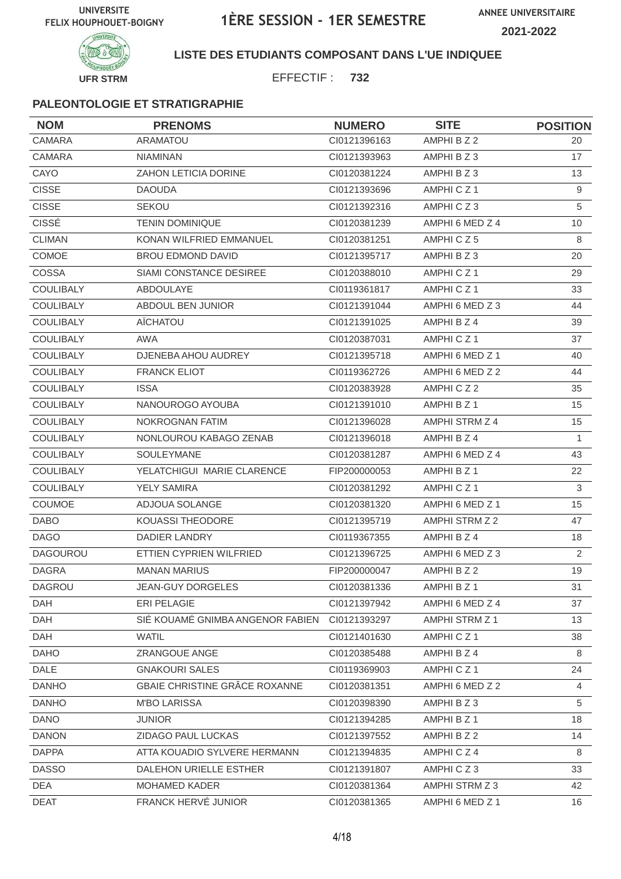UNIVERSITE FELIX HOUPHOUET-BOIGNY

# 1ÈRE SESSION - 1ER SEMESTRE

ANNEE UNIVERSITAIRE 2021-2022

UFR STRM

**LISTE DES ETUDIANTS COMPOSANT DANS L'UE INDIQUEE**

EFFECTIF : **732**

### PALEONTOLOGIE ET STRATIGRAPHIE

| NOM | PRENOMS | NUMERO | SITE | POSITION |
|---|---|---|---|---|
| CAMARA | ARAMATOU | CI0121396163 | AMPHI B Z 2 | 20 |
| CAMARA | NIAMINAN | CI0121393963 | AMPHI B Z 3 | 17 |
| CAYO | ZAHON LETICIA DORINE | CI0120381224 | AMPHI B Z 3 | 13 |
| CISSE | DAOUDA | CI0121393696 | AMPHI C Z 1 | 9 |
| CISSE | SEKOU | CI0121392316 | AMPHI C Z 3 | 5 |
| CISSÉ | TENIN DOMINIQUE | CI0120381239 | AMPHI 6 MED Z 4 | 10 |
| CLIMAN | KONAN WILFRIED EMMANUEL | CI0120381251 | AMPHI C Z 5 | 8 |
| COMOE | BROU EDMOND DAVID | CI0121395717 | AMPHI B Z 3 | 20 |
| COSSA | SIAMI CONSTANCE DESIREE | CI0120388010 | AMPHI C Z 1 | 29 |
| COULIBALY | ABDOULAYE | CI0119361817 | AMPHI C Z 1 | 33 |
| COULIBALY | ABDOUL BEN JUNIOR | CI0121391044 | AMPHI 6 MED Z 3 | 44 |
| COULIBALY | AÏCHATOU | CI0121391025 | AMPHI B Z 4 | 39 |
| COULIBALY | AWA | CI0120387031 | AMPHI C Z 1 | 37 |
| COULIBALY | DJENEBA AHOU AUDREY | CI0121395718 | AMPHI 6 MED Z 1 | 40 |
| COULIBALY | FRANCK ELIOT | CI0119362726 | AMPHI 6 MED Z 2 | 44 |
| COULIBALY | ISSA | CI0120383928 | AMPHI C Z 2 | 35 |
| COULIBALY | NANOUROGO AYOUBA | CI0121391010 | AMPHI B Z 1 | 15 |
| COULIBALY | NOKROGNAN FATIM | CI0121396028 | AMPHI STRM Z 4 | 15 |
| COULIBALY | NONLOUROU KABAGO ZENAB | CI0121396018 | AMPHI B Z 4 | 1 |
| COULIBALY | SOULEYMANE | CI0120381287 | AMPHI 6 MED Z 4 | 43 |
| COULIBALY | YELATCHIGUI MARIE CLARENCE | FIP200000053 | AMPHI B Z 1 | 22 |
| COULIBALY | YELY SAMIRA | CI0120381292 | AMPHI C Z 1 | 3 |
| COUMOE | ADJOUA SOLANGE | CI0120381320 | AMPHI 6 MED Z 1 | 15 |
| DABO | KOUASSI THEODORE | CI0121395719 | AMPHI STRM Z 2 | 47 |
| DAGO | DADIER LANDRY | CI0119367355 | AMPHI B Z 4 | 18 |
| DAGOUROU | ETTIEN CYPRIEN WILFRIED | CI0121396725 | AMPHI 6 MED Z 3 | 2 |
| DAGRA | MANAN MARIUS | FIP200000047 | AMPHI B Z 2 | 19 |
| DAGROU | JEAN-GUY DORGELES | CI0120381336 | AMPHI B Z 1 | 31 |
| DAH | ERI PELAGIE | CI0121397942 | AMPHI 6 MED Z 4 | 37 |
| DAH | SIÉ KOUAMÉ GNIMBA ANGENOR FABIEN | CI0121393297 | AMPHI STRM Z 1 | 13 |
| DAH | WATIL | CI0121401630 | AMPHI C Z 1 | 38 |
| DAHO | ZRANGOUE ANGE | CI0120385488 | AMPHI B Z 4 | 8 |
| DALE | GNAKOURI SALES | CI0119369903 | AMPHI C Z 1 | 24 |
| DANHO | GBAIE CHRISTINE GRÂCE ROXANNE | CI0120381351 | AMPHI 6 MED Z 2 | 4 |
| DANHO | M'BO LARISSA | CI0120398390 | AMPHI B Z 3 | 5 |
| DANO | JUNIOR | CI0121394285 | AMPHI B Z 1 | 18 |
| DANON | ZIDAGO PAUL LUCKAS | CI0121397552 | AMPHI B Z 2 | 14 |
| DAPPA | ATTA KOUADIO SYLVERE HERMANN | CI0121394835 | AMPHI C Z 4 | 8 |
| DASSO | DALEHON URIELLE ESTHER | CI0121391807 | AMPHI C Z 3 | 33 |
| DEA | MOHAMED KADER | CI0120381364 | AMPHI STRM Z 3 | 42 |
| DEAT | FRANCK HERVÉ JUNIOR | CI0120381365 | AMPHI 6 MED Z 1 | 16 |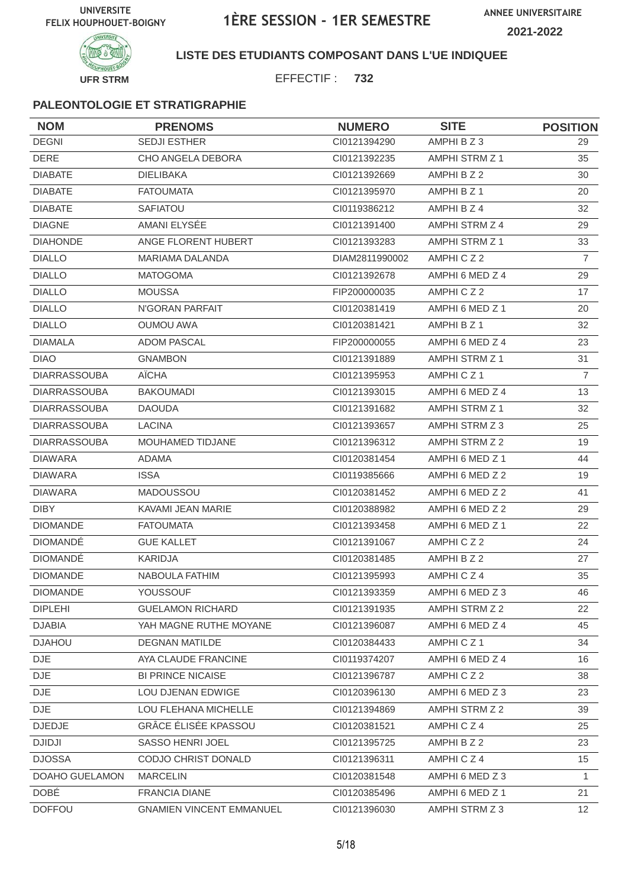UNIVERSITE FELIX HOUPHOUET-BOIGNY

# 1ÈRE SESSION - 1ER SEMESTRE

ANNEE UNIVERSITAIRE 2021-2022

UFR STRM

**LISTE DES ETUDIANTS COMPOSANT DANS L'UE INDIQUEE**

EFFECTIF : **732**

### PALEONTOLOGIE ET STRATIGRAPHIE

| NOM | PRENOMS | NUMERO | SITE | POSITION |
|---|---|---|---|---|
| DEGNI | SEDJI ESTHER | CI0121394290 | AMPHI B Z 3 | 29 |
| DERE | CHO ANGELA DEBORA | CI0121392235 | AMPHI STRM Z 1 | 35 |
| DIABATE | DIELIBAKA | CI0121392669 | AMPHI B Z 2 | 30 |
| DIABATE | FATOUMATA | CI0121395970 | AMPHI B Z 1 | 20 |
| DIABATE | SAFIATOU | CI0119386212 | AMPHI B Z 4 | 32 |
| DIAGNE | AMANI ELYSÉE | CI0121391400 | AMPHI STRM Z 4 | 29 |
| DIAHONDE | ANGE FLORENT HUBERT | CI0121393283 | AMPHI STRM Z 1 | 33 |
| DIALLO | MARIAMA DALANDA | DIAM2811990002 | AMPHI C Z 2 | 7 |
| DIALLO | MATOGOMA | CI0121392678 | AMPHI 6 MED Z 4 | 29 |
| DIALLO | MOUSSA | FIP200000035 | AMPHI C Z 2 | 17 |
| DIALLO | N'GORAN PARFAIT | CI0120381419 | AMPHI 6 MED Z 1 | 20 |
| DIALLO | OUMOU AWA | CI0120381421 | AMPHI B Z 1 | 32 |
| DIAMALA | ADOM PASCAL | FIP200000055 | AMPHI 6 MED Z 4 | 23 |
| DIAO | GNAMBON | CI0121391889 | AMPHI STRM Z 1 | 31 |
| DIARRASSOUBA | AÏCHA | CI0121395953 | AMPHI C Z 1 | 7 |
| DIARRASSOUBA | BAKOUMADI | CI0121393015 | AMPHI 6 MED Z 4 | 13 |
| DIARRASSOUBA | DAOUDA | CI0121391682 | AMPHI STRM Z 1 | 32 |
| DIARRASSOUBA | LACINA | CI0121393657 | AMPHI STRM Z 3 | 25 |
| DIARRASSOUBA | MOUHAMED TIDJANE | CI0121396312 | AMPHI STRM Z 2 | 19 |
| DIAWARA | ADAMA | CI0120381454 | AMPHI 6 MED Z 1 | 44 |
| DIAWARA | ISSA | CI0119385666 | AMPHI 6 MED Z 2 | 19 |
| DIAWARA | MADOUSSOU | CI0120381452 | AMPHI 6 MED Z 2 | 41 |
| DIBY | KAVAMI JEAN MARIE | CI0120388982 | AMPHI 6 MED Z 2 | 29 |
| DIOMANDE | FATOUMATA | CI0121393458 | AMPHI 6 MED Z 1 | 22 |
| DIOMANDÉ | GUE KALLET | CI0121391067 | AMPHI C Z 2 | 24 |
| DIOMANDÉ | KARIDJA | CI0120381485 | AMPHI B Z 2 | 27 |
| DIOMANDE | NABOULA FATHIM | CI0121395993 | AMPHI C Z 4 | 35 |
| DIOMANDE | YOUSSOUF | CI0121393359 | AMPHI 6 MED Z 3 | 46 |
| DIPLEHI | GUELAMON RICHARD | CI0121391935 | AMPHI STRM Z 2 | 22 |
| DJABIA | YAH MAGNE RUTHE MOYANE | CI0121396087 | AMPHI 6 MED Z 4 | 45 |
| DJAHOU | DEGNAN MATILDE | CI0120384433 | AMPHI C Z 1 | 34 |
| DJE | AYA CLAUDE FRANCINE | CI0119374207 | AMPHI 6 MED Z 4 | 16 |
| DJE | BI PRINCE NICAISE | CI0121396787 | AMPHI C Z 2 | 38 |
| DJE | LOU DJENAN EDWIGE | CI0120396130 | AMPHI 6 MED Z 3 | 23 |
| DJE | LOU FLEHANA MICHELLE | CI0121394869 | AMPHI STRM Z 2 | 39 |
| DJEDJE | GRÂCE ÉLISÉE KPASSOU | CI0120381521 | AMPHI C Z 4 | 25 |
| DJIDJI | SASSO HENRI JOEL | CI0121395725 | AMPHI B Z 2 | 23 |
| DJOSSA | CODJO CHRIST DONALD | CI0121396311 | AMPHI C Z 4 | 15 |
| DOAHO GUELAMON | MARCELIN | CI0120381548 | AMPHI 6 MED Z 3 | 1 |
| DOBÉ | FRANCIA DIANE | CI0120385496 | AMPHI 6 MED Z 1 | 21 |
| DOFFOU | GNAMIEN VINCENT EMMANUEL | CI0121396030 | AMPHI STRM Z 3 | 12 |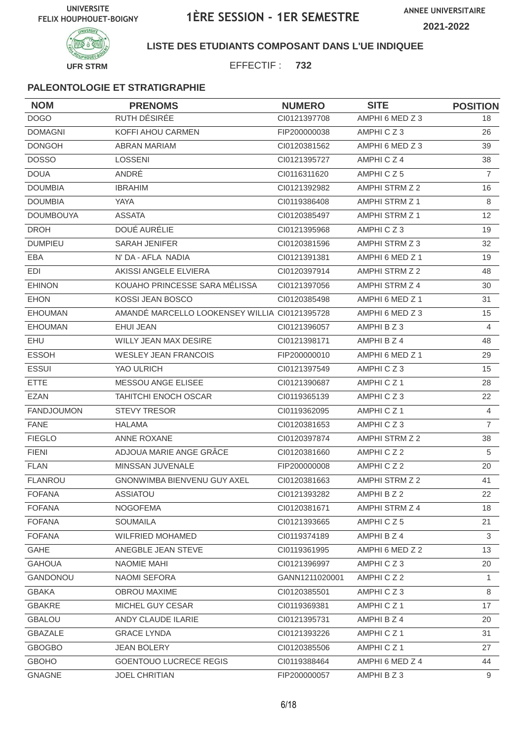UNIVERSITE FELIX HOUPHOUET-BOIGNY

# 1ÈRE SESSION - 1ER SEMESTRE

ANNEE UNIVERSITAIRE 2021-2022

UFR STRM

**LISTE DES ETUDIANTS COMPOSANT DANS L'UE INDIQUEE**

EFFECTIF : **732**

### PALEONTOLOGIE ET STRATIGRAPHIE

| NOM | PRENOMS | NUMERO | SITE | POSITION |
|---|---|---|---|---|
| DOGO | RUTH DÉSIRÉE | CI0121397708 | AMPHI 6 MED Z 3 | 18 |
| DOMAGNI | KOFFI AHOU CARMEN | FIP200000038 | AMPHI C Z 3 | 26 |
| DONGOH | ABRAN MARIAM | CI0120381562 | AMPHI 6 MED Z 3 | 39 |
| DOSSO | LOSSENI | CI0121395727 | AMPHI C Z 4 | 38 |
| DOUA | ANDRÉ | CI0116311620 | AMPHI C Z 5 | 7 |
| DOUMBIA | IBRAHIM | CI0121392982 | AMPHI STRM Z 2 | 16 |
| DOUMBIA | YAYA | CI0119386408 | AMPHI STRM Z 1 | 8 |
| DOUMBOUYA | ASSATA | CI0120385497 | AMPHI STRM Z 1 | 12 |
| DROH | DOUÉ AURÉLIE | CI0121395968 | AMPHI C Z 3 | 19 |
| DUMPIEU | SARAH JENIFER | CI0120381596 | AMPHI STRM Z 3 | 32 |
| EBA | N' DA - AFLA NADIA | CI0121391381 | AMPHI 6 MED Z 1 | 19 |
| EDI | AKISSI ANGELE ELVIERA | CI0120397914 | AMPHI STRM Z 2 | 48 |
| EHINON | KOUAHO PRINCESSE SARA MÉLISSA | CI0121397056 | AMPHI STRM Z 4 | 30 |
| EHON | KOSSI JEAN BOSCO | CI0120385498 | AMPHI 6 MED Z 1 | 31 |
| EHOUMAN | AMANDÉ MARCELLO LOOKENSEY WILLIA | CI0121395728 | AMPHI 6 MED Z 3 | 15 |
| EHOUMAN | EHUI JEAN | CI0121396057 | AMPHI B Z 3 | 4 |
| EHU | WILLY JEAN MAX DESIRE | CI0121398171 | AMPHI B Z 4 | 48 |
| ESSOH | WESLEY JEAN FRANCOIS | FIP200000010 | AMPHI 6 MED Z 1 | 29 |
| ESSUI | YAO ULRICH | CI0121397549 | AMPHI C Z 3 | 15 |
| ETTE | MESSOU ANGE ELISEE | CI0121390687 | AMPHI C Z 1 | 28 |
| EZAN | TAHITCHI ENOCH OSCAR | CI0119365139 | AMPHI C Z 3 | 22 |
| FANDJOUMON | STEVY TRESOR | CI0119362095 | AMPHI C Z 1 | 4 |
| FANE | HALAMA | CI0120381653 | AMPHI C Z 3 | 7 |
| FIEGLO | ANNE ROXANE | CI0120397874 | AMPHI STRM Z 2 | 38 |
| FIENI | ADJOUA MARIE ANGE GRÂCE | CI0120381660 | AMPHI C Z 2 | 5 |
| FLAN | MINSSAN JUVENALE | FIP200000008 | AMPHI C Z 2 | 20 |
| FLANROU | GNONWIMBA BIENVENU GUY AXEL | CI0120381663 | AMPHI STRM Z 2 | 41 |
| FOFANA | ASSIATOU | CI0121393282 | AMPHI B Z 2 | 22 |
| FOFANA | NOGOFEMA | CI0120381671 | AMPHI STRM Z 4 | 18 |
| FOFANA | SOUMAILA | CI0121393665 | AMPHI C Z 5 | 21 |
| FOFANA | WILFRIED MOHAMED | CI0119374189 | AMPHI B Z 4 | 3 |
| GAHE | ANEGBLE JEAN STEVE | CI0119361995 | AMPHI 6 MED Z 2 | 13 |
| GAHOUA | NAOMIE MAHI | CI0121396997 | AMPHI C Z 3 | 20 |
| GANDONOU | NAOMI SEFORA | GANN1211020001 | AMPHI C Z 2 | 1 |
| GBAKA | OBROU MAXIME | CI0120385501 | AMPHI C Z 3 | 8 |
| GBAKRE | MICHEL GUY CESAR | CI0119369381 | AMPHI C Z 1 | 17 |
| GBALOU | ANDY CLAUDE ILARIE | CI0121395731 | AMPHI B Z 4 | 20 |
| GBAZALE | GRACE LYNDA | CI0121393226 | AMPHI C Z 1 | 31 |
| GBOGBO | JEAN BOLERY | CI0120385506 | AMPHI C Z 1 | 27 |
| GBOHO | GOENTOUO LUCRECE REGIS | CI0119388464 | AMPHI 6 MED Z 4 | 44 |
| GNAGNE | JOEL CHRITIAN | FIP200000057 | AMPHI B Z 3 | 9 |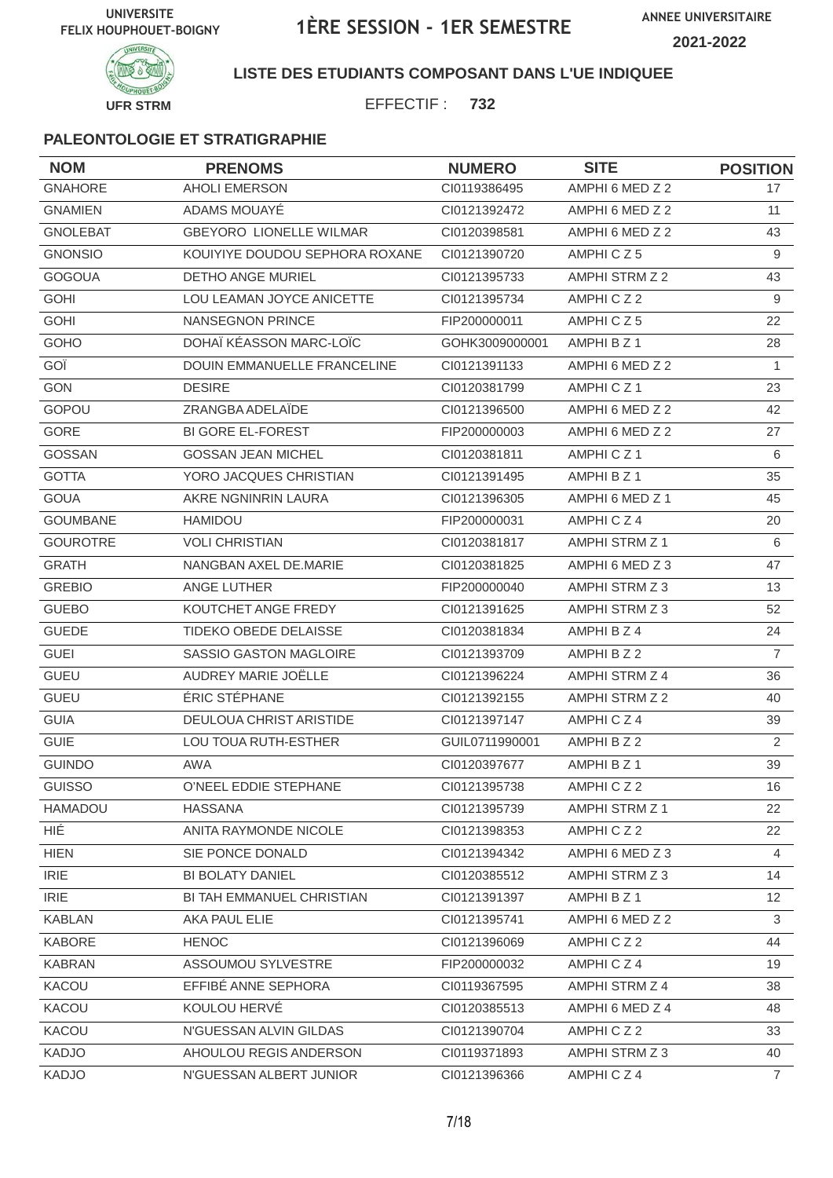UNIVERSITE FELIX HOUPHOUET-BOIGNY

# 1ÈRE SESSION - 1ER SEMESTRE

ANNEE UNIVERSITAIRE 2021-2022

UFR STRM

**LISTE DES ETUDIANTS COMPOSANT DANS L'UE INDIQUEE**

EFFECTIF : **732**

### PALEONTOLOGIE ET STRATIGRAPHIE

| NOM | PRENOMS | NUMERO | SITE | POSITION |
|---|---|---|---|---|
| GNAHORE | AHOLI EMERSON | CI0119386495 | AMPHI 6 MED Z 2 | 17 |
| GNAMIEN | ADAMS MOUAYÉ | CI0121392472 | AMPHI 6 MED Z 2 | 11 |
| GNOLEBAT | GBEYORO LIONELLE WILMAR | CI0120398581 | AMPHI 6 MED Z 2 | 43 |
| GNONSIO | KOUIYIYE DOUDOU SEPHORA ROXANE | CI0121390720 | AMPHI C Z 5 | 9 |
| GOGOUA | DETHO ANGE MURIEL | CI0121395733 | AMPHI STRM Z 2 | 43 |
| GOHI | LOU LEAMAN JOYCE ANICETTE | CI0121395734 | AMPHI C Z 2 | 9 |
| GOHI | NANSEGNON PRINCE | FIP200000011 | AMPHI C Z 5 | 22 |
| GOHO | DOHAÏ KÉASSON MARC-LOÏC | GOHK3009000001 | AMPHI B Z 1 | 28 |
| GOÏ | DOUIN EMMANUELLE FRANCELINE | CI0121391133 | AMPHI 6 MED Z 2 | 1 |
| GON | DESIRE | CI0120381799 | AMPHI C Z 1 | 23 |
| GOPOU | ZRANGBA ADELAÏDE | CI0121396500 | AMPHI 6 MED Z 2 | 42 |
| GORE | BI GORE EL-FOREST | FIP200000003 | AMPHI 6 MED Z 2 | 27 |
| GOSSAN | GOSSAN JEAN MICHEL | CI0120381811 | AMPHI C Z 1 | 6 |
| GOTTA | YORO JACQUES CHRISTIAN | CI0121391495 | AMPHI B Z 1 | 35 |
| GOUA | AKRE NGNINRIN LAURA | CI0121396305 | AMPHI 6 MED Z 1 | 45 |
| GOUMBANE | HAMIDOU | FIP200000031 | AMPHI C Z 4 | 20 |
| GOUROTRE | VOLI CHRISTIAN | CI0120381817 | AMPHI STRM Z 1 | 6 |
| GRATH | NANGBAN AXEL DE.MARIE | CI0120381825 | AMPHI 6 MED Z 3 | 47 |
| GREBIO | ANGE LUTHER | FIP200000040 | AMPHI STRM Z 3 | 13 |
| GUEBO | KOUTCHET ANGE FREDY | CI0121391625 | AMPHI STRM Z 3 | 52 |
| GUEDE | TIDEKO OBEDE DELAISSE | CI0120381834 | AMPHI B Z 4 | 24 |
| GUEI | SASSIO GASTON MAGLOIRE | CI0121393709 | AMPHI B Z 2 | 7 |
| GUEU | AUDREY MARIE JOËLLE | CI0121396224 | AMPHI STRM Z 4 | 36 |
| GUEU | ÉRIC STÉPHANE | CI0121392155 | AMPHI STRM Z 2 | 40 |
| GUIA | DEULOUA CHRIST ARISTIDE | CI0121397147 | AMPHI C Z 4 | 39 |
| GUIE | LOU TOUA RUTH-ESTHER | GUIL0711990001 | AMPHI B Z 2 | 2 |
| GUINDO | AWA | CI0120397677 | AMPHI B Z 1 | 39 |
| GUISSO | O'NEEL EDDIE STEPHANE | CI0121395738 | AMPHI C Z 2 | 16 |
| HAMADOU | HASSANA | CI0121395739 | AMPHI STRM Z 1 | 22 |
| HIÉ | ANITA RAYMONDE NICOLE | CI0121398353 | AMPHI C Z 2 | 22 |
| HIEN | SIE PONCE DONALD | CI0121394342 | AMPHI 6 MED Z 3 | 4 |
| IRIE | BI BOLATY DANIEL | CI0120385512 | AMPHI STRM Z 3 | 14 |
| IRIE | BI TAH EMMANUEL CHRISTIAN | CI0121391397 | AMPHI B Z 1 | 12 |
| KABLAN | AKA PAUL ELIE | CI0121395741 | AMPHI 6 MED Z 2 | 3 |
| KABORE | HENOC | CI0121396069 | AMPHI C Z 2 | 44 |
| KABRAN | ASSOUMOU SYLVESTRE | FIP200000032 | AMPHI C Z 4 | 19 |
| KACOU | EFFIBÉ ANNE SEPHORA | CI0119367595 | AMPHI STRM Z 4 | 38 |
| KACOU | KOULOU HERVÉ | CI0120385513 | AMPHI 6 MED Z 4 | 48 |
| KACOU | N'GUESSAN ALVIN GILDAS | CI0121390704 | AMPHI C Z 2 | 33 |
| KADJO | AHOULOU REGIS ANDERSON | CI0119371893 | AMPHI STRM Z 3 | 40 |
| KADJO | N'GUESSAN ALBERT JUNIOR | CI0121396366 | AMPHI C Z 4 | 7 |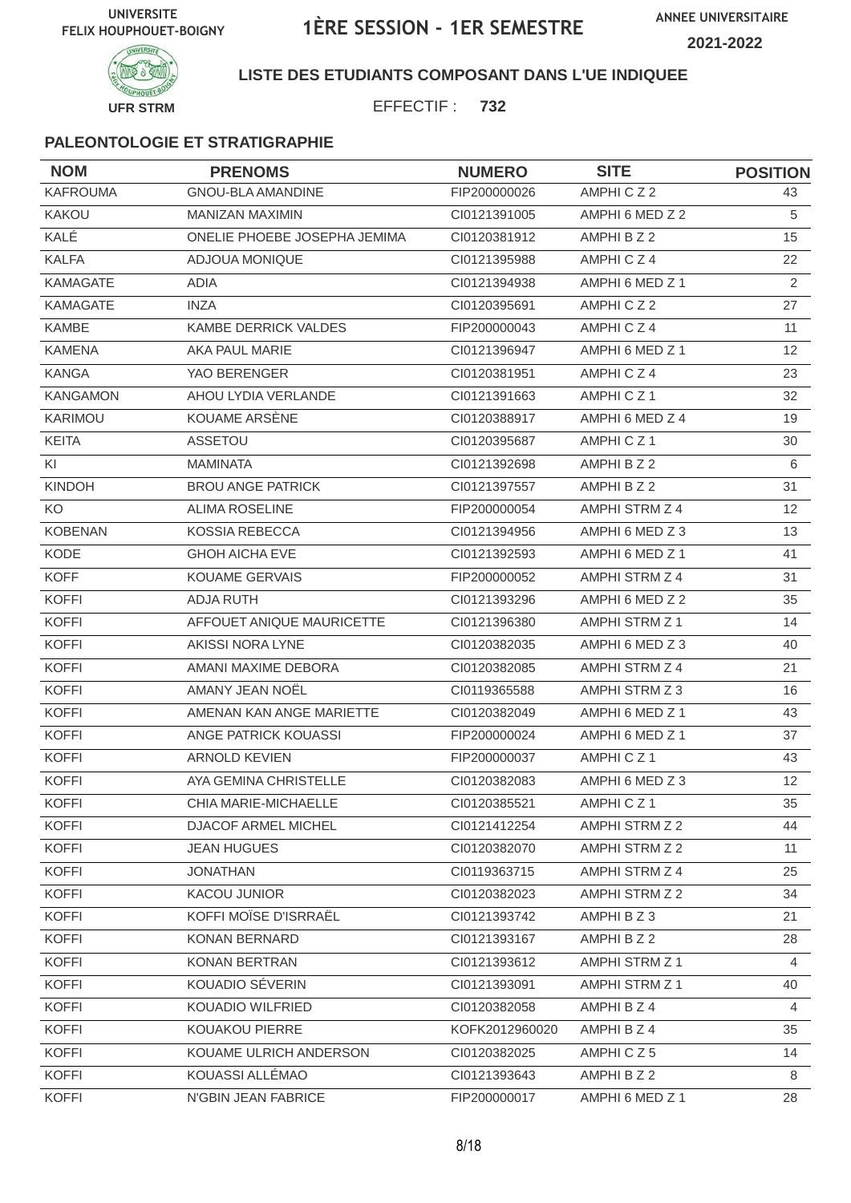UNIVERSITE FELIX HOUPHOUET-BOIGNY

# 1ÈRE SESSION - 1ER SEMESTRE

ANNEE UNIVERSITAIRE 2021-2022

UFR STRM

**LISTE DES ETUDIANTS COMPOSANT DANS L'UE INDIQUEE**

EFFECTIF : **732**

**PALEONTOLOGIE ET STRATIGRAPHIE**

| NOM | PRENOMS | NUMERO | SITE | POSITION |
|---|---|---|---|---|
| KAFROUMA | GNOU-BLA AMANDINE | FIP200000026 | AMPHI C Z 2 | 43 |
| KAKOU | MANIZAN MAXIMIN | CI0121391005 | AMPHI 6 MED Z 2 | 5 |
| KALÉ | ONELIE PHOEBE JOSEPHA JEMIMA | CI0120381912 | AMPHI B Z 2 | 15 |
| KALFA | ADJOUA MONIQUE | CI0121395988 | AMPHI C Z 4 | 22 |
| KAMAGATE | ADIA | CI0121394938 | AMPHI 6 MED Z 1 | 2 |
| KAMAGATE | INZA | CI0120395691 | AMPHI C Z 2 | 27 |
| KAMBE | KAMBE DERRICK VALDES | FIP200000043 | AMPHI C Z 4 | 11 |
| KAMENA | AKA PAUL MARIE | CI0121396947 | AMPHI 6 MED Z 1 | 12 |
| KANGA | YAO BERENGER | CI0120381951 | AMPHI C Z 4 | 23 |
| KANGAMON | AHOU LYDIA VERLANDE | CI0121391663 | AMPHI C Z 1 | 32 |
| KARIMOU | KOUAME ARSÈNE | CI0120388917 | AMPHI 6 MED Z 4 | 19 |
| KEITA | ASSETOU | CI0120395687 | AMPHI C Z 1 | 30 |
| KI | MAMINATA | CI0121392698 | AMPHI B Z 2 | 6 |
| KINDOH | BROU ANGE PATRICK | CI0121397557 | AMPHI B Z 2 | 31 |
| KO | ALIMA ROSELINE | FIP200000054 | AMPHI STRM Z 4 | 12 |
| KOBENAN | KOSSIA REBECCA | CI0121394956 | AMPHI 6 MED Z 3 | 13 |
| KODE | GHOH AICHA EVE | CI0121392593 | AMPHI 6 MED Z 1 | 41 |
| KOFF | KOUAME GERVAIS | FIP200000052 | AMPHI STRM Z 4 | 31 |
| KOFFI | ADJA RUTH | CI0121393296 | AMPHI 6 MED Z 2 | 35 |
| KOFFI | AFFOUET ANIQUE MAURICETTE | CI0121396380 | AMPHI STRM Z 1 | 14 |
| KOFFI | AKISSI NORA LYNE | CI0120382035 | AMPHI 6 MED Z 3 | 40 |
| KOFFI | AMANI MAXIME DEBORA | CI0120382085 | AMPHI STRM Z 4 | 21 |
| KOFFI | AMANY JEAN NOËL | CI0119365588 | AMPHI STRM Z 3 | 16 |
| KOFFI | AMENAN KAN ANGE MARIETTE | CI0120382049 | AMPHI 6 MED Z 1 | 43 |
| KOFFI | ANGE PATRICK KOUASSI | FIP200000024 | AMPHI 6 MED Z 1 | 37 |
| KOFFI | ARNOLD KEVIEN | FIP200000037 | AMPHI C Z 1 | 43 |
| KOFFI | AYA GEMINA CHRISTELLE | CI0120382083 | AMPHI 6 MED Z 3 | 12 |
| KOFFI | CHIA MARIE-MICHAELLE | CI0120385521 | AMPHI C Z 1 | 35 |
| KOFFI | DJACOF ARMEL MICHEL | CI0121412254 | AMPHI STRM Z 2 | 44 |
| KOFFI | JEAN HUGUES | CI0120382070 | AMPHI STRM Z 2 | 11 |
| KOFFI | JONATHAN | CI0119363715 | AMPHI STRM Z 4 | 25 |
| KOFFI | KACOU JUNIOR | CI0120382023 | AMPHI STRM Z 2 | 34 |
| KOFFI | KOFFI MOÏSE D'ISRRAËL | CI0121393742 | AMPHI B Z 3 | 21 |
| KOFFI | KONAN BERNARD | CI0121393167 | AMPHI B Z 2 | 28 |
| KOFFI | KONAN BERTRAN | CI0121393612 | AMPHI STRM Z 1 | 4 |
| KOFFI | KOUADIO SÉVERIN | CI0121393091 | AMPHI STRM Z 1 | 40 |
| KOFFI | KOUADIO WILFRIED | CI0120382058 | AMPHI B Z 4 | 4 |
| KOFFI | KOUAKOU PIERRE | KOFK2012960020 | AMPHI B Z 4 | 35 |
| KOFFI | KOUAME ULRICH ANDERSON | CI0120382025 | AMPHI C Z 5 | 14 |
| KOFFI | KOUASSI ALLÉMAO | CI0121393643 | AMPHI B Z 2 | 8 |
| KOFFI | N'GBIN JEAN FABRICE | FIP200000017 | AMPHI 6 MED Z 1 | 28 |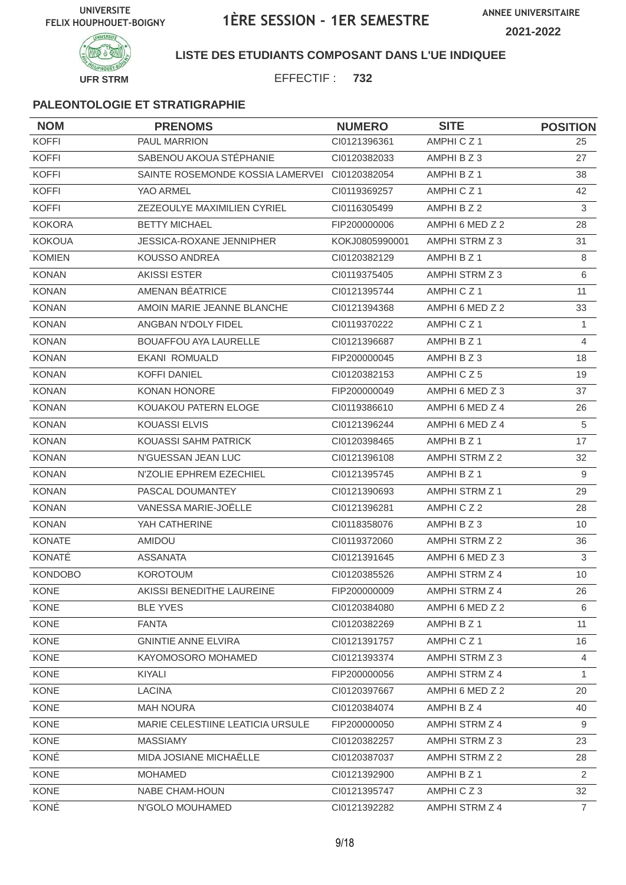UNIVERSITE FELIX HOUPHOUET-BOIGNY

# 1ÈRE SESSION - 1ER SEMESTRE

ANNEE UNIVERSITAIRE 2021-2022

UFR STRM

**LISTE DES ETUDIANTS COMPOSANT DANS L'UE INDIQUEE**

EFFECTIF : **732**

### PALEONTOLOGIE ET STRATIGRAPHIE

| NOM | PRENOMS | NUMERO | SITE | POSITION |
|---|---|---|---|---|
| KOFFI | PAUL MARRION | CI0121396361 | AMPHI C Z 1 | 25 |
| KOFFI | SABENOU AKOUA STÉPHANIE | CI0120382033 | AMPHI B Z 3 | 27 |
| KOFFI | SAINTE ROSEMONDE KOSSIA LAMERVEI | CI0120382054 | AMPHI B Z 1 | 38 |
| KOFFI | YAO ARMEL | CI0119369257 | AMPHI C Z 1 | 42 |
| KOFFI | ZEZEOULYE MAXIMILIEN CYRIEL | CI0116305499 | AMPHI B Z 2 | 3 |
| KOKORA | BETTY MICHAEL | FIP200000006 | AMPHI 6 MED Z 2 | 28 |
| KOKOUA | JESSICA-ROXANE JENNIPHER | KOKJ0805990001 | AMPHI STRM Z 3 | 31 |
| KOMIEN | KOUSSO ANDREA | CI0120382129 | AMPHI B Z 1 | 8 |
| KONAN | AKISSI ESTER | CI0119375405 | AMPHI STRM Z 3 | 6 |
| KONAN | AMENAN BÉATRICE | CI0121395744 | AMPHI C Z 1 | 11 |
| KONAN | AMOIN MARIE JEANNE BLANCHE | CI0121394368 | AMPHI 6 MED Z 2 | 33 |
| KONAN | ANGBAN N'DOLY FIDEL | CI0119370222 | AMPHI C Z 1 | 1 |
| KONAN | BOUAFFOU AYA LAURELLE | CI0121396687 | AMPHI B Z 1 | 4 |
| KONAN | EKANI ROMUALD | FIP200000045 | AMPHI B Z 3 | 18 |
| KONAN | KOFFI DANIEL | CI0120382153 | AMPHI C Z 5 | 19 |
| KONAN | KONAN HONORE | FIP200000049 | AMPHI 6 MED Z 3 | 37 |
| KONAN | KOUAKOU PATERN ELOGE | CI0119386610 | AMPHI 6 MED Z 4 | 26 |
| KONAN | KOUASSI ELVIS | CI0121396244 | AMPHI 6 MED Z 4 | 5 |
| KONAN | KOUASSI SAHM PATRICK | CI0120398465 | AMPHI B Z 1 | 17 |
| KONAN | N'GUESSAN JEAN LUC | CI0121396108 | AMPHI STRM Z 2 | 32 |
| KONAN | N'ZOLIE EPHREM EZECHIEL | CI0121395745 | AMPHI B Z 1 | 9 |
| KONAN | PASCAL DOUMANTEY | CI0121390693 | AMPHI STRM Z 1 | 29 |
| KONAN | VANESSA MARIE-JOËLLE | CI0121396281 | AMPHI C Z 2 | 28 |
| KONAN | YAH CATHERINE | CI0118358076 | AMPHI B Z 3 | 10 |
| KONATE | AMIDOU | CI0119372060 | AMPHI STRM Z 2 | 36 |
| KONATÉ | ASSANATA | CI0121391645 | AMPHI 6 MED Z 3 | 3 |
| KONDOBO | KOROTOUM | CI0120385526 | AMPHI STRM Z 4 | 10 |
| KONE | AKISSI BENEDITHE LAUREINE | FIP200000009 | AMPHI STRM Z 4 | 26 |
| KONE | BLE YVES | CI0120384080 | AMPHI 6 MED Z 2 | 6 |
| KONE | FANTA | CI0120382269 | AMPHI B Z 1 | 11 |
| KONE | GNINTIE ANNE ELVIRA | CI0121391757 | AMPHI C Z 1 | 16 |
| KONE | KAYOMOSORO MOHAMED | CI0121393374 | AMPHI STRM Z 3 | 4 |
| KONE | KIYALI | FIP200000056 | AMPHI STRM Z 4 | 1 |
| KONE | LACINA | CI0120397667 | AMPHI 6 MED Z 2 | 20 |
| KONE | MAH NOURA | CI0120384074 | AMPHI B Z 4 | 40 |
| KONE | MARIE CELESTIINE LEATICIA URSULE | FIP200000050 | AMPHI STRM Z 4 | 9 |
| KONE | MASSIAMY | CI0120382257 | AMPHI STRM Z 3 | 23 |
| KONÉ | MIDA JOSIANE MICHAËLLE | CI0120387037 | AMPHI STRM Z 2 | 28 |
| KONE | MOHAMED | CI0121392900 | AMPHI B Z 1 | 2 |
| KONE | NABE CHAM-HOUN | CI0121395747 | AMPHI C Z 3 | 32 |
| KONÉ | N'GOLO MOUHAMED | CI0121392282 | AMPHI STRM Z 4 | 7 |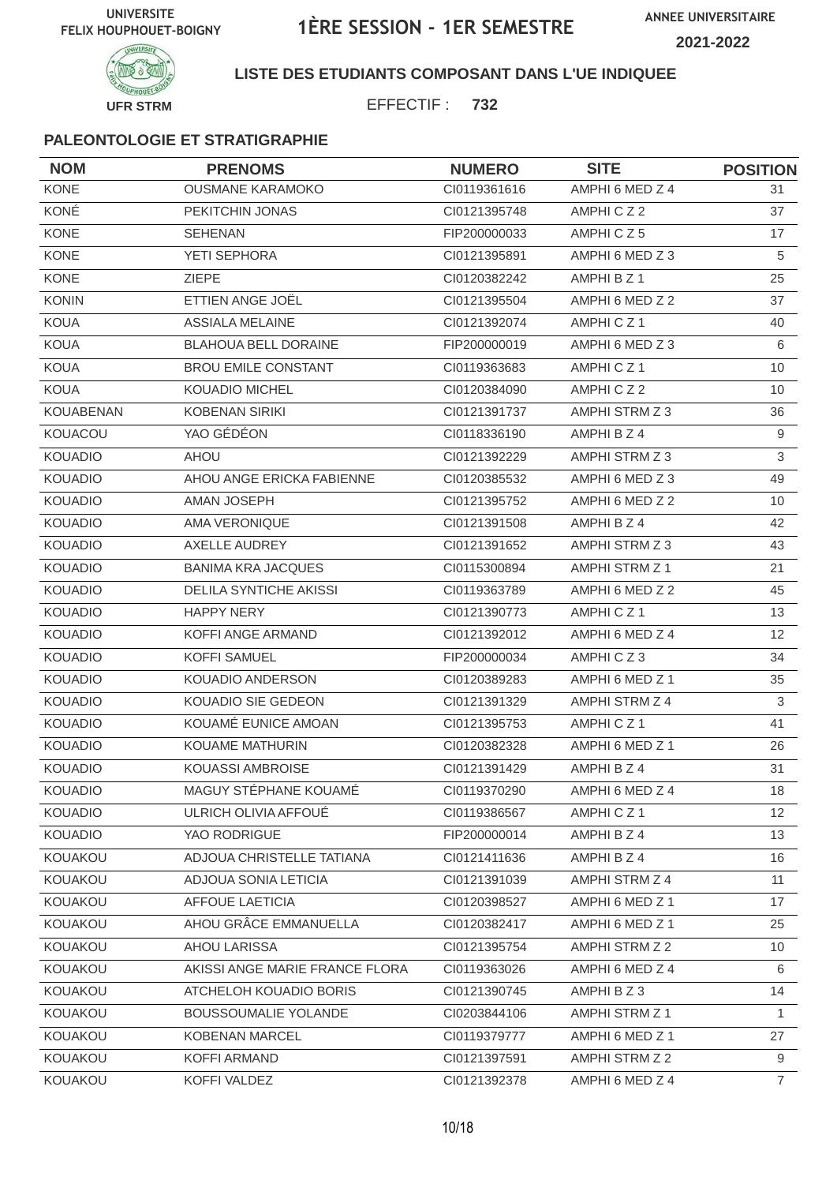UNIVERSITE FELIX HOUPHOUET-BOIGNY

# 1ÈRE SESSION - 1ER SEMESTRE

ANNEE UNIVERSITAIRE 2021-2022

UFR STRM

**LISTE DES ETUDIANTS COMPOSANT DANS L'UE INDIQUEE**

EFFECTIF : **732**

### PALEONTOLOGIE ET STRATIGRAPHIE

| NOM | PRENOMS | NUMERO | SITE | POSITION |
|---|---|---|---|---|
| KONE | OUSMANE KARAMOKO | CI0119361616 | AMPHI 6 MED Z 4 | 31 |
| KONÉ | PEKITCHIN JONAS | CI0121395748 | AMPHI C Z 2 | 37 |
| KONE | SEHENAN | FIP200000033 | AMPHI C Z 5 | 17 |
| KONE | YETI SEPHORA | CI0121395891 | AMPHI 6 MED Z 3 | 5 |
| KONE | ZIEPE | CI0120382242 | AMPHI B Z 1 | 25 |
| KONIN | ETTIEN ANGE JOËL | CI0121395504 | AMPHI 6 MED Z 2 | 37 |
| KOUA | ASSIALA MELAINE | CI0121392074 | AMPHI C Z 1 | 40 |
| KOUA | BLAHOUA BELL DORAINE | FIP200000019 | AMPHI 6 MED Z 3 | 6 |
| KOUA | BROU EMILE CONSTANT | CI0119363683 | AMPHI C Z 1 | 10 |
| KOUA | KOUADIO MICHEL | CI0120384090 | AMPHI C Z 2 | 10 |
| KOUABENAN | KOBENAN SIRIKI | CI0121391737 | AMPHI STRM Z 3 | 36 |
| KOUACOU | YAO GÉDÉON | CI0118336190 | AMPHI B Z 4 | 9 |
| KOUADIO | AHOU | CI0121392229 | AMPHI STRM Z 3 | 3 |
| KOUADIO | AHOU ANGE ERICKA FABIENNE | CI0120385532 | AMPHI 6 MED Z 3 | 49 |
| KOUADIO | AMAN JOSEPH | CI0121395752 | AMPHI 6 MED Z 2 | 10 |
| KOUADIO | AMA VERONIQUE | CI0121391508 | AMPHI B Z 4 | 42 |
| KOUADIO | AXELLE AUDREY | CI0121391652 | AMPHI STRM Z 3 | 43 |
| KOUADIO | BANIMA KRA JACQUES | CI0115300894 | AMPHI STRM Z 1 | 21 |
| KOUADIO | DELILA SYNTICHE AKISSI | CI0119363789 | AMPHI 6 MED Z 2 | 45 |
| KOUADIO | HAPPY NERY | CI0121390773 | AMPHI C Z 1 | 13 |
| KOUADIO | KOFFI ANGE ARMAND | CI0121392012 | AMPHI 6 MED Z 4 | 12 |
| KOUADIO | KOFFI SAMUEL | FIP200000034 | AMPHI C Z 3 | 34 |
| KOUADIO | KOUADIO ANDERSON | CI0120389283 | AMPHI 6 MED Z 1 | 35 |
| KOUADIO | KOUADIO SIE GEDEON | CI0121391329 | AMPHI STRM Z 4 | 3 |
| KOUADIO | KOUAMÉ EUNICE AMOAN | CI0121395753 | AMPHI C Z 1 | 41 |
| KOUADIO | KOUAME MATHURIN | CI0120382328 | AMPHI 6 MED Z 1 | 26 |
| KOUADIO | KOUASSI AMBROISE | CI0121391429 | AMPHI B Z 4 | 31 |
| KOUADIO | MAGUY STÉPHANE KOUAMÉ | CI0119370290 | AMPHI 6 MED Z 4 | 18 |
| KOUADIO | ULRICH OLIVIA AFFOUÉ | CI0119386567 | AMPHI C Z 1 | 12 |
| KOUADIO | YAO RODRIGUE | FIP200000014 | AMPHI B Z 4 | 13 |
| KOUAKOU | ADJOUA CHRISTELLE TATIANA | CI0121411636 | AMPHI B Z 4 | 16 |
| KOUAKOU | ADJOUA SONIA LETICIA | CI0121391039 | AMPHI STRM Z 4 | 11 |
| KOUAKOU | AFFOUE LAETICIA | CI0120398527 | AMPHI 6 MED Z 1 | 17 |
| KOUAKOU | AHOU GRÂCE EMMANUELLA | CI0120382417 | AMPHI 6 MED Z 1 | 25 |
| KOUAKOU | AHOU LARISSA | CI0121395754 | AMPHI STRM Z 2 | 10 |
| KOUAKOU | AKISSI ANGE MARIE FRANCE FLORA | CI0119363026 | AMPHI 6 MED Z 4 | 6 |
| KOUAKOU | ATCHELOH KOUADIO BORIS | CI0121390745 | AMPHI B Z 3 | 14 |
| KOUAKOU | BOUSSOUMALIE YOLANDE | CI0203844106 | AMPHI STRM Z 1 | 1 |
| KOUAKOU | KOBENAN MARCEL | CI0119379777 | AMPHI 6 MED Z 1 | 27 |
| KOUAKOU | KOFFI ARMAND | CI0121397591 | AMPHI STRM Z 2 | 9 |
| KOUAKOU | KOFFI VALDEZ | CI0121392378 | AMPHI 6 MED Z 4 | 7 |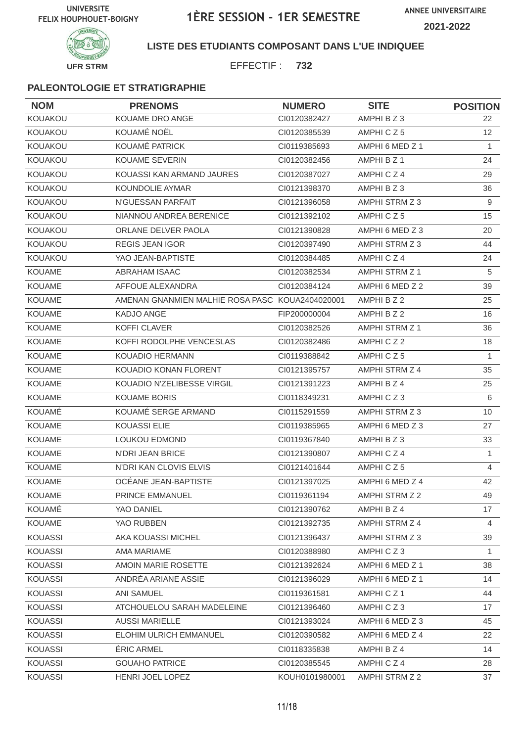UNIVERSITE FELIX HOUPHOUET-BOIGNY

# 1ÈRE SESSION - 1ER SEMESTRE

ANNEE UNIVERSITAIRE 2021-2022

UFR STRM

**LISTE DES ETUDIANTS COMPOSANT DANS L'UE INDIQUEE**

EFFECTIF : **732**

**PALEONTOLOGIE ET STRATIGRAPHIE**

| NOM | PRENOMS | NUMERO | SITE | POSITION |
|---|---|---|---|---|
| KOUAKOU | KOUAME DRO ANGE | CI0120382427 | AMPHI B Z 3 | 22 |
| KOUAKOU | KOUAMÉ NOËL | CI0120385539 | AMPHI C Z 5 | 12 |
| KOUAKOU | KOUAMÉ PATRICK | CI0119385693 | AMPHI 6 MED Z 1 | 1 |
| KOUAKOU | KOUAME SEVERIN | CI0120382456 | AMPHI B Z 1 | 24 |
| KOUAKOU | KOUASSI KAN ARMAND JAURES | CI0120387027 | AMPHI C Z 4 | 29 |
| KOUAKOU | KOUNDOLIE AYMAR | CI0121398370 | AMPHI B Z 3 | 36 |
| KOUAKOU | N'GUESSAN PARFAIT | CI0121396058 | AMPHI STRM Z 3 | 9 |
| KOUAKOU | NIANNOU ANDREA BERENICE | CI0121392102 | AMPHI C Z 5 | 15 |
| KOUAKOU | ORLANE DELVER PAOLA | CI0121390828 | AMPHI 6 MED Z 3 | 20 |
| KOUAKOU | REGIS JEAN IGOR | CI0120397490 | AMPHI STRM Z 3 | 44 |
| KOUAKOU | YAO JEAN-BAPTISTE | CI0120384485 | AMPHI C Z 4 | 24 |
| KOUAME | ABRAHAM ISAAC | CI0120382534 | AMPHI STRM Z 1 | 5 |
| KOUAME | AFFOUE ALEXANDRA | CI0120384124 | AMPHI 6 MED Z 2 | 39 |
| KOUAME | AMENAN GNANMIEN MALHIE ROSA PASC | KOUA2404020001 | AMPHI B Z 2 | 25 |
| KOUAME | KADJO ANGE | FIP200000004 | AMPHI B Z 2 | 16 |
| KOUAME | KOFFI CLAVER | CI0120382526 | AMPHI STRM Z 1 | 36 |
| KOUAME | KOFFI RODOLPHE VENCESLAS | CI0120382486 | AMPHI C Z 2 | 18 |
| KOUAME | KOUADIO HERMANN | CI0119388842 | AMPHI C Z 5 | 1 |
| KOUAME | KOUADIO KONAN FLORENT | CI0121395757 | AMPHI STRM Z 4 | 35 |
| KOUAME | KOUADIO N'ZELIBESSE VIRGIL | CI0121391223 | AMPHI B Z 4 | 25 |
| KOUAME | KOUAME BORIS | CI0118349231 | AMPHI C Z 3 | 6 |
| KOUAMÉ | KOUAMÉ SERGE ARMAND | CI0115291559 | AMPHI STRM Z 3 | 10 |
| KOUAME | KOUASSI ELIE | CI0119385965 | AMPHI 6 MED Z 3 | 27 |
| KOUAME | LOUKOU EDMOND | CI0119367840 | AMPHI B Z 3 | 33 |
| KOUAME | N'DRI JEAN BRICE | CI0121390807 | AMPHI C Z 4 | 1 |
| KOUAME | N'DRI KAN CLOVIS ELVIS | CI0121401644 | AMPHI C Z 5 | 4 |
| KOUAME | OCÉANE JEAN-BAPTISTE | CI0121397025 | AMPHI 6 MED Z 4 | 42 |
| KOUAME | PRINCE EMMANUEL | CI0119361194 | AMPHI STRM Z 2 | 49 |
| KOUAMÉ | YAO DANIEL | CI0121390762 | AMPHI B Z 4 | 17 |
| KOUAME | YAO RUBBEN | CI0121392735 | AMPHI STRM Z 4 | 4 |
| KOUASSI | AKA KOUASSI MICHEL | CI0121396437 | AMPHI STRM Z 3 | 39 |
| KOUASSI | AMA MARIAME | CI0120388980 | AMPHI C Z 3 | 1 |
| KOUASSI | AMOIN MARIE ROSETTE | CI0121392624 | AMPHI 6 MED Z 1 | 38 |
| KOUASSI | ANDRÉA ARIANE ASSIE | CI0121396029 | AMPHI 6 MED Z 1 | 14 |
| KOUASSI | ANI SAMUEL | CI0119361581 | AMPHI C Z 1 | 44 |
| KOUASSI | ATCHOUELOU SARAH MADELEINE | CI0121396460 | AMPHI C Z 3 | 17 |
| KOUASSI | AUSSI MARIELLE | CI0121393024 | AMPHI 6 MED Z 3 | 45 |
| KOUASSI | ELOHIM ULRICH EMMANUEL | CI0120390582 | AMPHI 6 MED Z 4 | 22 |
| KOUASSI | ÉRIC ARMEL | CI0118335838 | AMPHI B Z 4 | 14 |
| KOUASSI | GOUAHO PATRICE | CI0120385545 | AMPHI C Z 4 | 28 |
| KOUASSI | HENRI JOEL LOPEZ | KOUH0101980001 | AMPHI STRM Z 2 | 37 |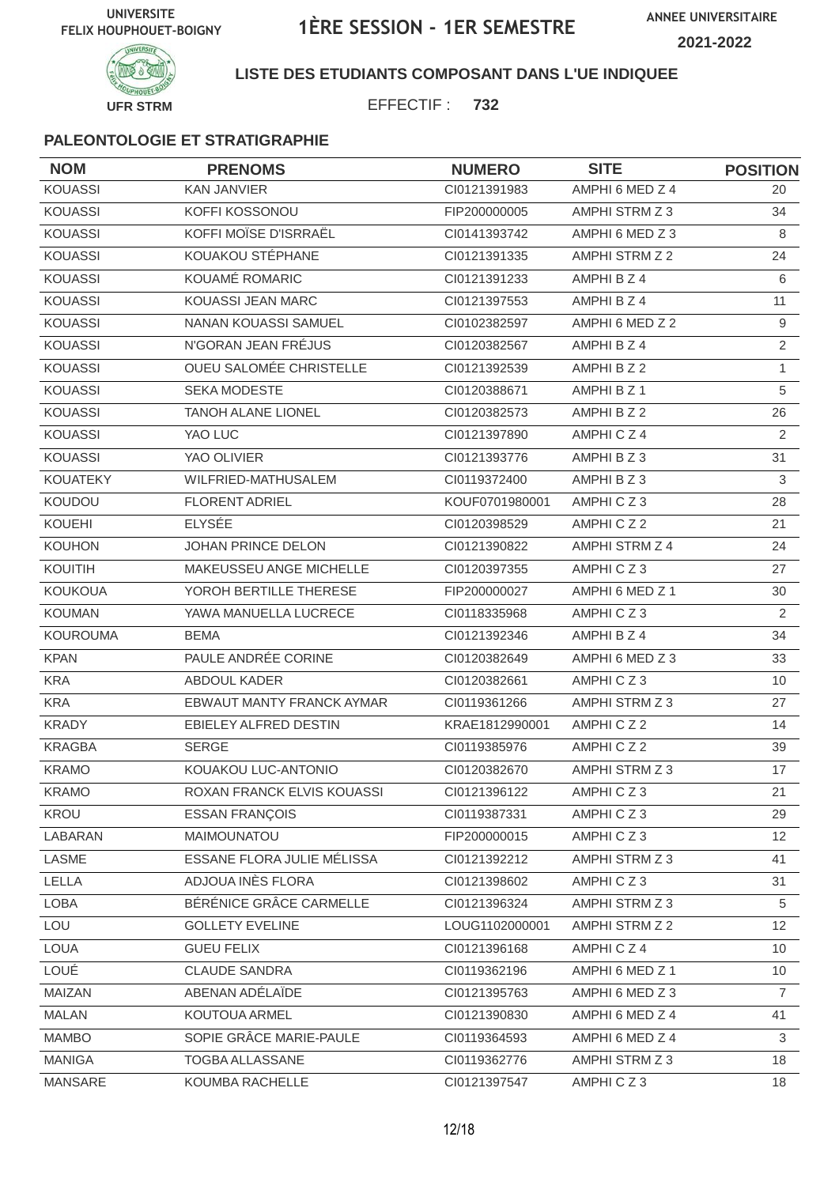UNIVERSITE FELIX HOUPHOUET-BOIGNY

# 1ÈRE SESSION - 1ER SEMESTRE

ANNEE UNIVERSITAIRE 2021-2022

UFR STRM

**LISTE DES ETUDIANTS COMPOSANT DANS L'UE INDIQUEE**

EFFECTIF : **732**

### PALEONTOLOGIE ET STRATIGRAPHIE

| NOM | PRENOMS | NUMERO | SITE | POSITION |
|---|---|---|---|---|
| KOUASSI | KAN JANVIER | CI0121391983 | AMPHI 6 MED Z 4 | 20 |
| KOUASSI | KOFFI KOSSONOU | FIP200000005 | AMPHI STRM Z 3 | 34 |
| KOUASSI | KOFFI MOÏSE D'ISRRAËL | CI0141393742 | AMPHI 6 MED Z 3 | 8 |
| KOUASSI | KOUAKOU STÉPHANE | CI0121391335 | AMPHI STRM Z 2 | 24 |
| KOUASSI | KOUAMÉ ROMARIC | CI0121391233 | AMPHI B Z 4 | 6 |
| KOUASSI | KOUASSI JEAN MARC | CI0121397553 | AMPHI B Z 4 | 11 |
| KOUASSI | NANAN KOUASSI SAMUEL | CI0102382597 | AMPHI 6 MED Z 2 | 9 |
| KOUASSI | N'GORAN JEAN FRÉJUS | CI0120382567 | AMPHI B Z 4 | 2 |
| KOUASSI | OUEU SALOMÉE CHRISTELLE | CI0121392539 | AMPHI B Z 2 | 1 |
| KOUASSI | SEKA MODESTE | CI0120388671 | AMPHI B Z 1 | 5 |
| KOUASSI | TANOH ALANE LIONEL | CI0120382573 | AMPHI B Z 2 | 26 |
| KOUASSI | YAO LUC | CI0121397890 | AMPHI C Z 4 | 2 |
| KOUASSI | YAO OLIVIER | CI0121393776 | AMPHI B Z 3 | 31 |
| KOUATEKY | WILFRIED-MATHUSALEM | CI0119372400 | AMPHI B Z 3 | 3 |
| KOUDOU | FLORENT ADRIEL | KOUF0701980001 | AMPHI C Z 3 | 28 |
| KOUEHI | ELYSÉE | CI0120398529 | AMPHI C Z 2 | 21 |
| KOUHON | JOHAN PRINCE DELON | CI0121390822 | AMPHI STRM Z 4 | 24 |
| KOUITIH | MAKEUSSEU ANGE MICHELLE | CI0120397355 | AMPHI C Z 3 | 27 |
| KOUKOUA | YOROH BERTILLE THERESE | FIP200000027 | AMPHI 6 MED Z 1 | 30 |
| KOUMAN | YAWA MANUELLA LUCRECE | CI0118335968 | AMPHI C Z 3 | 2 |
| KOUROUMA | BEMA | CI0121392346 | AMPHI B Z 4 | 34 |
| KPAN | PAULE ANDRÉE CORINE | CI0120382649 | AMPHI 6 MED Z 3 | 33 |
| KRA | ABDOUL KADER | CI0120382661 | AMPHI C Z 3 | 10 |
| KRA | EBWAUT MANTY FRANCK AYMAR | CI0119361266 | AMPHI STRM Z 3 | 27 |
| KRADY | EBIELEY ALFRED DESTIN | KRAE1812990001 | AMPHI C Z 2 | 14 |
| KRAGBA | SERGE | CI0119385976 | AMPHI C Z 2 | 39 |
| KRAMO | KOUAKOU LUC-ANTONIO | CI0120382670 | AMPHI STRM Z 3 | 17 |
| KRAMO | ROXAN FRANCK ELVIS KOUASSI | CI0121396122 | AMPHI C Z 3 | 21 |
| KROU | ESSAN FRANÇOIS | CI0119387331 | AMPHI C Z 3 | 29 |
| LABARAN | MAIMOUNATOU | FIP200000015 | AMPHI C Z 3 | 12 |
| LASME | ESSANE FLORA JULIE MÉLISSA | CI0121392212 | AMPHI STRM Z 3 | 41 |
| LELLA | ADJOUA INÈS FLORA | CI0121398602 | AMPHI C Z 3 | 31 |
| LOBA | BÉRÉNICE GRÂCE CARMELLE | CI0121396324 | AMPHI STRM Z 3 | 5 |
| LOU | GOLLETY EVELINE | LOUG1102000001 | AMPHI STRM Z 2 | 12 |
| LOUA | GUEU FELIX | CI0121396168 | AMPHI C Z 4 | 10 |
| LOUÉ | CLAUDE SANDRA | CI0119362196 | AMPHI 6 MED Z 1 | 10 |
| MAIZAN | ABENAN ADÉLAÏDE | CI0121395763 | AMPHI 6 MED Z 3 | 7 |
| MALAN | KOUTOUA ARMEL | CI0121390830 | AMPHI 6 MED Z 4 | 41 |
| MAMBO | SOPIE GRÂCE MARIE-PAULE | CI0119364593 | AMPHI 6 MED Z 4 | 3 |
| MANIGA | TOGBA ALLASSANE | CI0119362776 | AMPHI STRM Z 3 | 18 |
| MANSARE | KOUMBA RACHELLE | CI0121397547 | AMPHI C Z 3 | 18 |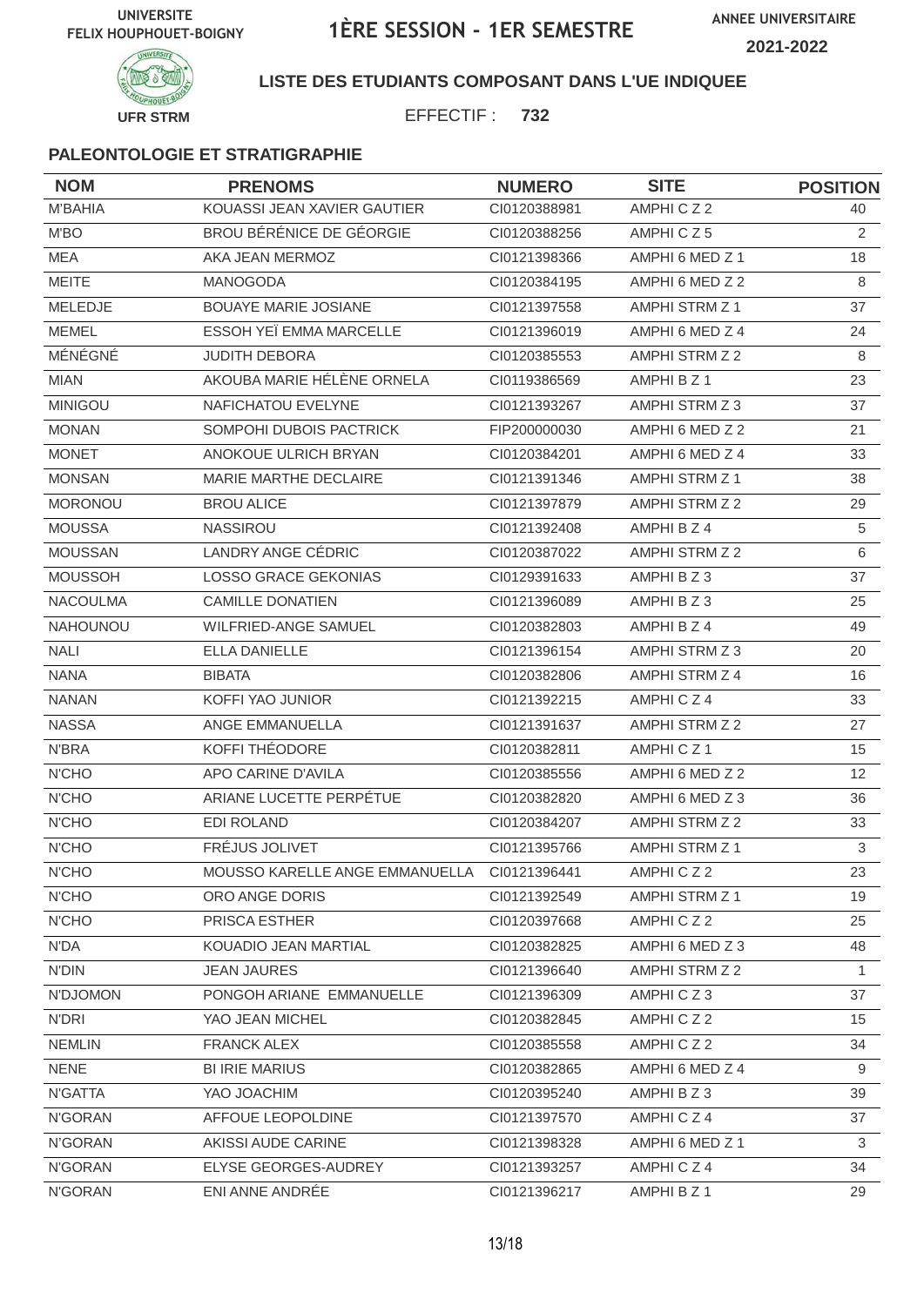UNIVERSITE FELIX HOUPHOUET-BOIGNY

# 1ÈRE SESSION - 1ER SEMESTRE

ANNEE UNIVERSITAIRE 2021-2022

UFR STRM

**LISTE DES ETUDIANTS COMPOSANT DANS L'UE INDIQUEE**

EFFECTIF : **732**

### PALEONTOLOGIE ET STRATIGRAPHIE

| NOM | PRENOMS | NUMERO | SITE | POSITION |
|---|---|---|---|---|
| M'BAHIA | KOUASSI JEAN XAVIER GAUTIER | CI0120388981 | AMPHI C Z 2 | 40 |
| M'BO | BROU BÉRÉNICE DE GÉORGIE | CI0120388256 | AMPHI C Z 5 | 2 |
| MEA | AKA JEAN MERMOZ | CI0121398366 | AMPHI 6 MED Z 1 | 18 |
| MEITE | MANOGODA | CI0120384195 | AMPHI 6 MED Z 2 | 8 |
| MELEDJE | BOUAYE MARIE JOSIANE | CI0121397558 | AMPHI STRM Z 1 | 37 |
| MEMEL | ESSOH YEÏ EMMA MARCELLE | CI0121396019 | AMPHI 6 MED Z 4 | 24 |
| MÉNÉGNÉ | JUDITH DEBORA | CI0120385553 | AMPHI STRM Z 2 | 8 |
| MIAN | AKOUBA MARIE HÉLÈNE ORNELA | CI0119386569 | AMPHI B Z 1 | 23 |
| MINIGOU | NAFICHATOU EVELYNE | CI0121393267 | AMPHI STRM Z 3 | 37 |
| MONAN | SOMPOHI DUBOIS PACTRICK | FIP200000030 | AMPHI 6 MED Z 2 | 21 |
| MONET | ANOKOUE ULRICH BRYAN | CI0120384201 | AMPHI 6 MED Z 4 | 33 |
| MONSAN | MARIE MARTHE DECLAIRE | CI0121391346 | AMPHI STRM Z 1 | 38 |
| MORONOU | BROU ALICE | CI0121397879 | AMPHI STRM Z 2 | 29 |
| MOUSSA | NASSIROU | CI0121392408 | AMPHI B Z 4 | 5 |
| MOUSSAN | LANDRY ANGE CÉDRIC | CI0120387022 | AMPHI STRM Z 2 | 6 |
| MOUSSOH | LOSSO GRACE GEKONIAS | CI0129391633 | AMPHI B Z 3 | 37 |
| NACOULMA | CAMILLE DONATIEN | CI0121396089 | AMPHI B Z 3 | 25 |
| NAHOUNOU | WILFRIED-ANGE SAMUEL | CI0120382803 | AMPHI B Z 4 | 49 |
| NALI | ELLA DANIELLE | CI0121396154 | AMPHI STRM Z 3 | 20 |
| NANA | BIBATA | CI0120382806 | AMPHI STRM Z 4 | 16 |
| NANAN | KOFFI YAO JUNIOR | CI0121392215 | AMPHI C Z 4 | 33 |
| NASSA | ANGE EMMANUELLA | CI0121391637 | AMPHI STRM Z 2 | 27 |
| N'BRA | KOFFI THÉODORE | CI0120382811 | AMPHI C Z 1 | 15 |
| N'CHO | APO CARINE D'AVILA | CI0120385556 | AMPHI 6 MED Z 2 | 12 |
| N'CHO | ARIANE LUCETTE PERPÉTUE | CI0120382820 | AMPHI 6 MED Z 3 | 36 |
| N'CHO | EDI ROLAND | CI0120384207 | AMPHI STRM Z 2 | 33 |
| N'CHO | FRÉJUS JOLIVET | CI0121395766 | AMPHI STRM Z 1 | 3 |
| N'CHO | MOUSSO KARELLE ANGE EMMANUELLA | CI0121396441 | AMPHI C Z 2 | 23 |
| N'CHO | ORO ANGE DORIS | CI0121392549 | AMPHI STRM Z 1 | 19 |
| N'CHO | PRISCA ESTHER | CI0120397668 | AMPHI C Z 2 | 25 |
| N'DA | KOUADIO JEAN MARTIAL | CI0120382825 | AMPHI 6 MED Z 3 | 48 |
| N'DIN | JEAN JAURES | CI0121396640 | AMPHI STRM Z 2 | 1 |
| N'DJOMON | PONGOH ARIANE EMMANUELLE | CI0121396309 | AMPHI C Z 3 | 37 |
| N'DRI | YAO JEAN MICHEL | CI0120382845 | AMPHI C Z 2 | 15 |
| NEMLIN | FRANCK ALEX | CI0120385558 | AMPHI C Z 2 | 34 |
| NENE | BI IRIE MARIUS | CI0120382865 | AMPHI 6 MED Z 4 | 9 |
| N'GATTA | YAO JOACHIM | CI0120395240 | AMPHI B Z 3 | 39 |
| N'GORAN | AFFOUE LEOPOLDINE | CI0121397570 | AMPHI C Z 4 | 37 |
| N'GORAN | AKISSI AUDE CARINE | CI0121398328 | AMPHI 6 MED Z 1 | 3 |
| N'GORAN | ELYSE GEORGES-AUDREY | CI0121393257 | AMPHI C Z 4 | 34 |
| N'GORAN | ENI ANNE ANDRÉE | CI0121396217 | AMPHI B Z 1 | 29 |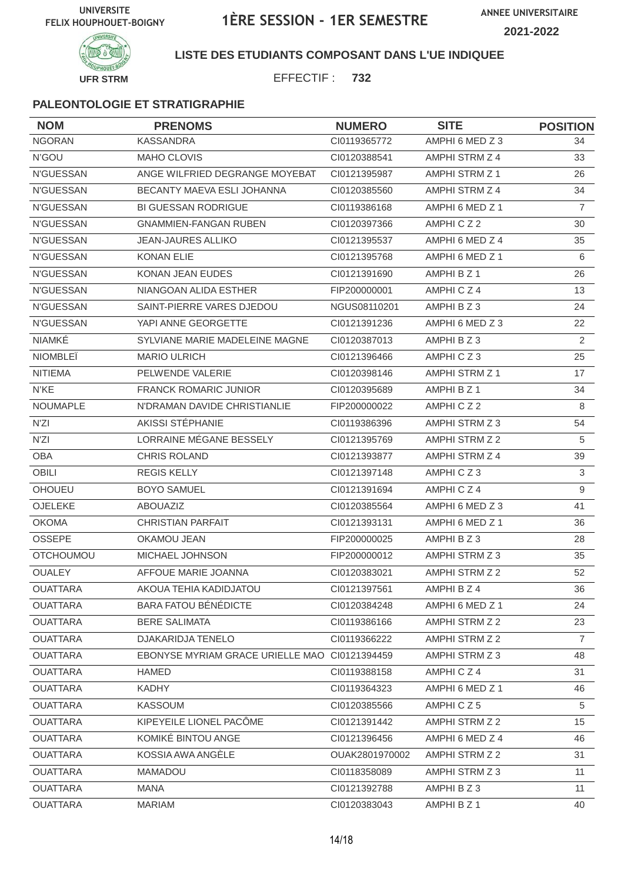UNIVERSITE FELIX HOUPHOUET-BOIGNY

# 1ÈRE SESSION - 1ER SEMESTRE

ANNEE UNIVERSITAIRE 2021-2022

UFR STRM

**LISTE DES ETUDIANTS COMPOSANT DANS L'UE INDIQUEE**

EFFECTIF : **732**

### PALEONTOLOGIE ET STRATIGRAPHIE

| NOM | PRENOMS | NUMERO | SITE | POSITION |
|---|---|---|---|---|
| NGORAN | KASSANDRA | CI0119365772 | AMPHI 6 MED Z 3 | 34 |
| N'GOU | MAHO CLOVIS | CI0120388541 | AMPHI STRM Z 4 | 33 |
| N'GUESSAN | ANGE WILFRIED DEGRANGE MOYEBAT | CI0121395987 | AMPHI STRM Z 1 | 26 |
| N'GUESSAN | BECANTY MAEVA ESLI JOHANNA | CI0120385560 | AMPHI STRM Z 4 | 34 |
| N'GUESSAN | BI GUESSAN RODRIGUE | CI0119386168 | AMPHI 6 MED Z 1 | 7 |
| N'GUESSAN | GNAMMIEN-FANGAN RUBEN | CI0120397366 | AMPHI C Z 2 | 30 |
| N'GUESSAN | JEAN-JAURES ALLIKO | CI0121395537 | AMPHI 6 MED Z 4 | 35 |
| N'GUESSAN | KONAN ELIE | CI0121395768 | AMPHI 6 MED Z 1 | 6 |
| N'GUESSAN | KONAN JEAN EUDES | CI0121391690 | AMPHI B Z 1 | 26 |
| N'GUESSAN | NIANGOAN ALIDA ESTHER | FIP200000001 | AMPHI C Z 4 | 13 |
| N'GUESSAN | SAINT-PIERRE VARES DJEDOU | NGUS08110201 | AMPHI B Z 3 | 24 |
| N'GUESSAN | YAPI ANNE GEORGETTE | CI0121391236 | AMPHI 6 MED Z 3 | 22 |
| NIAMKÉ | SYLVIANE MARIE MADELEINE MAGNE | CI0120387013 | AMPHI B Z 3 | 2 |
| NIOMBLEÏ | MARIO ULRICH | CI0121396466 | AMPHI C Z 3 | 25 |
| NITIEMA | PELWENDE VALERIE | CI0120398146 | AMPHI STRM Z 1 | 17 |
| N'KE | FRANCK ROMARIC JUNIOR | CI0120395689 | AMPHI B Z 1 | 34 |
| NOUMAPLE | N'DRAMAN DAVIDE CHRISTIANLIE | FIP200000022 | AMPHI C Z 2 | 8 |
| N'ZI | AKISSI STÉPHANIE | CI0119386396 | AMPHI STRM Z 3 | 54 |
| N'ZI | LORRAINE MÉGANE BESSELY | CI0121395769 | AMPHI STRM Z 2 | 5 |
| OBA | CHRIS ROLAND | CI0121393877 | AMPHI STRM Z 4 | 39 |
| OBILI | REGIS KELLY | CI0121397148 | AMPHI C Z 3 | 3 |
| OHOUEU | BOYO SAMUEL | CI0121391694 | AMPHI C Z 4 | 9 |
| OJELEKE | ABOUAZIZ | CI0120385564 | AMPHI 6 MED Z 3 | 41 |
| OKOMA | CHRISTIAN PARFAIT | CI0121393131 | AMPHI 6 MED Z 1 | 36 |
| OSSEPE | OKAMOU JEAN | FIP200000025 | AMPHI B Z 3 | 28 |
| OTCHOUMOU | MICHAEL JOHNSON | FIP200000012 | AMPHI STRM Z 3 | 35 |
| OUALEY | AFFOUE MARIE JOANNA | CI0120383021 | AMPHI STRM Z 2 | 52 |
| OUATTARA | AKOUA TEHIA KADIDJATOU | CI0121397561 | AMPHI B Z 4 | 36 |
| OUATTARA | BARA FATOU BÉNÉDICTE | CI0120384248 | AMPHI 6 MED Z 1 | 24 |
| OUATTARA | BERE SALIMATA | CI0119386166 | AMPHI STRM Z 2 | 23 |
| OUATTARA | DJAKARIDJA TENELO | CI0119366222 | AMPHI STRM Z 2 | 7 |
| OUATTARA | EBONYSE MYRIAM GRACE URIELLE MAO | CI0121394459 | AMPHI STRM Z 3 | 48 |
| OUATTARA | HAMED | CI0119388158 | AMPHI C Z 4 | 31 |
| OUATTARA | KADHY | CI0119364323 | AMPHI 6 MED Z 1 | 46 |
| OUATTARA | KASSOUM | CI0120385566 | AMPHI C Z 5 | 5 |
| OUATTARA | KIPEYEILE LIONEL PACÔME | CI0121391442 | AMPHI STRM Z 2 | 15 |
| OUATTARA | KOMIKÉ BINTOU ANGE | CI0121396456 | AMPHI 6 MED Z 4 | 46 |
| OUATTARA | KOSSIA AWA ANGÈLE | OUAK2801970002 | AMPHI STRM Z 2 | 31 |
| OUATTARA | MAMADOU | CI0118358089 | AMPHI STRM Z 3 | 11 |
| OUATTARA | MANA | CI0121392788 | AMPHI B Z 3 | 11 |
| OUATTARA | MARIAM | CI0120383043 | AMPHI B Z 1 | 40 |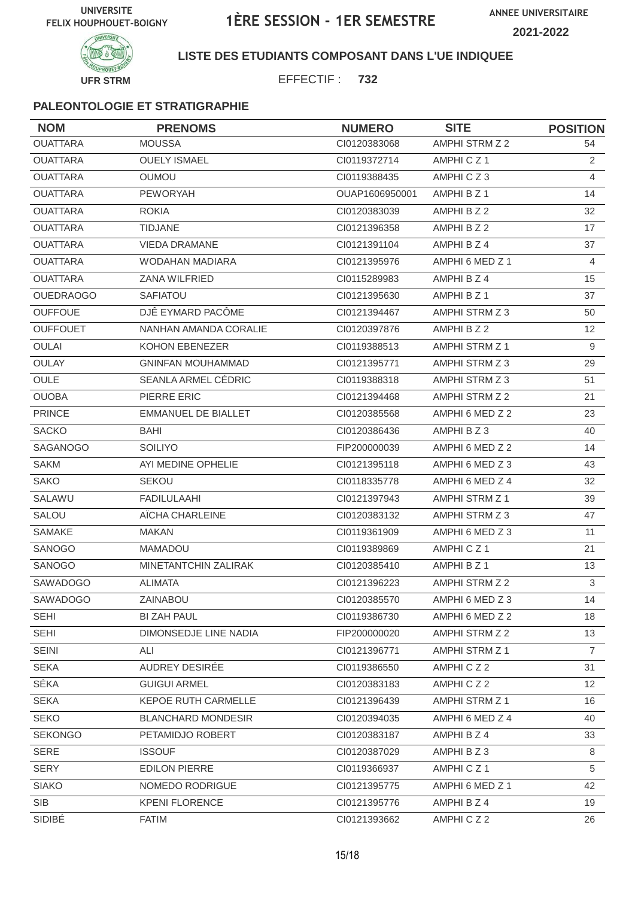UNIVERSITE FELIX HOUPHOUET-BOIGNY

# 1ÈRE SESSION - 1ER SEMESTRE

ANNEE UNIVERSITAIRE 2021-2022

UFR STRM

**LISTE DES ETUDIANTS COMPOSANT DANS L'UE INDIQUEE**

EFFECTIF : **732**

### PALEONTOLOGIE ET STRATIGRAPHIE

| NOM | PRENOMS | NUMERO | SITE | POSITION |
|---|---|---|---|---|
| OUATTARA | MOUSSA | CI0120383068 | AMPHI STRM Z 2 | 54 |
| OUATTARA | OUELY ISMAEL | CI0119372714 | AMPHI C Z 1 | 2 |
| OUATTARA | OUMOU | CI0119388435 | AMPHI C Z 3 | 4 |
| OUATTARA | PEWORYAH | OUAP1606950001 | AMPHI B Z 1 | 14 |
| OUATTARA | ROKIA | CI0120383039 | AMPHI B Z 2 | 32 |
| OUATTARA | TIDJANE | CI0121396358 | AMPHI B Z 2 | 17 |
| OUATTARA | VIEDA DRAMANE | CI0121391104 | AMPHI B Z 4 | 37 |
| OUATTARA | WODAHAN MADIARA | CI0121395976 | AMPHI 6 MED Z 1 | 4 |
| OUATTARA | ZANA WILFRIED | CI0115289983 | AMPHI B Z 4 | 15 |
| OUEDRAOGO | SAFIATOU | CI0121395630 | AMPHI B Z 1 | 37 |
| OUFFOUE | DJÊ EYMARD PACÔME | CI0121394467 | AMPHI STRM Z 3 | 50 |
| OUFFOUET | NANHAN AMANDA CORALIE | CI0120397876 | AMPHI B Z 2 | 12 |
| OULAI | KOHON EBENEZER | CI0119388513 | AMPHI STRM Z 1 | 9 |
| OULAY | GNINFAN MOUHAMMAD | CI0121395771 | AMPHI STRM Z 3 | 29 |
| OULE | SEANLA ARMEL CÉDRIC | CI0119388318 | AMPHI STRM Z 3 | 51 |
| OUOBA | PIERRE ERIC | CI0121394468 | AMPHI STRM Z 2 | 21 |
| PRINCE | EMMANUEL DE BIALLET | CI0120385568 | AMPHI 6 MED Z 2 | 23 |
| SACKO | BAHI | CI0120386436 | AMPHI B Z 3 | 40 |
| SAGANOGO | SOILIYO | FIP200000039 | AMPHI 6 MED Z 2 | 14 |
| SAKM | AYI MEDINE OPHELIE | CI0121395118 | AMPHI 6 MED Z 3 | 43 |
| SAKO | SEKOU | CI0118335778 | AMPHI 6 MED Z 4 | 32 |
| SALAWU | FADILULAAHI | CI0121397943 | AMPHI STRM Z 1 | 39 |
| SALOU | AÏCHA CHARLEINE | CI0120383132 | AMPHI STRM Z 3 | 47 |
| SAMAKE | MAKAN | CI0119361909 | AMPHI 6 MED Z 3 | 11 |
| SANOGO | MAMADOU | CI0119389869 | AMPHI C Z 1 | 21 |
| SANOGO | MINETANTCHIN ZALIRAK | CI0120385410 | AMPHI B Z 1 | 13 |
| SAWADOGO | ALIMATA | CI0121396223 | AMPHI STRM Z 2 | 3 |
| SAWADOGO | ZAINABOU | CI0120385570 | AMPHI 6 MED Z 3 | 14 |
| SEHI | BI ZAH PAUL | CI0119386730 | AMPHI 6 MED Z 2 | 18 |
| SEHI | DIMONSEDJE LINE NADIA | FIP200000020 | AMPHI STRM Z 2 | 13 |
| SEINI | ALI | CI0121396771 | AMPHI STRM Z 1 | 7 |
| SEKA | AUDREY DESIRÉE | CI0119386550 | AMPHI C Z 2 | 31 |
| SÉKA | GUIGUI ARMEL | CI0120383183 | AMPHI C Z 2 | 12 |
| SEKA | KEPOE RUTH CARMELLE | CI0121396439 | AMPHI STRM Z 1 | 16 |
| SEKO | BLANCHARD MONDESIR | CI0120394035 | AMPHI 6 MED Z 4 | 40 |
| SEKONGO | PETAMIDJO ROBERT | CI0120383187 | AMPHI B Z 4 | 33 |
| SERE | ISSOUF | CI0120387029 | AMPHI B Z 3 | 8 |
| SERY | EDILON PIERRE | CI0119366937 | AMPHI C Z 1 | 5 |
| SIAKO | NOMEDO RODRIGUE | CI0121395775 | AMPHI 6 MED Z 1 | 42 |
| SIB | KPENI FLORENCE | CI0121395776 | AMPHI B Z 4 | 19 |
| SIDIBÉ | FATIM | CI0121393662 | AMPHI C Z 2 | 26 |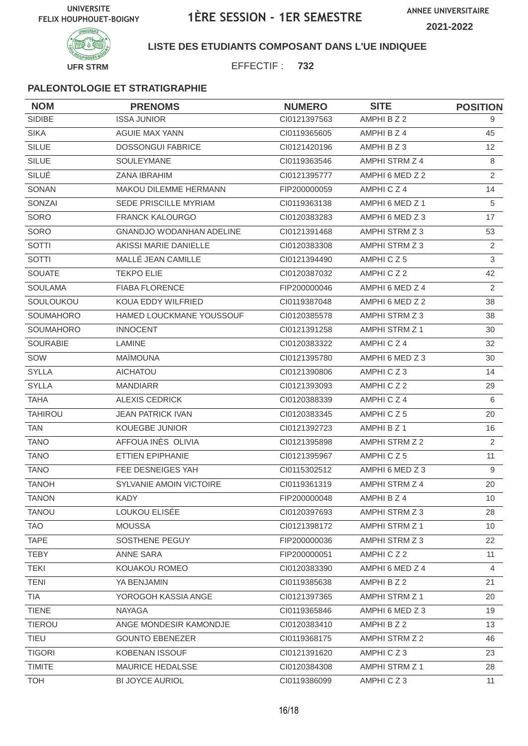UNIVERSITE FELIX HOUPHOUET-BOIGNY

# 1ÈRE SESSION - 1ER SEMESTRE

ANNEE UNIVERSITAIRE 2021-2022

UFR STRM

**LISTE DES ETUDIANTS COMPOSANT DANS L'UE INDIQUEE**

EFFECTIF : **732**

### PALEONTOLOGIE ET STRATIGRAPHIE

| NOM | PRENOMS | NUMERO | SITE | POSITION |
|---|---|---|---|---|
| SIDIBE | ISSA JUNIOR | CI0121397563 | AMPHI B Z 2 | 9 |
| SIKA | AGUIE MAX YANN | CI0119365605 | AMPHI B Z 4 | 45 |
| SILUE | DOSSONGUI FABRICE | CI0121420196 | AMPHI B Z 3 | 12 |
| SILUE | SOULEYMANE | CI0119363546 | AMPHI STRM Z 4 | 8 |
| SILUÉ | ZANA IBRAHIM | CI0121395777 | AMPHI 6 MED Z 2 | 2 |
| SONAN | MAKOU DILEMME HERMANN | FIP200000059 | AMPHI C Z 4 | 14 |
| SONZAI | SEDE PRISCILLE MYRIAM | CI0119363138 | AMPHI 6 MED Z 1 | 5 |
| SORO | FRANCK KALOURGO | CI0120383283 | AMPHI 6 MED Z 3 | 17 |
| SORO | GNANDJO WODANHAN ADELINE | CI0121391468 | AMPHI STRM Z 3 | 53 |
| SOTTI | AKISSI MARIE DANIELLE | CI0120383308 | AMPHI STRM Z 3 | 2 |
| SOTTI | MALLÉ JEAN CAMILLE | CI0121394490 | AMPHI C Z 5 | 3 |
| SOUATE | TEKPO ELIE | CI0120387032 | AMPHI C Z 2 | 42 |
| SOULAMA | FIABA FLORENCE | FIP200000046 | AMPHI 6 MED Z 4 | 2 |
| SOULOUKOU | KOUA EDDY WILFRIED | CI0119387048 | AMPHI 6 MED Z 2 | 38 |
| SOUMAHORO | HAMED LOUCKMANE YOUSSOUF | CI0120385578 | AMPHI STRM Z 3 | 38 |
| SOUMAHORO | INNOCENT | CI0121391258 | AMPHI STRM Z 1 | 30 |
| SOURABIE | LAMINE | CI0120383322 | AMPHI C Z 4 | 32 |
| SOW | MAÏMOUNA | CI0121395780 | AMPHI 6 MED Z 3 | 30 |
| SYLLA | AICHATOU | CI0121390806 | AMPHI C Z 3 | 14 |
| SYLLA | MANDIARR | CI0121393093 | AMPHI C Z 2 | 29 |
| TAHA | ALEXIS CEDRICK | CI0120388339 | AMPHI C Z 4 | 6 |
| TAHIROU | JEAN PATRICK IVAN | CI0120383345 | AMPHI C Z 5 | 20 |
| TAN | KOUEGBE JUNIOR | CI0121392723 | AMPHI B Z 1 | 16 |
| TANO | AFFOUA INÈS OLIVIA | CI0121395898 | AMPHI STRM Z 2 | 2 |
| TANO | ETTIEN EPIPHANIE | CI0121395967 | AMPHI C Z 5 | 11 |
| TANO | FEE DESNEIGES YAH | CI0115302512 | AMPHI 6 MED Z 3 | 9 |
| TANOH | SYLVANIE AMOIN VICTOIRE | CI0119361319 | AMPHI STRM Z 4 | 20 |
| TANON | KADY | FIP200000048 | AMPHI B Z 4 | 10 |
| TANOU | LOUKOU ELISÉE | CI0120397693 | AMPHI STRM Z 3 | 28 |
| TAO | MOUSSA | CI0121398172 | AMPHI STRM Z 1 | 10 |
| TAPE | SOSTHENE PEGUY | FIP200000036 | AMPHI STRM Z 3 | 22 |
| TEBY | ANNE SARA | FIP200000051 | AMPHI C Z 2 | 11 |
| TEKI | KOUAKOU ROMEO | CI0120383390 | AMPHI 6 MED Z 4 | 4 |
| TENI | YA BENJAMIN | CI0119385638 | AMPHI B Z 2 | 21 |
| TIA | YOROGOH KASSIA ANGE | CI0121397365 | AMPHI STRM Z 1 | 20 |
| TIENE | NAYAGA | CI0119365846 | AMPHI 6 MED Z 3 | 19 |
| TIEROU | ANGE MONDESIR KAMONDJE | CI0120383410 | AMPHI B Z 2 | 13 |
| TIEU | GOUNTO EBENEZER | CI0119368175 | AMPHI STRM Z 2 | 46 |
| TIGORI | KOBENAN ISSOUF | CI0121391620 | AMPHI C Z 3 | 23 |
| TIMITE | MAURICE HEDALSSE | CI0120384308 | AMPHI STRM Z 1 | 28 |
| TOH | BI JOYCE AURIOL | CI0119386099 | AMPHI C Z 3 | 11 |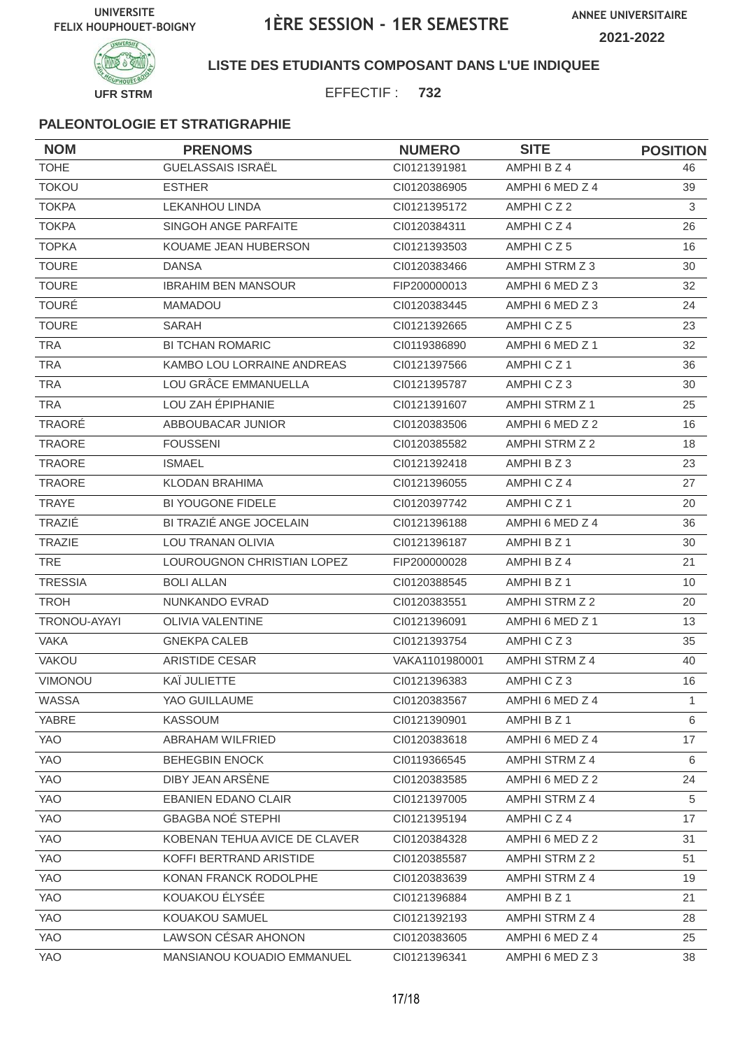UNIVERSITE FELIX HOUPHOUET-BOIGNY

# 1ÈRE SESSION - 1ER SEMESTRE

ANNEE UNIVERSITAIRE 2021-2022

UFR STRM

**LISTE DES ETUDIANTS COMPOSANT DANS L'UE INDIQUEE**

EFFECTIF : **732**

### PALEONTOLOGIE ET STRATIGRAPHIE

| NOM | PRENOMS | NUMERO | SITE | POSITION |
|---|---|---|---|---|
| TOHE | GUELASSAIS ISRAËL | CI0121391981 | AMPHI B Z 4 | 46 |
| TOKOU | ESTHER | CI0120386905 | AMPHI 6 MED Z 4 | 39 |
| TOKPA | LEKANHOU LINDA | CI0121395172 | AMPHI C Z 2 | 3 |
| TOKPA | SINGOH ANGE PARFAITE | CI0120384311 | AMPHI C Z 4 | 26 |
| TOPKA | KOUAME JEAN HUBERSON | CI0121393503 | AMPHI C Z 5 | 16 |
| TOURE | DANSA | CI0120383466 | AMPHI STRM Z 3 | 30 |
| TOURE | IBRAHIM BEN MANSOUR | FIP200000013 | AMPHI 6 MED Z 3 | 32 |
| TOURÉ | MAMADOU | CI0120383445 | AMPHI 6 MED Z 3 | 24 |
| TOURE | SARAH | CI0121392665 | AMPHI C Z 5 | 23 |
| TRA | BI TCHAN ROMARIC | CI0119386890 | AMPHI 6 MED Z 1 | 32 |
| TRA | KAMBO LOU LORRAINE ANDREAS | CI0121397566 | AMPHI C Z 1 | 36 |
| TRA | LOU GRÂCE EMMANUELLA | CI0121395787 | AMPHI C Z 3 | 30 |
| TRA | LOU ZAH ÉPIPHANIE | CI0121391607 | AMPHI STRM Z 1 | 25 |
| TRAORÉ | ABBOUBACAR JUNIOR | CI0120383506 | AMPHI 6 MED Z 2 | 16 |
| TRAORE | FOUSSENI | CI0120385582 | AMPHI STRM Z 2 | 18 |
| TRAORE | ISMAEL | CI0121392418 | AMPHI B Z 3 | 23 |
| TRAORE | KLODAN BRAHIMA | CI0121396055 | AMPHI C Z 4 | 27 |
| TRAYE | BI YOUGONE FIDELE | CI0120397742 | AMPHI C Z 1 | 20 |
| TRAZIÉ | BI TRAZIÉ ANGE JOCELAIN | CI0121396188 | AMPHI 6 MED Z 4 | 36 |
| TRAZIE | LOU TRANAN OLIVIA | CI0121396187 | AMPHI B Z 1 | 30 |
| TRE | LOUROUGNON CHRISTIAN LOPEZ | FIP200000028 | AMPHI B Z 4 | 21 |
| TRESSIA | BOLI ALLAN | CI0120388545 | AMPHI B Z 1 | 10 |
| TROH | NUNKANDO EVRAD | CI0120383551 | AMPHI STRM Z 2 | 20 |
| TRONOU-AYAYI | OLIVIA VALENTINE | CI0121396091 | AMPHI 6 MED Z 1 | 13 |
| VAKA | GNEKPA CALEB | CI0121393754 | AMPHI C Z 3 | 35 |
| VAKOU | ARISTIDE CESAR | VAKA1101980001 | AMPHI STRM Z 4 | 40 |
| VIMONOU | KAÏ JULIETTE | CI0121396383 | AMPHI C Z 3 | 16 |
| WASSA | YAO GUILLAUME | CI0120383567 | AMPHI 6 MED Z 4 | 1 |
| YABRE | KASSOUM | CI0121390901 | AMPHI B Z 1 | 6 |
| YAO | ABRAHAM WILFRIED | CI0120383618 | AMPHI 6 MED Z 4 | 17 |
| YAO | BEHEGBIN ENOCK | CI0119366545 | AMPHI STRM Z 4 | 6 |
| YAO | DIBY JEAN ARSÈNE | CI0120383585 | AMPHI 6 MED Z 2 | 24 |
| YAO | EBANIEN EDANO CLAIR | CI0121397005 | AMPHI STRM Z 4 | 5 |
| YAO | GBAGBA NOÉ STEPHI | CI0121395194 | AMPHI C Z 4 | 17 |
| YAO | KOBENAN TEHUA AVICE DE CLAVER | CI0120384328 | AMPHI 6 MED Z 2 | 31 |
| YAO | KOFFI BERTRAND ARISTIDE | CI0120385587 | AMPHI STRM Z 2 | 51 |
| YAO | KONAN FRANCK RODOLPHE | CI0120383639 | AMPHI STRM Z 4 | 19 |
| YAO | KOUAKOU ÉLYSÉE | CI0121396884 | AMPHI B Z 1 | 21 |
| YAO | KOUAKOU SAMUEL | CI0121392193 | AMPHI STRM Z 4 | 28 |
| YAO | LAWSON CÉSAR AHONON | CI0120383605 | AMPHI 6 MED Z 4 | 25 |
| YAO | MANSIANOU KOUADIO EMMANUEL | CI0121396341 | AMPHI 6 MED Z 3 | 38 |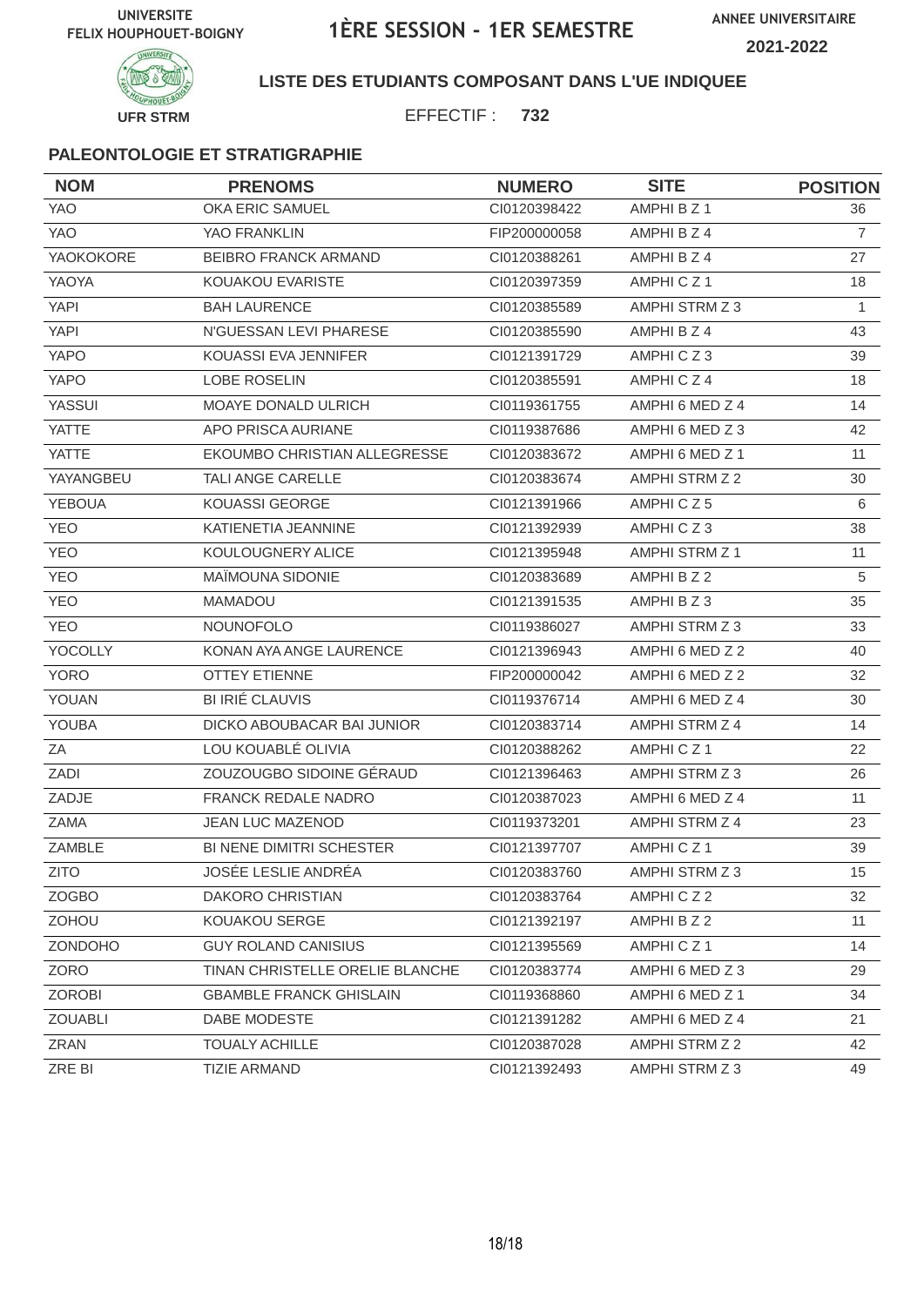UNIVERSITE FELIX HOUPHOUET-BOIGNY

# 1ÈRE SESSION - 1ER SEMESTRE

ANNEE UNIVERSITAIRE 2021-2022

UFR STRM

**LISTE DES ETUDIANTS COMPOSANT DANS L'UE INDIQUEE**

EFFECTIF : **732**

### PALEONTOLOGIE ET STRATIGRAPHIE

| NOM | PRENOMS | NUMERO | SITE | POSITION |
|---|---|---|---|---|
| YAO | OKA ERIC SAMUEL | CI0120398422 | AMPHI B Z 1 | 36 |
| YAO | YAO FRANKLIN | FIP200000058 | AMPHI B Z 4 | 7 |
| YAOKOKORE | BEIBRO FRANCK ARMAND | CI0120388261 | AMPHI B Z 4 | 27 |
| YAOYA | KOUAKOU EVARISTE | CI0120397359 | AMPHI C Z 1 | 18 |
| YAPI | BAH LAURENCE | CI0120385589 | AMPHI STRM Z 3 | 1 |
| YAPI | N'GUESSAN LEVI PHARESE | CI0120385590 | AMPHI B Z 4 | 43 |
| YAPO | KOUASSI EVA JENNIFER | CI0121391729 | AMPHI C Z 3 | 39 |
| YAPO | LOBE ROSELIN | CI0120385591 | AMPHI C Z 4 | 18 |
| YASSUI | MOAYE DONALD ULRICH | CI0119361755 | AMPHI 6 MED Z 4 | 14 |
| YATTE | APO PRISCA AURIANE | CI0119387686 | AMPHI 6 MED Z 3 | 42 |
| YATTE | EKOUMBO CHRISTIAN ALLEGRESSE | CI0120383672 | AMPHI 6 MED Z 1 | 11 |
| YAYANGBEU | TALI ANGE CARELLE | CI0120383674 | AMPHI STRM Z 2 | 30 |
| YEBOUA | KOUASSI GEORGE | CI0121391966 | AMPHI C Z 5 | 6 |
| YEO | KATIENETIA JEANNINE | CI0121392939 | AMPHI C Z 3 | 38 |
| YEO | KOULOUGNERY ALICE | CI0121395948 | AMPHI STRM Z 1 | 11 |
| YEO | MAÏMOUNA SIDONIE | CI0120383689 | AMPHI B Z 2 | 5 |
| YEO | MAMADOU | CI0121391535 | AMPHI B Z 3 | 35 |
| YEO | NOUNOFOLO | CI0119386027 | AMPHI STRM Z 3 | 33 |
| YOCOLLY | KONAN AYA ANGE LAURENCE | CI0121396943 | AMPHI 6 MED Z 2 | 40 |
| YORO | OTTEY ETIENNE | FIP200000042 | AMPHI 6 MED Z 2 | 32 |
| YOUAN | BI IRIÉ CLAUVIS | CI0119376714 | AMPHI 6 MED Z 4 | 30 |
| YOUBA | DICKO ABOUBACAR BAI JUNIOR | CI0120383714 | AMPHI STRM Z 4 | 14 |
| ZA | LOU KOUABLÉ OLIVIA | CI0120388262 | AMPHI C Z 1 | 22 |
| ZADI | ZOUZOUGBO SIDOINE GÉRAUD | CI0121396463 | AMPHI STRM Z 3 | 26 |
| ZADJE | FRANCK REDALE NADRO | CI0120387023 | AMPHI 6 MED Z 4 | 11 |
| ZAMA | JEAN LUC MAZENOD | CI0119373201 | AMPHI STRM Z 4 | 23 |
| ZAMBLE | BI NENE DIMITRI SCHESTER | CI0121397707 | AMPHI C Z 1 | 39 |
| ZITO | JOSÉE LESLIE ANDRÉA | CI0120383760 | AMPHI STRM Z 3 | 15 |
| ZOGBO | DAKORO CHRISTIAN | CI0120383764 | AMPHI C Z 2 | 32 |
| ZOHOU | KOUAKOU SERGE | CI0121392197 | AMPHI B Z 2 | 11 |
| ZONDOHO | GUY ROLAND CANISIUS | CI0121395569 | AMPHI C Z 1 | 14 |
| ZORO | TINAN CHRISTELLE ORELIE BLANCHE | CI0120383774 | AMPHI 6 MED Z 3 | 29 |
| ZOROBI | GBAMBLE FRANCK GHISLAIN | CI0119368860 | AMPHI 6 MED Z 1 | 34 |
| ZOUABLI | DABE MODESTE | CI0121391282 | AMPHI 6 MED Z 4 | 21 |
| ZRAN | TOUALY ACHILLE | CI0120387028 | AMPHI STRM Z 2 | 42 |
| ZRE BI | TIZIE ARMAND | CI0121392493 | AMPHI STRM Z 3 | 49 |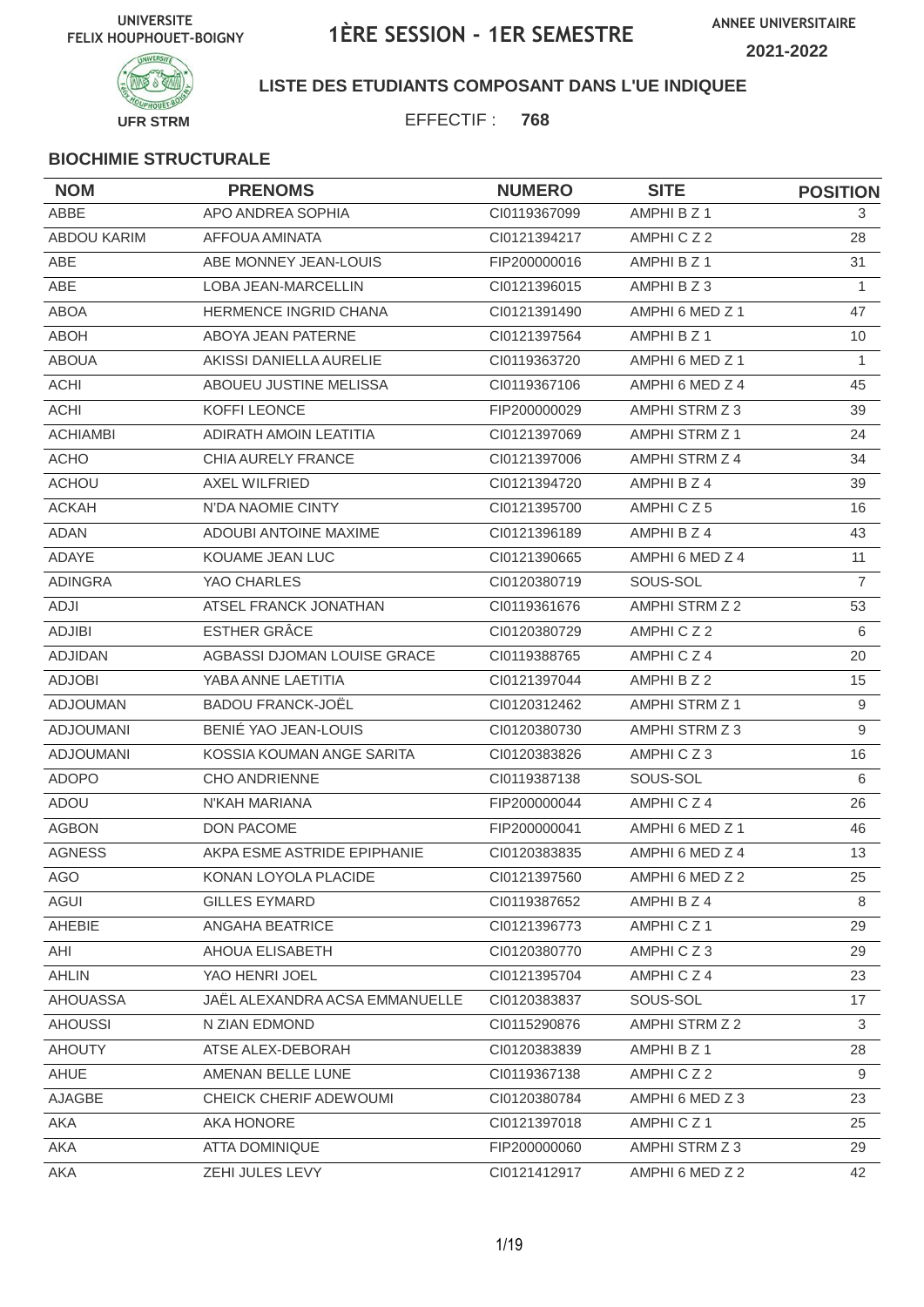UNIVERSITE FELIX HOUPHOUET-BOIGNY

# 1ÈRE SESSION - 1ER SEMESTRE

ANNEE UNIVERSITAIRE 2021-2022

UFR STRM

**LISTE DES ETUDIANTS COMPOSANT DANS L'UE INDIQUEE**

EFFECTIF : **768**

**BIOCHIMIE STRUCTURALE**

| NOM | PRENOMS | NUMERO | SITE | POSITION |
|---|---|---|---|---|
| ABBE | APO ANDREA SOPHIA | CI0119367099 | AMPHI B Z 1 | 3 |
| ABDOU KARIM | AFFOUA AMINATA | CI0121394217 | AMPHI C Z 2 | 28 |
| ABE | ABE MONNEY JEAN-LOUIS | FIP200000016 | AMPHI B Z 1 | 31 |
| ABE | LOBA JEAN-MARCELLIN | CI0121396015 | AMPHI B Z 3 | 1 |
| ABOA | HERMENCE INGRID CHANA | CI0121391490 | AMPHI 6 MED Z 1 | 47 |
| ABOH | ABOYA JEAN PATERNE | CI0121397564 | AMPHI B Z 1 | 10 |
| ABOUA | AKISSI DANIELLA AURELIE | CI0119363720 | AMPHI 6 MED Z 1 | 1 |
| ACHI | ABOUEU JUSTINE MELISSA | CI0119367106 | AMPHI 6 MED Z 4 | 45 |
| ACHI | KOFFI LEONCE | FIP200000029 | AMPHI STRM Z 3 | 39 |
| ACHIAMBI | ADIRATH AMOIN LEATITIA | CI0121397069 | AMPHI STRM Z 1 | 24 |
| ACHO | CHIA AURELY FRANCE | CI0121397006 | AMPHI STRM Z 4 | 34 |
| ACHOU | AXEL WILFRIED | CI0121394720 | AMPHI B Z 4 | 39 |
| ACKAH | N'DA NAOMIE CINTY | CI0121395700 | AMPHI C Z 5 | 16 |
| ADAN | ADOUBI ANTOINE MAXIME | CI0121396189 | AMPHI B Z 4 | 43 |
| ADAYE | KOUAME JEAN LUC | CI0121390665 | AMPHI 6 MED Z 4 | 11 |
| ADINGRA | YAO CHARLES | CI0120380719 | SOUS-SOL | 7 |
| ADJI | ATSEL FRANCK JONATHAN | CI0119361676 | AMPHI STRM Z 2 | 53 |
| ADJIBI | ESTHER GRÂCE | CI0120380729 | AMPHI C Z 2 | 6 |
| ADJIDAN | AGBASSI DJOMAN LOUISE GRACE | CI0119388765 | AMPHI C Z 4 | 20 |
| ADJOBI | YABA ANNE LAETITIA | CI0121397044 | AMPHI B Z 2 | 15 |
| ADJOUMAN | BADOU FRANCK-JOËL | CI0120312462 | AMPHI STRM Z 1 | 9 |
| ADJOUMANI | BENIÉ YAO JEAN-LOUIS | CI0120380730 | AMPHI STRM Z 3 | 9 |
| ADJOUMANI | KOSSIA KOUMAN ANGE SARITA | CI0120383826 | AMPHI C Z 3 | 16 |
| ADOPO | CHO ANDRIENNE | CI0119387138 | SOUS-SOL | 6 |
| ADOU | N'KAH MARIANA | FIP200000044 | AMPHI C Z 4 | 26 |
| AGBON | DON PACOME | FIP200000041 | AMPHI 6 MED Z 1 | 46 |
| AGNESS | AKPA ESME ASTRIDE EPIPHANIE | CI0120383835 | AMPHI 6 MED Z 4 | 13 |
| AGO | KONAN LOYOLA PLACIDE | CI0121397560 | AMPHI 6 MED Z 2 | 25 |
| AGUI | GILLES EYMARD | CI0119387652 | AMPHI B Z 4 | 8 |
| AHEBIE | ANGAHA BEATRICE | CI0121396773 | AMPHI C Z 1 | 29 |
| AHI | AHOUA ELISABETH | CI0120380770 | AMPHI C Z 3 | 29 |
| AHLIN | YAO HENRI JOEL | CI0121395704 | AMPHI C Z 4 | 23 |
| AHOUASSA | JAËL ALEXANDRA ACSA EMMANUELLE | CI0120383837 | SOUS-SOL | 17 |
| AHOUSSI | N ZIAN EDMOND | CI0115290876 | AMPHI STRM Z 2 | 3 |
| AHOUTY | ATSE ALEX-DEBORAH | CI0120383839 | AMPHI B Z 1 | 28 |
| AHUE | AMENAN BELLE LUNE | CI0119367138 | AMPHI C Z 2 | 9 |
| AJAGBE | CHEICK CHERIF ADEWOUMI | CI0120380784 | AMPHI 6 MED Z 3 | 23 |
| AKA | AKA HONORE | CI0121397018 | AMPHI C Z 1 | 25 |
| AKA | ATTA DOMINIQUE | FIP200000060 | AMPHI STRM Z 3 | 29 |
| AKA | ZEHI JULES LEVY | CI0121412917 | AMPHI 6 MED Z 2 | 42 |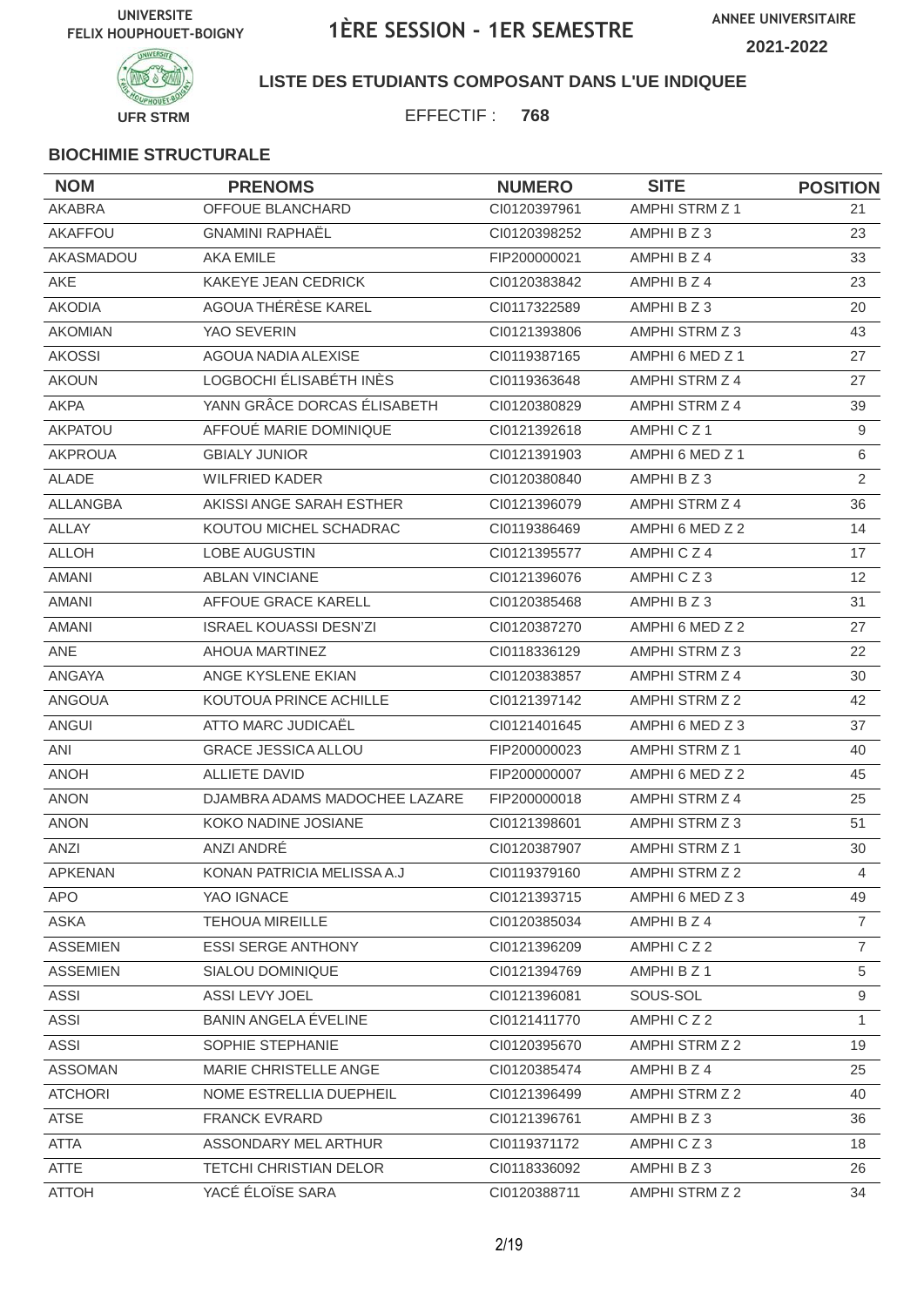UNIVERSITE FELIX HOUPHOUET-BOIGNY

# 1ÈRE SESSION - 1ER SEMESTRE

ANNEE UNIVERSITAIRE 2021-2022

UFR STRM

**LISTE DES ETUDIANTS COMPOSANT DANS L'UE INDIQUEE**

EFFECTIF : **768**

### BIOCHIMIE STRUCTURALE

| NOM | PRENOMS | NUMERO | SITE | POSITION |
|---|---|---|---|---|
| AKABRA | OFFOUE BLANCHARD | CI0120397961 | AMPHI STRM Z 1 | 21 |
| AKAFFOU | GNAMINI RAPHAËL | CI0120398252 | AMPHI B Z 3 | 23 |
| AKASMADOU | AKA EMILE | FIP200000021 | AMPHI B Z 4 | 33 |
| AKE | KAKEYE JEAN CEDRICK | CI0120383842 | AMPHI B Z 4 | 23 |
| AKODIA | AGOUA THÉRÈSE KAREL | CI0117322589 | AMPHI B Z 3 | 20 |
| AKOMIAN | YAO SEVERIN | CI0121393806 | AMPHI STRM Z 3 | 43 |
| AKOSSI | AGOUA NADIA ALEXISE | CI0119387165 | AMPHI 6 MED Z 1 | 27 |
| AKOUN | LOGBOCHI ÉLISABÉTH INÈS | CI0119363648 | AMPHI STRM Z 4 | 27 |
| AKPA | YANN GRÂCE DORCAS ÉLISABETH | CI0120380829 | AMPHI STRM Z 4 | 39 |
| AKPATOU | AFFOUÉ MARIE DOMINIQUE | CI0121392618 | AMPHI C Z 1 | 9 |
| AKPROUA | GBIALY JUNIOR | CI0121391903 | AMPHI 6 MED Z 1 | 6 |
| ALADE | WILFRIED KADER | CI0120380840 | AMPHI B Z 3 | 2 |
| ALLANGBA | AKISSI ANGE SARAH ESTHER | CI0121396079 | AMPHI STRM Z 4 | 36 |
| ALLAY | KOUTOU MICHEL SCHADRAC | CI0119386469 | AMPHI 6 MED Z 2 | 14 |
| ALLOH | LOBE AUGUSTIN | CI0121395577 | AMPHI C Z 4 | 17 |
| AMANI | ABLAN VINCIANE | CI0121396076 | AMPHI C Z 3 | 12 |
| AMANI | AFFOUE GRACE KARELL | CI0120385468 | AMPHI B Z 3 | 31 |
| AMANI | ISRAEL KOUASSI DESN'ZI | CI0120387270 | AMPHI 6 MED Z 2 | 27 |
| ANE | AHOUA MARTINEZ | CI0118336129 | AMPHI STRM Z 3 | 22 |
| ANGAYA | ANGE KYSLENE EKIAN | CI0120383857 | AMPHI STRM Z 4 | 30 |
| ANGOUA | KOUTOUA PRINCE ACHILLE | CI0121397142 | AMPHI STRM Z 2 | 42 |
| ANGUI | ATTO MARC JUDICAËL | CI0121401645 | AMPHI 6 MED Z 3 | 37 |
| ANI | GRACE JESSICA ALLOU | FIP200000023 | AMPHI STRM Z 1 | 40 |
| ANOH | ALLIETE DAVID | FIP200000007 | AMPHI 6 MED Z 2 | 45 |
| ANON | DJAMBRA ADAMS MADOCHEE LAZARE | FIP200000018 | AMPHI STRM Z 4 | 25 |
| ANON | KOKO NADINE JOSIANE | CI0121398601 | AMPHI STRM Z 3 | 51 |
| ANZI | ANZI ANDRÉ | CI0120387907 | AMPHI STRM Z 1 | 30 |
| APKENAN | KONAN PATRICIA MELISSA A.J | CI0119379160 | AMPHI STRM Z 2 | 4 |
| APO | YAO IGNACE | CI0121393715 | AMPHI 6 MED Z 3 | 49 |
| ASKA | TEHOUA MIREILLE | CI0120385034 | AMPHI B Z 4 | 7 |
| ASSEMIEN | ESSI SERGE ANTHONY | CI0121396209 | AMPHI C Z 2 | 7 |
| ASSEMIEN | SIALOU DOMINIQUE | CI0121394769 | AMPHI B Z 1 | 5 |
| ASSI | ASSI LEVY JOEL | CI0121396081 | SOUS-SOL | 9 |
| ASSI | BANIN ANGELA ÉVELINE | CI0121411770 | AMPHI C Z 2 | 1 |
| ASSI | SOPHIE STEPHANIE | CI0120395670 | AMPHI STRM Z 2 | 19 |
| ASSOMAN | MARIE CHRISTELLE ANGE | CI0120385474 | AMPHI B Z 4 | 25 |
| ATCHORI | NOME ESTRELLIA DUEPHEIL | CI0121396499 | AMPHI STRM Z 2 | 40 |
| ATSE | FRANCK EVRARD | CI0121396761 | AMPHI B Z 3 | 36 |
| ATTA | ASSONDARY MEL ARTHUR | CI0119371172 | AMPHI C Z 3 | 18 |
| ATTE | TETCHI CHRISTIAN DELOR | CI0118336092 | AMPHI B Z 3 | 26 |
| ATTOH | YACÉ ÉLOÏSE SARA | CI0120388711 | AMPHI STRM Z 2 | 34 |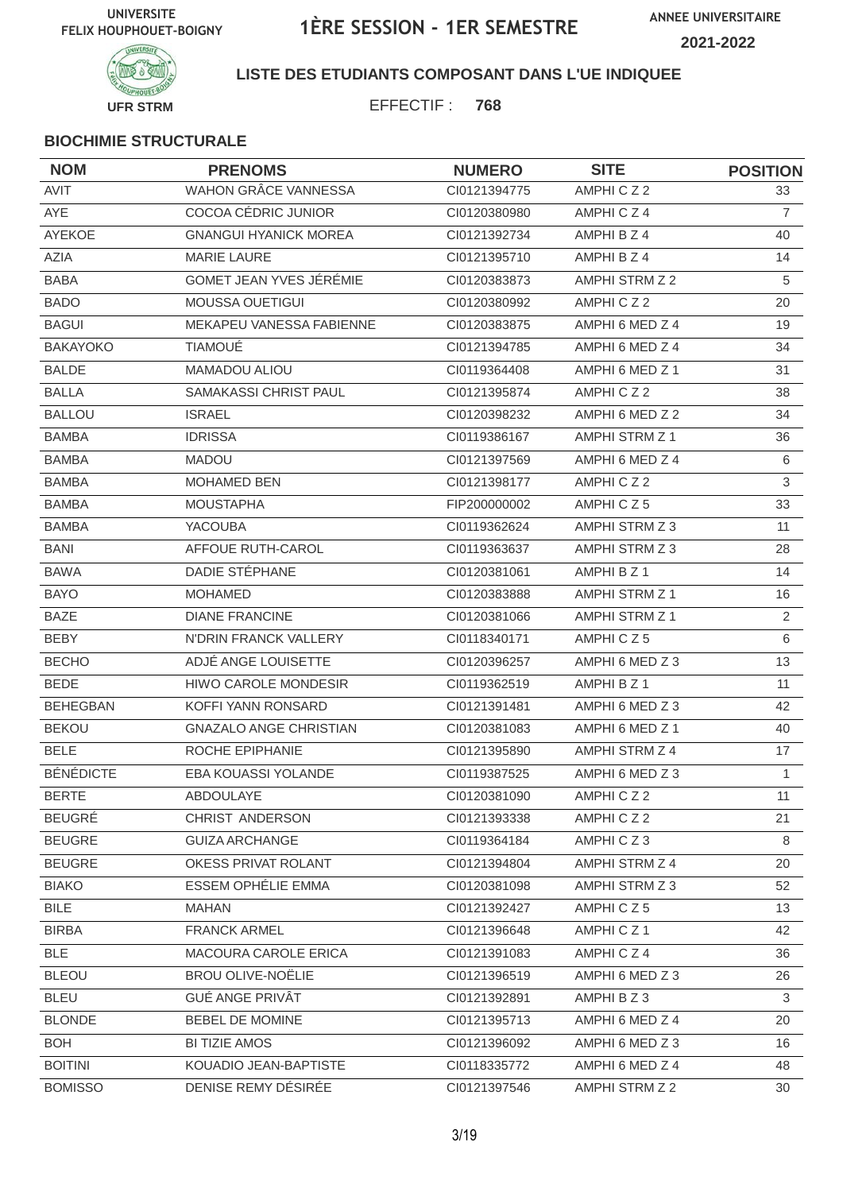UNIVERSITE FELIX HOUPHOUET-BOIGNY

# 1ÈRE SESSION - 1ER SEMESTRE

ANNEE UNIVERSITAIRE 2021-2022

UFR STRM

**LISTE DES ETUDIANTS COMPOSANT DANS L'UE INDIQUEE**

EFFECTIF : **768**

### BIOCHIMIE STRUCTURALE

| NOM | PRENOMS | NUMERO | SITE | POSITION |
|---|---|---|---|---|
| AVIT | WAHON GRÂCE VANNESSA | CI0121394775 | AMPHI C Z 2 | 33 |
| AYE | COCOA CÉDRIC JUNIOR | CI0120380980 | AMPHI C Z 4 | 7 |
| AYEKOE | GNANGUI HYANICK MOREA | CI0121392734 | AMPHI B Z 4 | 40 |
| AZIA | MARIE LAURE | CI0121395710 | AMPHI B Z 4 | 14 |
| BABA | GOMET JEAN YVES JÉRÉMIE | CI0120383873 | AMPHI STRM Z 2 | 5 |
| BADO | MOUSSA OUETIGUI | CI0120380992 | AMPHI C Z 2 | 20 |
| BAGUI | MEKAPEU VANESSA FABIENNE | CI0120383875 | AMPHI 6 MED Z 4 | 19 |
| BAKAYOKO | TIAMOUÉ | CI0121394785 | AMPHI 6 MED Z 4 | 34 |
| BALDE | MAMADOU ALIOU | CI0119364408 | AMPHI 6 MED Z 1 | 31 |
| BALLA | SAMAKASSI CHRIST PAUL | CI0121395874 | AMPHI C Z 2 | 38 |
| BALLOU | ISRAEL | CI0120398232 | AMPHI 6 MED Z 2 | 34 |
| BAMBA | IDRISSA | CI0119386167 | AMPHI STRM Z 1 | 36 |
| BAMBA | MADOU | CI0121397569 | AMPHI 6 MED Z 4 | 6 |
| BAMBA | MOHAMED BEN | CI0121398177 | AMPHI C Z 2 | 3 |
| BAMBA | MOUSTAPHA | FIP200000002 | AMPHI C Z 5 | 33 |
| BAMBA | YACOUBA | CI0119362624 | AMPHI STRM Z 3 | 11 |
| BANI | AFFOUE RUTH-CAROL | CI0119363637 | AMPHI STRM Z 3 | 28 |
| BAWA | DADIE STÉPHANE | CI0120381061 | AMPHI B Z 1 | 14 |
| BAYO | MOHAMED | CI0120383888 | AMPHI STRM Z 1 | 16 |
| BAZE | DIANE FRANCINE | CI0120381066 | AMPHI STRM Z 1 | 2 |
| BEBY | N'DRIN FRANCK VALLERY | CI0118340171 | AMPHI C Z 5 | 6 |
| BECHO | ADJÉ ANGE LOUISETTE | CI0120396257 | AMPHI 6 MED Z 3 | 13 |
| BEDE | HIWO CAROLE MONDESIR | CI0119362519 | AMPHI B Z 1 | 11 |
| BEHEGBAN | KOFFI YANN RONSARD | CI0121391481 | AMPHI 6 MED Z 3 | 42 |
| BEKOU | GNAZALO ANGE CHRISTIAN | CI0120381083 | AMPHI 6 MED Z 1 | 40 |
| BELE | ROCHE EPIPHANIE | CI0121395890 | AMPHI STRM Z 4 | 17 |
| BÉNÉDICTE | EBA KOUASSI YOLANDE | CI0119387525 | AMPHI 6 MED Z 3 | 1 |
| BERTE | ABDOULAYE | CI0120381090 | AMPHI C Z 2 | 11 |
| BEUGRÉ | CHRIST ANDERSON | CI0121393338 | AMPHI C Z 2 | 21 |
| BEUGRE | GUIZA ARCHANGE | CI0119364184 | AMPHI C Z 3 | 8 |
| BEUGRE | OKESS PRIVAT ROLANT | CI0121394804 | AMPHI STRM Z 4 | 20 |
| BIAKO | ESSEM OPHÉLIE EMMA | CI0120381098 | AMPHI STRM Z 3 | 52 |
| BILE | MAHAN | CI0121392427 | AMPHI C Z 5 | 13 |
| BIRBA | FRANCK ARMEL | CI0121396648 | AMPHI C Z 1 | 42 |
| BLE | MACOURA CAROLE ERICA | CI0121391083 | AMPHI C Z 4 | 36 |
| BLEOU | BROU OLIVE-NOËLIE | CI0121396519 | AMPHI 6 MED Z 3 | 26 |
| BLEU | GUÉ ANGE PRIVÂT | CI0121392891 | AMPHI B Z 3 | 3 |
| BLONDE | BEBEL DE MOMINE | CI0121395713 | AMPHI 6 MED Z 4 | 20 |
| BOH | BI TIZIE AMOS | CI0121396092 | AMPHI 6 MED Z 3 | 16 |
| BOITINI | KOUADIO JEAN-BAPTISTE | CI0118335772 | AMPHI 6 MED Z 4 | 48 |
| BOMISSO | DENISE REMY DÉSIRÉE | CI0121397546 | AMPHI STRM Z 2 | 30 |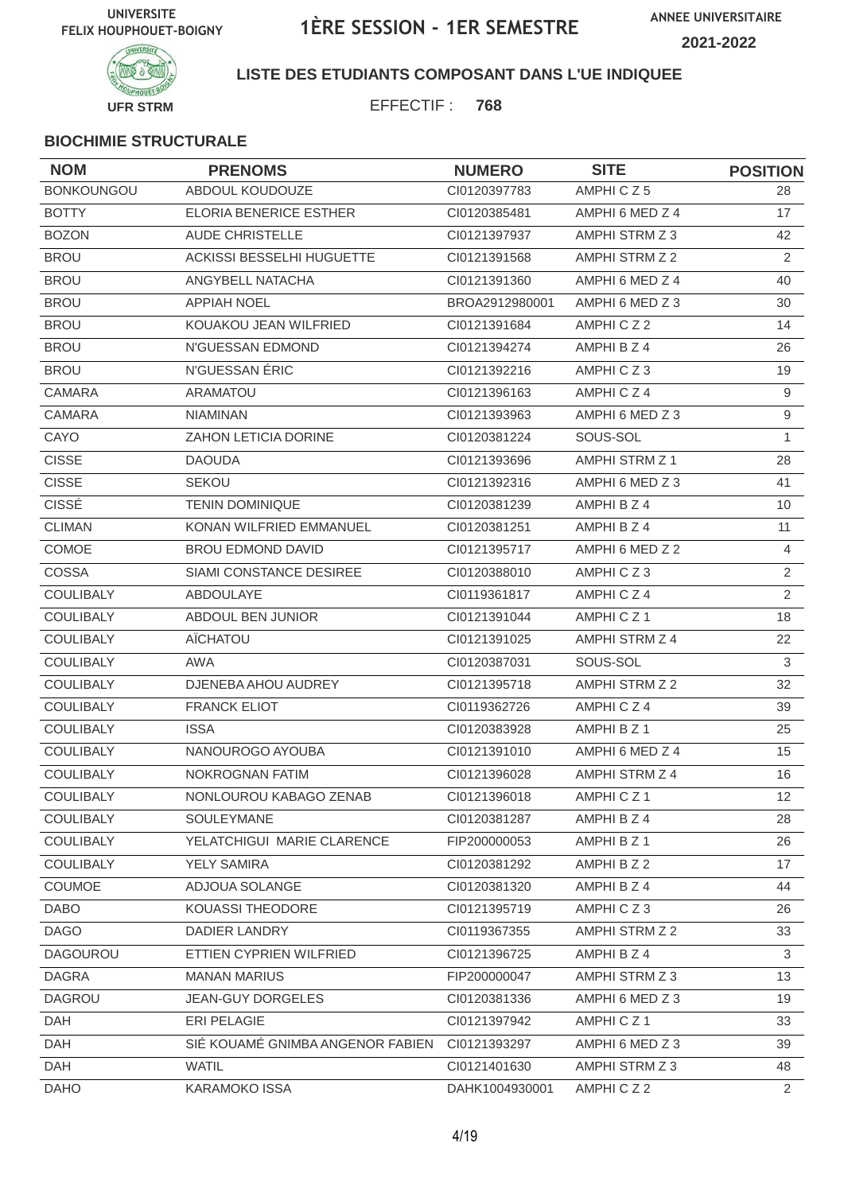UNIVERSITE FELIX HOUPHOUET-BOIGNY

# 1ÈRE SESSION - 1ER SEMESTRE

ANNEE UNIVERSITAIRE 2021-2022

UFR STRM

**LISTE DES ETUDIANTS COMPOSANT DANS L'UE INDIQUEE**

EFFECTIF : **768**

**BIOCHIMIE STRUCTURALE**

| NOM | PRENOMS | NUMERO | SITE | POSITION |
|---|---|---|---|---|
| BONKOUNGOU | ABDOUL KOUDOUZE | CI0120397783 | AMPHI C Z 5 | 28 |
| BOTTY | ELORIA BENERICE ESTHER | CI0120385481 | AMPHI 6 MED Z 4 | 17 |
| BOZON | AUDE CHRISTELLE | CI0121397937 | AMPHI STRM Z 3 | 42 |
| BROU | ACKISSI BESSELHI HUGUETTE | CI0121391568 | AMPHI STRM Z 2 | 2 |
| BROU | ANGYBELL NATACHA | CI0121391360 | AMPHI 6 MED Z 4 | 40 |
| BROU | APPIAH NOEL | BROA2912980001 | AMPHI 6 MED Z 3 | 30 |
| BROU | KOUAKOU JEAN WILFRIED | CI0121391684 | AMPHI C Z 2 | 14 |
| BROU | N'GUESSAN EDMOND | CI0121394274 | AMPHI B Z 4 | 26 |
| BROU | N'GUESSAN ÉRIC | CI0121392216 | AMPHI C Z 3 | 19 |
| CAMARA | ARAMATOU | CI0121396163 | AMPHI C Z 4 | 9 |
| CAMARA | NIAMINAN | CI0121393963 | AMPHI 6 MED Z 3 | 9 |
| CAYO | ZAHON LETICIA DORINE | CI0120381224 | SOUS-SOL | 1 |
| CISSE | DAOUDA | CI0121393696 | AMPHI STRM Z 1 | 28 |
| CISSE | SEKOU | CI0121392316 | AMPHI 6 MED Z 3 | 41 |
| CISSÉ | TENIN DOMINIQUE | CI0120381239 | AMPHI B Z 4 | 10 |
| CLIMAN | KONAN WILFRIED EMMANUEL | CI0120381251 | AMPHI B Z 4 | 11 |
| COMOE | BROU EDMOND DAVID | CI0121395717 | AMPHI 6 MED Z 2 | 4 |
| COSSA | SIAMI CONSTANCE DESIREE | CI0120388010 | AMPHI C Z 3 | 2 |
| COULIBALY | ABDOULAYE | CI0119361817 | AMPHI C Z 4 | 2 |
| COULIBALY | ABDOUL BEN JUNIOR | CI0121391044 | AMPHI C Z 1 | 18 |
| COULIBALY | AÏCHATOU | CI0121391025 | AMPHI STRM Z 4 | 22 |
| COULIBALY | AWA | CI0120387031 | SOUS-SOL | 3 |
| COULIBALY | DJENEBA AHOU AUDREY | CI0121395718 | AMPHI STRM Z 2 | 32 |
| COULIBALY | FRANCK ELIOT | CI0119362726 | AMPHI C Z 4 | 39 |
| COULIBALY | ISSA | CI0120383928 | AMPHI B Z 1 | 25 |
| COULIBALY | NANOUROGO AYOUBA | CI0121391010 | AMPHI 6 MED Z 4 | 15 |
| COULIBALY | NOKROGNAN FATIM | CI0121396028 | AMPHI STRM Z 4 | 16 |
| COULIBALY | NONLOUROU KABAGO ZENAB | CI0121396018 | AMPHI C Z 1 | 12 |
| COULIBALY | SOULEYMANE | CI0120381287 | AMPHI B Z 4 | 28 |
| COULIBALY | YELATCHIGUI MARIE CLARENCE | FIP200000053 | AMPHI B Z 1 | 26 |
| COULIBALY | YELY SAMIRA | CI0120381292 | AMPHI B Z 2 | 17 |
| COUMOE | ADJOUA SOLANGE | CI0120381320 | AMPHI B Z 4 | 44 |
| DABO | KOUASSI THEODORE | CI0121395719 | AMPHI C Z 3 | 26 |
| DAGO | DADIER LANDRY | CI0119367355 | AMPHI STRM Z 2 | 33 |
| DAGOUROU | ETTIEN CYPRIEN WILFRIED | CI0121396725 | AMPHI B Z 4 | 3 |
| DAGRA | MANAN MARIUS | FIP200000047 | AMPHI STRM Z 3 | 13 |
| DAGROU | JEAN-GUY DORGELES | CI0120381336 | AMPHI 6 MED Z 3 | 19 |
| DAH | ERI PELAGIE | CI0121397942 | AMPHI C Z 1 | 33 |
| DAH | SIÉ KOUAMÉ GNIMBA ANGENOR FABIEN | CI0121393297 | AMPHI 6 MED Z 3 | 39 |
| DAH | WATIL | CI0121401630 | AMPHI STRM Z 3 | 48 |
| DAHO | KARAMOKO ISSA | DAHK1004930001 | AMPHI C Z 2 | 2 |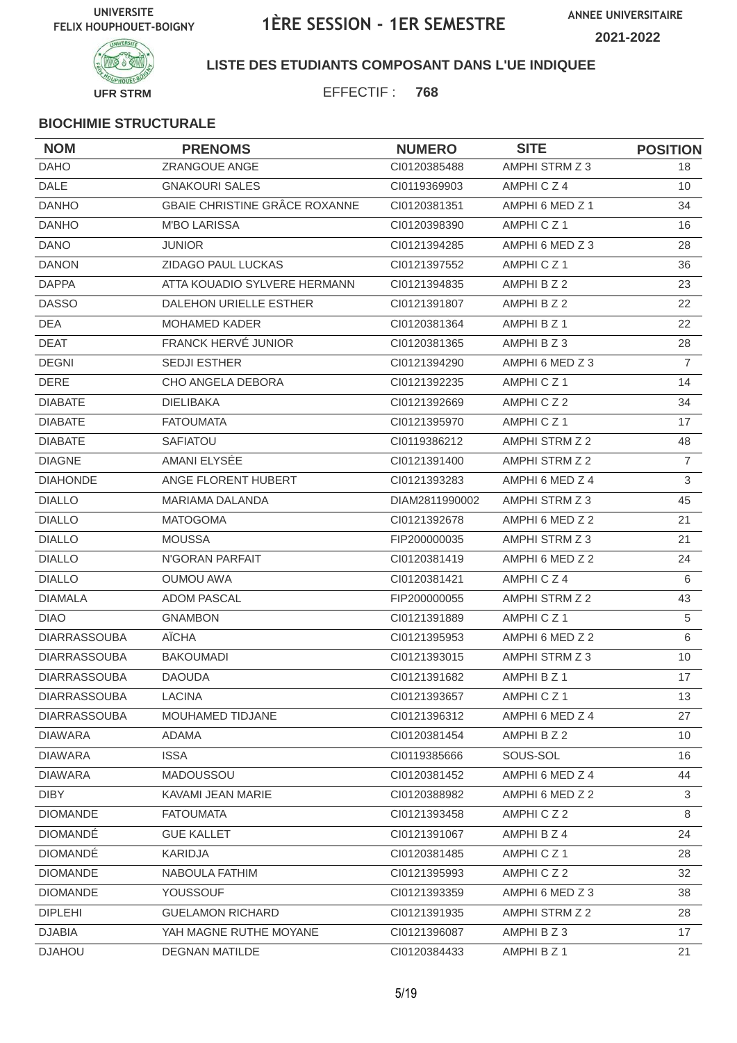UNIVERSITE FELIX HOUPHOUET-BOIGNY

# 1ÈRE SESSION - 1ER SEMESTRE

ANNEE UNIVERSITAIRE 2021-2022

UFR STRM

## LISTE DES ETUDIANTS COMPOSANT DANS L'UE INDIQUEE

EFFECTIF : **768**

### BIOCHIMIE STRUCTURALE

| NOM | PRENOMS | NUMERO | SITE | POSITION |
|---|---|---|---|---|
| DAHO | ZRANGOUE ANGE | CI0120385488 | AMPHI STRM Z 3 | 18 |
| DALE | GNAKOURI SALES | CI0119369903 | AMPHI C Z 4 | 10 |
| DANHO | GBAIE CHRISTINE GRÂCE ROXANNE | CI0120381351 | AMPHI 6 MED Z 1 | 34 |
| DANHO | M'BO LARISSA | CI0120398390 | AMPHI C Z 1 | 16 |
| DANO | JUNIOR | CI0121394285 | AMPHI 6 MED Z 3 | 28 |
| DANON | ZIDAGO PAUL LUCKAS | CI0121397552 | AMPHI C Z 1 | 36 |
| DAPPA | ATTA KOUADIO SYLVERE HERMANN | CI0121394835 | AMPHI B Z 2 | 23 |
| DASSO | DALEHON URIELLE ESTHER | CI0121391807 | AMPHI B Z 2 | 22 |
| DEA | MOHAMED KADER | CI0120381364 | AMPHI B Z 1 | 22 |
| DEAT | FRANCK HERVÉ JUNIOR | CI0120381365 | AMPHI B Z 3 | 28 |
| DEGNI | SEDJI ESTHER | CI0121394290 | AMPHI 6 MED Z 3 | 7 |
| DERE | CHO ANGELA DEBORA | CI0121392235 | AMPHI C Z 1 | 14 |
| DIABATE | DIELIBAKA | CI0121392669 | AMPHI C Z 2 | 34 |
| DIABATE | FATOUMATA | CI0121395970 | AMPHI C Z 1 | 17 |
| DIABATE | SAFIATOU | CI0119386212 | AMPHI STRM Z 2 | 48 |
| DIAGNE | AMANI ELYSÉE | CI0121391400 | AMPHI STRM Z 2 | 7 |
| DIAHONDE | ANGE FLORENT HUBERT | CI0121393283 | AMPHI 6 MED Z 4 | 3 |
| DIALLO | MARIAMA DALANDA | DIAM2811990002 | AMPHI STRM Z 3 | 45 |
| DIALLO | MATOGOMA | CI0121392678 | AMPHI 6 MED Z 2 | 21 |
| DIALLO | MOUSSA | FIP200000035 | AMPHI STRM Z 3 | 21 |
| DIALLO | N'GORAN PARFAIT | CI0120381419 | AMPHI 6 MED Z 2 | 24 |
| DIALLO | OUMOU AWA | CI0120381421 | AMPHI C Z 4 | 6 |
| DIAMALA | ADOM PASCAL | FIP200000055 | AMPHI STRM Z 2 | 43 |
| DIAO | GNAMBON | CI0121391889 | AMPHI C Z 1 | 5 |
| DIARRASSOUBA | AÏCHA | CI0121395953 | AMPHI 6 MED Z 2 | 6 |
| DIARRASSOUBA | BAKOUMADI | CI0121393015 | AMPHI STRM Z 3 | 10 |
| DIARRASSOUBA | DAOUDA | CI0121391682 | AMPHI B Z 1 | 17 |
| DIARRASSOUBA | LACINA | CI0121393657 | AMPHI C Z 1 | 13 |
| DIARRASSOUBA | MOUHAMED TIDJANE | CI0121396312 | AMPHI 6 MED Z 4 | 27 |
| DIAWARA | ADAMA | CI0120381454 | AMPHI B Z 2 | 10 |
| DIAWARA | ISSA | CI0119385666 | SOUS-SOL | 16 |
| DIAWARA | MADOUSSOU | CI0120381452 | AMPHI 6 MED Z 4 | 44 |
| DIBY | KAVAMI JEAN MARIE | CI0120388982 | AMPHI 6 MED Z 2 | 3 |
| DIOMANDE | FATOUMATA | CI0121393458 | AMPHI C Z 2 | 8 |
| DIOMANDÉ | GUE KALLET | CI0121391067 | AMPHI B Z 4 | 24 |
| DIOMANDÉ | KARIDJA | CI0120381485 | AMPHI C Z 1 | 28 |
| DIOMANDE | NABOULA FATHIM | CI0121395993 | AMPHI C Z 2 | 32 |
| DIOMANDE | YOUSSOUF | CI0121393359 | AMPHI 6 MED Z 3 | 38 |
| DIPLEHI | GUELAMON RICHARD | CI0121391935 | AMPHI STRM Z 2 | 28 |
| DJABIA | YAH MAGNE RUTHE MOYANE | CI0121396087 | AMPHI B Z 3 | 17 |
| DJAHOU | DEGNAN MATILDE | CI0120384433 | AMPHI B Z 1 | 21 |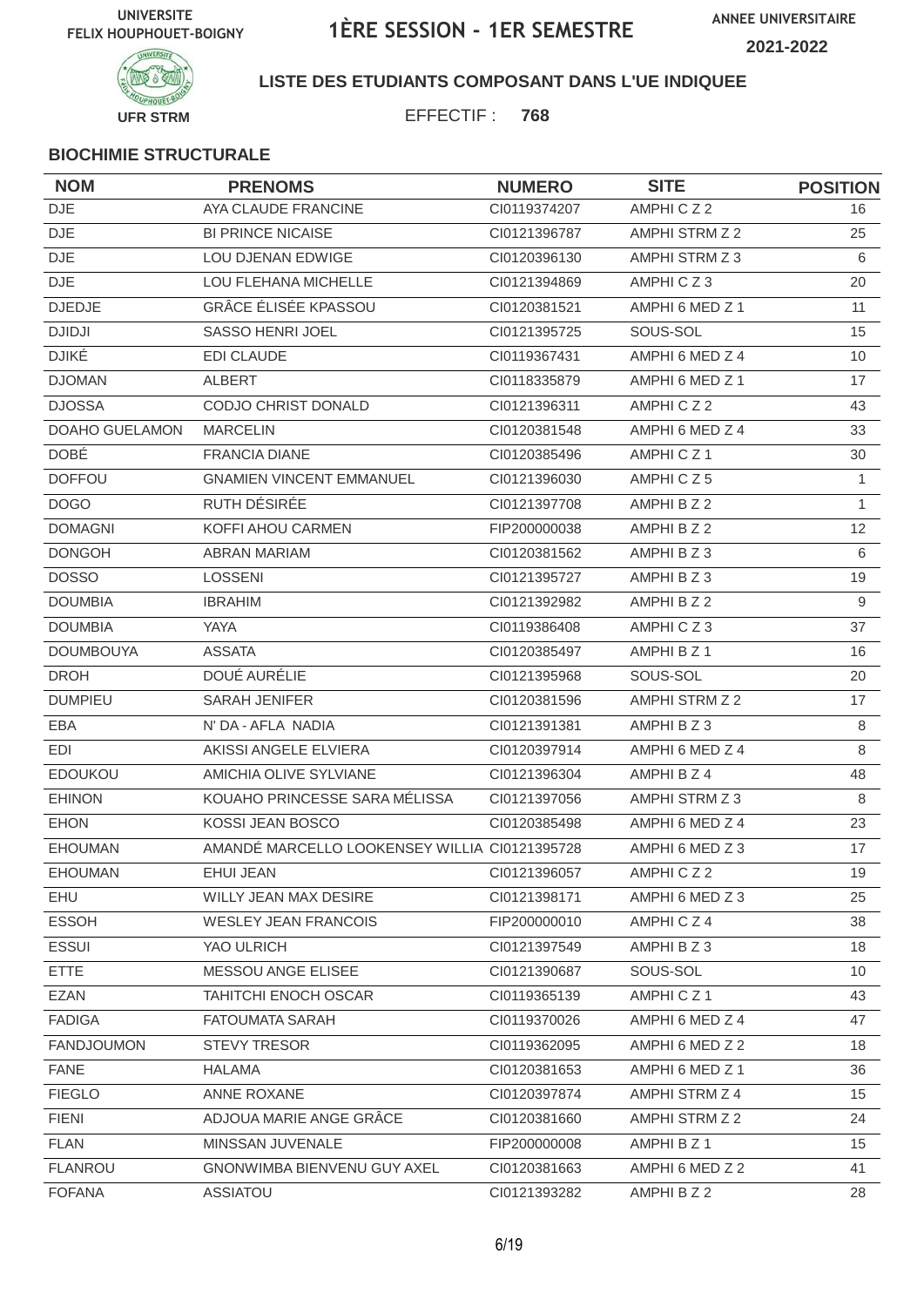UNIVERSITE FELIX HOUPHOUET-BOIGNY

# 1ÈRE SESSION - 1ER SEMESTRE

ANNEE UNIVERSITAIRE 2021-2022

UFR STRM

**LISTE DES ETUDIANTS COMPOSANT DANS L'UE INDIQUEE**

EFFECTIF : **768**

### BIOCHIMIE STRUCTURALE

| NOM | PRENOMS | NUMERO | SITE | POSITION |
|---|---|---|---|---|
| DJE | AYA CLAUDE FRANCINE | CI0119374207 | AMPHI C Z 2 | 16 |
| DJE | BI PRINCE NICAISE | CI0121396787 | AMPHI STRM Z 2 | 25 |
| DJE | LOU DJENAN EDWIGE | CI0120396130 | AMPHI STRM Z 3 | 6 |
| DJE | LOU FLEHANA MICHELLE | CI0121394869 | AMPHI C Z 3 | 20 |
| DJEDJE | GRÂCE ÉLISÉE KPASSOU | CI0120381521 | AMPHI 6 MED Z 1 | 11 |
| DJIDJI | SASSO HENRI JOEL | CI0121395725 | SOUS-SOL | 15 |
| DJIKÉ | EDI CLAUDE | CI0119367431 | AMPHI 6 MED Z 4 | 10 |
| DJOMAN | ALBERT | CI0118335879 | AMPHI 6 MED Z 1 | 17 |
| DJOSSA | CODJO CHRIST DONALD | CI0121396311 | AMPHI C Z 2 | 43 |
| DOAHO GUELAMON | MARCELIN | CI0120381548 | AMPHI 6 MED Z 4 | 33 |
| DOBÉ | FRANCIA DIANE | CI0120385496 | AMPHI C Z 1 | 30 |
| DOFFOU | GNAMIEN VINCENT EMMANUEL | CI0121396030 | AMPHI C Z 5 | 1 |
| DOGO | RUTH DÉSIRÉE | CI0121397708 | AMPHI B Z 2 | 1 |
| DOMAGNI | KOFFI AHOU CARMEN | FIP200000038 | AMPHI B Z 2 | 12 |
| DONGOH | ABRAN MARIAM | CI0120381562 | AMPHI B Z 3 | 6 |
| DOSSO | LOSSENI | CI0121395727 | AMPHI B Z 3 | 19 |
| DOUMBIA | IBRAHIM | CI0121392982 | AMPHI B Z 2 | 9 |
| DOUMBIA | YAYA | CI0119386408 | AMPHI C Z 3 | 37 |
| DOUMBOUYA | ASSATA | CI0120385497 | AMPHI B Z 1 | 16 |
| DROH | DOUÉ AURÉLIE | CI0121395968 | SOUS-SOL | 20 |
| DUMPIEU | SARAH JENIFER | CI0120381596 | AMPHI STRM Z 2 | 17 |
| EBA | N' DA - AFLA NADIA | CI0121391381 | AMPHI B Z 3 | 8 |
| EDI | AKISSI ANGELE ELVIERA | CI0120397914 | AMPHI 6 MED Z 4 | 8 |
| EDOUKOU | AMICHIA OLIVE SYLVIANE | CI0121396304 | AMPHI B Z 4 | 48 |
| EHINON | KOUAHO PRINCESSE SARA MÉLISSA | CI0121397056 | AMPHI STRM Z 3 | 8 |
| EHON | KOSSI JEAN BOSCO | CI0120385498 | AMPHI 6 MED Z 4 | 23 |
| EHOUMAN | AMANDÉ MARCELLO LOOKENSEY WILLIA | CI0121395728 | AMPHI 6 MED Z 3 | 17 |
| EHOUMAN | EHUI JEAN | CI0121396057 | AMPHI C Z 2 | 19 |
| EHU | WILLY JEAN MAX DESIRE | CI0121398171 | AMPHI 6 MED Z 3 | 25 |
| ESSOH | WESLEY JEAN FRANCOIS | FIP200000010 | AMPHI C Z 4 | 38 |
| ESSUI | YAO ULRICH | CI0121397549 | AMPHI B Z 3 | 18 |
| ETTE | MESSOU ANGE ELISEE | CI0121390687 | SOUS-SOL | 10 |
| EZAN | TAHITCHI ENOCH OSCAR | CI0119365139 | AMPHI C Z 1 | 43 |
| FADIGA | FATOUMATA SARAH | CI0119370026 | AMPHI 6 MED Z 4 | 47 |
| FANDJOUMON | STEVY TRESOR | CI0119362095 | AMPHI 6 MED Z 2 | 18 |
| FANE | HALAMA | CI0120381653 | AMPHI 6 MED Z 1 | 36 |
| FIEGLO | ANNE ROXANE | CI0120397874 | AMPHI STRM Z 4 | 15 |
| FIENI | ADJOUA MARIE ANGE GRÂCE | CI0120381660 | AMPHI STRM Z 2 | 24 |
| FLAN | MINSSAN JUVENALE | FIP200000008 | AMPHI B Z 1 | 15 |
| FLANROU | GNONWIMBA BIENVENU GUY AXEL | CI0120381663 | AMPHI 6 MED Z 2 | 41 |
| FOFANA | ASSIATOU | CI0121393282 | AMPHI B Z 2 | 28 |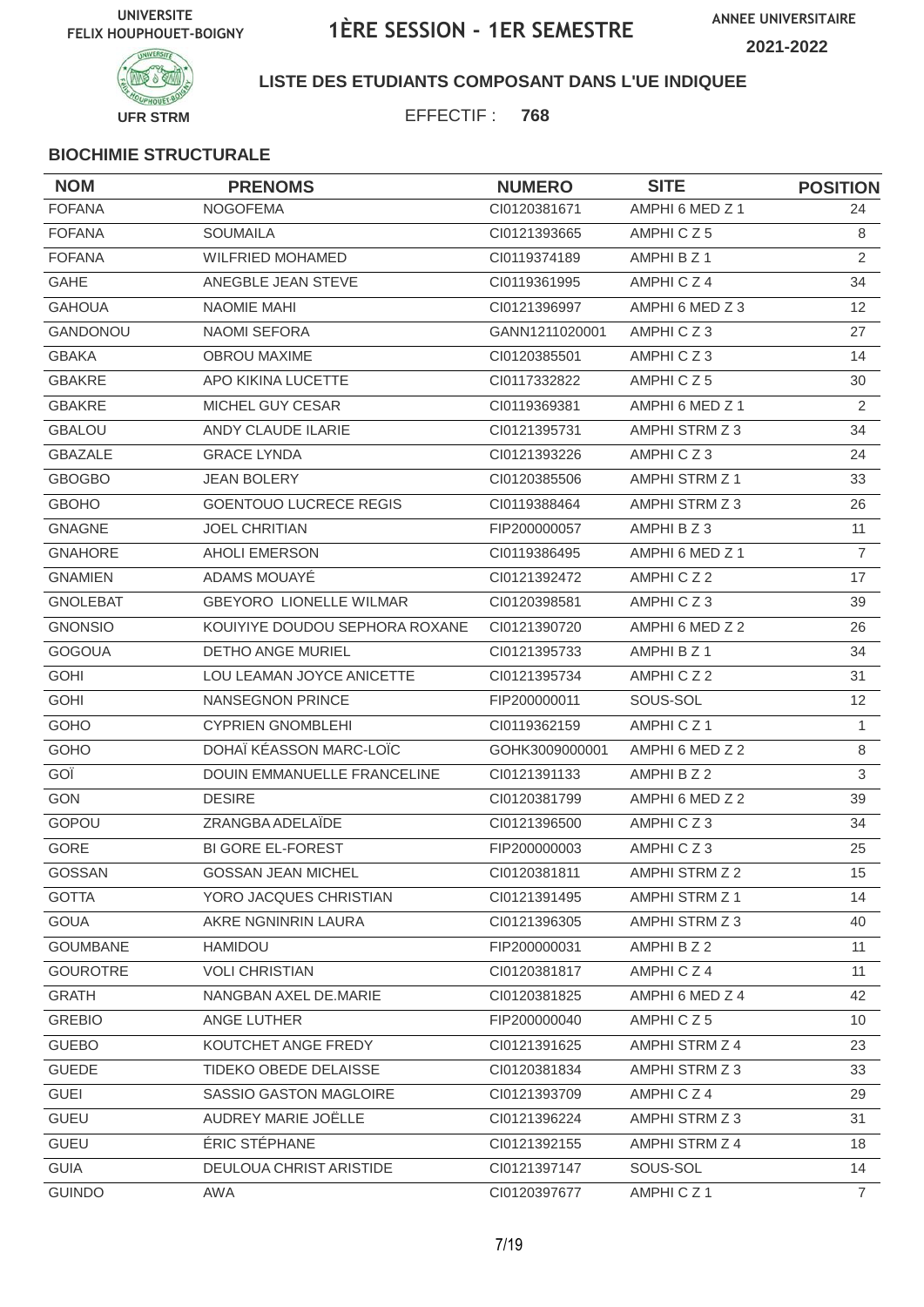UNIVERSITE FELIX HOUPHOUET-BOIGNY

# 1ÈRE SESSION - 1ER SEMESTRE

ANNEE UNIVERSITAIRE 2021-2022

UFR STRM

**LISTE DES ETUDIANTS COMPOSANT DANS L'UE INDIQUEE**

EFFECTIF : **768**

**BIOCHIMIE STRUCTURALE**

| NOM | PRENOMS | NUMERO | SITE | POSITION |
|---|---|---|---|---|
| FOFANA | NOGOFEMA | CI0120381671 | AMPHI 6 MED Z 1 | 24 |
| FOFANA | SOUMAILA | CI0121393665 | AMPHI C Z 5 | 8 |
| FOFANA | WILFRIED MOHAMED | CI0119374189 | AMPHI B Z 1 | 2 |
| GAHE | ANEGBLE JEAN STEVE | CI0119361995 | AMPHI C Z 4 | 34 |
| GAHOUA | NAOMIE MAHI | CI0121396997 | AMPHI 6 MED Z 3 | 12 |
| GANDONOU | NAOMI SEFORA | GANN1211020001 | AMPHI C Z 3 | 27 |
| GBAKA | OBROU MAXIME | CI0120385501 | AMPHI C Z 3 | 14 |
| GBAKRE | APO KIKINA LUCETTE | CI0117332822 | AMPHI C Z 5 | 30 |
| GBAKRE | MICHEL GUY CESAR | CI0119369381 | AMPHI 6 MED Z 1 | 2 |
| GBALOU | ANDY CLAUDE ILARIE | CI0121395731 | AMPHI STRM Z 3 | 34 |
| GBAZALE | GRACE LYNDA | CI0121393226 | AMPHI C Z 3 | 24 |
| GBOGBO | JEAN BOLERY | CI0120385506 | AMPHI STRM Z 1 | 33 |
| GBOHO | GOENTOUO LUCRECE REGIS | CI0119388464 | AMPHI STRM Z 3 | 26 |
| GNAGNE | JOEL CHRITIAN | FIP200000057 | AMPHI B Z 3 | 11 |
| GNAHORE | AHOLI EMERSON | CI0119386495 | AMPHI 6 MED Z 1 | 7 |
| GNAMIEN | ADAMS MOUAYÉ | CI0121392472 | AMPHI C Z 2 | 17 |
| GNOLEBAT | GBEYORO LIONELLE WILMAR | CI0120398581 | AMPHI C Z 3 | 39 |
| GNONSIO | KOUIYIYE DOUDOU SEPHORA ROXANE | CI0121390720 | AMPHI 6 MED Z 2 | 26 |
| GOGOUA | DETHO ANGE MURIEL | CI0121395733 | AMPHI B Z 1 | 34 |
| GOHI | LOU LEAMAN JOYCE ANICETTE | CI0121395734 | AMPHI C Z 2 | 31 |
| GOHI | NANSEGNON PRINCE | FIP200000011 | SOUS-SOL | 12 |
| GOHO | CYPRIEN GNOMBLEHI | CI0119362159 | AMPHI C Z 1 | 1 |
| GOHO | DOHAÏ KÉASSON MARC-LOÏC | GOHK3009000001 | AMPHI 6 MED Z 2 | 8 |
| GOÏ | DOUIN EMMANUELLE FRANCELINE | CI0121391133 | AMPHI B Z 2 | 3 |
| GON | DESIRE | CI0120381799 | AMPHI 6 MED Z 2 | 39 |
| GOPOU | ZRANGBA ADELAÏDE | CI0121396500 | AMPHI C Z 3 | 34 |
| GORE | BI GORE EL-FOREST | FIP200000003 | AMPHI C Z 3 | 25 |
| GOSSAN | GOSSAN JEAN MICHEL | CI0120381811 | AMPHI STRM Z 2 | 15 |
| GOTTA | YORO JACQUES CHRISTIAN | CI0121391495 | AMPHI STRM Z 1 | 14 |
| GOUA | AKRE NGNINRIN LAURA | CI0121396305 | AMPHI STRM Z 3 | 40 |
| GOUMBANE | HAMIDOU | FIP200000031 | AMPHI B Z 2 | 11 |
| GOUROTRE | VOLI CHRISTIAN | CI0120381817 | AMPHI C Z 4 | 11 |
| GRATH | NANGBAN AXEL DE.MARIE | CI0120381825 | AMPHI 6 MED Z 4 | 42 |
| GREBIO | ANGE LUTHER | FIP200000040 | AMPHI C Z 5 | 10 |
| GUEBO | KOUTCHET ANGE FREDY | CI0121391625 | AMPHI STRM Z 4 | 23 |
| GUEDE | TIDEKO OBEDE DELAISSE | CI0120381834 | AMPHI STRM Z 3 | 33 |
| GUEI | SASSIO GASTON MAGLOIRE | CI0121393709 | AMPHI C Z 4 | 29 |
| GUEU | AUDREY MARIE JOËLLE | CI0121396224 | AMPHI STRM Z 3 | 31 |
| GUEU | ÉRIC STÉPHANE | CI0121392155 | AMPHI STRM Z 4 | 18 |
| GUIA | DEULOUA CHRIST ARISTIDE | CI0121397147 | SOUS-SOL | 14 |
| GUINDO | AWA | CI0120397677 | AMPHI C Z 1 | 7 |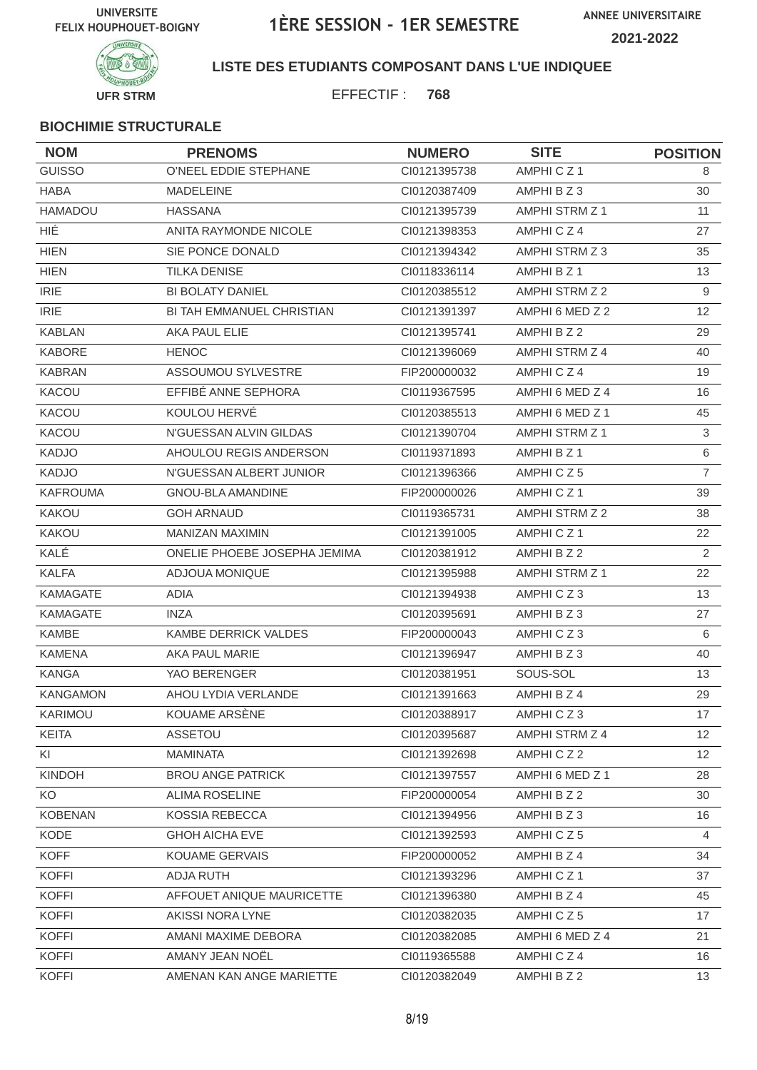UNIVERSITE FELIX HOUPHOUET-BOIGNY

# 1ÈRE SESSION - 1ER SEMESTRE

ANNEE UNIVERSITAIRE 2021-2022

UFR STRM

**LISTE DES ETUDIANTS COMPOSANT DANS L'UE INDIQUEE**

EFFECTIF : **768**

**BIOCHIMIE STRUCTURALE**

| NOM | PRENOMS | NUMERO | SITE | POSITION |
|---|---|---|---|---|
| GUISSO | O'NEEL EDDIE STEPHANE | CI0121395738 | AMPHI C Z 1 | 8 |
| HABA | MADELEINE | CI0120387409 | AMPHI B Z 3 | 30 |
| HAMADOU | HASSANA | CI0121395739 | AMPHI STRM Z 1 | 11 |
| HIÉ | ANITA RAYMONDE NICOLE | CI0121398353 | AMPHI C Z 4 | 27 |
| HIEN | SIE PONCE DONALD | CI0121394342 | AMPHI STRM Z 3 | 35 |
| HIEN | TILKA DENISE | CI0118336114 | AMPHI B Z 1 | 13 |
| IRIE | BI BOLATY DANIEL | CI0120385512 | AMPHI STRM Z 2 | 9 |
| IRIE | BI TAH EMMANUEL CHRISTIAN | CI0121391397 | AMPHI 6 MED Z 2 | 12 |
| KABLAN | AKA PAUL ELIE | CI0121395741 | AMPHI B Z 2 | 29 |
| KABORE | HENOC | CI0121396069 | AMPHI STRM Z 4 | 40 |
| KABRAN | ASSOUMOU SYLVESTRE | FIP200000032 | AMPHI C Z 4 | 19 |
| KACOU | EFFIBÉ ANNE SEPHORA | CI0119367595 | AMPHI 6 MED Z 4 | 16 |
| KACOU | KOULOU HERVÉ | CI0120385513 | AMPHI 6 MED Z 1 | 45 |
| KACOU | N'GUESSAN ALVIN GILDAS | CI0121390704 | AMPHI STRM Z 1 | 3 |
| KADJO | AHOULOU REGIS ANDERSON | CI0119371893 | AMPHI B Z 1 | 6 |
| KADJO | N'GUESSAN ALBERT JUNIOR | CI0121396366 | AMPHI C Z 5 | 7 |
| KAFROUMA | GNOU-BLA AMANDINE | FIP200000026 | AMPHI C Z 1 | 39 |
| KAKOU | GOH ARNAUD | CI0119365731 | AMPHI STRM Z 2 | 38 |
| KAKOU | MANIZAN MAXIMIN | CI0121391005 | AMPHI C Z 1 | 22 |
| KALÉ | ONELIE PHOEBE JOSEPHA JEMIMA | CI0120381912 | AMPHI B Z 2 | 2 |
| KALFA | ADJOUA MONIQUE | CI0121395988 | AMPHI STRM Z 1 | 22 |
| KAMAGATE | ADIA | CI0121394938 | AMPHI C Z 3 | 13 |
| KAMAGATE | INZA | CI0120395691 | AMPHI B Z 3 | 27 |
| KAMBE | KAMBE DERRICK VALDES | FIP200000043 | AMPHI C Z 3 | 6 |
| KAMENA | AKA PAUL MARIE | CI0121396947 | AMPHI B Z 3 | 40 |
| KANGA | YAO BERENGER | CI0120381951 | SOUS-SOL | 13 |
| KANGAMON | AHOU LYDIA VERLANDE | CI0121391663 | AMPHI B Z 4 | 29 |
| KARIMOU | KOUAME ARSÈNE | CI0120388917 | AMPHI C Z 3 | 17 |
| KEITA | ASSETOU | CI0120395687 | AMPHI STRM Z 4 | 12 |
| KI | MAMINATA | CI0121392698 | AMPHI C Z 2 | 12 |
| KINDOH | BROU ANGE PATRICK | CI0121397557 | AMPHI 6 MED Z 1 | 28 |
| KO | ALIMA ROSELINE | FIP200000054 | AMPHI B Z 2 | 30 |
| KOBENAN | KOSSIA REBECCA | CI0121394956 | AMPHI B Z 3 | 16 |
| KODE | GHOH AICHA EVE | CI0121392593 | AMPHI C Z 5 | 4 |
| KOFF | KOUAME GERVAIS | FIP200000052 | AMPHI B Z 4 | 34 |
| KOFFI | ADJA RUTH | CI0121393296 | AMPHI C Z 1 | 37 |
| KOFFI | AFFOUET ANIQUE MAURICETTE | CI0121396380 | AMPHI B Z 4 | 45 |
| KOFFI | AKISSI NORA LYNE | CI0120382035 | AMPHI C Z 5 | 17 |
| KOFFI | AMANI MAXIME DEBORA | CI0120382085 | AMPHI 6 MED Z 4 | 21 |
| KOFFI | AMANY JEAN NOËL | CI0119365588 | AMPHI C Z 4 | 16 |
| KOFFI | AMENAN KAN ANGE MARIETTE | CI0120382049 | AMPHI B Z 2 | 13 |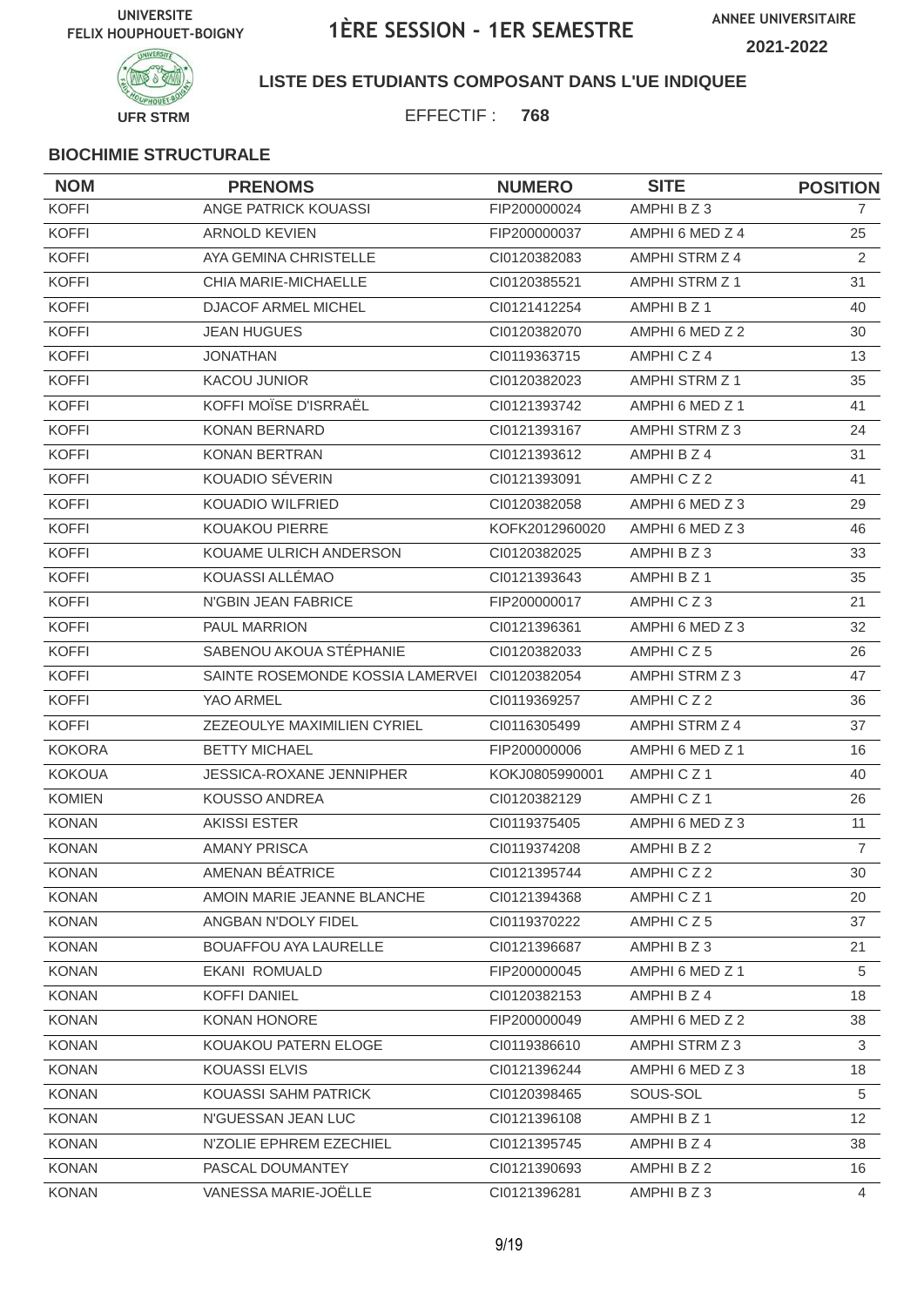UNIVERSITE FELIX HOUPHOUET-BOIGNY

# 1ÈRE SESSION - 1ER SEMESTRE

ANNEE UNIVERSITAIRE 2021-2022

UFR STRM

**LISTE DES ETUDIANTS COMPOSANT DANS L'UE INDIQUEE**

EFFECTIF : **768**

**BIOCHIMIE STRUCTURALE**

| NOM | PRENOMS | NUMERO | SITE | POSITION |
|---|---|---|---|---|
| KOFFI | ANGE PATRICK KOUASSI | FIP200000024 | AMPHI B Z 3 | 7 |
| KOFFI | ARNOLD KEVIEN | FIP200000037 | AMPHI 6 MED Z 4 | 25 |
| KOFFI | AYA GEMINA CHRISTELLE | CI0120382083 | AMPHI STRM Z 4 | 2 |
| KOFFI | CHIA MARIE-MICHAELLE | CI0120385521 | AMPHI STRM Z 1 | 31 |
| KOFFI | DJACOF ARMEL MICHEL | CI0121412254 | AMPHI B Z 1 | 40 |
| KOFFI | JEAN HUGUES | CI0120382070 | AMPHI 6 MED Z 2 | 30 |
| KOFFI | JONATHAN | CI0119363715 | AMPHI C Z 4 | 13 |
| KOFFI | KACOU JUNIOR | CI0120382023 | AMPHI STRM Z 1 | 35 |
| KOFFI | KOFFI MOÏSE D'ISRRAËL | CI0121393742 | AMPHI 6 MED Z 1 | 41 |
| KOFFI | KONAN BERNARD | CI0121393167 | AMPHI STRM Z 3 | 24 |
| KOFFI | KONAN BERTRAN | CI0121393612 | AMPHI B Z 4 | 31 |
| KOFFI | KOUADIO SÉVERIN | CI0121393091 | AMPHI C Z 2 | 41 |
| KOFFI | KOUADIO WILFRIED | CI0120382058 | AMPHI 6 MED Z 3 | 29 |
| KOFFI | KOUAKOU PIERRE | KOFK2012960020 | AMPHI 6 MED Z 3 | 46 |
| KOFFI | KOUAME ULRICH ANDERSON | CI0120382025 | AMPHI B Z 3 | 33 |
| KOFFI | KOUASSI ALLÉMAO | CI0121393643 | AMPHI B Z 1 | 35 |
| KOFFI | N'GBIN JEAN FABRICE | FIP200000017 | AMPHI C Z 3 | 21 |
| KOFFI | PAUL MARRION | CI0121396361 | AMPHI 6 MED Z 3 | 32 |
| KOFFI | SABENOU AKOUA STÉPHANIE | CI0120382033 | AMPHI C Z 5 | 26 |
| KOFFI | SAINTE ROSEMONDE KOSSIA LAMERVEI | CI0120382054 | AMPHI STRM Z 3 | 47 |
| KOFFI | YAO ARMEL | CI0119369257 | AMPHI C Z 2 | 36 |
| KOFFI | ZEZEOULYE MAXIMILIEN CYRIEL | CI0116305499 | AMPHI STRM Z 4 | 37 |
| KOKORA | BETTY MICHAEL | FIP200000006 | AMPHI 6 MED Z 1 | 16 |
| KOKOUA | JESSICA-ROXANE JENNIPHER | KOKJ0805990001 | AMPHI C Z 1 | 40 |
| KOMIEN | KOUSSO ANDREA | CI0120382129 | AMPHI C Z 1 | 26 |
| KONAN | AKISSI ESTER | CI0119375405 | AMPHI 6 MED Z 3 | 11 |
| KONAN | AMANY PRISCA | CI0119374208 | AMPHI B Z 2 | 7 |
| KONAN | AMENAN BÉATRICE | CI0121395744 | AMPHI C Z 2 | 30 |
| KONAN | AMOIN MARIE JEANNE BLANCHE | CI0121394368 | AMPHI C Z 1 | 20 |
| KONAN | ANGBAN N'DOLY FIDEL | CI0119370222 | AMPHI C Z 5 | 37 |
| KONAN | BOUAFFOU AYA LAURELLE | CI0121396687 | AMPHI B Z 3 | 21 |
| KONAN | EKANI ROMUALD | FIP200000045 | AMPHI 6 MED Z 1 | 5 |
| KONAN | KOFFI DANIEL | CI0120382153 | AMPHI B Z 4 | 18 |
| KONAN | KONAN HONORE | FIP200000049 | AMPHI 6 MED Z 2 | 38 |
| KONAN | KOUAKOU PATERN ELOGE | CI0119386610 | AMPHI STRM Z 3 | 3 |
| KONAN | KOUASSI ELVIS | CI0121396244 | AMPHI 6 MED Z 3 | 18 |
| KONAN | KOUASSI SAHM PATRICK | CI0120398465 | SOUS-SOL | 5 |
| KONAN | N'GUESSAN JEAN LUC | CI0121396108 | AMPHI B Z 1 | 12 |
| KONAN | N'ZOLIE EPHREM EZECHIEL | CI0121395745 | AMPHI B Z 4 | 38 |
| KONAN | PASCAL DOUMANTEY | CI0121390693 | AMPHI B Z 2 | 16 |
| KONAN | VANESSA MARIE-JOËLLE | CI0121396281 | AMPHI B Z 3 | 4 |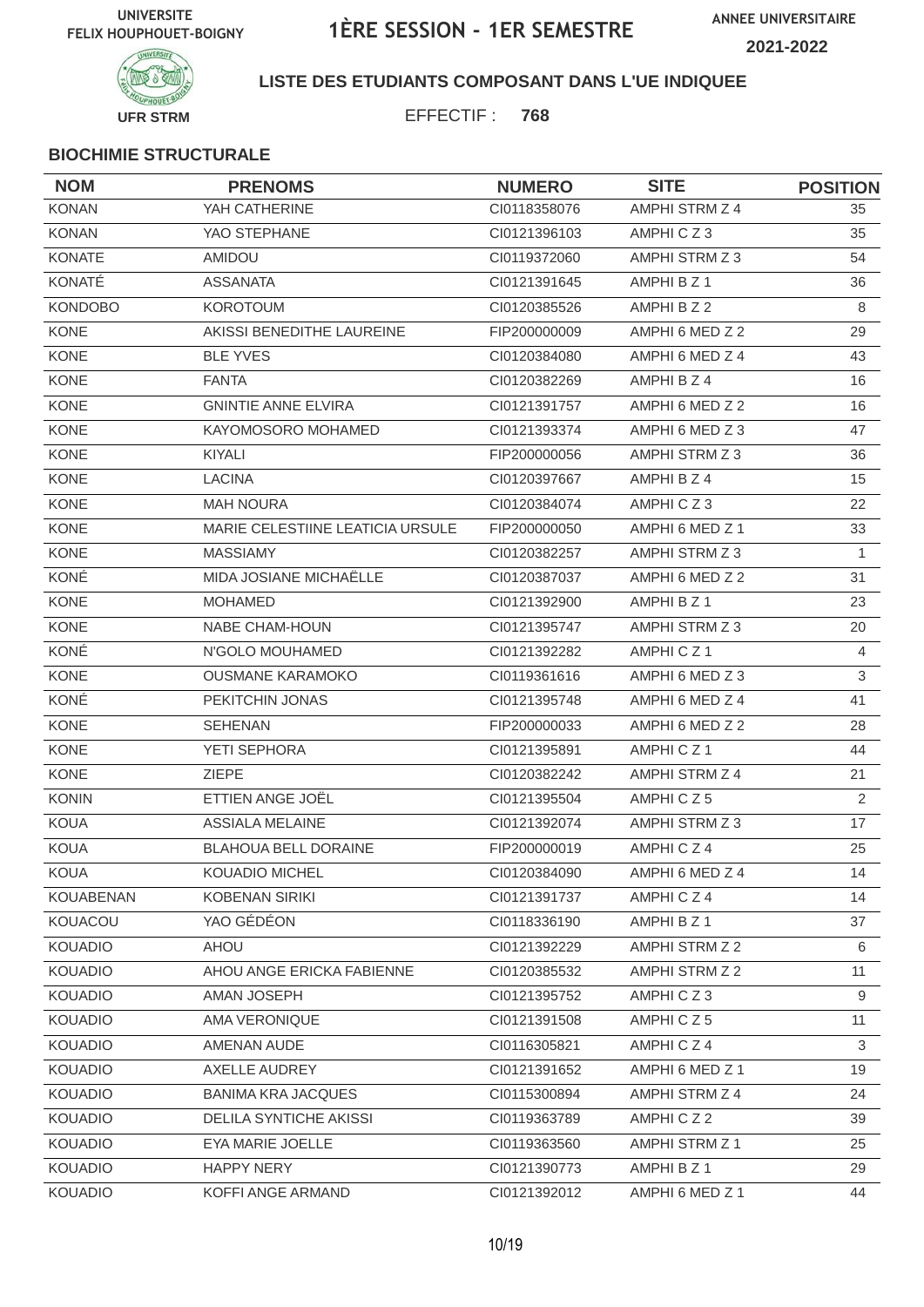UNIVERSITE FELIX HOUPHOUET-BOIGNY

# 1ÈRE SESSION - 1ER SEMESTRE

ANNEE UNIVERSITAIRE 2021-2022

UFR STRM

## LISTE DES ETUDIANTS COMPOSANT DANS L'UE INDIQUEE

EFFECTIF : **768**

### BIOCHIMIE STRUCTURALE

| NOM | PRENOMS | NUMERO | SITE | POSITION |
|---|---|---|---|---|
| KONAN | YAH CATHERINE | CI0118358076 | AMPHI STRM Z 4 | 35 |
| KONAN | YAO STEPHANE | CI0121396103 | AMPHI C Z 3 | 35 |
| KONATE | AMIDOU | CI0119372060 | AMPHI STRM Z 3 | 54 |
| KONATÉ | ASSANATA | CI0121391645 | AMPHI B Z 1 | 36 |
| KONDOBO | KOROTOUM | CI0120385526 | AMPHI B Z 2 | 8 |
| KONE | AKISSI BENEDITHE LAUREINE | FIP200000009 | AMPHI 6 MED Z 2 | 29 |
| KONE | BLE YVES | CI0120384080 | AMPHI 6 MED Z 4 | 43 |
| KONE | FANTA | CI0120382269 | AMPHI B Z 4 | 16 |
| KONE | GNINTIE ANNE ELVIRA | CI0121391757 | AMPHI 6 MED Z 2 | 16 |
| KONE | KAYOMOSORO MOHAMED | CI0121393374 | AMPHI 6 MED Z 3 | 47 |
| KONE | KIYALI | FIP200000056 | AMPHI STRM Z 3 | 36 |
| KONE | LACINA | CI0120397667 | AMPHI B Z 4 | 15 |
| KONE | MAH NOURA | CI0120384074 | AMPHI C Z 3 | 22 |
| KONE | MARIE CELESTIINE LEATICIA URSULE | FIP200000050 | AMPHI 6 MED Z 1 | 33 |
| KONE | MASSIAMY | CI0120382257 | AMPHI STRM Z 3 | 1 |
| KONÉ | MIDA JOSIANE MICHAËLLE | CI0120387037 | AMPHI 6 MED Z 2 | 31 |
| KONE | MOHAMED | CI0121392900 | AMPHI B Z 1 | 23 |
| KONE | NABE CHAM-HOUN | CI0121395747 | AMPHI STRM Z 3 | 20 |
| KONÉ | N'GOLO MOUHAMED | CI0121392282 | AMPHI C Z 1 | 4 |
| KONE | OUSMANE KARAMOKO | CI0119361616 | AMPHI 6 MED Z 3 | 3 |
| KONÉ | PEKITCHIN JONAS | CI0121395748 | AMPHI 6 MED Z 4 | 41 |
| KONE | SEHENAN | FIP200000033 | AMPHI 6 MED Z 2 | 28 |
| KONE | YETI SEPHORA | CI0121395891 | AMPHI C Z 1 | 44 |
| KONE | ZIEPE | CI0120382242 | AMPHI STRM Z 4 | 21 |
| KONIN | ETTIEN ANGE JOËL | CI0121395504 | AMPHI C Z 5 | 2 |
| KOUA | ASSIALA MELAINE | CI0121392074 | AMPHI STRM Z 3 | 17 |
| KOUA | BLAHOUA BELL DORAINE | FIP200000019 | AMPHI C Z 4 | 25 |
| KOUA | KOUADIO MICHEL | CI0120384090 | AMPHI 6 MED Z 4 | 14 |
| KOUABENAN | KOBENAN SIRIKI | CI0121391737 | AMPHI C Z 4 | 14 |
| KOUACOU | YAO GÉDÉON | CI0118336190 | AMPHI B Z 1 | 37 |
| KOUADIO | AHOU | CI0121392229 | AMPHI STRM Z 2 | 6 |
| KOUADIO | AHOU ANGE ERICKA FABIENNE | CI0120385532 | AMPHI STRM Z 2 | 11 |
| KOUADIO | AMAN JOSEPH | CI0121395752 | AMPHI C Z 3 | 9 |
| KOUADIO | AMA VERONIQUE | CI0121391508 | AMPHI C Z 5 | 11 |
| KOUADIO | AMENAN AUDE | CI0116305821 | AMPHI C Z 4 | 3 |
| KOUADIO | AXELLE AUDREY | CI0121391652 | AMPHI 6 MED Z 1 | 19 |
| KOUADIO | BANIMA KRA JACQUES | CI0115300894 | AMPHI STRM Z 4 | 24 |
| KOUADIO | DELILA SYNTICHE AKISSI | CI0119363789 | AMPHI C Z 2 | 39 |
| KOUADIO | EYA MARIE JOELLE | CI0119363560 | AMPHI STRM Z 1 | 25 |
| KOUADIO | HAPPY NERY | CI0121390773 | AMPHI B Z 1 | 29 |
| KOUADIO | KOFFI ANGE ARMAND | CI0121392012 | AMPHI 6 MED Z 1 | 44 |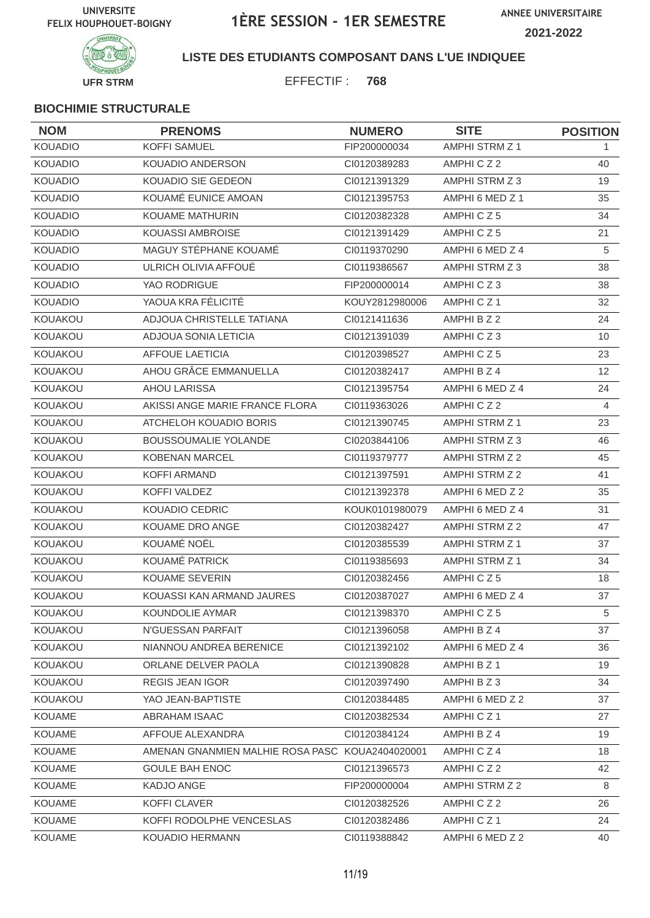UNIVERSITE FELIX HOUPHOUET-BOIGNY

# 1ÈRE SESSION - 1ER SEMESTRE

ANNEE UNIVERSITAIRE 2021-2022

UFR STRM

**LISTE DES ETUDIANTS COMPOSANT DANS L'UE INDIQUEE**

EFFECTIF : **768**

**BIOCHIMIE STRUCTURALE**

| NOM | PRENOMS | NUMERO | SITE | POSITION |
|---|---|---|---|---|
| KOUADIO | KOFFI SAMUEL | FIP200000034 | AMPHI STRM Z 1 | 1 |
| KOUADIO | KOUADIO ANDERSON | CI0120389283 | AMPHI C Z 2 | 40 |
| KOUADIO | KOUADIO SIE GEDEON | CI0121391329 | AMPHI STRM Z 3 | 19 |
| KOUADIO | KOUAMÉ EUNICE AMOAN | CI0121395753 | AMPHI 6 MED Z 1 | 35 |
| KOUADIO | KOUAME MATHURIN | CI0120382328 | AMPHI C Z 5 | 34 |
| KOUADIO | KOUASSI AMBROISE | CI0121391429 | AMPHI C Z 5 | 21 |
| KOUADIO | MAGUY STÉPHANE KOUAMÉ | CI0119370290 | AMPHI 6 MED Z 4 | 5 |
| KOUADIO | ULRICH OLIVIA AFFOUÉ | CI0119386567 | AMPHI STRM Z 3 | 38 |
| KOUADIO | YAO RODRIGUE | FIP200000014 | AMPHI C Z 3 | 38 |
| KOUADIO | YAOUA KRA FÉLICITÉ | KOUY2812980006 | AMPHI C Z 1 | 32 |
| KOUAKOU | ADJOUA CHRISTELLE TATIANA | CI0121411636 | AMPHI B Z 2 | 24 |
| KOUAKOU | ADJOUA SONIA LETICIA | CI0121391039 | AMPHI C Z 3 | 10 |
| KOUAKOU | AFFOUE LAETICIA | CI0120398527 | AMPHI C Z 5 | 23 |
| KOUAKOU | AHOU GRÂCE EMMANUELLA | CI0120382417 | AMPHI B Z 4 | 12 |
| KOUAKOU | AHOU LARISSA | CI0121395754 | AMPHI 6 MED Z 4 | 24 |
| KOUAKOU | AKISSI ANGE MARIE FRANCE FLORA | CI0119363026 | AMPHI C Z 2 | 4 |
| KOUAKOU | ATCHELOH KOUADIO BORIS | CI0121390745 | AMPHI STRM Z 1 | 23 |
| KOUAKOU | BOUSSOUMALIE YOLANDE | CI0203844106 | AMPHI STRM Z 3 | 46 |
| KOUAKOU | KOBENAN MARCEL | CI0119379777 | AMPHI STRM Z 2 | 45 |
| KOUAKOU | KOFFI ARMAND | CI0121397591 | AMPHI STRM Z 2 | 41 |
| KOUAKOU | KOFFI VALDEZ | CI0121392378 | AMPHI 6 MED Z 2 | 35 |
| KOUAKOU | KOUADIO CEDRIC | KOUK0101980079 | AMPHI 6 MED Z 4 | 31 |
| KOUAKOU | KOUAME DRO ANGE | CI0120382427 | AMPHI STRM Z 2 | 47 |
| KOUAKOU | KOUAMÉ NOËL | CI0120385539 | AMPHI STRM Z 1 | 37 |
| KOUAKOU | KOUAMÉ PATRICK | CI0119385693 | AMPHI STRM Z 1 | 34 |
| KOUAKOU | KOUAME SEVERIN | CI0120382456 | AMPHI C Z 5 | 18 |
| KOUAKOU | KOUASSI KAN ARMAND JAURES | CI0120387027 | AMPHI 6 MED Z 4 | 37 |
| KOUAKOU | KOUNDOLIE AYMAR | CI0121398370 | AMPHI C Z 5 | 5 |
| KOUAKOU | N'GUESSAN PARFAIT | CI0121396058 | AMPHI B Z 4 | 37 |
| KOUAKOU | NIANNOU ANDREA BERENICE | CI0121392102 | AMPHI 6 MED Z 4 | 36 |
| KOUAKOU | ORLANE DELVER PAOLA | CI0121390828 | AMPHI B Z 1 | 19 |
| KOUAKOU | REGIS JEAN IGOR | CI0120397490 | AMPHI B Z 3 | 34 |
| KOUAKOU | YAO JEAN-BAPTISTE | CI0120384485 | AMPHI 6 MED Z 2 | 37 |
| KOUAME | ABRAHAM ISAAC | CI0120382534 | AMPHI C Z 1 | 27 |
| KOUAME | AFFOUE ALEXANDRA | CI0120384124 | AMPHI B Z 4 | 19 |
| KOUAME | AMENAN GNANMIEN MALHIE ROSA PASC | KOUA2404020001 | AMPHI C Z 4 | 18 |
| KOUAME | GOULE BAH ENOC | CI0121396573 | AMPHI C Z 2 | 42 |
| KOUAME | KADJO ANGE | FIP200000004 | AMPHI STRM Z 2 | 8 |
| KOUAME | KOFFI CLAVER | CI0120382526 | AMPHI C Z 2 | 26 |
| KOUAME | KOFFI RODOLPHE VENCESLAS | CI0120382486 | AMPHI C Z 1 | 24 |
| KOUAME | KOUADIO HERMANN | CI0119388842 | AMPHI 6 MED Z 2 | 40 |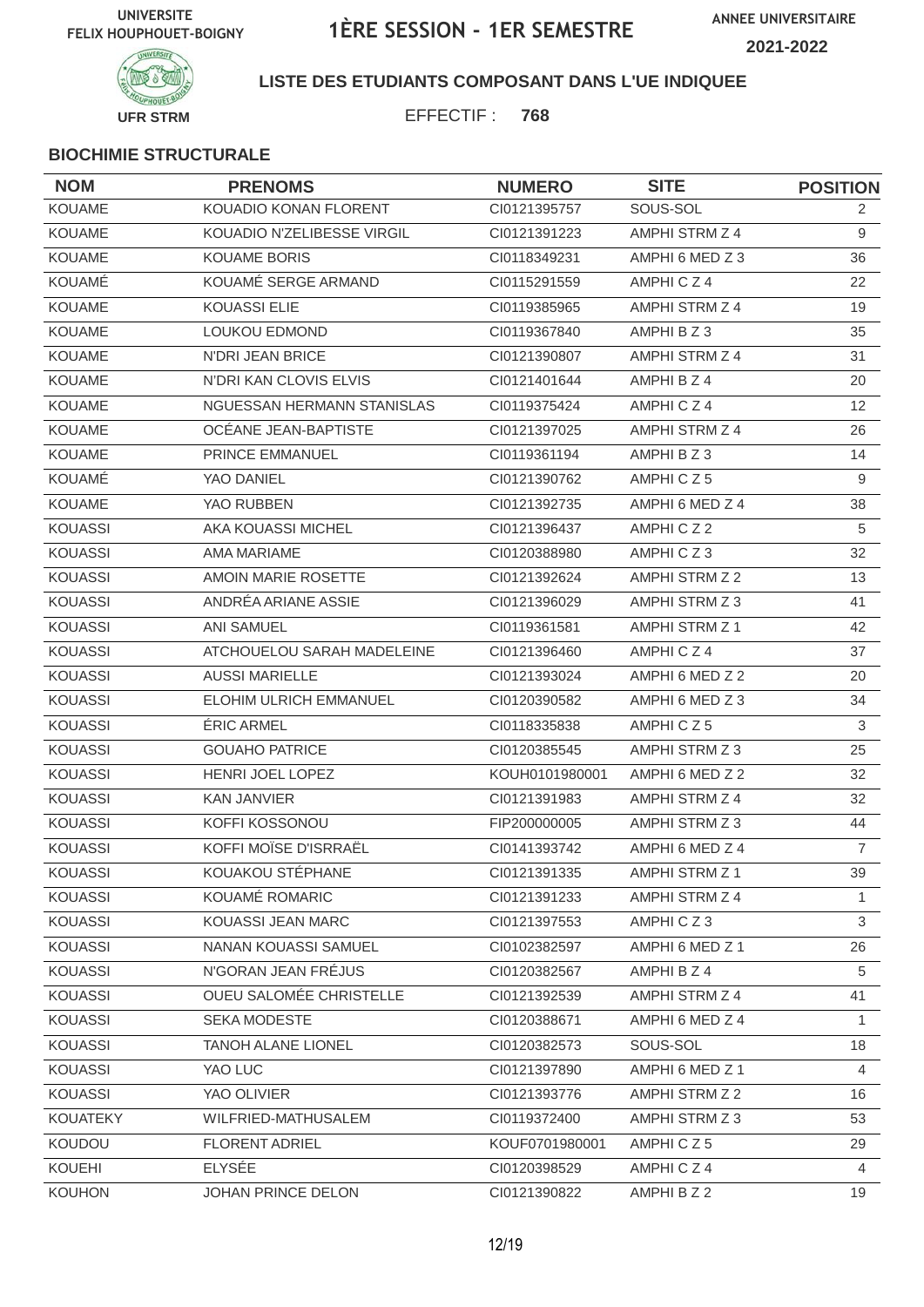UNIVERSITE FELIX HOUPHOUET-BOIGNY

# 1ÈRE SESSION - 1ER SEMESTRE

ANNEE UNIVERSITAIRE 2021-2022

UFR STRM

**LISTE DES ETUDIANTS COMPOSANT DANS L'UE INDIQUEE**

EFFECTIF : **768**

**BIOCHIMIE STRUCTURALE**

| NOM | PRENOMS | NUMERO | SITE | POSITION |
|---|---|---|---|---|
| KOUAME | KOUADIO KONAN FLORENT | CI0121395757 | SOUS-SOL | 2 |
| KOUAME | KOUADIO N'ZELIBESSE VIRGIL | CI0121391223 | AMPHI STRM Z 4 | 9 |
| KOUAME | KOUAME BORIS | CI0118349231 | AMPHI 6 MED Z 3 | 36 |
| KOUAMÉ | KOUAMÉ SERGE ARMAND | CI0115291559 | AMPHI C Z 4 | 22 |
| KOUAME | KOUASSI ELIE | CI0119385965 | AMPHI STRM Z 4 | 19 |
| KOUAME | LOUKOU EDMOND | CI0119367840 | AMPHI B Z 3 | 35 |
| KOUAME | N'DRI JEAN BRICE | CI0121390807 | AMPHI STRM Z 4 | 31 |
| KOUAME | N'DRI KAN CLOVIS ELVIS | CI0121401644 | AMPHI B Z 4 | 20 |
| KOUAME | NGUESSAN HERMANN STANISLAS | CI0119375424 | AMPHI C Z 4 | 12 |
| KOUAME | OCÉANE JEAN-BAPTISTE | CI0121397025 | AMPHI STRM Z 4 | 26 |
| KOUAME | PRINCE EMMANUEL | CI0119361194 | AMPHI B Z 3 | 14 |
| KOUAMÉ | YAO DANIEL | CI0121390762 | AMPHI C Z 5 | 9 |
| KOUAME | YAO RUBBEN | CI0121392735 | AMPHI 6 MED Z 4 | 38 |
| KOUASSI | AKA KOUASSI MICHEL | CI0121396437 | AMPHI C Z 2 | 5 |
| KOUASSI | AMA MARIAME | CI0120388980 | AMPHI C Z 3 | 32 |
| KOUASSI | AMOIN MARIE ROSETTE | CI0121392624 | AMPHI STRM Z 2 | 13 |
| KOUASSI | ANDRÉA ARIANE ASSIE | CI0121396029 | AMPHI STRM Z 3 | 41 |
| KOUASSI | ANI SAMUEL | CI0119361581 | AMPHI STRM Z 1 | 42 |
| KOUASSI | ATCHOUELOU SARAH MADELEINE | CI0121396460 | AMPHI C Z 4 | 37 |
| KOUASSI | AUSSI MARIELLE | CI0121393024 | AMPHI 6 MED Z 2 | 20 |
| KOUASSI | ELOHIM ULRICH EMMANUEL | CI0120390582 | AMPHI 6 MED Z 3 | 34 |
| KOUASSI | ÉRIC ARMEL | CI0118335838 | AMPHI C Z 5 | 3 |
| KOUASSI | GOUAHO PATRICE | CI0120385545 | AMPHI STRM Z 3 | 25 |
| KOUASSI | HENRI JOEL LOPEZ | KOUH0101980001 | AMPHI 6 MED Z 2 | 32 |
| KOUASSI | KAN JANVIER | CI0121391983 | AMPHI STRM Z 4 | 32 |
| KOUASSI | KOFFI KOSSONOU | FIP200000005 | AMPHI STRM Z 3 | 44 |
| KOUASSI | KOFFI MOÏSE D'ISRRAËL | CI0141393742 | AMPHI 6 MED Z 4 | 7 |
| KOUASSI | KOUAKOU STÉPHANE | CI0121391335 | AMPHI STRM Z 1 | 39 |
| KOUASSI | KOUAMÉ ROMARIC | CI0121391233 | AMPHI STRM Z 4 | 1 |
| KOUASSI | KOUASSI JEAN MARC | CI0121397553 | AMPHI C Z 3 | 3 |
| KOUASSI | NANAN KOUASSI SAMUEL | CI0102382597 | AMPHI 6 MED Z 1 | 26 |
| KOUASSI | N'GORAN JEAN FRÉJUS | CI0120382567 | AMPHI B Z 4 | 5 |
| KOUASSI | OUEU SALOMÉE CHRISTELLE | CI0121392539 | AMPHI STRM Z 4 | 41 |
| KOUASSI | SEKA MODESTE | CI0120388671 | AMPHI 6 MED Z 4 | 1 |
| KOUASSI | TANOH ALANE LIONEL | CI0120382573 | SOUS-SOL | 18 |
| KOUASSI | YAO LUC | CI0121397890 | AMPHI 6 MED Z 1 | 4 |
| KOUASSI | YAO OLIVIER | CI0121393776 | AMPHI STRM Z 2 | 16 |
| KOUATEKY | WILFRIED-MATHUSALEM | CI0119372400 | AMPHI STRM Z 3 | 53 |
| KOUDOU | FLORENT ADRIEL | KOUF0701980001 | AMPHI C Z 5 | 29 |
| KOUEHI | ELYSÉE | CI0120398529 | AMPHI C Z 4 | 4 |
| KOUHON | JOHAN PRINCE DELON | CI0121390822 | AMPHI B Z 2 | 19 |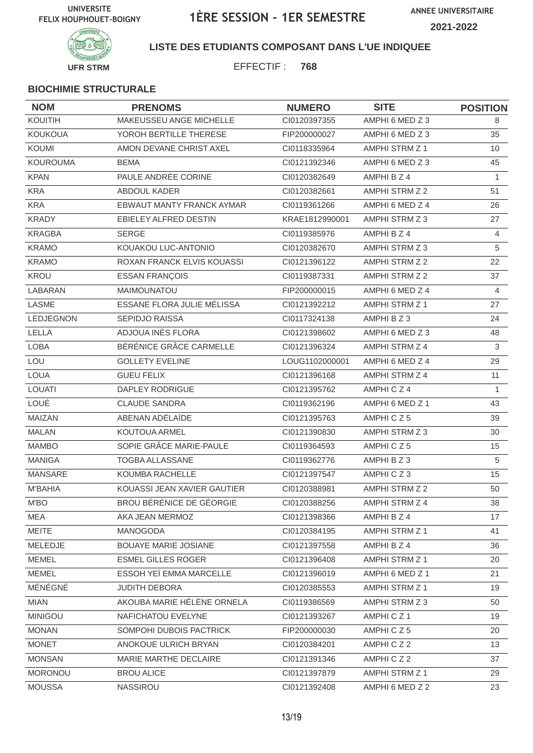UNIVERSITE FELIX HOUPHOUET-BOIGNY

# 1ÈRE SESSION - 1ER SEMESTRE

ANNEE UNIVERSITAIRE 2021-2022

UFR STRM

**LISTE DES ETUDIANTS COMPOSANT DANS L'UE INDIQUEE**

EFFECTIF : **768**

**BIOCHIMIE STRUCTURALE**

| NOM | PRENOMS | NUMERO | SITE | POSITION |
|---|---|---|---|---|
| KOUITIH | MAKEUSSEU ANGE MICHELLE | CI0120397355 | AMPHI 6 MED Z 3 | 8 |
| KOUKOUA | YOROH BERTILLE THERESE | FIP200000027 | AMPHI 6 MED Z 3 | 35 |
| KOUMI | AMON DEVANE CHRIST AXEL | CI0118335964 | AMPHI STRM Z 1 | 10 |
| KOUROUMA | BEMA | CI0121392346 | AMPHI 6 MED Z 3 | 45 |
| KPAN | PAULE ANDRÉE CORINE | CI0120382649 | AMPHI B Z 4 | 1 |
| KRA | ABDOUL KADER | CI0120382661 | AMPHI STRM Z 2 | 51 |
| KRA | EBWAUT MANTY FRANCK AYMAR | CI0119361266 | AMPHI 6 MED Z 4 | 26 |
| KRADY | EBIELEY ALFRED DESTIN | KRAE1812990001 | AMPHI STRM Z 3 | 27 |
| KRAGBA | SERGE | CI0119385976 | AMPHI B Z 4 | 4 |
| KRAMO | KOUAKOU LUC-ANTONIO | CI0120382670 | AMPHI STRM Z 3 | 5 |
| KRAMO | ROXAN FRANCK ELVIS KOUASSI | CI0121396122 | AMPHI STRM Z 2 | 22 |
| KROU | ESSAN FRANÇOIS | CI0119387331 | AMPHI STRM Z 2 | 37 |
| LABARAN | MAIMOUNATOU | FIP200000015 | AMPHI 6 MED Z 4 | 4 |
| LASME | ESSANE FLORA JULIE MÉLISSA | CI0121392212 | AMPHI STRM Z 1 | 27 |
| LEDJEGNON | SEPIDJO RAISSA | CI0117324138 | AMPHI B Z 3 | 24 |
| LELLA | ADJOUA INÈS FLORA | CI0121398602 | AMPHI 6 MED Z 3 | 48 |
| LOBA | BÉRÉNICE GRÂCE CARMELLE | CI0121396324 | AMPHI STRM Z 4 | 3 |
| LOU | GOLLETY EVELINE | LOUG1102000001 | AMPHI 6 MED Z 4 | 29 |
| LOUA | GUEU FELIX | CI0121396168 | AMPHI STRM Z 4 | 11 |
| LOUATI | DAPLEY RODRIGUE | CI0121395762 | AMPHI C Z 4 | 1 |
| LOUÉ | CLAUDE SANDRA | CI0119362196 | AMPHI 6 MED Z 1 | 43 |
| MAIZAN | ABENAN ADÉLAÏDE | CI0121395763 | AMPHI C Z 5 | 39 |
| MALAN | KOUTOUA ARMEL | CI0121390830 | AMPHI STRM Z 3 | 30 |
| MAMBO | SOPIE GRÂCE MARIE-PAULE | CI0119364593 | AMPHI C Z 5 | 15 |
| MANIGA | TOGBA ALLASSANE | CI0119362776 | AMPHI B Z 3 | 5 |
| MANSARE | KOUMBA RACHELLE | CI0121397547 | AMPHI C Z 3 | 15 |
| M'BAHIA | KOUASSI JEAN XAVIER GAUTIER | CI0120388981 | AMPHI STRM Z 2 | 50 |
| M'BO | BROU BÉRÉNICE DE GÉORGIE | CI0120388256 | AMPHI STRM Z 4 | 38 |
| MEA | AKA JEAN MERMOZ | CI0121398366 | AMPHI B Z 4 | 17 |
| MEITE | MANOGODA | CI0120384195 | AMPHI STRM Z 1 | 41 |
| MELEDJE | BOUAYE MARIE JOSIANE | CI0121397558 | AMPHI B Z 4 | 36 |
| MEMEL | ESMEL GILLES ROGER | CI0121396408 | AMPHI STRM Z 1 | 20 |
| MEMEL | ESSOH YEÏ EMMA MARCELLE | CI0121396019 | AMPHI 6 MED Z 1 | 21 |
| MÉNÉGNÉ | JUDITH DEBORA | CI0120385553 | AMPHI STRM Z 1 | 19 |
| MIAN | AKOUBA MARIE HÉLÈNE ORNELA | CI0119386569 | AMPHI STRM Z 3 | 50 |
| MINIGOU | NAFICHATOU EVELYNE | CI0121393267 | AMPHI C Z 1 | 19 |
| MONAN | SOMPOHI DUBOIS PACTRICK | FIP200000030 | AMPHI C Z 5 | 20 |
| MONET | ANOKOUE ULRICH BRYAN | CI0120384201 | AMPHI C Z 2 | 13 |
| MONSAN | MARIE MARTHE DECLAIRE | CI0121391346 | AMPHI C Z 2 | 37 |
| MORONOU | BROU ALICE | CI0121397879 | AMPHI STRM Z 1 | 29 |
| MOUSSA | NASSIROU | CI0121392408 | AMPHI 6 MED Z 2 | 23 |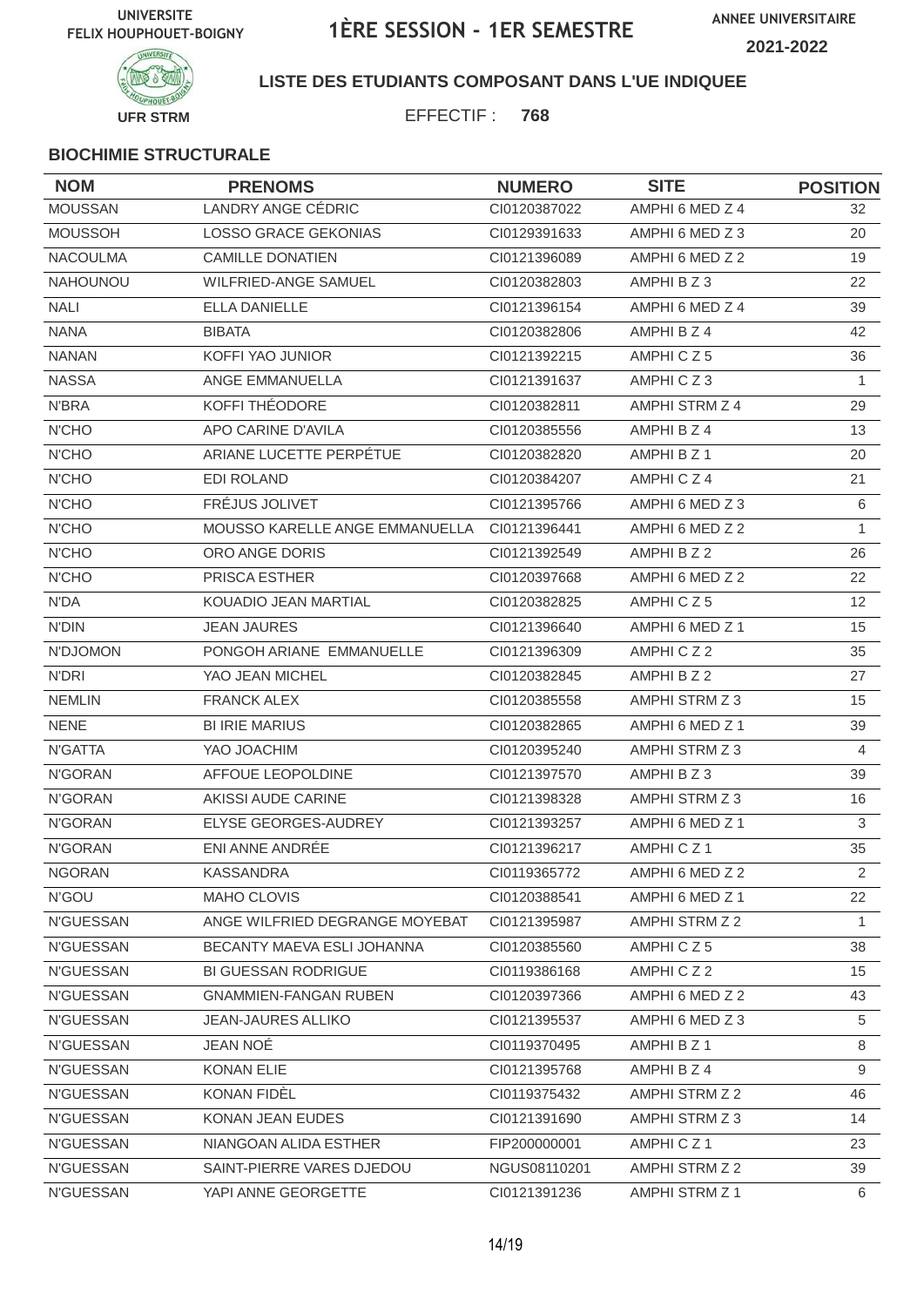UNIVERSITE FELIX HOUPHOUET-BOIGNY

# 1ÈRE SESSION - 1ER SEMESTRE

ANNEE UNIVERSITAIRE 2021-2022

UFR STRM

**LISTE DES ETUDIANTS COMPOSANT DANS L'UE INDIQUEE**

EFFECTIF : **768**

### BIOCHIMIE STRUCTURALE

| NOM | PRENOMS | NUMERO | SITE | POSITION |
|---|---|---|---|---|
| MOUSSAN | LANDRY ANGE CÉDRIC | CI0120387022 | AMPHI 6 MED Z 4 | 32 |
| MOUSSOH | LOSSO GRACE GEKONIAS | CI0129391633 | AMPHI 6 MED Z 3 | 20 |
| NACOULMA | CAMILLE DONATIEN | CI0121396089 | AMPHI 6 MED Z 2 | 19 |
| NAHOUNOU | WILFRIED-ANGE SAMUEL | CI0120382803 | AMPHI B Z 3 | 22 |
| NALI | ELLA DANIELLE | CI0121396154 | AMPHI 6 MED Z 4 | 39 |
| NANA | BIBATA | CI0120382806 | AMPHI B Z 4 | 42 |
| NANAN | KOFFI YAO JUNIOR | CI0121392215 | AMPHI C Z 5 | 36 |
| NASSA | ANGE EMMANUELLA | CI0121391637 | AMPHI C Z 3 | 1 |
| N'BRA | KOFFI THÉODORE | CI0120382811 | AMPHI STRM Z 4 | 29 |
| N'CHO | APO CARINE D'AVILA | CI0120385556 | AMPHI B Z 4 | 13 |
| N'CHO | ARIANE LUCETTE PERPÉTUE | CI0120382820 | AMPHI B Z 1 | 20 |
| N'CHO | EDI ROLAND | CI0120384207 | AMPHI C Z 4 | 21 |
| N'CHO | FRÉJUS JOLIVET | CI0121395766 | AMPHI 6 MED Z 3 | 6 |
| N'CHO | MOUSSO KARELLE ANGE EMMANUELLA | CI0121396441 | AMPHI 6 MED Z 2 | 1 |
| N'CHO | ORO ANGE DORIS | CI0121392549 | AMPHI B Z 2 | 26 |
| N'CHO | PRISCA ESTHER | CI0120397668 | AMPHI 6 MED Z 2 | 22 |
| N'DA | KOUADIO JEAN MARTIAL | CI0120382825 | AMPHI C Z 5 | 12 |
| N'DIN | JEAN JAURES | CI0121396640 | AMPHI 6 MED Z 1 | 15 |
| N'DJOMON | PONGOH ARIANE EMMANUELLE | CI0121396309 | AMPHI C Z 2 | 35 |
| N'DRI | YAO JEAN MICHEL | CI0120382845 | AMPHI B Z 2 | 27 |
| NEMLIN | FRANCK ALEX | CI0120385558 | AMPHI STRM Z 3 | 15 |
| NENE | BI IRIE MARIUS | CI0120382865 | AMPHI 6 MED Z 1 | 39 |
| N'GATTA | YAO JOACHIM | CI0120395240 | AMPHI STRM Z 3 | 4 |
| N'GORAN | AFFOUE LEOPOLDINE | CI0121397570 | AMPHI B Z 3 | 39 |
| N'GORAN | AKISSI AUDE CARINE | CI0121398328 | AMPHI STRM Z 3 | 16 |
| N'GORAN | ELYSE GEORGES-AUDREY | CI0121393257 | AMPHI 6 MED Z 1 | 3 |
| N'GORAN | ENI ANNE ANDRÉE | CI0121396217 | AMPHI C Z 1 | 35 |
| NGORAN | KASSANDRA | CI0119365772 | AMPHI 6 MED Z 2 | 2 |
| N'GOU | MAHO CLOVIS | CI0120388541 | AMPHI 6 MED Z 1 | 22 |
| N'GUESSAN | ANGE WILFRIED DEGRANGE MOYEBAT | CI0121395987 | AMPHI STRM Z 2 | 1 |
| N'GUESSAN | BECANTY MAEVA ESLI JOHANNA | CI0120385560 | AMPHI C Z 5 | 38 |
| N'GUESSAN | BI GUESSAN RODRIGUE | CI0119386168 | AMPHI C Z 2 | 15 |
| N'GUESSAN | GNAMMIEN-FANGAN RUBEN | CI0120397366 | AMPHI 6 MED Z 2 | 43 |
| N'GUESSAN | JEAN-JAURES ALLIKO | CI0121395537 | AMPHI 6 MED Z 3 | 5 |
| N'GUESSAN | JEAN NOÉ | CI0119370495 | AMPHI B Z 1 | 8 |
| N'GUESSAN | KONAN ELIE | CI0121395768 | AMPHI B Z 4 | 9 |
| N'GUESSAN | KONAN FIDÈL | CI0119375432 | AMPHI STRM Z 2 | 46 |
| N'GUESSAN | KONAN JEAN EUDES | CI0121391690 | AMPHI STRM Z 3 | 14 |
| N'GUESSAN | NIANGOAN ALIDA ESTHER | FIP200000001 | AMPHI C Z 1 | 23 |
| N'GUESSAN | SAINT-PIERRE VARES DJEDOU | NGUS08110201 | AMPHI STRM Z 2 | 39 |
| N'GUESSAN | YAPI ANNE GEORGETTE | CI0121391236 | AMPHI STRM Z 1 | 6 |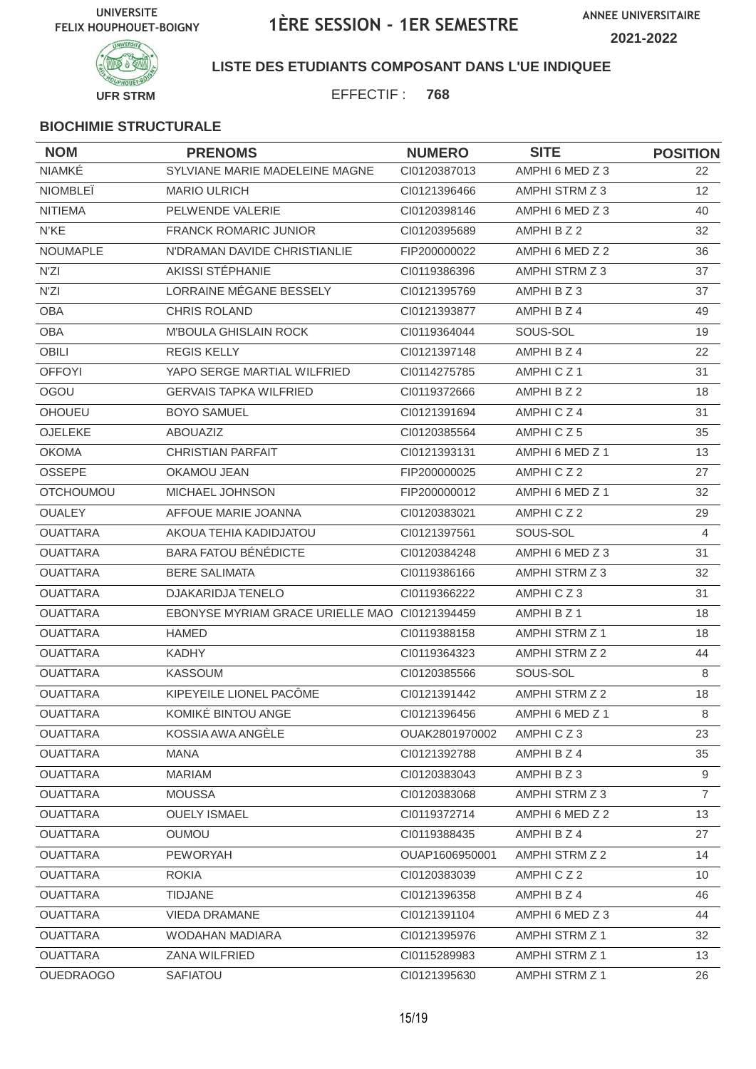UNIVERSITE FELIX HOUPHOUET-BOIGNY

# 1ÈRE SESSION - 1ER SEMESTRE

ANNEE UNIVERSITAIRE 2021-2022

UFR STRM

**LISTE DES ETUDIANTS COMPOSANT DANS L'UE INDIQUEE**

EFFECTIF : **768**

### BIOCHIMIE STRUCTURALE

| NOM | PRENOMS | NUMERO | SITE | POSITION |
|---|---|---|---|---|
| NIAMKÉ | SYLVIANE MARIE MADELEINE MAGNE | CI0120387013 | AMPHI 6 MED Z 3 | 22 |
| NIOMBLEÏ | MARIO ULRICH | CI0121396466 | AMPHI STRM Z 3 | 12 |
| NITIEMA | PELWENDE VALERIE | CI0120398146 | AMPHI 6 MED Z 3 | 40 |
| N'KE | FRANCK ROMARIC JUNIOR | CI0120395689 | AMPHI B Z 2 | 32 |
| NOUMAPLE | N'DRAMAN DAVIDE CHRISTIANLIE | FIP200000022 | AMPHI 6 MED Z 2 | 36 |
| N'ZI | AKISSI STÉPHANIE | CI0119386396 | AMPHI STRM Z 3 | 37 |
| N'ZI | LORRAINE MÉGANE BESSELY | CI0121395769 | AMPHI B Z 3 | 37 |
| OBA | CHRIS ROLAND | CI0121393877 | AMPHI B Z 4 | 49 |
| OBA | M'BOULA GHISLAIN ROCK | CI0119364044 | SOUS-SOL | 19 |
| OBILI | REGIS KELLY | CI0121397148 | AMPHI B Z 4 | 22 |
| OFFOYI | YAPO SERGE MARTIAL WILFRIED | CI0114275785 | AMPHI C Z 1 | 31 |
| OGOU | GERVAIS TAPKA WILFRIED | CI0119372666 | AMPHI B Z 2 | 18 |
| OHOUEU | BOYO SAMUEL | CI0121391694 | AMPHI C Z 4 | 31 |
| OJELEKE | ABOUAZIZ | CI0120385564 | AMPHI C Z 5 | 35 |
| OKOMA | CHRISTIAN PARFAIT | CI0121393131 | AMPHI 6 MED Z 1 | 13 |
| OSSEPE | OKAMOU JEAN | FIP200000025 | AMPHI C Z 2 | 27 |
| OTCHOUMOU | MICHAEL JOHNSON | FIP200000012 | AMPHI 6 MED Z 1 | 32 |
| OUALEY | AFFOUE MARIE JOANNA | CI0120383021 | AMPHI C Z 2 | 29 |
| OUATTARA | AKOUA TEHIA KADIDJATOU | CI0121397561 | SOUS-SOL | 4 |
| OUATTARA | BARA FATOU BÉNÉDICTE | CI0120384248 | AMPHI 6 MED Z 3 | 31 |
| OUATTARA | BERE SALIMATA | CI0119386166 | AMPHI STRM Z 3 | 32 |
| OUATTARA | DJAKARIDJA TENELO | CI0119366222 | AMPHI C Z 3 | 31 |
| OUATTARA | EBONYSE MYRIAM GRACE URIELLE MAO | CI0121394459 | AMPHI B Z 1 | 18 |
| OUATTARA | HAMED | CI0119388158 | AMPHI STRM Z 1 | 18 |
| OUATTARA | KADHY | CI0119364323 | AMPHI STRM Z 2 | 44 |
| OUATTARA | KASSOUM | CI0120385566 | SOUS-SOL | 8 |
| OUATTARA | KIPEYEILE LIONEL PACÔME | CI0121391442 | AMPHI STRM Z 2 | 18 |
| OUATTARA | KOMIKÉ BINTOU ANGE | CI0121396456 | AMPHI 6 MED Z 1 | 8 |
| OUATTARA | KOSSIA AWA ANGÈLE | OUAK2801970002 | AMPHI C Z 3 | 23 |
| OUATTARA | MANA | CI0121392788 | AMPHI B Z 4 | 35 |
| OUATTARA | MARIAM | CI0120383043 | AMPHI B Z 3 | 9 |
| OUATTARA | MOUSSA | CI0120383068 | AMPHI STRM Z 3 | 7 |
| OUATTARA | OUELY ISMAEL | CI0119372714 | AMPHI 6 MED Z 2 | 13 |
| OUATTARA | OUMOU | CI0119388435 | AMPHI B Z 4 | 27 |
| OUATTARA | PEWORYAH | OUAP1606950001 | AMPHI STRM Z 2 | 14 |
| OUATTARA | ROKIA | CI0120383039 | AMPHI C Z 2 | 10 |
| OUATTARA | TIDJANE | CI0121396358 | AMPHI B Z 4 | 46 |
| OUATTARA | VIEDA DRAMANE | CI0121391104 | AMPHI 6 MED Z 3 | 44 |
| OUATTARA | WODAHAN MADIARA | CI0121395976 | AMPHI STRM Z 1 | 32 |
| OUATTARA | ZANA WILFRIED | CI0115289983 | AMPHI STRM Z 1 | 13 |
| OUEDRAOGO | SAFIATOU | CI0121395630 | AMPHI STRM Z 1 | 26 |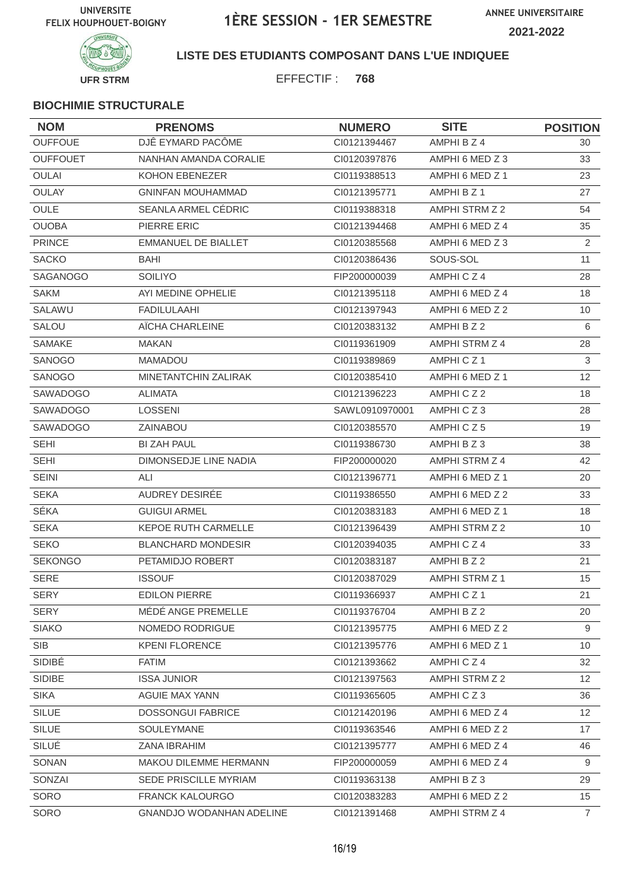UNIVERSITE FELIX HOUPHOUET-BOIGNY

# 1ÈRE SESSION - 1ER SEMESTRE

ANNEE UNIVERSITAIRE 2021-2022

UFR STRM

**LISTE DES ETUDIANTS COMPOSANT DANS L'UE INDIQUEE**

EFFECTIF : **768**

**BIOCHIMIE STRUCTURALE**

| NOM | PRENOMS | NUMERO | SITE | POSITION |
|---|---|---|---|---|
| OUFFOUE | DJÊ EYMARD PACÔME | CI0121394467 | AMPHI B Z 4 | 30 |
| OUFFOUET | NANHAN AMANDA CORALIE | CI0120397876 | AMPHI 6 MED Z 3 | 33 |
| OULAI | KOHON EBENEZER | CI0119388513 | AMPHI 6 MED Z 1 | 23 |
| OULAY | GNINFAN MOUHAMMAD | CI0121395771 | AMPHI B Z 1 | 27 |
| OULE | SEANLA ARMEL CÉDRIC | CI0119388318 | AMPHI STRM Z 2 | 54 |
| OUOBA | PIERRE ERIC | CI0121394468 | AMPHI 6 MED Z 4 | 35 |
| PRINCE | EMMANUEL DE BIALLET | CI0120385568 | AMPHI 6 MED Z 3 | 2 |
| SACKO | BAHI | CI0120386436 | SOUS-SOL | 11 |
| SAGANOGO | SOILIYO | FIP200000039 | AMPHI C Z 4 | 28 |
| SAKM | AYI MEDINE OPHELIE | CI0121395118 | AMPHI 6 MED Z 4 | 18 |
| SALAWU | FADILULAAHI | CI0121397943 | AMPHI 6 MED Z 2 | 10 |
| SALOU | AÏCHA CHARLEINE | CI0120383132 | AMPHI B Z 2 | 6 |
| SAMAKE | MAKAN | CI0119361909 | AMPHI STRM Z 4 | 28 |
| SANOGO | MAMADOU | CI0119389869 | AMPHI C Z 1 | 3 |
| SANOGO | MINETANTCHIN ZALIRAK | CI0120385410 | AMPHI 6 MED Z 1 | 12 |
| SAWADOGO | ALIMATA | CI0121396223 | AMPHI C Z 2 | 18 |
| SAWADOGO | LOSSENI | SAWL0910970001 | AMPHI C Z 3 | 28 |
| SAWADOGO | ZAINABOU | CI0120385570 | AMPHI C Z 5 | 19 |
| SEHI | BI ZAH PAUL | CI0119386730 | AMPHI B Z 3 | 38 |
| SEHI | DIMONSEDJE LINE NADIA | FIP200000020 | AMPHI STRM Z 4 | 42 |
| SEINI | ALI | CI0121396771 | AMPHI 6 MED Z 1 | 20 |
| SEKA | AUDREY DESIRÉE | CI0119386550 | AMPHI 6 MED Z 2 | 33 |
| SÉKA | GUIGUI ARMEL | CI0120383183 | AMPHI 6 MED Z 1 | 18 |
| SEKA | KEPOE RUTH CARMELLE | CI0121396439 | AMPHI STRM Z 2 | 10 |
| SEKO | BLANCHARD MONDESIR | CI0120394035 | AMPHI C Z 4 | 33 |
| SEKONGO | PETAMIDJO ROBERT | CI0120383187 | AMPHI B Z 2 | 21 |
| SERE | ISSOUF | CI0120387029 | AMPHI STRM Z 1 | 15 |
| SERY | EDILON PIERRE | CI0119366937 | AMPHI C Z 1 | 21 |
| SERY | MÉDÉ ANGE PREMELLE | CI0119376704 | AMPHI B Z 2 | 20 |
| SIAKO | NOMEDO RODRIGUE | CI0121395775 | AMPHI 6 MED Z 2 | 9 |
| SIB | KPENI FLORENCE | CI0121395776 | AMPHI 6 MED Z 1 | 10 |
| SIDIBÉ | FATIM | CI0121393662 | AMPHI C Z 4 | 32 |
| SIDIBE | ISSA JUNIOR | CI0121397563 | AMPHI STRM Z 2 | 12 |
| SIKA | AGUIE MAX YANN | CI0119365605 | AMPHI C Z 3 | 36 |
| SILUE | DOSSONGUI FABRICE | CI0121420196 | AMPHI 6 MED Z 4 | 12 |
| SILUE | SOULEYMANE | CI0119363546 | AMPHI 6 MED Z 2 | 17 |
| SILUÉ | ZANA IBRAHIM | CI0121395777 | AMPHI 6 MED Z 4 | 46 |
| SONAN | MAKOU DILEMME HERMANN | FIP200000059 | AMPHI 6 MED Z 4 | 9 |
| SONZAI | SEDE PRISCILLE MYRIAM | CI0119363138 | AMPHI B Z 3 | 29 |
| SORO | FRANCK KALOURGO | CI0120383283 | AMPHI 6 MED Z 2 | 15 |
| SORO | GNANDJO WODANHAN ADELINE | CI0121391468 | AMPHI STRM Z 4 | 7 |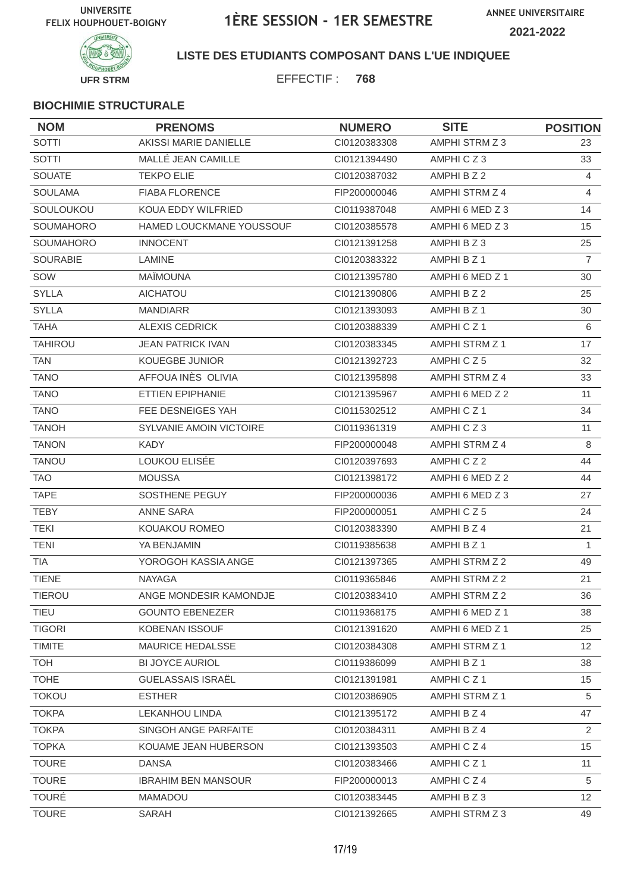UNIVERSITE FELIX HOUPHOUET-BOIGNY

# 1ÈRE SESSION - 1ER SEMESTRE

ANNEE UNIVERSITAIRE 2021-2022

UFR STRM

## LISTE DES ETUDIANTS COMPOSANT DANS L'UE INDIQUEE

EFFECTIF : **768**

### BIOCHIMIE STRUCTURALE

| NOM | PRENOMS | NUMERO | SITE | POSITION |
|---|---|---|---|---|
| SOTTI | AKISSI MARIE DANIELLE | CI0120383308 | AMPHI STRM Z 3 | 23 |
| SOTTI | MALLÉ JEAN CAMILLE | CI0121394490 | AMPHI C Z 3 | 33 |
| SOUATE | TEKPO ELIE | CI0120387032 | AMPHI B Z 2 | 4 |
| SOULAMA | FIABA FLORENCE | FIP200000046 | AMPHI STRM Z 4 | 4 |
| SOULOUKOU | KOUA EDDY WILFRIED | CI0119387048 | AMPHI 6 MED Z 3 | 14 |
| SOUMAHORO | HAMED LOUCKMANE YOUSSOUF | CI0120385578 | AMPHI 6 MED Z 3 | 15 |
| SOUMAHORO | INNOCENT | CI0121391258 | AMPHI B Z 3 | 25 |
| SOURABIE | LAMINE | CI0120383322 | AMPHI B Z 1 | 7 |
| SOW | MAÏMOUNA | CI0121395780 | AMPHI 6 MED Z 1 | 30 |
| SYLLA | AICHATOU | CI0121390806 | AMPHI B Z 2 | 25 |
| SYLLA | MANDIARR | CI0121393093 | AMPHI B Z 1 | 30 |
| TAHA | ALEXIS CEDRICK | CI0120388339 | AMPHI C Z 1 | 6 |
| TAHIROU | JEAN PATRICK IVAN | CI0120383345 | AMPHI STRM Z 1 | 17 |
| TAN | KOUEGBE JUNIOR | CI0121392723 | AMPHI C Z 5 | 32 |
| TANO | AFFOUA INÈS OLIVIA | CI0121395898 | AMPHI STRM Z 4 | 33 |
| TANO | ETTIEN EPIPHANIE | CI0121395967 | AMPHI 6 MED Z 2 | 11 |
| TANO | FEE DESNEIGES YAH | CI0115302512 | AMPHI C Z 1 | 34 |
| TANOH | SYLVANIE AMOIN VICTOIRE | CI0119361319 | AMPHI C Z 3 | 11 |
| TANON | KADY | FIP200000048 | AMPHI STRM Z 4 | 8 |
| TANOU | LOUKOU ELISÉE | CI0120397693 | AMPHI C Z 2 | 44 |
| TAO | MOUSSA | CI0121398172 | AMPHI 6 MED Z 2 | 44 |
| TAPE | SOSTHENE PEGUY | FIP200000036 | AMPHI 6 MED Z 3 | 27 |
| TEBY | ANNE SARA | FIP200000051 | AMPHI C Z 5 | 24 |
| TEKI | KOUAKOU ROMEO | CI0120383390 | AMPHI B Z 4 | 21 |
| TENI | YA BENJAMIN | CI0119385638 | AMPHI B Z 1 | 1 |
| TIA | YOROGOH KASSIA ANGE | CI0121397365 | AMPHI STRM Z 2 | 49 |
| TIENE | NAYAGA | CI0119365846 | AMPHI STRM Z 2 | 21 |
| TIEROU | ANGE MONDESIR KAMONDJE | CI0120383410 | AMPHI STRM Z 2 | 36 |
| TIEU | GOUNTO EBENEZER | CI0119368175 | AMPHI 6 MED Z 1 | 38 |
| TIGORI | KOBENAN ISSOUF | CI0121391620 | AMPHI 6 MED Z 1 | 25 |
| TIMITE | MAURICE HEDALSSE | CI0120384308 | AMPHI STRM Z 1 | 12 |
| TOH | BI JOYCE AURIOL | CI0119386099 | AMPHI B Z 1 | 38 |
| TOHE | GUELASSAIS ISRAËL | CI0121391981 | AMPHI C Z 1 | 15 |
| TOKOU | ESTHER | CI0120386905 | AMPHI STRM Z 1 | 5 |
| TOKPA | LEKANHOU LINDA | CI0121395172 | AMPHI B Z 4 | 47 |
| TOKPA | SINGOH ANGE PARFAITE | CI0120384311 | AMPHI B Z 4 | 2 |
| TOPKA | KOUAME JEAN HUBERSON | CI0121393503 | AMPHI C Z 4 | 15 |
| TOURE | DANSA | CI0120383466 | AMPHI C Z 1 | 11 |
| TOURE | IBRAHIM BEN MANSOUR | FIP200000013 | AMPHI C Z 4 | 5 |
| TOURÉ | MAMADOU | CI0120383445 | AMPHI B Z 3 | 12 |
| TOURE | SARAH | CI0121392665 | AMPHI STRM Z 3 | 49 |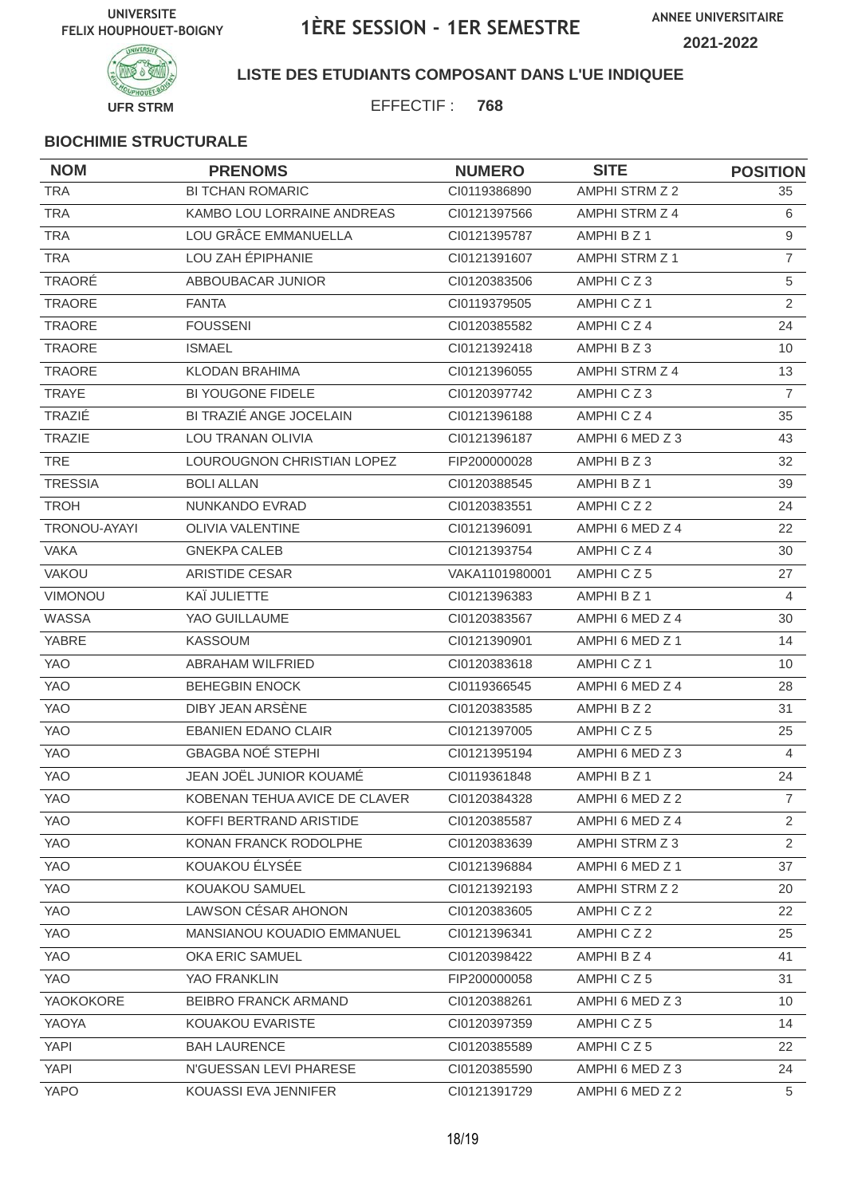UNIVERSITE FELIX HOUPHOUET-BOIGNY

# 1ÈRE SESSION - 1ER SEMESTRE

ANNEE UNIVERSITAIRE 2021-2022

UFR STRM

**LISTE DES ETUDIANTS COMPOSANT DANS L'UE INDIQUEE**

EFFECTIF : **768**

### BIOCHIMIE STRUCTURALE

| NOM | PRENOMS | NUMERO | SITE | POSITION |
|---|---|---|---|---|
| TRA | BI TCHAN ROMARIC | CI0119386890 | AMPHI STRM Z 2 | 35 |
| TRA | KAMBO LOU LORRAINE ANDREAS | CI0121397566 | AMPHI STRM Z 4 | 6 |
| TRA | LOU GRÂCE EMMANUELLA | CI0121395787 | AMPHI B Z 1 | 9 |
| TRA | LOU ZAH ÉPIPHANIE | CI0121391607 | AMPHI STRM Z 1 | 7 |
| TRAORÉ | ABBOUBACAR JUNIOR | CI0120383506 | AMPHI C Z 3 | 5 |
| TRAORE | FANTA | CI0119379505 | AMPHI C Z 1 | 2 |
| TRAORE | FOUSSENI | CI0120385582 | AMPHI C Z 4 | 24 |
| TRAORE | ISMAEL | CI0121392418 | AMPHI B Z 3 | 10 |
| TRAORE | KLODAN BRAHIMA | CI0121396055 | AMPHI STRM Z 4 | 13 |
| TRAYE | BI YOUGONE FIDELE | CI0120397742 | AMPHI C Z 3 | 7 |
| TRAZIÉ | BI TRAZIÉ ANGE JOCELAIN | CI0121396188 | AMPHI C Z 4 | 35 |
| TRAZIE | LOU TRANAN OLIVIA | CI0121396187 | AMPHI 6 MED Z 3 | 43 |
| TRE | LOUROUGNON CHRISTIAN LOPEZ | FIP200000028 | AMPHI B Z 3 | 32 |
| TRESSIA | BOLI ALLAN | CI0120388545 | AMPHI B Z 1 | 39 |
| TROH | NUNKANDO EVRAD | CI0120383551 | AMPHI C Z 2 | 24 |
| TRONOU-AYAYI | OLIVIA VALENTINE | CI0121396091 | AMPHI 6 MED Z 4 | 22 |
| VAKA | GNEKPA CALEB | CI0121393754 | AMPHI C Z 4 | 30 |
| VAKOU | ARISTIDE CESAR | VAKA1101980001 | AMPHI C Z 5 | 27 |
| VIMONOU | KAÏ JULIETTE | CI0121396383 | AMPHI B Z 1 | 4 |
| WASSA | YAO GUILLAUME | CI0120383567 | AMPHI 6 MED Z 4 | 30 |
| YABRE | KASSOUM | CI0121390901 | AMPHI 6 MED Z 1 | 14 |
| YAO | ABRAHAM WILFRIED | CI0120383618 | AMPHI C Z 1 | 10 |
| YAO | BEHEGBIN ENOCK | CI0119366545 | AMPHI 6 MED Z 4 | 28 |
| YAO | DIBY JEAN ARSÈNE | CI0120383585 | AMPHI B Z 2 | 31 |
| YAO | EBANIEN EDANO CLAIR | CI0121397005 | AMPHI C Z 5 | 25 |
| YAO | GBAGBA NOÉ STEPHI | CI0121395194 | AMPHI 6 MED Z 3 | 4 |
| YAO | JEAN JOËL JUNIOR KOUAMÉ | CI0119361848 | AMPHI B Z 1 | 24 |
| YAO | KOBENAN TEHUA AVICE DE CLAVER | CI0120384328 | AMPHI 6 MED Z 2 | 7 |
| YAO | KOFFI BERTRAND ARISTIDE | CI0120385587 | AMPHI 6 MED Z 4 | 2 |
| YAO | KONAN FRANCK RODOLPHE | CI0120383639 | AMPHI STRM Z 3 | 2 |
| YAO | KOUAKOU ÉLYSÉE | CI0121396884 | AMPHI 6 MED Z 1 | 37 |
| YAO | KOUAKOU SAMUEL | CI0121392193 | AMPHI STRM Z 2 | 20 |
| YAO | LAWSON CÉSAR AHONON | CI0120383605 | AMPHI C Z 2 | 22 |
| YAO | MANSIANOU KOUADIO EMMANUEL | CI0121396341 | AMPHI C Z 2 | 25 |
| YAO | OKA ERIC SAMUEL | CI0120398422 | AMPHI B Z 4 | 41 |
| YAO | YAO FRANKLIN | FIP200000058 | AMPHI C Z 5 | 31 |
| YAOKOKORE | BEIBRO FRANCK ARMAND | CI0120388261 | AMPHI 6 MED Z 3 | 10 |
| YAOYA | KOUAKOU EVARISTE | CI0120397359 | AMPHI C Z 5 | 14 |
| YAPI | BAH LAURENCE | CI0120385589 | AMPHI C Z 5 | 22 |
| YAPI | N'GUESSAN LEVI PHARESE | CI0120385590 | AMPHI 6 MED Z 3 | 24 |
| YAPO | KOUASSI EVA JENNIFER | CI0121391729 | AMPHI 6 MED Z 2 | 5 |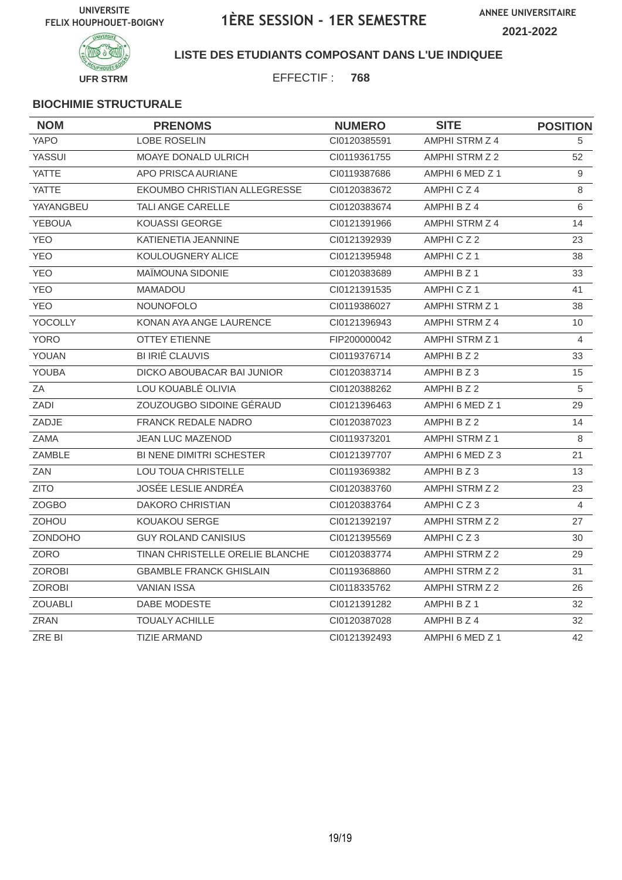UNIVERSITE FELIX HOUPHOUET-BOIGNY

# 1ÈRE SESSION - 1ER SEMESTRE

ANNEE UNIVERSITAIRE 2021-2022

UFR STRM

**LISTE DES ETUDIANTS COMPOSANT DANS L'UE INDIQUEE**

EFFECTIF : **768**

**BIOCHIMIE STRUCTURALE**

| NOM | PRENOMS | NUMERO | SITE | POSITION |
|---|---|---|---|---|
| YAPO | LOBE ROSELIN | CI0120385591 | AMPHI STRM Z 4 | 5 |
| YASSUI | MOAYE DONALD ULRICH | CI0119361755 | AMPHI STRM Z 2 | 52 |
| YATTE | APO PRISCA AURIANE | CI0119387686 | AMPHI 6 MED Z 1 | 9 |
| YATTE | EKOUMBO CHRISTIAN ALLEGRESSE | CI0120383672 | AMPHI C Z 4 | 8 |
| YAYANGBEU | TALI ANGE CARELLE | CI0120383674 | AMPHI B Z 4 | 6 |
| YEBOUA | KOUASSI GEORGE | CI0121391966 | AMPHI STRM Z 4 | 14 |
| YEO | KATIENETIA JEANNINE | CI0121392939 | AMPHI C Z 2 | 23 |
| YEO | KOULOUGNERY ALICE | CI0121395948 | AMPHI C Z 1 | 38 |
| YEO | MAÏMOUNA SIDONIE | CI0120383689 | AMPHI B Z 1 | 33 |
| YEO | MAMADOU | CI0121391535 | AMPHI C Z 1 | 41 |
| YEO | NOUNOFOLO | CI0119386027 | AMPHI STRM Z 1 | 38 |
| YOCOLLY | KONAN AYA ANGE LAURENCE | CI0121396943 | AMPHI STRM Z 4 | 10 |
| YORO | OTTEY ETIENNE | FIP200000042 | AMPHI STRM Z 1 | 4 |
| YOUAN | BI IRIÉ CLAUVIS | CI0119376714 | AMPHI B Z 2 | 33 |
| YOUBA | DICKO ABOUBACAR BAI JUNIOR | CI0120383714 | AMPHI B Z 3 | 15 |
| ZA | LOU KOUABLÉ OLIVIA | CI0120388262 | AMPHI B Z 2 | 5 |
| ZADI | ZOUZOUGBO SIDOINE GÉRAUD | CI0121396463 | AMPHI 6 MED Z 1 | 29 |
| ZADJE | FRANCK REDALE NADRO | CI0120387023 | AMPHI B Z 2 | 14 |
| ZAMA | JEAN LUC MAZENOD | CI0119373201 | AMPHI STRM Z 1 | 8 |
| ZAMBLE | BI NENE DIMITRI SCHESTER | CI0121397707 | AMPHI 6 MED Z 3 | 21 |
| ZAN | LOU TOUA CHRISTELLE | CI0119369382 | AMPHI B Z 3 | 13 |
| ZITO | JOSÉE LESLIE ANDRÉA | CI0120383760 | AMPHI STRM Z 2 | 23 |
| ZOGBO | DAKORO CHRISTIAN | CI0120383764 | AMPHI C Z 3 | 4 |
| ZOHOU | KOUAKOU SERGE | CI0121392197 | AMPHI STRM Z 2 | 27 |
| ZONDOHO | GUY ROLAND CANISIUS | CI0121395569 | AMPHI C Z 3 | 30 |
| ZORO | TINAN CHRISTELLE ORELIE BLANCHE | CI0120383774 | AMPHI STRM Z 2 | 29 |
| ZOROBI | GBAMBLE FRANCK GHISLAIN | CI0119368860 | AMPHI STRM Z 2 | 31 |
| ZOROBI | VANIAN ISSA | CI0118335762 | AMPHI STRM Z 2 | 26 |
| ZOUABLI | DABE MODESTE | CI0121391282 | AMPHI B Z 1 | 32 |
| ZRAN | TOUALY ACHILLE | CI0120387028 | AMPHI B Z 4 | 32 |
| ZRE BI | TIZIE ARMAND | CI0121392493 | AMPHI 6 MED Z 1 | 42 |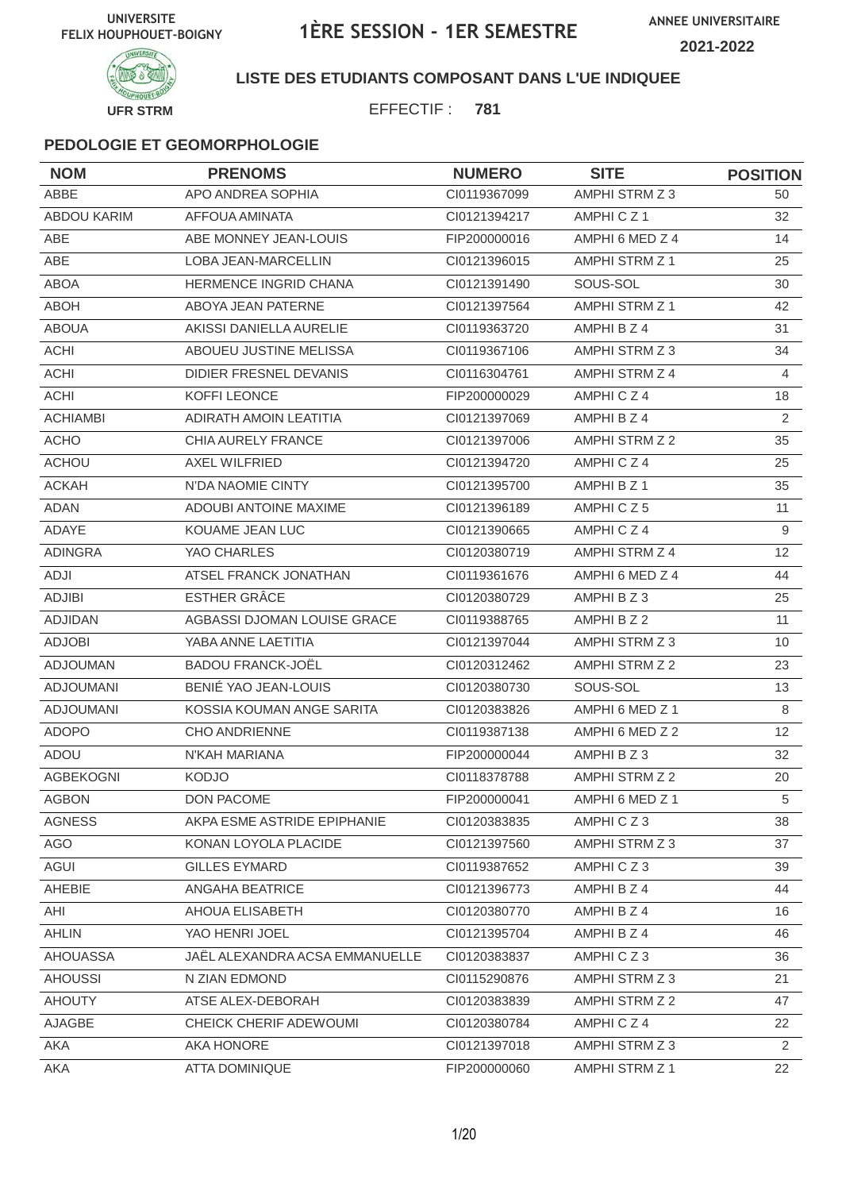UNIVERSITE FELIX HOUPHOUET-BOIGNY

# 1ÈRE SESSION - 1ER SEMESTRE

ANNEE UNIVERSITAIRE 2021-2022

UFR STRM

**LISTE DES ETUDIANTS COMPOSANT DANS L'UE INDIQUEE**

EFFECTIF : **781**

**PEDOLOGIE ET GEOMORPHOLOGIE**

| NOM | PRENOMS | NUMERO | SITE | POSITION |
|---|---|---|---|---|
| ABBE | APO ANDREA SOPHIA | CI0119367099 | AMPHI STRM Z 3 | 50 |
| ABDOU KARIM | AFFOUA AMINATA | CI0121394217 | AMPHI C Z 1 | 32 |
| ABE | ABE MONNEY JEAN-LOUIS | FIP200000016 | AMPHI 6 MED Z 4 | 14 |
| ABE | LOBA JEAN-MARCELLIN | CI0121396015 | AMPHI STRM Z 1 | 25 |
| ABOA | HERMENCE INGRID CHANA | CI0121391490 | SOUS-SOL | 30 |
| ABOH | ABOYA JEAN PATERNE | CI0121397564 | AMPHI STRM Z 1 | 42 |
| ABOUA | AKISSI DANIELLA AURELIE | CI0119363720 | AMPHI B Z 4 | 31 |
| ACHI | ABOUEU JUSTINE MELISSA | CI0119367106 | AMPHI STRM Z 3 | 34 |
| ACHI | DIDIER FRESNEL DEVANIS | CI0116304761 | AMPHI STRM Z 4 | 4 |
| ACHI | KOFFI LEONCE | FIP200000029 | AMPHI C Z 4 | 18 |
| ACHIAMBI | ADIRATH AMOIN LEATITIA | CI0121397069 | AMPHI B Z 4 | 2 |
| ACHO | CHIA AURELY FRANCE | CI0121397006 | AMPHI STRM Z 2 | 35 |
| ACHOU | AXEL WILFRIED | CI0121394720 | AMPHI C Z 4 | 25 |
| ACKAH | N'DA NAOMIE CINTY | CI0121395700 | AMPHI B Z 1 | 35 |
| ADAN | ADOUBI ANTOINE MAXIME | CI0121396189 | AMPHI C Z 5 | 11 |
| ADAYE | KOUAME JEAN LUC | CI0121390665 | AMPHI C Z 4 | 9 |
| ADINGRA | YAO CHARLES | CI0120380719 | AMPHI STRM Z 4 | 12 |
| ADJI | ATSEL FRANCK JONATHAN | CI0119361676 | AMPHI 6 MED Z 4 | 44 |
| ADJIBI | ESTHER GRÂCE | CI0120380729 | AMPHI B Z 3 | 25 |
| ADJIDAN | AGBASSI DJOMAN LOUISE GRACE | CI0119388765 | AMPHI B Z 2 | 11 |
| ADJOBI | YABA ANNE LAETITIA | CI0121397044 | AMPHI STRM Z 3 | 10 |
| ADJOUMAN | BADOU FRANCK-JOËL | CI0120312462 | AMPHI STRM Z 2 | 23 |
| ADJOUMANI | BENIÉ YAO JEAN-LOUIS | CI0120380730 | SOUS-SOL | 13 |
| ADJOUMANI | KOSSIA KOUMAN ANGE SARITA | CI0120383826 | AMPHI 6 MED Z 1 | 8 |
| ADOPO | CHO ANDRIENNE | CI0119387138 | AMPHI 6 MED Z 2 | 12 |
| ADOU | N'KAH MARIANA | FIP200000044 | AMPHI B Z 3 | 32 |
| AGBEKOGNI | KODJO | CI0118378788 | AMPHI STRM Z 2 | 20 |
| AGBON | DON PACOME | FIP200000041 | AMPHI 6 MED Z 1 | 5 |
| AGNESS | AKPA ESME ASTRIDE EPIPHANIE | CI0120383835 | AMPHI C Z 3 | 38 |
| AGO | KONAN LOYOLA PLACIDE | CI0121397560 | AMPHI STRM Z 3 | 37 |
| AGUI | GILLES EYMARD | CI0119387652 | AMPHI C Z 3 | 39 |
| AHEBIE | ANGAHA BEATRICE | CI0121396773 | AMPHI B Z 4 | 44 |
| AHI | AHOUA ELISABETH | CI0120380770 | AMPHI B Z 4 | 16 |
| AHLIN | YAO HENRI JOEL | CI0121395704 | AMPHI B Z 4 | 46 |
| AHOUASSA | JAËL ALEXANDRA ACSA EMMANUELLE | CI0120383837 | AMPHI C Z 3 | 36 |
| AHOUSSI | N ZIAN EDMOND | CI0115290876 | AMPHI STRM Z 3 | 21 |
| AHOUTY | ATSE ALEX-DEBORAH | CI0120383839 | AMPHI STRM Z 2 | 47 |
| AJAGBE | CHEICK CHERIF ADEWOUMI | CI0120380784 | AMPHI C Z 4 | 22 |
| AKA | AKA HONORE | CI0121397018 | AMPHI STRM Z 3 | 2 |
| AKA | ATTA DOMINIQUE | FIP200000060 | AMPHI STRM Z 1 | 22 |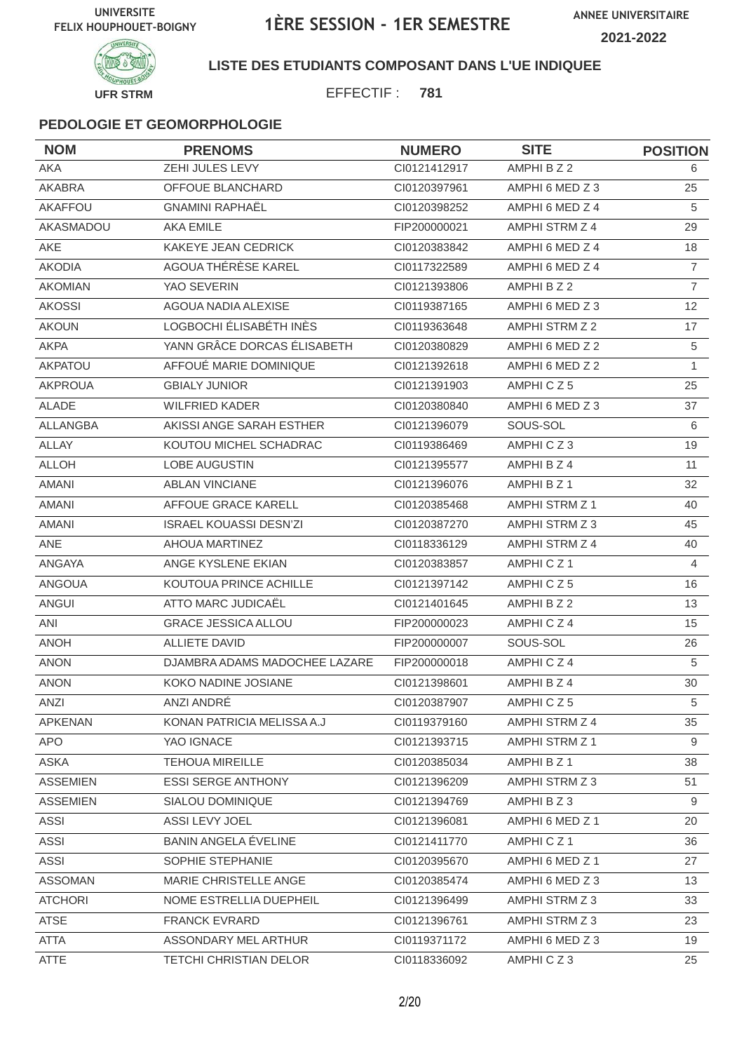UNIVERSITE FELIX HOUPHOUET-BOIGNY

# 1ÈRE SESSION - 1ER SEMESTRE

ANNEE UNIVERSITAIRE 2021-2022

UFR STRM

**LISTE DES ETUDIANTS COMPOSANT DANS L'UE INDIQUEE**

EFFECTIF : **781**

### PEDOLOGIE ET GEOMORPHOLOGIE

| NOM | PRENOMS | NUMERO | SITE | POSITION |
|---|---|---|---|---|
| AKA | ZEHI JULES LEVY | CI0121412917 | AMPHI B Z 2 | 6 |
| AKABRA | OFFOUE BLANCHARD | CI0120397961 | AMPHI 6 MED Z 3 | 25 |
| AKAFFOU | GNAMINI RAPHAËL | CI0120398252 | AMPHI 6 MED Z 4 | 5 |
| AKASMADOU | AKA EMILE | FIP200000021 | AMPHI STRM Z 4 | 29 |
| AKE | KAKEYE JEAN CEDRICK | CI0120383842 | AMPHI 6 MED Z 4 | 18 |
| AKODIA | AGOUA THÉRÈSE KAREL | CI0117322589 | AMPHI 6 MED Z 4 | 7 |
| AKOMIAN | YAO SEVERIN | CI0121393806 | AMPHI B Z 2 | 7 |
| AKOSSI | AGOUA NADIA ALEXISE | CI0119387165 | AMPHI 6 MED Z 3 | 12 |
| AKOUN | LOGBOCHI ÉLISABÉTH INÈS | CI0119363648 | AMPHI STRM Z 2 | 17 |
| AKPA | YANN GRÂCE DORCAS ÉLISABETH | CI0120380829 | AMPHI 6 MED Z 2 | 5 |
| AKPATOU | AFFOUÉ MARIE DOMINIQUE | CI0121392618 | AMPHI 6 MED Z 2 | 1 |
| AKPROUA | GBIALY JUNIOR | CI0121391903 | AMPHI C Z 5 | 25 |
| ALADE | WILFRIED KADER | CI0120380840 | AMPHI 6 MED Z 3 | 37 |
| ALLANGBA | AKISSI ANGE SARAH ESTHER | CI0121396079 | SOUS-SOL | 6 |
| ALLAY | KOUTOU MICHEL SCHADRAC | CI0119386469 | AMPHI C Z 3 | 19 |
| ALLOH | LOBE AUGUSTIN | CI0121395577 | AMPHI B Z 4 | 11 |
| AMANI | ABLAN VINCIANE | CI0121396076 | AMPHI B Z 1 | 32 |
| AMANI | AFFOUE GRACE KARELL | CI0120385468 | AMPHI STRM Z 1 | 40 |
| AMANI | ISRAEL KOUASSI DESN'ZI | CI0120387270 | AMPHI STRM Z 3 | 45 |
| ANE | AHOUA MARTINEZ | CI0118336129 | AMPHI STRM Z 4 | 40 |
| ANGAYA | ANGE KYSLENE EKIAN | CI0120383857 | AMPHI C Z 1 | 4 |
| ANGOUA | KOUTOUA PRINCE ACHILLE | CI0121397142 | AMPHI C Z 5 | 16 |
| ANGUI | ATTO MARC JUDICAËL | CI0121401645 | AMPHI B Z 2 | 13 |
| ANI | GRACE JESSICA ALLOU | FIP200000023 | AMPHI C Z 4 | 15 |
| ANOH | ALLIETE DAVID | FIP200000007 | SOUS-SOL | 26 |
| ANON | DJAMBRA ADAMS MADOCHEE LAZARE | FIP200000018 | AMPHI C Z 4 | 5 |
| ANON | KOKO NADINE JOSIANE | CI0121398601 | AMPHI B Z 4 | 30 |
| ANZI | ANZI ANDRÉ | CI0120387907 | AMPHI C Z 5 | 5 |
| APKENAN | KONAN PATRICIA MELISSA A.J | CI0119379160 | AMPHI STRM Z 4 | 35 |
| APO | YAO IGNACE | CI0121393715 | AMPHI STRM Z 1 | 9 |
| ASKA | TEHOUA MIREILLE | CI0120385034 | AMPHI B Z 1 | 38 |
| ASSEMIEN | ESSI SERGE ANTHONY | CI0121396209 | AMPHI STRM Z 3 | 51 |
| ASSEMIEN | SIALOU DOMINIQUE | CI0121394769 | AMPHI B Z 3 | 9 |
| ASSI | ASSI LEVY JOEL | CI0121396081 | AMPHI 6 MED Z 1 | 20 |
| ASSI | BANIN ANGELA ÉVELINE | CI0121411770 | AMPHI C Z 1 | 36 |
| ASSI | SOPHIE STEPHANIE | CI0120395670 | AMPHI 6 MED Z 1 | 27 |
| ASSOMAN | MARIE CHRISTELLE ANGE | CI0120385474 | AMPHI 6 MED Z 3 | 13 |
| ATCHORI | NOME ESTRELLIA DUEPHEIL | CI0121396499 | AMPHI STRM Z 3 | 33 |
| ATSE | FRANCK EVRARD | CI0121396761 | AMPHI STRM Z 3 | 23 |
| ATTA | ASSONDARY MEL ARTHUR | CI0119371172 | AMPHI 6 MED Z 3 | 19 |
| ATTE | TETCHI CHRISTIAN DELOR | CI0118336092 | AMPHI C Z 3 | 25 |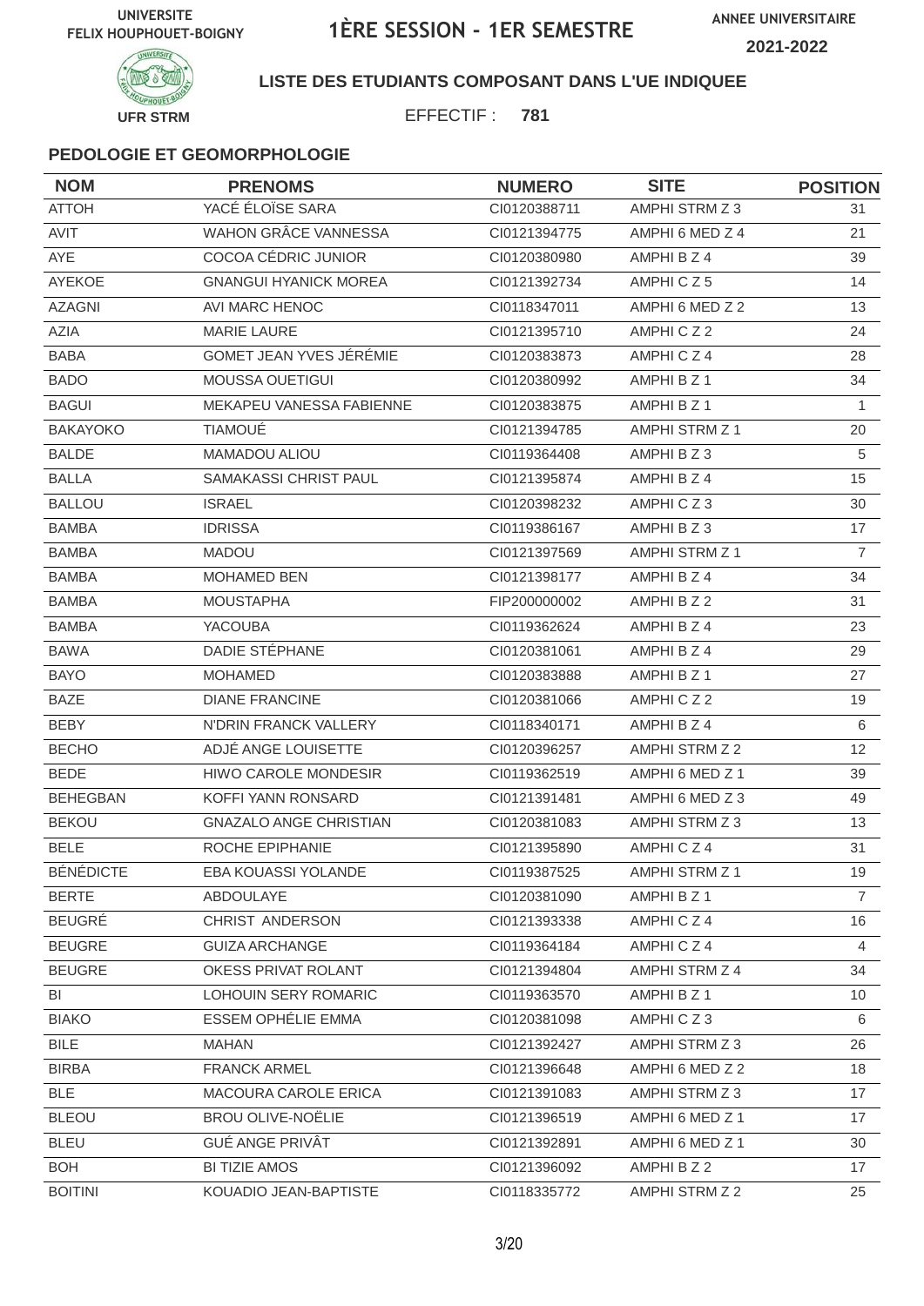UNIVERSITE FELIX HOUPHOUET-BOIGNY

# 1ÈRE SESSION - 1ER SEMESTRE

ANNEE UNIVERSITAIRE 2021-2022

UFR STRM

**LISTE DES ETUDIANTS COMPOSANT DANS L'UE INDIQUEE**

EFFECTIF : **781**

### PEDOLOGIE ET GEOMORPHOLOGIE

| NOM | PRENOMS | NUMERO | SITE | POSITION |
|---|---|---|---|---|
| ATTOH | YACÉ ÉLOÏSE SARA | CI0120388711 | AMPHI STRM Z 3 | 31 |
| AVIT | WAHON GRÂCE VANNESSA | CI0121394775 | AMPHI 6 MED Z 4 | 21 |
| AYE | COCOA CÉDRIC JUNIOR | CI0120380980 | AMPHI B Z 4 | 39 |
| AYEKOE | GNANGUI HYANICK MOREA | CI0121392734 | AMPHI C Z 5 | 14 |
| AZAGNI | AVI MARC HENOC | CI0118347011 | AMPHI 6 MED Z 2 | 13 |
| AZIA | MARIE LAURE | CI0121395710 | AMPHI C Z 2 | 24 |
| BABA | GOMET JEAN YVES JÉRÉMIE | CI0120383873 | AMPHI C Z 4 | 28 |
| BADO | MOUSSA OUETIGUI | CI0120380992 | AMPHI B Z 1 | 34 |
| BAGUI | MEKAPEU VANESSA FABIENNE | CI0120383875 | AMPHI B Z 1 | 1 |
| BAKAYOKO | TIAMOUÉ | CI0121394785 | AMPHI STRM Z 1 | 20 |
| BALDE | MAMADOU ALIOU | CI0119364408 | AMPHI B Z 3 | 5 |
| BALLA | SAMAKASSI CHRIST PAUL | CI0121395874 | AMPHI B Z 4 | 15 |
| BALLOU | ISRAEL | CI0120398232 | AMPHI C Z 3 | 30 |
| BAMBA | IDRISSA | CI0119386167 | AMPHI B Z 3 | 17 |
| BAMBA | MADOU | CI0121397569 | AMPHI STRM Z 1 | 7 |
| BAMBA | MOHAMED BEN | CI0121398177 | AMPHI B Z 4 | 34 |
| BAMBA | MOUSTAPHA | FIP200000002 | AMPHI B Z 2 | 31 |
| BAMBA | YACOUBA | CI0119362624 | AMPHI B Z 4 | 23 |
| BAWA | DADIE STÉPHANE | CI0120381061 | AMPHI B Z 4 | 29 |
| BAYO | MOHAMED | CI0120383888 | AMPHI B Z 1 | 27 |
| BAZE | DIANE FRANCINE | CI0120381066 | AMPHI C Z 2 | 19 |
| BEBY | N'DRIN FRANCK VALLERY | CI0118340171 | AMPHI B Z 4 | 6 |
| BECHO | ADJÉ ANGE LOUISETTE | CI0120396257 | AMPHI STRM Z 2 | 12 |
| BEDE | HIWO CAROLE MONDESIR | CI0119362519 | AMPHI 6 MED Z 1 | 39 |
| BEHEGBAN | KOFFI YANN RONSARD | CI0121391481 | AMPHI 6 MED Z 3 | 49 |
| BEKOU | GNAZALO ANGE CHRISTIAN | CI0120381083 | AMPHI STRM Z 3 | 13 |
| BELE | ROCHE EPIPHANIE | CI0121395890 | AMPHI C Z 4 | 31 |
| BÉNÉDICTE | EBA KOUASSI YOLANDE | CI0119387525 | AMPHI STRM Z 1 | 19 |
| BERTE | ABDOULAYE | CI0120381090 | AMPHI B Z 1 | 7 |
| BEUGRÉ | CHRIST ANDERSON | CI0121393338 | AMPHI C Z 4 | 16 |
| BEUGRE | GUIZA ARCHANGE | CI0119364184 | AMPHI C Z 4 | 4 |
| BEUGRE | OKESS PRIVAT ROLANT | CI0121394804 | AMPHI STRM Z 4 | 34 |
| BI | LOHOUIN SERY ROMARIC | CI0119363570 | AMPHI B Z 1 | 10 |
| BIAKO | ESSEM OPHÉLIE EMMA | CI0120381098 | AMPHI C Z 3 | 6 |
| BILE | MAHAN | CI0121392427 | AMPHI STRM Z 3 | 26 |
| BIRBA | FRANCK ARMEL | CI0121396648 | AMPHI 6 MED Z 2 | 18 |
| BLE | MACOURA CAROLE ERICA | CI0121391083 | AMPHI STRM Z 3 | 17 |
| BLEOU | BROU OLIVE-NOËLIE | CI0121396519 | AMPHI 6 MED Z 1 | 17 |
| BLEU | GUÉ ANGE PRIVÂT | CI0121392891 | AMPHI 6 MED Z 1 | 30 |
| BOH | BI TIZIE AMOS | CI0121396092 | AMPHI B Z 2 | 17 |
| BOITINI | KOUADIO JEAN-BAPTISTE | CI0118335772 | AMPHI STRM Z 2 | 25 |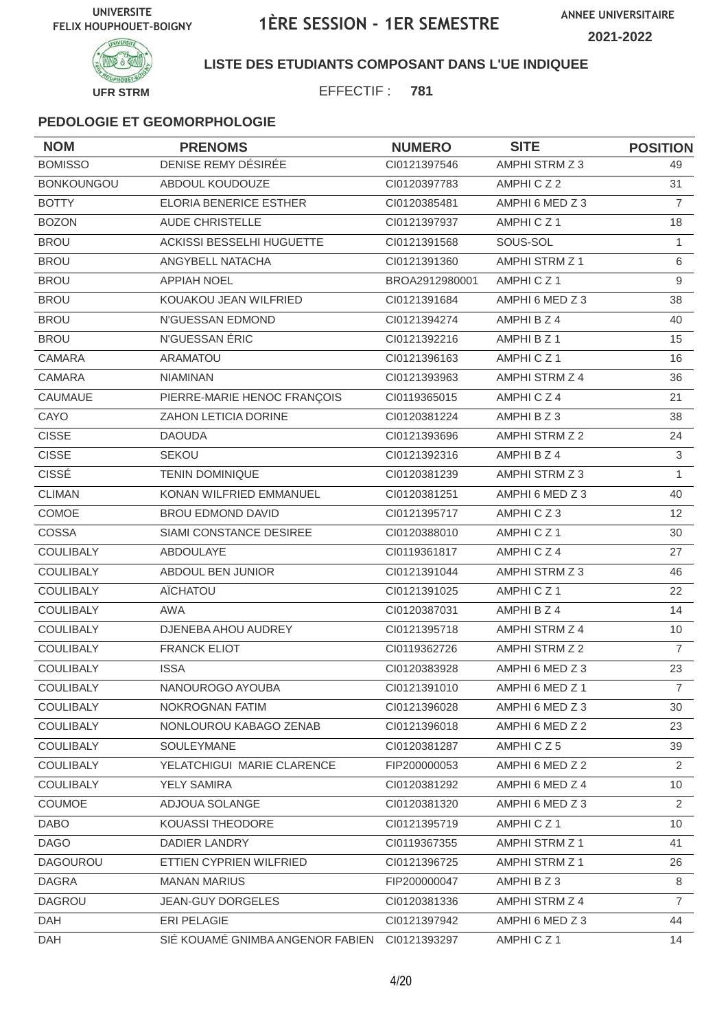UNIVERSITE FELIX HOUPHOUET-BOIGNY

# 1ÈRE SESSION - 1ER SEMESTRE

ANNEE UNIVERSITAIRE 2021-2022

UFR STRM

**LISTE DES ETUDIANTS COMPOSANT DANS L'UE INDIQUEE**

EFFECTIF : **781**

### PEDOLOGIE ET GEOMORPHOLOGIE

| NOM | PRENOMS | NUMERO | SITE | POSITION |
|---|---|---|---|---|
| BOMISSO | DENISE REMY DÉSIRÉE | CI0121397546 | AMPHI STRM Z 3 | 49 |
| BONKOUNGOU | ABDOUL KOUDOUZE | CI0120397783 | AMPHI C Z 2 | 31 |
| BOTTY | ELORIA BENERICE ESTHER | CI0120385481 | AMPHI 6 MED Z 3 | 7 |
| BOZON | AUDE CHRISTELLE | CI0121397937 | AMPHI C Z 1 | 18 |
| BROU | ACKISSI BESSELHI HUGUETTE | CI0121391568 | SOUS-SOL | 1 |
| BROU | ANGYBELL NATACHA | CI0121391360 | AMPHI STRM Z 1 | 6 |
| BROU | APPIAH NOEL | BROA2912980001 | AMPHI C Z 1 | 9 |
| BROU | KOUAKOU JEAN WILFRIED | CI0121391684 | AMPHI 6 MED Z 3 | 38 |
| BROU | N'GUESSAN EDMOND | CI0121394274 | AMPHI B Z 4 | 40 |
| BROU | N'GUESSAN ÉRIC | CI0121392216 | AMPHI B Z 1 | 15 |
| CAMARA | ARAMATOU | CI0121396163 | AMPHI C Z 1 | 16 |
| CAMARA | NIAMINAN | CI0121393963 | AMPHI STRM Z 4 | 36 |
| CAUMAUE | PIERRE-MARIE HENOC FRANÇOIS | CI0119365015 | AMPHI C Z 4 | 21 |
| CAYO | ZAHON LETICIA DORINE | CI0120381224 | AMPHI B Z 3 | 38 |
| CISSE | DAOUDA | CI0121393696 | AMPHI STRM Z 2 | 24 |
| CISSE | SEKOU | CI0121392316 | AMPHI B Z 4 | 3 |
| CISSÉ | TENIN DOMINIQUE | CI0120381239 | AMPHI STRM Z 3 | 1 |
| CLIMAN | KONAN WILFRIED EMMANUEL | CI0120381251 | AMPHI 6 MED Z 3 | 40 |
| COMOE | BROU EDMOND DAVID | CI0121395717 | AMPHI C Z 3 | 12 |
| COSSA | SIAMI CONSTANCE DESIREE | CI0120388010 | AMPHI C Z 1 | 30 |
| COULIBALY | ABDOULAYE | CI0119361817 | AMPHI C Z 4 | 27 |
| COULIBALY | ABDOUL BEN JUNIOR | CI0121391044 | AMPHI STRM Z 3 | 46 |
| COULIBALY | AÏCHATOU | CI0121391025 | AMPHI C Z 1 | 22 |
| COULIBALY | AWA | CI0120387031 | AMPHI B Z 4 | 14 |
| COULIBALY | DJENEBA AHOU AUDREY | CI0121395718 | AMPHI STRM Z 4 | 10 |
| COULIBALY | FRANCK ELIOT | CI0119362726 | AMPHI STRM Z 2 | 7 |
| COULIBALY | ISSA | CI0120383928 | AMPHI 6 MED Z 3 | 23 |
| COULIBALY | NANOUROGO AYOUBA | CI0121391010 | AMPHI 6 MED Z 1 | 7 |
| COULIBALY | NOKROGNAN FATIM | CI0121396028 | AMPHI 6 MED Z 3 | 30 |
| COULIBALY | NONLOUROU KABAGO ZENAB | CI0121396018 | AMPHI 6 MED Z 2 | 23 |
| COULIBALY | SOULEYMANE | CI0120381287 | AMPHI C Z 5 | 39 |
| COULIBALY | YELATCHIGUI MARIE CLARENCE | FIP200000053 | AMPHI 6 MED Z 2 | 2 |
| COULIBALY | YELY SAMIRA | CI0120381292 | AMPHI 6 MED Z 4 | 10 |
| COUMOE | ADJOUA SOLANGE | CI0120381320 | AMPHI 6 MED Z 3 | 2 |
| DABO | KOUASSI THEODORE | CI0121395719 | AMPHI C Z 1 | 10 |
| DAGO | DADIER LANDRY | CI0119367355 | AMPHI STRM Z 1 | 41 |
| DAGOUROU | ETTIEN CYPRIEN WILFRIED | CI0121396725 | AMPHI STRM Z 1 | 26 |
| DAGRA | MANAN MARIUS | FIP200000047 | AMPHI B Z 3 | 8 |
| DAGROU | JEAN-GUY DORGELES | CI0120381336 | AMPHI STRM Z 4 | 7 |
| DAH | ERI PELAGIE | CI0121397942 | AMPHI 6 MED Z 3 | 44 |
| DAH | SIÉ KOUAMÉ GNIMBA ANGENOR FABIEN | CI0121393297 | AMPHI C Z 1 | 14 |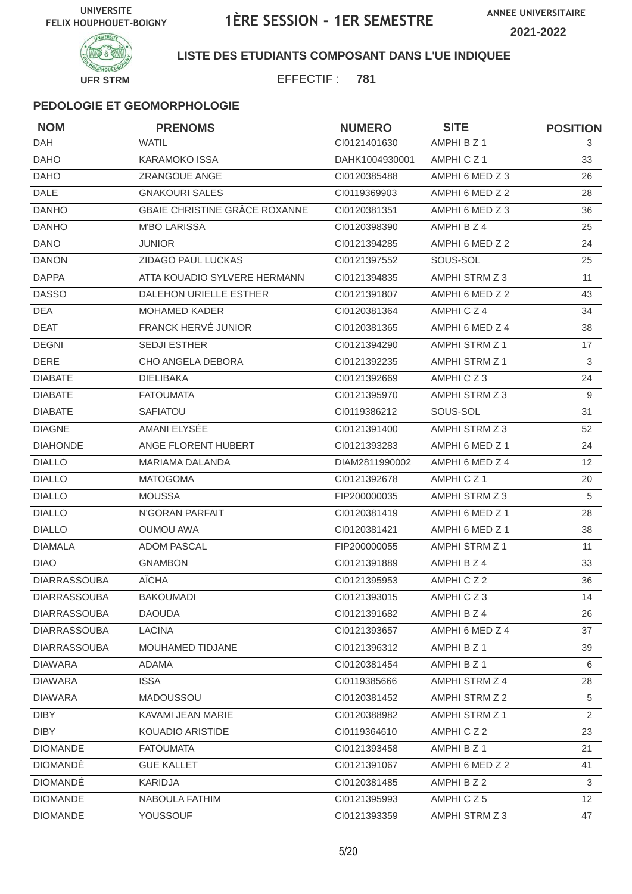UNIVERSITE FELIX HOUPHOUET-BOIGNY

# 1ÈRE SESSION - 1ER SEMESTRE

ANNEE UNIVERSITAIRE 2021-2022

UFR STRM

**LISTE DES ETUDIANTS COMPOSANT DANS L'UE INDIQUEE**

EFFECTIF : **781**

### PEDOLOGIE ET GEOMORPHOLOGIE

| NOM | PRENOMS | NUMERO | SITE | POSITION |
|---|---|---|---|---|
| DAH | WATIL | CI0121401630 | AMPHI B Z 1 | 3 |
| DAHO | KARAMOKO ISSA | DAHK1004930001 | AMPHI C Z 1 | 33 |
| DAHO | ZRANGOUE ANGE | CI0120385488 | AMPHI 6 MED Z 3 | 26 |
| DALE | GNAKOURI SALES | CI0119369903 | AMPHI 6 MED Z 2 | 28 |
| DANHO | GBAIE CHRISTINE GRÂCE ROXANNE | CI0120381351 | AMPHI 6 MED Z 3 | 36 |
| DANHO | M'BO LARISSA | CI0120398390 | AMPHI B Z 4 | 25 |
| DANO | JUNIOR | CI0121394285 | AMPHI 6 MED Z 2 | 24 |
| DANON | ZIDAGO PAUL LUCKAS | CI0121397552 | SOUS-SOL | 25 |
| DAPPA | ATTA KOUADIO SYLVERE HERMANN | CI0121394835 | AMPHI STRM Z 3 | 11 |
| DASSO | DALEHON URIELLE ESTHER | CI0121391807 | AMPHI 6 MED Z 2 | 43 |
| DEA | MOHAMED KADER | CI0120381364 | AMPHI C Z 4 | 34 |
| DEAT | FRANCK HERVÉ JUNIOR | CI0120381365 | AMPHI 6 MED Z 4 | 38 |
| DEGNI | SEDJI ESTHER | CI0121394290 | AMPHI STRM Z 1 | 17 |
| DERE | CHO ANGELA DEBORA | CI0121392235 | AMPHI STRM Z 1 | 3 |
| DIABATE | DIELIBAKA | CI0121392669 | AMPHI C Z 3 | 24 |
| DIABATE | FATOUMATA | CI0121395970 | AMPHI STRM Z 3 | 9 |
| DIABATE | SAFIATOU | CI0119386212 | SOUS-SOL | 31 |
| DIAGNE | AMANI ELYSÉE | CI0121391400 | AMPHI STRM Z 3 | 52 |
| DIAHONDE | ANGE FLORENT HUBERT | CI0121393283 | AMPHI 6 MED Z 1 | 24 |
| DIALLO | MARIAMA DALANDA | DIAM2811990002 | AMPHI 6 MED Z 4 | 12 |
| DIALLO | MATOGOMA | CI0121392678 | AMPHI C Z 1 | 20 |
| DIALLO | MOUSSA | FIP200000035 | AMPHI STRM Z 3 | 5 |
| DIALLO | N'GORAN PARFAIT | CI0120381419 | AMPHI 6 MED Z 1 | 28 |
| DIALLO | OUMOU AWA | CI0120381421 | AMPHI 6 MED Z 1 | 38 |
| DIAMALA | ADOM PASCAL | FIP200000055 | AMPHI STRM Z 1 | 11 |
| DIAO | GNAMBON | CI0121391889 | AMPHI B Z 4 | 33 |
| DIARRASSOUBA | AÏCHA | CI0121395953 | AMPHI C Z 2 | 36 |
| DIARRASSOUBA | BAKOUMADI | CI0121393015 | AMPHI C Z 3 | 14 |
| DIARRASSOUBA | DAOUDA | CI0121391682 | AMPHI B Z 4 | 26 |
| DIARRASSOUBA | LACINA | CI0121393657 | AMPHI 6 MED Z 4 | 37 |
| DIARRASSOUBA | MOUHAMED TIDJANE | CI0121396312 | AMPHI B Z 1 | 39 |
| DIAWARA | ADAMA | CI0120381454 | AMPHI B Z 1 | 6 |
| DIAWARA | ISSA | CI0119385666 | AMPHI STRM Z 4 | 28 |
| DIAWARA | MADOUSSOU | CI0120381452 | AMPHI STRM Z 2 | 5 |
| DIBY | KAVAMI JEAN MARIE | CI0120388982 | AMPHI STRM Z 1 | 2 |
| DIBY | KOUADIO ARISTIDE | CI0119364610 | AMPHI C Z 2 | 23 |
| DIOMANDE | FATOUMATA | CI0121393458 | AMPHI B Z 1 | 21 |
| DIOMANDÉ | GUE KALLET | CI0121391067 | AMPHI 6 MED Z 2 | 41 |
| DIOMANDÉ | KARIDJA | CI0120381485 | AMPHI B Z 2 | 3 |
| DIOMANDE | NABOULA FATHIM | CI0121395993 | AMPHI C Z 5 | 12 |
| DIOMANDE | YOUSSOUF | CI0121393359 | AMPHI STRM Z 3 | 47 |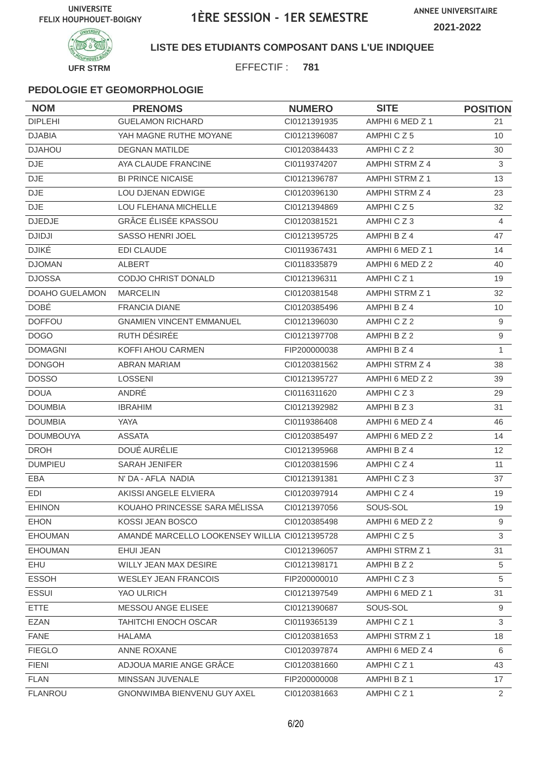UNIVERSITE FELIX HOUPHOUET-BOIGNY

# 1ÈRE SESSION - 1ER SEMESTRE

ANNEE UNIVERSITAIRE 2021-2022

UFR STRM

**LISTE DES ETUDIANTS COMPOSANT DANS L'UE INDIQUEE**

EFFECTIF : **781**

### PEDOLOGIE ET GEOMORPHOLOGIE

| NOM | PRENOMS | NUMERO | SITE | POSITION |
|---|---|---|---|---|
| DIPLEHI | GUELAMON RICHARD | CI0121391935 | AMPHI 6 MED Z 1 | 21 |
| DJABIA | YAH MAGNE RUTHE MOYANE | CI0121396087 | AMPHI C Z 5 | 10 |
| DJAHOU | DEGNAN MATILDE | CI0120384433 | AMPHI C Z 2 | 30 |
| DJE | AYA CLAUDE FRANCINE | CI0119374207 | AMPHI STRM Z 4 | 3 |
| DJE | BI PRINCE NICAISE | CI0121396787 | AMPHI STRM Z 1 | 13 |
| DJE | LOU DJENAN EDWIGE | CI0120396130 | AMPHI STRM Z 4 | 23 |
| DJE | LOU FLEHANA MICHELLE | CI0121394869 | AMPHI C Z 5 | 32 |
| DJEDJE | GRÂCE ÉLISÉE KPASSOU | CI0120381521 | AMPHI C Z 3 | 4 |
| DJIDJI | SASSO HENRI JOEL | CI0121395725 | AMPHI B Z 4 | 47 |
| DJIKÉ | EDI CLAUDE | CI0119367431 | AMPHI 6 MED Z 1 | 14 |
| DJOMAN | ALBERT | CI0118335879 | AMPHI 6 MED Z 2 | 40 |
| DJOSSA | CODJO CHRIST DONALD | CI0121396311 | AMPHI C Z 1 | 19 |
| DOAHO GUELAMON | MARCELIN | CI0120381548 | AMPHI STRM Z 1 | 32 |
| DOBÉ | FRANCIA DIANE | CI0120385496 | AMPHI B Z 4 | 10 |
| DOFFOU | GNAMIEN VINCENT EMMANUEL | CI0121396030 | AMPHI C Z 2 | 9 |
| DOGO | RUTH DÉSIRÉE | CI0121397708 | AMPHI B Z 2 | 9 |
| DOMAGNI | KOFFI AHOU CARMEN | FIP200000038 | AMPHI B Z 4 | 1 |
| DONGOH | ABRAN MARIAM | CI0120381562 | AMPHI STRM Z 4 | 38 |
| DOSSO | LOSSENI | CI0121395727 | AMPHI 6 MED Z 2 | 39 |
| DOUA | ANDRÉ | CI0116311620 | AMPHI C Z 3 | 29 |
| DOUMBIA | IBRAHIM | CI0121392982 | AMPHI B Z 3 | 31 |
| DOUMBIA | YAYA | CI0119386408 | AMPHI 6 MED Z 4 | 46 |
| DOUMBOUYA | ASSATA | CI0120385497 | AMPHI 6 MED Z 2 | 14 |
| DROH | DOUÉ AURÉLIE | CI0121395968 | AMPHI B Z 4 | 12 |
| DUMPIEU | SARAH JENIFER | CI0120381596 | AMPHI C Z 4 | 11 |
| EBA | N' DA - AFLA NADIA | CI0121391381 | AMPHI C Z 3 | 37 |
| EDI | AKISSI ANGELE ELVIERA | CI0120397914 | AMPHI C Z 4 | 19 |
| EHINON | KOUAHO PRINCESSE SARA MÉLISSA | CI0121397056 | SOUS-SOL | 19 |
| EHON | KOSSI JEAN BOSCO | CI0120385498 | AMPHI 6 MED Z 2 | 9 |
| EHOUMAN | AMANDÉ MARCELLO LOOKENSEY WILLIA | CI0121395728 | AMPHI C Z 5 | 3 |
| EHOUMAN | EHUI JEAN | CI0121396057 | AMPHI STRM Z 1 | 31 |
| EHU | WILLY JEAN MAX DESIRE | CI0121398171 | AMPHI B Z 2 | 5 |
| ESSOH | WESLEY JEAN FRANCOIS | FIP200000010 | AMPHI C Z 3 | 5 |
| ESSUI | YAO ULRICH | CI0121397549 | AMPHI 6 MED Z 1 | 31 |
| ETTE | MESSOU ANGE ELISEE | CI0121390687 | SOUS-SOL | 9 |
| EZAN | TAHITCHI ENOCH OSCAR | CI0119365139 | AMPHI C Z 1 | 3 |
| FANE | HALAMA | CI0120381653 | AMPHI STRM Z 1 | 18 |
| FIEGLO | ANNE ROXANE | CI0120397874 | AMPHI 6 MED Z 4 | 6 |
| FIENI | ADJOUA MARIE ANGE GRÂCE | CI0120381660 | AMPHI C Z 1 | 43 |
| FLAN | MINSSAN JUVENALE | FIP200000008 | AMPHI B Z 1 | 17 |
| FLANROU | GNONWIMBA BIENVENU GUY AXEL | CI0120381663 | AMPHI C Z 1 | 2 |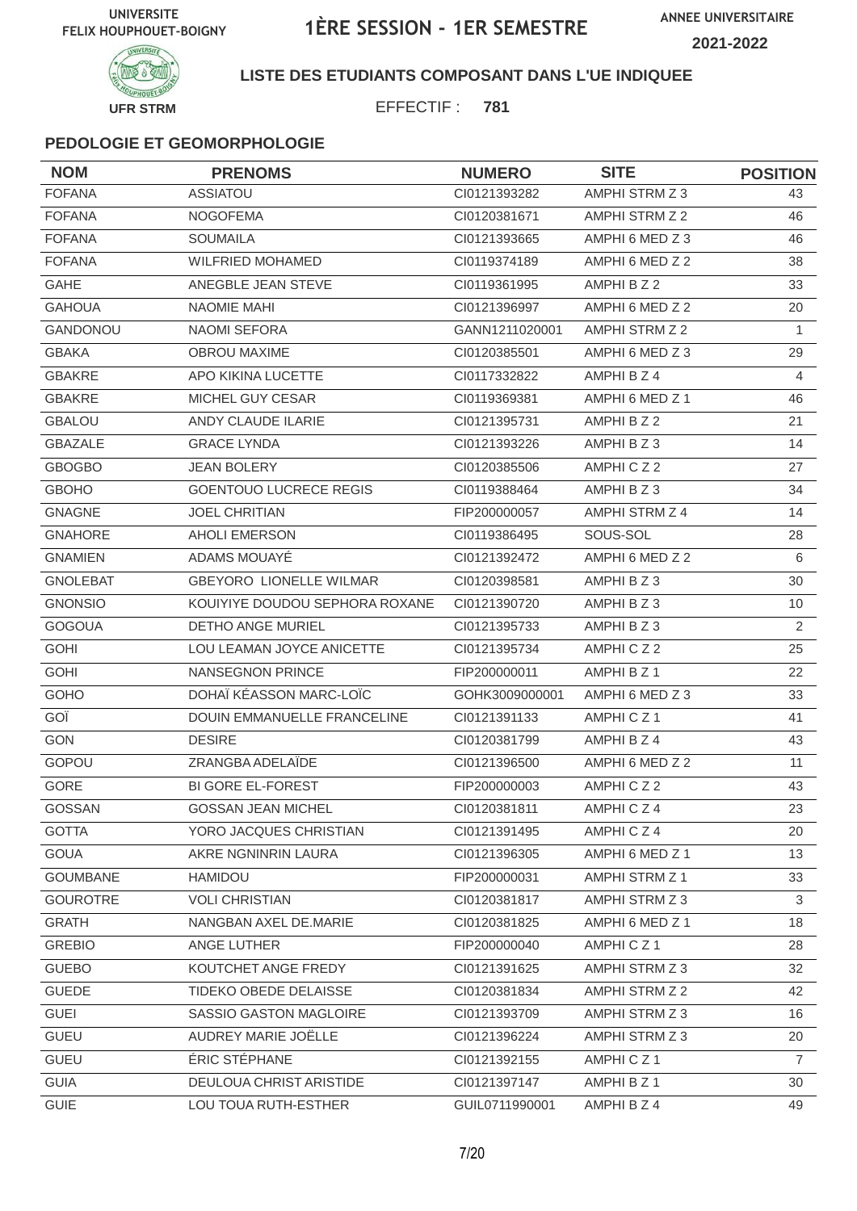UNIVERSITE FELIX HOUPHOUET-BOIGNY

# 1ÈRE SESSION - 1ER SEMESTRE

ANNEE UNIVERSITAIRE 2021-2022

UFR STRM

**LISTE DES ETUDIANTS COMPOSANT DANS L'UE INDIQUEE**

EFFECTIF : **781**

### PEDOLOGIE ET GEOMORPHOLOGIE

| NOM | PRENOMS | NUMERO | SITE | POSITION |
|---|---|---|---|---|
| FOFANA | ASSIATOU | CI0121393282 | AMPHI STRM Z 3 | 43 |
| FOFANA | NOGOFEMA | CI0120381671 | AMPHI STRM Z 2 | 46 |
| FOFANA | SOUMAILA | CI0121393665 | AMPHI 6 MED Z 3 | 46 |
| FOFANA | WILFRIED MOHAMED | CI0119374189 | AMPHI 6 MED Z 2 | 38 |
| GAHE | ANEGBLE JEAN STEVE | CI0119361995 | AMPHI B Z 2 | 33 |
| GAHOUA | NAOMIE MAHI | CI0121396997 | AMPHI 6 MED Z 2 | 20 |
| GANDONOU | NAOMI SEFORA | GANN1211020001 | AMPHI STRM Z 2 | 1 |
| GBAKA | OBROU MAXIME | CI0120385501 | AMPHI 6 MED Z 3 | 29 |
| GBAKRE | APO KIKINA LUCETTE | CI0117332822 | AMPHI B Z 4 | 4 |
| GBAKRE | MICHEL GUY CESAR | CI0119369381 | AMPHI 6 MED Z 1 | 46 |
| GBALOU | ANDY CLAUDE ILARIE | CI0121395731 | AMPHI B Z 2 | 21 |
| GBAZALE | GRACE LYNDA | CI0121393226 | AMPHI B Z 3 | 14 |
| GBOGBO | JEAN BOLERY | CI0120385506 | AMPHI C Z 2 | 27 |
| GBOHO | GOENTOUO LUCRECE REGIS | CI0119388464 | AMPHI B Z 3 | 34 |
| GNAGNE | JOEL CHRITIAN | FIP200000057 | AMPHI STRM Z 4 | 14 |
| GNAHORE | AHOLI EMERSON | CI0119386495 | SOUS-SOL | 28 |
| GNAMIEN | ADAMS MOUAYÉ | CI0121392472 | AMPHI 6 MED Z 2 | 6 |
| GNOLEBAT | GBEYORO LIONELLE WILMAR | CI0120398581 | AMPHI B Z 3 | 30 |
| GNONSIO | KOUIYIYE DOUDOU SEPHORA ROXANE | CI0121390720 | AMPHI B Z 3 | 10 |
| GOGOUA | DETHO ANGE MURIEL | CI0121395733 | AMPHI B Z 3 | 2 |
| GOHI | LOU LEAMAN JOYCE ANICETTE | CI0121395734 | AMPHI C Z 2 | 25 |
| GOHI | NANSEGNON PRINCE | FIP200000011 | AMPHI B Z 1 | 22 |
| GOHO | DOHAÏ KÉASSON MARC-LOÏC | GOHK3009000001 | AMPHI 6 MED Z 3 | 33 |
| GOÏ | DOUIN EMMANUELLE FRANCELINE | CI0121391133 | AMPHI C Z 1 | 41 |
| GON | DESIRE | CI0120381799 | AMPHI B Z 4 | 43 |
| GOPOU | ZRANGBA ADELAÏDE | CI0121396500 | AMPHI 6 MED Z 2 | 11 |
| GORE | BI GORE EL-FOREST | FIP200000003 | AMPHI C Z 2 | 43 |
| GOSSAN | GOSSAN JEAN MICHEL | CI0120381811 | AMPHI C Z 4 | 23 |
| GOTTA | YORO JACQUES CHRISTIAN | CI0121391495 | AMPHI C Z 4 | 20 |
| GOUA | AKRE NGNINRIN LAURA | CI0121396305 | AMPHI 6 MED Z 1 | 13 |
| GOUMBANE | HAMIDOU | FIP200000031 | AMPHI STRM Z 1 | 33 |
| GOUROTRE | VOLI CHRISTIAN | CI0120381817 | AMPHI STRM Z 3 | 3 |
| GRATH | NANGBAN AXEL DE.MARIE | CI0120381825 | AMPHI 6 MED Z 1 | 18 |
| GREBIO | ANGE LUTHER | FIP200000040 | AMPHI C Z 1 | 28 |
| GUEBO | KOUTCHET ANGE FREDY | CI0121391625 | AMPHI STRM Z 3 | 32 |
| GUEDE | TIDEKO OBEDE DELAISSE | CI0120381834 | AMPHI STRM Z 2 | 42 |
| GUEI | SASSIO GASTON MAGLOIRE | CI0121393709 | AMPHI STRM Z 3 | 16 |
| GUEU | AUDREY MARIE JOËLLE | CI0121396224 | AMPHI STRM Z 3 | 20 |
| GUEU | ÉRIC STÉPHANE | CI0121392155 | AMPHI C Z 1 | 7 |
| GUIA | DEULOUA CHRIST ARISTIDE | CI0121397147 | AMPHI B Z 1 | 30 |
| GUIE | LOU TOUA RUTH-ESTHER | GUIL0711990001 | AMPHI B Z 4 | 49 |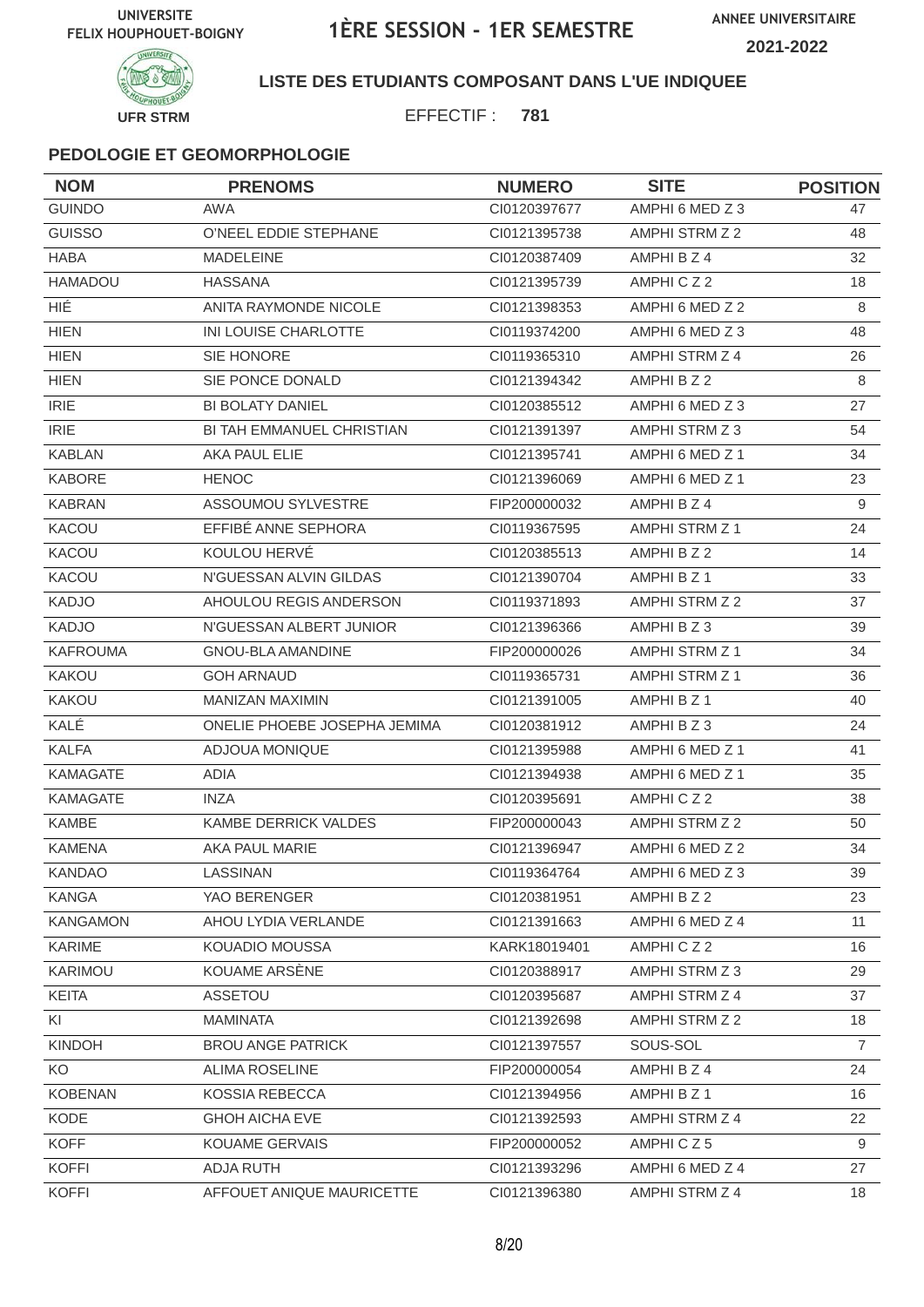UNIVERSITE FELIX HOUPHOUET-BOIGNY

# 1ÈRE SESSION - 1ER SEMESTRE

ANNEE UNIVERSITAIRE 2021-2022

UFR STRM

**LISTE DES ETUDIANTS COMPOSANT DANS L'UE INDIQUEE**

EFFECTIF : **781**

### PEDOLOGIE ET GEOMORPHOLOGIE

| NOM | PRENOMS | NUMERO | SITE | POSITION |
|---|---|---|---|---|
| GUINDO | AWA | CI0120397677 | AMPHI 6 MED Z 3 | 47 |
| GUISSO | O'NEEL EDDIE STEPHANE | CI0121395738 | AMPHI STRM Z 2 | 48 |
| HABA | MADELEINE | CI0120387409 | AMPHI B Z 4 | 32 |
| HAMADOU | HASSANA | CI0121395739 | AMPHI C Z 2 | 18 |
| HIÉ | ANITA RAYMONDE NICOLE | CI0121398353 | AMPHI 6 MED Z 2 | 8 |
| HIEN | INI LOUISE CHARLOTTE | CI0119374200 | AMPHI 6 MED Z 3 | 48 |
| HIEN | SIE HONORE | CI0119365310 | AMPHI STRM Z 4 | 26 |
| HIEN | SIE PONCE DONALD | CI0121394342 | AMPHI B Z 2 | 8 |
| IRIE | BI BOLATY DANIEL | CI0120385512 | AMPHI 6 MED Z 3 | 27 |
| IRIE | BI TAH EMMANUEL CHRISTIAN | CI0121391397 | AMPHI STRM Z 3 | 54 |
| KABLAN | AKA PAUL ELIE | CI0121395741 | AMPHI 6 MED Z 1 | 34 |
| KABORE | HENOC | CI0121396069 | AMPHI 6 MED Z 1 | 23 |
| KABRAN | ASSOUMOU SYLVESTRE | FIP200000032 | AMPHI B Z 4 | 9 |
| KACOU | EFFIBÉ ANNE SEPHORA | CI0119367595 | AMPHI STRM Z 1 | 24 |
| KACOU | KOULOU HERVÉ | CI0120385513 | AMPHI B Z 2 | 14 |
| KACOU | N'GUESSAN ALVIN GILDAS | CI0121390704 | AMPHI B Z 1 | 33 |
| KADJO | AHOULOU REGIS ANDERSON | CI0119371893 | AMPHI STRM Z 2 | 37 |
| KADJO | N'GUESSAN ALBERT JUNIOR | CI0121396366 | AMPHI B Z 3 | 39 |
| KAFROUMA | GNOU-BLA AMANDINE | FIP200000026 | AMPHI STRM Z 1 | 34 |
| KAKOU | GOH ARNAUD | CI0119365731 | AMPHI STRM Z 1 | 36 |
| KAKOU | MANIZAN MAXIMIN | CI0121391005 | AMPHI B Z 1 | 40 |
| KALÉ | ONELIE PHOEBE JOSEPHA JEMIMA | CI0120381912 | AMPHI B Z 3 | 24 |
| KALFA | ADJOUA MONIQUE | CI0121395988 | AMPHI 6 MED Z 1 | 41 |
| KAMAGATE | ADIA | CI0121394938 | AMPHI 6 MED Z 1 | 35 |
| KAMAGATE | INZA | CI0120395691 | AMPHI C Z 2 | 38 |
| KAMBE | KAMBE DERRICK VALDES | FIP200000043 | AMPHI STRM Z 2 | 50 |
| KAMENA | AKA PAUL MARIE | CI0121396947 | AMPHI 6 MED Z 2 | 34 |
| KANDAO | LASSINAN | CI0119364764 | AMPHI 6 MED Z 3 | 39 |
| KANGA | YAO BERENGER | CI0120381951 | AMPHI B Z 2 | 23 |
| KANGAMON | AHOU LYDIA VERLANDE | CI0121391663 | AMPHI 6 MED Z 4 | 11 |
| KARIME | KOUADIO MOUSSA | KARK18019401 | AMPHI C Z 2 | 16 |
| KARIMOU | KOUAME ARSÈNE | CI0120388917 | AMPHI STRM Z 3 | 29 |
| KEITA | ASSETOU | CI0120395687 | AMPHI STRM Z 4 | 37 |
| KI | MAMINATA | CI0121392698 | AMPHI STRM Z 2 | 18 |
| KINDOH | BROU ANGE PATRICK | CI0121397557 | SOUS-SOL | 7 |
| KO | ALIMA ROSELINE | FIP200000054 | AMPHI B Z 4 | 24 |
| KOBENAN | KOSSIA REBECCA | CI0121394956 | AMPHI B Z 1 | 16 |
| KODE | GHOH AICHA EVE | CI0121392593 | AMPHI STRM Z 4 | 22 |
| KOFF | KOUAME GERVAIS | FIP200000052 | AMPHI C Z 5 | 9 |
| KOFFI | ADJA RUTH | CI0121393296 | AMPHI 6 MED Z 4 | 27 |
| KOFFI | AFFOUET ANIQUE MAURICETTE | CI0121396380 | AMPHI STRM Z 4 | 18 |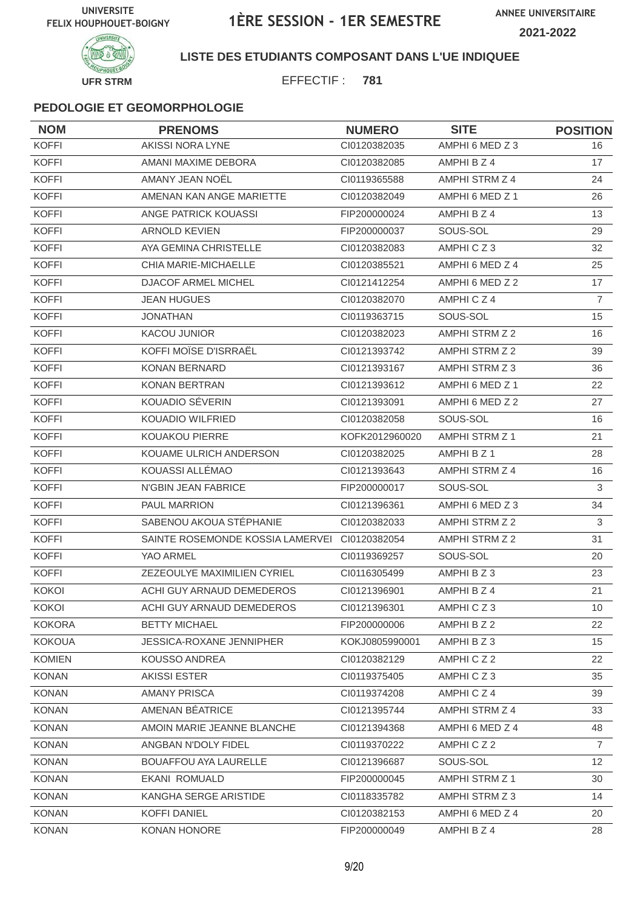UNIVERSITE FELIX HOUPHOUET-BOIGNY

# 1ÈRE SESSION - 1ER SEMESTRE

ANNEE UNIVERSITAIRE 2021-2022

UFR STRM

**LISTE DES ETUDIANTS COMPOSANT DANS L'UE INDIQUEE**

EFFECTIF : **781**

### PEDOLOGIE ET GEOMORPHOLOGIE

| NOM | PRENOMS | NUMERO | SITE | POSITION |
|---|---|---|---|---|
| KOFFI | AKISSI NORA LYNE | CI0120382035 | AMPHI 6 MED Z 3 | 16 |
| KOFFI | AMANI MAXIME DEBORA | CI0120382085 | AMPHI B Z 4 | 17 |
| KOFFI | AMANY JEAN NOËL | CI0119365588 | AMPHI STRM Z 4 | 24 |
| KOFFI | AMENAN KAN ANGE MARIETTE | CI0120382049 | AMPHI 6 MED Z 1 | 26 |
| KOFFI | ANGE PATRICK KOUASSI | FIP200000024 | AMPHI B Z 4 | 13 |
| KOFFI | ARNOLD KEVIEN | FIP200000037 | SOUS-SOL | 29 |
| KOFFI | AYA GEMINA CHRISTELLE | CI0120382083 | AMPHI C Z 3 | 32 |
| KOFFI | CHIA MARIE-MICHAELLE | CI0120385521 | AMPHI 6 MED Z 4 | 25 |
| KOFFI | DJACOF ARMEL MICHEL | CI0121412254 | AMPHI 6 MED Z 2 | 17 |
| KOFFI | JEAN HUGUES | CI0120382070 | AMPHI C Z 4 | 7 |
| KOFFI | JONATHAN | CI0119363715 | SOUS-SOL | 15 |
| KOFFI | KACOU JUNIOR | CI0120382023 | AMPHI STRM Z 2 | 16 |
| KOFFI | KOFFI MOÏSE D'ISRRAËL | CI0121393742 | AMPHI STRM Z 2 | 39 |
| KOFFI | KONAN BERNARD | CI0121393167 | AMPHI STRM Z 3 | 36 |
| KOFFI | KONAN BERTRAN | CI0121393612 | AMPHI 6 MED Z 1 | 22 |
| KOFFI | KOUADIO SÉVERIN | CI0121393091 | AMPHI 6 MED Z 2 | 27 |
| KOFFI | KOUADIO WILFRIED | CI0120382058 | SOUS-SOL | 16 |
| KOFFI | KOUAKOU PIERRE | KOFK2012960020 | AMPHI STRM Z 1 | 21 |
| KOFFI | KOUAME ULRICH ANDERSON | CI0120382025 | AMPHI B Z 1 | 28 |
| KOFFI | KOUASSI ALLÉMAO | CI0121393643 | AMPHI STRM Z 4 | 16 |
| KOFFI | N'GBIN JEAN FABRICE | FIP200000017 | SOUS-SOL | 3 |
| KOFFI | PAUL MARRION | CI0121396361 | AMPHI 6 MED Z 3 | 34 |
| KOFFI | SABENOU AKOUA STÉPHANIE | CI0120382033 | AMPHI STRM Z 2 | 3 |
| KOFFI | SAINTE ROSEMONDE KOSSIA LAMERVEI | CI0120382054 | AMPHI STRM Z 2 | 31 |
| KOFFI | YAO ARMEL | CI0119369257 | SOUS-SOL | 20 |
| KOFFI | ZEZEOULYE MAXIMILIEN CYRIEL | CI0116305499 | AMPHI B Z 3 | 23 |
| KOKOI | ACHI GUY ARNAUD DEMEDEROS | CI0121396901 | AMPHI B Z 4 | 21 |
| KOKOI | ACHI GUY ARNAUD DEMEDEROS | CI0121396301 | AMPHI C Z 3 | 10 |
| KOKORA | BETTY MICHAEL | FIP200000006 | AMPHI B Z 2 | 22 |
| KOKOUA | JESSICA-ROXANE JENNIPHER | KOKJ0805990001 | AMPHI B Z 3 | 15 |
| KOMIEN | KOUSSO ANDREA | CI0120382129 | AMPHI C Z 2 | 22 |
| KONAN | AKISSI ESTER | CI0119375405 | AMPHI C Z 3 | 35 |
| KONAN | AMANY PRISCA | CI0119374208 | AMPHI C Z 4 | 39 |
| KONAN | AMENAN BÉATRICE | CI0121395744 | AMPHI STRM Z 4 | 33 |
| KONAN | AMOIN MARIE JEANNE BLANCHE | CI0121394368 | AMPHI 6 MED Z 4 | 48 |
| KONAN | ANGBAN N'DOLY FIDEL | CI0119370222 | AMPHI C Z 2 | 7 |
| KONAN | BOUAFFOU AYA LAURELLE | CI0121396687 | SOUS-SOL | 12 |
| KONAN | EKANI ROMUALD | FIP200000045 | AMPHI STRM Z 1 | 30 |
| KONAN | KANGHA SERGE ARISTIDE | CI0118335782 | AMPHI STRM Z 3 | 14 |
| KONAN | KOFFI DANIEL | CI0120382153 | AMPHI 6 MED Z 4 | 20 |
| KONAN | KONAN HONORE | FIP200000049 | AMPHI B Z 4 | 28 |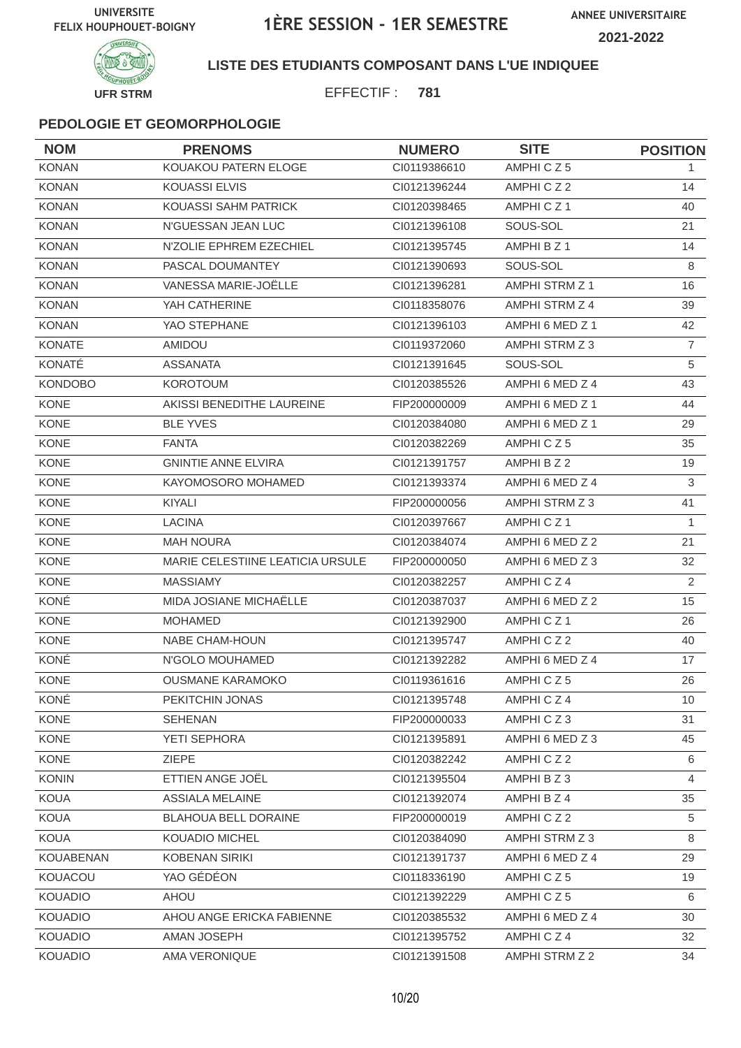UNIVERSITE FELIX HOUPHOUET-BOIGNY

# 1ÈRE SESSION - 1ER SEMESTRE

ANNEE UNIVERSITAIRE 2021-2022

UFR STRM

**LISTE DES ETUDIANTS COMPOSANT DANS L'UE INDIQUEE**

EFFECTIF : **781**

### PEDOLOGIE ET GEOMORPHOLOGIE

| NOM | PRENOMS | NUMERO | SITE | POSITION |
|---|---|---|---|---|
| KONAN | KOUAKOU PATERN ELOGE | CI0119386610 | AMPHI C Z 5 | 1 |
| KONAN | KOUASSI ELVIS | CI0121396244 | AMPHI C Z 2 | 14 |
| KONAN | KOUASSI SAHM PATRICK | CI0120398465 | AMPHI C Z 1 | 40 |
| KONAN | N'GUESSAN JEAN LUC | CI0121396108 | SOUS-SOL | 21 |
| KONAN | N'ZOLIE EPHREM EZECHIEL | CI0121395745 | AMPHI B Z 1 | 14 |
| KONAN | PASCAL DOUMANTEY | CI0121390693 | SOUS-SOL | 8 |
| KONAN | VANESSA MARIE-JOËLLE | CI0121396281 | AMPHI STRM Z 1 | 16 |
| KONAN | YAH CATHERINE | CI0118358076 | AMPHI STRM Z 4 | 39 |
| KONAN | YAO STEPHANE | CI0121396103 | AMPHI 6 MED Z 1 | 42 |
| KONATE | AMIDOU | CI0119372060 | AMPHI STRM Z 3 | 7 |
| KONATÉ | ASSANATA | CI0121391645 | SOUS-SOL | 5 |
| KONDOBO | KOROTOUM | CI0120385526 | AMPHI 6 MED Z 4 | 43 |
| KONE | AKISSI BENEDITHE LAUREINE | FIP200000009 | AMPHI 6 MED Z 1 | 44 |
| KONE | BLE YVES | CI0120384080 | AMPHI 6 MED Z 1 | 29 |
| KONE | FANTA | CI0120382269 | AMPHI C Z 5 | 35 |
| KONE | GNINTIE ANNE ELVIRA | CI0121391757 | AMPHI B Z 2 | 19 |
| KONE | KAYOMOSORO MOHAMED | CI0121393374 | AMPHI 6 MED Z 4 | 3 |
| KONE | KIYALI | FIP200000056 | AMPHI STRM Z 3 | 41 |
| KONE | LACINA | CI0120397667 | AMPHI C Z 1 | 1 |
| KONE | MAH NOURA | CI0120384074 | AMPHI 6 MED Z 2 | 21 |
| KONE | MARIE CELESTIINE LEATICIA URSULE | FIP200000050 | AMPHI 6 MED Z 3 | 32 |
| KONE | MASSIAMY | CI0120382257 | AMPHI C Z 4 | 2 |
| KONÉ | MIDA JOSIANE MICHAËLLE | CI0120387037 | AMPHI 6 MED Z 2 | 15 |
| KONE | MOHAMED | CI0121392900 | AMPHI C Z 1 | 26 |
| KONE | NABE CHAM-HOUN | CI0121395747 | AMPHI C Z 2 | 40 |
| KONÉ | N'GOLO MOUHAMED | CI0121392282 | AMPHI 6 MED Z 4 | 17 |
| KONE | OUSMANE KARAMOKO | CI0119361616 | AMPHI C Z 5 | 26 |
| KONÉ | PEKITCHIN JONAS | CI0121395748 | AMPHI C Z 4 | 10 |
| KONE | SEHENAN | FIP200000033 | AMPHI C Z 3 | 31 |
| KONE | YETI SEPHORA | CI0121395891 | AMPHI 6 MED Z 3 | 45 |
| KONE | ZIEPE | CI0120382242 | AMPHI C Z 2 | 6 |
| KONIN | ETTIEN ANGE JOËL | CI0121395504 | AMPHI B Z 3 | 4 |
| KOUA | ASSIALA MELAINE | CI0121392074 | AMPHI B Z 4 | 35 |
| KOUA | BLAHOUA BELL DORAINE | FIP200000019 | AMPHI C Z 2 | 5 |
| KOUA | KOUADIO MICHEL | CI0120384090 | AMPHI STRM Z 3 | 8 |
| KOUABENAN | KOBENAN SIRIKI | CI0121391737 | AMPHI 6 MED Z 4 | 29 |
| KOUACOU | YAO GÉDÉON | CI0118336190 | AMPHI C Z 5 | 19 |
| KOUADIO | AHOU | CI0121392229 | AMPHI C Z 5 | 6 |
| KOUADIO | AHOU ANGE ERICKA FABIENNE | CI0120385532 | AMPHI 6 MED Z 4 | 30 |
| KOUADIO | AMAN JOSEPH | CI0121395752 | AMPHI C Z 4 | 32 |
| KOUADIO | AMA VERONIQUE | CI0121391508 | AMPHI STRM Z 2 | 34 |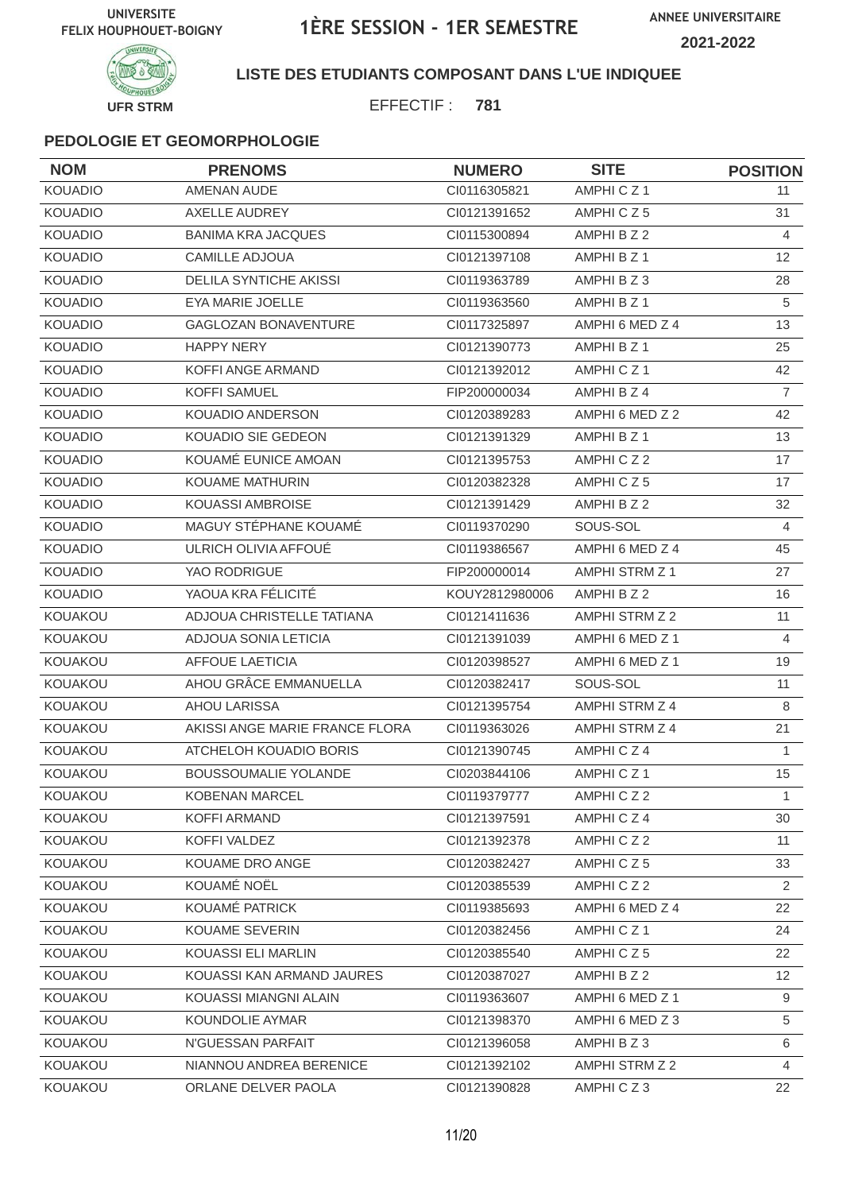UNIVERSITE FELIX HOUPHOUET-BOIGNY

# 1ÈRE SESSION - 1ER SEMESTRE

ANNEE UNIVERSITAIRE 2021-2022

UFR STRM

**LISTE DES ETUDIANTS COMPOSANT DANS L'UE INDIQUEE**

EFFECTIF : **781**

### PEDOLOGIE ET GEOMORPHOLOGIE

| NOM | PRENOMS | NUMERO | SITE | POSITION |
|---|---|---|---|---|
| KOUADIO | AMENAN AUDE | CI0116305821 | AMPHI C Z 1 | 11 |
| KOUADIO | AXELLE AUDREY | CI0121391652 | AMPHI C Z 5 | 31 |
| KOUADIO | BANIMA KRA JACQUES | CI0115300894 | AMPHI B Z 2 | 4 |
| KOUADIO | CAMILLE ADJOUA | CI0121397108 | AMPHI B Z 1 | 12 |
| KOUADIO | DELILA SYNTICHE AKISSI | CI0119363789 | AMPHI B Z 3 | 28 |
| KOUADIO | EYA MARIE JOELLE | CI0119363560 | AMPHI B Z 1 | 5 |
| KOUADIO | GAGLOZAN BONAVENTURE | CI0117325897 | AMPHI 6 MED Z 4 | 13 |
| KOUADIO | HAPPY NERY | CI0121390773 | AMPHI B Z 1 | 25 |
| KOUADIO | KOFFI ANGE ARMAND | CI0121392012 | AMPHI C Z 1 | 42 |
| KOUADIO | KOFFI SAMUEL | FIP200000034 | AMPHI B Z 4 | 7 |
| KOUADIO | KOUADIO ANDERSON | CI0120389283 | AMPHI 6 MED Z 2 | 42 |
| KOUADIO | KOUADIO SIE GEDEON | CI0121391329 | AMPHI B Z 1 | 13 |
| KOUADIO | KOUAMÉ EUNICE AMOAN | CI0121395753 | AMPHI C Z 2 | 17 |
| KOUADIO | KOUAME MATHURIN | CI0120382328 | AMPHI C Z 5 | 17 |
| KOUADIO | KOUASSI AMBROISE | CI0121391429 | AMPHI B Z 2 | 32 |
| KOUADIO | MAGUY STÉPHANE KOUAMÉ | CI0119370290 | SOUS-SOL | 4 |
| KOUADIO | ULRICH OLIVIA AFFOUÉ | CI0119386567 | AMPHI 6 MED Z 4 | 45 |
| KOUADIO | YAO RODRIGUE | FIP200000014 | AMPHI STRM Z 1 | 27 |
| KOUADIO | YAOUA KRA FÉLICITÉ | KOUY2812980006 | AMPHI B Z 2 | 16 |
| KOUAKOU | ADJOUA CHRISTELLE TATIANA | CI0121411636 | AMPHI STRM Z 2 | 11 |
| KOUAKOU | ADJOUA SONIA LETICIA | CI0121391039 | AMPHI 6 MED Z 1 | 4 |
| KOUAKOU | AFFOUE LAETICIA | CI0120398527 | AMPHI 6 MED Z 1 | 19 |
| KOUAKOU | AHOU GRÂCE EMMANUELLA | CI0120382417 | SOUS-SOL | 11 |
| KOUAKOU | AHOU LARISSA | CI0121395754 | AMPHI STRM Z 4 | 8 |
| KOUAKOU | AKISSI ANGE MARIE FRANCE FLORA | CI0119363026 | AMPHI STRM Z 4 | 21 |
| KOUAKOU | ATCHELOH KOUADIO BORIS | CI0121390745 | AMPHI C Z 4 | 1 |
| KOUAKOU | BOUSSOUMALIE YOLANDE | CI0203844106 | AMPHI C Z 1 | 15 |
| KOUAKOU | KOBENAN MARCEL | CI0119379777 | AMPHI C Z 2 | 1 |
| KOUAKOU | KOFFI ARMAND | CI0121397591 | AMPHI C Z 4 | 30 |
| KOUAKOU | KOFFI VALDEZ | CI0121392378 | AMPHI C Z 2 | 11 |
| KOUAKOU | KOUAME DRO ANGE | CI0120382427 | AMPHI C Z 5 | 33 |
| KOUAKOU | KOUAMÉ NOËL | CI0120385539 | AMPHI C Z 2 | 2 |
| KOUAKOU | KOUAMÉ PATRICK | CI0119385693 | AMPHI 6 MED Z 4 | 22 |
| KOUAKOU | KOUAME SEVERIN | CI0120382456 | AMPHI C Z 1 | 24 |
| KOUAKOU | KOUASSI ELI MARLIN | CI0120385540 | AMPHI C Z 5 | 22 |
| KOUAKOU | KOUASSI KAN ARMAND JAURES | CI0120387027 | AMPHI B Z 2 | 12 |
| KOUAKOU | KOUASSI MIANGNI ALAIN | CI0119363607 | AMPHI 6 MED Z 1 | 9 |
| KOUAKOU | KOUNDOLIE AYMAR | CI0121398370 | AMPHI 6 MED Z 3 | 5 |
| KOUAKOU | N'GUESSAN PARFAIT | CI0121396058 | AMPHI B Z 3 | 6 |
| KOUAKOU | NIANNOU ANDREA BERENICE | CI0121392102 | AMPHI STRM Z 2 | 4 |
| KOUAKOU | ORLANE DELVER PAOLA | CI0121390828 | AMPHI C Z 3 | 22 |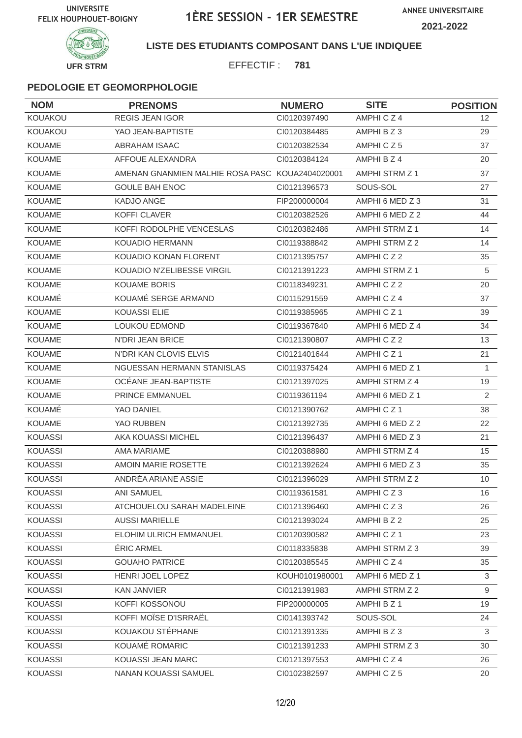UNIVERSITE FELIX HOUPHOUET-BOIGNY

# 1ÈRE SESSION - 1ER SEMESTRE

ANNEE UNIVERSITAIRE 2021-2022

UFR STRM

**LISTE DES ETUDIANTS COMPOSANT DANS L'UE INDIQUEE**

EFFECTIF : **781**

### PEDOLOGIE ET GEOMORPHOLOGIE

| NOM | PRENOMS | NUMERO | SITE | POSITION |
|---|---|---|---|---|
| KOUAKOU | REGIS JEAN IGOR | CI0120397490 | AMPHI C Z 4 | 12 |
| KOUAKOU | YAO JEAN-BAPTISTE | CI0120384485 | AMPHI B Z 3 | 29 |
| KOUAME | ABRAHAM ISAAC | CI0120382534 | AMPHI C Z 5 | 37 |
| KOUAME | AFFOUE ALEXANDRA | CI0120384124 | AMPHI B Z 4 | 20 |
| KOUAME | AMENAN GNANMIEN MALHIE ROSA PASC | KOUA2404020001 | AMPHI STRM Z 1 | 37 |
| KOUAME | GOULE BAH ENOC | CI0121396573 | SOUS-SOL | 27 |
| KOUAME | KADJO ANGE | FIP200000004 | AMPHI 6 MED Z 3 | 31 |
| KOUAME | KOFFI CLAVER | CI0120382526 | AMPHI 6 MED Z 2 | 44 |
| KOUAME | KOFFI RODOLPHE VENCESLAS | CI0120382486 | AMPHI STRM Z 1 | 14 |
| KOUAME | KOUADIO HERMANN | CI0119388842 | AMPHI STRM Z 2 | 14 |
| KOUAME | KOUADIO KONAN FLORENT | CI0121395757 | AMPHI C Z 2 | 35 |
| KOUAME | KOUADIO N'ZELIBESSE VIRGIL | CI0121391223 | AMPHI STRM Z 1 | 5 |
| KOUAME | KOUAME BORIS | CI0118349231 | AMPHI C Z 2 | 20 |
| KOUAMÉ | KOUAMÉ SERGE ARMAND | CI0115291559 | AMPHI C Z 4 | 37 |
| KOUAME | KOUASSI ELIE | CI0119385965 | AMPHI C Z 1 | 39 |
| KOUAME | LOUKOU EDMOND | CI0119367840 | AMPHI 6 MED Z 4 | 34 |
| KOUAME | N'DRI JEAN BRICE | CI0121390807 | AMPHI C Z 2 | 13 |
| KOUAME | N'DRI KAN CLOVIS ELVIS | CI0121401644 | AMPHI C Z 1 | 21 |
| KOUAME | NGUESSAN HERMANN STANISLAS | CI0119375424 | AMPHI 6 MED Z 1 | 1 |
| KOUAME | OCÉANE JEAN-BAPTISTE | CI0121397025 | AMPHI STRM Z 4 | 19 |
| KOUAME | PRINCE EMMANUEL | CI0119361194 | AMPHI 6 MED Z 1 | 2 |
| KOUAMÉ | YAO DANIEL | CI0121390762 | AMPHI C Z 1 | 38 |
| KOUAME | YAO RUBBEN | CI0121392735 | AMPHI 6 MED Z 2 | 22 |
| KOUASSI | AKA KOUASSI MICHEL | CI0121396437 | AMPHI 6 MED Z 3 | 21 |
| KOUASSI | AMA MARIAME | CI0120388980 | AMPHI STRM Z 4 | 15 |
| KOUASSI | AMOIN MARIE ROSETTE | CI0121392624 | AMPHI 6 MED Z 3 | 35 |
| KOUASSI | ANDRÉA ARIANE ASSIE | CI0121396029 | AMPHI STRM Z 2 | 10 |
| KOUASSI | ANI SAMUEL | CI0119361581 | AMPHI C Z 3 | 16 |
| KOUASSI | ATCHOUELOU SARAH MADELEINE | CI0121396460 | AMPHI C Z 3 | 26 |
| KOUASSI | AUSSI MARIELLE | CI0121393024 | AMPHI B Z 2 | 25 |
| KOUASSI | ELOHIM ULRICH EMMANUEL | CI0120390582 | AMPHI C Z 1 | 23 |
| KOUASSI | ÉRIC ARMEL | CI0118335838 | AMPHI STRM Z 3 | 39 |
| KOUASSI | GOUAHO PATRICE | CI0120385545 | AMPHI C Z 4 | 35 |
| KOUASSI | HENRI JOEL LOPEZ | KOUH0101980001 | AMPHI 6 MED Z 1 | 3 |
| KOUASSI | KAN JANVIER | CI0121391983 | AMPHI STRM Z 2 | 9 |
| KOUASSI | KOFFI KOSSONOU | FIP200000005 | AMPHI B Z 1 | 19 |
| KOUASSI | KOFFI MOÏSE D'ISRRAËL | CI0141393742 | SOUS-SOL | 24 |
| KOUASSI | KOUAKOU STÉPHANE | CI0121391335 | AMPHI B Z 3 | 3 |
| KOUASSI | KOUAMÉ ROMARIC | CI0121391233 | AMPHI STRM Z 3 | 30 |
| KOUASSI | KOUASSI JEAN MARC | CI0121397553 | AMPHI C Z 4 | 26 |
| KOUASSI | NANAN KOUASSI SAMUEL | CI0102382597 | AMPHI C Z 5 | 20 |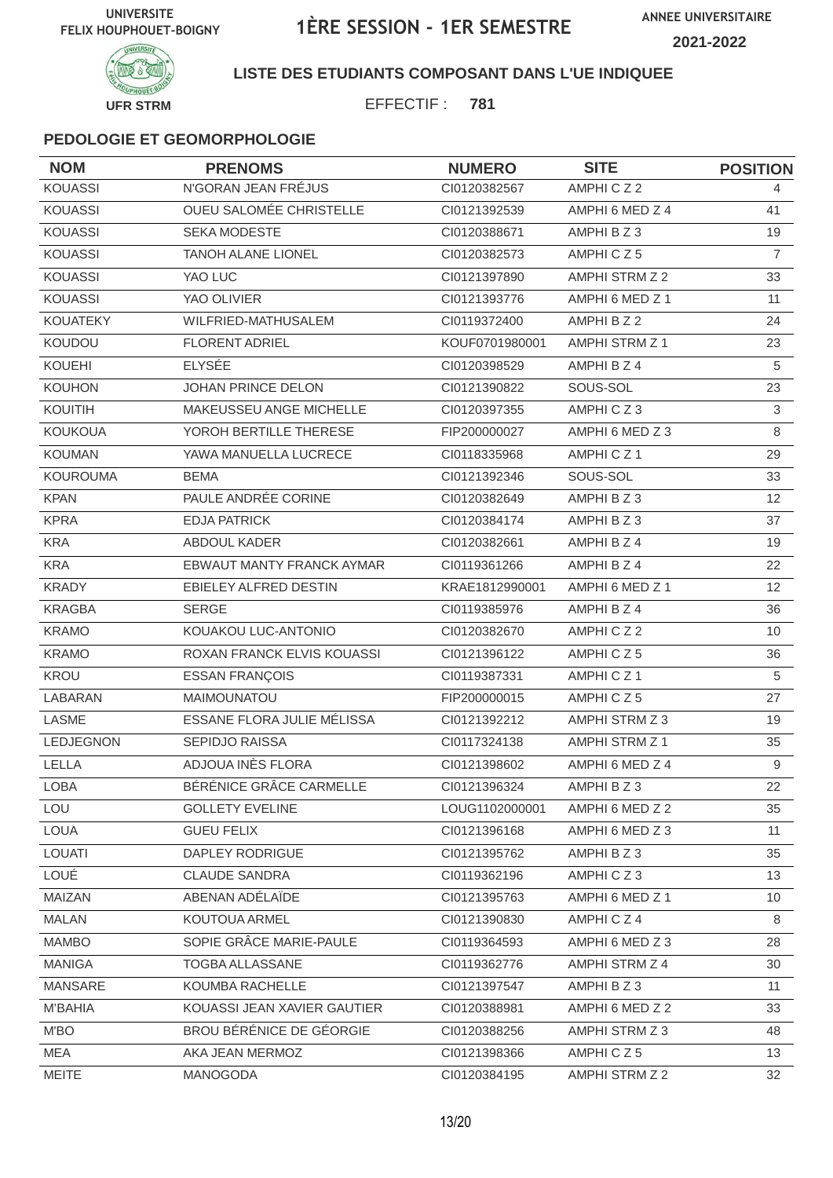UNIVERSITE FELIX HOUPHOUET-BOIGNY

# 1ÈRE SESSION - 1ER SEMESTRE

ANNEE UNIVERSITAIRE 2021-2022

UFR STRM

**LISTE DES ETUDIANTS COMPOSANT DANS L'UE INDIQUEE**

EFFECTIF : **781**

### PEDOLOGIE ET GEOMORPHOLOGIE

| NOM | PRENOMS | NUMERO | SITE | POSITION |
|---|---|---|---|---|
| KOUASSI | N'GORAN JEAN FRÉJUS | CI0120382567 | AMPHI C Z 2 | 4 |
| KOUASSI | OUEU SALOMÉE CHRISTELLE | CI0121392539 | AMPHI 6 MED Z 4 | 41 |
| KOUASSI | SEKA MODESTE | CI0120388671 | AMPHI B Z 3 | 19 |
| KOUASSI | TANOH ALANE LIONEL | CI0120382573 | AMPHI C Z 5 | 7 |
| KOUASSI | YAO LUC | CI0121397890 | AMPHI STRM Z 2 | 33 |
| KOUASSI | YAO OLIVIER | CI0121393776 | AMPHI 6 MED Z 1 | 11 |
| KOUATEKY | WILFRIED-MATHUSALEM | CI0119372400 | AMPHI B Z 2 | 24 |
| KOUDOU | FLORENT ADRIEL | KOUF0701980001 | AMPHI STRM Z 1 | 23 |
| KOUEHI | ELYSÉE | CI0120398529 | AMPHI B Z 4 | 5 |
| KOUHON | JOHAN PRINCE DELON | CI0121390822 | SOUS-SOL | 23 |
| KOUITIH | MAKEUSSEU ANGE MICHELLE | CI0120397355 | AMPHI C Z 3 | 3 |
| KOUKOUA | YOROH BERTILLE THERESE | FIP200000027 | AMPHI 6 MED Z 3 | 8 |
| KOUMAN | YAWA MANUELLA LUCRECE | CI0118335968 | AMPHI C Z 1 | 29 |
| KOUROUMA | BEMA | CI0121392346 | SOUS-SOL | 33 |
| KPAN | PAULE ANDRÉE CORINE | CI0120382649 | AMPHI B Z 3 | 12 |
| KPRA | EDJA PATRICK | CI0120384174 | AMPHI B Z 3 | 37 |
| KRA | ABDOUL KADER | CI0120382661 | AMPHI B Z 4 | 19 |
| KRA | EBWAUT MANTY FRANCK AYMAR | CI0119361266 | AMPHI B Z 4 | 22 |
| KRADY | EBIELEY ALFRED DESTIN | KRAE1812990001 | AMPHI 6 MED Z 1 | 12 |
| KRAGBA | SERGE | CI0119385976 | AMPHI B Z 4 | 36 |
| KRAMO | KOUAKOU LUC-ANTONIO | CI0120382670 | AMPHI C Z 2 | 10 |
| KRAMO | ROXAN FRANCK ELVIS KOUASSI | CI0121396122 | AMPHI C Z 5 | 36 |
| KROU | ESSAN FRANÇOIS | CI0119387331 | AMPHI C Z 1 | 5 |
| LABARAN | MAIMOUNATOU | FIP200000015 | AMPHI C Z 5 | 27 |
| LASME | ESSANE FLORA JULIE MÉLISSA | CI0121392212 | AMPHI STRM Z 3 | 19 |
| LEDJEGNON | SEPIDJO RAISSA | CI0117324138 | AMPHI STRM Z 1 | 35 |
| LELLA | ADJOUA INÈS FLORA | CI0121398602 | AMPHI 6 MED Z 4 | 9 |
| LOBA | BÉRÉNICE GRÂCE CARMELLE | CI0121396324 | AMPHI B Z 3 | 22 |
| LOU | GOLLETY EVELINE | LOUG1102000001 | AMPHI 6 MED Z 2 | 35 |
| LOUA | GUEU FELIX | CI0121396168 | AMPHI 6 MED Z 3 | 11 |
| LOUATI | DAPLEY RODRIGUE | CI0121395762 | AMPHI B Z 3 | 35 |
| LOUÉ | CLAUDE SANDRA | CI0119362196 | AMPHI C Z 3 | 13 |
| MAIZAN | ABENAN ADÉLAÏDE | CI0121395763 | AMPHI 6 MED Z 1 | 10 |
| MALAN | KOUTOUA ARMEL | CI0121390830 | AMPHI C Z 4 | 8 |
| MAMBO | SOPIE GRÂCE MARIE-PAULE | CI0119364593 | AMPHI 6 MED Z 3 | 28 |
| MANIGA | TOGBA ALLASSANE | CI0119362776 | AMPHI STRM Z 4 | 30 |
| MANSARE | KOUMBA RACHELLE | CI0121397547 | AMPHI B Z 3 | 11 |
| M'BAHIA | KOUASSI JEAN XAVIER GAUTIER | CI0120388981 | AMPHI 6 MED Z 2 | 33 |
| M'BO | BROU BÉRÉNICE DE GÉORGIE | CI0120388256 | AMPHI STRM Z 3 | 48 |
| MEA | AKA JEAN MERMOZ | CI0121398366 | AMPHI C Z 5 | 13 |
| MEITE | MANOGODA | CI0120384195 | AMPHI STRM Z 2 | 32 |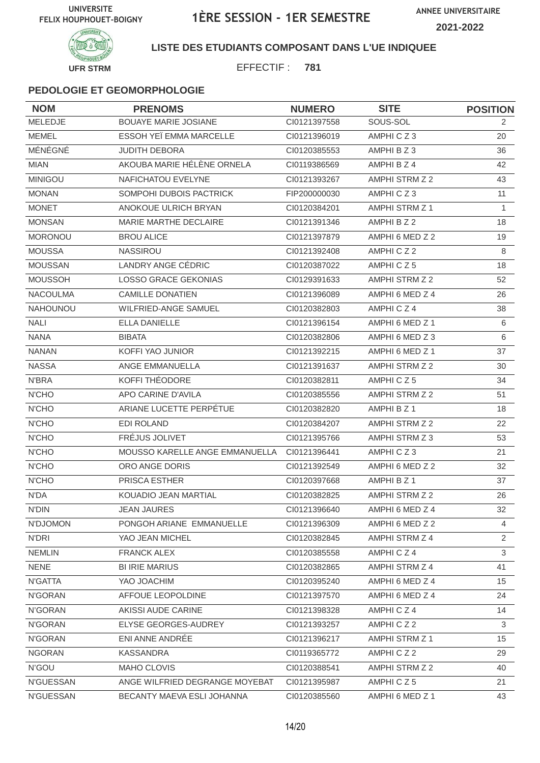UNIVERSITE FELIX HOUPHOUET-BOIGNY

# 1ÈRE SESSION - 1ER SEMESTRE

ANNEE UNIVERSITAIRE 2021-2022

UFR STRM

**LISTE DES ETUDIANTS COMPOSANT DANS L'UE INDIQUEE**

EFFECTIF : **781**

### PEDOLOGIE ET GEOMORPHOLOGIE

| NOM | PRENOMS | NUMERO | SITE | POSITION |
|---|---|---|---|---|
| MELEDJE | BOUAYE MARIE JOSIANE | CI0121397558 | SOUS-SOL | 2 |
| MEMEL | ESSOH YEÏ EMMA MARCELLE | CI0121396019 | AMPHI C Z 3 | 20 |
| MÉNÉGNÉ | JUDITH DEBORA | CI0120385553 | AMPHI B Z 3 | 36 |
| MIAN | AKOUBA MARIE HÉLÈNE ORNELA | CI0119386569 | AMPHI B Z 4 | 42 |
| MINIGOU | NAFICHATOU EVELYNE | CI0121393267 | AMPHI STRM Z 2 | 43 |
| MONAN | SOMPOHI DUBOIS PACTRICK | FIP200000030 | AMPHI C Z 3 | 11 |
| MONET | ANOKOUE ULRICH BRYAN | CI0120384201 | AMPHI STRM Z 1 | 1 |
| MONSAN | MARIE MARTHE DECLAIRE | CI0121391346 | AMPHI B Z 2 | 18 |
| MORONOU | BROU ALICE | CI0121397879 | AMPHI 6 MED Z 2 | 19 |
| MOUSSA | NASSIROU | CI0121392408 | AMPHI C Z 2 | 8 |
| MOUSSAN | LANDRY ANGE CÉDRIC | CI0120387022 | AMPHI C Z 5 | 18 |
| MOUSSOH | LOSSO GRACE GEKONIAS | CI0129391633 | AMPHI STRM Z 2 | 52 |
| NACOULMA | CAMILLE DONATIEN | CI0121396089 | AMPHI 6 MED Z 4 | 26 |
| NAHOUNOU | WILFRIED-ANGE SAMUEL | CI0120382803 | AMPHI C Z 4 | 38 |
| NALI | ELLA DANIELLE | CI0121396154 | AMPHI 6 MED Z 1 | 6 |
| NANA | BIBATA | CI0120382806 | AMPHI 6 MED Z 3 | 6 |
| NANAN | KOFFI YAO JUNIOR | CI0121392215 | AMPHI 6 MED Z 1 | 37 |
| NASSA | ANGE EMMANUELLA | CI0121391637 | AMPHI STRM Z 2 | 30 |
| N'BRA | KOFFI THÉODORE | CI0120382811 | AMPHI C Z 5 | 34 |
| N'CHO | APO CARINE D'AVILA | CI0120385556 | AMPHI STRM Z 2 | 51 |
| N'CHO | ARIANE LUCETTE PERPÉTUE | CI0120382820 | AMPHI B Z 1 | 18 |
| N'CHO | EDI ROLAND | CI0120384207 | AMPHI STRM Z 2 | 22 |
| N'CHO | FRÉJUS JOLIVET | CI0121395766 | AMPHI STRM Z 3 | 53 |
| N'CHO | MOUSSO KARELLE ANGE EMMANUELLA | CI0121396441 | AMPHI C Z 3 | 21 |
| N'CHO | ORO ANGE DORIS | CI0121392549 | AMPHI 6 MED Z 2 | 32 |
| N'CHO | PRISCA ESTHER | CI0120397668 | AMPHI B Z 1 | 37 |
| N'DA | KOUADIO JEAN MARTIAL | CI0120382825 | AMPHI STRM Z 2 | 26 |
| N'DIN | JEAN JAURES | CI0121396640 | AMPHI 6 MED Z 4 | 32 |
| N'DJOMON | PONGOH ARIANE EMMANUELLE | CI0121396309 | AMPHI 6 MED Z 2 | 4 |
| N'DRI | YAO JEAN MICHEL | CI0120382845 | AMPHI STRM Z 4 | 2 |
| NEMLIN | FRANCK ALEX | CI0120385558 | AMPHI C Z 4 | 3 |
| NENE | BI IRIE MARIUS | CI0120382865 | AMPHI STRM Z 4 | 41 |
| N'GATTA | YAO JOACHIM | CI0120395240 | AMPHI 6 MED Z 4 | 15 |
| N'GORAN | AFFOUE LEOPOLDINE | CI0121397570 | AMPHI 6 MED Z 4 | 24 |
| N'GORAN | AKISSI AUDE CARINE | CI0121398328 | AMPHI C Z 4 | 14 |
| N'GORAN | ELYSE GEORGES-AUDREY | CI0121393257 | AMPHI C Z 2 | 3 |
| N'GORAN | ENI ANNE ANDRÉE | CI0121396217 | AMPHI STRM Z 1 | 15 |
| NGORAN | KASSANDRA | CI0119365772 | AMPHI C Z 2 | 29 |
| N'GOU | MAHO CLOVIS | CI0120388541 | AMPHI STRM Z 2 | 40 |
| N'GUESSAN | ANGE WILFRIED DEGRANGE MOYEBAT | CI0121395987 | AMPHI C Z 5 | 21 |
| N'GUESSAN | BECANTY MAEVA ESLI JOHANNA | CI0120385560 | AMPHI 6 MED Z 1 | 43 |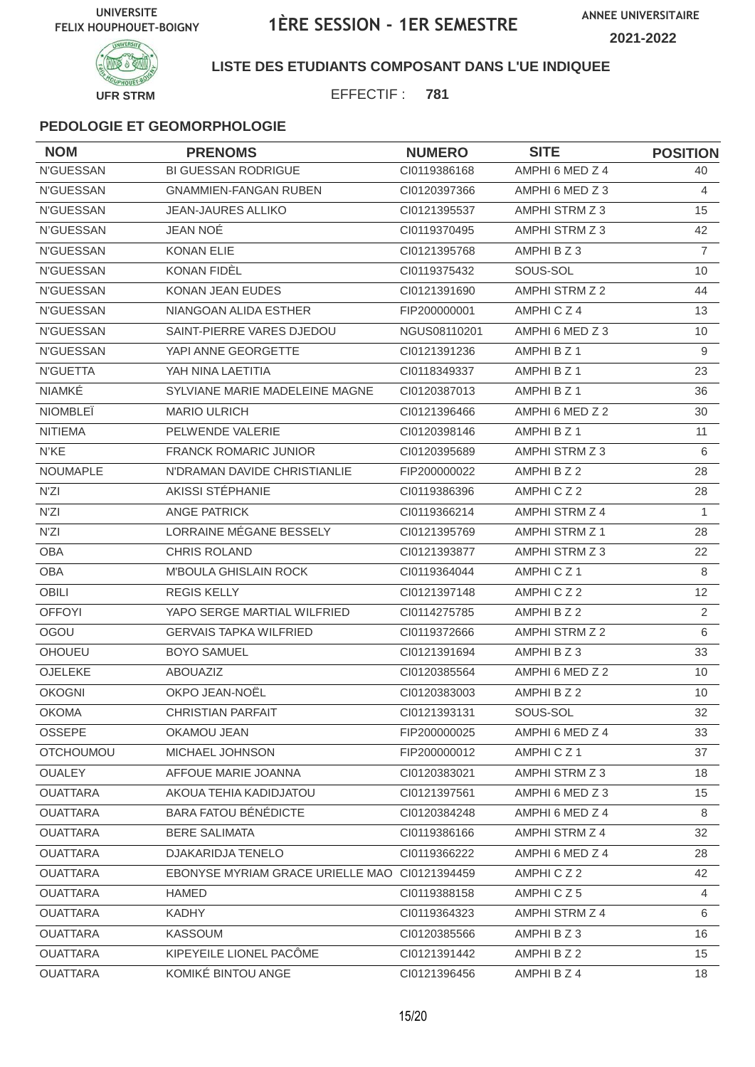UNIVERSITE FELIX HOUPHOUET-BOIGNY

# 1ÈRE SESSION - 1ER SEMESTRE

ANNEE UNIVERSITAIRE 2021-2022

UFR STRM

**LISTE DES ETUDIANTS COMPOSANT DANS L'UE INDIQUEE**

EFFECTIF : **781**

**PEDOLOGIE ET GEOMORPHOLOGIE**

| NOM | PRENOMS | NUMERO | SITE | POSITION |
|---|---|---|---|---|
| N'GUESSAN | BI GUESSAN RODRIGUE | CI0119386168 | AMPHI 6 MED Z 4 | 40 |
| N'GUESSAN | GNAMMIEN-FANGAN RUBEN | CI0120397366 | AMPHI 6 MED Z 3 | 4 |
| N'GUESSAN | JEAN-JAURES ALLIKO | CI0121395537 | AMPHI STRM Z 3 | 15 |
| N'GUESSAN | JEAN NOÉ | CI0119370495 | AMPHI STRM Z 3 | 42 |
| N'GUESSAN | KONAN ELIE | CI0121395768 | AMPHI B Z 3 | 7 |
| N'GUESSAN | KONAN FIDÈL | CI0119375432 | SOUS-SOL | 10 |
| N'GUESSAN | KONAN JEAN EUDES | CI0121391690 | AMPHI STRM Z 2 | 44 |
| N'GUESSAN | NIANGOAN ALIDA ESTHER | FIP200000001 | AMPHI C Z 4 | 13 |
| N'GUESSAN | SAINT-PIERRE VARES DJEDOU | NGUS08110201 | AMPHI 6 MED Z 3 | 10 |
| N'GUESSAN | YAPI ANNE GEORGETTE | CI0121391236 | AMPHI B Z 1 | 9 |
| N'GUETTA | YAH NINA LAETITIA | CI0118349337 | AMPHI B Z 1 | 23 |
| NIAMKÉ | SYLVIANE MARIE MADELEINE MAGNE | CI0120387013 | AMPHI B Z 1 | 36 |
| NIOMBLEÏ | MARIO ULRICH | CI0121396466 | AMPHI 6 MED Z 2 | 30 |
| NITIEMA | PELWENDE VALERIE | CI0120398146 | AMPHI B Z 1 | 11 |
| N'KE | FRANCK ROMARIC JUNIOR | CI0120395689 | AMPHI STRM Z 3 | 6 |
| NOUMAPLE | N'DRAMAN DAVIDE CHRISTIANLIE | FIP200000022 | AMPHI B Z 2 | 28 |
| N'ZI | AKISSI STÉPHANIE | CI0119386396 | AMPHI C Z 2 | 28 |
| N'ZI | ANGE PATRICK | CI0119366214 | AMPHI STRM Z 4 | 1 |
| N'ZI | LORRAINE MÉGANE BESSELY | CI0121395769 | AMPHI STRM Z 1 | 28 |
| OBA | CHRIS ROLAND | CI0121393877 | AMPHI STRM Z 3 | 22 |
| OBA | M'BOULA GHISLAIN ROCK | CI0119364044 | AMPHI C Z 1 | 8 |
| OBILI | REGIS KELLY | CI0121397148 | AMPHI C Z 2 | 12 |
| OFFOYI | YAPO SERGE MARTIAL WILFRIED | CI0114275785 | AMPHI B Z 2 | 2 |
| OGOU | GERVAIS TAPKA WILFRIED | CI0119372666 | AMPHI STRM Z 2 | 6 |
| OHOUEU | BOYO SAMUEL | CI0121391694 | AMPHI B Z 3 | 33 |
| OJELEKE | ABOUAZIZ | CI0120385564 | AMPHI 6 MED Z 2 | 10 |
| OKOGNI | OKPO JEAN-NOËL | CI0120383003 | AMPHI B Z 2 | 10 |
| OKOMA | CHRISTIAN PARFAIT | CI0121393131 | SOUS-SOL | 32 |
| OSSEPE | OKAMOU JEAN | FIP200000025 | AMPHI 6 MED Z 4 | 33 |
| OTCHOUMOU | MICHAEL JOHNSON | FIP200000012 | AMPHI C Z 1 | 37 |
| OUALEY | AFFOUE MARIE JOANNA | CI0120383021 | AMPHI STRM Z 3 | 18 |
| OUATTARA | AKOUA TEHIA KADIDJATOU | CI0121397561 | AMPHI 6 MED Z 3 | 15 |
| OUATTARA | BARA FATOU BÉNÉDICTE | CI0120384248 | AMPHI 6 MED Z 4 | 8 |
| OUATTARA | BERE SALIMATA | CI0119386166 | AMPHI STRM Z 4 | 32 |
| OUATTARA | DJAKARIDJA TENELO | CI0119366222 | AMPHI 6 MED Z 4 | 28 |
| OUATTARA | EBONYSE MYRIAM GRACE URIELLE MAO | CI0121394459 | AMPHI C Z 2 | 42 |
| OUATTARA | HAMED | CI0119388158 | AMPHI C Z 5 | 4 |
| OUATTARA | KADHY | CI0119364323 | AMPHI STRM Z 4 | 6 |
| OUATTARA | KASSOUM | CI0120385566 | AMPHI B Z 3 | 16 |
| OUATTARA | KIPEYEILE LIONEL PACÔME | CI0121391442 | AMPHI B Z 2 | 15 |
| OUATTARA | KOMIKÉ BINTOU ANGE | CI0121396456 | AMPHI B Z 4 | 18 |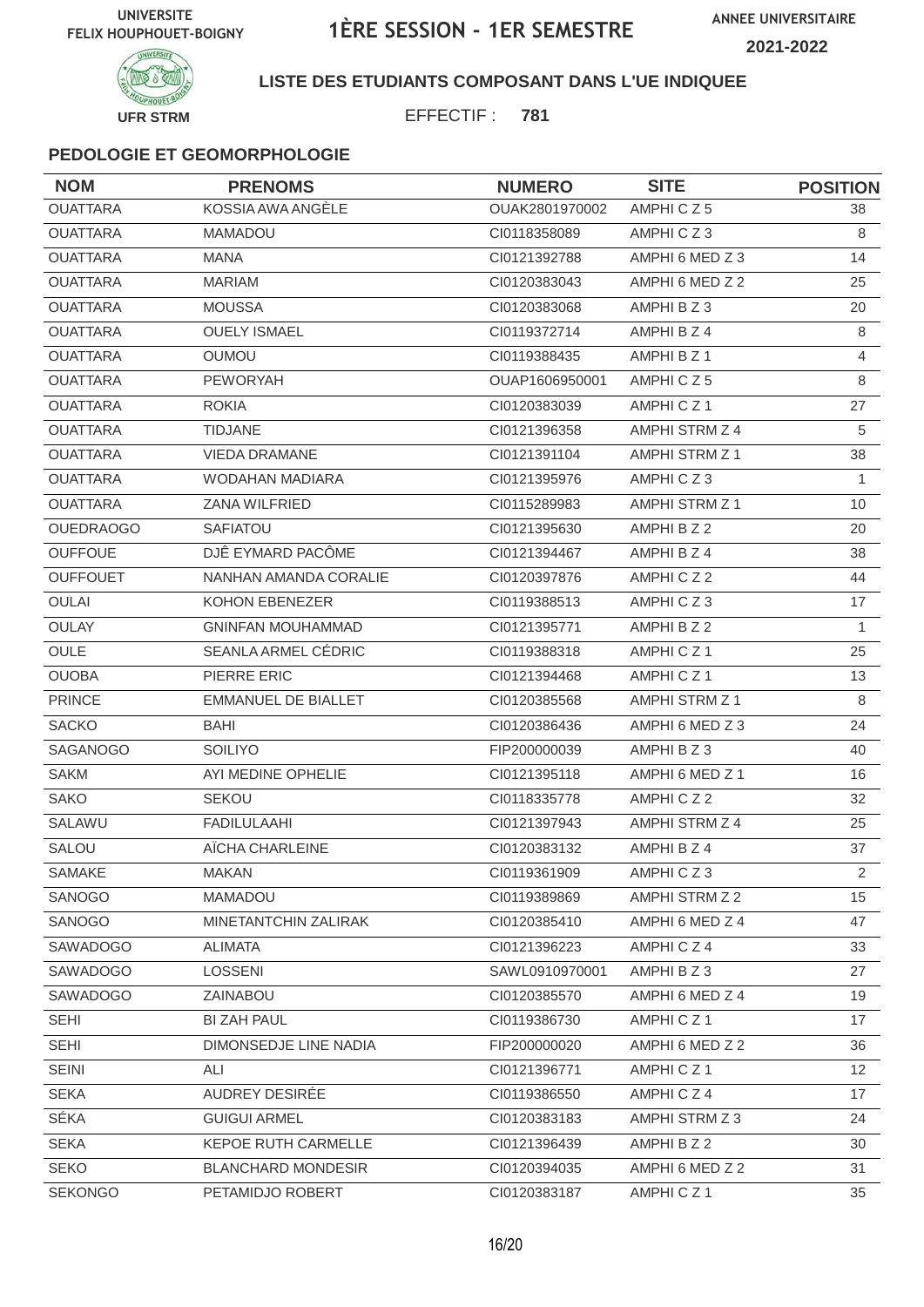UNIVERSITE FELIX HOUPHOUET-BOIGNY

# 1ÈRE SESSION - 1ER SEMESTRE

ANNEE UNIVERSITAIRE 2021-2022

UFR STRM

**LISTE DES ETUDIANTS COMPOSANT DANS L'UE INDIQUEE**

EFFECTIF : **781**

### PEDOLOGIE ET GEOMORPHOLOGIE

| NOM | PRENOMS | NUMERO | SITE | POSITION |
|---|---|---|---|---|
| OUATTARA | KOSSIA AWA ANGÈLE | OUAK2801970002 | AMPHI C Z 5 | 38 |
| OUATTARA | MAMADOU | CI0118358089 | AMPHI C Z 3 | 8 |
| OUATTARA | MANA | CI0121392788 | AMPHI 6 MED Z 3 | 14 |
| OUATTARA | MARIAM | CI0120383043 | AMPHI 6 MED Z 2 | 25 |
| OUATTARA | MOUSSA | CI0120383068 | AMPHI B Z 3 | 20 |
| OUATTARA | OUELY ISMAEL | CI0119372714 | AMPHI B Z 4 | 8 |
| OUATTARA | OUMOU | CI0119388435 | AMPHI B Z 1 | 4 |
| OUATTARA | PEWORYAH | OUAP1606950001 | AMPHI C Z 5 | 8 |
| OUATTARA | ROKIA | CI0120383039 | AMPHI C Z 1 | 27 |
| OUATTARA | TIDJANE | CI0121396358 | AMPHI STRM Z 4 | 5 |
| OUATTARA | VIEDA DRAMANE | CI0121391104 | AMPHI STRM Z 1 | 38 |
| OUATTARA | WODAHAN MADIARA | CI0121395976 | AMPHI C Z 3 | 1 |
| OUATTARA | ZANA WILFRIED | CI0115289983 | AMPHI STRM Z 1 | 10 |
| OUEDRAOGO | SAFIATOU | CI0121395630 | AMPHI B Z 2 | 20 |
| OUFFOUE | DJÊ EYMARD PACÔME | CI0121394467 | AMPHI B Z 4 | 38 |
| OUFFOUET | NANHAN AMANDA CORALIE | CI0120397876 | AMPHI C Z 2 | 44 |
| OULAI | KOHON EBENEZER | CI0119388513 | AMPHI C Z 3 | 17 |
| OULAY | GNINFAN MOUHAMMAD | CI0121395771 | AMPHI B Z 2 | 1 |
| OULE | SEANLA ARMEL CÉDRIC | CI0119388318 | AMPHI C Z 1 | 25 |
| OUOBA | PIERRE ERIC | CI0121394468 | AMPHI C Z 1 | 13 |
| PRINCE | EMMANUEL DE BIALLET | CI0120385568 | AMPHI STRM Z 1 | 8 |
| SACKO | BAHI | CI0120386436 | AMPHI 6 MED Z 3 | 24 |
| SAGANOGO | SOILIYO | FIP200000039 | AMPHI B Z 3 | 40 |
| SAKM | AYI MEDINE OPHELIE | CI0121395118 | AMPHI 6 MED Z 1 | 16 |
| SAKO | SEKOU | CI0118335778 | AMPHI C Z 2 | 32 |
| SALAWU | FADILULAAHI | CI0121397943 | AMPHI STRM Z 4 | 25 |
| SALOU | AÏCHA CHARLEINE | CI0120383132 | AMPHI B Z 4 | 37 |
| SAMAKE | MAKAN | CI0119361909 | AMPHI C Z 3 | 2 |
| SANOGO | MAMADOU | CI0119389869 | AMPHI STRM Z 2 | 15 |
| SANOGO | MINETANTCHIN ZALIRAK | CI0120385410 | AMPHI 6 MED Z 4 | 47 |
| SAWADOGO | ALIMATA | CI0121396223 | AMPHI C Z 4 | 33 |
| SAWADOGO | LOSSENI | SAWL0910970001 | AMPHI B Z 3 | 27 |
| SAWADOGO | ZAINABOU | CI0120385570 | AMPHI 6 MED Z 4 | 19 |
| SEHI | BI ZAH PAUL | CI0119386730 | AMPHI C Z 1 | 17 |
| SEHI | DIMONSEDJE LINE NADIA | FIP200000020 | AMPHI 6 MED Z 2 | 36 |
| SEINI | ALI | CI0121396771 | AMPHI C Z 1 | 12 |
| SEKA | AUDREY DESIRÉE | CI0119386550 | AMPHI C Z 4 | 17 |
| SÉKA | GUIGUI ARMEL | CI0120383183 | AMPHI STRM Z 3 | 24 |
| SEKA | KEPOE RUTH CARMELLE | CI0121396439 | AMPHI B Z 2 | 30 |
| SEKO | BLANCHARD MONDESIR | CI0120394035 | AMPHI 6 MED Z 2 | 31 |
| SEKONGO | PETAMIDJO ROBERT | CI0120383187 | AMPHI C Z 1 | 35 |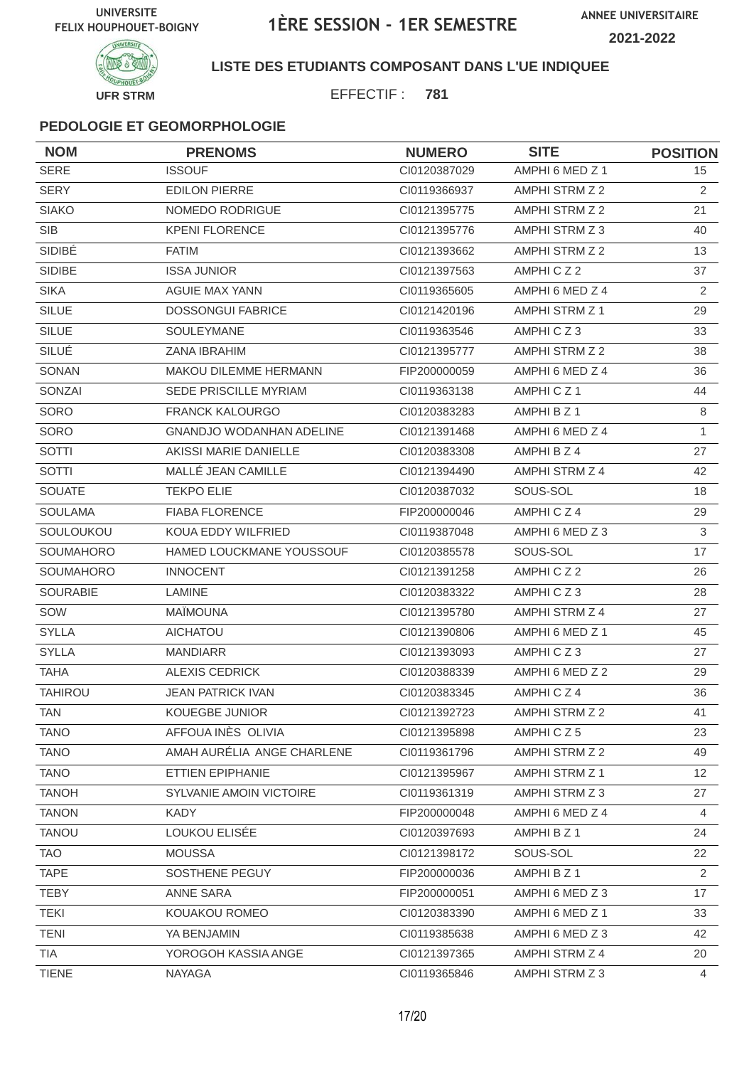UNIVERSITE FELIX HOUPHOUET-BOIGNY

# 1ÈRE SESSION - 1ER SEMESTRE

ANNEE UNIVERSITAIRE 2021-2022

UFR STRM

**LISTE DES ETUDIANTS COMPOSANT DANS L'UE INDIQUEE**

EFFECTIF : **781**

### PEDOLOGIE ET GEOMORPHOLOGIE

| NOM | PRENOMS | NUMERO | SITE | POSITION |
|---|---|---|---|---|
| SERE | ISSOUF | CI0120387029 | AMPHI 6 MED Z 1 | 15 |
| SERY | EDILON PIERRE | CI0119366937 | AMPHI STRM Z 2 | 2 |
| SIAKO | NOMEDO RODRIGUE | CI0121395775 | AMPHI STRM Z 2 | 21 |
| SIB | KPENI FLORENCE | CI0121395776 | AMPHI STRM Z 3 | 40 |
| SIDIBÉ | FATIM | CI0121393662 | AMPHI STRM Z 2 | 13 |
| SIDIBE | ISSA JUNIOR | CI0121397563 | AMPHI C Z 2 | 37 |
| SIKA | AGUIE MAX YANN | CI0119365605 | AMPHI 6 MED Z 4 | 2 |
| SILUE | DOSSONGUI FABRICE | CI0121420196 | AMPHI STRM Z 1 | 29 |
| SILUE | SOULEYMANE | CI0119363546 | AMPHI C Z 3 | 33 |
| SILUÉ | ZANA IBRAHIM | CI0121395777 | AMPHI STRM Z 2 | 38 |
| SONAN | MAKOU DILEMME HERMANN | FIP200000059 | AMPHI 6 MED Z 4 | 36 |
| SONZAI | SEDE PRISCILLE MYRIAM | CI0119363138 | AMPHI C Z 1 | 44 |
| SORO | FRANCK KALOURGO | CI0120383283 | AMPHI B Z 1 | 8 |
| SORO | GNANDJO WODANHAN ADELINE | CI0121391468 | AMPHI 6 MED Z 4 | 1 |
| SOTTI | AKISSI MARIE DANIELLE | CI0120383308 | AMPHI B Z 4 | 27 |
| SOTTI | MALLÉ JEAN CAMILLE | CI0121394490 | AMPHI STRM Z 4 | 42 |
| SOUATE | TEKPO ELIE | CI0120387032 | SOUS-SOL | 18 |
| SOULAMA | FIABA FLORENCE | FIP200000046 | AMPHI C Z 4 | 29 |
| SOULOUKOU | KOUA EDDY WILFRIED | CI0119387048 | AMPHI 6 MED Z 3 | 3 |
| SOUMAHORO | HAMED LOUCKMANE YOUSSOUF | CI0120385578 | SOUS-SOL | 17 |
| SOUMAHORO | INNOCENT | CI0121391258 | AMPHI C Z 2 | 26 |
| SOURABIE | LAMINE | CI0120383322 | AMPHI C Z 3 | 28 |
| SOW | MAÏMOUNA | CI0121395780 | AMPHI STRM Z 4 | 27 |
| SYLLA | AICHATOU | CI0121390806 | AMPHI 6 MED Z 1 | 45 |
| SYLLA | MANDIARR | CI0121393093 | AMPHI C Z 3 | 27 |
| TAHA | ALEXIS CEDRICK | CI0120388339 | AMPHI 6 MED Z 2 | 29 |
| TAHIROU | JEAN PATRICK IVAN | CI0120383345 | AMPHI C Z 4 | 36 |
| TAN | KOUEGBE JUNIOR | CI0121392723 | AMPHI STRM Z 2 | 41 |
| TANO | AFFOUA INÈS  OLIVIA | CI0121395898 | AMPHI C Z 5 | 23 |
| TANO | AMAH AURÉLIA  ANGE CHARLENE | CI0119361796 | AMPHI STRM Z 2 | 49 |
| TANO | ETTIEN EPIPHANIE | CI0121395967 | AMPHI STRM Z 1 | 12 |
| TANOH | SYLVANIE AMOIN VICTOIRE | CI0119361319 | AMPHI STRM Z 3 | 27 |
| TANON | KADY | FIP200000048 | AMPHI 6 MED Z 4 | 4 |
| TANOU | LOUKOU ELISÉE | CI0120397693 | AMPHI B Z 1 | 24 |
| TAO | MOUSSA | CI0121398172 | SOUS-SOL | 22 |
| TAPE | SOSTHENE PEGUY | FIP200000036 | AMPHI B Z 1 | 2 |
| TEBY | ANNE SARA | FIP200000051 | AMPHI 6 MED Z 3 | 17 |
| TEKI | KOUAKOU ROMEO | CI0120383390 | AMPHI 6 MED Z 1 | 33 |
| TENI | YA BENJAMIN | CI0119385638 | AMPHI 6 MED Z 3 | 42 |
| TIA | YOROGOH KASSIA ANGE | CI0121397365 | AMPHI STRM Z 4 | 20 |
| TIENE | NAYAGA | CI0119365846 | AMPHI STRM Z 3 | 4 |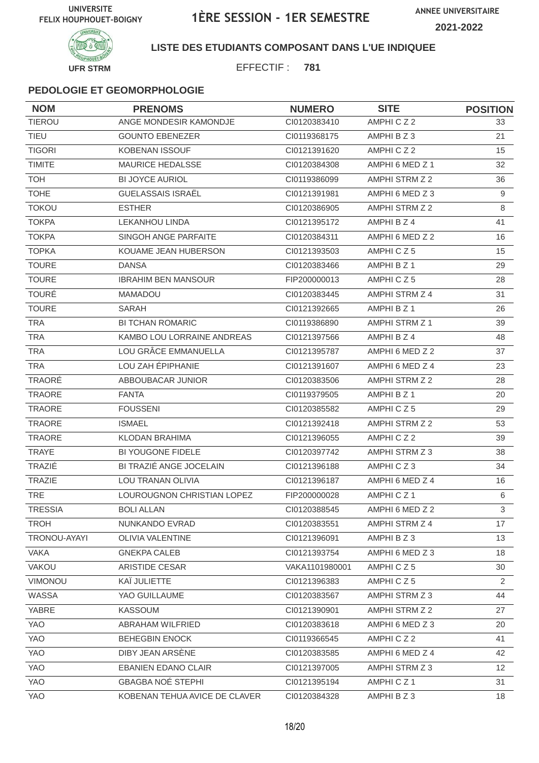UNIVERSITE FELIX HOUPHOUET-BOIGNY

# 1ÈRE SESSION - 1ER SEMESTRE

ANNEE UNIVERSITAIRE 2021-2022

UFR STRM

**LISTE DES ETUDIANTS COMPOSANT DANS L'UE INDIQUEE**

EFFECTIF : **781**

### PEDOLOGIE ET GEOMORPHOLOGIE

| NOM | PRENOMS | NUMERO | SITE | POSITION |
|---|---|---|---|---|
| TIEROU | ANGE MONDESIR KAMONDJE | CI0120383410 | AMPHI C Z 2 | 33 |
| TIEU | GOUNTO EBENEZER | CI0119368175 | AMPHI B Z 3 | 21 |
| TIGORI | KOBENAN ISSOUF | CI0121391620 | AMPHI C Z 2 | 15 |
| TIMITE | MAURICE HEDALSSE | CI0120384308 | AMPHI 6 MED Z 1 | 32 |
| TOH | BI JOYCE AURIOL | CI0119386099 | AMPHI STRM Z 2 | 36 |
| TOHE | GUELASSAIS ISRAËL | CI0121391981 | AMPHI 6 MED Z 3 | 9 |
| TOKOU | ESTHER | CI0120386905 | AMPHI STRM Z 2 | 8 |
| TOKPA | LEKANHOU LINDA | CI0121395172 | AMPHI B Z 4 | 41 |
| TOKPA | SINGOH ANGE PARFAITE | CI0120384311 | AMPHI 6 MED Z 2 | 16 |
| TOPKA | KOUAME JEAN HUBERSON | CI0121393503 | AMPHI C Z 5 | 15 |
| TOURE | DANSA | CI0120383466 | AMPHI B Z 1 | 29 |
| TOURE | IBRAHIM BEN MANSOUR | FIP200000013 | AMPHI C Z 5 | 28 |
| TOURÉ | MAMADOU | CI0120383445 | AMPHI STRM Z 4 | 31 |
| TOURE | SARAH | CI0121392665 | AMPHI B Z 1 | 26 |
| TRA | BI TCHAN ROMARIC | CI0119386890 | AMPHI STRM Z 1 | 39 |
| TRA | KAMBO LOU LORRAINE ANDREAS | CI0121397566 | AMPHI B Z 4 | 48 |
| TRA | LOU GRÂCE EMMANUELLA | CI0121395787 | AMPHI 6 MED Z 2 | 37 |
| TRA | LOU ZAH ÉPIPHANIE | CI0121391607 | AMPHI 6 MED Z 4 | 23 |
| TRAORÉ | ABBOUBACAR JUNIOR | CI0120383506 | AMPHI STRM Z 2 | 28 |
| TRAORE | FANTA | CI0119379505 | AMPHI B Z 1 | 20 |
| TRAORE | FOUSSENI | CI0120385582 | AMPHI C Z 5 | 29 |
| TRAORE | ISMAEL | CI0121392418 | AMPHI STRM Z 2 | 53 |
| TRAORE | KLODAN BRAHIMA | CI0121396055 | AMPHI C Z 2 | 39 |
| TRAYE | BI YOUGONE FIDELE | CI0120397742 | AMPHI STRM Z 3 | 38 |
| TRAZIÉ | BI TRAZIÉ ANGE JOCELAIN | CI0121396188 | AMPHI C Z 3 | 34 |
| TRAZIE | LOU TRANAN OLIVIA | CI0121396187 | AMPHI 6 MED Z 4 | 16 |
| TRE | LOUROUGNON CHRISTIAN LOPEZ | FIP200000028 | AMPHI C Z 1 | 6 |
| TRESSIA | BOLI ALLAN | CI0120388545 | AMPHI 6 MED Z 2 | 3 |
| TROH | NUNKANDO EVRAD | CI0120383551 | AMPHI STRM Z 4 | 17 |
| TRONOU-AYAYI | OLIVIA VALENTINE | CI0121396091 | AMPHI B Z 3 | 13 |
| VAKA | GNEKPA CALEB | CI0121393754 | AMPHI 6 MED Z 3 | 18 |
| VAKOU | ARISTIDE CESAR | VAKA1101980001 | AMPHI C Z 5 | 30 |
| VIMONOU | KAÏ JULIETTE | CI0121396383 | AMPHI C Z 5 | 2 |
| WASSA | YAO GUILLAUME | CI0120383567 | AMPHI STRM Z 3 | 44 |
| YABRE | KASSOUM | CI0121390901 | AMPHI STRM Z 2 | 27 |
| YAO | ABRAHAM WILFRIED | CI0120383618 | AMPHI 6 MED Z 3 | 20 |
| YAO | BEHEGBIN ENOCK | CI0119366545 | AMPHI C Z 2 | 41 |
| YAO | DIBY JEAN ARSÈNE | CI0120383585 | AMPHI 6 MED Z 4 | 42 |
| YAO | EBANIEN EDANO CLAIR | CI0121397005 | AMPHI STRM Z 3 | 12 |
| YAO | GBAGBA NOÉ STEPHI | CI0121395194 | AMPHI C Z 1 | 31 |
| YAO | KOBENAN TEHUA AVICE DE CLAVER | CI0120384328 | AMPHI B Z 3 | 18 |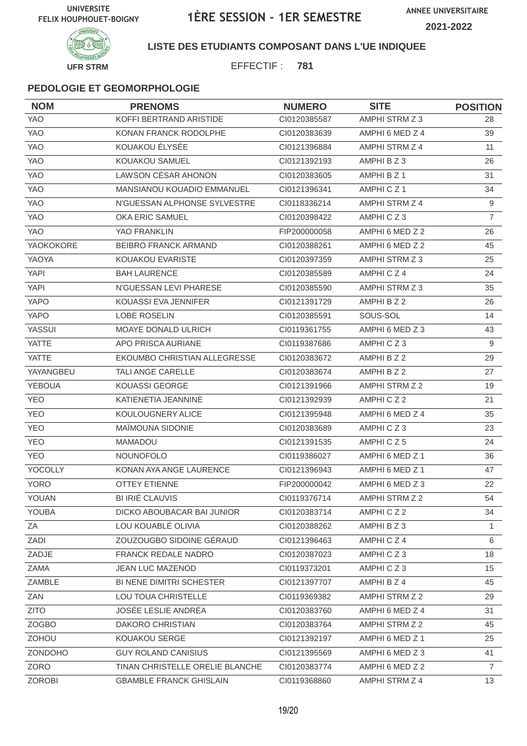UNIVERSITE FELIX HOUPHOUET-BOIGNY

# 1ÈRE SESSION - 1ER SEMESTRE

ANNEE UNIVERSITAIRE 2021-2022

UFR STRM

**LISTE DES ETUDIANTS COMPOSANT DANS L'UE INDIQUEE**

EFFECTIF : **781**

### PEDOLOGIE ET GEOMORPHOLOGIE

| NOM | PRENOMS | NUMERO | SITE | POSITION |
|---|---|---|---|---|
| YAO | KOFFI BERTRAND ARISTIDE | CI0120385587 | AMPHI STRM Z 3 | 28 |
| YAO | KONAN FRANCK RODOLPHE | CI0120383639 | AMPHI 6 MED Z 4 | 39 |
| YAO | KOUAKOU ÉLYSÉE | CI0121396884 | AMPHI STRM Z 4 | 11 |
| YAO | KOUAKOU SAMUEL | CI0121392193 | AMPHI B Z 3 | 26 |
| YAO | LAWSON CÉSAR AHONON | CI0120383605 | AMPHI B Z 1 | 31 |
| YAO | MANSIANOU KOUADIO EMMANUEL | CI0121396341 | AMPHI C Z 1 | 34 |
| YAO | N'GUESSAN ALPHONSE SYLVESTRE | CI0118336214 | AMPHI STRM Z 4 | 9 |
| YAO | OKA ERIC SAMUEL | CI0120398422 | AMPHI C Z 3 | 7 |
| YAO | YAO FRANKLIN | FIP200000058 | AMPHI 6 MED Z 2 | 26 |
| YAOKOKORE | BEIBRO FRANCK ARMAND | CI0120388261 | AMPHI 6 MED Z 2 | 45 |
| YAOYA | KOUAKOU EVARISTE | CI0120397359 | AMPHI STRM Z 3 | 25 |
| YAPI | BAH LAURENCE | CI0120385589 | AMPHI C Z 4 | 24 |
| YAPI | N'GUESSAN LEVI PHARESE | CI0120385590 | AMPHI STRM Z 3 | 35 |
| YAPO | KOUASSI EVA JENNIFER | CI0121391729 | AMPHI B Z 2 | 26 |
| YAPO | LOBE ROSELIN | CI0120385591 | SOUS-SOL | 14 |
| YASSUI | MOAYE DONALD ULRICH | CI0119361755 | AMPHI 6 MED Z 3 | 43 |
| YATTE | APO PRISCA AURIANE | CI0119387686 | AMPHI C Z 3 | 9 |
| YATTE | EKOUMBO CHRISTIAN ALLEGRESSE | CI0120383672 | AMPHI B Z 2 | 29 |
| YAYANGBEU | TALI ANGE CARELLE | CI0120383674 | AMPHI B Z 2 | 27 |
| YEBOUA | KOUASSI GEORGE | CI0121391966 | AMPHI STRM Z 2 | 19 |
| YEO | KATIENETIA JEANNINE | CI0121392939 | AMPHI C Z 2 | 21 |
| YEO | KOULOUGNERY ALICE | CI0121395948 | AMPHI 6 MED Z 4 | 35 |
| YEO | MAÏMOUNA SIDONIE | CI0120383689 | AMPHI C Z 3 | 23 |
| YEO | MAMADOU | CI0121391535 | AMPHI C Z 5 | 24 |
| YEO | NOUNOFOLO | CI0119386027 | AMPHI 6 MED Z 1 | 36 |
| YOCOLLY | KONAN AYA ANGE LAURENCE | CI0121396943 | AMPHI 6 MED Z 1 | 47 |
| YORO | OTTEY ETIENNE | FIP200000042 | AMPHI 6 MED Z 3 | 22 |
| YOUAN | BI IRIÉ CLAUVIS | CI0119376714 | AMPHI STRM Z 2 | 54 |
| YOUBA | DICKO ABOUBACAR BAI JUNIOR | CI0120383714 | AMPHI C Z 2 | 34 |
| ZA | LOU KOUABLÉ OLIVIA | CI0120388262 | AMPHI B Z 3 | 1 |
| ZADI | ZOUZOUGBO SIDOINE GÉRAUD | CI0121396463 | AMPHI C Z 4 | 6 |
| ZADJE | FRANCK REDALE NADRO | CI0120387023 | AMPHI C Z 3 | 18 |
| ZAMA | JEAN LUC MAZENOD | CI0119373201 | AMPHI C Z 3 | 15 |
| ZAMBLE | BI NENE DIMITRI SCHESTER | CI0121397707 | AMPHI B Z 4 | 45 |
| ZAN | LOU TOUA CHRISTELLE | CI0119369382 | AMPHI STRM Z 2 | 29 |
| ZITO | JOSÉE LESLIE ANDRÉA | CI0120383760 | AMPHI 6 MED Z 4 | 31 |
| ZOGBO | DAKORO CHRISTIAN | CI0120383764 | AMPHI STRM Z 2 | 45 |
| ZOHOU | KOUAKOU SERGE | CI0121392197 | AMPHI 6 MED Z 1 | 25 |
| ZONDOHO | GUY ROLAND CANISIUS | CI0121395569 | AMPHI 6 MED Z 3 | 41 |
| ZORO | TINAN CHRISTELLE ORELIE BLANCHE | CI0120383774 | AMPHI 6 MED Z 2 | 7 |
| ZOROBI | GBAMBLE FRANCK GHISLAIN | CI0119368860 | AMPHI STRM Z 4 | 13 |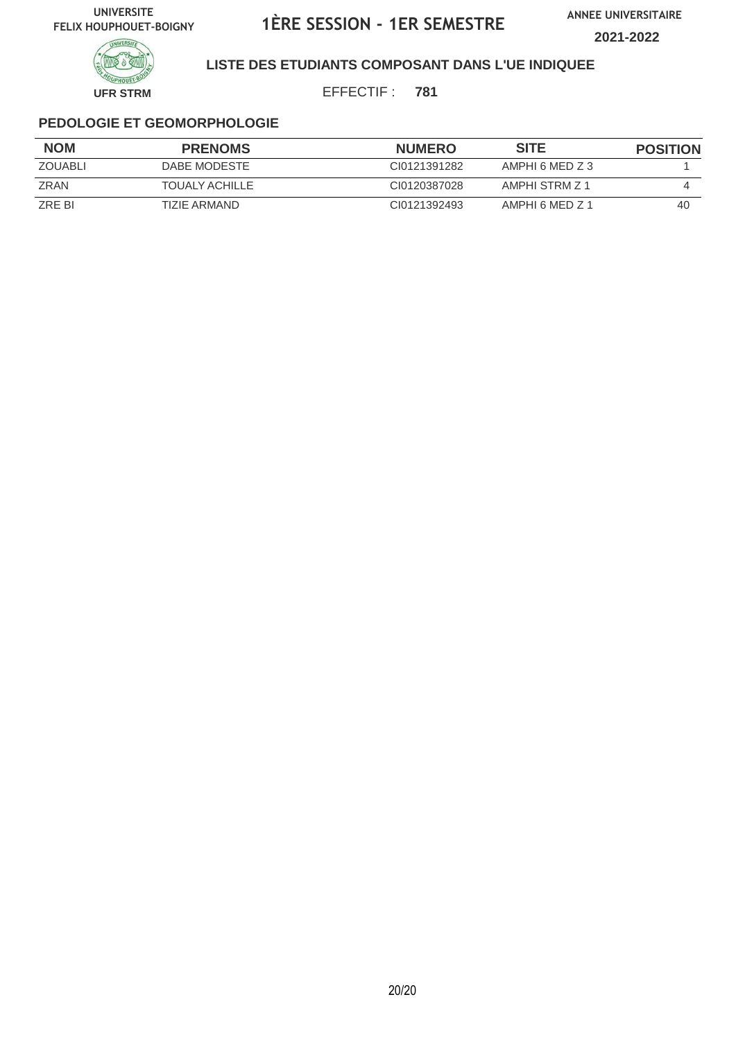UNIVERSITE FELIX HOUPHOUET-BOIGNY

# 1ÈRE SESSION - 1ER SEMESTRE

ANNEE UNIVERSITAIRE **2021-2022**

**LISTE DES ETUDIANTS COMPOSANT DANS L'UE INDIQUEE**

**UFR STRM**

EFFECTIF : **781**

## PEDOLOGIE ET GEOMORPHOLOGIE

| NOM | PRENOMS | NUMERO | SITE | POSITION |
|---|---|---|---|---|
| ZOUABLI | DABE MODESTE | CI0121391282 | AMPHI 6 MED Z 3 | 1 |
| ZRAN | TOUALY ACHILLE | CI0120387028 | AMPHI STRM Z 1 | 4 |
| ZRE BI | TIZIE ARMAND | CI0121392493 | AMPHI 6 MED Z 1 | 40 |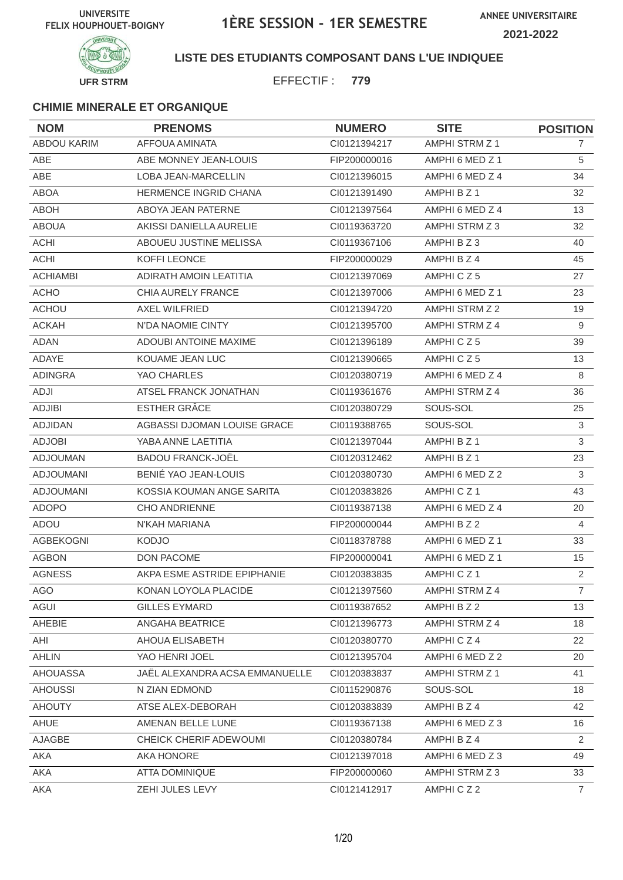UNIVERSITE FELIX HOUPHOUET-BOIGNY

# 1ÈRE SESSION - 1ER SEMESTRE

ANNEE UNIVERSITAIRE 2021-2022

UFR STRM

## LISTE DES ETUDIANTS COMPOSANT DANS L'UE INDIQUEE

EFFECTIF : **779**

### CHIMIE MINERALE ET ORGANIQUE

| NOM | PRENOMS | NUMERO | SITE | POSITION |
|---|---|---|---|---|
| ABDOU KARIM | AFFOUA AMINATA | CI0121394217 | AMPHI STRM Z 1 | 7 |
| ABE | ABE MONNEY JEAN-LOUIS | FIP200000016 | AMPHI 6 MED Z 1 | 5 |
| ABE | LOBA JEAN-MARCELLIN | CI0121396015 | AMPHI 6 MED Z 4 | 34 |
| ABOA | HERMENCE INGRID CHANA | CI0121391490 | AMPHI B Z 1 | 32 |
| ABOH | ABOYA JEAN PATERNE | CI0121397564 | AMPHI 6 MED Z 4 | 13 |
| ABOUA | AKISSI DANIELLA AURELIE | CI0119363720 | AMPHI STRM Z 3 | 32 |
| ACHI | ABOUEU JUSTINE MELISSA | CI0119367106 | AMPHI B Z 3 | 40 |
| ACHI | KOFFI LEONCE | FIP200000029 | AMPHI B Z 4 | 45 |
| ACHIAMBI | ADIRATH AMOIN LEATITIA | CI0121397069 | AMPHI C Z 5 | 27 |
| ACHO | CHIA AURELY FRANCE | CI0121397006 | AMPHI 6 MED Z 1 | 23 |
| ACHOU | AXEL WILFRIED | CI0121394720 | AMPHI STRM Z 2 | 19 |
| ACKAH | N'DA NAOMIE CINTY | CI0121395700 | AMPHI STRM Z 4 | 9 |
| ADAN | ADOUBI ANTOINE MAXIME | CI0121396189 | AMPHI C Z 5 | 39 |
| ADAYE | KOUAME JEAN LUC | CI0121390665 | AMPHI C Z 5 | 13 |
| ADINGRA | YAO CHARLES | CI0120380719 | AMPHI 6 MED Z 4 | 8 |
| ADJI | ATSEL FRANCK JONATHAN | CI0119361676 | AMPHI STRM Z 4 | 36 |
| ADJIBI | ESTHER GRÂCE | CI0120380729 | SOUS-SOL | 25 |
| ADJIDAN | AGBASSI DJOMAN LOUISE GRACE | CI0119388765 | SOUS-SOL | 3 |
| ADJOBI | YABA ANNE LAETITIA | CI0121397044 | AMPHI B Z 1 | 3 |
| ADJOUMAN | BADOU FRANCK-JOËL | CI0120312462 | AMPHI B Z 1 | 23 |
| ADJOUMANI | BENIÉ YAO JEAN-LOUIS | CI0120380730 | AMPHI 6 MED Z 2 | 3 |
| ADJOUMANI | KOSSIA KOUMAN ANGE SARITA | CI0120383826 | AMPHI C Z 1 | 43 |
| ADOPO | CHO ANDRIENNE | CI0119387138 | AMPHI 6 MED Z 4 | 20 |
| ADOU | N'KAH MARIANA | FIP200000044 | AMPHI B Z 2 | 4 |
| AGBEKOGNI | KODJO | CI0118378788 | AMPHI 6 MED Z 1 | 33 |
| AGBON | DON PACOME | FIP200000041 | AMPHI 6 MED Z 1 | 15 |
| AGNESS | AKPA ESME ASTRIDE EPIPHANIE | CI0120383835 | AMPHI C Z 1 | 2 |
| AGO | KONAN LOYOLA PLACIDE | CI0121397560 | AMPHI STRM Z 4 | 7 |
| AGUI | GILLES EYMARD | CI0119387652 | AMPHI B Z 2 | 13 |
| AHEBIE | ANGAHA BEATRICE | CI0121396773 | AMPHI STRM Z 4 | 18 |
| AHI | AHOUA ELISABETH | CI0120380770 | AMPHI C Z 4 | 22 |
| AHLIN | YAO HENRI JOEL | CI0121395704 | AMPHI 6 MED Z 2 | 20 |
| AHOUASSA | JAËL ALEXANDRA ACSA EMMANUELLE | CI0120383837 | AMPHI STRM Z 1 | 41 |
| AHOUSSI | N ZIAN EDMOND | CI0115290876 | SOUS-SOL | 18 |
| AHOUTY | ATSE ALEX-DEBORAH | CI0120383839 | AMPHI B Z 4 | 42 |
| AHUE | AMENAN BELLE LUNE | CI0119367138 | AMPHI 6 MED Z 3 | 16 |
| AJAGBE | CHEICK CHERIF ADEWOUMI | CI0120380784 | AMPHI B Z 4 | 2 |
| AKA | AKA HONORE | CI0121397018 | AMPHI 6 MED Z 3 | 49 |
| AKA | ATTA DOMINIQUE | FIP200000060 | AMPHI STRM Z 3 | 33 |
| AKA | ZEHI JULES LEVY | CI0121412917 | AMPHI C Z 2 | 7 |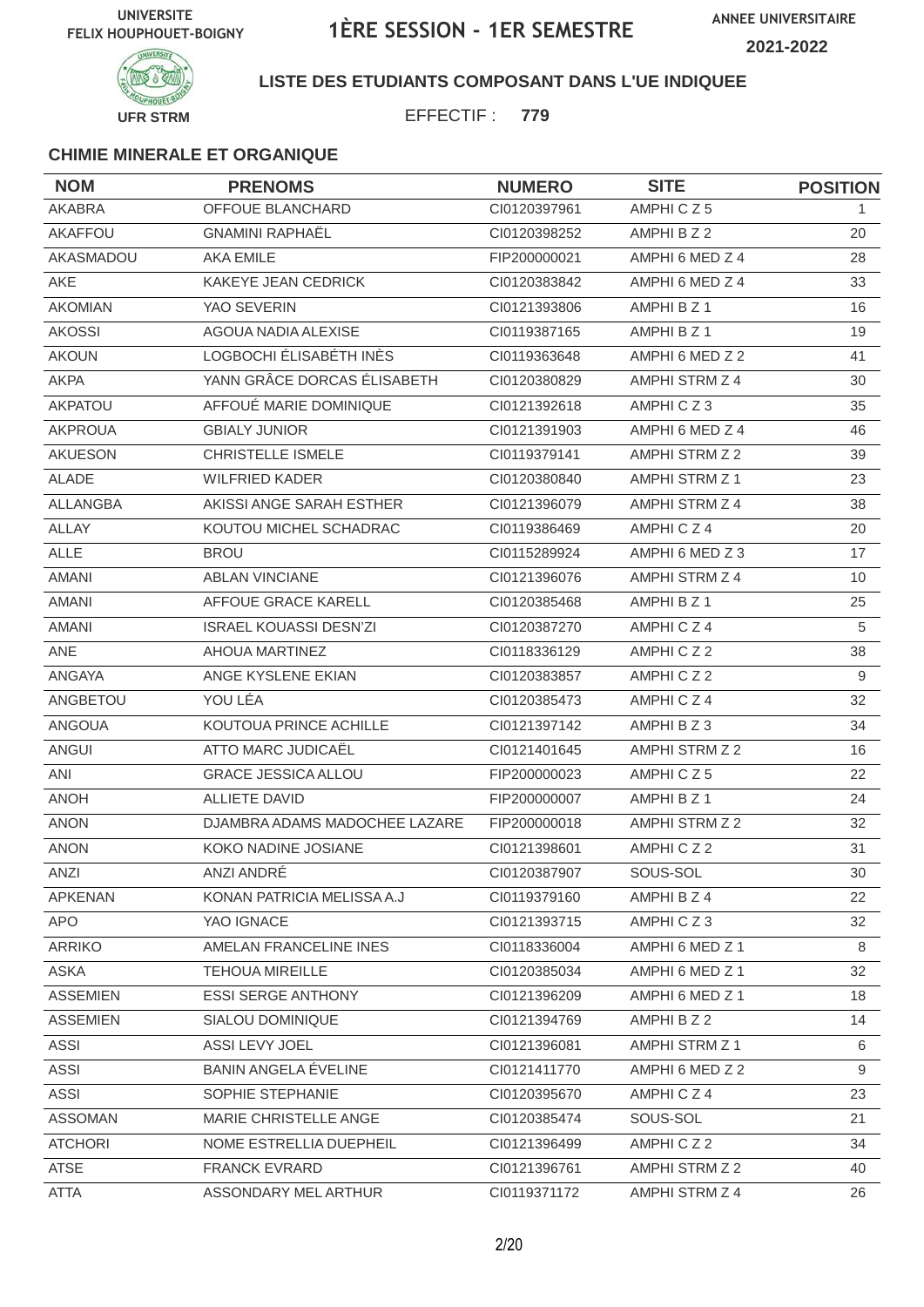UNIVERSITE FELIX HOUPHOUET-BOIGNY

# 1ÈRE SESSION - 1ER SEMESTRE

ANNEE UNIVERSITAIRE 2021-2022

UFR STRM

**LISTE DES ETUDIANTS COMPOSANT DANS L'UE INDIQUEE**

EFFECTIF : **779**

### CHIMIE MINERALE ET ORGANIQUE

| NOM | PRENOMS | NUMERO | SITE | POSITION |
|---|---|---|---|---|
| AKABRA | OFFOUE BLANCHARD | CI0120397961 | AMPHI C Z 5 | 1 |
| AKAFFOU | GNAMINI RAPHAËL | CI0120398252 | AMPHI B Z 2 | 20 |
| AKASMADOU | AKA EMILE | FIP200000021 | AMPHI 6 MED Z 4 | 28 |
| AKE | KAKEYE JEAN CEDRICK | CI0120383842 | AMPHI 6 MED Z 4 | 33 |
| AKOMIAN | YAO SEVERIN | CI0121393806 | AMPHI B Z 1 | 16 |
| AKOSSI | AGOUA NADIA ALEXISE | CI0119387165 | AMPHI B Z 1 | 19 |
| AKOUN | LOGBOCHI ÉLISABÉTH INÈS | CI0119363648 | AMPHI 6 MED Z 2 | 41 |
| AKPA | YANN GRÂCE DORCAS ÉLISABETH | CI0120380829 | AMPHI STRM Z 4 | 30 |
| AKPATOU | AFFOUÉ MARIE DOMINIQUE | CI0121392618 | AMPHI C Z 3 | 35 |
| AKPROUA | GBIALY JUNIOR | CI0121391903 | AMPHI 6 MED Z 4 | 46 |
| AKUESON | CHRISTELLE ISMELE | CI0119379141 | AMPHI STRM Z 2 | 39 |
| ALADE | WILFRIED KADER | CI0120380840 | AMPHI STRM Z 1 | 23 |
| ALLANGBA | AKISSI ANGE SARAH ESTHER | CI0121396079 | AMPHI STRM Z 4 | 38 |
| ALLAY | KOUTOU MICHEL SCHADRAC | CI0119386469 | AMPHI C Z 4 | 20 |
| ALLE | BROU | CI0115289924 | AMPHI 6 MED Z 3 | 17 |
| AMANI | ABLAN VINCIANE | CI0121396076 | AMPHI STRM Z 4 | 10 |
| AMANI | AFFOUE GRACE KARELL | CI0120385468 | AMPHI B Z 1 | 25 |
| AMANI | ISRAEL KOUASSI DESN'ZI | CI0120387270 | AMPHI C Z 4 | 5 |
| ANE | AHOUA MARTINEZ | CI0118336129 | AMPHI C Z 2 | 38 |
| ANGAYA | ANGE KYSLENE EKIAN | CI0120383857 | AMPHI C Z 2 | 9 |
| ANGBETOU | YOU LÉA | CI0120385473 | AMPHI C Z 4 | 32 |
| ANGOUA | KOUTOUA PRINCE ACHILLE | CI0121397142 | AMPHI B Z 3 | 34 |
| ANGUI | ATTO MARC JUDICAËL | CI0121401645 | AMPHI STRM Z 2 | 16 |
| ANI | GRACE JESSICA ALLOU | FIP200000023 | AMPHI C Z 5 | 22 |
| ANOH | ALLIETE DAVID | FIP200000007 | AMPHI B Z 1 | 24 |
| ANON | DJAMBRA ADAMS MADOCHEE LAZARE | FIP200000018 | AMPHI STRM Z 2 | 32 |
| ANON | KOKO NADINE JOSIANE | CI0121398601 | AMPHI C Z 2 | 31 |
| ANZI | ANZI ANDRÉ | CI0120387907 | SOUS-SOL | 30 |
| APKENAN | KONAN PATRICIA MELISSA A.J | CI0119379160 | AMPHI B Z 4 | 22 |
| APO | YAO IGNACE | CI0121393715 | AMPHI C Z 3 | 32 |
| ARRIKO | AMELAN FRANCELINE INES | CI0118336004 | AMPHI 6 MED Z 1 | 8 |
| ASKA | TEHOUA MIREILLE | CI0120385034 | AMPHI 6 MED Z 1 | 32 |
| ASSEMIEN | ESSI SERGE ANTHONY | CI0121396209 | AMPHI 6 MED Z 1 | 18 |
| ASSEMIEN | SIALOU DOMINIQUE | CI0121394769 | AMPHI B Z 2 | 14 |
| ASSI | ASSI LEVY JOEL | CI0121396081 | AMPHI STRM Z 1 | 6 |
| ASSI | BANIN ANGELA ÉVELINE | CI0121411770 | AMPHI 6 MED Z 2 | 9 |
| ASSI | SOPHIE STEPHANIE | CI0120395670 | AMPHI C Z 4 | 23 |
| ASSOMAN | MARIE CHRISTELLE ANGE | CI0120385474 | SOUS-SOL | 21 |
| ATCHORI | NOME ESTRELLIA DUEPHEIL | CI0121396499 | AMPHI C Z 2 | 34 |
| ATSE | FRANCK EVRARD | CI0121396761 | AMPHI STRM Z 2 | 40 |
| ATTA | ASSONDARY MEL ARTHUR | CI0119371172 | AMPHI STRM Z 4 | 26 |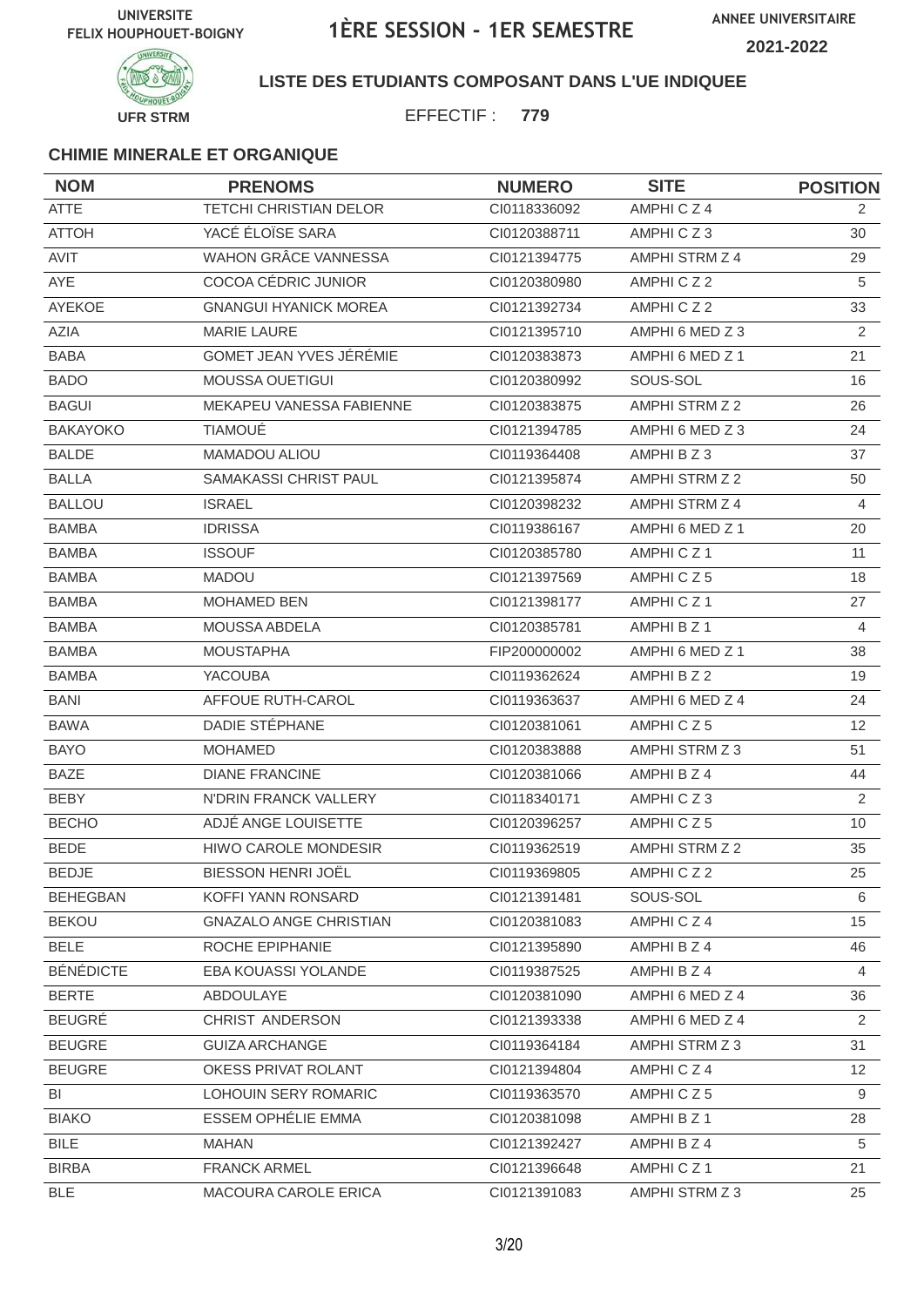UNIVERSITE FELIX HOUPHOUET-BOIGNY

# 1ÈRE SESSION - 1ER SEMESTRE

ANNEE UNIVERSITAIRE 2021-2022

UFR STRM

**LISTE DES ETUDIANTS COMPOSANT DANS L'UE INDIQUEE**

EFFECTIF : **779**

### CHIMIE MINERALE ET ORGANIQUE

| NOM | PRENOMS | NUMERO | SITE | POSITION |
|---|---|---|---|---|
| ATTE | TETCHI CHRISTIAN DELOR | CI0118336092 | AMPHI C Z 4 | 2 |
| ATTOH | YACÉ ÉLOÏSE SARA | CI0120388711 | AMPHI C Z 3 | 30 |
| AVIT | WAHON GRÂCE VANNESSA | CI0121394775 | AMPHI STRM Z 4 | 29 |
| AYE | COCOA CÉDRIC JUNIOR | CI0120380980 | AMPHI C Z 2 | 5 |
| AYEKOE | GNANGUI HYANICK MOREA | CI0121392734 | AMPHI C Z 2 | 33 |
| AZIA | MARIE LAURE | CI0121395710 | AMPHI 6 MED Z 3 | 2 |
| BABA | GOMET JEAN YVES JÉRÉMIE | CI0120383873 | AMPHI 6 MED Z 1 | 21 |
| BADO | MOUSSA OUETIGUI | CI0120380992 | SOUS-SOL | 16 |
| BAGUI | MEKAPEU VANESSA FABIENNE | CI0120383875 | AMPHI STRM Z 2 | 26 |
| BAKAYOKO | TIAMOUÉ | CI0121394785 | AMPHI 6 MED Z 3 | 24 |
| BALDE | MAMADOU ALIOU | CI0119364408 | AMPHI B Z 3 | 37 |
| BALLA | SAMAKASSI CHRIST PAUL | CI0121395874 | AMPHI STRM Z 2 | 50 |
| BALLOU | ISRAEL | CI0120398232 | AMPHI STRM Z 4 | 4 |
| BAMBA | IDRISSA | CI0119386167 | AMPHI 6 MED Z 1 | 20 |
| BAMBA | ISSOUF | CI0120385780 | AMPHI C Z 1 | 11 |
| BAMBA | MADOU | CI0121397569 | AMPHI C Z 5 | 18 |
| BAMBA | MOHAMED BEN | CI0121398177 | AMPHI C Z 1 | 27 |
| BAMBA | MOUSSA ABDELA | CI0120385781 | AMPHI B Z 1 | 4 |
| BAMBA | MOUSTAPHA | FIP200000002 | AMPHI 6 MED Z 1 | 38 |
| BAMBA | YACOUBA | CI0119362624 | AMPHI B Z 2 | 19 |
| BANI | AFFOUE RUTH-CAROL | CI0119363637 | AMPHI 6 MED Z 4 | 24 |
| BAWA | DADIE STÉPHANE | CI0120381061 | AMPHI C Z 5 | 12 |
| BAYO | MOHAMED | CI0120383888 | AMPHI STRM Z 3 | 51 |
| BAZE | DIANE FRANCINE | CI0120381066 | AMPHI B Z 4 | 44 |
| BEBY | N'DRIN FRANCK VALLERY | CI0118340171 | AMPHI C Z 3 | 2 |
| BECHO | ADJÉ ANGE LOUISETTE | CI0120396257 | AMPHI C Z 5 | 10 |
| BEDE | HIWO CAROLE MONDESIR | CI0119362519 | AMPHI STRM Z 2 | 35 |
| BEDJE | BIESSON HENRI JOËL | CI0119369805 | AMPHI C Z 2 | 25 |
| BEHEGBAN | KOFFI YANN RONSARD | CI0121391481 | SOUS-SOL | 6 |
| BEKOU | GNAZALO ANGE CHRISTIAN | CI0120381083 | AMPHI C Z 4 | 15 |
| BELE | ROCHE EPIPHANIE | CI0121395890 | AMPHI B Z 4 | 46 |
| BÉNÉDICTE | EBA KOUASSI YOLANDE | CI0119387525 | AMPHI B Z 4 | 4 |
| BERTE | ABDOULAYE | CI0120381090 | AMPHI 6 MED Z 4 | 36 |
| BEUGRÉ | CHRIST ANDERSON | CI0121393338 | AMPHI 6 MED Z 4 | 2 |
| BEUGRE | GUIZA ARCHANGE | CI0119364184 | AMPHI STRM Z 3 | 31 |
| BEUGRE | OKESS PRIVAT ROLANT | CI0121394804 | AMPHI C Z 4 | 12 |
| BI | LOHOUIN SERY ROMARIC | CI0119363570 | AMPHI C Z 5 | 9 |
| BIAKO | ESSEM OPHÉLIE EMMA | CI0120381098 | AMPHI B Z 1 | 28 |
| BILE | MAHAN | CI0121392427 | AMPHI B Z 4 | 5 |
| BIRBA | FRANCK ARMEL | CI0121396648 | AMPHI C Z 1 | 21 |
| BLE | MACOURA CAROLE ERICA | CI0121391083 | AMPHI STRM Z 3 | 25 |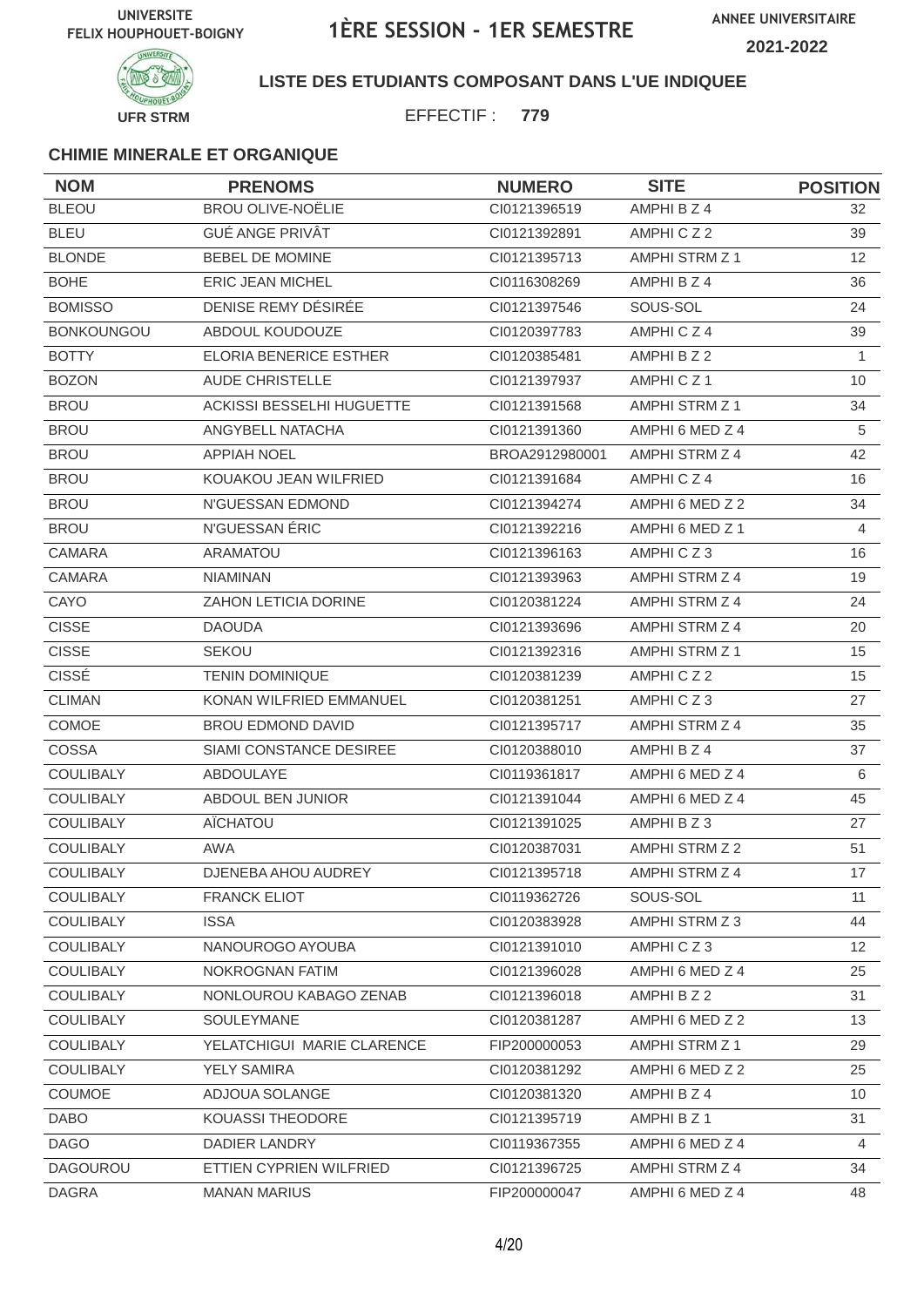UNIVERSITE FELIX HOUPHOUET-BOIGNY

# 1ÈRE SESSION - 1ER SEMESTRE

ANNEE UNIVERSITAIRE **2021-2022**

UFR STRM

**LISTE DES ETUDIANTS COMPOSANT DANS L'UE INDIQUEE**

EFFECTIF : **779**

### CHIMIE MINERALE ET ORGANIQUE

| NOM | PRENOMS | NUMERO | SITE | POSITION |
|---|---|---|---|---|
| BLEOU | BROU OLIVE-NOËLIE | CI0121396519 | AMPHI B Z 4 | 32 |
| BLEU | GUÉ ANGE PRIVÂT | CI0121392891 | AMPHI C Z 2 | 39 |
| BLONDE | BEBEL DE MOMINE | CI0121395713 | AMPHI STRM Z 1 | 12 |
| BOHE | ERIC JEAN MICHEL | CI0116308269 | AMPHI B Z 4 | 36 |
| BOMISSO | DENISE REMY DÉSIRÉE | CI0121397546 | SOUS-SOL | 24 |
| BONKOUNGOU | ABDOUL KOUDOUZE | CI0120397783 | AMPHI C Z 4 | 39 |
| BOTTY | ELORIA BENERICE ESTHER | CI0120385481 | AMPHI B Z 2 | 1 |
| BOZON | AUDE CHRISTELLE | CI0121397937 | AMPHI C Z 1 | 10 |
| BROU | ACKISSI BESSELHI HUGUETTE | CI0121391568 | AMPHI STRM Z 1 | 34 |
| BROU | ANGYBELL NATACHA | CI0121391360 | AMPHI 6 MED Z 4 | 5 |
| BROU | APPIAH NOEL | BROA2912980001 | AMPHI STRM Z 4 | 42 |
| BROU | KOUAKOU JEAN WILFRIED | CI0121391684 | AMPHI C Z 4 | 16 |
| BROU | N'GUESSAN EDMOND | CI0121394274 | AMPHI 6 MED Z 2 | 34 |
| BROU | N'GUESSAN ÉRIC | CI0121392216 | AMPHI 6 MED Z 1 | 4 |
| CAMARA | ARAMATOU | CI0121396163 | AMPHI C Z 3 | 16 |
| CAMARA | NIAMINAN | CI0121393963 | AMPHI STRM Z 4 | 19 |
| CAYO | ZAHON LETICIA DORINE | CI0120381224 | AMPHI STRM Z 4 | 24 |
| CISSE | DAOUDA | CI0121393696 | AMPHI STRM Z 4 | 20 |
| CISSE | SEKOU | CI0121392316 | AMPHI STRM Z 1 | 15 |
| CISSÉ | TENIN DOMINIQUE | CI0120381239 | AMPHI C Z 2 | 15 |
| CLIMAN | KONAN WILFRIED EMMANUEL | CI0120381251 | AMPHI C Z 3 | 27 |
| COMOE | BROU EDMOND DAVID | CI0121395717 | AMPHI STRM Z 4 | 35 |
| COSSA | SIAMI CONSTANCE DESIREE | CI0120388010 | AMPHI B Z 4 | 37 |
| COULIBALY | ABDOULAYE | CI0119361817 | AMPHI 6 MED Z 4 | 6 |
| COULIBALY | ABDOUL BEN JUNIOR | CI0121391044 | AMPHI 6 MED Z 4 | 45 |
| COULIBALY | AÏCHATOU | CI0121391025 | AMPHI B Z 3 | 27 |
| COULIBALY | AWA | CI0120387031 | AMPHI STRM Z 2 | 51 |
| COULIBALY | DJENEBA AHOU AUDREY | CI0121395718 | AMPHI STRM Z 4 | 17 |
| COULIBALY | FRANCK ELIOT | CI0119362726 | SOUS-SOL | 11 |
| COULIBALY | ISSA | CI0120383928 | AMPHI STRM Z 3 | 44 |
| COULIBALY | NANOUROGO AYOUBA | CI0121391010 | AMPHI C Z 3 | 12 |
| COULIBALY | NOKROGNAN FATIM | CI0121396028 | AMPHI 6 MED Z 4 | 25 |
| COULIBALY | NONLOUROU KABAGO ZENAB | CI0121396018 | AMPHI B Z 2 | 31 |
| COULIBALY | SOULEYMANE | CI0120381287 | AMPHI 6 MED Z 2 | 13 |
| COULIBALY | YELATCHIGUI MARIE CLARENCE | FIP200000053 | AMPHI STRM Z 1 | 29 |
| COULIBALY | YELY SAMIRA | CI0120381292 | AMPHI 6 MED Z 2 | 25 |
| COUMOE | ADJOUA SOLANGE | CI0120381320 | AMPHI B Z 4 | 10 |
| DABO | KOUASSI THEODORE | CI0121395719 | AMPHI B Z 1 | 31 |
| DAGO | DADIER LANDRY | CI0119367355 | AMPHI 6 MED Z 4 | 4 |
| DAGOUROU | ETTIEN CYPRIEN WILFRIED | CI0121396725 | AMPHI STRM Z 4 | 34 |
| DAGRA | MANAN MARIUS | FIP200000047 | AMPHI 6 MED Z 4 | 48 |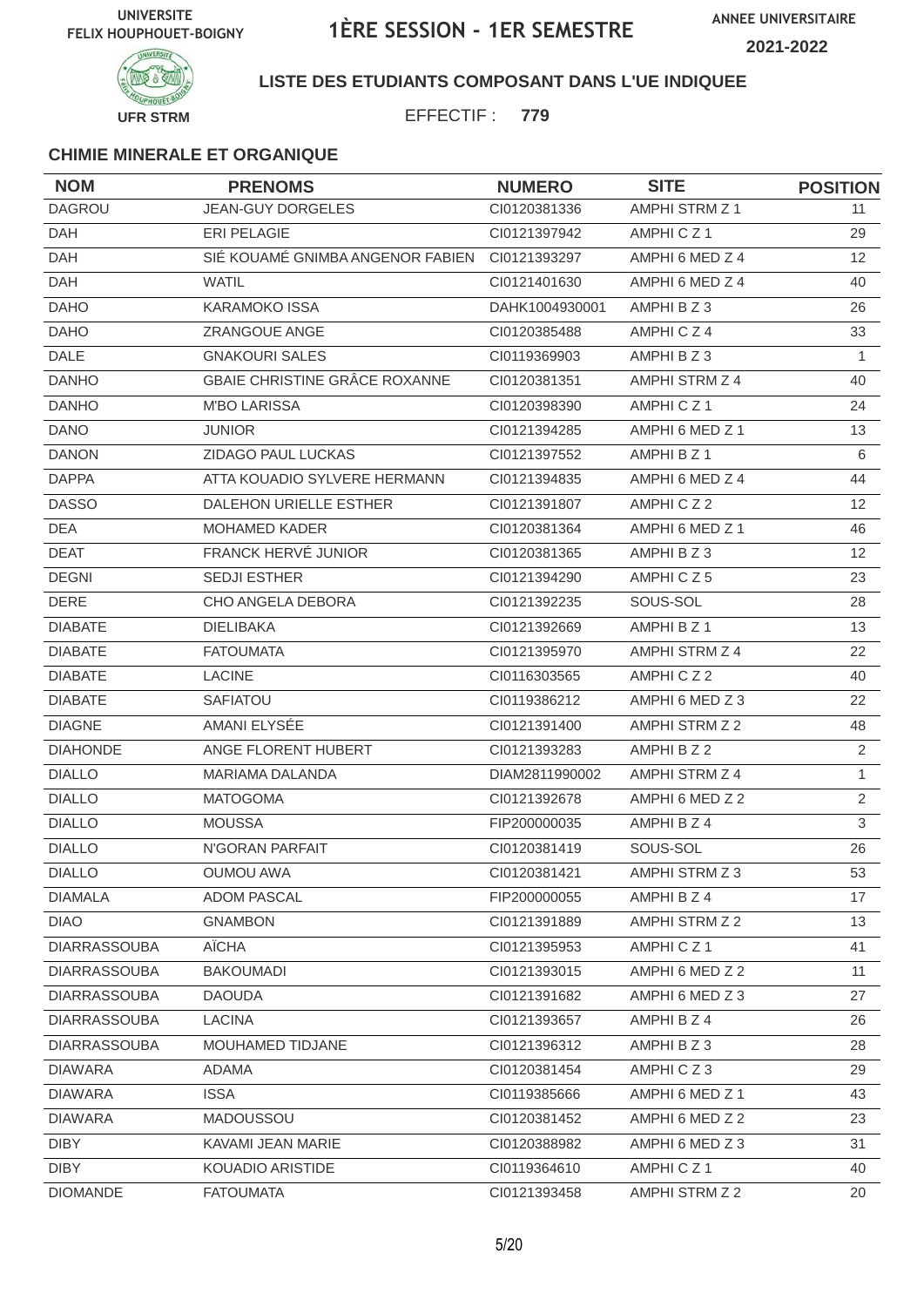UNIVERSITE FELIX HOUPHOUET-BOIGNY

# 1ÈRE SESSION - 1ER SEMESTRE

ANNEE UNIVERSITAIRE 2021-2022

UFR STRM

**LISTE DES ETUDIANTS COMPOSANT DANS L'UE INDIQUEE**

EFFECTIF : **779**

### CHIMIE MINERALE ET ORGANIQUE

| NOM | PRENOMS | NUMERO | SITE | POSITION |
|---|---|---|---|---|
| DAGROU | JEAN-GUY DORGELES | CI0120381336 | AMPHI STRM Z 1 | 11 |
| DAH | ERI PELAGIE | CI0121397942 | AMPHI C Z 1 | 29 |
| DAH | SIÉ KOUAMÉ GNIMBA ANGENOR FABIEN | CI0121393297 | AMPHI 6 MED Z 4 | 12 |
| DAH | WATIL | CI0121401630 | AMPHI 6 MED Z 4 | 40 |
| DAHO | KARAMOKO ISSA | DAHK1004930001 | AMPHI B Z 3 | 26 |
| DAHO | ZRANGOUE ANGE | CI0120385488 | AMPHI C Z 4 | 33 |
| DALE | GNAKOURI SALES | CI0119369903 | AMPHI B Z 3 | 1 |
| DANHO | GBAIE CHRISTINE GRÂCE ROXANNE | CI0120381351 | AMPHI STRM Z 4 | 40 |
| DANHO | M'BO LARISSA | CI0120398390 | AMPHI C Z 1 | 24 |
| DANO | JUNIOR | CI0121394285 | AMPHI 6 MED Z 1 | 13 |
| DANON | ZIDAGO PAUL LUCKAS | CI0121397552 | AMPHI B Z 1 | 6 |
| DAPPA | ATTA KOUADIO SYLVERE HERMANN | CI0121394835 | AMPHI 6 MED Z 4 | 44 |
| DASSO | DALEHON URIELLE ESTHER | CI0121391807 | AMPHI C Z 2 | 12 |
| DEA | MOHAMED KADER | CI0120381364 | AMPHI 6 MED Z 1 | 46 |
| DEAT | FRANCK HERVÉ JUNIOR | CI0120381365 | AMPHI B Z 3 | 12 |
| DEGNI | SEDJI ESTHER | CI0121394290 | AMPHI C Z 5 | 23 |
| DERE | CHO ANGELA DEBORA | CI0121392235 | SOUS-SOL | 28 |
| DIABATE | DIELIBAKA | CI0121392669 | AMPHI B Z 1 | 13 |
| DIABATE | FATOUMATA | CI0121395970 | AMPHI STRM Z 4 | 22 |
| DIABATE | LACINE | CI0116303565 | AMPHI C Z 2 | 40 |
| DIABATE | SAFIATOU | CI0119386212 | AMPHI 6 MED Z 3 | 22 |
| DIAGNE | AMANI ELYSÉE | CI0121391400 | AMPHI STRM Z 2 | 48 |
| DIAHONDE | ANGE FLORENT HUBERT | CI0121393283 | AMPHI B Z 2 | 2 |
| DIALLO | MARIAMA DALANDA | DIAM2811990002 | AMPHI STRM Z 4 | 1 |
| DIALLO | MATOGOMA | CI0121392678 | AMPHI 6 MED Z 2 | 2 |
| DIALLO | MOUSSA | FIP200000035 | AMPHI B Z 4 | 3 |
| DIALLO | N'GORAN PARFAIT | CI0120381419 | SOUS-SOL | 26 |
| DIALLO | OUMOU AWA | CI0120381421 | AMPHI STRM Z 3 | 53 |
| DIAMALA | ADOM PASCAL | FIP200000055 | AMPHI B Z 4 | 17 |
| DIAO | GNAMBON | CI0121391889 | AMPHI STRM Z 2 | 13 |
| DIARRASSOUBA | AÏCHA | CI0121395953 | AMPHI C Z 1 | 41 |
| DIARRASSOUBA | BAKOUMADI | CI0121393015 | AMPHI 6 MED Z 2 | 11 |
| DIARRASSOUBA | DAOUDA | CI0121391682 | AMPHI 6 MED Z 3 | 27 |
| DIARRASSOUBA | LACINA | CI0121393657 | AMPHI B Z 4 | 26 |
| DIARRASSOUBA | MOUHAMED TIDJANE | CI0121396312 | AMPHI B Z 3 | 28 |
| DIAWARA | ADAMA | CI0120381454 | AMPHI C Z 3 | 29 |
| DIAWARA | ISSA | CI0119385666 | AMPHI 6 MED Z 1 | 43 |
| DIAWARA | MADOUSSOU | CI0120381452 | AMPHI 6 MED Z 2 | 23 |
| DIBY | KAVAMI JEAN MARIE | CI0120388982 | AMPHI 6 MED Z 3 | 31 |
| DIBY | KOUADIO ARISTIDE | CI0119364610 | AMPHI C Z 1 | 40 |
| DIOMANDE | FATOUMATA | CI0121393458 | AMPHI STRM Z 2 | 20 |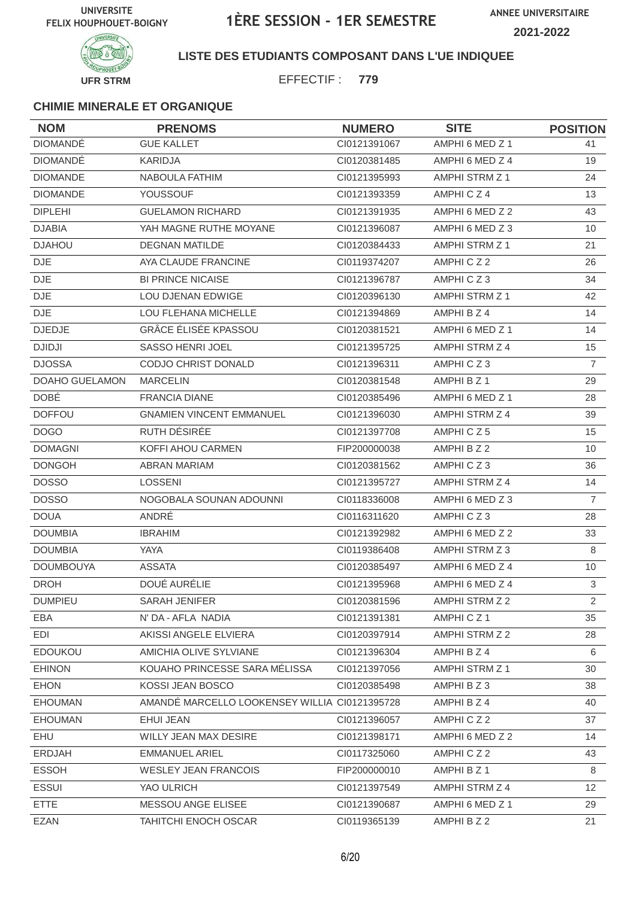UNIVERSITE FELIX HOUPHOUET-BOIGNY

# 1ÈRE SESSION - 1ER SEMESTRE

ANNEE UNIVERSITAIRE 2021-2022

UFR STRM

**LISTE DES ETUDIANTS COMPOSANT DANS L'UE INDIQUEE**

EFFECTIF : **779**

### CHIMIE MINERALE ET ORGANIQUE

| NOM | PRENOMS | NUMERO | SITE | POSITION |
|---|---|---|---|---|
| DIOMANDÉ | GUE KALLET | CI0121391067 | AMPHI 6 MED Z 1 | 41 |
| DIOMANDÉ | KARIDJA | CI0120381485 | AMPHI 6 MED Z 4 | 19 |
| DIOMANDE | NABOULA FATHIM | CI0121395993 | AMPHI STRM Z 1 | 24 |
| DIOMANDE | YOUSSOUF | CI0121393359 | AMPHI C Z 4 | 13 |
| DIPLEHI | GUELAMON RICHARD | CI0121391935 | AMPHI 6 MED Z 2 | 43 |
| DJABIA | YAH MAGNE RUTHE MOYANE | CI0121396087 | AMPHI 6 MED Z 3 | 10 |
| DJAHOU | DEGNAN MATILDE | CI0120384433 | AMPHI STRM Z 1 | 21 |
| DJE | AYA CLAUDE FRANCINE | CI0119374207 | AMPHI C Z 2 | 26 |
| DJE | BI PRINCE NICAISE | CI0121396787 | AMPHI C Z 3 | 34 |
| DJE | LOU DJENAN EDWIGE | CI0120396130 | AMPHI STRM Z 1 | 42 |
| DJE | LOU FLEHANA MICHELLE | CI0121394869 | AMPHI B Z 4 | 14 |
| DJEDJE | GRÂCE ÉLISÉE KPASSOU | CI0120381521 | AMPHI 6 MED Z 1 | 14 |
| DJIDJI | SASSO HENRI JOEL | CI0121395725 | AMPHI STRM Z 4 | 15 |
| DJOSSA | CODJO CHRIST DONALD | CI0121396311 | AMPHI C Z 3 | 7 |
| DOAHO GUELAMON | MARCELIN | CI0120381548 | AMPHI B Z 1 | 29 |
| DOBÉ | FRANCIA DIANE | CI0120385496 | AMPHI 6 MED Z 1 | 28 |
| DOFFOU | GNAMIEN VINCENT EMMANUEL | CI0121396030 | AMPHI STRM Z 4 | 39 |
| DOGO | RUTH DÉSIRÉE | CI0121397708 | AMPHI C Z 5 | 15 |
| DOMAGNI | KOFFI AHOU CARMEN | FIP200000038 | AMPHI B Z 2 | 10 |
| DONGOH | ABRAN MARIAM | CI0120381562 | AMPHI C Z 3 | 36 |
| DOSSO | LOSSENI | CI0121395727 | AMPHI STRM Z 4 | 14 |
| DOSSO | NOGOBALA SOUNAN ADOUNNI | CI0118336008 | AMPHI 6 MED Z 3 | 7 |
| DOUA | ANDRÉ | CI0116311620 | AMPHI C Z 3 | 28 |
| DOUMBIA | IBRAHIM | CI0121392982 | AMPHI 6 MED Z 2 | 33 |
| DOUMBIA | YAYA | CI0119386408 | AMPHI STRM Z 3 | 8 |
| DOUMBOUYA | ASSATA | CI0120385497 | AMPHI 6 MED Z 4 | 10 |
| DROH | DOUÉ AURÉLIE | CI0121395968 | AMPHI 6 MED Z 4 | 3 |
| DUMPIEU | SARAH JENIFER | CI0120381596 | AMPHI STRM Z 2 | 2 |
| EBA | N' DA - AFLA NADIA | CI0121391381 | AMPHI C Z 1 | 35 |
| EDI | AKISSI ANGELE ELVIERA | CI0120397914 | AMPHI STRM Z 2 | 28 |
| EDOUKOU | AMICHIA OLIVE SYLVIANE | CI0121396304 | AMPHI B Z 4 | 6 |
| EHINON | KOUAHO PRINCESSE SARA MÉLISSA | CI0121397056 | AMPHI STRM Z 1 | 30 |
| EHON | KOSSI JEAN BOSCO | CI0120385498 | AMPHI B Z 3 | 38 |
| EHOUMAN | AMANDÉ MARCELLO LOOKENSEY WILLIA | CI0121395728 | AMPHI B Z 4 | 40 |
| EHOUMAN | EHUI JEAN | CI0121396057 | AMPHI C Z 2 | 37 |
| EHU | WILLY JEAN MAX DESIRE | CI0121398171 | AMPHI 6 MED Z 2 | 14 |
| ERDJAH | EMMANUEL ARIEL | CI0117325060 | AMPHI C Z 2 | 43 |
| ESSOH | WESLEY JEAN FRANCOIS | FIP200000010 | AMPHI B Z 1 | 8 |
| ESSUI | YAO ULRICH | CI0121397549 | AMPHI STRM Z 4 | 12 |
| ETTE | MESSOU ANGE ELISEE | CI0121390687 | AMPHI 6 MED Z 1 | 29 |
| EZAN | TAHITCHI ENOCH OSCAR | CI0119365139 | AMPHI B Z 2 | 21 |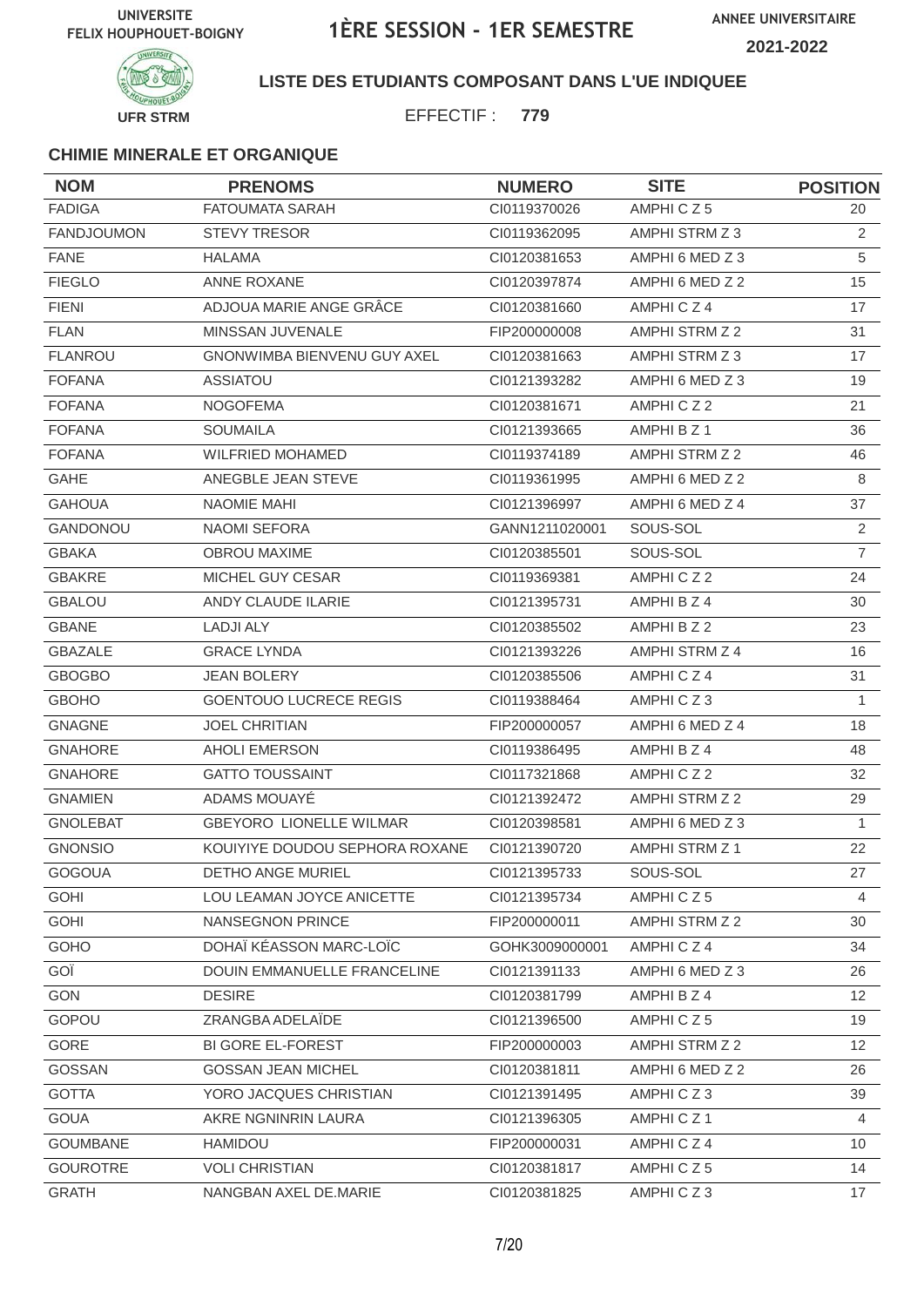UNIVERSITE FELIX HOUPHOUET-BOIGNY

# 1ÈRE SESSION - 1ER SEMESTRE

ANNEE UNIVERSITAIRE 2021-2022

UFR STRM

**LISTE DES ETUDIANTS COMPOSANT DANS L'UE INDIQUEE**

EFFECTIF : **779**

### CHIMIE MINERALE ET ORGANIQUE

| NOM | PRENOMS | NUMERO | SITE | POSITION |
|---|---|---|---|---|
| FADIGA | FATOUMATA SARAH | CI0119370026 | AMPHI C Z 5 | 20 |
| FANDJOUMON | STEVY TRESOR | CI0119362095 | AMPHI STRM Z 3 | 2 |
| FANE | HALAMA | CI0120381653 | AMPHI 6 MED Z 3 | 5 |
| FIEGLO | ANNE ROXANE | CI0120397874 | AMPHI 6 MED Z 2 | 15 |
| FIENI | ADJOUA MARIE ANGE GRÂCE | CI0120381660 | AMPHI C Z 4 | 17 |
| FLAN | MINSSAN JUVENALE | FIP200000008 | AMPHI STRM Z 2 | 31 |
| FLANROU | GNONWIMBA BIENVENU GUY AXEL | CI0120381663 | AMPHI STRM Z 3 | 17 |
| FOFANA | ASSIATOU | CI0121393282 | AMPHI 6 MED Z 3 | 19 |
| FOFANA | NOGOFEMA | CI0120381671 | AMPHI C Z 2 | 21 |
| FOFANA | SOUMAILA | CI0121393665 | AMPHI B Z 1 | 36 |
| FOFANA | WILFRIED MOHAMED | CI0119374189 | AMPHI STRM Z 2 | 46 |
| GAHE | ANEGBLE JEAN STEVE | CI0119361995 | AMPHI 6 MED Z 2 | 8 |
| GAHOUA | NAOMIE MAHI | CI0121396997 | AMPHI 6 MED Z 4 | 37 |
| GANDONOU | NAOMI SEFORA | GANN1211020001 | SOUS-SOL | 2 |
| GBAKA | OBROU MAXIME | CI0120385501 | SOUS-SOL | 7 |
| GBAKRE | MICHEL GUY CESAR | CI0119369381 | AMPHI C Z 2 | 24 |
| GBALOU | ANDY CLAUDE ILARIE | CI0121395731 | AMPHI B Z 4 | 30 |
| GBANE | LADJI ALY | CI0120385502 | AMPHI B Z 2 | 23 |
| GBAZALE | GRACE LYNDA | CI0121393226 | AMPHI STRM Z 4 | 16 |
| GBOGBO | JEAN BOLERY | CI0120385506 | AMPHI C Z 4 | 31 |
| GBOHO | GOENTOUO LUCRECE REGIS | CI0119388464 | AMPHI C Z 3 | 1 |
| GNAGNE | JOEL CHRITIAN | FIP200000057 | AMPHI 6 MED Z 4 | 18 |
| GNAHORE | AHOLI EMERSON | CI0119386495 | AMPHI B Z 4 | 48 |
| GNAHORE | GATTO TOUSSAINT | CI0117321868 | AMPHI C Z 2 | 32 |
| GNAMIEN | ADAMS MOUAYÉ | CI0121392472 | AMPHI STRM Z 2 | 29 |
| GNOLEBAT | GBEYORO LIONELLE WILMAR | CI0120398581 | AMPHI 6 MED Z 3 | 1 |
| GNONSIO | KOUIYIYE DOUDOU SEPHORA ROXANE | CI0121390720 | AMPHI STRM Z 1 | 22 |
| GOGOUA | DETHO ANGE MURIEL | CI0121395733 | SOUS-SOL | 27 |
| GOHI | LOU LEAMAN JOYCE ANICETTE | CI0121395734 | AMPHI C Z 5 | 4 |
| GOHI | NANSEGNON PRINCE | FIP200000011 | AMPHI STRM Z 2 | 30 |
| GOHO | DOHAÏ KÉASSON MARC-LOÏC | GOHK3009000001 | AMPHI C Z 4 | 34 |
| GOÏ | DOUIN EMMANUELLE FRANCELINE | CI0121391133 | AMPHI 6 MED Z 3 | 26 |
| GON | DESIRE | CI0120381799 | AMPHI B Z 4 | 12 |
| GOPOU | ZRANGBA ADELAÏDE | CI0121396500 | AMPHI C Z 5 | 19 |
| GORE | BI GORE EL-FOREST | FIP200000003 | AMPHI STRM Z 2 | 12 |
| GOSSAN | GOSSAN JEAN MICHEL | CI0120381811 | AMPHI 6 MED Z 2 | 26 |
| GOTTA | YORO JACQUES CHRISTIAN | CI0121391495 | AMPHI C Z 3 | 39 |
| GOUA | AKRE NGNINRIN LAURA | CI0121396305 | AMPHI C Z 1 | 4 |
| GOUMBANE | HAMIDOU | FIP200000031 | AMPHI C Z 4 | 10 |
| GOUROTRE | VOLI CHRISTIAN | CI0120381817 | AMPHI C Z 5 | 14 |
| GRATH | NANGBAN AXEL DE.MARIE | CI0120381825 | AMPHI C Z 3 | 17 |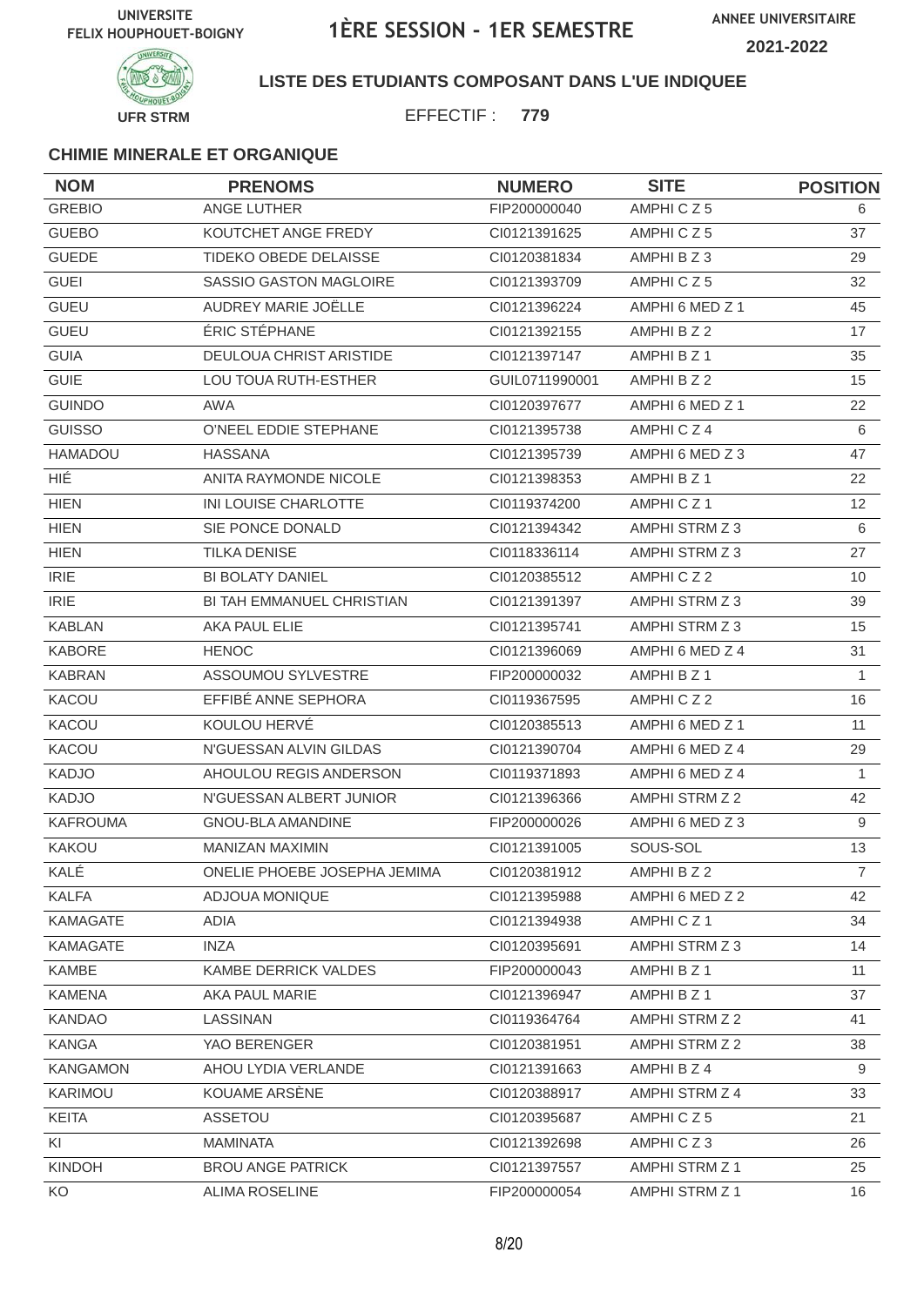UNIVERSITE FELIX HOUPHOUET-BOIGNY

# 1ÈRE SESSION - 1ER SEMESTRE

ANNEE UNIVERSITAIRE 2021-2022

UFR STRM

**LISTE DES ETUDIANTS COMPOSANT DANS L'UE INDIQUEE**

EFFECTIF : **779**

### CHIMIE MINERALE ET ORGANIQUE

| NOM | PRENOMS | NUMERO | SITE | POSITION |
|---|---|---|---|---|
| GREBIO | ANGE LUTHER | FIP200000040 | AMPHI C Z 5 | 6 |
| GUEBO | KOUTCHET ANGE FREDY | CI0121391625 | AMPHI C Z 5 | 37 |
| GUEDE | TIDEKO OBEDE DELAISSE | CI0120381834 | AMPHI B Z 3 | 29 |
| GUEI | SASSIO GASTON MAGLOIRE | CI0121393709 | AMPHI C Z 5 | 32 |
| GUEU | AUDREY MARIE JOËLLE | CI0121396224 | AMPHI 6 MED Z 1 | 45 |
| GUEU | ÉRIC STÉPHANE | CI0121392155 | AMPHI B Z 2 | 17 |
| GUIA | DEULOUA CHRIST ARISTIDE | CI0121397147 | AMPHI B Z 1 | 35 |
| GUIE | LOU TOUA RUTH-ESTHER | GUIL0711990001 | AMPHI B Z 2 | 15 |
| GUINDO | AWA | CI0120397677 | AMPHI 6 MED Z 1 | 22 |
| GUISSO | O'NEEL EDDIE STEPHANE | CI0121395738 | AMPHI C Z 4 | 6 |
| HAMADOU | HASSANA | CI0121395739 | AMPHI 6 MED Z 3 | 47 |
| HIÉ | ANITA RAYMONDE NICOLE | CI0121398353 | AMPHI B Z 1 | 22 |
| HIEN | INI LOUISE CHARLOTTE | CI0119374200 | AMPHI C Z 1 | 12 |
| HIEN | SIE PONCE DONALD | CI0121394342 | AMPHI STRM Z 3 | 6 |
| HIEN | TILKA DENISE | CI0118336114 | AMPHI STRM Z 3 | 27 |
| IRIE | BI BOLATY DANIEL | CI0120385512 | AMPHI C Z 2 | 10 |
| IRIE | BI TAH EMMANUEL CHRISTIAN | CI0121391397 | AMPHI STRM Z 3 | 39 |
| KABLAN | AKA PAUL ELIE | CI0121395741 | AMPHI STRM Z 3 | 15 |
| KABORE | HENOC | CI0121396069 | AMPHI 6 MED Z 4 | 31 |
| KABRAN | ASSOUMOU SYLVESTRE | FIP200000032 | AMPHI B Z 1 | 1 |
| KACOU | EFFIBÉ ANNE SEPHORA | CI0119367595 | AMPHI C Z 2 | 16 |
| KACOU | KOULOU HERVÉ | CI0120385513 | AMPHI 6 MED Z 1 | 11 |
| KACOU | N'GUESSAN ALVIN GILDAS | CI0121390704 | AMPHI 6 MED Z 4 | 29 |
| KADJO | AHOULOU REGIS ANDERSON | CI0119371893 | AMPHI 6 MED Z 4 | 1 |
| KADJO | N'GUESSAN ALBERT JUNIOR | CI0121396366 | AMPHI STRM Z 2 | 42 |
| KAFROUMA | GNOU-BLA AMANDINE | FIP200000026 | AMPHI 6 MED Z 3 | 9 |
| KAKOU | MANIZAN MAXIMIN | CI0121391005 | SOUS-SOL | 13 |
| KALÉ | ONELIE PHOEBE JOSEPHA JEMIMA | CI0120381912 | AMPHI B Z 2 | 7 |
| KALFA | ADJOUA MONIQUE | CI0121395988 | AMPHI 6 MED Z 2 | 42 |
| KAMAGATE | ADIA | CI0121394938 | AMPHI C Z 1 | 34 |
| KAMAGATE | INZA | CI0120395691 | AMPHI STRM Z 3 | 14 |
| KAMBE | KAMBE DERRICK VALDES | FIP200000043 | AMPHI B Z 1 | 11 |
| KAMENA | AKA PAUL MARIE | CI0121396947 | AMPHI B Z 1 | 37 |
| KANDAO | LASSINAN | CI0119364764 | AMPHI STRM Z 2 | 41 |
| KANGA | YAO BERENGER | CI0120381951 | AMPHI STRM Z 2 | 38 |
| KANGAMON | AHOU LYDIA VERLANDE | CI0121391663 | AMPHI B Z 4 | 9 |
| KARIMOU | KOUAME ARSÈNE | CI0120388917 | AMPHI STRM Z 4 | 33 |
| KEITA | ASSETOU | CI0120395687 | AMPHI C Z 5 | 21 |
| KI | MAMINATA | CI0121392698 | AMPHI C Z 3 | 26 |
| KINDOH | BROU ANGE PATRICK | CI0121397557 | AMPHI STRM Z 1 | 25 |
| KO | ALIMA ROSELINE | FIP200000054 | AMPHI STRM Z 1 | 16 |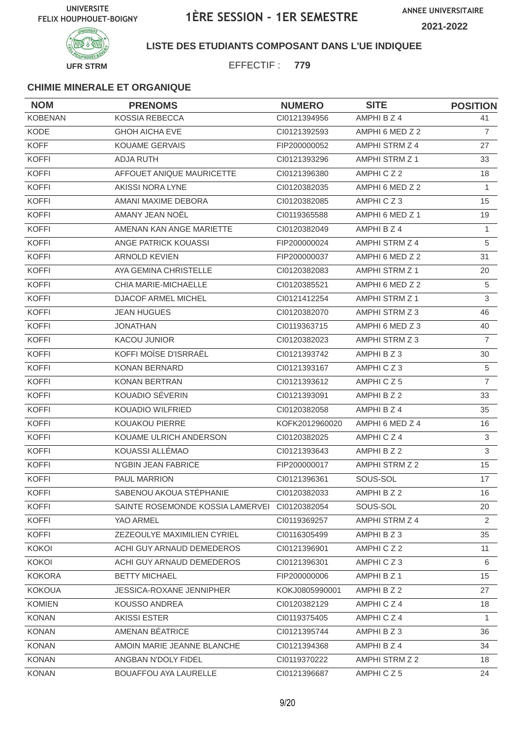UNIVERSITE FELIX HOUPHOUET-BOIGNY

# 1ÈRE SESSION - 1ER SEMESTRE

ANNEE UNIVERSITAIRE 2021-2022

UFR STRM

**LISTE DES ETUDIANTS COMPOSANT DANS L'UE INDIQUEE**

EFFECTIF : **779**

### CHIMIE MINERALE ET ORGANIQUE

| NOM | PRENOMS | NUMERO | SITE | POSITION |
|---|---|---|---|---|
| KOBENAN | KOSSIA REBECCA | CI0121394956 | AMPHI B Z 4 | 41 |
| KODE | GHOH AICHA EVE | CI0121392593 | AMPHI 6 MED Z 2 | 7 |
| KOFF | KOUAME GERVAIS | FIP200000052 | AMPHI STRM Z 4 | 27 |
| KOFFI | ADJA RUTH | CI0121393296 | AMPHI STRM Z 1 | 33 |
| KOFFI | AFFOUET ANIQUE MAURICETTE | CI0121396380 | AMPHI C Z 2 | 18 |
| KOFFI | AKISSI NORA LYNE | CI0120382035 | AMPHI 6 MED Z 2 | 1 |
| KOFFI | AMANI MAXIME DEBORA | CI0120382085 | AMPHI C Z 3 | 15 |
| KOFFI | AMANY JEAN NOËL | CI0119365588 | AMPHI 6 MED Z 1 | 19 |
| KOFFI | AMENAN KAN ANGE MARIETTE | CI0120382049 | AMPHI B Z 4 | 1 |
| KOFFI | ANGE PATRICK KOUASSI | FIP200000024 | AMPHI STRM Z 4 | 5 |
| KOFFI | ARNOLD KEVIEN | FIP200000037 | AMPHI 6 MED Z 2 | 31 |
| KOFFI | AYA GEMINA CHRISTELLE | CI0120382083 | AMPHI STRM Z 1 | 20 |
| KOFFI | CHIA MARIE-MICHAELLE | CI0120385521 | AMPHI 6 MED Z 2 | 5 |
| KOFFI | DJACOF ARMEL MICHEL | CI0121412254 | AMPHI STRM Z 1 | 3 |
| KOFFI | JEAN HUGUES | CI0120382070 | AMPHI STRM Z 3 | 46 |
| KOFFI | JONATHAN | CI0119363715 | AMPHI 6 MED Z 3 | 40 |
| KOFFI | KACOU JUNIOR | CI0120382023 | AMPHI STRM Z 3 | 7 |
| KOFFI | KOFFI MOÏSE D'ISRRAËL | CI0121393742 | AMPHI B Z 3 | 30 |
| KOFFI | KONAN BERNARD | CI0121393167 | AMPHI C Z 3 | 5 |
| KOFFI | KONAN BERTRAN | CI0121393612 | AMPHI C Z 5 | 7 |
| KOFFI | KOUADIO SÉVERIN | CI0121393091 | AMPHI B Z 2 | 33 |
| KOFFI | KOUADIO WILFRIED | CI0120382058 | AMPHI B Z 4 | 35 |
| KOFFI | KOUAKOU PIERRE | KOFK2012960020 | AMPHI 6 MED Z 4 | 16 |
| KOFFI | KOUAME ULRICH ANDERSON | CI0120382025 | AMPHI C Z 4 | 3 |
| KOFFI | KOUASSI ALLÉMAO | CI0121393643 | AMPHI B Z 2 | 3 |
| KOFFI | N'GBIN JEAN FABRICE | FIP200000017 | AMPHI STRM Z 2 | 15 |
| KOFFI | PAUL MARRION | CI0121396361 | SOUS-SOL | 17 |
| KOFFI | SABENOU AKOUA STÉPHANIE | CI0120382033 | AMPHI B Z 2 | 16 |
| KOFFI | SAINTE ROSEMONDE KOSSIA LAMERVEI | CI0120382054 | SOUS-SOL | 20 |
| KOFFI | YAO ARMEL | CI0119369257 | AMPHI STRM Z 4 | 2 |
| KOFFI | ZEZEOULYE MAXIMILIEN CYRIEL | CI0116305499 | AMPHI B Z 3 | 35 |
| KOKOI | ACHI GUY ARNAUD DEMEDEROS | CI0121396901 | AMPHI C Z 2 | 11 |
| KOKOI | ACHI GUY ARNAUD DEMEDEROS | CI0121396301 | AMPHI C Z 3 | 6 |
| KOKORA | BETTY MICHAEL | FIP200000006 | AMPHI B Z 1 | 15 |
| KOKOUA | JESSICA-ROXANE JENNIPHER | KOKJ0805990001 | AMPHI B Z 2 | 27 |
| KOMIEN | KOUSSO ANDREA | CI0120382129 | AMPHI C Z 4 | 18 |
| KONAN | AKISSI ESTER | CI0119375405 | AMPHI C Z 4 | 1 |
| KONAN | AMENAN BÉATRICE | CI0121395744 | AMPHI B Z 3 | 36 |
| KONAN | AMOIN MARIE JEANNE BLANCHE | CI0121394368 | AMPHI B Z 4 | 34 |
| KONAN | ANGBAN N'DOLY FIDEL | CI0119370222 | AMPHI STRM Z 2 | 18 |
| KONAN | BOUAFFOU AYA LAURELLE | CI0121396687 | AMPHI C Z 5 | 24 |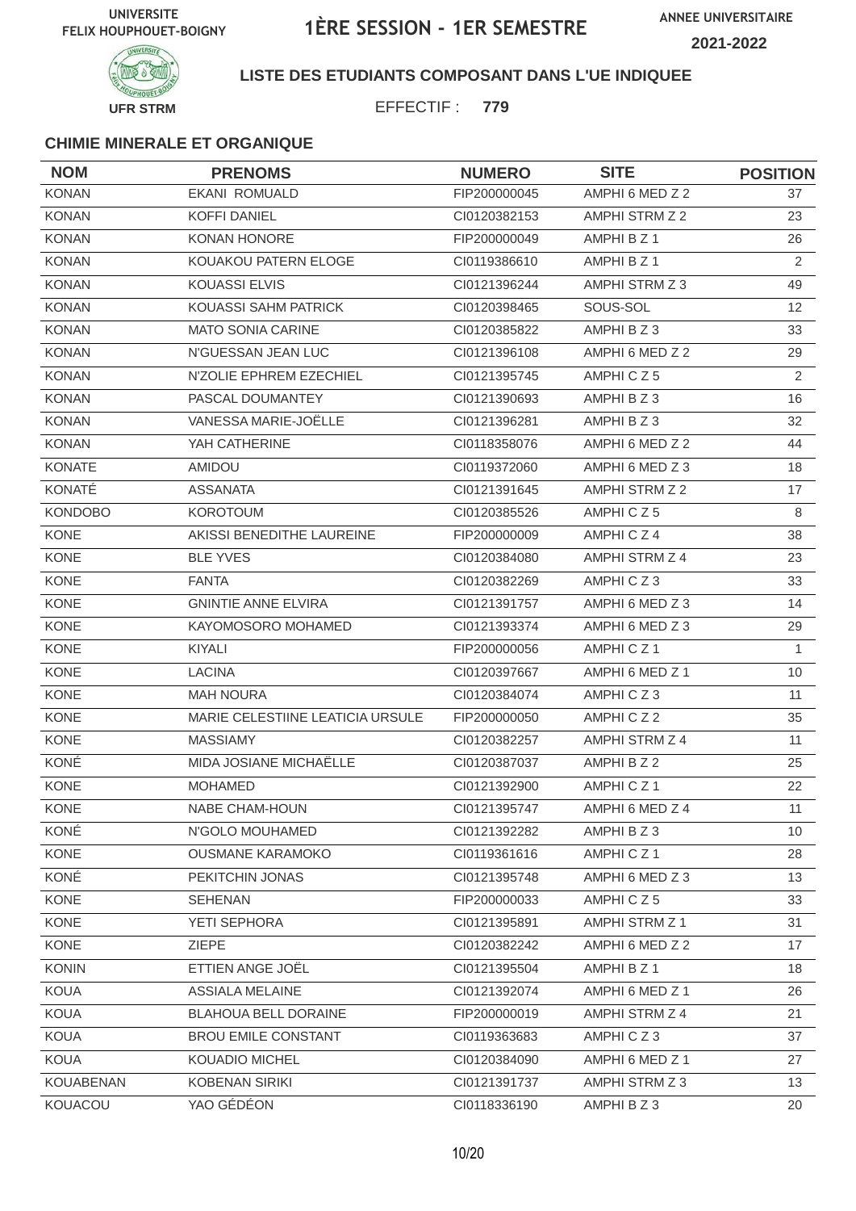UNIVERSITE FELIX HOUPHOUET-BOIGNY

# 1ÈRE SESSION - 1ER SEMESTRE

ANNEE UNIVERSITAIRE 2021-2022

UFR STRM

**LISTE DES ETUDIANTS COMPOSANT DANS L'UE INDIQUEE**

EFFECTIF : **779**

### CHIMIE MINERALE ET ORGANIQUE

| NOM | PRENOMS | NUMERO | SITE | POSITION |
|---|---|---|---|---|
| KONAN | EKANI ROMUALD | FIP200000045 | AMPHI 6 MED Z 2 | 37 |
| KONAN | KOFFI DANIEL | CI0120382153 | AMPHI STRM Z 2 | 23 |
| KONAN | KONAN HONORE | FIP200000049 | AMPHI B Z 1 | 26 |
| KONAN | KOUAKOU PATERN ELOGE | CI0119386610 | AMPHI B Z 1 | 2 |
| KONAN | KOUASSI ELVIS | CI0121396244 | AMPHI STRM Z 3 | 49 |
| KONAN | KOUASSI SAHM PATRICK | CI0120398465 | SOUS-SOL | 12 |
| KONAN | MATO SONIA CARINE | CI0120385822 | AMPHI B Z 3 | 33 |
| KONAN | N'GUESSAN JEAN LUC | CI0121396108 | AMPHI 6 MED Z 2 | 29 |
| KONAN | N'ZOLIE EPHREM EZECHIEL | CI0121395745 | AMPHI C Z 5 | 2 |
| KONAN | PASCAL DOUMANTEY | CI0121390693 | AMPHI B Z 3 | 16 |
| KONAN | VANESSA MARIE-JOËLLE | CI0121396281 | AMPHI B Z 3 | 32 |
| KONAN | YAH CATHERINE | CI0118358076 | AMPHI 6 MED Z 2 | 44 |
| KONATE | AMIDOU | CI0119372060 | AMPHI 6 MED Z 3 | 18 |
| KONATÉ | ASSANATA | CI0121391645 | AMPHI STRM Z 2 | 17 |
| KONDOBO | KOROTOUM | CI0120385526 | AMPHI C Z 5 | 8 |
| KONE | AKISSI BENEDITHE LAUREINE | FIP200000009 | AMPHI C Z 4 | 38 |
| KONE | BLE YVES | CI0120384080 | AMPHI STRM Z 4 | 23 |
| KONE | FANTA | CI0120382269 | AMPHI C Z 3 | 33 |
| KONE | GNINTIE ANNE ELVIRA | CI0121391757 | AMPHI 6 MED Z 3 | 14 |
| KONE | KAYOMOSORO MOHAMED | CI0121393374 | AMPHI 6 MED Z 3 | 29 |
| KONE | KIYALI | FIP200000056 | AMPHI C Z 1 | 1 |
| KONE | LACINA | CI0120397667 | AMPHI 6 MED Z 1 | 10 |
| KONE | MAH NOURA | CI0120384074 | AMPHI C Z 3 | 11 |
| KONE | MARIE CELESTIINE LEATICIA URSULE | FIP200000050 | AMPHI C Z 2 | 35 |
| KONE | MASSIAMY | CI0120382257 | AMPHI STRM Z 4 | 11 |
| KONÉ | MIDA JOSIANE MICHAËLLE | CI0120387037 | AMPHI B Z 2 | 25 |
| KONE | MOHAMED | CI0121392900 | AMPHI C Z 1 | 22 |
| KONE | NABE CHAM-HOUN | CI0121395747 | AMPHI 6 MED Z 4 | 11 |
| KONÉ | N'GOLO MOUHAMED | CI0121392282 | AMPHI B Z 3 | 10 |
| KONE | OUSMANE KARAMOKO | CI0119361616 | AMPHI C Z 1 | 28 |
| KONÉ | PEKITCHIN JONAS | CI0121395748 | AMPHI 6 MED Z 3 | 13 |
| KONE | SEHENAN | FIP200000033 | AMPHI C Z 5 | 33 |
| KONE | YETI SEPHORA | CI0121395891 | AMPHI STRM Z 1 | 31 |
| KONE | ZIEPE | CI0120382242 | AMPHI 6 MED Z 2 | 17 |
| KONIN | ETTIEN ANGE JOËL | CI0121395504 | AMPHI B Z 1 | 18 |
| KOUA | ASSIALA MELAINE | CI0121392074 | AMPHI 6 MED Z 1 | 26 |
| KOUA | BLAHOUA BELL DORAINE | FIP200000019 | AMPHI STRM Z 4 | 21 |
| KOUA | BROU EMILE CONSTANT | CI0119363683 | AMPHI C Z 3 | 37 |
| KOUA | KOUADIO MICHEL | CI0120384090 | AMPHI 6 MED Z 1 | 27 |
| KOUABENAN | KOBENAN SIRIKI | CI0121391737 | AMPHI STRM Z 3 | 13 |
| KOUACOU | YAO GÉDÉON | CI0118336190 | AMPHI B Z 3 | 20 |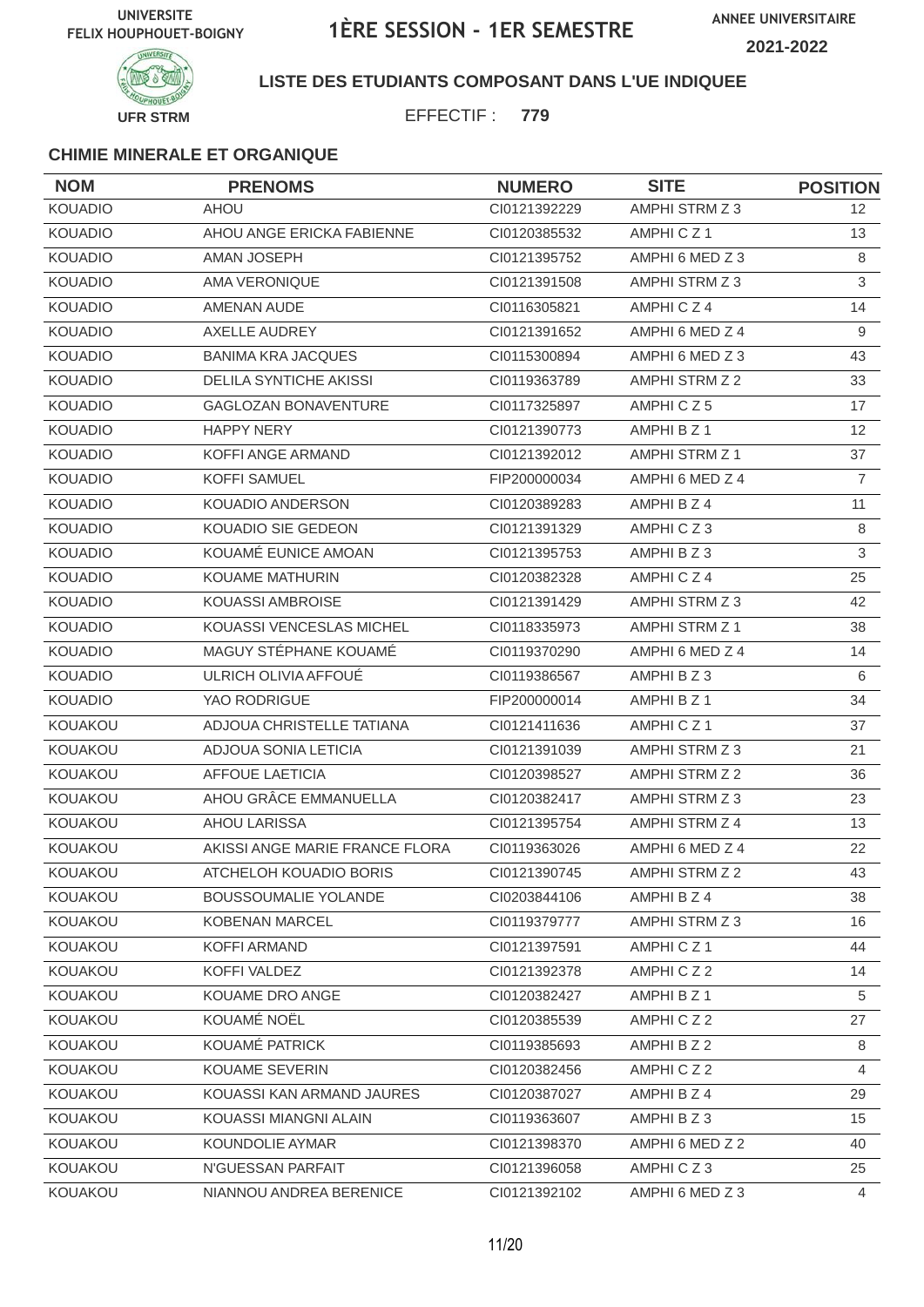UNIVERSITE FELIX HOUPHOUET-BOIGNY

# 1ÈRE SESSION - 1ER SEMESTRE

ANNEE UNIVERSITAIRE 2021-2022

UFR STRM

**LISTE DES ETUDIANTS COMPOSANT DANS L'UE INDIQUEE**

EFFECTIF : **779**

### CHIMIE MINERALE ET ORGANIQUE

| NOM | PRENOMS | NUMERO | SITE | POSITION |
|---|---|---|---|---|
| KOUADIO | AHOU | CI0121392229 | AMPHI STRM Z 3 | 12 |
| KOUADIO | AHOU ANGE ERICKA FABIENNE | CI0120385532 | AMPHI C Z 1 | 13 |
| KOUADIO | AMAN JOSEPH | CI0121395752 | AMPHI 6 MED Z 3 | 8 |
| KOUADIO | AMA VERONIQUE | CI0121391508 | AMPHI STRM Z 3 | 3 |
| KOUADIO | AMENAN AUDE | CI0116305821 | AMPHI C Z 4 | 14 |
| KOUADIO | AXELLE AUDREY | CI0121391652 | AMPHI 6 MED Z 4 | 9 |
| KOUADIO | BANIMA KRA JACQUES | CI0115300894 | AMPHI 6 MED Z 3 | 43 |
| KOUADIO | DELILA SYNTICHE AKISSI | CI0119363789 | AMPHI STRM Z 2 | 33 |
| KOUADIO | GAGLOZAN BONAVENTURE | CI0117325897 | AMPHI C Z 5 | 17 |
| KOUADIO | HAPPY NERY | CI0121390773 | AMPHI B Z 1 | 12 |
| KOUADIO | KOFFI ANGE ARMAND | CI0121392012 | AMPHI STRM Z 1 | 37 |
| KOUADIO | KOFFI SAMUEL | FIP200000034 | AMPHI 6 MED Z 4 | 7 |
| KOUADIO | KOUADIO ANDERSON | CI0120389283 | AMPHI B Z 4 | 11 |
| KOUADIO | KOUADIO SIE GEDEON | CI0121391329 | AMPHI C Z 3 | 8 |
| KOUADIO | KOUAMÉ EUNICE AMOAN | CI0121395753 | AMPHI B Z 3 | 3 |
| KOUADIO | KOUAME MATHURIN | CI0120382328 | AMPHI C Z 4 | 25 |
| KOUADIO | KOUASSI AMBROISE | CI0121391429 | AMPHI STRM Z 3 | 42 |
| KOUADIO | KOUASSI VENCESLAS MICHEL | CI0118335973 | AMPHI STRM Z 1 | 38 |
| KOUADIO | MAGUY STÉPHANE KOUAMÉ | CI0119370290 | AMPHI 6 MED Z 4 | 14 |
| KOUADIO | ULRICH OLIVIA AFFOUÉ | CI0119386567 | AMPHI B Z 3 | 6 |
| KOUADIO | YAO RODRIGUE | FIP200000014 | AMPHI B Z 1 | 34 |
| KOUAKOU | ADJOUA CHRISTELLE TATIANA | CI0121411636 | AMPHI C Z 1 | 37 |
| KOUAKOU | ADJOUA SONIA LETICIA | CI0121391039 | AMPHI STRM Z 3 | 21 |
| KOUAKOU | AFFOUE LAETICIA | CI0120398527 | AMPHI STRM Z 2 | 36 |
| KOUAKOU | AHOU GRÂCE EMMANUELLA | CI0120382417 | AMPHI STRM Z 3 | 23 |
| KOUAKOU | AHOU LARISSA | CI0121395754 | AMPHI STRM Z 4 | 13 |
| KOUAKOU | AKISSI ANGE MARIE FRANCE FLORA | CI0119363026 | AMPHI 6 MED Z 4 | 22 |
| KOUAKOU | ATCHELOH KOUADIO BORIS | CI0121390745 | AMPHI STRM Z 2 | 43 |
| KOUAKOU | BOUSSOUMALIE YOLANDE | CI0203844106 | AMPHI B Z 4 | 38 |
| KOUAKOU | KOBENAN MARCEL | CI0119379777 | AMPHI STRM Z 3 | 16 |
| KOUAKOU | KOFFI ARMAND | CI0121397591 | AMPHI C Z 1 | 44 |
| KOUAKOU | KOFFI VALDEZ | CI0121392378 | AMPHI C Z 2 | 14 |
| KOUAKOU | KOUAME DRO ANGE | CI0120382427 | AMPHI B Z 1 | 5 |
| KOUAKOU | KOUAMÉ NOËL | CI0120385539 | AMPHI C Z 2 | 27 |
| KOUAKOU | KOUAMÉ PATRICK | CI0119385693 | AMPHI B Z 2 | 8 |
| KOUAKOU | KOUAME SEVERIN | CI0120382456 | AMPHI C Z 2 | 4 |
| KOUAKOU | KOUASSI KAN ARMAND JAURES | CI0120387027 | AMPHI B Z 4 | 29 |
| KOUAKOU | KOUASSI MIANGNI ALAIN | CI0119363607 | AMPHI B Z 3 | 15 |
| KOUAKOU | KOUNDOLIE AYMAR | CI0121398370 | AMPHI 6 MED Z 2 | 40 |
| KOUAKOU | N'GUESSAN PARFAIT | CI0121396058 | AMPHI C Z 3 | 25 |
| KOUAKOU | NIANNOU ANDREA BERENICE | CI0121392102 | AMPHI 6 MED Z 3 | 4 |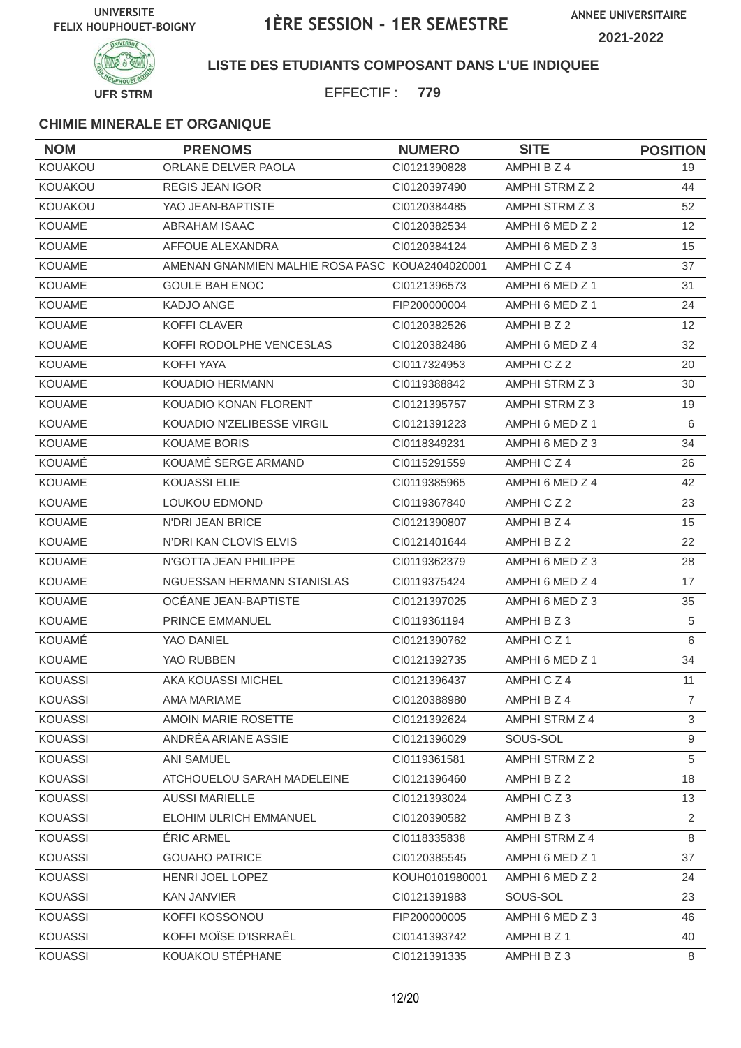UNIVERSITE FELIX HOUPHOUET-BOIGNY

# 1ÈRE SESSION - 1ER SEMESTRE

ANNEE UNIVERSITAIRE 2021-2022

UFR STRM

**LISTE DES ETUDIANTS COMPOSANT DANS L'UE INDIQUEE**

EFFECTIF : **779**

### CHIMIE MINERALE ET ORGANIQUE

| NOM | PRENOMS | NUMERO | SITE | POSITION |
|---|---|---|---|---|
| KOUAKOU | ORLANE DELVER PAOLA | CI0121390828 | AMPHI B Z 4 | 19 |
| KOUAKOU | REGIS JEAN IGOR | CI0120397490 | AMPHI STRM Z 2 | 44 |
| KOUAKOU | YAO JEAN-BAPTISTE | CI0120384485 | AMPHI STRM Z 3 | 52 |
| KOUAME | ABRAHAM ISAAC | CI0120382534 | AMPHI 6 MED Z 2 | 12 |
| KOUAME | AFFOUE ALEXANDRA | CI0120384124 | AMPHI 6 MED Z 3 | 15 |
| KOUAME | AMENAN GNANMIEN MALHIE ROSA PASC | KOUA2404020001 | AMPHI C Z 4 | 37 |
| KOUAME | GOULE BAH ENOC | CI0121396573 | AMPHI 6 MED Z 1 | 31 |
| KOUAME | KADJO ANGE | FIP200000004 | AMPHI 6 MED Z 1 | 24 |
| KOUAME | KOFFI CLAVER | CI0120382526 | AMPHI B Z 2 | 12 |
| KOUAME | KOFFI RODOLPHE VENCESLAS | CI0120382486 | AMPHI 6 MED Z 4 | 32 |
| KOUAME | KOFFI YAYA | CI0117324953 | AMPHI C Z 2 | 20 |
| KOUAME | KOUADIO HERMANN | CI0119388842 | AMPHI STRM Z 3 | 30 |
| KOUAME | KOUADIO KONAN FLORENT | CI0121395757 | AMPHI STRM Z 3 | 19 |
| KOUAME | KOUADIO N'ZELIBESSE VIRGIL | CI0121391223 | AMPHI 6 MED Z 1 | 6 |
| KOUAME | KOUAME BORIS | CI0118349231 | AMPHI 6 MED Z 3 | 34 |
| KOUAMÉ | KOUAMÉ SERGE ARMAND | CI0115291559 | AMPHI C Z 4 | 26 |
| KOUAME | KOUASSI ELIE | CI0119385965 | AMPHI 6 MED Z 4 | 42 |
| KOUAME | LOUKOU EDMOND | CI0119367840 | AMPHI C Z 2 | 23 |
| KOUAME | N'DRI JEAN BRICE | CI0121390807 | AMPHI B Z 4 | 15 |
| KOUAME | N'DRI KAN CLOVIS ELVIS | CI0121401644 | AMPHI B Z 2 | 22 |
| KOUAME | N'GOTTA JEAN PHILIPPE | CI0119362379 | AMPHI 6 MED Z 3 | 28 |
| KOUAME | NGUESSAN HERMANN STANISLAS | CI0119375424 | AMPHI 6 MED Z 4 | 17 |
| KOUAME | OCÉANE JEAN-BAPTISTE | CI0121397025 | AMPHI 6 MED Z 3 | 35 |
| KOUAME | PRINCE EMMANUEL | CI0119361194 | AMPHI B Z 3 | 5 |
| KOUAMÉ | YAO DANIEL | CI0121390762 | AMPHI C Z 1 | 6 |
| KOUAME | YAO RUBBEN | CI0121392735 | AMPHI 6 MED Z 1 | 34 |
| KOUASSI | AKA KOUASSI MICHEL | CI0121396437 | AMPHI C Z 4 | 11 |
| KOUASSI | AMA MARIAME | CI0120388980 | AMPHI B Z 4 | 7 |
| KOUASSI | AMOIN MARIE ROSETTE | CI0121392624 | AMPHI STRM Z 4 | 3 |
| KOUASSI | ANDRÉA ARIANE ASSIE | CI0121396029 | SOUS-SOL | 9 |
| KOUASSI | ANI SAMUEL | CI0119361581 | AMPHI STRM Z 2 | 5 |
| KOUASSI | ATCHOUELOU SARAH MADELEINE | CI0121396460 | AMPHI B Z 2 | 18 |
| KOUASSI | AUSSI MARIELLE | CI0121393024 | AMPHI C Z 3 | 13 |
| KOUASSI | ELOHIM ULRICH EMMANUEL | CI0120390582 | AMPHI B Z 3 | 2 |
| KOUASSI | ÉRIC ARMEL | CI0118335838 | AMPHI STRM Z 4 | 8 |
| KOUASSI | GOUAHO PATRICE | CI0120385545 | AMPHI 6 MED Z 1 | 37 |
| KOUASSI | HENRI JOEL LOPEZ | KOUH0101980001 | AMPHI 6 MED Z 2 | 24 |
| KOUASSI | KAN JANVIER | CI0121391983 | SOUS-SOL | 23 |
| KOUASSI | KOFFI KOSSONOU | FIP200000005 | AMPHI 6 MED Z 3 | 46 |
| KOUASSI | KOFFI MOÏSE D'ISRRAËL | CI0141393742 | AMPHI B Z 1 | 40 |
| KOUASSI | KOUAKOU STÉPHANE | CI0121391335 | AMPHI B Z 3 | 8 |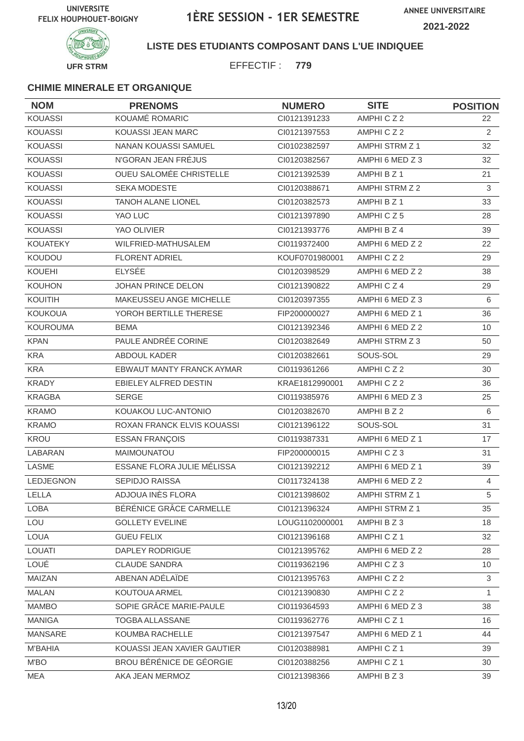UNIVERSITE FELIX HOUPHOUET-BOIGNY

# 1ÈRE SESSION - 1ER SEMESTRE

ANNEE UNIVERSITAIRE 2021-2022

UFR STRM

**LISTE DES ETUDIANTS COMPOSANT DANS L'UE INDIQUEE**

EFFECTIF : **779**

### CHIMIE MINERALE ET ORGANIQUE

| NOM | PRENOMS | NUMERO | SITE | POSITION |
|---|---|---|---|---|
| KOUASSI | KOUAMÉ ROMARIC | CI0121391233 | AMPHI C Z 2 | 22 |
| KOUASSI | KOUASSI JEAN MARC | CI0121397553 | AMPHI C Z 2 | 2 |
| KOUASSI | NANAN KOUASSI SAMUEL | CI0102382597 | AMPHI STRM Z 1 | 32 |
| KOUASSI | N'GORAN JEAN FRÉJUS | CI0120382567 | AMPHI 6 MED Z 3 | 32 |
| KOUASSI | OUEU SALOMÉE CHRISTELLE | CI0121392539 | AMPHI B Z 1 | 21 |
| KOUASSI | SEKA MODESTE | CI0120388671 | AMPHI STRM Z 2 | 3 |
| KOUASSI | TANOH ALANE LIONEL | CI0120382573 | AMPHI B Z 1 | 33 |
| KOUASSI | YAO LUC | CI0121397890 | AMPHI C Z 5 | 28 |
| KOUASSI | YAO OLIVIER | CI0121393776 | AMPHI B Z 4 | 39 |
| KOUATEKY | WILFRIED-MATHUSALEM | CI0119372400 | AMPHI 6 MED Z 2 | 22 |
| KOUDOU | FLORENT ADRIEL | KOUF0701980001 | AMPHI C Z 2 | 29 |
| KOUEHI | ELYSÉE | CI0120398529 | AMPHI 6 MED Z 2 | 38 |
| KOUHON | JOHAN PRINCE DELON | CI0121390822 | AMPHI C Z 4 | 29 |
| KOUITIH | MAKEUSSEU ANGE MICHELLE | CI0120397355 | AMPHI 6 MED Z 3 | 6 |
| KOUKOUA | YOROH BERTILLE THERESE | FIP200000027 | AMPHI 6 MED Z 1 | 36 |
| KOUROUMA | BEMA | CI0121392346 | AMPHI 6 MED Z 2 | 10 |
| KPAN | PAULE ANDRÉE CORINE | CI0120382649 | AMPHI STRM Z 3 | 50 |
| KRA | ABDOUL KADER | CI0120382661 | SOUS-SOL | 29 |
| KRA | EBWAUT MANTY FRANCK AYMAR | CI0119361266 | AMPHI C Z 2 | 30 |
| KRADY | EBIELEY ALFRED DESTIN | KRAE1812990001 | AMPHI C Z 2 | 36 |
| KRAGBA | SERGE | CI0119385976 | AMPHI 6 MED Z 3 | 25 |
| KRAMO | KOUAKOU LUC-ANTONIO | CI0120382670 | AMPHI B Z 2 | 6 |
| KRAMO | ROXAN FRANCK ELVIS KOUASSI | CI0121396122 | SOUS-SOL | 31 |
| KROU | ESSAN FRANÇOIS | CI0119387331 | AMPHI 6 MED Z 1 | 17 |
| LABARAN | MAIMOUNATOU | FIP200000015 | AMPHI C Z 3 | 31 |
| LASME | ESSANE FLORA JULIE MÉLISSA | CI0121392212 | AMPHI 6 MED Z 1 | 39 |
| LEDJEGNON | SEPIDJO RAISSA | CI0117324138 | AMPHI 6 MED Z 2 | 4 |
| LELLA | ADJOUA INÈS FLORA | CI0121398602 | AMPHI STRM Z 1 | 5 |
| LOBA | BÉRÉNICE GRÂCE CARMELLE | CI0121396324 | AMPHI STRM Z 1 | 35 |
| LOU | GOLLETY EVELINE | LOUG1102000001 | AMPHI B Z 3 | 18 |
| LOUA | GUEU FELIX | CI0121396168 | AMPHI C Z 1 | 32 |
| LOUATI | DAPLEY RODRIGUE | CI0121395762 | AMPHI 6 MED Z 2 | 28 |
| LOUÉ | CLAUDE SANDRA | CI0119362196 | AMPHI C Z 3 | 10 |
| MAIZAN | ABENAN ADÉLAÏDE | CI0121395763 | AMPHI C Z 2 | 3 |
| MALAN | KOUTOUA ARMEL | CI0121390830 | AMPHI C Z 2 | 1 |
| MAMBO | SOPIE GRÂCE MARIE-PAULE | CI0119364593 | AMPHI 6 MED Z 3 | 38 |
| MANIGA | TOGBA ALLASSANE | CI0119362776 | AMPHI C Z 1 | 16 |
| MANSARE | KOUMBA RACHELLE | CI0121397547 | AMPHI 6 MED Z 1 | 44 |
| M'BAHIA | KOUASSI JEAN XAVIER GAUTIER | CI0120388981 | AMPHI C Z 1 | 39 |
| M'BO | BROU BÉRÉNICE DE GÉORGIE | CI0120388256 | AMPHI C Z 1 | 30 |
| MEA | AKA JEAN MERMOZ | CI0121398366 | AMPHI B Z 3 | 39 |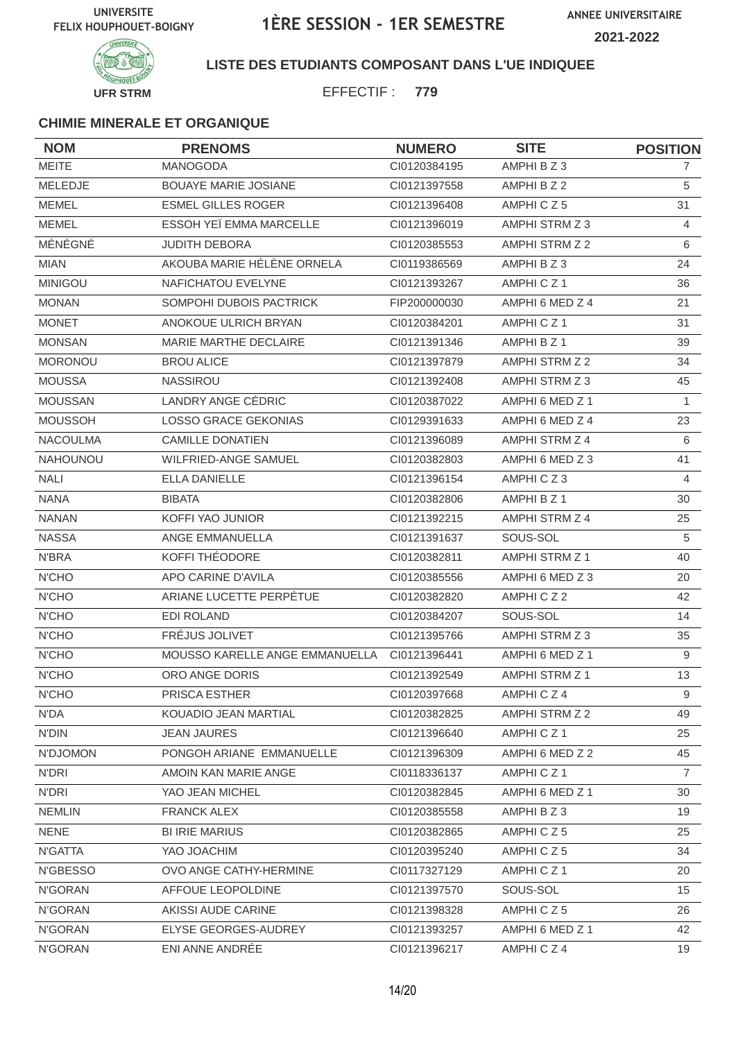UNIVERSITE FELIX HOUPHOUET-BOIGNY

# 1ÈRE SESSION - 1ER SEMESTRE

ANNEE UNIVERSITAIRE 2021-2022

UFR STRM

**LISTE DES ETUDIANTS COMPOSANT DANS L'UE INDIQUEE**

EFFECTIF : **779**

### CHIMIE MINERALE ET ORGANIQUE

| NOM | PRENOMS | NUMERO | SITE | POSITION |
|---|---|---|---|---|
| MEITE | MANOGODA | CI0120384195 | AMPHI B Z 3 | 7 |
| MELEDJE | BOUAYE MARIE JOSIANE | CI0121397558 | AMPHI B Z 2 | 5 |
| MEMEL | ESMEL GILLES ROGER | CI0121396408 | AMPHI C Z 5 | 31 |
| MEMEL | ESSOH YEÏ EMMA MARCELLE | CI0121396019 | AMPHI STRM Z 3 | 4 |
| MÉNÉGNÉ | JUDITH DEBORA | CI0120385553 | AMPHI STRM Z 2 | 6 |
| MIAN | AKOUBA MARIE HÉLÈNE ORNELA | CI0119386569 | AMPHI B Z 3 | 24 |
| MINIGOU | NAFICHATOU EVELYNE | CI0121393267 | AMPHI C Z 1 | 36 |
| MONAN | SOMPOHI DUBOIS PACTRICK | FIP200000030 | AMPHI 6 MED Z 4 | 21 |
| MONET | ANOKOUE ULRICH BRYAN | CI0120384201 | AMPHI C Z 1 | 31 |
| MONSAN | MARIE MARTHE DECLAIRE | CI0121391346 | AMPHI B Z 1 | 39 |
| MORONOU | BROU ALICE | CI0121397879 | AMPHI STRM Z 2 | 34 |
| MOUSSA | NASSIROU | CI0121392408 | AMPHI STRM Z 3 | 45 |
| MOUSSAN | LANDRY ANGE CÉDRIC | CI0120387022 | AMPHI 6 MED Z 1 | 1 |
| MOUSSOH | LOSSO GRACE GEKONIAS | CI0129391633 | AMPHI 6 MED Z 4 | 23 |
| NACOULMA | CAMILLE DONATIEN | CI0121396089 | AMPHI STRM Z 4 | 6 |
| NAHOUNOU | WILFRIED-ANGE SAMUEL | CI0120382803 | AMPHI 6 MED Z 3 | 41 |
| NALI | ELLA DANIELLE | CI0121396154 | AMPHI C Z 3 | 4 |
| NANA | BIBATA | CI0120382806 | AMPHI B Z 1 | 30 |
| NANAN | KOFFI YAO JUNIOR | CI0121392215 | AMPHI STRM Z 4 | 25 |
| NASSA | ANGE EMMANUELLA | CI0121391637 | SOUS-SOL | 5 |
| N'BRA | KOFFI THÉODORE | CI0120382811 | AMPHI STRM Z 1 | 40 |
| N'CHO | APO CARINE D'AVILA | CI0120385556 | AMPHI 6 MED Z 3 | 20 |
| N'CHO | ARIANE LUCETTE PERPÉTUE | CI0120382820 | AMPHI C Z 2 | 42 |
| N'CHO | EDI ROLAND | CI0120384207 | SOUS-SOL | 14 |
| N'CHO | FRÉJUS JOLIVET | CI0121395766 | AMPHI STRM Z 3 | 35 |
| N'CHO | MOUSSO KARELLE ANGE EMMANUELLA | CI0121396441 | AMPHI 6 MED Z 1 | 9 |
| N'CHO | ORO ANGE DORIS | CI0121392549 | AMPHI STRM Z 1 | 13 |
| N'CHO | PRISCA ESTHER | CI0120397668 | AMPHI C Z 4 | 9 |
| N'DA | KOUADIO JEAN MARTIAL | CI0120382825 | AMPHI STRM Z 2 | 49 |
| N'DIN | JEAN JAURES | CI0121396640 | AMPHI C Z 1 | 25 |
| N'DJOMON | PONGOH ARIANE EMMANUELLE | CI0121396309 | AMPHI 6 MED Z 2 | 45 |
| N'DRI | AMOIN KAN MARIE ANGE | CI0118336137 | AMPHI C Z 1 | 7 |
| N'DRI | YAO JEAN MICHEL | CI0120382845 | AMPHI 6 MED Z 1 | 30 |
| NEMLIN | FRANCK ALEX | CI0120385558 | AMPHI B Z 3 | 19 |
| NENE | BI IRIE MARIUS | CI0120382865 | AMPHI C Z 5 | 25 |
| N'GATTA | YAO JOACHIM | CI0120395240 | AMPHI C Z 5 | 34 |
| N'GBESSO | OVO ANGE CATHY-HERMINE | CI0117327129 | AMPHI C Z 1 | 20 |
| N'GORAN | AFFOUE LEOPOLDINE | CI0121397570 | SOUS-SOL | 15 |
| N'GORAN | AKISSI AUDE CARINE | CI0121398328 | AMPHI C Z 5 | 26 |
| N'GORAN | ELYSE GEORGES-AUDREY | CI0121393257 | AMPHI 6 MED Z 1 | 42 |
| N'GORAN | ENI ANNE ANDRÉE | CI0121396217 | AMPHI C Z 4 | 19 |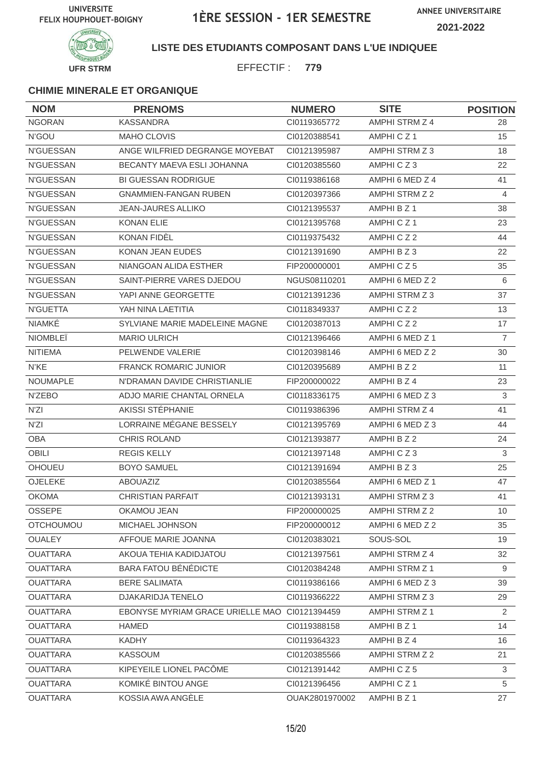UNIVERSITE FELIX HOUPHOUET-BOIGNY

# 1ÈRE SESSION - 1ER SEMESTRE

ANNEE UNIVERSITAIRE 2021-2022

UFR STRM

**LISTE DES ETUDIANTS COMPOSANT DANS L'UE INDIQUEE**

EFFECTIF : **779**

### CHIMIE MINERALE ET ORGANIQUE

| NOM | PRENOMS | NUMERO | SITE | POSITION |
|---|---|---|---|---|
| NGORAN | KASSANDRA | CI0119365772 | AMPHI STRM Z 4 | 28 |
| N'GOU | MAHO CLOVIS | CI0120388541 | AMPHI C Z 1 | 15 |
| N'GUESSAN | ANGE WILFRIED DEGRANGE MOYEBAT | CI0121395987 | AMPHI STRM Z 3 | 18 |
| N'GUESSAN | BECANTY MAEVA ESLI JOHANNA | CI0120385560 | AMPHI C Z 3 | 22 |
| N'GUESSAN | BI GUESSAN RODRIGUE | CI0119386168 | AMPHI 6 MED Z 4 | 41 |
| N'GUESSAN | GNAMMIEN-FANGAN RUBEN | CI0120397366 | AMPHI STRM Z 2 | 4 |
| N'GUESSAN | JEAN-JAURES ALLIKO | CI0121395537 | AMPHI B Z 1 | 38 |
| N'GUESSAN | KONAN ELIE | CI0121395768 | AMPHI C Z 1 | 23 |
| N'GUESSAN | KONAN FIDÈL | CI0119375432 | AMPHI C Z 2 | 44 |
| N'GUESSAN | KONAN JEAN EUDES | CI0121391690 | AMPHI B Z 3 | 22 |
| N'GUESSAN | NIANGOAN ALIDA ESTHER | FIP200000001 | AMPHI C Z 5 | 35 |
| N'GUESSAN | SAINT-PIERRE VARES DJEDOU | NGUS08110201 | AMPHI 6 MED Z 2 | 6 |
| N'GUESSAN | YAPI ANNE GEORGETTE | CI0121391236 | AMPHI STRM Z 3 | 37 |
| N'GUETTA | YAH NINA LAETITIA | CI0118349337 | AMPHI C Z 2 | 13 |
| NIAMKÉ | SYLVIANE MARIE MADELEINE MAGNE | CI0120387013 | AMPHI C Z 2 | 17 |
| NIOMBLEÏ | MARIO ULRICH | CI0121396466 | AMPHI 6 MED Z 1 | 7 |
| NITIEMA | PELWENDE VALERIE | CI0120398146 | AMPHI 6 MED Z 2 | 30 |
| N'KE | FRANCK ROMARIC JUNIOR | CI0120395689 | AMPHI B Z 2 | 11 |
| NOUMAPLE | N'DRAMAN DAVIDE CHRISTIANLIE | FIP200000022 | AMPHI B Z 4 | 23 |
| N'ZEBO | ADJO MARIE CHANTAL ORNELA | CI0118336175 | AMPHI 6 MED Z 3 | 3 |
| N'ZI | AKISSI STÉPHANIE | CI0119386396 | AMPHI STRM Z 4 | 41 |
| N'ZI | LORRAINE MÉGANE BESSELY | CI0121395769 | AMPHI 6 MED Z 3 | 44 |
| OBA | CHRIS ROLAND | CI0121393877 | AMPHI B Z 2 | 24 |
| OBILI | REGIS KELLY | CI0121397148 | AMPHI C Z 3 | 3 |
| OHOUEU | BOYO SAMUEL | CI0121391694 | AMPHI B Z 3 | 25 |
| OJELEKE | ABOUAZIZ | CI0120385564 | AMPHI 6 MED Z 1 | 47 |
| OKOMA | CHRISTIAN PARFAIT | CI0121393131 | AMPHI STRM Z 3 | 41 |
| OSSEPE | OKAMOU JEAN | FIP200000025 | AMPHI STRM Z 2 | 10 |
| OTCHOUMOU | MICHAEL JOHNSON | FIP200000012 | AMPHI 6 MED Z 2 | 35 |
| OUALEY | AFFOUE MARIE JOANNA | CI0120383021 | SOUS-SOL | 19 |
| OUATTARA | AKOUA TEHIA KADIDJATOU | CI0121397561 | AMPHI STRM Z 4 | 32 |
| OUATTARA | BARA FATOU BÉNÉDICTE | CI0120384248 | AMPHI STRM Z 1 | 9 |
| OUATTARA | BERE SALIMATA | CI0119386166 | AMPHI 6 MED Z 3 | 39 |
| OUATTARA | DJAKARIDJA TENELO | CI0119366222 | AMPHI STRM Z 3 | 29 |
| OUATTARA | EBONYSE MYRIAM GRACE URIELLE MAO | CI0121394459 | AMPHI STRM Z 1 | 2 |
| OUATTARA | HAMED | CI0119388158 | AMPHI B Z 1 | 14 |
| OUATTARA | KADHY | CI0119364323 | AMPHI B Z 4 | 16 |
| OUATTARA | KASSOUM | CI0120385566 | AMPHI STRM Z 2 | 21 |
| OUATTARA | KIPEYEILE LIONEL PACÔME | CI0121391442 | AMPHI C Z 5 | 3 |
| OUATTARA | KOMIKÉ BINTOU ANGE | CI0121396456 | AMPHI C Z 1 | 5 |
| OUATTARA | KOSSIA AWA ANGÈLE | OUAK2801970002 | AMPHI B Z 1 | 27 |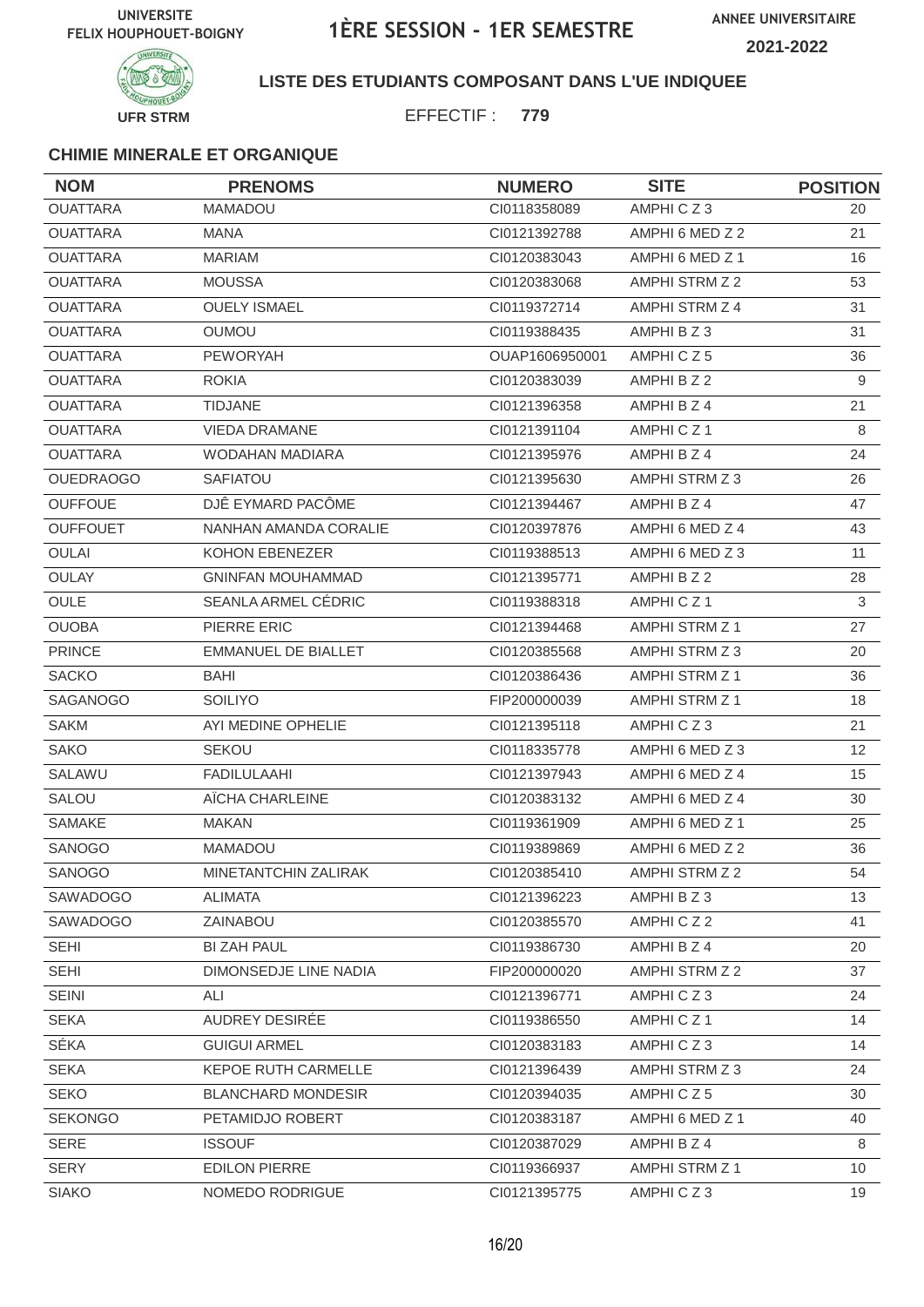UNIVERSITE FELIX HOUPHOUET-BOIGNY

# 1ÈRE SESSION - 1ER SEMESTRE

ANNEE UNIVERSITAIRE 2021-2022

UFR STRM

**LISTE DES ETUDIANTS COMPOSANT DANS L'UE INDIQUEE**

EFFECTIF : **779**

### CHIMIE MINERALE ET ORGANIQUE

| NOM | PRENOMS | NUMERO | SITE | POSITION |
|---|---|---|---|---|
| OUATTARA | MAMADOU | CI0118358089 | AMPHI C Z 3 | 20 |
| OUATTARA | MANA | CI0121392788 | AMPHI 6 MED Z 2 | 21 |
| OUATTARA | MARIAM | CI0120383043 | AMPHI 6 MED Z 1 | 16 |
| OUATTARA | MOUSSA | CI0120383068 | AMPHI STRM Z 2 | 53 |
| OUATTARA | OUELY ISMAEL | CI0119372714 | AMPHI STRM Z 4 | 31 |
| OUATTARA | OUMOU | CI0119388435 | AMPHI B Z 3 | 31 |
| OUATTARA | PEWORYAH | OUAP1606950001 | AMPHI C Z 5 | 36 |
| OUATTARA | ROKIA | CI0120383039 | AMPHI B Z 2 | 9 |
| OUATTARA | TIDJANE | CI0121396358 | AMPHI B Z 4 | 21 |
| OUATTARA | VIEDA DRAMANE | CI0121391104 | AMPHI C Z 1 | 8 |
| OUATTARA | WODAHAN MADIARA | CI0121395976 | AMPHI B Z 4 | 24 |
| OUEDRAOGO | SAFIATOU | CI0121395630 | AMPHI STRM Z 3 | 26 |
| OUFFOUE | DJÊ EYMARD PACÔME | CI0121394467 | AMPHI B Z 4 | 47 |
| OUFFOUET | NANHAN AMANDA CORALIE | CI0120397876 | AMPHI 6 MED Z 4 | 43 |
| OULAI | KOHON EBENEZER | CI0119388513 | AMPHI 6 MED Z 3 | 11 |
| OULAY | GNINFAN MOUHAMMAD | CI0121395771 | AMPHI B Z 2 | 28 |
| OULE | SEANLA ARMEL CÉDRIC | CI0119388318 | AMPHI C Z 1 | 3 |
| OUOBA | PIERRE ERIC | CI0121394468 | AMPHI STRM Z 1 | 27 |
| PRINCE | EMMANUEL DE BIALLET | CI0120385568 | AMPHI STRM Z 3 | 20 |
| SACKO | BAHI | CI0120386436 | AMPHI STRM Z 1 | 36 |
| SAGANOGO | SOILIYO | FIP200000039 | AMPHI STRM Z 1 | 18 |
| SAKM | AYI MEDINE OPHELIE | CI0121395118 | AMPHI C Z 3 | 21 |
| SAKO | SEKOU | CI0118335778 | AMPHI 6 MED Z 3 | 12 |
| SALAWU | FADILULAAHI | CI0121397943 | AMPHI 6 MED Z 4 | 15 |
| SALOU | AÏCHA CHARLEINE | CI0120383132 | AMPHI 6 MED Z 4 | 30 |
| SAMAKE | MAKAN | CI0119361909 | AMPHI 6 MED Z 1 | 25 |
| SANOGO | MAMADOU | CI0119389869 | AMPHI 6 MED Z 2 | 36 |
| SANOGO | MINETANTCHIN ZALIRAK | CI0120385410 | AMPHI STRM Z 2 | 54 |
| SAWADOGO | ALIMATA | CI0121396223 | AMPHI B Z 3 | 13 |
| SAWADOGO | ZAINABOU | CI0120385570 | AMPHI C Z 2 | 41 |
| SEHI | BI ZAH PAUL | CI0119386730 | AMPHI B Z 4 | 20 |
| SEHI | DIMONSEDJE LINE NADIA | FIP200000020 | AMPHI STRM Z 2 | 37 |
| SEINI | ALI | CI0121396771 | AMPHI C Z 3 | 24 |
| SEKA | AUDREY DESIRÉE | CI0119386550 | AMPHI C Z 1 | 14 |
| SÉKA | GUIGUI ARMEL | CI0120383183 | AMPHI C Z 3 | 14 |
| SEKA | KEPOE RUTH CARMELLE | CI0121396439 | AMPHI STRM Z 3 | 24 |
| SEKO | BLANCHARD MONDESIR | CI0120394035 | AMPHI C Z 5 | 30 |
| SEKONGO | PETAMIDJO ROBERT | CI0120383187 | AMPHI 6 MED Z 1 | 40 |
| SERE | ISSOUF | CI0120387029 | AMPHI B Z 4 | 8 |
| SERY | EDILON PIERRE | CI0119366937 | AMPHI STRM Z 1 | 10 |
| SIAKO | NOMEDO RODRIGUE | CI0121395775 | AMPHI C Z 3 | 19 |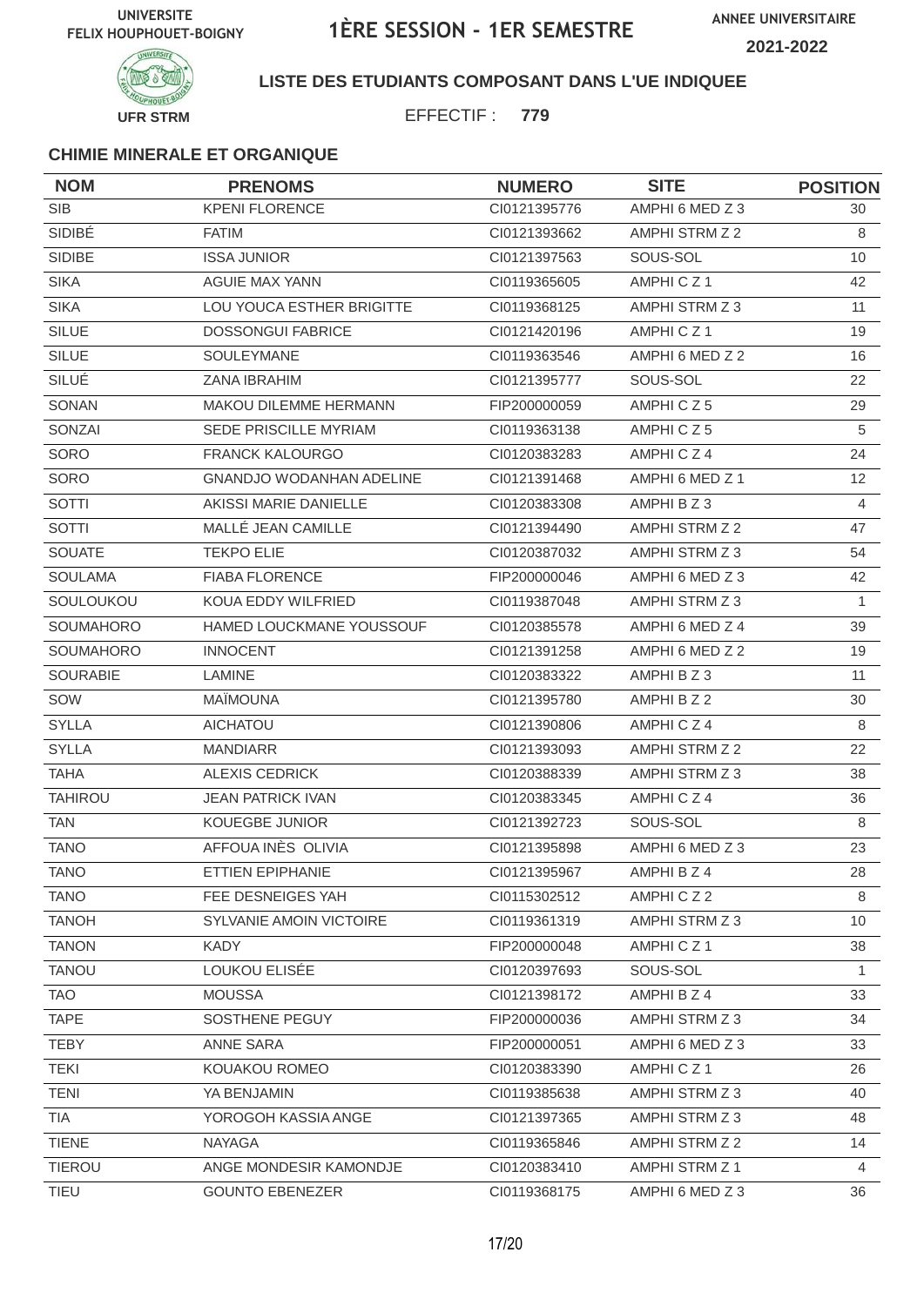UNIVERSITE FELIX HOUPHOUET-BOIGNY

# 1ÈRE SESSION - 1ER SEMESTRE

ANNEE UNIVERSITAIRE 2021-2022

UFR STRM

**LISTE DES ETUDIANTS COMPOSANT DANS L'UE INDIQUEE**

EFFECTIF : **779**

### CHIMIE MINERALE ET ORGANIQUE

| NOM | PRENOMS | NUMERO | SITE | POSITION |
|---|---|---|---|---|
| SIB | KPENI FLORENCE | CI0121395776 | AMPHI 6 MED Z 3 | 30 |
| SIDIBÉ | FATIM | CI0121393662 | AMPHI STRM Z 2 | 8 |
| SIDIBE | ISSA JUNIOR | CI0121397563 | SOUS-SOL | 10 |
| SIKA | AGUIE MAX YANN | CI0119365605 | AMPHI C Z 1 | 42 |
| SIKA | LOU YOUCA ESTHER BRIGITTE | CI0119368125 | AMPHI STRM Z 3 | 11 |
| SILUE | DOSSONGUI FABRICE | CI0121420196 | AMPHI C Z 1 | 19 |
| SILUE | SOULEYMANE | CI0119363546 | AMPHI 6 MED Z 2 | 16 |
| SILUÉ | ZANA IBRAHIM | CI0121395777 | SOUS-SOL | 22 |
| SONAN | MAKOU DILEMME HERMANN | FIP200000059 | AMPHI C Z 5 | 29 |
| SONZAI | SEDE PRISCILLE MYRIAM | CI0119363138 | AMPHI C Z 5 | 5 |
| SORO | FRANCK KALOURGO | CI0120383283 | AMPHI C Z 4 | 24 |
| SORO | GNANDJO WODANHAN ADELINE | CI0121391468 | AMPHI 6 MED Z 1 | 12 |
| SOTTI | AKISSI MARIE DANIELLE | CI0120383308 | AMPHI B Z 3 | 4 |
| SOTTI | MALLÉ JEAN CAMILLE | CI0121394490 | AMPHI STRM Z 2 | 47 |
| SOUATE | TEKPO ELIE | CI0120387032 | AMPHI STRM Z 3 | 54 |
| SOULAMA | FIABA FLORENCE | FIP200000046 | AMPHI 6 MED Z 3 | 42 |
| SOULOUKOU | KOUA EDDY WILFRIED | CI0119387048 | AMPHI STRM Z 3 | 1 |
| SOUMAHORO | HAMED LOUCKMANE YOUSSOUF | CI0120385578 | AMPHI 6 MED Z 4 | 39 |
| SOUMAHORO | INNOCENT | CI0121391258 | AMPHI 6 MED Z 2 | 19 |
| SOURABIE | LAMINE | CI0120383322 | AMPHI B Z 3 | 11 |
| SOW | MAÏMOUNA | CI0121395780 | AMPHI B Z 2 | 30 |
| SYLLA | AICHATOU | CI0121390806 | AMPHI C Z 4 | 8 |
| SYLLA | MANDIARR | CI0121393093 | AMPHI STRM Z 2 | 22 |
| TAHA | ALEXIS CEDRICK | CI0120388339 | AMPHI STRM Z 3 | 38 |
| TAHIROU | JEAN PATRICK IVAN | CI0120383345 | AMPHI C Z 4 | 36 |
| TAN | KOUEGBE JUNIOR | CI0121392723 | SOUS-SOL | 8 |
| TANO | AFFOUA INÈS OLIVIA | CI0121395898 | AMPHI 6 MED Z 3 | 23 |
| TANO | ETTIEN EPIPHANIE | CI0121395967 | AMPHI B Z 4 | 28 |
| TANO | FEE DESNEIGES YAH | CI0115302512 | AMPHI C Z 2 | 8 |
| TANOH | SYLVANIE AMOIN VICTOIRE | CI0119361319 | AMPHI STRM Z 3 | 10 |
| TANON | KADY | FIP200000048 | AMPHI C Z 1 | 38 |
| TANOU | LOUKOU ELISÉE | CI0120397693 | SOUS-SOL | 1 |
| TAO | MOUSSA | CI0121398172 | AMPHI B Z 4 | 33 |
| TAPE | SOSTHENE PEGUY | FIP200000036 | AMPHI STRM Z 3 | 34 |
| TEBY | ANNE SARA | FIP200000051 | AMPHI 6 MED Z 3 | 33 |
| TEKI | KOUAKOU ROMEO | CI0120383390 | AMPHI C Z 1 | 26 |
| TENI | YA BENJAMIN | CI0119385638 | AMPHI STRM Z 3 | 40 |
| TIA | YOROGOH KASSIA ANGE | CI0121397365 | AMPHI STRM Z 3 | 48 |
| TIENE | NAYAGA | CI0119365846 | AMPHI STRM Z 2 | 14 |
| TIEROU | ANGE MONDESIR KAMONDJE | CI0120383410 | AMPHI STRM Z 1 | 4 |
| TIEU | GOUNTO EBENEZER | CI0119368175 | AMPHI 6 MED Z 3 | 36 |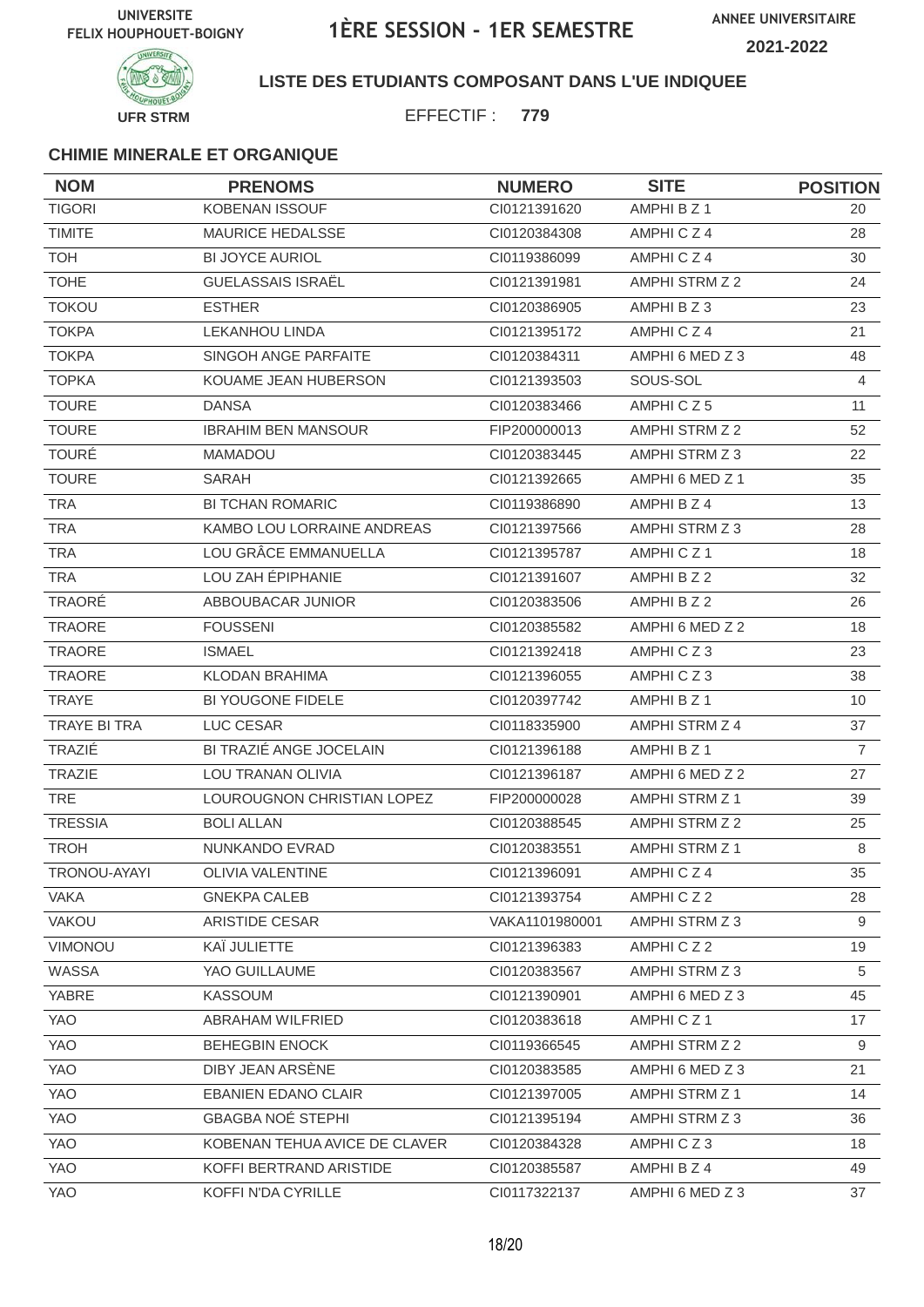UNIVERSITE FELIX HOUPHOUET-BOIGNY

# 1ÈRE SESSION - 1ER SEMESTRE

ANNEE UNIVERSITAIRE 2021-2022

UFR STRM

**LISTE DES ETUDIANTS COMPOSANT DANS L'UE INDIQUEE**

EFFECTIF : **779**

### CHIMIE MINERALE ET ORGANIQUE

| NOM | PRENOMS | NUMERO | SITE | POSITION |
|---|---|---|---|---|
| TIGORI | KOBENAN ISSOUF | CI0121391620 | AMPHI B Z 1 | 20 |
| TIMITE | MAURICE HEDALSSE | CI0120384308 | AMPHI C Z 4 | 28 |
| TOH | BI JOYCE AURIOL | CI0119386099 | AMPHI C Z 4 | 30 |
| TOHE | GUELASSAIS ISRAËL | CI0121391981 | AMPHI STRM Z 2 | 24 |
| TOKOU | ESTHER | CI0120386905 | AMPHI B Z 3 | 23 |
| TOKPA | LEKANHOU LINDA | CI0121395172 | AMPHI C Z 4 | 21 |
| TOKPA | SINGOH ANGE PARFAITE | CI0120384311 | AMPHI 6 MED Z 3 | 48 |
| TOPKA | KOUAME JEAN HUBERSON | CI0121393503 | SOUS-SOL | 4 |
| TOURE | DANSA | CI0120383466 | AMPHI C Z 5 | 11 |
| TOURE | IBRAHIM BEN MANSOUR | FIP200000013 | AMPHI STRM Z 2 | 52 |
| TOURÉ | MAMADOU | CI0120383445 | AMPHI STRM Z 3 | 22 |
| TOURE | SARAH | CI0121392665 | AMPHI 6 MED Z 1 | 35 |
| TRA | BI TCHAN ROMARIC | CI0119386890 | AMPHI B Z 4 | 13 |
| TRA | KAMBO LOU LORRAINE ANDREAS | CI0121397566 | AMPHI STRM Z 3 | 28 |
| TRA | LOU GRÂCE EMMANUELLA | CI0121395787 | AMPHI C Z 1 | 18 |
| TRA | LOU ZAH ÉPIPHANIE | CI0121391607 | AMPHI B Z 2 | 32 |
| TRAORÉ | ABBOUBACAR JUNIOR | CI0120383506 | AMPHI B Z 2 | 26 |
| TRAORE | FOUSSENI | CI0120385582 | AMPHI 6 MED Z 2 | 18 |
| TRAORE | ISMAEL | CI0121392418 | AMPHI C Z 3 | 23 |
| TRAORE | KLODAN BRAHIMA | CI0121396055 | AMPHI C Z 3 | 38 |
| TRAYE | BI YOUGONE FIDELE | CI0120397742 | AMPHI B Z 1 | 10 |
| TRAYE BI TRA | LUC CESAR | CI0118335900 | AMPHI STRM Z 4 | 37 |
| TRAZIÉ | BI TRAZIÉ ANGE JOCELAIN | CI0121396188 | AMPHI B Z 1 | 7 |
| TRAZIE | LOU TRANAN OLIVIA | CI0121396187 | AMPHI 6 MED Z 2 | 27 |
| TRE | LOUROUGNON CHRISTIAN LOPEZ | FIP200000028 | AMPHI STRM Z 1 | 39 |
| TRESSIA | BOLI ALLAN | CI0120388545 | AMPHI STRM Z 2 | 25 |
| TROH | NUNKANDO EVRAD | CI0120383551 | AMPHI STRM Z 1 | 8 |
| TRONOU-AYAYI | OLIVIA VALENTINE | CI0121396091 | AMPHI C Z 4 | 35 |
| VAKA | GNEKPA CALEB | CI0121393754 | AMPHI C Z 2 | 28 |
| VAKOU | ARISTIDE CESAR | VAKA1101980001 | AMPHI STRM Z 3 | 9 |
| VIMONOU | KAÏ JULIETTE | CI0121396383 | AMPHI C Z 2 | 19 |
| WASSA | YAO GUILLAUME | CI0120383567 | AMPHI STRM Z 3 | 5 |
| YABRE | KASSOUM | CI0121390901 | AMPHI 6 MED Z 3 | 45 |
| YAO | ABRAHAM WILFRIED | CI0120383618 | AMPHI C Z 1 | 17 |
| YAO | BEHEGBIN ENOCK | CI0119366545 | AMPHI STRM Z 2 | 9 |
| YAO | DIBY JEAN ARSÈNE | CI0120383585 | AMPHI 6 MED Z 3 | 21 |
| YAO | EBANIEN EDANO CLAIR | CI0121397005 | AMPHI STRM Z 1 | 14 |
| YAO | GBAGBA NOÉ STEPHI | CI0121395194 | AMPHI STRM Z 3 | 36 |
| YAO | KOBENAN TEHUA AVICE DE CLAVER | CI0120384328 | AMPHI C Z 3 | 18 |
| YAO | KOFFI BERTRAND ARISTIDE | CI0120385587 | AMPHI B Z 4 | 49 |
| YAO | KOFFI N'DA CYRILLE | CI0117322137 | AMPHI 6 MED Z 3 | 37 |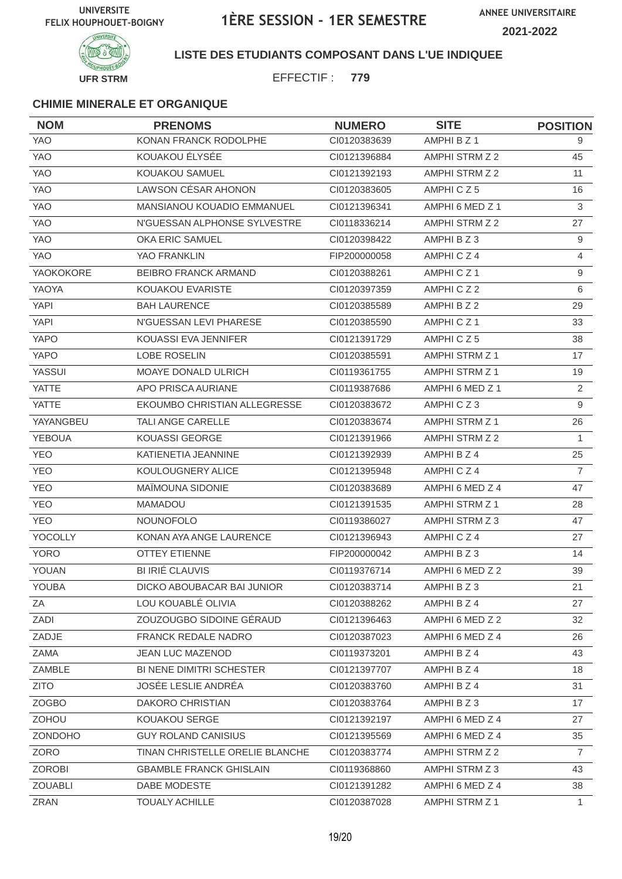UNIVERSITE FELIX HOUPHOUET-BOIGNY

# 1ÈRE SESSION - 1ER SEMESTRE

ANNEE UNIVERSITAIRE 2021-2022

UFR STRM

**LISTE DES ETUDIANTS COMPOSANT DANS L'UE INDIQUEE**

EFFECTIF : **779**

### CHIMIE MINERALE ET ORGANIQUE

| NOM | PRENOMS | NUMERO | SITE | POSITION |
|---|---|---|---|---|
| YAO | KONAN FRANCK RODOLPHE | CI0120383639 | AMPHI B Z 1 | 9 |
| YAO | KOUAKOU ÉLYSÉE | CI0121396884 | AMPHI STRM Z 2 | 45 |
| YAO | KOUAKOU SAMUEL | CI0121392193 | AMPHI STRM Z 2 | 11 |
| YAO | LAWSON CÉSAR AHONON | CI0120383605 | AMPHI C Z 5 | 16 |
| YAO | MANSIANOU KOUADIO EMMANUEL | CI0121396341 | AMPHI 6 MED Z 1 | 3 |
| YAO | N'GUESSAN ALPHONSE SYLVESTRE | CI0118336214 | AMPHI STRM Z 2 | 27 |
| YAO | OKA ERIC SAMUEL | CI0120398422 | AMPHI B Z 3 | 9 |
| YAO | YAO FRANKLIN | FIP200000058 | AMPHI C Z 4 | 4 |
| YAOKOKORE | BEIBRO FRANCK ARMAND | CI0120388261 | AMPHI C Z 1 | 9 |
| YAOYA | KOUAKOU EVARISTE | CI0120397359 | AMPHI C Z 2 | 6 |
| YAPI | BAH LAURENCE | CI0120385589 | AMPHI B Z 2 | 29 |
| YAPI | N'GUESSAN LEVI PHARESE | CI0120385590 | AMPHI C Z 1 | 33 |
| YAPO | KOUASSI EVA JENNIFER | CI0121391729 | AMPHI C Z 5 | 38 |
| YAPO | LOBE ROSELIN | CI0120385591 | AMPHI STRM Z 1 | 17 |
| YASSUI | MOAYE DONALD ULRICH | CI0119361755 | AMPHI STRM Z 1 | 19 |
| YATTE | APO PRISCA AURIANE | CI0119387686 | AMPHI 6 MED Z 1 | 2 |
| YATTE | EKOUMBO CHRISTIAN ALLEGRESSE | CI0120383672 | AMPHI C Z 3 | 9 |
| YAYANGBEU | TALI ANGE CARELLE | CI0120383674 | AMPHI STRM Z 1 | 26 |
| YEBOUA | KOUASSI GEORGE | CI0121391966 | AMPHI STRM Z 2 | 1 |
| YEO | KATIENETIA JEANNINE | CI0121392939 | AMPHI B Z 4 | 25 |
| YEO | KOULOUGNERY ALICE | CI0121395948 | AMPHI C Z 4 | 7 |
| YEO | MAÏMOUNA SIDONIE | CI0120383689 | AMPHI 6 MED Z 4 | 47 |
| YEO | MAMADOU | CI0121391535 | AMPHI STRM Z 1 | 28 |
| YEO | NOUNOFOLO | CI0119386027 | AMPHI STRM Z 3 | 47 |
| YOCOLLY | KONAN AYA ANGE LAURENCE | CI0121396943 | AMPHI C Z 4 | 27 |
| YORO | OTTEY ETIENNE | FIP200000042 | AMPHI B Z 3 | 14 |
| YOUAN | BI IRIÉ CLAUVIS | CI0119376714 | AMPHI 6 MED Z 2 | 39 |
| YOUBA | DICKO ABOUBACAR BAI JUNIOR | CI0120383714 | AMPHI B Z 3 | 21 |
| ZA | LOU KOUABLÉ OLIVIA | CI0120388262 | AMPHI B Z 4 | 27 |
| ZADI | ZOUZOUGBO SIDOINE GÉRAUD | CI0121396463 | AMPHI 6 MED Z 2 | 32 |
| ZADJE | FRANCK REDALE NADRO | CI0120387023 | AMPHI 6 MED Z 4 | 26 |
| ZAMA | JEAN LUC MAZENOD | CI0119373201 | AMPHI B Z 4 | 43 |
| ZAMBLE | BI NENE DIMITRI SCHESTER | CI0121397707 | AMPHI B Z 4 | 18 |
| ZITO | JOSÉE LESLIE ANDRÉA | CI0120383760 | AMPHI B Z 4 | 31 |
| ZOGBO | DAKORO CHRISTIAN | CI0120383764 | AMPHI B Z 3 | 17 |
| ZOHOU | KOUAKOU SERGE | CI0121392197 | AMPHI 6 MED Z 4 | 27 |
| ZONDOHO | GUY ROLAND CANISIUS | CI0121395569 | AMPHI 6 MED Z 4 | 35 |
| ZORO | TINAN CHRISTELLE ORELIE BLANCHE | CI0120383774 | AMPHI STRM Z 2 | 7 |
| ZOROBI | GBAMBLE FRANCK GHISLAIN | CI0119368860 | AMPHI STRM Z 3 | 43 |
| ZOUABLI | DABE MODESTE | CI0121391282 | AMPHI 6 MED Z 4 | 38 |
| ZRAN | TOUALY ACHILLE | CI0120387028 | AMPHI STRM Z 1 | 1 |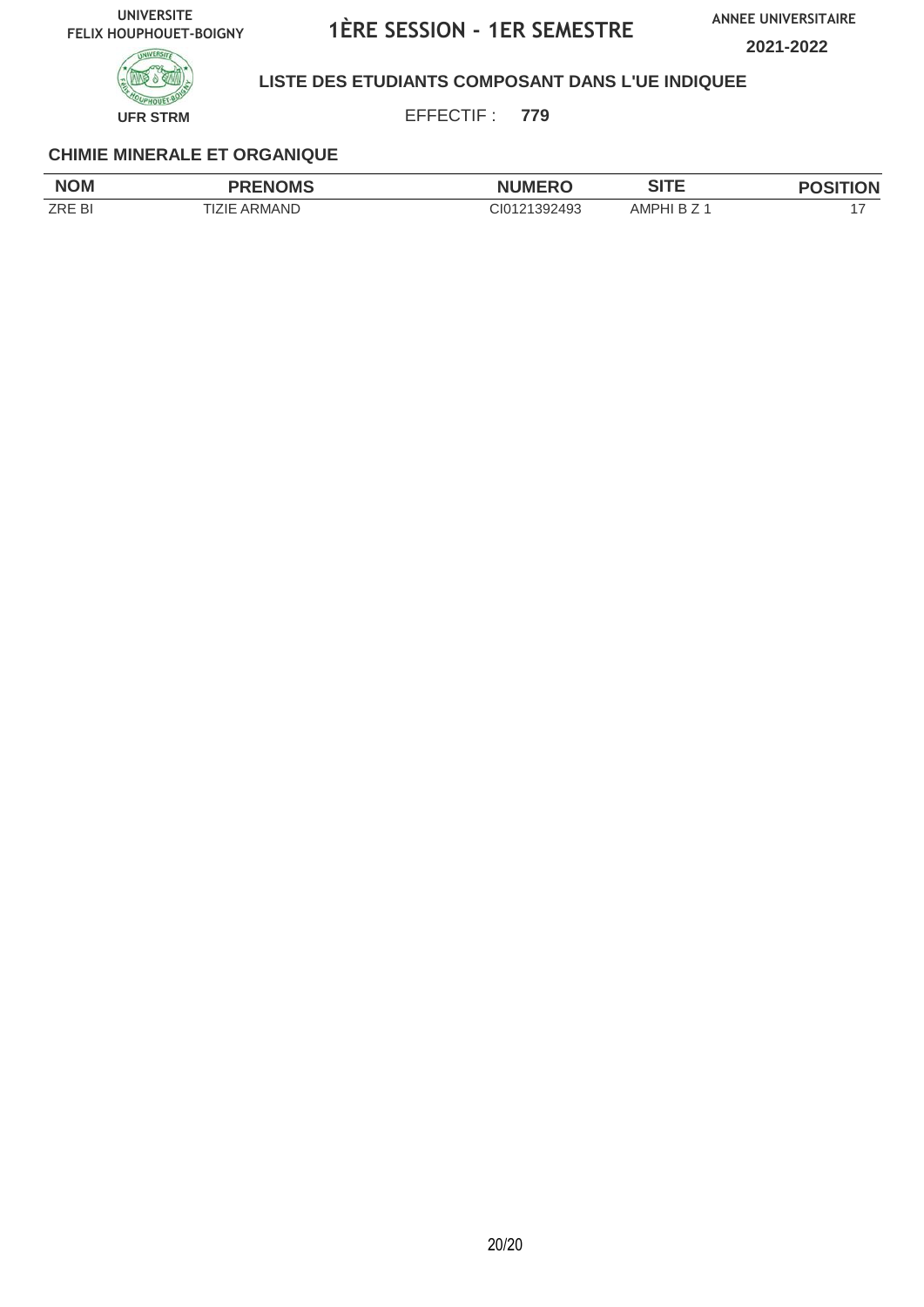UNIVERSITE FELIX HOUPHOUET-BOIGNY

# 1ÈRE SESSION - 1ER SEMESTRE

ANNEE UNIVERSITAIRE

**2021-2022**

**LISTE DES ETUDIANTS COMPOSANT DANS L'UE INDIQUEE**

**UFR STRM**

EFFECTIF : **779**

### CHIMIE MINERALE ET ORGANIQUE

| NOM | PRENOMS | NUMERO | SITE | POSITION |
|---|---|---|---|---|
| ZRE BI | TIZIE ARMAND | CI0121392493 | AMPHI B Z 1 | 17 |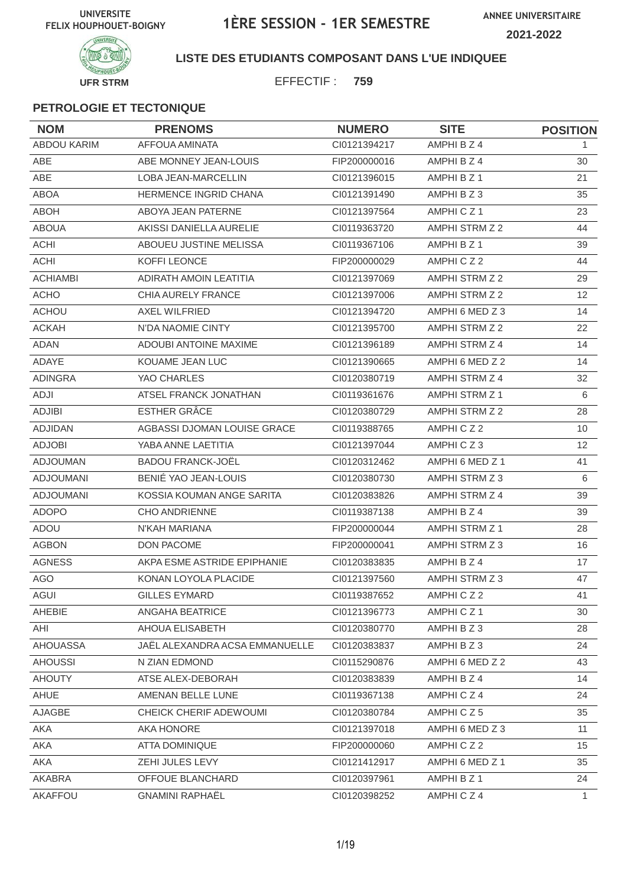UNIVERSITE FELIX HOUPHOUET-BOIGNY

# 1ÈRE SESSION - 1ER SEMESTRE

ANNEE UNIVERSITAIRE 2021-2022

UFR STRM

**LISTE DES ETUDIANTS COMPOSANT DANS L'UE INDIQUEE**

EFFECTIF : **759**

### PETROLOGIE ET TECTONIQUE

| NOM | PRENOMS | NUMERO | SITE | POSITION |
|---|---|---|---|---|
| ABDOU KARIM | AFFOUA AMINATA | CI0121394217 | AMPHI B Z 4 | 1 |
| ABE | ABE MONNEY JEAN-LOUIS | FIP200000016 | AMPHI B Z 4 | 30 |
| ABE | LOBA JEAN-MARCELLIN | CI0121396015 | AMPHI B Z 1 | 21 |
| ABOA | HERMENCE INGRID CHANA | CI0121391490 | AMPHI B Z 3 | 35 |
| ABOH | ABOYA JEAN PATERNE | CI0121397564 | AMPHI C Z 1 | 23 |
| ABOUA | AKISSI DANIELLA AURELIE | CI0119363720 | AMPHI STRM Z 2 | 44 |
| ACHI | ABOUEU JUSTINE MELISSA | CI0119367106 | AMPHI B Z 1 | 39 |
| ACHI | KOFFI LEONCE | FIP200000029 | AMPHI C Z 2 | 44 |
| ACHIAMBI | ADIRATH AMOIN LEATITIA | CI0121397069 | AMPHI STRM Z 2 | 29 |
| ACHO | CHIA AURELY FRANCE | CI0121397006 | AMPHI STRM Z 2 | 12 |
| ACHOU | AXEL WILFRIED | CI0121394720 | AMPHI 6 MED Z 3 | 14 |
| ACKAH | N'DA NAOMIE CINTY | CI0121395700 | AMPHI STRM Z 2 | 22 |
| ADAN | ADOUBI ANTOINE MAXIME | CI0121396189 | AMPHI STRM Z 4 | 14 |
| ADAYE | KOUAME JEAN LUC | CI0121390665 | AMPHI 6 MED Z 2 | 14 |
| ADINGRA | YAO CHARLES | CI0120380719 | AMPHI STRM Z 4 | 32 |
| ADJI | ATSEL FRANCK JONATHAN | CI0119361676 | AMPHI STRM Z 1 | 6 |
| ADJIBI | ESTHER GRÂCE | CI0120380729 | AMPHI STRM Z 2 | 28 |
| ADJIDAN | AGBASSI DJOMAN LOUISE GRACE | CI0119388765 | AMPHI C Z 2 | 10 |
| ADJOBI | YABA ANNE LAETITIA | CI0121397044 | AMPHI C Z 3 | 12 |
| ADJOUMAN | BADOU FRANCK-JOËL | CI0120312462 | AMPHI 6 MED Z 1 | 41 |
| ADJOUMANI | BENIÉ YAO JEAN-LOUIS | CI0120380730 | AMPHI STRM Z 3 | 6 |
| ADJOUMANI | KOSSIA KOUMAN ANGE SARITA | CI0120383826 | AMPHI STRM Z 4 | 39 |
| ADOPO | CHO ANDRIENNE | CI0119387138 | AMPHI B Z 4 | 39 |
| ADOU | N'KAH MARIANA | FIP200000044 | AMPHI STRM Z 1 | 28 |
| AGBON | DON PACOME | FIP200000041 | AMPHI STRM Z 3 | 16 |
| AGNESS | AKPA ESME ASTRIDE EPIPHANIE | CI0120383835 | AMPHI B Z 4 | 17 |
| AGO | KONAN LOYOLA PLACIDE | CI0121397560 | AMPHI STRM Z 3 | 47 |
| AGUI | GILLES EYMARD | CI0119387652 | AMPHI C Z 2 | 41 |
| AHEBIE | ANGAHA BEATRICE | CI0121396773 | AMPHI C Z 1 | 30 |
| AHI | AHOUA ELISABETH | CI0120380770 | AMPHI B Z 3 | 28 |
| AHOUASSA | JAËL ALEXANDRA ACSA EMMANUELLE | CI0120383837 | AMPHI B Z 3 | 24 |
| AHOUSSI | N ZIAN EDMOND | CI0115290876 | AMPHI 6 MED Z 2 | 43 |
| AHOUTY | ATSE ALEX-DEBORAH | CI0120383839 | AMPHI B Z 4 | 14 |
| AHUE | AMENAN BELLE LUNE | CI0119367138 | AMPHI C Z 4 | 24 |
| AJAGBE | CHEICK CHERIF ADEWOUMI | CI0120380784 | AMPHI C Z 5 | 35 |
| AKA | AKA HONORE | CI0121397018 | AMPHI 6 MED Z 3 | 11 |
| AKA | ATTA DOMINIQUE | FIP200000060 | AMPHI C Z 2 | 15 |
| AKA | ZEHI JULES LEVY | CI0121412917 | AMPHI 6 MED Z 1 | 35 |
| AKABRA | OFFOUE BLANCHARD | CI0120397961 | AMPHI B Z 1 | 24 |
| AKAFFOU | GNAMINI RAPHAËL | CI0120398252 | AMPHI C Z 4 | 1 |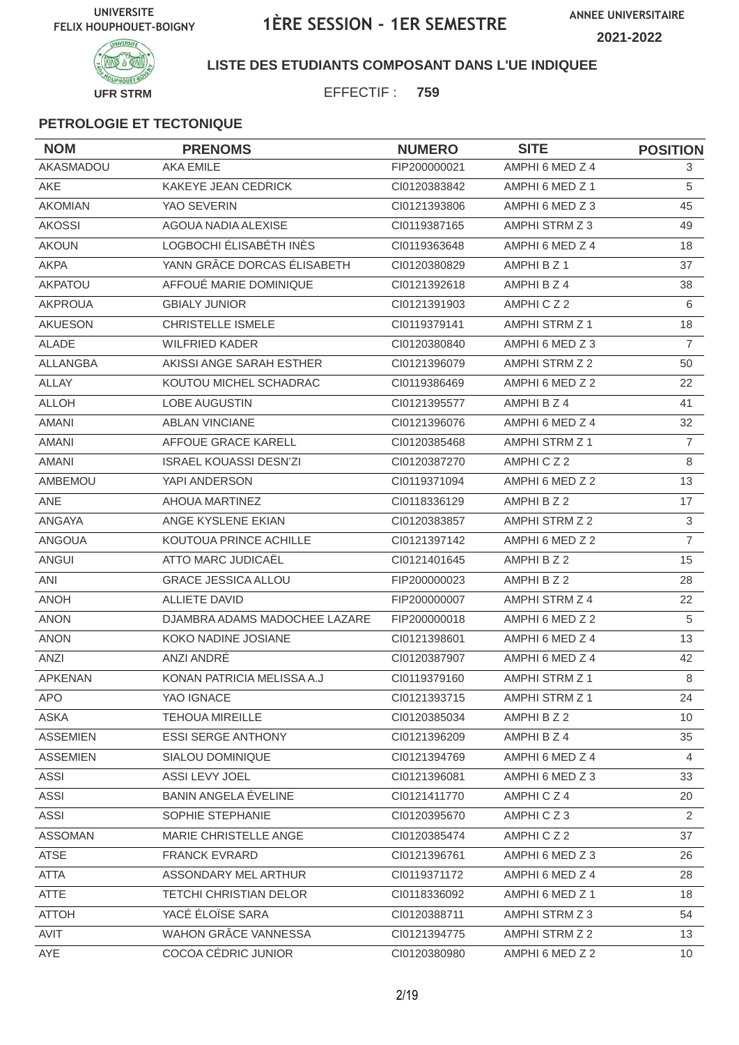UNIVERSITE FELIX HOUPHOUET-BOIGNY

# 1ÈRE SESSION - 1ER SEMESTRE

ANNEE UNIVERSITAIRE 2021-2022

UFR STRM

**LISTE DES ETUDIANTS COMPOSANT DANS L'UE INDIQUEE**

EFFECTIF : **759**

### PETROLOGIE ET TECTONIQUE

| NOM | PRENOMS | NUMERO | SITE | POSITION |
|---|---|---|---|---|
| AKASMADOU | AKA EMILE | FIP200000021 | AMPHI 6 MED Z 4 | 3 |
| AKE | KAKEYE JEAN CEDRICK | CI0120383842 | AMPHI 6 MED Z 1 | 5 |
| AKOMIAN | YAO SEVERIN | CI0121393806 | AMPHI 6 MED Z 3 | 45 |
| AKOSSI | AGOUA NADIA ALEXISE | CI0119387165 | AMPHI STRM Z 3 | 49 |
| AKOUN | LOGBOCHI ÉLISABÉTH INÈS | CI0119363648 | AMPHI 6 MED Z 4 | 18 |
| AKPA | YANN GRÂCE DORCAS ÉLISABETH | CI0120380829 | AMPHI B Z 1 | 37 |
| AKPATOU | AFFOUÉ MARIE DOMINIQUE | CI0121392618 | AMPHI B Z 4 | 38 |
| AKPROUA | GBIALY JUNIOR | CI0121391903 | AMPHI C Z 2 | 6 |
| AKUESON | CHRISTELLE ISMELE | CI0119379141 | AMPHI STRM Z 1 | 18 |
| ALADE | WILFRIED KADER | CI0120380840 | AMPHI 6 MED Z 3 | 7 |
| ALLANGBA | AKISSI ANGE SARAH ESTHER | CI0121396079 | AMPHI STRM Z 2 | 50 |
| ALLAY | KOUTOU MICHEL SCHADRAC | CI0119386469 | AMPHI 6 MED Z 2 | 22 |
| ALLOH | LOBE AUGUSTIN | CI0121395577 | AMPHI B Z 4 | 41 |
| AMANI | ABLAN VINCIANE | CI0121396076 | AMPHI 6 MED Z 4 | 32 |
| AMANI | AFFOUE GRACE KARELL | CI0120385468 | AMPHI STRM Z 1 | 7 |
| AMANI | ISRAEL KOUASSI DESN'ZI | CI0120387270 | AMPHI C Z 2 | 8 |
| AMBEMOU | YAPI ANDERSON | CI0119371094 | AMPHI 6 MED Z 2 | 13 |
| ANE | AHOUA MARTINEZ | CI0118336129 | AMPHI B Z 2 | 17 |
| ANGAYA | ANGE KYSLENE EKIAN | CI0120383857 | AMPHI STRM Z 2 | 3 |
| ANGOUA | KOUTOUA PRINCE ACHILLE | CI0121397142 | AMPHI 6 MED Z 2 | 7 |
| ANGUI | ATTO MARC JUDICAËL | CI0121401645 | AMPHI B Z 2 | 15 |
| ANI | GRACE JESSICA ALLOU | FIP200000023 | AMPHI B Z 2 | 28 |
| ANOH | ALLIETE DAVID | FIP200000007 | AMPHI STRM Z 4 | 22 |
| ANON | DJAMBRA ADAMS MADOCHEE LAZARE | FIP200000018 | AMPHI 6 MED Z 2 | 5 |
| ANON | KOKO NADINE JOSIANE | CI0121398601 | AMPHI 6 MED Z 4 | 13 |
| ANZI | ANZI ANDRÉ | CI0120387907 | AMPHI 6 MED Z 4 | 42 |
| APKENAN | KONAN PATRICIA MELISSA A.J | CI0119379160 | AMPHI STRM Z 1 | 8 |
| APO | YAO IGNACE | CI0121393715 | AMPHI STRM Z 1 | 24 |
| ASKA | TEHOUA MIREILLE | CI0120385034 | AMPHI B Z 2 | 10 |
| ASSEMIEN | ESSI SERGE ANTHONY | CI0121396209 | AMPHI B Z 4 | 35 |
| ASSEMIEN | SIALOU DOMINIQUE | CI0121394769 | AMPHI 6 MED Z 4 | 4 |
| ASSI | ASSI LEVY JOEL | CI0121396081 | AMPHI 6 MED Z 3 | 33 |
| ASSI | BANIN ANGELA ÉVELINE | CI0121411770 | AMPHI C Z 4 | 20 |
| ASSI | SOPHIE STEPHANIE | CI0120395670 | AMPHI C Z 3 | 2 |
| ASSOMAN | MARIE CHRISTELLE ANGE | CI0120385474 | AMPHI C Z 2 | 37 |
| ATSE | FRANCK EVRARD | CI0121396761 | AMPHI 6 MED Z 3 | 26 |
| ATTA | ASSONDARY MEL ARTHUR | CI0119371172 | AMPHI 6 MED Z 4 | 28 |
| ATTE | TETCHI CHRISTIAN DELOR | CI0118336092 | AMPHI 6 MED Z 1 | 18 |
| ATTOH | YACÉ ÉLOÏSE SARA | CI0120388711 | AMPHI STRM Z 3 | 54 |
| AVIT | WAHON GRÂCE VANNESSA | CI0121394775 | AMPHI STRM Z 2 | 13 |
| AYE | COCOA CÉDRIC JUNIOR | CI0120380980 | AMPHI 6 MED Z 2 | 10 |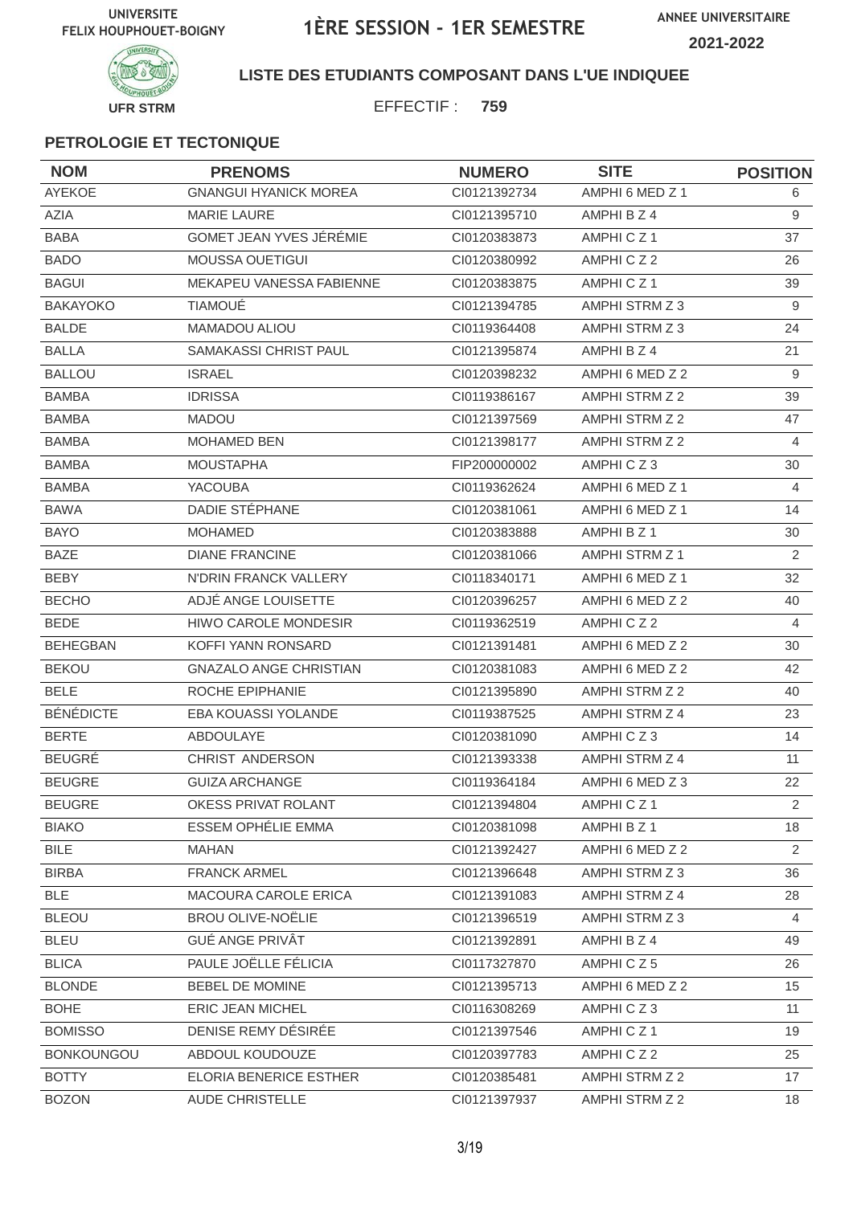UNIVERSITE FELIX HOUPHOUET-BOIGNY

# 1ÈRE SESSION - 1ER SEMESTRE

ANNEE UNIVERSITAIRE 2021-2022

UFR STRM

**LISTE DES ETUDIANTS COMPOSANT DANS L'UE INDIQUEE**

EFFECTIF : **759**

### PETROLOGIE ET TECTONIQUE

| NOM | PRENOMS | NUMERO | SITE | POSITION |
|---|---|---|---|---|
| AYEKOE | GNANGUI HYANICK MOREA | CI0121392734 | AMPHI 6 MED Z 1 | 6 |
| AZIA | MARIE LAURE | CI0121395710 | AMPHI B Z 4 | 9 |
| BABA | GOMET JEAN YVES JÉRÉMIE | CI0120383873 | AMPHI C Z 1 | 37 |
| BADO | MOUSSA OUETIGUI | CI0120380992 | AMPHI C Z 2 | 26 |
| BAGUI | MEKAPEU VANESSA FABIENNE | CI0120383875 | AMPHI C Z 1 | 39 |
| BAKAYOKO | TIAMOUÉ | CI0121394785 | AMPHI STRM Z 3 | 9 |
| BALDE | MAMADOU ALIOU | CI0119364408 | AMPHI STRM Z 3 | 24 |
| BALLA | SAMAKASSI CHRIST PAUL | CI0121395874 | AMPHI B Z 4 | 21 |
| BALLOU | ISRAEL | CI0120398232 | AMPHI 6 MED Z 2 | 9 |
| BAMBA | IDRISSA | CI0119386167 | AMPHI STRM Z 2 | 39 |
| BAMBA | MADOU | CI0121397569 | AMPHI STRM Z 2 | 47 |
| BAMBA | MOHAMED BEN | CI0121398177 | AMPHI STRM Z 2 | 4 |
| BAMBA | MOUSTAPHA | FIP200000002 | AMPHI C Z 3 | 30 |
| BAMBA | YACOUBA | CI0119362624 | AMPHI 6 MED Z 1 | 4 |
| BAWA | DADIE STÉPHANE | CI0120381061 | AMPHI 6 MED Z 1 | 14 |
| BAYO | MOHAMED | CI0120383888 | AMPHI B Z 1 | 30 |
| BAZE | DIANE FRANCINE | CI0120381066 | AMPHI STRM Z 1 | 2 |
| BEBY | N'DRIN FRANCK VALLERY | CI0118340171 | AMPHI 6 MED Z 1 | 32 |
| BECHO | ADJÉ ANGE LOUISETTE | CI0120396257 | AMPHI 6 MED Z 2 | 40 |
| BEDE | HIWO CAROLE MONDESIR | CI0119362519 | AMPHI C Z 2 | 4 |
| BEHEGBAN | KOFFI YANN RONSARD | CI0121391481 | AMPHI 6 MED Z 2 | 30 |
| BEKOU | GNAZALO ANGE CHRISTIAN | CI0120381083 | AMPHI 6 MED Z 2 | 42 |
| BELE | ROCHE EPIPHANIE | CI0121395890 | AMPHI STRM Z 2 | 40 |
| BÉNÉDICTE | EBA KOUASSI YOLANDE | CI0119387525 | AMPHI STRM Z 4 | 23 |
| BERTE | ABDOULAYE | CI0120381090 | AMPHI C Z 3 | 14 |
| BEUGRÉ | CHRIST ANDERSON | CI0121393338 | AMPHI STRM Z 4 | 11 |
| BEUGRE | GUIZA ARCHANGE | CI0119364184 | AMPHI 6 MED Z 3 | 22 |
| BEUGRE | OKESS PRIVAT ROLANT | CI0121394804 | AMPHI C Z 1 | 2 |
| BIAKO | ESSEM OPHÉLIE EMMA | CI0120381098 | AMPHI B Z 1 | 18 |
| BILE | MAHAN | CI0121392427 | AMPHI 6 MED Z 2 | 2 |
| BIRBA | FRANCK ARMEL | CI0121396648 | AMPHI STRM Z 3 | 36 |
| BLE | MACOURA CAROLE ERICA | CI0121391083 | AMPHI STRM Z 4 | 28 |
| BLEOU | BROU OLIVE-NOËLIE | CI0121396519 | AMPHI STRM Z 3 | 4 |
| BLEU | GUÉ ANGE PRIVÂT | CI0121392891 | AMPHI B Z 4 | 49 |
| BLICA | PAULE JOËLLE FÉLICIA | CI0117327870 | AMPHI C Z 5 | 26 |
| BLONDE | BEBEL DE MOMINE | CI0121395713 | AMPHI 6 MED Z 2 | 15 |
| BOHE | ERIC JEAN MICHEL | CI0116308269 | AMPHI C Z 3 | 11 |
| BOMISSO | DENISE REMY DÉSIRÉE | CI0121397546 | AMPHI C Z 1 | 19 |
| BONKOUNGOU | ABDOUL KOUDOUZE | CI0120397783 | AMPHI C Z 2 | 25 |
| BOTTY | ELORIA BENERICE ESTHER | CI0120385481 | AMPHI STRM Z 2 | 17 |
| BOZON | AUDE CHRISTELLE | CI0121397937 | AMPHI STRM Z 2 | 18 |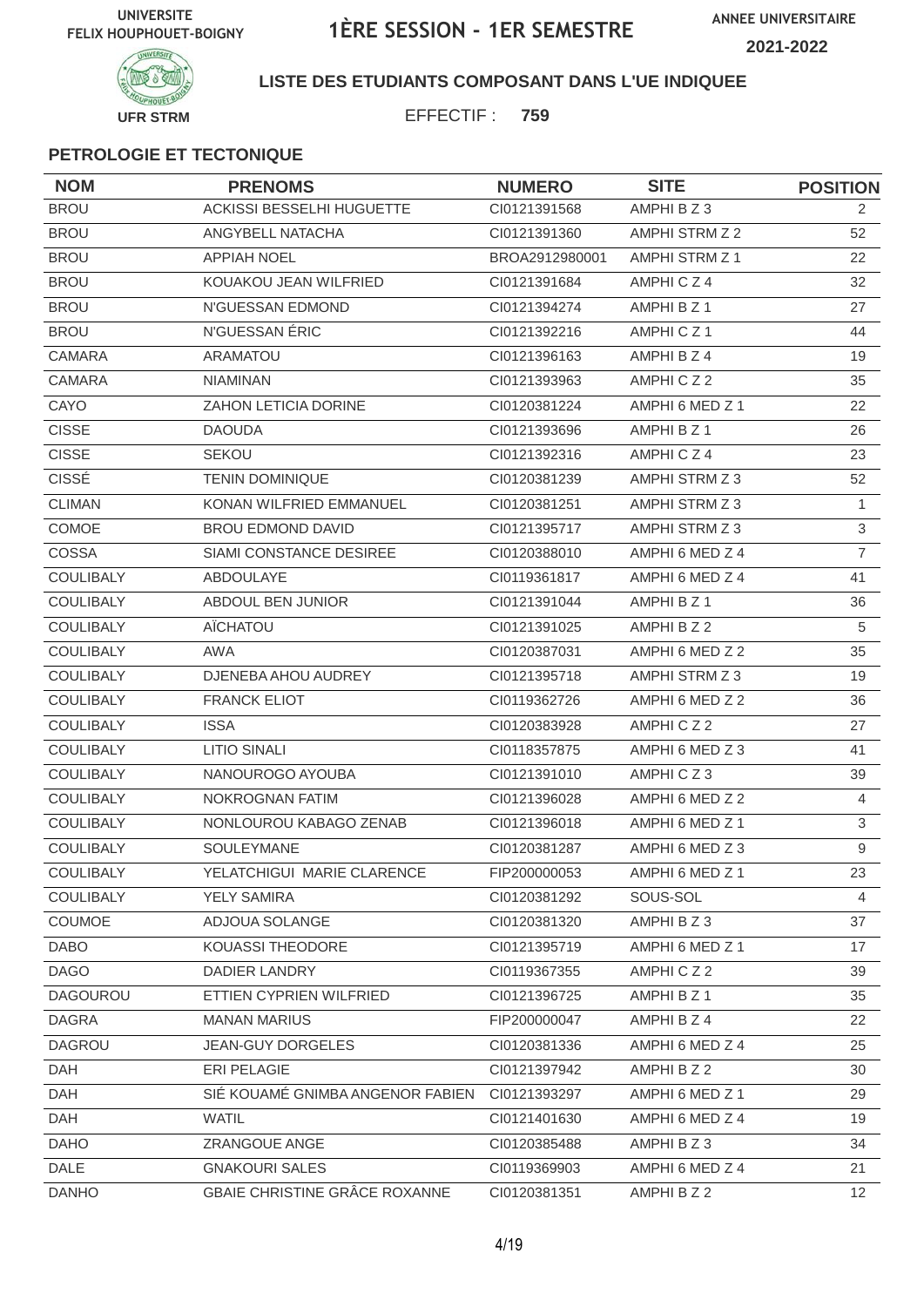UNIVERSITE FELIX HOUPHOUET-BOIGNY

# 1ÈRE SESSION - 1ER SEMESTRE

ANNEE UNIVERSITAIRE 2021-2022

UFR STRM

**LISTE DES ETUDIANTS COMPOSANT DANS L'UE INDIQUEE**

EFFECTIF : **759**

### PETROLOGIE ET TECTONIQUE

| NOM | PRENOMS | NUMERO | SITE | POSITION |
|---|---|---|---|---|
| BROU | ACKISSI BESSELHI HUGUETTE | CI0121391568 | AMPHI B Z 3 | 2 |
| BROU | ANGYBELL NATACHA | CI0121391360 | AMPHI STRM Z 2 | 52 |
| BROU | APPIAH NOEL | BROA2912980001 | AMPHI STRM Z 1 | 22 |
| BROU | KOUAKOU JEAN WILFRIED | CI0121391684 | AMPHI C Z 4 | 32 |
| BROU | N'GUESSAN EDMOND | CI0121394274 | AMPHI B Z 1 | 27 |
| BROU | N'GUESSAN ÉRIC | CI0121392216 | AMPHI C Z 1 | 44 |
| CAMARA | ARAMATOU | CI0121396163 | AMPHI B Z 4 | 19 |
| CAMARA | NIAMINAN | CI0121393963 | AMPHI C Z 2 | 35 |
| CAYO | ZAHON LETICIA DORINE | CI0120381224 | AMPHI 6 MED Z 1 | 22 |
| CISSE | DAOUDA | CI0121393696 | AMPHI B Z 1 | 26 |
| CISSE | SEKOU | CI0121392316 | AMPHI C Z 4 | 23 |
| CISSÉ | TENIN DOMINIQUE | CI0120381239 | AMPHI STRM Z 3 | 52 |
| CLIMAN | KONAN WILFRIED EMMANUEL | CI0120381251 | AMPHI STRM Z 3 | 1 |
| COMOE | BROU EDMOND DAVID | CI0121395717 | AMPHI STRM Z 3 | 3 |
| COSSA | SIAMI CONSTANCE DESIREE | CI0120388010 | AMPHI 6 MED Z 4 | 7 |
| COULIBALY | ABDOULAYE | CI0119361817 | AMPHI 6 MED Z 4 | 41 |
| COULIBALY | ABDOUL BEN JUNIOR | CI0121391044 | AMPHI B Z 1 | 36 |
| COULIBALY | AÏCHATOU | CI0121391025 | AMPHI B Z 2 | 5 |
| COULIBALY | AWA | CI0120387031 | AMPHI 6 MED Z 2 | 35 |
| COULIBALY | DJENEBA AHOU AUDREY | CI0121395718 | AMPHI STRM Z 3 | 19 |
| COULIBALY | FRANCK ELIOT | CI0119362726 | AMPHI 6 MED Z 2 | 36 |
| COULIBALY | ISSA | CI0120383928 | AMPHI C Z 2 | 27 |
| COULIBALY | LITIO SINALI | CI0118357875 | AMPHI 6 MED Z 3 | 41 |
| COULIBALY | NANOUROGO AYOUBA | CI0121391010 | AMPHI C Z 3 | 39 |
| COULIBALY | NOKROGNAN FATIM | CI0121396028 | AMPHI 6 MED Z 2 | 4 |
| COULIBALY | NONLOUROU KABAGO ZENAB | CI0121396018 | AMPHI 6 MED Z 1 | 3 |
| COULIBALY | SOULEYMANE | CI0120381287 | AMPHI 6 MED Z 3 | 9 |
| COULIBALY | YELATCHIGUI MARIE CLARENCE | FIP200000053 | AMPHI 6 MED Z 1 | 23 |
| COULIBALY | YELY SAMIRA | CI0120381292 | SOUS-SOL | 4 |
| COUMOE | ADJOUA SOLANGE | CI0120381320 | AMPHI B Z 3 | 37 |
| DABO | KOUASSI THEODORE | CI0121395719 | AMPHI 6 MED Z 1 | 17 |
| DAGO | DADIER LANDRY | CI0119367355 | AMPHI C Z 2 | 39 |
| DAGOUROU | ETTIEN CYPRIEN WILFRIED | CI0121396725 | AMPHI B Z 1 | 35 |
| DAGRA | MANAN MARIUS | FIP200000047 | AMPHI B Z 4 | 22 |
| DAGROU | JEAN-GUY DORGELES | CI0120381336 | AMPHI 6 MED Z 4 | 25 |
| DAH | ERI PELAGIE | CI0121397942 | AMPHI B Z 2 | 30 |
| DAH | SIÉ KOUAMÉ GNIMBA ANGENOR FABIEN | CI0121393297 | AMPHI 6 MED Z 1 | 29 |
| DAH | WATIL | CI0121401630 | AMPHI 6 MED Z 4 | 19 |
| DAHO | ZRANGOUE ANGE | CI0120385488 | AMPHI B Z 3 | 34 |
| DALE | GNAKOURI SALES | CI0119369903 | AMPHI 6 MED Z 4 | 21 |
| DANHO | GBAIE CHRISTINE GRÂCE ROXANNE | CI0120381351 | AMPHI B Z 2 | 12 |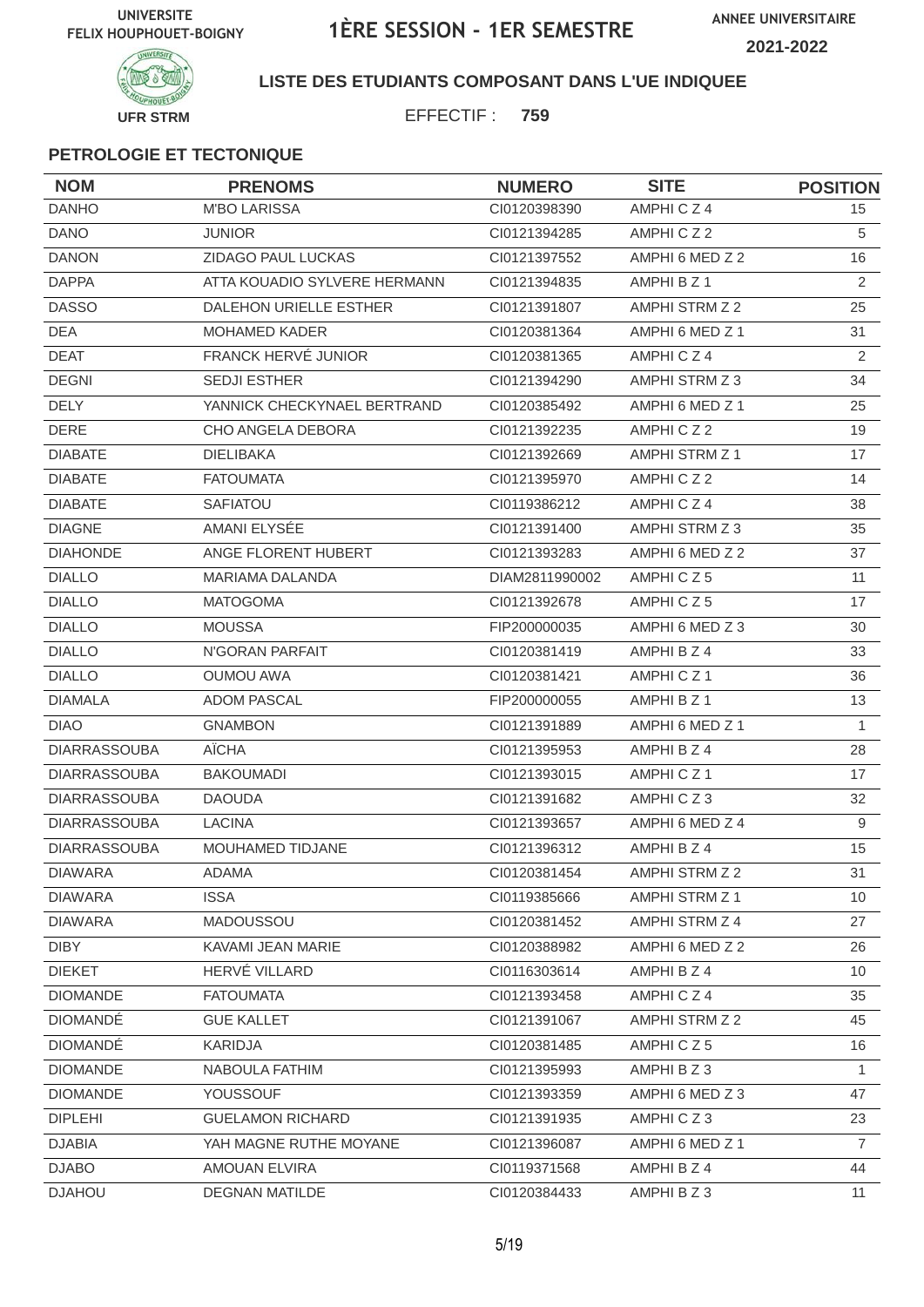UNIVERSITE FELIX HOUPHOUET-BOIGNY

# 1ÈRE SESSION - 1ER SEMESTRE

ANNEE UNIVERSITAIRE 2021-2022

UFR STRM

**LISTE DES ETUDIANTS COMPOSANT DANS L'UE INDIQUEE**

EFFECTIF : **759**

### PETROLOGIE ET TECTONIQUE

| NOM | PRENOMS | NUMERO | SITE | POSITION |
|---|---|---|---|---|
| DANHO | M'BO LARISSA | CI0120398390 | AMPHI C Z 4 | 15 |
| DANO | JUNIOR | CI0121394285 | AMPHI C Z 2 | 5 |
| DANON | ZIDAGO PAUL LUCKAS | CI0121397552 | AMPHI 6 MED Z 2 | 16 |
| DAPPA | ATTA KOUADIO SYLVERE HERMANN | CI0121394835 | AMPHI B Z 1 | 2 |
| DASSO | DALEHON URIELLE ESTHER | CI0121391807 | AMPHI STRM Z 2 | 25 |
| DEA | MOHAMED KADER | CI0120381364 | AMPHI 6 MED Z 1 | 31 |
| DEAT | FRANCK HERVÉ JUNIOR | CI0120381365 | AMPHI C Z 4 | 2 |
| DEGNI | SEDJI ESTHER | CI0121394290 | AMPHI STRM Z 3 | 34 |
| DELY | YANNICK CHECKYNAEL BERTRAND | CI0120385492 | AMPHI 6 MED Z 1 | 25 |
| DERE | CHO ANGELA DEBORA | CI0121392235 | AMPHI C Z 2 | 19 |
| DIABATE | DIELIBAKA | CI0121392669 | AMPHI STRM Z 1 | 17 |
| DIABATE | FATOUMATA | CI0121395970 | AMPHI C Z 2 | 14 |
| DIABATE | SAFIATOU | CI0119386212 | AMPHI C Z 4 | 38 |
| DIAGNE | AMANI ELYSÉE | CI0121391400 | AMPHI STRM Z 3 | 35 |
| DIAHONDE | ANGE FLORENT HUBERT | CI0121393283 | AMPHI 6 MED Z 2 | 37 |
| DIALLO | MARIAMA DALANDA | DIAM2811990002 | AMPHI C Z 5 | 11 |
| DIALLO | MATOGOMA | CI0121392678 | AMPHI C Z 5 | 17 |
| DIALLO | MOUSSA | FIP200000035 | AMPHI 6 MED Z 3 | 30 |
| DIALLO | N'GORAN PARFAIT | CI0120381419 | AMPHI B Z 4 | 33 |
| DIALLO | OUMOU AWA | CI0120381421 | AMPHI C Z 1 | 36 |
| DIAMALA | ADOM PASCAL | FIP200000055 | AMPHI B Z 1 | 13 |
| DIAO | GNAMBON | CI0121391889 | AMPHI 6 MED Z 1 | 1 |
| DIARRASSOUBA | AÏCHA | CI0121395953 | AMPHI B Z 4 | 28 |
| DIARRASSOUBA | BAKOUMADI | CI0121393015 | AMPHI C Z 1 | 17 |
| DIARRASSOUBA | DAOUDA | CI0121391682 | AMPHI C Z 3 | 32 |
| DIARRASSOUBA | LACINA | CI0121393657 | AMPHI 6 MED Z 4 | 9 |
| DIARRASSOUBA | MOUHAMED TIDJANE | CI0121396312 | AMPHI B Z 4 | 15 |
| DIAWARA | ADAMA | CI0120381454 | AMPHI STRM Z 2 | 31 |
| DIAWARA | ISSA | CI0119385666 | AMPHI STRM Z 1 | 10 |
| DIAWARA | MADOUSSOU | CI0120381452 | AMPHI STRM Z 4 | 27 |
| DIBY | KAVAMI JEAN MARIE | CI0120388982 | AMPHI 6 MED Z 2 | 26 |
| DIEKET | HERVÉ VILLARD | CI0116303614 | AMPHI B Z 4 | 10 |
| DIOMANDE | FATOUMATA | CI0121393458 | AMPHI C Z 4 | 35 |
| DIOMANDÉ | GUE KALLET | CI0121391067 | AMPHI STRM Z 2 | 45 |
| DIOMANDÉ | KARIDJA | CI0120381485 | AMPHI C Z 5 | 16 |
| DIOMANDE | NABOULA FATHIM | CI0121395993 | AMPHI B Z 3 | 1 |
| DIOMANDE | YOUSSOUF | CI0121393359 | AMPHI 6 MED Z 3 | 47 |
| DIPLEHI | GUELAMON RICHARD | CI0121391935 | AMPHI C Z 3 | 23 |
| DJABIA | YAH MAGNE RUTHE MOYANE | CI0121396087 | AMPHI 6 MED Z 1 | 7 |
| DJABO | AMOUAN ELVIRA | CI0119371568 | AMPHI B Z 4 | 44 |
| DJAHOU | DEGNAN MATILDE | CI0120384433 | AMPHI B Z 3 | 11 |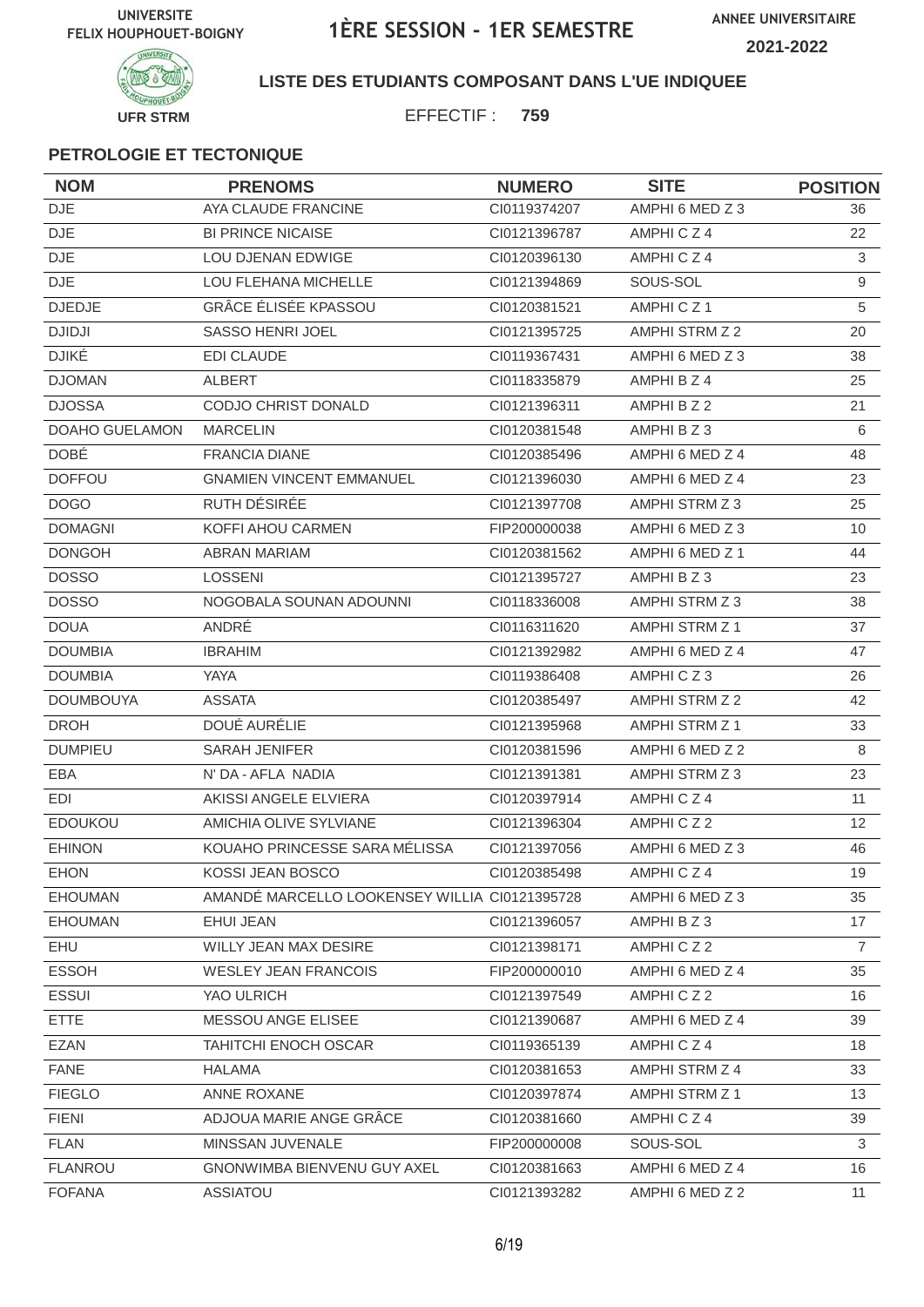UNIVERSITE FELIX HOUPHOUET-BOIGNY

# 1ÈRE SESSION - 1ER SEMESTRE

ANNEE UNIVERSITAIRE 2021-2022

UFR STRM

**LISTE DES ETUDIANTS COMPOSANT DANS L'UE INDIQUEE**

EFFECTIF : **759**

### PETROLOGIE ET TECTONIQUE

| NOM | PRENOMS | NUMERO | SITE | POSITION |
|---|---|---|---|---|
| DJE | AYA CLAUDE FRANCINE | CI0119374207 | AMPHI 6 MED Z 3 | 36 |
| DJE | BI PRINCE NICAISE | CI0121396787 | AMPHI C Z 4 | 22 |
| DJE | LOU DJENAN EDWIGE | CI0120396130 | AMPHI C Z 4 | 3 |
| DJE | LOU FLEHANA MICHELLE | CI0121394869 | SOUS-SOL | 9 |
| DJEDJE | GRÂCE ÉLISÉE KPASSOU | CI0120381521 | AMPHI C Z 1 | 5 |
| DJIDJI | SASSO HENRI JOEL | CI0121395725 | AMPHI STRM Z 2 | 20 |
| DJIKÉ | EDI CLAUDE | CI0119367431 | AMPHI 6 MED Z 3 | 38 |
| DJOMAN | ALBERT | CI0118335879 | AMPHI B Z 4 | 25 |
| DJOSSA | CODJO CHRIST DONALD | CI0121396311 | AMPHI B Z 2 | 21 |
| DOAHO GUELAMON | MARCELIN | CI0120381548 | AMPHI B Z 3 | 6 |
| DOBÉ | FRANCIA DIANE | CI0120385496 | AMPHI 6 MED Z 4 | 48 |
| DOFFOU | GNAMIEN VINCENT EMMANUEL | CI0121396030 | AMPHI 6 MED Z 4 | 23 |
| DOGO | RUTH DÉSIRÉE | CI0121397708 | AMPHI STRM Z 3 | 25 |
| DOMAGNI | KOFFI AHOU CARMEN | FIP200000038 | AMPHI 6 MED Z 3 | 10 |
| DONGOH | ABRAN MARIAM | CI0120381562 | AMPHI 6 MED Z 1 | 44 |
| DOSSO | LOSSENI | CI0121395727 | AMPHI B Z 3 | 23 |
| DOSSO | NOGOBALA SOUNAN ADOUNNI | CI0118336008 | AMPHI STRM Z 3 | 38 |
| DOUA | ANDRÉ | CI0116311620 | AMPHI STRM Z 1 | 37 |
| DOUMBIA | IBRAHIM | CI0121392982 | AMPHI 6 MED Z 4 | 47 |
| DOUMBIA | YAYA | CI0119386408 | AMPHI C Z 3 | 26 |
| DOUMBOUYA | ASSATA | CI0120385497 | AMPHI STRM Z 2 | 42 |
| DROH | DOUÉ AURÉLIE | CI0121395968 | AMPHI STRM Z 1 | 33 |
| DUMPIEU | SARAH JENIFER | CI0120381596 | AMPHI 6 MED Z 2 | 8 |
| EBA | N' DA - AFLA NADIA | CI0121391381 | AMPHI STRM Z 3 | 23 |
| EDI | AKISSI ANGELE ELVIERA | CI0120397914 | AMPHI C Z 4 | 11 |
| EDOUKOU | AMICHIA OLIVE SYLVIANE | CI0121396304 | AMPHI C Z 2 | 12 |
| EHINON | KOUAHO PRINCESSE SARA MÉLISSA | CI0121397056 | AMPHI 6 MED Z 3 | 46 |
| EHON | KOSSI JEAN BOSCO | CI0120385498 | AMPHI C Z 4 | 19 |
| EHOUMAN | AMANDÉ MARCELLO LOOKENSEY WILLIA | CI0121395728 | AMPHI 6 MED Z 3 | 35 |
| EHOUMAN | EHUI JEAN | CI0121396057 | AMPHI B Z 3 | 17 |
| EHU | WILLY JEAN MAX DESIRE | CI0121398171 | AMPHI C Z 2 | 7 |
| ESSOH | WESLEY JEAN FRANCOIS | FIP200000010 | AMPHI 6 MED Z 4 | 35 |
| ESSUI | YAO ULRICH | CI0121397549 | AMPHI C Z 2 | 16 |
| ETTE | MESSOU ANGE ELISEE | CI0121390687 | AMPHI 6 MED Z 4 | 39 |
| EZAN | TAHITCHI ENOCH OSCAR | CI0119365139 | AMPHI C Z 4 | 18 |
| FANE | HALAMA | CI0120381653 | AMPHI STRM Z 4 | 33 |
| FIEGLO | ANNE ROXANE | CI0120397874 | AMPHI STRM Z 1 | 13 |
| FIENI | ADJOUA MARIE ANGE GRÂCE | CI0120381660 | AMPHI C Z 4 | 39 |
| FLAN | MINSSAN JUVENALE | FIP200000008 | SOUS-SOL | 3 |
| FLANROU | GNONWIMBA BIENVENU GUY AXEL | CI0120381663 | AMPHI 6 MED Z 4 | 16 |
| FOFANA | ASSIATOU | CI0121393282 | AMPHI 6 MED Z 2 | 11 |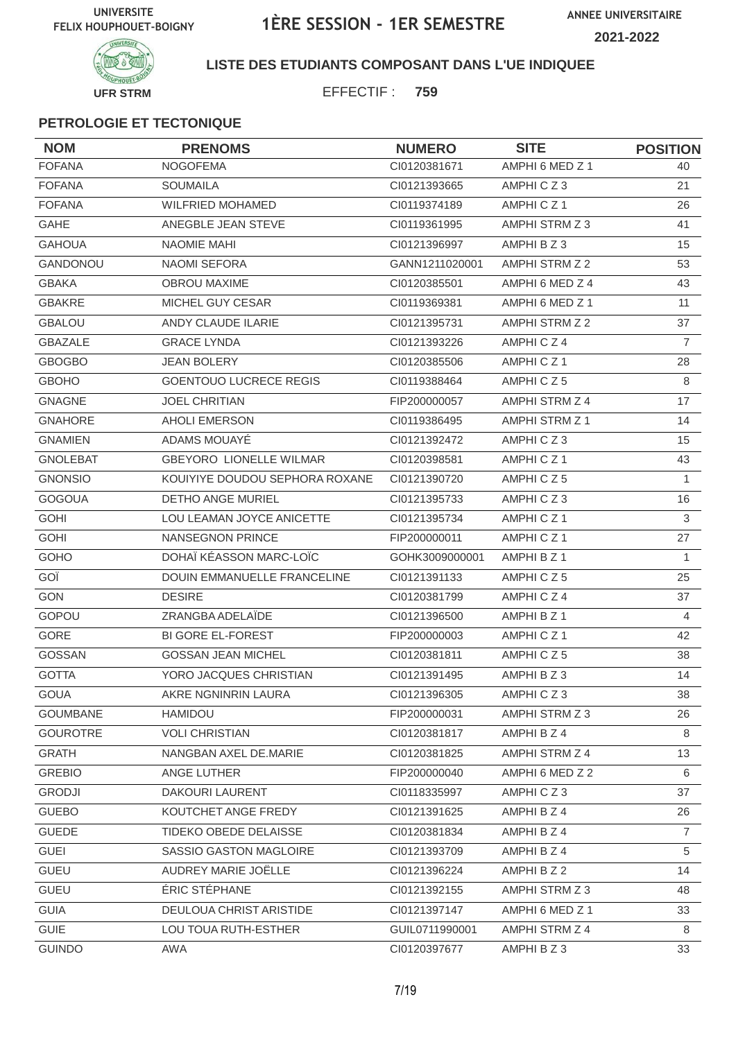UNIVERSITE FELIX HOUPHOUET-BOIGNY

# 1ÈRE SESSION - 1ER SEMESTRE

ANNEE UNIVERSITAIRE 2021-2022

UFR STRM

## LISTE DES ETUDIANTS COMPOSANT DANS L'UE INDIQUEE

EFFECTIF : **759**

### PETROLOGIE ET TECTONIQUE

| NOM | PRENOMS | NUMERO | SITE | POSITION |
|---|---|---|---|---|
| FOFANA | NOGOFEMA | CI0120381671 | AMPHI 6 MED Z 1 | 40 |
| FOFANA | SOUMAILA | CI0121393665 | AMPHI C Z 3 | 21 |
| FOFANA | WILFRIED MOHAMED | CI0119374189 | AMPHI C Z 1 | 26 |
| GAHE | ANEGBLE JEAN STEVE | CI0119361995 | AMPHI STRM Z 3 | 41 |
| GAHOUA | NAOMIE MAHI | CI0121396997 | AMPHI B Z 3 | 15 |
| GANDONOU | NAOMI SEFORA | GANN1211020001 | AMPHI STRM Z 2 | 53 |
| GBAKA | OBROU MAXIME | CI0120385501 | AMPHI 6 MED Z 4 | 43 |
| GBAKRE | MICHEL GUY CESAR | CI0119369381 | AMPHI 6 MED Z 1 | 11 |
| GBALOU | ANDY CLAUDE ILARIE | CI0121395731 | AMPHI STRM Z 2 | 37 |
| GBAZALE | GRACE LYNDA | CI0121393226 | AMPHI C Z 4 | 7 |
| GBOGBO | JEAN BOLERY | CI0120385506 | AMPHI C Z 1 | 28 |
| GBOHO | GOENTOUO LUCRECE REGIS | CI0119388464 | AMPHI C Z 5 | 8 |
| GNAGNE | JOEL CHRITIAN | FIP200000057 | AMPHI STRM Z 4 | 17 |
| GNAHORE | AHOLI EMERSON | CI0119386495 | AMPHI STRM Z 1 | 14 |
| GNAMIEN | ADAMS MOUAYÉ | CI0121392472 | AMPHI C Z 3 | 15 |
| GNOLEBAT | GBEYORO LIONELLE WILMAR | CI0120398581 | AMPHI C Z 1 | 43 |
| GNONSIO | KOUIYIYE DOUDOU SEPHORA ROXANE | CI0121390720 | AMPHI C Z 5 | 1 |
| GOGOUA | DETHO ANGE MURIEL | CI0121395733 | AMPHI C Z 3 | 16 |
| GOHI | LOU LEAMAN JOYCE ANICETTE | CI0121395734 | AMPHI C Z 1 | 3 |
| GOHI | NANSEGNON PRINCE | FIP200000011 | AMPHI C Z 1 | 27 |
| GOHO | DOHAÏ KÉASSON MARC-LOÏC | GOHK3009000001 | AMPHI B Z 1 | 1 |
| GOÏ | DOUIN EMMANUELLE FRANCELINE | CI0121391133 | AMPHI C Z 5 | 25 |
| GON | DESIRE | CI0120381799 | AMPHI C Z 4 | 37 |
| GOPOU | ZRANGBA ADELAÏDE | CI0121396500 | AMPHI B Z 1 | 4 |
| GORE | BI GORE EL-FOREST | FIP200000003 | AMPHI C Z 1 | 42 |
| GOSSAN | GOSSAN JEAN MICHEL | CI0120381811 | AMPHI C Z 5 | 38 |
| GOTTA | YORO JACQUES CHRISTIAN | CI0121391495 | AMPHI B Z 3 | 14 |
| GOUA | AKRE NGNINRIN LAURA | CI0121396305 | AMPHI C Z 3 | 38 |
| GOUMBANE | HAMIDOU | FIP200000031 | AMPHI STRM Z 3 | 26 |
| GOUROTRE | VOLI CHRISTIAN | CI0120381817 | AMPHI B Z 4 | 8 |
| GRATH | NANGBAN AXEL DE.MARIE | CI0120381825 | AMPHI STRM Z 4 | 13 |
| GREBIO | ANGE LUTHER | FIP200000040 | AMPHI 6 MED Z 2 | 6 |
| GRODJI | DAKOURI LAURENT | CI0118335997 | AMPHI C Z 3 | 37 |
| GUEBO | KOUTCHET ANGE FREDY | CI0121391625 | AMPHI B Z 4 | 26 |
| GUEDE | TIDEKO OBEDE DELAISSE | CI0120381834 | AMPHI B Z 4 | 7 |
| GUEI | SASSIO GASTON MAGLOIRE | CI0121393709 | AMPHI B Z 4 | 5 |
| GUEU | AUDREY MARIE JOËLLE | CI0121396224 | AMPHI B Z 2 | 14 |
| GUEU | ÉRIC STÉPHANE | CI0121392155 | AMPHI STRM Z 3 | 48 |
| GUIA | DEULOUA CHRIST ARISTIDE | CI0121397147 | AMPHI 6 MED Z 1 | 33 |
| GUIE | LOU TOUA RUTH-ESTHER | GUIL0711990001 | AMPHI STRM Z 4 | 8 |
| GUINDO | AWA | CI0120397677 | AMPHI B Z 3 | 33 |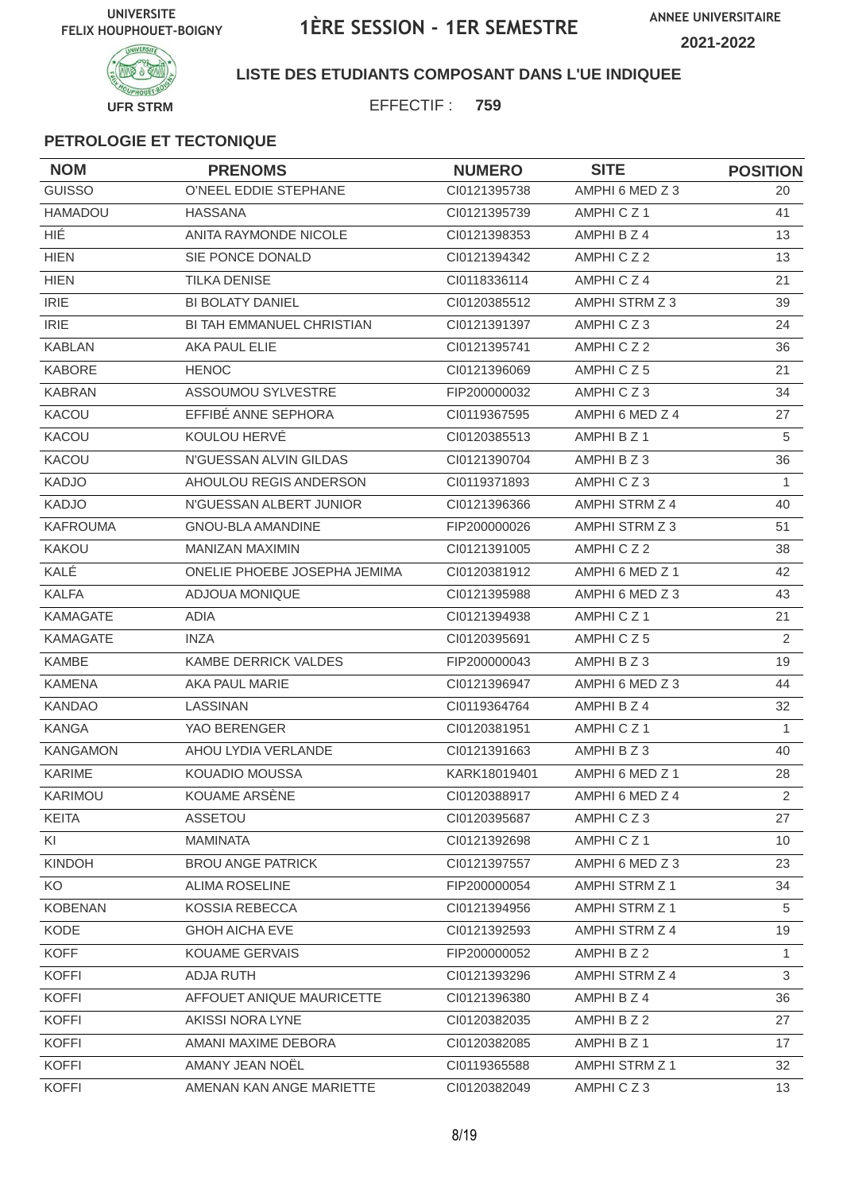UNIVERSITE FELIX HOUPHOUET-BOIGNY

# 1ÈRE SESSION - 1ER SEMESTRE

ANNEE UNIVERSITAIRE 2021-2022

UFR STRM

**LISTE DES ETUDIANTS COMPOSANT DANS L'UE INDIQUEE**

EFFECTIF : **759**

### PETROLOGIE ET TECTONIQUE

| NOM | PRENOMS | NUMERO | SITE | POSITION |
|---|---|---|---|---|
| GUISSO | O'NEEL EDDIE STEPHANE | CI0121395738 | AMPHI 6 MED Z 3 | 20 |
| HAMADOU | HASSANA | CI0121395739 | AMPHI C Z 1 | 41 |
| HIÉ | ANITA RAYMONDE NICOLE | CI0121398353 | AMPHI B Z 4 | 13 |
| HIEN | SIE PONCE DONALD | CI0121394342 | AMPHI C Z 2 | 13 |
| HIEN | TILKA DENISE | CI0118336114 | AMPHI C Z 4 | 21 |
| IRIE | BI BOLATY DANIEL | CI0120385512 | AMPHI STRM Z 3 | 39 |
| IRIE | BI TAH EMMANUEL CHRISTIAN | CI0121391397 | AMPHI C Z 3 | 24 |
| KABLAN | AKA PAUL ELIE | CI0121395741 | AMPHI C Z 2 | 36 |
| KABORE | HENOC | CI0121396069 | AMPHI C Z 5 | 21 |
| KABRAN | ASSOUMOU SYLVESTRE | FIP200000032 | AMPHI C Z 3 | 34 |
| KACOU | EFFIBÉ ANNE SEPHORA | CI0119367595 | AMPHI 6 MED Z 4 | 27 |
| KACOU | KOULOU HERVÉ | CI0120385513 | AMPHI B Z 1 | 5 |
| KACOU | N'GUESSAN ALVIN GILDAS | CI0121390704 | AMPHI B Z 3 | 36 |
| KADJO | AHOULOU REGIS ANDERSON | CI0119371893 | AMPHI C Z 3 | 1 |
| KADJO | N'GUESSAN ALBERT JUNIOR | CI0121396366 | AMPHI STRM Z 4 | 40 |
| KAFROUMA | GNOU-BLA AMANDINE | FIP200000026 | AMPHI STRM Z 3 | 51 |
| KAKOU | MANIZAN MAXIMIN | CI0121391005 | AMPHI C Z 2 | 38 |
| KALÉ | ONELIE PHOEBE JOSEPHA JEMIMA | CI0120381912 | AMPHI 6 MED Z 1 | 42 |
| KALFA | ADJOUA MONIQUE | CI0121395988 | AMPHI 6 MED Z 3 | 43 |
| KAMAGATE | ADIA | CI0121394938 | AMPHI C Z 1 | 21 |
| KAMAGATE | INZA | CI0120395691 | AMPHI C Z 5 | 2 |
| KAMBE | KAMBE DERRICK VALDES | FIP200000043 | AMPHI B Z 3 | 19 |
| KAMENA | AKA PAUL MARIE | CI0121396947 | AMPHI 6 MED Z 3 | 44 |
| KANDAO | LASSINAN | CI0119364764 | AMPHI B Z 4 | 32 |
| KANGA | YAO BERENGER | CI0120381951 | AMPHI C Z 1 | 1 |
| KANGAMON | AHOU LYDIA VERLANDE | CI0121391663 | AMPHI B Z 3 | 40 |
| KARIME | KOUADIO MOUSSA | KARK18019401 | AMPHI 6 MED Z 1 | 28 |
| KARIMOU | KOUAME ARSÈNE | CI0120388917 | AMPHI 6 MED Z 4 | 2 |
| KEITA | ASSETOU | CI0120395687 | AMPHI C Z 3 | 27 |
| KI | MAMINATA | CI0121392698 | AMPHI C Z 1 | 10 |
| KINDOH | BROU ANGE PATRICK | CI0121397557 | AMPHI 6 MED Z 3 | 23 |
| KO | ALIMA ROSELINE | FIP200000054 | AMPHI STRM Z 1 | 34 |
| KOBENAN | KOSSIA REBECCA | CI0121394956 | AMPHI STRM Z 1 | 5 |
| KODE | GHOH AICHA EVE | CI0121392593 | AMPHI STRM Z 4 | 19 |
| KOFF | KOUAME GERVAIS | FIP200000052 | AMPHI B Z 2 | 1 |
| KOFFI | ADJA RUTH | CI0121393296 | AMPHI STRM Z 4 | 3 |
| KOFFI | AFFOUET ANIQUE MAURICETTE | CI0121396380 | AMPHI B Z 4 | 36 |
| KOFFI | AKISSI NORA LYNE | CI0120382035 | AMPHI B Z 2 | 27 |
| KOFFI | AMANI MAXIME DEBORA | CI0120382085 | AMPHI B Z 1 | 17 |
| KOFFI | AMANY JEAN NOËL | CI0119365588 | AMPHI STRM Z 1 | 32 |
| KOFFI | AMENAN KAN ANGE MARIETTE | CI0120382049 | AMPHI C Z 3 | 13 |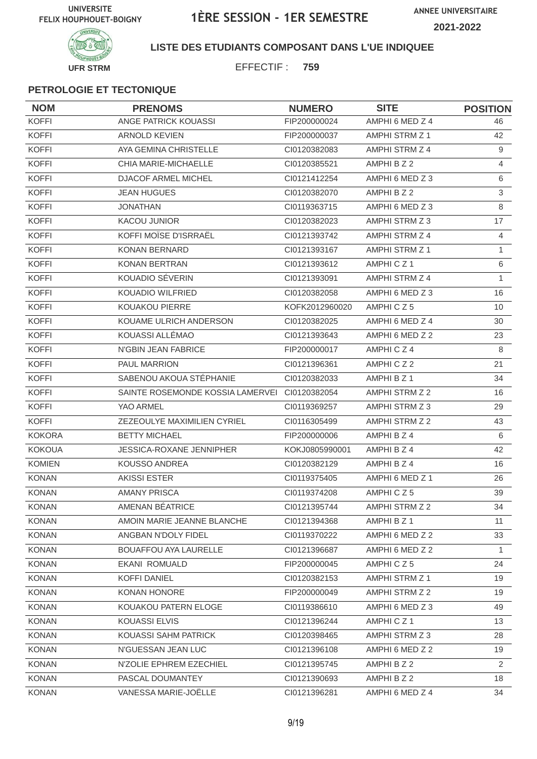UNIVERSITE FELIX HOUPHOUET-BOIGNY

# 1ÈRE SESSION - 1ER SEMESTRE

ANNEE UNIVERSITAIRE 2021-2022

UFR STRM

**LISTE DES ETUDIANTS COMPOSANT DANS L'UE INDIQUEE**

EFFECTIF : **759**

### PETROLOGIE ET TECTONIQUE

| NOM | PRENOMS | NUMERO | SITE | POSITION |
|---|---|---|---|---|
| KOFFI | ANGE PATRICK KOUASSI | FIP200000024 | AMPHI 6 MED Z 4 | 46 |
| KOFFI | ARNOLD KEVIEN | FIP200000037 | AMPHI STRM Z 1 | 42 |
| KOFFI | AYA GEMINA CHRISTELLE | CI0120382083 | AMPHI STRM Z 4 | 9 |
| KOFFI | CHIA MARIE-MICHAELLE | CI0120385521 | AMPHI B Z 2 | 4 |
| KOFFI | DJACOF ARMEL MICHEL | CI0121412254 | AMPHI 6 MED Z 3 | 6 |
| KOFFI | JEAN HUGUES | CI0120382070 | AMPHI B Z 2 | 3 |
| KOFFI | JONATHAN | CI0119363715 | AMPHI 6 MED Z 3 | 8 |
| KOFFI | KACOU JUNIOR | CI0120382023 | AMPHI STRM Z 3 | 17 |
| KOFFI | KOFFI MOÏSE D'ISRRAËL | CI0121393742 | AMPHI STRM Z 4 | 4 |
| KOFFI | KONAN BERNARD | CI0121393167 | AMPHI STRM Z 1 | 1 |
| KOFFI | KONAN BERTRAN | CI0121393612 | AMPHI C Z 1 | 6 |
| KOFFI | KOUADIO SÉVERIN | CI0121393091 | AMPHI STRM Z 4 | 1 |
| KOFFI | KOUADIO WILFRIED | CI0120382058 | AMPHI 6 MED Z 3 | 16 |
| KOFFI | KOUAKOU PIERRE | KOFK2012960020 | AMPHI C Z 5 | 10 |
| KOFFI | KOUAME ULRICH ANDERSON | CI0120382025 | AMPHI 6 MED Z 4 | 30 |
| KOFFI | KOUASSI ALLÉMAO | CI0121393643 | AMPHI 6 MED Z 2 | 23 |
| KOFFI | N'GBIN JEAN FABRICE | FIP200000017 | AMPHI C Z 4 | 8 |
| KOFFI | PAUL MARRION | CI0121396361 | AMPHI C Z 2 | 21 |
| KOFFI | SABENOU AKOUA STÉPHANIE | CI0120382033 | AMPHI B Z 1 | 34 |
| KOFFI | SAINTE ROSEMONDE KOSSIA LAMERVEI | CI0120382054 | AMPHI STRM Z 2 | 16 |
| KOFFI | YAO ARMEL | CI0119369257 | AMPHI STRM Z 3 | 29 |
| KOFFI | ZEZEOULYE MAXIMILIEN CYRIEL | CI0116305499 | AMPHI STRM Z 2 | 43 |
| KOKORA | BETTY MICHAEL | FIP200000006 | AMPHI B Z 4 | 6 |
| KOKOUA | JESSICA-ROXANE JENNIPHER | KOKJ0805990001 | AMPHI B Z 4 | 42 |
| KOMIEN | KOUSSO ANDREA | CI0120382129 | AMPHI B Z 4 | 16 |
| KONAN | AKISSI ESTER | CI0119375405 | AMPHI 6 MED Z 1 | 26 |
| KONAN | AMANY PRISCA | CI0119374208 | AMPHI C Z 5 | 39 |
| KONAN | AMENAN BÉATRICE | CI0121395744 | AMPHI STRM Z 2 | 34 |
| KONAN | AMOIN MARIE JEANNE BLANCHE | CI0121394368 | AMPHI B Z 1 | 11 |
| KONAN | ANGBAN N'DOLY FIDEL | CI0119370222 | AMPHI 6 MED Z 2 | 33 |
| KONAN | BOUAFFOU AYA LAURELLE | CI0121396687 | AMPHI 6 MED Z 2 | 1 |
| KONAN | EKANI ROMUALD | FIP200000045 | AMPHI C Z 5 | 24 |
| KONAN | KOFFI DANIEL | CI0120382153 | AMPHI STRM Z 1 | 19 |
| KONAN | KONAN HONORE | FIP200000049 | AMPHI STRM Z 2 | 19 |
| KONAN | KOUAKOU PATERN ELOGE | CI0119386610 | AMPHI 6 MED Z 3 | 49 |
| KONAN | KOUASSI ELVIS | CI0121396244 | AMPHI C Z 1 | 13 |
| KONAN | KOUASSI SAHM PATRICK | CI0120398465 | AMPHI STRM Z 3 | 28 |
| KONAN | N'GUESSAN JEAN LUC | CI0121396108 | AMPHI 6 MED Z 2 | 19 |
| KONAN | N'ZOLIE EPHREM EZECHIEL | CI0121395745 | AMPHI B Z 2 | 2 |
| KONAN | PASCAL DOUMANTEY | CI0121390693 | AMPHI B Z 2 | 18 |
| KONAN | VANESSA MARIE-JOËLLE | CI0121396281 | AMPHI 6 MED Z 4 | 34 |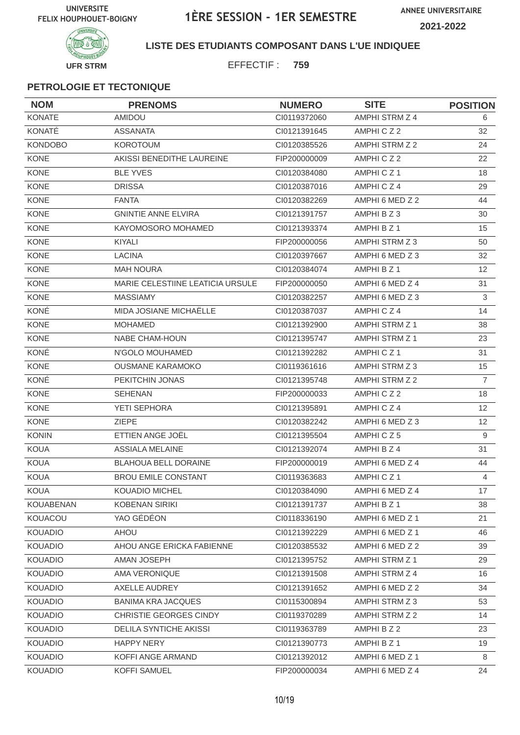UNIVERSITE FELIX HOUPHOUET-BOIGNY

# 1ÈRE SESSION - 1ER SEMESTRE

ANNEE UNIVERSITAIRE 2021-2022

UFR STRM

**LISTE DES ETUDIANTS COMPOSANT DANS L'UE INDIQUEE**

EFFECTIF : **759**

### PETROLOGIE ET TECTONIQUE

| NOM | PRENOMS | NUMERO | SITE | POSITION |
|---|---|---|---|---|
| KONATE | AMIDOU | CI0119372060 | AMPHI STRM Z 4 | 6 |
| KONATÉ | ASSANATA | CI0121391645 | AMPHI C Z 2 | 32 |
| KONDOBO | KOROTOUM | CI0120385526 | AMPHI STRM Z 2 | 24 |
| KONE | AKISSI BENEDITHE LAUREINE | FIP200000009 | AMPHI C Z 2 | 22 |
| KONE | BLE YVES | CI0120384080 | AMPHI C Z 1 | 18 |
| KONE | DRISSA | CI0120387016 | AMPHI C Z 4 | 29 |
| KONE | FANTA | CI0120382269 | AMPHI 6 MED Z 2 | 44 |
| KONE | GNINTIE ANNE ELVIRA | CI0121391757 | AMPHI B Z 3 | 30 |
| KONE | KAYOMOSORO MOHAMED | CI0121393374 | AMPHI B Z 1 | 15 |
| KONE | KIYALI | FIP200000056 | AMPHI STRM Z 3 | 50 |
| KONE | LACINA | CI0120397667 | AMPHI 6 MED Z 3 | 32 |
| KONE | MAH NOURA | CI0120384074 | AMPHI B Z 1 | 12 |
| KONE | MARIE CELESTIINE LEATICIA URSULE | FIP200000050 | AMPHI 6 MED Z 4 | 31 |
| KONE | MASSIAMY | CI0120382257 | AMPHI 6 MED Z 3 | 3 |
| KONÉ | MIDA JOSIANE MICHAËLLE | CI0120387037 | AMPHI C Z 4 | 14 |
| KONE | MOHAMED | CI0121392900 | AMPHI STRM Z 1 | 38 |
| KONE | NABE CHAM-HOUN | CI0121395747 | AMPHI STRM Z 1 | 23 |
| KONÉ | N'GOLO MOUHAMED | CI0121392282 | AMPHI C Z 1 | 31 |
| KONE | OUSMANE KARAMOKO | CI0119361616 | AMPHI STRM Z 3 | 15 |
| KONÉ | PEKITCHIN JONAS | CI0121395748 | AMPHI STRM Z 2 | 7 |
| KONE | SEHENAN | FIP200000033 | AMPHI C Z 2 | 18 |
| KONE | YETI SEPHORA | CI0121395891 | AMPHI C Z 4 | 12 |
| KONE | ZIEPE | CI0120382242 | AMPHI 6 MED Z 3 | 12 |
| KONIN | ETTIEN ANGE JOËL | CI0121395504 | AMPHI C Z 5 | 9 |
| KOUA | ASSIALA MELAINE | CI0121392074 | AMPHI B Z 4 | 31 |
| KOUA | BLAHOUA BELL DORAINE | FIP200000019 | AMPHI 6 MED Z 4 | 44 |
| KOUA | BROU EMILE CONSTANT | CI0119363683 | AMPHI C Z 1 | 4 |
| KOUA | KOUADIO MICHEL | CI0120384090 | AMPHI 6 MED Z 4 | 17 |
| KOUABENAN | KOBENAN SIRIKI | CI0121391737 | AMPHI B Z 1 | 38 |
| KOUACOU | YAO GÉDÉON | CI0118336190 | AMPHI 6 MED Z 1 | 21 |
| KOUADIO | AHOU | CI0121392229 | AMPHI 6 MED Z 1 | 46 |
| KOUADIO | AHOU ANGE ERICKA FABIENNE | CI0120385532 | AMPHI 6 MED Z 2 | 39 |
| KOUADIO | AMAN JOSEPH | CI0121395752 | AMPHI STRM Z 1 | 29 |
| KOUADIO | AMA VERONIQUE | CI0121391508 | AMPHI STRM Z 4 | 16 |
| KOUADIO | AXELLE AUDREY | CI0121391652 | AMPHI 6 MED Z 2 | 34 |
| KOUADIO | BANIMA KRA JACQUES | CI0115300894 | AMPHI STRM Z 3 | 53 |
| KOUADIO | CHRISTIE GEORGES CINDY | CI0119370289 | AMPHI STRM Z 2 | 14 |
| KOUADIO | DELILA SYNTICHE AKISSI | CI0119363789 | AMPHI B Z 2 | 23 |
| KOUADIO | HAPPY NERY | CI0121390773 | AMPHI B Z 1 | 19 |
| KOUADIO | KOFFI ANGE ARMAND | CI0121392012 | AMPHI 6 MED Z 1 | 8 |
| KOUADIO | KOFFI SAMUEL | FIP200000034 | AMPHI 6 MED Z 4 | 24 |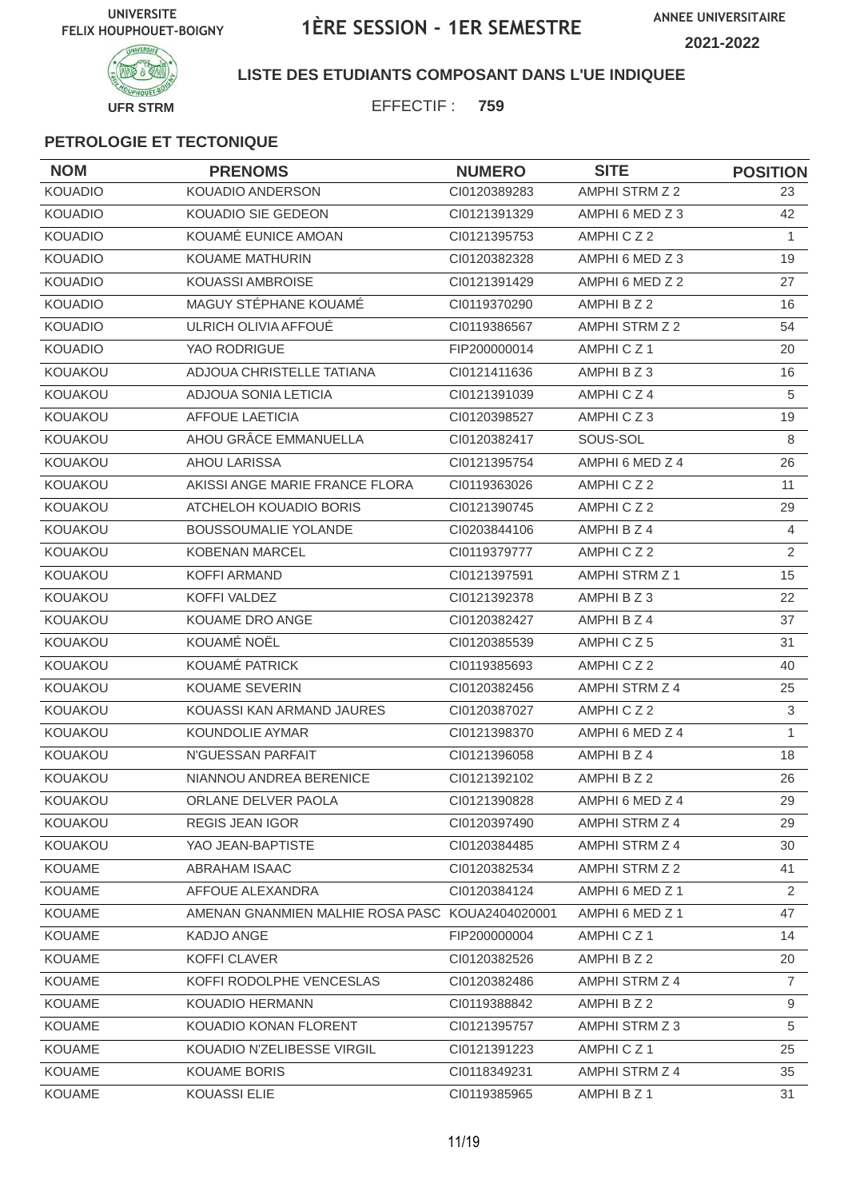UNIVERSITE FELIX HOUPHOUET-BOIGNY

# 1ÈRE SESSION - 1ER SEMESTRE

ANNEE UNIVERSITAIRE 2021-2022

UFR STRM

**LISTE DES ETUDIANTS COMPOSANT DANS L'UE INDIQUEE**

EFFECTIF : **759**

### PETROLOGIE ET TECTONIQUE

| NOM | PRENOMS | NUMERO | SITE | POSITION |
|---|---|---|---|---|
| KOUADIO | KOUADIO ANDERSON | CI0120389283 | AMPHI STRM Z 2 | 23 |
| KOUADIO | KOUADIO SIE GEDEON | CI0121391329 | AMPHI 6 MED Z 3 | 42 |
| KOUADIO | KOUAMÉ EUNICE AMOAN | CI0121395753 | AMPHI C Z 2 | 1 |
| KOUADIO | KOUAME MATHURIN | CI0120382328 | AMPHI 6 MED Z 3 | 19 |
| KOUADIO | KOUASSI AMBROISE | CI0121391429 | AMPHI 6 MED Z 2 | 27 |
| KOUADIO | MAGUY STÉPHANE KOUAMÉ | CI0119370290 | AMPHI B Z 2 | 16 |
| KOUADIO | ULRICH OLIVIA AFFOUÉ | CI0119386567 | AMPHI STRM Z 2 | 54 |
| KOUADIO | YAO RODRIGUE | FIP200000014 | AMPHI C Z 1 | 20 |
| KOUAKOU | ADJOUA CHRISTELLE TATIANA | CI0121411636 | AMPHI B Z 3 | 16 |
| KOUAKOU | ADJOUA SONIA LETICIA | CI0121391039 | AMPHI C Z 4 | 5 |
| KOUAKOU | AFFOUE LAETICIA | CI0120398527 | AMPHI C Z 3 | 19 |
| KOUAKOU | AHOU GRÂCE EMMANUELLA | CI0120382417 | SOUS-SOL | 8 |
| KOUAKOU | AHOU LARISSA | CI0121395754 | AMPHI 6 MED Z 4 | 26 |
| KOUAKOU | AKISSI ANGE MARIE FRANCE FLORA | CI0119363026 | AMPHI C Z 2 | 11 |
| KOUAKOU | ATCHELOH KOUADIO BORIS | CI0121390745 | AMPHI C Z 2 | 29 |
| KOUAKOU | BOUSSOUMALIE YOLANDE | CI0203844106 | AMPHI B Z 4 | 4 |
| KOUAKOU | KOBENAN MARCEL | CI0119379777 | AMPHI C Z 2 | 2 |
| KOUAKOU | KOFFI ARMAND | CI0121397591 | AMPHI STRM Z 1 | 15 |
| KOUAKOU | KOFFI VALDEZ | CI0121392378 | AMPHI B Z 3 | 22 |
| KOUAKOU | KOUAME DRO ANGE | CI0120382427 | AMPHI B Z 4 | 37 |
| KOUAKOU | KOUAMÉ NOËL | CI0120385539 | AMPHI C Z 5 | 31 |
| KOUAKOU | KOUAMÉ PATRICK | CI0119385693 | AMPHI C Z 2 | 40 |
| KOUAKOU | KOUAME SEVERIN | CI0120382456 | AMPHI STRM Z 4 | 25 |
| KOUAKOU | KOUASSI KAN ARMAND JAURES | CI0120387027 | AMPHI C Z 2 | 3 |
| KOUAKOU | KOUNDOLIE AYMAR | CI0121398370 | AMPHI 6 MED Z 4 | 1 |
| KOUAKOU | N'GUESSAN PARFAIT | CI0121396058 | AMPHI B Z 4 | 18 |
| KOUAKOU | NIANNOU ANDREA BERENICE | CI0121392102 | AMPHI B Z 2 | 26 |
| KOUAKOU | ORLANE DELVER PAOLA | CI0121390828 | AMPHI 6 MED Z 4 | 29 |
| KOUAKOU | REGIS JEAN IGOR | CI0120397490 | AMPHI STRM Z 4 | 29 |
| KOUAKOU | YAO JEAN-BAPTISTE | CI0120384485 | AMPHI STRM Z 4 | 30 |
| KOUAME | ABRAHAM ISAAC | CI0120382534 | AMPHI STRM Z 2 | 41 |
| KOUAME | AFFOUE ALEXANDRA | CI0120384124 | AMPHI 6 MED Z 1 | 2 |
| KOUAME | AMENAN GNANMIEN MALHIE ROSA PASC | KOUA2404020001 | AMPHI 6 MED Z 1 | 47 |
| KOUAME | KADJO ANGE | FIP200000004 | AMPHI C Z 1 | 14 |
| KOUAME | KOFFI CLAVER | CI0120382526 | AMPHI B Z 2 | 20 |
| KOUAME | KOFFI RODOLPHE VENCESLAS | CI0120382486 | AMPHI STRM Z 4 | 7 |
| KOUAME | KOUADIO HERMANN | CI0119388842 | AMPHI B Z 2 | 9 |
| KOUAME | KOUADIO KONAN FLORENT | CI0121395757 | AMPHI STRM Z 3 | 5 |
| KOUAME | KOUADIO N'ZELIBESSE VIRGIL | CI0121391223 | AMPHI C Z 1 | 25 |
| KOUAME | KOUAME BORIS | CI0118349231 | AMPHI STRM Z 4 | 35 |
| KOUAME | KOUASSI ELIE | CI0119385965 | AMPHI B Z 1 | 31 |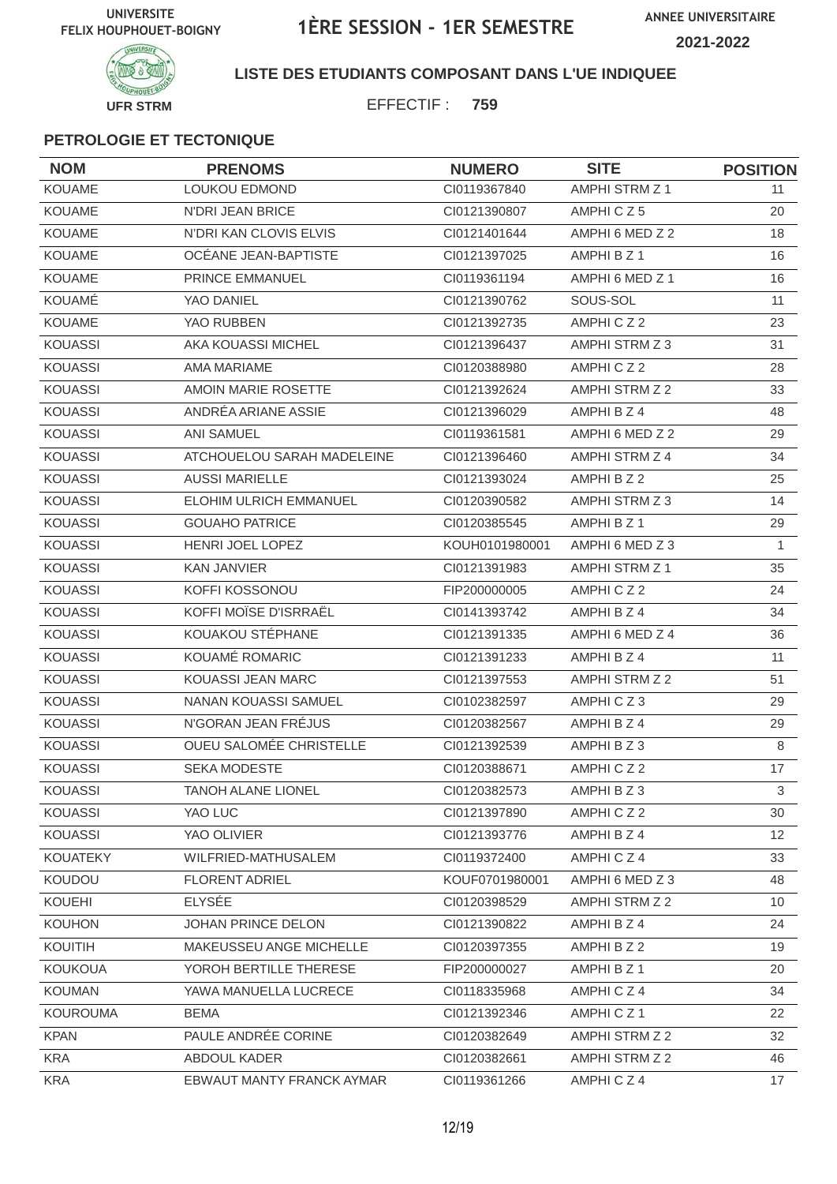UNIVERSITE FELIX HOUPHOUET-BOIGNY

# 1ÈRE SESSION - 1ER SEMESTRE

ANNEE UNIVERSITAIRE 2021-2022

UFR STRM

**LISTE DES ETUDIANTS COMPOSANT DANS L'UE INDIQUEE**

EFFECTIF : **759**

### PETROLOGIE ET TECTONIQUE

| NOM | PRENOMS | NUMERO | SITE | POSITION |
|---|---|---|---|---|
| KOUAME | LOUKOU EDMOND | CI0119367840 | AMPHI STRM Z 1 | 11 |
| KOUAME | N'DRI JEAN BRICE | CI0121390807 | AMPHI C Z 5 | 20 |
| KOUAME | N'DRI KAN CLOVIS ELVIS | CI0121401644 | AMPHI 6 MED Z 2 | 18 |
| KOUAME | OCÉANE JEAN-BAPTISTE | CI0121397025 | AMPHI B Z 1 | 16 |
| KOUAME | PRINCE EMMANUEL | CI0119361194 | AMPHI 6 MED Z 1 | 16 |
| KOUAMÉ | YAO DANIEL | CI0121390762 | SOUS-SOL | 11 |
| KOUAME | YAO RUBBEN | CI0121392735 | AMPHI C Z 2 | 23 |
| KOUASSI | AKA KOUASSI MICHEL | CI0121396437 | AMPHI STRM Z 3 | 31 |
| KOUASSI | AMA MARIAME | CI0120388980 | AMPHI C Z 2 | 28 |
| KOUASSI | AMOIN MARIE ROSETTE | CI0121392624 | AMPHI STRM Z 2 | 33 |
| KOUASSI | ANDRÉA ARIANE ASSIE | CI0121396029 | AMPHI B Z 4 | 48 |
| KOUASSI | ANI SAMUEL | CI0119361581 | AMPHI 6 MED Z 2 | 29 |
| KOUASSI | ATCHOUELOU SARAH MADELEINE | CI0121396460 | AMPHI STRM Z 4 | 34 |
| KOUASSI | AUSSI MARIELLE | CI0121393024 | AMPHI B Z 2 | 25 |
| KOUASSI | ELOHIM ULRICH EMMANUEL | CI0120390582 | AMPHI STRM Z 3 | 14 |
| KOUASSI | GOUAHO PATRICE | CI0120385545 | AMPHI B Z 1 | 29 |
| KOUASSI | HENRI JOEL LOPEZ | KOUH0101980001 | AMPHI 6 MED Z 3 | 1 |
| KOUASSI | KAN JANVIER | CI0121391983 | AMPHI STRM Z 1 | 35 |
| KOUASSI | KOFFI KOSSONOU | FIP200000005 | AMPHI C Z 2 | 24 |
| KOUASSI | KOFFI MOÏSE D'ISRRAËL | CI0141393742 | AMPHI B Z 4 | 34 |
| KOUASSI | KOUAKOU STÉPHANE | CI0121391335 | AMPHI 6 MED Z 4 | 36 |
| KOUASSI | KOUAMÉ ROMARIC | CI0121391233 | AMPHI B Z 4 | 11 |
| KOUASSI | KOUASSI JEAN MARC | CI0121397553 | AMPHI STRM Z 2 | 51 |
| KOUASSI | NANAN KOUASSI SAMUEL | CI0102382597 | AMPHI C Z 3 | 29 |
| KOUASSI | N'GORAN JEAN FRÉJUS | CI0120382567 | AMPHI B Z 4 | 29 |
| KOUASSI | OUEU SALOMÉE CHRISTELLE | CI0121392539 | AMPHI B Z 3 | 8 |
| KOUASSI | SEKA MODESTE | CI0120388671 | AMPHI C Z 2 | 17 |
| KOUASSI | TANOH ALANE LIONEL | CI0120382573 | AMPHI B Z 3 | 3 |
| KOUASSI | YAO LUC | CI0121397890 | AMPHI C Z 2 | 30 |
| KOUASSI | YAO OLIVIER | CI0121393776 | AMPHI B Z 4 | 12 |
| KOUATEKY | WILFRIED-MATHUSALEM | CI0119372400 | AMPHI C Z 4 | 33 |
| KOUDOU | FLORENT ADRIEL | KOUF0701980001 | AMPHI 6 MED Z 3 | 48 |
| KOUEHI | ELYSÉE | CI0120398529 | AMPHI STRM Z 2 | 10 |
| KOUHON | JOHAN PRINCE DELON | CI0121390822 | AMPHI B Z 4 | 24 |
| KOUITIH | MAKEUSSEU ANGE MICHELLE | CI0120397355 | AMPHI B Z 2 | 19 |
| KOUKOUA | YOROH BERTILLE THERESE | FIP200000027 | AMPHI B Z 1 | 20 |
| KOUMAN | YAWA MANUELLA LUCRECE | CI0118335968 | AMPHI C Z 4 | 34 |
| KOUROUMA | BEMA | CI0121392346 | AMPHI C Z 1 | 22 |
| KPAN | PAULE ANDRÉE CORINE | CI0120382649 | AMPHI STRM Z 2 | 32 |
| KRA | ABDOUL KADER | CI0120382661 | AMPHI STRM Z 2 | 46 |
| KRA | EBWAUT MANTY FRANCK AYMAR | CI0119361266 | AMPHI C Z 4 | 17 |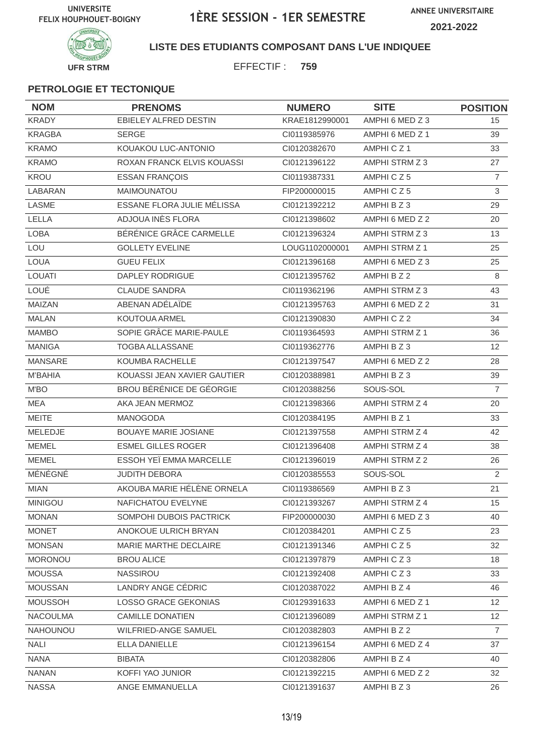UNIVERSITE FELIX HOUPHOUET-BOIGNY

# 1ÈRE SESSION - 1ER SEMESTRE

ANNEE UNIVERSITAIRE 2021-2022

UFR STRM

**LISTE DES ETUDIANTS COMPOSANT DANS L'UE INDIQUEE**

EFFECTIF : **759**

### PETROLOGIE ET TECTONIQUE

| NOM | PRENOMS | NUMERO | SITE | POSITION |
|---|---|---|---|---|
| KRADY | EBIELEY ALFRED DESTIN | KRAE1812990001 | AMPHI 6 MED Z 3 | 15 |
| KRAGBA | SERGE | CI0119385976 | AMPHI 6 MED Z 1 | 39 |
| KRAMO | KOUAKOU LUC-ANTONIO | CI0120382670 | AMPHI C Z 1 | 33 |
| KRAMO | ROXAN FRANCK ELVIS KOUASSI | CI0121396122 | AMPHI STRM Z 3 | 27 |
| KROU | ESSAN FRANÇOIS | CI0119387331 | AMPHI C Z 5 | 7 |
| LABARAN | MAIMOUNATOU | FIP200000015 | AMPHI C Z 5 | 3 |
| LASME | ESSANE FLORA JULIE MÉLISSA | CI0121392212 | AMPHI B Z 3 | 29 |
| LELLA | ADJOUA INÈS FLORA | CI0121398602 | AMPHI 6 MED Z 2 | 20 |
| LOBA | BÉRÉNICE GRÂCE CARMELLE | CI0121396324 | AMPHI STRM Z 3 | 13 |
| LOU | GOLLETY EVELINE | LOUG1102000001 | AMPHI STRM Z 1 | 25 |
| LOUA | GUEU FELIX | CI0121396168 | AMPHI 6 MED Z 3 | 25 |
| LOUATI | DAPLEY RODRIGUE | CI0121395762 | AMPHI B Z 2 | 8 |
| LOUÉ | CLAUDE SANDRA | CI0119362196 | AMPHI STRM Z 3 | 43 |
| MAIZAN | ABENAN ADÉLAÏDE | CI0121395763 | AMPHI 6 MED Z 2 | 31 |
| MALAN | KOUTOUA ARMEL | CI0121390830 | AMPHI C Z 2 | 34 |
| MAMBO | SOPIE GRÂCE MARIE-PAULE | CI0119364593 | AMPHI STRM Z 1 | 36 |
| MANIGA | TOGBA ALLASSANE | CI0119362776 | AMPHI B Z 3 | 12 |
| MANSARE | KOUMBA RACHELLE | CI0121397547 | AMPHI 6 MED Z 2 | 28 |
| M'BAHIA | KOUASSI JEAN XAVIER GAUTIER | CI0120388981 | AMPHI B Z 3 | 39 |
| M'BO | BROU BÉRÉNICE DE GÉORGIE | CI0120388256 | SOUS-SOL | 7 |
| MEA | AKA JEAN MERMOZ | CI0121398366 | AMPHI STRM Z 4 | 20 |
| MEITE | MANOGODA | CI0120384195 | AMPHI B Z 1 | 33 |
| MELEDJE | BOUAYE MARIE JOSIANE | CI0121397558 | AMPHI STRM Z 4 | 42 |
| MEMEL | ESMEL GILLES ROGER | CI0121396408 | AMPHI STRM Z 4 | 38 |
| MEMEL | ESSOH YEÏ EMMA MARCELLE | CI0121396019 | AMPHI STRM Z 2 | 26 |
| MÉNÉGNÉ | JUDITH DEBORA | CI0120385553 | SOUS-SOL | 2 |
| MIAN | AKOUBA MARIE HÉLÈNE ORNELA | CI0119386569 | AMPHI B Z 3 | 21 |
| MINIGOU | NAFICHATOU EVELYNE | CI0121393267 | AMPHI STRM Z 4 | 15 |
| MONAN | SOMPOHI DUBOIS PACTRICK | FIP200000030 | AMPHI 6 MED Z 3 | 40 |
| MONET | ANOKOUE ULRICH BRYAN | CI0120384201 | AMPHI C Z 5 | 23 |
| MONSAN | MARIE MARTHE DECLAIRE | CI0121391346 | AMPHI C Z 5 | 32 |
| MORONOU | BROU ALICE | CI0121397879 | AMPHI C Z 3 | 18 |
| MOUSSA | NASSIROU | CI0121392408 | AMPHI C Z 3 | 33 |
| MOUSSAN | LANDRY ANGE CÉDRIC | CI0120387022 | AMPHI B Z 4 | 46 |
| MOUSSOH | LOSSO GRACE GEKONIAS | CI0129391633 | AMPHI 6 MED Z 1 | 12 |
| NACOULMA | CAMILLE DONATIEN | CI0121396089 | AMPHI STRM Z 1 | 12 |
| NAHOUNOU | WILFRIED-ANGE SAMUEL | CI0120382803 | AMPHI B Z 2 | 7 |
| NALI | ELLA DANIELLE | CI0121396154 | AMPHI 6 MED Z 4 | 37 |
| NANA | BIBATA | CI0120382806 | AMPHI B Z 4 | 40 |
| NANAN | KOFFI YAO JUNIOR | CI0121392215 | AMPHI 6 MED Z 2 | 32 |
| NASSA | ANGE EMMANUELLA | CI0121391637 | AMPHI B Z 3 | 26 |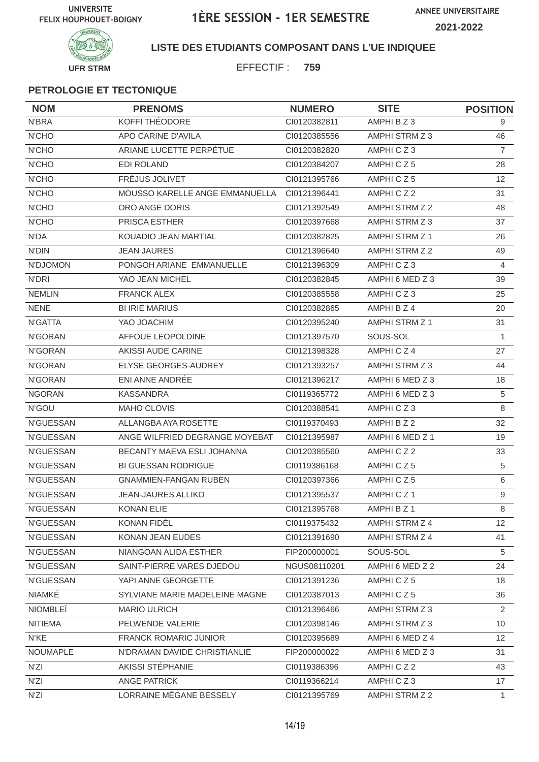UNIVERSITE FELIX HOUPHOUET-BOIGNY

# 1ÈRE SESSION - 1ER SEMESTRE

ANNEE UNIVERSITAIRE 2021-2022

UFR STRM

**LISTE DES ETUDIANTS COMPOSANT DANS L'UE INDIQUEE**

EFFECTIF : **759**

### PETROLOGIE ET TECTONIQUE

| NOM | PRENOMS | NUMERO | SITE | POSITION |
|---|---|---|---|---|
| N'BRA | KOFFI THÉODORE | CI0120382811 | AMPHI B Z 3 | 9 |
| N'CHO | APO CARINE D'AVILA | CI0120385556 | AMPHI STRM Z 3 | 46 |
| N'CHO | ARIANE LUCETTE PERPÉTUE | CI0120382820 | AMPHI C Z 3 | 7 |
| N'CHO | EDI ROLAND | CI0120384207 | AMPHI C Z 5 | 28 |
| N'CHO | FRÉJUS JOLIVET | CI0121395766 | AMPHI C Z 5 | 12 |
| N'CHO | MOUSSO KARELLE ANGE EMMANUELLA | CI0121396441 | AMPHI C Z 2 | 31 |
| N'CHO | ORO ANGE DORIS | CI0121392549 | AMPHI STRM Z 2 | 48 |
| N'CHO | PRISCA ESTHER | CI0120397668 | AMPHI STRM Z 3 | 37 |
| N'DA | KOUADIO JEAN MARTIAL | CI0120382825 | AMPHI STRM Z 1 | 26 |
| N'DIN | JEAN JAURES | CI0121396640 | AMPHI STRM Z 2 | 49 |
| N'DJOMON | PONGOH ARIANE EMMANUELLE | CI0121396309 | AMPHI C Z 3 | 4 |
| N'DRI | YAO JEAN MICHEL | CI0120382845 | AMPHI 6 MED Z 3 | 39 |
| NEMLIN | FRANCK ALEX | CI0120385558 | AMPHI C Z 3 | 25 |
| NENE | BI IRIE MARIUS | CI0120382865 | AMPHI B Z 4 | 20 |
| N'GATTA | YAO JOACHIM | CI0120395240 | AMPHI STRM Z 1 | 31 |
| N'GORAN | AFFOUE LEOPOLDINE | CI0121397570 | SOUS-SOL | 1 |
| N'GORAN | AKISSI AUDE CARINE | CI0121398328 | AMPHI C Z 4 | 27 |
| N'GORAN | ELYSE GEORGES-AUDREY | CI0121393257 | AMPHI STRM Z 3 | 44 |
| N'GORAN | ENI ANNE ANDRÉE | CI0121396217 | AMPHI 6 MED Z 3 | 18 |
| NGORAN | KASSANDRA | CI0119365772 | AMPHI 6 MED Z 3 | 5 |
| N'GOU | MAHO CLOVIS | CI0120388541 | AMPHI C Z 3 | 8 |
| N'GUESSAN | ALLANGBA AYA ROSETTE | CI0119370493 | AMPHI B Z 2 | 32 |
| N'GUESSAN | ANGE WILFRIED DEGRANGE MOYEBAT | CI0121395987 | AMPHI 6 MED Z 1 | 19 |
| N'GUESSAN | BECANTY MAEVA ESLI JOHANNA | CI0120385560 | AMPHI C Z 2 | 33 |
| N'GUESSAN | BI GUESSAN RODRIGUE | CI0119386168 | AMPHI C Z 5 | 5 |
| N'GUESSAN | GNAMMIEN-FANGAN RUBEN | CI0120397366 | AMPHI C Z 5 | 6 |
| N'GUESSAN | JEAN-JAURES ALLIKO | CI0121395537 | AMPHI C Z 1 | 9 |
| N'GUESSAN | KONAN ELIE | CI0121395768 | AMPHI B Z 1 | 8 |
| N'GUESSAN | KONAN FIDÈL | CI0119375432 | AMPHI STRM Z 4 | 12 |
| N'GUESSAN | KONAN JEAN EUDES | CI0121391690 | AMPHI STRM Z 4 | 41 |
| N'GUESSAN | NIANGOAN ALIDA ESTHER | FIP200000001 | SOUS-SOL | 5 |
| N'GUESSAN | SAINT-PIERRE VARES DJEDOU | NGUS08110201 | AMPHI 6 MED Z 2 | 24 |
| N'GUESSAN | YAPI ANNE GEORGETTE | CI0121391236 | AMPHI C Z 5 | 18 |
| NIAMKÉ | SYLVIANE MARIE MADELEINE MAGNE | CI0120387013 | AMPHI C Z 5 | 36 |
| NIOMBLEÏ | MARIO ULRICH | CI0121396466 | AMPHI STRM Z 3 | 2 |
| NITIEMA | PELWENDE VALERIE | CI0120398146 | AMPHI STRM Z 3 | 10 |
| N'KE | FRANCK ROMARIC JUNIOR | CI0120395689 | AMPHI 6 MED Z 4 | 12 |
| NOUMAPLE | N'DRAMAN DAVIDE CHRISTIANLIE | FIP200000022 | AMPHI 6 MED Z 3 | 31 |
| N'ZI | AKISSI STÉPHANIE | CI0119386396 | AMPHI C Z 2 | 43 |
| N'ZI | ANGE PATRICK | CI0119366214 | AMPHI C Z 3 | 17 |
| N'ZI | LORRAINE MÉGANE BESSELY | CI0121395769 | AMPHI STRM Z 2 | 1 |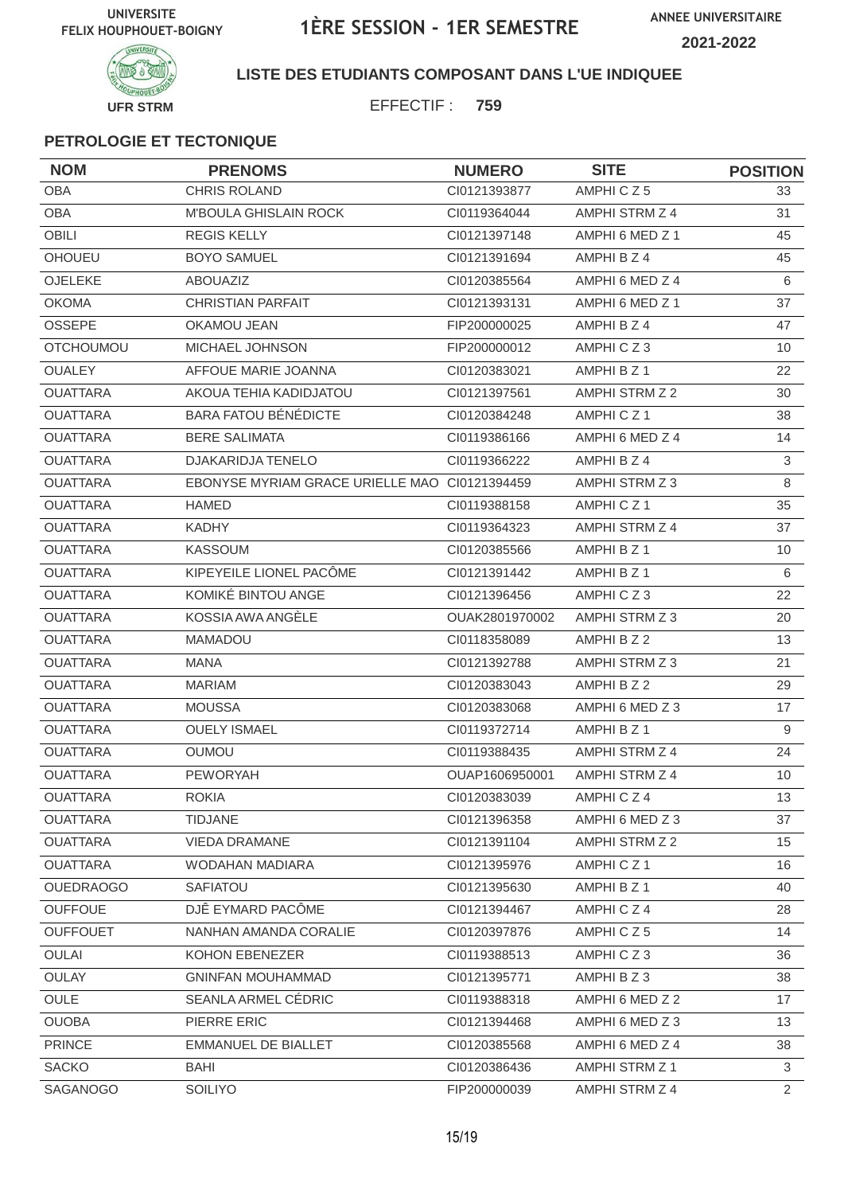UNIVERSITE FELIX HOUPHOUET-BOIGNY

# 1ÈRE SESSION - 1ER SEMESTRE

ANNEE UNIVERSITAIRE 2021-2022

UFR STRM

**LISTE DES ETUDIANTS COMPOSANT DANS L'UE INDIQUEE**

EFFECTIF : **759**

**PETROLOGIE ET TECTONIQUE**

| NOM | PRENOMS | NUMERO | SITE | POSITION |
|---|---|---|---|---|
| OBA | CHRIS ROLAND | CI0121393877 | AMPHI C Z 5 | 33 |
| OBA | M'BOULA GHISLAIN ROCK | CI0119364044 | AMPHI STRM Z 4 | 31 |
| OBILI | REGIS KELLY | CI0121397148 | AMPHI 6 MED Z 1 | 45 |
| OHOUEU | BOYO SAMUEL | CI0121391694 | AMPHI B Z 4 | 45 |
| OJELEKE | ABOUAZIZ | CI0120385564 | AMPHI 6 MED Z 4 | 6 |
| OKOMA | CHRISTIAN PARFAIT | CI0121393131 | AMPHI 6 MED Z 1 | 37 |
| OSSEPE | OKAMOU JEAN | FIP200000025 | AMPHI B Z 4 | 47 |
| OTCHOUMOU | MICHAEL JOHNSON | FIP200000012 | AMPHI C Z 3 | 10 |
| OUALEY | AFFOUE MARIE JOANNA | CI0120383021 | AMPHI B Z 1 | 22 |
| OUATTARA | AKOUA TEHIA KADIDJATOU | CI0121397561 | AMPHI STRM Z 2 | 30 |
| OUATTARA | BARA FATOU BÉNÉDICTE | CI0120384248 | AMPHI C Z 1 | 38 |
| OUATTARA | BERE SALIMATA | CI0119386166 | AMPHI 6 MED Z 4 | 14 |
| OUATTARA | DJAKARIDJA TENELO | CI0119366222 | AMPHI B Z 4 | 3 |
| OUATTARA | EBONYSE MYRIAM GRACE URIELLE MAO | CI0121394459 | AMPHI STRM Z 3 | 8 |
| OUATTARA | HAMED | CI0119388158 | AMPHI C Z 1 | 35 |
| OUATTARA | KADHY | CI0119364323 | AMPHI STRM Z 4 | 37 |
| OUATTARA | KASSOUM | CI0120385566 | AMPHI B Z 1 | 10 |
| OUATTARA | KIPEYEILE LIONEL PACÔME | CI0121391442 | AMPHI B Z 1 | 6 |
| OUATTARA | KOMIKÉ BINTOU ANGE | CI0121396456 | AMPHI C Z 3 | 22 |
| OUATTARA | KOSSIA AWA ANGÈLE | OUAK2801970002 | AMPHI STRM Z 3 | 20 |
| OUATTARA | MAMADOU | CI0118358089 | AMPHI B Z 2 | 13 |
| OUATTARA | MANA | CI0121392788 | AMPHI STRM Z 3 | 21 |
| OUATTARA | MARIAM | CI0120383043 | AMPHI B Z 2 | 29 |
| OUATTARA | MOUSSA | CI0120383068 | AMPHI 6 MED Z 3 | 17 |
| OUATTARA | OUELY ISMAEL | CI0119372714 | AMPHI B Z 1 | 9 |
| OUATTARA | OUMOU | CI0119388435 | AMPHI STRM Z 4 | 24 |
| OUATTARA | PEWORYAH | OUAP1606950001 | AMPHI STRM Z 4 | 10 |
| OUATTARA | ROKIA | CI0120383039 | AMPHI C Z 4 | 13 |
| OUATTARA | TIDJANE | CI0121396358 | AMPHI 6 MED Z 3 | 37 |
| OUATTARA | VIEDA DRAMANE | CI0121391104 | AMPHI STRM Z 2 | 15 |
| OUATTARA | WODAHAN MADIARA | CI0121395976 | AMPHI C Z 1 | 16 |
| OUEDRAOGO | SAFIATOU | CI0121395630 | AMPHI B Z 1 | 40 |
| OUFFOUE | DJÊ EYMARD PACÔME | CI0121394467 | AMPHI C Z 4 | 28 |
| OUFFOUET | NANHAN AMANDA CORALIE | CI0120397876 | AMPHI C Z 5 | 14 |
| OULAI | KOHON EBENEZER | CI0119388513 | AMPHI C Z 3 | 36 |
| OULAY | GNINFAN MOUHAMMAD | CI0121395771 | AMPHI B Z 3 | 38 |
| OULE | SEANLA ARMEL CÉDRIC | CI0119388318 | AMPHI 6 MED Z 2 | 17 |
| OUOBA | PIERRE ERIC | CI0121394468 | AMPHI 6 MED Z 3 | 13 |
| PRINCE | EMMANUEL DE BIALLET | CI0120385568 | AMPHI 6 MED Z 4 | 38 |
| SACKO | BAHI | CI0120386436 | AMPHI STRM Z 1 | 3 |
| SAGANOGO | SOILIYO | FIP200000039 | AMPHI STRM Z 4 | 2 |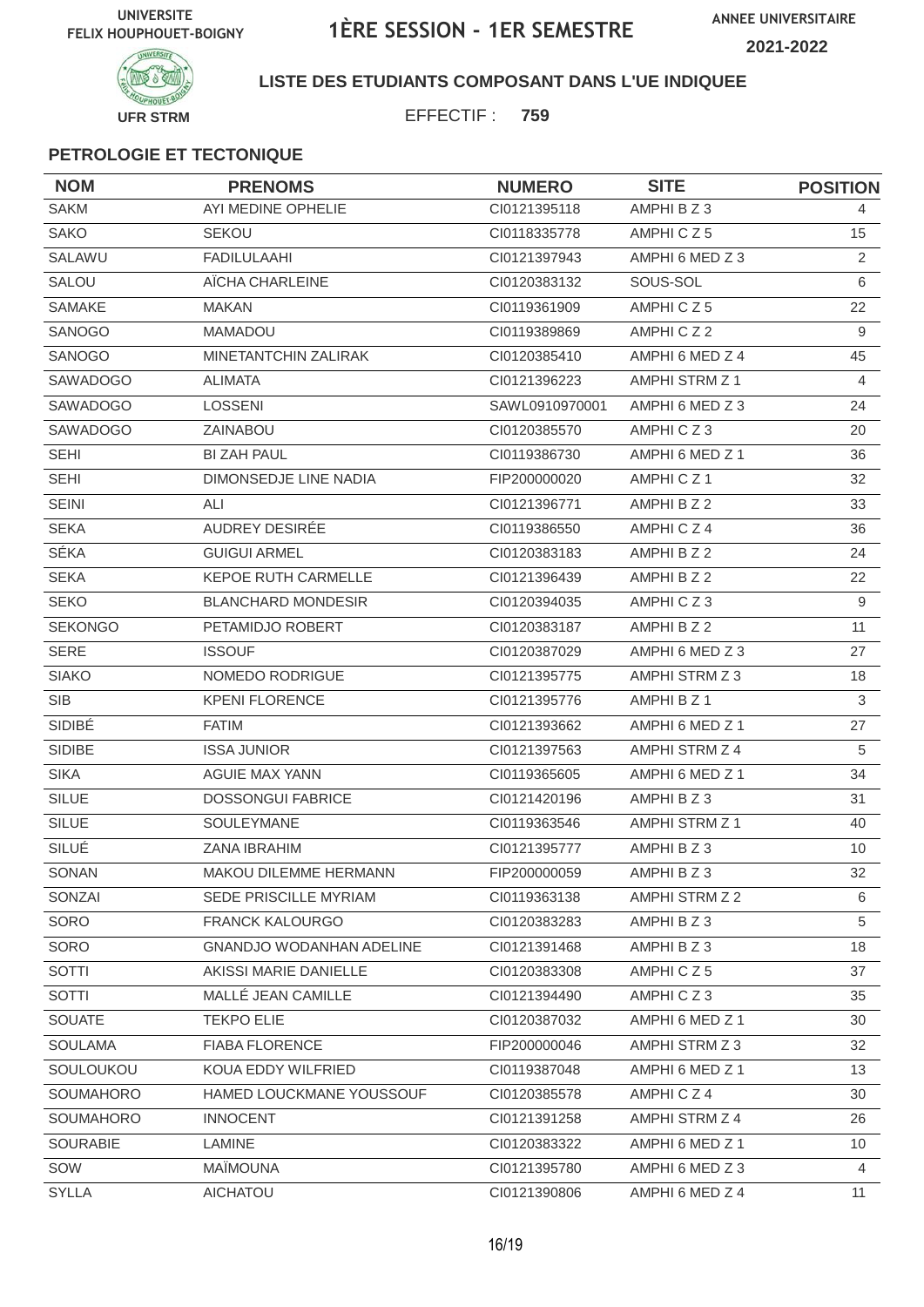UNIVERSITE FELIX HOUPHOUET-BOIGNY

# 1ÈRE SESSION - 1ER SEMESTRE

ANNEE UNIVERSITAIRE 2021-2022

UFR STRM

**LISTE DES ETUDIANTS COMPOSANT DANS L'UE INDIQUEE**

EFFECTIF : **759**

### PETROLOGIE ET TECTONIQUE

| NOM | PRENOMS | NUMERO | SITE | POSITION |
|---|---|---|---|---|
| SAKM | AYI MEDINE OPHELIE | CI0121395118 | AMPHI B Z 3 | 4 |
| SAKO | SEKOU | CI0118335778 | AMPHI C Z 5 | 15 |
| SALAWU | FADILULAAHI | CI0121397943 | AMPHI 6 MED Z 3 | 2 |
| SALOU | AÏCHA CHARLEINE | CI0120383132 | SOUS-SOL | 6 |
| SAMAKE | MAKAN | CI0119361909 | AMPHI C Z 5 | 22 |
| SANOGO | MAMADOU | CI0119389869 | AMPHI C Z 2 | 9 |
| SANOGO | MINETANTCHIN ZALIRAK | CI0120385410 | AMPHI 6 MED Z 4 | 45 |
| SAWADOGO | ALIMATA | CI0121396223 | AMPHI STRM Z 1 | 4 |
| SAWADOGO | LOSSENI | SAWL0910970001 | AMPHI 6 MED Z 3 | 24 |
| SAWADOGO | ZAINABOU | CI0120385570 | AMPHI C Z 3 | 20 |
| SEHI | BI ZAH PAUL | CI0119386730 | AMPHI 6 MED Z 1 | 36 |
| SEHI | DIMONSEDJE LINE NADIA | FIP200000020 | AMPHI C Z 1 | 32 |
| SEINI | ALI | CI0121396771 | AMPHI B Z 2 | 33 |
| SEKA | AUDREY DESIRÉE | CI0119386550 | AMPHI C Z 4 | 36 |
| SÉKA | GUIGUI ARMEL | CI0120383183 | AMPHI B Z 2 | 24 |
| SEKA | KEPOE RUTH CARMELLE | CI0121396439 | AMPHI B Z 2 | 22 |
| SEKO | BLANCHARD MONDESIR | CI0120394035 | AMPHI C Z 3 | 9 |
| SEKONGO | PETAMIDJO ROBERT | CI0120383187 | AMPHI B Z 2 | 11 |
| SERE | ISSOUF | CI0120387029 | AMPHI 6 MED Z 3 | 27 |
| SIAKO | NOMEDO RODRIGUE | CI0121395775 | AMPHI STRM Z 3 | 18 |
| SIB | KPENI FLORENCE | CI0121395776 | AMPHI B Z 1 | 3 |
| SIDIBÉ | FATIM | CI0121393662 | AMPHI 6 MED Z 1 | 27 |
| SIDIBE | ISSA JUNIOR | CI0121397563 | AMPHI STRM Z 4 | 5 |
| SIKA | AGUIE MAX YANN | CI0119365605 | AMPHI 6 MED Z 1 | 34 |
| SILUE | DOSSONGUI FABRICE | CI0121420196 | AMPHI B Z 3 | 31 |
| SILUE | SOULEYMANE | CI0119363546 | AMPHI STRM Z 1 | 40 |
| SILUÉ | ZANA IBRAHIM | CI0121395777 | AMPHI B Z 3 | 10 |
| SONAN | MAKOU DILEMME HERMANN | FIP200000059 | AMPHI B Z 3 | 32 |
| SONZAI | SEDE PRISCILLE MYRIAM | CI0119363138 | AMPHI STRM Z 2 | 6 |
| SORO | FRANCK KALOURGO | CI0120383283 | AMPHI B Z 3 | 5 |
| SORO | GNANDJO WODANHAN ADELINE | CI0121391468 | AMPHI B Z 3 | 18 |
| SOTTI | AKISSI MARIE DANIELLE | CI0120383308 | AMPHI C Z 5 | 37 |
| SOTTI | MALLÉ JEAN CAMILLE | CI0121394490 | AMPHI C Z 3 | 35 |
| SOUATE | TEKPO ELIE | CI0120387032 | AMPHI 6 MED Z 1 | 30 |
| SOULAMA | FIABA FLORENCE | FIP200000046 | AMPHI STRM Z 3 | 32 |
| SOULOUKOU | KOUA EDDY WILFRIED | CI0119387048 | AMPHI 6 MED Z 1 | 13 |
| SOUMAHORO | HAMED LOUCKMANE YOUSSOUF | CI0120385578 | AMPHI C Z 4 | 30 |
| SOUMAHORO | INNOCENT | CI0121391258 | AMPHI STRM Z 4 | 26 |
| SOURABIE | LAMINE | CI0120383322 | AMPHI 6 MED Z 1 | 10 |
| SOW | MAÏMOUNA | CI0121395780 | AMPHI 6 MED Z 3 | 4 |
| SYLLA | AICHATOU | CI0121390806 | AMPHI 6 MED Z 4 | 11 |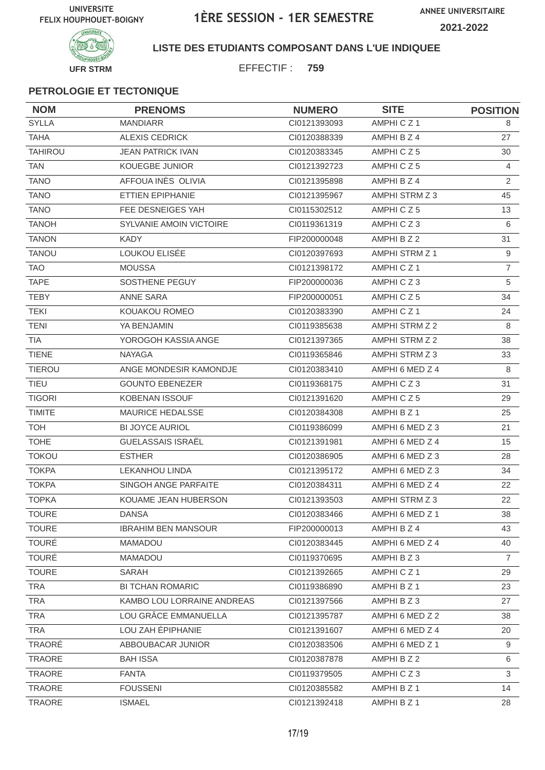UNIVERSITE FELIX HOUPHOUET-BOIGNY

# 1ÈRE SESSION - 1ER SEMESTRE

ANNEE UNIVERSITAIRE 2021-2022

UFR STRM

**LISTE DES ETUDIANTS COMPOSANT DANS L'UE INDIQUEE**

EFFECTIF : **759**

### PETROLOGIE ET TECTONIQUE

| NOM | PRENOMS | NUMERO | SITE | POSITION |
|---|---|---|---|---|
| SYLLA | MANDIARR | CI0121393093 | AMPHI C Z 1 | 8 |
| TAHA | ALEXIS CEDRICK | CI0120388339 | AMPHI B Z 4 | 27 |
| TAHIROU | JEAN PATRICK IVAN | CI0120383345 | AMPHI C Z 5 | 30 |
| TAN | KOUEGBE JUNIOR | CI0121392723 | AMPHI C Z 5 | 4 |
| TANO | AFFOUA INÈS OLIVIA | CI0121395898 | AMPHI B Z 4 | 2 |
| TANO | ETTIEN EPIPHANIE | CI0121395967 | AMPHI STRM Z 3 | 45 |
| TANO | FEE DESNEIGES YAH | CI0115302512 | AMPHI C Z 5 | 13 |
| TANOH | SYLVANIE AMOIN VICTOIRE | CI0119361319 | AMPHI C Z 3 | 6 |
| TANON | KADY | FIP200000048 | AMPHI B Z 2 | 31 |
| TANOU | LOUKOU ELISÉE | CI0120397693 | AMPHI STRM Z 1 | 9 |
| TAO | MOUSSA | CI0121398172 | AMPHI C Z 1 | 7 |
| TAPE | SOSTHENE PEGUY | FIP200000036 | AMPHI C Z 3 | 5 |
| TEBY | ANNE SARA | FIP200000051 | AMPHI C Z 5 | 34 |
| TEKI | KOUAKOU ROMEO | CI0120383390 | AMPHI C Z 1 | 24 |
| TENI | YA BENJAMIN | CI0119385638 | AMPHI STRM Z 2 | 8 |
| TIA | YOROGOH KASSIA ANGE | CI0121397365 | AMPHI STRM Z 2 | 38 |
| TIENE | NAYAGA | CI0119365846 | AMPHI STRM Z 3 | 33 |
| TIEROU | ANGE MONDESIR KAMONDJE | CI0120383410 | AMPHI 6 MED Z 4 | 8 |
| TIEU | GOUNTO EBENEZER | CI0119368175 | AMPHI C Z 3 | 31 |
| TIGORI | KOBENAN ISSOUF | CI0121391620 | AMPHI C Z 5 | 29 |
| TIMITE | MAURICE HEDALSSE | CI0120384308 | AMPHI B Z 1 | 25 |
| TOH | BI JOYCE AURIOL | CI0119386099 | AMPHI 6 MED Z 3 | 21 |
| TOHE | GUELASSAIS ISRAËL | CI0121391981 | AMPHI 6 MED Z 4 | 15 |
| TOKOU | ESTHER | CI0120386905 | AMPHI 6 MED Z 3 | 28 |
| TOKPA | LEKANHOU LINDA | CI0121395172 | AMPHI 6 MED Z 3 | 34 |
| TOKPA | SINGOH ANGE PARFAITE | CI0120384311 | AMPHI 6 MED Z 4 | 22 |
| TOPKA | KOUAME JEAN HUBERSON | CI0121393503 | AMPHI STRM Z 3 | 22 |
| TOURE | DANSA | CI0120383466 | AMPHI 6 MED Z 1 | 38 |
| TOURE | IBRAHIM BEN MANSOUR | FIP200000013 | AMPHI B Z 4 | 43 |
| TOURÉ | MAMADOU | CI0120383445 | AMPHI 6 MED Z 4 | 40 |
| TOURÉ | MAMADOU | CI0119370695 | AMPHI B Z 3 | 7 |
| TOURE | SARAH | CI0121392665 | AMPHI C Z 1 | 29 |
| TRA | BI TCHAN ROMARIC | CI0119386890 | AMPHI B Z 1 | 23 |
| TRA | KAMBO LOU LORRAINE ANDREAS | CI0121397566 | AMPHI B Z 3 | 27 |
| TRA | LOU GRÂCE EMMANUELLA | CI0121395787 | AMPHI 6 MED Z 2 | 38 |
| TRA | LOU ZAH ÉPIPHANIE | CI0121391607 | AMPHI 6 MED Z 4 | 20 |
| TRAORÉ | ABBOUBACAR JUNIOR | CI0120383506 | AMPHI 6 MED Z 1 | 9 |
| TRAORE | BAH ISSA | CI0120387878 | AMPHI B Z 2 | 6 |
| TRAORE | FANTA | CI0119379505 | AMPHI C Z 3 | 3 |
| TRAORE | FOUSSENI | CI0120385582 | AMPHI B Z 1 | 14 |
| TRAORE | ISMAEL | CI0121392418 | AMPHI B Z 1 | 28 |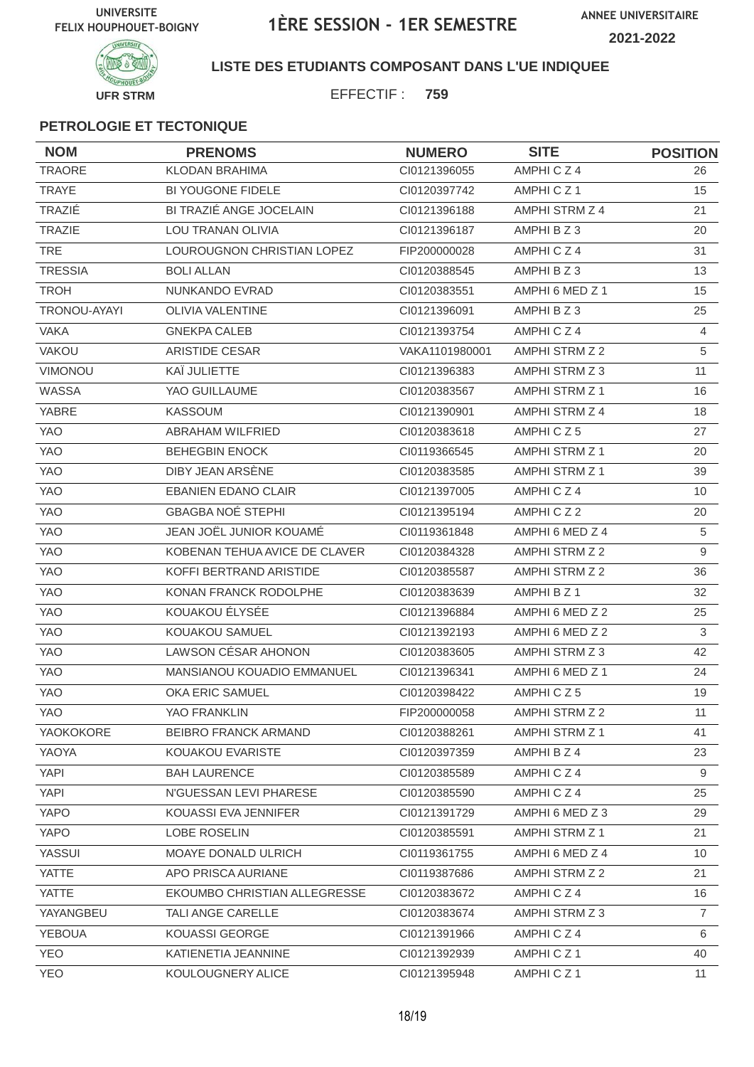UNIVERSITE FELIX HOUPHOUET-BOIGNY

# 1ÈRE SESSION - 1ER SEMESTRE

ANNEE UNIVERSITAIRE 2021-2022

UFR STRM

**LISTE DES ETUDIANTS COMPOSANT DANS L'UE INDIQUEE**

EFFECTIF : **759**

**PETROLOGIE ET TECTONIQUE**

| NOM | PRENOMS | NUMERO | SITE | POSITION |
|---|---|---|---|---|
| TRAORE | KLODAN BRAHIMA | CI0121396055 | AMPHI C Z 4 | 26 |
| TRAYE | BI YOUGONE FIDELE | CI0120397742 | AMPHI C Z 1 | 15 |
| TRAZIÉ | BI TRAZIÉ ANGE JOCELAIN | CI0121396188 | AMPHI STRM Z 4 | 21 |
| TRAZIE | LOU TRANAN OLIVIA | CI0121396187 | AMPHI B Z 3 | 20 |
| TRE | LOUROUGNON CHRISTIAN LOPEZ | FIP200000028 | AMPHI C Z 4 | 31 |
| TRESSIA | BOLI ALLAN | CI0120388545 | AMPHI B Z 3 | 13 |
| TROH | NUNKANDO EVRAD | CI0120383551 | AMPHI 6 MED Z 1 | 15 |
| TRONOU-AYAYI | OLIVIA VALENTINE | CI0121396091 | AMPHI B Z 3 | 25 |
| VAKA | GNEKPA CALEB | CI0121393754 | AMPHI C Z 4 | 4 |
| VAKOU | ARISTIDE CESAR | VAKA1101980001 | AMPHI STRM Z 2 | 5 |
| VIMONOU | KAÏ JULIETTE | CI0121396383 | AMPHI STRM Z 3 | 11 |
| WASSA | YAO GUILLAUME | CI0120383567 | AMPHI STRM Z 1 | 16 |
| YABRE | KASSOUM | CI0121390901 | AMPHI STRM Z 4 | 18 |
| YAO | ABRAHAM WILFRIED | CI0120383618 | AMPHI C Z 5 | 27 |
| YAO | BEHEGBIN ENOCK | CI0119366545 | AMPHI STRM Z 1 | 20 |
| YAO | DIBY JEAN ARSÈNE | CI0120383585 | AMPHI STRM Z 1 | 39 |
| YAO | EBANIEN EDANO CLAIR | CI0121397005 | AMPHI C Z 4 | 10 |
| YAO | GBAGBA NOÉ STEPHI | CI0121395194 | AMPHI C Z 2 | 20 |
| YAO | JEAN JOËL JUNIOR KOUAMÉ | CI0119361848 | AMPHI 6 MED Z 4 | 5 |
| YAO | KOBENAN TEHUA AVICE DE CLAVER | CI0120384328 | AMPHI STRM Z 2 | 9 |
| YAO | KOFFI BERTRAND ARISTIDE | CI0120385587 | AMPHI STRM Z 2 | 36 |
| YAO | KONAN FRANCK RODOLPHE | CI0120383639 | AMPHI B Z 1 | 32 |
| YAO | KOUAKOU ÉLYSÉE | CI0121396884 | AMPHI 6 MED Z 2 | 25 |
| YAO | KOUAKOU SAMUEL | CI0121392193 | AMPHI 6 MED Z 2 | 3 |
| YAO | LAWSON CÉSAR AHONON | CI0120383605 | AMPHI STRM Z 3 | 42 |
| YAO | MANSIANOU KOUADIO EMMANUEL | CI0121396341 | AMPHI 6 MED Z 1 | 24 |
| YAO | OKA ERIC SAMUEL | CI0120398422 | AMPHI C Z 5 | 19 |
| YAO | YAO FRANKLIN | FIP200000058 | AMPHI STRM Z 2 | 11 |
| YAOKOKORE | BEIBRO FRANCK ARMAND | CI0120388261 | AMPHI STRM Z 1 | 41 |
| YAOYA | KOUAKOU EVARISTE | CI0120397359 | AMPHI B Z 4 | 23 |
| YAPI | BAH LAURENCE | CI0120385589 | AMPHI C Z 4 | 9 |
| YAPI | N'GUESSAN LEVI PHARESE | CI0120385590 | AMPHI C Z 4 | 25 |
| YAPO | KOUASSI EVA JENNIFER | CI0121391729 | AMPHI 6 MED Z 3 | 29 |
| YAPO | LOBE ROSELIN | CI0120385591 | AMPHI STRM Z 1 | 21 |
| YASSUI | MOAYE DONALD ULRICH | CI0119361755 | AMPHI 6 MED Z 4 | 10 |
| YATTE | APO PRISCA AURIANE | CI0119387686 | AMPHI STRM Z 2 | 21 |
| YATTE | EKOUMBO CHRISTIAN ALLEGRESSE | CI0120383672 | AMPHI C Z 4 | 16 |
| YAYANGBEU | TALI ANGE CARELLE | CI0120383674 | AMPHI STRM Z 3 | 7 |
| YEBOUA | KOUASSI GEORGE | CI0121391966 | AMPHI C Z 4 | 6 |
| YEO | KATIENETIA JEANNINE | CI0121392939 | AMPHI C Z 1 | 40 |
| YEO | KOULOUGNERY ALICE | CI0121395948 | AMPHI C Z 1 | 11 |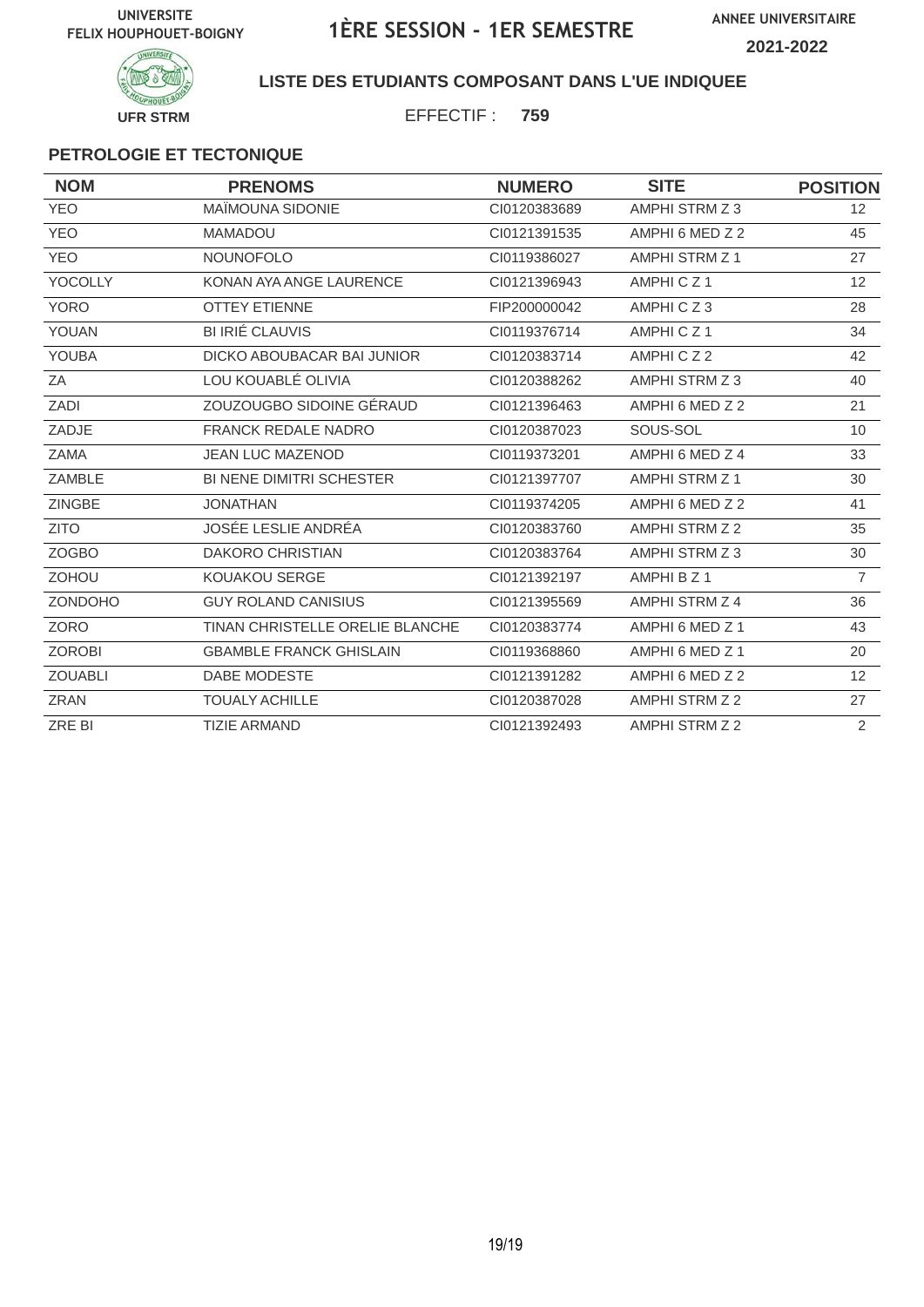UNIVERSITE FELIX HOUPHOUET-BOIGNY

# 1ÈRE SESSION - 1ER SEMESTRE

ANNEE UNIVERSITAIRE 2021-2022

UFR STRM

**LISTE DES ETUDIANTS COMPOSANT DANS L'UE INDIQUEE**

EFFECTIF : **759**

### PETROLOGIE ET TECTONIQUE

| NOM | PRENOMS | NUMERO | SITE | POSITION |
|---|---|---|---|---|
| YEO | MAÏMOUNA SIDONIE | CI0120383689 | AMPHI STRM Z 3 | 12 |
| YEO | MAMADOU | CI0121391535 | AMPHI 6 MED Z 2 | 45 |
| YEO | NOUNOFOLO | CI0119386027 | AMPHI STRM Z 1 | 27 |
| YOCOLLY | KONAN AYA ANGE LAURENCE | CI0121396943 | AMPHI C Z 1 | 12 |
| YORO | OTTEY ETIENNE | FIP200000042 | AMPHI C Z 3 | 28 |
| YOUAN | BI IRIÉ CLAUVIS | CI0119376714 | AMPHI C Z 1 | 34 |
| YOUBA | DICKO ABOUBACAR BAI JUNIOR | CI0120383714 | AMPHI C Z 2 | 42 |
| ZA | LOU KOUABLÉ OLIVIA | CI0120388262 | AMPHI STRM Z 3 | 40 |
| ZADI | ZOUZOUGBO SIDOINE GÉRAUD | CI0121396463 | AMPHI 6 MED Z 2 | 21 |
| ZADJE | FRANCK REDALE NADRO | CI0120387023 | SOUS-SOL | 10 |
| ZAMA | JEAN LUC MAZENOD | CI0119373201 | AMPHI 6 MED Z 4 | 33 |
| ZAMBLE | BI NENE DIMITRI SCHESTER | CI0121397707 | AMPHI STRM Z 1 | 30 |
| ZINGBE | JONATHAN | CI0119374205 | AMPHI 6 MED Z 2 | 41 |
| ZITO | JOSÉE LESLIE ANDRÉA | CI0120383760 | AMPHI STRM Z 2 | 35 |
| ZOGBO | DAKORO CHRISTIAN | CI0120383764 | AMPHI STRM Z 3 | 30 |
| ZOHOU | KOUAKOU SERGE | CI0121392197 | AMPHI B Z 1 | 7 |
| ZONDOHO | GUY ROLAND CANISIUS | CI0121395569 | AMPHI STRM Z 4 | 36 |
| ZORO | TINAN CHRISTELLE ORELIE BLANCHE | CI0120383774 | AMPHI 6 MED Z 1 | 43 |
| ZOROBI | GBAMBLE FRANCK GHISLAIN | CI0119368860 | AMPHI 6 MED Z 1 | 20 |
| ZOUABLI | DABE MODESTE | CI0121391282 | AMPHI 6 MED Z 2 | 12 |
| ZRAN | TOUALY ACHILLE | CI0120387028 | AMPHI STRM Z 2 | 27 |
| ZRE BI | TIZIE ARMAND | CI0121392493 | AMPHI STRM Z 2 | 2 |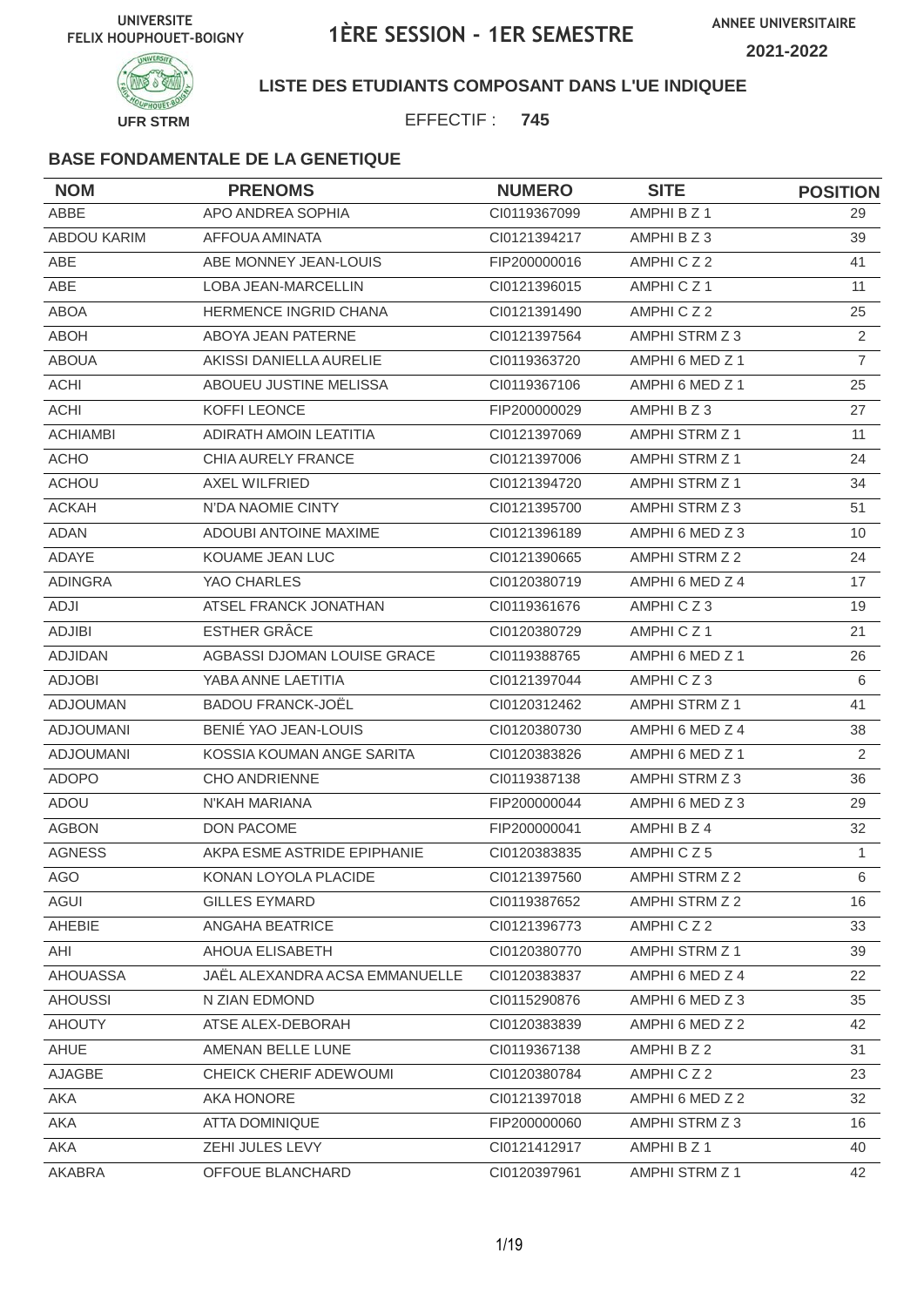UNIVERSITE FELIX HOUPHOUET-BOIGNY

# 1ÈRE SESSION - 1ER SEMESTRE

ANNEE UNIVERSITAIRE 2021-2022

UFR STRM

**LISTE DES ETUDIANTS COMPOSANT DANS L'UE INDIQUEE**

EFFECTIF : **745**

### BASE FONDAMENTALE DE LA GENETIQUE

| NOM | PRENOMS | NUMERO | SITE | POSITION |
|---|---|---|---|---|
| ABBE | APO ANDREA SOPHIA | CI0119367099 | AMPHI B Z 1 | 29 |
| ABDOU KARIM | AFFOUA AMINATA | CI0121394217 | AMPHI B Z 3 | 39 |
| ABE | ABE MONNEY JEAN-LOUIS | FIP200000016 | AMPHI C Z 2 | 41 |
| ABE | LOBA JEAN-MARCELLIN | CI0121396015 | AMPHI C Z 1 | 11 |
| ABOA | HERMENCE INGRID CHANA | CI0121391490 | AMPHI C Z 2 | 25 |
| ABOH | ABOYA JEAN PATERNE | CI0121397564 | AMPHI STRM Z 3 | 2 |
| ABOUA | AKISSI DANIELLA AURELIE | CI0119363720 | AMPHI 6 MED Z 1 | 7 |
| ACHI | ABOUEU JUSTINE MELISSA | CI0119367106 | AMPHI 6 MED Z 1 | 25 |
| ACHI | KOFFI LEONCE | FIP200000029 | AMPHI B Z 3 | 27 |
| ACHIAMBI | ADIRATH AMOIN LEATITIA | CI0121397069 | AMPHI STRM Z 1 | 11 |
| ACHO | CHIA AURELY FRANCE | CI0121397006 | AMPHI STRM Z 1 | 24 |
| ACHOU | AXEL WILFRIED | CI0121394720 | AMPHI STRM Z 1 | 34 |
| ACKAH | N'DA NAOMIE CINTY | CI0121395700 | AMPHI STRM Z 3 | 51 |
| ADAN | ADOUBI ANTOINE MAXIME | CI0121396189 | AMPHI 6 MED Z 3 | 10 |
| ADAYE | KOUAME JEAN LUC | CI0121390665 | AMPHI STRM Z 2 | 24 |
| ADINGRA | YAO CHARLES | CI0120380719 | AMPHI 6 MED Z 4 | 17 |
| ADJI | ATSEL FRANCK JONATHAN | CI0119361676 | AMPHI C Z 3 | 19 |
| ADJIBI | ESTHER GRÂCE | CI0120380729 | AMPHI C Z 1 | 21 |
| ADJIDAN | AGBASSI DJOMAN LOUISE GRACE | CI0119388765 | AMPHI 6 MED Z 1 | 26 |
| ADJOBI | YABA ANNE LAETITIA | CI0121397044 | AMPHI C Z 3 | 6 |
| ADJOUMAN | BADOU FRANCK-JOËL | CI0120312462 | AMPHI STRM Z 1 | 41 |
| ADJOUMANI | BENIÉ YAO JEAN-LOUIS | CI0120380730 | AMPHI 6 MED Z 4 | 38 |
| ADJOUMANI | KOSSIA KOUMAN ANGE SARITA | CI0120383826 | AMPHI 6 MED Z 1 | 2 |
| ADOPO | CHO ANDRIENNE | CI0119387138 | AMPHI STRM Z 3 | 36 |
| ADOU | N'KAH MARIANA | FIP200000044 | AMPHI 6 MED Z 3 | 29 |
| AGBON | DON PACOME | FIP200000041 | AMPHI B Z 4 | 32 |
| AGNESS | AKPA ESME ASTRIDE EPIPHANIE | CI0120383835 | AMPHI C Z 5 | 1 |
| AGO | KONAN LOYOLA PLACIDE | CI0121397560 | AMPHI STRM Z 2 | 6 |
| AGUI | GILLES EYMARD | CI0119387652 | AMPHI STRM Z 2 | 16 |
| AHEBIE | ANGAHA BEATRICE | CI0121396773 | AMPHI C Z 2 | 33 |
| AHI | AHOUA ELISABETH | CI0120380770 | AMPHI STRM Z 1 | 39 |
| AHOUASSA | JAËL ALEXANDRA ACSA EMMANUELLE | CI0120383837 | AMPHI 6 MED Z 4 | 22 |
| AHOUSSI | N ZIAN EDMOND | CI0115290876 | AMPHI 6 MED Z 3 | 35 |
| AHOUTY | ATSE ALEX-DEBORAH | CI0120383839 | AMPHI 6 MED Z 2 | 42 |
| AHUE | AMENAN BELLE LUNE | CI0119367138 | AMPHI B Z 2 | 31 |
| AJAGBE | CHEICK CHERIF ADEWOUMI | CI0120380784 | AMPHI C Z 2 | 23 |
| AKA | AKA HONORE | CI0121397018 | AMPHI 6 MED Z 2 | 32 |
| AKA | ATTA DOMINIQUE | FIP200000060 | AMPHI STRM Z 3 | 16 |
| AKA | ZEHI JULES LEVY | CI0121412917 | AMPHI B Z 1 | 40 |
| AKABRA | OFFOUE BLANCHARD | CI0120397961 | AMPHI STRM Z 1 | 42 |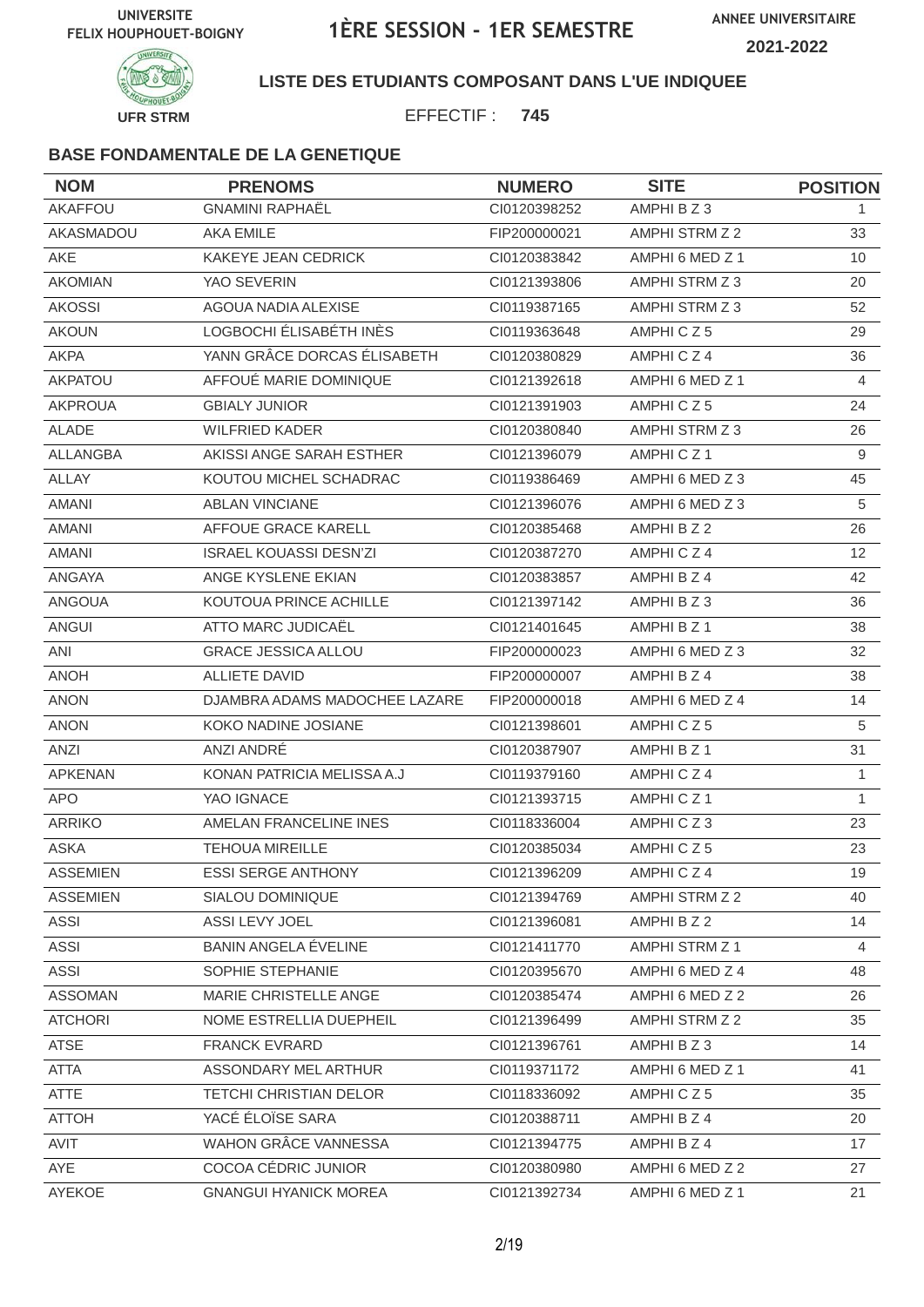UNIVERSITE FELIX HOUPHOUET-BOIGNY

# 1ÈRE SESSION - 1ER SEMESTRE

ANNEE UNIVERSITAIRE 2021-2022

UFR STRM

**LISTE DES ETUDIANTS COMPOSANT DANS L'UE INDIQUEE**

EFFECTIF : **745**

### BASE FONDAMENTALE DE LA GENETIQUE

| NOM | PRENOMS | NUMERO | SITE | POSITION |
|---|---|---|---|---|
| AKAFFOU | GNAMINI RAPHAËL | CI0120398252 | AMPHI B Z 3 | 1 |
| AKASMADOU | AKA EMILE | FIP200000021 | AMPHI STRM Z 2 | 33 |
| AKE | KAKEYE JEAN CEDRICK | CI0120383842 | AMPHI 6 MED Z 1 | 10 |
| AKOMIAN | YAO SEVERIN | CI0121393806 | AMPHI STRM Z 3 | 20 |
| AKOSSI | AGOUA NADIA ALEXISE | CI0119387165 | AMPHI STRM Z 3 | 52 |
| AKOUN | LOGBOCHI ÉLISABÉTH INÈS | CI0119363648 | AMPHI C Z 5 | 29 |
| AKPA | YANN GRÂCE DORCAS ÉLISABETH | CI0120380829 | AMPHI C Z 4 | 36 |
| AKPATOU | AFFOUÉ MARIE DOMINIQUE | CI0121392618 | AMPHI 6 MED Z 1 | 4 |
| AKPROUA | GBIALY JUNIOR | CI0121391903 | AMPHI C Z 5 | 24 |
| ALADE | WILFRIED KADER | CI0120380840 | AMPHI STRM Z 3 | 26 |
| ALLANGBA | AKISSI ANGE SARAH ESTHER | CI0121396079 | AMPHI C Z 1 | 9 |
| ALLAY | KOUTOU MICHEL SCHADRAC | CI0119386469 | AMPHI 6 MED Z 3 | 45 |
| AMANI | ABLAN VINCIANE | CI0121396076 | AMPHI 6 MED Z 3 | 5 |
| AMANI | AFFOUE GRACE KARELL | CI0120385468 | AMPHI B Z 2 | 26 |
| AMANI | ISRAEL KOUASSI DESN'ZI | CI0120387270 | AMPHI C Z 4 | 12 |
| ANGAYA | ANGE KYSLENE EKIAN | CI0120383857 | AMPHI B Z 4 | 42 |
| ANGOUA | KOUTOUA PRINCE ACHILLE | CI0121397142 | AMPHI B Z 3 | 36 |
| ANGUI | ATTO MARC JUDICAËL | CI0121401645 | AMPHI B Z 1 | 38 |
| ANI | GRACE JESSICA ALLOU | FIP200000023 | AMPHI 6 MED Z 3 | 32 |
| ANOH | ALLIETE DAVID | FIP200000007 | AMPHI B Z 4 | 38 |
| ANON | DJAMBRA ADAMS MADOCHEE LAZARE | FIP200000018 | AMPHI 6 MED Z 4 | 14 |
| ANON | KOKO NADINE JOSIANE | CI0121398601 | AMPHI C Z 5 | 5 |
| ANZI | ANZI ANDRÉ | CI0120387907 | AMPHI B Z 1 | 31 |
| APKENAN | KONAN PATRICIA MELISSA A.J | CI0119379160 | AMPHI C Z 4 | 1 |
| APO | YAO IGNACE | CI0121393715 | AMPHI C Z 1 | 1 |
| ARRIKO | AMELAN FRANCELINE INES | CI0118336004 | AMPHI C Z 3 | 23 |
| ASKA | TEHOUA MIREILLE | CI0120385034 | AMPHI C Z 5 | 23 |
| ASSEMIEN | ESSI SERGE ANTHONY | CI0121396209 | AMPHI C Z 4 | 19 |
| ASSEMIEN | SIALOU DOMINIQUE | CI0121394769 | AMPHI STRM Z 2 | 40 |
| ASSI | ASSI LEVY JOEL | CI0121396081 | AMPHI B Z 2 | 14 |
| ASSI | BANIN ANGELA ÉVELINE | CI0121411770 | AMPHI STRM Z 1 | 4 |
| ASSI | SOPHIE STEPHANIE | CI0120395670 | AMPHI 6 MED Z 4 | 48 |
| ASSOMAN | MARIE CHRISTELLE ANGE | CI0120385474 | AMPHI 6 MED Z 2 | 26 |
| ATCHORI | NOME ESTRELLIA DUEPHEIL | CI0121396499 | AMPHI STRM Z 2 | 35 |
| ATSE | FRANCK EVRARD | CI0121396761 | AMPHI B Z 3 | 14 |
| ATTA | ASSONDARY MEL ARTHUR | CI0119371172 | AMPHI 6 MED Z 1 | 41 |
| ATTE | TETCHI CHRISTIAN DELOR | CI0118336092 | AMPHI C Z 5 | 35 |
| ATTOH | YACÉ ÉLOÏSE SARA | CI0120388711 | AMPHI B Z 4 | 20 |
| AVIT | WAHON GRÂCE VANNESSA | CI0121394775 | AMPHI B Z 4 | 17 |
| AYE | COCOA CÉDRIC JUNIOR | CI0120380980 | AMPHI 6 MED Z 2 | 27 |
| AYEKOE | GNANGUI HYANICK MOREA | CI0121392734 | AMPHI 6 MED Z 1 | 21 |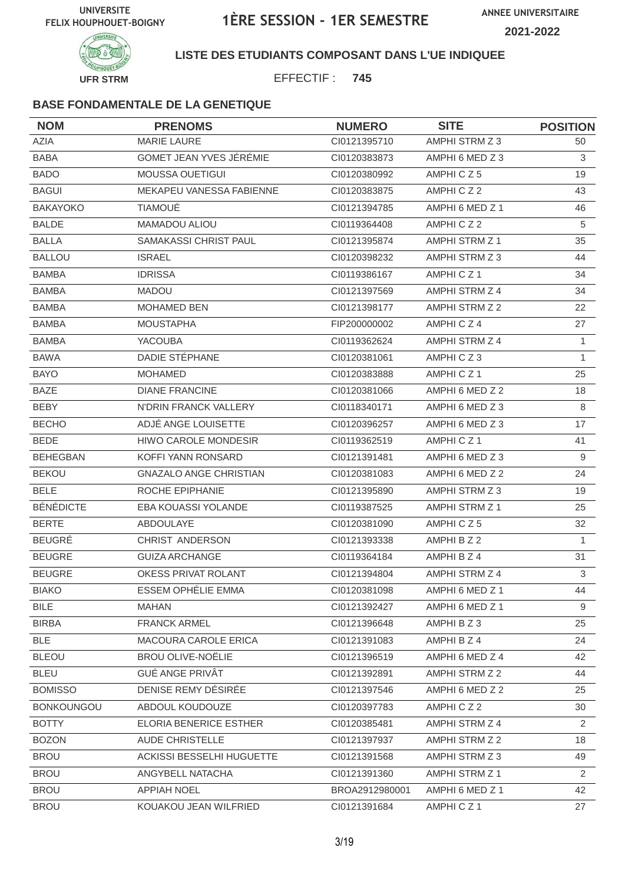UNIVERSITE FELIX HOUPHOUET-BOIGNY

# 1ÈRE SESSION - 1ER SEMESTRE

ANNEE UNIVERSITAIRE 2021-2022

UFR STRM

**LISTE DES ETUDIANTS COMPOSANT DANS L'UE INDIQUEE**

EFFECTIF : **745**

### BASE FONDAMENTALE DE LA GENETIQUE

| NOM | PRENOMS | NUMERO | SITE | POSITION |
|---|---|---|---|---|
| AZIA | MARIE LAURE | CI0121395710 | AMPHI STRM Z 3 | 50 |
| BABA | GOMET JEAN YVES JÉRÉMIE | CI0120383873 | AMPHI 6 MED Z 3 | 3 |
| BADO | MOUSSA OUETIGUI | CI0120380992 | AMPHI C Z 5 | 19 |
| BAGUI | MEKAPEU VANESSA FABIENNE | CI0120383875 | AMPHI C Z 2 | 43 |
| BAKAYOKO | TIAMOUÉ | CI0121394785 | AMPHI 6 MED Z 1 | 46 |
| BALDE | MAMADOU ALIOU | CI0119364408 | AMPHI C Z 2 | 5 |
| BALLA | SAMAKASSI CHRIST PAUL | CI0121395874 | AMPHI STRM Z 1 | 35 |
| BALLOU | ISRAEL | CI0120398232 | AMPHI STRM Z 3 | 44 |
| BAMBA | IDRISSA | CI0119386167 | AMPHI C Z 1 | 34 |
| BAMBA | MADOU | CI0121397569 | AMPHI STRM Z 4 | 34 |
| BAMBA | MOHAMED BEN | CI0121398177 | AMPHI STRM Z 2 | 22 |
| BAMBA | MOUSTAPHA | FIP200000002 | AMPHI C Z 4 | 27 |
| BAMBA | YACOUBA | CI0119362624 | AMPHI STRM Z 4 | 1 |
| BAWA | DADIE STÉPHANE | CI0120381061 | AMPHI C Z 3 | 1 |
| BAYO | MOHAMED | CI0120383888 | AMPHI C Z 1 | 25 |
| BAZE | DIANE FRANCINE | CI0120381066 | AMPHI 6 MED Z 2 | 18 |
| BEBY | N'DRIN FRANCK VALLERY | CI0118340171 | AMPHI 6 MED Z 3 | 8 |
| BECHO | ADJÉ ANGE LOUISETTE | CI0120396257 | AMPHI 6 MED Z 3 | 17 |
| BEDE | HIWO CAROLE MONDESIR | CI0119362519 | AMPHI C Z 1 | 41 |
| BEHEGBAN | KOFFI YANN RONSARD | CI0121391481 | AMPHI 6 MED Z 3 | 9 |
| BEKOU | GNAZALO ANGE CHRISTIAN | CI0120381083 | AMPHI 6 MED Z 2 | 24 |
| BELE | ROCHE EPIPHANIE | CI0121395890 | AMPHI STRM Z 3 | 19 |
| BÉNÉDICTE | EBA KOUASSI YOLANDE | CI0119387525 | AMPHI STRM Z 1 | 25 |
| BERTE | ABDOULAYE | CI0120381090 | AMPHI C Z 5 | 32 |
| BEUGRÉ | CHRIST ANDERSON | CI0121393338 | AMPHI B Z 2 | 1 |
| BEUGRE | GUIZA ARCHANGE | CI0119364184 | AMPHI B Z 4 | 31 |
| BEUGRE | OKESS PRIVAT ROLANT | CI0121394804 | AMPHI STRM Z 4 | 3 |
| BIAKO | ESSEM OPHÉLIE EMMA | CI0120381098 | AMPHI 6 MED Z 1 | 44 |
| BILE | MAHAN | CI0121392427 | AMPHI 6 MED Z 1 | 9 |
| BIRBA | FRANCK ARMEL | CI0121396648 | AMPHI B Z 3 | 25 |
| BLE | MACOURA CAROLE ERICA | CI0121391083 | AMPHI B Z 4 | 24 |
| BLEOU | BROU OLIVE-NOËLIE | CI0121396519 | AMPHI 6 MED Z 4 | 42 |
| BLEU | GUÉ ANGE PRIVÂT | CI0121392891 | AMPHI STRM Z 2 | 44 |
| BOMISSO | DENISE REMY DÉSIRÉE | CI0121397546 | AMPHI 6 MED Z 2 | 25 |
| BONKOUNGOU | ABDOUL KOUDOUZE | CI0120397783 | AMPHI C Z 2 | 30 |
| BOTTY | ELORIA BENERICE ESTHER | CI0120385481 | AMPHI STRM Z 4 | 2 |
| BOZON | AUDE CHRISTELLE | CI0121397937 | AMPHI STRM Z 2 | 18 |
| BROU | ACKISSI BESSELHI HUGUETTE | CI0121391568 | AMPHI STRM Z 3 | 49 |
| BROU | ANGYBELL NATACHA | CI0121391360 | AMPHI STRM Z 1 | 2 |
| BROU | APPIAH NOEL | BROA2912980001 | AMPHI 6 MED Z 1 | 42 |
| BROU | KOUAKOU JEAN WILFRIED | CI0121391684 | AMPHI C Z 1 | 27 |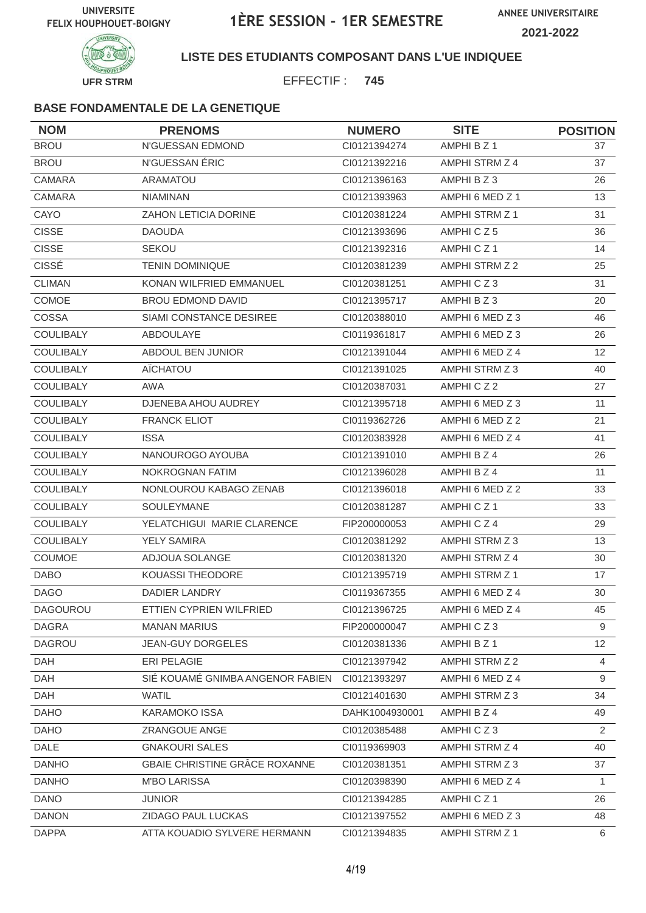UNIVERSITE FELIX HOUPHOUET-BOIGNY

# 1ÈRE SESSION - 1ER SEMESTRE

ANNEE UNIVERSITAIRE 2021-2022

UFR STRM

**LISTE DES ETUDIANTS COMPOSANT DANS L'UE INDIQUEE**

EFFECTIF : **745**

### BASE FONDAMENTALE DE LA GENETIQUE

| NOM | PRENOMS | NUMERO | SITE | POSITION |
|---|---|---|---|---|
| BROU | N'GUESSAN EDMOND | CI0121394274 | AMPHI B Z 1 | 37 |
| BROU | N'GUESSAN ÉRIC | CI0121392216 | AMPHI STRM Z 4 | 37 |
| CAMARA | ARAMATOU | CI0121396163 | AMPHI B Z 3 | 26 |
| CAMARA | NIAMINAN | CI0121393963 | AMPHI 6 MED Z 1 | 13 |
| CAYO | ZAHON LETICIA DORINE | CI0120381224 | AMPHI STRM Z 1 | 31 |
| CISSE | DAOUDA | CI0121393696 | AMPHI C Z 5 | 36 |
| CISSE | SEKOU | CI0121392316 | AMPHI C Z 1 | 14 |
| CISSÉ | TENIN DOMINIQUE | CI0120381239 | AMPHI STRM Z 2 | 25 |
| CLIMAN | KONAN WILFRIED EMMANUEL | CI0120381251 | AMPHI C Z 3 | 31 |
| COMOE | BROU EDMOND DAVID | CI0121395717 | AMPHI B Z 3 | 20 |
| COSSA | SIAMI CONSTANCE DESIREE | CI0120388010 | AMPHI 6 MED Z 3 | 46 |
| COULIBALY | ABDOULAYE | CI0119361817 | AMPHI 6 MED Z 3 | 26 |
| COULIBALY | ABDOUL BEN JUNIOR | CI0121391044 | AMPHI 6 MED Z 4 | 12 |
| COULIBALY | AÏCHATOU | CI0121391025 | AMPHI STRM Z 3 | 40 |
| COULIBALY | AWA | CI0120387031 | AMPHI C Z 2 | 27 |
| COULIBALY | DJENEBA AHOU AUDREY | CI0121395718 | AMPHI 6 MED Z 3 | 11 |
| COULIBALY | FRANCK ELIOT | CI0119362726 | AMPHI 6 MED Z 2 | 21 |
| COULIBALY | ISSA | CI0120383928 | AMPHI 6 MED Z 4 | 41 |
| COULIBALY | NANOUROGO AYOUBA | CI0121391010 | AMPHI B Z 4 | 26 |
| COULIBALY | NOKROGNAN FATIM | CI0121396028 | AMPHI B Z 4 | 11 |
| COULIBALY | NONLOUROU KABAGO ZENAB | CI0121396018 | AMPHI 6 MED Z 2 | 33 |
| COULIBALY | SOULEYMANE | CI0120381287 | AMPHI C Z 1 | 33 |
| COULIBALY | YELATCHIGUI MARIE CLARENCE | FIP200000053 | AMPHI C Z 4 | 29 |
| COULIBALY | YELY SAMIRA | CI0120381292 | AMPHI STRM Z 3 | 13 |
| COUMOE | ADJOUA SOLANGE | CI0120381320 | AMPHI STRM Z 4 | 30 |
| DABO | KOUASSI THEODORE | CI0121395719 | AMPHI STRM Z 1 | 17 |
| DAGO | DADIER LANDRY | CI0119367355 | AMPHI 6 MED Z 4 | 30 |
| DAGOUROU | ETTIEN CYPRIEN WILFRIED | CI0121396725 | AMPHI 6 MED Z 4 | 45 |
| DAGRA | MANAN MARIUS | FIP200000047 | AMPHI C Z 3 | 9 |
| DAGROU | JEAN-GUY DORGELES | CI0120381336 | AMPHI B Z 1 | 12 |
| DAH | ERI PELAGIE | CI0121397942 | AMPHI STRM Z 2 | 4 |
| DAH | SIÉ KOUAMÉ GNIMBA ANGENOR FABIEN | CI0121393297 | AMPHI 6 MED Z 4 | 9 |
| DAH | WATIL | CI0121401630 | AMPHI STRM Z 3 | 34 |
| DAHO | KARAMOKO ISSA | DAHK1004930001 | AMPHI B Z 4 | 49 |
| DAHO | ZRANGOUE ANGE | CI0120385488 | AMPHI C Z 3 | 2 |
| DALE | GNAKOURI SALES | CI0119369903 | AMPHI STRM Z 4 | 40 |
| DANHO | GBAIE CHRISTINE GRÂCE ROXANNE | CI0120381351 | AMPHI STRM Z 3 | 37 |
| DANHO | M'BO LARISSA | CI0120398390 | AMPHI 6 MED Z 4 | 1 |
| DANO | JUNIOR | CI0121394285 | AMPHI C Z 1 | 26 |
| DANON | ZIDAGO PAUL LUCKAS | CI0121397552 | AMPHI 6 MED Z 3 | 48 |
| DAPPA | ATTA KOUADIO SYLVERE HERMANN | CI0121394835 | AMPHI STRM Z 1 | 6 |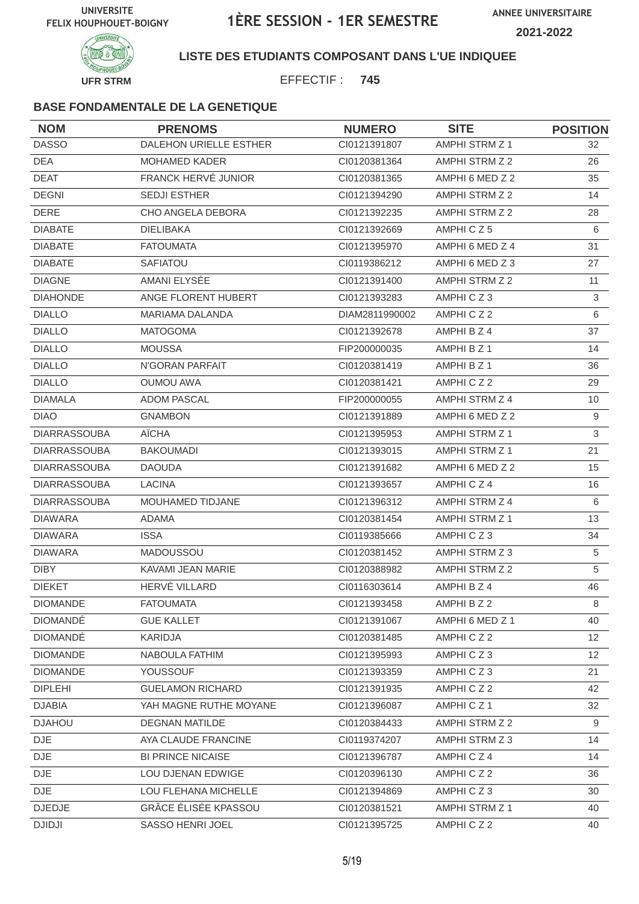UNIVERSITE FELIX HOUPHOUET-BOIGNY

# 1ÈRE SESSION - 1ER SEMESTRE

ANNEE UNIVERSITAIRE 2021-2022

UFR STRM

**LISTE DES ETUDIANTS COMPOSANT DANS L'UE INDIQUEE**

EFFECTIF : **745**

### BASE FONDAMENTALE DE LA GENETIQUE

| NOM | PRENOMS | NUMERO | SITE | POSITION |
|---|---|---|---|---|
| DASSO | DALEHON URIELLE ESTHER | CI0121391807 | AMPHI STRM Z 1 | 32 |
| DEA | MOHAMED KADER | CI0120381364 | AMPHI STRM Z 2 | 26 |
| DEAT | FRANCK HERVÉ JUNIOR | CI0120381365 | AMPHI 6 MED Z 2 | 35 |
| DEGNI | SEDJI ESTHER | CI0121394290 | AMPHI STRM Z 2 | 14 |
| DERE | CHO ANGELA DEBORA | CI0121392235 | AMPHI STRM Z 2 | 28 |
| DIABATE | DIELIBAKA | CI0121392669 | AMPHI C Z 5 | 6 |
| DIABATE | FATOUMATA | CI0121395970 | AMPHI 6 MED Z 4 | 31 |
| DIABATE | SAFIATOU | CI0119386212 | AMPHI 6 MED Z 3 | 27 |
| DIAGNE | AMANI ELYSÉE | CI0121391400 | AMPHI STRM Z 2 | 11 |
| DIAHONDE | ANGE FLORENT HUBERT | CI0121393283 | AMPHI C Z 3 | 3 |
| DIALLO | MARIAMA DALANDA | DIAM2811990002 | AMPHI C Z 2 | 6 |
| DIALLO | MATOGOMA | CI0121392678 | AMPHI B Z 4 | 37 |
| DIALLO | MOUSSA | FIP200000035 | AMPHI B Z 1 | 14 |
| DIALLO | N'GORAN PARFAIT | CI0120381419 | AMPHI B Z 1 | 36 |
| DIALLO | OUMOU AWA | CI0120381421 | AMPHI C Z 2 | 29 |
| DIAMALA | ADOM PASCAL | FIP200000055 | AMPHI STRM Z 4 | 10 |
| DIAO | GNAMBON | CI0121391889 | AMPHI 6 MED Z 2 | 9 |
| DIARRASSOUBA | AÏCHA | CI0121395953 | AMPHI STRM Z 1 | 3 |
| DIARRASSOUBA | BAKOUMADI | CI0121393015 | AMPHI STRM Z 1 | 21 |
| DIARRASSOUBA | DAOUDA | CI0121391682 | AMPHI 6 MED Z 2 | 15 |
| DIARRASSOUBA | LACINA | CI0121393657 | AMPHI C Z 4 | 16 |
| DIARRASSOUBA | MOUHAMED TIDJANE | CI0121396312 | AMPHI STRM Z 4 | 6 |
| DIAWARA | ADAMA | CI0120381454 | AMPHI STRM Z 1 | 13 |
| DIAWARA | ISSA | CI0119385666 | AMPHI C Z 3 | 34 |
| DIAWARA | MADOUSSOU | CI0120381452 | AMPHI STRM Z 3 | 5 |
| DIBY | KAVAMI JEAN MARIE | CI0120388982 | AMPHI STRM Z 2 | 5 |
| DIEKET | HERVÉ VILLARD | CI0116303614 | AMPHI B Z 4 | 46 |
| DIOMANDE | FATOUMATA | CI0121393458 | AMPHI B Z 2 | 8 |
| DIOMANDÉ | GUE KALLET | CI0121391067 | AMPHI 6 MED Z 1 | 40 |
| DIOMANDÉ | KARIDJA | CI0120381485 | AMPHI C Z 2 | 12 |
| DIOMANDE | NABOULA FATHIM | CI0121395993 | AMPHI C Z 3 | 12 |
| DIOMANDE | YOUSSOUF | CI0121393359 | AMPHI C Z 3 | 21 |
| DIPLEHI | GUELAMON RICHARD | CI0121391935 | AMPHI C Z 2 | 42 |
| DJABIA | YAH MAGNE RUTHE MOYANE | CI0121396087 | AMPHI C Z 1 | 32 |
| DJAHOU | DEGNAN MATILDE | CI0120384433 | AMPHI STRM Z 2 | 9 |
| DJE | AYA CLAUDE FRANCINE | CI0119374207 | AMPHI STRM Z 3 | 14 |
| DJE | BI PRINCE NICAISE | CI0121396787 | AMPHI C Z 4 | 14 |
| DJE | LOU DJENAN EDWIGE | CI0120396130 | AMPHI C Z 2 | 36 |
| DJE | LOU FLEHANA MICHELLE | CI0121394869 | AMPHI C Z 3 | 30 |
| DJEDJE | GRÂCE ÉLISÉE KPASSOU | CI0120381521 | AMPHI STRM Z 1 | 40 |
| DJIDJI | SASSO HENRI JOEL | CI0121395725 | AMPHI C Z 2 | 40 |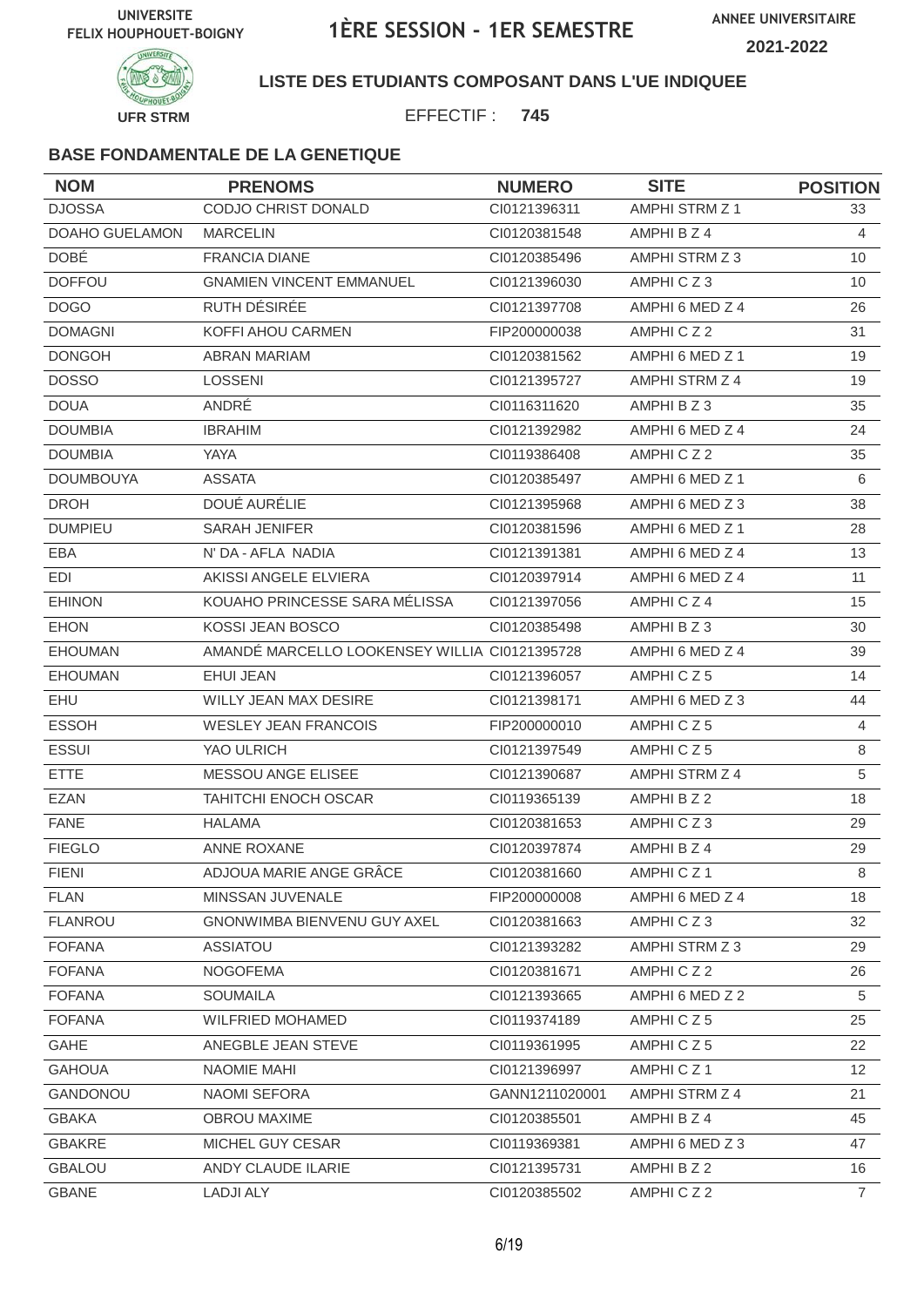UNIVERSITE FELIX HOUPHOUET-BOIGNY

# 1ÈRE SESSION - 1ER SEMESTRE

ANNEE UNIVERSITAIRE 2021-2022

UFR STRM

**LISTE DES ETUDIANTS COMPOSANT DANS L'UE INDIQUEE**

EFFECTIF : **745**

### BASE FONDAMENTALE DE LA GENETIQUE

| NOM | PRENOMS | NUMERO | SITE | POSITION |
|---|---|---|---|---|
| DJOSSA | CODJO CHRIST DONALD | CI0121396311 | AMPHI STRM Z 1 | 33 |
| DOAHO GUELAMON | MARCELIN | CI0120381548 | AMPHI B Z 4 | 4 |
| DOBÉ | FRANCIA DIANE | CI0120385496 | AMPHI STRM Z 3 | 10 |
| DOFFOU | GNAMIEN VINCENT EMMANUEL | CI0121396030 | AMPHI C Z 3 | 10 |
| DOGO | RUTH DÉSIRÉE | CI0121397708 | AMPHI 6 MED Z 4 | 26 |
| DOMAGNI | KOFFI AHOU CARMEN | FIP200000038 | AMPHI C Z 2 | 31 |
| DONGOH | ABRAN MARIAM | CI0120381562 | AMPHI 6 MED Z 1 | 19 |
| DOSSO | LOSSENI | CI0121395727 | AMPHI STRM Z 4 | 19 |
| DOUA | ANDRÉ | CI0116311620 | AMPHI B Z 3 | 35 |
| DOUMBIA | IBRAHIM | CI0121392982 | AMPHI 6 MED Z 4 | 24 |
| DOUMBIA | YAYA | CI0119386408 | AMPHI C Z 2 | 35 |
| DOUMBOUYA | ASSATA | CI0120385497 | AMPHI 6 MED Z 1 | 6 |
| DROH | DOUÉ AURÉLIE | CI0121395968 | AMPHI 6 MED Z 3 | 38 |
| DUMPIEU | SARAH JENIFER | CI0120381596 | AMPHI 6 MED Z 1 | 28 |
| EBA | N' DA - AFLA NADIA | CI0121391381 | AMPHI 6 MED Z 4 | 13 |
| EDI | AKISSI ANGELE ELVIERA | CI0120397914 | AMPHI 6 MED Z 4 | 11 |
| EHINON | KOUAHO PRINCESSE SARA MÉLISSA | CI0121397056 | AMPHI C Z 4 | 15 |
| EHON | KOSSI JEAN BOSCO | CI0120385498 | AMPHI B Z 3 | 30 |
| EHOUMAN | AMANDÉ MARCELLO LOOKENSEY WILLIA | CI0121395728 | AMPHI 6 MED Z 4 | 39 |
| EHOUMAN | EHUI JEAN | CI0121396057 | AMPHI C Z 5 | 14 |
| EHU | WILLY JEAN MAX DESIRE | CI0121398171 | AMPHI 6 MED Z 3 | 44 |
| ESSOH | WESLEY JEAN FRANCOIS | FIP200000010 | AMPHI C Z 5 | 4 |
| ESSUI | YAO ULRICH | CI0121397549 | AMPHI C Z 5 | 8 |
| ETTE | MESSOU ANGE ELISEE | CI0121390687 | AMPHI STRM Z 4 | 5 |
| EZAN | TAHITCHI ENOCH OSCAR | CI0119365139 | AMPHI B Z 2 | 18 |
| FANE | HALAMA | CI0120381653 | AMPHI C Z 3 | 29 |
| FIEGLO | ANNE ROXANE | CI0120397874 | AMPHI B Z 4 | 29 |
| FIENI | ADJOUA MARIE ANGE GRÂCE | CI0120381660 | AMPHI C Z 1 | 8 |
| FLAN | MINSSAN JUVENALE | FIP200000008 | AMPHI 6 MED Z 4 | 18 |
| FLANROU | GNONWIMBA BIENVENU GUY AXEL | CI0120381663 | AMPHI C Z 3 | 32 |
| FOFANA | ASSIATOU | CI0121393282 | AMPHI STRM Z 3 | 29 |
| FOFANA | NOGOFEMA | CI0120381671 | AMPHI C Z 2 | 26 |
| FOFANA | SOUMAILA | CI0121393665 | AMPHI 6 MED Z 2 | 5 |
| FOFANA | WILFRIED MOHAMED | CI0119374189 | AMPHI C Z 5 | 25 |
| GAHE | ANEGBLE JEAN STEVE | CI0119361995 | AMPHI C Z 5 | 22 |
| GAHOUA | NAOMIE MAHI | CI0121396997 | AMPHI C Z 1 | 12 |
| GANDONOU | NAOMI SEFORA | GANN1211020001 | AMPHI STRM Z 4 | 21 |
| GBAKA | OBROU MAXIME | CI0120385501 | AMPHI B Z 4 | 45 |
| GBAKRE | MICHEL GUY CESAR | CI0119369381 | AMPHI 6 MED Z 3 | 47 |
| GBALOU | ANDY CLAUDE ILARIE | CI0121395731 | AMPHI B Z 2 | 16 |
| GBANE | LADJI ALY | CI0120385502 | AMPHI C Z 2 | 7 |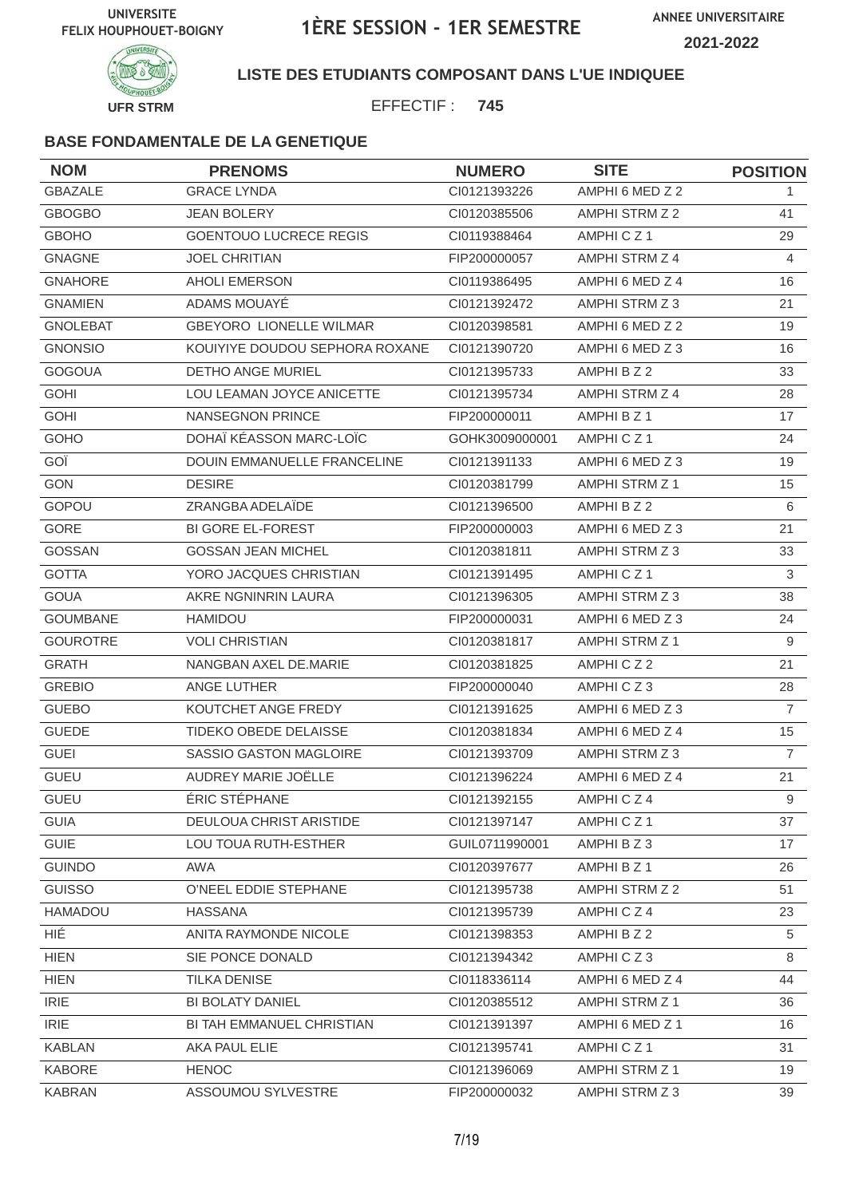UNIVERSITE FELIX HOUPHOUET-BOIGNY

# 1ÈRE SESSION - 1ER SEMESTRE

ANNEE UNIVERSITAIRE 2021-2022

UFR STRM

**LISTE DES ETUDIANTS COMPOSANT DANS L'UE INDIQUEE**

EFFECTIF : **745**

### BASE FONDAMENTALE DE LA GENETIQUE

| NOM | PRENOMS | NUMERO | SITE | POSITION |
|---|---|---|---|---|
| GBAZALE | GRACE LYNDA | CI0121393226 | AMPHI 6 MED Z 2 | 1 |
| GBOGBO | JEAN BOLERY | CI0120385506 | AMPHI STRM Z 2 | 41 |
| GBOHO | GOENTOUO LUCRECE REGIS | CI0119388464 | AMPHI C Z 1 | 29 |
| GNAGNE | JOEL CHRITIAN | FIP200000057 | AMPHI STRM Z 4 | 4 |
| GNAHORE | AHOLI EMERSON | CI0119386495 | AMPHI 6 MED Z 4 | 16 |
| GNAMIEN | ADAMS MOUAYÉ | CI0121392472 | AMPHI STRM Z 3 | 21 |
| GNOLEBAT | GBEYORO LIONELLE WILMAR | CI0120398581 | AMPHI 6 MED Z 2 | 19 |
| GNONSIO | KOUIYIYE DOUDOU SEPHORA ROXANE | CI0121390720 | AMPHI 6 MED Z 3 | 16 |
| GOGOUA | DETHO ANGE MURIEL | CI0121395733 | AMPHI B Z 2 | 33 |
| GOHI | LOU LEAMAN JOYCE ANICETTE | CI0121395734 | AMPHI STRM Z 4 | 28 |
| GOHI | NANSEGNON PRINCE | FIP200000011 | AMPHI B Z 1 | 17 |
| GOHO | DOHAÏ KÉASSON MARC-LOÏC | GOHK3009000001 | AMPHI C Z 1 | 24 |
| GOÏ | DOUIN EMMANUELLE FRANCELINE | CI0121391133 | AMPHI 6 MED Z 3 | 19 |
| GON | DESIRE | CI0120381799 | AMPHI STRM Z 1 | 15 |
| GOPOU | ZRANGBA ADELAÏDE | CI0121396500 | AMPHI B Z 2 | 6 |
| GORE | BI GORE EL-FOREST | FIP200000003 | AMPHI 6 MED Z 3 | 21 |
| GOSSAN | GOSSAN JEAN MICHEL | CI0120381811 | AMPHI STRM Z 3 | 33 |
| GOTTA | YORO JACQUES CHRISTIAN | CI0121391495 | AMPHI C Z 1 | 3 |
| GOUA | AKRE NGNINRIN LAURA | CI0121396305 | AMPHI STRM Z 3 | 38 |
| GOUMBANE | HAMIDOU | FIP200000031 | AMPHI 6 MED Z 3 | 24 |
| GOUROTRE | VOLI CHRISTIAN | CI0120381817 | AMPHI STRM Z 1 | 9 |
| GRATH | NANGBAN AXEL DE.MARIE | CI0120381825 | AMPHI C Z 2 | 21 |
| GREBIO | ANGE LUTHER | FIP200000040 | AMPHI C Z 3 | 28 |
| GUEBO | KOUTCHET ANGE FREDY | CI0121391625 | AMPHI 6 MED Z 3 | 7 |
| GUEDE | TIDEKO OBEDE DELAISSE | CI0120381834 | AMPHI 6 MED Z 4 | 15 |
| GUEI | SASSIO GASTON MAGLOIRE | CI0121393709 | AMPHI STRM Z 3 | 7 |
| GUEU | AUDREY MARIE JOËLLE | CI0121396224 | AMPHI 6 MED Z 4 | 21 |
| GUEU | ÉRIC STÉPHANE | CI0121392155 | AMPHI C Z 4 | 9 |
| GUIA | DEULOUA CHRIST ARISTIDE | CI0121397147 | AMPHI C Z 1 | 37 |
| GUIE | LOU TOUA RUTH-ESTHER | GUIL0711990001 | AMPHI B Z 3 | 17 |
| GUINDO | AWA | CI0120397677 | AMPHI B Z 1 | 26 |
| GUISSO | O'NEEL EDDIE STEPHANE | CI0121395738 | AMPHI STRM Z 2 | 51 |
| HAMADOU | HASSANA | CI0121395739 | AMPHI C Z 4 | 23 |
| HIÉ | ANITA RAYMONDE NICOLE | CI0121398353 | AMPHI B Z 2 | 5 |
| HIEN | SIE PONCE DONALD | CI0121394342 | AMPHI C Z 3 | 8 |
| HIEN | TILKA DENISE | CI0118336114 | AMPHI 6 MED Z 4 | 44 |
| IRIE | BI BOLATY DANIEL | CI0120385512 | AMPHI STRM Z 1 | 36 |
| IRIE | BI TAH EMMANUEL CHRISTIAN | CI0121391397 | AMPHI 6 MED Z 1 | 16 |
| KABLAN | AKA PAUL ELIE | CI0121395741 | AMPHI C Z 1 | 31 |
| KABORE | HENOC | CI0121396069 | AMPHI STRM Z 1 | 19 |
| KABRAN | ASSOUMOU SYLVESTRE | FIP200000032 | AMPHI STRM Z 3 | 39 |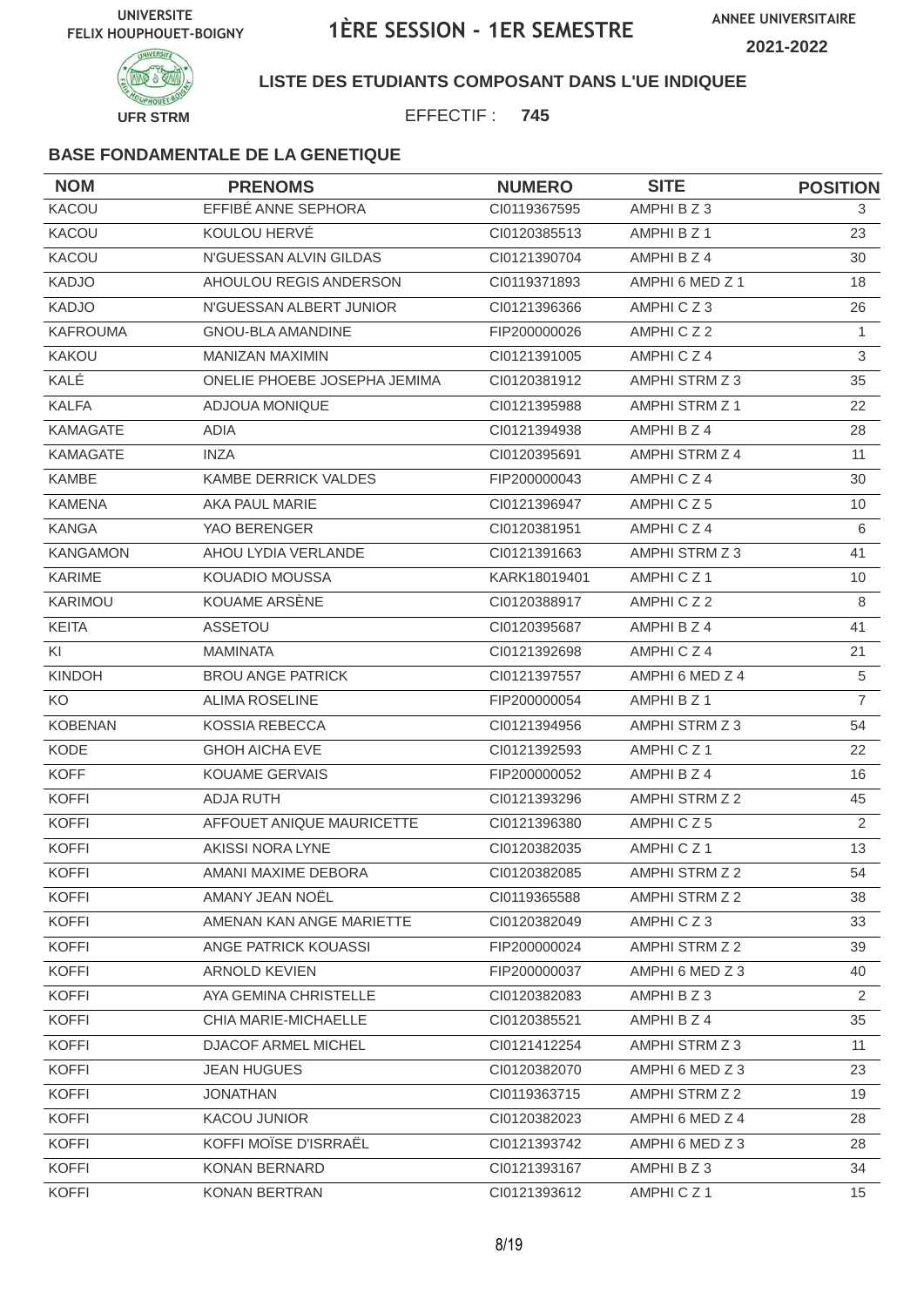UNIVERSITE FELIX HOUPHOUET-BOIGNY

# 1ÈRE SESSION - 1ER SEMESTRE

ANNEE UNIVERSITAIRE 2021-2022

UFR STRM

**LISTE DES ETUDIANTS COMPOSANT DANS L'UE INDIQUEE**

EFFECTIF : **745**

### BASE FONDAMENTALE DE LA GENETIQUE

| NOM | PRENOMS | NUMERO | SITE | POSITION |
|---|---|---|---|---|
| KACOU | EFFIBÉ ANNE SEPHORA | CI0119367595 | AMPHI B Z 3 | 3 |
| KACOU | KOULOU HERVÉ | CI0120385513 | AMPHI B Z 1 | 23 |
| KACOU | N'GUESSAN ALVIN GILDAS | CI0121390704 | AMPHI B Z 4 | 30 |
| KADJO | AHOULOU REGIS ANDERSON | CI0119371893 | AMPHI 6 MED Z 1 | 18 |
| KADJO | N'GUESSAN ALBERT JUNIOR | CI0121396366 | AMPHI C Z 3 | 26 |
| KAFROUMA | GNOU-BLA AMANDINE | FIP200000026 | AMPHI C Z 2 | 1 |
| KAKOU | MANIZAN MAXIMIN | CI0121391005 | AMPHI C Z 4 | 3 |
| KALÉ | ONELIE PHOEBE JOSEPHA JEMIMA | CI0120381912 | AMPHI STRM Z 3 | 35 |
| KALFA | ADJOUA MONIQUE | CI0121395988 | AMPHI STRM Z 1 | 22 |
| KAMAGATE | ADIA | CI0121394938 | AMPHI B Z 4 | 28 |
| KAMAGATE | INZA | CI0120395691 | AMPHI STRM Z 4 | 11 |
| KAMBE | KAMBE DERRICK VALDES | FIP200000043 | AMPHI C Z 4 | 30 |
| KAMENA | AKA PAUL MARIE | CI0121396947 | AMPHI C Z 5 | 10 |
| KANGA | YAO BERENGER | CI0120381951 | AMPHI C Z 4 | 6 |
| KANGAMON | AHOU LYDIA VERLANDE | CI0121391663 | AMPHI STRM Z 3 | 41 |
| KARIME | KOUADIO MOUSSA | KARK18019401 | AMPHI C Z 1 | 10 |
| KARIMOU | KOUAME ARSÈNE | CI0120388917 | AMPHI C Z 2 | 8 |
| KEITA | ASSETOU | CI0120395687 | AMPHI B Z 4 | 41 |
| KI | MAMINATA | CI0121392698 | AMPHI C Z 4 | 21 |
| KINDOH | BROU ANGE PATRICK | CI0121397557 | AMPHI 6 MED Z 4 | 5 |
| KO | ALIMA ROSELINE | FIP200000054 | AMPHI B Z 1 | 7 |
| KOBENAN | KOSSIA REBECCA | CI0121394956 | AMPHI STRM Z 3 | 54 |
| KODE | GHOH AICHA EVE | CI0121392593 | AMPHI C Z 1 | 22 |
| KOFF | KOUAME GERVAIS | FIP200000052 | AMPHI B Z 4 | 16 |
| KOFFI | ADJA RUTH | CI0121393296 | AMPHI STRM Z 2 | 45 |
| KOFFI | AFFOUET ANIQUE MAURICETTE | CI0121396380 | AMPHI C Z 5 | 2 |
| KOFFI | AKISSI NORA LYNE | CI0120382035 | AMPHI C Z 1 | 13 |
| KOFFI | AMANI MAXIME DEBORA | CI0120382085 | AMPHI STRM Z 2 | 54 |
| KOFFI | AMANY JEAN NOËL | CI0119365588 | AMPHI STRM Z 2 | 38 |
| KOFFI | AMENAN KAN ANGE MARIETTE | CI0120382049 | AMPHI C Z 3 | 33 |
| KOFFI | ANGE PATRICK KOUASSI | FIP200000024 | AMPHI STRM Z 2 | 39 |
| KOFFI | ARNOLD KEVIEN | FIP200000037 | AMPHI 6 MED Z 3 | 40 |
| KOFFI | AYA GEMINA CHRISTELLE | CI0120382083 | AMPHI B Z 3 | 2 |
| KOFFI | CHIA MARIE-MICHAELLE | CI0120385521 | AMPHI B Z 4 | 35 |
| KOFFI | DJACOF ARMEL MICHEL | CI0121412254 | AMPHI STRM Z 3 | 11 |
| KOFFI | JEAN HUGUES | CI0120382070 | AMPHI 6 MED Z 3 | 23 |
| KOFFI | JONATHAN | CI0119363715 | AMPHI STRM Z 2 | 19 |
| KOFFI | KACOU JUNIOR | CI0120382023 | AMPHI 6 MED Z 4 | 28 |
| KOFFI | KOFFI MOÏSE D'ISRRAËL | CI0121393742 | AMPHI 6 MED Z 3 | 28 |
| KOFFI | KONAN BERNARD | CI0121393167 | AMPHI B Z 3 | 34 |
| KOFFI | KONAN BERTRAN | CI0121393612 | AMPHI C Z 1 | 15 |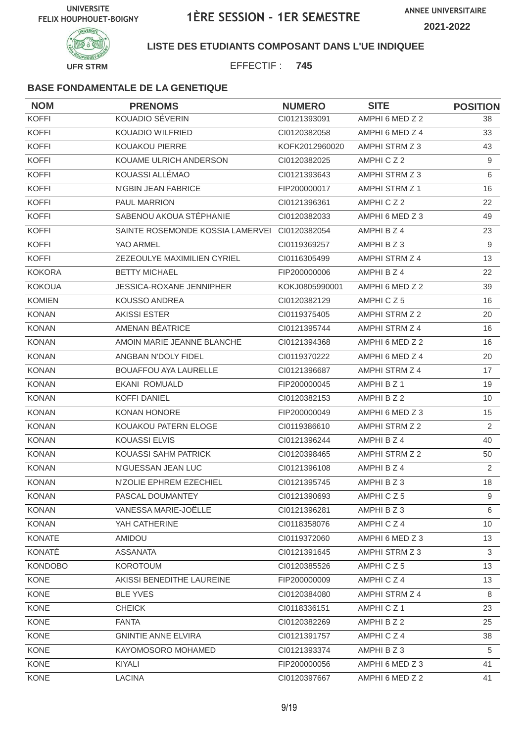UNIVERSITE FELIX HOUPHOUET-BOIGNY

# 1ÈRE SESSION - 1ER SEMESTRE

ANNEE UNIVERSITAIRE 2021-2022

UFR STRM

**LISTE DES ETUDIANTS COMPOSANT DANS L'UE INDIQUEE**

EFFECTIF : **745**

### BASE FONDAMENTALE DE LA GENETIQUE

| NOM | PRENOMS | NUMERO | SITE | POSITION |
|---|---|---|---|---|
| KOFFI | KOUADIO SÉVERIN | CI0121393091 | AMPHI 6 MED Z 2 | 38 |
| KOFFI | KOUADIO WILFRIED | CI0120382058 | AMPHI 6 MED Z 4 | 33 |
| KOFFI | KOUAKOU PIERRE | KOFK2012960020 | AMPHI STRM Z 3 | 43 |
| KOFFI | KOUAME ULRICH ANDERSON | CI0120382025 | AMPHI C Z 2 | 9 |
| KOFFI | KOUASSI ALLÉMAO | CI0121393643 | AMPHI STRM Z 3 | 6 |
| KOFFI | N'GBIN JEAN FABRICE | FIP200000017 | AMPHI STRM Z 1 | 16 |
| KOFFI | PAUL MARRION | CI0121396361 | AMPHI C Z 2 | 22 |
| KOFFI | SABENOU AKOUA STÉPHANIE | CI0120382033 | AMPHI 6 MED Z 3 | 49 |
| KOFFI | SAINTE ROSEMONDE KOSSIA LAMERVEI | CI0120382054 | AMPHI B Z 4 | 23 |
| KOFFI | YAO ARMEL | CI0119369257 | AMPHI B Z 3 | 9 |
| KOFFI | ZEZEOULYE MAXIMILIEN CYRIEL | CI0116305499 | AMPHI STRM Z 4 | 13 |
| KOKORA | BETTY MICHAEL | FIP200000006 | AMPHI B Z 4 | 22 |
| KOKOUA | JESSICA-ROXANE JENNIPHER | KOKJ0805990001 | AMPHI 6 MED Z 2 | 39 |
| KOMIEN | KOUSSO ANDREA | CI0120382129 | AMPHI C Z 5 | 16 |
| KONAN | AKISSI ESTER | CI0119375405 | AMPHI STRM Z 2 | 20 |
| KONAN | AMENAN BÉATRICE | CI0121395744 | AMPHI STRM Z 4 | 16 |
| KONAN | AMOIN MARIE JEANNE BLANCHE | CI0121394368 | AMPHI 6 MED Z 2 | 16 |
| KONAN | ANGBAN N'DOLY FIDEL | CI0119370222 | AMPHI 6 MED Z 4 | 20 |
| KONAN | BOUAFFOU AYA LAURELLE | CI0121396687 | AMPHI STRM Z 4 | 17 |
| KONAN | EKANI ROMUALD | FIP200000045 | AMPHI B Z 1 | 19 |
| KONAN | KOFFI DANIEL | CI0120382153 | AMPHI B Z 2 | 10 |
| KONAN | KONAN HONORE | FIP200000049 | AMPHI 6 MED Z 3 | 15 |
| KONAN | KOUAKOU PATERN ELOGE | CI0119386610 | AMPHI STRM Z 2 | 2 |
| KONAN | KOUASSI ELVIS | CI0121396244 | AMPHI B Z 4 | 40 |
| KONAN | KOUASSI SAHM PATRICK | CI0120398465 | AMPHI STRM Z 2 | 50 |
| KONAN | N'GUESSAN JEAN LUC | CI0121396108 | AMPHI B Z 4 | 2 |
| KONAN | N'ZOLIE EPHREM EZECHIEL | CI0121395745 | AMPHI B Z 3 | 18 |
| KONAN | PASCAL DOUMANTEY | CI0121390693 | AMPHI C Z 5 | 9 |
| KONAN | VANESSA MARIE-JOËLLE | CI0121396281 | AMPHI B Z 3 | 6 |
| KONAN | YAH CATHERINE | CI0118358076 | AMPHI C Z 4 | 10 |
| KONATE | AMIDOU | CI0119372060 | AMPHI 6 MED Z 3 | 13 |
| KONATÉ | ASSANATA | CI0121391645 | AMPHI STRM Z 3 | 3 |
| KONDOBO | KOROTOUM | CI0120385526 | AMPHI C Z 5 | 13 |
| KONE | AKISSI BENEDITHE LAUREINE | FIP200000009 | AMPHI C Z 4 | 13 |
| KONE | BLE YVES | CI0120384080 | AMPHI STRM Z 4 | 8 |
| KONE | CHEICK | CI0118336151 | AMPHI C Z 1 | 23 |
| KONE | FANTA | CI0120382269 | AMPHI B Z 2 | 25 |
| KONE | GNINTIE ANNE ELVIRA | CI0121391757 | AMPHI C Z 4 | 38 |
| KONE | KAYOMOSORO MOHAMED | CI0121393374 | AMPHI B Z 3 | 5 |
| KONE | KIYALI | FIP200000056 | AMPHI 6 MED Z 3 | 41 |
| KONE | LACINA | CI0120397667 | AMPHI 6 MED Z 2 | 41 |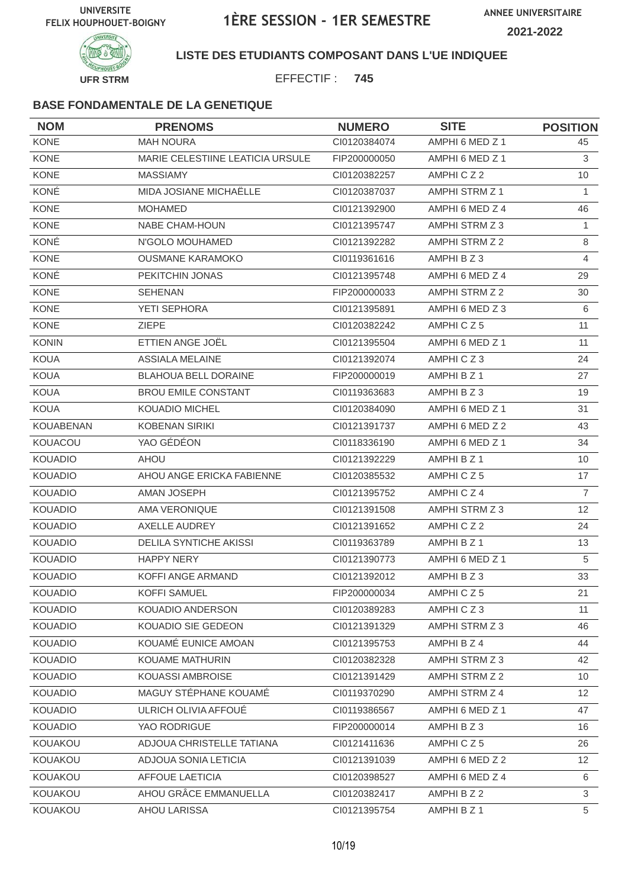UNIVERSITE FELIX HOUPHOUET-BOIGNY

# 1ÈRE SESSION - 1ER SEMESTRE

ANNEE UNIVERSITAIRE 2021-2022

UFR STRM

**LISTE DES ETUDIANTS COMPOSANT DANS L'UE INDIQUEE**

EFFECTIF : **745**

### BASE FONDAMENTALE DE LA GENETIQUE

| NOM | PRENOMS | NUMERO | SITE | POSITION |
|---|---|---|---|---|
| KONE | MAH NOURA | CI0120384074 | AMPHI 6 MED Z 1 | 45 |
| KONE | MARIE CELESTIINE LEATICIA URSULE | FIP200000050 | AMPHI 6 MED Z 1 | 3 |
| KONE | MASSIAMY | CI0120382257 | AMPHI C Z 2 | 10 |
| KONÉ | MIDA JOSIANE MICHAËLLE | CI0120387037 | AMPHI STRM Z 1 | 1 |
| KONE | MOHAMED | CI0121392900 | AMPHI 6 MED Z 4 | 46 |
| KONE | NABE CHAM-HOUN | CI0121395747 | AMPHI STRM Z 3 | 1 |
| KONÉ | N'GOLO MOUHAMED | CI0121392282 | AMPHI STRM Z 2 | 8 |
| KONE | OUSMANE KARAMOKO | CI0119361616 | AMPHI B Z 3 | 4 |
| KONÉ | PEKITCHIN JONAS | CI0121395748 | AMPHI 6 MED Z 4 | 29 |
| KONE | SEHENAN | FIP200000033 | AMPHI STRM Z 2 | 30 |
| KONE | YETI SEPHORA | CI0121395891 | AMPHI 6 MED Z 3 | 6 |
| KONE | ZIEPE | CI0120382242 | AMPHI C Z 5 | 11 |
| KONIN | ETTIEN ANGE JOËL | CI0121395504 | AMPHI 6 MED Z 1 | 11 |
| KOUA | ASSIALA MELAINE | CI0121392074 | AMPHI C Z 3 | 24 |
| KOUA | BLAHOUA BELL DORAINE | FIP200000019 | AMPHI B Z 1 | 27 |
| KOUA | BROU EMILE CONSTANT | CI0119363683 | AMPHI B Z 3 | 19 |
| KOUA | KOUADIO MICHEL | CI0120384090 | AMPHI 6 MED Z 1 | 31 |
| KOUABENAN | KOBENAN SIRIKI | CI0121391737 | AMPHI 6 MED Z 2 | 43 |
| KOUACOU | YAO GÉDÉON | CI0118336190 | AMPHI 6 MED Z 1 | 34 |
| KOUADIO | AHOU | CI0121392229 | AMPHI B Z 1 | 10 |
| KOUADIO | AHOU ANGE ERICKA FABIENNE | CI0120385532 | AMPHI C Z 5 | 17 |
| KOUADIO | AMAN JOSEPH | CI0121395752 | AMPHI C Z 4 | 7 |
| KOUADIO | AMA VERONIQUE | CI0121391508 | AMPHI STRM Z 3 | 12 |
| KOUADIO | AXELLE AUDREY | CI0121391652 | AMPHI C Z 2 | 24 |
| KOUADIO | DELILA SYNTICHE AKISSI | CI0119363789 | AMPHI B Z 1 | 13 |
| KOUADIO | HAPPY NERY | CI0121390773 | AMPHI 6 MED Z 1 | 5 |
| KOUADIO | KOFFI ANGE ARMAND | CI0121392012 | AMPHI B Z 3 | 33 |
| KOUADIO | KOFFI SAMUEL | FIP200000034 | AMPHI C Z 5 | 21 |
| KOUADIO | KOUADIO ANDERSON | CI0120389283 | AMPHI C Z 3 | 11 |
| KOUADIO | KOUADIO SIE GEDEON | CI0121391329 | AMPHI STRM Z 3 | 46 |
| KOUADIO | KOUAMÉ EUNICE AMOAN | CI0121395753 | AMPHI B Z 4 | 44 |
| KOUADIO | KOUAME MATHURIN | CI0120382328 | AMPHI STRM Z 3 | 42 |
| KOUADIO | KOUASSI AMBROISE | CI0121391429 | AMPHI STRM Z 2 | 10 |
| KOUADIO | MAGUY STÉPHANE KOUAMÉ | CI0119370290 | AMPHI STRM Z 4 | 12 |
| KOUADIO | ULRICH OLIVIA AFFOUÉ | CI0119386567 | AMPHI 6 MED Z 1 | 47 |
| KOUADIO | YAO RODRIGUE | FIP200000014 | AMPHI B Z 3 | 16 |
| KOUAKOU | ADJOUA CHRISTELLE TATIANA | CI0121411636 | AMPHI C Z 5 | 26 |
| KOUAKOU | ADJOUA SONIA LETICIA | CI0121391039 | AMPHI 6 MED Z 2 | 12 |
| KOUAKOU | AFFOUE LAETICIA | CI0120398527 | AMPHI 6 MED Z 4 | 6 |
| KOUAKOU | AHOU GRÂCE EMMANUELLA | CI0120382417 | AMPHI B Z 2 | 3 |
| KOUAKOU | AHOU LARISSA | CI0121395754 | AMPHI B Z 1 | 5 |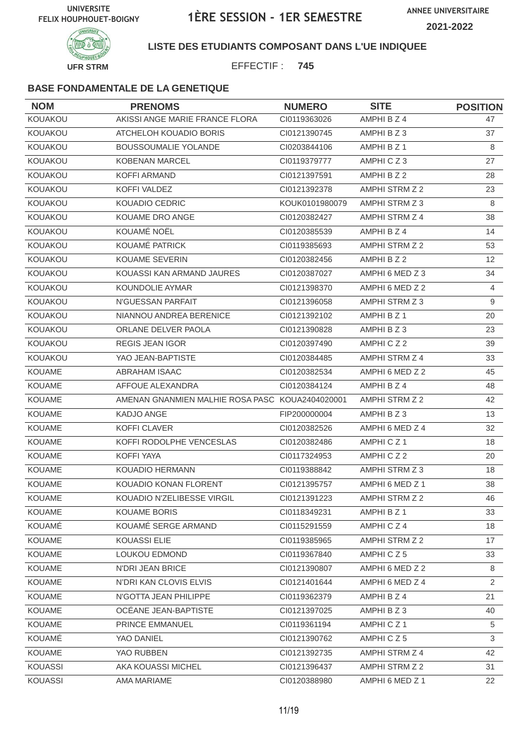UNIVERSITE FELIX HOUPHOUET-BOIGNY

# 1ÈRE SESSION - 1ER SEMESTRE

ANNEE UNIVERSITAIRE 2021-2022

UFR STRM

**LISTE DES ETUDIANTS COMPOSANT DANS L'UE INDIQUEE**

EFFECTIF : **745**

### BASE FONDAMENTALE DE LA GENETIQUE

| NOM | PRENOMS | NUMERO | SITE | POSITION |
|---|---|---|---|---|
| KOUAKOU | AKISSI ANGE MARIE FRANCE FLORA | CI0119363026 | AMPHI B Z 4 | 47 |
| KOUAKOU | ATCHELOH KOUADIO BORIS | CI0121390745 | AMPHI B Z 3 | 37 |
| KOUAKOU | BOUSSOUMALIE YOLANDE | CI0203844106 | AMPHI B Z 1 | 8 |
| KOUAKOU | KOBENAN MARCEL | CI0119379777 | AMPHI C Z 3 | 27 |
| KOUAKOU | KOFFI ARMAND | CI0121397591 | AMPHI B Z 2 | 28 |
| KOUAKOU | KOFFI VALDEZ | CI0121392378 | AMPHI STRM Z 2 | 23 |
| KOUAKOU | KOUADIO CEDRIC | KOUK0101980079 | AMPHI STRM Z 3 | 8 |
| KOUAKOU | KOUAME DRO ANGE | CI0120382427 | AMPHI STRM Z 4 | 38 |
| KOUAKOU | KOUAMÉ NOËL | CI0120385539 | AMPHI B Z 4 | 14 |
| KOUAKOU | KOUAMÉ PATRICK | CI0119385693 | AMPHI STRM Z 2 | 53 |
| KOUAKOU | KOUAME SEVERIN | CI0120382456 | AMPHI B Z 2 | 12 |
| KOUAKOU | KOUASSI KAN ARMAND JAURES | CI0120387027 | AMPHI 6 MED Z 3 | 34 |
| KOUAKOU | KOUNDOLIE AYMAR | CI0121398370 | AMPHI 6 MED Z 2 | 4 |
| KOUAKOU | N'GUESSAN PARFAIT | CI0121396058 | AMPHI STRM Z 3 | 9 |
| KOUAKOU | NIANNOU ANDREA BERENICE | CI0121392102 | AMPHI B Z 1 | 20 |
| KOUAKOU | ORLANE DELVER PAOLA | CI0121390828 | AMPHI B Z 3 | 23 |
| KOUAKOU | REGIS JEAN IGOR | CI0120397490 | AMPHI C Z 2 | 39 |
| KOUAKOU | YAO JEAN-BAPTISTE | CI0120384485 | AMPHI STRM Z 4 | 33 |
| KOUAME | ABRAHAM ISAAC | CI0120382534 | AMPHI 6 MED Z 2 | 45 |
| KOUAME | AFFOUE ALEXANDRA | CI0120384124 | AMPHI B Z 4 | 48 |
| KOUAME | AMENAN GNANMIEN MALHIE ROSA PASC | KOUA2404020001 | AMPHI STRM Z 2 | 42 |
| KOUAME | KADJO ANGE | FIP200000004 | AMPHI B Z 3 | 13 |
| KOUAME | KOFFI CLAVER | CI0120382526 | AMPHI 6 MED Z 4 | 32 |
| KOUAME | KOFFI RODOLPHE VENCESLAS | CI0120382486 | AMPHI C Z 1 | 18 |
| KOUAME | KOFFI YAYA | CI0117324953 | AMPHI C Z 2 | 20 |
| KOUAME | KOUADIO HERMANN | CI0119388842 | AMPHI STRM Z 3 | 18 |
| KOUAME | KOUADIO KONAN FLORENT | CI0121395757 | AMPHI 6 MED Z 1 | 38 |
| KOUAME | KOUADIO N'ZELIBESSE VIRGIL | CI0121391223 | AMPHI STRM Z 2 | 46 |
| KOUAME | KOUAME BORIS | CI0118349231 | AMPHI B Z 1 | 33 |
| KOUAMÉ | KOUAMÉ SERGE ARMAND | CI0115291559 | AMPHI C Z 4 | 18 |
| KOUAME | KOUASSI ELIE | CI0119385965 | AMPHI STRM Z 2 | 17 |
| KOUAME | LOUKOU EDMOND | CI0119367840 | AMPHI C Z 5 | 33 |
| KOUAME | N'DRI JEAN BRICE | CI0121390807 | AMPHI 6 MED Z 2 | 8 |
| KOUAME | N'DRI KAN CLOVIS ELVIS | CI0121401644 | AMPHI 6 MED Z 4 | 2 |
| KOUAME | N'GOTTA JEAN PHILIPPE | CI0119362379 | AMPHI B Z 4 | 21 |
| KOUAME | OCÉANE JEAN-BAPTISTE | CI0121397025 | AMPHI B Z 3 | 40 |
| KOUAME | PRINCE EMMANUEL | CI0119361194 | AMPHI C Z 1 | 5 |
| KOUAMÉ | YAO DANIEL | CI0121390762 | AMPHI C Z 5 | 3 |
| KOUAME | YAO RUBBEN | CI0121392735 | AMPHI STRM Z 4 | 42 |
| KOUASSI | AKA KOUASSI MICHEL | CI0121396437 | AMPHI STRM Z 2 | 31 |
| KOUASSI | AMA MARIAME | CI0120388980 | AMPHI 6 MED Z 1 | 22 |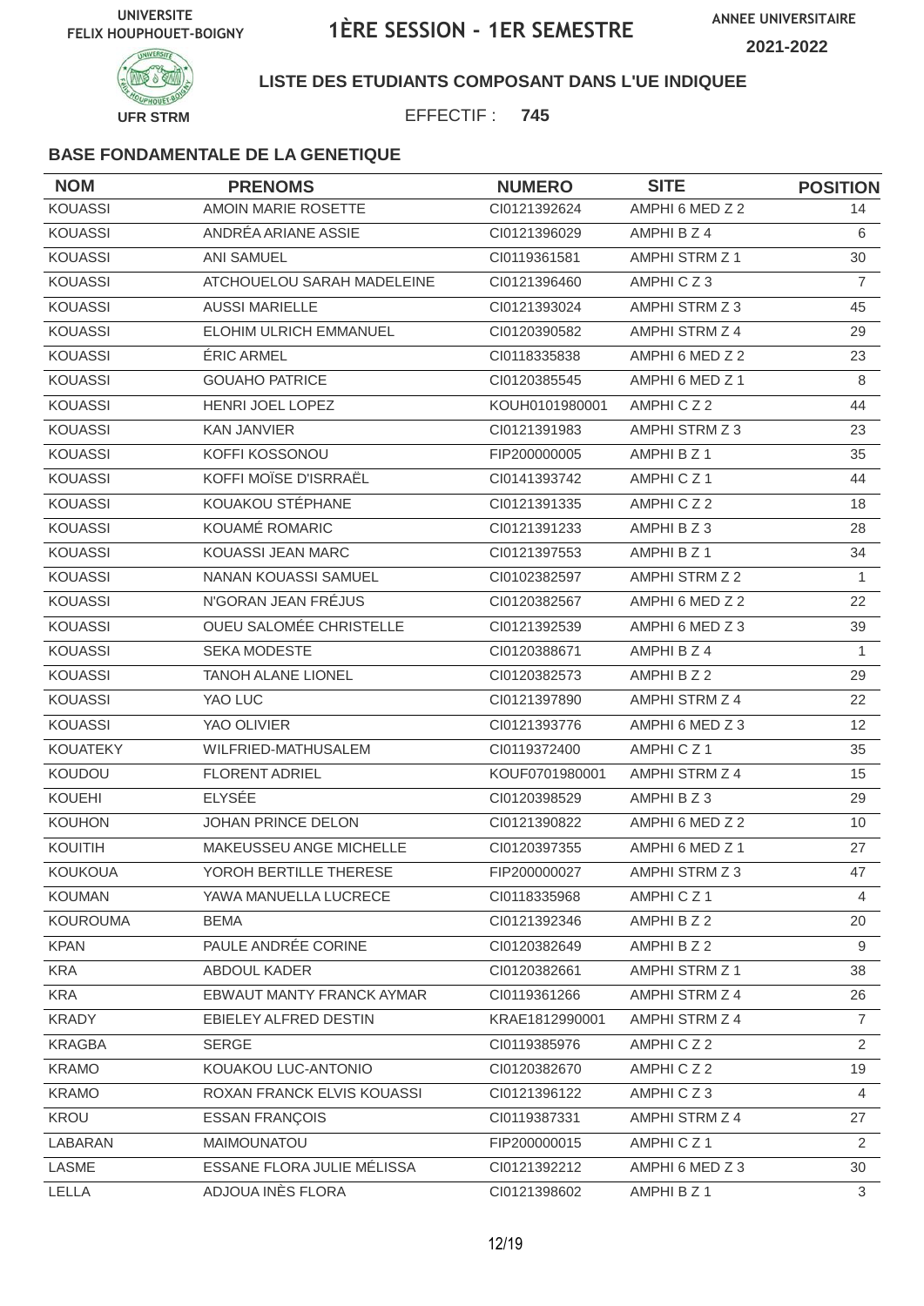UNIVERSITE FELIX HOUPHOUET-BOIGNY

# 1ÈRE SESSION - 1ER SEMESTRE

ANNEE UNIVERSITAIRE 2021-2022

UFR STRM

**LISTE DES ETUDIANTS COMPOSANT DANS L'UE INDIQUEE**

EFFECTIF : **745**

**BASE FONDAMENTALE DE LA GENETIQUE**

| NOM | PRENOMS | NUMERO | SITE | POSITION |
|---|---|---|---|---|
| KOUASSI | AMOIN MARIE ROSETTE | CI0121392624 | AMPHI 6 MED Z 2 | 14 |
| KOUASSI | ANDRÉA ARIANE ASSIE | CI0121396029 | AMPHI B Z 4 | 6 |
| KOUASSI | ANI SAMUEL | CI0119361581 | AMPHI STRM Z 1 | 30 |
| KOUASSI | ATCHOUELOU SARAH MADELEINE | CI0121396460 | AMPHI C Z 3 | 7 |
| KOUASSI | AUSSI MARIELLE | CI0121393024 | AMPHI STRM Z 3 | 45 |
| KOUASSI | ELOHIM ULRICH EMMANUEL | CI0120390582 | AMPHI STRM Z 4 | 29 |
| KOUASSI | ÉRIC ARMEL | CI0118335838 | AMPHI 6 MED Z 2 | 23 |
| KOUASSI | GOUAHO PATRICE | CI0120385545 | AMPHI 6 MED Z 1 | 8 |
| KOUASSI | HENRI JOEL LOPEZ | KOUH0101980001 | AMPHI C Z 2 | 44 |
| KOUASSI | KAN JANVIER | CI0121391983 | AMPHI STRM Z 3 | 23 |
| KOUASSI | KOFFI KOSSONOU | FIP200000005 | AMPHI B Z 1 | 35 |
| KOUASSI | KOFFI MOÏSE D'ISRRAËL | CI0141393742 | AMPHI C Z 1 | 44 |
| KOUASSI | KOUAKOU STÉPHANE | CI0121391335 | AMPHI C Z 2 | 18 |
| KOUASSI | KOUAMÉ ROMARIC | CI0121391233 | AMPHI B Z 3 | 28 |
| KOUASSI | KOUASSI JEAN MARC | CI0121397553 | AMPHI B Z 1 | 34 |
| KOUASSI | NANAN KOUASSI SAMUEL | CI0102382597 | AMPHI STRM Z 2 | 1 |
| KOUASSI | N'GORAN JEAN FRÉJUS | CI0120382567 | AMPHI 6 MED Z 2 | 22 |
| KOUASSI | OUEU SALOMÉE CHRISTELLE | CI0121392539 | AMPHI 6 MED Z 3 | 39 |
| KOUASSI | SEKA MODESTE | CI0120388671 | AMPHI B Z 4 | 1 |
| KOUASSI | TANOH ALANE LIONEL | CI0120382573 | AMPHI B Z 2 | 29 |
| KOUASSI | YAO LUC | CI0121397890 | AMPHI STRM Z 4 | 22 |
| KOUASSI | YAO OLIVIER | CI0121393776 | AMPHI 6 MED Z 3 | 12 |
| KOUATEKY | WILFRIED-MATHUSALEM | CI0119372400 | AMPHI C Z 1 | 35 |
| KOUDOU | FLORENT ADRIEL | KOUF0701980001 | AMPHI STRM Z 4 | 15 |
| KOUEHI | ELYSÉE | CI0120398529 | AMPHI B Z 3 | 29 |
| KOUHON | JOHAN PRINCE DELON | CI0121390822 | AMPHI 6 MED Z 2 | 10 |
| KOUITIH | MAKEUSSEU ANGE MICHELLE | CI0120397355 | AMPHI 6 MED Z 1 | 27 |
| KOUKOUA | YOROH BERTILLE THERESE | FIP200000027 | AMPHI STRM Z 3 | 47 |
| KOUMAN | YAWA MANUELLA LUCRECE | CI0118335968 | AMPHI C Z 1 | 4 |
| KOUROUMA | BEMA | CI0121392346 | AMPHI B Z 2 | 20 |
| KPAN | PAULE ANDRÉE CORINE | CI0120382649 | AMPHI B Z 2 | 9 |
| KRA | ABDOUL KADER | CI0120382661 | AMPHI STRM Z 1 | 38 |
| KRA | EBWAUT MANTY FRANCK AYMAR | CI0119361266 | AMPHI STRM Z 4 | 26 |
| KRADY | EBIELEY ALFRED DESTIN | KRAE1812990001 | AMPHI STRM Z 4 | 7 |
| KRAGBA | SERGE | CI0119385976 | AMPHI C Z 2 | 2 |
| KRAMO | KOUAKOU LUC-ANTONIO | CI0120382670 | AMPHI C Z 2 | 19 |
| KRAMO | ROXAN FRANCK ELVIS KOUASSI | CI0121396122 | AMPHI C Z 3 | 4 |
| KROU | ESSAN FRANÇOIS | CI0119387331 | AMPHI STRM Z 4 | 27 |
| LABARAN | MAIMOUNATOU | FIP200000015 | AMPHI C Z 1 | 2 |
| LASME | ESSANE FLORA JULIE MÉLISSA | CI0121392212 | AMPHI 6 MED Z 3 | 30 |
| LELLA | ADJOUA INÈS FLORA | CI0121398602 | AMPHI B Z 1 | 3 |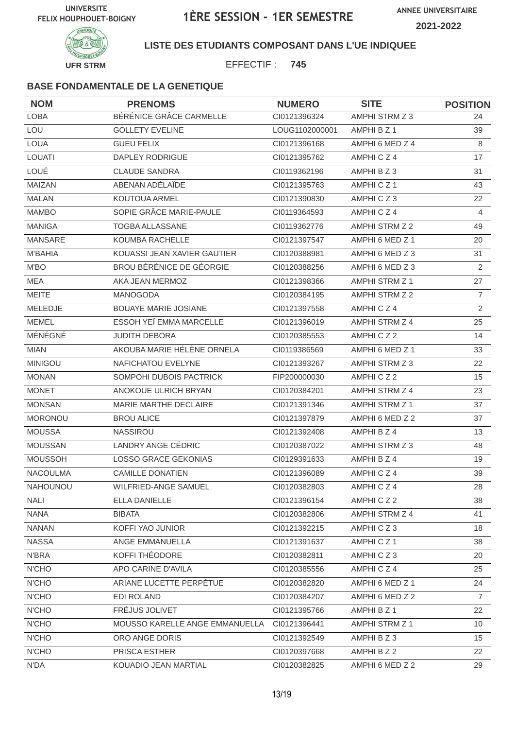UNIVERSITE FELIX HOUPHOUET-BOIGNY

# 1ÈRE SESSION - 1ER SEMESTRE

ANNEE UNIVERSITAIRE 2021-2022

UFR STRM

**LISTE DES ETUDIANTS COMPOSANT DANS L'UE INDIQUEE**

EFFECTIF : **745**

**BASE FONDAMENTALE DE LA GENETIQUE**

| NOM | PRENOMS | NUMERO | SITE | POSITION |
|---|---|---|---|---|
| LOBA | BÉRÉNICE GRÂCE CARMELLE | CI0121396324 | AMPHI STRM Z 3 | 24 |
| LOU | GOLLETY EVELINE | LOUG1102000001 | AMPHI B Z 1 | 39 |
| LOUA | GUEU FELIX | CI0121396168 | AMPHI 6 MED Z 4 | 8 |
| LOUATI | DAPLEY RODRIGUE | CI0121395762 | AMPHI C Z 4 | 17 |
| LOUÉ | CLAUDE SANDRA | CI0119362196 | AMPHI B Z 3 | 31 |
| MAIZAN | ABENAN ADÉLAÏDE | CI0121395763 | AMPHI C Z 1 | 43 |
| MALAN | KOUTOUA ARMEL | CI0121390830 | AMPHI C Z 3 | 22 |
| MAMBO | SOPIE GRÂCE MARIE-PAULE | CI0119364593 | AMPHI C Z 4 | 4 |
| MANIGA | TOGBA ALLASSANE | CI0119362776 | AMPHI STRM Z 2 | 49 |
| MANSARE | KOUMBA RACHELLE | CI0121397547 | AMPHI 6 MED Z 1 | 20 |
| M'BAHIA | KOUASSI JEAN XAVIER GAUTIER | CI0120388981 | AMPHI 6 MED Z 3 | 31 |
| M'BO | BROU BÉRÉNICE DE GÉORGIE | CI0120388256 | AMPHI 6 MED Z 3 | 2 |
| MEA | AKA JEAN MERMOZ | CI0121398366 | AMPHI STRM Z 1 | 27 |
| MEITE | MANOGODA | CI0120384195 | AMPHI STRM Z 2 | 7 |
| MELEDJE | BOUAYE MARIE JOSIANE | CI0121397558 | AMPHI C Z 4 | 2 |
| MEMEL | ESSOH YEÏ EMMA MARCELLE | CI0121396019 | AMPHI STRM Z 4 | 25 |
| MÉNÉGNÉ | JUDITH DEBORA | CI0120385553 | AMPHI C Z 2 | 14 |
| MIAN | AKOUBA MARIE HÉLÈNE ORNELA | CI0119386569 | AMPHI 6 MED Z 1 | 33 |
| MINIGOU | NAFICHATOU EVELYNE | CI0121393267 | AMPHI STRM Z 3 | 22 |
| MONAN | SOMPOHI DUBOIS PACTRICK | FIP200000030 | AMPHI C Z 2 | 15 |
| MONET | ANOKOUE ULRICH BRYAN | CI0120384201 | AMPHI STRM Z 4 | 23 |
| MONSAN | MARIE MARTHE DECLAIRE | CI0121391346 | AMPHI STRM Z 1 | 37 |
| MORONOU | BROU ALICE | CI0121397879 | AMPHI 6 MED Z 2 | 37 |
| MOUSSA | NASSIROU | CI0121392408 | AMPHI B Z 4 | 13 |
| MOUSSAN | LANDRY ANGE CÉDRIC | CI0120387022 | AMPHI STRM Z 3 | 48 |
| MOUSSOH | LOSSO GRACE GEKONIAS | CI0129391633 | AMPHI B Z 4 | 19 |
| NACOULMA | CAMILLE DONATIEN | CI0121396089 | AMPHI C Z 4 | 39 |
| NAHOUNOU | WILFRIED-ANGE SAMUEL | CI0120382803 | AMPHI C Z 4 | 28 |
| NALI | ELLA DANIELLE | CI0121396154 | AMPHI C Z 2 | 38 |
| NANA | BIBATA | CI0120382806 | AMPHI STRM Z 4 | 41 |
| NANAN | KOFFI YAO JUNIOR | CI0121392215 | AMPHI C Z 3 | 18 |
| NASSA | ANGE EMMANUELLA | CI0121391637 | AMPHI C Z 1 | 38 |
| N'BRA | KOFFI THÉODORE | CI0120382811 | AMPHI C Z 3 | 20 |
| N'CHO | APO CARINE D'AVILA | CI0120385556 | AMPHI C Z 4 | 25 |
| N'CHO | ARIANE LUCETTE PERPÉTUE | CI0120382820 | AMPHI 6 MED Z 1 | 24 |
| N'CHO | EDI ROLAND | CI0120384207 | AMPHI 6 MED Z 2 | 7 |
| N'CHO | FRÉJUS JOLIVET | CI0121395766 | AMPHI B Z 1 | 22 |
| N'CHO | MOUSSO KARELLE ANGE EMMANUELLA | CI0121396441 | AMPHI STRM Z 1 | 10 |
| N'CHO | ORO ANGE DORIS | CI0121392549 | AMPHI B Z 3 | 15 |
| N'CHO | PRISCA ESTHER | CI0120397668 | AMPHI B Z 2 | 22 |
| N'DA | KOUADIO JEAN MARTIAL | CI0120382825 | AMPHI 6 MED Z 2 | 29 |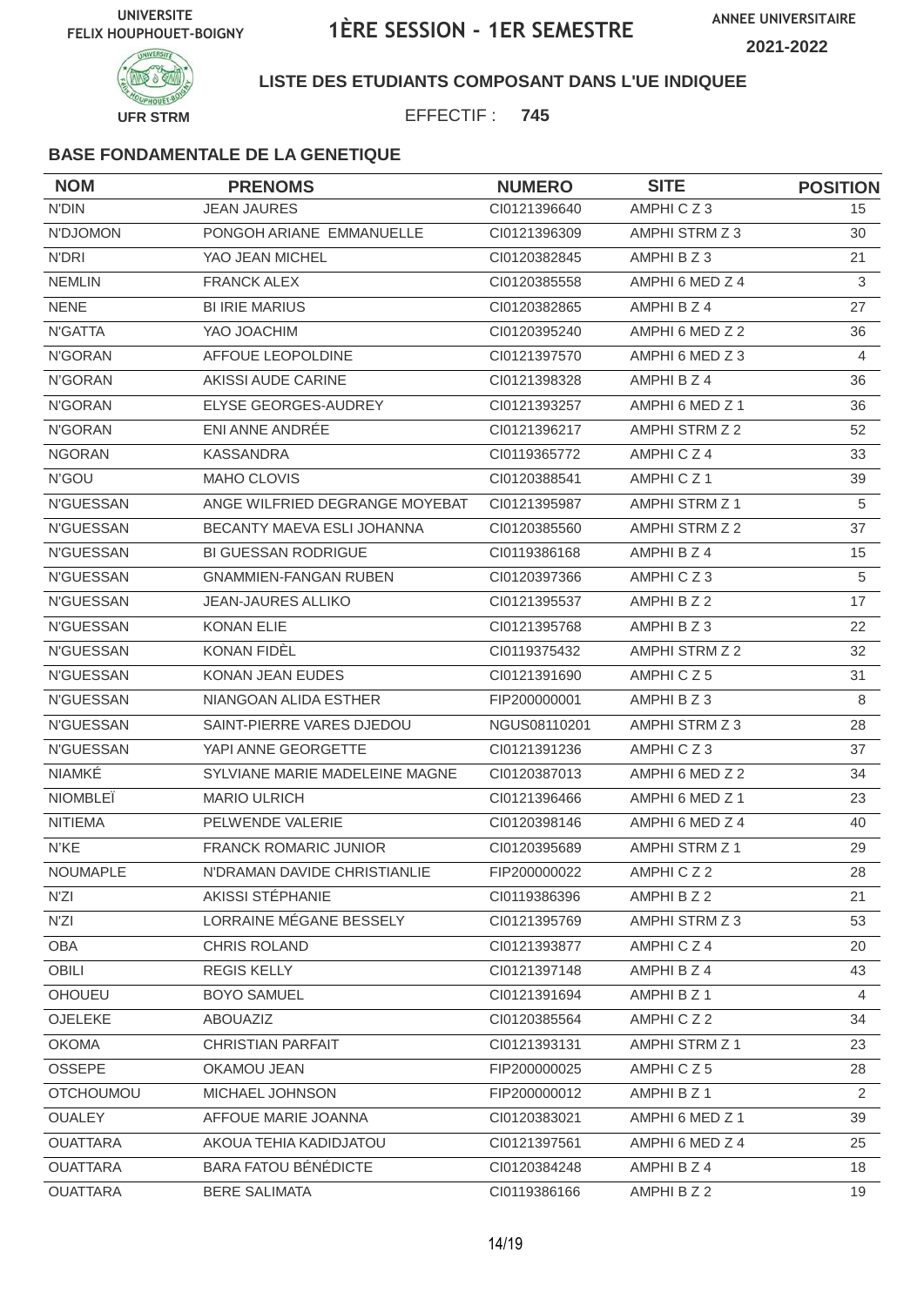UNIVERSITE FELIX HOUPHOUET-BOIGNY

# 1ÈRE SESSION - 1ER SEMESTRE

ANNEE UNIVERSITAIRE 2021-2022

UFR STRM

**LISTE DES ETUDIANTS COMPOSANT DANS L'UE INDIQUEE**

EFFECTIF : **745**

### BASE FONDAMENTALE DE LA GENETIQUE

| NOM | PRENOMS | NUMERO | SITE | POSITION |
|---|---|---|---|---|
| N'DIN | JEAN JAURES | CI0121396640 | AMPHI C Z 3 | 15 |
| N'DJOMON | PONGOH ARIANE EMMANUELLE | CI0121396309 | AMPHI STRM Z 3 | 30 |
| N'DRI | YAO JEAN MICHEL | CI0120382845 | AMPHI B Z 3 | 21 |
| NEMLIN | FRANCK ALEX | CI0120385558 | AMPHI 6 MED Z 4 | 3 |
| NENE | BI IRIE MARIUS | CI0120382865 | AMPHI B Z 4 | 27 |
| N'GATTA | YAO JOACHIM | CI0120395240 | AMPHI 6 MED Z 2 | 36 |
| N'GORAN | AFFOUE LEOPOLDINE | CI0121397570 | AMPHI 6 MED Z 3 | 4 |
| N'GORAN | AKISSI AUDE CARINE | CI0121398328 | AMPHI B Z 4 | 36 |
| N'GORAN | ELYSE GEORGES-AUDREY | CI0121393257 | AMPHI 6 MED Z 1 | 36 |
| N'GORAN | ENI ANNE ANDRÉE | CI0121396217 | AMPHI STRM Z 2 | 52 |
| NGORAN | KASSANDRA | CI0119365772 | AMPHI C Z 4 | 33 |
| N'GOU | MAHO CLOVIS | CI0120388541 | AMPHI C Z 1 | 39 |
| N'GUESSAN | ANGE WILFRIED DEGRANGE MOYEBAT | CI0121395987 | AMPHI STRM Z 1 | 5 |
| N'GUESSAN | BECANTY MAEVA ESLI JOHANNA | CI0120385560 | AMPHI STRM Z 2 | 37 |
| N'GUESSAN | BI GUESSAN RODRIGUE | CI0119386168 | AMPHI B Z 4 | 15 |
| N'GUESSAN | GNAMMIEN-FANGAN RUBEN | CI0120397366 | AMPHI C Z 3 | 5 |
| N'GUESSAN | JEAN-JAURES ALLIKO | CI0121395537 | AMPHI B Z 2 | 17 |
| N'GUESSAN | KONAN ELIE | CI0121395768 | AMPHI B Z 3 | 22 |
| N'GUESSAN | KONAN FIDÈL | CI0119375432 | AMPHI STRM Z 2 | 32 |
| N'GUESSAN | KONAN JEAN EUDES | CI0121391690 | AMPHI C Z 5 | 31 |
| N'GUESSAN | NIANGOAN ALIDA ESTHER | FIP200000001 | AMPHI B Z 3 | 8 |
| N'GUESSAN | SAINT-PIERRE VARES DJEDOU | NGUS08110201 | AMPHI STRM Z 3 | 28 |
| N'GUESSAN | YAPI ANNE GEORGETTE | CI0121391236 | AMPHI C Z 3 | 37 |
| NIAMKÉ | SYLVIANE MARIE MADELEINE MAGNE | CI0120387013 | AMPHI 6 MED Z 2 | 34 |
| NIOMBLEÏ | MARIO ULRICH | CI0121396466 | AMPHI 6 MED Z 1 | 23 |
| NITIEMA | PELWENDE VALERIE | CI0120398146 | AMPHI 6 MED Z 4 | 40 |
| N'KE | FRANCK ROMARIC JUNIOR | CI0120395689 | AMPHI STRM Z 1 | 29 |
| NOUMAPLE | N'DRAMAN DAVIDE CHRISTIANLIE | FIP200000022 | AMPHI C Z 2 | 28 |
| N'ZI | AKISSI STÉPHANIE | CI0119386396 | AMPHI B Z 2 | 21 |
| N'ZI | LORRAINE MÉGANE BESSELY | CI0121395769 | AMPHI STRM Z 3 | 53 |
| OBA | CHRIS ROLAND | CI0121393877 | AMPHI C Z 4 | 20 |
| OBILI | REGIS KELLY | CI0121397148 | AMPHI B Z 4 | 43 |
| OHOUEU | BOYO SAMUEL | CI0121391694 | AMPHI B Z 1 | 4 |
| OJELEKE | ABOUAZIZ | CI0120385564 | AMPHI C Z 2 | 34 |
| OKOMA | CHRISTIAN PARFAIT | CI0121393131 | AMPHI STRM Z 1 | 23 |
| OSSEPE | OKAMOU JEAN | FIP200000025 | AMPHI C Z 5 | 28 |
| OTCHOUMOU | MICHAEL JOHNSON | FIP200000012 | AMPHI B Z 1 | 2 |
| OUALEY | AFFOUE MARIE JOANNA | CI0120383021 | AMPHI 6 MED Z 1 | 39 |
| OUATTARA | AKOUA TEHIA KADIDJATOU | CI0121397561 | AMPHI 6 MED Z 4 | 25 |
| OUATTARA | BARA FATOU BÉNÉDICTE | CI0120384248 | AMPHI B Z 4 | 18 |
| OUATTARA | BERE SALIMATA | CI0119386166 | AMPHI B Z 2 | 19 |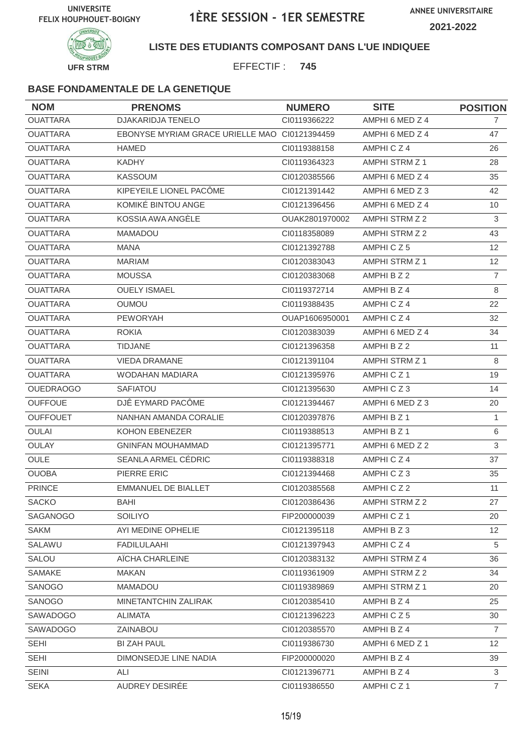UNIVERSITE FELIX HOUPHOUET-BOIGNY

# 1ÈRE SESSION - 1ER SEMESTRE

ANNEE UNIVERSITAIRE 2021-2022

UFR STRM

**LISTE DES ETUDIANTS COMPOSANT DANS L'UE INDIQUEE**

EFFECTIF : **745**

### BASE FONDAMENTALE DE LA GENETIQUE

| NOM | PRENOMS | NUMERO | SITE | POSITION |
|---|---|---|---|---|
| OUATTARA | DJAKARIDJA TENELO | CI0119366222 | AMPHI 6 MED Z 4 | 7 |
| OUATTARA | EBONYSE MYRIAM GRACE URIELLE MAO | CI0121394459 | AMPHI 6 MED Z 4 | 47 |
| OUATTARA | HAMED | CI0119388158 | AMPHI C Z 4 | 26 |
| OUATTARA | KADHY | CI0119364323 | AMPHI STRM Z 1 | 28 |
| OUATTARA | KASSOUM | CI0120385566 | AMPHI 6 MED Z 4 | 35 |
| OUATTARA | KIPEYEILE LIONEL PACÔME | CI0121391442 | AMPHI 6 MED Z 3 | 42 |
| OUATTARA | KOMIKÉ BINTOU ANGE | CI0121396456 | AMPHI 6 MED Z 4 | 10 |
| OUATTARA | KOSSIA AWA ANGÈLE | OUAK2801970002 | AMPHI STRM Z 2 | 3 |
| OUATTARA | MAMADOU | CI0118358089 | AMPHI STRM Z 2 | 43 |
| OUATTARA | MANA | CI0121392788 | AMPHI C Z 5 | 12 |
| OUATTARA | MARIAM | CI0120383043 | AMPHI STRM Z 1 | 12 |
| OUATTARA | MOUSSA | CI0120383068 | AMPHI B Z 2 | 7 |
| OUATTARA | OUELY ISMAEL | CI0119372714 | AMPHI B Z 4 | 8 |
| OUATTARA | OUMOU | CI0119388435 | AMPHI C Z 4 | 22 |
| OUATTARA | PEWORYAH | OUAP1606950001 | AMPHI C Z 4 | 32 |
| OUATTARA | ROKIA | CI0120383039 | AMPHI 6 MED Z 4 | 34 |
| OUATTARA | TIDJANE | CI0121396358 | AMPHI B Z 2 | 11 |
| OUATTARA | VIEDA DRAMANE | CI0121391104 | AMPHI STRM Z 1 | 8 |
| OUATTARA | WODAHAN MADIARA | CI0121395976 | AMPHI C Z 1 | 19 |
| OUEDRAOGO | SAFIATOU | CI0121395630 | AMPHI C Z 3 | 14 |
| OUFFOUE | DJÊ EYMARD PACÔME | CI0121394467 | AMPHI 6 MED Z 3 | 20 |
| OUFFOUET | NANHAN AMANDA CORALIE | CI0120397876 | AMPHI B Z 1 | 1 |
| OULAI | KOHON EBENEZER | CI0119388513 | AMPHI B Z 1 | 6 |
| OULAY | GNINFAN MOUHAMMAD | CI0121395771 | AMPHI 6 MED Z 2 | 3 |
| OULE | SEANLA ARMEL CÉDRIC | CI0119388318 | AMPHI C Z 4 | 37 |
| OUOBA | PIERRE ERIC | CI0121394468 | AMPHI C Z 3 | 35 |
| PRINCE | EMMANUEL DE BIALLET | CI0120385568 | AMPHI C Z 2 | 11 |
| SACKO | BAHI | CI0120386436 | AMPHI STRM Z 2 | 27 |
| SAGANOGO | SOILIYO | FIP200000039 | AMPHI C Z 1 | 20 |
| SAKM | AYI MEDINE OPHELIE | CI0121395118 | AMPHI B Z 3 | 12 |
| SALAWU | FADILULAAHI | CI0121397943 | AMPHI C Z 4 | 5 |
| SALOU | AÏCHA CHARLEINE | CI0120383132 | AMPHI STRM Z 4 | 36 |
| SAMAKE | MAKAN | CI0119361909 | AMPHI STRM Z 2 | 34 |
| SANOGO | MAMADOU | CI0119389869 | AMPHI STRM Z 1 | 20 |
| SANOGO | MINETANTCHIN ZALIRAK | CI0120385410 | AMPHI B Z 4 | 25 |
| SAWADOGO | ALIMATA | CI0121396223 | AMPHI C Z 5 | 30 |
| SAWADOGO | ZAINABOU | CI0120385570 | AMPHI B Z 4 | 7 |
| SEHI | BI ZAH PAUL | CI0119386730 | AMPHI 6 MED Z 1 | 12 |
| SEHI | DIMONSEDJE LINE NADIA | FIP200000020 | AMPHI B Z 4 | 39 |
| SEINI | ALI | CI0121396771 | AMPHI B Z 4 | 3 |
| SEKA | AUDREY DESIRÉE | CI0119386550 | AMPHI C Z 1 | 7 |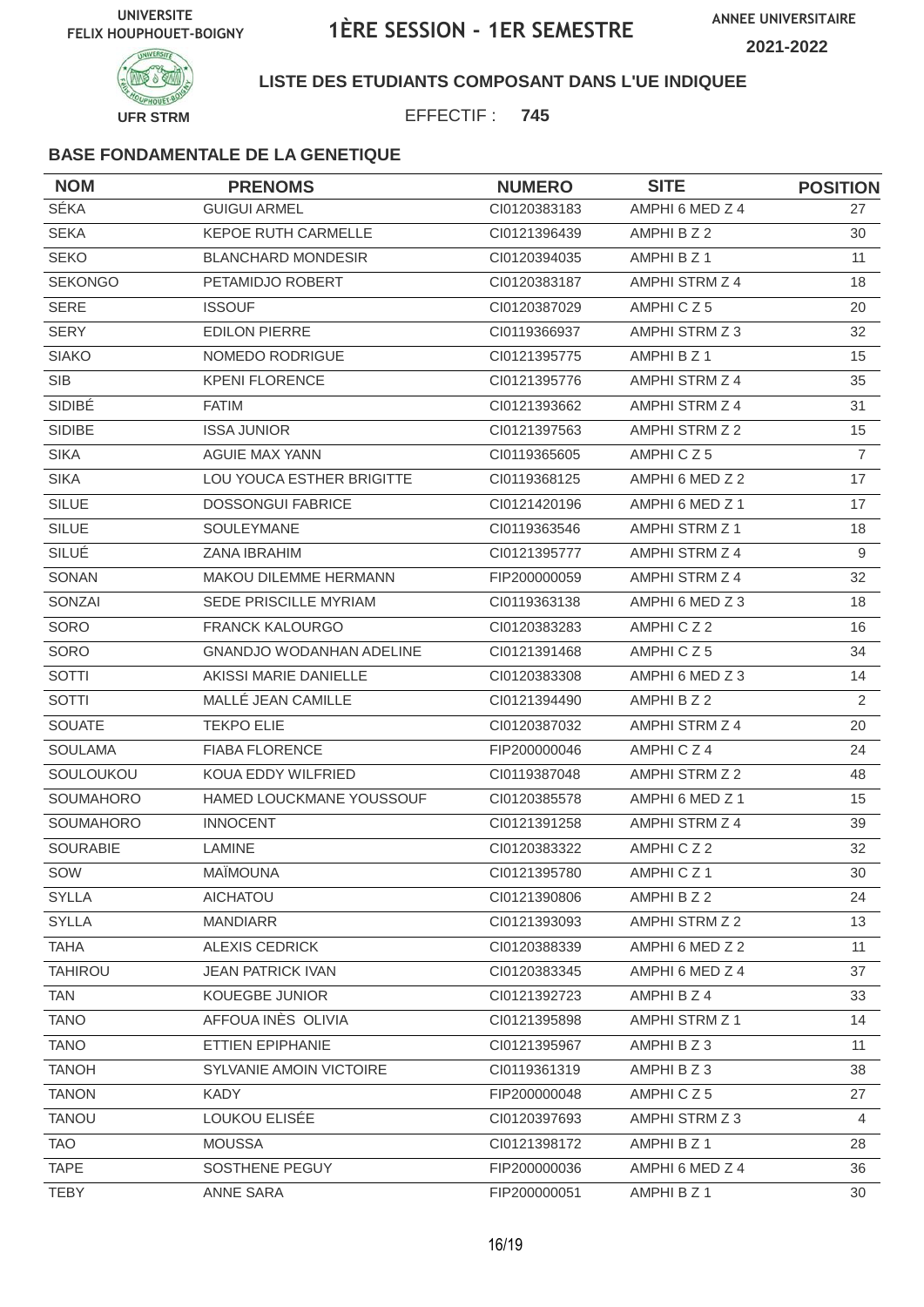UNIVERSITE FELIX HOUPHOUET-BOIGNY

# 1ÈRE SESSION - 1ER SEMESTRE

ANNEE UNIVERSITAIRE 2021-2022

UFR STRM

**LISTE DES ETUDIANTS COMPOSANT DANS L'UE INDIQUEE**

EFFECTIF : **745**

### BASE FONDAMENTALE DE LA GENETIQUE

| NOM | PRENOMS | NUMERO | SITE | POSITION |
|---|---|---|---|---|
| SÉKA | GUIGUI ARMEL | CI0120383183 | AMPHI 6 MED Z 4 | 27 |
| SEKA | KEPOE RUTH CARMELLE | CI0121396439 | AMPHI B Z 2 | 30 |
| SEKO | BLANCHARD MONDESIR | CI0120394035 | AMPHI B Z 1 | 11 |
| SEKONGO | PETAMIDJO ROBERT | CI0120383187 | AMPHI STRM Z 4 | 18 |
| SERE | ISSOUF | CI0120387029 | AMPHI C Z 5 | 20 |
| SERY | EDILON PIERRE | CI0119366937 | AMPHI STRM Z 3 | 32 |
| SIAKO | NOMEDO RODRIGUE | CI0121395775 | AMPHI B Z 1 | 15 |
| SIB | KPENI FLORENCE | CI0121395776 | AMPHI STRM Z 4 | 35 |
| SIDIBÉ | FATIM | CI0121393662 | AMPHI STRM Z 4 | 31 |
| SIDIBE | ISSA JUNIOR | CI0121397563 | AMPHI STRM Z 2 | 15 |
| SIKA | AGUIE MAX YANN | CI0119365605 | AMPHI C Z 5 | 7 |
| SIKA | LOU YOUCA ESTHER BRIGITTE | CI0119368125 | AMPHI 6 MED Z 2 | 17 |
| SILUE | DOSSONGUI FABRICE | CI0121420196 | AMPHI 6 MED Z 1 | 17 |
| SILUE | SOULEYMANE | CI0119363546 | AMPHI STRM Z 1 | 18 |
| SILUÉ | ZANA IBRAHIM | CI0121395777 | AMPHI STRM Z 4 | 9 |
| SONAN | MAKOU DILEMME HERMANN | FIP200000059 | AMPHI STRM Z 4 | 32 |
| SONZAI | SEDE PRISCILLE MYRIAM | CI0119363138 | AMPHI 6 MED Z 3 | 18 |
| SORO | FRANCK KALOURGO | CI0120383283 | AMPHI C Z 2 | 16 |
| SORO | GNANDJO WODANHAN ADELINE | CI0121391468 | AMPHI C Z 5 | 34 |
| SOTTI | AKISSI MARIE DANIELLE | CI0120383308 | AMPHI 6 MED Z 3 | 14 |
| SOTTI | MALLÉ JEAN CAMILLE | CI0121394490 | AMPHI B Z 2 | 2 |
| SOUATE | TEKPO ELIE | CI0120387032 | AMPHI STRM Z 4 | 20 |
| SOULAMA | FIABA FLORENCE | FIP200000046 | AMPHI C Z 4 | 24 |
| SOULOUKOU | KOUA EDDY WILFRIED | CI0119387048 | AMPHI STRM Z 2 | 48 |
| SOUMAHORO | HAMED LOUCKMANE YOUSSOUF | CI0120385578 | AMPHI 6 MED Z 1 | 15 |
| SOUMAHORO | INNOCENT | CI0121391258 | AMPHI STRM Z 4 | 39 |
| SOURABIE | LAMINE | CI0120383322 | AMPHI C Z 2 | 32 |
| SOW | MAÏMOUNA | CI0121395780 | AMPHI C Z 1 | 30 |
| SYLLA | AICHATOU | CI0121390806 | AMPHI B Z 2 | 24 |
| SYLLA | MANDIARR | CI0121393093 | AMPHI STRM Z 2 | 13 |
| TAHA | ALEXIS CEDRICK | CI0120388339 | AMPHI 6 MED Z 2 | 11 |
| TAHIROU | JEAN PATRICK IVAN | CI0120383345 | AMPHI 6 MED Z 4 | 37 |
| TAN | KOUEGBE JUNIOR | CI0121392723 | AMPHI B Z 4 | 33 |
| TANO | AFFOUA INÈS OLIVIA | CI0121395898 | AMPHI STRM Z 1 | 14 |
| TANO | ETTIEN EPIPHANIE | CI0121395967 | AMPHI B Z 3 | 11 |
| TANOH | SYLVANIE AMOIN VICTOIRE | CI0119361319 | AMPHI B Z 3 | 38 |
| TANON | KADY | FIP200000048 | AMPHI C Z 5 | 27 |
| TANOU | LOUKOU ELISÉE | CI0120397693 | AMPHI STRM Z 3 | 4 |
| TAO | MOUSSA | CI0121398172 | AMPHI B Z 1 | 28 |
| TAPE | SOSTHENE PEGUY | FIP200000036 | AMPHI 6 MED Z 4 | 36 |
| TEBY | ANNE SARA | FIP200000051 | AMPHI B Z 1 | 30 |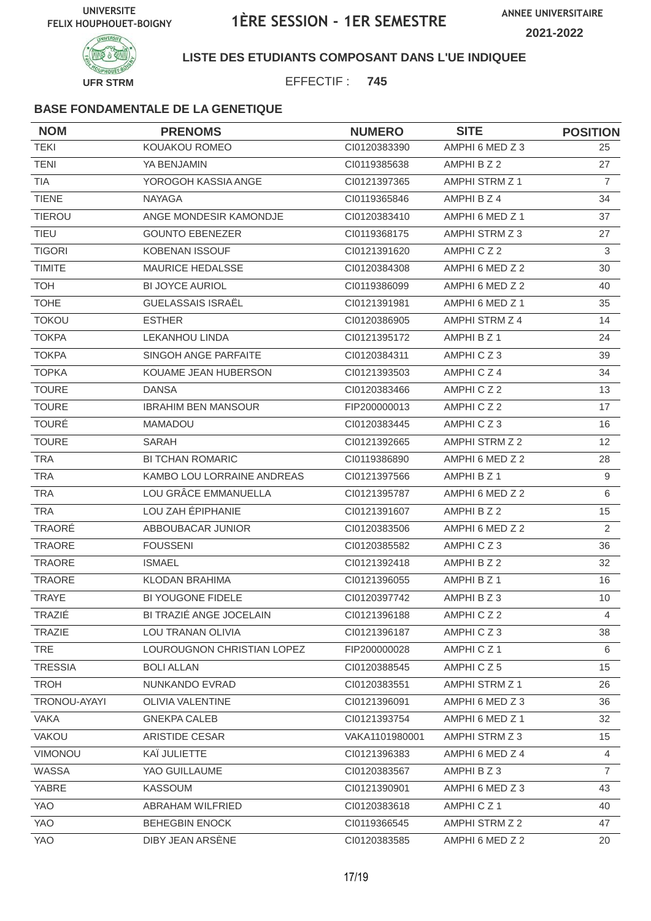UNIVERSITE FELIX HOUPHOUET-BOIGNY

# 1ÈRE SESSION - 1ER SEMESTRE

ANNEE UNIVERSITAIRE 2021-2022

UFR STRM

## LISTE DES ETUDIANTS COMPOSANT DANS L'UE INDIQUEE

EFFECTIF : **745**

### BASE FONDAMENTALE DE LA GENETIQUE

| NOM | PRENOMS | NUMERO | SITE | POSITION |
|---|---|---|---|---|
| TEKI | KOUAKOU ROMEO | CI0120383390 | AMPHI 6 MED Z 3 | 25 |
| TENI | YA BENJAMIN | CI0119385638 | AMPHI B Z 2 | 27 |
| TIA | YOROGOH KASSIA ANGE | CI0121397365 | AMPHI STRM Z 1 | 7 |
| TIENE | NAYAGA | CI0119365846 | AMPHI B Z 4 | 34 |
| TIEROU | ANGE MONDESIR KAMONDJE | CI0120383410 | AMPHI 6 MED Z 1 | 37 |
| TIEU | GOUNTO EBENEZER | CI0119368175 | AMPHI STRM Z 3 | 27 |
| TIGORI | KOBENAN ISSOUF | CI0121391620 | AMPHI C Z 2 | 3 |
| TIMITE | MAURICE HEDALSSE | CI0120384308 | AMPHI 6 MED Z 2 | 30 |
| TOH | BI JOYCE AURIOL | CI0119386099 | AMPHI 6 MED Z 2 | 40 |
| TOHE | GUELASSAIS ISRAËL | CI0121391981 | AMPHI 6 MED Z 1 | 35 |
| TOKOU | ESTHER | CI0120386905 | AMPHI STRM Z 4 | 14 |
| TOKPA | LEKANHOU LINDA | CI0121395172 | AMPHI B Z 1 | 24 |
| TOKPA | SINGOH ANGE PARFAITE | CI0120384311 | AMPHI C Z 3 | 39 |
| TOPKA | KOUAME JEAN HUBERSON | CI0121393503 | AMPHI C Z 4 | 34 |
| TOURE | DANSA | CI0120383466 | AMPHI C Z 2 | 13 |
| TOURE | IBRAHIM BEN MANSOUR | FIP200000013 | AMPHI C Z 2 | 17 |
| TOURÉ | MAMADOU | CI0120383445 | AMPHI C Z 3 | 16 |
| TOURE | SARAH | CI0121392665 | AMPHI STRM Z 2 | 12 |
| TRA | BI TCHAN ROMARIC | CI0119386890 | AMPHI 6 MED Z 2 | 28 |
| TRA | KAMBO LOU LORRAINE ANDREAS | CI0121397566 | AMPHI B Z 1 | 9 |
| TRA | LOU GRÂCE EMMANUELLA | CI0121395787 | AMPHI 6 MED Z 2 | 6 |
| TRA | LOU ZAH ÉPIPHANIE | CI0121391607 | AMPHI B Z 2 | 15 |
| TRAORÉ | ABBOUBACAR JUNIOR | CI0120383506 | AMPHI 6 MED Z 2 | 2 |
| TRAORE | FOUSSENI | CI0120385582 | AMPHI C Z 3 | 36 |
| TRAORE | ISMAEL | CI0121392418 | AMPHI B Z 2 | 32 |
| TRAORE | KLODAN BRAHIMA | CI0121396055 | AMPHI B Z 1 | 16 |
| TRAYE | BI YOUGONE FIDELE | CI0120397742 | AMPHI B Z 3 | 10 |
| TRAZIÉ | BI TRAZIÉ ANGE JOCELAIN | CI0121396188 | AMPHI C Z 2 | 4 |
| TRAZIE | LOU TRANAN OLIVIA | CI0121396187 | AMPHI C Z 3 | 38 |
| TRE | LOUROUGNON CHRISTIAN LOPEZ | FIP200000028 | AMPHI C Z 1 | 6 |
| TRESSIA | BOLI ALLAN | CI0120388545 | AMPHI C Z 5 | 15 |
| TROH | NUNKANDO EVRAD | CI0120383551 | AMPHI STRM Z 1 | 26 |
| TRONOU-AYAYI | OLIVIA VALENTINE | CI0121396091 | AMPHI 6 MED Z 3 | 36 |
| VAKA | GNEKPA CALEB | CI0121393754 | AMPHI 6 MED Z 1 | 32 |
| VAKOU | ARISTIDE CESAR | VAKA1101980001 | AMPHI STRM Z 3 | 15 |
| VIMONOU | KAÏ JULIETTE | CI0121396383 | AMPHI 6 MED Z 4 | 4 |
| WASSA | YAO GUILLAUME | CI0120383567 | AMPHI B Z 3 | 7 |
| YABRE | KASSOUM | CI0121390901 | AMPHI 6 MED Z 3 | 43 |
| YAO | ABRAHAM WILFRIED | CI0120383618 | AMPHI C Z 1 | 40 |
| YAO | BEHEGBIN ENOCK | CI0119366545 | AMPHI STRM Z 2 | 47 |
| YAO | DIBY JEAN ARSÈNE | CI0120383585 | AMPHI 6 MED Z 2 | 20 |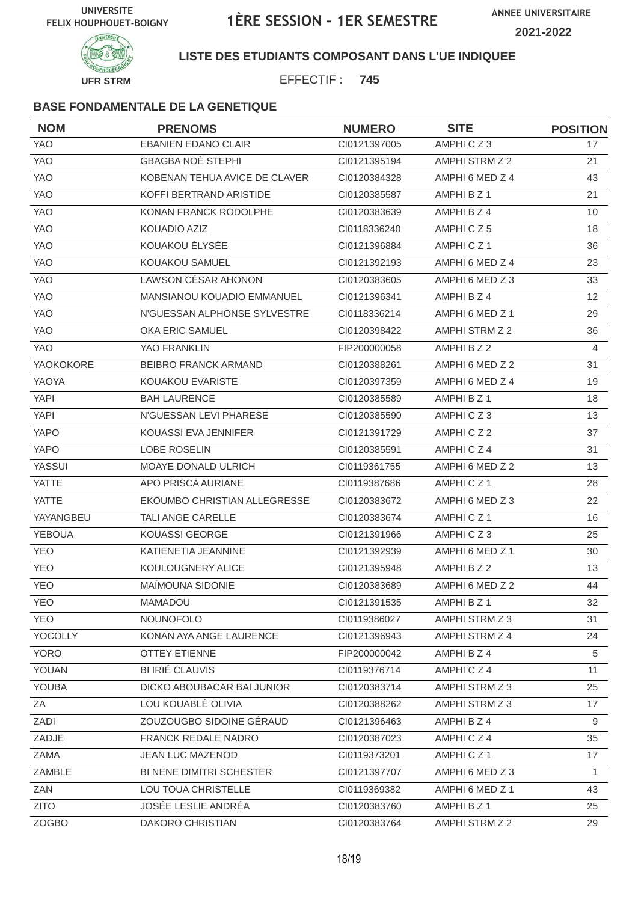UNIVERSITE FELIX HOUPHOUET-BOIGNY

# 1ÈRE SESSION - 1ER SEMESTRE

ANNEE UNIVERSITAIRE 2021-2022

UFR STRM

**LISTE DES ETUDIANTS COMPOSANT DANS L'UE INDIQUEE**

EFFECTIF : **745**

### BASE FONDAMENTALE DE LA GENETIQUE

| NOM | PRENOMS | NUMERO | SITE | POSITION |
|---|---|---|---|---|
| YAO | EBANIEN EDANO CLAIR | CI0121397005 | AMPHI C Z 3 | 17 |
| YAO | GBAGBA NOÉ STEPHI | CI0121395194 | AMPHI STRM Z 2 | 21 |
| YAO | KOBENAN TEHUA AVICE DE CLAVER | CI0120384328 | AMPHI 6 MED Z 4 | 43 |
| YAO | KOFFI BERTRAND ARISTIDE | CI0120385587 | AMPHI B Z 1 | 21 |
| YAO | KONAN FRANCK RODOLPHE | CI0120383639 | AMPHI B Z 4 | 10 |
| YAO | KOUADIO AZIZ | CI0118336240 | AMPHI C Z 5 | 18 |
| YAO | KOUAKOU ÉLYSÉE | CI0121396884 | AMPHI C Z 1 | 36 |
| YAO | KOUAKOU SAMUEL | CI0121392193 | AMPHI 6 MED Z 4 | 23 |
| YAO | LAWSON CÉSAR AHONON | CI0120383605 | AMPHI 6 MED Z 3 | 33 |
| YAO | MANSIANOU KOUADIO EMMANUEL | CI0121396341 | AMPHI B Z 4 | 12 |
| YAO | N'GUESSAN ALPHONSE SYLVESTRE | CI0118336214 | AMPHI 6 MED Z 1 | 29 |
| YAO | OKA ERIC SAMUEL | CI0120398422 | AMPHI STRM Z 2 | 36 |
| YAO | YAO FRANKLIN | FIP200000058 | AMPHI B Z 2 | 4 |
| YAOKOKORE | BEIBRO FRANCK ARMAND | CI0120388261 | AMPHI 6 MED Z 2 | 31 |
| YAOYA | KOUAKOU EVARISTE | CI0120397359 | AMPHI 6 MED Z 4 | 19 |
| YAPI | BAH LAURENCE | CI0120385589 | AMPHI B Z 1 | 18 |
| YAPI | N'GUESSAN LEVI PHARESE | CI0120385590 | AMPHI C Z 3 | 13 |
| YAPO | KOUASSI EVA JENNIFER | CI0121391729 | AMPHI C Z 2 | 37 |
| YAPO | LOBE ROSELIN | CI0120385591 | AMPHI C Z 4 | 31 |
| YASSUI | MOAYE DONALD ULRICH | CI0119361755 | AMPHI 6 MED Z 2 | 13 |
| YATTE | APO PRISCA AURIANE | CI0119387686 | AMPHI C Z 1 | 28 |
| YATTE | EKOUMBO CHRISTIAN ALLEGRESSE | CI0120383672 | AMPHI 6 MED Z 3 | 22 |
| YAYANGBEU | TALI ANGE CARELLE | CI0120383674 | AMPHI C Z 1 | 16 |
| YEBOUA | KOUASSI GEORGE | CI0121391966 | AMPHI C Z 3 | 25 |
| YEO | KATIENETIA JEANNINE | CI0121392939 | AMPHI 6 MED Z 1 | 30 |
| YEO | KOULOUGNERY ALICE | CI0121395948 | AMPHI B Z 2 | 13 |
| YEO | MAÏMOUNA SIDONIE | CI0120383689 | AMPHI 6 MED Z 2 | 44 |
| YEO | MAMADOU | CI0121391535 | AMPHI B Z 1 | 32 |
| YEO | NOUNOFOLO | CI0119386027 | AMPHI STRM Z 3 | 31 |
| YOCOLLY | KONAN AYA ANGE LAURENCE | CI0121396943 | AMPHI STRM Z 4 | 24 |
| YORO | OTTEY ETIENNE | FIP200000042 | AMPHI B Z 4 | 5 |
| YOUAN | BI IRIÉ CLAUVIS | CI0119376714 | AMPHI C Z 4 | 11 |
| YOUBA | DICKO ABOUBACAR BAI JUNIOR | CI0120383714 | AMPHI STRM Z 3 | 25 |
| ZA | LOU KOUABLÉ OLIVIA | CI0120388262 | AMPHI STRM Z 3 | 17 |
| ZADI | ZOUZOUGBO SIDOINE GÉRAUD | CI0121396463 | AMPHI B Z 4 | 9 |
| ZADJE | FRANCK REDALE NADRO | CI0120387023 | AMPHI C Z 4 | 35 |
| ZAMA | JEAN LUC MAZENOD | CI0119373201 | AMPHI C Z 1 | 17 |
| ZAMBLE | BI NENE DIMITRI SCHESTER | CI0121397707 | AMPHI 6 MED Z 3 | 1 |
| ZAN | LOU TOUA CHRISTELLE | CI0119369382 | AMPHI 6 MED Z 1 | 43 |
| ZITO | JOSÉE LESLIE ANDRÉA | CI0120383760 | AMPHI B Z 1 | 25 |
| ZOGBO | DAKORO CHRISTIAN | CI0120383764 | AMPHI STRM Z 2 | 29 |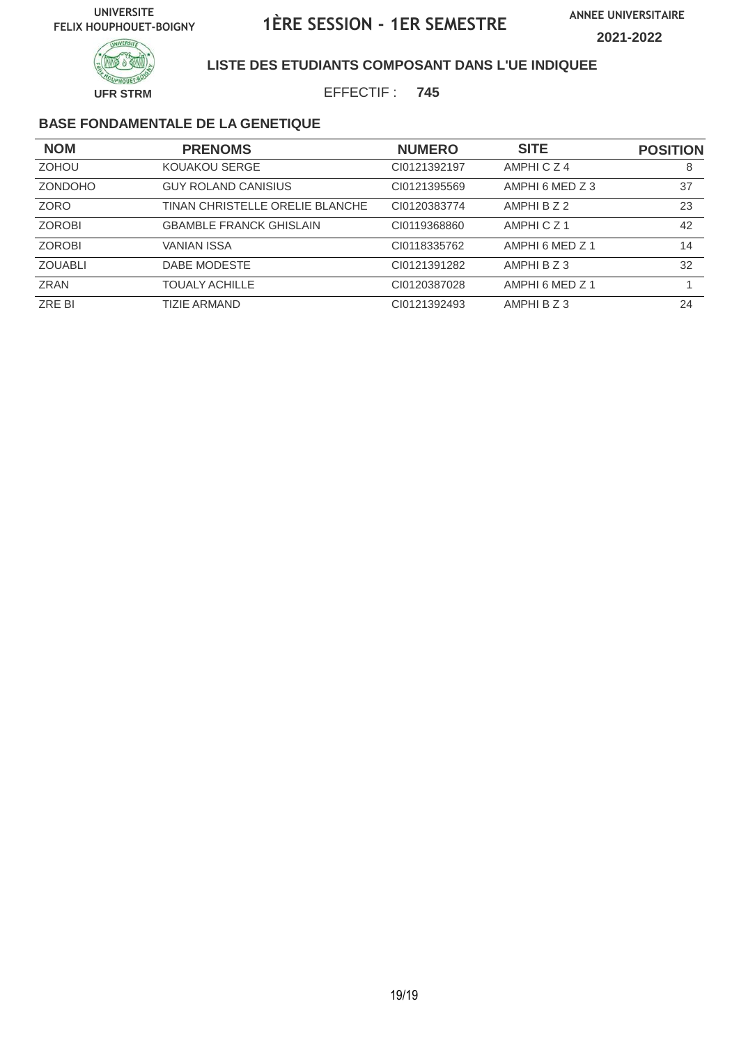UNIVERSITE FELIX HOUPHOUET-BOIGNY

# 1ÈRE SESSION - 1ER SEMESTRE

ANNEE UNIVERSITAIRE 2021-2022

UFR STRM

**LISTE DES ETUDIANTS COMPOSANT DANS L'UE INDIQUEE**

EFFECTIF : **745**

**BASE FONDAMENTALE DE LA GENETIQUE**

| NOM | PRENOMS | NUMERO | SITE | POSITION |
|---|---|---|---|---|
| ZOHOU | KOUAKOU SERGE | CI0121392197 | AMPHI C Z 4 | 8 |
| ZONDOHO | GUY ROLAND CANISIUS | CI0121395569 | AMPHI 6 MED Z 3 | 37 |
| ZORO | TINAN CHRISTELLE ORELIE BLANCHE | CI0120383774 | AMPHI B Z 2 | 23 |
| ZOROBI | GBAMBLE FRANCK GHISLAIN | CI0119368860 | AMPHI C Z 1 | 42 |
| ZOROBI | VANIAN ISSA | CI0118335762 | AMPHI 6 MED Z 1 | 14 |
| ZOUABLI | DABE MODESTE | CI0121391282 | AMPHI B Z 3 | 32 |
| ZRAN | TOUALY ACHILLE | CI0120387028 | AMPHI 6 MED Z 1 | 1 |
| ZRE BI | TIZIE ARMAND | CI0121392493 | AMPHI B Z 3 | 24 |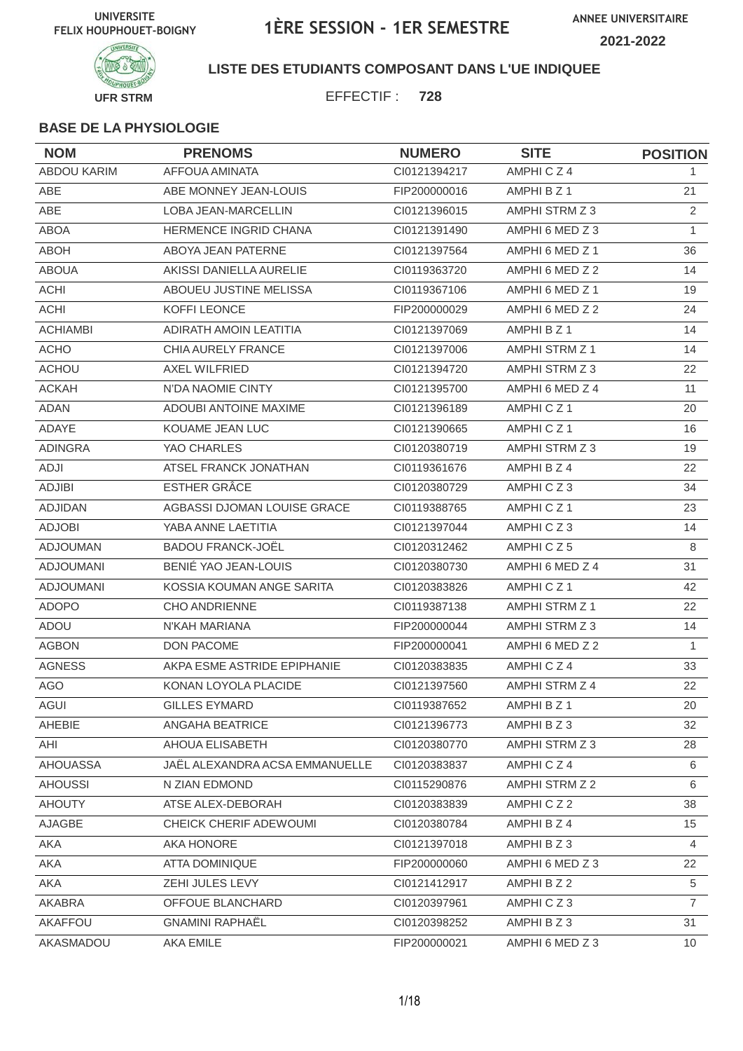UNIVERSITE FELIX HOUPHOUET-BOIGNY

# 1ÈRE SESSION - 1ER SEMESTRE

ANNEE UNIVERSITAIRE 2021-2022

UFR STRM

**LISTE DES ETUDIANTS COMPOSANT DANS L'UE INDIQUEE**

EFFECTIF : **728**

### BASE DE LA PHYSIOLOGIE

| NOM | PRENOMS | NUMERO | SITE | POSITION |
|---|---|---|---|---|
| ABDOU KARIM | AFFOUA AMINATA | CI0121394217 | AMPHI C Z 4 | 1 |
| ABE | ABE MONNEY JEAN-LOUIS | FIP200000016 | AMPHI B Z 1 | 21 |
| ABE | LOBA JEAN-MARCELLIN | CI0121396015 | AMPHI STRM Z 3 | 2 |
| ABOA | HERMENCE INGRID CHANA | CI0121391490 | AMPHI 6 MED Z 3 | 1 |
| ABOH | ABOYA JEAN PATERNE | CI0121397564 | AMPHI 6 MED Z 1 | 36 |
| ABOUA | AKISSI DANIELLA AURELIE | CI0119363720 | AMPHI 6 MED Z 2 | 14 |
| ACHI | ABOUEU JUSTINE MELISSA | CI0119367106 | AMPHI 6 MED Z 1 | 19 |
| ACHI | KOFFI LEONCE | FIP200000029 | AMPHI 6 MED Z 2 | 24 |
| ACHIAMBI | ADIRATH AMOIN LEATITIA | CI0121397069 | AMPHI B Z 1 | 14 |
| ACHO | CHIA AURELY FRANCE | CI0121397006 | AMPHI STRM Z 1 | 14 |
| ACHOU | AXEL WILFRIED | CI0121394720 | AMPHI STRM Z 3 | 22 |
| ACKAH | N'DA NAOMIE CINTY | CI0121395700 | AMPHI 6 MED Z 4 | 11 |
| ADAN | ADOUBI ANTOINE MAXIME | CI0121396189 | AMPHI C Z 1 | 20 |
| ADAYE | KOUAME JEAN LUC | CI0121390665 | AMPHI C Z 1 | 16 |
| ADINGRA | YAO CHARLES | CI0120380719 | AMPHI STRM Z 3 | 19 |
| ADJI | ATSEL FRANCK JONATHAN | CI0119361676 | AMPHI B Z 4 | 22 |
| ADJIBI | ESTHER GRÂCE | CI0120380729 | AMPHI C Z 3 | 34 |
| ADJIDAN | AGBASSI DJOMAN LOUISE GRACE | CI0119388765 | AMPHI C Z 1 | 23 |
| ADJOBI | YABA ANNE LAETITIA | CI0121397044 | AMPHI C Z 3 | 14 |
| ADJOUMAN | BADOU FRANCK-JOËL | CI0120312462 | AMPHI C Z 5 | 8 |
| ADJOUMANI | BENIÉ YAO JEAN-LOUIS | CI0120380730 | AMPHI 6 MED Z 4 | 31 |
| ADJOUMANI | KOSSIA KOUMAN ANGE SARITA | CI0120383826 | AMPHI C Z 1 | 42 |
| ADOPO | CHO ANDRIENNE | CI0119387138 | AMPHI STRM Z 1 | 22 |
| ADOU | N'KAH MARIANA | FIP200000044 | AMPHI STRM Z 3 | 14 |
| AGBON | DON PACOME | FIP200000041 | AMPHI 6 MED Z 2 | 1 |
| AGNESS | AKPA ESME ASTRIDE EPIPHANIE | CI0120383835 | AMPHI C Z 4 | 33 |
| AGO | KONAN LOYOLA PLACIDE | CI0121397560 | AMPHI STRM Z 4 | 22 |
| AGUI | GILLES EYMARD | CI0119387652 | AMPHI B Z 1 | 20 |
| AHEBIE | ANGAHA BEATRICE | CI0121396773 | AMPHI B Z 3 | 32 |
| AHI | AHOUA ELISABETH | CI0120380770 | AMPHI STRM Z 3 | 28 |
| AHOUASSA | JAËL ALEXANDRA ACSA EMMANUELLE | CI0120383837 | AMPHI C Z 4 | 6 |
| AHOUSSI | N ZIAN EDMOND | CI0115290876 | AMPHI STRM Z 2 | 6 |
| AHOUTY | ATSE ALEX-DEBORAH | CI0120383839 | AMPHI C Z 2 | 38 |
| AJAGBE | CHEICK CHERIF ADEWOUMI | CI0120380784 | AMPHI B Z 4 | 15 |
| AKA | AKA HONORE | CI0121397018 | AMPHI B Z 3 | 4 |
| AKA | ATTA DOMINIQUE | FIP200000060 | AMPHI 6 MED Z 3 | 22 |
| AKA | ZEHI JULES LEVY | CI0121412917 | AMPHI B Z 2 | 5 |
| AKABRA | OFFOUE BLANCHARD | CI0120397961 | AMPHI C Z 3 | 7 |
| AKAFFOU | GNAMINI RAPHAËL | CI0120398252 | AMPHI B Z 3 | 31 |
| AKASMADOU | AKA EMILE | FIP200000021 | AMPHI 6 MED Z 3 | 10 |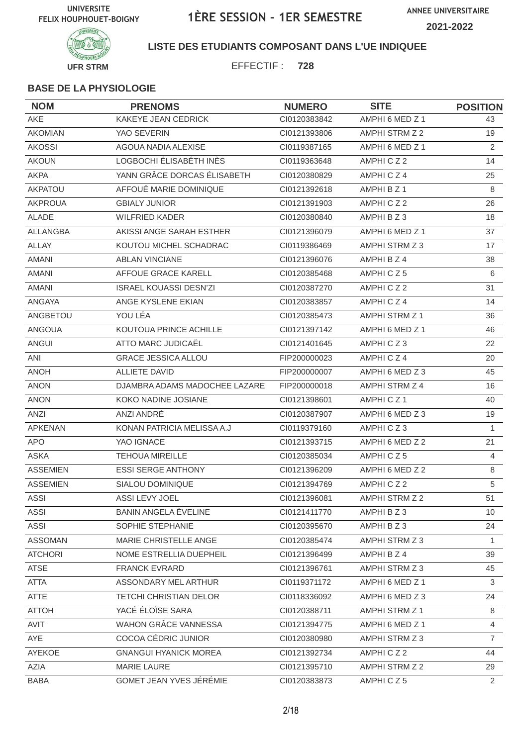UNIVERSITE FELIX HOUPHOUET-BOIGNY

# 1ÈRE SESSION - 1ER SEMESTRE

ANNEE UNIVERSITAIRE 2021-2022

UFR STRM

**LISTE DES ETUDIANTS COMPOSANT DANS L'UE INDIQUEE**

EFFECTIF : **728**

**BASE DE LA PHYSIOLOGIE**

| NOM | PRENOMS | NUMERO | SITE | POSITION |
|---|---|---|---|---|
| AKE | KAKEYE JEAN CEDRICK | CI0120383842 | AMPHI 6 MED Z 1 | 43 |
| AKOMIAN | YAO SEVERIN | CI0121393806 | AMPHI STRM Z 2 | 19 |
| AKOSSI | AGOUA NADIA ALEXISE | CI0119387165 | AMPHI 6 MED Z 1 | 2 |
| AKOUN | LOGBOCHI ÉLISABÉTH INÈS | CI0119363648 | AMPHI C Z 2 | 14 |
| AKPA | YANN GRÂCE DORCAS ÉLISABETH | CI0120380829 | AMPHI C Z 4 | 25 |
| AKPATOU | AFFOUÉ MARIE DOMINIQUE | CI0121392618 | AMPHI B Z 1 | 8 |
| AKPROUA | GBIALY JUNIOR | CI0121391903 | AMPHI C Z 2 | 26 |
| ALADE | WILFRIED KADER | CI0120380840 | AMPHI B Z 3 | 18 |
| ALLANGBA | AKISSI ANGE SARAH ESTHER | CI0121396079 | AMPHI 6 MED Z 1 | 37 |
| ALLAY | KOUTOU MICHEL SCHADRAC | CI0119386469 | AMPHI STRM Z 3 | 17 |
| AMANI | ABLAN VINCIANE | CI0121396076 | AMPHI B Z 4 | 38 |
| AMANI | AFFOUE GRACE KARELL | CI0120385468 | AMPHI C Z 5 | 6 |
| AMANI | ISRAEL KOUASSI DESN'ZI | CI0120387270 | AMPHI C Z 2 | 31 |
| ANGAYA | ANGE KYSLENE EKIAN | CI0120383857 | AMPHI C Z 4 | 14 |
| ANGBETOU | YOU LÉA | CI0120385473 | AMPHI STRM Z 1 | 36 |
| ANGOUA | KOUTOUA PRINCE ACHILLE | CI0121397142 | AMPHI 6 MED Z 1 | 46 |
| ANGUI | ATTO MARC JUDICAËL | CI0121401645 | AMPHI C Z 3 | 22 |
| ANI | GRACE JESSICA ALLOU | FIP200000023 | AMPHI C Z 4 | 20 |
| ANOH | ALLIETE DAVID | FIP200000007 | AMPHI 6 MED Z 3 | 45 |
| ANON | DJAMBRA ADAMS MADOCHEE LAZARE | FIP200000018 | AMPHI STRM Z 4 | 16 |
| ANON | KOKO NADINE JOSIANE | CI0121398601 | AMPHI C Z 1 | 40 |
| ANZI | ANZI ANDRÉ | CI0120387907 | AMPHI 6 MED Z 3 | 19 |
| APKENAN | KONAN PATRICIA MELISSA A.J | CI0119379160 | AMPHI C Z 3 | 1 |
| APO | YAO IGNACE | CI0121393715 | AMPHI 6 MED Z 2 | 21 |
| ASKA | TEHOUA MIREILLE | CI0120385034 | AMPHI C Z 5 | 4 |
| ASSEMIEN | ESSI SERGE ANTHONY | CI0121396209 | AMPHI 6 MED Z 2 | 8 |
| ASSEMIEN | SIALOU DOMINIQUE | CI0121394769 | AMPHI C Z 2 | 5 |
| ASSI | ASSI LEVY JOEL | CI0121396081 | AMPHI STRM Z 2 | 51 |
| ASSI | BANIN ANGELA ÉVELINE | CI0121411770 | AMPHI B Z 3 | 10 |
| ASSI | SOPHIE STEPHANIE | CI0120395670 | AMPHI B Z 3 | 24 |
| ASSOMAN | MARIE CHRISTELLE ANGE | CI0120385474 | AMPHI STRM Z 3 | 1 |
| ATCHORI | NOME ESTRELLIA DUEPHEIL | CI0121396499 | AMPHI B Z 4 | 39 |
| ATSE | FRANCK EVRARD | CI0121396761 | AMPHI STRM Z 3 | 45 |
| ATTA | ASSONDARY MEL ARTHUR | CI0119371172 | AMPHI 6 MED Z 1 | 3 |
| ATTE | TETCHI CHRISTIAN DELOR | CI0118336092 | AMPHI 6 MED Z 3 | 24 |
| ATTOH | YACÉ ÉLOÏSE SARA | CI0120388711 | AMPHI STRM Z 1 | 8 |
| AVIT | WAHON GRÂCE VANNESSA | CI0121394775 | AMPHI 6 MED Z 1 | 4 |
| AYE | COCOA CÉDRIC JUNIOR | CI0120380980 | AMPHI STRM Z 3 | 7 |
| AYEKOE | GNANGUI HYANICK MOREA | CI0121392734 | AMPHI C Z 2 | 44 |
| AZIA | MARIE LAURE | CI0121395710 | AMPHI STRM Z 2 | 29 |
| BABA | GOMET JEAN YVES JÉRÉMIE | CI0120383873 | AMPHI C Z 5 | 2 |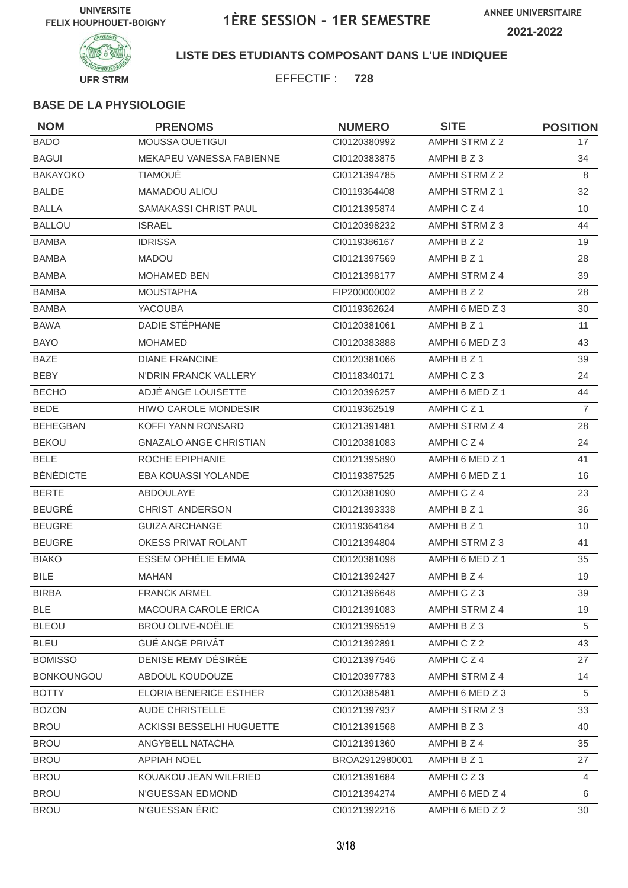UNIVERSITE FELIX HOUPHOUET-BOIGNY

# 1ÈRE SESSION - 1ER SEMESTRE

ANNEE UNIVERSITAIRE 2021-2022

UFR STRM

**LISTE DES ETUDIANTS COMPOSANT DANS L'UE INDIQUEE**

EFFECTIF : **728**

**BASE DE LA PHYSIOLOGIE**

| NOM | PRENOMS | NUMERO | SITE | POSITION |
|---|---|---|---|---|
| BADO | MOUSSA OUETIGUI | CI0120380992 | AMPHI STRM Z 2 | 17 |
| BAGUI | MEKAPEU VANESSA FABIENNE | CI0120383875 | AMPHI B Z 3 | 34 |
| BAKAYOKO | TIAMOUÉ | CI0121394785 | AMPHI STRM Z 2 | 8 |
| BALDE | MAMADOU ALIOU | CI0119364408 | AMPHI STRM Z 1 | 32 |
| BALLA | SAMAKASSI CHRIST PAUL | CI0121395874 | AMPHI C Z 4 | 10 |
| BALLOU | ISRAEL | CI0120398232 | AMPHI STRM Z 3 | 44 |
| BAMBA | IDRISSA | CI0119386167 | AMPHI B Z 2 | 19 |
| BAMBA | MADOU | CI0121397569 | AMPHI B Z 1 | 28 |
| BAMBA | MOHAMED BEN | CI0121398177 | AMPHI STRM Z 4 | 39 |
| BAMBA | MOUSTAPHA | FIP200000002 | AMPHI B Z 2 | 28 |
| BAMBA | YACOUBA | CI0119362624 | AMPHI 6 MED Z 3 | 30 |
| BAWA | DADIE STÉPHANE | CI0120381061 | AMPHI B Z 1 | 11 |
| BAYO | MOHAMED | CI0120383888 | AMPHI 6 MED Z 3 | 43 |
| BAZE | DIANE FRANCINE | CI0120381066 | AMPHI B Z 1 | 39 |
| BEBY | N'DRIN FRANCK VALLERY | CI0118340171 | AMPHI C Z 3 | 24 |
| BECHO | ADJÉ ANGE LOUISETTE | CI0120396257 | AMPHI 6 MED Z 1 | 44 |
| BEDE | HIWO CAROLE MONDESIR | CI0119362519 | AMPHI C Z 1 | 7 |
| BEHEGBAN | KOFFI YANN RONSARD | CI0121391481 | AMPHI STRM Z 4 | 28 |
| BEKOU | GNAZALO ANGE CHRISTIAN | CI0120381083 | AMPHI C Z 4 | 24 |
| BELE | ROCHE EPIPHANIE | CI0121395890 | AMPHI 6 MED Z 1 | 41 |
| BÉNÉDICTE | EBA KOUASSI YOLANDE | CI0119387525 | AMPHI 6 MED Z 1 | 16 |
| BERTE | ABDOULAYE | CI0120381090 | AMPHI C Z 4 | 23 |
| BEUGRÉ | CHRIST ANDERSON | CI0121393338 | AMPHI B Z 1 | 36 |
| BEUGRE | GUIZA ARCHANGE | CI0119364184 | AMPHI B Z 1 | 10 |
| BEUGRE | OKESS PRIVAT ROLANT | CI0121394804 | AMPHI STRM Z 3 | 41 |
| BIAKO | ESSEM OPHÉLIE EMMA | CI0120381098 | AMPHI 6 MED Z 1 | 35 |
| BILE | MAHAN | CI0121392427 | AMPHI B Z 4 | 19 |
| BIRBA | FRANCK ARMEL | CI0121396648 | AMPHI C Z 3 | 39 |
| BLE | MACOURA CAROLE ERICA | CI0121391083 | AMPHI STRM Z 4 | 19 |
| BLEOU | BROU OLIVE-NOËLIE | CI0121396519 | AMPHI B Z 3 | 5 |
| BLEU | GUÉ ANGE PRIVÂT | CI0121392891 | AMPHI C Z 2 | 43 |
| BOMISSO | DENISE REMY DÉSIRÉE | CI0121397546 | AMPHI C Z 4 | 27 |
| BONKOUNGOU | ABDOUL KOUDOUZE | CI0120397783 | AMPHI STRM Z 4 | 14 |
| BOTTY | ELORIA BENERICE ESTHER | CI0120385481 | AMPHI 6 MED Z 3 | 5 |
| BOZON | AUDE CHRISTELLE | CI0121397937 | AMPHI STRM Z 3 | 33 |
| BROU | ACKISSI BESSELHI HUGUETTE | CI0121391568 | AMPHI B Z 3 | 40 |
| BROU | ANGYBELL NATACHA | CI0121391360 | AMPHI B Z 4 | 35 |
| BROU | APPIAH NOEL | BROA2912980001 | AMPHI B Z 1 | 27 |
| BROU | KOUAKOU JEAN WILFRIED | CI0121391684 | AMPHI C Z 3 | 4 |
| BROU | N'GUESSAN EDMOND | CI0121394274 | AMPHI 6 MED Z 4 | 6 |
| BROU | N'GUESSAN ÉRIC | CI0121392216 | AMPHI 6 MED Z 2 | 30 |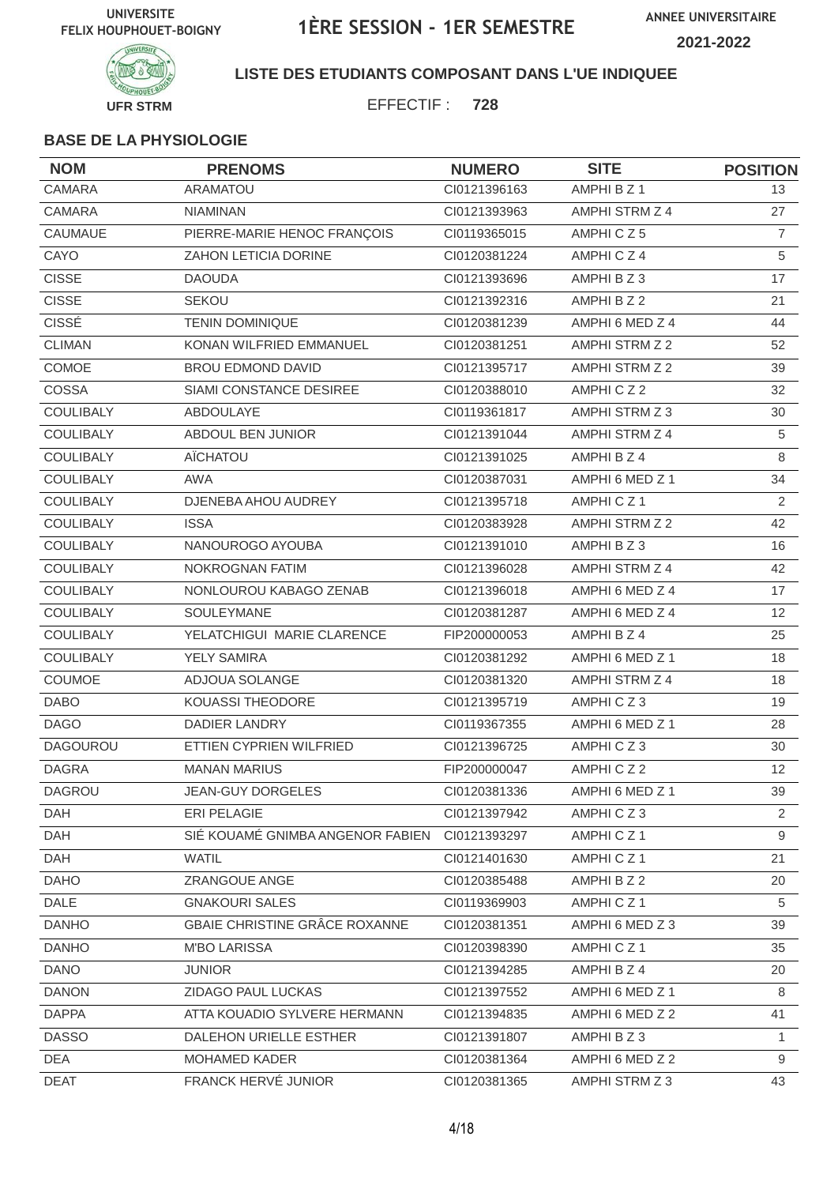UNIVERSITE FELIX HOUPHOUET-BOIGNY

# 1ÈRE SESSION - 1ER SEMESTRE

ANNEE UNIVERSITAIRE **2021-2022**

UFR STRM

**LISTE DES ETUDIANTS COMPOSANT DANS L'UE INDIQUEE**

EFFECTIF : **728**

### BASE DE LA PHYSIOLOGIE

| NOM | PRENOMS | NUMERO | SITE | POSITION |
|---|---|---|---|---|
| CAMARA | ARAMATOU | CI0121396163 | AMPHI B Z 1 | 13 |
| CAMARA | NIAMINAN | CI0121393963 | AMPHI STRM Z 4 | 27 |
| CAUMAUE | PIERRE-MARIE HENOC FRANÇOIS | CI0119365015 | AMPHI C Z 5 | 7 |
| CAYO | ZAHON LETICIA DORINE | CI0120381224 | AMPHI C Z 4 | 5 |
| CISSE | DAOUDA | CI0121393696 | AMPHI B Z 3 | 17 |
| CISSE | SEKOU | CI0121392316 | AMPHI B Z 2 | 21 |
| CISSÉ | TENIN DOMINIQUE | CI0120381239 | AMPHI 6 MED Z 4 | 44 |
| CLIMAN | KONAN WILFRIED EMMANUEL | CI0120381251 | AMPHI STRM Z 2 | 52 |
| COMOE | BROU EDMOND DAVID | CI0121395717 | AMPHI STRM Z 2 | 39 |
| COSSA | SIAMI CONSTANCE DESIREE | CI0120388010 | AMPHI C Z 2 | 32 |
| COULIBALY | ABDOULAYE | CI0119361817 | AMPHI STRM Z 3 | 30 |
| COULIBALY | ABDOUL BEN JUNIOR | CI0121391044 | AMPHI STRM Z 4 | 5 |
| COULIBALY | AÏCHATOU | CI0121391025 | AMPHI B Z 4 | 8 |
| COULIBALY | AWA | CI0120387031 | AMPHI 6 MED Z 1 | 34 |
| COULIBALY | DJENEBA AHOU AUDREY | CI0121395718 | AMPHI C Z 1 | 2 |
| COULIBALY | ISSA | CI0120383928 | AMPHI STRM Z 2 | 42 |
| COULIBALY | NANOUROGO AYOUBA | CI0121391010 | AMPHI B Z 3 | 16 |
| COULIBALY | NOKROGNAN FATIM | CI0121396028 | AMPHI STRM Z 4 | 42 |
| COULIBALY | NONLOUROU KABAGO ZENAB | CI0121396018 | AMPHI 6 MED Z 4 | 17 |
| COULIBALY | SOULEYMANE | CI0120381287 | AMPHI 6 MED Z 4 | 12 |
| COULIBALY | YELATCHIGUI MARIE CLARENCE | FIP200000053 | AMPHI B Z 4 | 25 |
| COULIBALY | YELY SAMIRA | CI0120381292 | AMPHI 6 MED Z 1 | 18 |
| COUMOE | ADJOUA SOLANGE | CI0120381320 | AMPHI STRM Z 4 | 18 |
| DABO | KOUASSI THEODORE | CI0121395719 | AMPHI C Z 3 | 19 |
| DAGO | DADIER LANDRY | CI0119367355 | AMPHI 6 MED Z 1 | 28 |
| DAGOUROU | ETTIEN CYPRIEN WILFRIED | CI0121396725 | AMPHI C Z 3 | 30 |
| DAGRA | MANAN MARIUS | FIP200000047 | AMPHI C Z 2 | 12 |
| DAGROU | JEAN-GUY DORGELES | CI0120381336 | AMPHI 6 MED Z 1 | 39 |
| DAH | ERI PELAGIE | CI0121397942 | AMPHI C Z 3 | 2 |
| DAH | SIÉ KOUAMÉ GNIMBA ANGENOR FABIEN | CI0121393297 | AMPHI C Z 1 | 9 |
| DAH | WATIL | CI0121401630 | AMPHI C Z 1 | 21 |
| DAHO | ZRANGOUE ANGE | CI0120385488 | AMPHI B Z 2 | 20 |
| DALE | GNAKOURI SALES | CI0119369903 | AMPHI C Z 1 | 5 |
| DANHO | GBAIE CHRISTINE GRÂCE ROXANNE | CI0120381351 | AMPHI 6 MED Z 3 | 39 |
| DANHO | M'BO LARISSA | CI0120398390 | AMPHI C Z 1 | 35 |
| DANO | JUNIOR | CI0121394285 | AMPHI B Z 4 | 20 |
| DANON | ZIDAGO PAUL LUCKAS | CI0121397552 | AMPHI 6 MED Z 1 | 8 |
| DAPPA | ATTA KOUADIO SYLVERE HERMANN | CI0121394835 | AMPHI 6 MED Z 2 | 41 |
| DASSO | DALEHON URIELLE ESTHER | CI0121391807 | AMPHI B Z 3 | 1 |
| DEA | MOHAMED KADER | CI0120381364 | AMPHI 6 MED Z 2 | 9 |
| DEAT | FRANCK HERVÉ JUNIOR | CI0120381365 | AMPHI STRM Z 3 | 43 |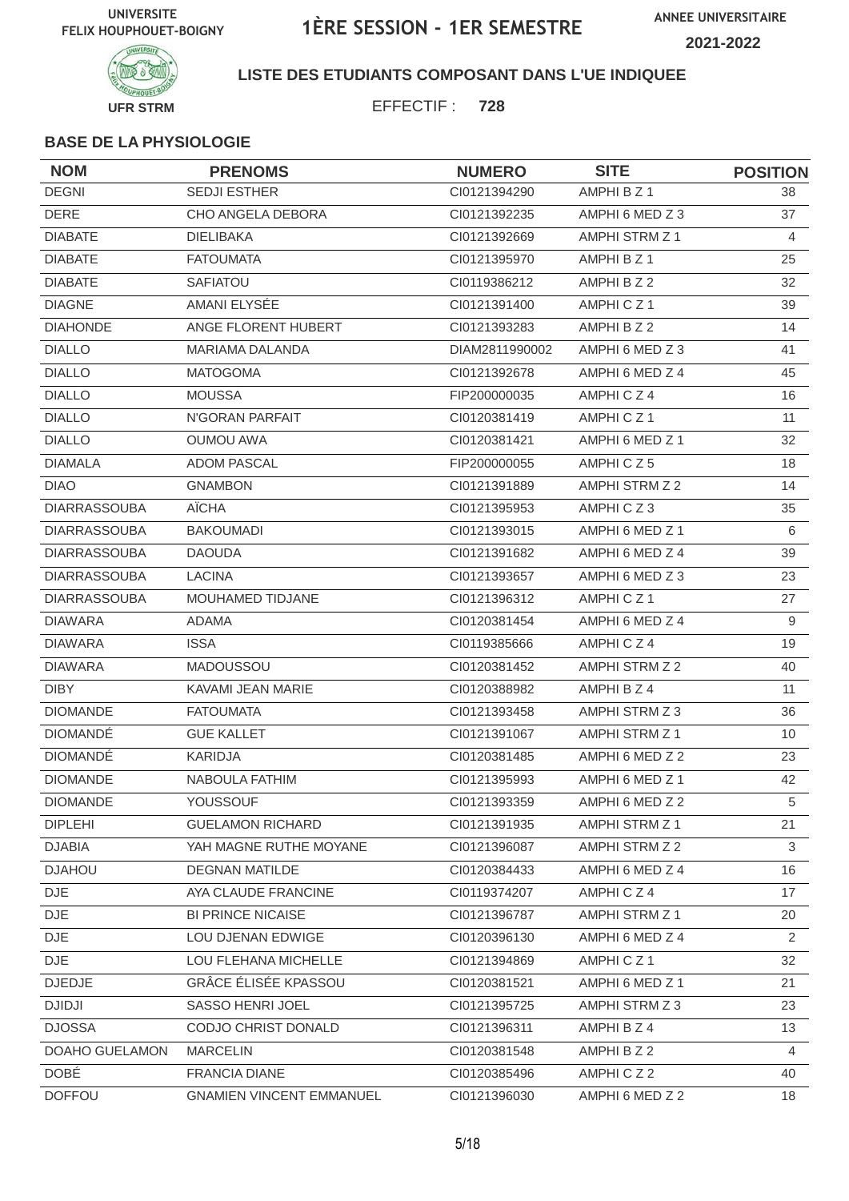UNIVERSITE FELIX HOUPHOUET-BOIGNY

# 1ÈRE SESSION - 1ER SEMESTRE

ANNEE UNIVERSITAIRE 2021-2022

UFR STRM

**LISTE DES ETUDIANTS COMPOSANT DANS L'UE INDIQUEE**

EFFECTIF : **728**

**BASE DE LA PHYSIOLOGIE**

| NOM | PRENOMS | NUMERO | SITE | POSITION |
|---|---|---|---|---|
| DEGNI | SEDJI ESTHER | CI0121394290 | AMPHI B Z 1 | 38 |
| DERE | CHO ANGELA DEBORA | CI0121392235 | AMPHI 6 MED Z 3 | 37 |
| DIABATE | DIELIBAKA | CI0121392669 | AMPHI STRM Z 1 | 4 |
| DIABATE | FATOUMATA | CI0121395970 | AMPHI B Z 1 | 25 |
| DIABATE | SAFIATOU | CI0119386212 | AMPHI B Z 2 | 32 |
| DIAGNE | AMANI ELYSÉE | CI0121391400 | AMPHI C Z 1 | 39 |
| DIAHONDE | ANGE FLORENT HUBERT | CI0121393283 | AMPHI B Z 2 | 14 |
| DIALLO | MARIAMA DALANDA | DIAM2811990002 | AMPHI 6 MED Z 3 | 41 |
| DIALLO | MATOGOMA | CI0121392678 | AMPHI 6 MED Z 4 | 45 |
| DIALLO | MOUSSA | FIP200000035 | AMPHI C Z 4 | 16 |
| DIALLO | N'GORAN PARFAIT | CI0120381419 | AMPHI C Z 1 | 11 |
| DIALLO | OUMOU AWA | CI0120381421 | AMPHI 6 MED Z 1 | 32 |
| DIAMALA | ADOM PASCAL | FIP200000055 | AMPHI C Z 5 | 18 |
| DIAO | GNAMBON | CI0121391889 | AMPHI STRM Z 2 | 14 |
| DIARRASSOUBA | AÏCHA | CI0121395953 | AMPHI C Z 3 | 35 |
| DIARRASSOUBA | BAKOUMADI | CI0121393015 | AMPHI 6 MED Z 1 | 6 |
| DIARRASSOUBA | DAOUDA | CI0121391682 | AMPHI 6 MED Z 4 | 39 |
| DIARRASSOUBA | LACINA | CI0121393657 | AMPHI 6 MED Z 3 | 23 |
| DIARRASSOUBA | MOUHAMED TIDJANE | CI0121396312 | AMPHI C Z 1 | 27 |
| DIAWARA | ADAMA | CI0120381454 | AMPHI 6 MED Z 4 | 9 |
| DIAWARA | ISSA | CI0119385666 | AMPHI C Z 4 | 19 |
| DIAWARA | MADOUSSOU | CI0120381452 | AMPHI STRM Z 2 | 40 |
| DIBY | KAVAMI JEAN MARIE | CI0120388982 | AMPHI B Z 4 | 11 |
| DIOMANDE | FATOUMATA | CI0121393458 | AMPHI STRM Z 3 | 36 |
| DIOMANDÉ | GUE KALLET | CI0121391067 | AMPHI STRM Z 1 | 10 |
| DIOMANDÉ | KARIDJA | CI0120381485 | AMPHI 6 MED Z 2 | 23 |
| DIOMANDE | NABOULA FATHIM | CI0121395993 | AMPHI 6 MED Z 1 | 42 |
| DIOMANDE | YOUSSOUF | CI0121393359 | AMPHI 6 MED Z 2 | 5 |
| DIPLEHI | GUELAMON RICHARD | CI0121391935 | AMPHI STRM Z 1 | 21 |
| DJABIA | YAH MAGNE RUTHE MOYANE | CI0121396087 | AMPHI STRM Z 2 | 3 |
| DJAHOU | DEGNAN MATILDE | CI0120384433 | AMPHI 6 MED Z 4 | 16 |
| DJE | AYA CLAUDE FRANCINE | CI0119374207 | AMPHI C Z 4 | 17 |
| DJE | BI PRINCE NICAISE | CI0121396787 | AMPHI STRM Z 1 | 20 |
| DJE | LOU DJENAN EDWIGE | CI0120396130 | AMPHI 6 MED Z 4 | 2 |
| DJE | LOU FLEHANA MICHELLE | CI0121394869 | AMPHI C Z 1 | 32 |
| DJEDJE | GRÂCE ÉLISÉE KPASSOU | CI0120381521 | AMPHI 6 MED Z 1 | 21 |
| DJIDJI | SASSO HENRI JOEL | CI0121395725 | AMPHI STRM Z 3 | 23 |
| DJOSSA | CODJO CHRIST DONALD | CI0121396311 | AMPHI B Z 4 | 13 |
| DOAHO GUELAMON | MARCELIN | CI0120381548 | AMPHI B Z 2 | 4 |
| DOBÉ | FRANCIA DIANE | CI0120385496 | AMPHI C Z 2 | 40 |
| DOFFOU | GNAMIEN VINCENT EMMANUEL | CI0121396030 | AMPHI 6 MED Z 2 | 18 |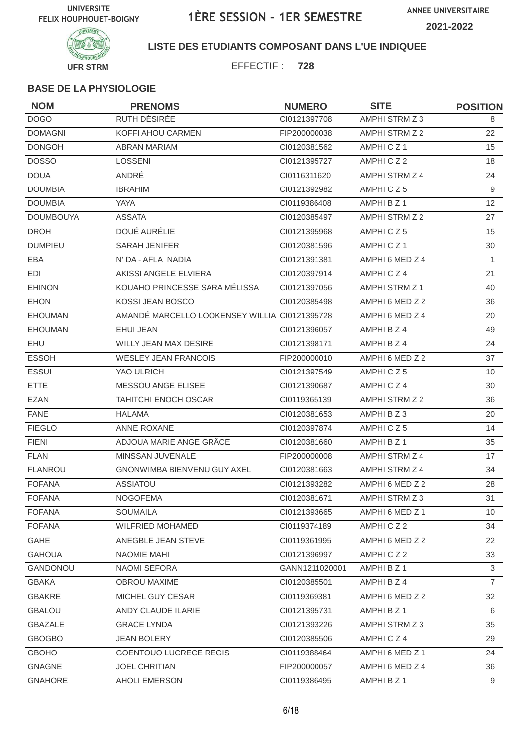UNIVERSITE FELIX HOUPHOUET-BOIGNY

# 1ÈRE SESSION - 1ER SEMESTRE

ANNEE UNIVERSITAIRE 2021-2022

UFR STRM

**LISTE DES ETUDIANTS COMPOSANT DANS L'UE INDIQUEE**

EFFECTIF : **728**

**BASE DE LA PHYSIOLOGIE**

| NOM | PRENOMS | NUMERO | SITE | POSITION |
|---|---|---|---|---|
| DOGO | RUTH DÉSIRÉE | CI0121397708 | AMPHI STRM Z 3 | 8 |
| DOMAGNI | KOFFI AHOU CARMEN | FIP200000038 | AMPHI STRM Z 2 | 22 |
| DONGOH | ABRAN MARIAM | CI0120381562 | AMPHI C Z 1 | 15 |
| DOSSO | LOSSENI | CI0121395727 | AMPHI C Z 2 | 18 |
| DOUA | ANDRÉ | CI0116311620 | AMPHI STRM Z 4 | 24 |
| DOUMBIA | IBRAHIM | CI0121392982 | AMPHI C Z 5 | 9 |
| DOUMBIA | YAYA | CI0119386408 | AMPHI B Z 1 | 12 |
| DOUMBOUYA | ASSATA | CI0120385497 | AMPHI STRM Z 2 | 27 |
| DROH | DOUÉ AURÉLIE | CI0121395968 | AMPHI C Z 5 | 15 |
| DUMPIEU | SARAH JENIFER | CI0120381596 | AMPHI C Z 1 | 30 |
| EBA | N' DA - AFLA NADIA | CI0121391381 | AMPHI 6 MED Z 4 | 1 |
| EDI | AKISSI ANGELE ELVIERA | CI0120397914 | AMPHI C Z 4 | 21 |
| EHINON | KOUAHO PRINCESSE SARA MÉLISSA | CI0121397056 | AMPHI STRM Z 1 | 40 |
| EHON | KOSSI JEAN BOSCO | CI0120385498 | AMPHI 6 MED Z 2 | 36 |
| EHOUMAN | AMANDÉ MARCELLO LOOKENSEY WILLIA | CI0121395728 | AMPHI 6 MED Z 4 | 20 |
| EHOUMAN | EHUI JEAN | CI0121396057 | AMPHI B Z 4 | 49 |
| EHU | WILLY JEAN MAX DESIRE | CI0121398171 | AMPHI B Z 4 | 24 |
| ESSOH | WESLEY JEAN FRANCOIS | FIP200000010 | AMPHI 6 MED Z 2 | 37 |
| ESSUI | YAO ULRICH | CI0121397549 | AMPHI C Z 5 | 10 |
| ETTE | MESSOU ANGE ELISEE | CI0121390687 | AMPHI C Z 4 | 30 |
| EZAN | TAHITCHI ENOCH OSCAR | CI0119365139 | AMPHI STRM Z 2 | 36 |
| FANE | HALAMA | CI0120381653 | AMPHI B Z 3 | 20 |
| FIEGLO | ANNE ROXANE | CI0120397874 | AMPHI C Z 5 | 14 |
| FIENI | ADJOUA MARIE ANGE GRÂCE | CI0120381660 | AMPHI B Z 1 | 35 |
| FLAN | MINSSAN JUVENALE | FIP200000008 | AMPHI STRM Z 4 | 17 |
| FLANROU | GNONWIMBA BIENVENU GUY AXEL | CI0120381663 | AMPHI STRM Z 4 | 34 |
| FOFANA | ASSIATOU | CI0121393282 | AMPHI 6 MED Z 2 | 28 |
| FOFANA | NOGOFEMA | CI0120381671 | AMPHI STRM Z 3 | 31 |
| FOFANA | SOUMAILA | CI0121393665 | AMPHI 6 MED Z 1 | 10 |
| FOFANA | WILFRIED MOHAMED | CI0119374189 | AMPHI C Z 2 | 34 |
| GAHE | ANEGBLE JEAN STEVE | CI0119361995 | AMPHI 6 MED Z 2 | 22 |
| GAHOUA | NAOMIE MAHI | CI0121396997 | AMPHI C Z 2 | 33 |
| GANDONOU | NAOMI SEFORA | GANN1211020001 | AMPHI B Z 1 | 3 |
| GBAKA | OBROU MAXIME | CI0120385501 | AMPHI B Z 4 | 7 |
| GBAKRE | MICHEL GUY CESAR | CI0119369381 | AMPHI 6 MED Z 2 | 32 |
| GBALOU | ANDY CLAUDE ILARIE | CI0121395731 | AMPHI B Z 1 | 6 |
| GBAZALE | GRACE LYNDA | CI0121393226 | AMPHI STRM Z 3 | 35 |
| GBOGBO | JEAN BOLERY | CI0120385506 | AMPHI C Z 4 | 29 |
| GBOHO | GOENTOUO LUCRECE REGIS | CI0119388464 | AMPHI 6 MED Z 1 | 24 |
| GNAGNE | JOEL CHRITIAN | FIP200000057 | AMPHI 6 MED Z 4 | 36 |
| GNAHORE | AHOLI EMERSON | CI0119386495 | AMPHI B Z 1 | 9 |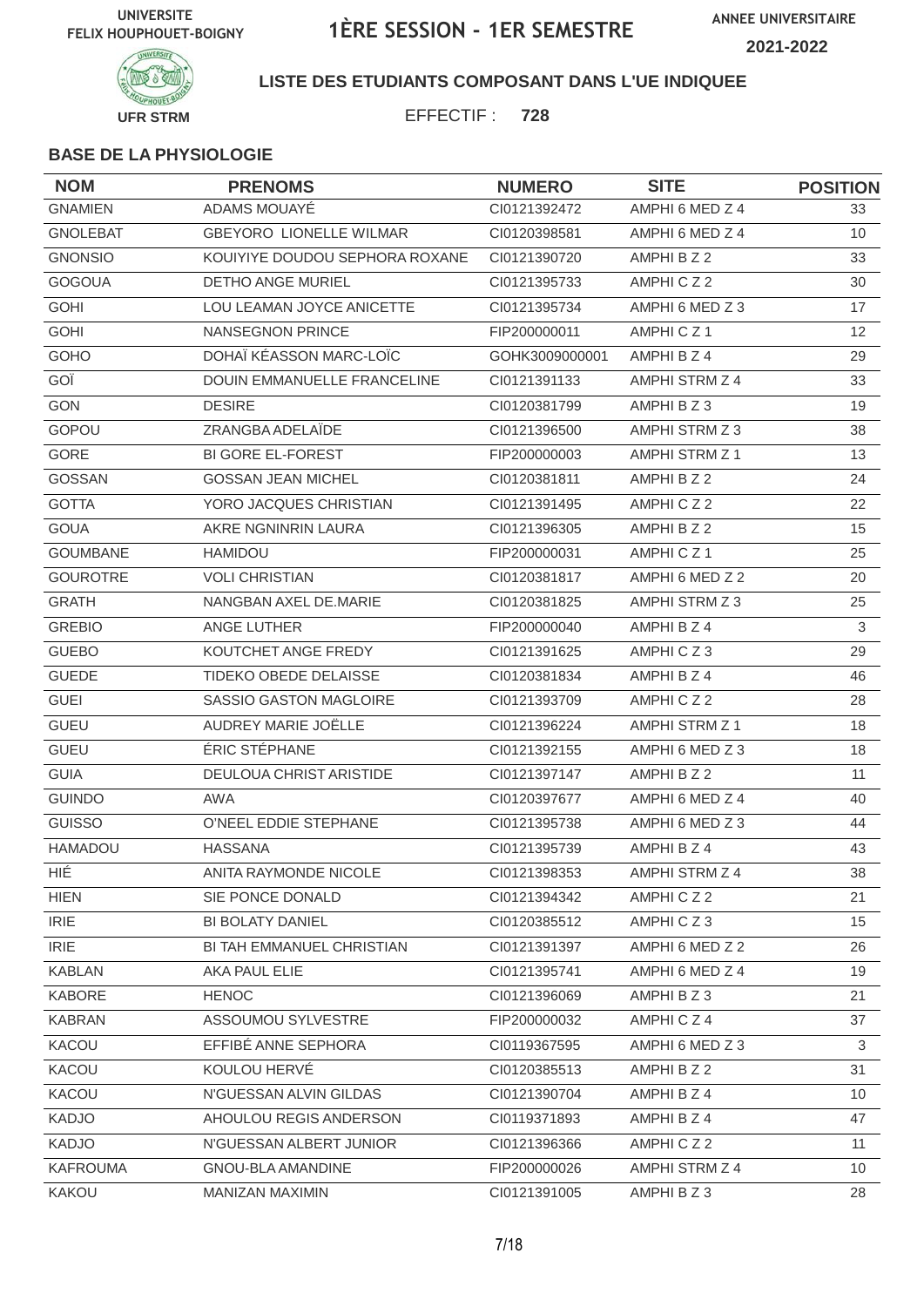UNIVERSITE FELIX HOUPHOUET-BOIGNY

# 1ÈRE SESSION - 1ER SEMESTRE

ANNEE UNIVERSITAIRE 2021-2022

UFR STRM

**LISTE DES ETUDIANTS COMPOSANT DANS L'UE INDIQUEE**

EFFECTIF : **728**

### BASE DE LA PHYSIOLOGIE

| NOM | PRENOMS | NUMERO | SITE | POSITION |
|---|---|---|---|---|
| GNAMIEN | ADAMS MOUAYÉ | CI0121392472 | AMPHI 6 MED Z 4 | 33 |
| GNOLEBAT | GBEYORO LIONELLE WILMAR | CI0120398581 | AMPHI 6 MED Z 4 | 10 |
| GNONSIO | KOUIYIYE DOUDOU SEPHORA ROXANE | CI0121390720 | AMPHI B Z 2 | 33 |
| GOGOUA | DETHO ANGE MURIEL | CI0121395733 | AMPHI C Z 2 | 30 |
| GOHI | LOU LEAMAN JOYCE ANICETTE | CI0121395734 | AMPHI 6 MED Z 3 | 17 |
| GOHI | NANSEGNON PRINCE | FIP200000011 | AMPHI C Z 1 | 12 |
| GOHO | DOHAÏ KÉASSON MARC-LOÏC | GOHK3009000001 | AMPHI B Z 4 | 29 |
| GOÏ | DOUIN EMMANUELLE FRANCELINE | CI0121391133 | AMPHI STRM Z 4 | 33 |
| GON | DESIRE | CI0120381799 | AMPHI B Z 3 | 19 |
| GOPOU | ZRANGBA ADELAÏDE | CI0121396500 | AMPHI STRM Z 3 | 38 |
| GORE | BI GORE EL-FOREST | FIP200000003 | AMPHI STRM Z 1 | 13 |
| GOSSAN | GOSSAN JEAN MICHEL | CI0120381811 | AMPHI B Z 2 | 24 |
| GOTTA | YORO JACQUES CHRISTIAN | CI0121391495 | AMPHI C Z 2 | 22 |
| GOUA | AKRE NGNINRIN LAURA | CI0121396305 | AMPHI B Z 2 | 15 |
| GOUMBANE | HAMIDOU | FIP200000031 | AMPHI C Z 1 | 25 |
| GOUROTRE | VOLI CHRISTIAN | CI0120381817 | AMPHI 6 MED Z 2 | 20 |
| GRATH | NANGBAN AXEL DE.MARIE | CI0120381825 | AMPHI STRM Z 3 | 25 |
| GREBIO | ANGE LUTHER | FIP200000040 | AMPHI B Z 4 | 3 |
| GUEBO | KOUTCHET ANGE FREDY | CI0121391625 | AMPHI C Z 3 | 29 |
| GUEDE | TIDEKO OBEDE DELAISSE | CI0120381834 | AMPHI B Z 4 | 46 |
| GUEI | SASSIO GASTON MAGLOIRE | CI0121393709 | AMPHI C Z 2 | 28 |
| GUEU | AUDREY MARIE JOËLLE | CI0121396224 | AMPHI STRM Z 1 | 18 |
| GUEU | ÉRIC STÉPHANE | CI0121392155 | AMPHI 6 MED Z 3 | 18 |
| GUIA | DEULOUA CHRIST ARISTIDE | CI0121397147 | AMPHI B Z 2 | 11 |
| GUINDO | AWA | CI0120397677 | AMPHI 6 MED Z 4 | 40 |
| GUISSO | O'NEEL EDDIE STEPHANE | CI0121395738 | AMPHI 6 MED Z 3 | 44 |
| HAMADOU | HASSANA | CI0121395739 | AMPHI B Z 4 | 43 |
| HIÉ | ANITA RAYMONDE NICOLE | CI0121398353 | AMPHI STRM Z 4 | 38 |
| HIEN | SIE PONCE DONALD | CI0121394342 | AMPHI C Z 2 | 21 |
| IRIE | BI BOLATY DANIEL | CI0120385512 | AMPHI C Z 3 | 15 |
| IRIE | BI TAH EMMANUEL CHRISTIAN | CI0121391397 | AMPHI 6 MED Z 2 | 26 |
| KABLAN | AKA PAUL ELIE | CI0121395741 | AMPHI 6 MED Z 4 | 19 |
| KABORE | HENOC | CI0121396069 | AMPHI B Z 3 | 21 |
| KABRAN | ASSOUMOU SYLVESTRE | FIP200000032 | AMPHI C Z 4 | 37 |
| KACOU | EFFIBÉ ANNE SEPHORA | CI0119367595 | AMPHI 6 MED Z 3 | 3 |
| KACOU | KOULOU HERVÉ | CI0120385513 | AMPHI B Z 2 | 31 |
| KACOU | N'GUESSAN ALVIN GILDAS | CI0121390704 | AMPHI B Z 4 | 10 |
| KADJO | AHOULOU REGIS ANDERSON | CI0119371893 | AMPHI B Z 4 | 47 |
| KADJO | N'GUESSAN ALBERT JUNIOR | CI0121396366 | AMPHI C Z 2 | 11 |
| KAFROUMA | GNOU-BLA AMANDINE | FIP200000026 | AMPHI STRM Z 4 | 10 |
| KAKOU | MANIZAN MAXIMIN | CI0121391005 | AMPHI B Z 3 | 28 |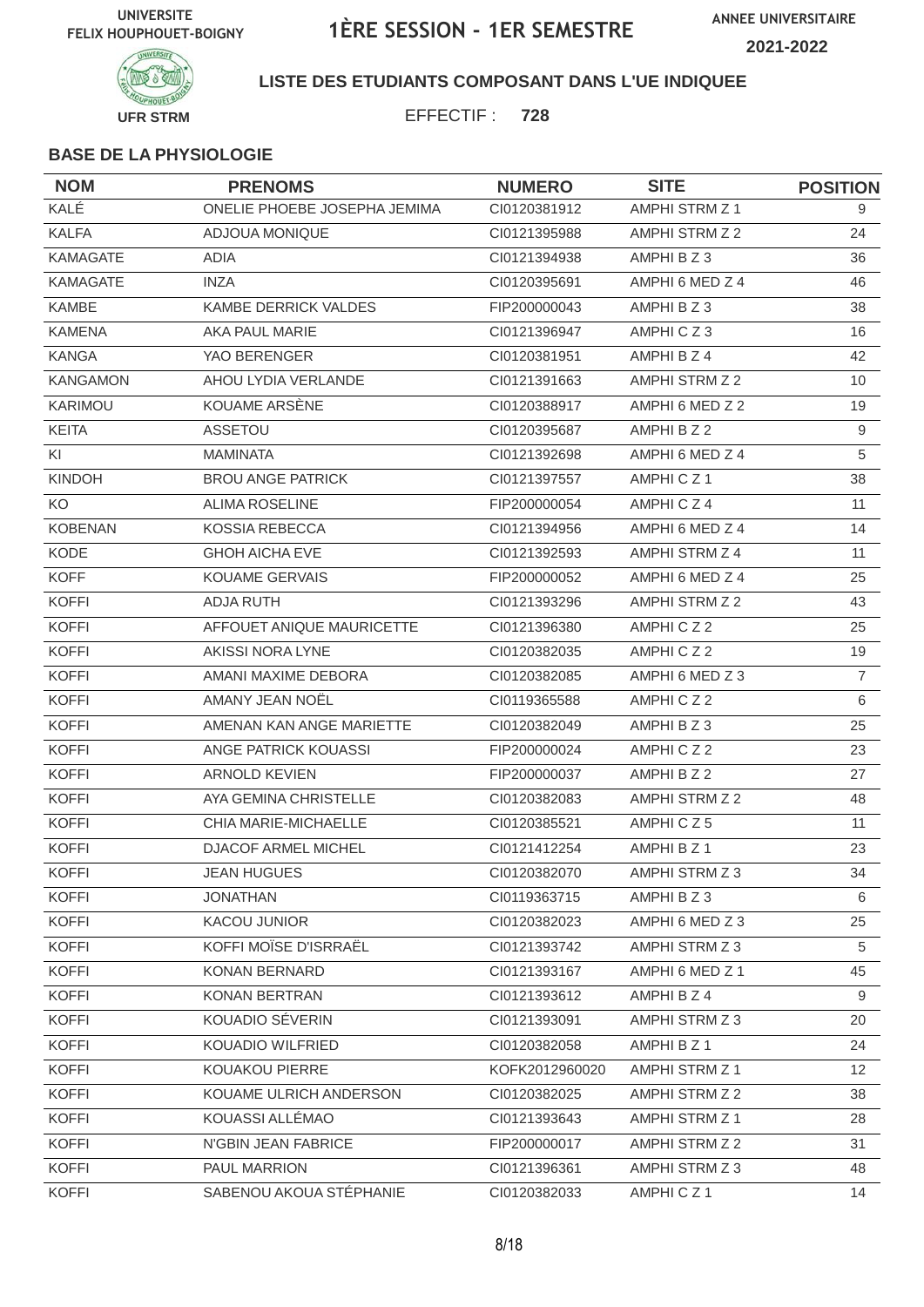UNIVERSITE FELIX HOUPHOUET-BOIGNY

# 1ÈRE SESSION - 1ER SEMESTRE

ANNEE UNIVERSITAIRE 2021-2022

UFR STRM

**LISTE DES ETUDIANTS COMPOSANT DANS L'UE INDIQUEE**

EFFECTIF : **728**

### BASE DE LA PHYSIOLOGIE

| NOM | PRENOMS | NUMERO | SITE | POSITION |
|---|---|---|---|---|
| KALÉ | ONELIE PHOEBE JOSEPHA JEMIMA | CI0120381912 | AMPHI STRM Z 1 | 9 |
| KALFA | ADJOUA MONIQUE | CI0121395988 | AMPHI STRM Z 2 | 24 |
| KAMAGATE | ADIA | CI0121394938 | AMPHI B Z 3 | 36 |
| KAMAGATE | INZA | CI0120395691 | AMPHI 6 MED Z 4 | 46 |
| KAMBE | KAMBE DERRICK VALDES | FIP200000043 | AMPHI B Z 3 | 38 |
| KAMENA | AKA PAUL MARIE | CI0121396947 | AMPHI C Z 3 | 16 |
| KANGA | YAO BERENGER | CI0120381951 | AMPHI B Z 4 | 42 |
| KANGAMON | AHOU LYDIA VERLANDE | CI0121391663 | AMPHI STRM Z 2 | 10 |
| KARIMOU | KOUAME ARSÈNE | CI0120388917 | AMPHI 6 MED Z 2 | 19 |
| KEITA | ASSETOU | CI0120395687 | AMPHI B Z 2 | 9 |
| KI | MAMINATA | CI0121392698 | AMPHI 6 MED Z 4 | 5 |
| KINDOH | BROU ANGE PATRICK | CI0121397557 | AMPHI C Z 1 | 38 |
| KO | ALIMA ROSELINE | FIP200000054 | AMPHI C Z 4 | 11 |
| KOBENAN | KOSSIA REBECCA | CI0121394956 | AMPHI 6 MED Z 4 | 14 |
| KODE | GHOH AICHA EVE | CI0121392593 | AMPHI STRM Z 4 | 11 |
| KOFF | KOUAME GERVAIS | FIP200000052 | AMPHI 6 MED Z 4 | 25 |
| KOFFI | ADJA RUTH | CI0121393296 | AMPHI STRM Z 2 | 43 |
| KOFFI | AFFOUET ANIQUE MAURICETTE | CI0121396380 | AMPHI C Z 2 | 25 |
| KOFFI | AKISSI NORA LYNE | CI0120382035 | AMPHI C Z 2 | 19 |
| KOFFI | AMANI MAXIME DEBORA | CI0120382085 | AMPHI 6 MED Z 3 | 7 |
| KOFFI | AMANY JEAN NOËL | CI0119365588 | AMPHI C Z 2 | 6 |
| KOFFI | AMENAN KAN ANGE MARIETTE | CI0120382049 | AMPHI B Z 3 | 25 |
| KOFFI | ANGE PATRICK KOUASSI | FIP200000024 | AMPHI C Z 2 | 23 |
| KOFFI | ARNOLD KEVIEN | FIP200000037 | AMPHI B Z 2 | 27 |
| KOFFI | AYA GEMINA CHRISTELLE | CI0120382083 | AMPHI STRM Z 2 | 48 |
| KOFFI | CHIA MARIE-MICHAELLE | CI0120385521 | AMPHI C Z 5 | 11 |
| KOFFI | DJACOF ARMEL MICHEL | CI0121412254 | AMPHI B Z 1 | 23 |
| KOFFI | JEAN HUGUES | CI0120382070 | AMPHI STRM Z 3 | 34 |
| KOFFI | JONATHAN | CI0119363715 | AMPHI B Z 3 | 6 |
| KOFFI | KACOU JUNIOR | CI0120382023 | AMPHI 6 MED Z 3 | 25 |
| KOFFI | KOFFI MOÏSE D'ISRRAËL | CI0121393742 | AMPHI STRM Z 3 | 5 |
| KOFFI | KONAN BERNARD | CI0121393167 | AMPHI 6 MED Z 1 | 45 |
| KOFFI | KONAN BERTRAN | CI0121393612 | AMPHI B Z 4 | 9 |
| KOFFI | KOUADIO SÉVERIN | CI0121393091 | AMPHI STRM Z 3 | 20 |
| KOFFI | KOUADIO WILFRIED | CI0120382058 | AMPHI B Z 1 | 24 |
| KOFFI | KOUAKOU PIERRE | KOFK2012960020 | AMPHI STRM Z 1 | 12 |
| KOFFI | KOUAME ULRICH ANDERSON | CI0120382025 | AMPHI STRM Z 2 | 38 |
| KOFFI | KOUASSI ALLÉMAO | CI0121393643 | AMPHI STRM Z 1 | 28 |
| KOFFI | N'GBIN JEAN FABRICE | FIP200000017 | AMPHI STRM Z 2 | 31 |
| KOFFI | PAUL MARRION | CI0121396361 | AMPHI STRM Z 3 | 48 |
| KOFFI | SABENOU AKOUA STÉPHANIE | CI0120382033 | AMPHI C Z 1 | 14 |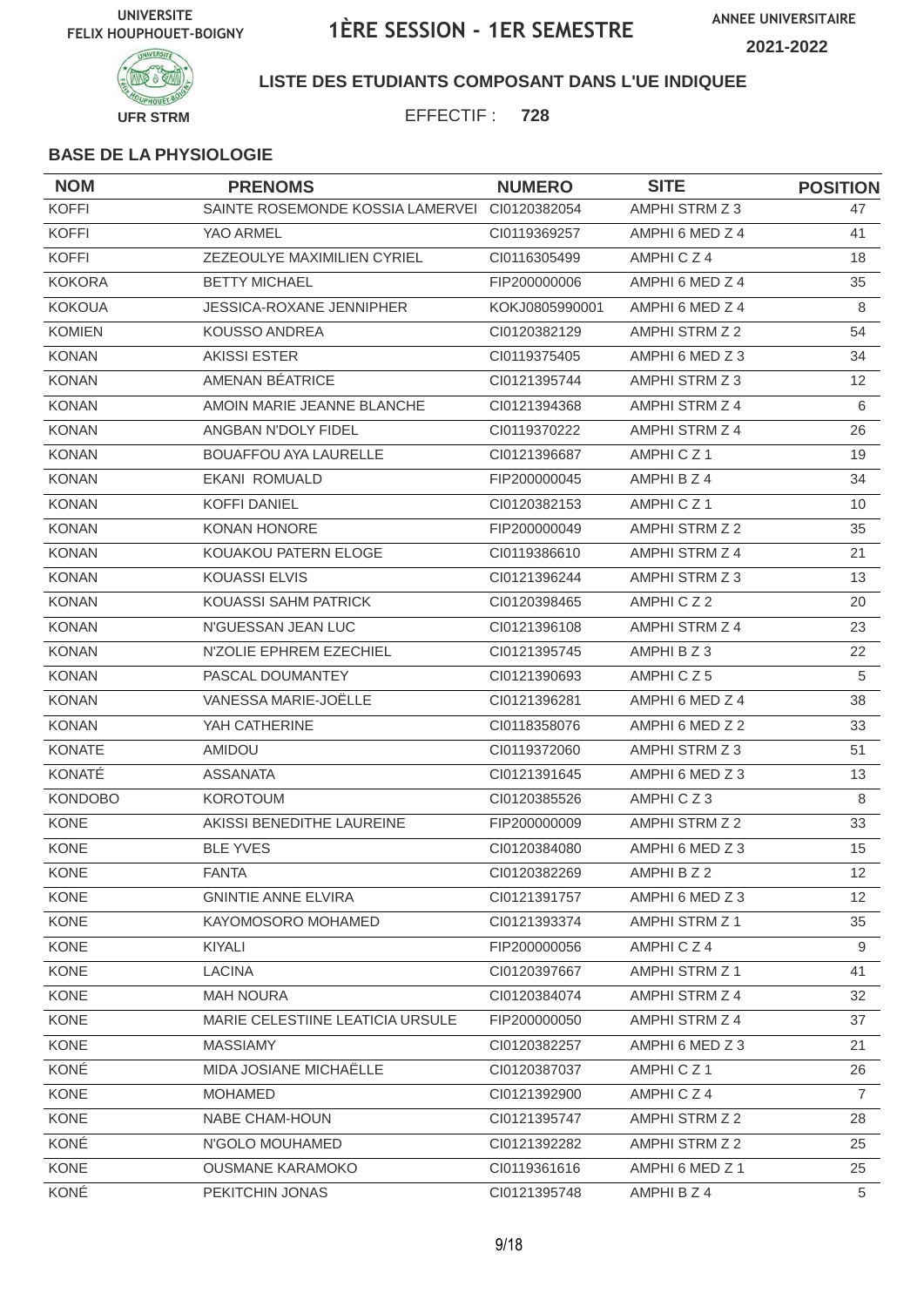UNIVERSITE FELIX HOUPHOUET-BOIGNY

# 1ÈRE SESSION - 1ER SEMESTRE

ANNEE UNIVERSITAIRE 2021-2022

UFR STRM

**LISTE DES ETUDIANTS COMPOSANT DANS L'UE INDIQUEE**

EFFECTIF : **728**

**BASE DE LA PHYSIOLOGIE**

| NOM | PRENOMS | NUMERO | SITE | POSITION |
|---|---|---|---|---|
| KOFFI | SAINTE ROSEMONDE KOSSIA LAMERVEI | CI0120382054 | AMPHI STRM Z 3 | 47 |
| KOFFI | YAO ARMEL | CI0119369257 | AMPHI 6 MED Z 4 | 41 |
| KOFFI | ZEZEOULYE MAXIMILIEN CYRIEL | CI0116305499 | AMPHI C Z 4 | 18 |
| KOKORA | BETTY MICHAEL | FIP200000006 | AMPHI 6 MED Z 4 | 35 |
| KOKOUA | JESSICA-ROXANE JENNIPHER | KOKJ0805990001 | AMPHI 6 MED Z 4 | 8 |
| KOMIEN | KOUSSO ANDREA | CI0120382129 | AMPHI STRM Z 2 | 54 |
| KONAN | AKISSI ESTER | CI0119375405 | AMPHI 6 MED Z 3 | 34 |
| KONAN | AMENAN BÉATRICE | CI0121395744 | AMPHI STRM Z 3 | 12 |
| KONAN | AMOIN MARIE JEANNE BLANCHE | CI0121394368 | AMPHI STRM Z 4 | 6 |
| KONAN | ANGBAN N'DOLY FIDEL | CI0119370222 | AMPHI STRM Z 4 | 26 |
| KONAN | BOUAFFOU AYA LAURELLE | CI0121396687 | AMPHI C Z 1 | 19 |
| KONAN | EKANI ROMUALD | FIP200000045 | AMPHI B Z 4 | 34 |
| KONAN | KOFFI DANIEL | CI0120382153 | AMPHI C Z 1 | 10 |
| KONAN | KONAN HONORE | FIP200000049 | AMPHI STRM Z 2 | 35 |
| KONAN | KOUAKOU PATERN ELOGE | CI0119386610 | AMPHI STRM Z 4 | 21 |
| KONAN | KOUASSI ELVIS | CI0121396244 | AMPHI STRM Z 3 | 13 |
| KONAN | KOUASSI SAHM PATRICK | CI0120398465 | AMPHI C Z 2 | 20 |
| KONAN | N'GUESSAN JEAN LUC | CI0121396108 | AMPHI STRM Z 4 | 23 |
| KONAN | N'ZOLIE EPHREM EZECHIEL | CI0121395745 | AMPHI B Z 3 | 22 |
| KONAN | PASCAL DOUMANTEY | CI0121390693 | AMPHI C Z 5 | 5 |
| KONAN | VANESSA MARIE-JOËLLE | CI0121396281 | AMPHI 6 MED Z 4 | 38 |
| KONAN | YAH CATHERINE | CI0118358076 | AMPHI 6 MED Z 2 | 33 |
| KONATE | AMIDOU | CI0119372060 | AMPHI STRM Z 3 | 51 |
| KONATÉ | ASSANATA | CI0121391645 | AMPHI 6 MED Z 3 | 13 |
| KONDOBO | KOROTOUM | CI0120385526 | AMPHI C Z 3 | 8 |
| KONE | AKISSI BENEDITHE LAUREINE | FIP200000009 | AMPHI STRM Z 2 | 33 |
| KONE | BLE YVES | CI0120384080 | AMPHI 6 MED Z 3 | 15 |
| KONE | FANTA | CI0120382269 | AMPHI B Z 2 | 12 |
| KONE | GNINTIE ANNE ELVIRA | CI0121391757 | AMPHI 6 MED Z 3 | 12 |
| KONE | KAYOMOSORO MOHAMED | CI0121393374 | AMPHI STRM Z 1 | 35 |
| KONE | KIYALI | FIP200000056 | AMPHI C Z 4 | 9 |
| KONE | LACINA | CI0120397667 | AMPHI STRM Z 1 | 41 |
| KONE | MAH NOURA | CI0120384074 | AMPHI STRM Z 4 | 32 |
| KONE | MARIE CELESTIINE LEATICIA URSULE | FIP200000050 | AMPHI STRM Z 4 | 37 |
| KONE | MASSIAMY | CI0120382257 | AMPHI 6 MED Z 3 | 21 |
| KONÉ | MIDA JOSIANE MICHAËLLE | CI0120387037 | AMPHI C Z 1 | 26 |
| KONE | MOHAMED | CI0121392900 | AMPHI C Z 4 | 7 |
| KONE | NABE CHAM-HOUN | CI0121395747 | AMPHI STRM Z 2 | 28 |
| KONÉ | N'GOLO MOUHAMED | CI0121392282 | AMPHI STRM Z 2 | 25 |
| KONE | OUSMANE KARAMOKO | CI0119361616 | AMPHI 6 MED Z 1 | 25 |
| KONÉ | PEKITCHIN JONAS | CI0121395748 | AMPHI B Z 4 | 5 |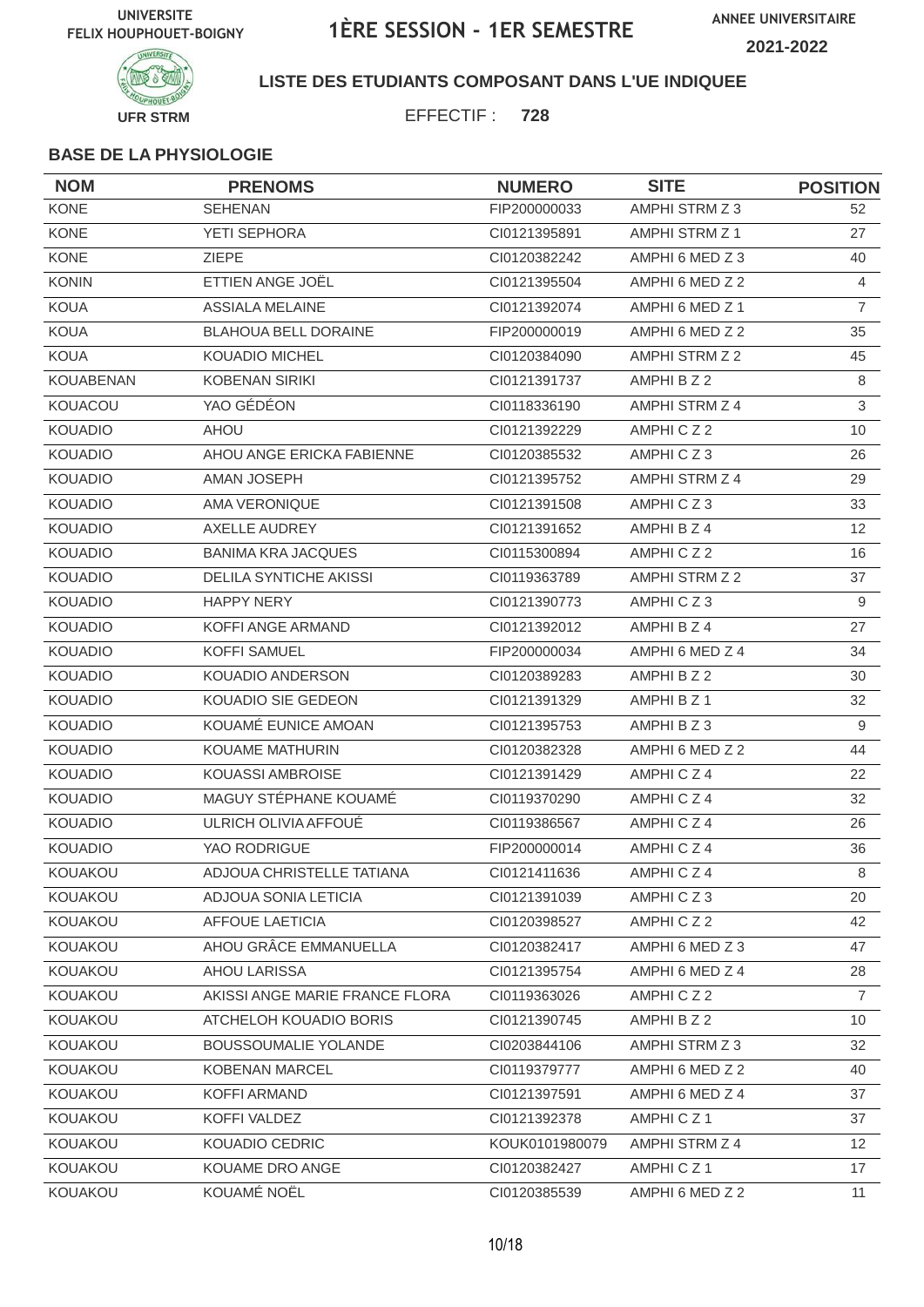UNIVERSITE FELIX HOUPHOUET-BOIGNY

# 1ÈRE SESSION - 1ER SEMESTRE

ANNEE UNIVERSITAIRE 2021-2022

UFR STRM

**LISTE DES ETUDIANTS COMPOSANT DANS L'UE INDIQUEE**

EFFECTIF : **728**

### BASE DE LA PHYSIOLOGIE

| NOM | PRENOMS | NUMERO | SITE | POSITION |
|---|---|---|---|---|
| KONE | SEHENAN | FIP200000033 | AMPHI STRM Z 3 | 52 |
| KONE | YETI SEPHORA | CI0121395891 | AMPHI STRM Z 1 | 27 |
| KONE | ZIEPE | CI0120382242 | AMPHI 6 MED Z 3 | 40 |
| KONIN | ETTIEN ANGE JOËL | CI0121395504 | AMPHI 6 MED Z 2 | 4 |
| KOUA | ASSIALA MELAINE | CI0121392074 | AMPHI 6 MED Z 1 | 7 |
| KOUA | BLAHOUA BELL DORAINE | FIP200000019 | AMPHI 6 MED Z 2 | 35 |
| KOUA | KOUADIO MICHEL | CI0120384090 | AMPHI STRM Z 2 | 45 |
| KOUABENAN | KOBENAN SIRIKI | CI0121391737 | AMPHI B Z 2 | 8 |
| KOUACOU | YAO GÉDÉON | CI0118336190 | AMPHI STRM Z 4 | 3 |
| KOUADIO | AHOU | CI0121392229 | AMPHI C Z 2 | 10 |
| KOUADIO | AHOU ANGE ERICKA FABIENNE | CI0120385532 | AMPHI C Z 3 | 26 |
| KOUADIO | AMAN JOSEPH | CI0121395752 | AMPHI STRM Z 4 | 29 |
| KOUADIO | AMA VERONIQUE | CI0121391508 | AMPHI C Z 3 | 33 |
| KOUADIO | AXELLE AUDREY | CI0121391652 | AMPHI B Z 4 | 12 |
| KOUADIO | BANIMA KRA JACQUES | CI0115300894 | AMPHI C Z 2 | 16 |
| KOUADIO | DELILA SYNTICHE AKISSI | CI0119363789 | AMPHI STRM Z 2 | 37 |
| KOUADIO | HAPPY NERY | CI0121390773 | AMPHI C Z 3 | 9 |
| KOUADIO | KOFFI ANGE ARMAND | CI0121392012 | AMPHI B Z 4 | 27 |
| KOUADIO | KOFFI SAMUEL | FIP200000034 | AMPHI 6 MED Z 4 | 34 |
| KOUADIO | KOUADIO ANDERSON | CI0120389283 | AMPHI B Z 2 | 30 |
| KOUADIO | KOUADIO SIE GEDEON | CI0121391329 | AMPHI B Z 1 | 32 |
| KOUADIO | KOUAMÉ EUNICE AMOAN | CI0121395753 | AMPHI B Z 3 | 9 |
| KOUADIO | KOUAME MATHURIN | CI0120382328 | AMPHI 6 MED Z 2 | 44 |
| KOUADIO | KOUASSI AMBROISE | CI0121391429 | AMPHI C Z 4 | 22 |
| KOUADIO | MAGUY STÉPHANE KOUAMÉ | CI0119370290 | AMPHI C Z 4 | 32 |
| KOUADIO | ULRICH OLIVIA AFFOUÉ | CI0119386567 | AMPHI C Z 4 | 26 |
| KOUADIO | YAO RODRIGUE | FIP200000014 | AMPHI C Z 4 | 36 |
| KOUAKOU | ADJOUA CHRISTELLE TATIANA | CI0121411636 | AMPHI C Z 4 | 8 |
| KOUAKOU | ADJOUA SONIA LETICIA | CI0121391039 | AMPHI C Z 3 | 20 |
| KOUAKOU | AFFOUE LAETICIA | CI0120398527 | AMPHI C Z 2 | 42 |
| KOUAKOU | AHOU GRÂCE EMMANUELLA | CI0120382417 | AMPHI 6 MED Z 3 | 47 |
| KOUAKOU | AHOU LARISSA | CI0121395754 | AMPHI 6 MED Z 4 | 28 |
| KOUAKOU | AKISSI ANGE MARIE FRANCE FLORA | CI0119363026 | AMPHI C Z 2 | 7 |
| KOUAKOU | ATCHELOH KOUADIO BORIS | CI0121390745 | AMPHI B Z 2 | 10 |
| KOUAKOU | BOUSSOUMALIE YOLANDE | CI0203844106 | AMPHI STRM Z 3 | 32 |
| KOUAKOU | KOBENAN MARCEL | CI0119379777 | AMPHI 6 MED Z 2 | 40 |
| KOUAKOU | KOFFI ARMAND | CI0121397591 | AMPHI 6 MED Z 4 | 37 |
| KOUAKOU | KOFFI VALDEZ | CI0121392378 | AMPHI C Z 1 | 37 |
| KOUAKOU | KOUADIO CEDRIC | KOUK0101980079 | AMPHI STRM Z 4 | 12 |
| KOUAKOU | KOUAME DRO ANGE | CI0120382427 | AMPHI C Z 1 | 17 |
| KOUAKOU | KOUAMÉ NOËL | CI0120385539 | AMPHI 6 MED Z 2 | 11 |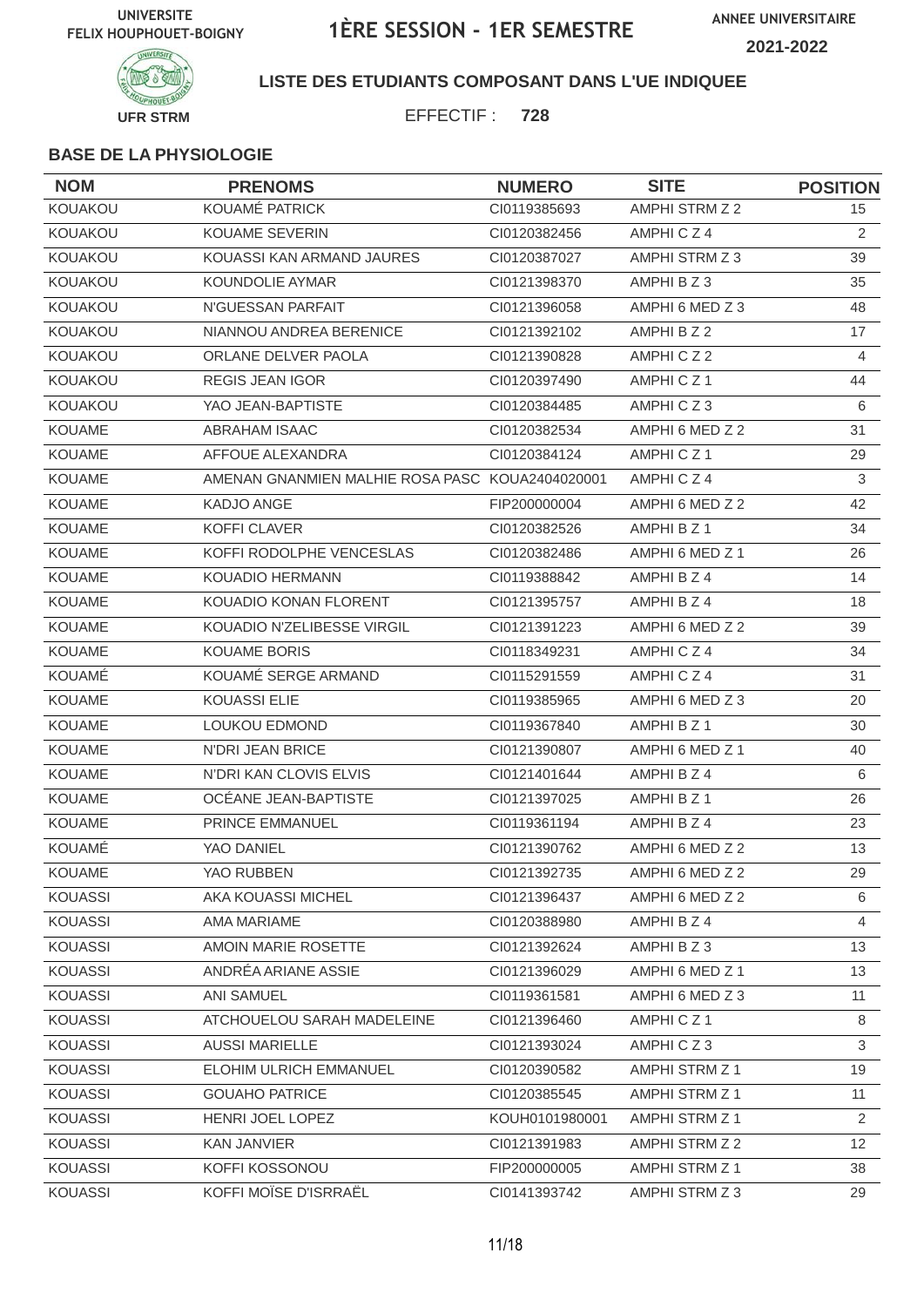UNIVERSITE FELIX HOUPHOUET-BOIGNY

# 1ÈRE SESSION - 1ER SEMESTRE

ANNEE UNIVERSITAIRE 2021-2022

UFR STRM

**LISTE DES ETUDIANTS COMPOSANT DANS L'UE INDIQUEE**

EFFECTIF : **728**

**BASE DE LA PHYSIOLOGIE**

| NOM | PRENOMS | NUMERO | SITE | POSITION |
|---|---|---|---|---|
| KOUAKOU | KOUAMÉ PATRICK | CI0119385693 | AMPHI STRM Z 2 | 15 |
| KOUAKOU | KOUAME SEVERIN | CI0120382456 | AMPHI C Z 4 | 2 |
| KOUAKOU | KOUASSI KAN ARMAND JAURES | CI0120387027 | AMPHI STRM Z 3 | 39 |
| KOUAKOU | KOUNDOLIE AYMAR | CI0121398370 | AMPHI B Z 3 | 35 |
| KOUAKOU | N'GUESSAN PARFAIT | CI0121396058 | AMPHI 6 MED Z 3 | 48 |
| KOUAKOU | NIANNOU ANDREA BERENICE | CI0121392102 | AMPHI B Z 2 | 17 |
| KOUAKOU | ORLANE DELVER PAOLA | CI0121390828 | AMPHI C Z 2 | 4 |
| KOUAKOU | REGIS JEAN IGOR | CI0120397490 | AMPHI C Z 1 | 44 |
| KOUAKOU | YAO JEAN-BAPTISTE | CI0120384485 | AMPHI C Z 3 | 6 |
| KOUAME | ABRAHAM ISAAC | CI0120382534 | AMPHI 6 MED Z 2 | 31 |
| KOUAME | AFFOUE ALEXANDRA | CI0120384124 | AMPHI C Z 1 | 29 |
| KOUAME | AMENAN GNANMIEN MALHIE ROSA PASC | KOUA2404020001 | AMPHI C Z 4 | 3 |
| KOUAME | KADJO ANGE | FIP200000004 | AMPHI 6 MED Z 2 | 42 |
| KOUAME | KOFFI CLAVER | CI0120382526 | AMPHI B Z 1 | 34 |
| KOUAME | KOFFI RODOLPHE VENCESLAS | CI0120382486 | AMPHI 6 MED Z 1 | 26 |
| KOUAME | KOUADIO HERMANN | CI0119388842 | AMPHI B Z 4 | 14 |
| KOUAME | KOUADIO KONAN FLORENT | CI0121395757 | AMPHI B Z 4 | 18 |
| KOUAME | KOUADIO N'ZELIBESSE VIRGIL | CI0121391223 | AMPHI 6 MED Z 2 | 39 |
| KOUAME | KOUAME BORIS | CI0118349231 | AMPHI C Z 4 | 34 |
| KOUAMÉ | KOUAMÉ SERGE ARMAND | CI0115291559 | AMPHI C Z 4 | 31 |
| KOUAME | KOUASSI ELIE | CI0119385965 | AMPHI 6 MED Z 3 | 20 |
| KOUAME | LOUKOU EDMOND | CI0119367840 | AMPHI B Z 1 | 30 |
| KOUAME | N'DRI JEAN BRICE | CI0121390807 | AMPHI 6 MED Z 1 | 40 |
| KOUAME | N'DRI KAN CLOVIS ELVIS | CI0121401644 | AMPHI B Z 4 | 6 |
| KOUAME | OCÉANE JEAN-BAPTISTE | CI0121397025 | AMPHI B Z 1 | 26 |
| KOUAME | PRINCE EMMANUEL | CI0119361194 | AMPHI B Z 4 | 23 |
| KOUAMÉ | YAO DANIEL | CI0121390762 | AMPHI 6 MED Z 2 | 13 |
| KOUAME | YAO RUBBEN | CI0121392735 | AMPHI 6 MED Z 2 | 29 |
| KOUASSI | AKA KOUASSI MICHEL | CI0121396437 | AMPHI 6 MED Z 2 | 6 |
| KOUASSI | AMA MARIAME | CI0120388980 | AMPHI B Z 4 | 4 |
| KOUASSI | AMOIN MARIE ROSETTE | CI0121392624 | AMPHI B Z 3 | 13 |
| KOUASSI | ANDRÉA ARIANE ASSIE | CI0121396029 | AMPHI 6 MED Z 1 | 13 |
| KOUASSI | ANI SAMUEL | CI0119361581 | AMPHI 6 MED Z 3 | 11 |
| KOUASSI | ATCHOUELOU SARAH MADELEINE | CI0121396460 | AMPHI C Z 1 | 8 |
| KOUASSI | AUSSI MARIELLE | CI0121393024 | AMPHI C Z 3 | 3 |
| KOUASSI | ELOHIM ULRICH EMMANUEL | CI0120390582 | AMPHI STRM Z 1 | 19 |
| KOUASSI | GOUAHO PATRICE | CI0120385545 | AMPHI STRM Z 1 | 11 |
| KOUASSI | HENRI JOEL LOPEZ | KOUH0101980001 | AMPHI STRM Z 1 | 2 |
| KOUASSI | KAN JANVIER | CI0121391983 | AMPHI STRM Z 2 | 12 |
| KOUASSI | KOFFI KOSSONOU | FIP200000005 | AMPHI STRM Z 1 | 38 |
| KOUASSI | KOFFI MOÏSE D'ISRRAËL | CI0141393742 | AMPHI STRM Z 3 | 29 |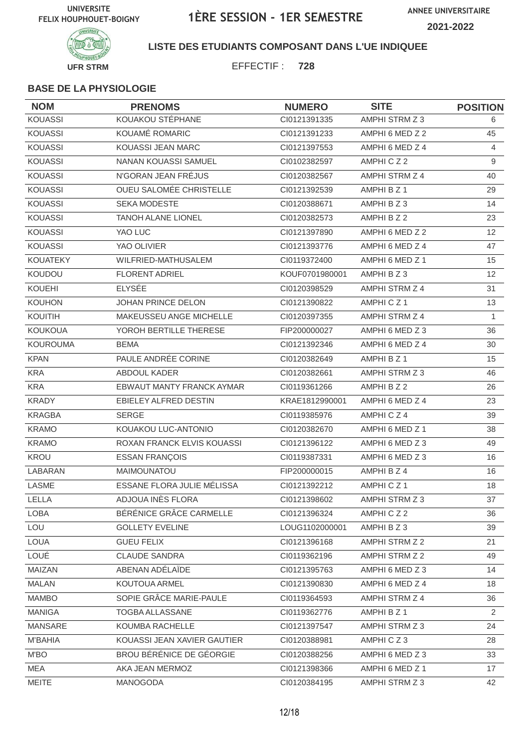UNIVERSITE FELIX HOUPHOUET-BOIGNY

# 1ÈRE SESSION - 1ER SEMESTRE

ANNEE UNIVERSITAIRE 2021-2022

UFR STRM

**LISTE DES ETUDIANTS COMPOSANT DANS L'UE INDIQUEE**

EFFECTIF : **728**

### BASE DE LA PHYSIOLOGIE

| NOM | PRENOMS | NUMERO | SITE | POSITION |
|---|---|---|---|---|
| KOUASSI | KOUAKOU STÉPHANE | CI0121391335 | AMPHI STRM Z 3 | 6 |
| KOUASSI | KOUAMÉ ROMARIC | CI0121391233 | AMPHI 6 MED Z 2 | 45 |
| KOUASSI | KOUASSI JEAN MARC | CI0121397553 | AMPHI 6 MED Z 4 | 4 |
| KOUASSI | NANAN KOUASSI SAMUEL | CI0102382597 | AMPHI C Z 2 | 9 |
| KOUASSI | N'GORAN JEAN FRÉJUS | CI0120382567 | AMPHI STRM Z 4 | 40 |
| KOUASSI | OUEU SALOMÉE CHRISTELLE | CI0121392539 | AMPHI B Z 1 | 29 |
| KOUASSI | SEKA MODESTE | CI0120388671 | AMPHI B Z 3 | 14 |
| KOUASSI | TANOH ALANE LIONEL | CI0120382573 | AMPHI B Z 2 | 23 |
| KOUASSI | YAO LUC | CI0121397890 | AMPHI 6 MED Z 2 | 12 |
| KOUASSI | YAO OLIVIER | CI0121393776 | AMPHI 6 MED Z 4 | 47 |
| KOUATEKY | WILFRIED-MATHUSALEM | CI0119372400 | AMPHI 6 MED Z 1 | 15 |
| KOUDOU | FLORENT ADRIEL | KOUF0701980001 | AMPHI B Z 3 | 12 |
| KOUEHI | ELYSÉE | CI0120398529 | AMPHI STRM Z 4 | 31 |
| KOUHON | JOHAN PRINCE DELON | CI0121390822 | AMPHI C Z 1 | 13 |
| KOUITIH | MAKEUSSEU ANGE MICHELLE | CI0120397355 | AMPHI STRM Z 4 | 1 |
| KOUKOUA | YOROH BERTILLE THERESE | FIP200000027 | AMPHI 6 MED Z 3 | 36 |
| KOUROUMA | BEMA | CI0121392346 | AMPHI 6 MED Z 4 | 30 |
| KPAN | PAULE ANDRÉE CORINE | CI0120382649 | AMPHI B Z 1 | 15 |
| KRA | ABDOUL KADER | CI0120382661 | AMPHI STRM Z 3 | 46 |
| KRA | EBWAUT MANTY FRANCK AYMAR | CI0119361266 | AMPHI B Z 2 | 26 |
| KRADY | EBIELEY ALFRED DESTIN | KRAE1812990001 | AMPHI 6 MED Z 4 | 23 |
| KRAGBA | SERGE | CI0119385976 | AMPHI C Z 4 | 39 |
| KRAMO | KOUAKOU LUC-ANTONIO | CI0120382670 | AMPHI 6 MED Z 1 | 38 |
| KRAMO | ROXAN FRANCK ELVIS KOUASSI | CI0121396122 | AMPHI 6 MED Z 3 | 49 |
| KROU | ESSAN FRANÇOIS | CI0119387331 | AMPHI 6 MED Z 3 | 16 |
| LABARAN | MAIMOUNATOU | FIP200000015 | AMPHI B Z 4 | 16 |
| LASME | ESSANE FLORA JULIE MÉLISSA | CI0121392212 | AMPHI C Z 1 | 18 |
| LELLA | ADJOUA INÈS FLORA | CI0121398602 | AMPHI STRM Z 3 | 37 |
| LOBA | BÉRÉNICE GRÂCE CARMELLE | CI0121396324 | AMPHI C Z 2 | 36 |
| LOU | GOLLETY EVELINE | LOUG1102000001 | AMPHI B Z 3 | 39 |
| LOUA | GUEU FELIX | CI0121396168 | AMPHI STRM Z 2 | 21 |
| LOUÉ | CLAUDE SANDRA | CI0119362196 | AMPHI STRM Z 2 | 49 |
| MAIZAN | ABENAN ADÉLAÏDE | CI0121395763 | AMPHI 6 MED Z 3 | 14 |
| MALAN | KOUTOUA ARMEL | CI0121390830 | AMPHI 6 MED Z 4 | 18 |
| MAMBO | SOPIE GRÂCE MARIE-PAULE | CI0119364593 | AMPHI STRM Z 4 | 36 |
| MANIGA | TOGBA ALLASSANE | CI0119362776 | AMPHI B Z 1 | 2 |
| MANSARE | KOUMBA RACHELLE | CI0121397547 | AMPHI STRM Z 3 | 24 |
| M'BAHIA | KOUASSI JEAN XAVIER GAUTIER | CI0120388981 | AMPHI C Z 3 | 28 |
| M'BO | BROU BÉRÉNICE DE GÉORGIE | CI0120388256 | AMPHI 6 MED Z 3 | 33 |
| MEA | AKA JEAN MERMOZ | CI0121398366 | AMPHI 6 MED Z 1 | 17 |
| MEITE | MANOGODA | CI0120384195 | AMPHI STRM Z 3 | 42 |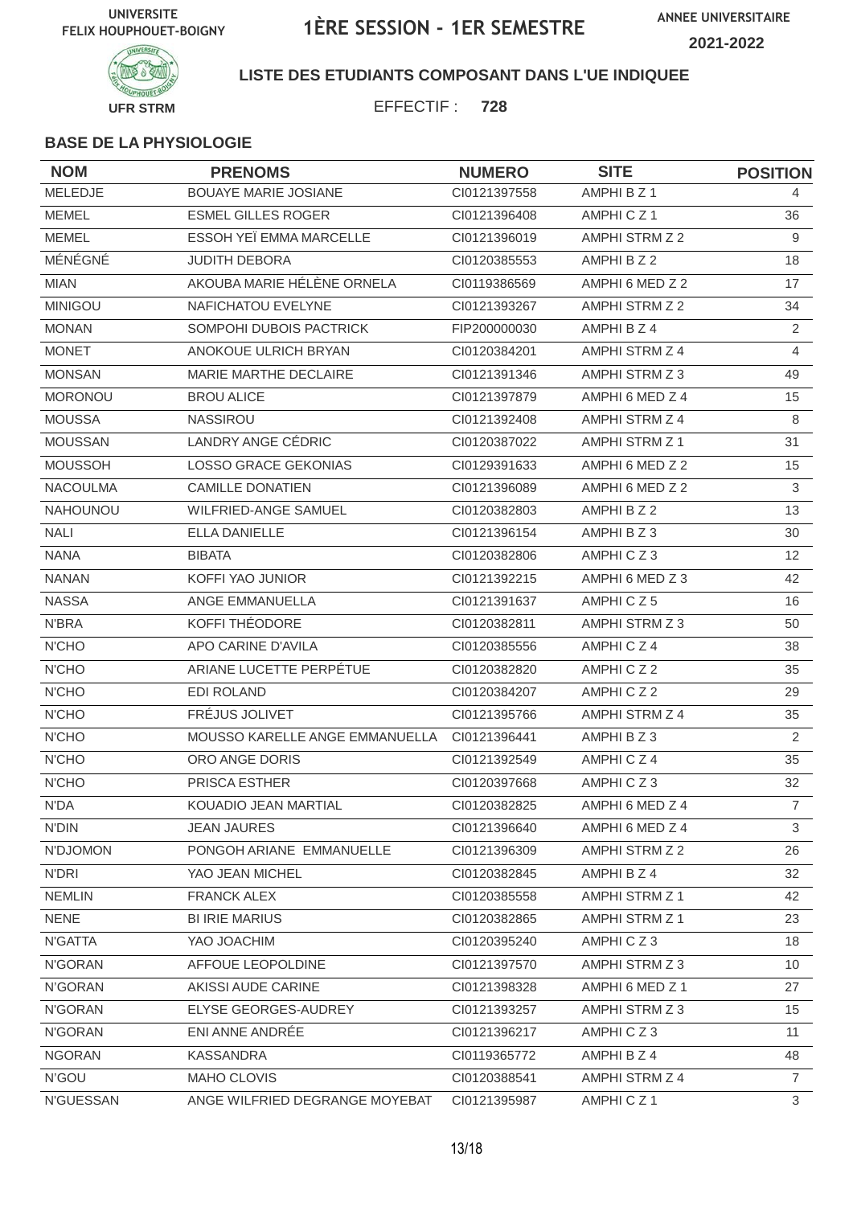UNIVERSITE FELIX HOUPHOUET-BOIGNY

# 1ÈRE SESSION - 1ER SEMESTRE

ANNEE UNIVERSITAIRE 2021-2022

UFR STRM

**LISTE DES ETUDIANTS COMPOSANT DANS L'UE INDIQUEE**

EFFECTIF : **728**

**BASE DE LA PHYSIOLOGIE**

| NOM | PRENOMS | NUMERO | SITE | POSITION |
|---|---|---|---|---|
| MELEDJE | BOUAYE MARIE JOSIANE | CI0121397558 | AMPHI B Z 1 | 4 |
| MEMEL | ESMEL GILLES ROGER | CI0121396408 | AMPHI C Z 1 | 36 |
| MEMEL | ESSOH YEÏ EMMA MARCELLE | CI0121396019 | AMPHI STRM Z 2 | 9 |
| MÉNÉGNÉ | JUDITH DEBORA | CI0120385553 | AMPHI B Z 2 | 18 |
| MIAN | AKOUBA MARIE HÉLÈNE ORNELA | CI0119386569 | AMPHI 6 MED Z 2 | 17 |
| MINIGOU | NAFICHATOU EVELYNE | CI0121393267 | AMPHI STRM Z 2 | 34 |
| MONAN | SOMPOHI DUBOIS PACTRICK | FIP200000030 | AMPHI B Z 4 | 2 |
| MONET | ANOKOUE ULRICH BRYAN | CI0120384201 | AMPHI STRM Z 4 | 4 |
| MONSAN | MARIE MARTHE DECLAIRE | CI0121391346 | AMPHI STRM Z 3 | 49 |
| MORONOU | BROU ALICE | CI0121397879 | AMPHI 6 MED Z 4 | 15 |
| MOUSSA | NASSIROU | CI0121392408 | AMPHI STRM Z 4 | 8 |
| MOUSSAN | LANDRY ANGE CÉDRIC | CI0120387022 | AMPHI STRM Z 1 | 31 |
| MOUSSOH | LOSSO GRACE GEKONIAS | CI0129391633 | AMPHI 6 MED Z 2 | 15 |
| NACOULMA | CAMILLE DONATIEN | CI0121396089 | AMPHI 6 MED Z 2 | 3 |
| NAHOUNOU | WILFRIED-ANGE SAMUEL | CI0120382803 | AMPHI B Z 2 | 13 |
| NALI | ELLA DANIELLE | CI0121396154 | AMPHI B Z 3 | 30 |
| NANA | BIBATA | CI0120382806 | AMPHI C Z 3 | 12 |
| NANAN | KOFFI YAO JUNIOR | CI0121392215 | AMPHI 6 MED Z 3 | 42 |
| NASSA | ANGE EMMANUELLA | CI0121391637 | AMPHI C Z 5 | 16 |
| N'BRA | KOFFI THÉODORE | CI0120382811 | AMPHI STRM Z 3 | 50 |
| N'CHO | APO CARINE D'AVILA | CI0120385556 | AMPHI C Z 4 | 38 |
| N'CHO | ARIANE LUCETTE PERPÉTUE | CI0120382820 | AMPHI C Z 2 | 35 |
| N'CHO | EDI ROLAND | CI0120384207 | AMPHI C Z 2 | 29 |
| N'CHO | FRÉJUS JOLIVET | CI0121395766 | AMPHI STRM Z 4 | 35 |
| N'CHO | MOUSSO KARELLE ANGE EMMANUELLA | CI0121396441 | AMPHI B Z 3 | 2 |
| N'CHO | ORO ANGE DORIS | CI0121392549 | AMPHI C Z 4 | 35 |
| N'CHO | PRISCA ESTHER | CI0120397668 | AMPHI C Z 3 | 32 |
| N'DA | KOUADIO JEAN MARTIAL | CI0120382825 | AMPHI 6 MED Z 4 | 7 |
| N'DIN | JEAN JAURES | CI0121396640 | AMPHI 6 MED Z 4 | 3 |
| N'DJOMON | PONGOH ARIANE EMMANUELLE | CI0121396309 | AMPHI STRM Z 2 | 26 |
| N'DRI | YAO JEAN MICHEL | CI0120382845 | AMPHI B Z 4 | 32 |
| NEMLIN | FRANCK ALEX | CI0120385558 | AMPHI STRM Z 1 | 42 |
| NENE | BI IRIE MARIUS | CI0120382865 | AMPHI STRM Z 1 | 23 |
| N'GATTA | YAO JOACHIM | CI0120395240 | AMPHI C Z 3 | 18 |
| N'GORAN | AFFOUE LEOPOLDINE | CI0121397570 | AMPHI STRM Z 3 | 10 |
| N'GORAN | AKISSI AUDE CARINE | CI0121398328 | AMPHI 6 MED Z 1 | 27 |
| N'GORAN | ELYSE GEORGES-AUDREY | CI0121393257 | AMPHI STRM Z 3 | 15 |
| N'GORAN | ENI ANNE ANDRÉE | CI0121396217 | AMPHI C Z 3 | 11 |
| NGORAN | KASSANDRA | CI0119365772 | AMPHI B Z 4 | 48 |
| N'GOU | MAHO CLOVIS | CI0120388541 | AMPHI STRM Z 4 | 7 |
| N'GUESSAN | ANGE WILFRIED DEGRANGE MOYEBAT | CI0121395987 | AMPHI C Z 1 | 3 |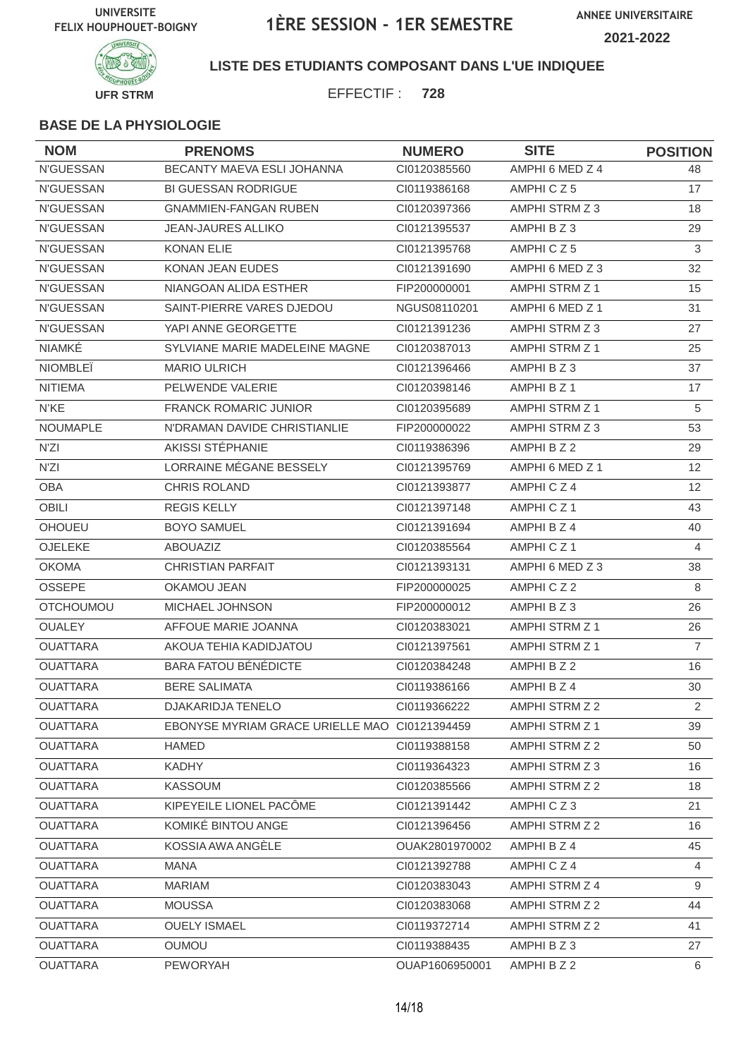UNIVERSITE FELIX HOUPHOUET-BOIGNY

# 1ÈRE SESSION - 1ER SEMESTRE

ANNEE UNIVERSITAIRE 2021-2022

UFR STRM

**LISTE DES ETUDIANTS COMPOSANT DANS L'UE INDIQUEE**

EFFECTIF : **728**

**BASE DE LA PHYSIOLOGIE**

| NOM | PRENOMS | NUMERO | SITE | POSITION |
|---|---|---|---|---|
| N'GUESSAN | BECANTY MAEVA ESLI JOHANNA | CI0120385560 | AMPHI 6 MED Z 4 | 48 |
| N'GUESSAN | BI GUESSAN RODRIGUE | CI0119386168 | AMPHI C Z 5 | 17 |
| N'GUESSAN | GNAMMIEN-FANGAN RUBEN | CI0120397366 | AMPHI STRM Z 3 | 18 |
| N'GUESSAN | JEAN-JAURES ALLIKO | CI0121395537 | AMPHI B Z 3 | 29 |
| N'GUESSAN | KONAN ELIE | CI0121395768 | AMPHI C Z 5 | 3 |
| N'GUESSAN | KONAN JEAN EUDES | CI0121391690 | AMPHI 6 MED Z 3 | 32 |
| N'GUESSAN | NIANGOAN ALIDA ESTHER | FIP200000001 | AMPHI STRM Z 1 | 15 |
| N'GUESSAN | SAINT-PIERRE VARES DJEDOU | NGUS08110201 | AMPHI 6 MED Z 1 | 31 |
| N'GUESSAN | YAPI ANNE GEORGETTE | CI0121391236 | AMPHI STRM Z 3 | 27 |
| NIAMKÉ | SYLVIANE MARIE MADELEINE MAGNE | CI0120387013 | AMPHI STRM Z 1 | 25 |
| NIOMBLEÏ | MARIO ULRICH | CI0121396466 | AMPHI B Z 3 | 37 |
| NITIEMA | PELWENDE VALERIE | CI0120398146 | AMPHI B Z 1 | 17 |
| N'KE | FRANCK ROMARIC JUNIOR | CI0120395689 | AMPHI STRM Z 1 | 5 |
| NOUMAPLE | N'DRAMAN DAVIDE CHRISTIANLIE | FIP200000022 | AMPHI STRM Z 3 | 53 |
| N'ZI | AKISSI STÉPHANIE | CI0119386396 | AMPHI B Z 2 | 29 |
| N'ZI | LORRAINE MÉGANE BESSELY | CI0121395769 | AMPHI 6 MED Z 1 | 12 |
| OBA | CHRIS ROLAND | CI0121393877 | AMPHI C Z 4 | 12 |
| OBILI | REGIS KELLY | CI0121397148 | AMPHI C Z 1 | 43 |
| OHOUEU | BOYO SAMUEL | CI0121391694 | AMPHI B Z 4 | 40 |
| OJELEKE | ABOUAZIZ | CI0120385564 | AMPHI C Z 1 | 4 |
| OKOMA | CHRISTIAN PARFAIT | CI0121393131 | AMPHI 6 MED Z 3 | 38 |
| OSSEPE | OKAMOU JEAN | FIP200000025 | AMPHI C Z 2 | 8 |
| OTCHOUMOU | MICHAEL JOHNSON | FIP200000012 | AMPHI B Z 3 | 26 |
| OUALEY | AFFOUE MARIE JOANNA | CI0120383021 | AMPHI STRM Z 1 | 26 |
| OUATTARA | AKOUA TEHIA KADIDJATOU | CI0121397561 | AMPHI STRM Z 1 | 7 |
| OUATTARA | BARA FATOU BÉNÉDICTE | CI0120384248 | AMPHI B Z 2 | 16 |
| OUATTARA | BERE SALIMATA | CI0119386166 | AMPHI B Z 4 | 30 |
| OUATTARA | DJAKARIDJA TENELO | CI0119366222 | AMPHI STRM Z 2 | 2 |
| OUATTARA | EBONYSE MYRIAM GRACE URIELLE MAO | CI0121394459 | AMPHI STRM Z 1 | 39 |
| OUATTARA | HAMED | CI0119388158 | AMPHI STRM Z 2 | 50 |
| OUATTARA | KADHY | CI0119364323 | AMPHI STRM Z 3 | 16 |
| OUATTARA | KASSOUM | CI0120385566 | AMPHI STRM Z 2 | 18 |
| OUATTARA | KIPEYEILE LIONEL PACÔME | CI0121391442 | AMPHI C Z 3 | 21 |
| OUATTARA | KOMIKÉ BINTOU ANGE | CI0121396456 | AMPHI STRM Z 2 | 16 |
| OUATTARA | KOSSIA AWA ANGÈLE | OUAK2801970002 | AMPHI B Z 4 | 45 |
| OUATTARA | MANA | CI0121392788 | AMPHI C Z 4 | 4 |
| OUATTARA | MARIAM | CI0120383043 | AMPHI STRM Z 4 | 9 |
| OUATTARA | MOUSSA | CI0120383068 | AMPHI STRM Z 2 | 44 |
| OUATTARA | OUELY ISMAEL | CI0119372714 | AMPHI STRM Z 2 | 41 |
| OUATTARA | OUMOU | CI0119388435 | AMPHI B Z 3 | 27 |
| OUATTARA | PEWORYAH | OUAP1606950001 | AMPHI B Z 2 | 6 |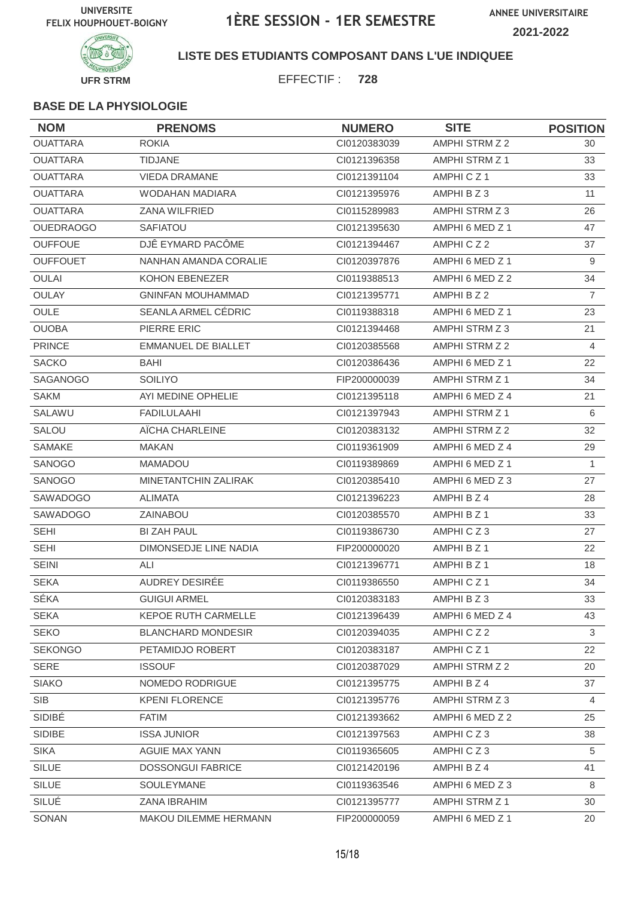UNIVERSITE FELIX HOUPHOUET-BOIGNY

# 1ÈRE SESSION - 1ER SEMESTRE

ANNEE UNIVERSITAIRE 2021-2022

UFR STRM

**LISTE DES ETUDIANTS COMPOSANT DANS L'UE INDIQUEE**

EFFECTIF : **728**

### BASE DE LA PHYSIOLOGIE

| NOM | PRENOMS | NUMERO | SITE | POSITION |
|---|---|---|---|---|
| OUATTARA | ROKIA | CI0120383039 | AMPHI STRM Z 2 | 30 |
| OUATTARA | TIDJANE | CI0121396358 | AMPHI STRM Z 1 | 33 |
| OUATTARA | VIEDA DRAMANE | CI0121391104 | AMPHI C Z 1 | 33 |
| OUATTARA | WODAHAN MADIARA | CI0121395976 | AMPHI B Z 3 | 11 |
| OUATTARA | ZANA WILFRIED | CI0115289983 | AMPHI STRM Z 3 | 26 |
| OUEDRAOGO | SAFIATOU | CI0121395630 | AMPHI 6 MED Z 1 | 47 |
| OUFFOUE | DJÊ EYMARD PACÔME | CI0121394467 | AMPHI C Z 2 | 37 |
| OUFFOUET | NANHAN AMANDA CORALIE | CI0120397876 | AMPHI 6 MED Z 1 | 9 |
| OULAI | KOHON EBENEZER | CI0119388513 | AMPHI 6 MED Z 2 | 34 |
| OULAY | GNINFAN MOUHAMMAD | CI0121395771 | AMPHI B Z 2 | 7 |
| OULE | SEANLA ARMEL CÉDRIC | CI0119388318 | AMPHI 6 MED Z 1 | 23 |
| OUOBA | PIERRE ERIC | CI0121394468 | AMPHI STRM Z 3 | 21 |
| PRINCE | EMMANUEL DE BIALLET | CI0120385568 | AMPHI STRM Z 2 | 4 |
| SACKO | BAHI | CI0120386436 | AMPHI 6 MED Z 1 | 22 |
| SAGANOGO | SOILIYO | FIP200000039 | AMPHI STRM Z 1 | 34 |
| SAKM | AYI MEDINE OPHELIE | CI0121395118 | AMPHI 6 MED Z 4 | 21 |
| SALAWU | FADILULAAHI | CI0121397943 | AMPHI STRM Z 1 | 6 |
| SALOU | AÏCHA CHARLEINE | CI0120383132 | AMPHI STRM Z 2 | 32 |
| SAMAKE | MAKAN | CI0119361909 | AMPHI 6 MED Z 4 | 29 |
| SANOGO | MAMADOU | CI0119389869 | AMPHI 6 MED Z 1 | 1 |
| SANOGO | MINETANTCHIN ZALIRAK | CI0120385410 | AMPHI 6 MED Z 3 | 27 |
| SAWADOGO | ALIMATA | CI0121396223 | AMPHI B Z 4 | 28 |
| SAWADOGO | ZAINABOU | CI0120385570 | AMPHI B Z 1 | 33 |
| SEHI | BI ZAH PAUL | CI0119386730 | AMPHI C Z 3 | 27 |
| SEHI | DIMONSEDJE LINE NADIA | FIP200000020 | AMPHI B Z 1 | 22 |
| SEINI | ALI | CI0121396771 | AMPHI B Z 1 | 18 |
| SEKA | AUDREY DESIRÉE | CI0119386550 | AMPHI C Z 1 | 34 |
| SÉKA | GUIGUI ARMEL | CI0120383183 | AMPHI B Z 3 | 33 |
| SEKA | KEPOE RUTH CARMELLE | CI0121396439 | AMPHI 6 MED Z 4 | 43 |
| SEKO | BLANCHARD MONDESIR | CI0120394035 | AMPHI C Z 2 | 3 |
| SEKONGO | PETAMIDJO ROBERT | CI0120383187 | AMPHI C Z 1 | 22 |
| SERE | ISSOUF | CI0120387029 | AMPHI STRM Z 2 | 20 |
| SIAKO | NOMEDO RODRIGUE | CI0121395775 | AMPHI B Z 4 | 37 |
| SIB | KPENI FLORENCE | CI0121395776 | AMPHI STRM Z 3 | 4 |
| SIDIBÉ | FATIM | CI0121393662 | AMPHI 6 MED Z 2 | 25 |
| SIDIBE | ISSA JUNIOR | CI0121397563 | AMPHI C Z 3 | 38 |
| SIKA | AGUIE MAX YANN | CI0119365605 | AMPHI C Z 3 | 5 |
| SILUE | DOSSONGUI FABRICE | CI0121420196 | AMPHI B Z 4 | 41 |
| SILUE | SOULEYMANE | CI0119363546 | AMPHI 6 MED Z 3 | 8 |
| SILUÉ | ZANA IBRAHIM | CI0121395777 | AMPHI STRM Z 1 | 30 |
| SONAN | MAKOU DILEMME HERMANN | FIP200000059 | AMPHI 6 MED Z 1 | 20 |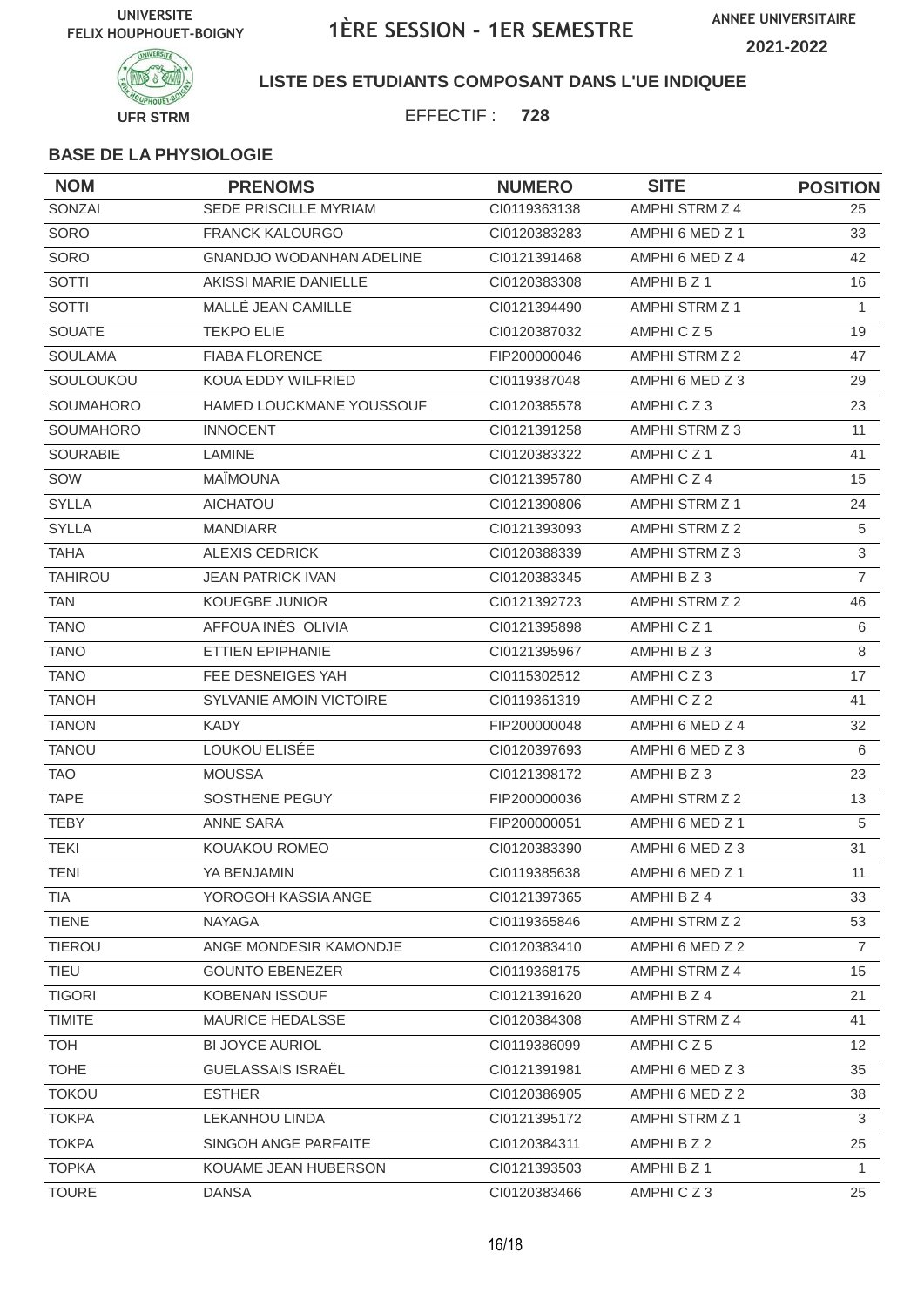UNIVERSITE FELIX HOUPHOUET-BOIGNY

# 1ÈRE SESSION - 1ER SEMESTRE

ANNEE UNIVERSITAIRE 2021-2022

UFR STRM

**LISTE DES ETUDIANTS COMPOSANT DANS L'UE INDIQUEE**

EFFECTIF : **728**

**BASE DE LA PHYSIOLOGIE**

| NOM | PRENOMS | NUMERO | SITE | POSITION |
|---|---|---|---|---|
| SONZAI | SEDE PRISCILLE MYRIAM | CI0119363138 | AMPHI STRM Z 4 | 25 |
| SORO | FRANCK KALOURGO | CI0120383283 | AMPHI 6 MED Z 1 | 33 |
| SORO | GNANDJO WODANHAN ADELINE | CI0121391468 | AMPHI 6 MED Z 4 | 42 |
| SOTTI | AKISSI MARIE DANIELLE | CI0120383308 | AMPHI B Z 1 | 16 |
| SOTTI | MALLÉ JEAN CAMILLE | CI0121394490 | AMPHI STRM Z 1 | 1 |
| SOUATE | TEKPO ELIE | CI0120387032 | AMPHI C Z 5 | 19 |
| SOULAMA | FIABA FLORENCE | FIP200000046 | AMPHI STRM Z 2 | 47 |
| SOULOUKOU | KOUA EDDY WILFRIED | CI0119387048 | AMPHI 6 MED Z 3 | 29 |
| SOUMAHORO | HAMED LOUCKMANE YOUSSOUF | CI0120385578 | AMPHI C Z 3 | 23 |
| SOUMAHORO | INNOCENT | CI0121391258 | AMPHI STRM Z 3 | 11 |
| SOURABIE | LAMINE | CI0120383322 | AMPHI C Z 1 | 41 |
| SOW | MAÏMOUNA | CI0121395780 | AMPHI C Z 4 | 15 |
| SYLLA | AICHATOU | CI0121390806 | AMPHI STRM Z 1 | 24 |
| SYLLA | MANDIARR | CI0121393093 | AMPHI STRM Z 2 | 5 |
| TAHA | ALEXIS CEDRICK | CI0120388339 | AMPHI STRM Z 3 | 3 |
| TAHIROU | JEAN PATRICK IVAN | CI0120383345 | AMPHI B Z 3 | 7 |
| TAN | KOUEGBE JUNIOR | CI0121392723 | AMPHI STRM Z 2 | 46 |
| TANO | AFFOUA INÈS OLIVIA | CI0121395898 | AMPHI C Z 1 | 6 |
| TANO | ETTIEN EPIPHANIE | CI0121395967 | AMPHI B Z 3 | 8 |
| TANO | FEE DESNEIGES YAH | CI0115302512 | AMPHI C Z 3 | 17 |
| TANOH | SYLVANIE AMOIN VICTOIRE | CI0119361319 | AMPHI C Z 2 | 41 |
| TANON | KADY | FIP200000048 | AMPHI 6 MED Z 4 | 32 |
| TANOU | LOUKOU ELISÉE | CI0120397693 | AMPHI 6 MED Z 3 | 6 |
| TAO | MOUSSA | CI0121398172 | AMPHI B Z 3 | 23 |
| TAPE | SOSTHENE PEGUY | FIP200000036 | AMPHI STRM Z 2 | 13 |
| TEBY | ANNE SARA | FIP200000051 | AMPHI 6 MED Z 1 | 5 |
| TEKI | KOUAKOU ROMEO | CI0120383390 | AMPHI 6 MED Z 3 | 31 |
| TENI | YA BENJAMIN | CI0119385638 | AMPHI 6 MED Z 1 | 11 |
| TIA | YOROGOH KASSIA ANGE | CI0121397365 | AMPHI B Z 4 | 33 |
| TIENE | NAYAGA | CI0119365846 | AMPHI STRM Z 2 | 53 |
| TIEROU | ANGE MONDESIR KAMONDJE | CI0120383410 | AMPHI 6 MED Z 2 | 7 |
| TIEU | GOUNTO EBENEZER | CI0119368175 | AMPHI STRM Z 4 | 15 |
| TIGORI | KOBENAN ISSOUF | CI0121391620 | AMPHI B Z 4 | 21 |
| TIMITE | MAURICE HEDALSSE | CI0120384308 | AMPHI STRM Z 4 | 41 |
| TOH | BI JOYCE AURIOL | CI0119386099 | AMPHI C Z 5 | 12 |
| TOHE | GUELASSAIS ISRAËL | CI0121391981 | AMPHI 6 MED Z 3 | 35 |
| TOKOU | ESTHER | CI0120386905 | AMPHI 6 MED Z 2 | 38 |
| TOKPA | LEKANHOU LINDA | CI0121395172 | AMPHI STRM Z 1 | 3 |
| TOKPA | SINGOH ANGE PARFAITE | CI0120384311 | AMPHI B Z 2 | 25 |
| TOPKA | KOUAME JEAN HUBERSON | CI0121393503 | AMPHI B Z 1 | 1 |
| TOURE | DANSA | CI0120383466 | AMPHI C Z 3 | 25 |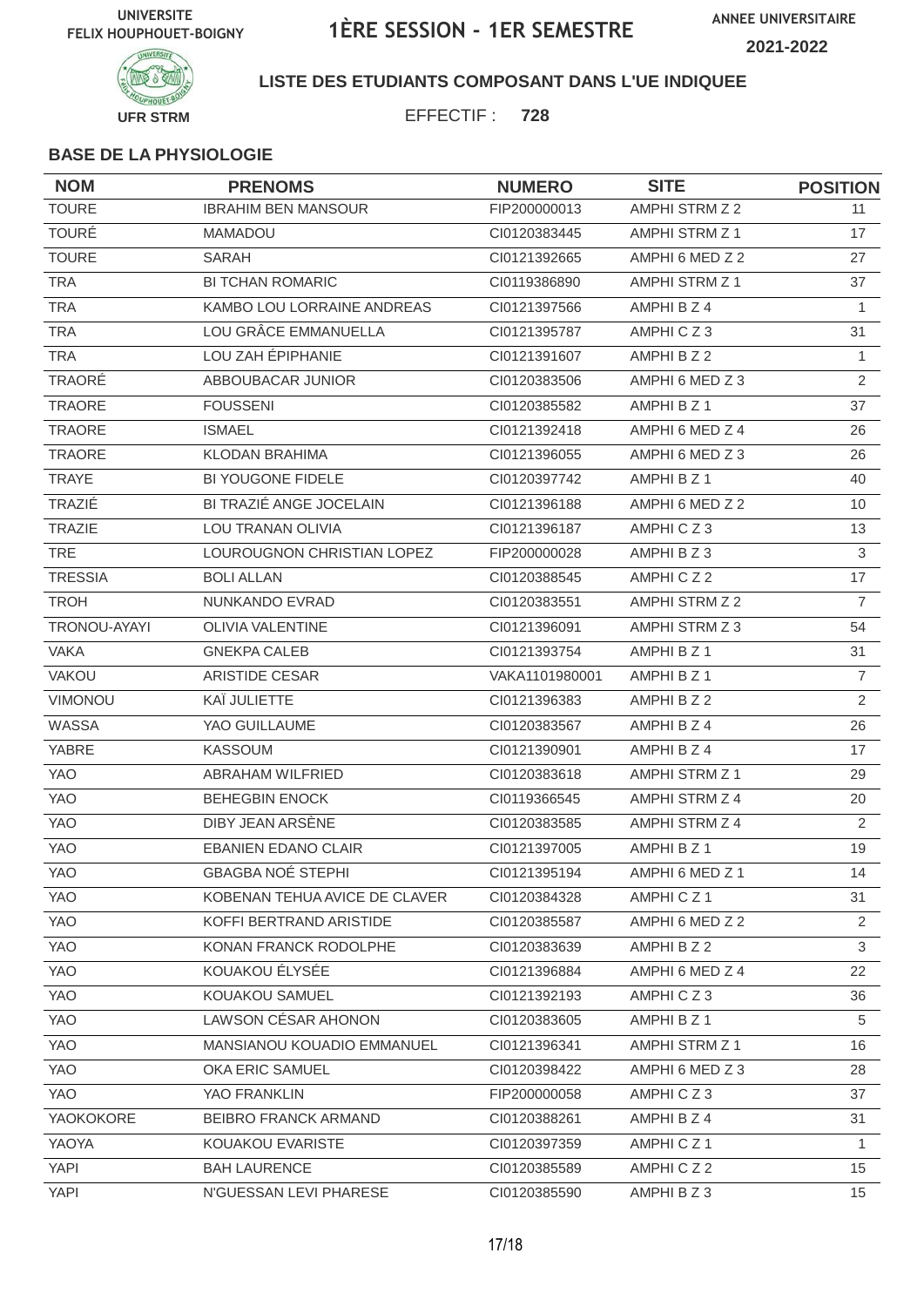UNIVERSITE FELIX HOUPHOUET-BOIGNY

# 1ÈRE SESSION - 1ER SEMESTRE

ANNEE UNIVERSITAIRE 2021-2022

UFR STRM

**LISTE DES ETUDIANTS COMPOSANT DANS L'UE INDIQUEE**

EFFECTIF : **728**

**BASE DE LA PHYSIOLOGIE**

| NOM | PRENOMS | NUMERO | SITE | POSITION |
|---|---|---|---|---|
| TOURE | IBRAHIM BEN MANSOUR | FIP200000013 | AMPHI STRM Z 2 | 11 |
| TOURÉ | MAMADOU | CI0120383445 | AMPHI STRM Z 1 | 17 |
| TOURE | SARAH | CI0121392665 | AMPHI 6 MED Z 2 | 27 |
| TRA | BI TCHAN ROMARIC | CI0119386890 | AMPHI STRM Z 1 | 37 |
| TRA | KAMBO LOU LORRAINE ANDREAS | CI0121397566 | AMPHI B Z 4 | 1 |
| TRA | LOU GRÂCE EMMANUELLA | CI0121395787 | AMPHI C Z 3 | 31 |
| TRA | LOU ZAH ÉPIPHANIE | CI0121391607 | AMPHI B Z 2 | 1 |
| TRAORÉ | ABBOUBACAR JUNIOR | CI0120383506 | AMPHI 6 MED Z 3 | 2 |
| TRAORE | FOUSSENI | CI0120385582 | AMPHI B Z 1 | 37 |
| TRAORE | ISMAEL | CI0121392418 | AMPHI 6 MED Z 4 | 26 |
| TRAORE | KLODAN BRAHIMA | CI0121396055 | AMPHI 6 MED Z 3 | 26 |
| TRAYE | BI YOUGONE FIDELE | CI0120397742 | AMPHI B Z 1 | 40 |
| TRAZIÉ | BI TRAZIÉ ANGE JOCELAIN | CI0121396188 | AMPHI 6 MED Z 2 | 10 |
| TRAZIE | LOU TRANAN OLIVIA | CI0121396187 | AMPHI C Z 3 | 13 |
| TRE | LOUROUGNON CHRISTIAN LOPEZ | FIP200000028 | AMPHI B Z 3 | 3 |
| TRESSIA | BOLI ALLAN | CI0120388545 | AMPHI C Z 2 | 17 |
| TROH | NUNKANDO EVRAD | CI0120383551 | AMPHI STRM Z 2 | 7 |
| TRONOU-AYAYI | OLIVIA VALENTINE | CI0121396091 | AMPHI STRM Z 3 | 54 |
| VAKA | GNEKPA CALEB | CI0121393754 | AMPHI B Z 1 | 31 |
| VAKOU | ARISTIDE CESAR | VAKA1101980001 | AMPHI B Z 1 | 7 |
| VIMONOU | KAÏ JULIETTE | CI0121396383 | AMPHI B Z 2 | 2 |
| WASSA | YAO GUILLAUME | CI0120383567 | AMPHI B Z 4 | 26 |
| YABRE | KASSOUM | CI0121390901 | AMPHI B Z 4 | 17 |
| YAO | ABRAHAM WILFRIED | CI0120383618 | AMPHI STRM Z 1 | 29 |
| YAO | BEHEGBIN ENOCK | CI0119366545 | AMPHI STRM Z 4 | 20 |
| YAO | DIBY JEAN ARSÈNE | CI0120383585 | AMPHI STRM Z 4 | 2 |
| YAO | EBANIEN EDANO CLAIR | CI0121397005 | AMPHI B Z 1 | 19 |
| YAO | GBAGBA NOÉ STEPHI | CI0121395194 | AMPHI 6 MED Z 1 | 14 |
| YAO | KOBENAN TEHUA AVICE DE CLAVER | CI0120384328 | AMPHI C Z 1 | 31 |
| YAO | KOFFI BERTRAND ARISTIDE | CI0120385587 | AMPHI 6 MED Z 2 | 2 |
| YAO | KONAN FRANCK RODOLPHE | CI0120383639 | AMPHI B Z 2 | 3 |
| YAO | KOUAKOU ÉLYSÉE | CI0121396884 | AMPHI 6 MED Z 4 | 22 |
| YAO | KOUAKOU SAMUEL | CI0121392193 | AMPHI C Z 3 | 36 |
| YAO | LAWSON CÉSAR AHONON | CI0120383605 | AMPHI B Z 1 | 5 |
| YAO | MANSIANOU KOUADIO EMMANUEL | CI0121396341 | AMPHI STRM Z 1 | 16 |
| YAO | OKA ERIC SAMUEL | CI0120398422 | AMPHI 6 MED Z 3 | 28 |
| YAO | YAO FRANKLIN | FIP200000058 | AMPHI C Z 3 | 37 |
| YAOKOKORE | BEIBRO FRANCK ARMAND | CI0120388261 | AMPHI B Z 4 | 31 |
| YAOYA | KOUAKOU EVARISTE | CI0120397359 | AMPHI C Z 1 | 1 |
| YAPI | BAH LAURENCE | CI0120385589 | AMPHI C Z 2 | 15 |
| YAPI | N'GUESSAN LEVI PHARESE | CI0120385590 | AMPHI B Z 3 | 15 |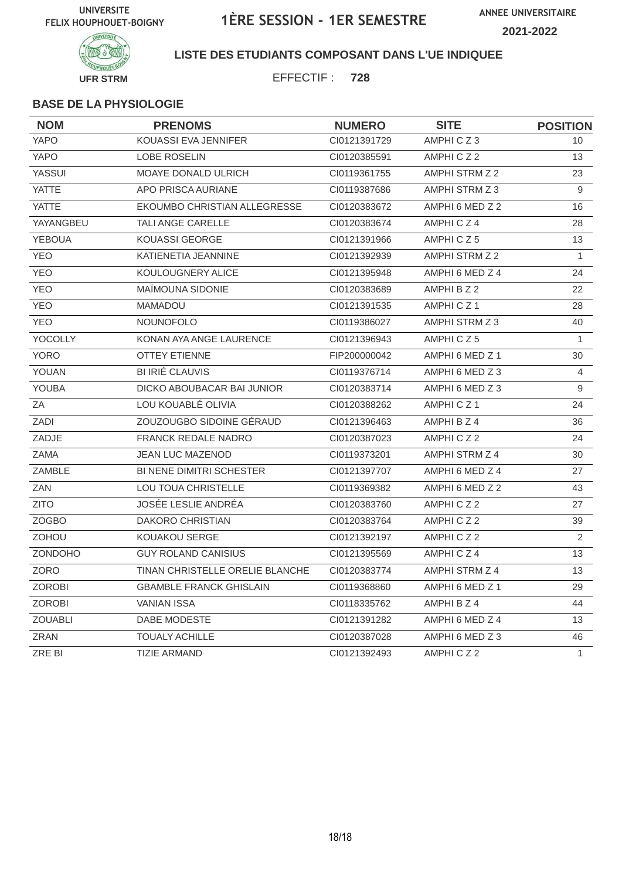UNIVERSITE FELIX HOUPHOUET-BOIGNY

# 1ÈRE SESSION - 1ER SEMESTRE

ANNEE UNIVERSITAIRE 2021-2022

UFR STRM

**LISTE DES ETUDIANTS COMPOSANT DANS L'UE INDIQUEE**

EFFECTIF : **728**

**BASE DE LA PHYSIOLOGIE**

| NOM | PRENOMS | NUMERO | SITE | POSITION |
|---|---|---|---|---|
| YAPO | KOUASSI EVA JENNIFER | CI0121391729 | AMPHI C Z 3 | 10 |
| YAPO | LOBE ROSELIN | CI0120385591 | AMPHI C Z 2 | 13 |
| YASSUI | MOAYE DONALD ULRICH | CI0119361755 | AMPHI STRM Z 2 | 23 |
| YATTE | APO PRISCA AURIANE | CI0119387686 | AMPHI STRM Z 3 | 9 |
| YATTE | EKOUMBO CHRISTIAN ALLEGRESSE | CI0120383672 | AMPHI 6 MED Z 2 | 16 |
| YAYANGBEU | TALI ANGE CARELLE | CI0120383674 | AMPHI C Z 4 | 28 |
| YEBOUA | KOUASSI GEORGE | CI0121391966 | AMPHI C Z 5 | 13 |
| YEO | KATIENETIA JEANNINE | CI0121392939 | AMPHI STRM Z 2 | 1 |
| YEO | KOULOUGNERY ALICE | CI0121395948 | AMPHI 6 MED Z 4 | 24 |
| YEO | MAÏMOUNA SIDONIE | CI0120383689 | AMPHI B Z 2 | 22 |
| YEO | MAMADOU | CI0121391535 | AMPHI C Z 1 | 28 |
| YEO | NOUNOFOLO | CI0119386027 | AMPHI STRM Z 3 | 40 |
| YOCOLLY | KONAN AYA ANGE LAURENCE | CI0121396943 | AMPHI C Z 5 | 1 |
| YORO | OTTEY ETIENNE | FIP200000042 | AMPHI 6 MED Z 1 | 30 |
| YOUAN | BI IRIÉ CLAUVIS | CI0119376714 | AMPHI 6 MED Z 3 | 4 |
| YOUBA | DICKO ABOUBACAR BAI JUNIOR | CI0120383714 | AMPHI 6 MED Z 3 | 9 |
| ZA | LOU KOUABLÉ OLIVIA | CI0120388262 | AMPHI C Z 1 | 24 |
| ZADI | ZOUZOUGBO SIDOINE GÉRAUD | CI0121396463 | AMPHI B Z 4 | 36 |
| ZADJE | FRANCK REDALE NADRO | CI0120387023 | AMPHI C Z 2 | 24 |
| ZAMA | JEAN LUC MAZENOD | CI0119373201 | AMPHI STRM Z 4 | 30 |
| ZAMBLE | BI NENE DIMITRI SCHESTER | CI0121397707 | AMPHI 6 MED Z 4 | 27 |
| ZAN | LOU TOUA CHRISTELLE | CI0119369382 | AMPHI 6 MED Z 2 | 43 |
| ZITO | JOSÉE LESLIE ANDRÉA | CI0120383760 | AMPHI C Z 2 | 27 |
| ZOGBO | DAKORO CHRISTIAN | CI0120383764 | AMPHI C Z 2 | 39 |
| ZOHOU | KOUAKOU SERGE | CI0121392197 | AMPHI C Z 2 | 2 |
| ZONDOHO | GUY ROLAND CANISIUS | CI0121395569 | AMPHI C Z 4 | 13 |
| ZORO | TINAN CHRISTELLE ORELIE BLANCHE | CI0120383774 | AMPHI STRM Z 4 | 13 |
| ZOROBI | GBAMBLE FRANCK GHISLAIN | CI0119368860 | AMPHI 6 MED Z 1 | 29 |
| ZOROBI | VANIAN ISSA | CI0118335762 | AMPHI B Z 4 | 44 |
| ZOUABLI | DABE MODESTE | CI0121391282 | AMPHI 6 MED Z 4 | 13 |
| ZRAN | TOUALY ACHILLE | CI0120387028 | AMPHI 6 MED Z 3 | 46 |
| ZRE BI | TIZIE ARMAND | CI0121392493 | AMPHI C Z 2 | 1 |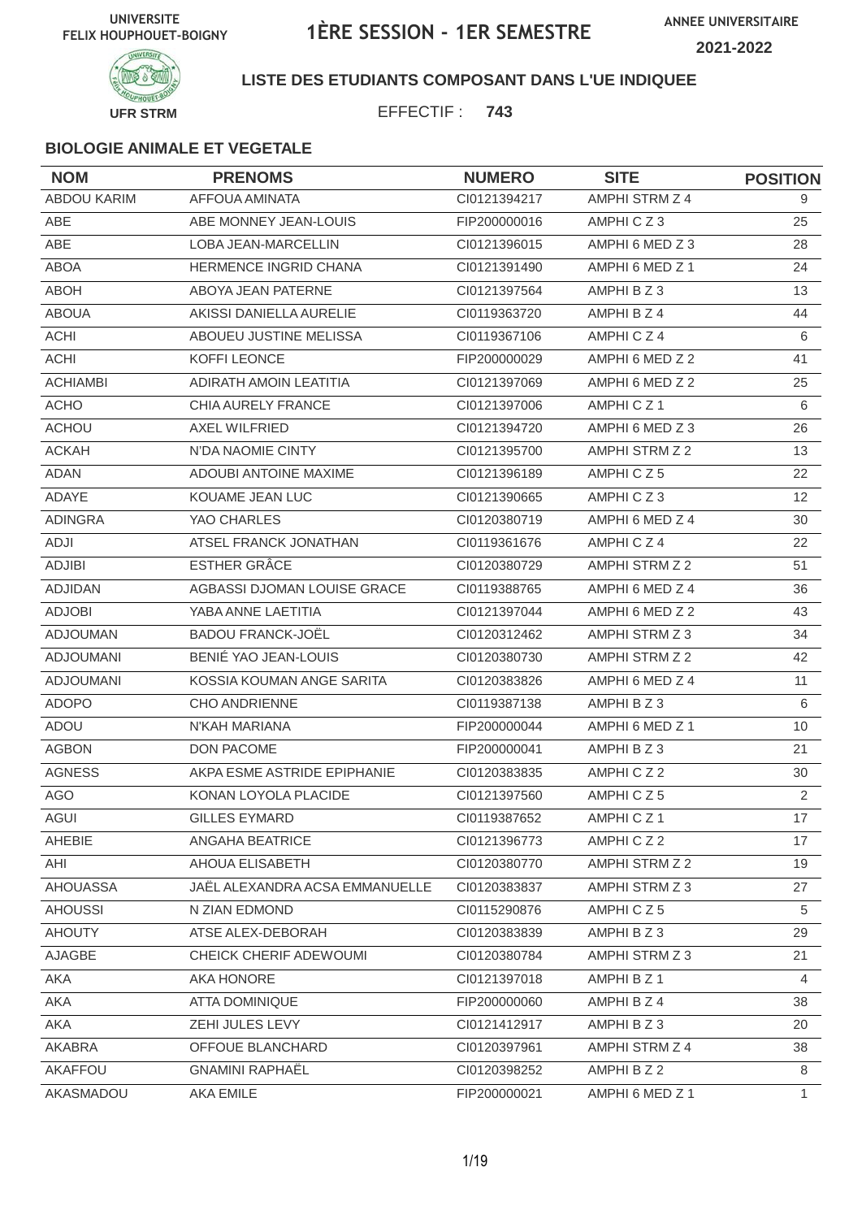UNIVERSITE FELIX HOUPHOUET-BOIGNY

# 1ÈRE SESSION - 1ER SEMESTRE

ANNEE UNIVERSITAIRE 2021-2022

UFR STRM

**LISTE DES ETUDIANTS COMPOSANT DANS L'UE INDIQUEE**

EFFECTIF : **743**

**BIOLOGIE ANIMALE ET VEGETALE**

| NOM | PRENOMS | NUMERO | SITE | POSITION |
|---|---|---|---|---|
| ABDOU KARIM | AFFOUA AMINATA | CI0121394217 | AMPHI STRM Z 4 | 9 |
| ABE | ABE MONNEY JEAN-LOUIS | FIP200000016 | AMPHI C Z 3 | 25 |
| ABE | LOBA JEAN-MARCELLIN | CI0121396015 | AMPHI 6 MED Z 3 | 28 |
| ABOA | HERMENCE INGRID CHANA | CI0121391490 | AMPHI 6 MED Z 1 | 24 |
| ABOH | ABOYA JEAN PATERNE | CI0121397564 | AMPHI B Z 3 | 13 |
| ABOUA | AKISSI DANIELLA AURELIE | CI0119363720 | AMPHI B Z 4 | 44 |
| ACHI | ABOUEU JUSTINE MELISSA | CI0119367106 | AMPHI C Z 4 | 6 |
| ACHI | KOFFI LEONCE | FIP200000029 | AMPHI 6 MED Z 2 | 41 |
| ACHIAMBI | ADIRATH AMOIN LEATITIA | CI0121397069 | AMPHI 6 MED Z 2 | 25 |
| ACHO | CHIA AURELY FRANCE | CI0121397006 | AMPHI C Z 1 | 6 |
| ACHOU | AXEL WILFRIED | CI0121394720 | AMPHI 6 MED Z 3 | 26 |
| ACKAH | N'DA NAOMIE CINTY | CI0121395700 | AMPHI STRM Z 2 | 13 |
| ADAN | ADOUBI ANTOINE MAXIME | CI0121396189 | AMPHI C Z 5 | 22 |
| ADAYE | KOUAME JEAN LUC | CI0121390665 | AMPHI C Z 3 | 12 |
| ADINGRA | YAO CHARLES | CI0120380719 | AMPHI 6 MED Z 4 | 30 |
| ADJI | ATSEL FRANCK JONATHAN | CI0119361676 | AMPHI C Z 4 | 22 |
| ADJIBI | ESTHER GRÂCE | CI0120380729 | AMPHI STRM Z 2 | 51 |
| ADJIDAN | AGBASSI DJOMAN LOUISE GRACE | CI0119388765 | AMPHI 6 MED Z 4 | 36 |
| ADJOBI | YABA ANNE LAETITIA | CI0121397044 | AMPHI 6 MED Z 2 | 43 |
| ADJOUMAN | BADOU FRANCK-JOËL | CI0120312462 | AMPHI STRM Z 3 | 34 |
| ADJOUMANI | BENIÉ YAO JEAN-LOUIS | CI0120380730 | AMPHI STRM Z 2 | 42 |
| ADJOUMANI | KOSSIA KOUMAN ANGE SARITA | CI0120383826 | AMPHI 6 MED Z 4 | 11 |
| ADOPO | CHO ANDRIENNE | CI0119387138 | AMPHI B Z 3 | 6 |
| ADOU | N'KAH MARIANA | FIP200000044 | AMPHI 6 MED Z 1 | 10 |
| AGBON | DON PACOME | FIP200000041 | AMPHI B Z 3 | 21 |
| AGNESS | AKPA ESME ASTRIDE EPIPHANIE | CI0120383835 | AMPHI C Z 2 | 30 |
| AGO | KONAN LOYOLA PLACIDE | CI0121397560 | AMPHI C Z 5 | 2 |
| AGUI | GILLES EYMARD | CI0119387652 | AMPHI C Z 1 | 17 |
| AHEBIE | ANGAHA BEATRICE | CI0121396773 | AMPHI C Z 2 | 17 |
| AHI | AHOUA ELISABETH | CI0120380770 | AMPHI STRM Z 2 | 19 |
| AHOUASSA | JAËL ALEXANDRA ACSA EMMANUELLE | CI0120383837 | AMPHI STRM Z 3 | 27 |
| AHOUSSI | N ZIAN EDMOND | CI0115290876 | AMPHI C Z 5 | 5 |
| AHOUTY | ATSE ALEX-DEBORAH | CI0120383839 | AMPHI B Z 3 | 29 |
| AJAGBE | CHEICK CHERIF ADEWOUMI | CI0120380784 | AMPHI STRM Z 3 | 21 |
| AKA | AKA HONORE | CI0121397018 | AMPHI B Z 1 | 4 |
| AKA | ATTA DOMINIQUE | FIP200000060 | AMPHI B Z 4 | 38 |
| AKA | ZEHI JULES LEVY | CI0121412917 | AMPHI B Z 3 | 20 |
| AKABRA | OFFOUE BLANCHARD | CI0120397961 | AMPHI STRM Z 4 | 38 |
| AKAFFOU | GNAMINI RAPHAËL | CI0120398252 | AMPHI B Z 2 | 8 |
| AKASMADOU | AKA EMILE | FIP200000021 | AMPHI 6 MED Z 1 | 1 |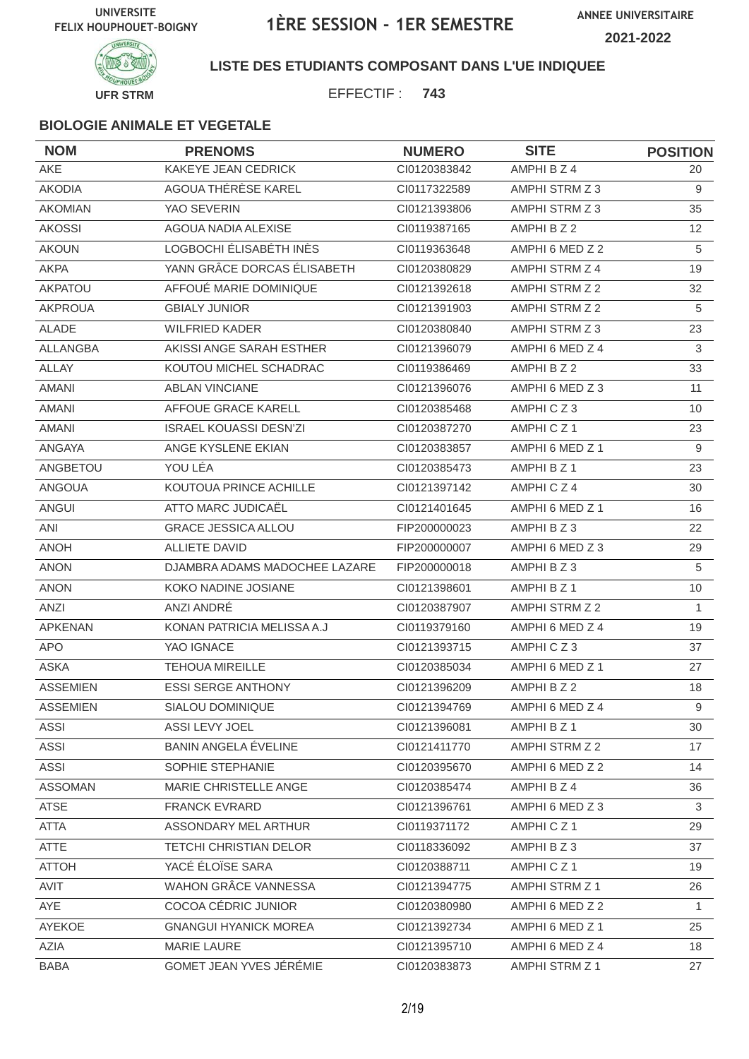UNIVERSITE FELIX HOUPHOUET-BOIGNY

# 1ÈRE SESSION - 1ER SEMESTRE

ANNEE UNIVERSITAIRE 2021-2022

UFR STRM

**LISTE DES ETUDIANTS COMPOSANT DANS L'UE INDIQUEE**

EFFECTIF : **743**

### BIOLOGIE ANIMALE ET VEGETALE

| NOM | PRENOMS | NUMERO | SITE | POSITION |
|---|---|---|---|---|
| AKE | KAKEYE JEAN CEDRICK | CI0120383842 | AMPHI B Z 4 | 20 |
| AKODIA | AGOUA THÉRÈSE KAREL | CI0117322589 | AMPHI STRM Z 3 | 9 |
| AKOMIAN | YAO SEVERIN | CI0121393806 | AMPHI STRM Z 3 | 35 |
| AKOSSI | AGOUA NADIA ALEXISE | CI0119387165 | AMPHI B Z 2 | 12 |
| AKOUN | LOGBOCHI ÉLISABÉTH INÈS | CI0119363648 | AMPHI 6 MED Z 2 | 5 |
| AKPA | YANN GRÂCE DORCAS ÉLISABETH | CI0120380829 | AMPHI STRM Z 4 | 19 |
| AKPATOU | AFFOUÉ MARIE DOMINIQUE | CI0121392618 | AMPHI STRM Z 2 | 32 |
| AKPROUA | GBIALY JUNIOR | CI0121391903 | AMPHI STRM Z 2 | 5 |
| ALADE | WILFRIED KADER | CI0120380840 | AMPHI STRM Z 3 | 23 |
| ALLANGBA | AKISSI ANGE SARAH ESTHER | CI0121396079 | AMPHI 6 MED Z 4 | 3 |
| ALLAY | KOUTOU MICHEL SCHADRAC | CI0119386469 | AMPHI B Z 2 | 33 |
| AMANI | ABLAN VINCIANE | CI0121396076 | AMPHI 6 MED Z 3 | 11 |
| AMANI | AFFOUE GRACE KARELL | CI0120385468 | AMPHI C Z 3 | 10 |
| AMANI | ISRAEL KOUASSI DESN'ZI | CI0120387270 | AMPHI C Z 1 | 23 |
| ANGAYA | ANGE KYSLENE EKIAN | CI0120383857 | AMPHI 6 MED Z 1 | 9 |
| ANGBETOU | YOU LÉA | CI0120385473 | AMPHI B Z 1 | 23 |
| ANGOUA | KOUTOUA PRINCE ACHILLE | CI0121397142 | AMPHI C Z 4 | 30 |
| ANGUI | ATTO MARC JUDICAËL | CI0121401645 | AMPHI 6 MED Z 1 | 16 |
| ANI | GRACE JESSICA ALLOU | FIP200000023 | AMPHI B Z 3 | 22 |
| ANOH | ALLIETE DAVID | FIP200000007 | AMPHI 6 MED Z 3 | 29 |
| ANON | DJAMBRA ADAMS MADOCHEE LAZARE | FIP200000018 | AMPHI B Z 3 | 5 |
| ANON | KOKO NADINE JOSIANE | CI0121398601 | AMPHI B Z 1 | 10 |
| ANZI | ANZI ANDRÉ | CI0120387907 | AMPHI STRM Z 2 | 1 |
| APKENAN | KONAN PATRICIA MELISSA A.J | CI0119379160 | AMPHI 6 MED Z 4 | 19 |
| APO | YAO IGNACE | CI0121393715 | AMPHI C Z 3 | 37 |
| ASKA | TEHOUA MIREILLE | CI0120385034 | AMPHI 6 MED Z 1 | 27 |
| ASSEMIEN | ESSI SERGE ANTHONY | CI0121396209 | AMPHI B Z 2 | 18 |
| ASSEMIEN | SIALOU DOMINIQUE | CI0121394769 | AMPHI 6 MED Z 4 | 9 |
| ASSI | ASSI LEVY JOEL | CI0121396081 | AMPHI B Z 1 | 30 |
| ASSI | BANIN ANGELA ÉVELINE | CI0121411770 | AMPHI STRM Z 2 | 17 |
| ASSI | SOPHIE STEPHANIE | CI0120395670 | AMPHI 6 MED Z 2 | 14 |
| ASSOMAN | MARIE CHRISTELLE ANGE | CI0120385474 | AMPHI B Z 4 | 36 |
| ATSE | FRANCK EVRARD | CI0121396761 | AMPHI 6 MED Z 3 | 3 |
| ATTA | ASSONDARY MEL ARTHUR | CI0119371172 | AMPHI C Z 1 | 29 |
| ATTE | TETCHI CHRISTIAN DELOR | CI0118336092 | AMPHI B Z 3 | 37 |
| ATTOH | YACÉ ÉLOÏSE SARA | CI0120388711 | AMPHI C Z 1 | 19 |
| AVIT | WAHON GRÂCE VANNESSA | CI0121394775 | AMPHI STRM Z 1 | 26 |
| AYE | COCOA CÉDRIC JUNIOR | CI0120380980 | AMPHI 6 MED Z 2 | 1 |
| AYEKOE | GNANGUI HYANICK MOREA | CI0121392734 | AMPHI 6 MED Z 1 | 25 |
| AZIA | MARIE LAURE | CI0121395710 | AMPHI 6 MED Z 4 | 18 |
| BABA | GOMET JEAN YVES JÉRÉMIE | CI0120383873 | AMPHI STRM Z 1 | 27 |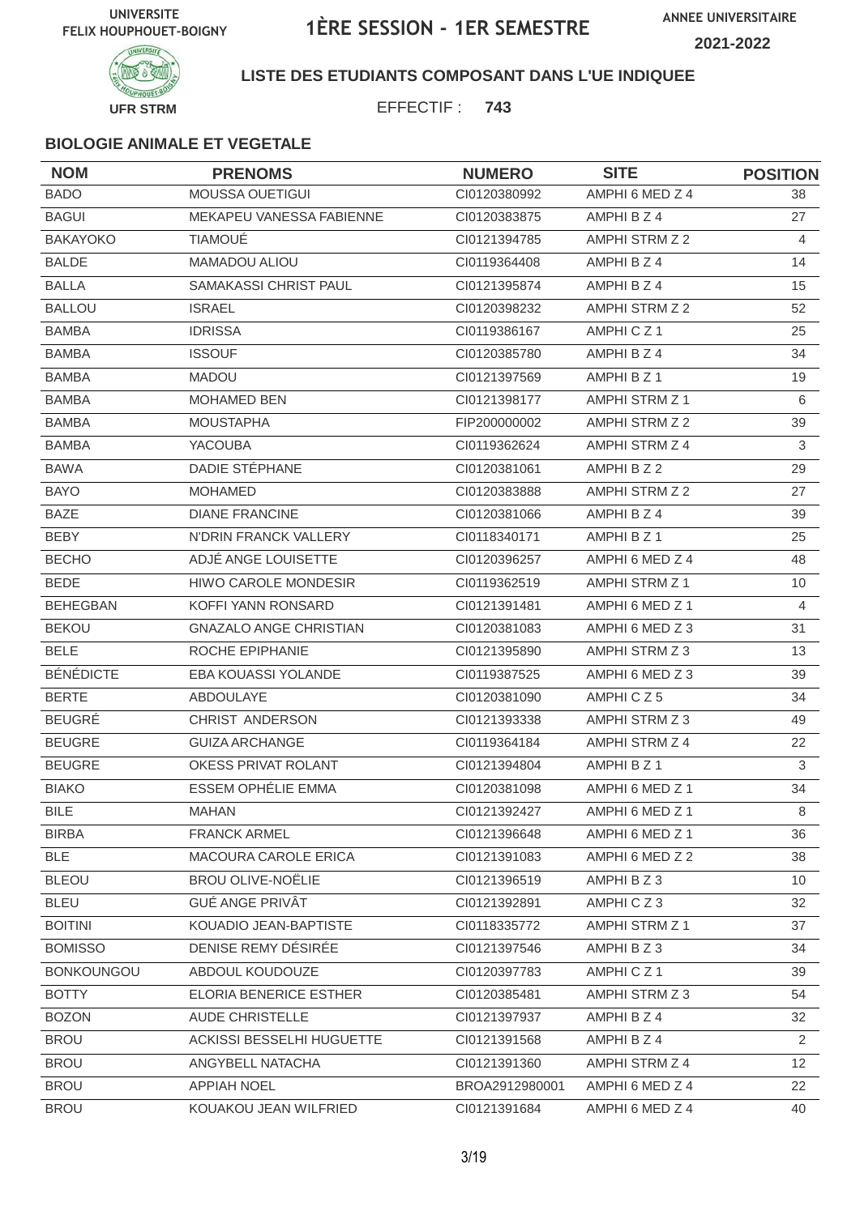UNIVERSITE FELIX HOUPHOUET-BOIGNY

# 1ÈRE SESSION - 1ER SEMESTRE

ANNEE UNIVERSITAIRE 2021-2022

UFR STRM

**LISTE DES ETUDIANTS COMPOSANT DANS L'UE INDIQUEE**

EFFECTIF : **743**

### BIOLOGIE ANIMALE ET VEGETALE

| NOM | PRENOMS | NUMERO | SITE | POSITION |
|---|---|---|---|---|
| BADO | MOUSSA OUETIGUI | CI0120380992 | AMPHI 6 MED Z 4 | 38 |
| BAGUI | MEKAPEU VANESSA FABIENNE | CI0120383875 | AMPHI B Z 4 | 27 |
| BAKAYOKO | TIAMOUÉ | CI0121394785 | AMPHI STRM Z 2 | 4 |
| BALDE | MAMADOU ALIOU | CI0119364408 | AMPHI B Z 4 | 14 |
| BALLA | SAMAKASSI CHRIST PAUL | CI0121395874 | AMPHI B Z 4 | 15 |
| BALLOU | ISRAEL | CI0120398232 | AMPHI STRM Z 2 | 52 |
| BAMBA | IDRISSA | CI0119386167 | AMPHI C Z 1 | 25 |
| BAMBA | ISSOUF | CI0120385780 | AMPHI B Z 4 | 34 |
| BAMBA | MADOU | CI0121397569 | AMPHI B Z 1 | 19 |
| BAMBA | MOHAMED BEN | CI0121398177 | AMPHI STRM Z 1 | 6 |
| BAMBA | MOUSTAPHA | FIP200000002 | AMPHI STRM Z 2 | 39 |
| BAMBA | YACOUBA | CI0119362624 | AMPHI STRM Z 4 | 3 |
| BAWA | DADIE STÉPHANE | CI0120381061 | AMPHI B Z 2 | 29 |
| BAYO | MOHAMED | CI0120383888 | AMPHI STRM Z 2 | 27 |
| BAZE | DIANE FRANCINE | CI0120381066 | AMPHI B Z 4 | 39 |
| BEBY | N'DRIN FRANCK VALLERY | CI0118340171 | AMPHI B Z 1 | 25 |
| BECHO | ADJÉ ANGE LOUISETTE | CI0120396257 | AMPHI 6 MED Z 4 | 48 |
| BEDE | HIWO CAROLE MONDESIR | CI0119362519 | AMPHI STRM Z 1 | 10 |
| BEHEGBAN | KOFFI YANN RONSARD | CI0121391481 | AMPHI 6 MED Z 1 | 4 |
| BEKOU | GNAZALO ANGE CHRISTIAN | CI0120381083 | AMPHI 6 MED Z 3 | 31 |
| BELE | ROCHE EPIPHANIE | CI0121395890 | AMPHI STRM Z 3 | 13 |
| BÉNÉDICTE | EBA KOUASSI YOLANDE | CI0119387525 | AMPHI 6 MED Z 3 | 39 |
| BERTE | ABDOULAYE | CI0120381090 | AMPHI C Z 5 | 34 |
| BEUGRÉ | CHRIST ANDERSON | CI0121393338 | AMPHI STRM Z 3 | 49 |
| BEUGRE | GUIZA ARCHANGE | CI0119364184 | AMPHI STRM Z 4 | 22 |
| BEUGRE | OKESS PRIVAT ROLANT | CI0121394804 | AMPHI B Z 1 | 3 |
| BIAKO | ESSEM OPHÉLIE EMMA | CI0120381098 | AMPHI 6 MED Z 1 | 34 |
| BILE | MAHAN | CI0121392427 | AMPHI 6 MED Z 1 | 8 |
| BIRBA | FRANCK ARMEL | CI0121396648 | AMPHI 6 MED Z 1 | 36 |
| BLE | MACOURA CAROLE ERICA | CI0121391083 | AMPHI 6 MED Z 2 | 38 |
| BLEOU | BROU OLIVE-NOËLIE | CI0121396519 | AMPHI B Z 3 | 10 |
| BLEU | GUÉ ANGE PRIVÂT | CI0121392891 | AMPHI C Z 3 | 32 |
| BOITINI | KOUADIO JEAN-BAPTISTE | CI0118335772 | AMPHI STRM Z 1 | 37 |
| BOMISSO | DENISE REMY DÉSIRÉE | CI0121397546 | AMPHI B Z 3 | 34 |
| BONKOUNGOU | ABDOUL KOUDOUZE | CI0120397783 | AMPHI C Z 1 | 39 |
| BOTTY | ELORIA BENERICE ESTHER | CI0120385481 | AMPHI STRM Z 3 | 54 |
| BOZON | AUDE CHRISTELLE | CI0121397937 | AMPHI B Z 4 | 32 |
| BROU | ACKISSI BESSELHI HUGUETTE | CI0121391568 | AMPHI B Z 4 | 2 |
| BROU | ANGYBELL NATACHA | CI0121391360 | AMPHI STRM Z 4 | 12 |
| BROU | APPIAH NOEL | BROA2912980001 | AMPHI 6 MED Z 4 | 22 |
| BROU | KOUAKOU JEAN WILFRIED | CI0121391684 | AMPHI 6 MED Z 4 | 40 |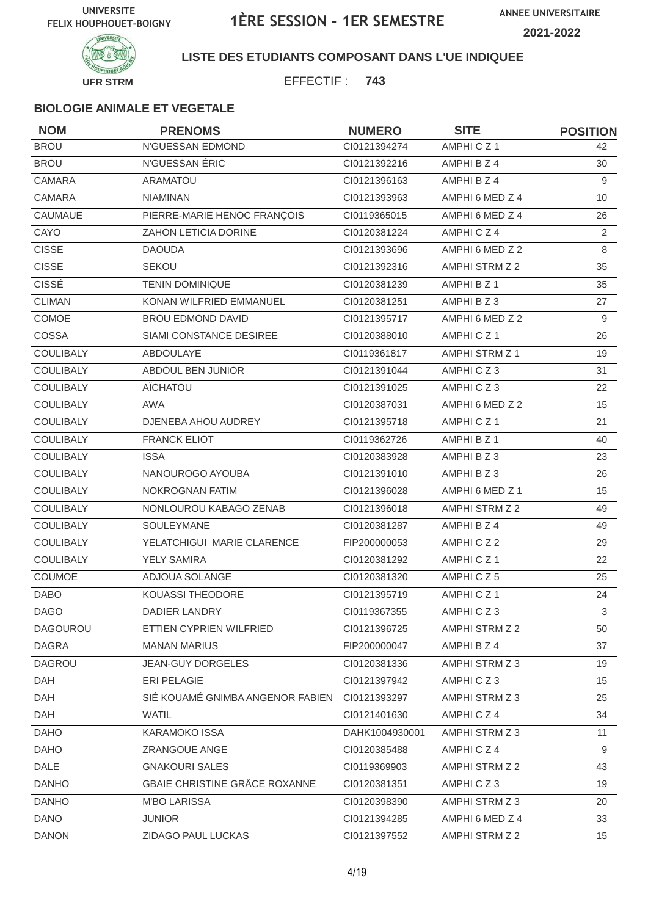UNIVERSITE FELIX HOUPHOUET-BOIGNY

# 1ÈRE SESSION - 1ER SEMESTRE

ANNEE UNIVERSITAIRE 2021-2022

UFR STRM

**LISTE DES ETUDIANTS COMPOSANT DANS L'UE INDIQUEE**

EFFECTIF : **743**

### BIOLOGIE ANIMALE ET VEGETALE

| NOM | PRENOMS | NUMERO | SITE | POSITION |
|---|---|---|---|---|
| BROU | N'GUESSAN EDMOND | CI0121394274 | AMPHI C Z 1 | 42 |
| BROU | N'GUESSAN ÉRIC | CI0121392216 | AMPHI B Z 4 | 30 |
| CAMARA | ARAMATOU | CI0121396163 | AMPHI B Z 4 | 9 |
| CAMARA | NIAMINAN | CI0121393963 | AMPHI 6 MED Z 4 | 10 |
| CAUMAUE | PIERRE-MARIE HENOC FRANÇOIS | CI0119365015 | AMPHI 6 MED Z 4 | 26 |
| CAYO | ZAHON LETICIA DORINE | CI0120381224 | AMPHI C Z 4 | 2 |
| CISSE | DAOUDA | CI0121393696 | AMPHI 6 MED Z 2 | 8 |
| CISSE | SEKOU | CI0121392316 | AMPHI STRM Z 2 | 35 |
| CISSÉ | TENIN DOMINIQUE | CI0120381239 | AMPHI B Z 1 | 35 |
| CLIMAN | KONAN WILFRIED EMMANUEL | CI0120381251 | AMPHI B Z 3 | 27 |
| COMOE | BROU EDMOND DAVID | CI0121395717 | AMPHI 6 MED Z 2 | 9 |
| COSSA | SIAMI CONSTANCE DESIREE | CI0120388010 | AMPHI C Z 1 | 26 |
| COULIBALY | ABDOULAYE | CI0119361817 | AMPHI STRM Z 1 | 19 |
| COULIBALY | ABDOUL BEN JUNIOR | CI0121391044 | AMPHI C Z 3 | 31 |
| COULIBALY | AÏCHATOU | CI0121391025 | AMPHI C Z 3 | 22 |
| COULIBALY | AWA | CI0120387031 | AMPHI 6 MED Z 2 | 15 |
| COULIBALY | DJENEBA AHOU AUDREY | CI0121395718 | AMPHI C Z 1 | 21 |
| COULIBALY | FRANCK ELIOT | CI0119362726 | AMPHI B Z 1 | 40 |
| COULIBALY | ISSA | CI0120383928 | AMPHI B Z 3 | 23 |
| COULIBALY | NANOUROGO AYOUBA | CI0121391010 | AMPHI B Z 3 | 26 |
| COULIBALY | NOKROGNAN FATIM | CI0121396028 | AMPHI 6 MED Z 1 | 15 |
| COULIBALY | NONLOUROU KABAGO ZENAB | CI0121396018 | AMPHI STRM Z 2 | 49 |
| COULIBALY | SOULEYMANE | CI0120381287 | AMPHI B Z 4 | 49 |
| COULIBALY | YELATCHIGUI MARIE CLARENCE | FIP200000053 | AMPHI C Z 2 | 29 |
| COULIBALY | YELY SAMIRA | CI0120381292 | AMPHI C Z 1 | 22 |
| COUMOE | ADJOUA SOLANGE | CI0120381320 | AMPHI C Z 5 | 25 |
| DABO | KOUASSI THEODORE | CI0121395719 | AMPHI C Z 1 | 24 |
| DAGO | DADIER LANDRY | CI0119367355 | AMPHI C Z 3 | 3 |
| DAGOUROU | ETTIEN CYPRIEN WILFRIED | CI0121396725 | AMPHI STRM Z 2 | 50 |
| DAGRA | MANAN MARIUS | FIP200000047 | AMPHI B Z 4 | 37 |
| DAGROU | JEAN-GUY DORGELES | CI0120381336 | AMPHI STRM Z 3 | 19 |
| DAH | ERI PELAGIE | CI0121397942 | AMPHI C Z 3 | 15 |
| DAH | SIÉ KOUAMÉ GNIMBA ANGENOR FABIEN | CI0121393297 | AMPHI STRM Z 3 | 25 |
| DAH | WATIL | CI0121401630 | AMPHI C Z 4 | 34 |
| DAHO | KARAMOKO ISSA | DAHK1004930001 | AMPHI STRM Z 3 | 11 |
| DAHO | ZRANGOUE ANGE | CI0120385488 | AMPHI C Z 4 | 9 |
| DALE | GNAKOURI SALES | CI0119369903 | AMPHI STRM Z 2 | 43 |
| DANHO | GBAIE CHRISTINE GRÂCE ROXANNE | CI0120381351 | AMPHI C Z 3 | 19 |
| DANHO | M'BO LARISSA | CI0120398390 | AMPHI STRM Z 3 | 20 |
| DANO | JUNIOR | CI0121394285 | AMPHI 6 MED Z 4 | 33 |
| DANON | ZIDAGO PAUL LUCKAS | CI0121397552 | AMPHI STRM Z 2 | 15 |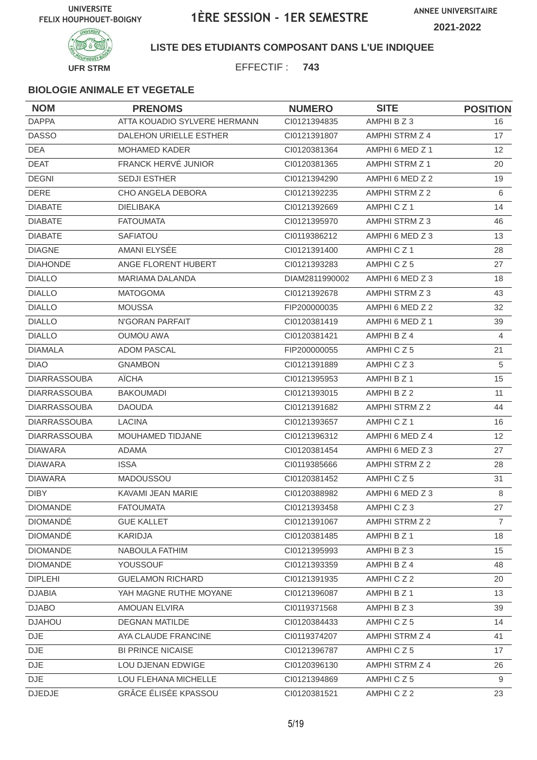UNIVERSITE FELIX HOUPHOUET-BOIGNY

# 1ÈRE SESSION - 1ER SEMESTRE

ANNEE UNIVERSITAIRE 2021-2022

UFR STRM

**LISTE DES ETUDIANTS COMPOSANT DANS L'UE INDIQUEE**

EFFECTIF : **743**

### BIOLOGIE ANIMALE ET VEGETALE

| NOM | PRENOMS | NUMERO | SITE | POSITION |
|---|---|---|---|---|
| DAPPA | ATTA KOUADIO SYLVERE HERMANN | CI0121394835 | AMPHI B Z 3 | 16 |
| DASSO | DALEHON URIELLE ESTHER | CI0121391807 | AMPHI STRM Z 4 | 17 |
| DEA | MOHAMED KADER | CI0120381364 | AMPHI 6 MED Z 1 | 12 |
| DEAT | FRANCK HERVÉ JUNIOR | CI0120381365 | AMPHI STRM Z 1 | 20 |
| DEGNI | SEDJI ESTHER | CI0121394290 | AMPHI 6 MED Z 2 | 19 |
| DERE | CHO ANGELA DEBORA | CI0121392235 | AMPHI STRM Z 2 | 6 |
| DIABATE | DIELIBAKA | CI0121392669 | AMPHI C Z 1 | 14 |
| DIABATE | FATOUMATA | CI0121395970 | AMPHI STRM Z 3 | 46 |
| DIABATE | SAFIATOU | CI0119386212 | AMPHI 6 MED Z 3 | 13 |
| DIAGNE | AMANI ELYSÉE | CI0121391400 | AMPHI C Z 1 | 28 |
| DIAHONDE | ANGE FLORENT HUBERT | CI0121393283 | AMPHI C Z 5 | 27 |
| DIALLO | MARIAMA DALANDA | DIAM2811990002 | AMPHI 6 MED Z 3 | 18 |
| DIALLO | MATOGOMA | CI0121392678 | AMPHI STRM Z 3 | 43 |
| DIALLO | MOUSSA | FIP200000035 | AMPHI 6 MED Z 2 | 32 |
| DIALLO | N'GORAN PARFAIT | CI0120381419 | AMPHI 6 MED Z 1 | 39 |
| DIALLO | OUMOU AWA | CI0120381421 | AMPHI B Z 4 | 4 |
| DIAMALA | ADOM PASCAL | FIP200000055 | AMPHI C Z 5 | 21 |
| DIAO | GNAMBON | CI0121391889 | AMPHI C Z 3 | 5 |
| DIARRASSOUBA | AÏCHA | CI0121395953 | AMPHI B Z 1 | 15 |
| DIARRASSOUBA | BAKOUMADI | CI0121393015 | AMPHI B Z 2 | 11 |
| DIARRASSOUBA | DAOUDA | CI0121391682 | AMPHI STRM Z 2 | 44 |
| DIARRASSOUBA | LACINA | CI0121393657 | AMPHI C Z 1 | 16 |
| DIARRASSOUBA | MOUHAMED TIDJANE | CI0121396312 | AMPHI 6 MED Z 4 | 12 |
| DIAWARA | ADAMA | CI0120381454 | AMPHI 6 MED Z 3 | 27 |
| DIAWARA | ISSA | CI0119385666 | AMPHI STRM Z 2 | 28 |
| DIAWARA | MADOUSSOU | CI0120381452 | AMPHI C Z 5 | 31 |
| DIBY | KAVAMI JEAN MARIE | CI0120388982 | AMPHI 6 MED Z 3 | 8 |
| DIOMANDE | FATOUMATA | CI0121393458 | AMPHI C Z 3 | 27 |
| DIOMANDÉ | GUE KALLET | CI0121391067 | AMPHI STRM Z 2 | 7 |
| DIOMANDÉ | KARIDJA | CI0120381485 | AMPHI B Z 1 | 18 |
| DIOMANDE | NABOULA FATHIM | CI0121395993 | AMPHI B Z 3 | 15 |
| DIOMANDE | YOUSSOUF | CI0121393359 | AMPHI B Z 4 | 48 |
| DIPLEHI | GUELAMON RICHARD | CI0121391935 | AMPHI C Z 2 | 20 |
| DJABIA | YAH MAGNE RUTHE MOYANE | CI0121396087 | AMPHI B Z 1 | 13 |
| DJABO | AMOUAN ELVIRA | CI0119371568 | AMPHI B Z 3 | 39 |
| DJAHOU | DEGNAN MATILDE | CI0120384433 | AMPHI C Z 5 | 14 |
| DJE | AYA CLAUDE FRANCINE | CI0119374207 | AMPHI STRM Z 4 | 41 |
| DJE | BI PRINCE NICAISE | CI0121396787 | AMPHI C Z 5 | 17 |
| DJE | LOU DJENAN EDWIGE | CI0120396130 | AMPHI STRM Z 4 | 26 |
| DJE | LOU FLEHANA MICHELLE | CI0121394869 | AMPHI C Z 5 | 9 |
| DJEDJE | GRÂCE ÉLISÉE KPASSOU | CI0120381521 | AMPHI C Z 2 | 23 |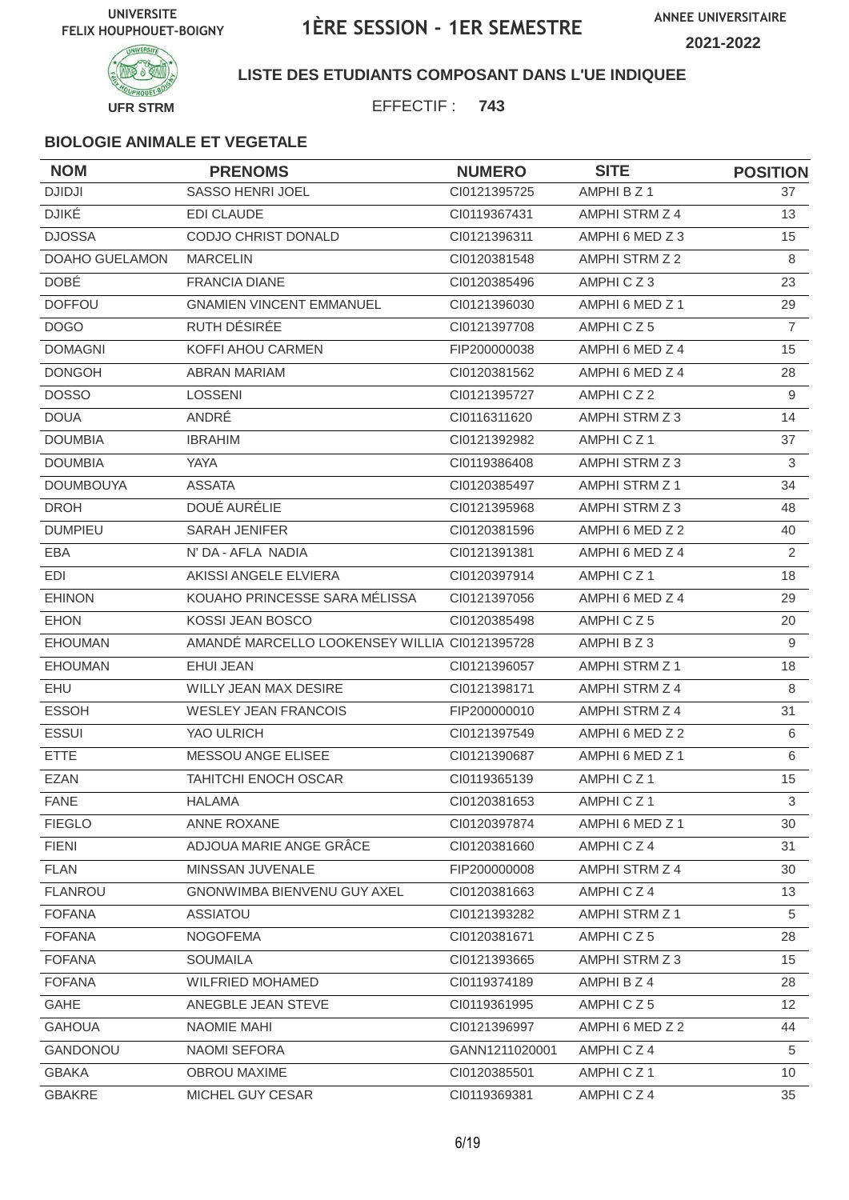UNIVERSITE FELIX HOUPHOUET-BOIGNY

# 1ÈRE SESSION - 1ER SEMESTRE

ANNEE UNIVERSITAIRE 2021-2022

UFR STRM

**LISTE DES ETUDIANTS COMPOSANT DANS L'UE INDIQUEE**

EFFECTIF : **743**

### BIOLOGIE ANIMALE ET VEGETALE

| NOM | PRENOMS | NUMERO | SITE | POSITION |
|---|---|---|---|---|
| DJIDJI | SASSO HENRI JOEL | CI0121395725 | AMPHI B Z 1 | 37 |
| DJIKÉ | EDI CLAUDE | CI0119367431 | AMPHI STRM Z 4 | 13 |
| DJOSSA | CODJO CHRIST DONALD | CI0121396311 | AMPHI 6 MED Z 3 | 15 |
| DOAHO GUELAMON | MARCELIN | CI0120381548 | AMPHI STRM Z 2 | 8 |
| DOBÉ | FRANCIA DIANE | CI0120385496 | AMPHI C Z 3 | 23 |
| DOFFOU | GNAMIEN VINCENT EMMANUEL | CI0121396030 | AMPHI 6 MED Z 1 | 29 |
| DOGO | RUTH DÉSIRÉE | CI0121397708 | AMPHI C Z 5 | 7 |
| DOMAGNI | KOFFI AHOU CARMEN | FIP200000038 | AMPHI 6 MED Z 4 | 15 |
| DONGOH | ABRAN MARIAM | CI0120381562 | AMPHI 6 MED Z 4 | 28 |
| DOSSO | LOSSENI | CI0121395727 | AMPHI C Z 2 | 9 |
| DOUA | ANDRÉ | CI0116311620 | AMPHI STRM Z 3 | 14 |
| DOUMBIA | IBRAHIM | CI0121392982 | AMPHI C Z 1 | 37 |
| DOUMBIA | YAYA | CI0119386408 | AMPHI STRM Z 3 | 3 |
| DOUMBOUYA | ASSATA | CI0120385497 | AMPHI STRM Z 1 | 34 |
| DROH | DOUÉ AURÉLIE | CI0121395968 | AMPHI STRM Z 3 | 48 |
| DUMPIEU | SARAH JENIFER | CI0120381596 | AMPHI 6 MED Z 2 | 40 |
| EBA | N' DA - AFLA NADIA | CI0121391381 | AMPHI 6 MED Z 4 | 2 |
| EDI | AKISSI ANGELE ELVIERA | CI0120397914 | AMPHI C Z 1 | 18 |
| EHINON | KOUAHO PRINCESSE SARA MÉLISSA | CI0121397056 | AMPHI 6 MED Z 4 | 29 |
| EHON | KOSSI JEAN BOSCO | CI0120385498 | AMPHI C Z 5 | 20 |
| EHOUMAN | AMANDÉ MARCELLO LOOKENSEY WILLIA | CI0121395728 | AMPHI B Z 3 | 9 |
| EHOUMAN | EHUI JEAN | CI0121396057 | AMPHI STRM Z 1 | 18 |
| EHU | WILLY JEAN MAX DESIRE | CI0121398171 | AMPHI STRM Z 4 | 8 |
| ESSOH | WESLEY JEAN FRANCOIS | FIP200000010 | AMPHI STRM Z 4 | 31 |
| ESSUI | YAO ULRICH | CI0121397549 | AMPHI 6 MED Z 2 | 6 |
| ETTE | MESSOU ANGE ELISEE | CI0121390687 | AMPHI 6 MED Z 1 | 6 |
| EZAN | TAHITCHI ENOCH OSCAR | CI0119365139 | AMPHI C Z 1 | 15 |
| FANE | HALAMA | CI0120381653 | AMPHI C Z 1 | 3 |
| FIEGLO | ANNE ROXANE | CI0120397874 | AMPHI 6 MED Z 1 | 30 |
| FIENI | ADJOUA MARIE ANGE GRÂCE | CI0120381660 | AMPHI C Z 4 | 31 |
| FLAN | MINSSAN JUVENALE | FIP200000008 | AMPHI STRM Z 4 | 30 |
| FLANROU | GNONWIMBA BIENVENU GUY AXEL | CI0120381663 | AMPHI C Z 4 | 13 |
| FOFANA | ASSIATOU | CI0121393282 | AMPHI STRM Z 1 | 5 |
| FOFANA | NOGOFEMA | CI0120381671 | AMPHI C Z 5 | 28 |
| FOFANA | SOUMAILA | CI0121393665 | AMPHI STRM Z 3 | 15 |
| FOFANA | WILFRIED MOHAMED | CI0119374189 | AMPHI B Z 4 | 28 |
| GAHE | ANEGBLE JEAN STEVE | CI0119361995 | AMPHI C Z 5 | 12 |
| GAHOUA | NAOMIE MAHI | CI0121396997 | AMPHI 6 MED Z 2 | 44 |
| GANDONOU | NAOMI SEFORA | GANN1211020001 | AMPHI C Z 4 | 5 |
| GBAKA | OBROU MAXIME | CI0120385501 | AMPHI C Z 1 | 10 |
| GBAKRE | MICHEL GUY CESAR | CI0119369381 | AMPHI C Z 4 | 35 |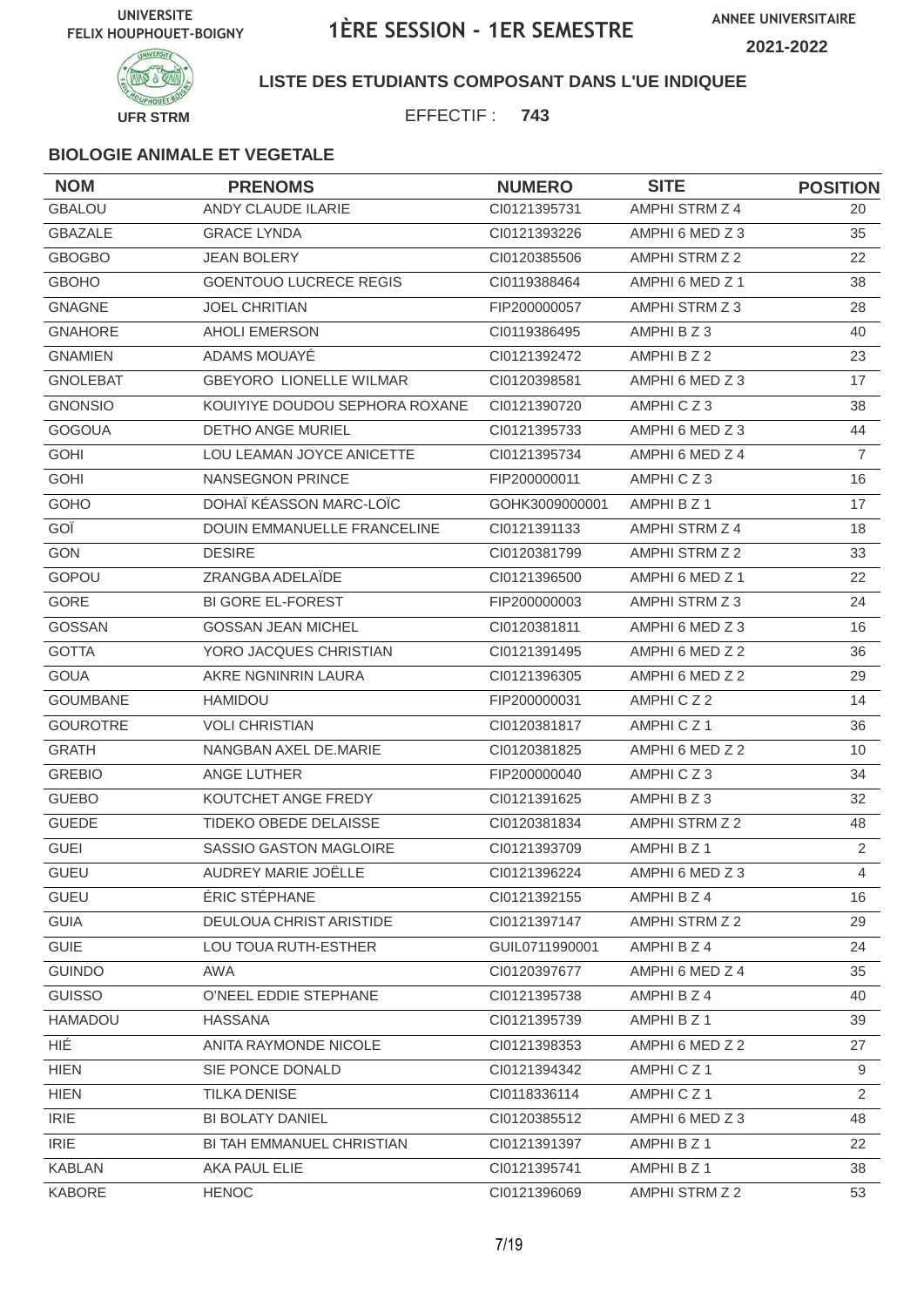UNIVERSITE FELIX HOUPHOUET-BOIGNY

# 1ÈRE SESSION - 1ER SEMESTRE

ANNEE UNIVERSITAIRE 2021-2022

UFR STRM

**LISTE DES ETUDIANTS COMPOSANT DANS L'UE INDIQUEE**

EFFECTIF : **743**

### BIOLOGIE ANIMALE ET VEGETALE

| NOM | PRENOMS | NUMERO | SITE | POSITION |
|---|---|---|---|---|
| GBALOU | ANDY CLAUDE ILARIE | CI0121395731 | AMPHI STRM Z 4 | 20 |
| GBAZALE | GRACE LYNDA | CI0121393226 | AMPHI 6 MED Z 3 | 35 |
| GBOGBO | JEAN BOLERY | CI0120385506 | AMPHI STRM Z 2 | 22 |
| GBOHO | GOENTOUO LUCRECE REGIS | CI0119388464 | AMPHI 6 MED Z 1 | 38 |
| GNAGNE | JOEL CHRITIAN | FIP200000057 | AMPHI STRM Z 3 | 28 |
| GNAHORE | AHOLI EMERSON | CI0119386495 | AMPHI B Z 3 | 40 |
| GNAMIEN | ADAMS MOUAYÉ | CI0121392472 | AMPHI B Z 2 | 23 |
| GNOLEBAT | GBEYORO LIONELLE WILMAR | CI0120398581 | AMPHI 6 MED Z 3 | 17 |
| GNONSIO | KOUIYIYE DOUDOU SEPHORA ROXANE | CI0121390720 | AMPHI C Z 3 | 38 |
| GOGOUA | DETHO ANGE MURIEL | CI0121395733 | AMPHI 6 MED Z 3 | 44 |
| GOHI | LOU LEAMAN JOYCE ANICETTE | CI0121395734 | AMPHI 6 MED Z 4 | 7 |
| GOHI | NANSEGNON PRINCE | FIP200000011 | AMPHI C Z 3 | 16 |
| GOHO | DOHAÏ KÉASSON MARC-LOÏC | GOHK3009000001 | AMPHI B Z 1 | 17 |
| GOÏ | DOUIN EMMANUELLE FRANCELINE | CI0121391133 | AMPHI STRM Z 4 | 18 |
| GON | DESIRE | CI0120381799 | AMPHI STRM Z 2 | 33 |
| GOPOU | ZRANGBA ADELAÏDE | CI0121396500 | AMPHI 6 MED Z 1 | 22 |
| GORE | BI GORE EL-FOREST | FIP200000003 | AMPHI STRM Z 3 | 24 |
| GOSSAN | GOSSAN JEAN MICHEL | CI0120381811 | AMPHI 6 MED Z 3 | 16 |
| GOTTA | YORO JACQUES CHRISTIAN | CI0121391495 | AMPHI 6 MED Z 2 | 36 |
| GOUA | AKRE NGNINRIN LAURA | CI0121396305 | AMPHI 6 MED Z 2 | 29 |
| GOUMBANE | HAMIDOU | FIP200000031 | AMPHI C Z 2 | 14 |
| GOUROTRE | VOLI CHRISTIAN | CI0120381817 | AMPHI C Z 1 | 36 |
| GRATH | NANGBAN AXEL DE.MARIE | CI0120381825 | AMPHI 6 MED Z 2 | 10 |
| GREBIO | ANGE LUTHER | FIP200000040 | AMPHI C Z 3 | 34 |
| GUEBO | KOUTCHET ANGE FREDY | CI0121391625 | AMPHI B Z 3 | 32 |
| GUEDE | TIDEKO OBEDE DELAISSE | CI0120381834 | AMPHI STRM Z 2 | 48 |
| GUEI | SASSIO GASTON MAGLOIRE | CI0121393709 | AMPHI B Z 1 | 2 |
| GUEU | AUDREY MARIE JOËLLE | CI0121396224 | AMPHI 6 MED Z 3 | 4 |
| GUEU | ÉRIC STÉPHANE | CI0121392155 | AMPHI B Z 4 | 16 |
| GUIA | DEULOUA CHRIST ARISTIDE | CI0121397147 | AMPHI STRM Z 2 | 29 |
| GUIE | LOU TOUA RUTH-ESTHER | GUIL0711990001 | AMPHI B Z 4 | 24 |
| GUINDO | AWA | CI0120397677 | AMPHI 6 MED Z 4 | 35 |
| GUISSO | O'NEEL EDDIE STEPHANE | CI0121395738 | AMPHI B Z 4 | 40 |
| HAMADOU | HASSANA | CI0121395739 | AMPHI B Z 1 | 39 |
| HIÉ | ANITA RAYMONDE NICOLE | CI0121398353 | AMPHI 6 MED Z 2 | 27 |
| HIEN | SIE PONCE DONALD | CI0121394342 | AMPHI C Z 1 | 9 |
| HIEN | TILKA DENISE | CI0118336114 | AMPHI C Z 1 | 2 |
| IRIE | BI BOLATY DANIEL | CI0120385512 | AMPHI 6 MED Z 3 | 48 |
| IRIE | BI TAH EMMANUEL CHRISTIAN | CI0121391397 | AMPHI B Z 1 | 22 |
| KABLAN | AKA PAUL ELIE | CI0121395741 | AMPHI B Z 1 | 38 |
| KABORE | HENOC | CI0121396069 | AMPHI STRM Z 2 | 53 |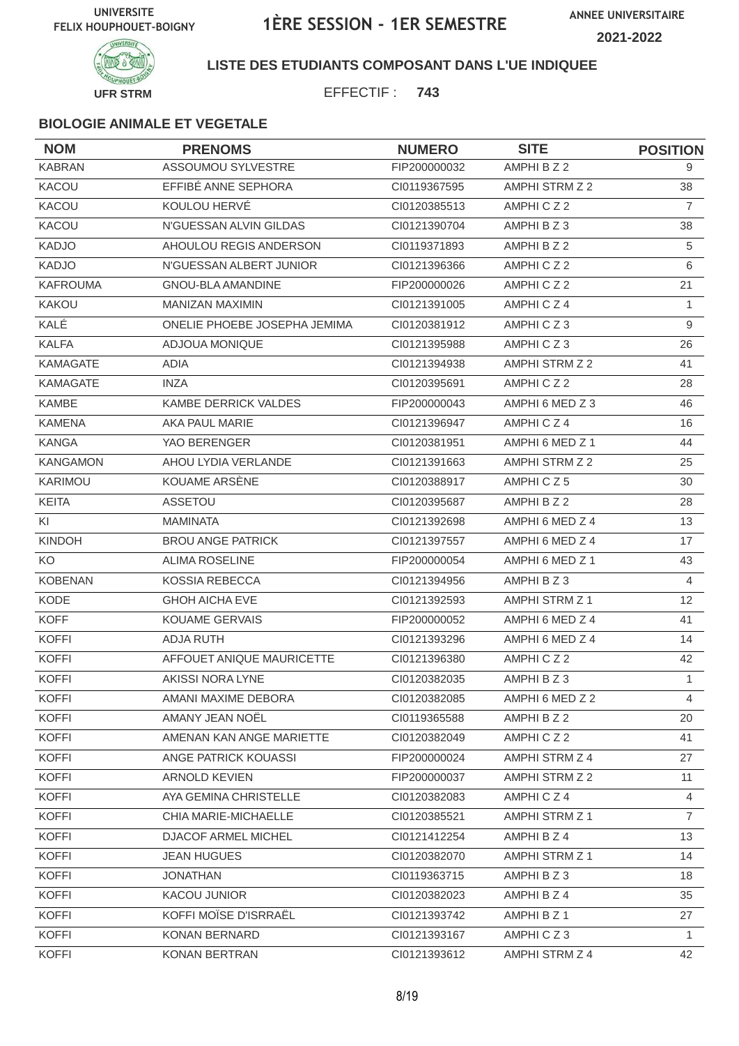UNIVERSITE FELIX HOUPHOUET-BOIGNY

# 1ÈRE SESSION - 1ER SEMESTRE

ANNEE UNIVERSITAIRE 2021-2022

UFR STRM

**LISTE DES ETUDIANTS COMPOSANT DANS L'UE INDIQUEE**

EFFECTIF : **743**

### BIOLOGIE ANIMALE ET VEGETALE

| NOM | PRENOMS | NUMERO | SITE | POSITION |
|---|---|---|---|---|
| KABRAN | ASSOUMOU SYLVESTRE | FIP200000032 | AMPHI B Z 2 | 9 |
| KACOU | EFFIBÉ ANNE SEPHORA | CI0119367595 | AMPHI STRM Z 2 | 38 |
| KACOU | KOULOU HERVÉ | CI0120385513 | AMPHI C Z 2 | 7 |
| KACOU | N'GUESSAN ALVIN GILDAS | CI0121390704 | AMPHI B Z 3 | 38 |
| KADJO | AHOULOU REGIS ANDERSON | CI0119371893 | AMPHI B Z 2 | 5 |
| KADJO | N'GUESSAN ALBERT JUNIOR | CI0121396366 | AMPHI C Z 2 | 6 |
| KAFROUMA | GNOU-BLA AMANDINE | FIP200000026 | AMPHI C Z 2 | 21 |
| KAKOU | MANIZAN MAXIMIN | CI0121391005 | AMPHI C Z 4 | 1 |
| KALÉ | ONELIE PHOEBE JOSEPHA JEMIMA | CI0120381912 | AMPHI C Z 3 | 9 |
| KALFA | ADJOUA MONIQUE | CI0121395988 | AMPHI C Z 3 | 26 |
| KAMAGATE | ADIA | CI0121394938 | AMPHI STRM Z 2 | 41 |
| KAMAGATE | INZA | CI0120395691 | AMPHI C Z 2 | 28 |
| KAMBE | KAMBE DERRICK VALDES | FIP200000043 | AMPHI 6 MED Z 3 | 46 |
| KAMENA | AKA PAUL MARIE | CI0121396947 | AMPHI C Z 4 | 16 |
| KANGA | YAO BERENGER | CI0120381951 | AMPHI 6 MED Z 1 | 44 |
| KANGAMON | AHOU LYDIA VERLANDE | CI0121391663 | AMPHI STRM Z 2 | 25 |
| KARIMOU | KOUAME ARSÈNE | CI0120388917 | AMPHI C Z 5 | 30 |
| KEITA | ASSETOU | CI0120395687 | AMPHI B Z 2 | 28 |
| KI | MAMINATA | CI0121392698 | AMPHI 6 MED Z 4 | 13 |
| KINDOH | BROU ANGE PATRICK | CI0121397557 | AMPHI 6 MED Z 4 | 17 |
| KO | ALIMA ROSELINE | FIP200000054 | AMPHI 6 MED Z 1 | 43 |
| KOBENAN | KOSSIA REBECCA | CI0121394956 | AMPHI B Z 3 | 4 |
| KODE | GHOH AICHA EVE | CI0121392593 | AMPHI STRM Z 1 | 12 |
| KOFF | KOUAME GERVAIS | FIP200000052 | AMPHI 6 MED Z 4 | 41 |
| KOFFI | ADJA RUTH | CI0121393296 | AMPHI 6 MED Z 4 | 14 |
| KOFFI | AFFOUET ANIQUE MAURICETTE | CI0121396380 | AMPHI C Z 2 | 42 |
| KOFFI | AKISSI NORA LYNE | CI0120382035 | AMPHI B Z 3 | 1 |
| KOFFI | AMANI MAXIME DEBORA | CI0120382085 | AMPHI 6 MED Z 2 | 4 |
| KOFFI | AMANY JEAN NOËL | CI0119365588 | AMPHI B Z 2 | 20 |
| KOFFI | AMENAN KAN ANGE MARIETTE | CI0120382049 | AMPHI C Z 2 | 41 |
| KOFFI | ANGE PATRICK KOUASSI | FIP200000024 | AMPHI STRM Z 4 | 27 |
| KOFFI | ARNOLD KEVIEN | FIP200000037 | AMPHI STRM Z 2 | 11 |
| KOFFI | AYA GEMINA CHRISTELLE | CI0120382083 | AMPHI C Z 4 | 4 |
| KOFFI | CHIA MARIE-MICHAELLE | CI0120385521 | AMPHI STRM Z 1 | 7 |
| KOFFI | DJACOF ARMEL MICHEL | CI0121412254 | AMPHI B Z 4 | 13 |
| KOFFI | JEAN HUGUES | CI0120382070 | AMPHI STRM Z 1 | 14 |
| KOFFI | JONATHAN | CI0119363715 | AMPHI B Z 3 | 18 |
| KOFFI | KACOU JUNIOR | CI0120382023 | AMPHI B Z 4 | 35 |
| KOFFI | KOFFI MOÏSE D'ISRRAËL | CI0121393742 | AMPHI B Z 1 | 27 |
| KOFFI | KONAN BERNARD | CI0121393167 | AMPHI C Z 3 | 1 |
| KOFFI | KONAN BERTRAN | CI0121393612 | AMPHI STRM Z 4 | 42 |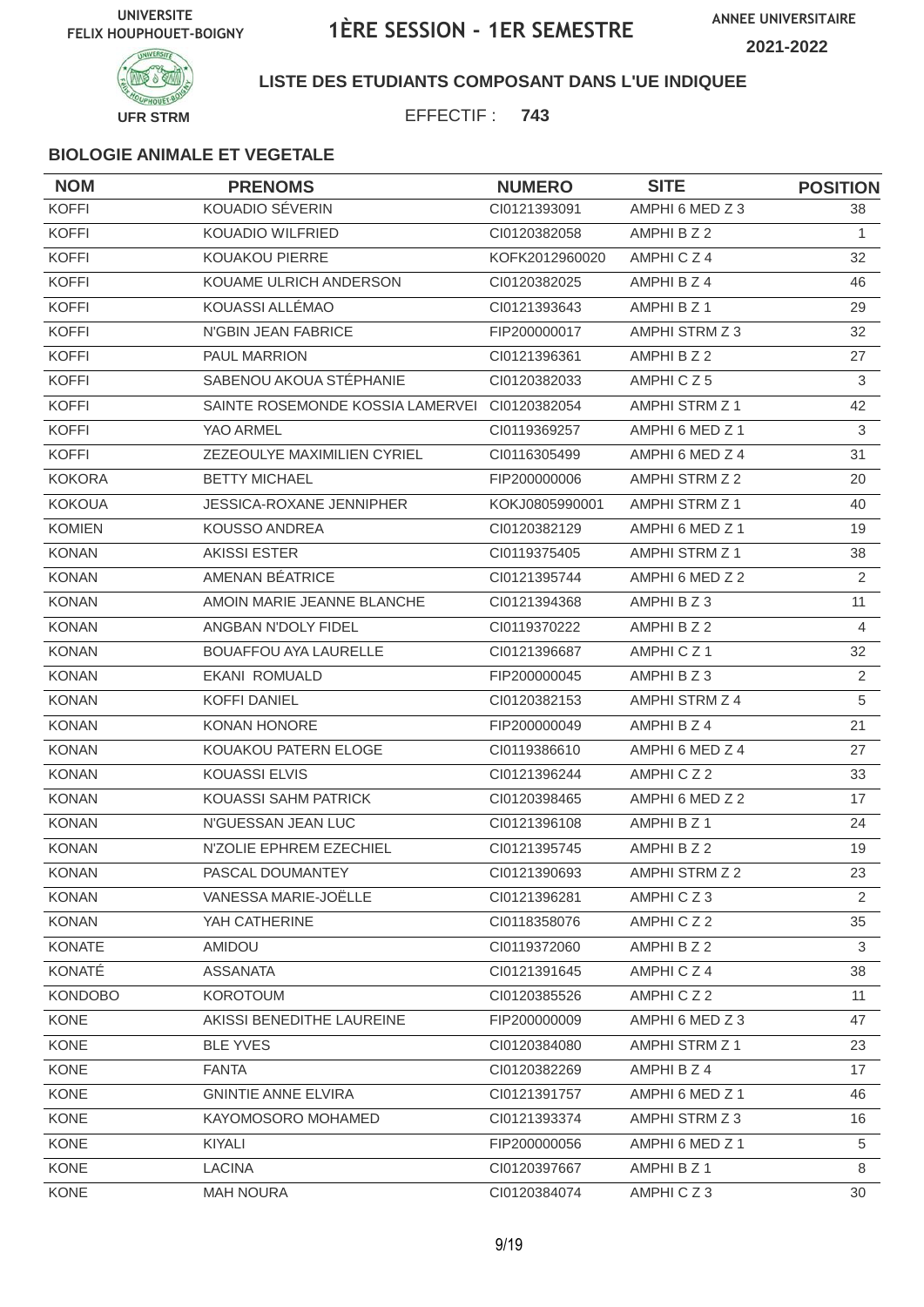UNIVERSITE FELIX HOUPHOUET-BOIGNY

# 1ÈRE SESSION - 1ER SEMESTRE

ANNEE UNIVERSITAIRE 2021-2022

UFR STRM

**LISTE DES ETUDIANTS COMPOSANT DANS L'UE INDIQUEE**

EFFECTIF : **743**

### BIOLOGIE ANIMALE ET VEGETALE

| NOM | PRENOMS | NUMERO | SITE | POSITION |
|---|---|---|---|---|
| KOFFI | KOUADIO SÉVERIN | CI0121393091 | AMPHI 6 MED Z 3 | 38 |
| KOFFI | KOUADIO WILFRIED | CI0120382058 | AMPHI B Z 2 | 1 |
| KOFFI | KOUAKOU PIERRE | KOFK2012960020 | AMPHI C Z 4 | 32 |
| KOFFI | KOUAME ULRICH ANDERSON | CI0120382025 | AMPHI B Z 4 | 46 |
| KOFFI | KOUASSI ALLÉMAO | CI0121393643 | AMPHI B Z 1 | 29 |
| KOFFI | N'GBIN JEAN FABRICE | FIP200000017 | AMPHI STRM Z 3 | 32 |
| KOFFI | PAUL MARRION | CI0121396361 | AMPHI B Z 2 | 27 |
| KOFFI | SABENOU AKOUA STÉPHANIE | CI0120382033 | AMPHI C Z 5 | 3 |
| KOFFI | SAINTE ROSEMONDE KOSSIA LAMERVEI | CI0120382054 | AMPHI STRM Z 1 | 42 |
| KOFFI | YAO ARMEL | CI0119369257 | AMPHI 6 MED Z 1 | 3 |
| KOFFI | ZEZEOULYE MAXIMILIEN CYRIEL | CI0116305499 | AMPHI 6 MED Z 4 | 31 |
| KOKORA | BETTY MICHAEL | FIP200000006 | AMPHI STRM Z 2 | 20 |
| KOKOUA | JESSICA-ROXANE JENNIPHER | KOKJ0805990001 | AMPHI STRM Z 1 | 40 |
| KOMIEN | KOUSSO ANDREA | CI0120382129 | AMPHI 6 MED Z 1 | 19 |
| KONAN | AKISSI ESTER | CI0119375405 | AMPHI STRM Z 1 | 38 |
| KONAN | AMENAN BÉATRICE | CI0121395744 | AMPHI 6 MED Z 2 | 2 |
| KONAN | AMOIN MARIE JEANNE BLANCHE | CI0121394368 | AMPHI B Z 3 | 11 |
| KONAN | ANGBAN N'DOLY FIDEL | CI0119370222 | AMPHI B Z 2 | 4 |
| KONAN | BOUAFFOU AYA LAURELLE | CI0121396687 | AMPHI C Z 1 | 32 |
| KONAN | EKANI ROMUALD | FIP200000045 | AMPHI B Z 3 | 2 |
| KONAN | KOFFI DANIEL | CI0120382153 | AMPHI STRM Z 4 | 5 |
| KONAN | KONAN HONORE | FIP200000049 | AMPHI B Z 4 | 21 |
| KONAN | KOUAKOU PATERN ELOGE | CI0119386610 | AMPHI 6 MED Z 4 | 27 |
| KONAN | KOUASSI ELVIS | CI0121396244 | AMPHI C Z 2 | 33 |
| KONAN | KOUASSI SAHM PATRICK | CI0120398465 | AMPHI 6 MED Z 2 | 17 |
| KONAN | N'GUESSAN JEAN LUC | CI0121396108 | AMPHI B Z 1 | 24 |
| KONAN | N'ZOLIE EPHREM EZECHIEL | CI0121395745 | AMPHI B Z 2 | 19 |
| KONAN | PASCAL DOUMANTEY | CI0121390693 | AMPHI STRM Z 2 | 23 |
| KONAN | VANESSA MARIE-JOËLLE | CI0121396281 | AMPHI C Z 3 | 2 |
| KONAN | YAH CATHERINE | CI0118358076 | AMPHI C Z 2 | 35 |
| KONATE | AMIDOU | CI0119372060 | AMPHI B Z 2 | 3 |
| KONATÉ | ASSANATA | CI0121391645 | AMPHI C Z 4 | 38 |
| KONDOBO | KOROTOUM | CI0120385526 | AMPHI C Z 2 | 11 |
| KONE | AKISSI BENEDITHE LAUREINE | FIP200000009 | AMPHI 6 MED Z 3 | 47 |
| KONE | BLE YVES | CI0120384080 | AMPHI STRM Z 1 | 23 |
| KONE | FANTA | CI0120382269 | AMPHI B Z 4 | 17 |
| KONE | GNINTIE ANNE ELVIRA | CI0121391757 | AMPHI 6 MED Z 1 | 46 |
| KONE | KAYOMOSORO MOHAMED | CI0121393374 | AMPHI STRM Z 3 | 16 |
| KONE | KIYALI | FIP200000056 | AMPHI 6 MED Z 1 | 5 |
| KONE | LACINA | CI0120397667 | AMPHI B Z 1 | 8 |
| KONE | MAH NOURA | CI0120384074 | AMPHI C Z 3 | 30 |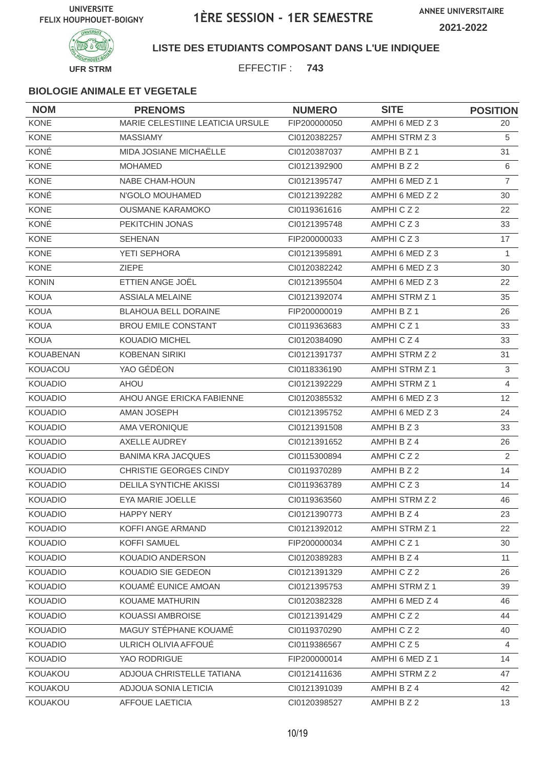UNIVERSITE FELIX HOUPHOUET-BOIGNY

# 1ÈRE SESSION - 1ER SEMESTRE

ANNEE UNIVERSITAIRE 2021-2022

UFR STRM

## LISTE DES ETUDIANTS COMPOSANT DANS L'UE INDIQUEE

EFFECTIF : **743**

### BIOLOGIE ANIMALE ET VEGETALE

| NOM | PRENOMS | NUMERO | SITE | POSITION |
|---|---|---|---|---|
| KONE | MARIE CELESTIINE LEATICIA URSULE | FIP200000050 | AMPHI 6 MED Z 3 | 20 |
| KONE | MASSIAMY | CI0120382257 | AMPHI STRM Z 3 | 5 |
| KONÉ | MIDA JOSIANE MICHAËLLE | CI0120387037 | AMPHI B Z 1 | 31 |
| KONE | MOHAMED | CI0121392900 | AMPHI B Z 2 | 6 |
| KONE | NABE CHAM-HOUN | CI0121395747 | AMPHI 6 MED Z 1 | 7 |
| KONÉ | N'GOLO MOUHAMED | CI0121392282 | AMPHI 6 MED Z 2 | 30 |
| KONE | OUSMANE KARAMOKO | CI0119361616 | AMPHI C Z 2 | 22 |
| KONÉ | PEKITCHIN JONAS | CI0121395748 | AMPHI C Z 3 | 33 |
| KONE | SEHENAN | FIP200000033 | AMPHI C Z 3 | 17 |
| KONE | YETI SEPHORA | CI0121395891 | AMPHI 6 MED Z 3 | 1 |
| KONE | ZIEPE | CI0120382242 | AMPHI 6 MED Z 3 | 30 |
| KONIN | ETTIEN ANGE JOËL | CI0121395504 | AMPHI 6 MED Z 3 | 22 |
| KOUA | ASSIALA MELAINE | CI0121392074 | AMPHI STRM Z 1 | 35 |
| KOUA | BLAHOUA BELL DORAINE | FIP200000019 | AMPHI B Z 1 | 26 |
| KOUA | BROU EMILE CONSTANT | CI0119363683 | AMPHI C Z 1 | 33 |
| KOUA | KOUADIO MICHEL | CI0120384090 | AMPHI C Z 4 | 33 |
| KOUABENAN | KOBENAN SIRIKI | CI0121391737 | AMPHI STRM Z 2 | 31 |
| KOUACOU | YAO GÉDÉON | CI0118336190 | AMPHI STRM Z 1 | 3 |
| KOUADIO | AHOU | CI0121392229 | AMPHI STRM Z 1 | 4 |
| KOUADIO | AHOU ANGE ERICKA FABIENNE | CI0120385532 | AMPHI 6 MED Z 3 | 12 |
| KOUADIO | AMAN JOSEPH | CI0121395752 | AMPHI 6 MED Z 3 | 24 |
| KOUADIO | AMA VERONIQUE | CI0121391508 | AMPHI B Z 3 | 33 |
| KOUADIO | AXELLE AUDREY | CI0121391652 | AMPHI B Z 4 | 26 |
| KOUADIO | BANIMA KRA JACQUES | CI0115300894 | AMPHI C Z 2 | 2 |
| KOUADIO | CHRISTIE GEORGES CINDY | CI0119370289 | AMPHI B Z 2 | 14 |
| KOUADIO | DELILA SYNTICHE AKISSI | CI0119363789 | AMPHI C Z 3 | 14 |
| KOUADIO | EYA MARIE JOELLE | CI0119363560 | AMPHI STRM Z 2 | 46 |
| KOUADIO | HAPPY NERY | CI0121390773 | AMPHI B Z 4 | 23 |
| KOUADIO | KOFFI ANGE ARMAND | CI0121392012 | AMPHI STRM Z 1 | 22 |
| KOUADIO | KOFFI SAMUEL | FIP200000034 | AMPHI C Z 1 | 30 |
| KOUADIO | KOUADIO ANDERSON | CI0120389283 | AMPHI B Z 4 | 11 |
| KOUADIO | KOUADIO SIE GEDEON | CI0121391329 | AMPHI C Z 2 | 26 |
| KOUADIO | KOUAMÉ EUNICE AMOAN | CI0121395753 | AMPHI STRM Z 1 | 39 |
| KOUADIO | KOUAME MATHURIN | CI0120382328 | AMPHI 6 MED Z 4 | 46 |
| KOUADIO | KOUASSI AMBROISE | CI0121391429 | AMPHI C Z 2 | 44 |
| KOUADIO | MAGUY STÉPHANE KOUAMÉ | CI0119370290 | AMPHI C Z 2 | 40 |
| KOUADIO | ULRICH OLIVIA AFFOUÉ | CI0119386567 | AMPHI C Z 5 | 4 |
| KOUADIO | YAO RODRIGUE | FIP200000014 | AMPHI 6 MED Z 1 | 14 |
| KOUAKOU | ADJOUA CHRISTELLE TATIANA | CI0121411636 | AMPHI STRM Z 2 | 47 |
| KOUAKOU | ADJOUA SONIA LETICIA | CI0121391039 | AMPHI B Z 4 | 42 |
| KOUAKOU | AFFOUE LAETICIA | CI0120398527 | AMPHI B Z 2 | 13 |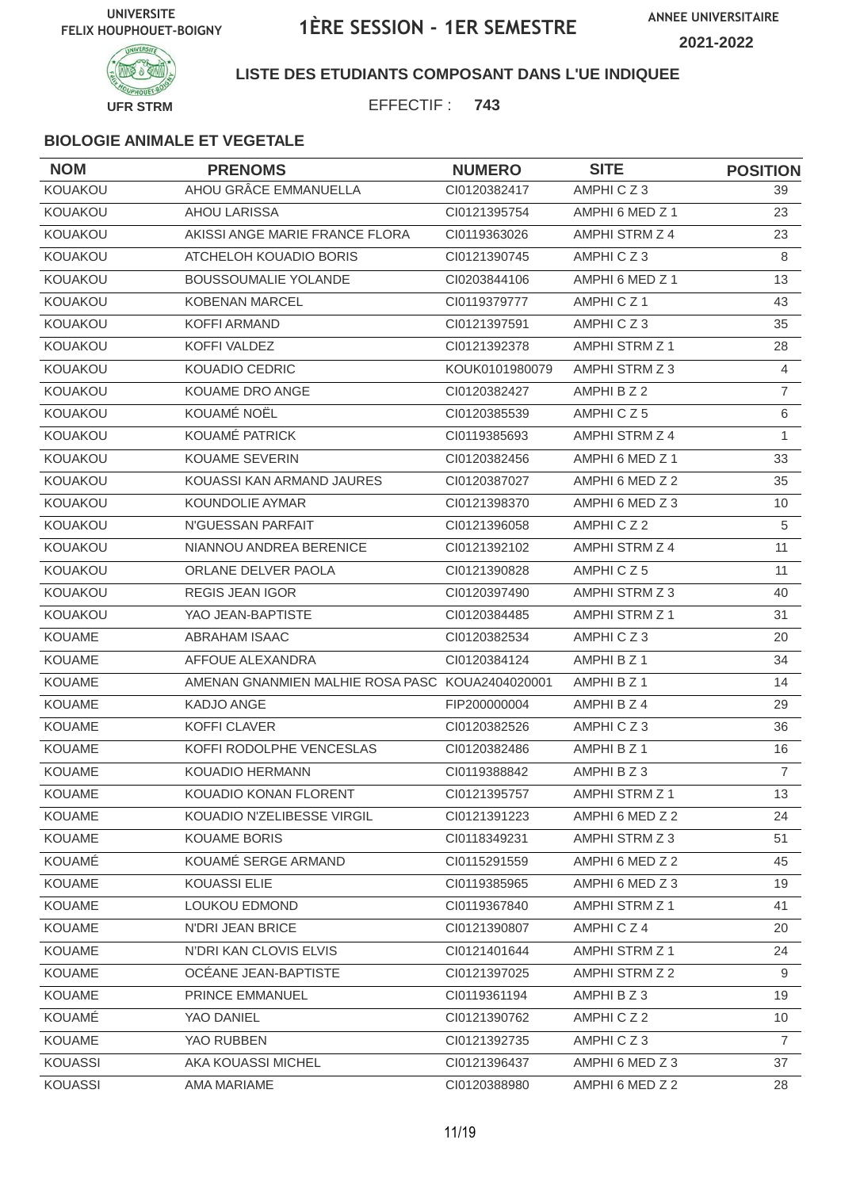UNIVERSITE FELIX HOUPHOUET-BOIGNY

# 1ÈRE SESSION - 1ER SEMESTRE

ANNEE UNIVERSITAIRE 2021-2022

UFR STRM

**LISTE DES ETUDIANTS COMPOSANT DANS L'UE INDIQUEE**

EFFECTIF : **743**

### BIOLOGIE ANIMALE ET VEGETALE

| NOM | PRENOMS | NUMERO | SITE | POSITION |
|---|---|---|---|---|
| KOUAKOU | AHOU GRÂCE EMMANUELLA | CI0120382417 | AMPHI C Z 3 | 39 |
| KOUAKOU | AHOU LARISSA | CI0121395754 | AMPHI 6 MED Z 1 | 23 |
| KOUAKOU | AKISSI ANGE MARIE FRANCE FLORA | CI0119363026 | AMPHI STRM Z 4 | 23 |
| KOUAKOU | ATCHELOH KOUADIO BORIS | CI0121390745 | AMPHI C Z 3 | 8 |
| KOUAKOU | BOUSSOUMALIE YOLANDE | CI0203844106 | AMPHI 6 MED Z 1 | 13 |
| KOUAKOU | KOBENAN MARCEL | CI0119379777 | AMPHI C Z 1 | 43 |
| KOUAKOU | KOFFI ARMAND | CI0121397591 | AMPHI C Z 3 | 35 |
| KOUAKOU | KOFFI VALDEZ | CI0121392378 | AMPHI STRM Z 1 | 28 |
| KOUAKOU | KOUADIO CEDRIC | KOUK0101980079 | AMPHI STRM Z 3 | 4 |
| KOUAKOU | KOUAME DRO ANGE | CI0120382427 | AMPHI B Z 2 | 7 |
| KOUAKOU | KOUAMÉ NOËL | CI0120385539 | AMPHI C Z 5 | 6 |
| KOUAKOU | KOUAMÉ PATRICK | CI0119385693 | AMPHI STRM Z 4 | 1 |
| KOUAKOU | KOUAME SEVERIN | CI0120382456 | AMPHI 6 MED Z 1 | 33 |
| KOUAKOU | KOUASSI KAN ARMAND JAURES | CI0120387027 | AMPHI 6 MED Z 2 | 35 |
| KOUAKOU | KOUNDOLIE AYMAR | CI0121398370 | AMPHI 6 MED Z 3 | 10 |
| KOUAKOU | N'GUESSAN PARFAIT | CI0121396058 | AMPHI C Z 2 | 5 |
| KOUAKOU | NIANNOU ANDREA BERENICE | CI0121392102 | AMPHI STRM Z 4 | 11 |
| KOUAKOU | ORLANE DELVER PAOLA | CI0121390828 | AMPHI C Z 5 | 11 |
| KOUAKOU | REGIS JEAN IGOR | CI0120397490 | AMPHI STRM Z 3 | 40 |
| KOUAKOU | YAO JEAN-BAPTISTE | CI0120384485 | AMPHI STRM Z 1 | 31 |
| KOUAME | ABRAHAM ISAAC | CI0120382534 | AMPHI C Z 3 | 20 |
| KOUAME | AFFOUE ALEXANDRA | CI0120384124 | AMPHI B Z 1 | 34 |
| KOUAME | AMENAN GNANMIEN MALHIE ROSA PASC | KOUA2404020001 | AMPHI B Z 1 | 14 |
| KOUAME | KADJO ANGE | FIP200000004 | AMPHI B Z 4 | 29 |
| KOUAME | KOFFI CLAVER | CI0120382526 | AMPHI C Z 3 | 36 |
| KOUAME | KOFFI RODOLPHE VENCESLAS | CI0120382486 | AMPHI B Z 1 | 16 |
| KOUAME | KOUADIO HERMANN | CI0119388842 | AMPHI B Z 3 | 7 |
| KOUAME | KOUADIO KONAN FLORENT | CI0121395757 | AMPHI STRM Z 1 | 13 |
| KOUAME | KOUADIO N'ZELIBESSE VIRGIL | CI0121391223 | AMPHI 6 MED Z 2 | 24 |
| KOUAME | KOUAME BORIS | CI0118349231 | AMPHI STRM Z 3 | 51 |
| KOUAMÉ | KOUAMÉ SERGE ARMAND | CI0115291559 | AMPHI 6 MED Z 2 | 45 |
| KOUAME | KOUASSI ELIE | CI0119385965 | AMPHI 6 MED Z 3 | 19 |
| KOUAME | LOUKOU EDMOND | CI0119367840 | AMPHI STRM Z 1 | 41 |
| KOUAME | N'DRI JEAN BRICE | CI0121390807 | AMPHI C Z 4 | 20 |
| KOUAME | N'DRI KAN CLOVIS ELVIS | CI0121401644 | AMPHI STRM Z 1 | 24 |
| KOUAME | OCÉANE JEAN-BAPTISTE | CI0121397025 | AMPHI STRM Z 2 | 9 |
| KOUAME | PRINCE EMMANUEL | CI0119361194 | AMPHI B Z 3 | 19 |
| KOUAMÉ | YAO DANIEL | CI0121390762 | AMPHI C Z 2 | 10 |
| KOUAME | YAO RUBBEN | CI0121392735 | AMPHI C Z 3 | 7 |
| KOUASSI | AKA KOUASSI MICHEL | CI0121396437 | AMPHI 6 MED Z 3 | 37 |
| KOUASSI | AMA MARIAME | CI0120388980 | AMPHI 6 MED Z 2 | 28 |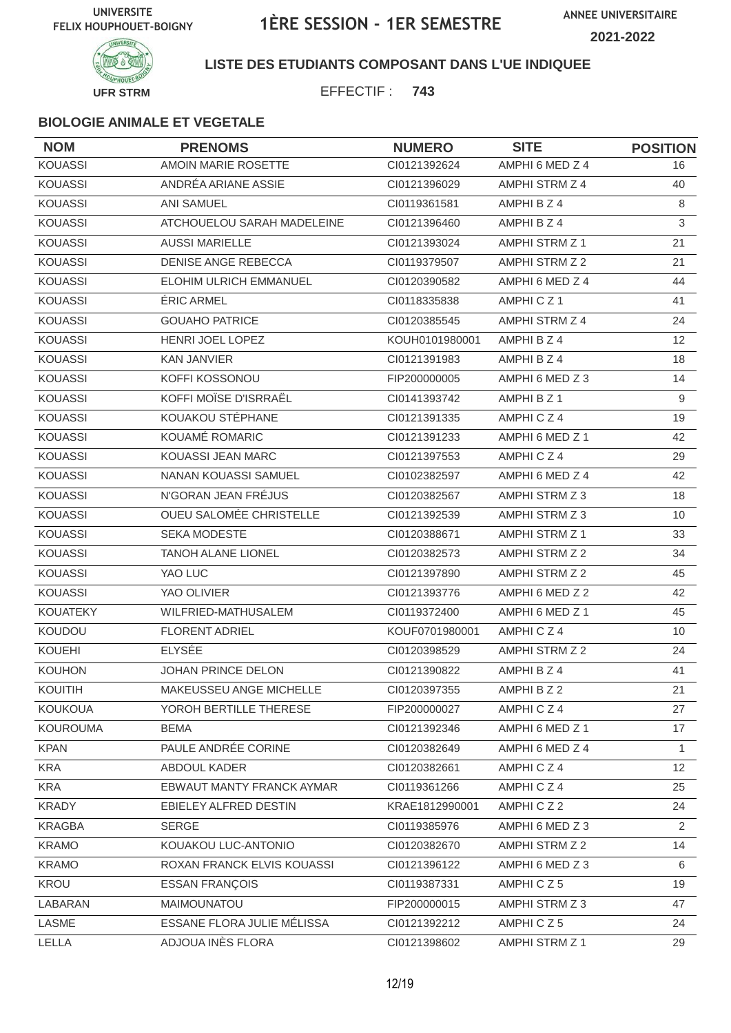UNIVERSITE FELIX HOUPHOUET-BOIGNY

# 1ÈRE SESSION - 1ER SEMESTRE

ANNEE UNIVERSITAIRE 2021-2022

UFR STRM

**LISTE DES ETUDIANTS COMPOSANT DANS L'UE INDIQUEE**

EFFECTIF : **743**

### BIOLOGIE ANIMALE ET VEGETALE

| NOM | PRENOMS | NUMERO | SITE | POSITION |
|---|---|---|---|---|
| KOUASSI | AMOIN MARIE ROSETTE | CI0121392624 | AMPHI 6 MED Z 4 | 16 |
| KOUASSI | ANDRÉA ARIANE ASSIE | CI0121396029 | AMPHI STRM Z 4 | 40 |
| KOUASSI | ANI SAMUEL | CI0119361581 | AMPHI B Z 4 | 8 |
| KOUASSI | ATCHOUELOU SARAH MADELEINE | CI0121396460 | AMPHI B Z 4 | 3 |
| KOUASSI | AUSSI MARIELLE | CI0121393024 | AMPHI STRM Z 1 | 21 |
| KOUASSI | DENISE ANGE REBECCA | CI0119379507 | AMPHI STRM Z 2 | 21 |
| KOUASSI | ELOHIM ULRICH EMMANUEL | CI0120390582 | AMPHI 6 MED Z 4 | 44 |
| KOUASSI | ÉRIC ARMEL | CI0118335838 | AMPHI C Z 1 | 41 |
| KOUASSI | GOUAHO PATRICE | CI0120385545 | AMPHI STRM Z 4 | 24 |
| KOUASSI | HENRI JOEL LOPEZ | KOUH0101980001 | AMPHI B Z 4 | 12 |
| KOUASSI | KAN JANVIER | CI0121391983 | AMPHI B Z 4 | 18 |
| KOUASSI | KOFFI KOSSONOU | FIP200000005 | AMPHI 6 MED Z 3 | 14 |
| KOUASSI | KOFFI MOÏSE D'ISRRAËL | CI0141393742 | AMPHI B Z 1 | 9 |
| KOUASSI | KOUAKOU STÉPHANE | CI0121391335 | AMPHI C Z 4 | 19 |
| KOUASSI | KOUAMÉ ROMARIC | CI0121391233 | AMPHI 6 MED Z 1 | 42 |
| KOUASSI | KOUASSI JEAN MARC | CI0121397553 | AMPHI C Z 4 | 29 |
| KOUASSI | NANAN KOUASSI SAMUEL | CI0102382597 | AMPHI 6 MED Z 4 | 42 |
| KOUASSI | N'GORAN JEAN FRÉJUS | CI0120382567 | AMPHI STRM Z 3 | 18 |
| KOUASSI | OUEU SALOMÉE CHRISTELLE | CI0121392539 | AMPHI STRM Z 3 | 10 |
| KOUASSI | SEKA MODESTE | CI0120388671 | AMPHI STRM Z 1 | 33 |
| KOUASSI | TANOH ALANE LIONEL | CI0120382573 | AMPHI STRM Z 2 | 34 |
| KOUASSI | YAO LUC | CI0121397890 | AMPHI STRM Z 2 | 45 |
| KOUASSI | YAO OLIVIER | CI0121393776 | AMPHI 6 MED Z 2 | 42 |
| KOUATEKY | WILFRIED-MATHUSALEM | CI0119372400 | AMPHI 6 MED Z 1 | 45 |
| KOUDOU | FLORENT ADRIEL | KOUF0701980001 | AMPHI C Z 4 | 10 |
| KOUEHI | ELYSÉE | CI0120398529 | AMPHI STRM Z 2 | 24 |
| KOUHON | JOHAN PRINCE DELON | CI0121390822 | AMPHI B Z 4 | 41 |
| KOUITIH | MAKEUSSEU ANGE MICHELLE | CI0120397355 | AMPHI B Z 2 | 21 |
| KOUKOUA | YOROH BERTILLE THERESE | FIP200000027 | AMPHI C Z 4 | 27 |
| KOUROUMA | BEMA | CI0121392346 | AMPHI 6 MED Z 1 | 17 |
| KPAN | PAULE ANDRÉE CORINE | CI0120382649 | AMPHI 6 MED Z 4 | 1 |
| KRA | ABDOUL KADER | CI0120382661 | AMPHI C Z 4 | 12 |
| KRA | EBWAUT MANTY FRANCK AYMAR | CI0119361266 | AMPHI C Z 4 | 25 |
| KRADY | EBIELEY ALFRED DESTIN | KRAE1812990001 | AMPHI C Z 2 | 24 |
| KRAGBA | SERGE | CI0119385976 | AMPHI 6 MED Z 3 | 2 |
| KRAMO | KOUAKOU LUC-ANTONIO | CI0120382670 | AMPHI STRM Z 2 | 14 |
| KRAMO | ROXAN FRANCK ELVIS KOUASSI | CI0121396122 | AMPHI 6 MED Z 3 | 6 |
| KROU | ESSAN FRANÇOIS | CI0119387331 | AMPHI C Z 5 | 19 |
| LABARAN | MAIMOUNATOU | FIP200000015 | AMPHI STRM Z 3 | 47 |
| LASME | ESSANE FLORA JULIE MÉLISSA | CI0121392212 | AMPHI C Z 5 | 24 |
| LELLA | ADJOUA INÈS FLORA | CI0121398602 | AMPHI STRM Z 1 | 29 |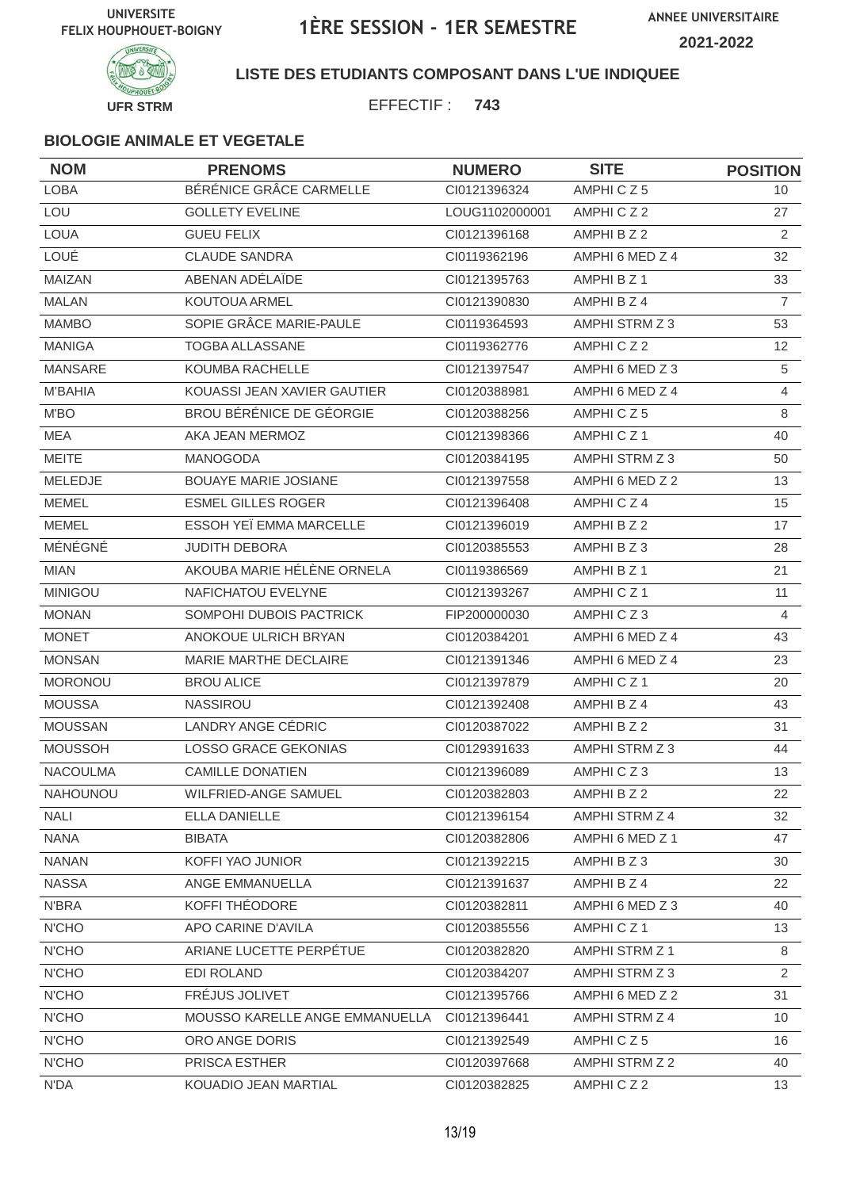UNIVERSITE FELIX HOUPHOUET-BOIGNY

# 1ÈRE SESSION - 1ER SEMESTRE

ANNEE UNIVERSITAIRE 2021-2022

UFR STRM

**LISTE DES ETUDIANTS COMPOSANT DANS L'UE INDIQUEE**

EFFECTIF : **743**

### BIOLOGIE ANIMALE ET VEGETALE

| NOM | PRENOMS | NUMERO | SITE | POSITION |
|---|---|---|---|---|
| LOBA | BÉRÉNICE GRÂCE CARMELLE | CI0121396324 | AMPHI C Z 5 | 10 |
| LOU | GOLLETY EVELINE | LOUG1102000001 | AMPHI C Z 2 | 27 |
| LOUA | GUEU FELIX | CI0121396168 | AMPHI B Z 2 | 2 |
| LOUÉ | CLAUDE SANDRA | CI0119362196 | AMPHI 6 MED Z 4 | 32 |
| MAIZAN | ABENAN ADÉLAÏDE | CI0121395763 | AMPHI B Z 1 | 33 |
| MALAN | KOUTOUA ARMEL | CI0121390830 | AMPHI B Z 4 | 7 |
| MAMBO | SOPIE GRÂCE MARIE-PAULE | CI0119364593 | AMPHI STRM Z 3 | 53 |
| MANIGA | TOGBA ALLASSANE | CI0119362776 | AMPHI C Z 2 | 12 |
| MANSARE | KOUMBA RACHELLE | CI0121397547 | AMPHI 6 MED Z 3 | 5 |
| M'BAHIA | KOUASSI JEAN XAVIER GAUTIER | CI0120388981 | AMPHI 6 MED Z 4 | 4 |
| M'BO | BROU BÉRÉNICE DE GÉORGIE | CI0120388256 | AMPHI C Z 5 | 8 |
| MEA | AKA JEAN MERMOZ | CI0121398366 | AMPHI C Z 1 | 40 |
| MEITE | MANOGODA | CI0120384195 | AMPHI STRM Z 3 | 50 |
| MELEDJE | BOUAYE MARIE JOSIANE | CI0121397558 | AMPHI 6 MED Z 2 | 13 |
| MEMEL | ESMEL GILLES ROGER | CI0121396408 | AMPHI C Z 4 | 15 |
| MEMEL | ESSOH YEÏ EMMA MARCELLE | CI0121396019 | AMPHI B Z 2 | 17 |
| MÉNÉGNÉ | JUDITH DEBORA | CI0120385553 | AMPHI B Z 3 | 28 |
| MIAN | AKOUBA MARIE HÉLÈNE ORNELA | CI0119386569 | AMPHI B Z 1 | 21 |
| MINIGOU | NAFICHATOU EVELYNE | CI0121393267 | AMPHI C Z 1 | 11 |
| MONAN | SOMPOHI DUBOIS PACTRICK | FIP200000030 | AMPHI C Z 3 | 4 |
| MONET | ANOKOUE ULRICH BRYAN | CI0120384201 | AMPHI 6 MED Z 4 | 43 |
| MONSAN | MARIE MARTHE DECLAIRE | CI0121391346 | AMPHI 6 MED Z 4 | 23 |
| MORONOU | BROU ALICE | CI0121397879 | AMPHI C Z 1 | 20 |
| MOUSSA | NASSIROU | CI0121392408 | AMPHI B Z 4 | 43 |
| MOUSSAN | LANDRY ANGE CÉDRIC | CI0120387022 | AMPHI B Z 2 | 31 |
| MOUSSOH | LOSSO GRACE GEKONIAS | CI0129391633 | AMPHI STRM Z 3 | 44 |
| NACOULMA | CAMILLE DONATIEN | CI0121396089 | AMPHI C Z 3 | 13 |
| NAHOUNOU | WILFRIED-ANGE SAMUEL | CI0120382803 | AMPHI B Z 2 | 22 |
| NALI | ELLA DANIELLE | CI0121396154 | AMPHI STRM Z 4 | 32 |
| NANA | BIBATA | CI0120382806 | AMPHI 6 MED Z 1 | 47 |
| NANAN | KOFFI YAO JUNIOR | CI0121392215 | AMPHI B Z 3 | 30 |
| NASSA | ANGE EMMANUELLA | CI0121391637 | AMPHI B Z 4 | 22 |
| N'BRA | KOFFI THÉODORE | CI0120382811 | AMPHI 6 MED Z 3 | 40 |
| N'CHO | APO CARINE D'AVILA | CI0120385556 | AMPHI C Z 1 | 13 |
| N'CHO | ARIANE LUCETTE PERPÉTUE | CI0120382820 | AMPHI STRM Z 1 | 8 |
| N'CHO | EDI ROLAND | CI0120384207 | AMPHI STRM Z 3 | 2 |
| N'CHO | FRÉJUS JOLIVET | CI0121395766 | AMPHI 6 MED Z 2 | 31 |
| N'CHO | MOUSSO KARELLE ANGE EMMANUELLA | CI0121396441 | AMPHI STRM Z 4 | 10 |
| N'CHO | ORO ANGE DORIS | CI0121392549 | AMPHI C Z 5 | 16 |
| N'CHO | PRISCA ESTHER | CI0120397668 | AMPHI STRM Z 2 | 40 |
| N'DA | KOUADIO JEAN MARTIAL | CI0120382825 | AMPHI C Z 2 | 13 |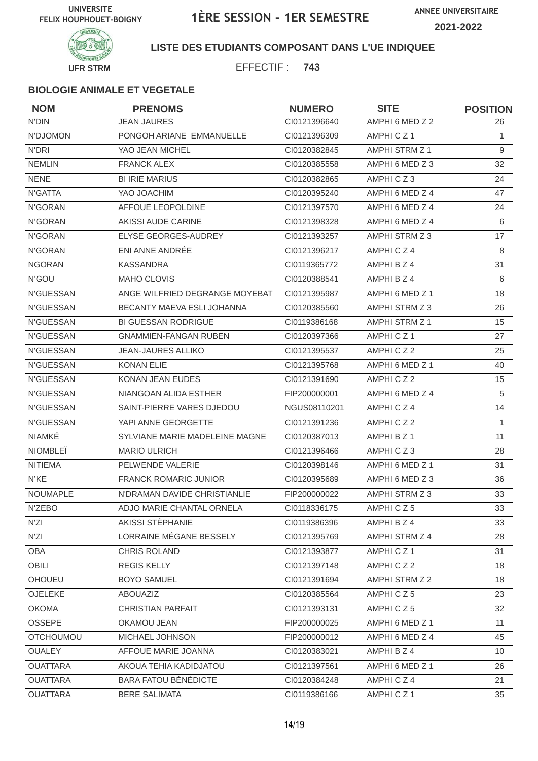UNIVERSITE FELIX HOUPHOUET-BOIGNY

# 1ÈRE SESSION - 1ER SEMESTRE

ANNEE UNIVERSITAIRE 2021-2022

UFR STRM

**LISTE DES ETUDIANTS COMPOSANT DANS L'UE INDIQUEE**

EFFECTIF : **743**

### BIOLOGIE ANIMALE ET VEGETALE

| NOM | PRENOMS | NUMERO | SITE | POSITION |
|---|---|---|---|---|
| N'DIN | JEAN JAURES | CI0121396640 | AMPHI 6 MED Z 2 | 26 |
| N'DJOMON | PONGOH ARIANE EMMANUELLE | CI0121396309 | AMPHI C Z 1 | 1 |
| N'DRI | YAO JEAN MICHEL | CI0120382845 | AMPHI STRM Z 1 | 9 |
| NEMLIN | FRANCK ALEX | CI0120385558 | AMPHI 6 MED Z 3 | 32 |
| NENE | BI IRIE MARIUS | CI0120382865 | AMPHI C Z 3 | 24 |
| N'GATTA | YAO JOACHIM | CI0120395240 | AMPHI 6 MED Z 4 | 47 |
| N'GORAN | AFFOUE LEOPOLDINE | CI0121397570 | AMPHI 6 MED Z 4 | 24 |
| N'GORAN | AKISSI AUDE CARINE | CI0121398328 | AMPHI 6 MED Z 4 | 6 |
| N'GORAN | ELYSE GEORGES-AUDREY | CI0121393257 | AMPHI STRM Z 3 | 17 |
| N'GORAN | ENI ANNE ANDRÉE | CI0121396217 | AMPHI C Z 4 | 8 |
| NGORAN | KASSANDRA | CI0119365772 | AMPHI B Z 4 | 31 |
| N'GOU | MAHO CLOVIS | CI0120388541 | AMPHI B Z 4 | 6 |
| N'GUESSAN | ANGE WILFRIED DEGRANGE MOYEBAT | CI0121395987 | AMPHI 6 MED Z 1 | 18 |
| N'GUESSAN | BECANTY MAEVA ESLI JOHANNA | CI0120385560 | AMPHI STRM Z 3 | 26 |
| N'GUESSAN | BI GUESSAN RODRIGUE | CI0119386168 | AMPHI STRM Z 1 | 15 |
| N'GUESSAN | GNAMMIEN-FANGAN RUBEN | CI0120397366 | AMPHI C Z 1 | 27 |
| N'GUESSAN | JEAN-JAURES ALLIKO | CI0121395537 | AMPHI C Z 2 | 25 |
| N'GUESSAN | KONAN ELIE | CI0121395768 | AMPHI 6 MED Z 1 | 40 |
| N'GUESSAN | KONAN JEAN EUDES | CI0121391690 | AMPHI C Z 2 | 15 |
| N'GUESSAN | NIANGOAN ALIDA ESTHER | FIP200000001 | AMPHI 6 MED Z 4 | 5 |
| N'GUESSAN | SAINT-PIERRE VARES DJEDOU | NGUS08110201 | AMPHI C Z 4 | 14 |
| N'GUESSAN | YAPI ANNE GEORGETTE | CI0121391236 | AMPHI C Z 2 | 1 |
| NIAMKÉ | SYLVIANE MARIE MADELEINE MAGNE | CI0120387013 | AMPHI B Z 1 | 11 |
| NIOMBLEÏ | MARIO ULRICH | CI0121396466 | AMPHI C Z 3 | 28 |
| NITIEMA | PELWENDE VALERIE | CI0120398146 | AMPHI 6 MED Z 1 | 31 |
| N'KE | FRANCK ROMARIC JUNIOR | CI0120395689 | AMPHI 6 MED Z 3 | 36 |
| NOUMAPLE | N'DRAMAN DAVIDE CHRISTIANLIE | FIP200000022 | AMPHI STRM Z 3 | 33 |
| N'ZEBO | ADJO MARIE CHANTAL ORNELA | CI0118336175 | AMPHI C Z 5 | 33 |
| N'ZI | AKISSI STÉPHANIE | CI0119386396 | AMPHI B Z 4 | 33 |
| N'ZI | LORRAINE MÉGANE BESSELY | CI0121395769 | AMPHI STRM Z 4 | 28 |
| OBA | CHRIS ROLAND | CI0121393877 | AMPHI C Z 1 | 31 |
| OBILI | REGIS KELLY | CI0121397148 | AMPHI C Z 2 | 18 |
| OHOUEU | BOYO SAMUEL | CI0121391694 | AMPHI STRM Z 2 | 18 |
| OJELEKE | ABOUAZIZ | CI0120385564 | AMPHI C Z 5 | 23 |
| OKOMA | CHRISTIAN PARFAIT | CI0121393131 | AMPHI C Z 5 | 32 |
| OSSEPE | OKAMOU JEAN | FIP200000025 | AMPHI 6 MED Z 1 | 11 |
| OTCHOUMOU | MICHAEL JOHNSON | FIP200000012 | AMPHI 6 MED Z 4 | 45 |
| OUALEY | AFFOUE MARIE JOANNA | CI0120383021 | AMPHI B Z 4 | 10 |
| OUATTARA | AKOUA TEHIA KADIDJATOU | CI0121397561 | AMPHI 6 MED Z 1 | 26 |
| OUATTARA | BARA FATOU BÉNÉDICTE | CI0120384248 | AMPHI C Z 4 | 21 |
| OUATTARA | BERE SALIMATA | CI0119386166 | AMPHI C Z 1 | 35 |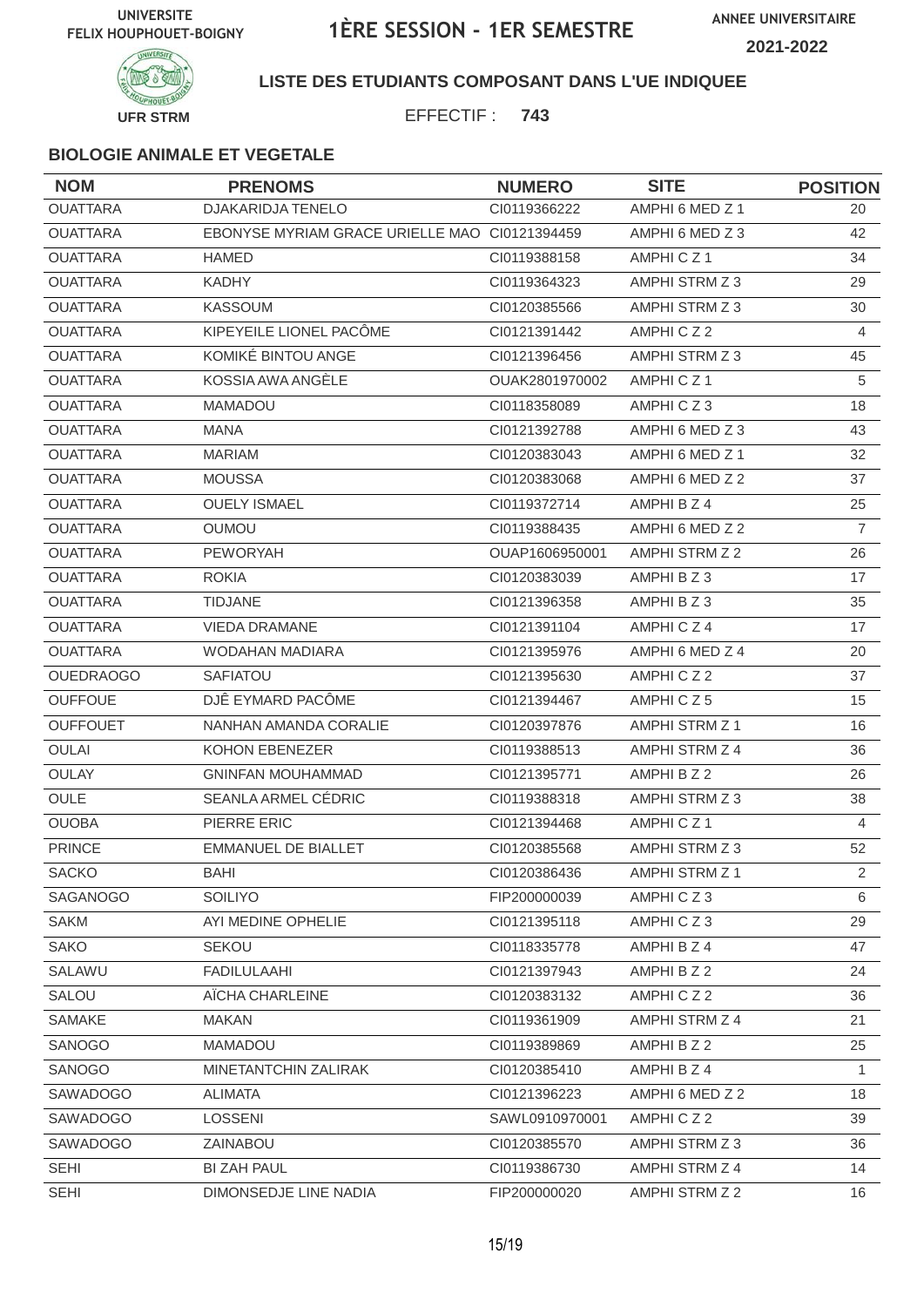UNIVERSITE FELIX HOUPHOUET-BOIGNY

# 1ÈRE SESSION - 1ER SEMESTRE

ANNEE UNIVERSITAIRE 2021-2022

UFR STRM

**LISTE DES ETUDIANTS COMPOSANT DANS L'UE INDIQUEE**

EFFECTIF : **743**

### BIOLOGIE ANIMALE ET VEGETALE

| NOM | PRENOMS | NUMERO | SITE | POSITION |
|---|---|---|---|---|
| OUATTARA | DJAKARIDJA TENELO | CI0119366222 | AMPHI 6 MED Z 1 | 20 |
| OUATTARA | EBONYSE MYRIAM GRACE URIELLE MAO | CI0121394459 | AMPHI 6 MED Z 3 | 42 |
| OUATTARA | HAMED | CI0119388158 | AMPHI C Z 1 | 34 |
| OUATTARA | KADHY | CI0119364323 | AMPHI STRM Z 3 | 29 |
| OUATTARA | KASSOUM | CI0120385566 | AMPHI STRM Z 3 | 30 |
| OUATTARA | KIPEYEILE LIONEL PACÔME | CI0121391442 | AMPHI C Z 2 | 4 |
| OUATTARA | KOMIKÉ BINTOU ANGE | CI0121396456 | AMPHI STRM Z 3 | 45 |
| OUATTARA | KOSSIA AWA ANGÈLE | OUAK2801970002 | AMPHI C Z 1 | 5 |
| OUATTARA | MAMADOU | CI0118358089 | AMPHI C Z 3 | 18 |
| OUATTARA | MANA | CI0121392788 | AMPHI 6 MED Z 3 | 43 |
| OUATTARA | MARIAM | CI0120383043 | AMPHI 6 MED Z 1 | 32 |
| OUATTARA | MOUSSA | CI0120383068 | AMPHI 6 MED Z 2 | 37 |
| OUATTARA | OUELY ISMAEL | CI0119372714 | AMPHI B Z 4 | 25 |
| OUATTARA | OUMOU | CI0119388435 | AMPHI 6 MED Z 2 | 7 |
| OUATTARA | PEWORYAH | OUAP1606950001 | AMPHI STRM Z 2 | 26 |
| OUATTARA | ROKIA | CI0120383039 | AMPHI B Z 3 | 17 |
| OUATTARA | TIDJANE | CI0121396358 | AMPHI B Z 3 | 35 |
| OUATTARA | VIEDA DRAMANE | CI0121391104 | AMPHI C Z 4 | 17 |
| OUATTARA | WODAHAN MADIARA | CI0121395976 | AMPHI 6 MED Z 4 | 20 |
| OUEDRAOGO | SAFIATOU | CI0121395630 | AMPHI C Z 2 | 37 |
| OUFFOUE | DJÊ EYMARD PACÔME | CI0121394467 | AMPHI C Z 5 | 15 |
| OUFFOUET | NANHAN AMANDA CORALIE | CI0120397876 | AMPHI STRM Z 1 | 16 |
| OULAI | KOHON EBENEZER | CI0119388513 | AMPHI STRM Z 4 | 36 |
| OULAY | GNINFAN MOUHAMMAD | CI0121395771 | AMPHI B Z 2 | 26 |
| OULE | SEANLA ARMEL CÉDRIC | CI0119388318 | AMPHI STRM Z 3 | 38 |
| OUOBA | PIERRE ERIC | CI0121394468 | AMPHI C Z 1 | 4 |
| PRINCE | EMMANUEL DE BIALLET | CI0120385568 | AMPHI STRM Z 3 | 52 |
| SACKO | BAHI | CI0120386436 | AMPHI STRM Z 1 | 2 |
| SAGANOGO | SOILIYO | FIP200000039 | AMPHI C Z 3 | 6 |
| SAKM | AYI MEDINE OPHELIE | CI0121395118 | AMPHI C Z 3 | 29 |
| SAKO | SEKOU | CI0118335778 | AMPHI B Z 4 | 47 |
| SALAWU | FADILULAAHI | CI0121397943 | AMPHI B Z 2 | 24 |
| SALOU | AÏCHA CHARLEINE | CI0120383132 | AMPHI C Z 2 | 36 |
| SAMAKE | MAKAN | CI0119361909 | AMPHI STRM Z 4 | 21 |
| SANOGO | MAMADOU | CI0119389869 | AMPHI B Z 2 | 25 |
| SANOGO | MINETANTCHIN ZALIRAK | CI0120385410 | AMPHI B Z 4 | 1 |
| SAWADOGO | ALIMATA | CI0121396223 | AMPHI 6 MED Z 2 | 18 |
| SAWADOGO | LOSSENI | SAWL0910970001 | AMPHI C Z 2 | 39 |
| SAWADOGO | ZAINABOU | CI0120385570 | AMPHI STRM Z 3 | 36 |
| SEHI | BI ZAH PAUL | CI0119386730 | AMPHI STRM Z 4 | 14 |
| SEHI | DIMONSEDJE LINE NADIA | FIP200000020 | AMPHI STRM Z 2 | 16 |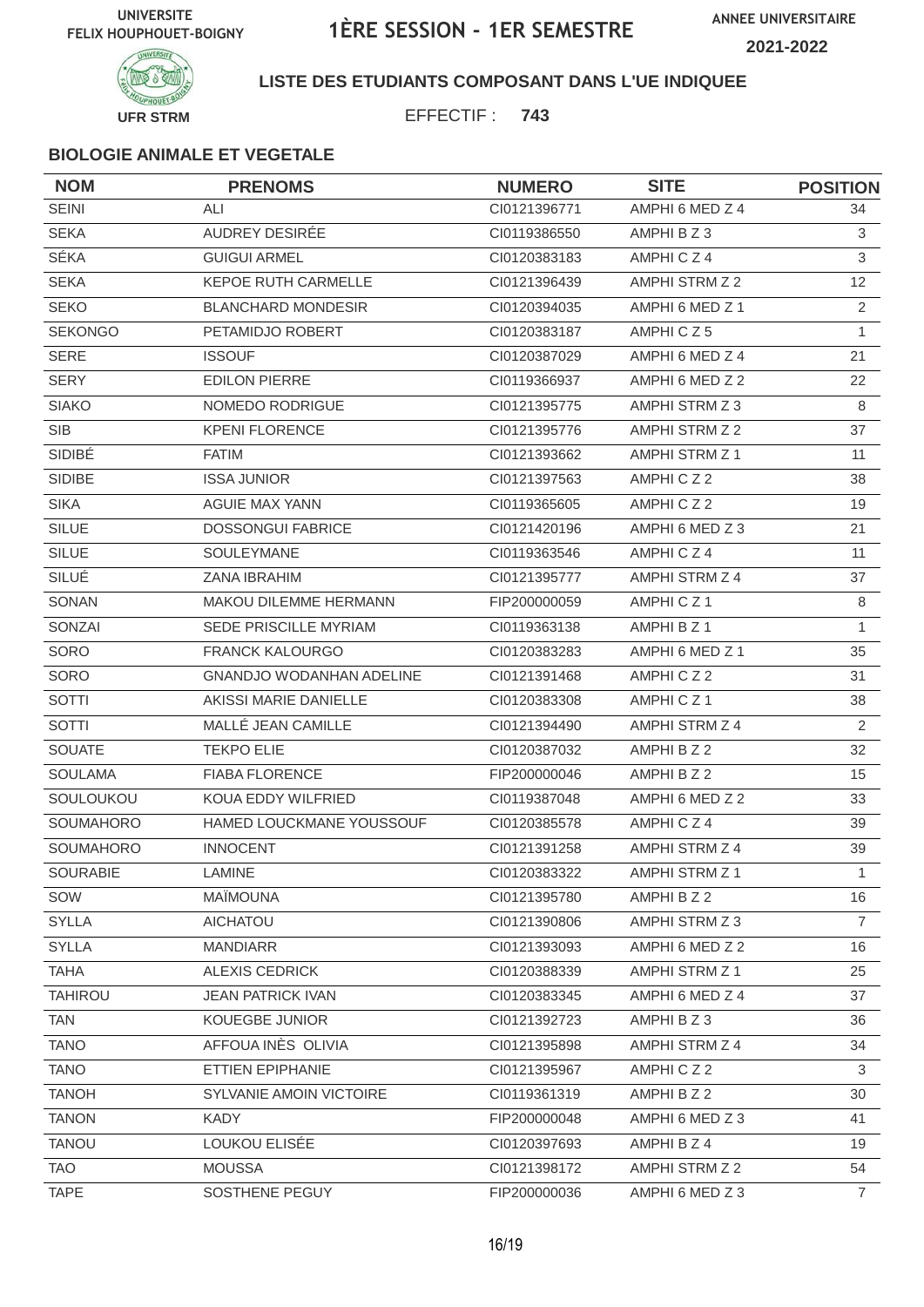UNIVERSITE FELIX HOUPHOUET-BOIGNY

# 1ÈRE SESSION - 1ER SEMESTRE

ANNEE UNIVERSITAIRE 2021-2022

UFR STRM

**LISTE DES ETUDIANTS COMPOSANT DANS L'UE INDIQUEE**

EFFECTIF : **743**

### BIOLOGIE ANIMALE ET VEGETALE

| NOM | PRENOMS | NUMERO | SITE | POSITION |
|---|---|---|---|---|
| SEINI | ALI | CI0121396771 | AMPHI 6 MED Z 4 | 34 |
| SEKA | AUDREY DESIRÉE | CI0119386550 | AMPHI B Z 3 | 3 |
| SÉKA | GUIGUI ARMEL | CI0120383183 | AMPHI C Z 4 | 3 |
| SEKA | KEPOE RUTH CARMELLE | CI0121396439 | AMPHI STRM Z 2 | 12 |
| SEKO | BLANCHARD MONDESIR | CI0120394035 | AMPHI 6 MED Z 1 | 2 |
| SEKONGO | PETAMIDJO ROBERT | CI0120383187 | AMPHI C Z 5 | 1 |
| SERE | ISSOUF | CI0120387029 | AMPHI 6 MED Z 4 | 21 |
| SERY | EDILON PIERRE | CI0119366937 | AMPHI 6 MED Z 2 | 22 |
| SIAKO | NOMEDO RODRIGUE | CI0121395775 | AMPHI STRM Z 3 | 8 |
| SIB | KPENI FLORENCE | CI0121395776 | AMPHI STRM Z 2 | 37 |
| SIDIBÉ | FATIM | CI0121393662 | AMPHI STRM Z 1 | 11 |
| SIDIBE | ISSA JUNIOR | CI0121397563 | AMPHI C Z 2 | 38 |
| SIKA | AGUIE MAX YANN | CI0119365605 | AMPHI C Z 2 | 19 |
| SILUE | DOSSONGUI FABRICE | CI0121420196 | AMPHI 6 MED Z 3 | 21 |
| SILUE | SOULEYMANE | CI0119363546 | AMPHI C Z 4 | 11 |
| SILUÉ | ZANA IBRAHIM | CI0121395777 | AMPHI STRM Z 4 | 37 |
| SONAN | MAKOU DILEMME HERMANN | FIP200000059 | AMPHI C Z 1 | 8 |
| SONZAI | SEDE PRISCILLE MYRIAM | CI0119363138 | AMPHI B Z 1 | 1 |
| SORO | FRANCK KALOURGO | CI0120383283 | AMPHI 6 MED Z 1 | 35 |
| SORO | GNANDJO WODANHAN ADELINE | CI0121391468 | AMPHI C Z 2 | 31 |
| SOTTI | AKISSI MARIE DANIELLE | CI0120383308 | AMPHI C Z 1 | 38 |
| SOTTI | MALLÉ JEAN CAMILLE | CI0121394490 | AMPHI STRM Z 4 | 2 |
| SOUATE | TEKPO ELIE | CI0120387032 | AMPHI B Z 2 | 32 |
| SOULAMA | FIABA FLORENCE | FIP200000046 | AMPHI B Z 2 | 15 |
| SOULOUKOU | KOUA EDDY WILFRIED | CI0119387048 | AMPHI 6 MED Z 2 | 33 |
| SOUMAHORO | HAMED LOUCKMANE YOUSSOUF | CI0120385578 | AMPHI C Z 4 | 39 |
| SOUMAHORO | INNOCENT | CI0121391258 | AMPHI STRM Z 4 | 39 |
| SOURABIE | LAMINE | CI0120383322 | AMPHI STRM Z 1 | 1 |
| SOW | MAÏMOUNA | CI0121395780 | AMPHI B Z 2 | 16 |
| SYLLA | AICHATOU | CI0121390806 | AMPHI STRM Z 3 | 7 |
| SYLLA | MANDIARR | CI0121393093 | AMPHI 6 MED Z 2 | 16 |
| TAHA | ALEXIS CEDRICK | CI0120388339 | AMPHI STRM Z 1 | 25 |
| TAHIROU | JEAN PATRICK IVAN | CI0120383345 | AMPHI 6 MED Z 4 | 37 |
| TAN | KOUEGBE JUNIOR | CI0121392723 | AMPHI B Z 3 | 36 |
| TANO | AFFOUA INÈS OLIVIA | CI0121395898 | AMPHI STRM Z 4 | 34 |
| TANO | ETTIEN EPIPHANIE | CI0121395967 | AMPHI C Z 2 | 3 |
| TANOH | SYLVANIE AMOIN VICTOIRE | CI0119361319 | AMPHI B Z 2 | 30 |
| TANON | KADY | FIP200000048 | AMPHI 6 MED Z 3 | 41 |
| TANOU | LOUKOU ELISÉE | CI0120397693 | AMPHI B Z 4 | 19 |
| TAO | MOUSSA | CI0121398172 | AMPHI STRM Z 2 | 54 |
| TAPE | SOSTHENE PEGUY | FIP200000036 | AMPHI 6 MED Z 3 | 7 |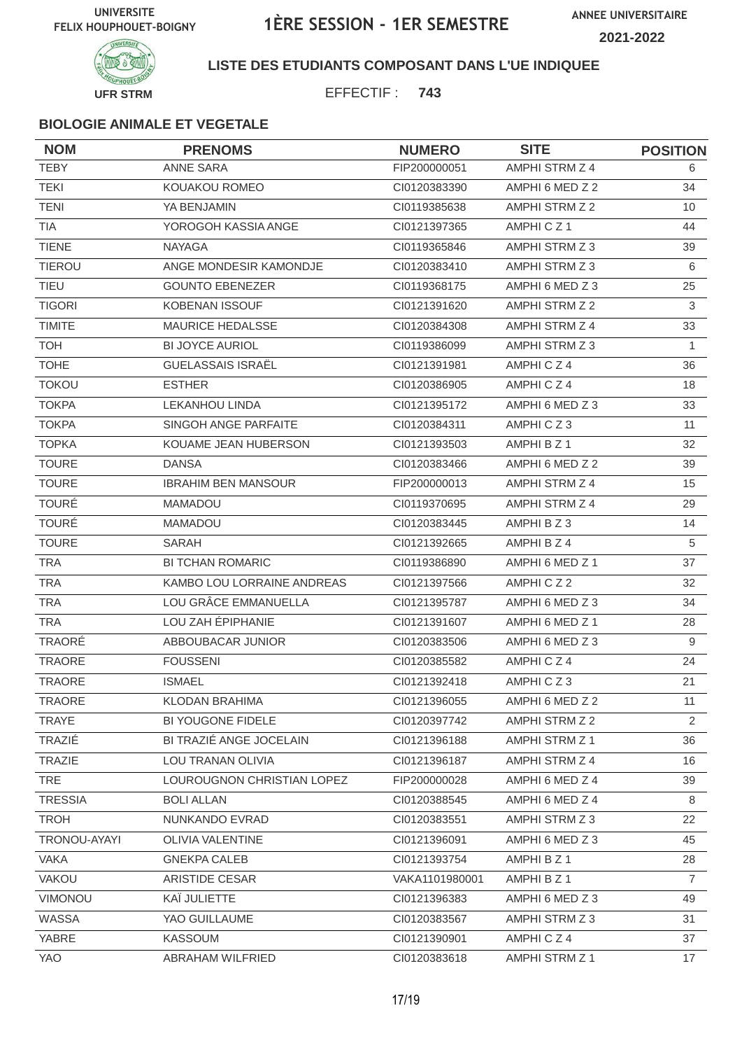UNIVERSITE FELIX HOUPHOUET-BOIGNY

# 1ÈRE SESSION - 1ER SEMESTRE

ANNEE UNIVERSITAIRE 2021-2022

UFR STRM

**LISTE DES ETUDIANTS COMPOSANT DANS L'UE INDIQUEE**

EFFECTIF : **743**

### BIOLOGIE ANIMALE ET VEGETALE

| NOM | PRENOMS | NUMERO | SITE | POSITION |
|---|---|---|---|---|
| TEBY | ANNE SARA | FIP200000051 | AMPHI STRM Z 4 | 6 |
| TEKI | KOUAKOU ROMEO | CI0120383390 | AMPHI 6 MED Z 2 | 34 |
| TENI | YA BENJAMIN | CI0119385638 | AMPHI STRM Z 2 | 10 |
| TIA | YOROGOH KASSIA ANGE | CI0121397365 | AMPHI C Z 1 | 44 |
| TIENE | NAYAGA | CI0119365846 | AMPHI STRM Z 3 | 39 |
| TIEROU | ANGE MONDESIR KAMONDJE | CI0120383410 | AMPHI STRM Z 3 | 6 |
| TIEU | GOUNTO EBENEZER | CI0119368175 | AMPHI 6 MED Z 3 | 25 |
| TIGORI | KOBENAN ISSOUF | CI0121391620 | AMPHI STRM Z 2 | 3 |
| TIMITE | MAURICE HEDALSSE | CI0120384308 | AMPHI STRM Z 4 | 33 |
| TOH | BI JOYCE AURIOL | CI0119386099 | AMPHI STRM Z 3 | 1 |
| TOHE | GUELASSAIS ISRAËL | CI0121391981 | AMPHI C Z 4 | 36 |
| TOKOU | ESTHER | CI0120386905 | AMPHI C Z 4 | 18 |
| TOKPA | LEKANHOU LINDA | CI0121395172 | AMPHI 6 MED Z 3 | 33 |
| TOKPA | SINGOH ANGE PARFAITE | CI0120384311 | AMPHI C Z 3 | 11 |
| TOPKA | KOUAME JEAN HUBERSON | CI0121393503 | AMPHI B Z 1 | 32 |
| TOURE | DANSA | CI0120383466 | AMPHI 6 MED Z 2 | 39 |
| TOURE | IBRAHIM BEN MANSOUR | FIP200000013 | AMPHI STRM Z 4 | 15 |
| TOURÉ | MAMADOU | CI0119370695 | AMPHI STRM Z 4 | 29 |
| TOURÉ | MAMADOU | CI0120383445 | AMPHI B Z 3 | 14 |
| TOURE | SARAH | CI0121392665 | AMPHI B Z 4 | 5 |
| TRA | BI TCHAN ROMARIC | CI0119386890 | AMPHI 6 MED Z 1 | 37 |
| TRA | KAMBO LOU LORRAINE ANDREAS | CI0121397566 | AMPHI C Z 2 | 32 |
| TRA | LOU GRÂCE EMMANUELLA | CI0121395787 | AMPHI 6 MED Z 3 | 34 |
| TRA | LOU ZAH ÉPIPHANIE | CI0121391607 | AMPHI 6 MED Z 1 | 28 |
| TRAORÉ | ABBOUBACAR JUNIOR | CI0120383506 | AMPHI 6 MED Z 3 | 9 |
| TRAORE | FOUSSENI | CI0120385582 | AMPHI C Z 4 | 24 |
| TRAORE | ISMAEL | CI0121392418 | AMPHI C Z 3 | 21 |
| TRAORE | KLODAN BRAHIMA | CI0121396055 | AMPHI 6 MED Z 2 | 11 |
| TRAYE | BI YOUGONE FIDELE | CI0120397742 | AMPHI STRM Z 2 | 2 |
| TRAZIÉ | BI TRAZIÉ ANGE JOCELAIN | CI0121396188 | AMPHI STRM Z 1 | 36 |
| TRAZIE | LOU TRANAN OLIVIA | CI0121396187 | AMPHI STRM Z 4 | 16 |
| TRE | LOUROUGNON CHRISTIAN LOPEZ | FIP200000028 | AMPHI 6 MED Z 4 | 39 |
| TRESSIA | BOLI ALLAN | CI0120388545 | AMPHI 6 MED Z 4 | 8 |
| TROH | NUNKANDO EVRAD | CI0120383551 | AMPHI STRM Z 3 | 22 |
| TRONOU-AYAYI | OLIVIA VALENTINE | CI0121396091 | AMPHI 6 MED Z 3 | 45 |
| VAKA | GNEKPA CALEB | CI0121393754 | AMPHI B Z 1 | 28 |
| VAKOU | ARISTIDE CESAR | VAKA1101980001 | AMPHI B Z 1 | 7 |
| VIMONOU | KAÏ JULIETTE | CI0121396383 | AMPHI 6 MED Z 3 | 49 |
| WASSA | YAO GUILLAUME | CI0120383567 | AMPHI STRM Z 3 | 31 |
| YABRE | KASSOUM | CI0121390901 | AMPHI C Z 4 | 37 |
| YAO | ABRAHAM WILFRIED | CI0120383618 | AMPHI STRM Z 1 | 17 |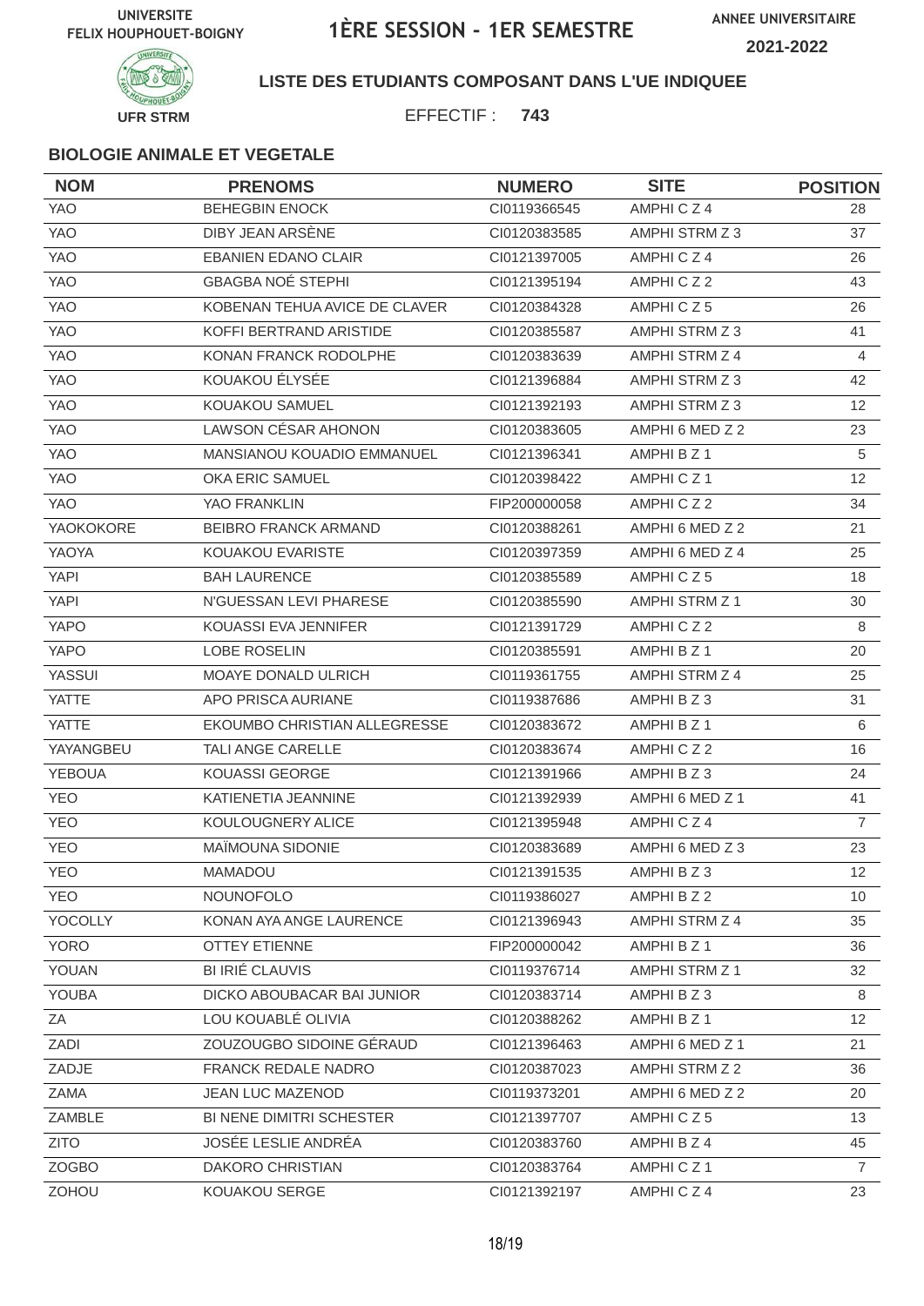UNIVERSITE FELIX HOUPHOUET-BOIGNY

# 1ÈRE SESSION - 1ER SEMESTRE

ANNEE UNIVERSITAIRE 2021-2022

UFR STRM

**LISTE DES ETUDIANTS COMPOSANT DANS L'UE INDIQUEE**

EFFECTIF : **743**

### BIOLOGIE ANIMALE ET VEGETALE

| NOM | PRENOMS | NUMERO | SITE | POSITION |
|---|---|---|---|---|
| YAO | BEHEGBIN ENOCK | CI0119366545 | AMPHI C Z 4 | 28 |
| YAO | DIBY JEAN ARSÈNE | CI0120383585 | AMPHI STRM Z 3 | 37 |
| YAO | EBANIEN EDANO CLAIR | CI0121397005 | AMPHI C Z 4 | 26 |
| YAO | GBAGBA NOÉ STEPHI | CI0121395194 | AMPHI C Z 2 | 43 |
| YAO | KOBENAN TEHUA AVICE DE CLAVER | CI0120384328 | AMPHI C Z 5 | 26 |
| YAO | KOFFI BERTRAND ARISTIDE | CI0120385587 | AMPHI STRM Z 3 | 41 |
| YAO | KONAN FRANCK RODOLPHE | CI0120383639 | AMPHI STRM Z 4 | 4 |
| YAO | KOUAKOU ÉLYSÉE | CI0121396884 | AMPHI STRM Z 3 | 42 |
| YAO | KOUAKOU SAMUEL | CI0121392193 | AMPHI STRM Z 3 | 12 |
| YAO | LAWSON CÉSAR AHONON | CI0120383605 | AMPHI 6 MED Z 2 | 23 |
| YAO | MANSIANOU KOUADIO EMMANUEL | CI0121396341 | AMPHI B Z 1 | 5 |
| YAO | OKA ERIC SAMUEL | CI0120398422 | AMPHI C Z 1 | 12 |
| YAO | YAO FRANKLIN | FIP200000058 | AMPHI C Z 2 | 34 |
| YAOKOKORE | BEIBRO FRANCK ARMAND | CI0120388261 | AMPHI 6 MED Z 2 | 21 |
| YAOYA | KOUAKOU EVARISTE | CI0120397359 | AMPHI 6 MED Z 4 | 25 |
| YAPI | BAH LAURENCE | CI0120385589 | AMPHI C Z 5 | 18 |
| YAPI | N'GUESSAN LEVI PHARESE | CI0120385590 | AMPHI STRM Z 1 | 30 |
| YAPO | KOUASSI EVA JENNIFER | CI0121391729 | AMPHI C Z 2 | 8 |
| YAPO | LOBE ROSELIN | CI0120385591 | AMPHI B Z 1 | 20 |
| YASSUI | MOAYE DONALD ULRICH | CI0119361755 | AMPHI STRM Z 4 | 25 |
| YATTE | APO PRISCA AURIANE | CI0119387686 | AMPHI B Z 3 | 31 |
| YATTE | EKOUMBO CHRISTIAN ALLEGRESSE | CI0120383672 | AMPHI B Z 1 | 6 |
| YAYANGBEU | TALI ANGE CARELLE | CI0120383674 | AMPHI C Z 2 | 16 |
| YEBOUA | KOUASSI GEORGE | CI0121391966 | AMPHI B Z 3 | 24 |
| YEO | KATIENETIA JEANNINE | CI0121392939 | AMPHI 6 MED Z 1 | 41 |
| YEO | KOULOUGNERY ALICE | CI0121395948 | AMPHI C Z 4 | 7 |
| YEO | MAÏMOUNA SIDONIE | CI0120383689 | AMPHI 6 MED Z 3 | 23 |
| YEO | MAMADOU | CI0121391535 | AMPHI B Z 3 | 12 |
| YEO | NOUNOFOLO | CI0119386027 | AMPHI B Z 2 | 10 |
| YOCOLLY | KONAN AYA ANGE LAURENCE | CI0121396943 | AMPHI STRM Z 4 | 35 |
| YORO | OTTEY ETIENNE | FIP200000042 | AMPHI B Z 1 | 36 |
| YOUAN | BI IRIÉ CLAUVIS | CI0119376714 | AMPHI STRM Z 1 | 32 |
| YOUBA | DICKO ABOUBACAR BAI JUNIOR | CI0120383714 | AMPHI B Z 3 | 8 |
| ZA | LOU KOUABLÉ OLIVIA | CI0120388262 | AMPHI B Z 1 | 12 |
| ZADI | ZOUZOUGBO SIDOINE GÉRAUD | CI0121396463 | AMPHI 6 MED Z 1 | 21 |
| ZADJE | FRANCK REDALE NADRO | CI0120387023 | AMPHI STRM Z 2 | 36 |
| ZAMA | JEAN LUC MAZENOD | CI0119373201 | AMPHI 6 MED Z 2 | 20 |
| ZAMBLE | BI NENE DIMITRI SCHESTER | CI0121397707 | AMPHI C Z 5 | 13 |
| ZITO | JOSÉE LESLIE ANDRÉA | CI0120383760 | AMPHI B Z 4 | 45 |
| ZOGBO | DAKORO CHRISTIAN | CI0120383764 | AMPHI C Z 1 | 7 |
| ZOHOU | KOUAKOU SERGE | CI0121392197 | AMPHI C Z 4 | 23 |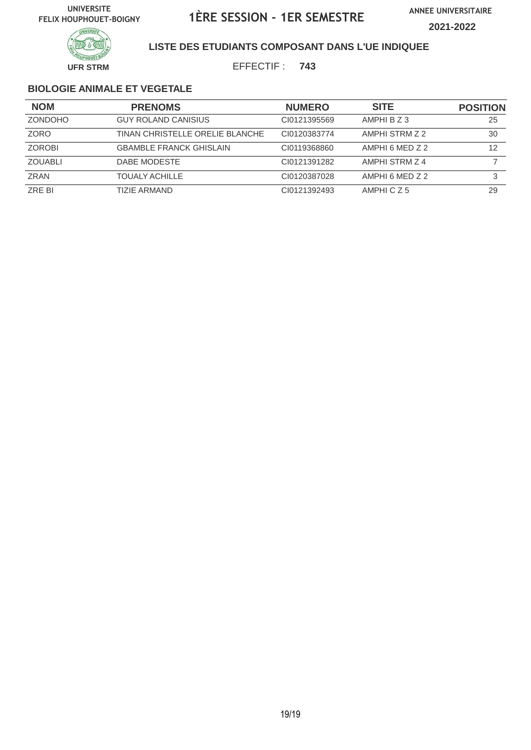UNIVERSITE FELIX HOUPHOUET-BOIGNY

# 1ÈRE SESSION - 1ER SEMESTRE

ANNEE UNIVERSITAIRE 2021-2022

UFR STRM

## LISTE DES ETUDIANTS COMPOSANT DANS L'UE INDIQUEE

EFFECTIF : **743**

### BIOLOGIE ANIMALE ET VEGETALE

| NOM | PRENOMS | NUMERO | SITE | POSITION |
|---|---|---|---|---|
| ZONDOHO | GUY ROLAND CANISIUS | CI0121395569 | AMPHI B Z 3 | 25 |
| ZORO | TINAN CHRISTELLE ORELIE BLANCHE | CI0120383774 | AMPHI STRM Z 2 | 30 |
| ZOROBI | GBAMBLE FRANCK GHISLAIN | CI0119368860 | AMPHI 6 MED Z 2 | 12 |
| ZOUABLI | DABE MODESTE | CI0121391282 | AMPHI STRM Z 4 | 7 |
| ZRAN | TOUALY ACHILLE | CI0120387028 | AMPHI 6 MED Z 2 | 3 |
| ZRE BI | TIZIE ARMAND | CI0121392493 | AMPHI C Z 5 | 29 |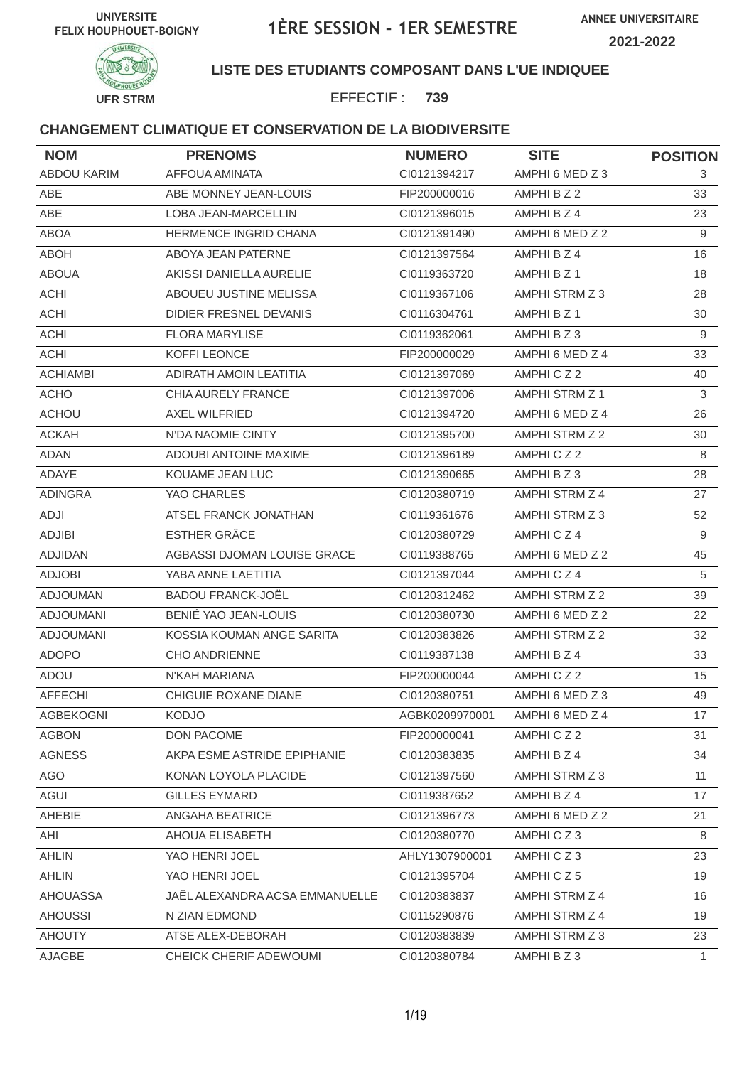UNIVERSITE FELIX HOUPHOUET-BOIGNY

# 1ÈRE SESSION - 1ER SEMESTRE

ANNEE UNIVERSITAIRE **2021-2022**

UFR STRM

**LISTE DES ETUDIANTS COMPOSANT DANS L'UE INDIQUEE**

EFFECTIF : **739**

### CHANGEMENT CLIMATIQUE ET CONSERVATION DE LA BIODIVERSITE

| NOM | PRENOMS | NUMERO | SITE | POSITION |
|---|---|---|---|---|
| ABDOU KARIM | AFFOUA AMINATA | CI0121394217 | AMPHI 6 MED Z 3 | 3 |
| ABE | ABE MONNEY JEAN-LOUIS | FIP200000016 | AMPHI B Z 2 | 33 |
| ABE | LOBA JEAN-MARCELLIN | CI0121396015 | AMPHI B Z 4 | 23 |
| ABOA | HERMENCE INGRID CHANA | CI0121391490 | AMPHI 6 MED Z 2 | 9 |
| ABOH | ABOYA JEAN PATERNE | CI0121397564 | AMPHI B Z 4 | 16 |
| ABOUA | AKISSI DANIELLA AURELIE | CI0119363720 | AMPHI B Z 1 | 18 |
| ACHI | ABOUEU JUSTINE MELISSA | CI0119367106 | AMPHI STRM Z 3 | 28 |
| ACHI | DIDIER FRESNEL DEVANIS | CI0116304761 | AMPHI B Z 1 | 30 |
| ACHI | FLORA MARYLISE | CI0119362061 | AMPHI B Z 3 | 9 |
| ACHI | KOFFI LEONCE | FIP200000029 | AMPHI 6 MED Z 4 | 33 |
| ACHIAMBI | ADIRATH AMOIN LEATITIA | CI0121397069 | AMPHI C Z 2 | 40 |
| ACHO | CHIA AURELY FRANCE | CI0121397006 | AMPHI STRM Z 1 | 3 |
| ACHOU | AXEL WILFRIED | CI0121394720 | AMPHI 6 MED Z 4 | 26 |
| ACKAH | N'DA NAOMIE CINTY | CI0121395700 | AMPHI STRM Z 2 | 30 |
| ADAN | ADOUBI ANTOINE MAXIME | CI0121396189 | AMPHI C Z 2 | 8 |
| ADAYE | KOUAME JEAN LUC | CI0121390665 | AMPHI B Z 3 | 28 |
| ADINGRA | YAO CHARLES | CI0120380719 | AMPHI STRM Z 4 | 27 |
| ADJI | ATSEL FRANCK JONATHAN | CI0119361676 | AMPHI STRM Z 3 | 52 |
| ADJIBI | ESTHER GRÂCE | CI0120380729 | AMPHI C Z 4 | 9 |
| ADJIDAN | AGBASSI DJOMAN LOUISE GRACE | CI0119388765 | AMPHI 6 MED Z 2 | 45 |
| ADJOBI | YABA ANNE LAETITIA | CI0121397044 | AMPHI C Z 4 | 5 |
| ADJOUMAN | BADOU FRANCK-JOËL | CI0120312462 | AMPHI STRM Z 2 | 39 |
| ADJOUMANI | BENIÉ YAO JEAN-LOUIS | CI0120380730 | AMPHI 6 MED Z 2 | 22 |
| ADJOUMANI | KOSSIA KOUMAN ANGE SARITA | CI0120383826 | AMPHI STRM Z 2 | 32 |
| ADOPO | CHO ANDRIENNE | CI0119387138 | AMPHI B Z 4 | 33 |
| ADOU | N'KAH MARIANA | FIP200000044 | AMPHI C Z 2 | 15 |
| AFFECHI | CHIGUIE ROXANE DIANE | CI0120380751 | AMPHI 6 MED Z 3 | 49 |
| AGBEKOGNI | KODJO | AGBK0209970001 | AMPHI 6 MED Z 4 | 17 |
| AGBON | DON PACOME | FIP200000041 | AMPHI C Z 2 | 31 |
| AGNESS | AKPA ESME ASTRIDE EPIPHANIE | CI0120383835 | AMPHI B Z 4 | 34 |
| AGO | KONAN LOYOLA PLACIDE | CI0121397560 | AMPHI STRM Z 3 | 11 |
| AGUI | GILLES EYMARD | CI0119387652 | AMPHI B Z 4 | 17 |
| AHEBIE | ANGAHA BEATRICE | CI0121396773 | AMPHI 6 MED Z 2 | 21 |
| AHI | AHOUA ELISABETH | CI0120380770 | AMPHI C Z 3 | 8 |
| AHLIN | YAO HENRI JOEL | AHLY1307900001 | AMPHI C Z 3 | 23 |
| AHLIN | YAO HENRI JOEL | CI0121395704 | AMPHI C Z 5 | 19 |
| AHOUASSA | JAËL ALEXANDRA ACSA EMMANUELLE | CI0120383837 | AMPHI STRM Z 4 | 16 |
| AHOUSSI | N ZIAN EDMOND | CI0115290876 | AMPHI STRM Z 4 | 19 |
| AHOUTY | ATSE ALEX-DEBORAH | CI0120383839 | AMPHI STRM Z 3 | 23 |
| AJAGBE | CHEICK CHERIF ADEWOUMI | CI0120380784 | AMPHI B Z 3 | 1 |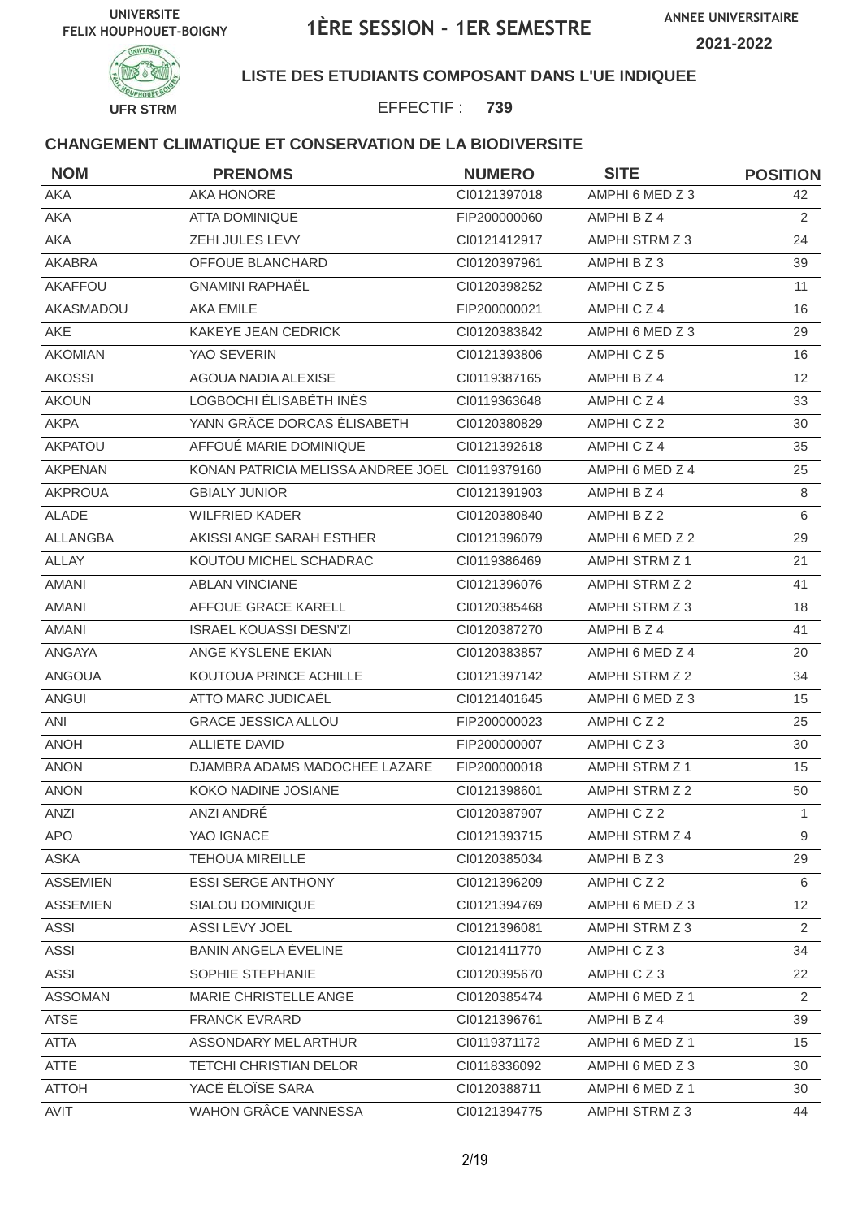UNIVERSITE FELIX HOUPHOUET-BOIGNY

# 1ÈRE SESSION - 1ER SEMESTRE

ANNEE UNIVERSITAIRE 2021-2022

UFR STRM

**LISTE DES ETUDIANTS COMPOSANT DANS L'UE INDIQUEE**

EFFECTIF : **739**

### CHANGEMENT CLIMATIQUE ET CONSERVATION DE LA BIODIVERSITE

| NOM | PRENOMS | NUMERO | SITE | POSITION |
|---|---|---|---|---|
| AKA | AKA HONORE | CI0121397018 | AMPHI 6 MED Z 3 | 42 |
| AKA | ATTA DOMINIQUE | FIP200000060 | AMPHI B Z 4 | 2 |
| AKA | ZEHI JULES LEVY | CI0121412917 | AMPHI STRM Z 3 | 24 |
| AKABRA | OFFOUE BLANCHARD | CI0120397961 | AMPHI B Z 3 | 39 |
| AKAFFOU | GNAMINI RAPHAËL | CI0120398252 | AMPHI C Z 5 | 11 |
| AKASMADOU | AKA EMILE | FIP200000021 | AMPHI C Z 4 | 16 |
| AKE | KAKEYE JEAN CEDRICK | CI0120383842 | AMPHI 6 MED Z 3 | 29 |
| AKOMIAN | YAO SEVERIN | CI0121393806 | AMPHI C Z 5 | 16 |
| AKOSSI | AGOUA NADIA ALEXISE | CI0119387165 | AMPHI B Z 4 | 12 |
| AKOUN | LOGBOCHI ÉLISABÉTH INÈS | CI0119363648 | AMPHI C Z 4 | 33 |
| AKPA | YANN GRÂCE DORCAS ÉLISABETH | CI0120380829 | AMPHI C Z 2 | 30 |
| AKPATOU | AFFOUÉ MARIE DOMINIQUE | CI0121392618 | AMPHI C Z 4 | 35 |
| AKPENAN | KONAN PATRICIA MELISSA ANDREE JOEL | CI0119379160 | AMPHI 6 MED Z 4 | 25 |
| AKPROUA | GBIALY JUNIOR | CI0121391903 | AMPHI B Z 4 | 8 |
| ALADE | WILFRIED KADER | CI0120380840 | AMPHI B Z 2 | 6 |
| ALLANGBA | AKISSI ANGE SARAH ESTHER | CI0121396079 | AMPHI 6 MED Z 2 | 29 |
| ALLAY | KOUTOU MICHEL SCHADRAC | CI0119386469 | AMPHI STRM Z 1 | 21 |
| AMANI | ABLAN VINCIANE | CI0121396076 | AMPHI STRM Z 2 | 41 |
| AMANI | AFFOUE GRACE KARELL | CI0120385468 | AMPHI STRM Z 3 | 18 |
| AMANI | ISRAEL KOUASSI DESN'ZI | CI0120387270 | AMPHI B Z 4 | 41 |
| ANGAYA | ANGE KYSLENE EKIAN | CI0120383857 | AMPHI 6 MED Z 4 | 20 |
| ANGOUA | KOUTOUA PRINCE ACHILLE | CI0121397142 | AMPHI STRM Z 2 | 34 |
| ANGUI | ATTO MARC JUDICAËL | CI0121401645 | AMPHI 6 MED Z 3 | 15 |
| ANI | GRACE JESSICA ALLOU | FIP200000023 | AMPHI C Z 2 | 25 |
| ANOH | ALLIETE DAVID | FIP200000007 | AMPHI C Z 3 | 30 |
| ANON | DJAMBRA ADAMS MADOCHEE LAZARE | FIP200000018 | AMPHI STRM Z 1 | 15 |
| ANON | KOKO NADINE JOSIANE | CI0121398601 | AMPHI STRM Z 2 | 50 |
| ANZI | ANZI ANDRÉ | CI0120387907 | AMPHI C Z 2 | 1 |
| APO | YAO IGNACE | CI0121393715 | AMPHI STRM Z 4 | 9 |
| ASKA | TEHOUA MIREILLE | CI0120385034 | AMPHI B Z 3 | 29 |
| ASSEMIEN | ESSI SERGE ANTHONY | CI0121396209 | AMPHI C Z 2 | 6 |
| ASSEMIEN | SIALOU DOMINIQUE | CI0121394769 | AMPHI 6 MED Z 3 | 12 |
| ASSI | ASSI LEVY JOEL | CI0121396081 | AMPHI STRM Z 3 | 2 |
| ASSI | BANIN ANGELA ÉVELINE | CI0121411770 | AMPHI C Z 3 | 34 |
| ASSI | SOPHIE STEPHANIE | CI0120395670 | AMPHI C Z 3 | 22 |
| ASSOMAN | MARIE CHRISTELLE ANGE | CI0120385474 | AMPHI 6 MED Z 1 | 2 |
| ATSE | FRANCK EVRARD | CI0121396761 | AMPHI B Z 4 | 39 |
| ATTA | ASSONDARY MEL ARTHUR | CI0119371172 | AMPHI 6 MED Z 1 | 15 |
| ATTE | TETCHI CHRISTIAN DELOR | CI0118336092 | AMPHI 6 MED Z 3 | 30 |
| ATTOH | YACÉ ÉLOÏSE SARA | CI0120388711 | AMPHI 6 MED Z 1 | 30 |
| AVIT | WAHON GRÂCE VANNESSA | CI0121394775 | AMPHI STRM Z 3 | 44 |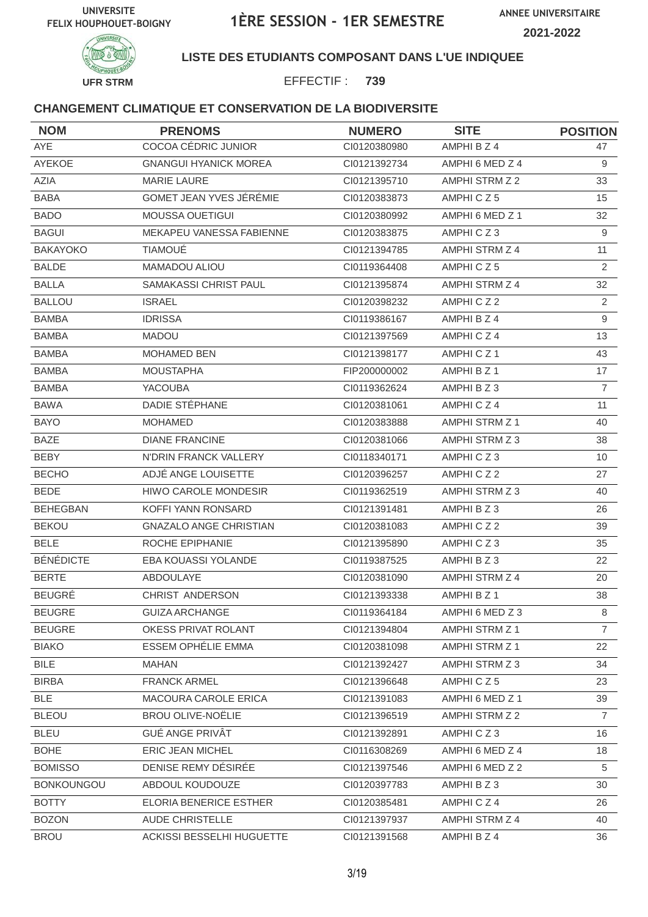UNIVERSITE FELIX HOUPHOUET-BOIGNY

# 1ÈRE SESSION - 1ER SEMESTRE

ANNEE UNIVERSITAIRE 2021-2022

UFR STRM

**LISTE DES ETUDIANTS COMPOSANT DANS L'UE INDIQUEE**

EFFECTIF : **739**

### CHANGEMENT CLIMATIQUE ET CONSERVATION DE LA BIODIVERSITE

| NOM | PRENOMS | NUMERO | SITE | POSITION |
|---|---|---|---|---|
| AYE | COCOA CÉDRIC JUNIOR | CI0120380980 | AMPHI B Z 4 | 47 |
| AYEKOE | GNANGUI HYANICK MOREA | CI0121392734 | AMPHI 6 MED Z 4 | 9 |
| AZIA | MARIE LAURE | CI0121395710 | AMPHI STRM Z 2 | 33 |
| BABA | GOMET JEAN YVES JÉRÉMIE | CI0120383873 | AMPHI C Z 5 | 15 |
| BADO | MOUSSA OUETIGUI | CI0120380992 | AMPHI 6 MED Z 1 | 32 |
| BAGUI | MEKAPEU VANESSA FABIENNE | CI0120383875 | AMPHI C Z 3 | 9 |
| BAKAYOKO | TIAMOUÉ | CI0121394785 | AMPHI STRM Z 4 | 11 |
| BALDE | MAMADOU ALIOU | CI0119364408 | AMPHI C Z 5 | 2 |
| BALLA | SAMAKASSI CHRIST PAUL | CI0121395874 | AMPHI STRM Z 4 | 32 |
| BALLOU | ISRAEL | CI0120398232 | AMPHI C Z 2 | 2 |
| BAMBA | IDRISSA | CI0119386167 | AMPHI B Z 4 | 9 |
| BAMBA | MADOU | CI0121397569 | AMPHI C Z 4 | 13 |
| BAMBA | MOHAMED BEN | CI0121398177 | AMPHI C Z 1 | 43 |
| BAMBA | MOUSTAPHA | FIP200000002 | AMPHI B Z 1 | 17 |
| BAMBA | YACOUBA | CI0119362624 | AMPHI B Z 3 | 7 |
| BAWA | DADIE STÉPHANE | CI0120381061 | AMPHI C Z 4 | 11 |
| BAYO | MOHAMED | CI0120383888 | AMPHI STRM Z 1 | 40 |
| BAZE | DIANE FRANCINE | CI0120381066 | AMPHI STRM Z 3 | 38 |
| BEBY | N'DRIN FRANCK VALLERY | CI0118340171 | AMPHI C Z 3 | 10 |
| BECHO | ADJÉ ANGE LOUISETTE | CI0120396257 | AMPHI C Z 2 | 27 |
| BEDE | HIWO CAROLE MONDESIR | CI0119362519 | AMPHI STRM Z 3 | 40 |
| BEHEGBAN | KOFFI YANN RONSARD | CI0121391481 | AMPHI B Z 3 | 26 |
| BEKOU | GNAZALO ANGE CHRISTIAN | CI0120381083 | AMPHI C Z 2 | 39 |
| BELE | ROCHE EPIPHANIE | CI0121395890 | AMPHI C Z 3 | 35 |
| BÉNÉDICTE | EBA KOUASSI YOLANDE | CI0119387525 | AMPHI B Z 3 | 22 |
| BERTE | ABDOULAYE | CI0120381090 | AMPHI STRM Z 4 | 20 |
| BEUGRÉ | CHRIST ANDERSON | CI0121393338 | AMPHI B Z 1 | 38 |
| BEUGRE | GUIZA ARCHANGE | CI0119364184 | AMPHI 6 MED Z 3 | 8 |
| BEUGRE | OKESS PRIVAT ROLANT | CI0121394804 | AMPHI STRM Z 1 | 7 |
| BIAKO | ESSEM OPHÉLIE EMMA | CI0120381098 | AMPHI STRM Z 1 | 22 |
| BILE | MAHAN | CI0121392427 | AMPHI STRM Z 3 | 34 |
| BIRBA | FRANCK ARMEL | CI0121396648 | AMPHI C Z 5 | 23 |
| BLE | MACOURA CAROLE ERICA | CI0121391083 | AMPHI 6 MED Z 1 | 39 |
| BLEOU | BROU OLIVE-NOËLIE | CI0121396519 | AMPHI STRM Z 2 | 7 |
| BLEU | GUÉ ANGE PRIVÂT | CI0121392891 | AMPHI C Z 3 | 16 |
| BOHE | ERIC JEAN MICHEL | CI0116308269 | AMPHI 6 MED Z 4 | 18 |
| BOMISSO | DENISE REMY DÉSIRÉE | CI0121397546 | AMPHI 6 MED Z 2 | 5 |
| BONKOUNGOU | ABDOUL KOUDOUZE | CI0120397783 | AMPHI B Z 3 | 30 |
| BOTTY | ELORIA BENERICE ESTHER | CI0120385481 | AMPHI C Z 4 | 26 |
| BOZON | AUDE CHRISTELLE | CI0121397937 | AMPHI STRM Z 4 | 40 |
| BROU | ACKISSI BESSELHI HUGUETTE | CI0121391568 | AMPHI B Z 4 | 36 |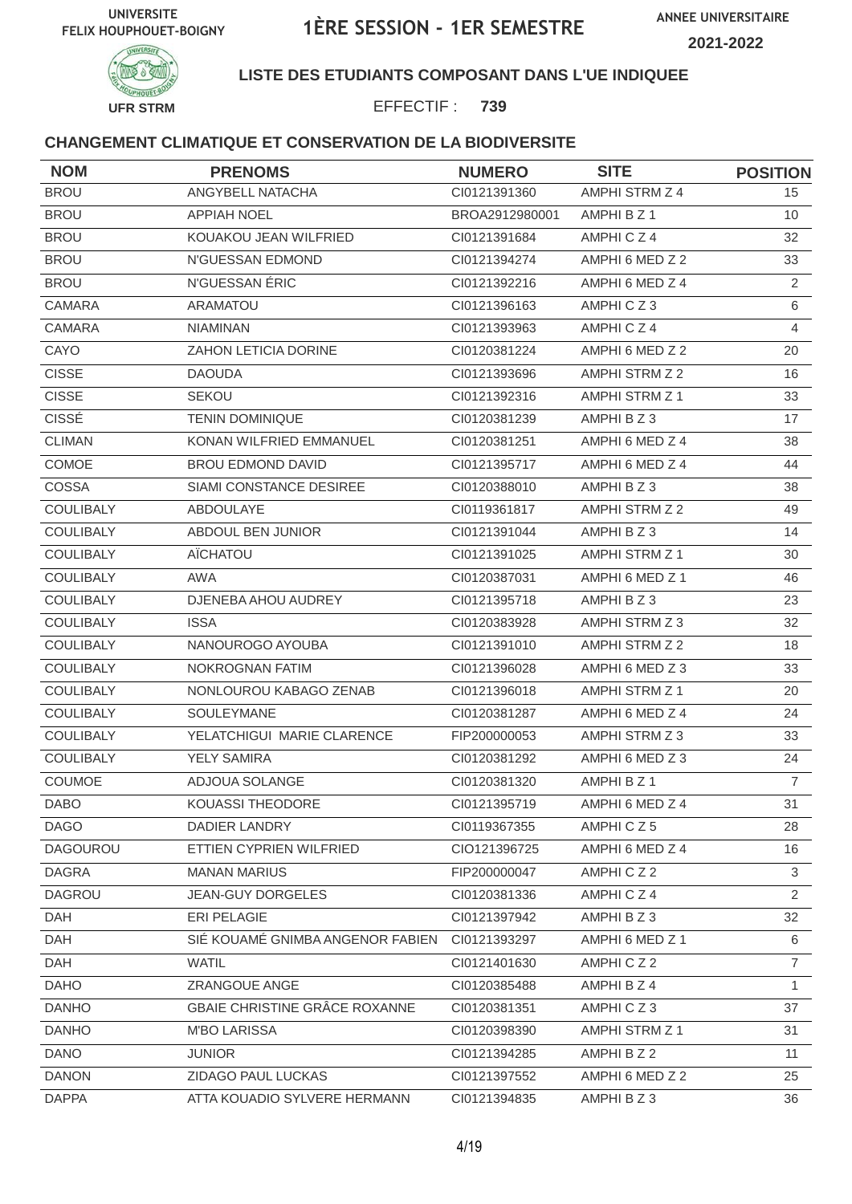UNIVERSITE FELIX HOUPHOUET-BOIGNY

# 1ÈRE SESSION - 1ER SEMESTRE

ANNEE UNIVERSITAIRE 2021-2022

UFR STRM

## LISTE DES ETUDIANTS COMPOSANT DANS L'UE INDIQUEE

EFFECTIF : **739**

### CHANGEMENT CLIMATIQUE ET CONSERVATION DE LA BIODIVERSITE

| NOM | PRENOMS | NUMERO | SITE | POSITION |
|---|---|---|---|---|
| BROU | ANGYBELL NATACHA | CI0121391360 | AMPHI STRM Z 4 | 15 |
| BROU | APPIAH NOEL | BROA2912980001 | AMPHI B Z 1 | 10 |
| BROU | KOUAKOU JEAN WILFRIED | CI0121391684 | AMPHI C Z 4 | 32 |
| BROU | N'GUESSAN EDMOND | CI0121394274 | AMPHI 6 MED Z 2 | 33 |
| BROU | N'GUESSAN ÉRIC | CI0121392216 | AMPHI 6 MED Z 4 | 2 |
| CAMARA | ARAMATOU | CI0121396163 | AMPHI C Z 3 | 6 |
| CAMARA | NIAMINAN | CI0121393963 | AMPHI C Z 4 | 4 |
| CAYO | ZAHON LETICIA DORINE | CI0120381224 | AMPHI 6 MED Z 2 | 20 |
| CISSE | DAOUDA | CI0121393696 | AMPHI STRM Z 2 | 16 |
| CISSE | SEKOU | CI0121392316 | AMPHI STRM Z 1 | 33 |
| CISSÉ | TENIN DOMINIQUE | CI0120381239 | AMPHI B Z 3 | 17 |
| CLIMAN | KONAN WILFRIED EMMANUEL | CI0120381251 | AMPHI 6 MED Z 4 | 38 |
| COMOE | BROU EDMOND DAVID | CI0121395717 | AMPHI 6 MED Z 4 | 44 |
| COSSA | SIAMI CONSTANCE DESIREE | CI0120388010 | AMPHI B Z 3 | 38 |
| COULIBALY | ABDOULAYE | CI0119361817 | AMPHI STRM Z 2 | 49 |
| COULIBALY | ABDOUL BEN JUNIOR | CI0121391044 | AMPHI B Z 3 | 14 |
| COULIBALY | AÏCHATOU | CI0121391025 | AMPHI STRM Z 1 | 30 |
| COULIBALY | AWA | CI0120387031 | AMPHI 6 MED Z 1 | 46 |
| COULIBALY | DJENEBA AHOU AUDREY | CI0121395718 | AMPHI B Z 3 | 23 |
| COULIBALY | ISSA | CI0120383928 | AMPHI STRM Z 3 | 32 |
| COULIBALY | NANOUROGO AYOUBA | CI0121391010 | AMPHI STRM Z 2 | 18 |
| COULIBALY | NOKROGNAN FATIM | CI0121396028 | AMPHI 6 MED Z 3 | 33 |
| COULIBALY | NONLOUROU KABAGO ZENAB | CI0121396018 | AMPHI STRM Z 1 | 20 |
| COULIBALY | SOULEYMANE | CI0120381287 | AMPHI 6 MED Z 4 | 24 |
| COULIBALY | YELATCHIGUI MARIE CLARENCE | FIP200000053 | AMPHI STRM Z 3 | 33 |
| COULIBALY | YELY SAMIRA | CI0120381292 | AMPHI 6 MED Z 3 | 24 |
| COUMOE | ADJOUA SOLANGE | CI0120381320 | AMPHI B Z 1 | 7 |
| DABO | KOUASSI THEODORE | CI0121395719 | AMPHI 6 MED Z 4 | 31 |
| DAGO | DADIER LANDRY | CI0119367355 | AMPHI C Z 5 | 28 |
| DAGOUROU | ETTIEN CYPRIEN WILFRIED | CIO121396725 | AMPHI 6 MED Z 4 | 16 |
| DAGRA | MANAN MARIUS | FIP200000047 | AMPHI C Z 2 | 3 |
| DAGROU | JEAN-GUY DORGELES | CI0120381336 | AMPHI C Z 4 | 2 |
| DAH | ERI PELAGIE | CI0121397942 | AMPHI B Z 3 | 32 |
| DAH | SIÉ KOUAMÉ GNIMBA ANGENOR FABIEN | CI0121393297 | AMPHI 6 MED Z 1 | 6 |
| DAH | WATIL | CI0121401630 | AMPHI C Z 2 | 7 |
| DAHO | ZRANGOUE ANGE | CI0120385488 | AMPHI B Z 4 | 1 |
| DANHO | GBAIE CHRISTINE GRÂCE ROXANNE | CI0120381351 | AMPHI C Z 3 | 37 |
| DANHO | M'BO LARISSA | CI0120398390 | AMPHI STRM Z 1 | 31 |
| DANO | JUNIOR | CI0121394285 | AMPHI B Z 2 | 11 |
| DANON | ZIDAGO PAUL LUCKAS | CI0121397552 | AMPHI 6 MED Z 2 | 25 |
| DAPPA | ATTA KOUADIO SYLVERE HERMANN | CI0121394835 | AMPHI B Z 3 | 36 |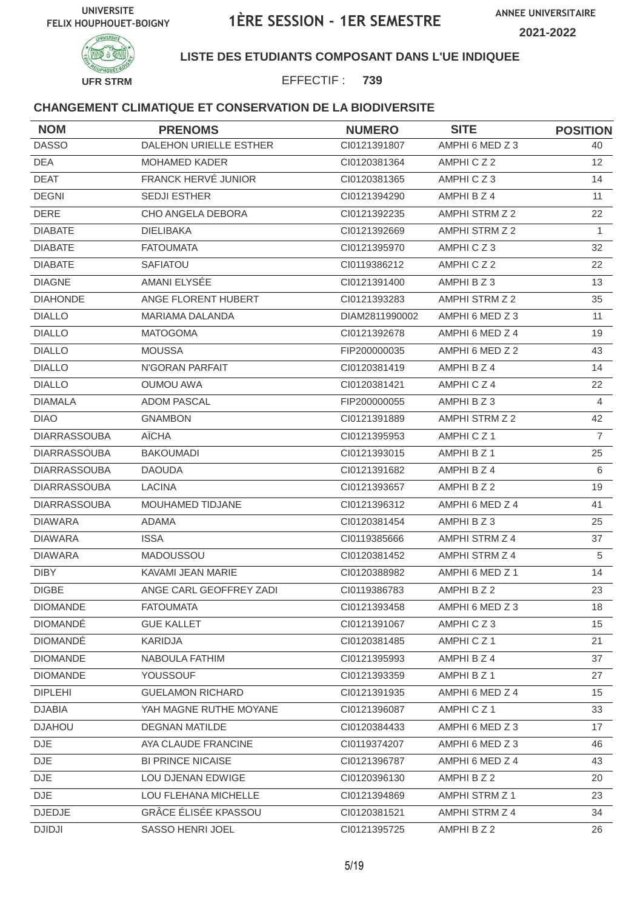UNIVERSITE FELIX HOUPHOUET-BOIGNY

# 1ÈRE SESSION - 1ER SEMESTRE

ANNEE UNIVERSITAIRE 2021-2022

UFR STRM

**LISTE DES ETUDIANTS COMPOSANT DANS L'UE INDIQUEE**

EFFECTIF : **739**

## CHANGEMENT CLIMATIQUE ET CONSERVATION DE LA BIODIVERSITE

| NOM | PRENOMS | NUMERO | SITE | POSITION |
|---|---|---|---|---|
| DASSO | DALEHON URIELLE ESTHER | CI0121391807 | AMPHI 6 MED Z 3 | 40 |
| DEA | MOHAMED KADER | CI0120381364 | AMPHI C Z 2 | 12 |
| DEAT | FRANCK HERVÉ JUNIOR | CI0120381365 | AMPHI C Z 3 | 14 |
| DEGNI | SEDJI ESTHER | CI0121394290 | AMPHI B Z 4 | 11 |
| DERE | CHO ANGELA DEBORA | CI0121392235 | AMPHI STRM Z 2 | 22 |
| DIABATE | DIELIBAKA | CI0121392669 | AMPHI STRM Z 2 | 1 |
| DIABATE | FATOUMATA | CI0121395970 | AMPHI C Z 3 | 32 |
| DIABATE | SAFIATOU | CI0119386212 | AMPHI C Z 2 | 22 |
| DIAGNE | AMANI ELYSÉE | CI0121391400 | AMPHI B Z 3 | 13 |
| DIAHONDE | ANGE FLORENT HUBERT | CI0121393283 | AMPHI STRM Z 2 | 35 |
| DIALLO | MARIAMA DALANDA | DIAM2811990002 | AMPHI 6 MED Z 3 | 11 |
| DIALLO | MATOGOMA | CI0121392678 | AMPHI 6 MED Z 4 | 19 |
| DIALLO | MOUSSA | FIP200000035 | AMPHI 6 MED Z 2 | 43 |
| DIALLO | N'GORAN PARFAIT | CI0120381419 | AMPHI B Z 4 | 14 |
| DIALLO | OUMOU AWA | CI0120381421 | AMPHI C Z 4 | 22 |
| DIAMALA | ADOM PASCAL | FIP200000055 | AMPHI B Z 3 | 4 |
| DIAO | GNAMBON | CI0121391889 | AMPHI STRM Z 2 | 42 |
| DIARRASSOUBA | AÏCHA | CI0121395953 | AMPHI C Z 1 | 7 |
| DIARRASSOUBA | BAKOUMADI | CI0121393015 | AMPHI B Z 1 | 25 |
| DIARRASSOUBA | DAOUDA | CI0121391682 | AMPHI B Z 4 | 6 |
| DIARRASSOUBA | LACINA | CI0121393657 | AMPHI B Z 2 | 19 |
| DIARRASSOUBA | MOUHAMED TIDJANE | CI0121396312 | AMPHI 6 MED Z 4 | 41 |
| DIAWARA | ADAMA | CI0120381454 | AMPHI B Z 3 | 25 |
| DIAWARA | ISSA | CI0119385666 | AMPHI STRM Z 4 | 37 |
| DIAWARA | MADOUSSOU | CI0120381452 | AMPHI STRM Z 4 | 5 |
| DIBY | KAVAMI JEAN MARIE | CI0120388982 | AMPHI 6 MED Z 1 | 14 |
| DIGBE | ANGE CARL GEOFFREY ZADI | CI0119386783 | AMPHI B Z 2 | 23 |
| DIOMANDE | FATOUMATA | CI0121393458 | AMPHI 6 MED Z 3 | 18 |
| DIOMANDÉ | GUE KALLET | CI0121391067 | AMPHI C Z 3 | 15 |
| DIOMANDÉ | KARIDJA | CI0120381485 | AMPHI C Z 1 | 21 |
| DIOMANDE | NABOULA FATHIM | CI0121395993 | AMPHI B Z 4 | 37 |
| DIOMANDE | YOUSSOUF | CI0121393359 | AMPHI B Z 1 | 27 |
| DIPLEHI | GUELAMON RICHARD | CI0121391935 | AMPHI 6 MED Z 4 | 15 |
| DJABIA | YAH MAGNE RUTHE MOYANE | CI0121396087 | AMPHI C Z 1 | 33 |
| DJAHOU | DEGNAN MATILDE | CI0120384433 | AMPHI 6 MED Z 3 | 17 |
| DJE | AYA CLAUDE FRANCINE | CI0119374207 | AMPHI 6 MED Z 3 | 46 |
| DJE | BI PRINCE NICAISE | CI0121396787 | AMPHI 6 MED Z 4 | 43 |
| DJE | LOU DJENAN EDWIGE | CI0120396130 | AMPHI B Z 2 | 20 |
| DJE | LOU FLEHANA MICHELLE | CI0121394869 | AMPHI STRM Z 1 | 23 |
| DJEDJE | GRÂCE ÉLISÉE KPASSOU | CI0120381521 | AMPHI STRM Z 4 | 34 |
| DJIDJI | SASSO HENRI JOEL | CI0121395725 | AMPHI B Z 2 | 26 |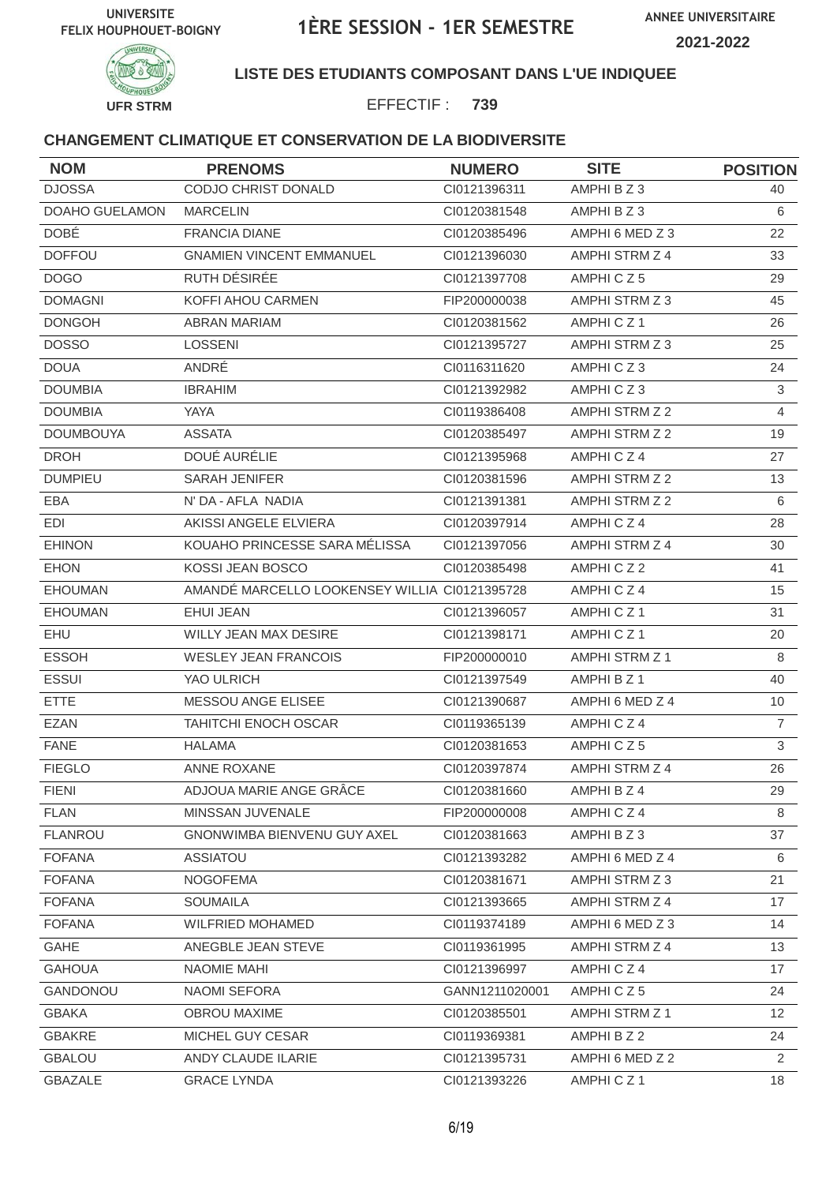UNIVERSITE FELIX HOUPHOUET-BOIGNY

# 1ÈRE SESSION - 1ER SEMESTRE

ANNEE UNIVERSITAIRE 2021-2022

UFR STRM

**LISTE DES ETUDIANTS COMPOSANT DANS L'UE INDIQUEE**

EFFECTIF : **739**

### CHANGEMENT CLIMATIQUE ET CONSERVATION DE LA BIODIVERSITE

| NOM | PRENOMS | NUMERO | SITE | POSITION |
|---|---|---|---|---|
| DJOSSA | CODJO CHRIST DONALD | CI0121396311 | AMPHI B Z 3 | 40 |
| DOAHO GUELAMON | MARCELIN | CI0120381548 | AMPHI B Z 3 | 6 |
| DOBÉ | FRANCIA DIANE | CI0120385496 | AMPHI 6 MED Z 3 | 22 |
| DOFFOU | GNAMIEN VINCENT EMMANUEL | CI0121396030 | AMPHI STRM Z 4 | 33 |
| DOGO | RUTH DÉSIRÉE | CI0121397708 | AMPHI C Z 5 | 29 |
| DOMAGNI | KOFFI AHOU CARMEN | FIP200000038 | AMPHI STRM Z 3 | 45 |
| DONGOH | ABRAN MARIAM | CI0120381562 | AMPHI C Z 1 | 26 |
| DOSSO | LOSSENI | CI0121395727 | AMPHI STRM Z 3 | 25 |
| DOUA | ANDRÉ | CI0116311620 | AMPHI C Z 3 | 24 |
| DOUMBIA | IBRAHIM | CI0121392982 | AMPHI C Z 3 | 3 |
| DOUMBIA | YAYA | CI0119386408 | AMPHI STRM Z 2 | 4 |
| DOUMBOUYA | ASSATA | CI0120385497 | AMPHI STRM Z 2 | 19 |
| DROH | DOUÉ AURÉLIE | CI0121395968 | AMPHI C Z 4 | 27 |
| DUMPIEU | SARAH JENIFER | CI0120381596 | AMPHI STRM Z 2 | 13 |
| EBA | N' DA - AFLA NADIA | CI0121391381 | AMPHI STRM Z 2 | 6 |
| EDI | AKISSI ANGELE ELVIERA | CI0120397914 | AMPHI C Z 4 | 28 |
| EHINON | KOUAHO PRINCESSE SARA MÉLISSA | CI0121397056 | AMPHI STRM Z 4 | 30 |
| EHON | KOSSI JEAN BOSCO | CI0120385498 | AMPHI C Z 2 | 41 |
| EHOUMAN | AMANDÉ MARCELLO LOOKENSEY WILLIA | CI0121395728 | AMPHI C Z 4 | 15 |
| EHOUMAN | EHUI JEAN | CI0121396057 | AMPHI C Z 1 | 31 |
| EHU | WILLY JEAN MAX DESIRE | CI0121398171 | AMPHI C Z 1 | 20 |
| ESSOH | WESLEY JEAN FRANCOIS | FIP200000010 | AMPHI STRM Z 1 | 8 |
| ESSUI | YAO ULRICH | CI0121397549 | AMPHI B Z 1 | 40 |
| ETTE | MESSOU ANGE ELISEE | CI0121390687 | AMPHI 6 MED Z 4 | 10 |
| EZAN | TAHITCHI ENOCH OSCAR | CI0119365139 | AMPHI C Z 4 | 7 |
| FANE | HALAMA | CI0120381653 | AMPHI C Z 5 | 3 |
| FIEGLO | ANNE ROXANE | CI0120397874 | AMPHI STRM Z 4 | 26 |
| FIENI | ADJOUA MARIE ANGE GRÂCE | CI0120381660 | AMPHI B Z 4 | 29 |
| FLAN | MINSSAN JUVENALE | FIP200000008 | AMPHI C Z 4 | 8 |
| FLANROU | GNONWIMBA BIENVENU GUY AXEL | CI0120381663 | AMPHI B Z 3 | 37 |
| FOFANA | ASSIATOU | CI0121393282 | AMPHI 6 MED Z 4 | 6 |
| FOFANA | NOGOFEMA | CI0120381671 | AMPHI STRM Z 3 | 21 |
| FOFANA | SOUMAILA | CI0121393665 | AMPHI STRM Z 4 | 17 |
| FOFANA | WILFRIED MOHAMED | CI0119374189 | AMPHI 6 MED Z 3 | 14 |
| GAHE | ANEGBLE JEAN STEVE | CI0119361995 | AMPHI STRM Z 4 | 13 |
| GAHOUA | NAOMIE MAHI | CI0121396997 | AMPHI C Z 4 | 17 |
| GANDONOU | NAOMI SEFORA | GANN1211020001 | AMPHI C Z 5 | 24 |
| GBAKA | OBROU MAXIME | CI0120385501 | AMPHI STRM Z 1 | 12 |
| GBAKRE | MICHEL GUY CESAR | CI0119369381 | AMPHI B Z 2 | 24 |
| GBALOU | ANDY CLAUDE ILARIE | CI0121395731 | AMPHI 6 MED Z 2 | 2 |
| GBAZALE | GRACE LYNDA | CI0121393226 | AMPHI C Z 1 | 18 |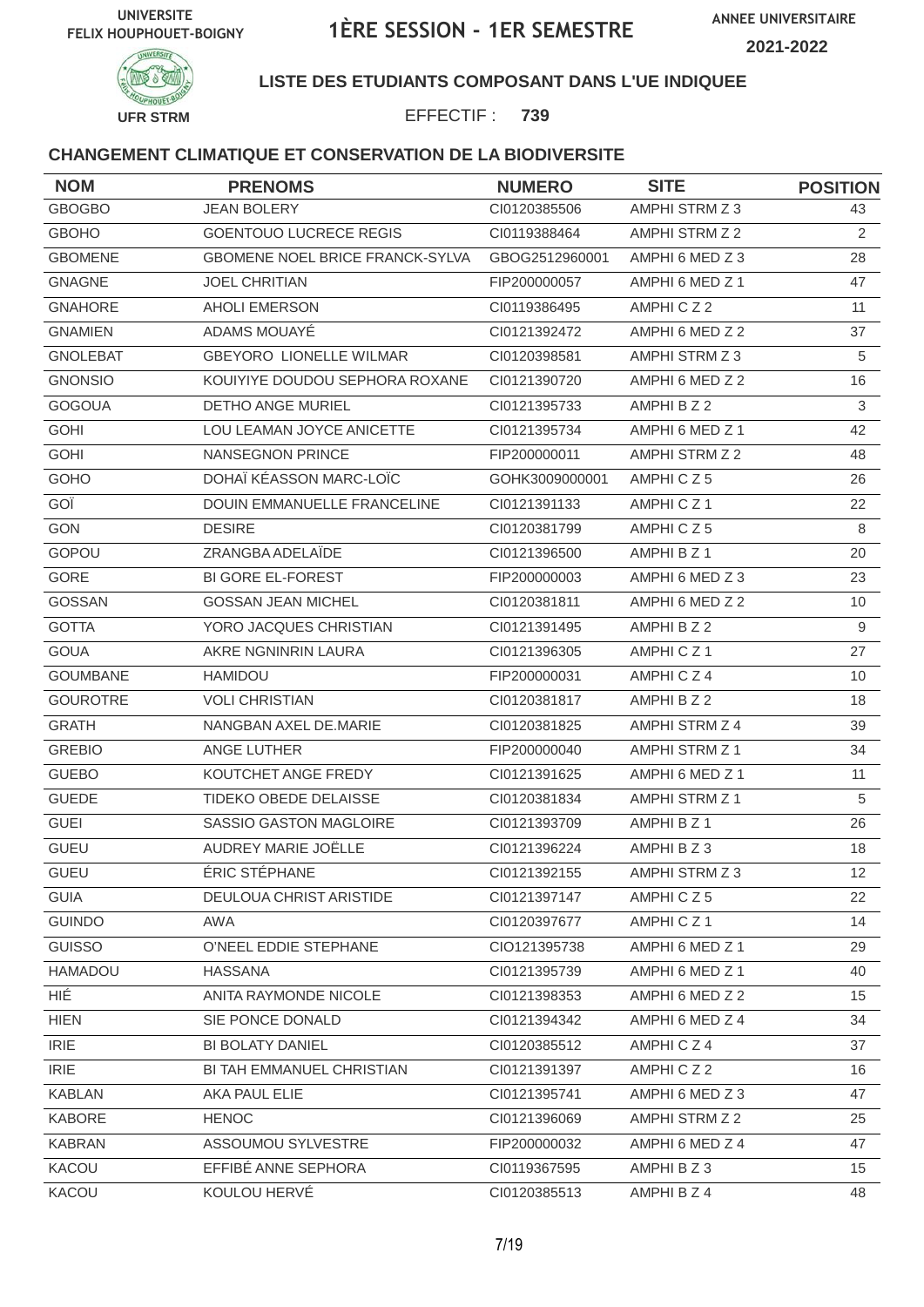UNIVERSITE FELIX HOUPHOUET-BOIGNY

# 1ÈRE SESSION - 1ER SEMESTRE

ANNEE UNIVERSITAIRE 2021-2022

UFR STRM

**LISTE DES ETUDIANTS COMPOSANT DANS L'UE INDIQUEE**

EFFECTIF : **739**

### CHANGEMENT CLIMATIQUE ET CONSERVATION DE LA BIODIVERSITE

| NOM | PRENOMS | NUMERO | SITE | POSITION |
|---|---|---|---|---|
| GBOGBO | JEAN BOLERY | CI0120385506 | AMPHI STRM Z 3 | 43 |
| GBOHO | GOENTOUO LUCRECE REGIS | CI0119388464 | AMPHI STRM Z 2 | 2 |
| GBOMENE | GBOMENE NOEL BRICE FRANCK-SYLVA | GBOG2512960001 | AMPHI 6 MED Z 3 | 28 |
| GNAGNE | JOEL CHRITIAN | FIP200000057 | AMPHI 6 MED Z 1 | 47 |
| GNAHORE | AHOLI EMERSON | CI0119386495 | AMPHI C Z 2 | 11 |
| GNAMIEN | ADAMS MOUAYÉ | CI0121392472 | AMPHI 6 MED Z 2 | 37 |
| GNOLEBAT | GBEYORO LIONELLE WILMAR | CI0120398581 | AMPHI STRM Z 3 | 5 |
| GNONSIO | KOUIYIYE DOUDOU SEPHORA ROXANE | CI0121390720 | AMPHI 6 MED Z 2 | 16 |
| GOGOUA | DETHO ANGE MURIEL | CI0121395733 | AMPHI B Z 2 | 3 |
| GOHI | LOU LEAMAN JOYCE ANICETTE | CI0121395734 | AMPHI 6 MED Z 1 | 42 |
| GOHI | NANSEGNON PRINCE | FIP200000011 | AMPHI STRM Z 2 | 48 |
| GOHO | DOHAÏ KÉASSON MARC-LOÏC | GOHK3009000001 | AMPHI C Z 5 | 26 |
| GOÏ | DOUIN EMMANUELLE FRANCELINE | CI0121391133 | AMPHI C Z 1 | 22 |
| GON | DESIRE | CI0120381799 | AMPHI C Z 5 | 8 |
| GOPOU | ZRANGBA ADELAÏDE | CI0121396500 | AMPHI B Z 1 | 20 |
| GORE | BI GORE EL-FOREST | FIP200000003 | AMPHI 6 MED Z 3 | 23 |
| GOSSAN | GOSSAN JEAN MICHEL | CI0120381811 | AMPHI 6 MED Z 2 | 10 |
| GOTTA | YORO JACQUES CHRISTIAN | CI0121391495 | AMPHI B Z 2 | 9 |
| GOUA | AKRE NGNINRIN LAURA | CI0121396305 | AMPHI C Z 1 | 27 |
| GOUMBANE | HAMIDOU | FIP200000031 | AMPHI C Z 4 | 10 |
| GOUROTRE | VOLI CHRISTIAN | CI0120381817 | AMPHI B Z 2 | 18 |
| GRATH | NANGBAN AXEL DE.MARIE | CI0120381825 | AMPHI STRM Z 4 | 39 |
| GREBIO | ANGE LUTHER | FIP200000040 | AMPHI STRM Z 1 | 34 |
| GUEBO | KOUTCHET ANGE FREDY | CI0121391625 | AMPHI 6 MED Z 1 | 11 |
| GUEDE | TIDEKO OBEDE DELAISSE | CI0120381834 | AMPHI STRM Z 1 | 5 |
| GUEI | SASSIO GASTON MAGLOIRE | CI0121393709 | AMPHI B Z 1 | 26 |
| GUEU | AUDREY MARIE JOËLLE | CI0121396224 | AMPHI B Z 3 | 18 |
| GUEU | ÉRIC STÉPHANE | CI0121392155 | AMPHI STRM Z 3 | 12 |
| GUIA | DEULOUA CHRIST ARISTIDE | CI0121397147 | AMPHI C Z 5 | 22 |
| GUINDO | AWA | CI0120397677 | AMPHI C Z 1 | 14 |
| GUISSO | O'NEEL EDDIE STEPHANE | CIO121395738 | AMPHI 6 MED Z 1 | 29 |
| HAMADOU | HASSANA | CI0121395739 | AMPHI 6 MED Z 1 | 40 |
| HIÉ | ANITA RAYMONDE NICOLE | CI0121398353 | AMPHI 6 MED Z 2 | 15 |
| HIEN | SIE PONCE DONALD | CI0121394342 | AMPHI 6 MED Z 4 | 34 |
| IRIE | BI BOLATY DANIEL | CI0120385512 | AMPHI C Z 4 | 37 |
| IRIE | BI TAH EMMANUEL CHRISTIAN | CI0121391397 | AMPHI C Z 2 | 16 |
| KABLAN | AKA PAUL ELIE | CI0121395741 | AMPHI 6 MED Z 3 | 47 |
| KABORE | HENOC | CI0121396069 | AMPHI STRM Z 2 | 25 |
| KABRAN | ASSOUMOU SYLVESTRE | FIP200000032 | AMPHI 6 MED Z 4 | 47 |
| KACOU | EFFIBÉ ANNE SEPHORA | CI0119367595 | AMPHI B Z 3 | 15 |
| KACOU | KOULOU HERVÉ | CI0120385513 | AMPHI B Z 4 | 48 |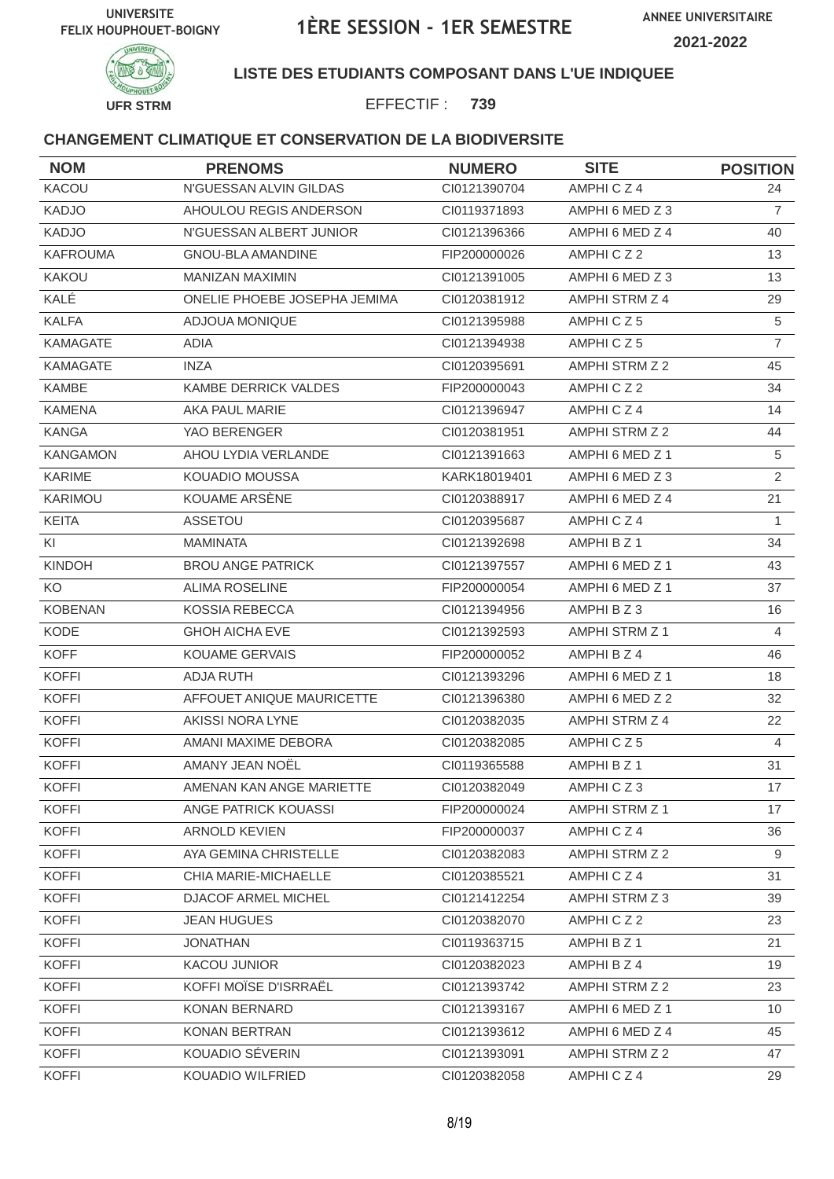UNIVERSITE FELIX HOUPHOUET-BOIGNY

# 1ÈRE SESSION - 1ER SEMESTRE

ANNEE UNIVERSITAIRE 2021-2022

UFR STRM

## LISTE DES ETUDIANTS COMPOSANT DANS L'UE INDIQUEE

EFFECTIF : **739**

### CHANGEMENT CLIMATIQUE ET CONSERVATION DE LA BIODIVERSITE

| NOM | PRENOMS | NUMERO | SITE | POSITION |
|---|---|---|---|---|
| KACOU | N'GUESSAN ALVIN GILDAS | CI0121390704 | AMPHI C Z 4 | 24 |
| KADJO | AHOULOU REGIS ANDERSON | CI0119371893 | AMPHI 6 MED Z 3 | 7 |
| KADJO | N'GUESSAN ALBERT JUNIOR | CI0121396366 | AMPHI 6 MED Z 4 | 40 |
| KAFROUMA | GNOU-BLA AMANDINE | FIP200000026 | AMPHI C Z 2 | 13 |
| KAKOU | MANIZAN MAXIMIN | CI0121391005 | AMPHI 6 MED Z 3 | 13 |
| KALÉ | ONELIE PHOEBE JOSEPHA JEMIMA | CI0120381912 | AMPHI STRM Z 4 | 29 |
| KALFA | ADJOUA MONIQUE | CI0121395988 | AMPHI C Z 5 | 5 |
| KAMAGATE | ADIA | CI0121394938 | AMPHI C Z 5 | 7 |
| KAMAGATE | INZA | CI0120395691 | AMPHI STRM Z 2 | 45 |
| KAMBE | KAMBE DERRICK VALDES | FIP200000043 | AMPHI C Z 2 | 34 |
| KAMENA | AKA PAUL MARIE | CI0121396947 | AMPHI C Z 4 | 14 |
| KANGA | YAO BERENGER | CI0120381951 | AMPHI STRM Z 2 | 44 |
| KANGAMON | AHOU LYDIA VERLANDE | CI0121391663 | AMPHI 6 MED Z 1 | 5 |
| KARIME | KOUADIO MOUSSA | KARK18019401 | AMPHI 6 MED Z 3 | 2 |
| KARIMOU | KOUAME ARSÈNE | CI0120388917 | AMPHI 6 MED Z 4 | 21 |
| KEITA | ASSETOU | CI0120395687 | AMPHI C Z 4 | 1 |
| KI | MAMINATA | CI0121392698 | AMPHI B Z 1 | 34 |
| KINDOH | BROU ANGE PATRICK | CI0121397557 | AMPHI 6 MED Z 1 | 43 |
| KO | ALIMA ROSELINE | FIP200000054 | AMPHI 6 MED Z 1 | 37 |
| KOBENAN | KOSSIA REBECCA | CI0121394956 | AMPHI B Z 3 | 16 |
| KODE | GHOH AICHA EVE | CI0121392593 | AMPHI STRM Z 1 | 4 |
| KOFF | KOUAME GERVAIS | FIP200000052 | AMPHI B Z 4 | 46 |
| KOFFI | ADJA RUTH | CI0121393296 | AMPHI 6 MED Z 1 | 18 |
| KOFFI | AFFOUET ANIQUE MAURICETTE | CI0121396380 | AMPHI 6 MED Z 2 | 32 |
| KOFFI | AKISSI NORA LYNE | CI0120382035 | AMPHI STRM Z 4 | 22 |
| KOFFI | AMANI MAXIME DEBORA | CI0120382085 | AMPHI C Z 5 | 4 |
| KOFFI | AMANY JEAN NOËL | CI0119365588 | AMPHI B Z 1 | 31 |
| KOFFI | AMENAN KAN ANGE MARIETTE | CI0120382049 | AMPHI C Z 3 | 17 |
| KOFFI | ANGE PATRICK KOUASSI | FIP200000024 | AMPHI STRM Z 1 | 17 |
| KOFFI | ARNOLD KEVIEN | FIP200000037 | AMPHI C Z 4 | 36 |
| KOFFI | AYA GEMINA CHRISTELLE | CI0120382083 | AMPHI STRM Z 2 | 9 |
| KOFFI | CHIA MARIE-MICHAELLE | CI0120385521 | AMPHI C Z 4 | 31 |
| KOFFI | DJACOF ARMEL MICHEL | CI0121412254 | AMPHI STRM Z 3 | 39 |
| KOFFI | JEAN HUGUES | CI0120382070 | AMPHI C Z 2 | 23 |
| KOFFI | JONATHAN | CI0119363715 | AMPHI B Z 1 | 21 |
| KOFFI | KACOU JUNIOR | CI0120382023 | AMPHI B Z 4 | 19 |
| KOFFI | KOFFI MOÏSE D'ISRRAËL | CI0121393742 | AMPHI STRM Z 2 | 23 |
| KOFFI | KONAN BERNARD | CI0121393167 | AMPHI 6 MED Z 1 | 10 |
| KOFFI | KONAN BERTRAN | CI0121393612 | AMPHI 6 MED Z 4 | 45 |
| KOFFI | KOUADIO SÉVERIN | CI0121393091 | AMPHI STRM Z 2 | 47 |
| KOFFI | KOUADIO WILFRIED | CI0120382058 | AMPHI C Z 4 | 29 |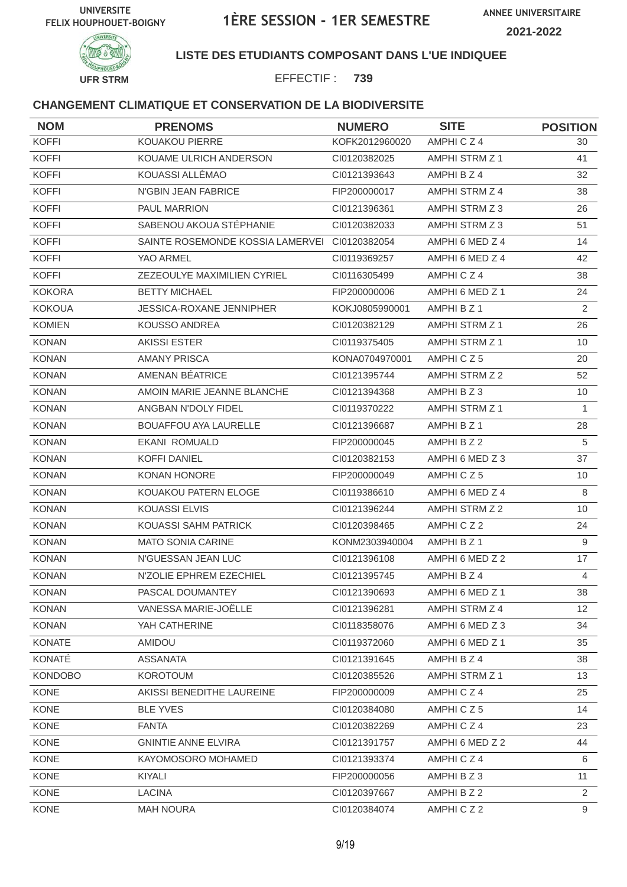UNIVERSITE FELIX HOUPHOUET-BOIGNY

# 1ÈRE SESSION - 1ER SEMESTRE

ANNEE UNIVERSITAIRE 2021-2022

UFR STRM

### LISTE DES ETUDIANTS COMPOSANT DANS L'UE INDIQUEE

EFFECTIF : **739**

### CHANGEMENT CLIMATIQUE ET CONSERVATION DE LA BIODIVERSITE

| NOM | PRENOMS | NUMERO | SITE | POSITION |
|---|---|---|---|---|
| KOFFI | KOUAKOU PIERRE | KOFK2012960020 | AMPHI C Z 4 | 30 |
| KOFFI | KOUAME ULRICH ANDERSON | CI0120382025 | AMPHI STRM Z 1 | 41 |
| KOFFI | KOUASSI ALLÉMAO | CI0121393643 | AMPHI B Z 4 | 32 |
| KOFFI | N'GBIN JEAN FABRICE | FIP200000017 | AMPHI STRM Z 4 | 38 |
| KOFFI | PAUL MARRION | CI0121396361 | AMPHI STRM Z 3 | 26 |
| KOFFI | SABENOU AKOUA STÉPHANIE | CI0120382033 | AMPHI STRM Z 3 | 51 |
| KOFFI | SAINTE ROSEMONDE KOSSIA LAMERVEI | CI0120382054 | AMPHI 6 MED Z 4 | 14 |
| KOFFI | YAO ARMEL | CI0119369257 | AMPHI 6 MED Z 4 | 42 |
| KOFFI | ZEZEOULYE MAXIMILIEN CYRIEL | CI0116305499 | AMPHI C Z 4 | 38 |
| KOKORA | BETTY MICHAEL | FIP200000006 | AMPHI 6 MED Z 1 | 24 |
| KOKOUA | JESSICA-ROXANE JENNIPHER | KOKJ0805990001 | AMPHI B Z 1 | 2 |
| KOMIEN | KOUSSO ANDREA | CI0120382129 | AMPHI STRM Z 1 | 26 |
| KONAN | AKISSI ESTER | CI0119375405 | AMPHI STRM Z 1 | 10 |
| KONAN | AMANY PRISCA | KONA0704970001 | AMPHI C Z 5 | 20 |
| KONAN | AMENAN BÉATRICE | CI0121395744 | AMPHI STRM Z 2 | 52 |
| KONAN | AMOIN MARIE JEANNE BLANCHE | CI0121394368 | AMPHI B Z 3 | 10 |
| KONAN | ANGBAN N'DOLY FIDEL | CI0119370222 | AMPHI STRM Z 1 | 1 |
| KONAN | BOUAFFOU AYA LAURELLE | CI0121396687 | AMPHI B Z 1 | 28 |
| KONAN | EKANI ROMUALD | FIP200000045 | AMPHI B Z 2 | 5 |
| KONAN | KOFFI DANIEL | CI0120382153 | AMPHI 6 MED Z 3 | 37 |
| KONAN | KONAN HONORE | FIP200000049 | AMPHI C Z 5 | 10 |
| KONAN | KOUAKOU PATERN ELOGE | CI0119386610 | AMPHI 6 MED Z 4 | 8 |
| KONAN | KOUASSI ELVIS | CI0121396244 | AMPHI STRM Z 2 | 10 |
| KONAN | KOUASSI SAHM PATRICK | CI0120398465 | AMPHI C Z 2 | 24 |
| KONAN | MATO SONIA CARINE | KONM2303940004 | AMPHI B Z 1 | 9 |
| KONAN | N'GUESSAN JEAN LUC | CI0121396108 | AMPHI 6 MED Z 2 | 17 |
| KONAN | N'ZOLIE EPHREM EZECHIEL | CI0121395745 | AMPHI B Z 4 | 4 |
| KONAN | PASCAL DOUMANTEY | CI0121390693 | AMPHI 6 MED Z 1 | 38 |
| KONAN | VANESSA MARIE-JOËLLE | CI0121396281 | AMPHI STRM Z 4 | 12 |
| KONAN | YAH CATHERINE | CI0118358076 | AMPHI 6 MED Z 3 | 34 |
| KONATE | AMIDOU | CI0119372060 | AMPHI 6 MED Z 1 | 35 |
| KONATÉ | ASSANATA | CI0121391645 | AMPHI B Z 4 | 38 |
| KONDOBO | KOROTOUM | CI0120385526 | AMPHI STRM Z 1 | 13 |
| KONE | AKISSI BENEDITHE LAUREINE | FIP200000009 | AMPHI C Z 4 | 25 |
| KONE | BLE YVES | CI0120384080 | AMPHI C Z 5 | 14 |
| KONE | FANTA | CI0120382269 | AMPHI C Z 4 | 23 |
| KONE | GNINTIE ANNE ELVIRA | CI0121391757 | AMPHI 6 MED Z 2 | 44 |
| KONE | KAYOMOSORO MOHAMED | CI0121393374 | AMPHI C Z 4 | 6 |
| KONE | KIYALI | FIP200000056 | AMPHI B Z 3 | 11 |
| KONE | LACINA | CI0120397667 | AMPHI B Z 2 | 2 |
| KONE | MAH NOURA | CI0120384074 | AMPHI C Z 2 | 9 |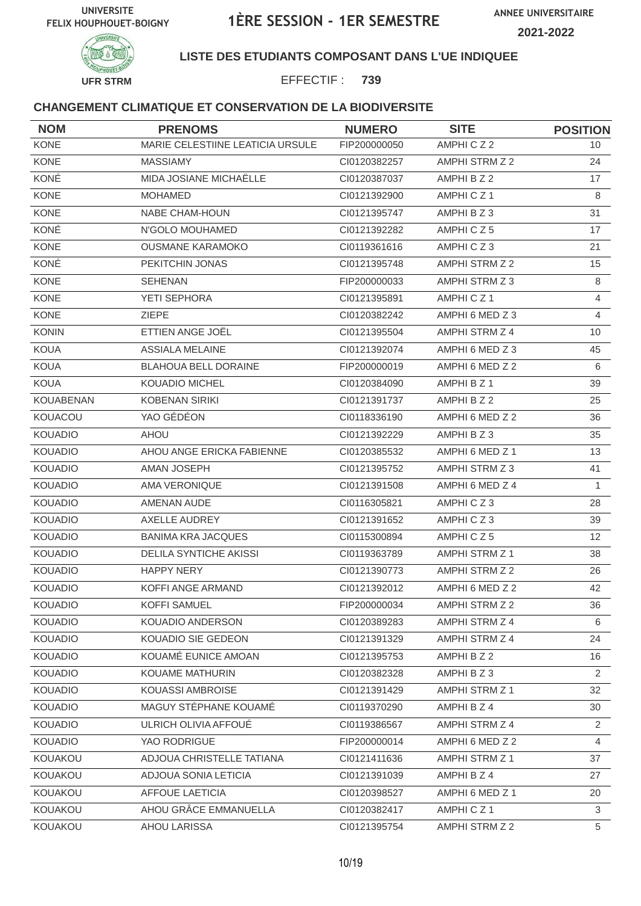UNIVERSITE FELIX HOUPHOUET-BOIGNY

# 1ÈRE SESSION - 1ER SEMESTRE

ANNEE UNIVERSITAIRE 2021-2022

UFR STRM

**LISTE DES ETUDIANTS COMPOSANT DANS L'UE INDIQUEE**

EFFECTIF : **739**

### CHANGEMENT CLIMATIQUE ET CONSERVATION DE LA BIODIVERSITE

| NOM | PRENOMS | NUMERO | SITE | POSITION |
|---|---|---|---|---|
| KONE | MARIE CELESTIINE LEATICIA URSULE | FIP200000050 | AMPHI C Z 2 | 10 |
| KONE | MASSIAMY | CI0120382257 | AMPHI STRM Z 2 | 24 |
| KONÉ | MIDA JOSIANE MICHAËLLE | CI0120387037 | AMPHI B Z 2 | 17 |
| KONE | MOHAMED | CI0121392900 | AMPHI C Z 1 | 8 |
| KONE | NABE CHAM-HOUN | CI0121395747 | AMPHI B Z 3 | 31 |
| KONÉ | N'GOLO MOUHAMED | CI0121392282 | AMPHI C Z 5 | 17 |
| KONE | OUSMANE KARAMOKO | CI0119361616 | AMPHI C Z 3 | 21 |
| KONÉ | PEKITCHIN JONAS | CI0121395748 | AMPHI STRM Z 2 | 15 |
| KONE | SEHENAN | FIP200000033 | AMPHI STRM Z 3 | 8 |
| KONE | YETI SEPHORA | CI0121395891 | AMPHI C Z 1 | 4 |
| KONE | ZIEPE | CI0120382242 | AMPHI 6 MED Z 3 | 4 |
| KONIN | ETTIEN ANGE JOËL | CI0121395504 | AMPHI STRM Z 4 | 10 |
| KOUA | ASSIALA MELAINE | CI0121392074 | AMPHI 6 MED Z 3 | 45 |
| KOUA | BLAHOUA BELL DORAINE | FIP200000019 | AMPHI 6 MED Z 2 | 6 |
| KOUA | KOUADIO MICHEL | CI0120384090 | AMPHI B Z 1 | 39 |
| KOUABENAN | KOBENAN SIRIKI | CI0121391737 | AMPHI B Z 2 | 25 |
| KOUACOU | YAO GÉDÉON | CI0118336190 | AMPHI 6 MED Z 2 | 36 |
| KOUADIO | AHOU | CI0121392229 | AMPHI B Z 3 | 35 |
| KOUADIO | AHOU ANGE ERICKA FABIENNE | CI0120385532 | AMPHI 6 MED Z 1 | 13 |
| KOUADIO | AMAN JOSEPH | CI0121395752 | AMPHI STRM Z 3 | 41 |
| KOUADIO | AMA VERONIQUE | CI0121391508 | AMPHI 6 MED Z 4 | 1 |
| KOUADIO | AMENAN AUDE | CI0116305821 | AMPHI C Z 3 | 28 |
| KOUADIO | AXELLE AUDREY | CI0121391652 | AMPHI C Z 3 | 39 |
| KOUADIO | BANIMA KRA JACQUES | CI0115300894 | AMPHI C Z 5 | 12 |
| KOUADIO | DELILA SYNTICHE AKISSI | CI0119363789 | AMPHI STRM Z 1 | 38 |
| KOUADIO | HAPPY NERY | CI0121390773 | AMPHI STRM Z 2 | 26 |
| KOUADIO | KOFFI ANGE ARMAND | CI0121392012 | AMPHI 6 MED Z 2 | 42 |
| KOUADIO | KOFFI SAMUEL | FIP200000034 | AMPHI STRM Z 2 | 36 |
| KOUADIO | KOUADIO ANDERSON | CI0120389283 | AMPHI STRM Z 4 | 6 |
| KOUADIO | KOUADIO SIE GEDEON | CI0121391329 | AMPHI STRM Z 4 | 24 |
| KOUADIO | KOUAMÉ EUNICE AMOAN | CI0121395753 | AMPHI B Z 2 | 16 |
| KOUADIO | KOUAME MATHURIN | CI0120382328 | AMPHI B Z 3 | 2 |
| KOUADIO | KOUASSI AMBROISE | CI0121391429 | AMPHI STRM Z 1 | 32 |
| KOUADIO | MAGUY STÉPHANE KOUAMÉ | CI0119370290 | AMPHI B Z 4 | 30 |
| KOUADIO | ULRICH OLIVIA AFFOUÉ | CI0119386567 | AMPHI STRM Z 4 | 2 |
| KOUADIO | YAO RODRIGUE | FIP200000014 | AMPHI 6 MED Z 2 | 4 |
| KOUAKOU | ADJOUA CHRISTELLE TATIANA | CI0121411636 | AMPHI STRM Z 1 | 37 |
| KOUAKOU | ADJOUA SONIA LETICIA | CI0121391039 | AMPHI B Z 4 | 27 |
| KOUAKOU | AFFOUE LAETICIA | CI0120398527 | AMPHI 6 MED Z 1 | 20 |
| KOUAKOU | AHOU GRÂCE EMMANUELLA | CI0120382417 | AMPHI C Z 1 | 3 |
| KOUAKOU | AHOU LARISSA | CI0121395754 | AMPHI STRM Z 2 | 5 |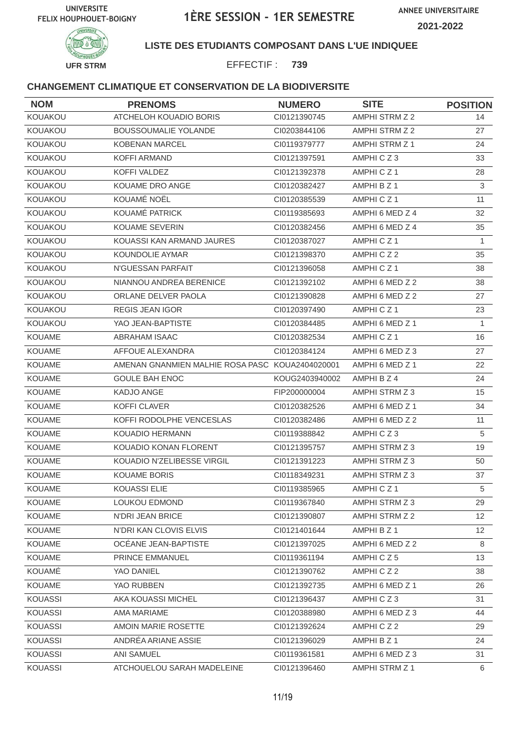UNIVERSITE FELIX HOUPHOUET-BOIGNY

# 1ÈRE SESSION - 1ER SEMESTRE

ANNEE UNIVERSITAIRE 2021-2022

UFR STRM

**LISTE DES ETUDIANTS COMPOSANT DANS L'UE INDIQUEE**

EFFECTIF : **739**

### CHANGEMENT CLIMATIQUE ET CONSERVATION DE LA BIODIVERSITE

| NOM | PRENOMS | NUMERO | SITE | POSITION |
|---|---|---|---|---|
| KOUAKOU | ATCHELOH KOUADIO BORIS | CI0121390745 | AMPHI STRM Z 2 | 14 |
| KOUAKOU | BOUSSOUMALIE YOLANDE | CI0203844106 | AMPHI STRM Z 2 | 27 |
| KOUAKOU | KOBENAN MARCEL | CI0119379777 | AMPHI STRM Z 1 | 24 |
| KOUAKOU | KOFFI ARMAND | CI0121397591 | AMPHI C Z 3 | 33 |
| KOUAKOU | KOFFI VALDEZ | CI0121392378 | AMPHI C Z 1 | 28 |
| KOUAKOU | KOUAME DRO ANGE | CI0120382427 | AMPHI B Z 1 | 3 |
| KOUAKOU | KOUAMÉ NOËL | CI0120385539 | AMPHI C Z 1 | 11 |
| KOUAKOU | KOUAMÉ PATRICK | CI0119385693 | AMPHI 6 MED Z 4 | 32 |
| KOUAKOU | KOUAME SEVERIN | CI0120382456 | AMPHI 6 MED Z 4 | 35 |
| KOUAKOU | KOUASSI KAN ARMAND JAURES | CI0120387027 | AMPHI C Z 1 | 1 |
| KOUAKOU | KOUNDOLIE AYMAR | CI0121398370 | AMPHI C Z 2 | 35 |
| KOUAKOU | N'GUESSAN PARFAIT | CI0121396058 | AMPHI C Z 1 | 38 |
| KOUAKOU | NIANNOU ANDREA BERENICE | CI0121392102 | AMPHI 6 MED Z 2 | 38 |
| KOUAKOU | ORLANE DELVER PAOLA | CI0121390828 | AMPHI 6 MED Z 2 | 27 |
| KOUAKOU | REGIS JEAN IGOR | CI0120397490 | AMPHI C Z 1 | 23 |
| KOUAKOU | YAO JEAN-BAPTISTE | CI0120384485 | AMPHI 6 MED Z 1 | 1 |
| KOUAME | ABRAHAM ISAAC | CI0120382534 | AMPHI C Z 1 | 16 |
| KOUAME | AFFOUE ALEXANDRA | CI0120384124 | AMPHI 6 MED Z 3 | 27 |
| KOUAME | AMENAN GNANMIEN MALHIE ROSA PASC | KOUA2404020001 | AMPHI 6 MED Z 1 | 22 |
| KOUAME | GOULE BAH ENOC | KOUG2403940002 | AMPHI B Z 4 | 24 |
| KOUAME | KADJO ANGE | FIP200000004 | AMPHI STRM Z 3 | 15 |
| KOUAME | KOFFI CLAVER | CI0120382526 | AMPHI 6 MED Z 1 | 34 |
| KOUAME | KOFFI RODOLPHE VENCESLAS | CI0120382486 | AMPHI 6 MED Z 2 | 11 |
| KOUAME | KOUADIO HERMANN | CI0119388842 | AMPHI C Z 3 | 5 |
| KOUAME | KOUADIO KONAN FLORENT | CI0121395757 | AMPHI STRM Z 3 | 19 |
| KOUAME | KOUADIO N'ZELIBESSE VIRGIL | CI0121391223 | AMPHI STRM Z 3 | 50 |
| KOUAME | KOUAME BORIS | CI0118349231 | AMPHI STRM Z 3 | 37 |
| KOUAME | KOUASSI ELIE | CI0119385965 | AMPHI C Z 1 | 5 |
| KOUAME | LOUKOU EDMOND | CI0119367840 | AMPHI STRM Z 3 | 29 |
| KOUAME | N'DRI JEAN BRICE | CI0121390807 | AMPHI STRM Z 2 | 12 |
| KOUAME | N'DRI KAN CLOVIS ELVIS | CI0121401644 | AMPHI B Z 1 | 12 |
| KOUAME | OCÉANE JEAN-BAPTISTE | CI0121397025 | AMPHI 6 MED Z 2 | 8 |
| KOUAME | PRINCE EMMANUEL | CI0119361194 | AMPHI C Z 5 | 13 |
| KOUAMÉ | YAO DANIEL | CI0121390762 | AMPHI C Z 2 | 38 |
| KOUAME | YAO RUBBEN | CI0121392735 | AMPHI 6 MED Z 1 | 26 |
| KOUASSI | AKA KOUASSI MICHEL | CI0121396437 | AMPHI C Z 3 | 31 |
| KOUASSI | AMA MARIAME | CI0120388980 | AMPHI 6 MED Z 3 | 44 |
| KOUASSI | AMOIN MARIE ROSETTE | CI0121392624 | AMPHI C Z 2 | 29 |
| KOUASSI | ANDRÉA ARIANE ASSIE | CI0121396029 | AMPHI B Z 1 | 24 |
| KOUASSI | ANI SAMUEL | CI0119361581 | AMPHI 6 MED Z 3 | 31 |
| KOUASSI | ATCHOUELOU SARAH MADELEINE | CI0121396460 | AMPHI STRM Z 1 | 6 |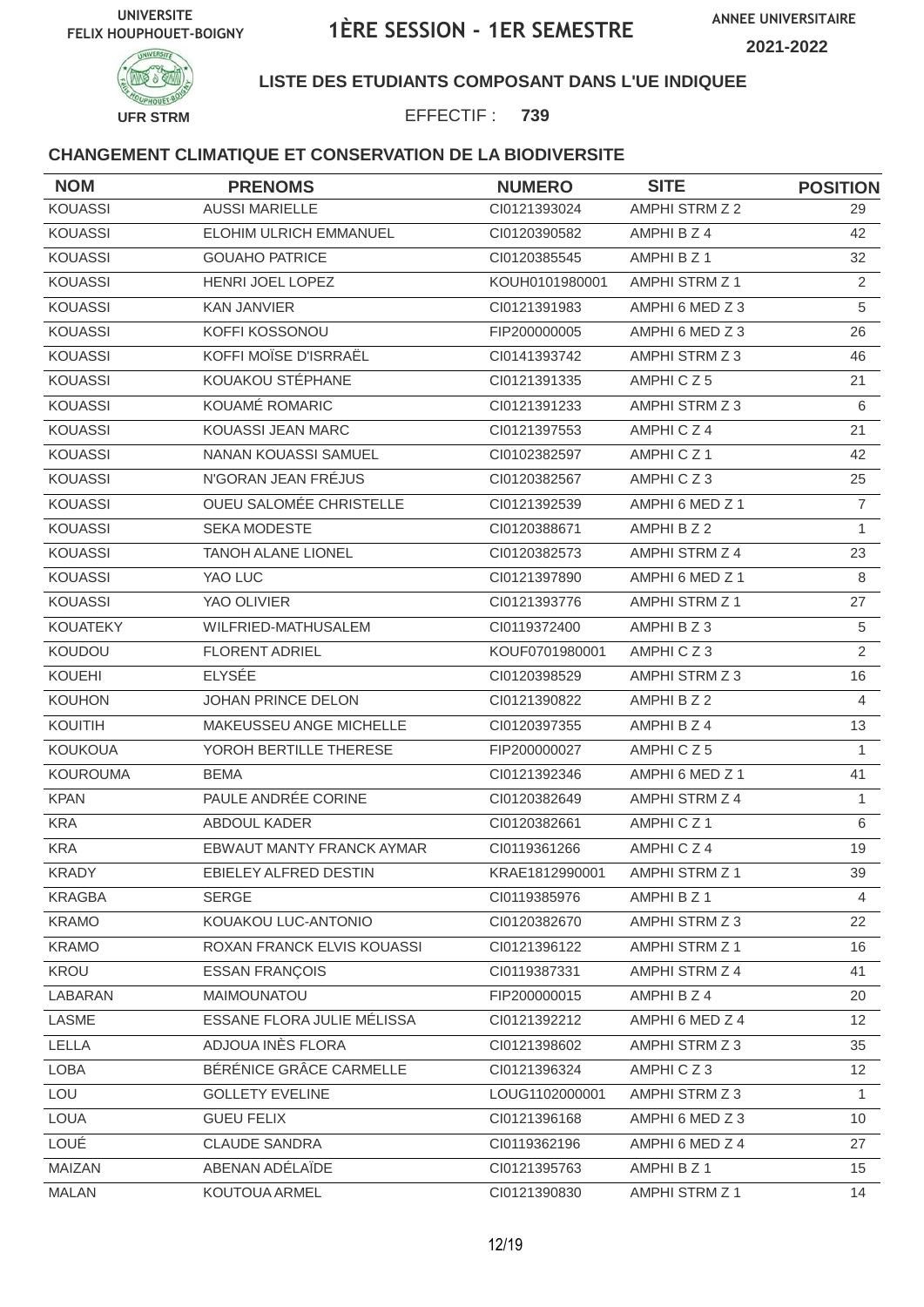UNIVERSITE FELIX HOUPHOUET-BOIGNY

UFR STRM

# 1ÈRE SESSION - 1ER SEMESTRE

ANNEE UNIVERSITAIRE 2021-2022

**LISTE DES ETUDIANTS COMPOSANT DANS L'UE INDIQUEE**

EFFECTIF : **739**

### CHANGEMENT CLIMATIQUE ET CONSERVATION DE LA BIODIVERSITE

| NOM | PRENOMS | NUMERO | SITE | POSITION |
|---|---|---|---|---|
| KOUASSI | AUSSI MARIELLE | CI0121393024 | AMPHI STRM Z 2 | 29 |
| KOUASSI | ELOHIM ULRICH EMMANUEL | CI0120390582 | AMPHI B Z 4 | 42 |
| KOUASSI | GOUAHO PATRICE | CI0120385545 | AMPHI B Z 1 | 32 |
| KOUASSI | HENRI JOEL LOPEZ | KOUH0101980001 | AMPHI STRM Z 1 | 2 |
| KOUASSI | KAN JANVIER | CI0121391983 | AMPHI 6 MED Z 3 | 5 |
| KOUASSI | KOFFI KOSSONOU | FIP200000005 | AMPHI 6 MED Z 3 | 26 |
| KOUASSI | KOFFI MOÏSE D'ISRRAËL | CI0141393742 | AMPHI STRM Z 3 | 46 |
| KOUASSI | KOUAKOU STÉPHANE | CI0121391335 | AMPHI C Z 5 | 21 |
| KOUASSI | KOUAMÉ ROMARIC | CI0121391233 | AMPHI STRM Z 3 | 6 |
| KOUASSI | KOUASSI JEAN MARC | CI0121397553 | AMPHI C Z 4 | 21 |
| KOUASSI | NANAN KOUASSI SAMUEL | CI0102382597 | AMPHI C Z 1 | 42 |
| KOUASSI | N'GORAN JEAN FRÉJUS | CI0120382567 | AMPHI C Z 3 | 25 |
| KOUASSI | OUEU SALOMÉE CHRISTELLE | CI0121392539 | AMPHI 6 MED Z 1 | 7 |
| KOUASSI | SEKA MODESTE | CI0120388671 | AMPHI B Z 2 | 1 |
| KOUASSI | TANOH ALANE LIONEL | CI0120382573 | AMPHI STRM Z 4 | 23 |
| KOUASSI | YAO LUC | CI0121397890 | AMPHI 6 MED Z 1 | 8 |
| KOUASSI | YAO OLIVIER | CI0121393776 | AMPHI STRM Z 1 | 27 |
| KOUATEKY | WILFRIED-MATHUSALEM | CI0119372400 | AMPHI B Z 3 | 5 |
| KOUDOU | FLORENT ADRIEL | KOUF0701980001 | AMPHI C Z 3 | 2 |
| KOUEHI | ELYSÉE | CI0120398529 | AMPHI STRM Z 3 | 16 |
| KOUHON | JOHAN PRINCE DELON | CI0121390822 | AMPHI B Z 2 | 4 |
| KOUITIH | MAKEUSSEU ANGE MICHELLE | CI0120397355 | AMPHI B Z 4 | 13 |
| KOUKOUA | YOROH BERTILLE THERESE | FIP200000027 | AMPHI C Z 5 | 1 |
| KOUROUMA | BEMA | CI0121392346 | AMPHI 6 MED Z 1 | 41 |
| KPAN | PAULE ANDRÉE CORINE | CI0120382649 | AMPHI STRM Z 4 | 1 |
| KRA | ABDOUL KADER | CI0120382661 | AMPHI C Z 1 | 6 |
| KRA | EBWAUT MANTY FRANCK AYMAR | CI0119361266 | AMPHI C Z 4 | 19 |
| KRADY | EBIELEY ALFRED DESTIN | KRAE1812990001 | AMPHI STRM Z 1 | 39 |
| KRAGBA | SERGE | CI0119385976 | AMPHI B Z 1 | 4 |
| KRAMO | KOUAKOU LUC-ANTONIO | CI0120382670 | AMPHI STRM Z 3 | 22 |
| KRAMO | ROXAN FRANCK ELVIS KOUASSI | CI0121396122 | AMPHI STRM Z 1 | 16 |
| KROU | ESSAN FRANÇOIS | CI0119387331 | AMPHI STRM Z 4 | 41 |
| LABARAN | MAIMOUNATOU | FIP200000015 | AMPHI B Z 4 | 20 |
| LASME | ESSANE FLORA JULIE MÉLISSA | CI0121392212 | AMPHI 6 MED Z 4 | 12 |
| LELLA | ADJOUA INÈS FLORA | CI0121398602 | AMPHI STRM Z 3 | 35 |
| LOBA | BÉRÉNICE GRÂCE CARMELLE | CI0121396324 | AMPHI C Z 3 | 12 |
| LOU | GOLLETY EVELINE | LOUG1102000001 | AMPHI STRM Z 3 | 1 |
| LOUA | GUEU FELIX | CI0121396168 | AMPHI 6 MED Z 3 | 10 |
| LOUÉ | CLAUDE SANDRA | CI0119362196 | AMPHI 6 MED Z 4 | 27 |
| MAIZAN | ABENAN ADÉLAÏDE | CI0121395763 | AMPHI B Z 1 | 15 |
| MALAN | KOUTOUA ARMEL | CI0121390830 | AMPHI STRM Z 1 | 14 |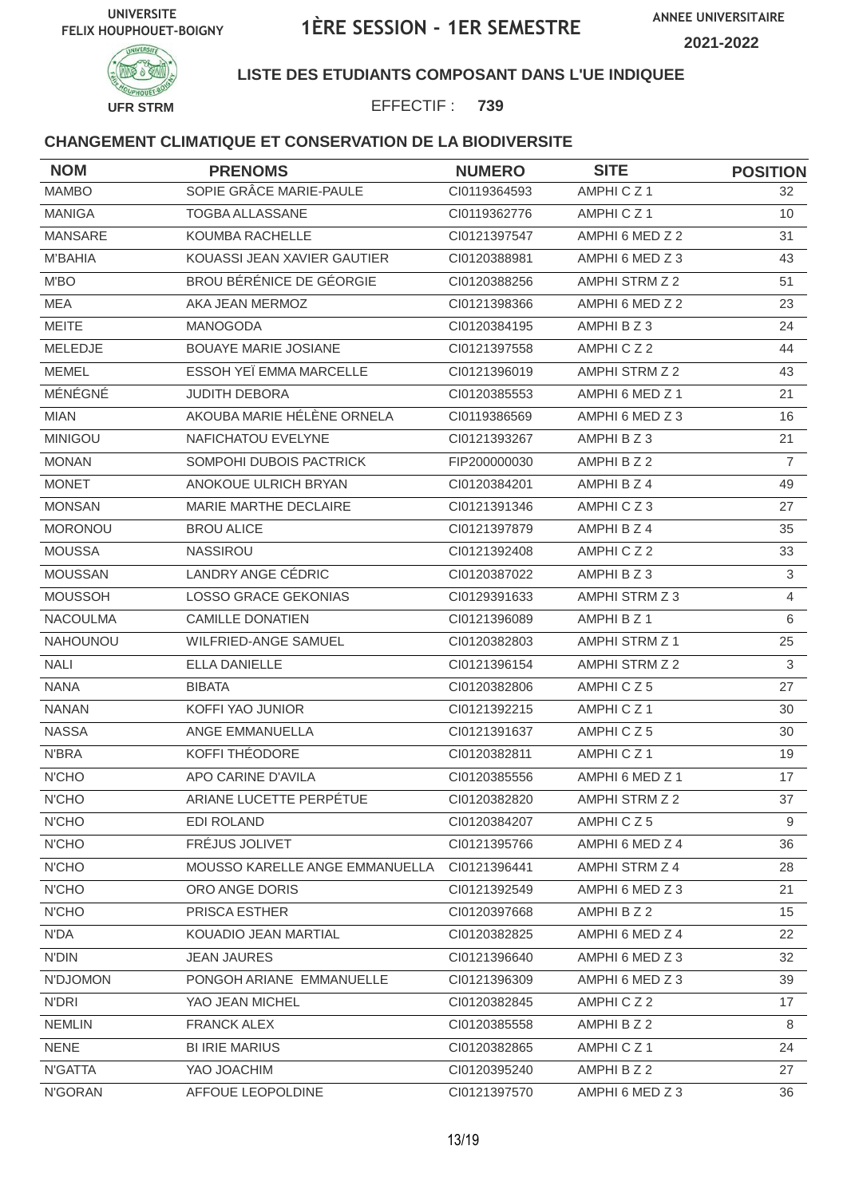UNIVERSITE FELIX HOUPHOUET-BOIGNY

# 1ÈRE SESSION - 1ER SEMESTRE

ANNEE UNIVERSITAIRE 2021-2022

UFR STRM

**LISTE DES ETUDIANTS COMPOSANT DANS L'UE INDIQUEE**

EFFECTIF : **739**

### CHANGEMENT CLIMATIQUE ET CONSERVATION DE LA BIODIVERSITE

| NOM | PRENOMS | NUMERO | SITE | POSITION |
|---|---|---|---|---|
| MAMBO | SOPIE GRÂCE MARIE-PAULE | CI0119364593 | AMPHI C Z 1 | 32 |
| MANIGA | TOGBA ALLASSANE | CI0119362776 | AMPHI C Z 1 | 10 |
| MANSARE | KOUMBA RACHELLE | CI0121397547 | AMPHI 6 MED Z 2 | 31 |
| M'BAHIA | KOUASSI JEAN XAVIER GAUTIER | CI0120388981 | AMPHI 6 MED Z 3 | 43 |
| M'BO | BROU BÉRÉNICE DE GÉORGIE | CI0120388256 | AMPHI STRM Z 2 | 51 |
| MEA | AKA JEAN MERMOZ | CI0121398366 | AMPHI 6 MED Z 2 | 23 |
| MEITE | MANOGODA | CI0120384195 | AMPHI B Z 3 | 24 |
| MELEDJE | BOUAYE MARIE JOSIANE | CI0121397558 | AMPHI C Z 2 | 44 |
| MEMEL | ESSOH YEÏ EMMA MARCELLE | CI0121396019 | AMPHI STRM Z 2 | 43 |
| MÉNÉGNÉ | JUDITH DEBORA | CI0120385553 | AMPHI 6 MED Z 1 | 21 |
| MIAN | AKOUBA MARIE HÉLÈNE ORNELA | CI0119386569 | AMPHI 6 MED Z 3 | 16 |
| MINIGOU | NAFICHATOU EVELYNE | CI0121393267 | AMPHI B Z 3 | 21 |
| MONAN | SOMPOHI DUBOIS PACTRICK | FIP200000030 | AMPHI B Z 2 | 7 |
| MONET | ANOKOUE ULRICH BRYAN | CI0120384201 | AMPHI B Z 4 | 49 |
| MONSAN | MARIE MARTHE DECLAIRE | CI0121391346 | AMPHI C Z 3 | 27 |
| MORONOU | BROU ALICE | CI0121397879 | AMPHI B Z 4 | 35 |
| MOUSSA | NASSIROU | CI0121392408 | AMPHI C Z 2 | 33 |
| MOUSSAN | LANDRY ANGE CÉDRIC | CI0120387022 | AMPHI B Z 3 | 3 |
| MOUSSOH | LOSSO GRACE GEKONIAS | CI0129391633 | AMPHI STRM Z 3 | 4 |
| NACOULMA | CAMILLE DONATIEN | CI0121396089 | AMPHI B Z 1 | 6 |
| NAHOUNOU | WILFRIED-ANGE SAMUEL | CI0120382803 | AMPHI STRM Z 1 | 25 |
| NALI | ELLA DANIELLE | CI0121396154 | AMPHI STRM Z 2 | 3 |
| NANA | BIBATA | CI0120382806 | AMPHI C Z 5 | 27 |
| NANAN | KOFFI YAO JUNIOR | CI0121392215 | AMPHI C Z 1 | 30 |
| NASSA | ANGE EMMANUELLA | CI0121391637 | AMPHI C Z 5 | 30 |
| N'BRA | KOFFI THÉODORE | CI0120382811 | AMPHI C Z 1 | 19 |
| N'CHO | APO CARINE D'AVILA | CI0120385556 | AMPHI 6 MED Z 1 | 17 |
| N'CHO | ARIANE LUCETTE PERPÉTUE | CI0120382820 | AMPHI STRM Z 2 | 37 |
| N'CHO | EDI ROLAND | CI0120384207 | AMPHI C Z 5 | 9 |
| N'CHO | FRÉJUS JOLIVET | CI0121395766 | AMPHI 6 MED Z 4 | 36 |
| N'CHO | MOUSSO KARELLE ANGE EMMANUELLA | CI0121396441 | AMPHI STRM Z 4 | 28 |
| N'CHO | ORO ANGE DORIS | CI0121392549 | AMPHI 6 MED Z 3 | 21 |
| N'CHO | PRISCA ESTHER | CI0120397668 | AMPHI B Z 2 | 15 |
| N'DA | KOUADIO JEAN MARTIAL | CI0120382825 | AMPHI 6 MED Z 4 | 22 |
| N'DIN | JEAN JAURES | CI0121396640 | AMPHI 6 MED Z 3 | 32 |
| N'DJOMON | PONGOH ARIANE EMMANUELLE | CI0121396309 | AMPHI 6 MED Z 3 | 39 |
| N'DRI | YAO JEAN MICHEL | CI0120382845 | AMPHI C Z 2 | 17 |
| NEMLIN | FRANCK ALEX | CI0120385558 | AMPHI B Z 2 | 8 |
| NENE | BI IRIE MARIUS | CI0120382865 | AMPHI C Z 1 | 24 |
| N'GATTA | YAO JOACHIM | CI0120395240 | AMPHI B Z 2 | 27 |
| N'GORAN | AFFOUE LEOPOLDINE | CI0121397570 | AMPHI 6 MED Z 3 | 36 |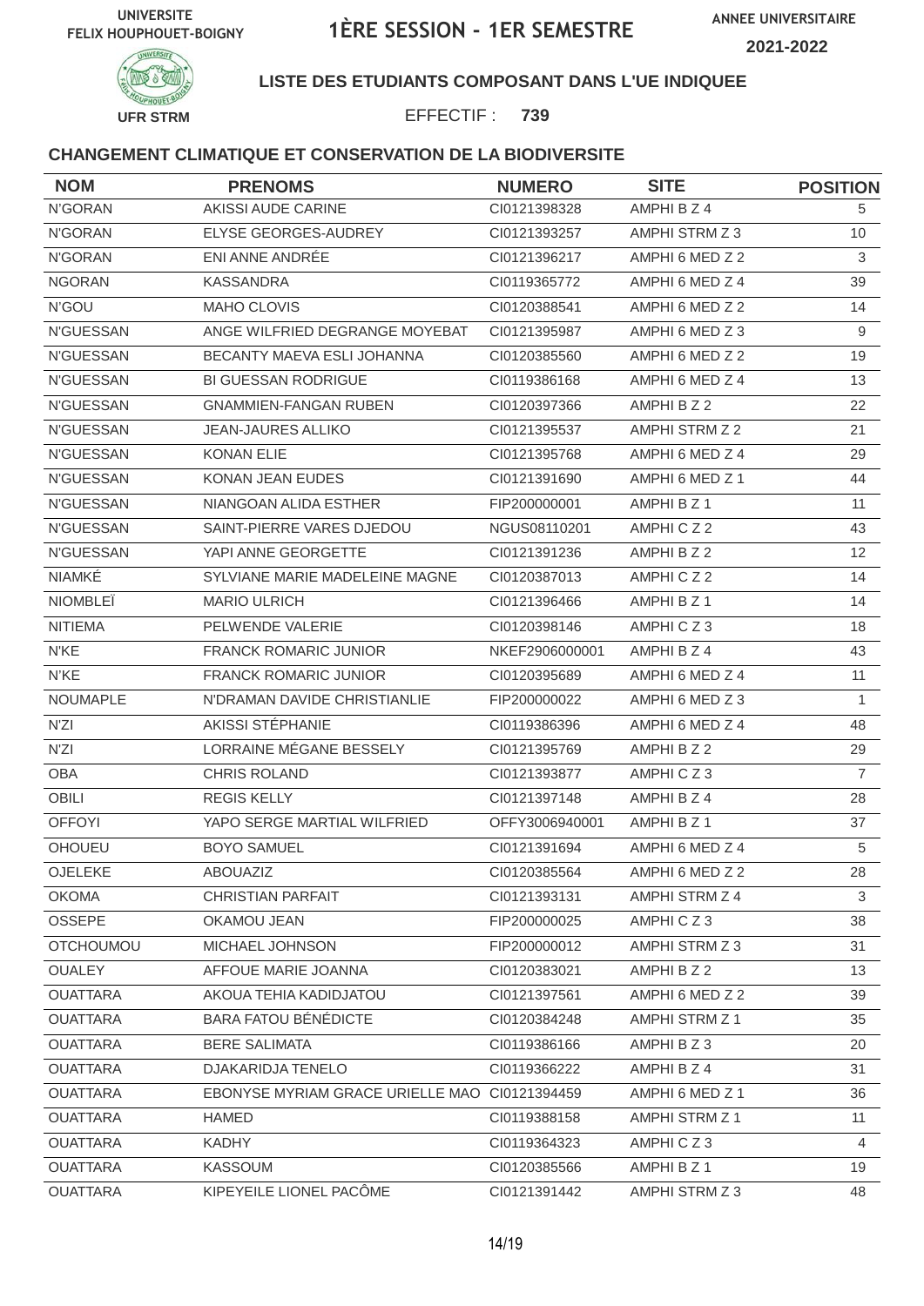UNIVERSITE FELIX HOUPHOUET-BOIGNY

# 1ÈRE SESSION - 1ER SEMESTRE

ANNEE UNIVERSITAIRE 2021-2022

UFR STRM

**LISTE DES ETUDIANTS COMPOSANT DANS L'UE INDIQUEE**

EFFECTIF : **739**

### CHANGEMENT CLIMATIQUE ET CONSERVATION DE LA BIODIVERSITE

| NOM | PRENOMS | NUMERO | SITE | POSITION |
|---|---|---|---|---|
| N'GORAN | AKISSI AUDE CARINE | CI0121398328 | AMPHI B Z 4 | 5 |
| N'GORAN | ELYSE GEORGES-AUDREY | CI0121393257 | AMPHI STRM Z 3 | 10 |
| N'GORAN | ENI ANNE ANDRÉE | CI0121396217 | AMPHI 6 MED Z 2 | 3 |
| NGORAN | KASSANDRA | CI0119365772 | AMPHI 6 MED Z 4 | 39 |
| N'GOU | MAHO CLOVIS | CI0120388541 | AMPHI 6 MED Z 2 | 14 |
| N'GUESSAN | ANGE WILFRIED DEGRANGE MOYEBAT | CI0121395987 | AMPHI 6 MED Z 3 | 9 |
| N'GUESSAN | BECANTY MAEVA ESLI JOHANNA | CI0120385560 | AMPHI 6 MED Z 2 | 19 |
| N'GUESSAN | BI GUESSAN RODRIGUE | CI0119386168 | AMPHI 6 MED Z 4 | 13 |
| N'GUESSAN | GNAMMIEN-FANGAN RUBEN | CI0120397366 | AMPHI B Z 2 | 22 |
| N'GUESSAN | JEAN-JAURES ALLIKO | CI0121395537 | AMPHI STRM Z 2 | 21 |
| N'GUESSAN | KONAN ELIE | CI0121395768 | AMPHI 6 MED Z 4 | 29 |
| N'GUESSAN | KONAN JEAN EUDES | CI0121391690 | AMPHI 6 MED Z 1 | 44 |
| N'GUESSAN | NIANGOAN ALIDA ESTHER | FIP200000001 | AMPHI B Z 1 | 11 |
| N'GUESSAN | SAINT-PIERRE VARES DJEDOU | NGUS08110201 | AMPHI C Z 2 | 43 |
| N'GUESSAN | YAPI ANNE GEORGETTE | CI0121391236 | AMPHI B Z 2 | 12 |
| NIAMKÉ | SYLVIANE MARIE MADELEINE MAGNE | CI0120387013 | AMPHI C Z 2 | 14 |
| NIOMBLEÏ | MARIO ULRICH | CI0121396466 | AMPHI B Z 1 | 14 |
| NITIEMA | PELWENDE VALERIE | CI0120398146 | AMPHI C Z 3 | 18 |
| N'KE | FRANCK ROMARIC JUNIOR | NKEF2906000001 | AMPHI B Z 4 | 43 |
| N'KE | FRANCK ROMARIC JUNIOR | CI0120395689 | AMPHI 6 MED Z 4 | 11 |
| NOUMAPLE | N'DRAMAN DAVIDE CHRISTIANLIE | FIP200000022 | AMPHI 6 MED Z 3 | 1 |
| N'ZI | AKISSI STÉPHANIE | CI0119386396 | AMPHI 6 MED Z 4 | 48 |
| N'ZI | LORRAINE MÉGANE BESSELY | CI0121395769 | AMPHI B Z 2 | 29 |
| OBA | CHRIS ROLAND | CI0121393877 | AMPHI C Z 3 | 7 |
| OBILI | REGIS KELLY | CI0121397148 | AMPHI B Z 4 | 28 |
| OFFOYI | YAPO SERGE MARTIAL WILFRIED | OFFY3006940001 | AMPHI B Z 1 | 37 |
| OHOUEU | BOYO SAMUEL | CI0121391694 | AMPHI 6 MED Z 4 | 5 |
| OJELEKE | ABOUAZIZ | CI0120385564 | AMPHI 6 MED Z 2 | 28 |
| OKOMA | CHRISTIAN PARFAIT | CI0121393131 | AMPHI STRM Z 4 | 3 |
| OSSEPE | OKAMOU JEAN | FIP200000025 | AMPHI C Z 3 | 38 |
| OTCHOUMOU | MICHAEL JOHNSON | FIP200000012 | AMPHI STRM Z 3 | 31 |
| OUALEY | AFFOUE MARIE JOANNA | CI0120383021 | AMPHI B Z 2 | 13 |
| OUATTARA | AKOUA TEHIA KADIDJATOU | CI0121397561 | AMPHI 6 MED Z 2 | 39 |
| OUATTARA | BARA FATOU BÉNÉDICTE | CI0120384248 | AMPHI STRM Z 1 | 35 |
| OUATTARA | BERE SALIMATA | CI0119386166 | AMPHI B Z 3 | 20 |
| OUATTARA | DJAKARIDJA TENELO | CI0119366222 | AMPHI B Z 4 | 31 |
| OUATTARA | EBONYSE MYRIAM GRACE URIELLE MAO | CI0121394459 | AMPHI 6 MED Z 1 | 36 |
| OUATTARA | HAMED | CI0119388158 | AMPHI STRM Z 1 | 11 |
| OUATTARA | KADHY | CI0119364323 | AMPHI C Z 3 | 4 |
| OUATTARA | KASSOUM | CI0120385566 | AMPHI B Z 1 | 19 |
| OUATTARA | KIPEYEILE LIONEL PACÔME | CI0121391442 | AMPHI STRM Z 3 | 48 |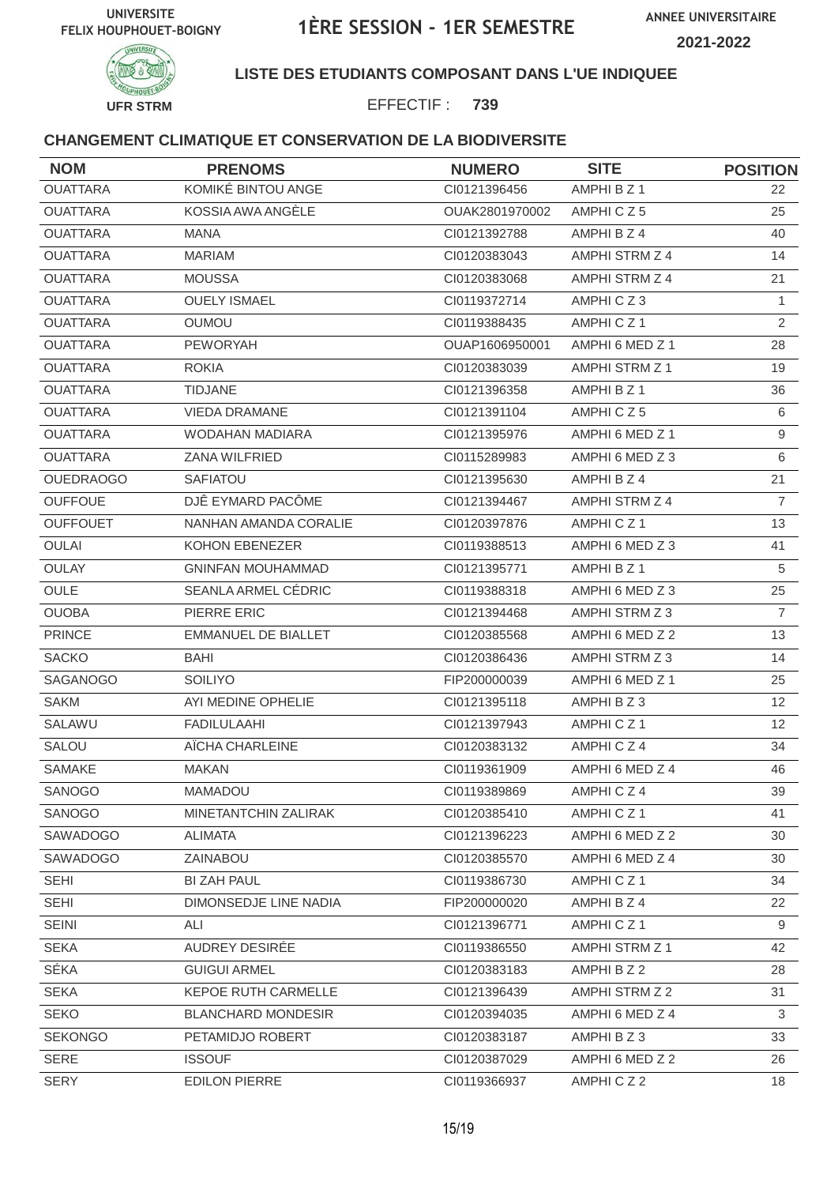UNIVERSITE FELIX HOUPHOUET-BOIGNY

# 1ÈRE SESSION - 1ER SEMESTRE

ANNEE UNIVERSITAIRE 2021-2022

UFR STRM

**LISTE DES ETUDIANTS COMPOSANT DANS L'UE INDIQUEE**

EFFECTIF : **739**

### CHANGEMENT CLIMATIQUE ET CONSERVATION DE LA BIODIVERSITE

| NOM | PRENOMS | NUMERO | SITE | POSITION |
|---|---|---|---|---|
| OUATTARA | KOMIKÉ BINTOU ANGE | CI0121396456 | AMPHI B Z 1 | 22 |
| OUATTARA | KOSSIA AWA ANGÈLE | OUAK2801970002 | AMPHI C Z 5 | 25 |
| OUATTARA | MANA | CI0121392788 | AMPHI B Z 4 | 40 |
| OUATTARA | MARIAM | CI0120383043 | AMPHI STRM Z 4 | 14 |
| OUATTARA | MOUSSA | CI0120383068 | AMPHI STRM Z 4 | 21 |
| OUATTARA | OUELY ISMAEL | CI0119372714 | AMPHI C Z 3 | 1 |
| OUATTARA | OUMOU | CI0119388435 | AMPHI C Z 1 | 2 |
| OUATTARA | PEWORYAH | OUAP1606950001 | AMPHI 6 MED Z 1 | 28 |
| OUATTARA | ROKIA | CI0120383039 | AMPHI STRM Z 1 | 19 |
| OUATTARA | TIDJANE | CI0121396358 | AMPHI B Z 1 | 36 |
| OUATTARA | VIEDA DRAMANE | CI0121391104 | AMPHI C Z 5 | 6 |
| OUATTARA | WODAHAN MADIARA | CI0121395976 | AMPHI 6 MED Z 1 | 9 |
| OUATTARA | ZANA WILFRIED | CI0115289983 | AMPHI 6 MED Z 3 | 6 |
| OUEDRAOGO | SAFIATOU | CI0121395630 | AMPHI B Z 4 | 21 |
| OUFFOUE | DJÊ EYMARD PACÔME | CI0121394467 | AMPHI STRM Z 4 | 7 |
| OUFFOUET | NANHAN AMANDA CORALIE | CI0120397876 | AMPHI C Z 1 | 13 |
| OULAI | KOHON EBENEZER | CI0119388513 | AMPHI 6 MED Z 3 | 41 |
| OULAY | GNINFAN MOUHAMMAD | CI0121395771 | AMPHI B Z 1 | 5 |
| OULE | SEANLA ARMEL CÉDRIC | CI0119388318 | AMPHI 6 MED Z 3 | 25 |
| OUOBA | PIERRE ERIC | CI0121394468 | AMPHI STRM Z 3 | 7 |
| PRINCE | EMMANUEL DE BIALLET | CI0120385568 | AMPHI 6 MED Z 2 | 13 |
| SACKO | BAHI | CI0120386436 | AMPHI STRM Z 3 | 14 |
| SAGANOGO | SOILIYO | FIP200000039 | AMPHI 6 MED Z 1 | 25 |
| SAKM | AYI MEDINE OPHELIE | CI0121395118 | AMPHI B Z 3 | 12 |
| SALAWU | FADILULAAHI | CI0121397943 | AMPHI C Z 1 | 12 |
| SALOU | AÏCHA CHARLEINE | CI0120383132 | AMPHI C Z 4 | 34 |
| SAMAKE | MAKAN | CI0119361909 | AMPHI 6 MED Z 4 | 46 |
| SANOGO | MAMADOU | CI0119389869 | AMPHI C Z 4 | 39 |
| SANOGO | MINETANTCHIN ZALIRAK | CI0120385410 | AMPHI C Z 1 | 41 |
| SAWADOGO | ALIMATA | CI0121396223 | AMPHI 6 MED Z 2 | 30 |
| SAWADOGO | ZAINABOU | CI0120385570 | AMPHI 6 MED Z 4 | 30 |
| SEHI | BI ZAH PAUL | CI0119386730 | AMPHI C Z 1 | 34 |
| SEHI | DIMONSEDJE LINE NADIA | FIP200000020 | AMPHI B Z 4 | 22 |
| SEINI | ALI | CI0121396771 | AMPHI C Z 1 | 9 |
| SEKA | AUDREY DESIRÉE | CI0119386550 | AMPHI STRM Z 1 | 42 |
| SÉKA | GUIGUI ARMEL | CI0120383183 | AMPHI B Z 2 | 28 |
| SEKA | KEPOE RUTH CARMELLE | CI0121396439 | AMPHI STRM Z 2 | 31 |
| SEKO | BLANCHARD MONDESIR | CI0120394035 | AMPHI 6 MED Z 4 | 3 |
| SEKONGO | PETAMIDJO ROBERT | CI0120383187 | AMPHI B Z 3 | 33 |
| SERE | ISSOUF | CI0120387029 | AMPHI 6 MED Z 2 | 26 |
| SERY | EDILON PIERRE | CI0119366937 | AMPHI C Z 2 | 18 |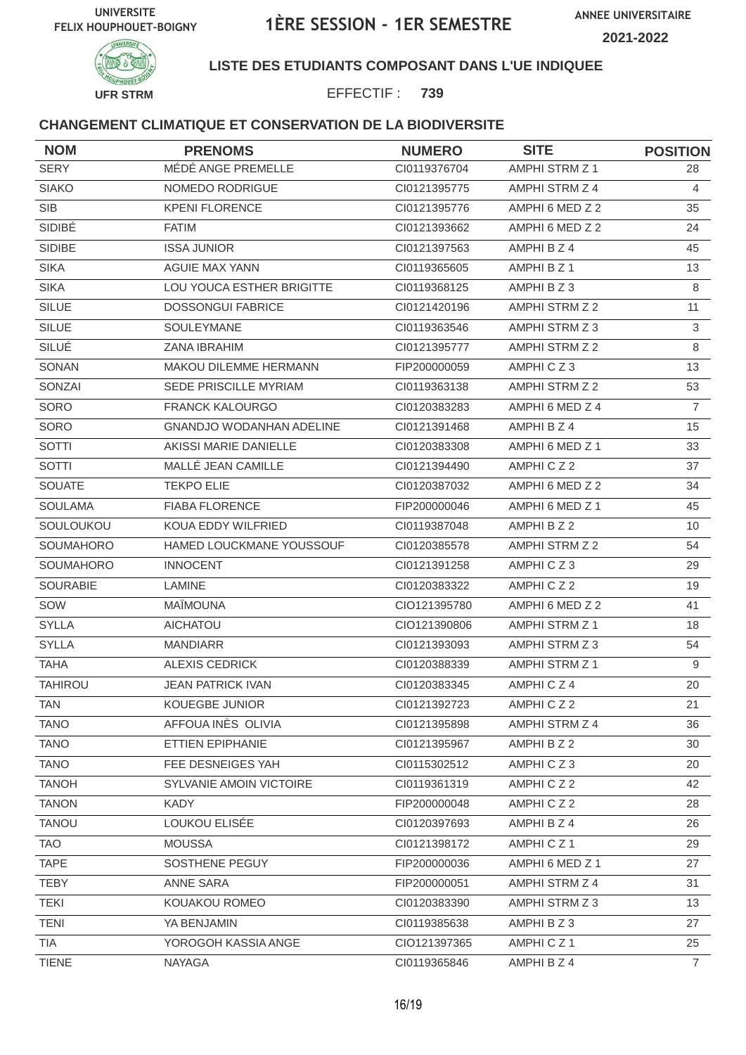UNIVERSITE FELIX HOUPHOUET-BOIGNY

# 1ÈRE SESSION - 1ER SEMESTRE

ANNEE UNIVERSITAIRE 2021-2022

UFR STRM

**LISTE DES ETUDIANTS COMPOSANT DANS L'UE INDIQUEE**

EFFECTIF : **739**

### CHANGEMENT CLIMATIQUE ET CONSERVATION DE LA BIODIVERSITE

| NOM | PRENOMS | NUMERO | SITE | POSITION |
|---|---|---|---|---|
| SERY | MÉDÉ ANGE PREMELLE | CI0119376704 | AMPHI STRM Z 1 | 28 |
| SIAKO | NOMEDO RODRIGUE | CI0121395775 | AMPHI STRM Z 4 | 4 |
| SIB | KPENI FLORENCE | CI0121395776 | AMPHI 6 MED Z 2 | 35 |
| SIDIBÉ | FATIM | CI0121393662 | AMPHI 6 MED Z 2 | 24 |
| SIDIBE | ISSA JUNIOR | CI0121397563 | AMPHI B Z 4 | 45 |
| SIKA | AGUIE MAX YANN | CI0119365605 | AMPHI B Z 1 | 13 |
| SIKA | LOU YOUCA ESTHER BRIGITTE | CI0119368125 | AMPHI B Z 3 | 8 |
| SILUE | DOSSONGUI FABRICE | CI0121420196 | AMPHI STRM Z 2 | 11 |
| SILUE | SOULEYMANE | CI0119363546 | AMPHI STRM Z 3 | 3 |
| SILUÉ | ZANA IBRAHIM | CI0121395777 | AMPHI STRM Z 2 | 8 |
| SONAN | MAKOU DILEMME HERMANN | FIP200000059 | AMPHI C Z 3 | 13 |
| SONZAI | SEDE PRISCILLE MYRIAM | CI0119363138 | AMPHI STRM Z 2 | 53 |
| SORO | FRANCK KALOURGO | CI0120383283 | AMPHI 6 MED Z 4 | 7 |
| SORO | GNANDJO WODANHAN ADELINE | CI0121391468 | AMPHI B Z 4 | 15 |
| SOTTI | AKISSI MARIE DANIELLE | CI0120383308 | AMPHI 6 MED Z 1 | 33 |
| SOTTI | MALLÉ JEAN CAMILLE | CI0121394490 | AMPHI C Z 2 | 37 |
| SOUATE | TEKPO ELIE | CI0120387032 | AMPHI 6 MED Z 2 | 34 |
| SOULAMA | FIABA FLORENCE | FIP200000046 | AMPHI 6 MED Z 1 | 45 |
| SOULOUKOU | KOUA EDDY WILFRIED | CI0119387048 | AMPHI B Z 2 | 10 |
| SOUMAHORO | HAMED LOUCKMANE YOUSSOUF | CI0120385578 | AMPHI STRM Z 2 | 54 |
| SOUMAHORO | INNOCENT | CI0121391258 | AMPHI C Z 3 | 29 |
| SOURABIE | LAMINE | CI0120383322 | AMPHI C Z 2 | 19 |
| SOW | MAÏMOUNA | CIO121395780 | AMPHI 6 MED Z 2 | 41 |
| SYLLA | AICHATOU | CIO121390806 | AMPHI STRM Z 1 | 18 |
| SYLLA | MANDIARR | CI0121393093 | AMPHI STRM Z 3 | 54 |
| TAHA | ALEXIS CEDRICK | CI0120388339 | AMPHI STRM Z 1 | 9 |
| TAHIROU | JEAN PATRICK IVAN | CI0120383345 | AMPHI C Z 4 | 20 |
| TAN | KOUEGBE JUNIOR | CI0121392723 | AMPHI C Z 2 | 21 |
| TANO | AFFOUA INÈS OLIVIA | CI0121395898 | AMPHI STRM Z 4 | 36 |
| TANO | ETTIEN EPIPHANIE | CI0121395967 | AMPHI B Z 2 | 30 |
| TANO | FEE DESNEIGES YAH | CI0115302512 | AMPHI C Z 3 | 20 |
| TANOH | SYLVANIE AMOIN VICTOIRE | CI0119361319 | AMPHI C Z 2 | 42 |
| TANON | KADY | FIP200000048 | AMPHI C Z 2 | 28 |
| TANOU | LOUKOU ELISÉE | CI0120397693 | AMPHI B Z 4 | 26 |
| TAO | MOUSSA | CI0121398172 | AMPHI C Z 1 | 29 |
| TAPE | SOSTHENE PEGUY | FIP200000036 | AMPHI 6 MED Z 1 | 27 |
| TEBY | ANNE SARA | FIP200000051 | AMPHI STRM Z 4 | 31 |
| TEKI | KOUAKOU ROMEO | CI0120383390 | AMPHI STRM Z 3 | 13 |
| TENI | YA BENJAMIN | CI0119385638 | AMPHI B Z 3 | 27 |
| TIA | YOROGOH KASSIA ANGE | CIO121397365 | AMPHI C Z 1 | 25 |
| TIENE | NAYAGA | CI0119365846 | AMPHI B Z 4 | 7 |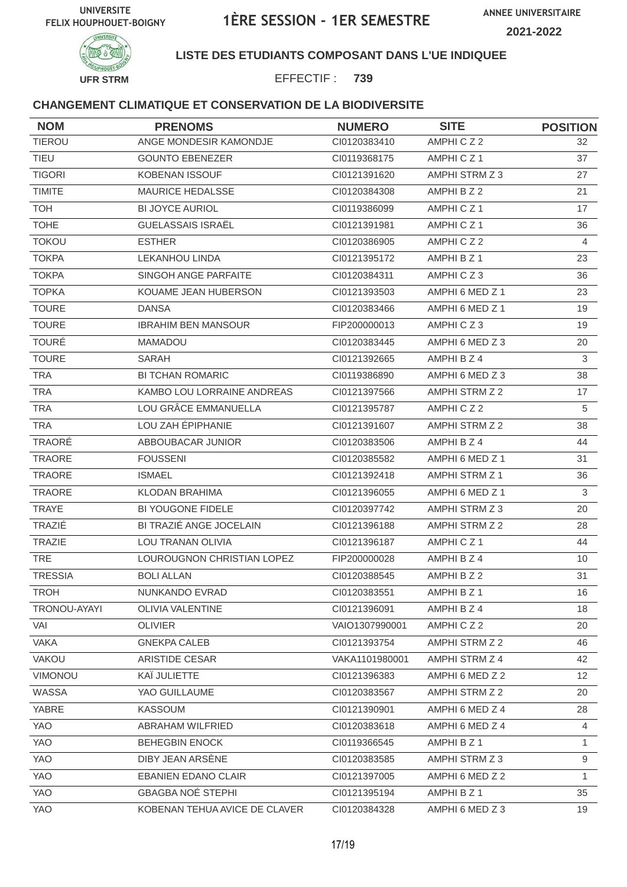UNIVERSITE FELIX HOUPHOUET-BOIGNY

# 1ÈRE SESSION - 1ER SEMESTRE

ANNEE UNIVERSITAIRE 2021-2022

UFR STRM

**LISTE DES ETUDIANTS COMPOSANT DANS L'UE INDIQUEE**

EFFECTIF : **739**

### CHANGEMENT CLIMATIQUE ET CONSERVATION DE LA BIODIVERSITE

| NOM | PRENOMS | NUMERO | SITE | POSITION |
|---|---|---|---|---|
| TIEROU | ANGE MONDESIR KAMONDJE | CI0120383410 | AMPHI C Z 2 | 32 |
| TIEU | GOUNTO EBENEZER | CI0119368175 | AMPHI C Z 1 | 37 |
| TIGORI | KOBENAN ISSOUF | CI0121391620 | AMPHI STRM Z 3 | 27 |
| TIMITE | MAURICE HEDALSSE | CI0120384308 | AMPHI B Z 2 | 21 |
| TOH | BI JOYCE AURIOL | CI0119386099 | AMPHI C Z 1 | 17 |
| TOHE | GUELASSAIS ISRAËL | CI0121391981 | AMPHI C Z 1 | 36 |
| TOKOU | ESTHER | CI0120386905 | AMPHI C Z 2 | 4 |
| TOKPA | LEKANHOU LINDA | CI0121395172 | AMPHI B Z 1 | 23 |
| TOKPA | SINGOH ANGE PARFAITE | CI0120384311 | AMPHI C Z 3 | 36 |
| TOPKA | KOUAME JEAN HUBERSON | CI0121393503 | AMPHI 6 MED Z 1 | 23 |
| TOURE | DANSA | CI0120383466 | AMPHI 6 MED Z 1 | 19 |
| TOURE | IBRAHIM BEN MANSOUR | FIP200000013 | AMPHI C Z 3 | 19 |
| TOURÉ | MAMADOU | CI0120383445 | AMPHI 6 MED Z 3 | 20 |
| TOURE | SARAH | CI0121392665 | AMPHI B Z 4 | 3 |
| TRA | BI TCHAN ROMARIC | CI0119386890 | AMPHI 6 MED Z 3 | 38 |
| TRA | KAMBO LOU LORRAINE ANDREAS | CI0121397566 | AMPHI STRM Z 2 | 17 |
| TRA | LOU GRÂCE EMMANUELLA | CI0121395787 | AMPHI C Z 2 | 5 |
| TRA | LOU ZAH ÉPIPHANIE | CI0121391607 | AMPHI STRM Z 2 | 38 |
| TRAORÉ | ABBOUBACAR JUNIOR | CI0120383506 | AMPHI B Z 4 | 44 |
| TRAORE | FOUSSENI | CI0120385582 | AMPHI 6 MED Z 1 | 31 |
| TRAORE | ISMAEL | CI0121392418 | AMPHI STRM Z 1 | 36 |
| TRAORE | KLODAN BRAHIMA | CI0121396055 | AMPHI 6 MED Z 1 | 3 |
| TRAYE | BI YOUGONE FIDELE | CI0120397742 | AMPHI STRM Z 3 | 20 |
| TRAZIÉ | BI TRAZIÉ ANGE JOCELAIN | CI0121396188 | AMPHI STRM Z 2 | 28 |
| TRAZIE | LOU TRANAN OLIVIA | CI0121396187 | AMPHI C Z 1 | 44 |
| TRE | LOUROUGNON CHRISTIAN LOPEZ | FIP200000028 | AMPHI B Z 4 | 10 |
| TRESSIA | BOLI ALLAN | CI0120388545 | AMPHI B Z 2 | 31 |
| TROH | NUNKANDO EVRAD | CI0120383551 | AMPHI B Z 1 | 16 |
| TRONOU-AYAYI | OLIVIA VALENTINE | CI0121396091 | AMPHI B Z 4 | 18 |
| VAI | OLIVIER | VAIO1307990001 | AMPHI C Z 2 | 20 |
| VAKA | GNEKPA CALEB | CI0121393754 | AMPHI STRM Z 2 | 46 |
| VAKOU | ARISTIDE CESAR | VAKA1101980001 | AMPHI STRM Z 4 | 42 |
| VIMONOU | KAÏ JULIETTE | CI0121396383 | AMPHI 6 MED Z 2 | 12 |
| WASSA | YAO GUILLAUME | CI0120383567 | AMPHI STRM Z 2 | 20 |
| YABRE | KASSOUM | CI0121390901 | AMPHI 6 MED Z 4 | 28 |
| YAO | ABRAHAM WILFRIED | CI0120383618 | AMPHI 6 MED Z 4 | 4 |
| YAO | BEHEGBIN ENOCK | CI0119366545 | AMPHI B Z 1 | 1 |
| YAO | DIBY JEAN ARSÈNE | CI0120383585 | AMPHI STRM Z 3 | 9 |
| YAO | EBANIEN EDANO CLAIR | CI0121397005 | AMPHI 6 MED Z 2 | 1 |
| YAO | GBAGBA NOÉ STEPHI | CI0121395194 | AMPHI B Z 1 | 35 |
| YAO | KOBENAN TEHUA AVICE DE CLAVER | CI0120384328 | AMPHI 6 MED Z 3 | 19 |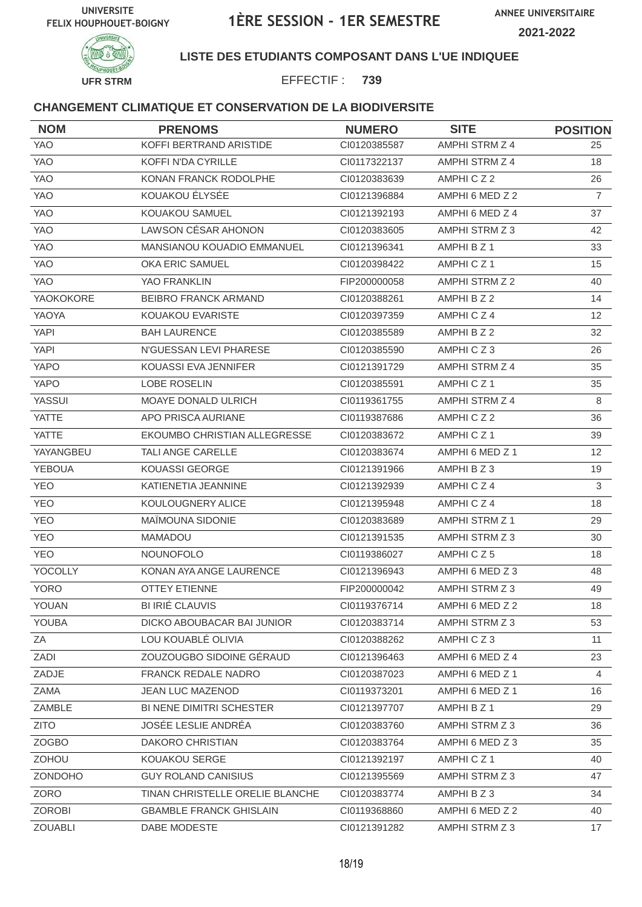UNIVERSITE FELIX HOUPHOUET-BOIGNY

# 1ÈRE SESSION - 1ER SEMESTRE

ANNEE UNIVERSITAIRE 2021-2022

UFR STRM

**LISTE DES ETUDIANTS COMPOSANT DANS L'UE INDIQUEE**

EFFECTIF : **739**

### CHANGEMENT CLIMATIQUE ET CONSERVATION DE LA BIODIVERSITE

| NOM | PRENOMS | NUMERO | SITE | POSITION |
|---|---|---|---|---|
| YAO | KOFFI BERTRAND ARISTIDE | CI0120385587 | AMPHI STRM Z 4 | 25 |
| YAO | KOFFI N'DA CYRILLE | CI0117322137 | AMPHI STRM Z 4 | 18 |
| YAO | KONAN FRANCK RODOLPHE | CI0120383639 | AMPHI C Z 2 | 26 |
| YAO | KOUAKOU ÉLYSÉE | CI0121396884 | AMPHI 6 MED Z 2 | 7 |
| YAO | KOUAKOU SAMUEL | CI0121392193 | AMPHI 6 MED Z 4 | 37 |
| YAO | LAWSON CÉSAR AHONON | CI0120383605 | AMPHI STRM Z 3 | 42 |
| YAO | MANSIANOU KOUADIO EMMANUEL | CI0121396341 | AMPHI B Z 1 | 33 |
| YAO | OKA ERIC SAMUEL | CI0120398422 | AMPHI C Z 1 | 15 |
| YAO | YAO FRANKLIN | FIP200000058 | AMPHI STRM Z 2 | 40 |
| YAOKOKORE | BEIBRO FRANCK ARMAND | CI0120388261 | AMPHI B Z 2 | 14 |
| YAOYA | KOUAKOU EVARISTE | CI0120397359 | AMPHI C Z 4 | 12 |
| YAPI | BAH LAURENCE | CI0120385589 | AMPHI B Z 2 | 32 |
| YAPI | N'GUESSAN LEVI PHARESE | CI0120385590 | AMPHI C Z 3 | 26 |
| YAPO | KOUASSI EVA JENNIFER | CI0121391729 | AMPHI STRM Z 4 | 35 |
| YAPO | LOBE ROSELIN | CI0120385591 | AMPHI C Z 1 | 35 |
| YASSUI | MOAYE DONALD ULRICH | CI0119361755 | AMPHI STRM Z 4 | 8 |
| YATTE | APO PRISCA AURIANE | CI0119387686 | AMPHI C Z 2 | 36 |
| YATTE | EKOUMBO CHRISTIAN ALLEGRESSE | CI0120383672 | AMPHI C Z 1 | 39 |
| YAYANGBEU | TALI ANGE CARELLE | CI0120383674 | AMPHI 6 MED Z 1 | 12 |
| YEBOUA | KOUASSI GEORGE | CI0121391966 | AMPHI B Z 3 | 19 |
| YEO | KATIENETIA JEANNINE | CI0121392939 | AMPHI C Z 4 | 3 |
| YEO | KOULOUGNERY ALICE | CI0121395948 | AMPHI C Z 4 | 18 |
| YEO | MAÏMOUNA SIDONIE | CI0120383689 | AMPHI STRM Z 1 | 29 |
| YEO | MAMADOU | CI0121391535 | AMPHI STRM Z 3 | 30 |
| YEO | NOUNOFOLO | CI0119386027 | AMPHI C Z 5 | 18 |
| YOCOLLY | KONAN AYA ANGE LAURENCE | CI0121396943 | AMPHI 6 MED Z 3 | 48 |
| YORO | OTTEY ETIENNE | FIP200000042 | AMPHI STRM Z 3 | 49 |
| YOUAN | BI IRIÉ CLAUVIS | CI0119376714 | AMPHI 6 MED Z 2 | 18 |
| YOUBA | DICKO ABOUBACAR BAI JUNIOR | CI0120383714 | AMPHI STRM Z 3 | 53 |
| ZA | LOU KOUABLÉ OLIVIA | CI0120388262 | AMPHI C Z 3 | 11 |
| ZADI | ZOUZOUGBO SIDOINE GÉRAUD | CI0121396463 | AMPHI 6 MED Z 4 | 23 |
| ZADJE | FRANCK REDALE NADRO | CI0120387023 | AMPHI 6 MED Z 1 | 4 |
| ZAMA | JEAN LUC MAZENOD | CI0119373201 | AMPHI 6 MED Z 1 | 16 |
| ZAMBLE | BI NENE DIMITRI SCHESTER | CI0121397707 | AMPHI B Z 1 | 29 |
| ZITO | JOSÉE LESLIE ANDRÉA | CI0120383760 | AMPHI STRM Z 3 | 36 |
| ZOGBO | DAKORO CHRISTIAN | CI0120383764 | AMPHI 6 MED Z 3 | 35 |
| ZOHOU | KOUAKOU SERGE | CI0121392197 | AMPHI C Z 1 | 40 |
| ZONDOHO | GUY ROLAND CANISIUS | CI0121395569 | AMPHI STRM Z 3 | 47 |
| ZORO | TINAN CHRISTELLE ORELIE BLANCHE | CI0120383774 | AMPHI B Z 3 | 34 |
| ZOROBI | GBAMBLE FRANCK GHISLAIN | CI0119368860 | AMPHI 6 MED Z 2 | 40 |
| ZOUABLI | DABE MODESTE | CI0121391282 | AMPHI STRM Z 3 | 17 |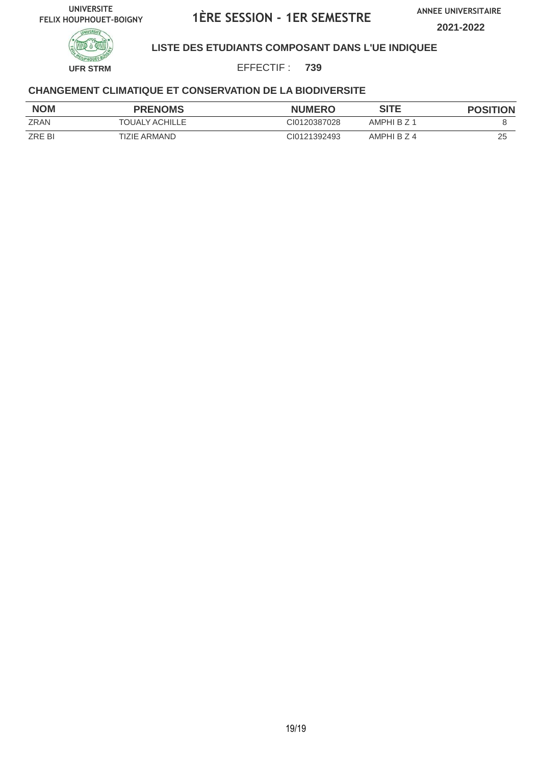UNIVERSITE FELIX HOUPHOUET-BOIGNY

# 1ÈRE SESSION - 1ER SEMESTRE

ANNEE UNIVERSITAIRE

**2021-2022**

**LISTE DES ETUDIANTS COMPOSANT DANS L'UE INDIQUEE**

**UFR STRM**

EFFECTIF : **739**

### CHANGEMENT CLIMATIQUE ET CONSERVATION DE LA BIODIVERSITE

| NOM | PRENOMS | NUMERO | SITE | POSITION |
|---|---|---|---|---|
| ZRAN | TOUALY ACHILLE | CI0120387028 | AMPHI B Z 1 | 8 |
| ZRE BI | TIZIE ARMAND | CI0121392493 | AMPHI B Z 4 | 25 |